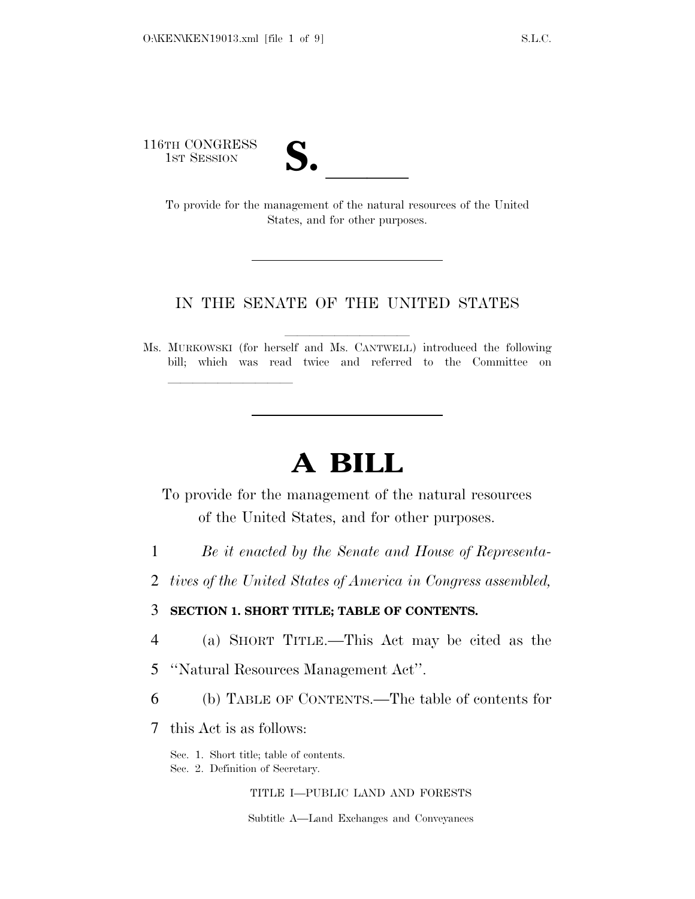116TH CONGRESS
1ST SESSION

# S. \_\_\_\_\_\_

To provide for the management of the natural resources of the United States, and for other purposes.

---

IN THE SENATE OF THE UNITED STATES

Ms. MURKOWSKI (for herself and Ms. CANTWELL) introduced the following bill; which was read twice and referred to the Committee on \_\_\_\_\_\_\_\_\_\_\_\_\_\_\_\_

---

# A BILL

To provide for the management of the natural resources of the United States, and for other purposes.

1 *Be it enacted by the Senate and House of Representa-*
2 *tives of the United States of America in Congress assembled,*

3 **SECTION 1. SHORT TITLE; TABLE OF CONTENTS.**

4 (a) SHORT TITLE.—This Act may be cited as the
5 ''Natural Resources Management Act''.

6 (b) TABLE OF CONTENTS.—The table of contents for
7 this Act is as follows:

Sec. 1. Short title; table of contents.
Sec. 2. Definition of Secretary.

TITLE I—PUBLIC LAND AND FORESTS

Subtitle A—Land Exchanges and Conveyances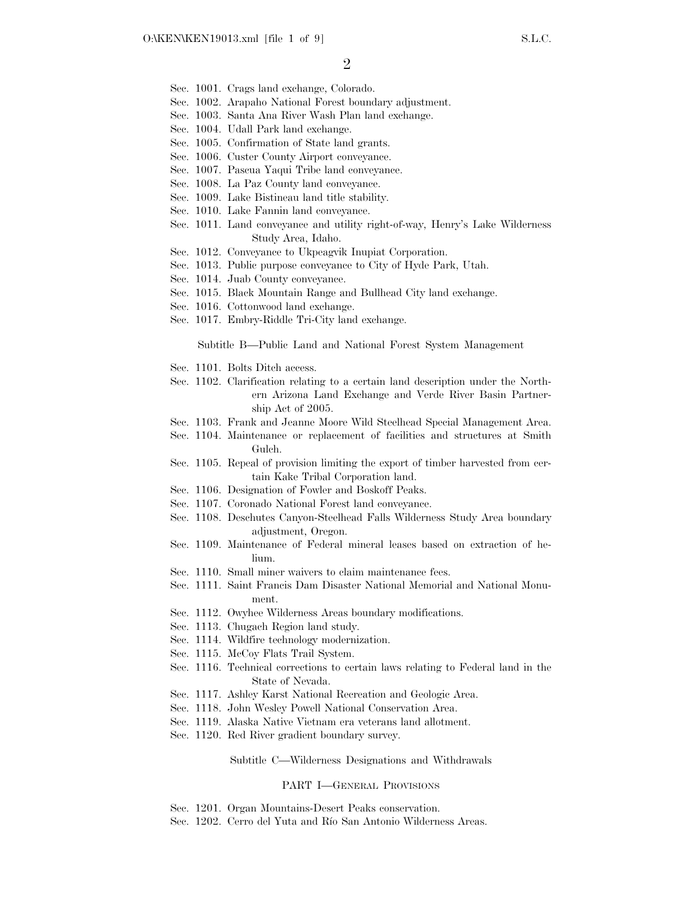Sec. 1001. Crags land exchange, Colorado.
Sec. 1002. Arapaho National Forest boundary adjustment.
Sec. 1003. Santa Ana River Wash Plan land exchange.
Sec. 1004. Udall Park land exchange.
Sec. 1005. Confirmation of State land grants.
Sec. 1006. Custer County Airport conveyance.
Sec. 1007. Pascua Yaqui Tribe land conveyance.
Sec. 1008. La Paz County land conveyance.
Sec. 1009. Lake Bistineau land title stability.
Sec. 1010. Lake Fannin land conveyance.
Sec. 1011. Land conveyance and utility right-of-way, Henry's Lake Wilderness Study Area, Idaho.
Sec. 1012. Conveyance to Ukpeagvik Inupiat Corporation.
Sec. 1013. Public purpose conveyance to City of Hyde Park, Utah.
Sec. 1014. Juab County conveyance.
Sec. 1015. Black Mountain Range and Bullhead City land exchange.
Sec. 1016. Cottonwood land exchange.
Sec. 1017. Embry-Riddle Tri-City land exchange.

Subtitle B—Public Land and National Forest System Management

Sec. 1101. Bolts Ditch access.
Sec. 1102. Clarification relating to a certain land description under the Northern Arizona Land Exchange and Verde River Basin Partnership Act of 2005.
Sec. 1103. Frank and Jeanne Moore Wild Steelhead Special Management Area.
Sec. 1104. Maintenance or replacement of facilities and structures at Smith Gulch.
Sec. 1105. Repeal of provision limiting the export of timber harvested from certain Kake Tribal Corporation land.
Sec. 1106. Designation of Fowler and Boskoff Peaks.
Sec. 1107. Coronado National Forest land conveyance.
Sec. 1108. Deschutes Canyon-Steelhead Falls Wilderness Study Area boundary adjustment, Oregon.
Sec. 1109. Maintenance of Federal mineral leases based on extraction of helium.
Sec. 1110. Small miner waivers to claim maintenance fees.
Sec. 1111. Saint Francis Dam Disaster National Memorial and National Monument.
Sec. 1112. Owyhee Wilderness Areas boundary modifications.
Sec. 1113. Chugach Region land study.
Sec. 1114. Wildfire technology modernization.
Sec. 1115. McCoy Flats Trail System.
Sec. 1116. Technical corrections to certain laws relating to Federal land in the State of Nevada.
Sec. 1117. Ashley Karst National Recreation and Geologic Area.
Sec. 1118. John Wesley Powell National Conservation Area.
Sec. 1119. Alaska Native Vietnam era veterans land allotment.
Sec. 1120. Red River gradient boundary survey.

Subtitle C—Wilderness Designations and Withdrawals

PART I—GENERAL PROVISIONS

Sec. 1201. Organ Mountains-Desert Peaks conservation.
Sec. 1202. Cerro del Yuta and Río San Antonio Wilderness Areas.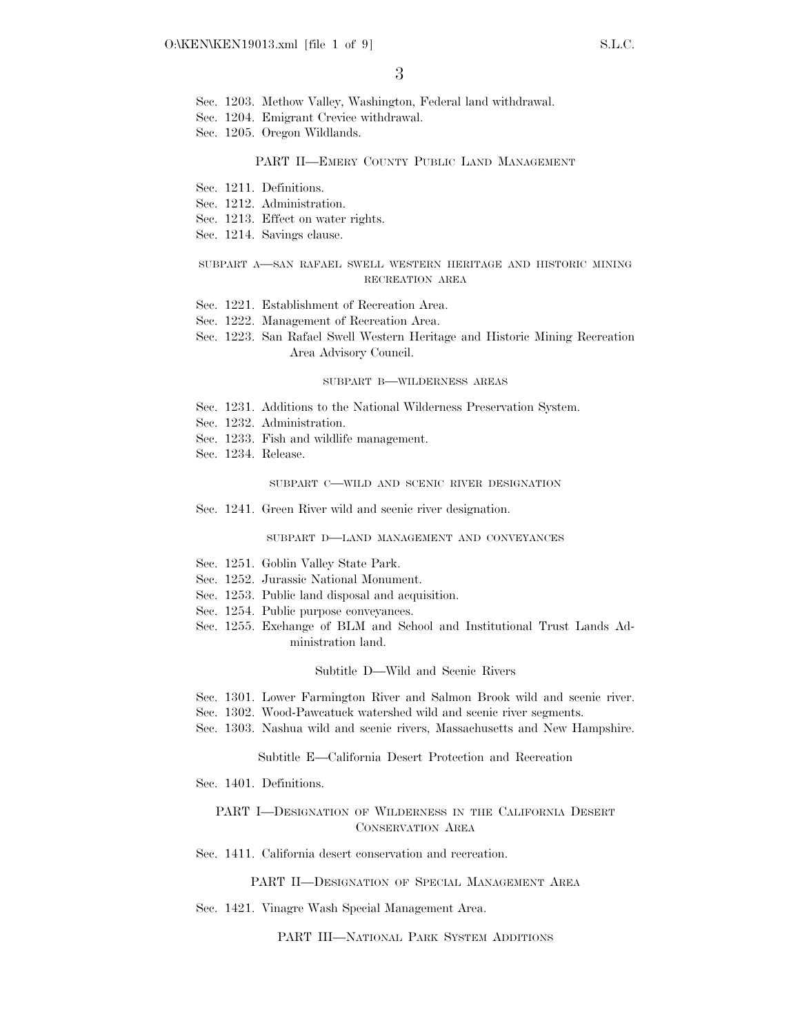Sec. 1203. Methow Valley, Washington, Federal land withdrawal.
Sec. 1204. Emigrant Crevice withdrawal.
Sec. 1205. Oregon Wildlands.

PART II—EMERY COUNTY PUBLIC LAND MANAGEMENT

Sec. 1211. Definitions.
Sec. 1212. Administration.
Sec. 1213. Effect on water rights.
Sec. 1214. Savings clause.

SUBPART A—SAN RAFAEL SWELL WESTERN HERITAGE AND HISTORIC MINING RECREATION AREA

Sec. 1221. Establishment of Recreation Area.
Sec. 1222. Management of Recreation Area.
Sec. 1223. San Rafael Swell Western Heritage and Historic Mining Recreation Area Advisory Council.

SUBPART B—WILDERNESS AREAS

Sec. 1231. Additions to the National Wilderness Preservation System.
Sec. 1232. Administration.
Sec. 1233. Fish and wildlife management.
Sec. 1234. Release.

SUBPART C—WILD AND SCENIC RIVER DESIGNATION

Sec. 1241. Green River wild and scenic river designation.

SUBPART D—LAND MANAGEMENT AND CONVEYANCES

Sec. 1251. Goblin Valley State Park.
Sec. 1252. Jurassic National Monument.
Sec. 1253. Public land disposal and acquisition.
Sec. 1254. Public purpose conveyances.
Sec. 1255. Exchange of BLM and School and Institutional Trust Lands Administration land.

Subtitle D—Wild and Scenic Rivers

Sec. 1301. Lower Farmington River and Salmon Brook wild and scenic river.
Sec. 1302. Wood-Pawcatuck watershed wild and scenic river segments.
Sec. 1303. Nashua wild and scenic rivers, Massachusetts and New Hampshire.

Subtitle E—California Desert Protection and Recreation

Sec. 1401. Definitions.

PART I—DESIGNATION OF WILDERNESS IN THE CALIFORNIA DESERT CONSERVATION AREA

Sec. 1411. California desert conservation and recreation.

PART II—DESIGNATION OF SPECIAL MANAGEMENT AREA

Sec. 1421. Vinagre Wash Special Management Area.

PART III—NATIONAL PARK SYSTEM ADDITIONS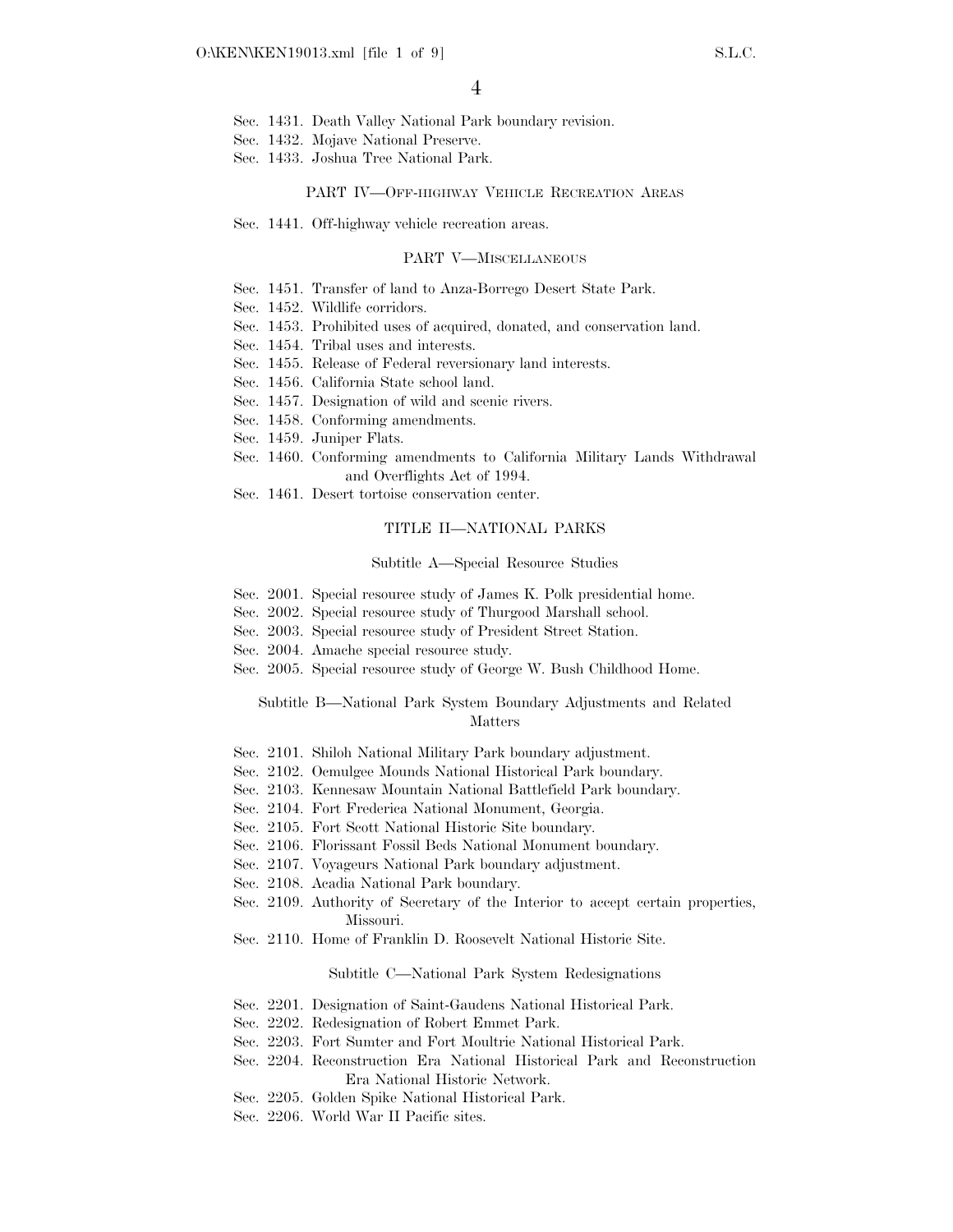Sec. 1431. Death Valley National Park boundary revision.
Sec. 1432. Mojave National Preserve.
Sec. 1433. Joshua Tree National Park.

PART IV—OFF-HIGHWAY VEHICLE RECREATION AREAS

Sec. 1441. Off-highway vehicle recreation areas.

PART V—MISCELLANEOUS

Sec. 1451. Transfer of land to Anza-Borrego Desert State Park.
Sec. 1452. Wildlife corridors.
Sec. 1453. Prohibited uses of acquired, donated, and conservation land.
Sec. 1454. Tribal uses and interests.
Sec. 1455. Release of Federal reversionary land interests.
Sec. 1456. California State school land.
Sec. 1457. Designation of wild and scenic rivers.
Sec. 1458. Conforming amendments.
Sec. 1459. Juniper Flats.
Sec. 1460. Conforming amendments to California Military Lands Withdrawal and Overflights Act of 1994.
Sec. 1461. Desert tortoise conservation center.

TITLE II—NATIONAL PARKS

Subtitle A—Special Resource Studies

Sec. 2001. Special resource study of James K. Polk presidential home.
Sec. 2002. Special resource study of Thurgood Marshall school.
Sec. 2003. Special resource study of President Street Station.
Sec. 2004. Amache special resource study.
Sec. 2005. Special resource study of George W. Bush Childhood Home.

Subtitle B—National Park System Boundary Adjustments and Related Matters

Sec. 2101. Shiloh National Military Park boundary adjustment.
Sec. 2102. Ocmulgee Mounds National Historical Park boundary.
Sec. 2103. Kennesaw Mountain National Battlefield Park boundary.
Sec. 2104. Fort Frederica National Monument, Georgia.
Sec. 2105. Fort Scott National Historic Site boundary.
Sec. 2106. Florissant Fossil Beds National Monument boundary.
Sec. 2107. Voyageurs National Park boundary adjustment.
Sec. 2108. Acadia National Park boundary.
Sec. 2109. Authority of Secretary of the Interior to accept certain properties, Missouri.
Sec. 2110. Home of Franklin D. Roosevelt National Historic Site.

Subtitle C—National Park System Redesignations

Sec. 2201. Designation of Saint-Gaudens National Historical Park.
Sec. 2202. Redesignation of Robert Emmet Park.
Sec. 2203. Fort Sumter and Fort Moultrie National Historical Park.
Sec. 2204. Reconstruction Era National Historical Park and Reconstruction Era National Historic Network.
Sec. 2205. Golden Spike National Historical Park.
Sec. 2206. World War II Pacific sites.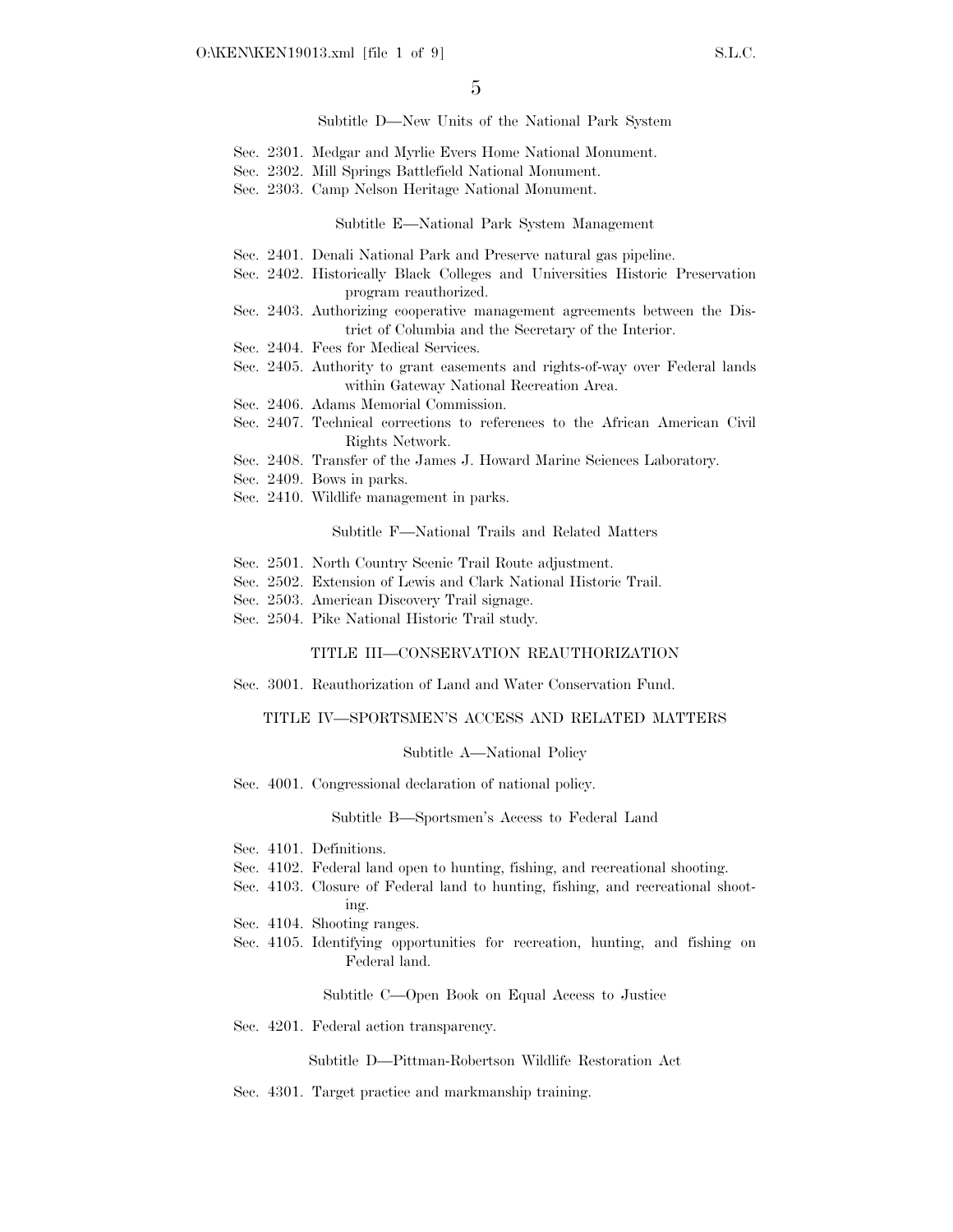### Subtitle D—New Units of the National Park System

Sec. 2301. Medgar and Myrlie Evers Home National Monument.
Sec. 2302. Mill Springs Battlefield National Monument.
Sec. 2303. Camp Nelson Heritage National Monument.

### Subtitle E—National Park System Management

Sec. 2401. Denali National Park and Preserve natural gas pipeline.
Sec. 2402. Historically Black Colleges and Universities Historic Preservation program reauthorized.
Sec. 2403. Authorizing cooperative management agreements between the District of Columbia and the Secretary of the Interior.
Sec. 2404. Fees for Medical Services.
Sec. 2405. Authority to grant easements and rights-of-way over Federal lands within Gateway National Recreation Area.
Sec. 2406. Adams Memorial Commission.
Sec. 2407. Technical corrections to references to the African American Civil Rights Network.
Sec. 2408. Transfer of the James J. Howard Marine Sciences Laboratory.
Sec. 2409. Bows in parks.
Sec. 2410. Wildlife management in parks.

### Subtitle F—National Trails and Related Matters

Sec. 2501. North Country Scenic Trail Route adjustment.
Sec. 2502. Extension of Lewis and Clark National Historic Trail.
Sec. 2503. American Discovery Trail signage.
Sec. 2504. Pike National Historic Trail study.

## TITLE III—CONSERVATION REAUTHORIZATION

Sec. 3001. Reauthorization of Land and Water Conservation Fund.

## TITLE IV—SPORTSMEN'S ACCESS AND RELATED MATTERS

### Subtitle A—National Policy

Sec. 4001. Congressional declaration of national policy.

### Subtitle B—Sportsmen's Access to Federal Land

Sec. 4101. Definitions.
Sec. 4102. Federal land open to hunting, fishing, and recreational shooting.
Sec. 4103. Closure of Federal land to hunting, fishing, and recreational shooting.
Sec. 4104. Shooting ranges.
Sec. 4105. Identifying opportunities for recreation, hunting, and fishing on Federal land.

### Subtitle C—Open Book on Equal Access to Justice

Sec. 4201. Federal action transparency.

### Subtitle D—Pittman-Robertson Wildlife Restoration Act

Sec. 4301. Target practice and markmanship training.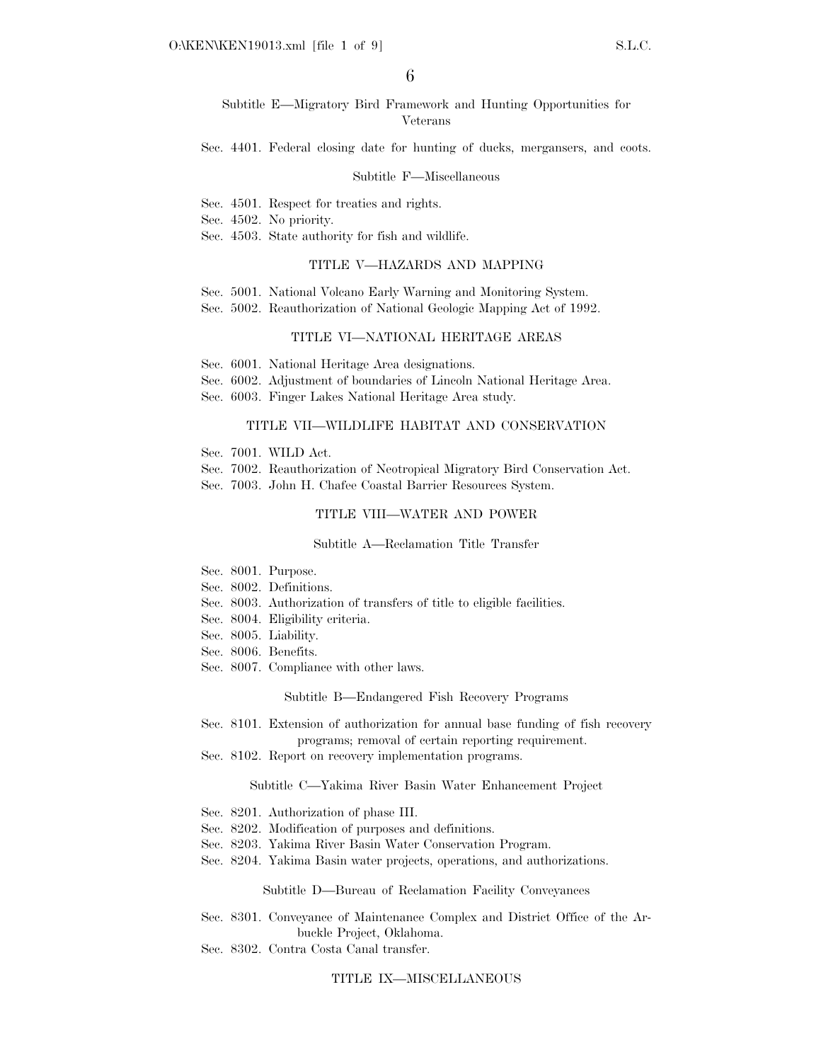Subtitle E—Migratory Bird Framework and Hunting Opportunities for Veterans

Sec. 4401. Federal closing date for hunting of ducks, mergansers, and coots.

Subtitle F—Miscellaneous

Sec. 4501. Respect for treaties and rights.
Sec. 4502. No priority.
Sec. 4503. State authority for fish and wildlife.

TITLE V—HAZARDS AND MAPPING

Sec. 5001. National Volcano Early Warning and Monitoring System.
Sec. 5002. Reauthorization of National Geologic Mapping Act of 1992.

TITLE VI—NATIONAL HERITAGE AREAS

Sec. 6001. National Heritage Area designations.
Sec. 6002. Adjustment of boundaries of Lincoln National Heritage Area.
Sec. 6003. Finger Lakes National Heritage Area study.

TITLE VII—WILDLIFE HABITAT AND CONSERVATION

Sec. 7001. WILD Act.
Sec. 7002. Reauthorization of Neotropical Migratory Bird Conservation Act.
Sec. 7003. John H. Chafee Coastal Barrier Resources System.

TITLE VIII—WATER AND POWER

Subtitle A—Reclamation Title Transfer

Sec. 8001. Purpose.
Sec. 8002. Definitions.
Sec. 8003. Authorization of transfers of title to eligible facilities.
Sec. 8004. Eligibility criteria.
Sec. 8005. Liability.
Sec. 8006. Benefits.
Sec. 8007. Compliance with other laws.

Subtitle B—Endangered Fish Recovery Programs

Sec. 8101. Extension of authorization for annual base funding of fish recovery programs; removal of certain reporting requirement.
Sec. 8102. Report on recovery implementation programs.

Subtitle C—Yakima River Basin Water Enhancement Project

Sec. 8201. Authorization of phase III.
Sec. 8202. Modification of purposes and definitions.
Sec. 8203. Yakima River Basin Water Conservation Program.
Sec. 8204. Yakima Basin water projects, operations, and authorizations.

Subtitle D—Bureau of Reclamation Facility Conveyances

Sec. 8301. Conveyance of Maintenance Complex and District Office of the Arbuckle Project, Oklahoma.
Sec. 8302. Contra Costa Canal transfer.

TITLE IX—MISCELLANEOUS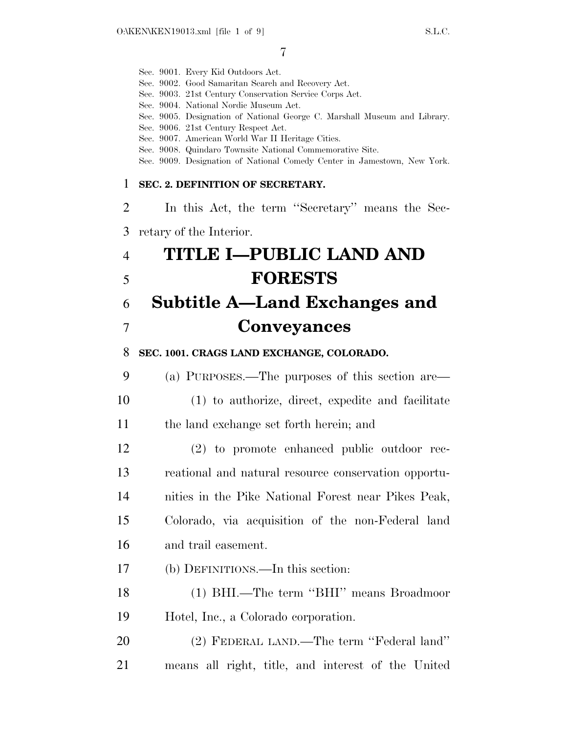Sec. 9001. Every Kid Outdoors Act.
Sec. 9002. Good Samaritan Search and Recovery Act.
Sec. 9003. 21st Century Conservation Service Corps Act.
Sec. 9004. National Nordic Museum Act.
Sec. 9005. Designation of National George C. Marshall Museum and Library.
Sec. 9006. 21st Century Respect Act.
Sec. 9007. American World War II Heritage Cities.
Sec. 9008. Quindaro Townsite National Commemorative Site.
Sec. 9009. Designation of National Comedy Center in Jamestown, New York.

**SEC. 2. DEFINITION OF SECRETARY.**

In this Act, the term ''Secretary'' means the Secretary of the Interior.

# TITLE I—PUBLIC LAND AND FORESTS

## Subtitle A—Land Exchanges and Conveyances

**SEC. 1001. CRAGS LAND EXCHANGE, COLORADO.**

(a) PURPOSES.—The purposes of this section are—

(1) to authorize, direct, expedite and facilitate the land exchange set forth herein; and

(2) to promote enhanced public outdoor recreational and natural resource conservation opportunities in the Pike National Forest near Pikes Peak, Colorado, via acquisition of the non-Federal land and trail easement.

(b) DEFINITIONS.—In this section:

(1) BHI.—The term ''BHI'' means Broadmoor Hotel, Inc., a Colorado corporation.

(2) FEDERAL LAND.—The term ''Federal land'' means all right, title, and interest of the United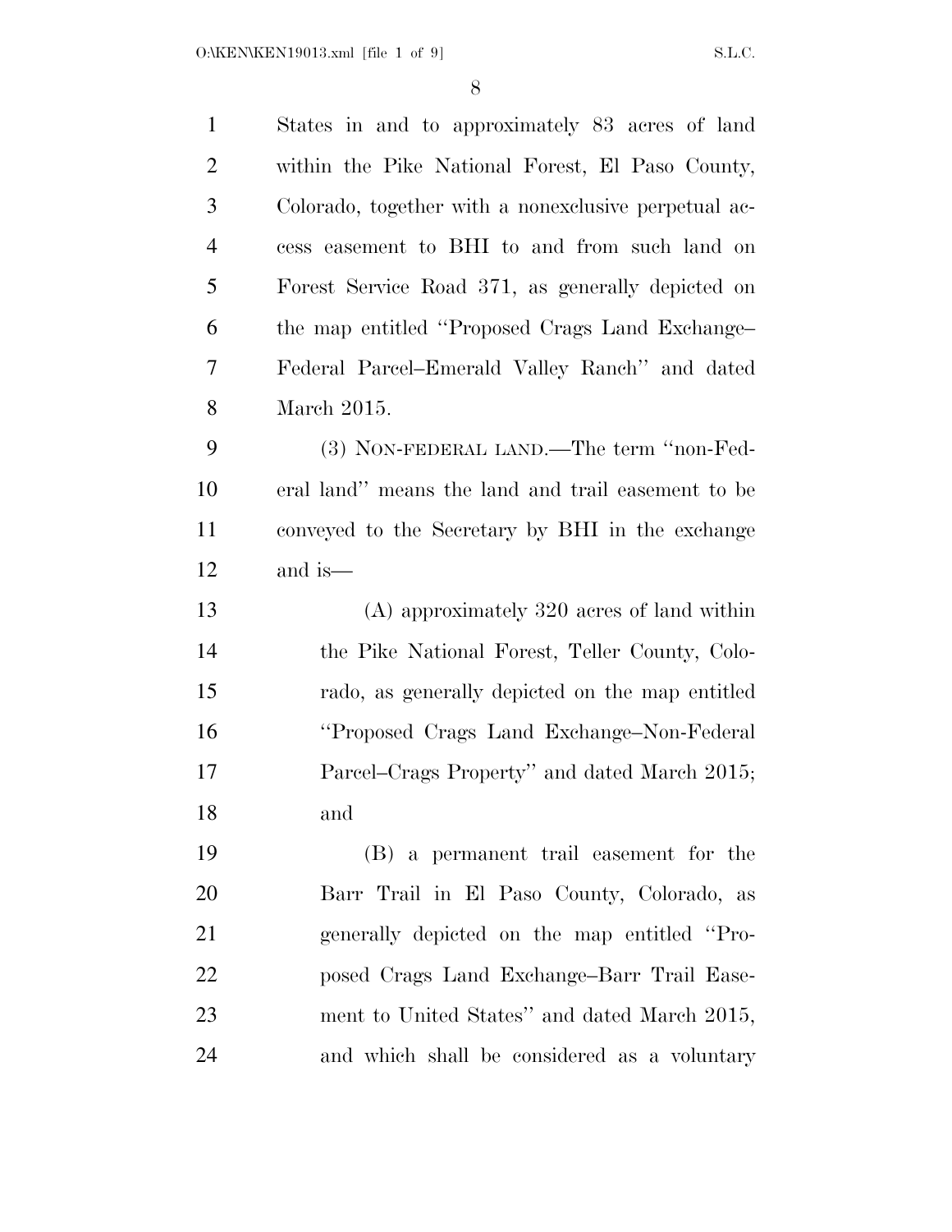States in and to approximately 83 acres of land within the Pike National Forest, El Paso County, Colorado, together with a nonexclusive perpetual access easement to BHI to and from such land on Forest Service Road 371, as generally depicted on the map entitled ''Proposed Crags Land Exchange–Federal Parcel–Emerald Valley Ranch'' and dated March 2015.

(3) NON-FEDERAL LAND.—The term ''non-Federal land'' means the land and trail easement to be conveyed to the Secretary by BHI in the exchange and is—

(A) approximately 320 acres of land within the Pike National Forest, Teller County, Colorado, as generally depicted on the map entitled ''Proposed Crags Land Exchange–Non-Federal Parcel–Crags Property'' and dated March 2015; and

(B) a permanent trail easement for the Barr Trail in El Paso County, Colorado, as generally depicted on the map entitled ''Proposed Crags Land Exchange–Barr Trail Easement to United States'' and dated March 2015, and which shall be considered as a voluntary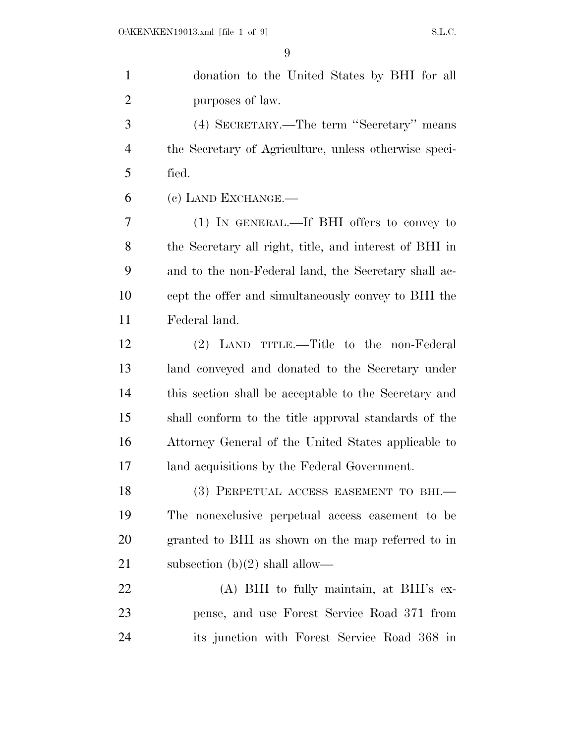donation to the United States by BHI for all purposes of law.

(4) SECRETARY.—The term "Secretary" means the Secretary of Agriculture, unless otherwise specified.

(c) LAND EXCHANGE.—

(1) IN GENERAL.—If BHI offers to convey to the Secretary all right, title, and interest of BHI in and to the non-Federal land, the Secretary shall accept the offer and simultaneously convey to BHI the Federal land.

(2) LAND TITLE.—Title to the non-Federal land conveyed and donated to the Secretary under this section shall be acceptable to the Secretary and shall conform to the title approval standards of the Attorney General of the United States applicable to land acquisitions by the Federal Government.

(3) PERPETUAL ACCESS EASEMENT TO BHI.—The nonexclusive perpetual access easement to be granted to BHI as shown on the map referred to in subsection (b)(2) shall allow—

(A) BHI to fully maintain, at BHI's expense, and use Forest Service Road 371 from its junction with Forest Service Road 368 in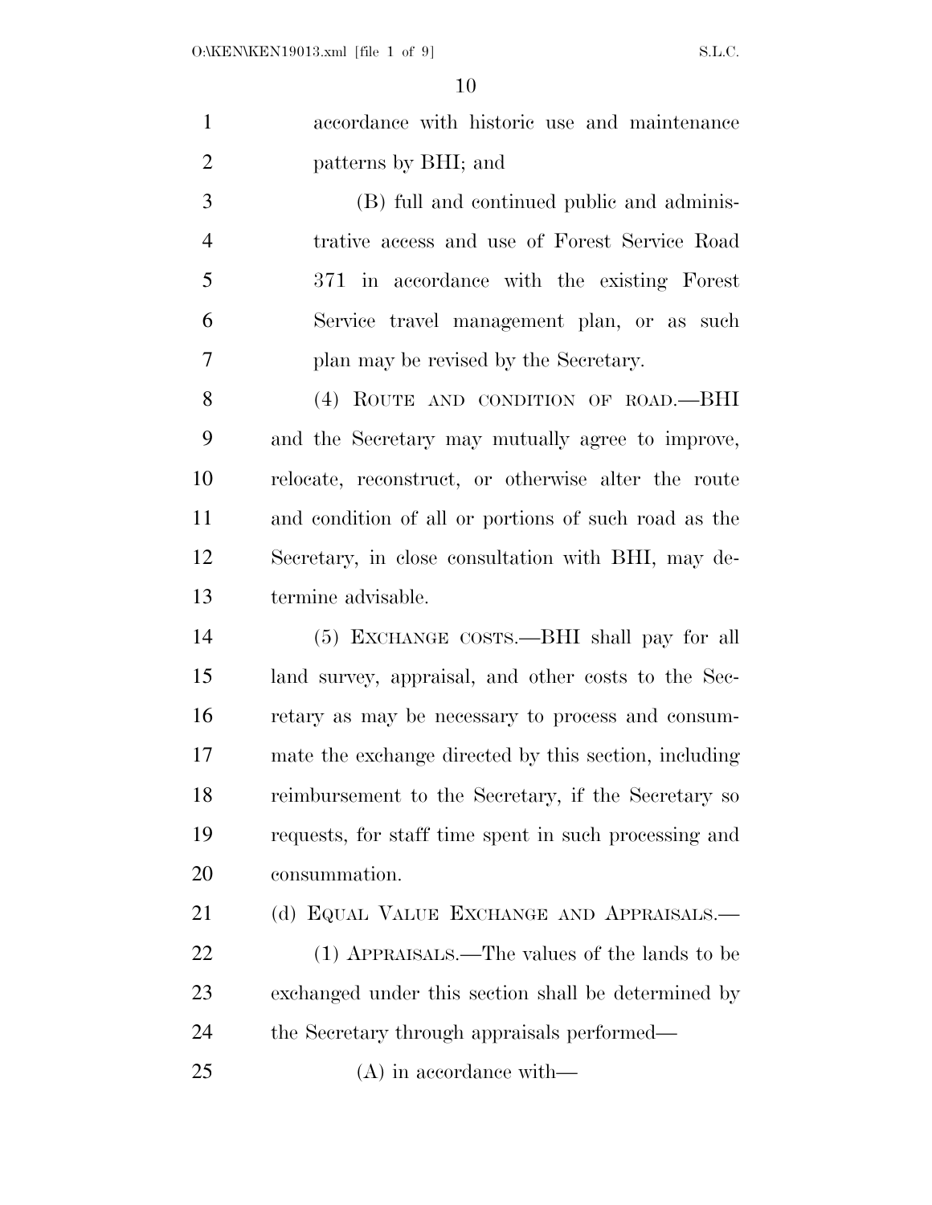accordance with historic use and maintenance patterns by BHI; and

(B) full and continued public and administrative access and use of Forest Service Road 371 in accordance with the existing Forest Service travel management plan, or as such plan may be revised by the Secretary.

(4) ROUTE AND CONDITION OF ROAD.—BHI and the Secretary may mutually agree to improve, relocate, reconstruct, or otherwise alter the route and condition of all or portions of such road as the Secretary, in close consultation with BHI, may determine advisable.

(5) EXCHANGE COSTS.—BHI shall pay for all land survey, appraisal, and other costs to the Secretary as may be necessary to process and consummate the exchange directed by this section, including reimbursement to the Secretary, if the Secretary so requests, for staff time spent in such processing and consummation.

(d) EQUAL VALUE EXCHANGE AND APPRAISALS.—

(1) APPRAISALS.—The values of the lands to be exchanged under this section shall be determined by the Secretary through appraisals performed—

(A) in accordance with—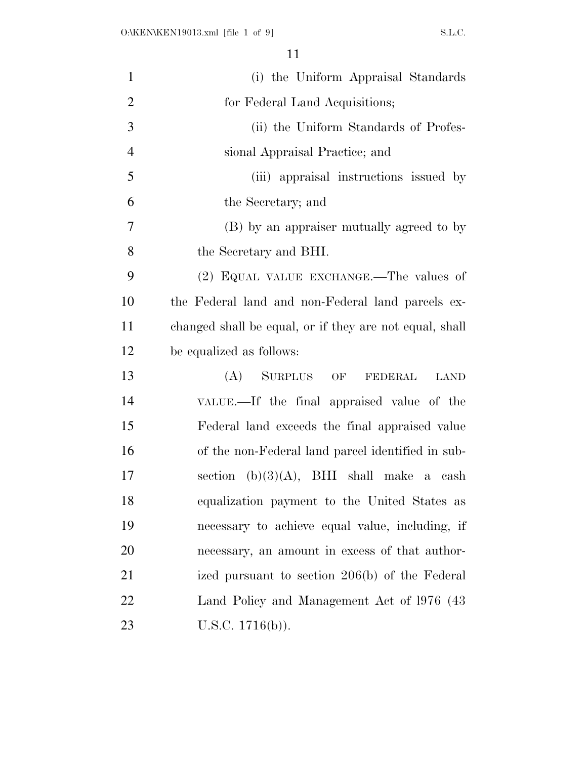(i) the Uniform Appraisal Standards for Federal Land Acquisitions;

(ii) the Uniform Standards of Professional Appraisal Practice; and

(iii) appraisal instructions issued by the Secretary; and

(B) by an appraiser mutually agreed to by the Secretary and BHI.

(2) EQUAL VALUE EXCHANGE.—The values of the Federal land and non-Federal land parcels exchanged shall be equal, or if they are not equal, shall be equalized as follows:

(A) SURPLUS OF FEDERAL LAND VALUE.—If the final appraised value of the Federal land exceeds the final appraised value of the non-Federal land parcel identified in subsection (b)(3)(A), BHI shall make a cash equalization payment to the United States as necessary to achieve equal value, including, if necessary, an amount in excess of that authorized pursuant to section 206(b) of the Federal Land Policy and Management Act of 1976 (43 U.S.C. 1716(b)).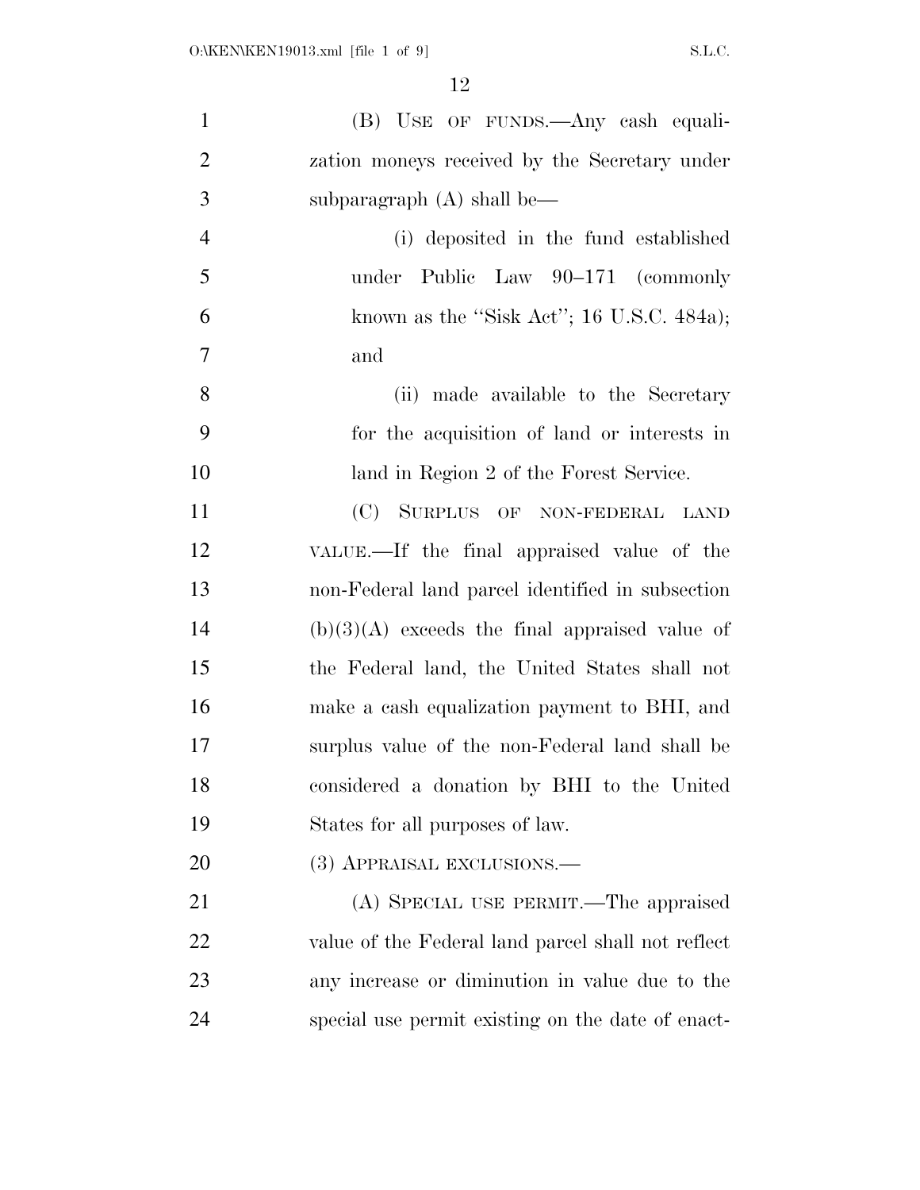(B) USE OF FUNDS.—Any cash equalization moneys received by the Secretary under subparagraph (A) shall be—

(i) deposited in the fund established under Public Law 90–171 (commonly known as the ''Sisk Act''; 16 U.S.C. 484a); and

(ii) made available to the Secretary for the acquisition of land or interests in land in Region 2 of the Forest Service.

(C) SURPLUS OF NON-FEDERAL LAND VALUE.—If the final appraised value of the non-Federal land parcel identified in subsection (b)(3)(A) exceeds the final appraised value of the Federal land, the United States shall not make a cash equalization payment to BHI, and surplus value of the non-Federal land shall be considered a donation by BHI to the United States for all purposes of law.

(3) APPRAISAL EXCLUSIONS.—

(A) SPECIAL USE PERMIT.—The appraised value of the Federal land parcel shall not reflect any increase or diminution in value due to the special use permit existing on the date of enact-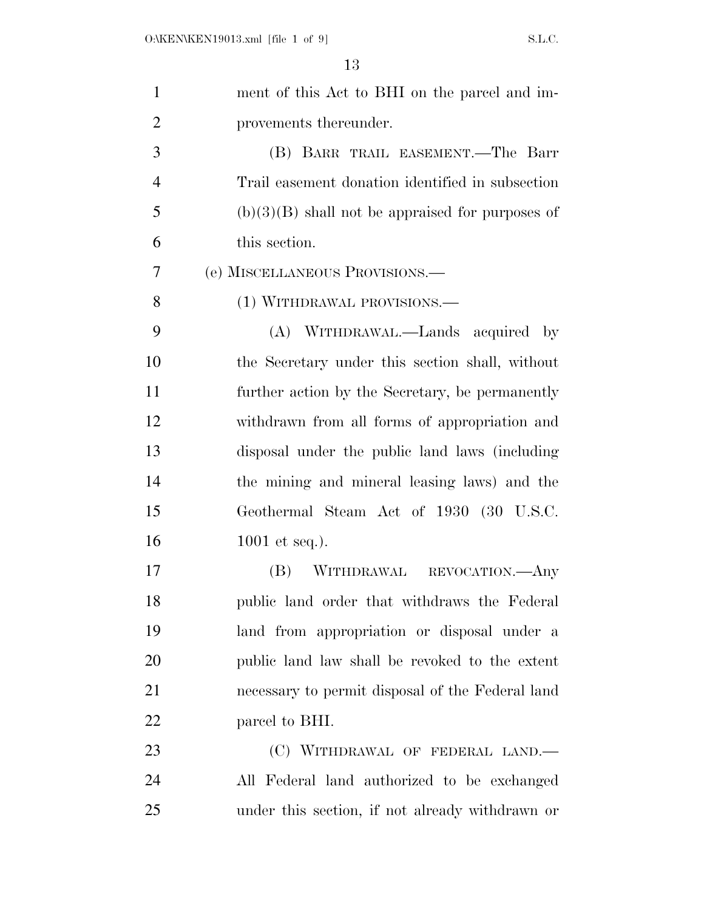ment of this Act to BHI on the parcel and improvements thereunder.

(B) BARR TRAIL EASEMENT.—The Barr Trail easement donation identified in subsection (b)(3)(B) shall not be appraised for purposes of this section.

(e) MISCELLANEOUS PROVISIONS.—

(1) WITHDRAWAL PROVISIONS.—

(A) WITHDRAWAL.—Lands acquired by the Secretary under this section shall, without further action by the Secretary, be permanently withdrawn from all forms of appropriation and disposal under the public land laws (including the mining and mineral leasing laws) and the Geothermal Steam Act of 1930 (30 U.S.C. 1001 et seq.).

(B) WITHDRAWAL REVOCATION.—Any public land order that withdraws the Federal land from appropriation or disposal under a public land law shall be revoked to the extent necessary to permit disposal of the Federal land parcel to BHI.

(C) WITHDRAWAL OF FEDERAL LAND.—All Federal land authorized to be exchanged under this section, if not already withdrawn or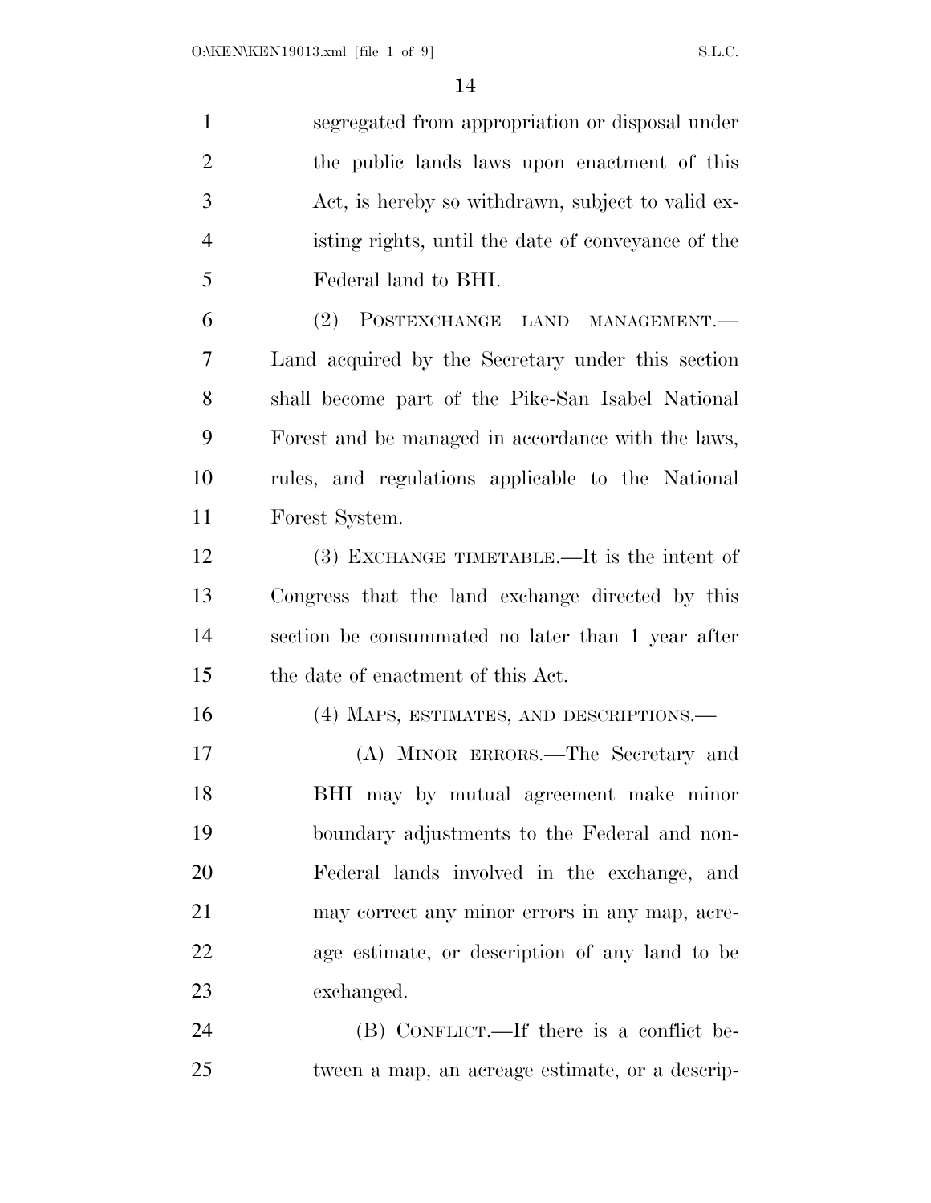segregated from appropriation or disposal under the public lands laws upon enactment of this Act, is hereby so withdrawn, subject to valid existing rights, until the date of conveyance of the Federal land to BHI.

(2) POSTEXCHANGE LAND MANAGEMENT.—Land acquired by the Secretary under this section shall become part of the Pike-San Isabel National Forest and be managed in accordance with the laws, rules, and regulations applicable to the National Forest System.

(3) EXCHANGE TIMETABLE.—It is the intent of Congress that the land exchange directed by this section be consummated no later than 1 year after the date of enactment of this Act.

(4) MAPS, ESTIMATES, AND DESCRIPTIONS.—

(A) MINOR ERRORS.—The Secretary and BHI may by mutual agreement make minor boundary adjustments to the Federal and non-Federal lands involved in the exchange, and may correct any minor errors in any map, acreage estimate, or description of any land to be exchanged.

(B) CONFLICT.—If there is a conflict between a map, an acreage estimate, or a descrip-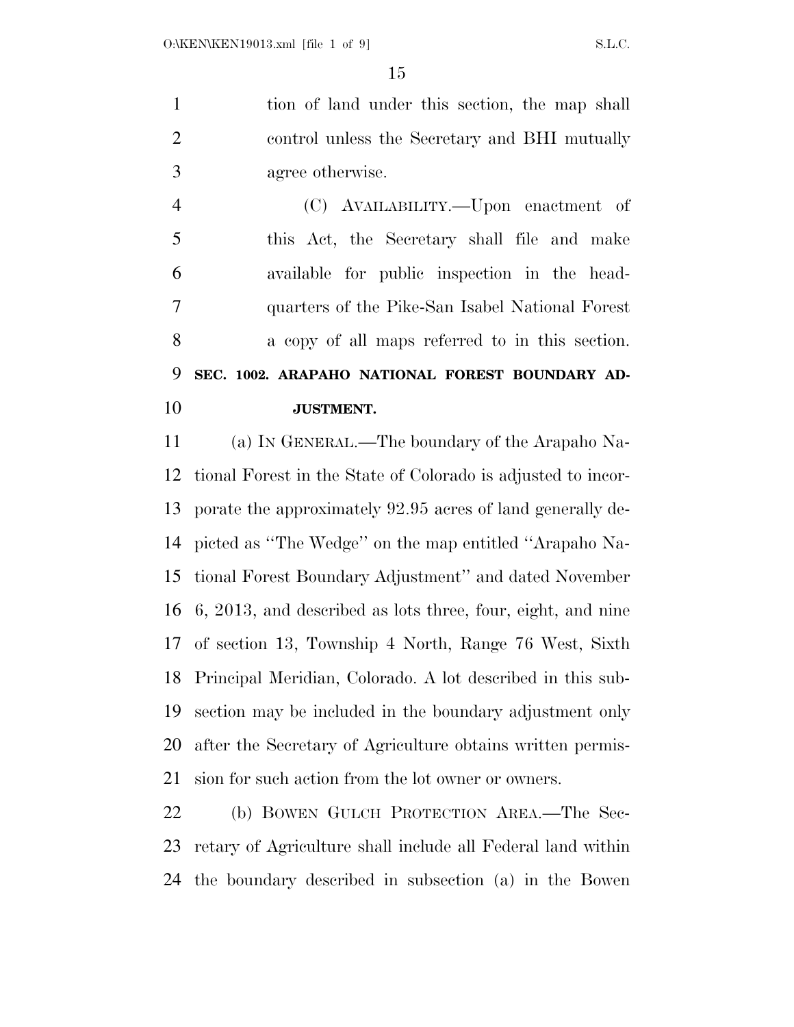tion of land under this section, the map shall control unless the Secretary and BHI mutually agree otherwise.

(C) AVAILABILITY.—Upon enactment of this Act, the Secretary shall file and make available for public inspection in the headquarters of the Pike-San Isabel National Forest a copy of all maps referred to in this section.

**SEC. 1002. ARAPAHO NATIONAL FOREST BOUNDARY ADJUSTMENT.**

(a) IN GENERAL.—The boundary of the Arapaho National Forest in the State of Colorado is adjusted to incorporate the approximately 92.95 acres of land generally depicted as "The Wedge" on the map entitled "Arapaho National Forest Boundary Adjustment" and dated November 6, 2013, and described as lots three, four, eight, and nine of section 13, Township 4 North, Range 76 West, Sixth Principal Meridian, Colorado. A lot described in this subsection may be included in the boundary adjustment only after the Secretary of Agriculture obtains written permission for such action from the lot owner or owners.

(b) BOWEN GULCH PROTECTION AREA.—The Secretary of Agriculture shall include all Federal land within the boundary described in subsection (a) in the Bowen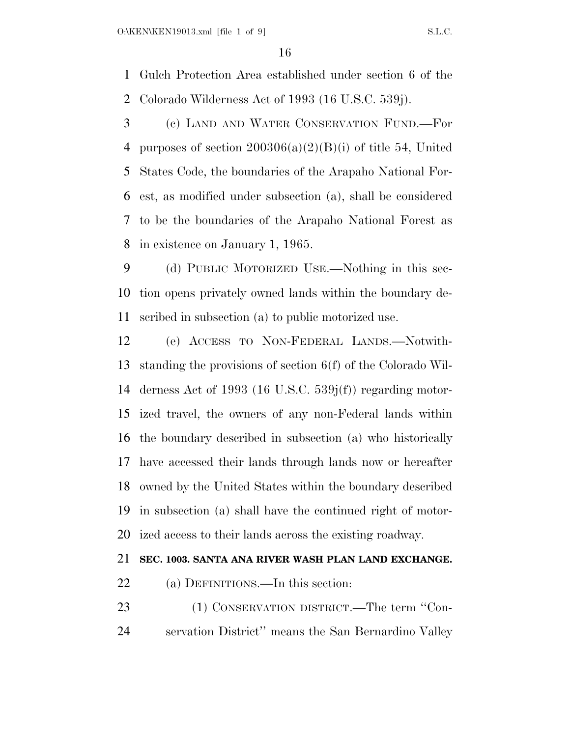Gulch Protection Area established under section 6 of the Colorado Wilderness Act of 1993 (16 U.S.C. 539j).

(c) LAND AND WATER CONSERVATION FUND.—For purposes of section 200306(a)(2)(B)(i) of title 54, United States Code, the boundaries of the Arapaho National Forest, as modified under subsection (a), shall be considered to be the boundaries of the Arapaho National Forest as in existence on January 1, 1965.

(d) PUBLIC MOTORIZED USE.—Nothing in this section opens privately owned lands within the boundary described in subsection (a) to public motorized use.

(e) ACCESS TO NON-FEDERAL LANDS.—Notwithstanding the provisions of section 6(f) of the Colorado Wilderness Act of 1993 (16 U.S.C. 539j(f)) regarding motorized travel, the owners of any non-Federal lands within the boundary described in subsection (a) who historically have accessed their lands through lands now or hereafter owned by the United States within the boundary described in subsection (a) shall have the continued right of motorized access to their lands across the existing roadway.

**SEC. 1003. SANTA ANA RIVER WASH PLAN LAND EXCHANGE.**

(a) DEFINITIONS.—In this section:

(1) CONSERVATION DISTRICT.—The term ''Conservation District'' means the San Bernardino Valley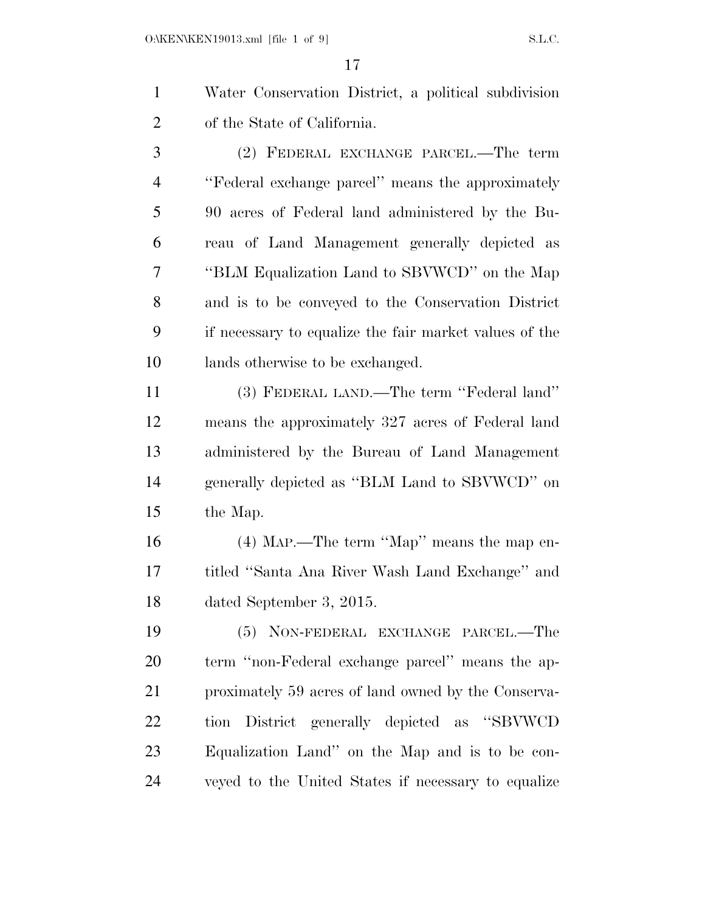Water Conservation District, a political subdivision of the State of California.

(2) FEDERAL EXCHANGE PARCEL.—The term ''Federal exchange parcel'' means the approximately 90 acres of Federal land administered by the Bureau of Land Management generally depicted as ''BLM Equalization Land to SBVWCD'' on the Map and is to be conveyed to the Conservation District if necessary to equalize the fair market values of the lands otherwise to be exchanged.

(3) FEDERAL LAND.—The term ''Federal land'' means the approximately 327 acres of Federal land administered by the Bureau of Land Management generally depicted as ''BLM Land to SBVWCD'' on the Map.

(4) MAP.—The term ''Map'' means the map entitled ''Santa Ana River Wash Land Exchange'' and dated September 3, 2015.

(5) NON-FEDERAL EXCHANGE PARCEL.—The term ''non-Federal exchange parcel'' means the approximately 59 acres of land owned by the Conservation District generally depicted as ''SBVWCD Equalization Land'' on the Map and is to be conveyed to the United States if necessary to equalize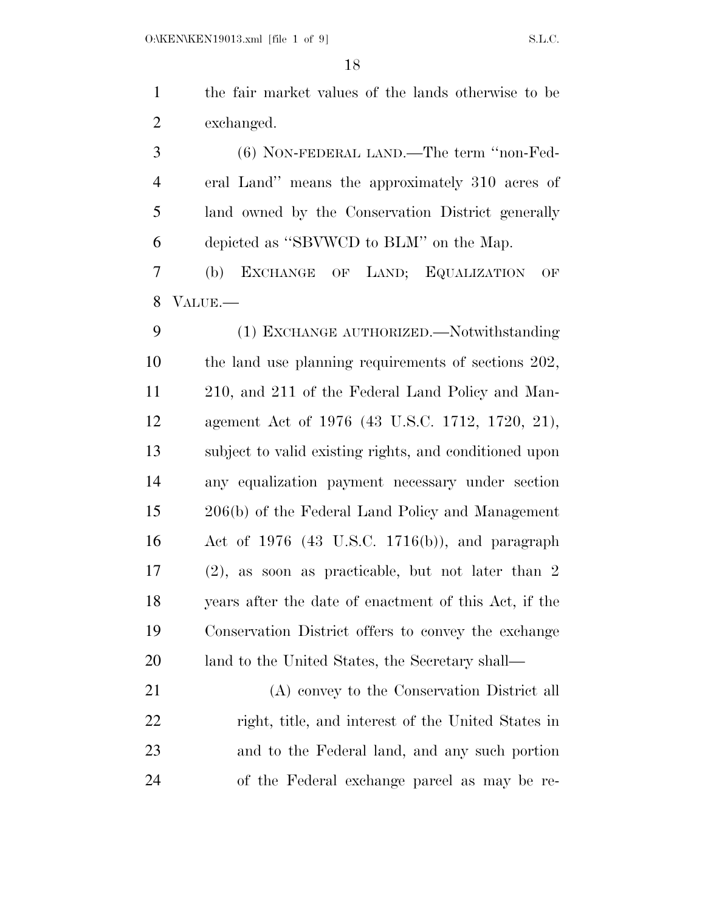the fair market values of the lands otherwise to be exchanged.

(6) NON-FEDERAL LAND.—The term "non-Federal Land" means the approximately 310 acres of land owned by the Conservation District generally depicted as "SBVWCD to BLM" on the Map.

(b) EXCHANGE OF LAND; EQUALIZATION OF VALUE.—

(1) EXCHANGE AUTHORIZED.—Notwithstanding the land use planning requirements of sections 202, 210, and 211 of the Federal Land Policy and Management Act of 1976 (43 U.S.C. 1712, 1720, 21), subject to valid existing rights, and conditioned upon any equalization payment necessary under section 206(b) of the Federal Land Policy and Management Act of 1976 (43 U.S.C. 1716(b)), and paragraph (2), as soon as practicable, but not later than 2 years after the date of enactment of this Act, if the Conservation District offers to convey the exchange land to the United States, the Secretary shall—

(A) convey to the Conservation District all right, title, and interest of the United States in and to the Federal land, and any such portion of the Federal exchange parcel as may be re-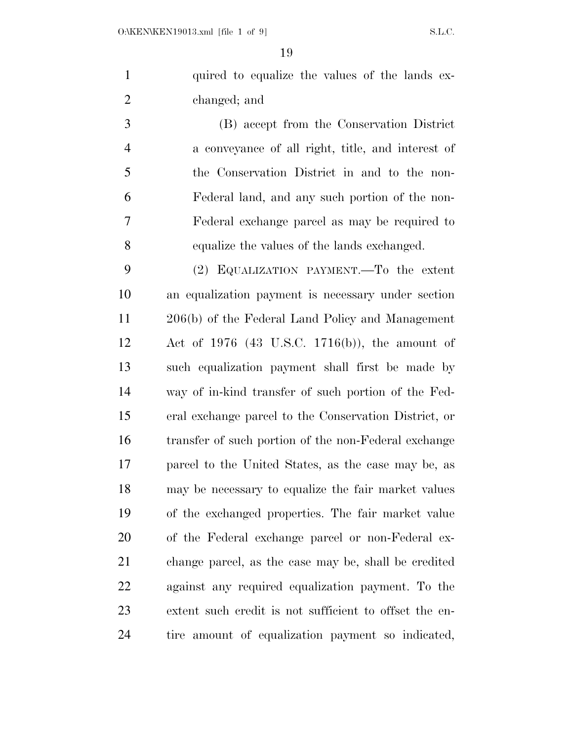quired to equalize the values of the lands exchanged; and

(B) accept from the Conservation District a conveyance of all right, title, and interest of the Conservation District in and to the non-Federal land, and any such portion of the non-Federal exchange parcel as may be required to equalize the values of the lands exchanged.

(2) EQUALIZATION PAYMENT.—To the extent an equalization payment is necessary under section 206(b) of the Federal Land Policy and Management Act of 1976 (43 U.S.C. 1716(b)), the amount of such equalization payment shall first be made by way of in-kind transfer of such portion of the Federal exchange parcel to the Conservation District, or transfer of such portion of the non-Federal exchange parcel to the United States, as the case may be, as may be necessary to equalize the fair market values of the exchanged properties. The fair market value of the Federal exchange parcel or non-Federal exchange parcel, as the case may be, shall be credited against any required equalization payment. To the extent such credit is not sufficient to offset the entire amount of equalization payment so indicated,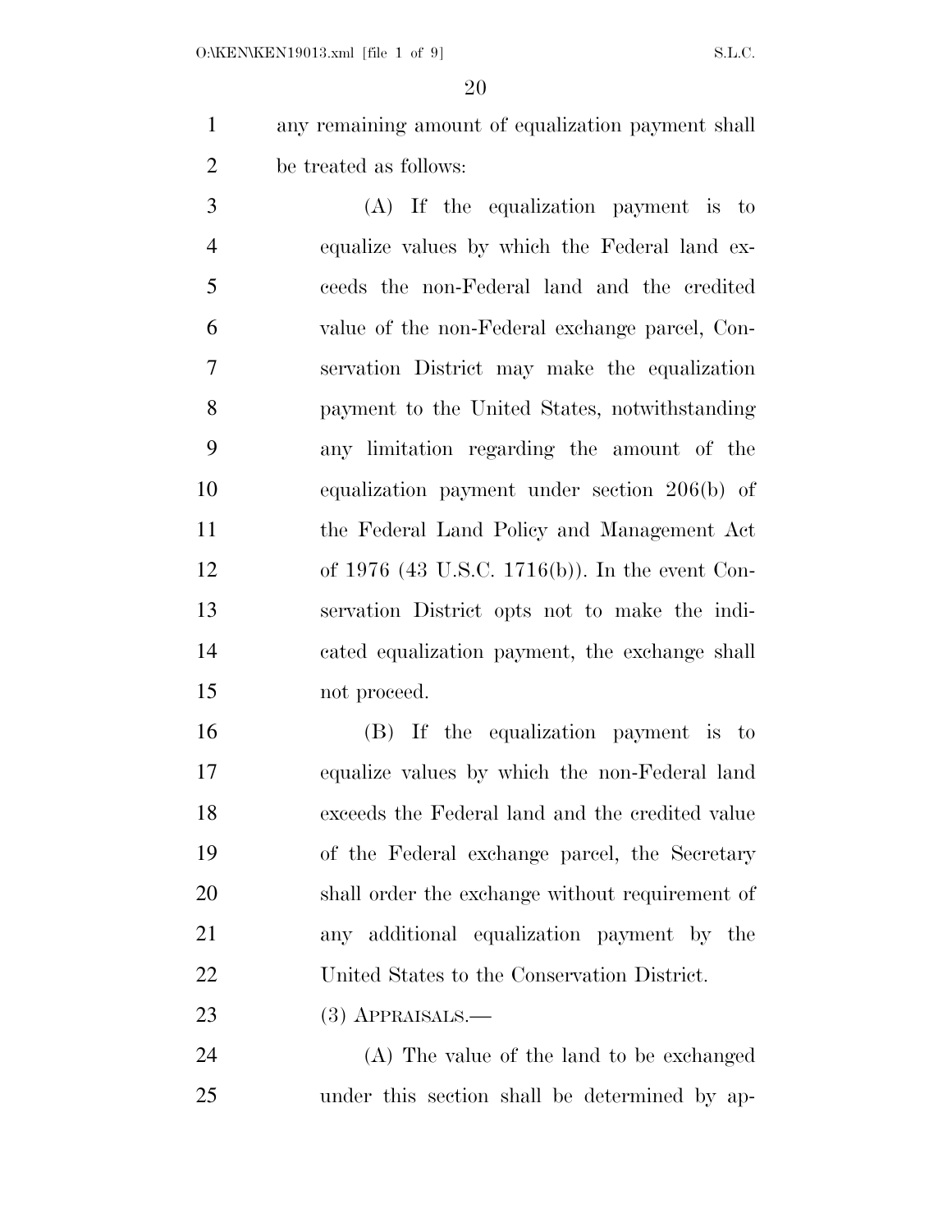any remaining amount of equalization payment shall be treated as follows:

(A) If the equalization payment is to equalize values by which the Federal land exceeds the non-Federal land and the credited value of the non-Federal exchange parcel, Conservation District may make the equalization payment to the United States, notwithstanding any limitation regarding the amount of the equalization payment under section 206(b) of the Federal Land Policy and Management Act of 1976 (43 U.S.C. 1716(b)). In the event Conservation District opts not to make the indicated equalization payment, the exchange shall not proceed.

(B) If the equalization payment is to equalize values by which the non-Federal land exceeds the Federal land and the credited value of the Federal exchange parcel, the Secretary shall order the exchange without requirement of any additional equalization payment by the United States to the Conservation District.

(3) APPRAISALS.—

(A) The value of the land to be exchanged under this section shall be determined by ap-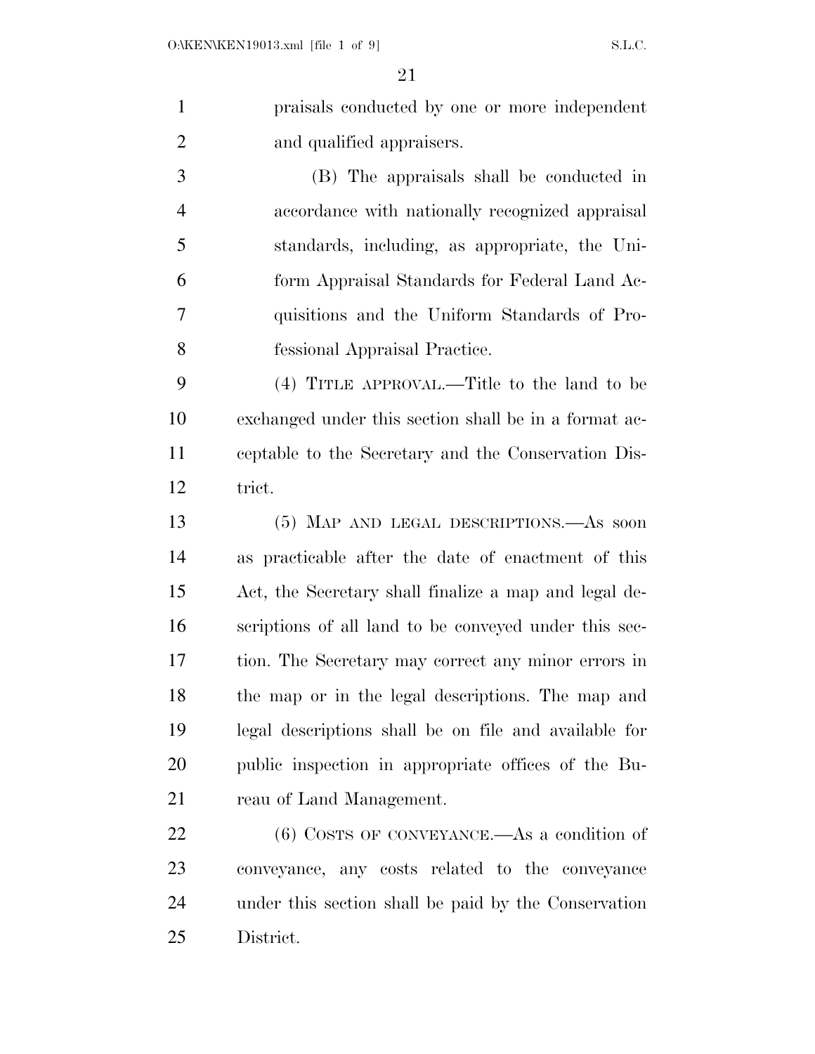praisals conducted by one or more independent and qualified appraisers.

(B) The appraisals shall be conducted in accordance with nationally recognized appraisal standards, including, as appropriate, the Uniform Appraisal Standards for Federal Land Acquisitions and the Uniform Standards of Professional Appraisal Practice.

(4) TITLE APPROVAL.—Title to the land to be exchanged under this section shall be in a format acceptable to the Secretary and the Conservation District.

(5) MAP AND LEGAL DESCRIPTIONS.—As soon as practicable after the date of enactment of this Act, the Secretary shall finalize a map and legal descriptions of all land to be conveyed under this section. The Secretary may correct any minor errors in the map or in the legal descriptions. The map and legal descriptions shall be on file and available for public inspection in appropriate offices of the Bureau of Land Management.

(6) COSTS OF CONVEYANCE.—As a condition of conveyance, any costs related to the conveyance under this section shall be paid by the Conservation District.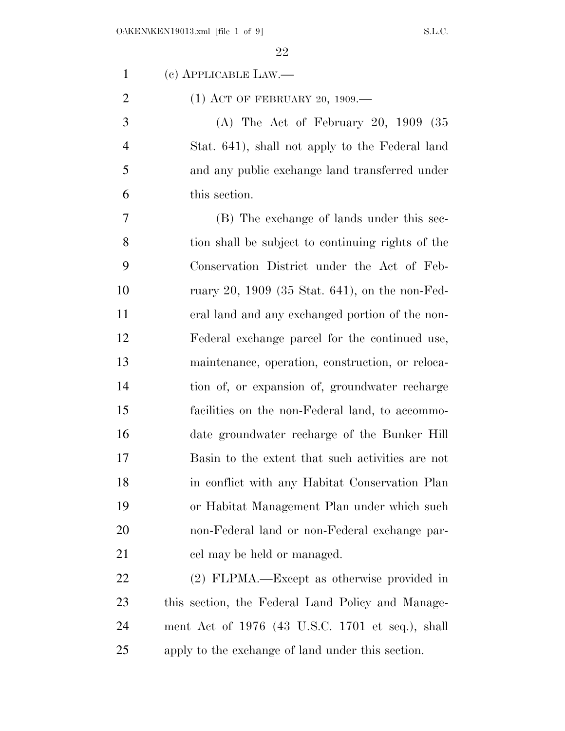(c) APPLICABLE LAW.—

(1) ACT OF FEBRUARY 20, 1909.—

(A) The Act of February 20, 1909 (35 Stat. 641), shall not apply to the Federal land and any public exchange land transferred under this section.

(B) The exchange of lands under this section shall be subject to continuing rights of the Conservation District under the Act of February 20, 1909 (35 Stat. 641), on the non-Federal land and any exchanged portion of the non-Federal exchange parcel for the continued use, maintenance, operation, construction, or relocation of, or expansion of, groundwater recharge facilities on the non-Federal land, to accommodate groundwater recharge of the Bunker Hill Basin to the extent that such activities are not in conflict with any Habitat Conservation Plan or Habitat Management Plan under which such non-Federal land or non-Federal exchange parcel may be held or managed.

(2) FLPMA.—Except as otherwise provided in this section, the Federal Land Policy and Management Act of 1976 (43 U.S.C. 1701 et seq.), shall apply to the exchange of land under this section.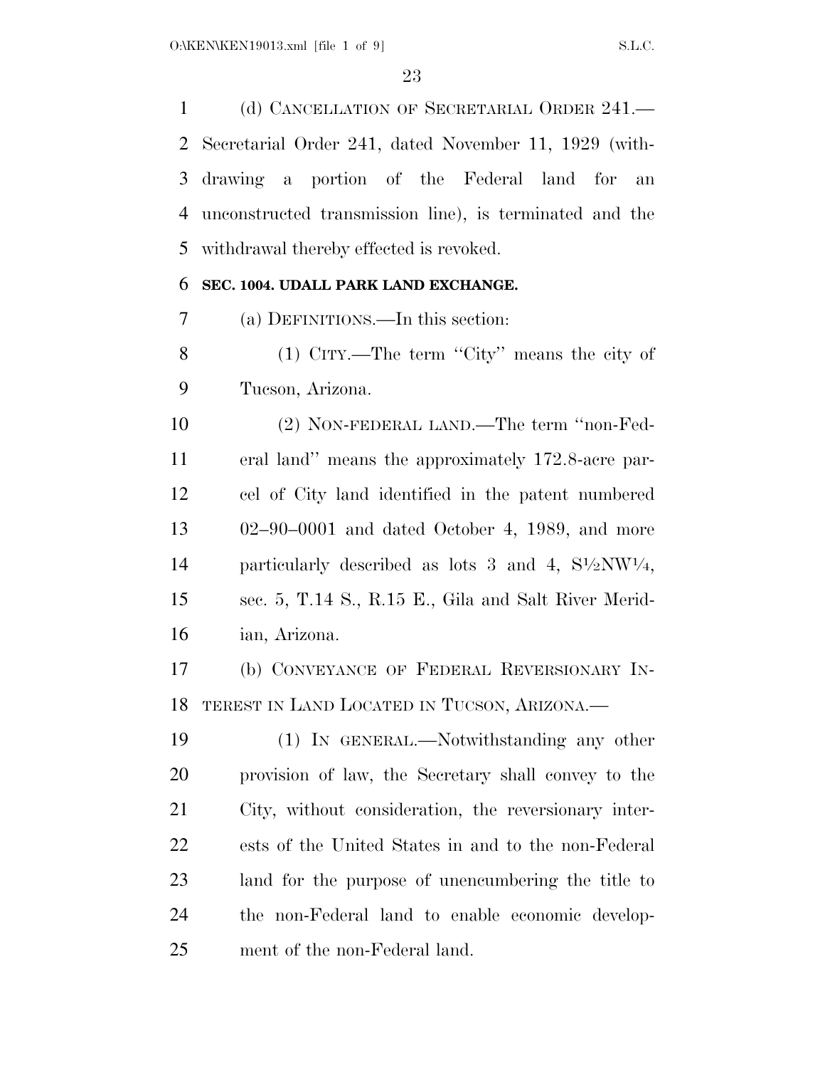(d) CANCELLATION OF SECRETARIAL ORDER 241.—Secretarial Order 241, dated November 11, 1929 (withdrawing a portion of the Federal land for an unconstructed transmission line), is terminated and the withdrawal thereby effected is revoked.

**SEC. 1004. UDALL PARK LAND EXCHANGE.**

(a) DEFINITIONS.—In this section:

(1) CITY.—The term ''City'' means the city of Tucson, Arizona.

(2) NON-FEDERAL LAND.—The term ''non-Federal land'' means the approximately 172.8-acre parcel of City land identified in the patent numbered 02–90–0001 and dated October 4, 1989, and more particularly described as lots 3 and 4, S½NW¼, sec. 5, T.14 S., R.15 E., Gila and Salt River Meridian, Arizona.

(b) CONVEYANCE OF FEDERAL REVERSIONARY INTEREST IN LAND LOCATED IN TUCSON, ARIZONA.—

(1) IN GENERAL.—Notwithstanding any other provision of law, the Secretary shall convey to the City, without consideration, the reversionary interests of the United States in and to the non-Federal land for the purpose of unencumbering the title to the non-Federal land to enable economic development of the non-Federal land.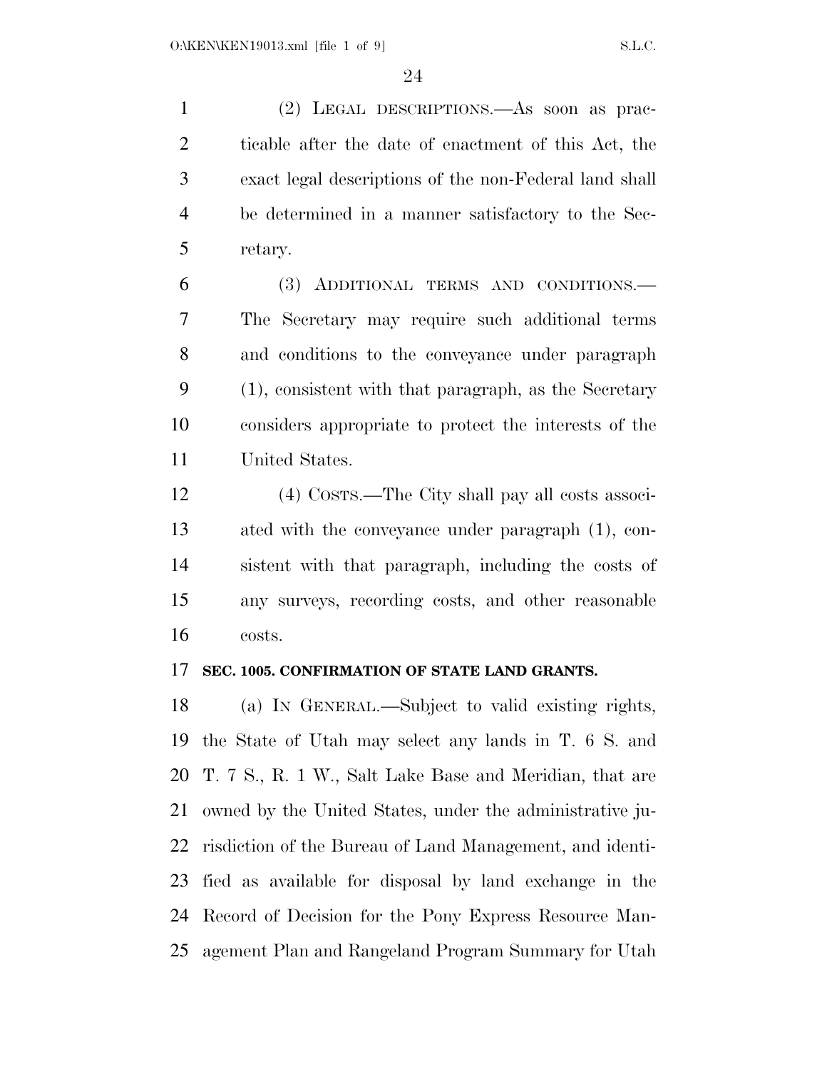(2) LEGAL DESCRIPTIONS.—As soon as practicable after the date of enactment of this Act, the exact legal descriptions of the non-Federal land shall be determined in a manner satisfactory to the Secretary.

(3) ADDITIONAL TERMS AND CONDITIONS.—The Secretary may require such additional terms and conditions to the conveyance under paragraph (1), consistent with that paragraph, as the Secretary considers appropriate to protect the interests of the United States.

(4) COSTS.—The City shall pay all costs associated with the conveyance under paragraph (1), consistent with that paragraph, including the costs of any surveys, recording costs, and other reasonable costs.

**SEC. 1005. CONFIRMATION OF STATE LAND GRANTS.**

(a) IN GENERAL.—Subject to valid existing rights, the State of Utah may select any lands in T. 6 S. and T. 7 S., R. 1 W., Salt Lake Base and Meridian, that are owned by the United States, under the administrative jurisdiction of the Bureau of Land Management, and identified as available for disposal by land exchange in the Record of Decision for the Pony Express Resource Management Plan and Rangeland Program Summary for Utah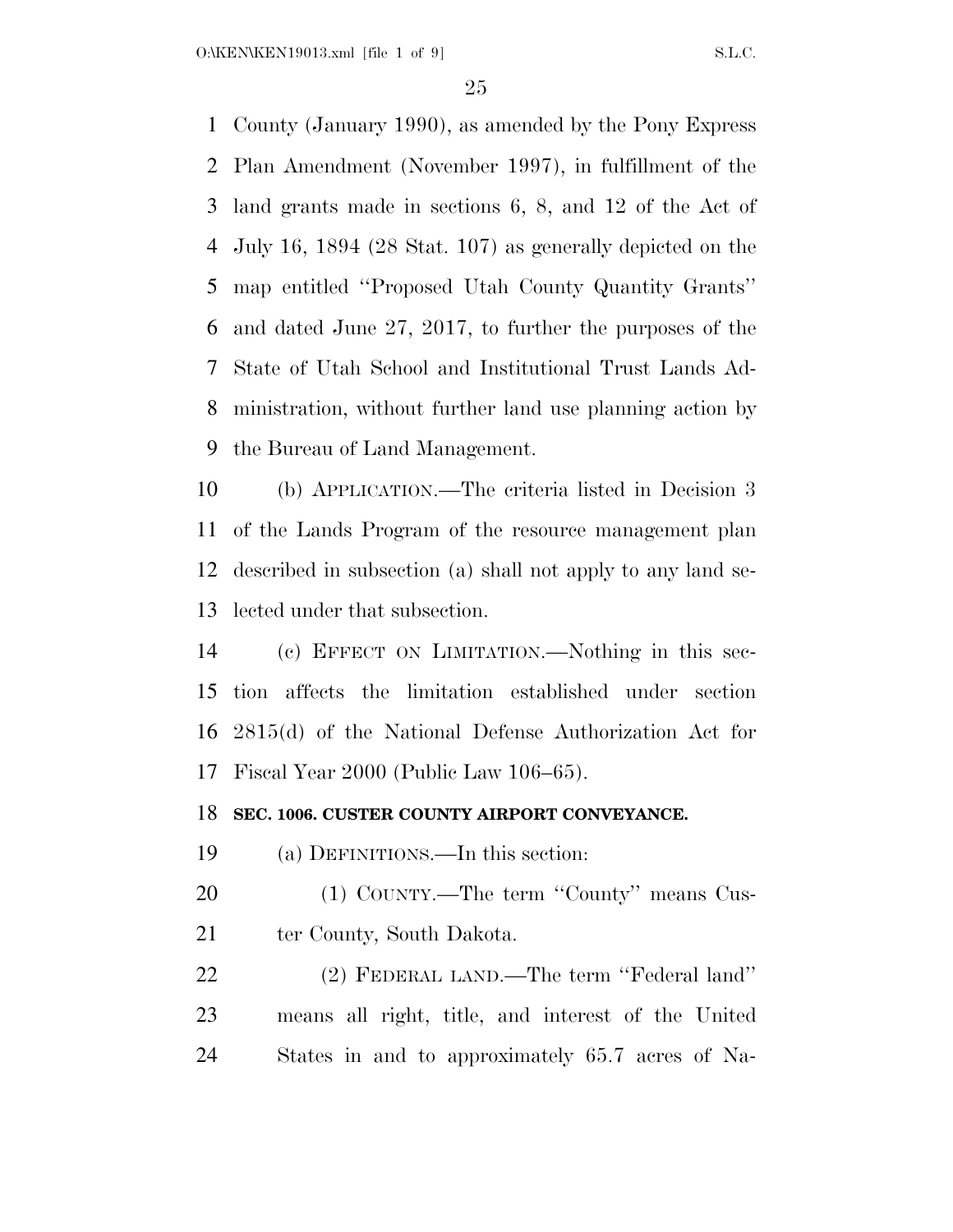County (January 1990), as amended by the Pony Express Plan Amendment (November 1997), in fulfillment of the land grants made in sections 6, 8, and 12 of the Act of July 16, 1894 (28 Stat. 107) as generally depicted on the map entitled ''Proposed Utah County Quantity Grants'' and dated June 27, 2017, to further the purposes of the State of Utah School and Institutional Trust Lands Administration, without further land use planning action by the Bureau of Land Management.

(b) APPLICATION.—The criteria listed in Decision 3 of the Lands Program of the resource management plan described in subsection (a) shall not apply to any land selected under that subsection.

(c) EFFECT ON LIMITATION.—Nothing in this section affects the limitation established under section 2815(d) of the National Defense Authorization Act for Fiscal Year 2000 (Public Law 106–65).

**SEC. 1006. CUSTER COUNTY AIRPORT CONVEYANCE.**

(a) DEFINITIONS.—In this section:

(1) COUNTY.—The term ''County'' means Custer County, South Dakota.

(2) FEDERAL LAND.—The term ''Federal land'' means all right, title, and interest of the United States in and to approximately 65.7 acres of Na-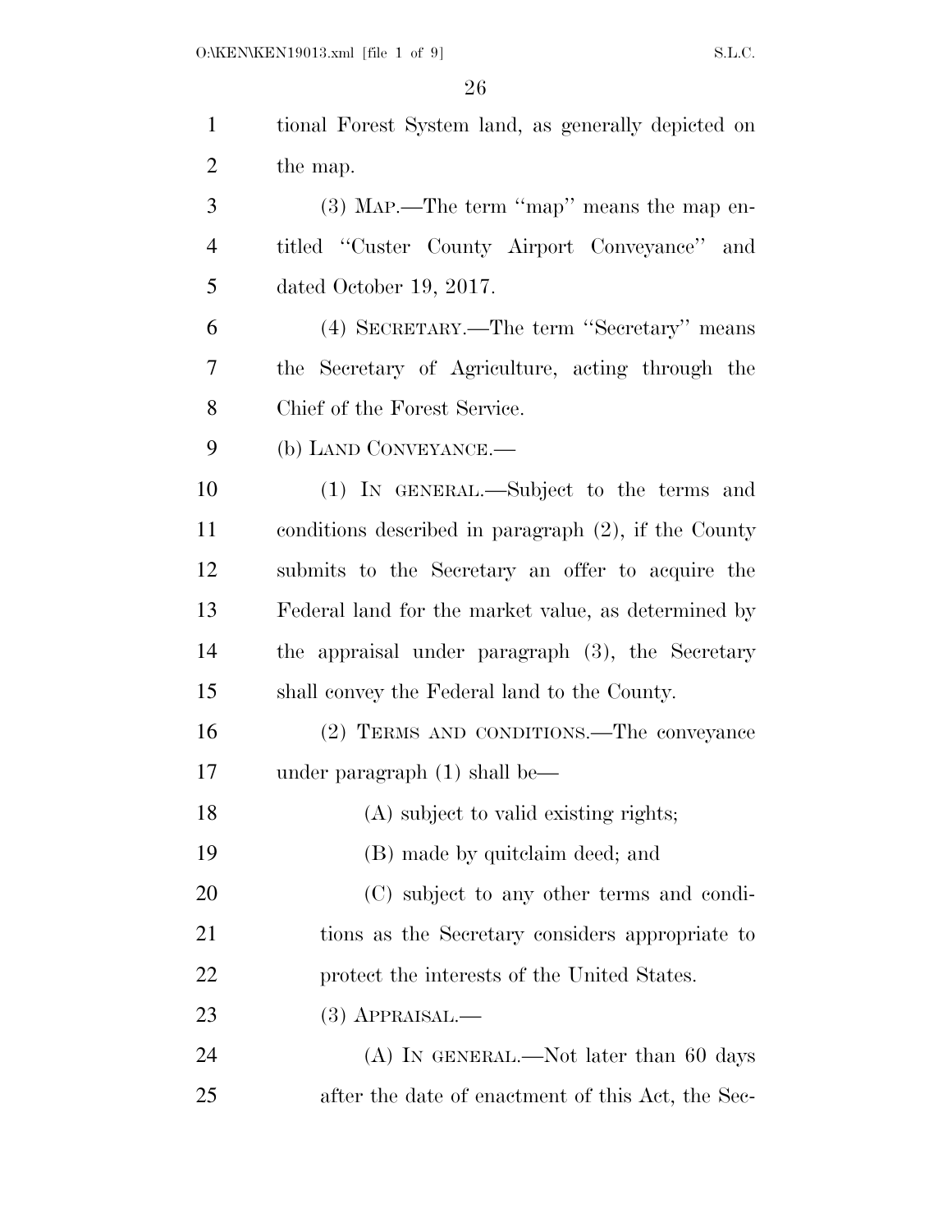tional Forest System land, as generally depicted on the map.

(3) MAP.—The term ''map'' means the map entitled ''Custer County Airport Conveyance'' and dated October 19, 2017.

(4) SECRETARY.—The term ''Secretary'' means the Secretary of Agriculture, acting through the Chief of the Forest Service.

(b) LAND CONVEYANCE.—

(1) IN GENERAL.—Subject to the terms and conditions described in paragraph (2), if the County submits to the Secretary an offer to acquire the Federal land for the market value, as determined by the appraisal under paragraph (3), the Secretary shall convey the Federal land to the County.

(2) TERMS AND CONDITIONS.—The conveyance under paragraph (1) shall be—

(A) subject to valid existing rights;

(B) made by quitclaim deed; and

(C) subject to any other terms and conditions as the Secretary considers appropriate to protect the interests of the United States.

(3) APPRAISAL.—

(A) IN GENERAL.—Not later than 60 days after the date of enactment of this Act, the Sec-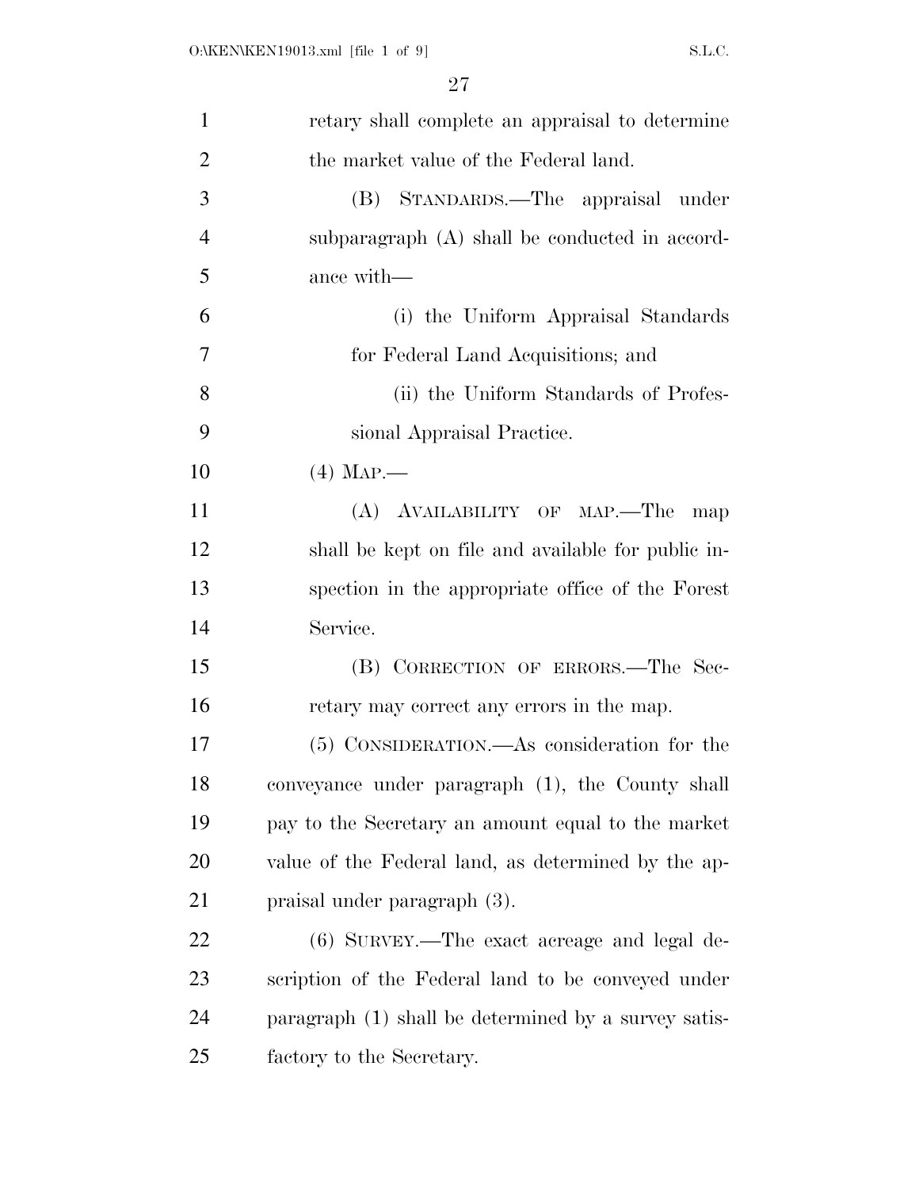retary shall complete an appraisal to determine the market value of the Federal land.

(B) STANDARDS.—The appraisal under subparagraph (A) shall be conducted in accordance with—

(i) the Uniform Appraisal Standards for Federal Land Acquisitions; and

(ii) the Uniform Standards of Professional Appraisal Practice.

(4) MAP.—

(A) AVAILABILITY OF MAP.—The map shall be kept on file and available for public inspection in the appropriate office of the Forest Service.

(B) CORRECTION OF ERRORS.—The Secretary may correct any errors in the map.

(5) CONSIDERATION.—As consideration for the conveyance under paragraph (1), the County shall pay to the Secretary an amount equal to the market value of the Federal land, as determined by the appraisal under paragraph (3).

(6) SURVEY.—The exact acreage and legal description of the Federal land to be conveyed under paragraph (1) shall be determined by a survey satisfactory to the Secretary.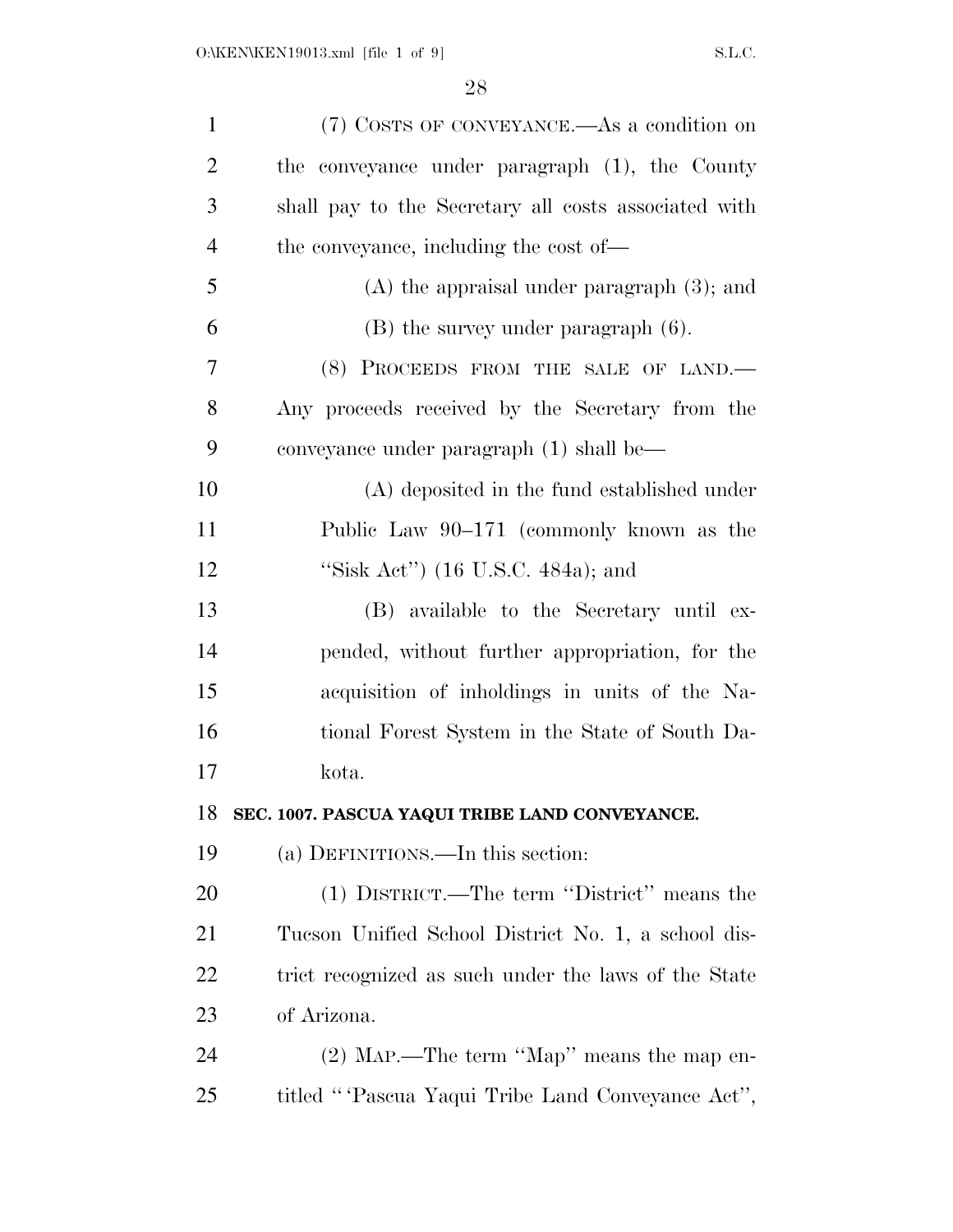(7) COSTS OF CONVEYANCE.—As a condition on the conveyance under paragraph (1), the County shall pay to the Secretary all costs associated with the conveyance, including the cost of—

(A) the appraisal under paragraph (3); and

(B) the survey under paragraph (6).

(8) PROCEEDS FROM THE SALE OF LAND.—Any proceeds received by the Secretary from the conveyance under paragraph (1) shall be—

(A) deposited in the fund established under Public Law 90–171 (commonly known as the ''Sisk Act'') (16 U.S.C. 484a); and

(B) available to the Secretary until expended, without further appropriation, for the acquisition of inholdings in units of the National Forest System in the State of South Dakota.

**SEC. 1007. PASCUA YAQUI TRIBE LAND CONVEYANCE.**

(a) DEFINITIONS.—In this section:

(1) DISTRICT.—The term ''District'' means the Tucson Unified School District No. 1, a school district recognized as such under the laws of the State of Arizona.

(2) MAP.—The term ''Map'' means the map entitled '' 'Pascua Yaqui Tribe Land Conveyance Act'',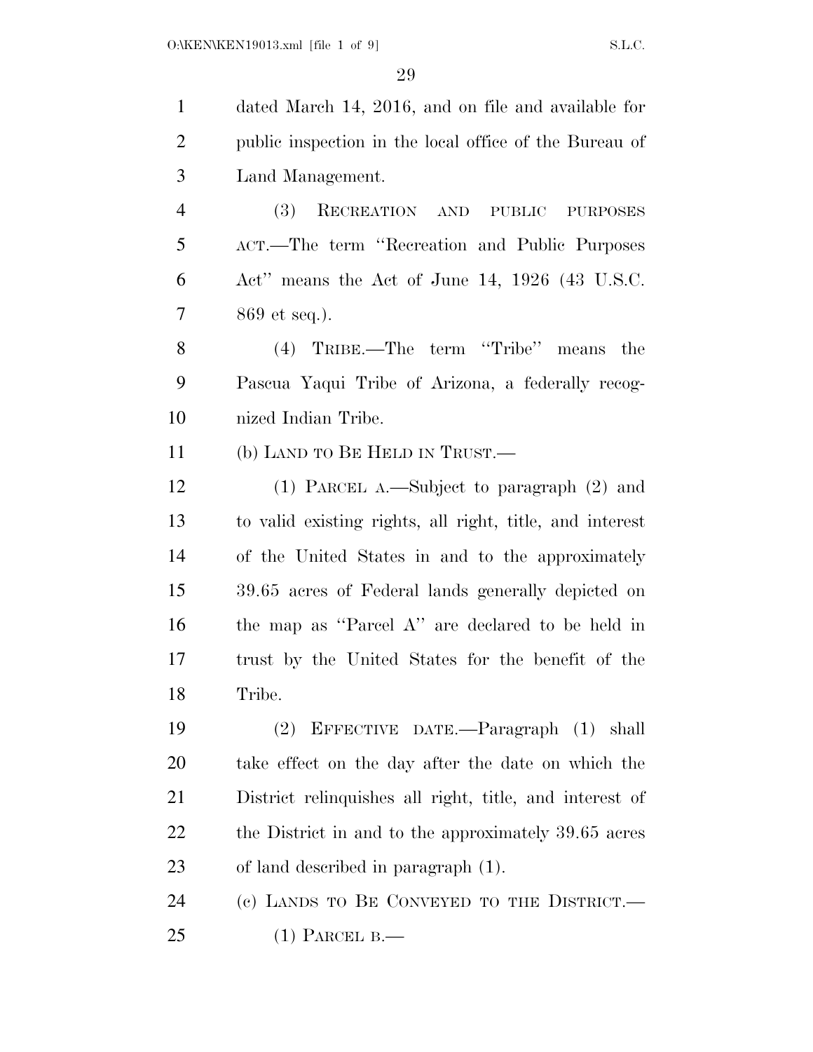dated March 14, 2016, and on file and available for public inspection in the local office of the Bureau of Land Management.

(3) RECREATION AND PUBLIC PURPOSES ACT.—The term "Recreation and Public Purposes Act" means the Act of June 14, 1926 (43 U.S.C. 869 et seq.).

(4) TRIBE.—The term "Tribe" means the Pascua Yaqui Tribe of Arizona, a federally recognized Indian Tribe.

(b) LAND TO BE HELD IN TRUST.—

(1) PARCEL A.—Subject to paragraph (2) and to valid existing rights, all right, title, and interest of the United States in and to the approximately 39.65 acres of Federal lands generally depicted on the map as "Parcel A" are declared to be held in trust by the United States for the benefit of the Tribe.

(2) EFFECTIVE DATE.—Paragraph (1) shall take effect on the day after the date on which the District relinquishes all right, title, and interest of the District in and to the approximately 39.65 acres of land described in paragraph (1).

(c) LANDS TO BE CONVEYED TO THE DISTRICT.—

(1) PARCEL B.—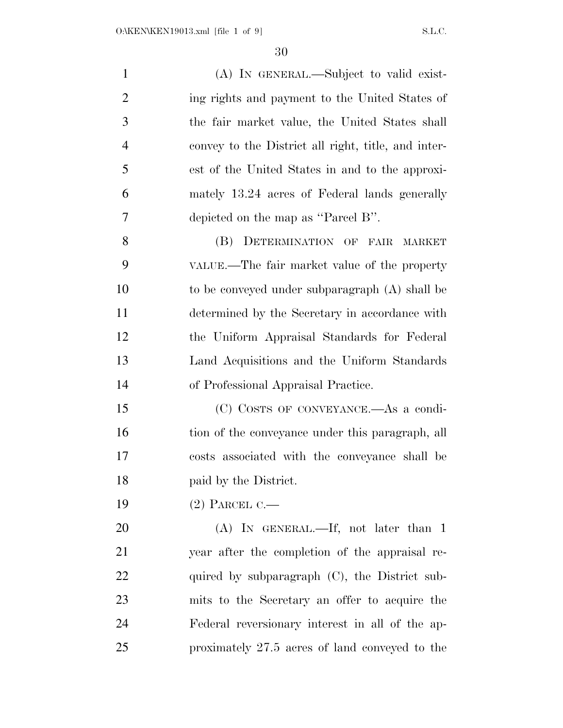(A) IN GENERAL.—Subject to valid existing rights and payment to the United States of the fair market value, the United States shall convey to the District all right, title, and interest of the United States in and to the approximately 13.24 acres of Federal lands generally depicted on the map as "Parcel B".

(B) DETERMINATION OF FAIR MARKET VALUE.—The fair market value of the property to be conveyed under subparagraph (A) shall be determined by the Secretary in accordance with the Uniform Appraisal Standards for Federal Land Acquisitions and the Uniform Standards of Professional Appraisal Practice.

(C) COSTS OF CONVEYANCE.—As a condition of the conveyance under this paragraph, all costs associated with the conveyance shall be paid by the District.

(2) PARCEL C.—

(A) IN GENERAL.—If, not later than 1 year after the completion of the appraisal required by subparagraph (C), the District submits to the Secretary an offer to acquire the Federal reversionary interest in all of the approximately 27.5 acres of land conveyed to the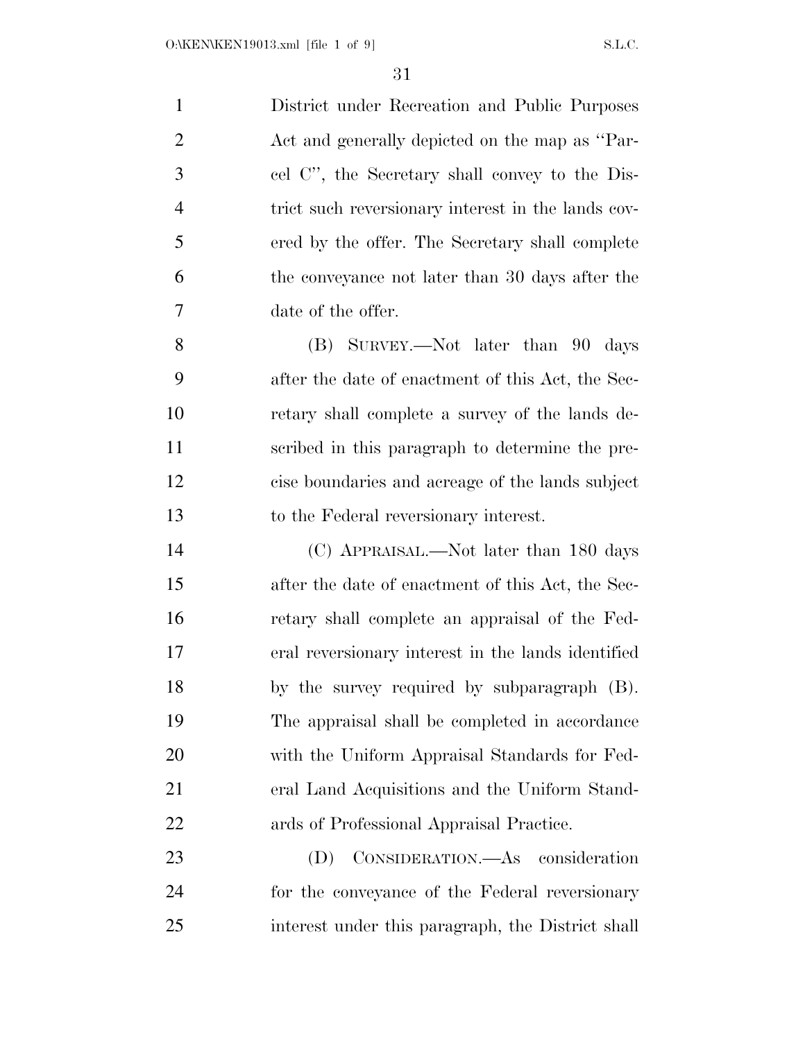District under Recreation and Public Purposes Act and generally depicted on the map as "Parcel C", the Secretary shall convey to the District such reversionary interest in the lands covered by the offer. The Secretary shall complete the conveyance not later than 30 days after the date of the offer.

(B) SURVEY.—Not later than 90 days after the date of enactment of this Act, the Secretary shall complete a survey of the lands described in this paragraph to determine the precise boundaries and acreage of the lands subject to the Federal reversionary interest.

(C) APPRAISAL.—Not later than 180 days after the date of enactment of this Act, the Secretary shall complete an appraisal of the Federal reversionary interest in the lands identified by the survey required by subparagraph (B). The appraisal shall be completed in accordance with the Uniform Appraisal Standards for Federal Land Acquisitions and the Uniform Standards of Professional Appraisal Practice.

(D) CONSIDERATION.—As consideration for the conveyance of the Federal reversionary interest under this paragraph, the District shall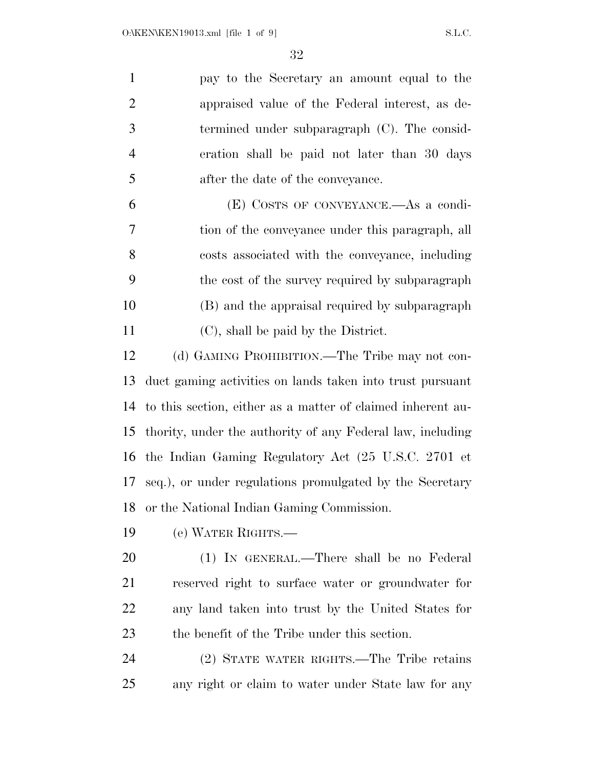pay to the Secretary an amount equal to the appraised value of the Federal interest, as determined under subparagraph (C). The consideration shall be paid not later than 30 days after the date of the conveyance.

(E) COSTS OF CONVEYANCE.—As a condition of the conveyance under this paragraph, all costs associated with the conveyance, including the cost of the survey required by subparagraph (B) and the appraisal required by subparagraph (C), shall be paid by the District.

(d) GAMING PROHIBITION.—The Tribe may not conduct gaming activities on lands taken into trust pursuant to this section, either as a matter of claimed inherent authority, under the authority of any Federal law, including the Indian Gaming Regulatory Act (25 U.S.C. 2701 et seq.), or under regulations promulgated by the Secretary or the National Indian Gaming Commission.

(e) WATER RIGHTS.—

(1) IN GENERAL.—There shall be no Federal reserved right to surface water or groundwater for any land taken into trust by the United States for the benefit of the Tribe under this section.

(2) STATE WATER RIGHTS.—The Tribe retains any right or claim to water under State law for any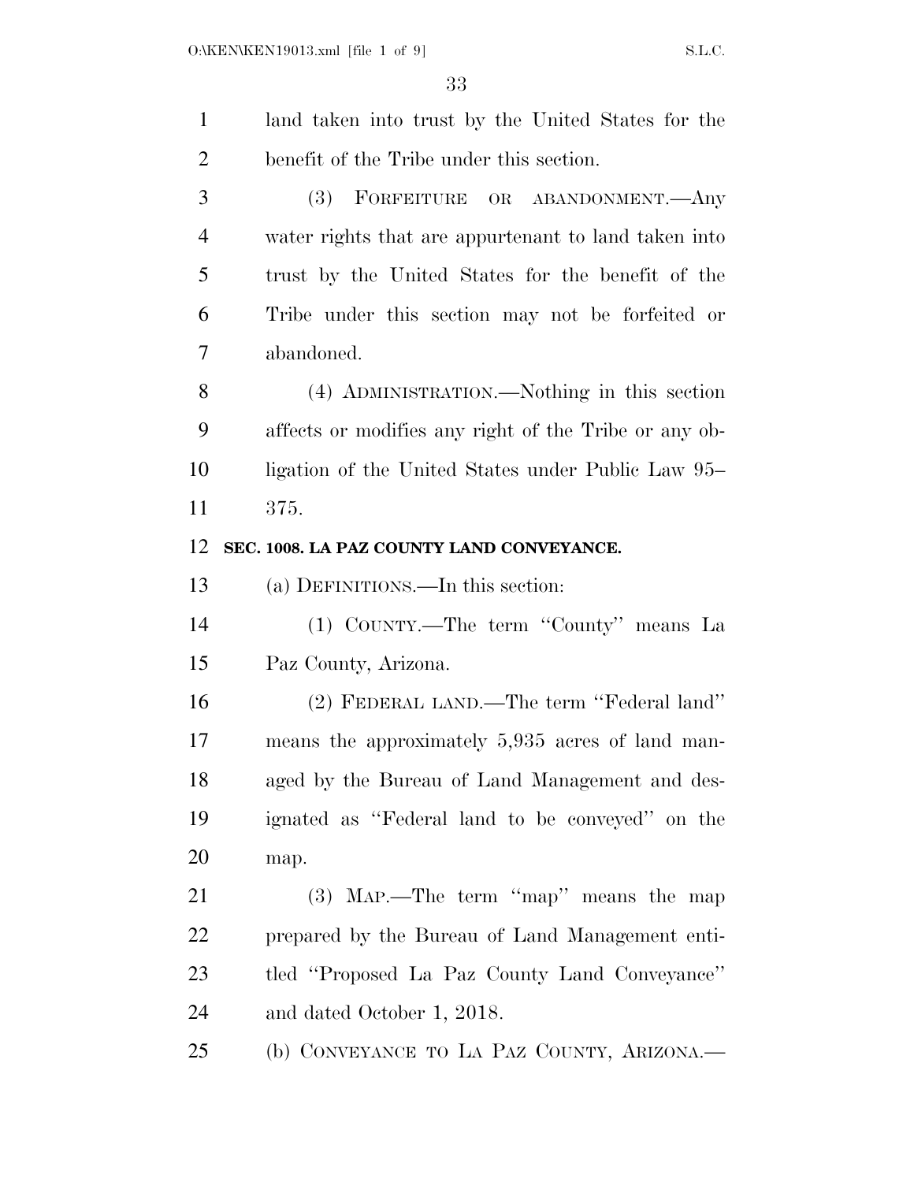land taken into trust by the United States for the benefit of the Tribe under this section.

(3) FORFEITURE OR ABANDONMENT.—Any water rights that are appurtenant to land taken into trust by the United States for the benefit of the Tribe under this section may not be forfeited or abandoned.

(4) ADMINISTRATION.—Nothing in this section affects or modifies any right of the Tribe or any obligation of the United States under Public Law 95–375.

**SEC. 1008. LA PAZ COUNTY LAND CONVEYANCE.**

(a) DEFINITIONS.—In this section:

(1) COUNTY.—The term ''County'' means La Paz County, Arizona.

(2) FEDERAL LAND.—The term ''Federal land'' means the approximately 5,935 acres of land managed by the Bureau of Land Management and designated as ''Federal land to be conveyed'' on the map.

(3) MAP.—The term ''map'' means the map prepared by the Bureau of Land Management entitled ''Proposed La Paz County Land Conveyance'' and dated October 1, 2018.

(b) CONVEYANCE TO LA PAZ COUNTY, ARIZONA.—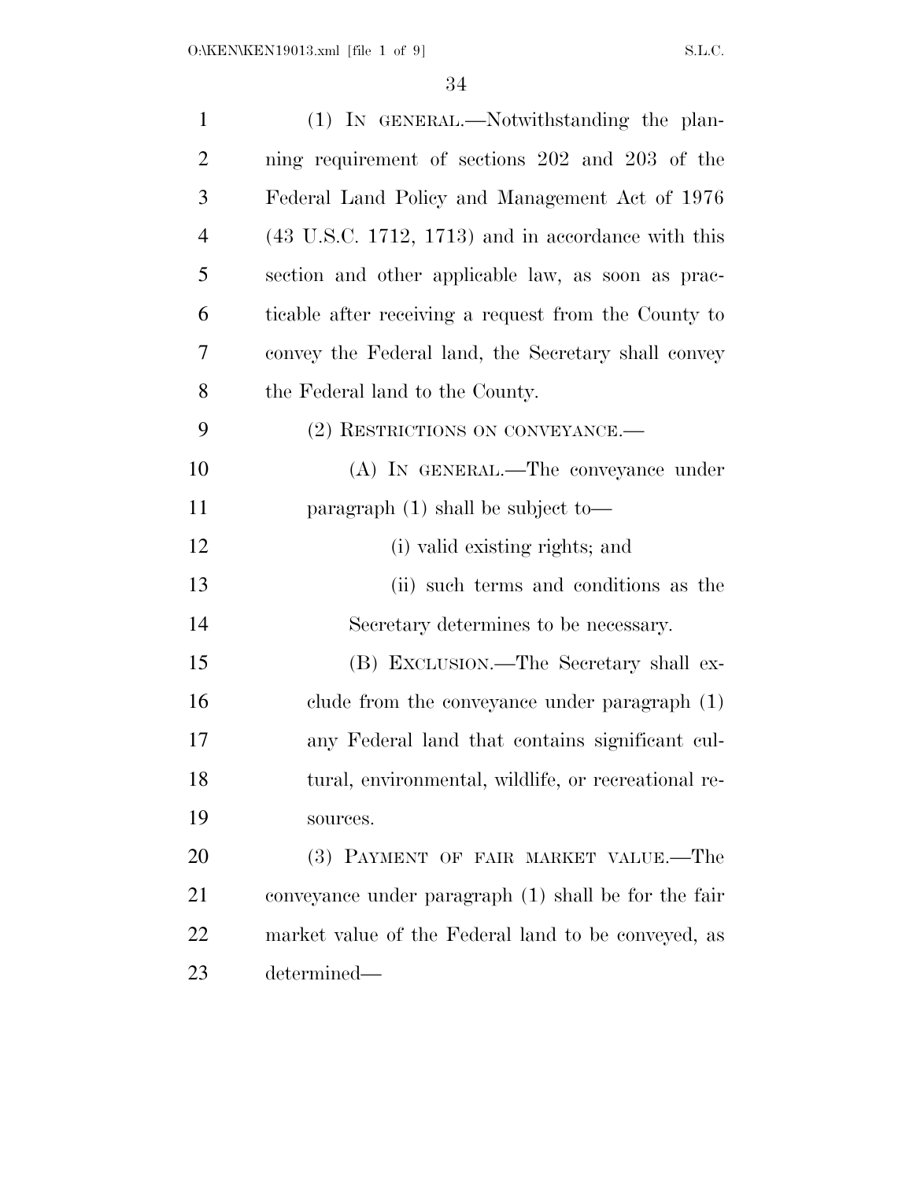(1) IN GENERAL.—Notwithstanding the planning requirement of sections 202 and 203 of the Federal Land Policy and Management Act of 1976 (43 U.S.C. 1712, 1713) and in accordance with this section and other applicable law, as soon as practicable after receiving a request from the County to convey the Federal land, the Secretary shall convey the Federal land to the County.

(2) RESTRICTIONS ON CONVEYANCE.—

(A) IN GENERAL.—The conveyance under paragraph (1) shall be subject to—

(i) valid existing rights; and

(ii) such terms and conditions as the Secretary determines to be necessary.

(B) EXCLUSION.—The Secretary shall exclude from the conveyance under paragraph (1) any Federal land that contains significant cultural, environmental, wildlife, or recreational resources.

(3) PAYMENT OF FAIR MARKET VALUE.—The conveyance under paragraph (1) shall be for the fair market value of the Federal land to be conveyed, as determined—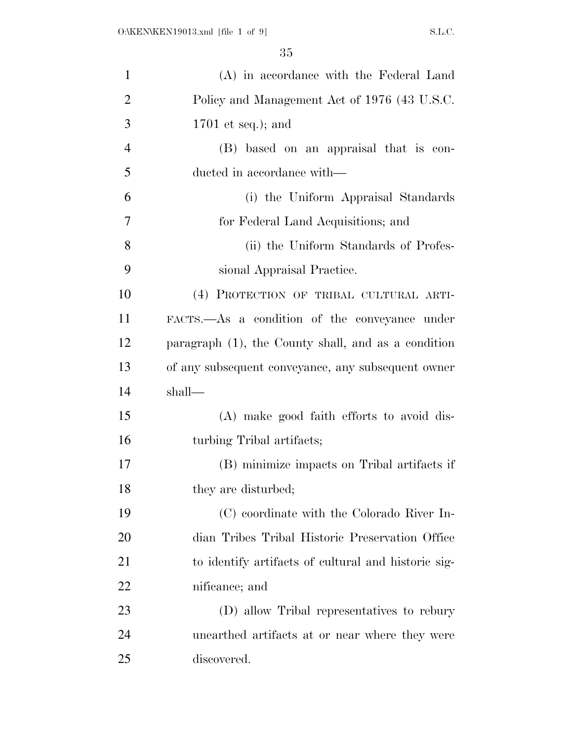(A) in accordance with the Federal Land Policy and Management Act of 1976 (43 U.S.C. 1701 et seq.); and

(B) based on an appraisal that is conducted in accordance with—

(i) the Uniform Appraisal Standards for Federal Land Acquisitions; and

(ii) the Uniform Standards of Professional Appraisal Practice.

(4) PROTECTION OF TRIBAL CULTURAL ARTIFACTS.—As a condition of the conveyance under paragraph (1), the County shall, and as a condition of any subsequent conveyance, any subsequent owner shall—

(A) make good faith efforts to avoid disturbing Tribal artifacts;

(B) minimize impacts on Tribal artifacts if they are disturbed;

(C) coordinate with the Colorado River Indian Tribes Tribal Historic Preservation Office to identify artifacts of cultural and historic significance; and

(D) allow Tribal representatives to rebury unearthed artifacts at or near where they were discovered.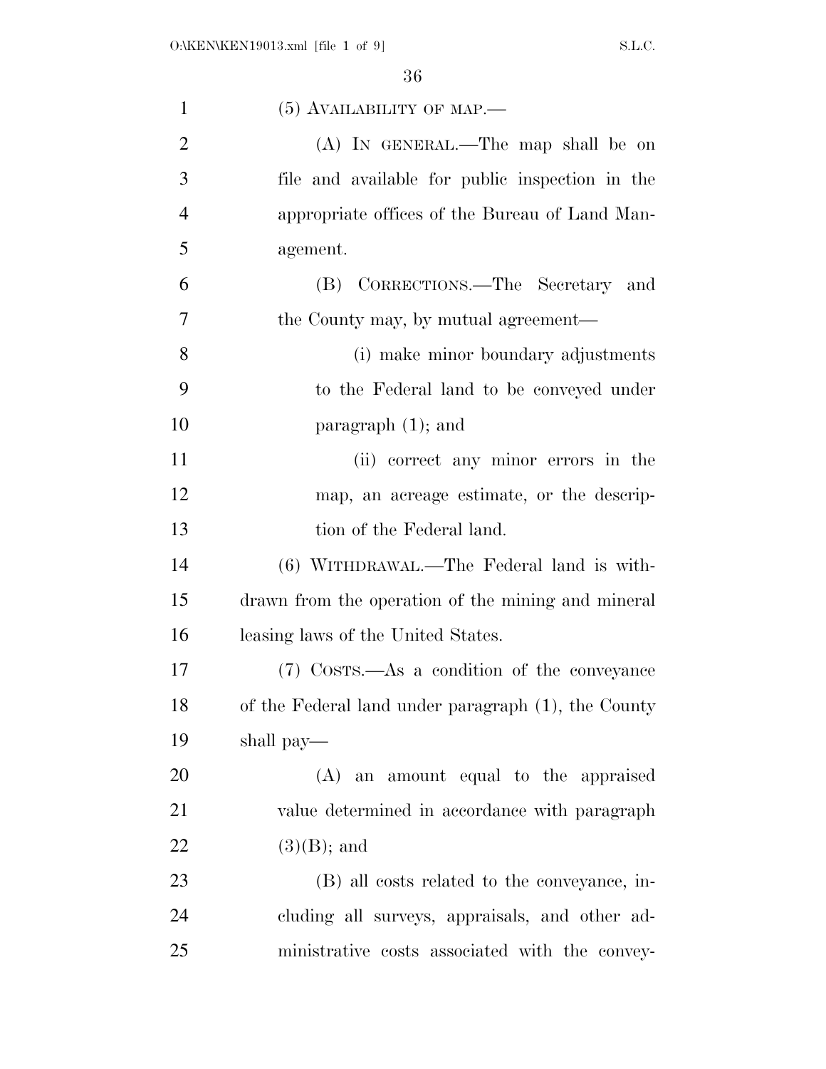(5) AVAILABILITY OF MAP.—

(A) IN GENERAL.—The map shall be on file and available for public inspection in the appropriate offices of the Bureau of Land Management.

(B) CORRECTIONS.—The Secretary and the County may, by mutual agreement—

(i) make minor boundary adjustments to the Federal land to be conveyed under paragraph (1); and

(ii) correct any minor errors in the map, an acreage estimate, or the description of the Federal land.

(6) WITHDRAWAL.—The Federal land is withdrawn from the operation of the mining and mineral leasing laws of the United States.

(7) COSTS.—As a condition of the conveyance of the Federal land under paragraph (1), the County shall pay—

(A) an amount equal to the appraised value determined in accordance with paragraph (3)(B); and

(B) all costs related to the conveyance, including all surveys, appraisals, and other administrative costs associated with the convey-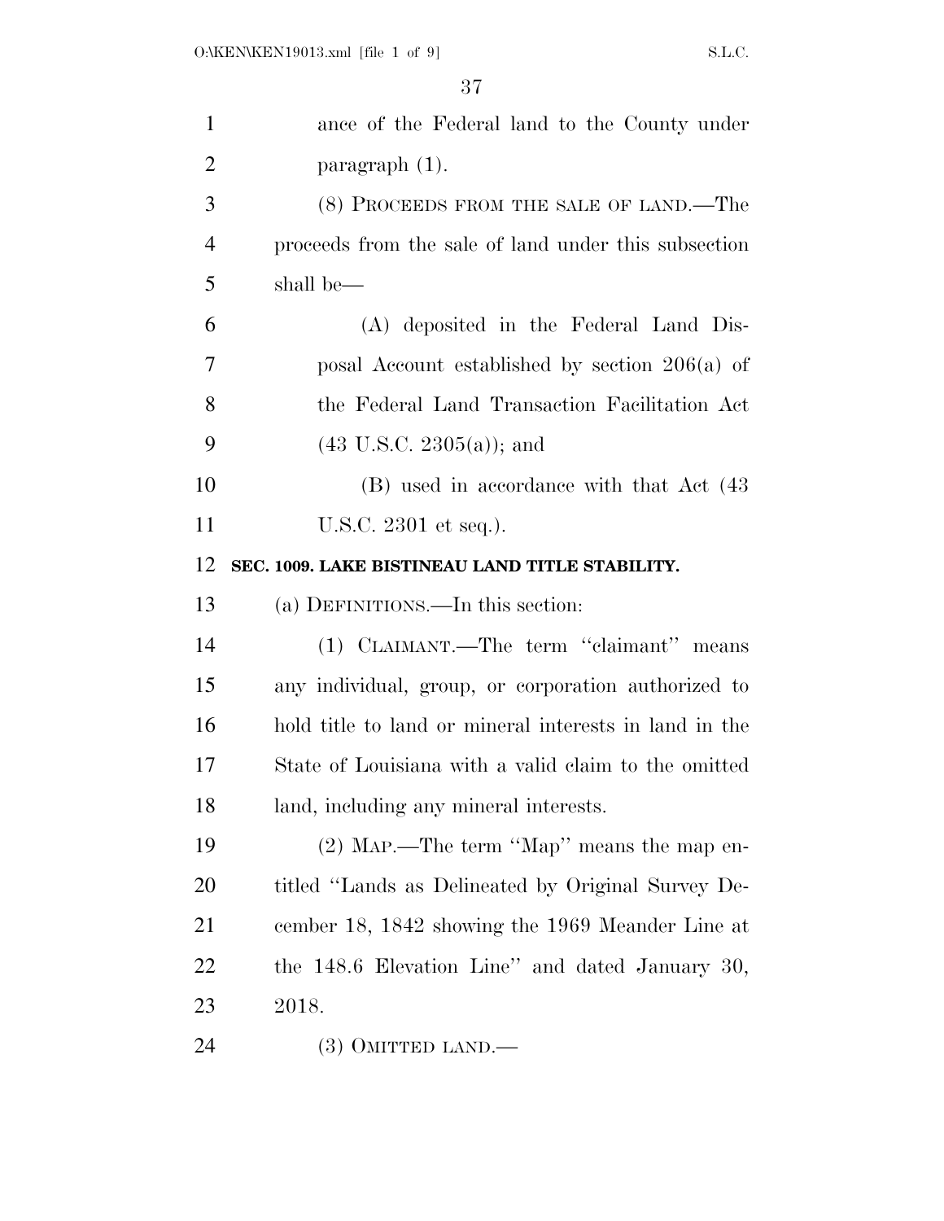ance of the Federal land to the County under paragraph (1).

(8) PROCEEDS FROM THE SALE OF LAND.—The proceeds from the sale of land under this subsection shall be—

(A) deposited in the Federal Land Disposal Account established by section 206(a) of the Federal Land Transaction Facilitation Act (43 U.S.C. 2305(a)); and

(B) used in accordance with that Act (43 U.S.C. 2301 et seq.).

**SEC. 1009. LAKE BISTINEAU LAND TITLE STABILITY.**

(a) DEFINITIONS.—In this section:

(1) CLAIMANT.—The term ''claimant'' means any individual, group, or corporation authorized to hold title to land or mineral interests in land in the State of Louisiana with a valid claim to the omitted land, including any mineral interests.

(2) MAP.—The term ''Map'' means the map entitled ''Lands as Delineated by Original Survey December 18, 1842 showing the 1969 Meander Line at the 148.6 Elevation Line'' and dated January 30, 2018.

(3) OMITTED LAND.—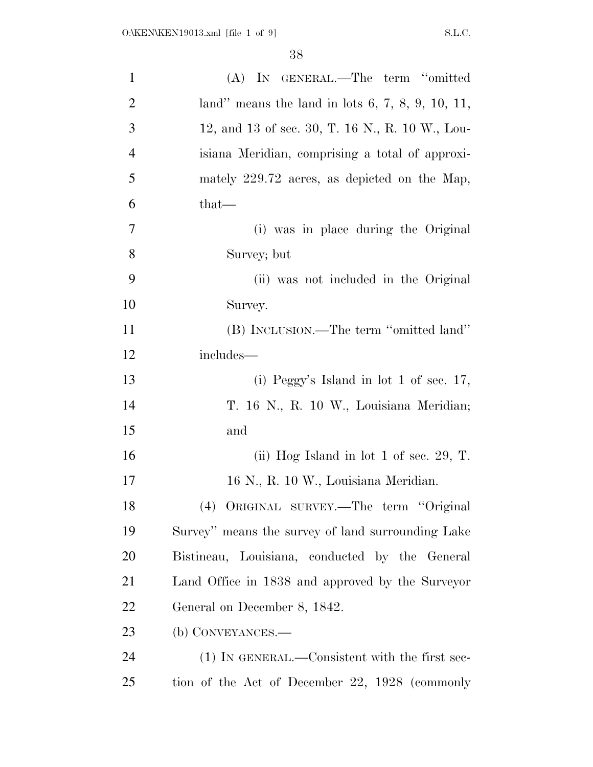(A) IN GENERAL.—The term "omitted land" means the land in lots 6, 7, 8, 9, 10, 11, 12, and 13 of sec. 30, T. 16 N., R. 10 W., Louisiana Meridian, comprising a total of approximately 229.72 acres, as depicted on the Map, that—

(i) was in place during the Original Survey; but

(ii) was not included in the Original Survey.

(B) INCLUSION.—The term "omitted land" includes—

(i) Peggy's Island in lot 1 of sec. 17, T. 16 N., R. 10 W., Louisiana Meridian; and

(ii) Hog Island in lot 1 of sec. 29, T. 16 N., R. 10 W., Louisiana Meridian.

(4) ORIGINAL SURVEY.—The term "Original Survey" means the survey of land surrounding Lake Bistineau, Louisiana, conducted by the General Land Office in 1838 and approved by the Surveyor General on December 8, 1842.

(b) CONVEYANCES.—

(1) IN GENERAL.—Consistent with the first section of the Act of December 22, 1928 (commonly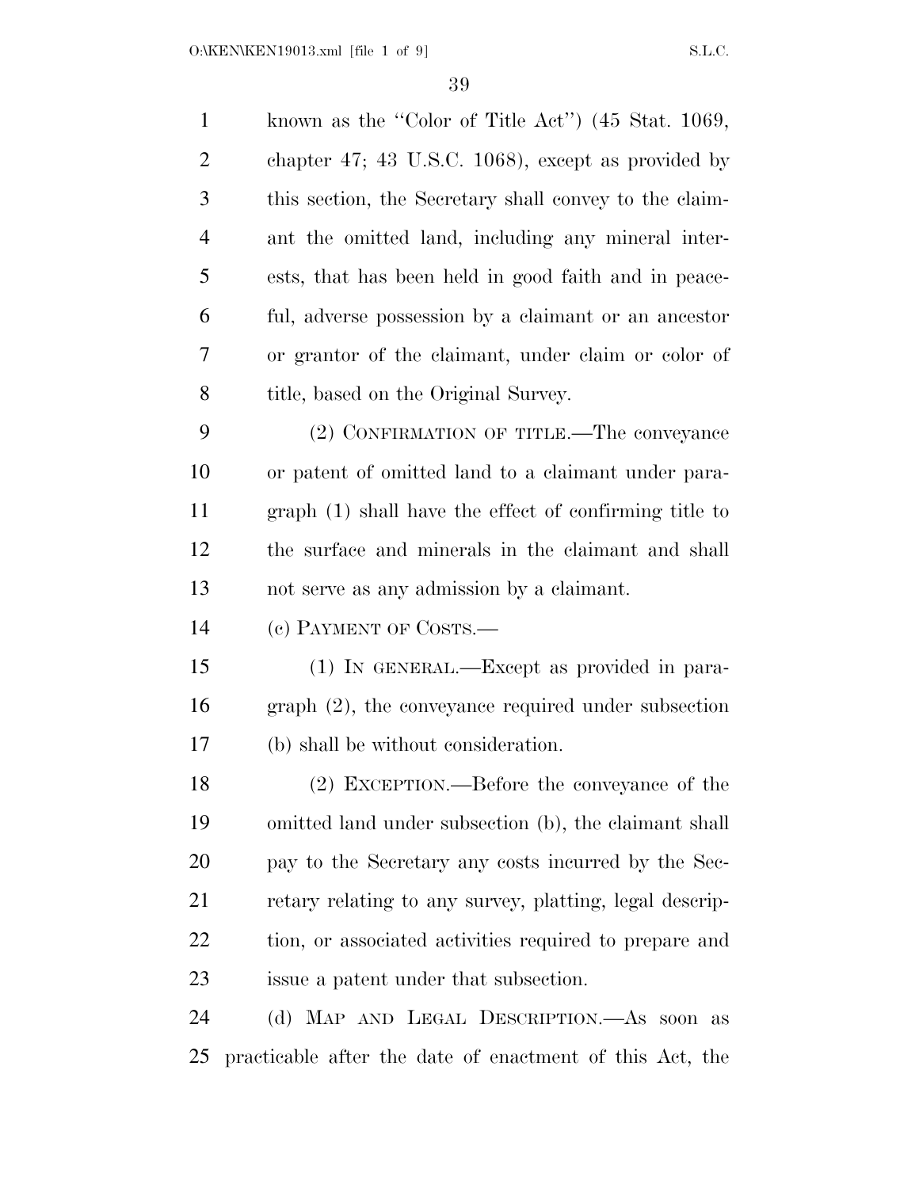known as the "Color of Title Act") (45 Stat. 1069, chapter 47; 43 U.S.C. 1068), except as provided by this section, the Secretary shall convey to the claimant the omitted land, including any mineral interests, that has been held in good faith and in peaceful, adverse possession by a claimant or an ancestor or grantor of the claimant, under claim or color of title, based on the Original Survey.

(2) CONFIRMATION OF TITLE.—The conveyance or patent of omitted land to a claimant under paragraph (1) shall have the effect of confirming title to the surface and minerals in the claimant and shall not serve as any admission by a claimant.

(c) PAYMENT OF COSTS.—

(1) IN GENERAL.—Except as provided in paragraph (2), the conveyance required under subsection (b) shall be without consideration.

(2) EXCEPTION.—Before the conveyance of the omitted land under subsection (b), the claimant shall pay to the Secretary any costs incurred by the Secretary relating to any survey, platting, legal description, or associated activities required to prepare and issue a patent under that subsection.

(d) MAP AND LEGAL DESCRIPTION.—As soon as practicable after the date of enactment of this Act, the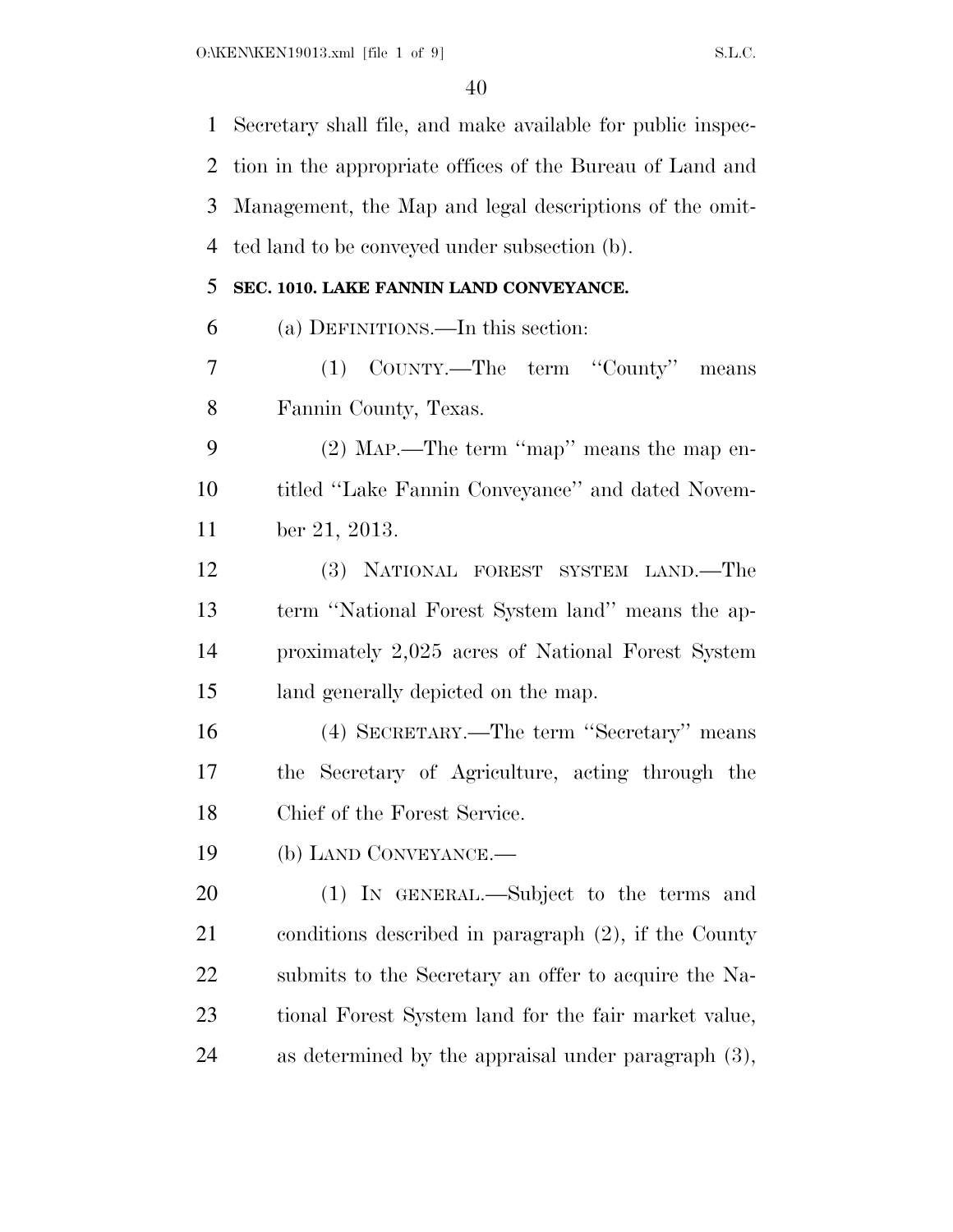Secretary shall file, and make available for public inspection in the appropriate offices of the Bureau of Land and Management, the Map and legal descriptions of the omitted land to be conveyed under subsection (b).

**SEC. 1010. LAKE FANNIN LAND CONVEYANCE.**

(a) DEFINITIONS.—In this section:

(1) COUNTY.—The term ''County'' means Fannin County, Texas.

(2) MAP.—The term ''map'' means the map entitled ''Lake Fannin Conveyance'' and dated November 21, 2013.

(3) NATIONAL FOREST SYSTEM LAND.—The term ''National Forest System land'' means the approximately 2,025 acres of National Forest System land generally depicted on the map.

(4) SECRETARY.—The term ''Secretary'' means the Secretary of Agriculture, acting through the Chief of the Forest Service.

(b) LAND CONVEYANCE.—

(1) IN GENERAL.—Subject to the terms and conditions described in paragraph (2), if the County submits to the Secretary an offer to acquire the National Forest System land for the fair market value, as determined by the appraisal under paragraph (3),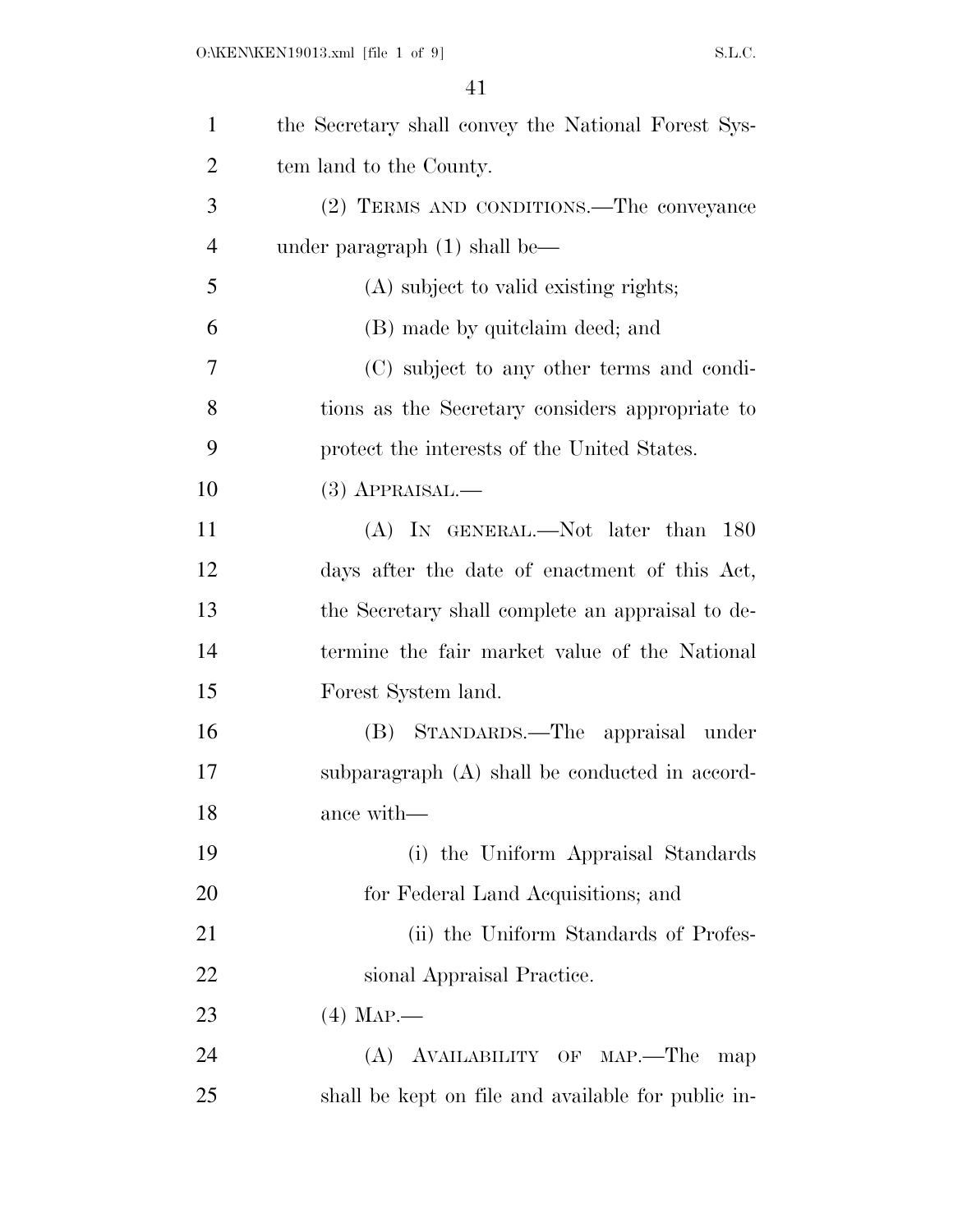the Secretary shall convey the National Forest System land to the County.

(2) TERMS AND CONDITIONS.—The conveyance under paragraph (1) shall be—

(A) subject to valid existing rights;

(B) made by quitclaim deed; and

(C) subject to any other terms and conditions as the Secretary considers appropriate to protect the interests of the United States.

(3) APPRAISAL.—

(A) IN GENERAL.—Not later than 180 days after the date of enactment of this Act, the Secretary shall complete an appraisal to determine the fair market value of the National Forest System land.

(B) STANDARDS.—The appraisal under subparagraph (A) shall be conducted in accordance with—

(i) the Uniform Appraisal Standards for Federal Land Acquisitions; and

(ii) the Uniform Standards of Professional Appraisal Practice.

(4) MAP.—

(A) AVAILABILITY OF MAP.—The map shall be kept on file and available for public in-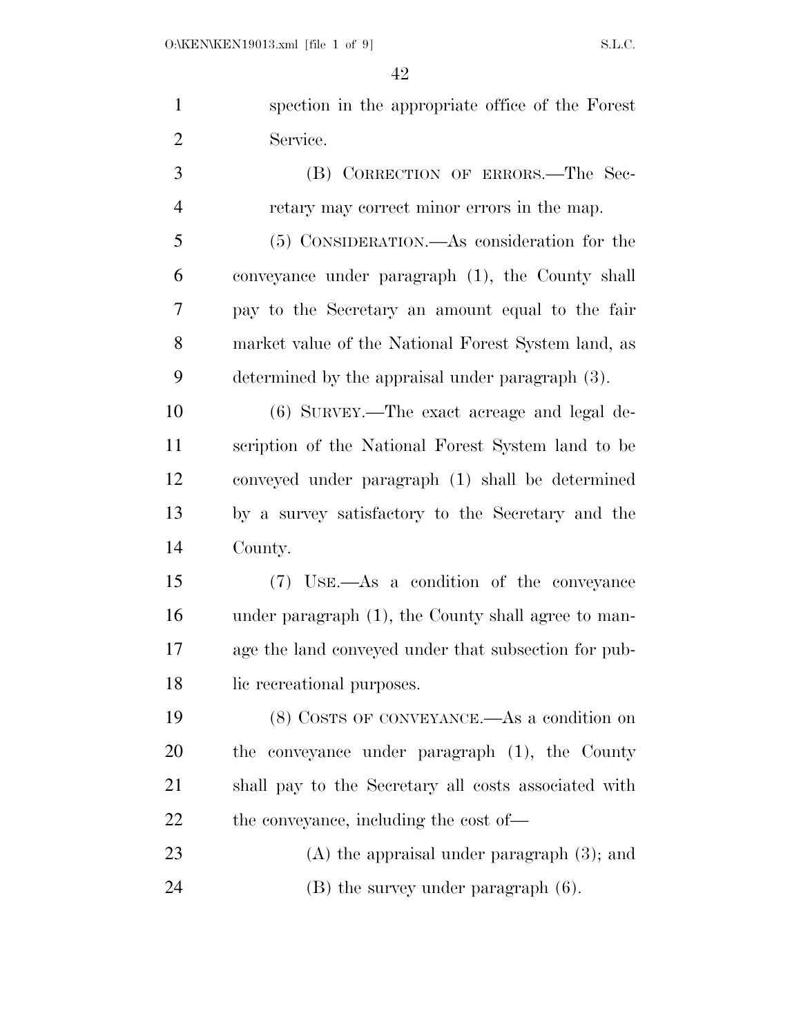spection in the appropriate office of the Forest Service.

(B) CORRECTION OF ERRORS.—The Secretary may correct minor errors in the map.

(5) CONSIDERATION.—As consideration for the conveyance under paragraph (1), the County shall pay to the Secretary an amount equal to the fair market value of the National Forest System land, as determined by the appraisal under paragraph (3).

(6) SURVEY.—The exact acreage and legal description of the National Forest System land to be conveyed under paragraph (1) shall be determined by a survey satisfactory to the Secretary and the County.

(7) USE.—As a condition of the conveyance under paragraph (1), the County shall agree to manage the land conveyed under that subsection for public recreational purposes.

(8) COSTS OF CONVEYANCE.—As a condition on the conveyance under paragraph (1), the County shall pay to the Secretary all costs associated with the conveyance, including the cost of—

(A) the appraisal under paragraph (3); and

(B) the survey under paragraph (6).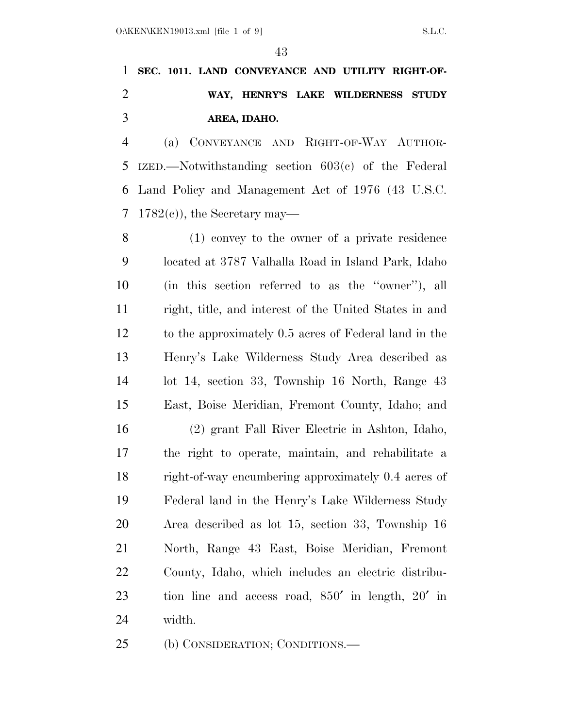**SEC. 1011. LAND CONVEYANCE AND UTILITY RIGHT-OF-WAY, HENRY'S LAKE WILDERNESS STUDY AREA, IDAHO.**

(a) CONVEYANCE AND RIGHT-OF-WAY AUTHORIZED.—Notwithstanding section 603(c) of the Federal Land Policy and Management Act of 1976 (43 U.S.C. 1782(c)), the Secretary may—

(1) convey to the owner of a private residence located at 3787 Valhalla Road in Island Park, Idaho (in this section referred to as the "owner"), all right, title, and interest of the United States in and to the approximately 0.5 acres of Federal land in the Henry's Lake Wilderness Study Area described as lot 14, section 33, Township 16 North, Range 43 East, Boise Meridian, Fremont County, Idaho; and

(2) grant Fall River Electric in Ashton, Idaho, the right to operate, maintain, and rehabilitate a right-of-way encumbering approximately 0.4 acres of Federal land in the Henry's Lake Wilderness Study Area described as lot 15, section 33, Township 16 North, Range 43 East, Boise Meridian, Fremont County, Idaho, which includes an electric distribution line and access road, 850′ in length, 20′ in width.

(b) CONSIDERATION; CONDITIONS.—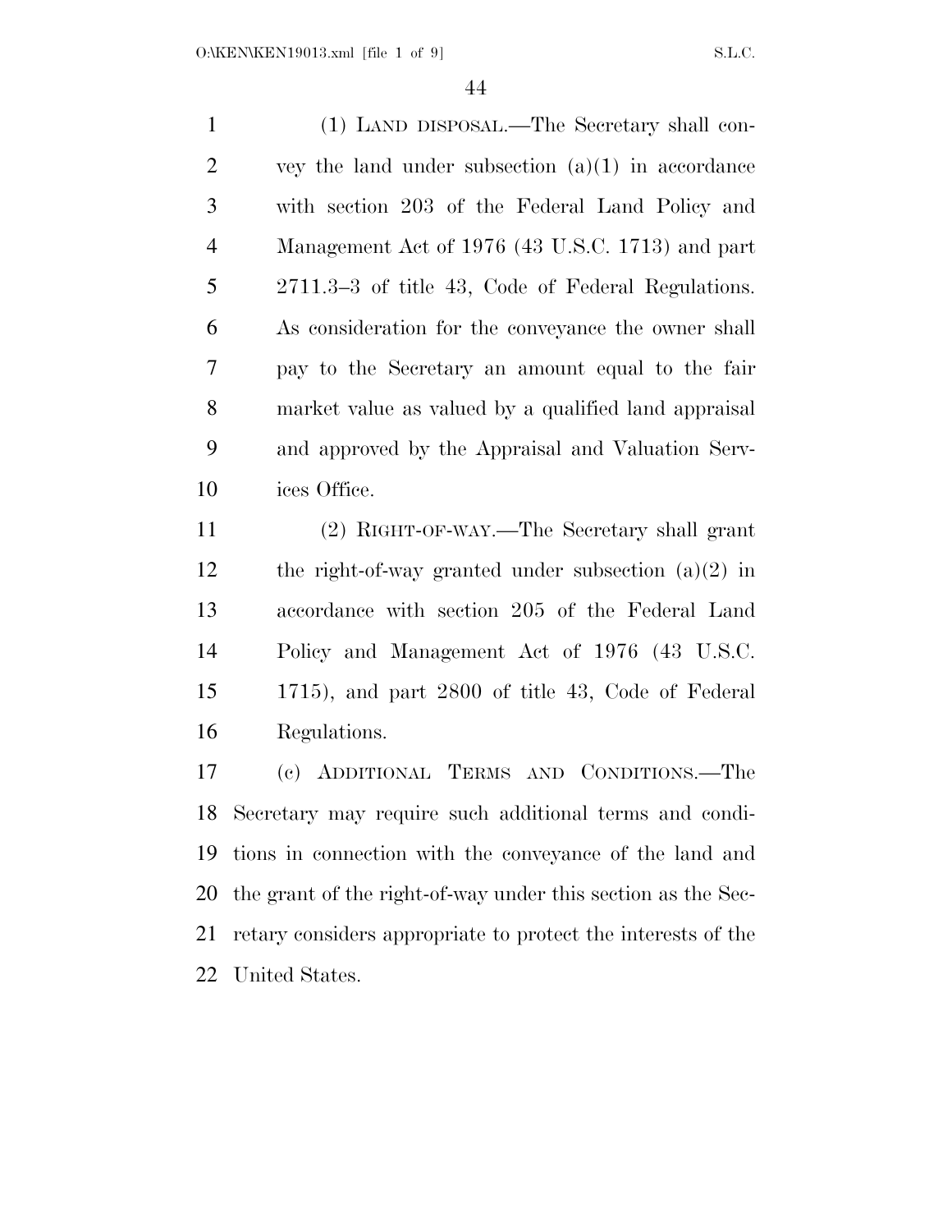(1) LAND DISPOSAL.—The Secretary shall convey the land under subsection (a)(1) in accordance with section 203 of the Federal Land Policy and Management Act of 1976 (43 U.S.C. 1713) and part 2711.3–3 of title 43, Code of Federal Regulations. As consideration for the conveyance the owner shall pay to the Secretary an amount equal to the fair market value as valued by a qualified land appraisal and approved by the Appraisal and Valuation Services Office.

(2) RIGHT-OF-WAY.—The Secretary shall grant the right-of-way granted under subsection (a)(2) in accordance with section 205 of the Federal Land Policy and Management Act of 1976 (43 U.S.C. 1715), and part 2800 of title 43, Code of Federal Regulations.

(c) ADDITIONAL TERMS AND CONDITIONS.—The Secretary may require such additional terms and conditions in connection with the conveyance of the land and the grant of the right-of-way under this section as the Secretary considers appropriate to protect the interests of the United States.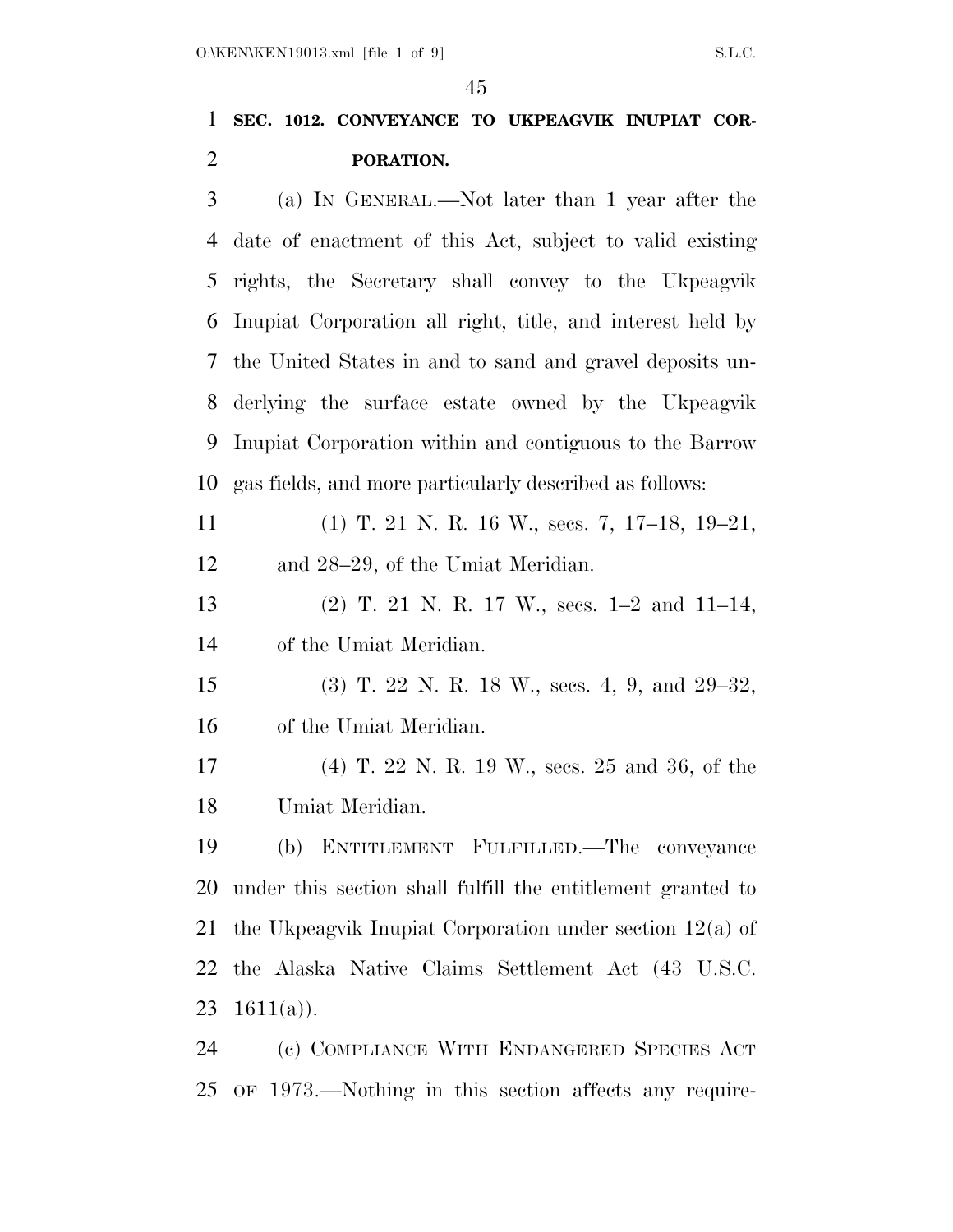### SEC. 1012. CONVEYANCE TO UKPEAGVIK INUPIAT CORPORATION.

(a) IN GENERAL.—Not later than 1 year after the date of enactment of this Act, subject to valid existing rights, the Secretary shall convey to the Ukpeagvik Inupiat Corporation all right, title, and interest held by the United States in and to sand and gravel deposits underlying the surface estate owned by the Ukpeagvik Inupiat Corporation within and contiguous to the Barrow gas fields, and more particularly described as follows:

(1) T. 21 N. R. 16 W., secs. 7, 17–18, 19–21, and 28–29, of the Umiat Meridian.

(2) T. 21 N. R. 17 W., secs. 1–2 and 11–14, of the Umiat Meridian.

(3) T. 22 N. R. 18 W., secs. 4, 9, and 29–32, of the Umiat Meridian.

(4) T. 22 N. R. 19 W., secs. 25 and 36, of the Umiat Meridian.

(b) ENTITLEMENT FULFILLED.—The conveyance under this section shall fulfill the entitlement granted to the Ukpeagvik Inupiat Corporation under section 12(a) of the Alaska Native Claims Settlement Act (43 U.S.C. 1611(a)).

(c) COMPLIANCE WITH ENDANGERED SPECIES ACT OF 1973.—Nothing in this section affects any require-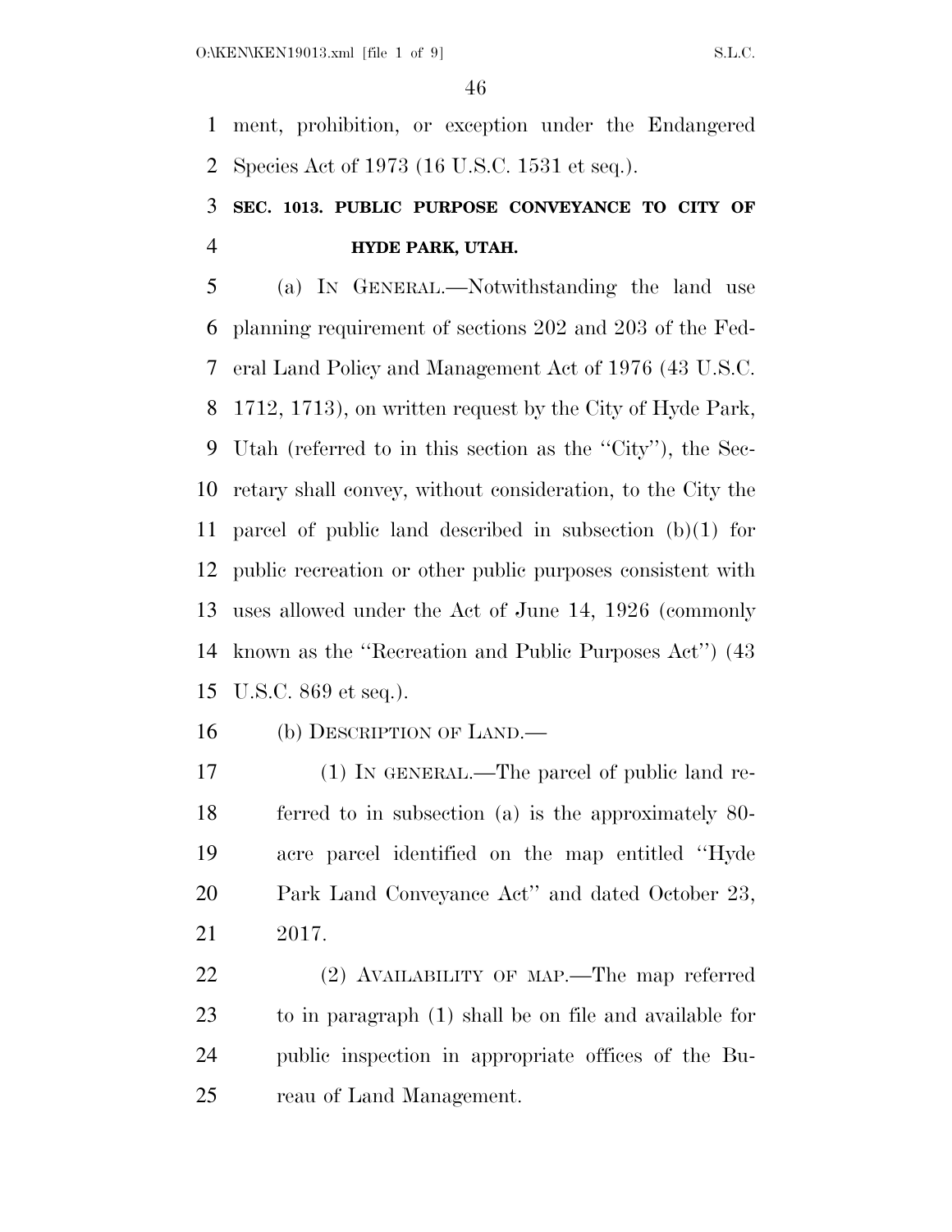ment, prohibition, or exception under the Endangered Species Act of 1973 (16 U.S.C. 1531 et seq.).

### SEC. 1013. PUBLIC PURPOSE CONVEYANCE TO CITY OF HYDE PARK, UTAH.

(a) IN GENERAL.—Notwithstanding the land use planning requirement of sections 202 and 203 of the Federal Land Policy and Management Act of 1976 (43 U.S.C. 1712, 1713), on written request by the City of Hyde Park, Utah (referred to in this section as the ''City''), the Secretary shall convey, without consideration, to the City the parcel of public land described in subsection (b)(1) for public recreation or other public purposes consistent with uses allowed under the Act of June 14, 1926 (commonly known as the ''Recreation and Public Purposes Act'') (43 U.S.C. 869 et seq.).

(b) DESCRIPTION OF LAND.—

(1) IN GENERAL.—The parcel of public land referred to in subsection (a) is the approximately 80-acre parcel identified on the map entitled ''Hyde Park Land Conveyance Act'' and dated October 23, 2017.

(2) AVAILABILITY OF MAP.—The map referred to in paragraph (1) shall be on file and available for public inspection in appropriate offices of the Bureau of Land Management.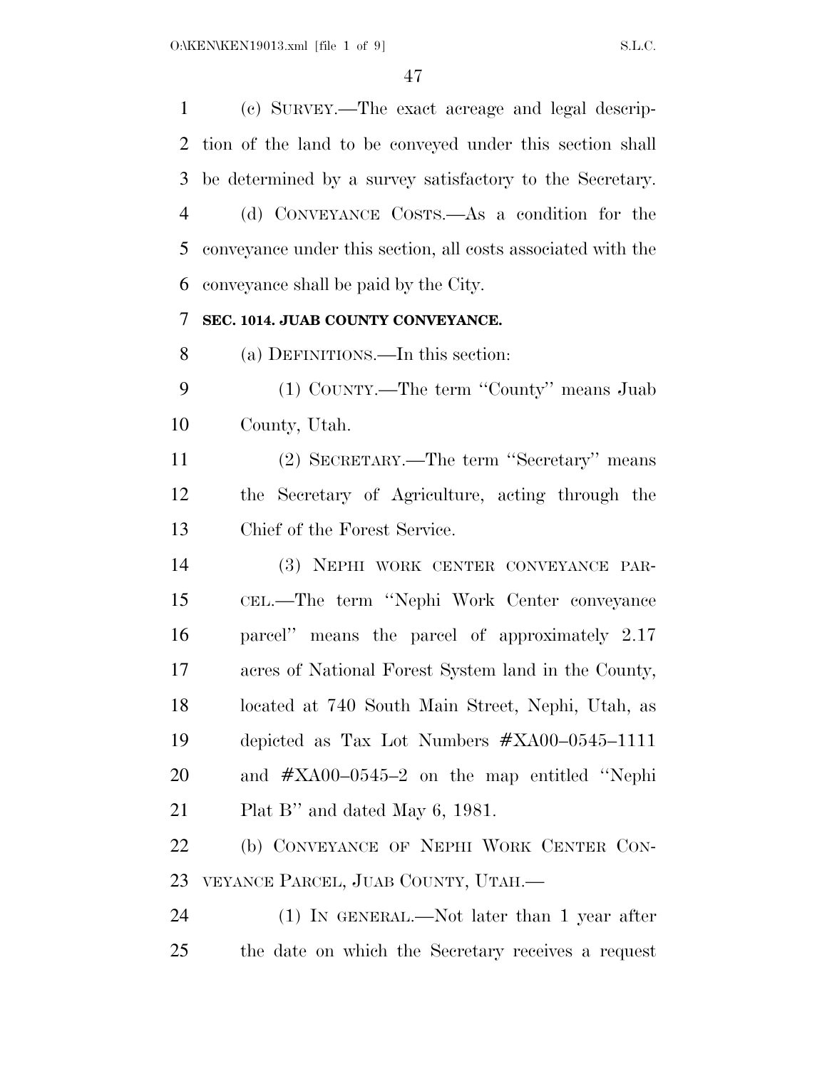(c) SURVEY.—The exact acreage and legal description of the land to be conveyed under this section shall be determined by a survey satisfactory to the Secretary.

(d) CONVEYANCE COSTS.—As a condition for the conveyance under this section, all costs associated with the conveyance shall be paid by the City.

**SEC. 1014. JUAB COUNTY CONVEYANCE.**

(a) DEFINITIONS.—In this section:

(1) COUNTY.—The term ''County'' means Juab County, Utah.

(2) SECRETARY.—The term ''Secretary'' means the Secretary of Agriculture, acting through the Chief of the Forest Service.

(3) NEPHI WORK CENTER CONVEYANCE PARCEL.—The term ''Nephi Work Center conveyance parcel'' means the parcel of approximately 2.17 acres of National Forest System land in the County, located at 740 South Main Street, Nephi, Utah, as depicted as Tax Lot Numbers #XA00–0545–1111 and #XA00–0545–2 on the map entitled ''Nephi Plat B'' and dated May 6, 1981.

(b) CONVEYANCE OF NEPHI WORK CENTER CONVEYANCE PARCEL, JUAB COUNTY, UTAH.—

(1) IN GENERAL.—Not later than 1 year after the date on which the Secretary receives a request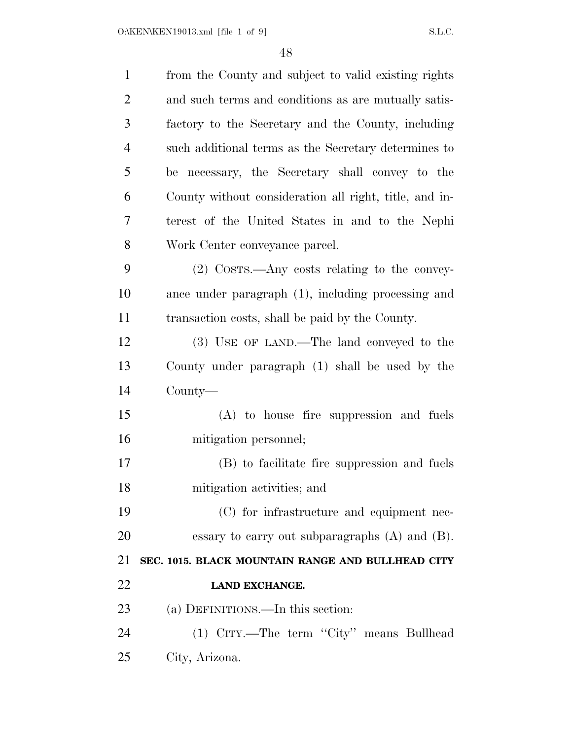from the County and subject to valid existing rights and such terms and conditions as are mutually satisfactory to the Secretary and the County, including such additional terms as the Secretary determines to be necessary, the Secretary shall convey to the County without consideration all right, title, and interest of the United States in and to the Nephi Work Center conveyance parcel.

(2) COSTS.—Any costs relating to the conveyance under paragraph (1), including processing and transaction costs, shall be paid by the County.

(3) USE OF LAND.—The land conveyed to the County under paragraph (1) shall be used by the County—

(A) to house fire suppression and fuels mitigation personnel;

(B) to facilitate fire suppression and fuels mitigation activities; and

(C) for infrastructure and equipment necessary to carry out subparagraphs (A) and (B).

**SEC. 1015. BLACK MOUNTAIN RANGE AND BULLHEAD CITY LAND EXCHANGE.**

(a) DEFINITIONS.—In this section:

(1) CITY.—The term ''City'' means Bullhead City, Arizona.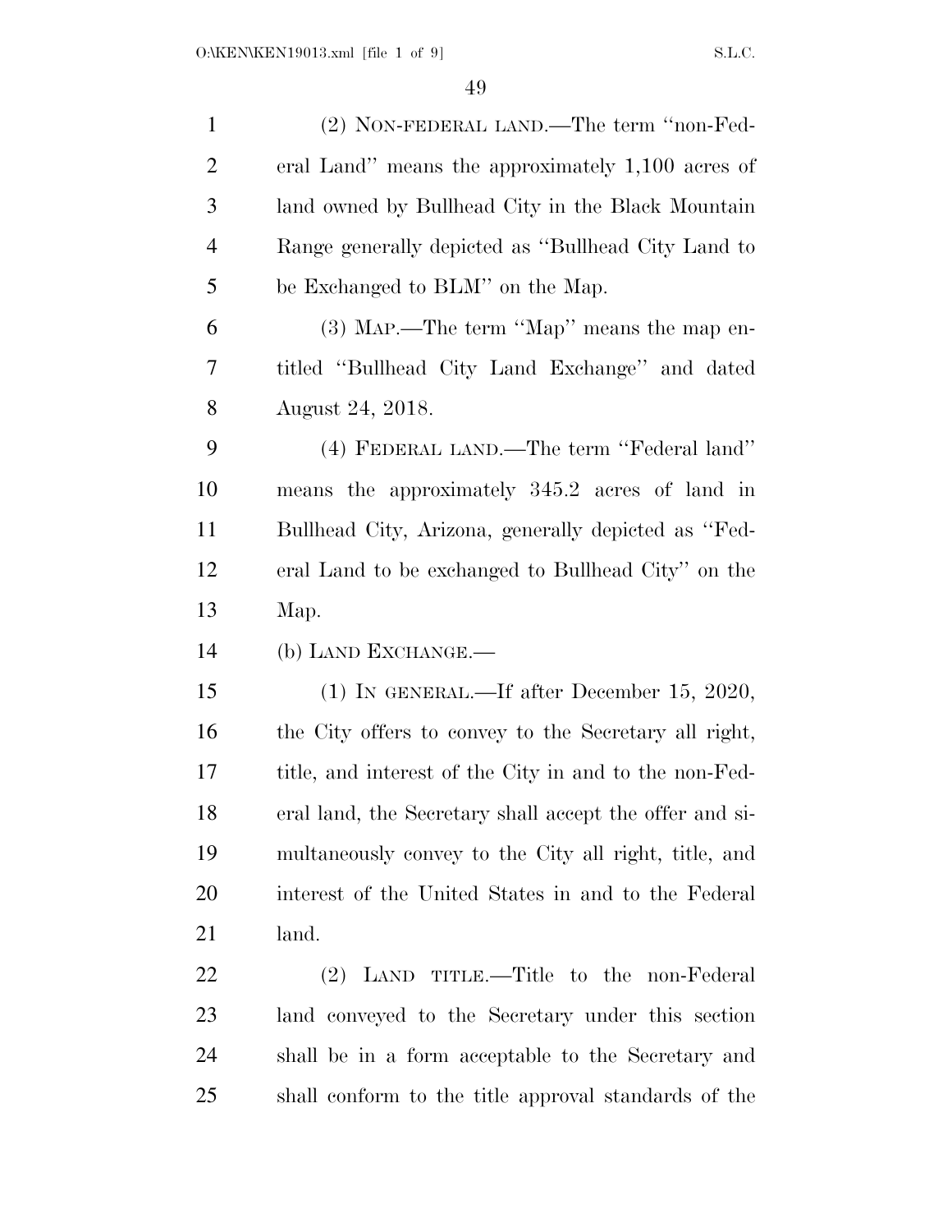(2) NON-FEDERAL LAND.—The term ''non-Federal Land'' means the approximately 1,100 acres of land owned by Bullhead City in the Black Mountain Range generally depicted as ''Bullhead City Land to be Exchanged to BLM'' on the Map.

(3) MAP.—The term ''Map'' means the map entitled ''Bullhead City Land Exchange'' and dated August 24, 2018.

(4) FEDERAL LAND.—The term ''Federal land'' means the approximately 345.2 acres of land in Bullhead City, Arizona, generally depicted as ''Federal Land to be exchanged to Bullhead City'' on the Map.

(b) LAND EXCHANGE.—

(1) IN GENERAL.—If after December 15, 2020, the City offers to convey to the Secretary all right, title, and interest of the City in and to the non-Federal land, the Secretary shall accept the offer and simultaneously convey to the City all right, title, and interest of the United States in and to the Federal land.

(2) LAND TITLE.—Title to the non-Federal land conveyed to the Secretary under this section shall be in a form acceptable to the Secretary and shall conform to the title approval standards of the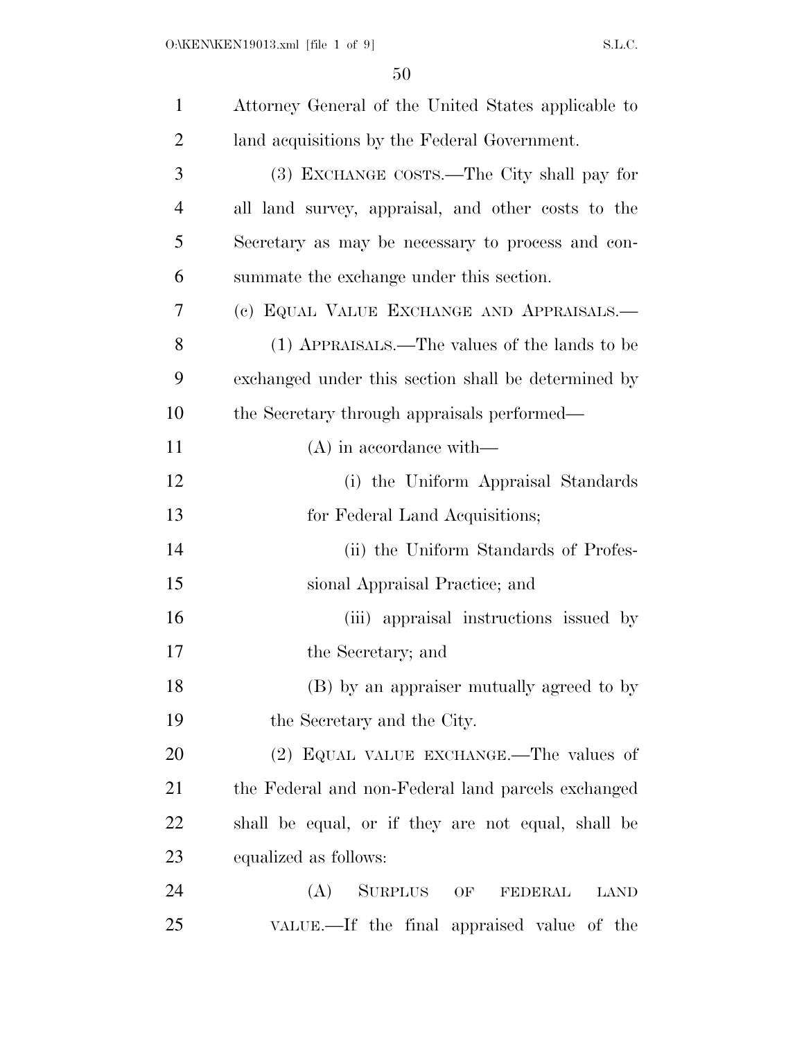Attorney General of the United States applicable to land acquisitions by the Federal Government.

(3) EXCHANGE COSTS.—The City shall pay for all land survey, appraisal, and other costs to the Secretary as may be necessary to process and consummate the exchange under this section.

(c) EQUAL VALUE EXCHANGE AND APPRAISALS.—

(1) APPRAISALS.—The values of the lands to be exchanged under this section shall be determined by the Secretary through appraisals performed—

(A) in accordance with—

(i) the Uniform Appraisal Standards for Federal Land Acquisitions;

(ii) the Uniform Standards of Professional Appraisal Practice; and

(iii) appraisal instructions issued by the Secretary; and

(B) by an appraiser mutually agreed to by the Secretary and the City.

(2) EQUAL VALUE EXCHANGE.—The values of the Federal and non-Federal land parcels exchanged shall be equal, or if they are not equal, shall be equalized as follows:

(A) SURPLUS OF FEDERAL LAND VALUE.—If the final appraised value of the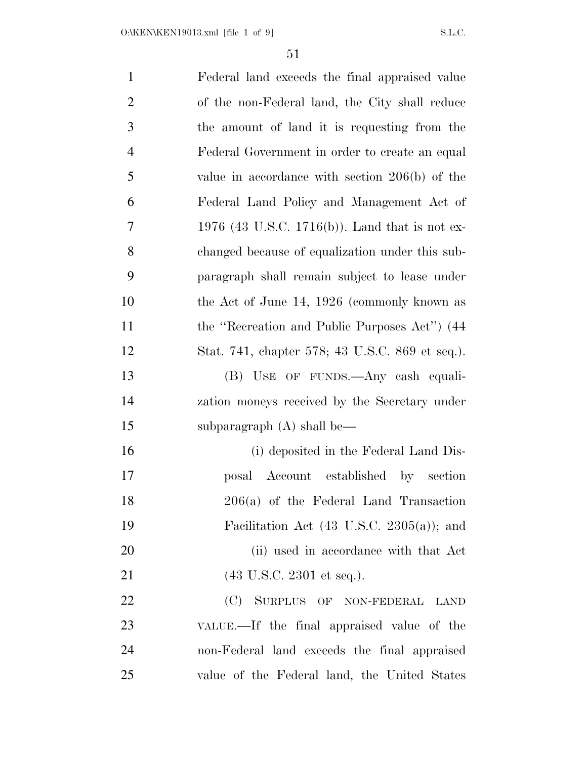Federal land exceeds the final appraised value of the non-Federal land, the City shall reduce the amount of land it is requesting from the Federal Government in order to create an equal value in accordance with section 206(b) of the Federal Land Policy and Management Act of 1976 (43 U.S.C. 1716(b)). Land that is not exchanged because of equalization under this subparagraph shall remain subject to lease under the Act of June 14, 1926 (commonly known as the ''Recreation and Public Purposes Act'') (44 Stat. 741, chapter 578; 43 U.S.C. 869 et seq.).

(B) USE OF FUNDS.—Any cash equalization moneys received by the Secretary under subparagraph (A) shall be—

(i) deposited in the Federal Land Disposal Account established by section 206(a) of the Federal Land Transaction Facilitation Act (43 U.S.C. 2305(a)); and

(ii) used in accordance with that Act (43 U.S.C. 2301 et seq.).

(C) SURPLUS OF NON-FEDERAL LAND VALUE.—If the final appraised value of the non-Federal land exceeds the final appraised value of the Federal land, the United States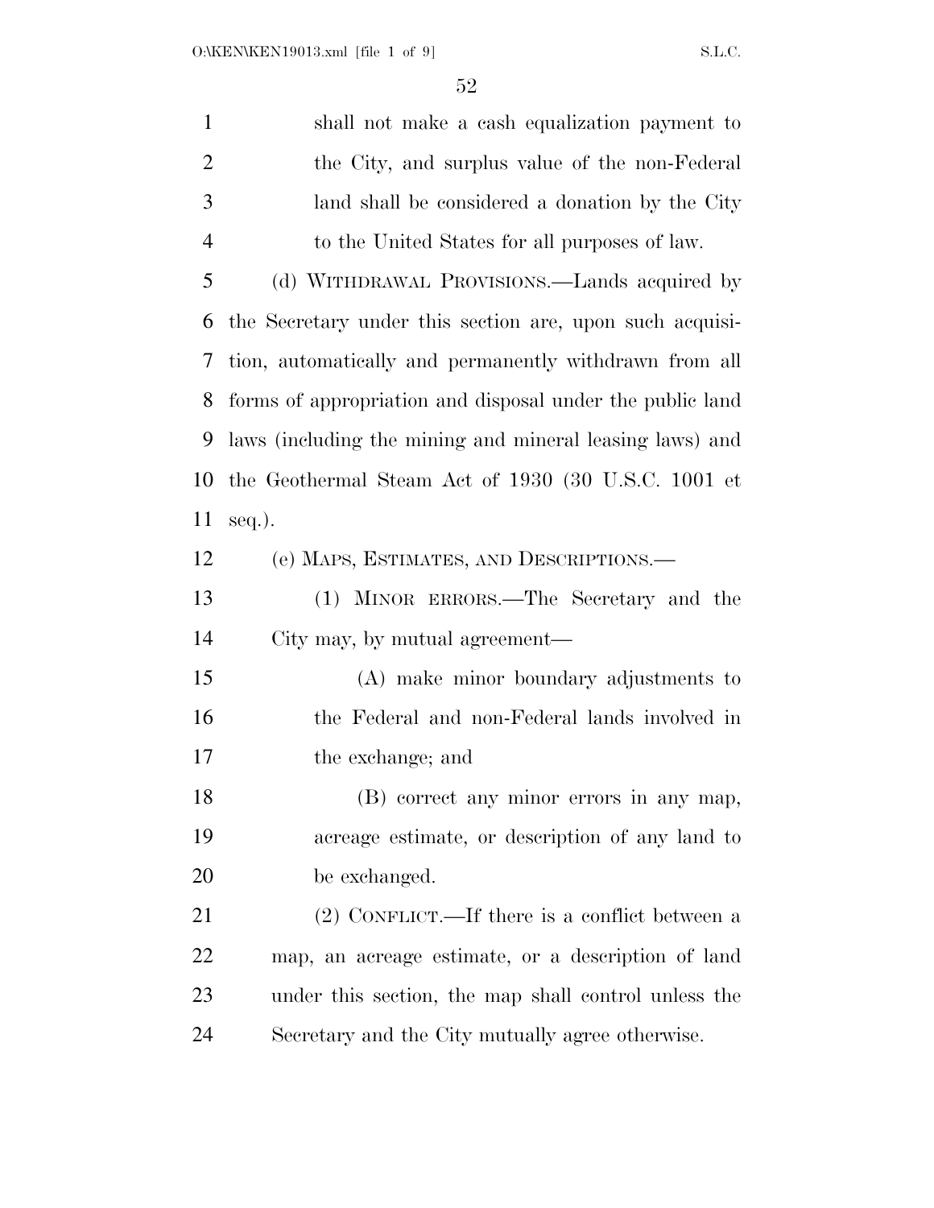shall not make a cash equalization payment to the City, and surplus value of the non-Federal land shall be considered a donation by the City to the United States for all purposes of law.

(d) WITHDRAWAL PROVISIONS.—Lands acquired by the Secretary under this section are, upon such acquisition, automatically and permanently withdrawn from all forms of appropriation and disposal under the public land laws (including the mining and mineral leasing laws) and the Geothermal Steam Act of 1930 (30 U.S.C. 1001 et seq.).

(e) MAPS, ESTIMATES, AND DESCRIPTIONS.—

(1) MINOR ERRORS.—The Secretary and the City may, by mutual agreement—

(A) make minor boundary adjustments to the Federal and non-Federal lands involved in the exchange; and

(B) correct any minor errors in any map, acreage estimate, or description of any land to be exchanged.

(2) CONFLICT.—If there is a conflict between a map, an acreage estimate, or a description of land under this section, the map shall control unless the Secretary and the City mutually agree otherwise.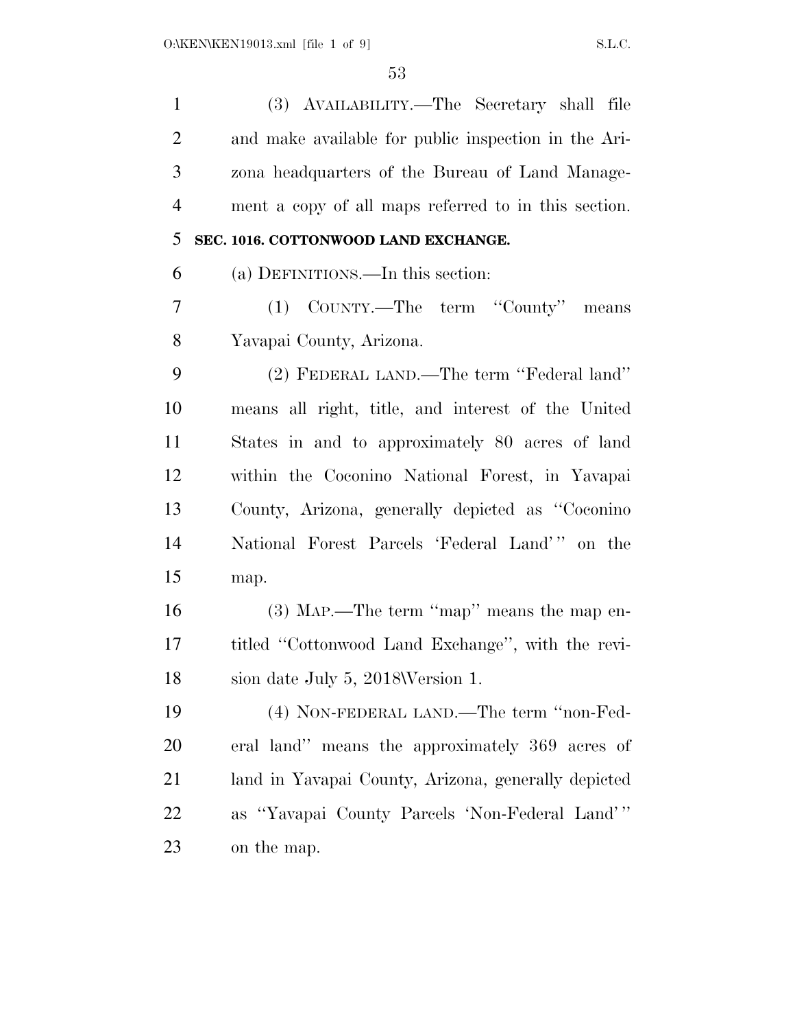(3) AVAILABILITY.—The Secretary shall file and make available for public inspection in the Arizona headquarters of the Bureau of Land Management a copy of all maps referred to in this section.

**SEC. 1016. COTTONWOOD LAND EXCHANGE.**

(a) DEFINITIONS.—In this section:

(1) COUNTY.—The term "County" means Yavapai County, Arizona.

(2) FEDERAL LAND.—The term "Federal land" means all right, title, and interest of the United States in and to approximately 80 acres of land within the Coconino National Forest, in Yavapai County, Arizona, generally depicted as "Coconino National Forest Parcels 'Federal Land'" on the map.

(3) MAP.—The term "map" means the map entitled "Cottonwood Land Exchange", with the revision date July 5, 2018\Version 1.

(4) NON-FEDERAL LAND.—The term "non-Federal land" means the approximately 369 acres of land in Yavapai County, Arizona, generally depicted as "Yavapai County Parcels 'Non-Federal Land'" on the map.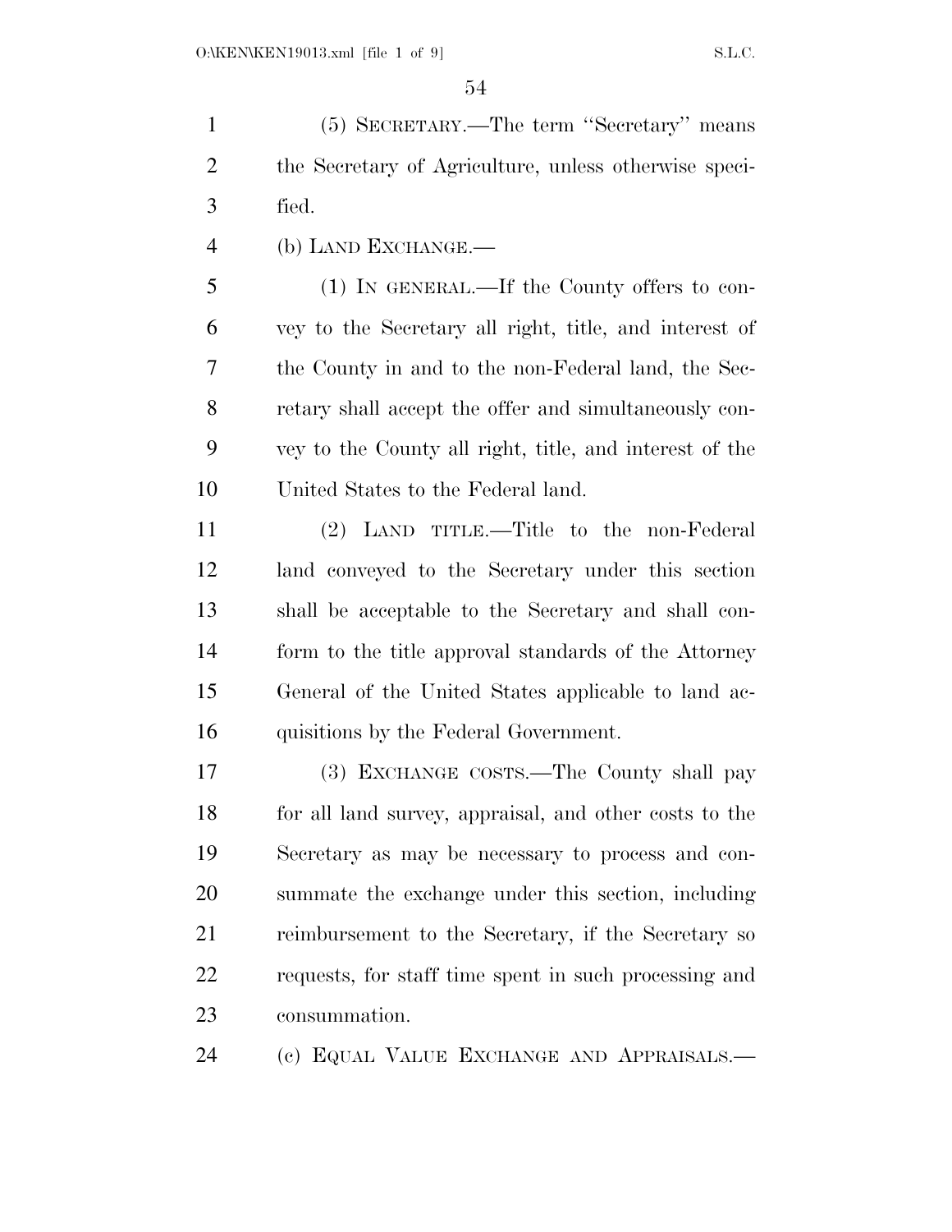(5) SECRETARY.—The term ''Secretary'' means the Secretary of Agriculture, unless otherwise specified.

(b) LAND EXCHANGE.—

(1) IN GENERAL.—If the County offers to convey to the Secretary all right, title, and interest of the County in and to the non-Federal land, the Secretary shall accept the offer and simultaneously convey to the County all right, title, and interest of the United States to the Federal land.

(2) LAND TITLE.—Title to the non-Federal land conveyed to the Secretary under this section shall be acceptable to the Secretary and shall conform to the title approval standards of the Attorney General of the United States applicable to land acquisitions by the Federal Government.

(3) EXCHANGE COSTS.—The County shall pay for all land survey, appraisal, and other costs to the Secretary as may be necessary to process and consummate the exchange under this section, including reimbursement to the Secretary, if the Secretary so requests, for staff time spent in such processing and consummation.

(c) EQUAL VALUE EXCHANGE AND APPRAISALS.—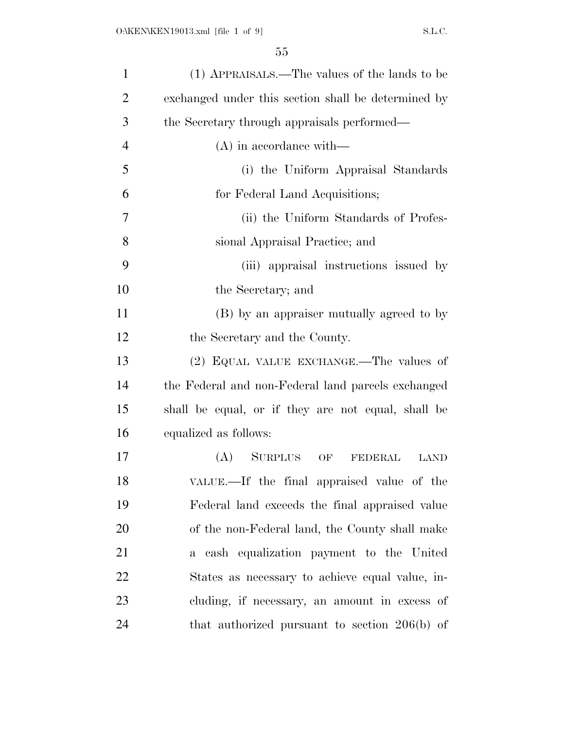(1) APPRAISALS.—The values of the lands to be exchanged under this section shall be determined by the Secretary through appraisals performed—

(A) in accordance with—

(i) the Uniform Appraisal Standards for Federal Land Acquisitions;

(ii) the Uniform Standards of Professional Appraisal Practice; and

(iii) appraisal instructions issued by the Secretary; and

(B) by an appraiser mutually agreed to by the Secretary and the County.

(2) EQUAL VALUE EXCHANGE.—The values of the Federal and non-Federal land parcels exchanged shall be equal, or if they are not equal, shall be equalized as follows:

(A) SURPLUS OF FEDERAL LAND VALUE.—If the final appraised value of the Federal land exceeds the final appraised value of the non-Federal land, the County shall make a cash equalization payment to the United States as necessary to achieve equal value, including, if necessary, an amount in excess of that authorized pursuant to section 206(b) of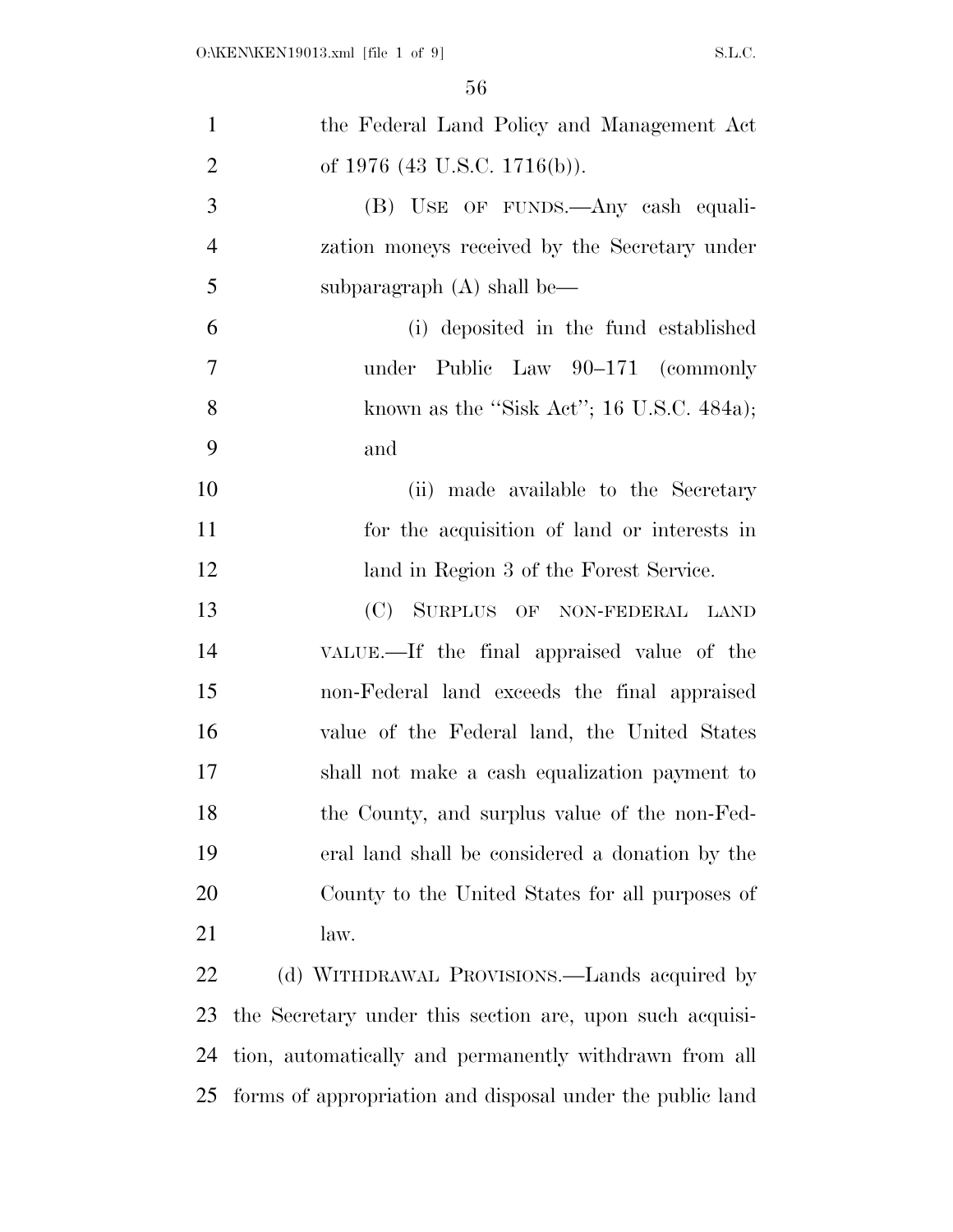the Federal Land Policy and Management Act of 1976 (43 U.S.C. 1716(b)).

(B) USE OF FUNDS.—Any cash equalization moneys received by the Secretary under subparagraph (A) shall be—

(i) deposited in the fund established under Public Law 90–171 (commonly known as the "Sisk Act"; 16 U.S.C. 484a); and

(ii) made available to the Secretary for the acquisition of land or interests in land in Region 3 of the Forest Service.

(C) SURPLUS OF NON-FEDERAL LAND VALUE.—If the final appraised value of the non-Federal land exceeds the final appraised value of the Federal land, the United States shall not make a cash equalization payment to the County, and surplus value of the non-Federal land shall be considered a donation by the County to the United States for all purposes of law.

(d) WITHDRAWAL PROVISIONS.—Lands acquired by the Secretary under this section are, upon such acquisition, automatically and permanently withdrawn from all forms of appropriation and disposal under the public land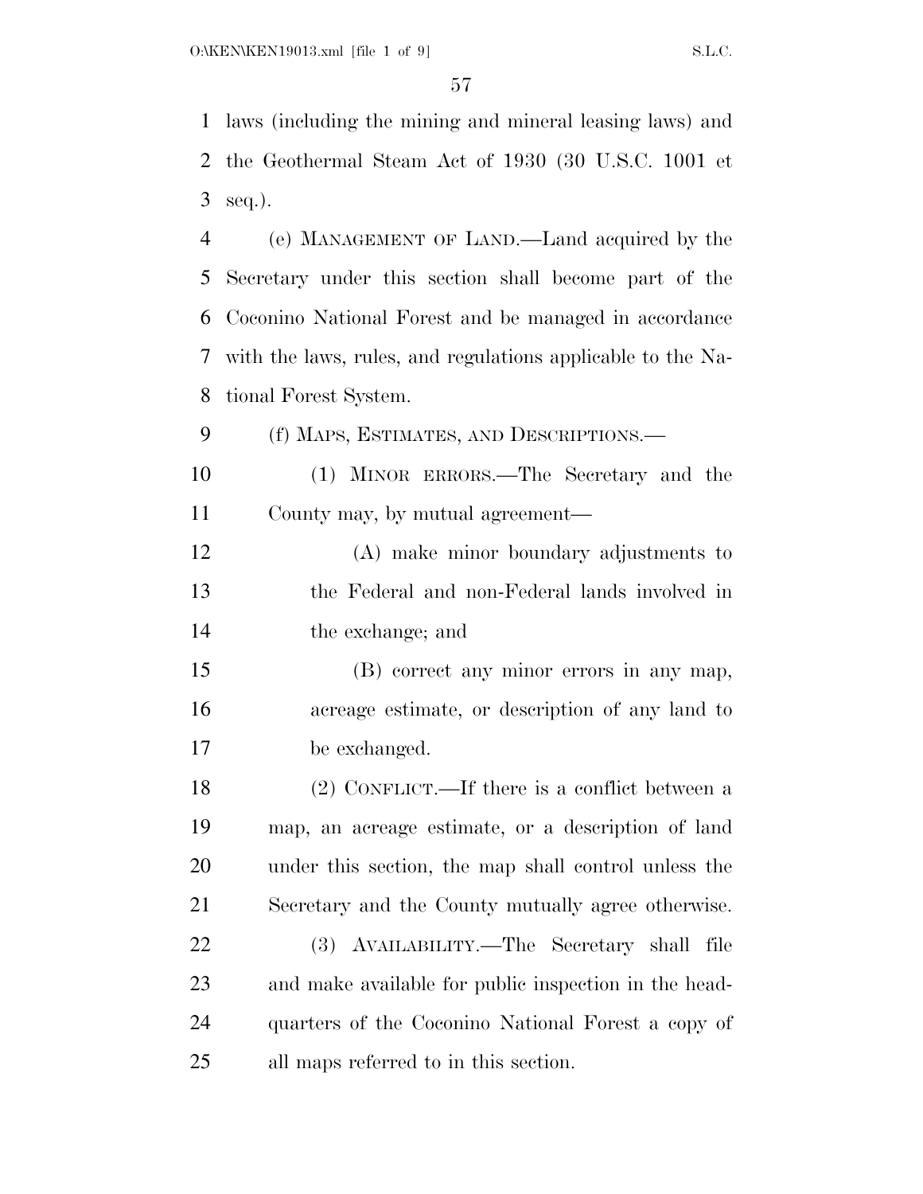laws (including the mining and mineral leasing laws) and the Geothermal Steam Act of 1930 (30 U.S.C. 1001 et seq.).

(e) MANAGEMENT OF LAND.—Land acquired by the Secretary under this section shall become part of the Coconino National Forest and be managed in accordance with the laws, rules, and regulations applicable to the National Forest System.

(f) MAPS, ESTIMATES, AND DESCRIPTIONS.—

(1) MINOR ERRORS.—The Secretary and the County may, by mutual agreement—

(A) make minor boundary adjustments to the Federal and non-Federal lands involved in the exchange; and

(B) correct any minor errors in any map, acreage estimate, or description of any land to be exchanged.

(2) CONFLICT.—If there is a conflict between a map, an acreage estimate, or a description of land under this section, the map shall control unless the Secretary and the County mutually agree otherwise.

(3) AVAILABILITY.—The Secretary shall file and make available for public inspection in the headquarters of the Coconino National Forest a copy of all maps referred to in this section.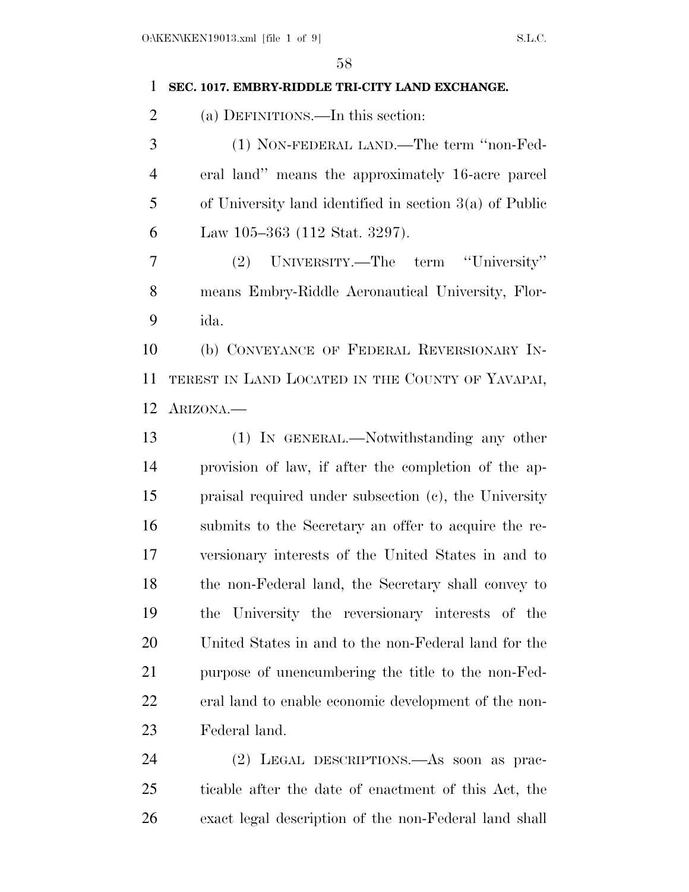**SEC. 1017. EMBRY-RIDDLE TRI-CITY LAND EXCHANGE.**

(a) DEFINITIONS.—In this section:

(1) NON-FEDERAL LAND.—The term ''non-Federal land'' means the approximately 16-acre parcel of University land identified in section 3(a) of Public Law 105–363 (112 Stat. 3297).

(2) UNIVERSITY.—The term ''University'' means Embry-Riddle Aeronautical University, Florida.

(b) CONVEYANCE OF FEDERAL REVERSIONARY INTEREST IN LAND LOCATED IN THE COUNTY OF YAVAPAI, ARIZONA.—

(1) IN GENERAL.—Notwithstanding any other provision of law, if after the completion of the appraisal required under subsection (c), the University submits to the Secretary an offer to acquire the reversionary interests of the United States in and to the non-Federal land, the Secretary shall convey to the University the reversionary interests of the United States in and to the non-Federal land for the purpose of unencumbering the title to the non-Federal land to enable economic development of the non-Federal land.

(2) LEGAL DESCRIPTIONS.—As soon as practicable after the date of enactment of this Act, the exact legal description of the non-Federal land shall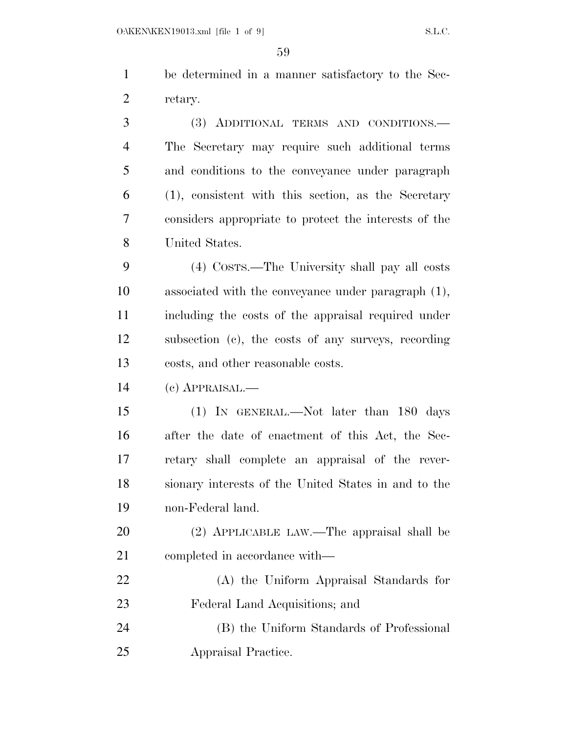be determined in a manner satisfactory to the Secretary.

(3) ADDITIONAL TERMS AND CONDITIONS.—The Secretary may require such additional terms and conditions to the conveyance under paragraph (1), consistent with this section, as the Secretary considers appropriate to protect the interests of the United States.

(4) COSTS.—The University shall pay all costs associated with the conveyance under paragraph (1), including the costs of the appraisal required under subsection (c), the costs of any surveys, recording costs, and other reasonable costs.

(c) APPRAISAL.—

(1) IN GENERAL.—Not later than 180 days after the date of enactment of this Act, the Secretary shall complete an appraisal of the reversionary interests of the United States in and to the non-Federal land.

(2) APPLICABLE LAW.—The appraisal shall be completed in accordance with—

(A) the Uniform Appraisal Standards for Federal Land Acquisitions; and

(B) the Uniform Standards of Professional Appraisal Practice.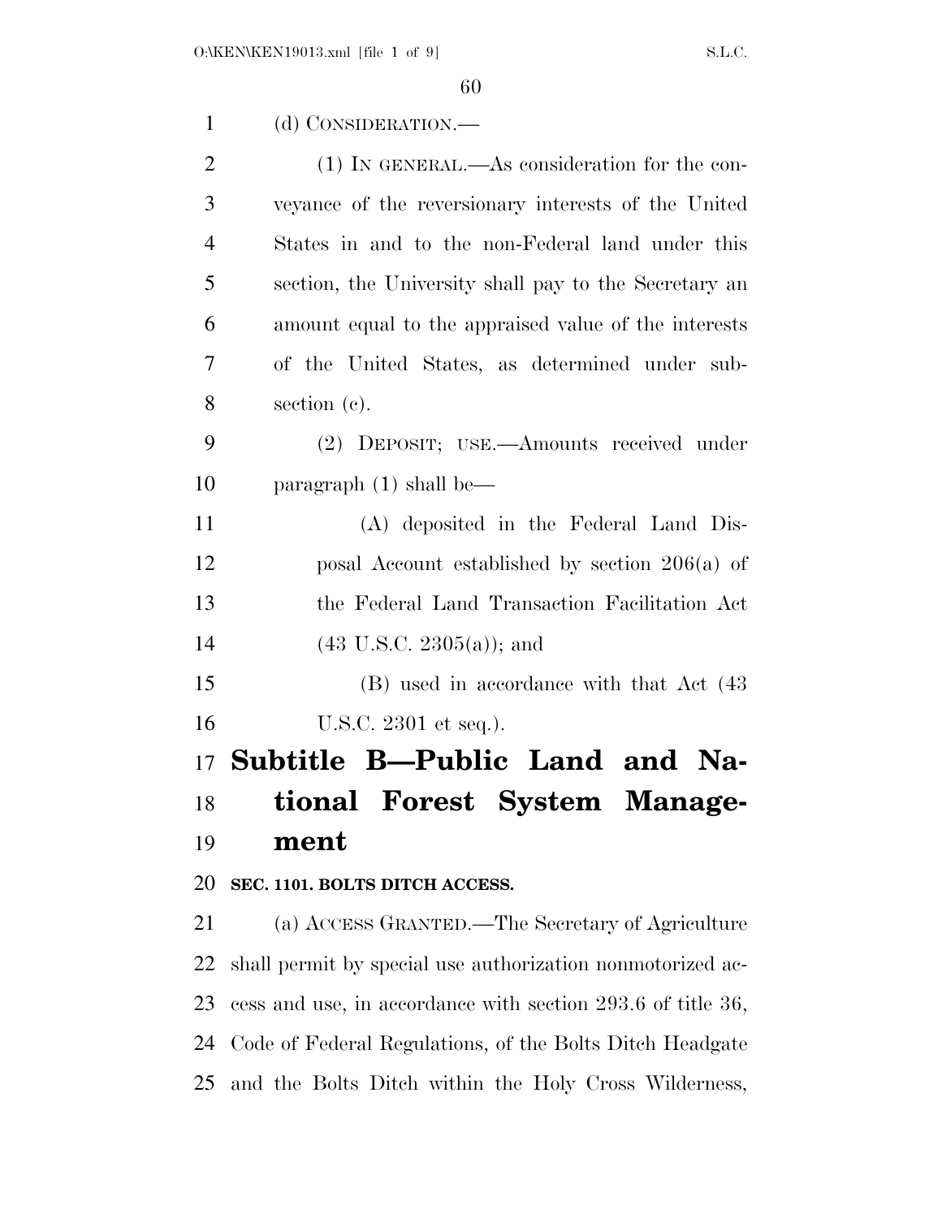(d) CONSIDERATION.—

(1) IN GENERAL.—As consideration for the conveyance of the reversionary interests of the United States in and to the non-Federal land under this section, the University shall pay to the Secretary an amount equal to the appraised value of the interests of the United States, as determined under subsection (c).

(2) DEPOSIT; USE.—Amounts received under paragraph (1) shall be—

(A) deposited in the Federal Land Disposal Account established by section 206(a) of the Federal Land Transaction Facilitation Act (43 U.S.C. 2305(a)); and

(B) used in accordance with that Act (43 U.S.C. 2301 et seq.).

## Subtitle B—Public Land and National Forest System Management

### SEC. 1101. BOLTS DITCH ACCESS.

(a) ACCESS GRANTED.—The Secretary of Agriculture shall permit by special use authorization nonmotorized access and use, in accordance with section 293.6 of title 36, Code of Federal Regulations, of the Bolts Ditch Headgate and the Bolts Ditch within the Holy Cross Wilderness,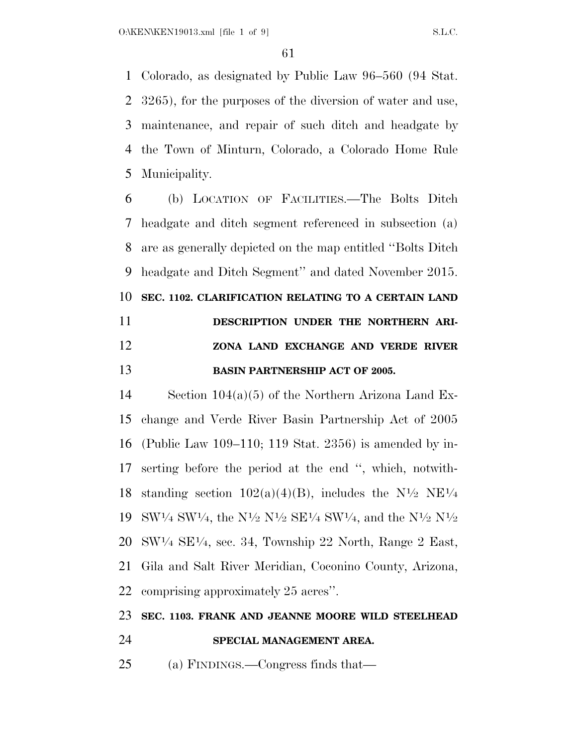Colorado, as designated by Public Law 96–560 (94 Stat. 3265), for the purposes of the diversion of water and use, maintenance, and repair of such ditch and headgate by the Town of Minturn, Colorado, a Colorado Home Rule Municipality.

(b) LOCATION OF FACILITIES.—The Bolts Ditch headgate and ditch segment referenced in subsection (a) are as generally depicted on the map entitled ''Bolts Ditch headgate and Ditch Segment'' and dated November 2015.

**SEC. 1102. CLARIFICATION RELATING TO A CERTAIN LAND DESCRIPTION UNDER THE NORTHERN ARIZONA LAND EXCHANGE AND VERDE RIVER BASIN PARTNERSHIP ACT OF 2005.**

Section 104(a)(5) of the Northern Arizona Land Exchange and Verde River Basin Partnership Act of 2005 (Public Law 109–110; 119 Stat. 2356) is amended by inserting before the period at the end '', which, notwithstanding section 102(a)(4)(B), includes the N½ NE¼ SW¼ SW¼, the N½ N½ SE¼ SW¼, and the N½ N½ SW¼ SE¼, sec. 34, Township 22 North, Range 2 East, Gila and Salt River Meridian, Coconino County, Arizona, comprising approximately 25 acres''.

**SEC. 1103. FRANK AND JEANNE MOORE WILD STEELHEAD SPECIAL MANAGEMENT AREA.**

(a) FINDINGS.—Congress finds that—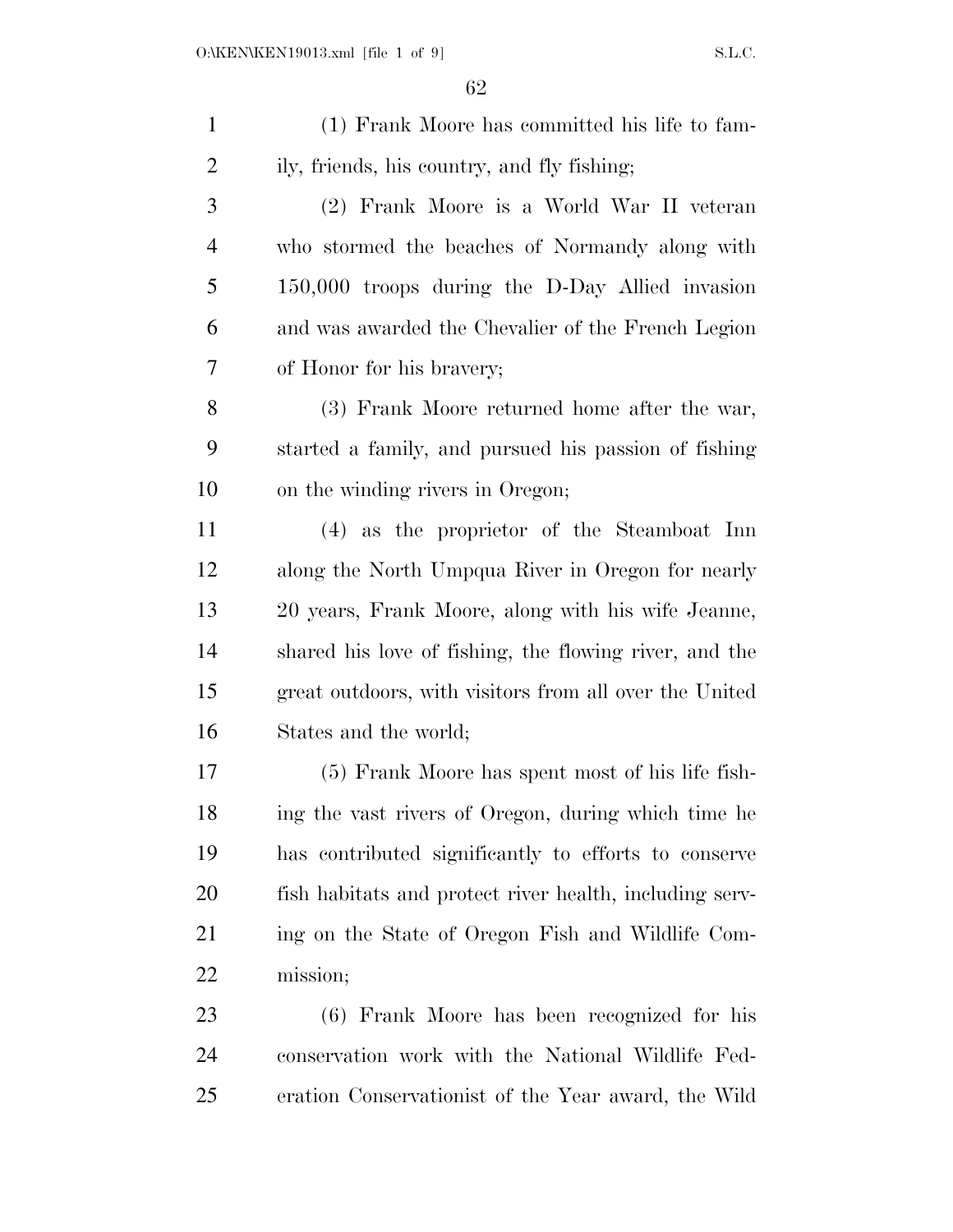(1) Frank Moore has committed his life to family, friends, his country, and fly fishing;

(2) Frank Moore is a World War II veteran who stormed the beaches of Normandy along with 150,000 troops during the D-Day Allied invasion and was awarded the Chevalier of the French Legion of Honor for his bravery;

(3) Frank Moore returned home after the war, started a family, and pursued his passion of fishing on the winding rivers in Oregon;

(4) as the proprietor of the Steamboat Inn along the North Umpqua River in Oregon for nearly 20 years, Frank Moore, along with his wife Jeanne, shared his love of fishing, the flowing river, and the great outdoors, with visitors from all over the United States and the world;

(5) Frank Moore has spent most of his life fishing the vast rivers of Oregon, during which time he has contributed significantly to efforts to conserve fish habitats and protect river health, including serving on the State of Oregon Fish and Wildlife Commission;

(6) Frank Moore has been recognized for his conservation work with the National Wildlife Federation Conservationist of the Year award, the Wild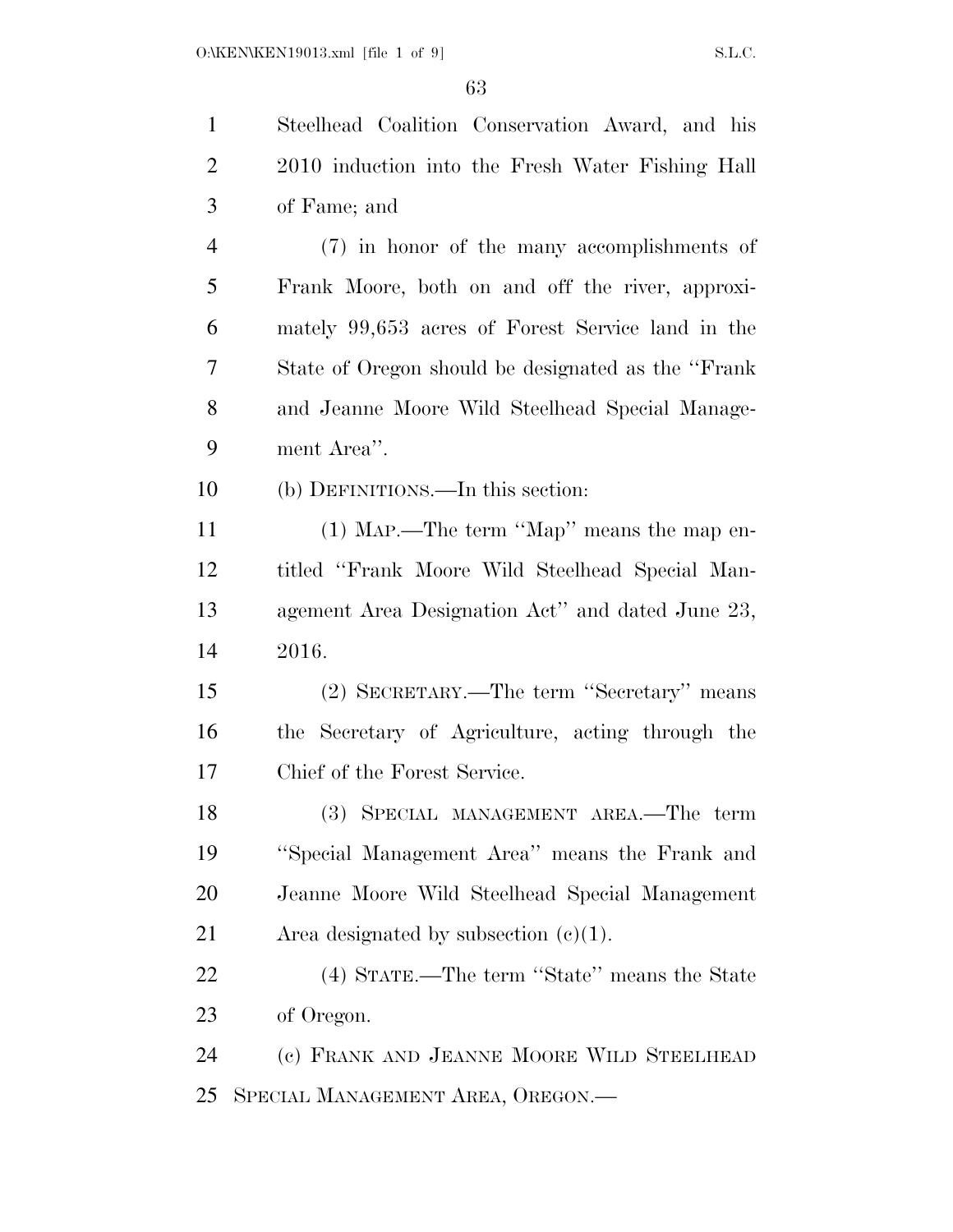Steelhead Coalition Conservation Award, and his 2010 induction into the Fresh Water Fishing Hall of Fame; and

(7) in honor of the many accomplishments of Frank Moore, both on and off the river, approximately 99,653 acres of Forest Service land in the State of Oregon should be designated as the "Frank and Jeanne Moore Wild Steelhead Special Management Area".

(b) DEFINITIONS.—In this section:

(1) MAP.—The term "Map" means the map entitled "Frank Moore Wild Steelhead Special Management Area Designation Act" and dated June 23, 2016.

(2) SECRETARY.—The term "Secretary" means the Secretary of Agriculture, acting through the Chief of the Forest Service.

(3) SPECIAL MANAGEMENT AREA.—The term "Special Management Area" means the Frank and Jeanne Moore Wild Steelhead Special Management Area designated by subsection (c)(1).

(4) STATE.—The term "State" means the State of Oregon.

(c) FRANK AND JEANNE MOORE WILD STEELHEAD SPECIAL MANAGEMENT AREA, OREGON.—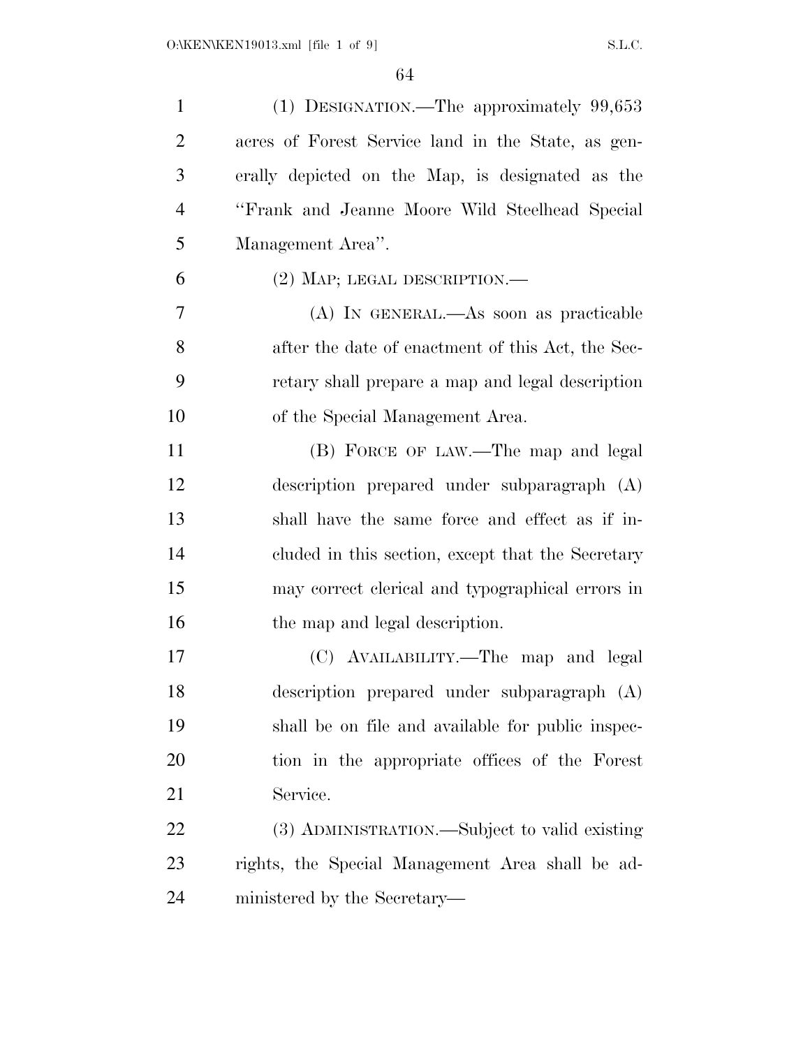(1) DESIGNATION.—The approximately 99,653 acres of Forest Service land in the State, as generally depicted on the Map, is designated as the "Frank and Jeanne Moore Wild Steelhead Special Management Area".

(2) MAP; LEGAL DESCRIPTION.—

(A) IN GENERAL.—As soon as practicable after the date of enactment of this Act, the Secretary shall prepare a map and legal description of the Special Management Area.

(B) FORCE OF LAW.—The map and legal description prepared under subparagraph (A) shall have the same force and effect as if included in this section, except that the Secretary may correct clerical and typographical errors in the map and legal description.

(C) AVAILABILITY.—The map and legal description prepared under subparagraph (A) shall be on file and available for public inspection in the appropriate offices of the Forest Service.

(3) ADMINISTRATION.—Subject to valid existing rights, the Special Management Area shall be administered by the Secretary—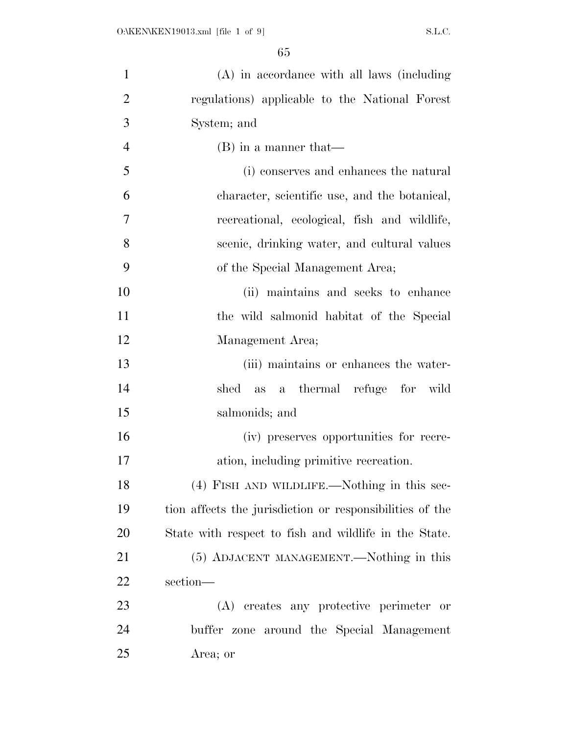(A) in accordance with all laws (including regulations) applicable to the National Forest System; and

(B) in a manner that—

(i) conserves and enhances the natural character, scientific use, and the botanical, recreational, ecological, fish and wildlife, scenic, drinking water, and cultural values of the Special Management Area;

(ii) maintains and seeks to enhance the wild salmonid habitat of the Special Management Area;

(iii) maintains or enhances the watershed as a thermal refuge for wild salmonids; and

(iv) preserves opportunities for recreation, including primitive recreation.

(4) FISH AND WILDLIFE.—Nothing in this section affects the jurisdiction or responsibilities of the State with respect to fish and wildlife in the State.

(5) ADJACENT MANAGEMENT.—Nothing in this section—

(A) creates any protective perimeter or buffer zone around the Special Management Area; or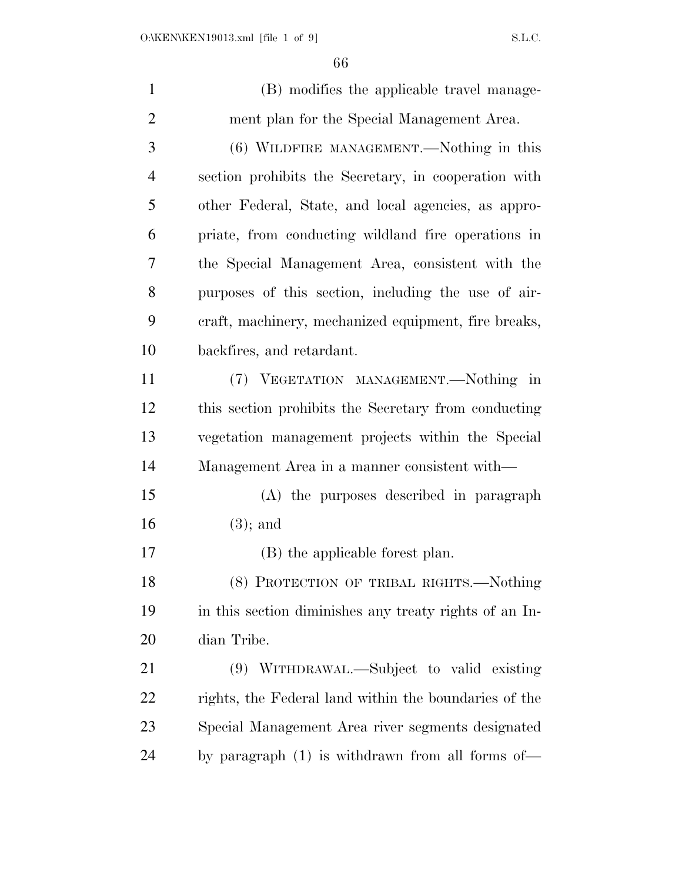(B) modifies the applicable travel management plan for the Special Management Area.

(6) WILDFIRE MANAGEMENT.—Nothing in this section prohibits the Secretary, in cooperation with other Federal, State, and local agencies, as appropriate, from conducting wildland fire operations in the Special Management Area, consistent with the purposes of this section, including the use of aircraft, machinery, mechanized equipment, fire breaks, backfires, and retardant.

(7) VEGETATION MANAGEMENT.—Nothing in this section prohibits the Secretary from conducting vegetation management projects within the Special Management Area in a manner consistent with—

(A) the purposes described in paragraph (3); and

(B) the applicable forest plan.

(8) PROTECTION OF TRIBAL RIGHTS.—Nothing in this section diminishes any treaty rights of an Indian Tribe.

(9) WITHDRAWAL.—Subject to valid existing rights, the Federal land within the boundaries of the Special Management Area river segments designated by paragraph (1) is withdrawn from all forms of—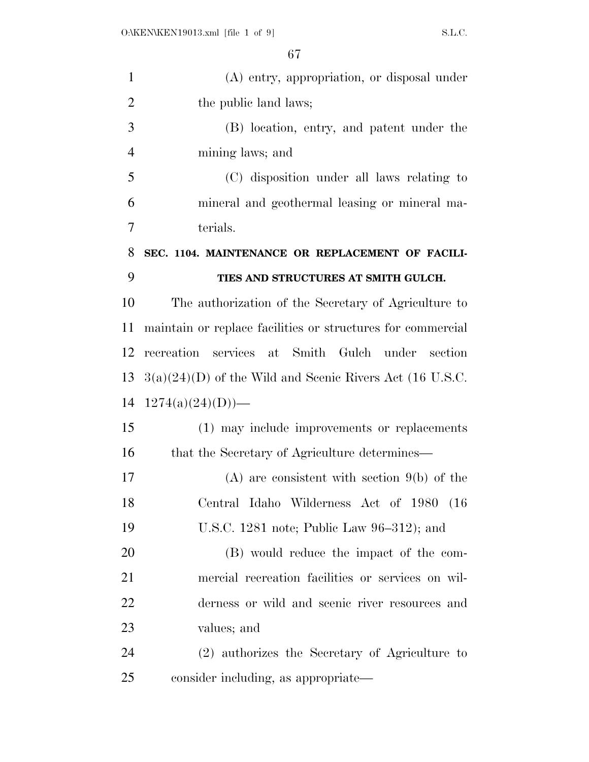(A) entry, appropriation, or disposal under the public land laws;

(B) location, entry, and patent under the mining laws; and

(C) disposition under all laws relating to mineral and geothermal leasing or mineral materials.

### SEC. 1104. MAINTENANCE OR REPLACEMENT OF FACILITIES AND STRUCTURES AT SMITH GULCH.

The authorization of the Secretary of Agriculture to maintain or replace facilities or structures for commercial recreation services at Smith Gulch under section 3(a)(24)(D) of the Wild and Scenic Rivers Act (16 U.S.C. 1274(a)(24)(D))—

(1) may include improvements or replacements that the Secretary of Agriculture determines—

(A) are consistent with section 9(b) of the Central Idaho Wilderness Act of 1980 (16 U.S.C. 1281 note; Public Law 96–312); and

(B) would reduce the impact of the commercial recreation facilities or services on wilderness or wild and scenic river resources and values; and

(2) authorizes the Secretary of Agriculture to consider including, as appropriate—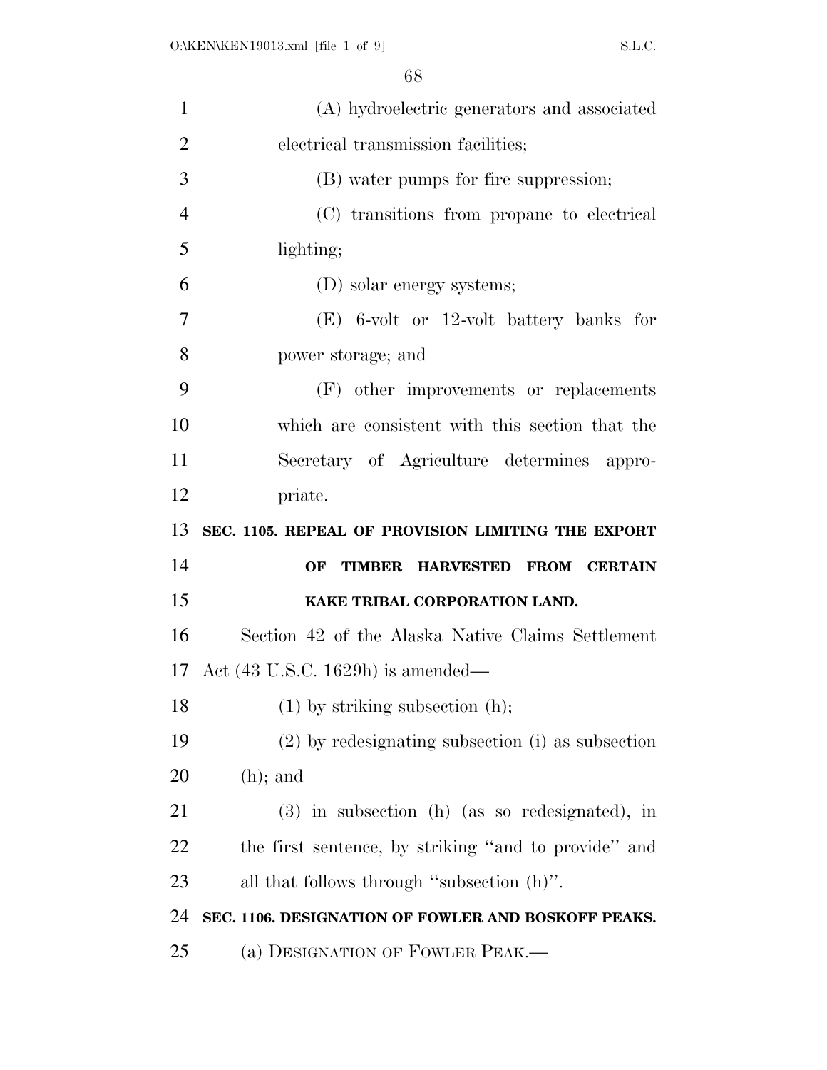(A) hydroelectric generators and associated electrical transmission facilities;

(B) water pumps for fire suppression;

(C) transitions from propane to electrical lighting;

(D) solar energy systems;

(E) 6-volt or 12-volt battery banks for power storage; and

(F) other improvements or replacements which are consistent with this section that the Secretary of Agriculture determines appropriate.

**SEC. 1105. REPEAL OF PROVISION LIMITING THE EXPORT OF TIMBER HARVESTED FROM CERTAIN KAKE TRIBAL CORPORATION LAND.**

Section 42 of the Alaska Native Claims Settlement Act (43 U.S.C. 1629h) is amended—

(1) by striking subsection (h);

(2) by redesignating subsection (i) as subsection (h); and

(3) in subsection (h) (as so redesignated), in the first sentence, by striking "and to provide" and all that follows through "subsection (h)".

**SEC. 1106. DESIGNATION OF FOWLER AND BOSKOFF PEAKS.**

(a) DESIGNATION OF FOWLER PEAK.—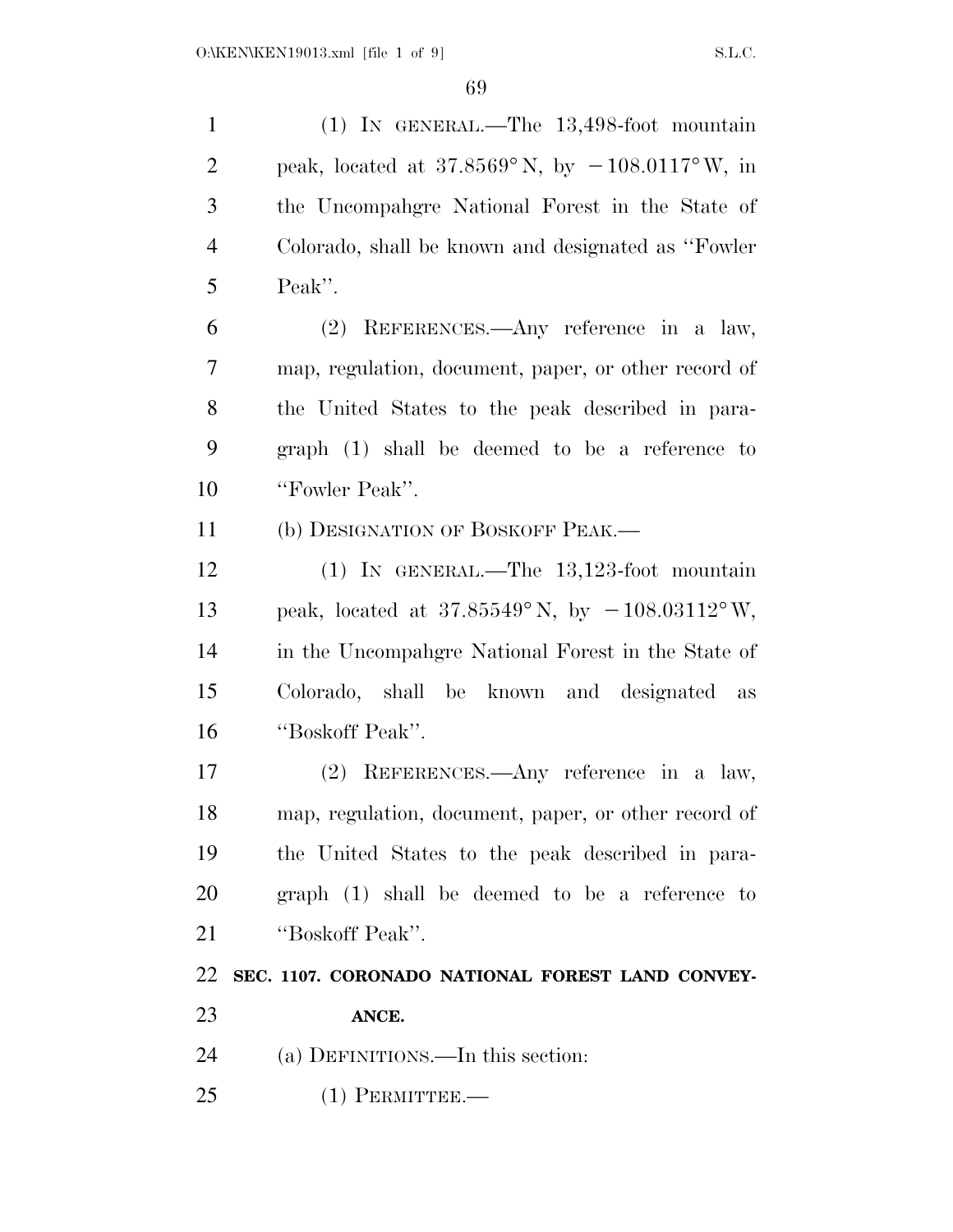(1) IN GENERAL.—The 13,498-foot mountain peak, located at 37.8569° N, by −108.0117° W, in the Uncompahgre National Forest in the State of Colorado, shall be known and designated as ''Fowler Peak''.

(2) REFERENCES.—Any reference in a law, map, regulation, document, paper, or other record of the United States to the peak described in paragraph (1) shall be deemed to be a reference to ''Fowler Peak''.

(b) DESIGNATION OF BOSKOFF PEAK.—

(1) IN GENERAL.—The 13,123-foot mountain peak, located at 37.85549° N, by −108.03112° W, in the Uncompahgre National Forest in the State of Colorado, shall be known and designated as ''Boskoff Peak''.

(2) REFERENCES.—Any reference in a law, map, regulation, document, paper, or other record of the United States to the peak described in paragraph (1) shall be deemed to be a reference to ''Boskoff Peak''.

**SEC. 1107. CORONADO NATIONAL FOREST LAND CONVEYANCE.**

(a) DEFINITIONS.—In this section:

(1) PERMITTEE.—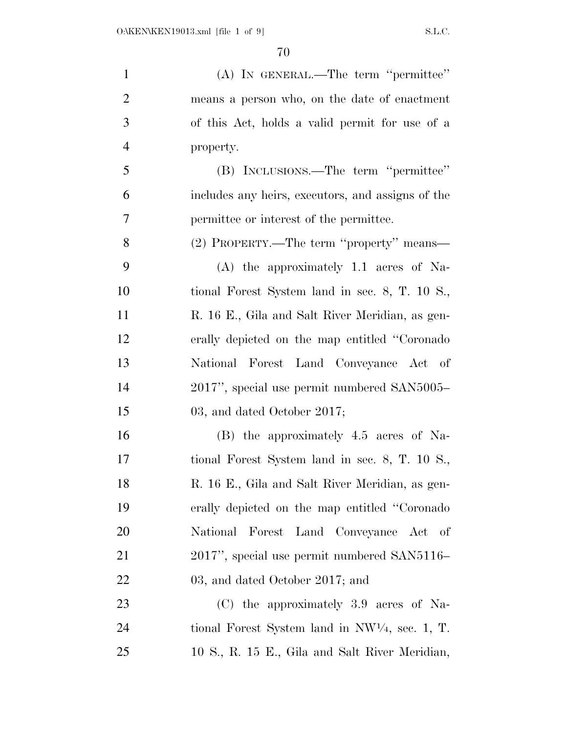(A) IN GENERAL.—The term "permittee" means a person who, on the date of enactment of this Act, holds a valid permit for use of a property.

(B) INCLUSIONS.—The term "permittee" includes any heirs, executors, and assigns of the permittee or interest of the permittee.

(2) PROPERTY.—The term "property" means—

(A) the approximately 1.1 acres of National Forest System land in sec. 8, T. 10 S., R. 16 E., Gila and Salt River Meridian, as generally depicted on the map entitled "Coronado National Forest Land Conveyance Act of 2017", special use permit numbered SAN5005–03, and dated October 2017;

(B) the approximately 4.5 acres of National Forest System land in sec. 8, T. 10 S., R. 16 E., Gila and Salt River Meridian, as generally depicted on the map entitled "Coronado National Forest Land Conveyance Act of 2017", special use permit numbered SAN5116–03, and dated October 2017; and

(C) the approximately 3.9 acres of National Forest System land in NW¼, sec. 1, T. 10 S., R. 15 E., Gila and Salt River Meridian,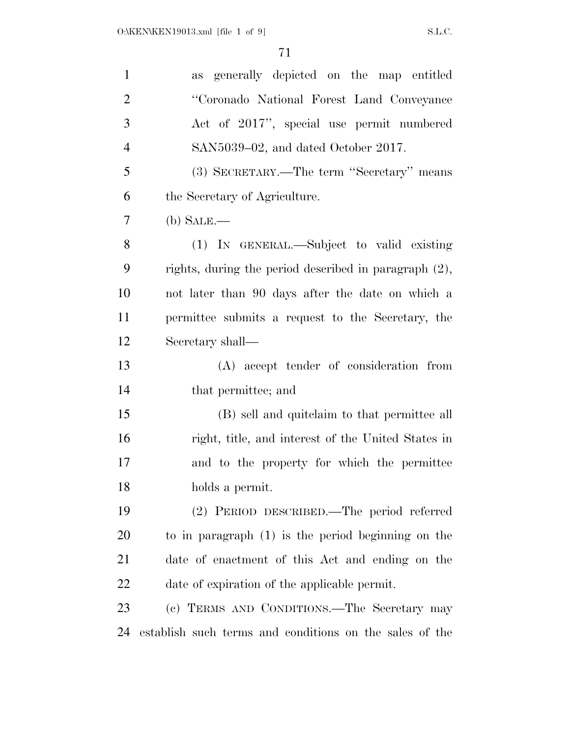as generally depicted on the map entitled "Coronado National Forest Land Conveyance Act of 2017", special use permit numbered SAN5039–02, and dated October 2017.

(3) SECRETARY.—The term "Secretary" means the Secretary of Agriculture.

(b) SALE.—

(1) IN GENERAL.—Subject to valid existing rights, during the period described in paragraph (2), not later than 90 days after the date on which a permittee submits a request to the Secretary, the Secretary shall—

(A) accept tender of consideration from that permittee; and

(B) sell and quitclaim to that permittee all right, title, and interest of the United States in and to the property for which the permittee holds a permit.

(2) PERIOD DESCRIBED.—The period referred to in paragraph (1) is the period beginning on the date of enactment of this Act and ending on the date of expiration of the applicable permit.

(c) TERMS AND CONDITIONS.—The Secretary may establish such terms and conditions on the sales of the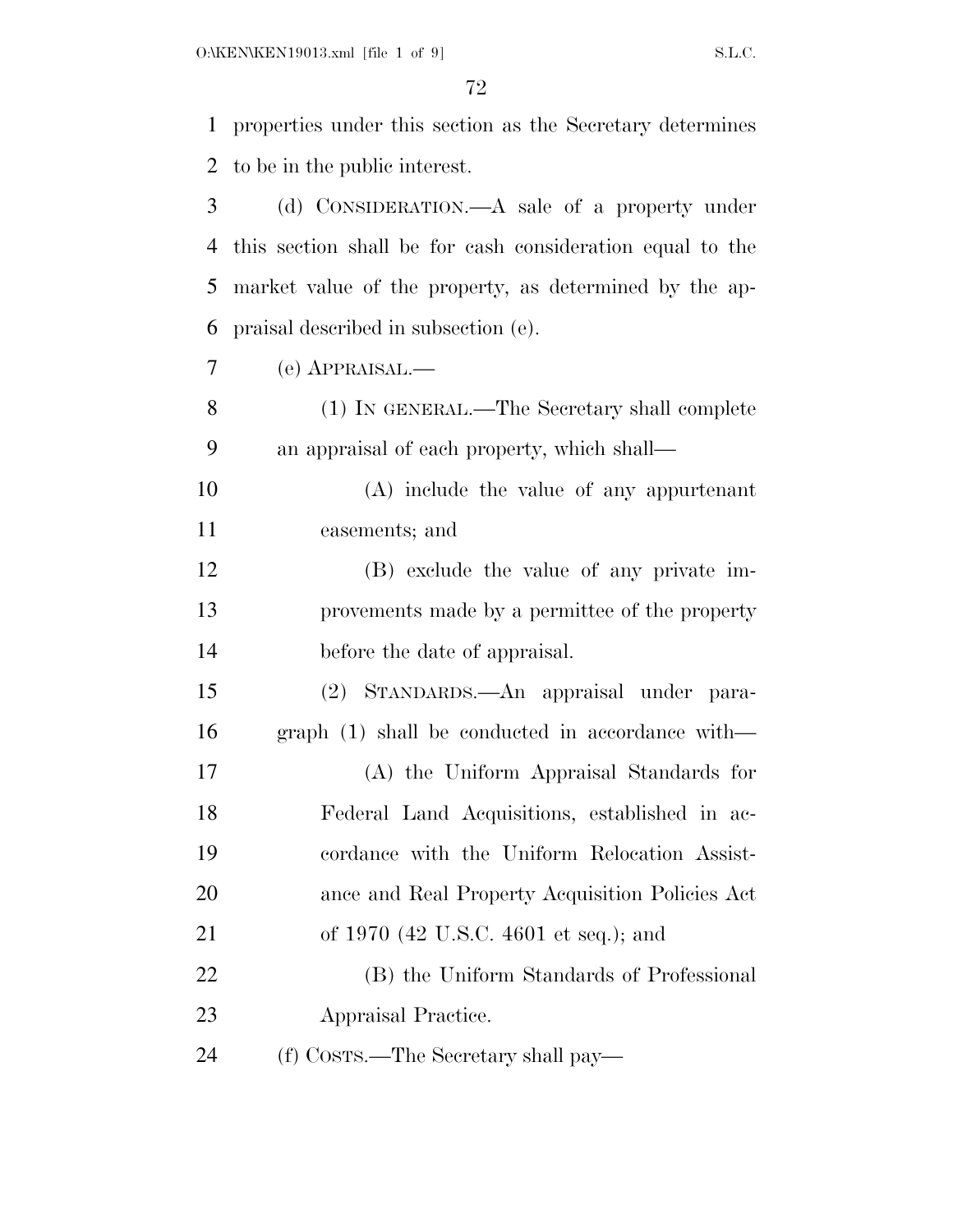properties under this section as the Secretary determines to be in the public interest.

(d) CONSIDERATION.—A sale of a property under this section shall be for cash consideration equal to the market value of the property, as determined by the appraisal described in subsection (e).

(e) APPRAISAL.—

(1) IN GENERAL.—The Secretary shall complete an appraisal of each property, which shall—

(A) include the value of any appurtenant easements; and

(B) exclude the value of any private improvements made by a permittee of the property before the date of appraisal.

(2) STANDARDS.—An appraisal under paragraph (1) shall be conducted in accordance with—

(A) the Uniform Appraisal Standards for Federal Land Acquisitions, established in accordance with the Uniform Relocation Assistance and Real Property Acquisition Policies Act of 1970 (42 U.S.C. 4601 et seq.); and

(B) the Uniform Standards of Professional Appraisal Practice.

(f) COSTS.—The Secretary shall pay—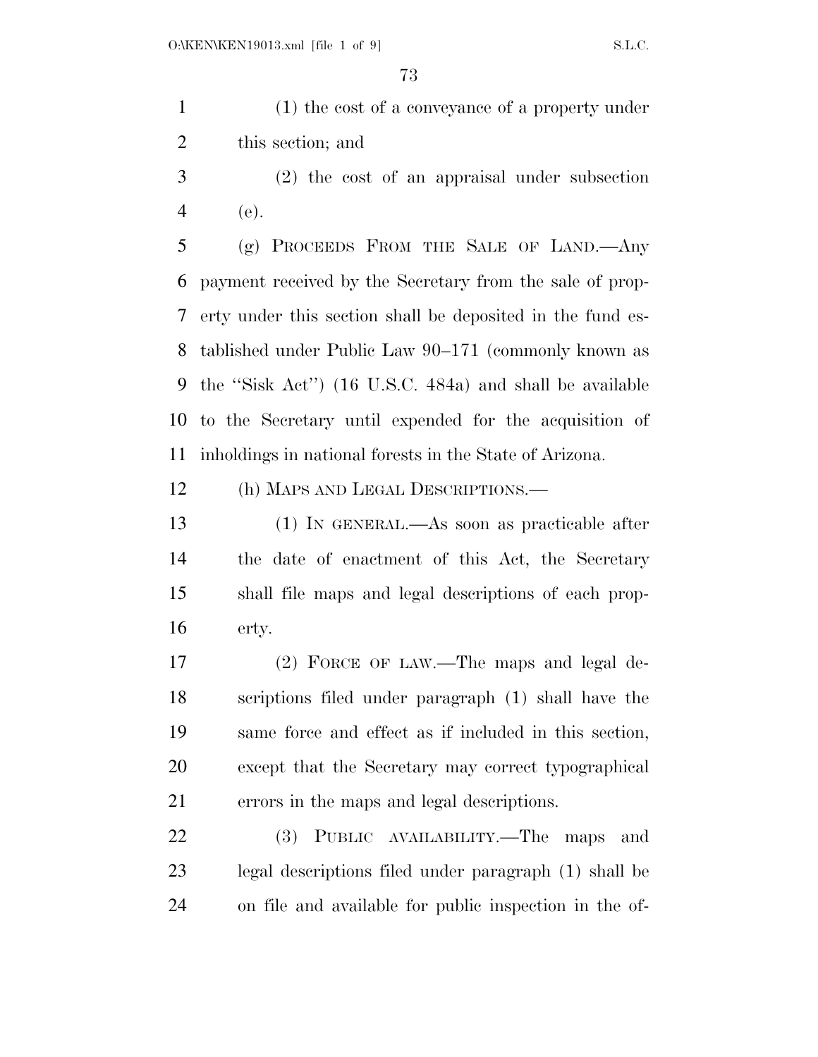(1) the cost of a conveyance of a property under this section; and

(2) the cost of an appraisal under subsection (e).

(g) PROCEEDS FROM THE SALE OF LAND.—Any payment received by the Secretary from the sale of property under this section shall be deposited in the fund established under Public Law 90–171 (commonly known as the ''Sisk Act'') (16 U.S.C. 484a) and shall be available to the Secretary until expended for the acquisition of inholdings in national forests in the State of Arizona.

(h) MAPS AND LEGAL DESCRIPTIONS.—

(1) IN GENERAL.—As soon as practicable after the date of enactment of this Act, the Secretary shall file maps and legal descriptions of each property.

(2) FORCE OF LAW.—The maps and legal descriptions filed under paragraph (1) shall have the same force and effect as if included in this section, except that the Secretary may correct typographical errors in the maps and legal descriptions.

(3) PUBLIC AVAILABILITY.—The maps and legal descriptions filed under paragraph (1) shall be on file and available for public inspection in the of-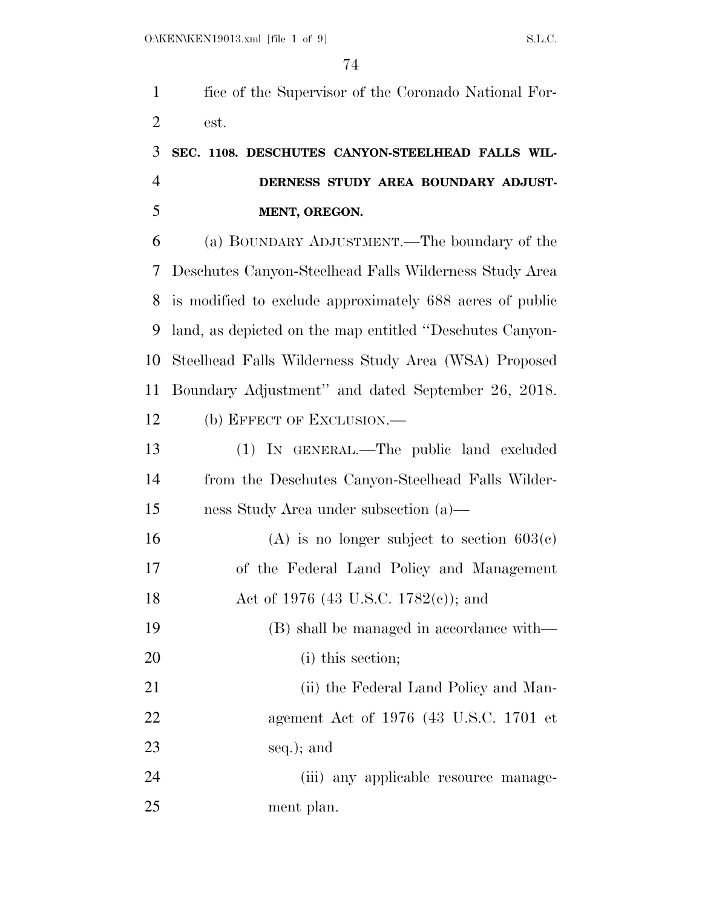fice of the Supervisor of the Coronado National Forest.

### SEC. 1108. DESCHUTES CANYON-STEELHEAD FALLS WILDERNESS STUDY AREA BOUNDARY ADJUSTMENT, OREGON.

(a) BOUNDARY ADJUSTMENT.—The boundary of the Deschutes Canyon-Steelhead Falls Wilderness Study Area is modified to exclude approximately 688 acres of public land, as depicted on the map entitled "Deschutes Canyon-Steelhead Falls Wilderness Study Area (WSA) Proposed Boundary Adjustment" and dated September 26, 2018.

(b) EFFECT OF EXCLUSION.—

(1) IN GENERAL.—The public land excluded from the Deschutes Canyon-Steelhead Falls Wilderness Study Area under subsection (a)—

(A) is no longer subject to section 603(c) of the Federal Land Policy and Management Act of 1976 (43 U.S.C. 1782(c)); and

(B) shall be managed in accordance with—

(i) this section;

(ii) the Federal Land Policy and Management Act of 1976 (43 U.S.C. 1701 et seq.); and

(iii) any applicable resource management plan.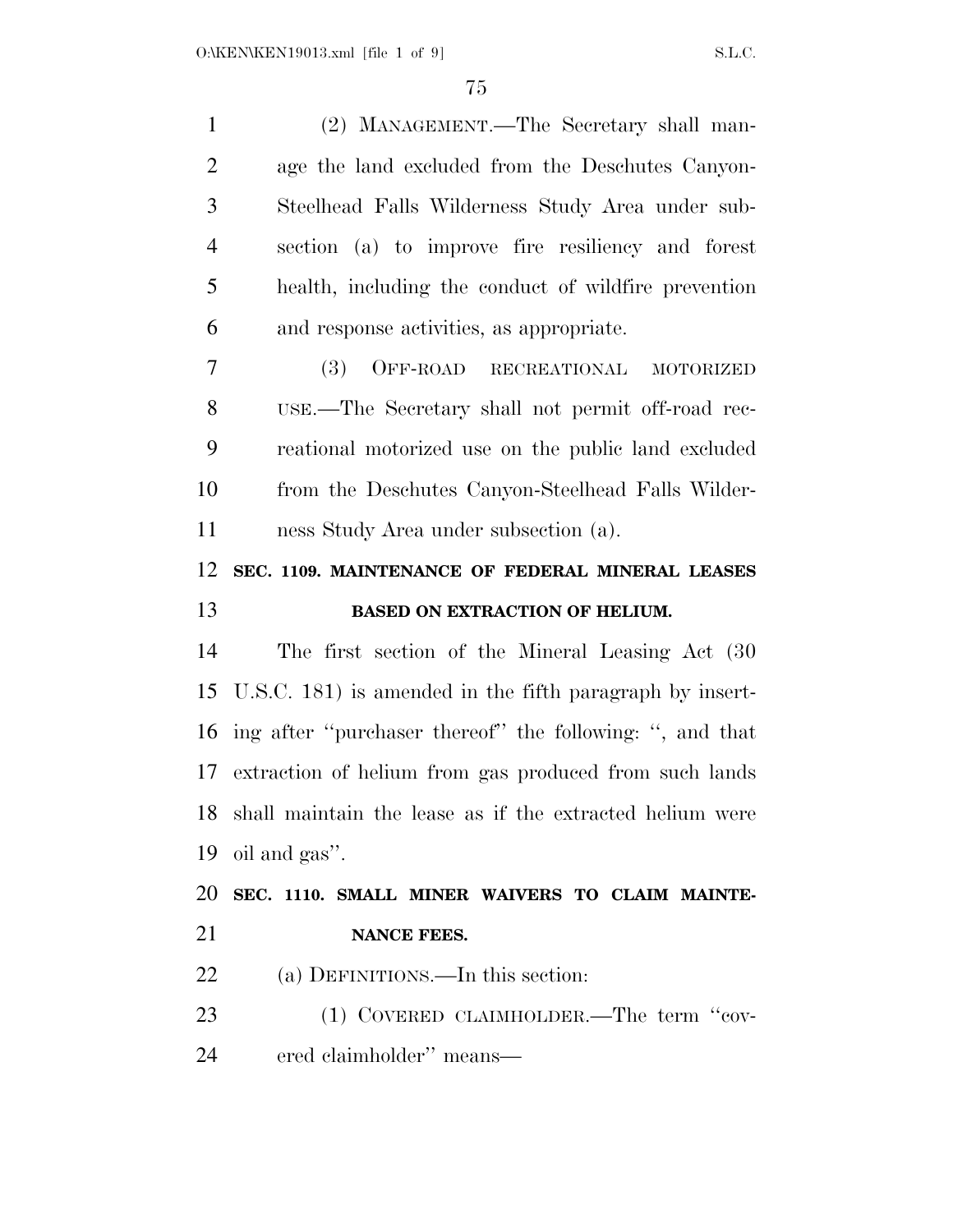(2) MANAGEMENT.—The Secretary shall manage the land excluded from the Deschutes Canyon-Steelhead Falls Wilderness Study Area under subsection (a) to improve fire resiliency and forest health, including the conduct of wildfire prevention and response activities, as appropriate.

(3) OFF-ROAD RECREATIONAL MOTORIZED USE.—The Secretary shall not permit off-road recreational motorized use on the public land excluded from the Deschutes Canyon-Steelhead Falls Wilderness Study Area under subsection (a).

### SEC. 1109. MAINTENANCE OF FEDERAL MINERAL LEASES BASED ON EXTRACTION OF HELIUM.

The first section of the Mineral Leasing Act (30 U.S.C. 181) is amended in the fifth paragraph by inserting after ''purchaser thereof'' the following: '', and that extraction of helium from gas produced from such lands shall maintain the lease as if the extracted helium were oil and gas''.

### SEC. 1110. SMALL MINER WAIVERS TO CLAIM MAINTENANCE FEES.

(a) DEFINITIONS.—In this section:

(1) COVERED CLAIMHOLDER.—The term ''covered claimholder'' means—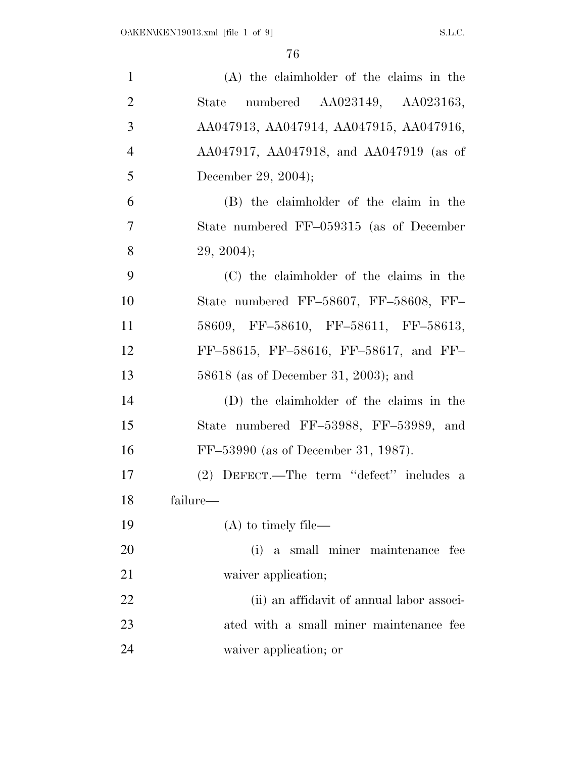(A) the claimholder of the claims in the State numbered AA023149, AA023163, AA047913, AA047914, AA047915, AA047916, AA047917, AA047918, and AA047919 (as of December 29, 2004);

(B) the claimholder of the claim in the State numbered FF–059315 (as of December 29, 2004);

(C) the claimholder of the claims in the State numbered FF–58607, FF–58608, FF–58609, FF–58610, FF–58611, FF–58613, FF–58615, FF–58616, FF–58617, and FF–58618 (as of December 31, 2003); and

(D) the claimholder of the claims in the State numbered FF–53988, FF–53989, and FF–53990 (as of December 31, 1987).

(2) DEFECT.—The term ''defect'' includes a failure—

(A) to timely file—

(i) a small miner maintenance fee waiver application;

(ii) an affidavit of annual labor associated with a small miner maintenance fee waiver application; or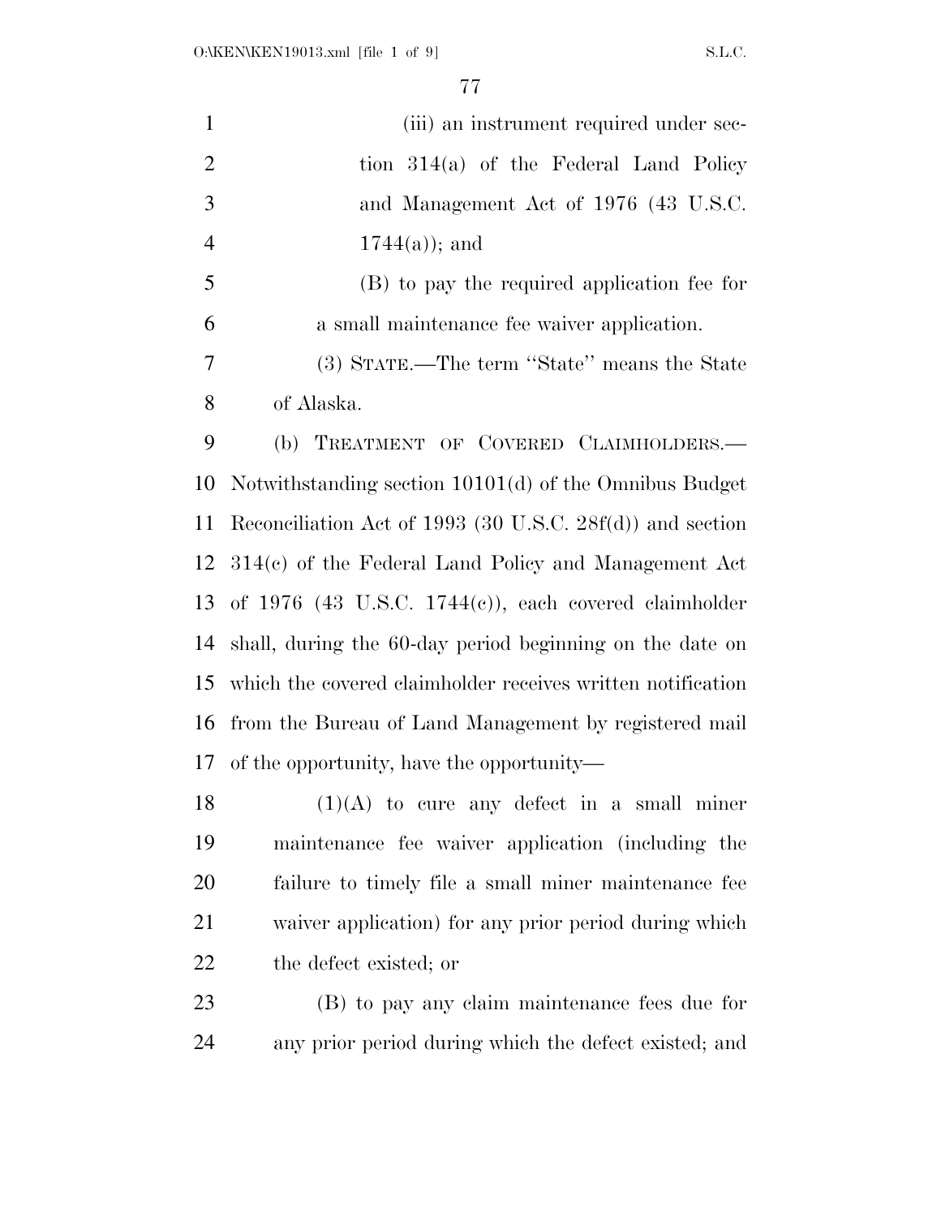(iii) an instrument required under section 314(a) of the Federal Land Policy and Management Act of 1976 (43 U.S.C. 1744(a)); and

(B) to pay the required application fee for a small maintenance fee waiver application.

(3) STATE.—The term "State" means the State of Alaska.

(b) TREATMENT OF COVERED CLAIMHOLDERS.—Notwithstanding section 10101(d) of the Omnibus Budget Reconciliation Act of 1993 (30 U.S.C. 28f(d)) and section 314(c) of the Federal Land Policy and Management Act of 1976 (43 U.S.C. 1744(c)), each covered claimholder shall, during the 60-day period beginning on the date on which the covered claimholder receives written notification from the Bureau of Land Management by registered mail of the opportunity, have the opportunity—

(1)(A) to cure any defect in a small miner maintenance fee waiver application (including the failure to timely file a small miner maintenance fee waiver application) for any prior period during which the defect existed; or

(B) to pay any claim maintenance fees due for any prior period during which the defect existed; and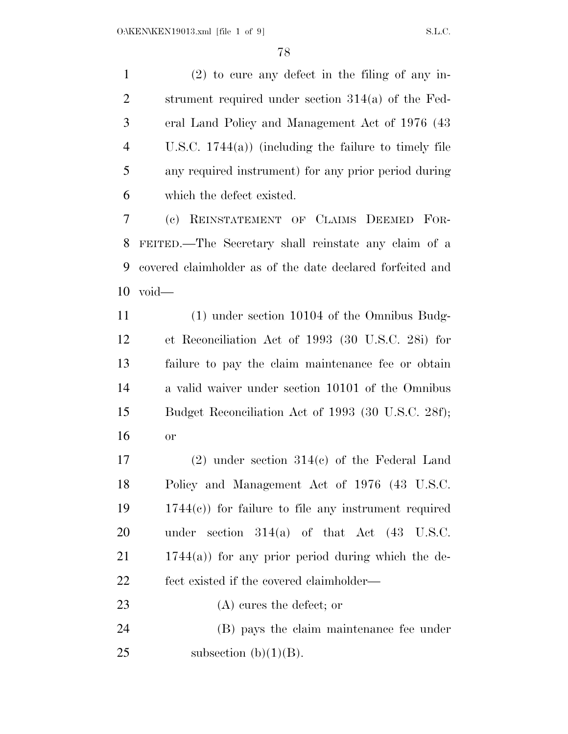(2) to cure any defect in the filing of any instrument required under section 314(a) of the Federal Land Policy and Management Act of 1976 (43 U.S.C. 1744(a)) (including the failure to timely file any required instrument) for any prior period during which the defect existed.

(c) REINSTATEMENT OF CLAIMS DEEMED FORFEITED.—The Secretary shall reinstate any claim of a covered claimholder as of the date declared forfeited and void—

(1) under section 10104 of the Omnibus Budget Reconciliation Act of 1993 (30 U.S.C. 28i) for failure to pay the claim maintenance fee or obtain a valid waiver under section 10101 of the Omnibus Budget Reconciliation Act of 1993 (30 U.S.C. 28f); or

(2) under section 314(c) of the Federal Land Policy and Management Act of 1976 (43 U.S.C. 1744(c)) for failure to file any instrument required under section 314(a) of that Act (43 U.S.C. 1744(a)) for any prior period during which the defect existed if the covered claimholder—

(A) cures the defect; or

(B) pays the claim maintenance fee under subsection (b)(1)(B).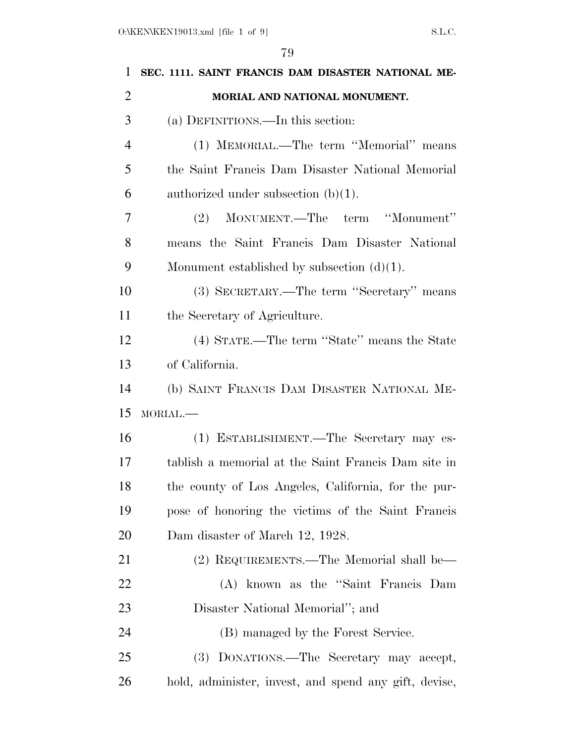**SEC. 1111. SAINT FRANCIS DAM DISASTER NATIONAL MEMORIAL AND NATIONAL MONUMENT.**

(a) DEFINITIONS.—In this section:

(1) MEMORIAL.—The term ''Memorial'' means the Saint Francis Dam Disaster National Memorial authorized under subsection (b)(1).

(2) MONUMENT.—The term ''Monument'' means the Saint Francis Dam Disaster National Monument established by subsection (d)(1).

(3) SECRETARY.—The term ''Secretary'' means the Secretary of Agriculture.

(4) STATE.—The term ''State'' means the State of California.

(b) SAINT FRANCIS DAM DISASTER NATIONAL MEMORIAL.—

(1) ESTABLISHMENT.—The Secretary may establish a memorial at the Saint Francis Dam site in the county of Los Angeles, California, for the purpose of honoring the victims of the Saint Francis Dam disaster of March 12, 1928.

(2) REQUIREMENTS.—The Memorial shall be—

(A) known as the ''Saint Francis Dam Disaster National Memorial''; and

(B) managed by the Forest Service.

(3) DONATIONS.—The Secretary may accept, hold, administer, invest, and spend any gift, devise,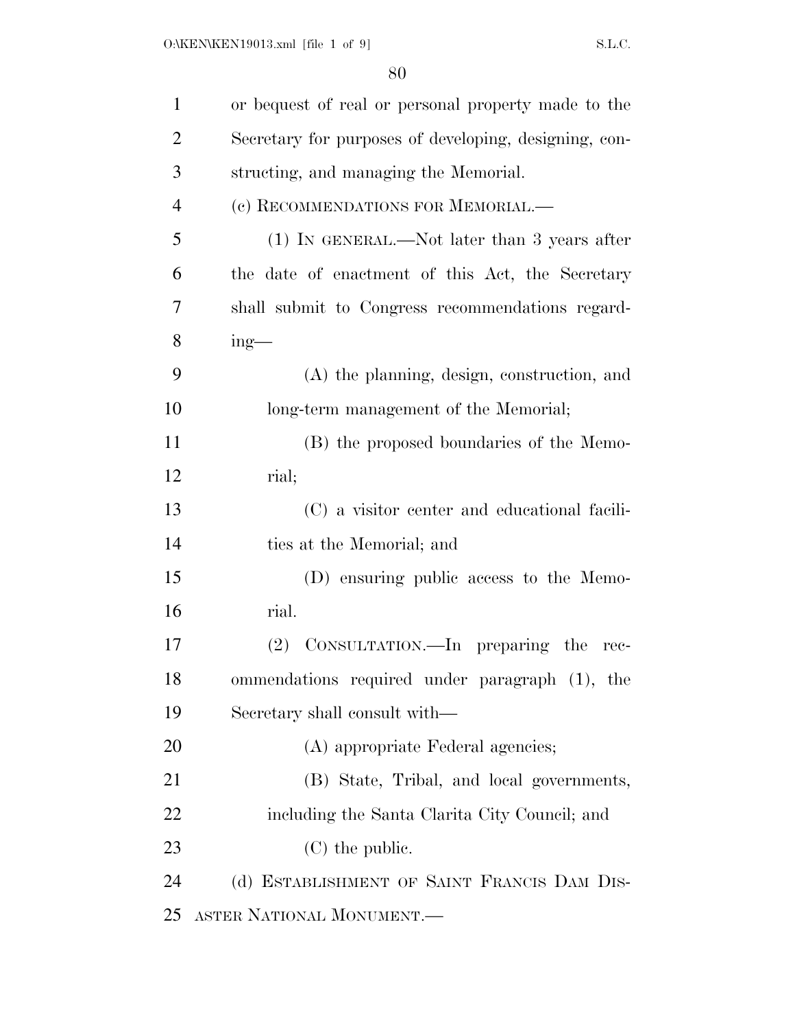or bequest of real or personal property made to the Secretary for purposes of developing, designing, constructing, and managing the Memorial.

(c) RECOMMENDATIONS FOR MEMORIAL.—

(1) IN GENERAL.—Not later than 3 years after the date of enactment of this Act, the Secretary shall submit to Congress recommendations regarding—

(A) the planning, design, construction, and long-term management of the Memorial;

(B) the proposed boundaries of the Memorial;

(C) a visitor center and educational facilities at the Memorial; and

(D) ensuring public access to the Memorial.

(2) CONSULTATION.—In preparing the recommendations required under paragraph (1), the Secretary shall consult with—

(A) appropriate Federal agencies;

(B) State, Tribal, and local governments, including the Santa Clarita City Council; and

(C) the public.

(d) ESTABLISHMENT OF SAINT FRANCIS DAM DISASTER NATIONAL MONUMENT.—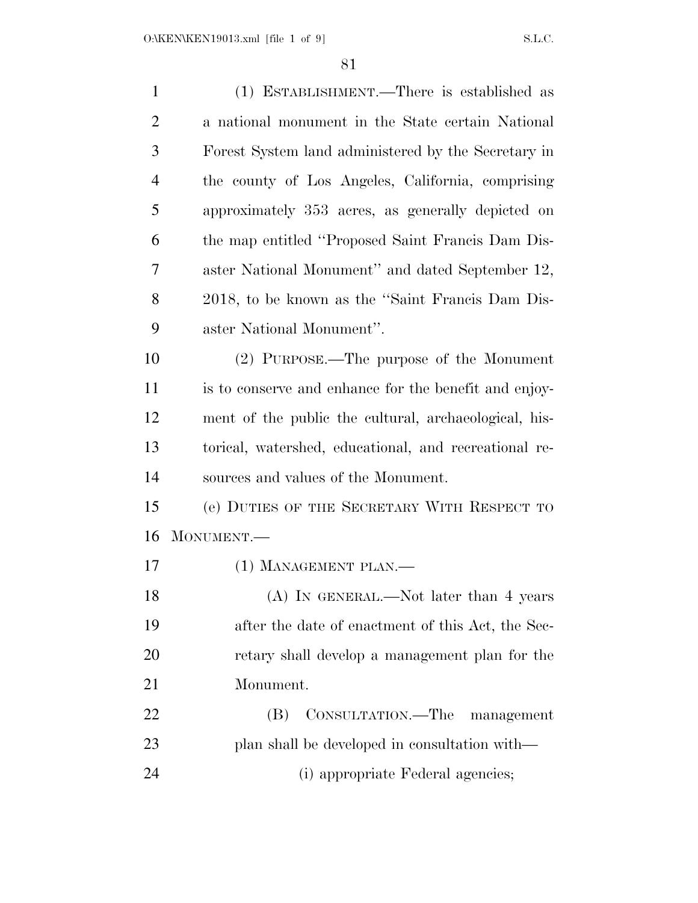(1) ESTABLISHMENT.—There is established as a national monument in the State certain National Forest System land administered by the Secretary in the county of Los Angeles, California, comprising approximately 353 acres, as generally depicted on the map entitled ''Proposed Saint Francis Dam Disaster National Monument'' and dated September 12, 2018, to be known as the ''Saint Francis Dam Disaster National Monument''.

(2) PURPOSE.—The purpose of the Monument is to conserve and enhance for the benefit and enjoyment of the public the cultural, archaeological, historical, watershed, educational, and recreational resources and values of the Monument.

(e) DUTIES OF THE SECRETARY WITH RESPECT TO MONUMENT.—

(1) MANAGEMENT PLAN.—

(A) IN GENERAL.—Not later than 4 years after the date of enactment of this Act, the Secretary shall develop a management plan for the Monument.

(B) CONSULTATION.—The management plan shall be developed in consultation with—

(i) appropriate Federal agencies;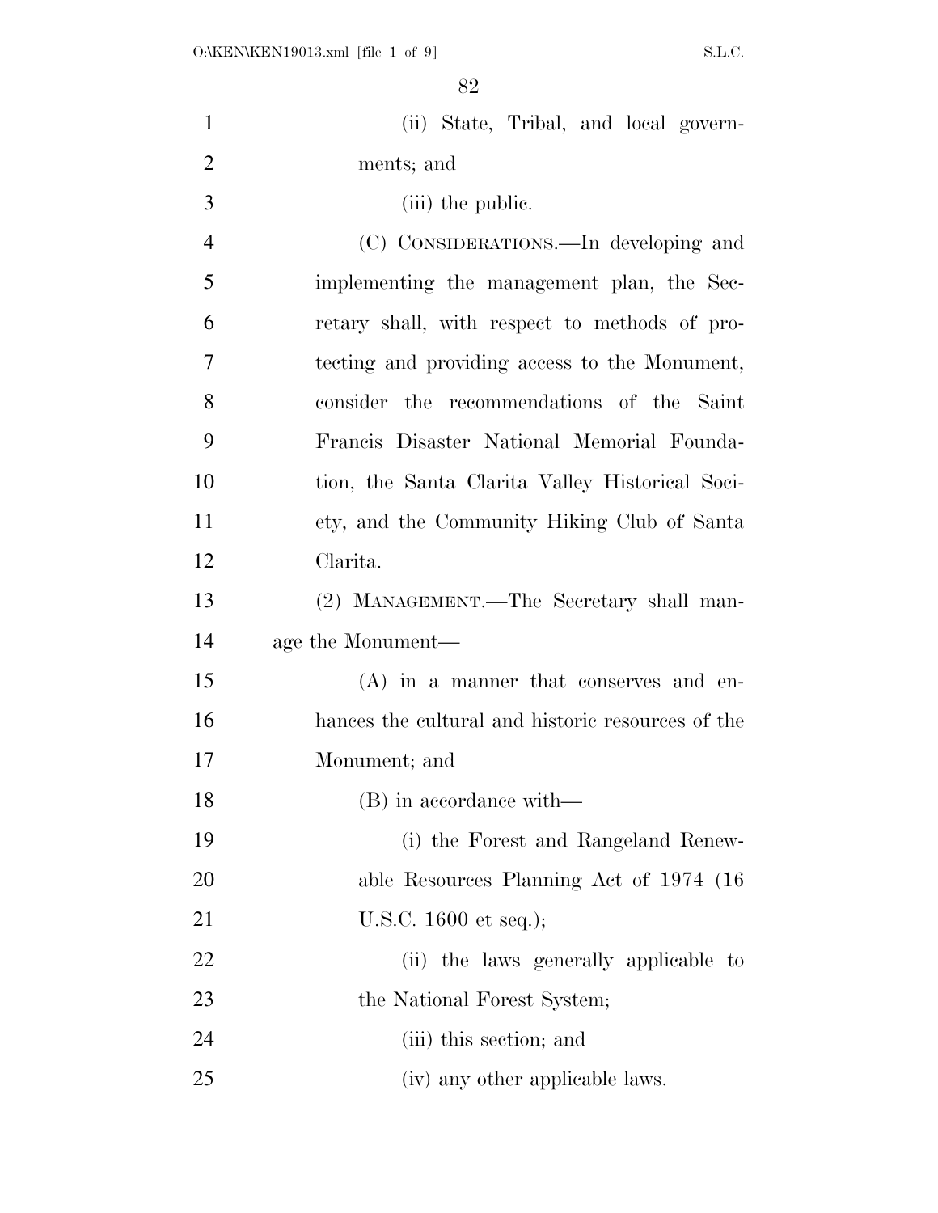(ii) State, Tribal, and local governments; and

(iii) the public.

(C) CONSIDERATIONS.—In developing and implementing the management plan, the Secretary shall, with respect to methods of protecting and providing access to the Monument, consider the recommendations of the Saint Francis Disaster National Memorial Foundation, the Santa Clarita Valley Historical Society, and the Community Hiking Club of Santa Clarita.

(2) MANAGEMENT.—The Secretary shall manage the Monument—

(A) in a manner that conserves and enhances the cultural and historic resources of the Monument; and

(B) in accordance with—

(i) the Forest and Rangeland Renewable Resources Planning Act of 1974 (16 U.S.C. 1600 et seq.);

(ii) the laws generally applicable to the National Forest System;

(iii) this section; and

(iv) any other applicable laws.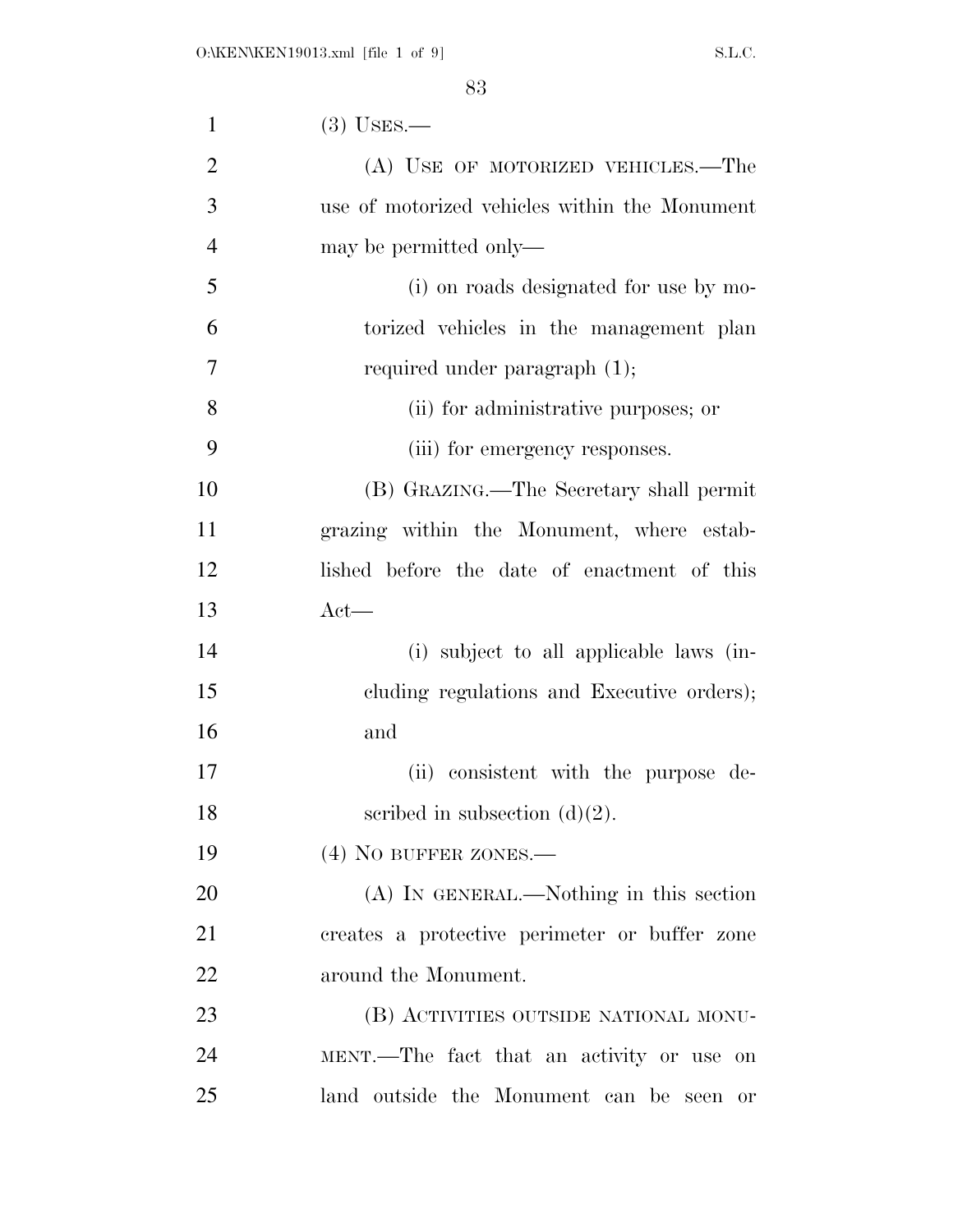(3) USES.—

(A) USE OF MOTORIZED VEHICLES.—The use of motorized vehicles within the Monument may be permitted only—

(i) on roads designated for use by motorized vehicles in the management plan required under paragraph (1);

(ii) for administrative purposes; or

(iii) for emergency responses.

(B) GRAZING.—The Secretary shall permit grazing within the Monument, where established before the date of enactment of this Act—

(i) subject to all applicable laws (including regulations and Executive orders); and

(ii) consistent with the purpose described in subsection (d)(2).

(4) NO BUFFER ZONES.—

(A) IN GENERAL.—Nothing in this section creates a protective perimeter or buffer zone around the Monument.

(B) ACTIVITIES OUTSIDE NATIONAL MONUMENT.—The fact that an activity or use on land outside the Monument can be seen or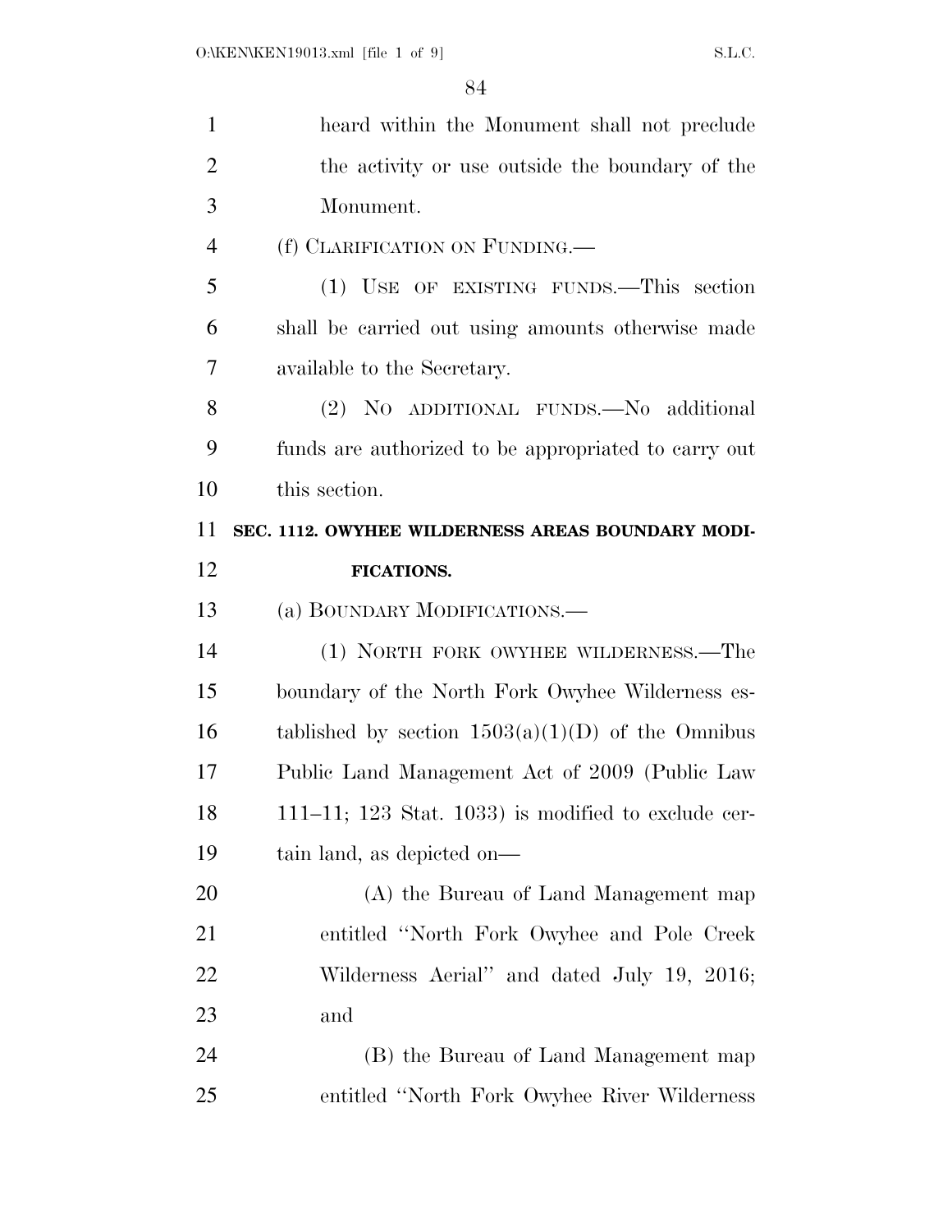heard within the Monument shall not preclude the activity or use outside the boundary of the Monument.

(f) CLARIFICATION ON FUNDING.—

(1) USE OF EXISTING FUNDS.—This section shall be carried out using amounts otherwise made available to the Secretary.

(2) NO ADDITIONAL FUNDS.—No additional funds are authorized to be appropriated to carry out this section.

## SEC. 1112. OWYHEE WILDERNESS AREAS BOUNDARY MODIFICATIONS.

(a) BOUNDARY MODIFICATIONS.—

(1) NORTH FORK OWYHEE WILDERNESS.—The boundary of the North Fork Owyhee Wilderness established by section 1503(a)(1)(D) of the Omnibus Public Land Management Act of 2009 (Public Law 111–11; 123 Stat. 1033) is modified to exclude certain land, as depicted on—

(A) the Bureau of Land Management map entitled ''North Fork Owyhee and Pole Creek Wilderness Aerial'' and dated July 19, 2016; and

(B) the Bureau of Land Management map entitled ''North Fork Owyhee River Wilderness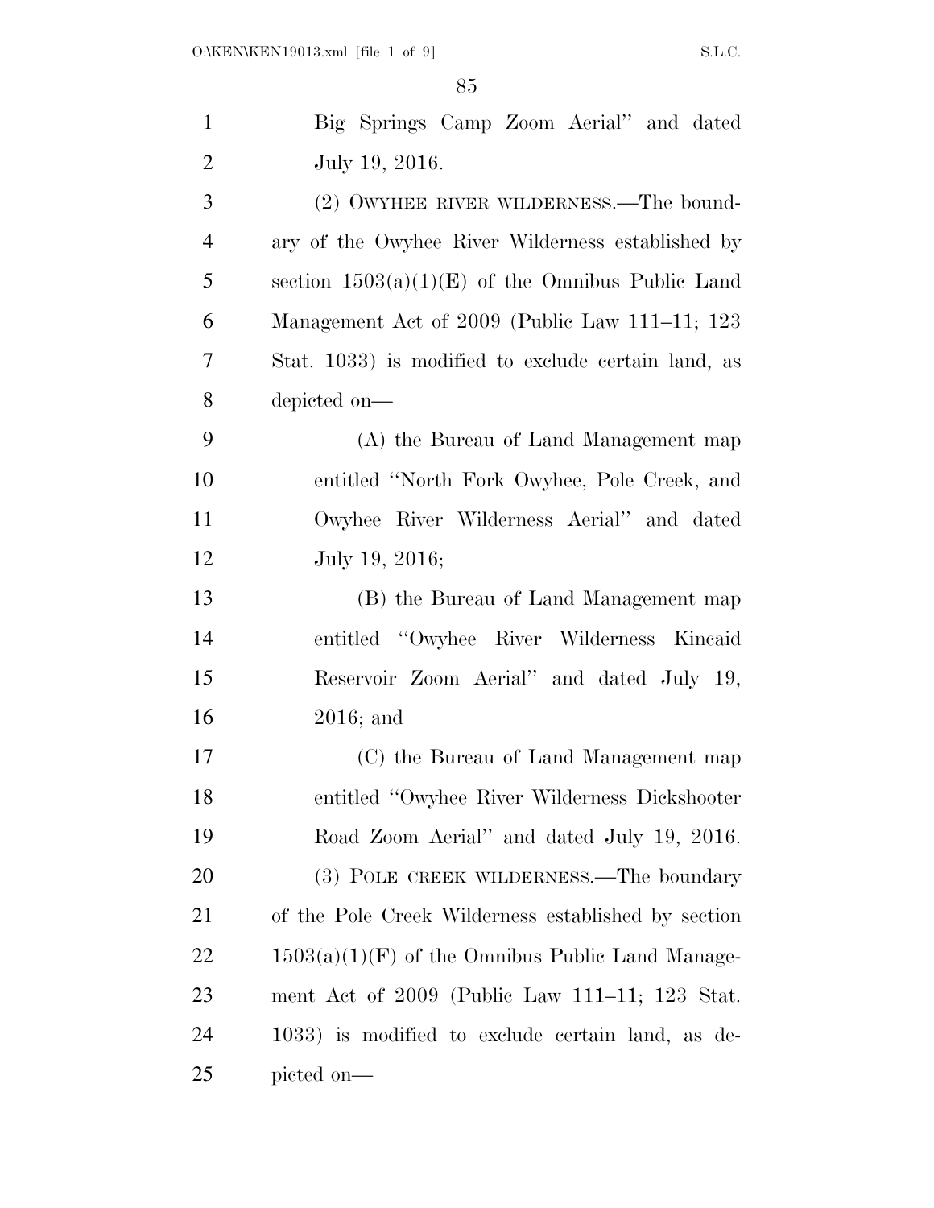Big Springs Camp Zoom Aerial'' and dated July 19, 2016.

(2) OWYHEE RIVER WILDERNESS.—The boundary of the Owyhee River Wilderness established by section 1503(a)(1)(E) of the Omnibus Public Land Management Act of 2009 (Public Law 111–11; 123 Stat. 1033) is modified to exclude certain land, as depicted on—

(A) the Bureau of Land Management map entitled ''North Fork Owyhee, Pole Creek, and Owyhee River Wilderness Aerial'' and dated July 19, 2016;

(B) the Bureau of Land Management map entitled ''Owyhee River Wilderness Kincaid Reservoir Zoom Aerial'' and dated July 19, 2016; and

(C) the Bureau of Land Management map entitled ''Owyhee River Wilderness Dickshooter Road Zoom Aerial'' and dated July 19, 2016.

(3) POLE CREEK WILDERNESS.—The boundary of the Pole Creek Wilderness established by section 1503(a)(1)(F) of the Omnibus Public Land Management Act of 2009 (Public Law 111–11; 123 Stat. 1033) is modified to exclude certain land, as depicted on—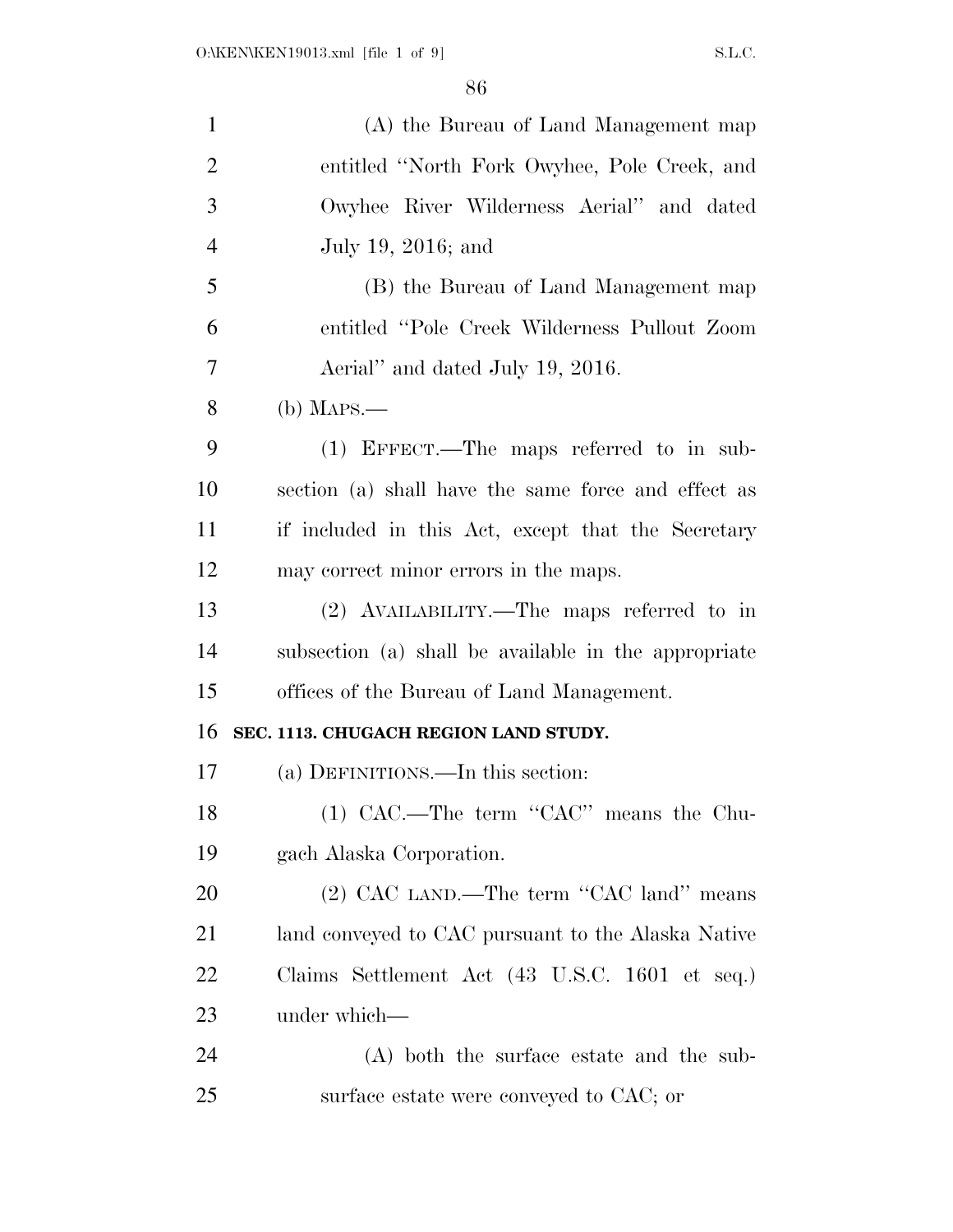(A) the Bureau of Land Management map entitled "North Fork Owyhee, Pole Creek, and Owyhee River Wilderness Aerial" and dated July 19, 2016; and

(B) the Bureau of Land Management map entitled "Pole Creek Wilderness Pullout Zoom Aerial" and dated July 19, 2016.

(b) MAPS.—

(1) EFFECT.—The maps referred to in subsection (a) shall have the same force and effect as if included in this Act, except that the Secretary may correct minor errors in the maps.

(2) AVAILABILITY.—The maps referred to in subsection (a) shall be available in the appropriate offices of the Bureau of Land Management.

**SEC. 1113. CHUGACH REGION LAND STUDY.**

(a) DEFINITIONS.—In this section:

(1) CAC.—The term "CAC" means the Chugach Alaska Corporation.

(2) CAC LAND.—The term "CAC land" means land conveyed to CAC pursuant to the Alaska Native Claims Settlement Act (43 U.S.C. 1601 et seq.) under which—

(A) both the surface estate and the subsurface estate were conveyed to CAC; or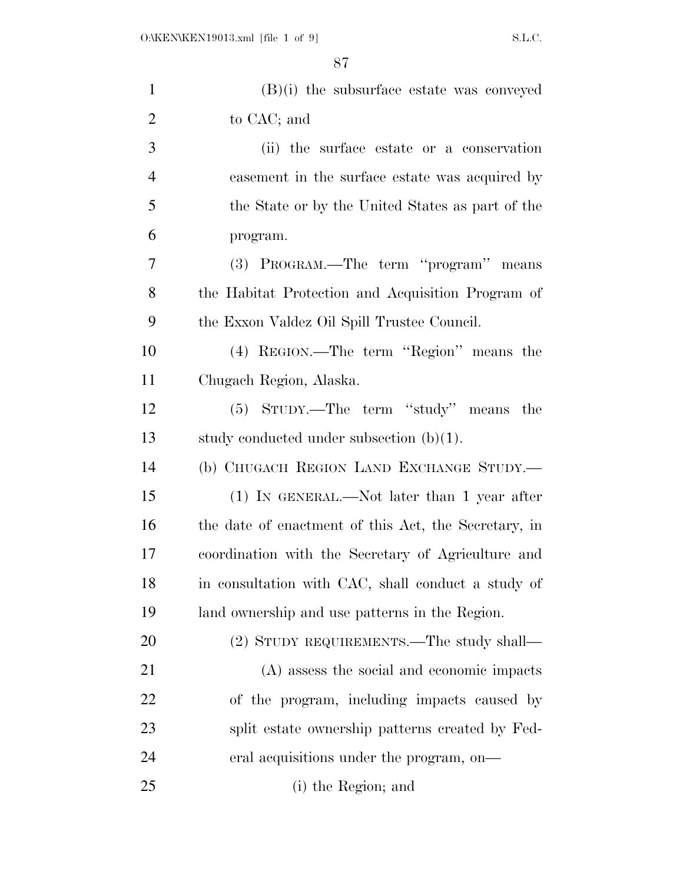(B)(i) the subsurface estate was conveyed to CAC; and

(ii) the surface estate or a conservation easement in the surface estate was acquired by the State or by the United States as part of the program.

(3) PROGRAM.—The term ''program'' means the Habitat Protection and Acquisition Program of the Exxon Valdez Oil Spill Trustee Council.

(4) REGION.—The term ''Region'' means the Chugach Region, Alaska.

(5) STUDY.—The term ''study'' means the study conducted under subsection (b)(1).

(b) CHUGACH REGION LAND EXCHANGE STUDY.—

(1) IN GENERAL.—Not later than 1 year after the date of enactment of this Act, the Secretary, in coordination with the Secretary of Agriculture and in consultation with CAC, shall conduct a study of land ownership and use patterns in the Region.

(2) STUDY REQUIREMENTS.—The study shall—

(A) assess the social and economic impacts of the program, including impacts caused by split estate ownership patterns created by Federal acquisitions under the program, on—

(i) the Region; and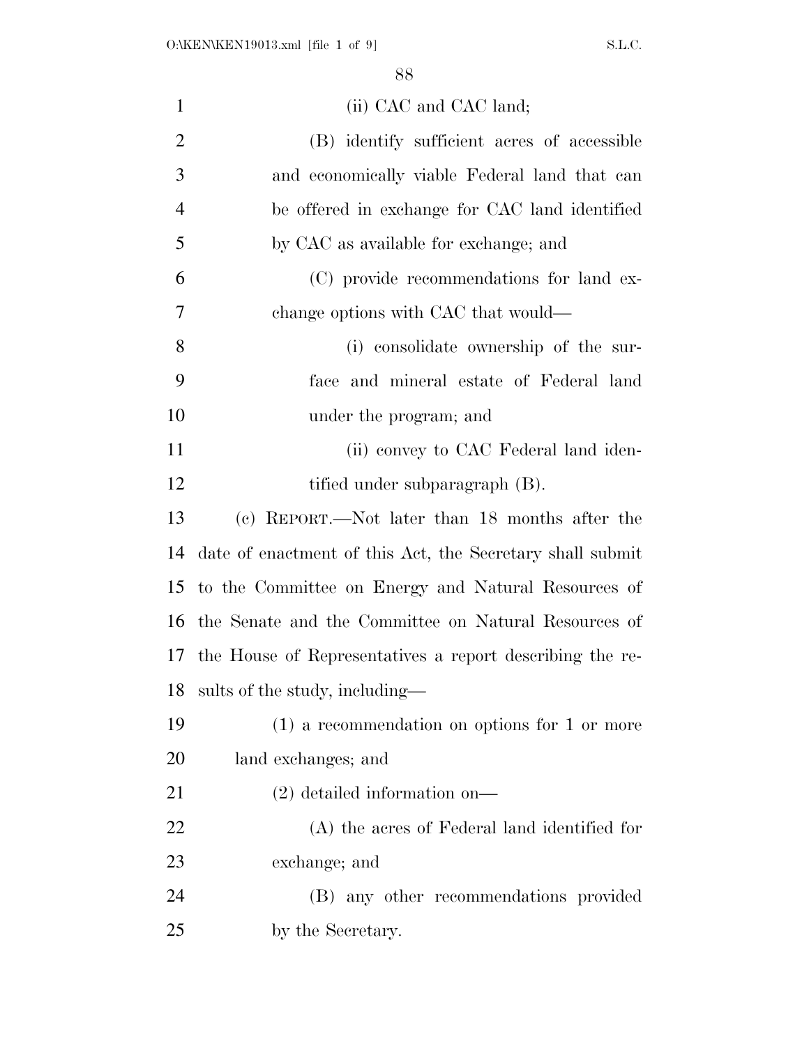(ii) CAC and CAC land;

(B) identify sufficient acres of accessible and economically viable Federal land that can be offered in exchange for CAC land identified by CAC as available for exchange; and

(C) provide recommendations for land exchange options with CAC that would—

(i) consolidate ownership of the surface and mineral estate of Federal land under the program; and

(ii) convey to CAC Federal land identified under subparagraph (B).

(c) REPORT.—Not later than 18 months after the date of enactment of this Act, the Secretary shall submit to the Committee on Energy and Natural Resources of the Senate and the Committee on Natural Resources of the House of Representatives a report describing the results of the study, including—

(1) a recommendation on options for 1 or more land exchanges; and

(2) detailed information on—

(A) the acres of Federal land identified for exchange; and

(B) any other recommendations provided by the Secretary.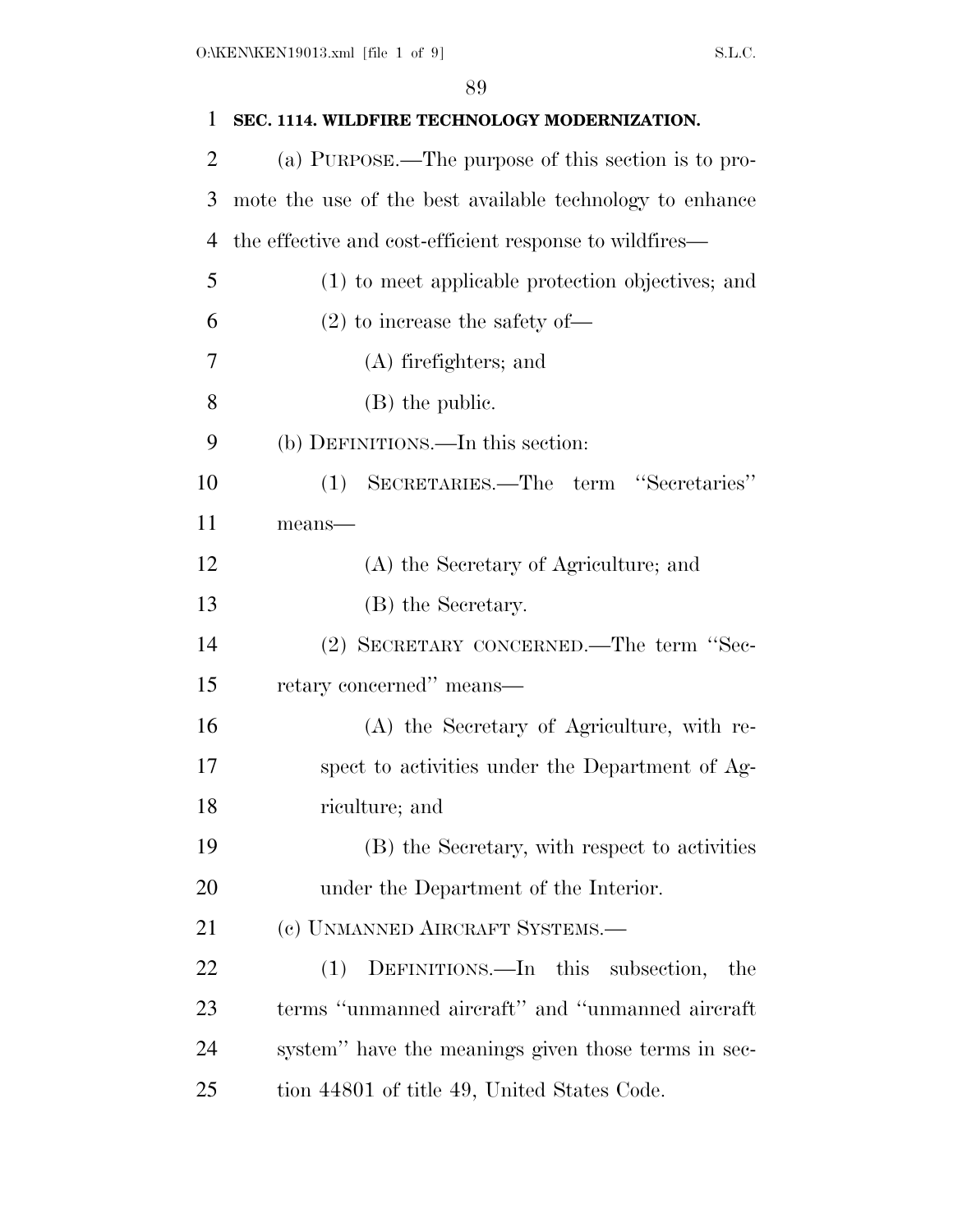## SEC. 1114. WILDFIRE TECHNOLOGY MODERNIZATION.

(a) PURPOSE.—The purpose of this section is to promote the use of the best available technology to enhance the effective and cost-efficient response to wildfires—

(1) to meet applicable protection objectives; and

(2) to increase the safety of—

(A) firefighters; and

(B) the public.

(b) DEFINITIONS.—In this section:

(1) SECRETARIES.—The term "Secretaries" means—

(A) the Secretary of Agriculture; and

(B) the Secretary.

(2) SECRETARY CONCERNED.—The term "Secretary concerned" means—

(A) the Secretary of Agriculture, with respect to activities under the Department of Agriculture; and

(B) the Secretary, with respect to activities under the Department of the Interior.

(c) UNMANNED AIRCRAFT SYSTEMS.—

(1) DEFINITIONS.—In this subsection, the terms "unmanned aircraft" and "unmanned aircraft system" have the meanings given those terms in section 44801 of title 49, United States Code.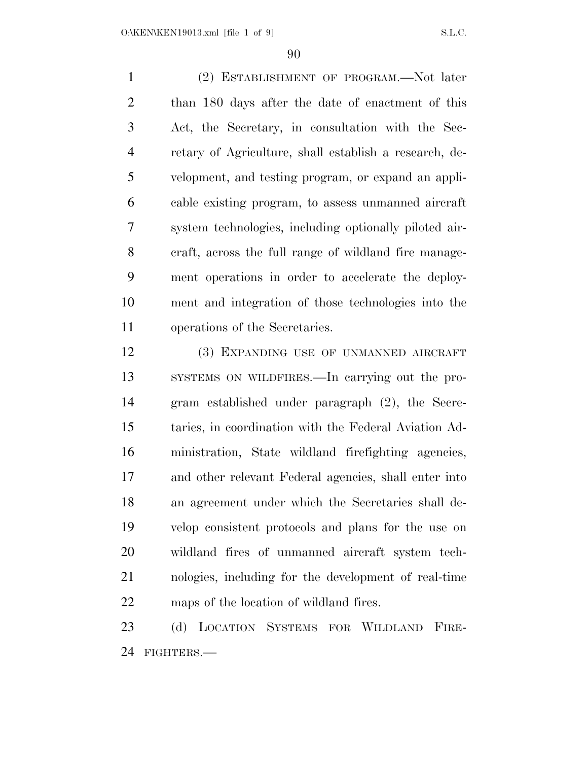(2) ESTABLISHMENT OF PROGRAM.—Not later than 180 days after the date of enactment of this Act, the Secretary, in consultation with the Secretary of Agriculture, shall establish a research, development, and testing program, or expand an applicable existing program, to assess unmanned aircraft system technologies, including optionally piloted aircraft, across the full range of wildland fire management operations in order to accelerate the deployment and integration of those technologies into the operations of the Secretaries.

(3) EXPANDING USE OF UNMANNED AIRCRAFT SYSTEMS ON WILDFIRES.—In carrying out the program established under paragraph (2), the Secretaries, in coordination with the Federal Aviation Administration, State wildland firefighting agencies, and other relevant Federal agencies, shall enter into an agreement under which the Secretaries shall develop consistent protocols and plans for the use on wildland fires of unmanned aircraft system technologies, including for the development of real-time maps of the location of wildland fires.

(d) LOCATION SYSTEMS FOR WILDLAND FIREFIGHTERS.—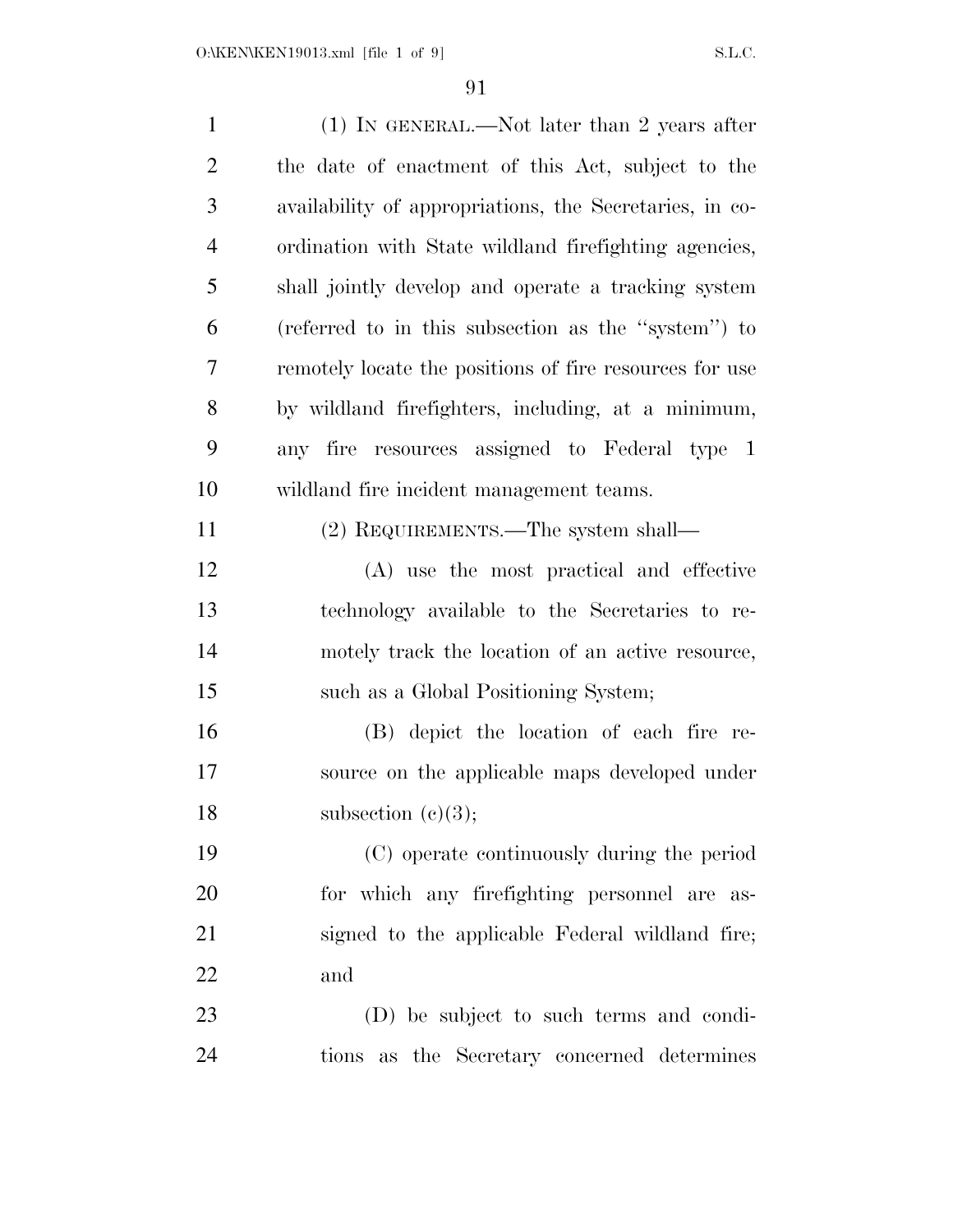(1) IN GENERAL.—Not later than 2 years after the date of enactment of this Act, subject to the availability of appropriations, the Secretaries, in coordination with State wildland firefighting agencies, shall jointly develop and operate a tracking system (referred to in this subsection as the ''system'') to remotely locate the positions of fire resources for use by wildland firefighters, including, at a minimum, any fire resources assigned to Federal type 1 wildland fire incident management teams.

(2) REQUIREMENTS.—The system shall—

(A) use the most practical and effective technology available to the Secretaries to remotely track the location of an active resource, such as a Global Positioning System;

(B) depict the location of each fire resource on the applicable maps developed under subsection (c)(3);

(C) operate continuously during the period for which any firefighting personnel are assigned to the applicable Federal wildland fire; and

(D) be subject to such terms and conditions as the Secretary concerned determines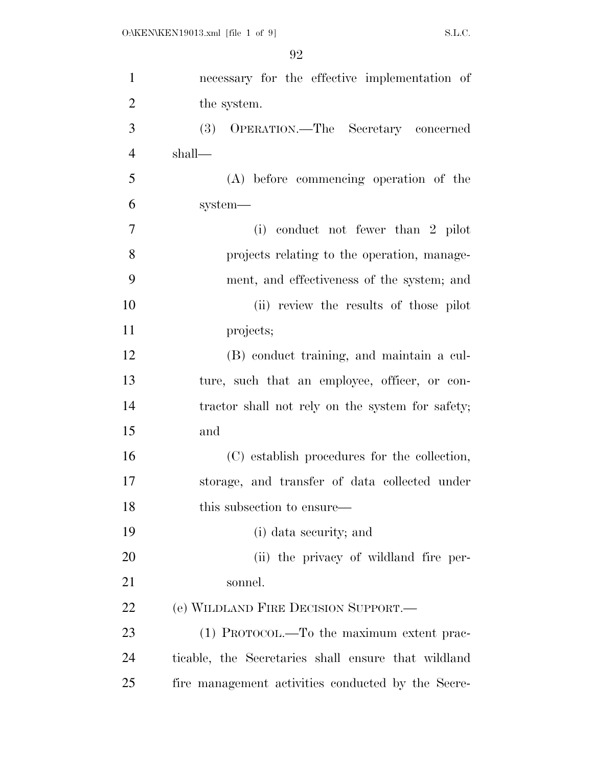necessary for the effective implementation of the system.

(3) OPERATION.—The Secretary concerned shall—

(A) before commencing operation of the system—

(i) conduct not fewer than 2 pilot projects relating to the operation, management, and effectiveness of the system; and

(ii) review the results of those pilot projects;

(B) conduct training, and maintain a culture, such that an employee, officer, or contractor shall not rely on the system for safety; and

(C) establish procedures for the collection, storage, and transfer of data collected under this subsection to ensure—

(i) data security; and

(ii) the privacy of wildland fire personnel.

(e) WILDLAND FIRE DECISION SUPPORT.—

(1) PROTOCOL.—To the maximum extent practicable, the Secretaries shall ensure that wildland fire management activities conducted by the Secre-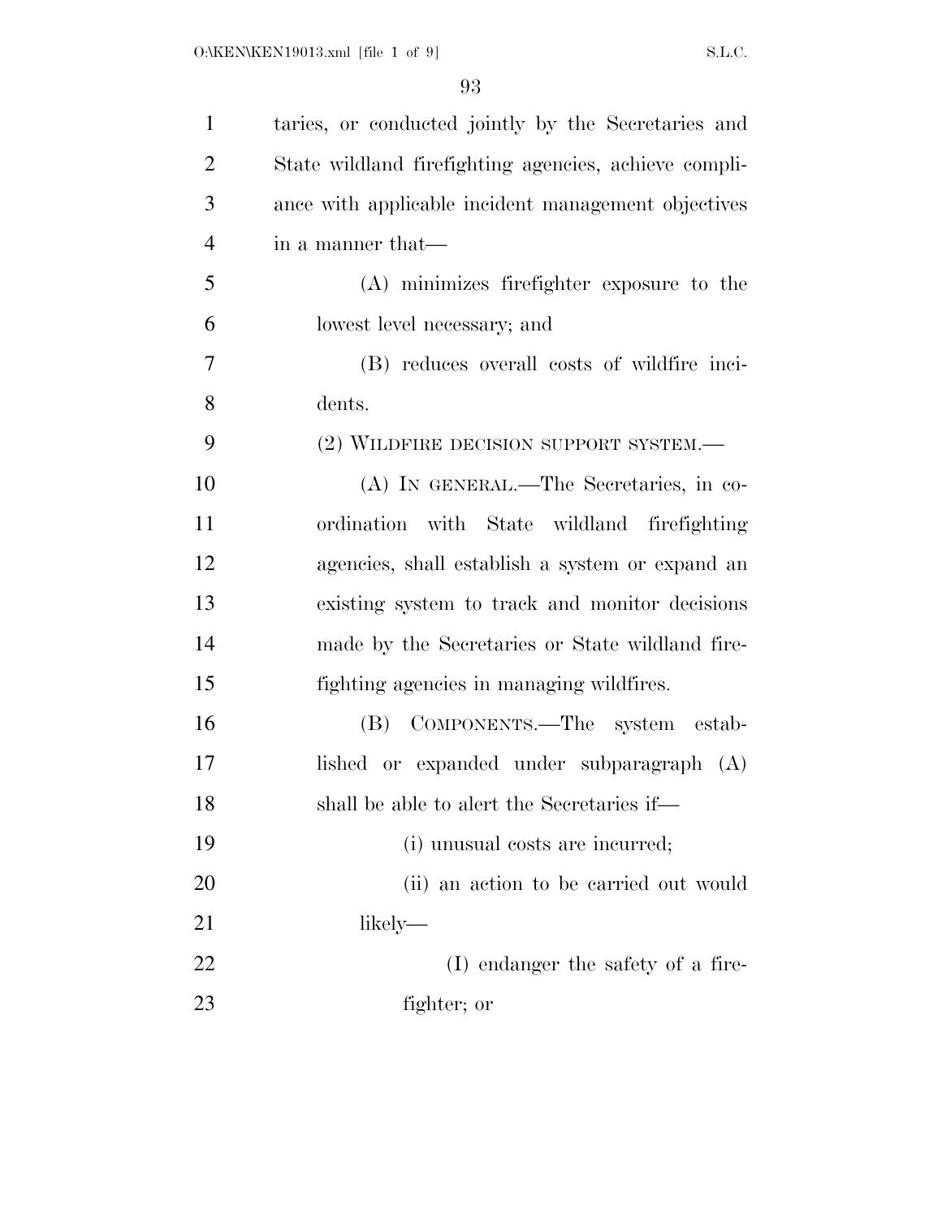taries, or conducted jointly by the Secretaries and State wildland firefighting agencies, achieve compliance with applicable incident management objectives in a manner that—

(A) minimizes firefighter exposure to the lowest level necessary; and

(B) reduces overall costs of wildfire incidents.

(2) WILDFIRE DECISION SUPPORT SYSTEM.—

(A) IN GENERAL.—The Secretaries, in coordination with State wildland firefighting agencies, shall establish a system or expand an existing system to track and monitor decisions made by the Secretaries or State wildland firefighting agencies in managing wildfires.

(B) COMPONENTS.—The system established or expanded under subparagraph (A) shall be able to alert the Secretaries if—

(i) unusual costs are incurred;

(ii) an action to be carried out would likely—

(I) endanger the safety of a firefighter; or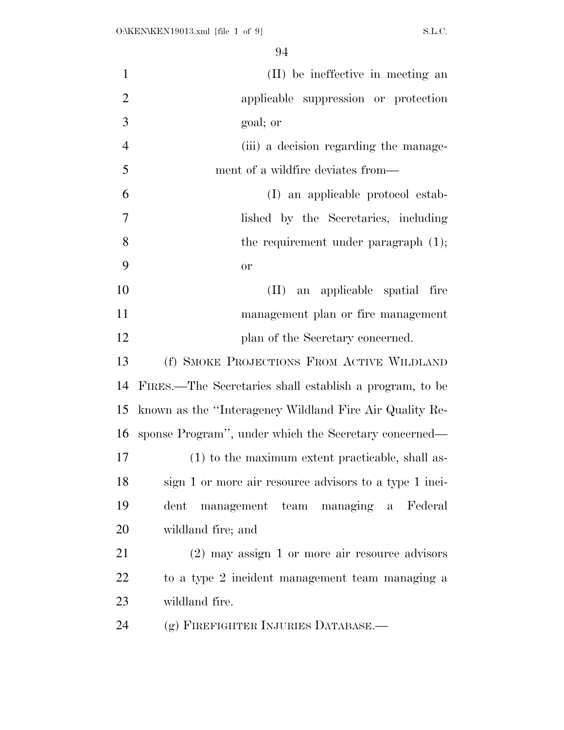(II) be ineffective in meeting an applicable suppression or protection goal; or

(iii) a decision regarding the management of a wildfire deviates from—

(I) an applicable protocol established by the Secretaries, including the requirement under paragraph (1); or

(II) an applicable spatial fire management plan or fire management plan of the Secretary concerned.

(f) SMOKE PROJECTIONS FROM ACTIVE WILDLAND FIRES.—The Secretaries shall establish a program, to be known as the "Interagency Wildland Fire Air Quality Response Program", under which the Secretary concerned—

(1) to the maximum extent practicable, shall assign 1 or more air resource advisors to a type 1 incident management team managing a Federal wildland fire; and

(2) may assign 1 or more air resource advisors to a type 2 incident management team managing a wildland fire.

(g) FIREFIGHTER INJURIES DATABASE.—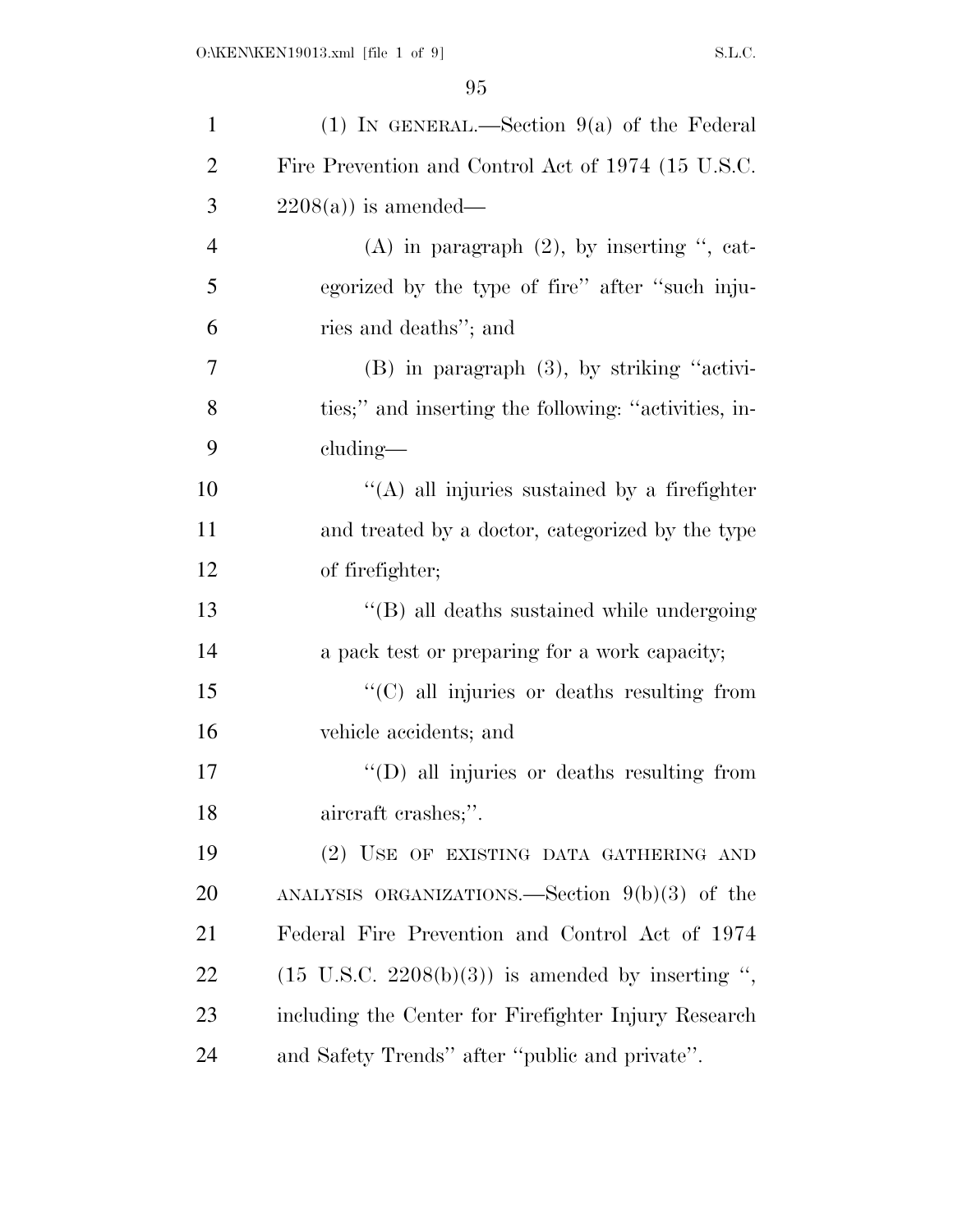(1) IN GENERAL.—Section 9(a) of the Federal Fire Prevention and Control Act of 1974 (15 U.S.C. 2208(a)) is amended—

(A) in paragraph (2), by inserting ", categorized by the type of fire" after "such injuries and deaths"; and

(B) in paragraph (3), by striking "activities;" and inserting the following: "activities, including—

"(A) all injuries sustained by a firefighter and treated by a doctor, categorized by the type of firefighter;

"(B) all deaths sustained while undergoing a pack test or preparing for a work capacity;

"(C) all injuries or deaths resulting from vehicle accidents; and

"(D) all injuries or deaths resulting from aircraft crashes;".

(2) USE OF EXISTING DATA GATHERING AND ANALYSIS ORGANIZATIONS.—Section 9(b)(3) of the Federal Fire Prevention and Control Act of 1974 (15 U.S.C. 2208(b)(3)) is amended by inserting ", including the Center for Firefighter Injury Research and Safety Trends" after "public and private".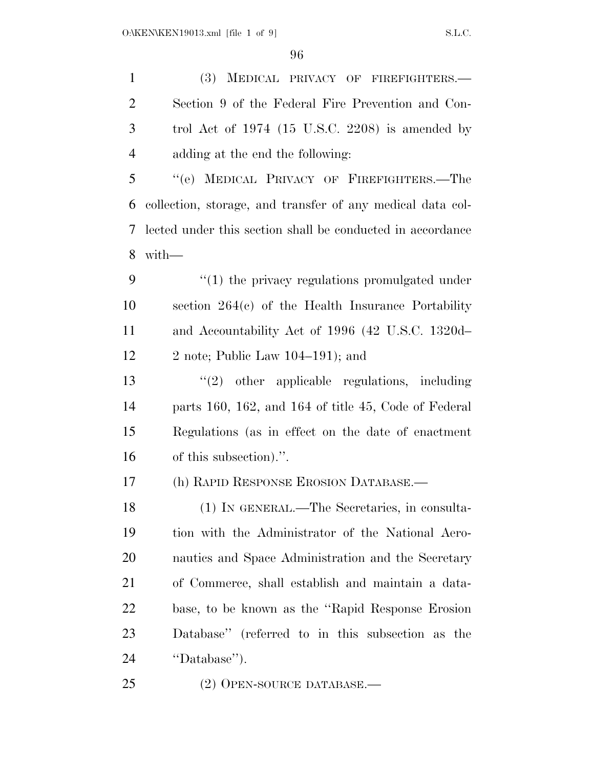(3) MEDICAL PRIVACY OF FIREFIGHTERS.—Section 9 of the Federal Fire Prevention and Control Act of 1974 (15 U.S.C. 2208) is amended by adding at the end the following:

''(e) MEDICAL PRIVACY OF FIREFIGHTERS.—The collection, storage, and transfer of any medical data collected under this section shall be conducted in accordance with—

''(1) the privacy regulations promulgated under section 264(c) of the Health Insurance Portability and Accountability Act of 1996 (42 U.S.C. 1320d–2 note; Public Law 104–191); and

''(2) other applicable regulations, including parts 160, 162, and 164 of title 45, Code of Federal Regulations (as in effect on the date of enactment of this subsection).''.

(h) RAPID RESPONSE EROSION DATABASE.—

(1) IN GENERAL.—The Secretaries, in consultation with the Administrator of the National Aeronautics and Space Administration and the Secretary of Commerce, shall establish and maintain a database, to be known as the ''Rapid Response Erosion Database'' (referred to in this subsection as the ''Database'').

(2) OPEN-SOURCE DATABASE.—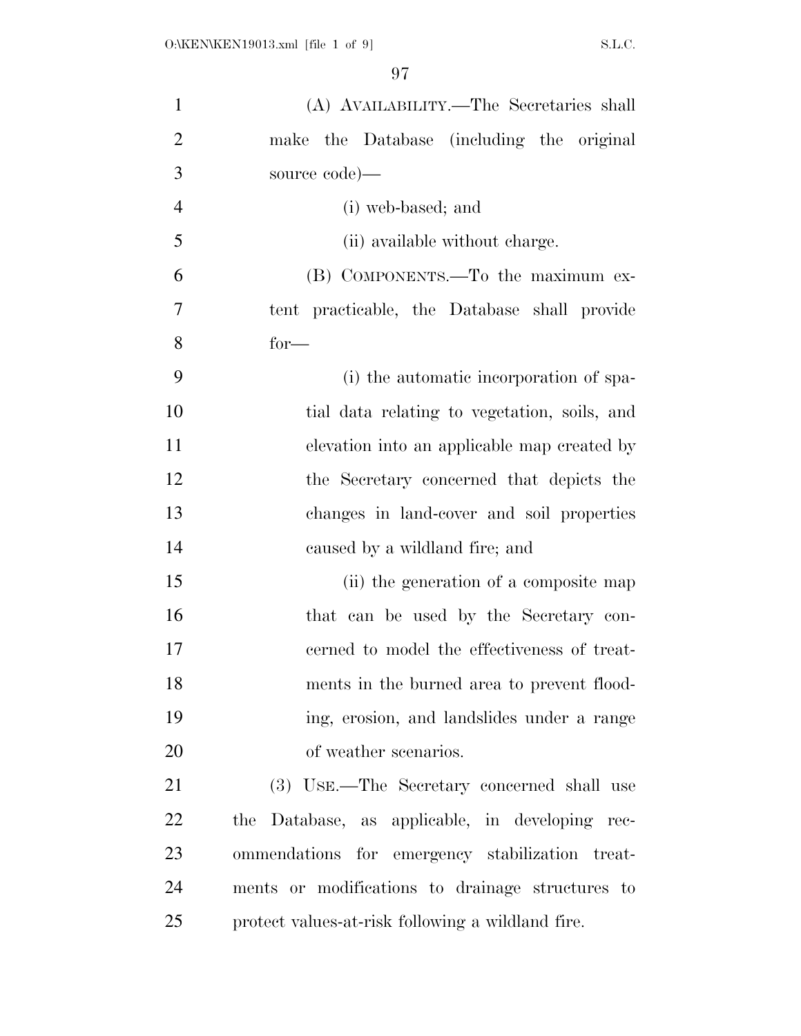(A) AVAILABILITY.—The Secretaries shall make the Database (including the original source code)—

(i) web-based; and

(ii) available without charge.

(B) COMPONENTS.—To the maximum extent practicable, the Database shall provide for—

(i) the automatic incorporation of spatial data relating to vegetation, soils, and elevation into an applicable map created by the Secretary concerned that depicts the changes in land-cover and soil properties caused by a wildland fire; and

(ii) the generation of a composite map that can be used by the Secretary concerned to model the effectiveness of treatments in the burned area to prevent flooding, erosion, and landslides under a range of weather scenarios.

(3) USE.—The Secretary concerned shall use the Database, as applicable, in developing recommendations for emergency stabilization treatments or modifications to drainage structures to protect values-at-risk following a wildland fire.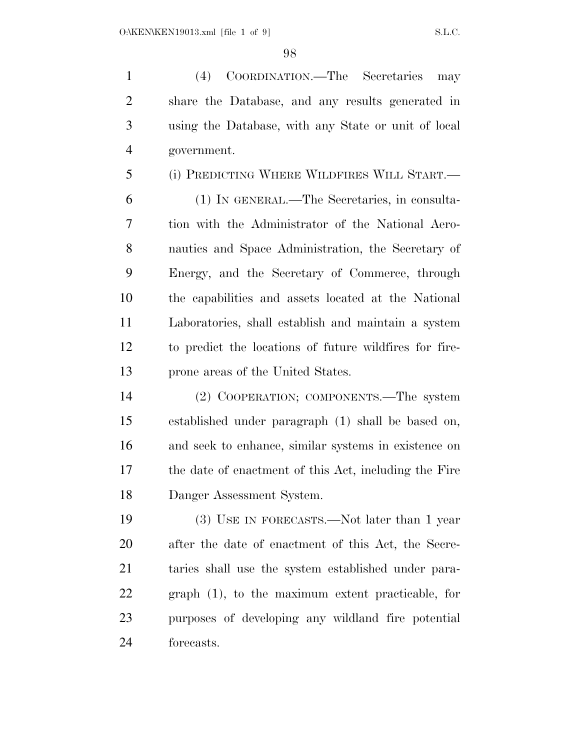(4) COORDINATION.—The Secretaries may share the Database, and any results generated in using the Database, with any State or unit of local government.

(i) PREDICTING WHERE WILDFIRES WILL START.—

(1) IN GENERAL.—The Secretaries, in consultation with the Administrator of the National Aeronautics and Space Administration, the Secretary of Energy, and the Secretary of Commerce, through the capabilities and assets located at the National Laboratories, shall establish and maintain a system to predict the locations of future wildfires for fire-prone areas of the United States.

(2) COOPERATION; COMPONENTS.—The system established under paragraph (1) shall be based on, and seek to enhance, similar systems in existence on the date of enactment of this Act, including the Fire Danger Assessment System.

(3) USE IN FORECASTS.—Not later than 1 year after the date of enactment of this Act, the Secretaries shall use the system established under paragraph (1), to the maximum extent practicable, for purposes of developing any wildland fire potential forecasts.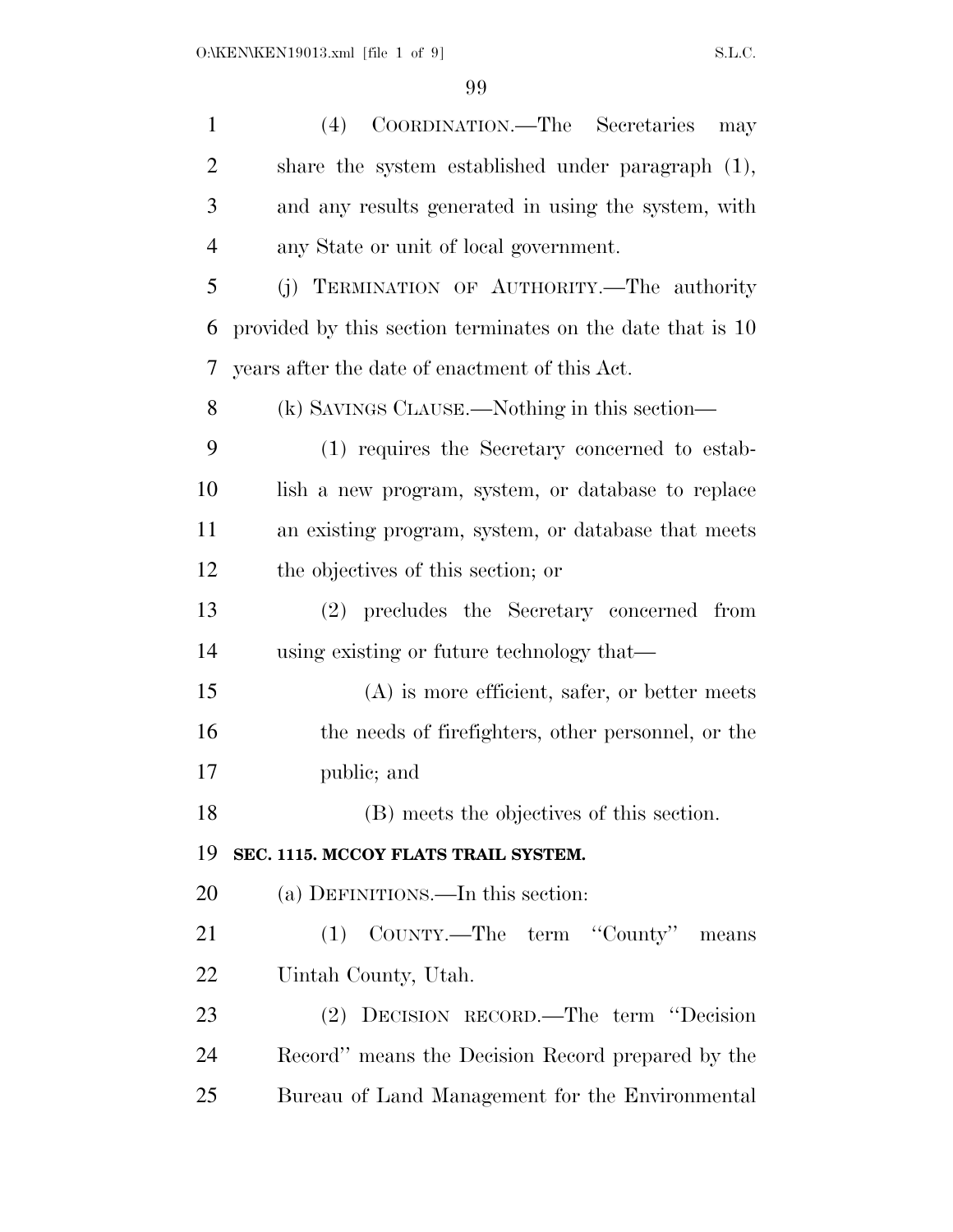(4) COORDINATION.—The Secretaries may share the system established under paragraph (1), and any results generated in using the system, with any State or unit of local government.

(j) TERMINATION OF AUTHORITY.—The authority provided by this section terminates on the date that is 10 years after the date of enactment of this Act.

(k) SAVINGS CLAUSE.—Nothing in this section—

(1) requires the Secretary concerned to establish a new program, system, or database to replace an existing program, system, or database that meets the objectives of this section; or

(2) precludes the Secretary concerned from using existing or future technology that—

(A) is more efficient, safer, or better meets the needs of firefighters, other personnel, or the public; and

(B) meets the objectives of this section.

**SEC. 1115. MCCOY FLATS TRAIL SYSTEM.**

(a) DEFINITIONS.—In this section:

(1) COUNTY.—The term ''County'' means Uintah County, Utah.

(2) DECISION RECORD.—The term ''Decision Record'' means the Decision Record prepared by the Bureau of Land Management for the Environmental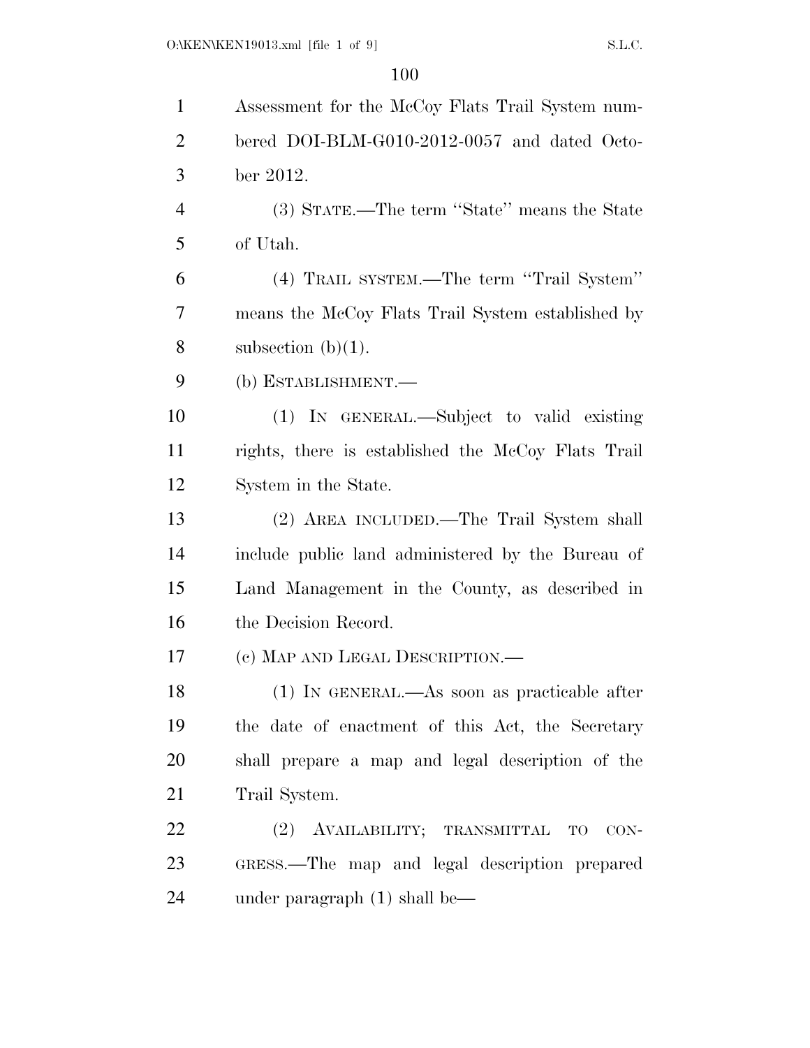Assessment for the McCoy Flats Trail System numbered DOI-BLM-G010-2012-0057 and dated October 2012.

(3) STATE.—The term "State" means the State of Utah.

(4) TRAIL SYSTEM.—The term "Trail System" means the McCoy Flats Trail System established by subsection (b)(1).

(b) ESTABLISHMENT.—

(1) IN GENERAL.—Subject to valid existing rights, there is established the McCoy Flats Trail System in the State.

(2) AREA INCLUDED.—The Trail System shall include public land administered by the Bureau of Land Management in the County, as described in the Decision Record.

(c) MAP AND LEGAL DESCRIPTION.—

(1) IN GENERAL.—As soon as practicable after the date of enactment of this Act, the Secretary shall prepare a map and legal description of the Trail System.

(2) AVAILABILITY; TRANSMITTAL TO CONGRESS.—The map and legal description prepared under paragraph (1) shall be—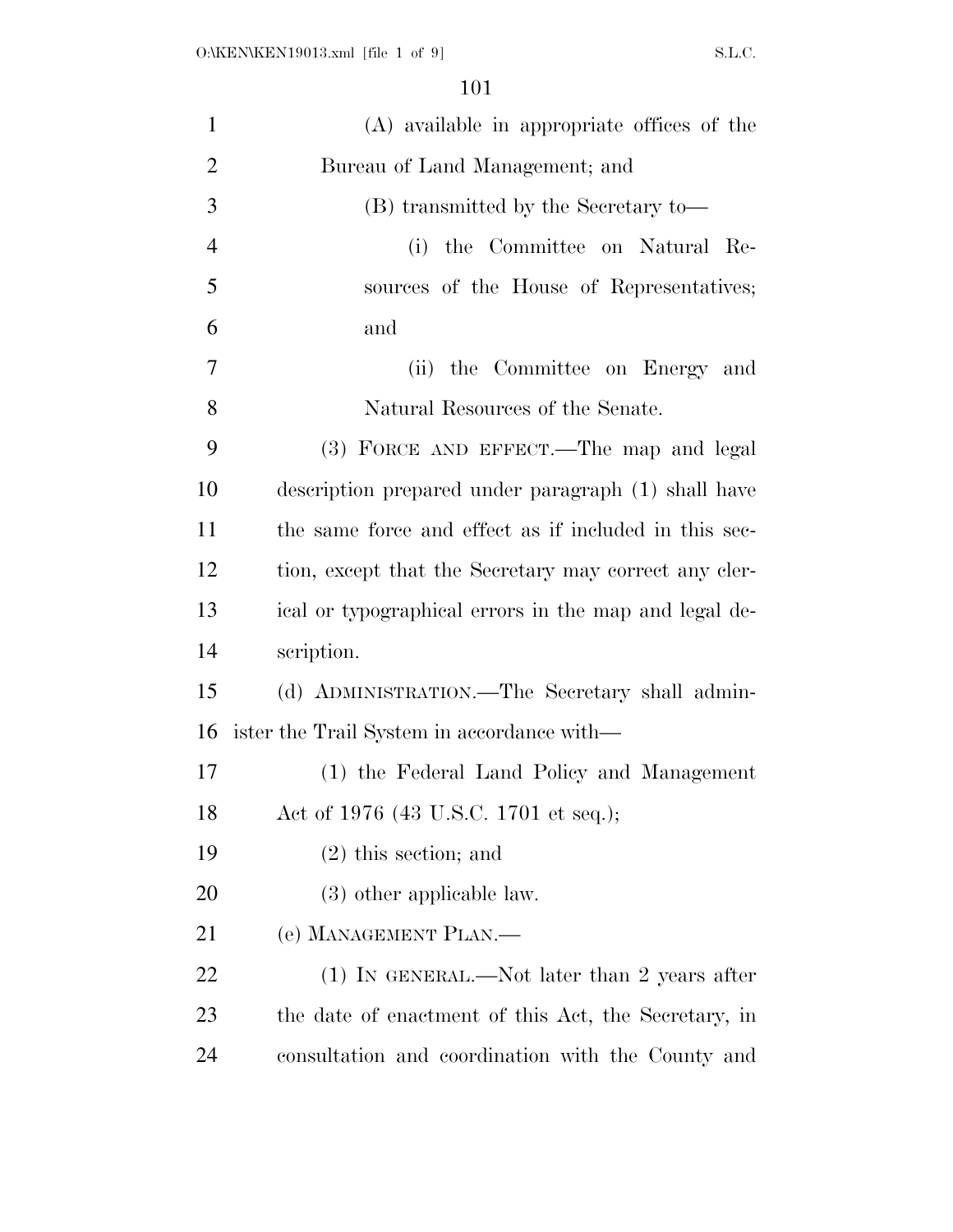(A) available in appropriate offices of the Bureau of Land Management; and

(B) transmitted by the Secretary to—

(i) the Committee on Natural Resources of the House of Representatives; and

(ii) the Committee on Energy and Natural Resources of the Senate.

(3) FORCE AND EFFECT.—The map and legal description prepared under paragraph (1) shall have the same force and effect as if included in this section, except that the Secretary may correct any clerical or typographical errors in the map and legal description.

(d) ADMINISTRATION.—The Secretary shall administer the Trail System in accordance with—

(1) the Federal Land Policy and Management Act of 1976 (43 U.S.C. 1701 et seq.);

(2) this section; and

(3) other applicable law.

(e) MANAGEMENT PLAN.—

(1) IN GENERAL.—Not later than 2 years after the date of enactment of this Act, the Secretary, in consultation and coordination with the County and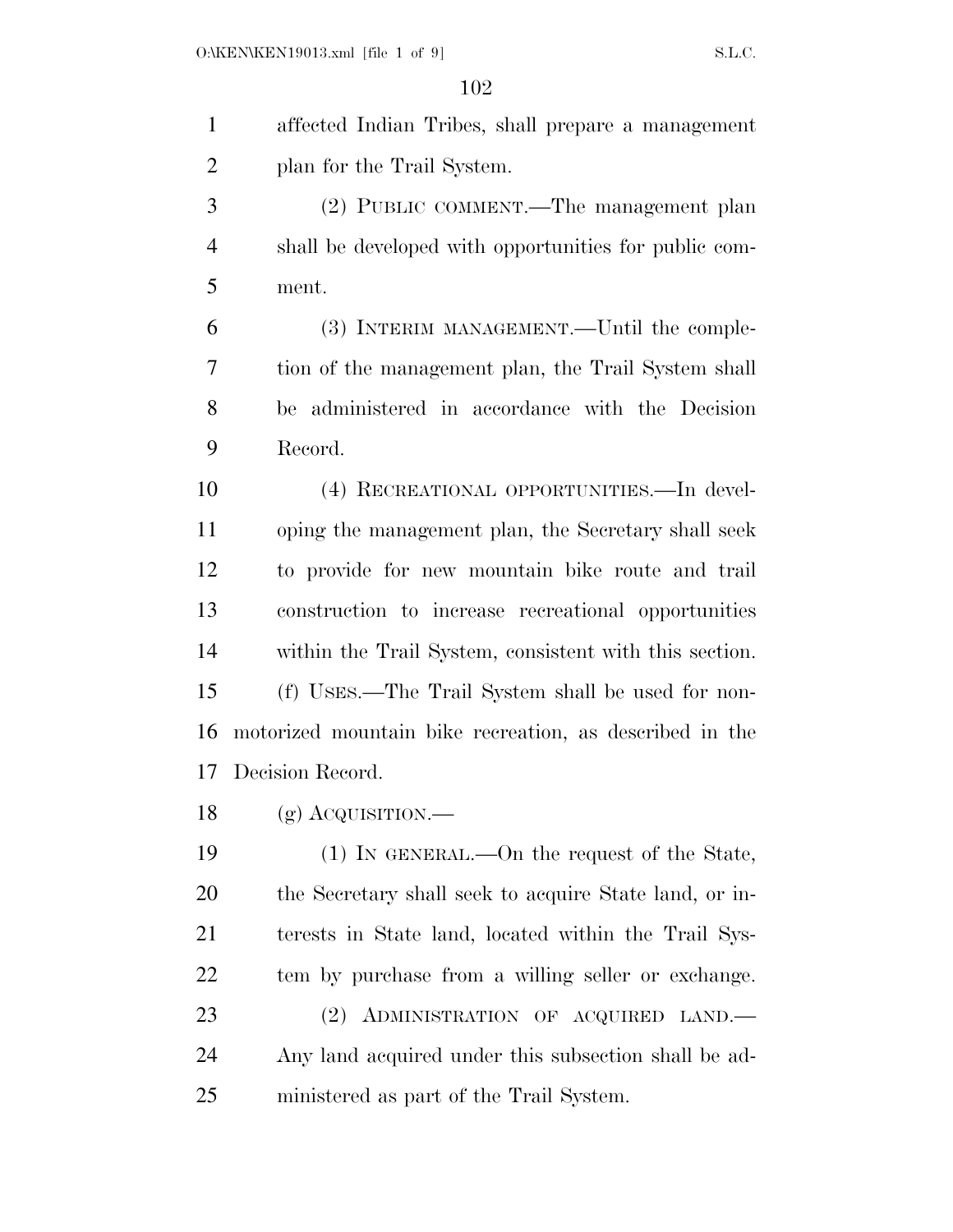affected Indian Tribes, shall prepare a management plan for the Trail System.

(2) PUBLIC COMMENT.—The management plan shall be developed with opportunities for public comment.

(3) INTERIM MANAGEMENT.—Until the completion of the management plan, the Trail System shall be administered in accordance with the Decision Record.

(4) RECREATIONAL OPPORTUNITIES.—In developing the management plan, the Secretary shall seek to provide for new mountain bike route and trail construction to increase recreational opportunities within the Trail System, consistent with this section.

(f) USES.—The Trail System shall be used for non-motorized mountain bike recreation, as described in the Decision Record.

(g) ACQUISITION.—

(1) IN GENERAL.—On the request of the State, the Secretary shall seek to acquire State land, or interests in State land, located within the Trail System by purchase from a willing seller or exchange.

(2) ADMINISTRATION OF ACQUIRED LAND.—Any land acquired under this subsection shall be administered as part of the Trail System.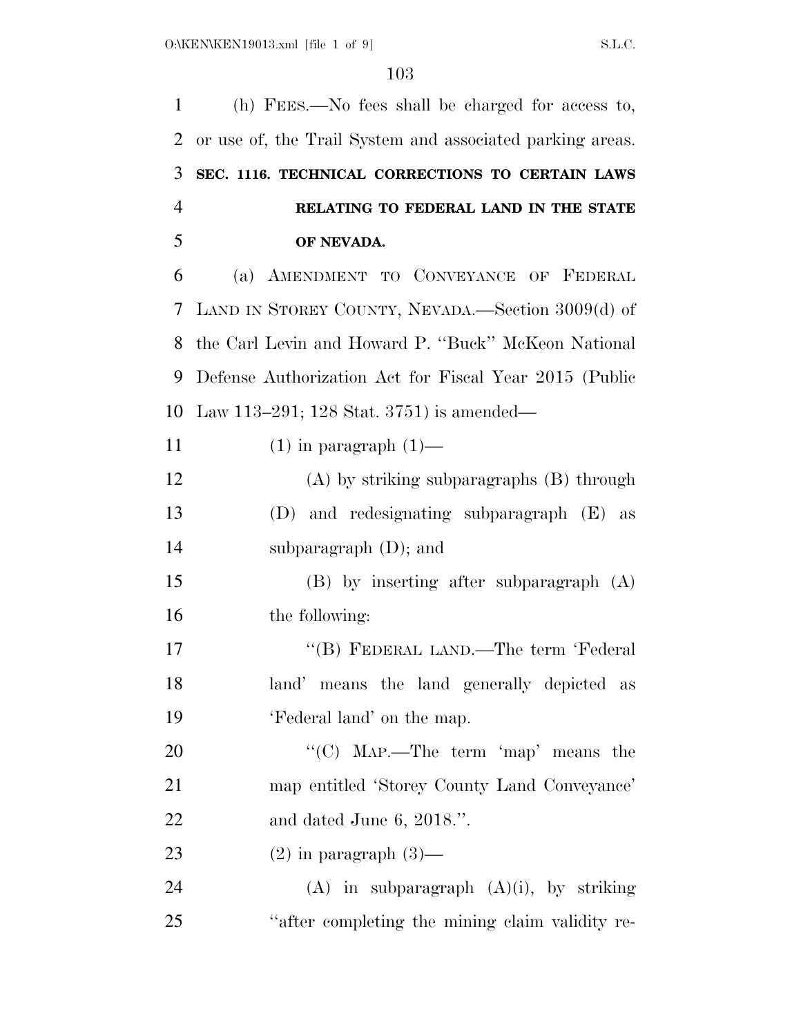(h) FEES.—No fees shall be charged for access to, or use of, the Trail System and associated parking areas.

**SEC. 1116. TECHNICAL CORRECTIONS TO CERTAIN LAWS RELATING TO FEDERAL LAND IN THE STATE OF NEVADA.**

(a) AMENDMENT TO CONVEYANCE OF FEDERAL LAND IN STOREY COUNTY, NEVADA.—Section 3009(d) of the Carl Levin and Howard P. ''Buck'' McKeon National Defense Authorization Act for Fiscal Year 2015 (Public Law 113–291; 128 Stat. 3751) is amended—

(1) in paragraph (1)—

(A) by striking subparagraphs (B) through (D) and redesignating subparagraph (E) as subparagraph (D); and

(B) by inserting after subparagraph (A) the following:

''(B) FEDERAL LAND.—The term 'Federal land' means the land generally depicted as 'Federal land' on the map.

''(C) MAP.—The term 'map' means the map entitled 'Storey County Land Conveyance' and dated June 6, 2018.''.

(2) in paragraph (3)—

(A) in subparagraph (A)(i), by striking ''after completing the mining claim validity re-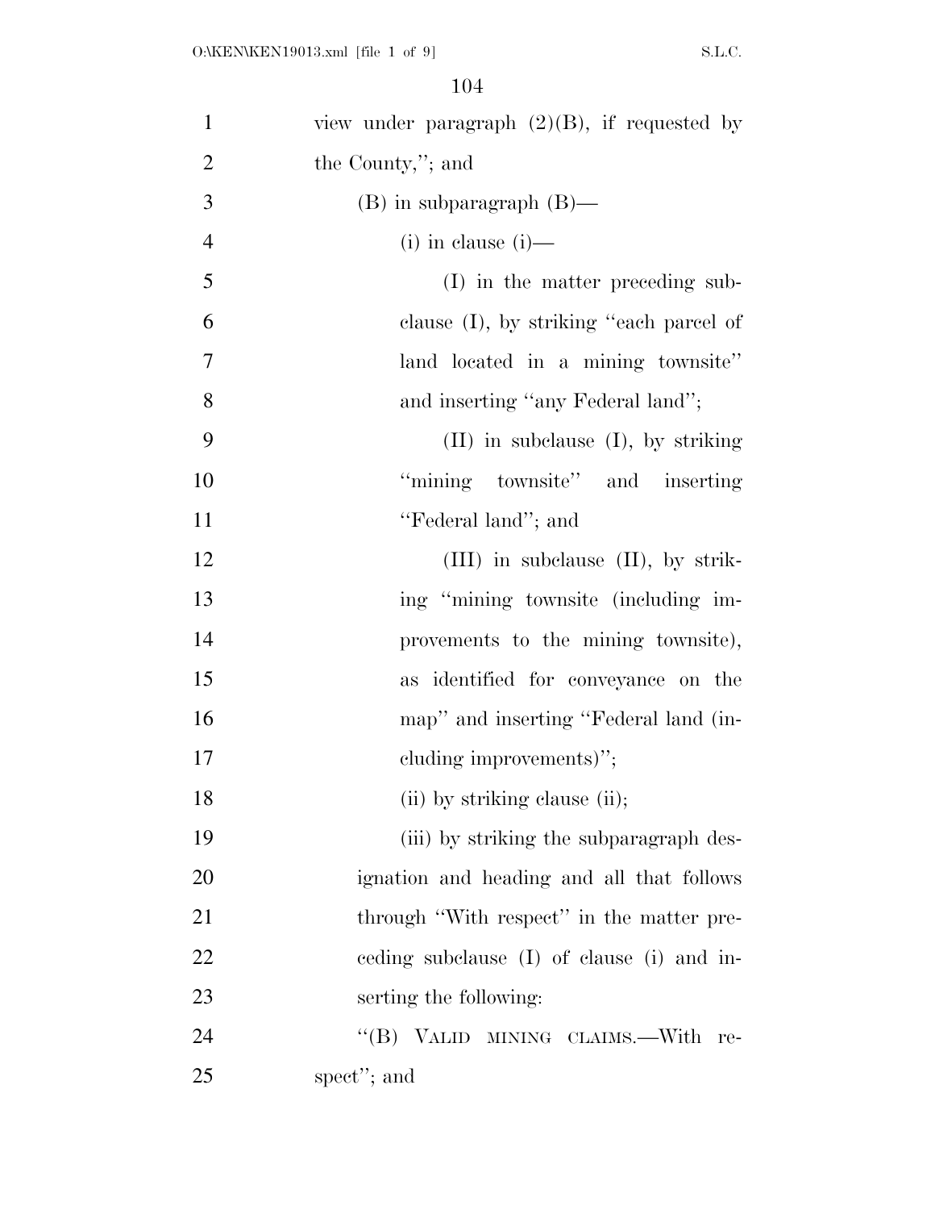view under paragraph (2)(B), if requested by the County,''; and

(B) in subparagraph (B)—

(i) in clause (i)—

(I) in the matter preceding subclause (I), by striking ''each parcel of land located in a mining townsite'' and inserting ''any Federal land'';

(II) in subclause (I), by striking ''mining townsite'' and inserting ''Federal land''; and

(III) in subclause (II), by striking ''mining townsite (including improvements to the mining townsite), as identified for conveyance on the map'' and inserting ''Federal land (including improvements)'';

(ii) by striking clause (ii);

(iii) by striking the subparagraph designation and heading and all that follows through ''With respect'' in the matter preceding subclause (I) of clause (i) and inserting the following:

''(B) VALID MINING CLAIMS.—With respect''; and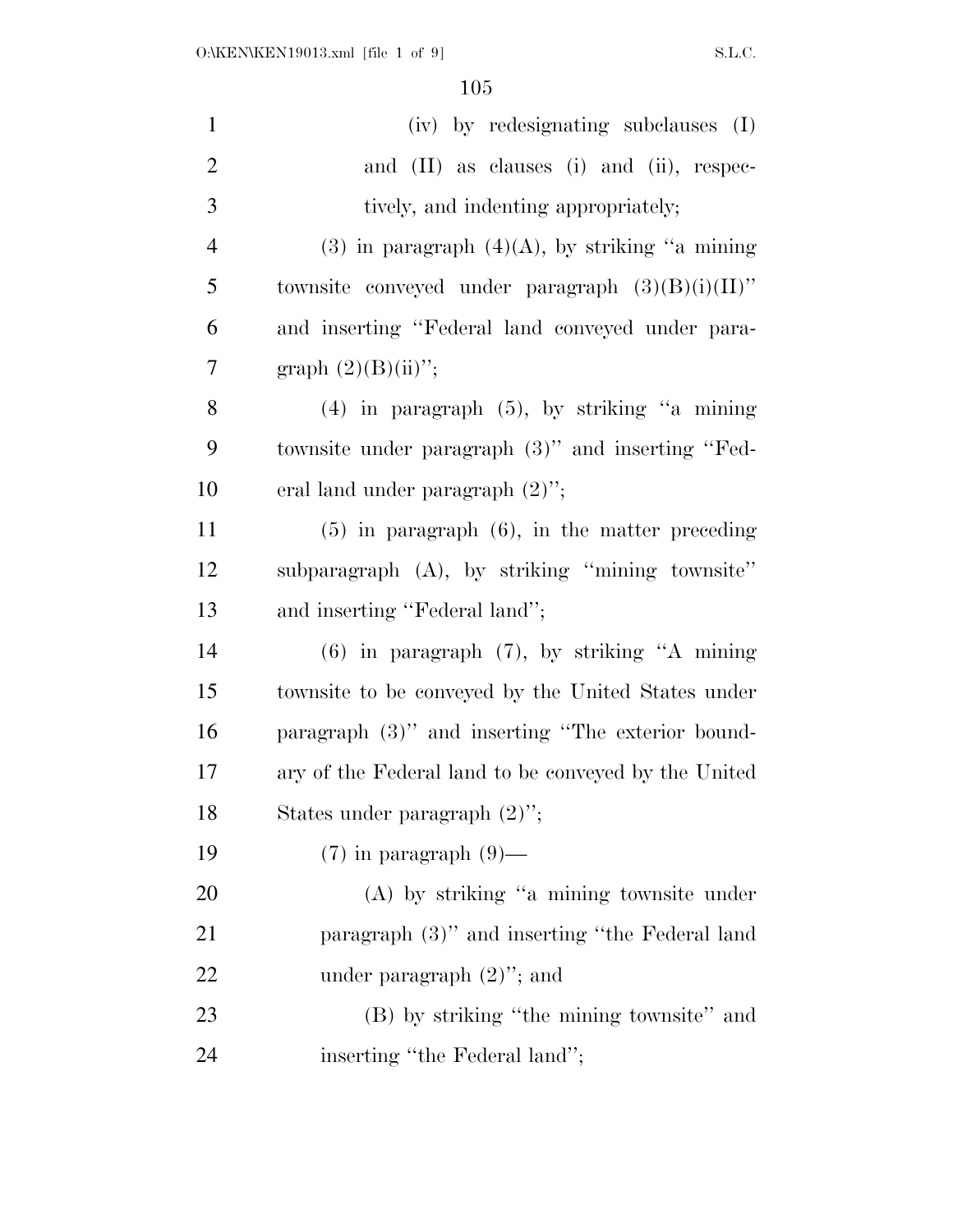(iv) by redesignating subclauses (I) and (II) as clauses (i) and (ii), respectively, and indenting appropriately;

(3) in paragraph (4)(A), by striking ''a mining townsite conveyed under paragraph (3)(B)(i)(II)'' and inserting ''Federal land conveyed under paragraph (2)(B)(ii)'';

(4) in paragraph (5), by striking ''a mining townsite under paragraph (3)'' and inserting ''Federal land under paragraph (2)'';

(5) in paragraph (6), in the matter preceding subparagraph (A), by striking ''mining townsite'' and inserting ''Federal land'';

(6) in paragraph (7), by striking ''A mining townsite to be conveyed by the United States under paragraph (3)'' and inserting ''The exterior boundary of the Federal land to be conveyed by the United States under paragraph (2)'';

(7) in paragraph (9)—

(A) by striking ''a mining townsite under paragraph (3)'' and inserting ''the Federal land under paragraph (2)''; and

(B) by striking ''the mining townsite'' and inserting ''the Federal land'';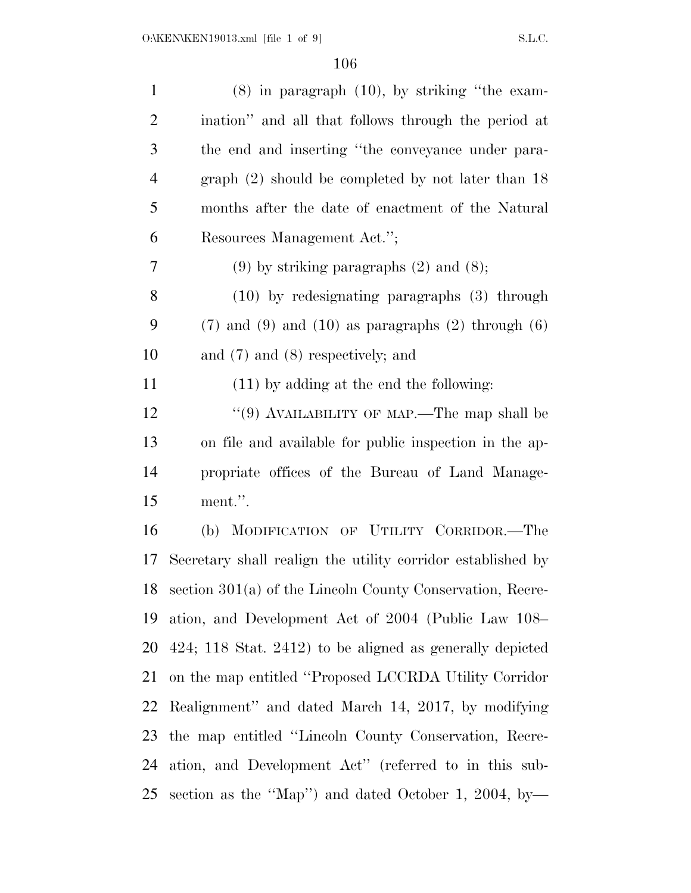(8) in paragraph (10), by striking "the examination" and all that follows through the period at the end and inserting "the conveyance under paragraph (2) should be completed by not later than 18 months after the date of enactment of the Natural Resources Management Act.";

(9) by striking paragraphs (2) and (8);

(10) by redesignating paragraphs (3) through (7) and (9) and (10) as paragraphs (2) through (6) and (7) and (8) respectively; and

(11) by adding at the end the following:

"(9) AVAILABILITY OF MAP.—The map shall be on file and available for public inspection in the appropriate offices of the Bureau of Land Management.".

(b) MODIFICATION OF UTILITY CORRIDOR.—The Secretary shall realign the utility corridor established by section 301(a) of the Lincoln County Conservation, Recreation, and Development Act of 2004 (Public Law 108–424; 118 Stat. 2412) to be aligned as generally depicted on the map entitled "Proposed LCCRDA Utility Corridor Realignment" and dated March 14, 2017, by modifying the map entitled "Lincoln County Conservation, Recreation, and Development Act" (referred to in this subsection as the "Map") and dated October 1, 2004, by—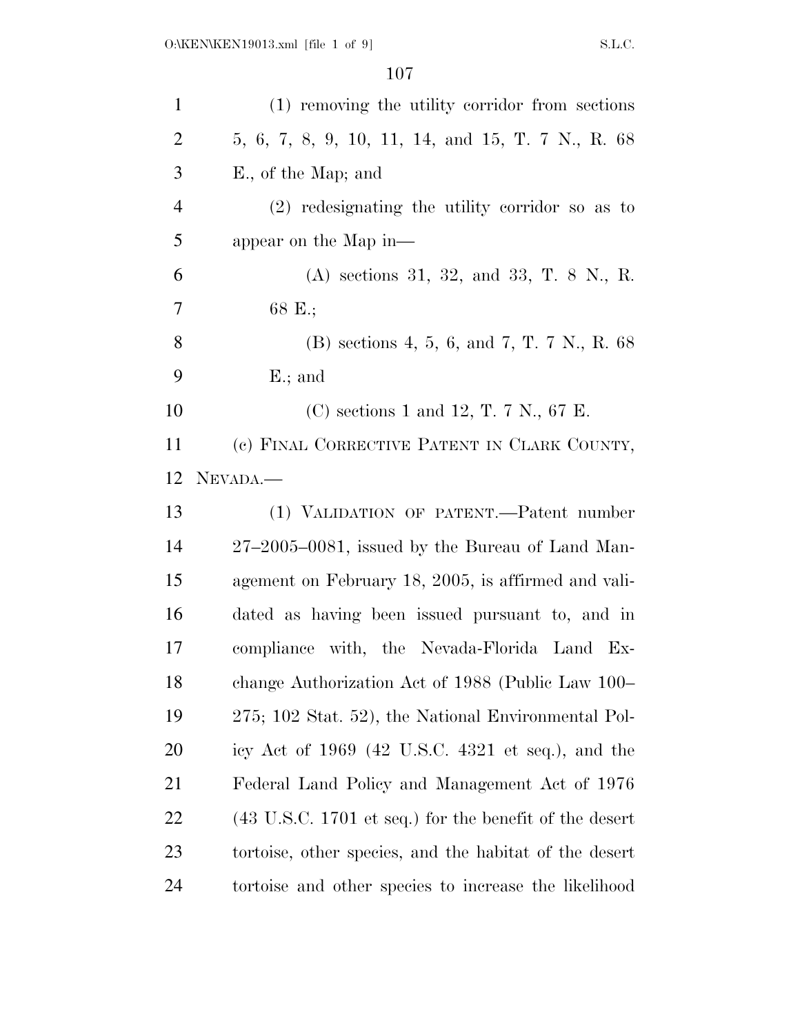(1) removing the utility corridor from sections 5, 6, 7, 8, 9, 10, 11, 14, and 15, T. 7 N., R. 68 E., of the Map; and

(2) redesignating the utility corridor so as to appear on the Map in—

(A) sections 31, 32, and 33, T. 8 N., R. 68 E.;

(B) sections 4, 5, 6, and 7, T. 7 N., R. 68 E.; and

(C) sections 1 and 12, T. 7 N., 67 E.

(c) FINAL CORRECTIVE PATENT IN CLARK COUNTY, NEVADA.—

(1) VALIDATION OF PATENT.—Patent number 27–2005–0081, issued by the Bureau of Land Management on February 18, 2005, is affirmed and validated as having been issued pursuant to, and in compliance with, the Nevada-Florida Land Exchange Authorization Act of 1988 (Public Law 100–275; 102 Stat. 52), the National Environmental Policy Act of 1969 (42 U.S.C. 4321 et seq.), and the Federal Land Policy and Management Act of 1976 (43 U.S.C. 1701 et seq.) for the benefit of the desert tortoise, other species, and the habitat of the desert tortoise and other species to increase the likelihood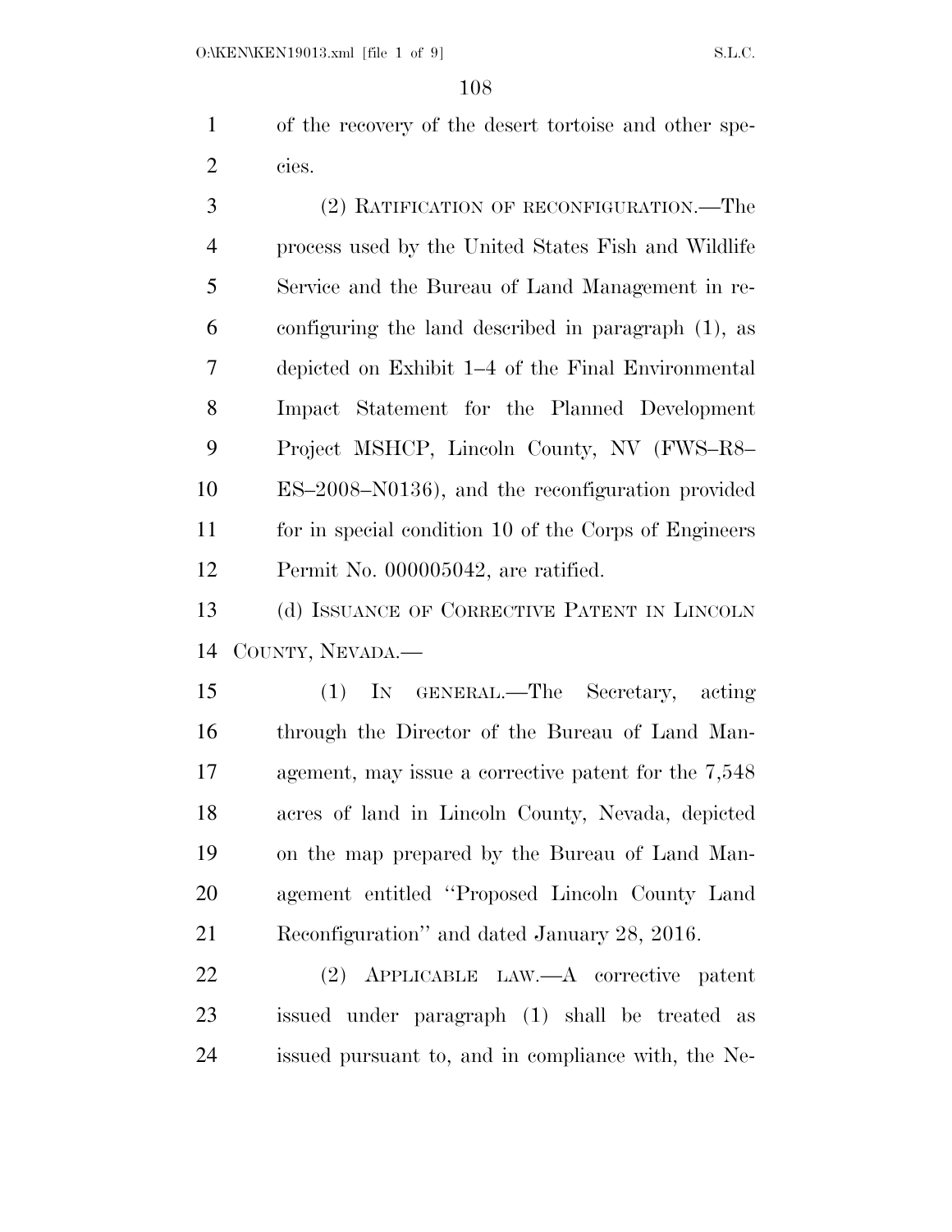of the recovery of the desert tortoise and other species.

(2) RATIFICATION OF RECONFIGURATION.—The process used by the United States Fish and Wildlife Service and the Bureau of Land Management in reconfiguring the land described in paragraph (1), as depicted on Exhibit 1–4 of the Final Environmental Impact Statement for the Planned Development Project MSHCP, Lincoln County, NV (FWS–R8–ES–2008–N0136), and the reconfiguration provided for in special condition 10 of the Corps of Engineers Permit No. 000005042, are ratified.

(d) ISSUANCE OF CORRECTIVE PATENT IN LINCOLN COUNTY, NEVADA.—

(1) IN GENERAL.—The Secretary, acting through the Director of the Bureau of Land Management, may issue a corrective patent for the 7,548 acres of land in Lincoln County, Nevada, depicted on the map prepared by the Bureau of Land Management entitled ''Proposed Lincoln County Land Reconfiguration'' and dated January 28, 2016.

(2) APPLICABLE LAW.—A corrective patent issued under paragraph (1) shall be treated as issued pursuant to, and in compliance with, the Ne-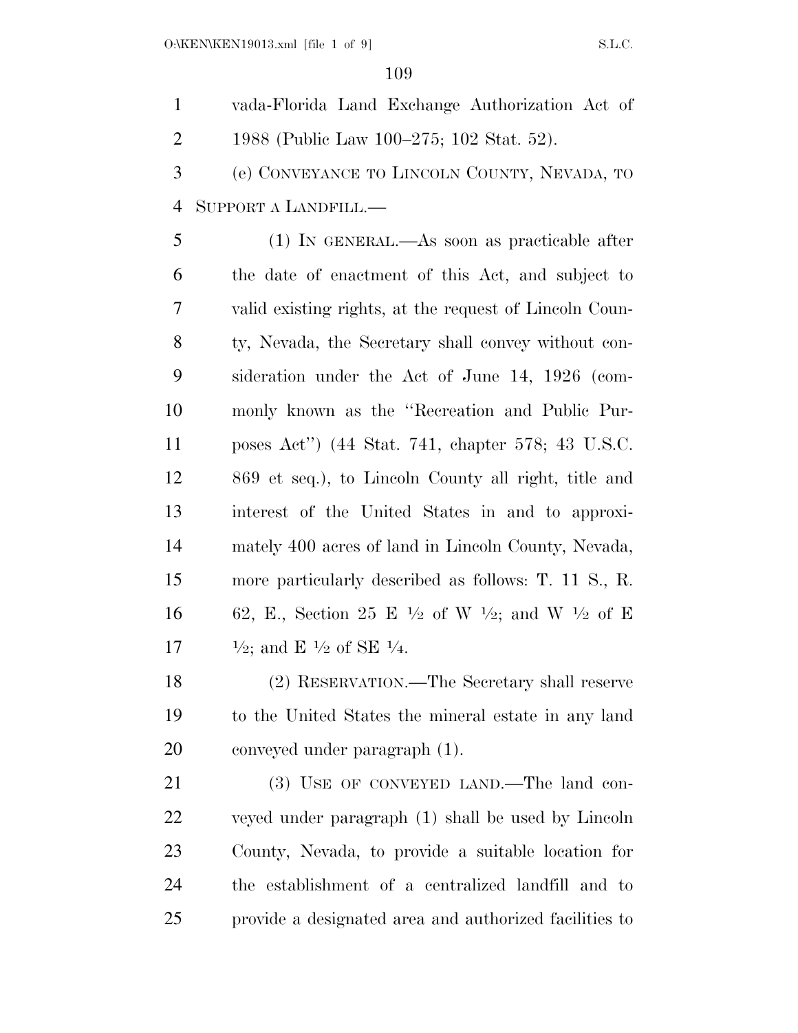vada-Florida Land Exchange Authorization Act of 1988 (Public Law 100–275; 102 Stat. 52).

(e) CONVEYANCE TO LINCOLN COUNTY, NEVADA, TO SUPPORT A LANDFILL.—

(1) IN GENERAL.—As soon as practicable after the date of enactment of this Act, and subject to valid existing rights, at the request of Lincoln County, Nevada, the Secretary shall convey without consideration under the Act of June 14, 1926 (commonly known as the ''Recreation and Public Purposes Act'') (44 Stat. 741, chapter 578; 43 U.S.C. 869 et seq.), to Lincoln County all right, title and interest of the United States in and to approximately 400 acres of land in Lincoln County, Nevada, more particularly described as follows: T. 11 S., R. 62, E., Section 25 E ½ of W ½; and W ½ of E ½; and E ½ of SE ¼.

(2) RESERVATION.—The Secretary shall reserve to the United States the mineral estate in any land conveyed under paragraph (1).

(3) USE OF CONVEYED LAND.—The land conveyed under paragraph (1) shall be used by Lincoln County, Nevada, to provide a suitable location for the establishment of a centralized landfill and to provide a designated area and authorized facilities to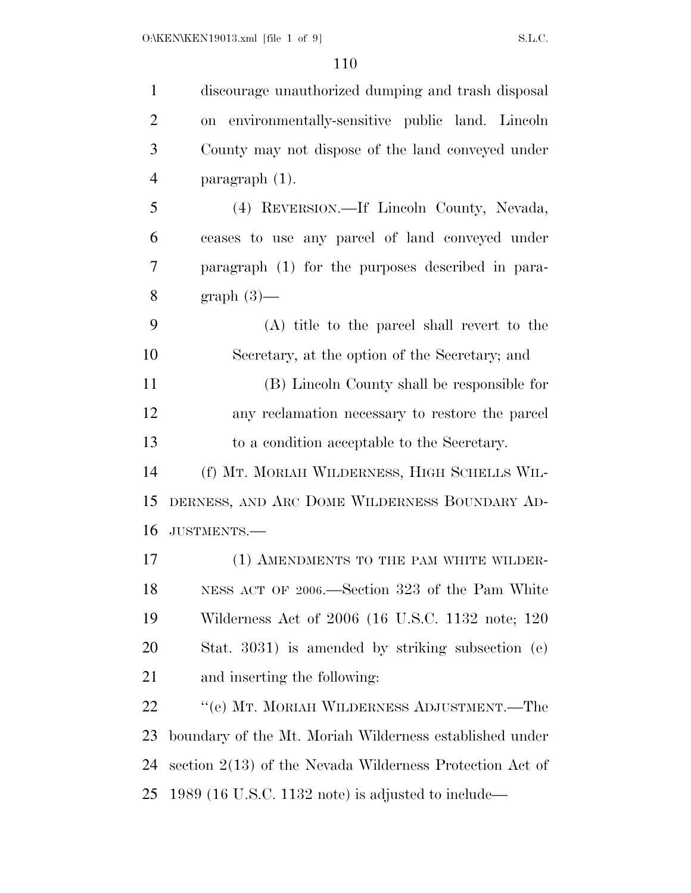discourage unauthorized dumping and trash disposal on environmentally-sensitive public land. Lincoln County may not dispose of the land conveyed under paragraph (1).

(4) REVERSION.—If Lincoln County, Nevada, ceases to use any parcel of land conveyed under paragraph (1) for the purposes described in paragraph (3)—

(A) title to the parcel shall revert to the Secretary, at the option of the Secretary; and

(B) Lincoln County shall be responsible for any reclamation necessary to restore the parcel to a condition acceptable to the Secretary.

(f) MT. MORIAH WILDERNESS, HIGH SCHELLS WILDERNESS, AND ARC DOME WILDERNESS BOUNDARY ADJUSTMENTS.—

(1) AMENDMENTS TO THE PAM WHITE WILDERNESS ACT OF 2006.—Section 323 of the Pam White Wilderness Act of 2006 (16 U.S.C. 1132 note; 120 Stat. 3031) is amended by striking subsection (e) and inserting the following:

"(e) MT. MORIAH WILDERNESS ADJUSTMENT.—The boundary of the Mt. Moriah Wilderness established under section 2(13) of the Nevada Wilderness Protection Act of 1989 (16 U.S.C. 1132 note) is adjusted to include—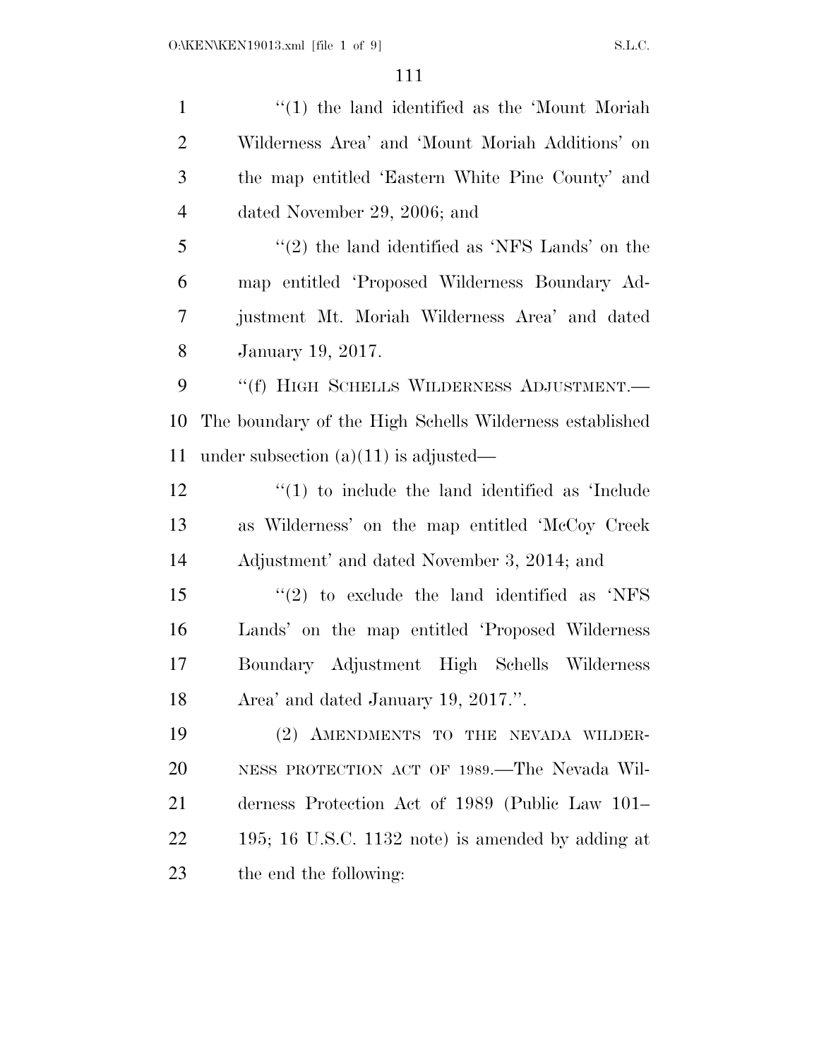''(1) the land identified as the 'Mount Moriah Wilderness Area' and 'Mount Moriah Additions' on the map entitled 'Eastern White Pine County' and dated November 29, 2006; and

''(2) the land identified as 'NFS Lands' on the map entitled 'Proposed Wilderness Boundary Adjustment Mt. Moriah Wilderness Area' and dated January 19, 2017.

''(f) HIGH SCHELLS WILDERNESS ADJUSTMENT.—The boundary of the High Schells Wilderness established under subsection (a)(11) is adjusted—

''(1) to include the land identified as 'Include as Wilderness' on the map entitled 'McCoy Creek Adjustment' and dated November 3, 2014; and

''(2) to exclude the land identified as 'NFS Lands' on the map entitled 'Proposed Wilderness Boundary Adjustment High Schells Wilderness Area' and dated January 19, 2017.''.

(2) AMENDMENTS TO THE NEVADA WILDERNESS PROTECTION ACT OF 1989.—The Nevada Wilderness Protection Act of 1989 (Public Law 101–195; 16 U.S.C. 1132 note) is amended by adding at the end the following: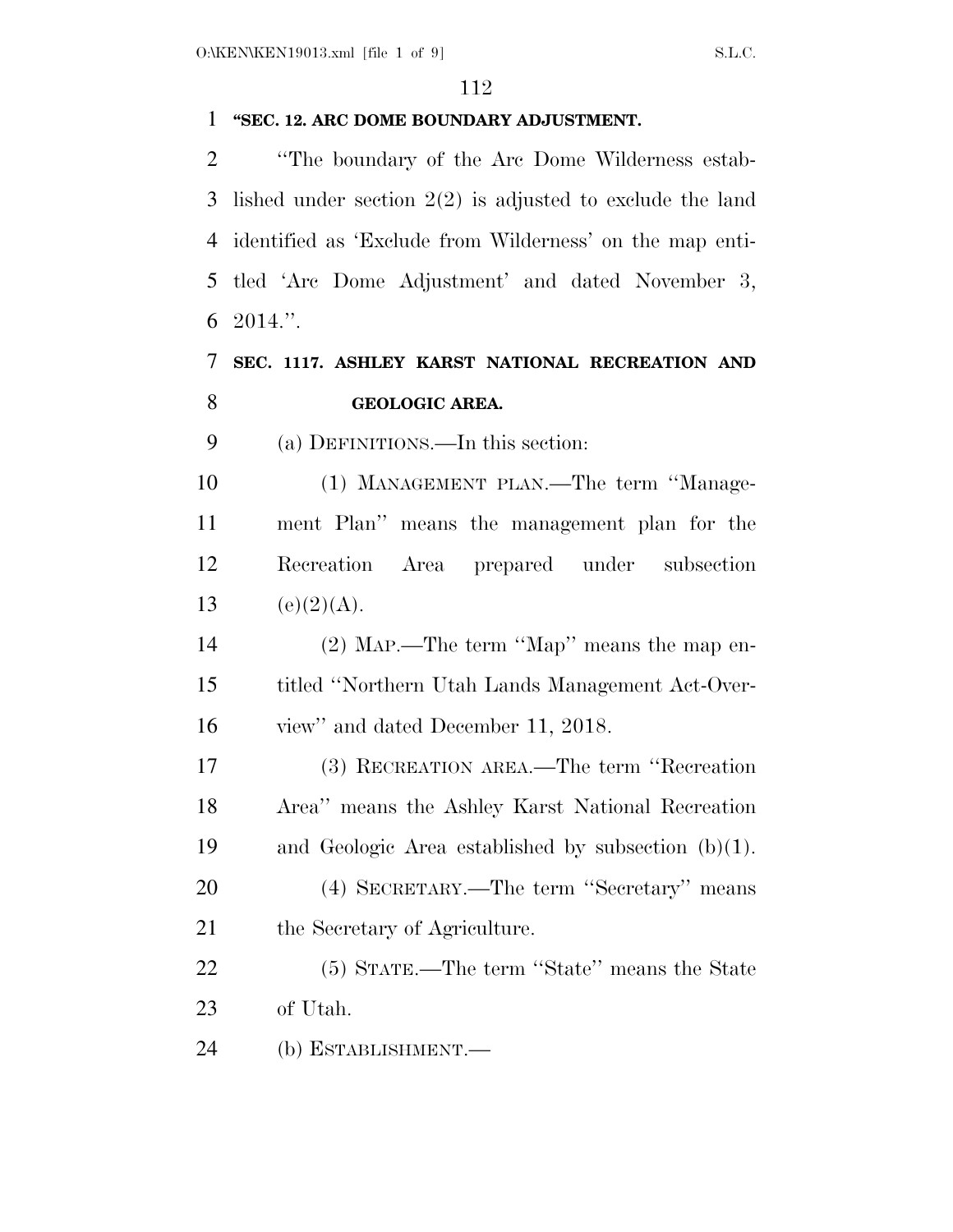**"SEC. 12. ARC DOME BOUNDARY ADJUSTMENT.**

"The boundary of the Arc Dome Wilderness established under section 2(2) is adjusted to exclude the land identified as 'Exclude from Wilderness' on the map entitled 'Arc Dome Adjustment' and dated November 3, 2014.".

**SEC. 1117. ASHLEY KARST NATIONAL RECREATION AND GEOLOGIC AREA.**

(a) DEFINITIONS.—In this section:

(1) MANAGEMENT PLAN.—The term "Management Plan" means the management plan for the Recreation Area prepared under subsection (e)(2)(A).

(2) MAP.—The term "Map" means the map entitled "Northern Utah Lands Management Act-Overview" and dated December 11, 2018.

(3) RECREATION AREA.—The term "Recreation Area" means the Ashley Karst National Recreation and Geologic Area established by subsection (b)(1).

(4) SECRETARY.—The term "Secretary" means the Secretary of Agriculture.

(5) STATE.—The term "State" means the State of Utah.

(b) ESTABLISHMENT.—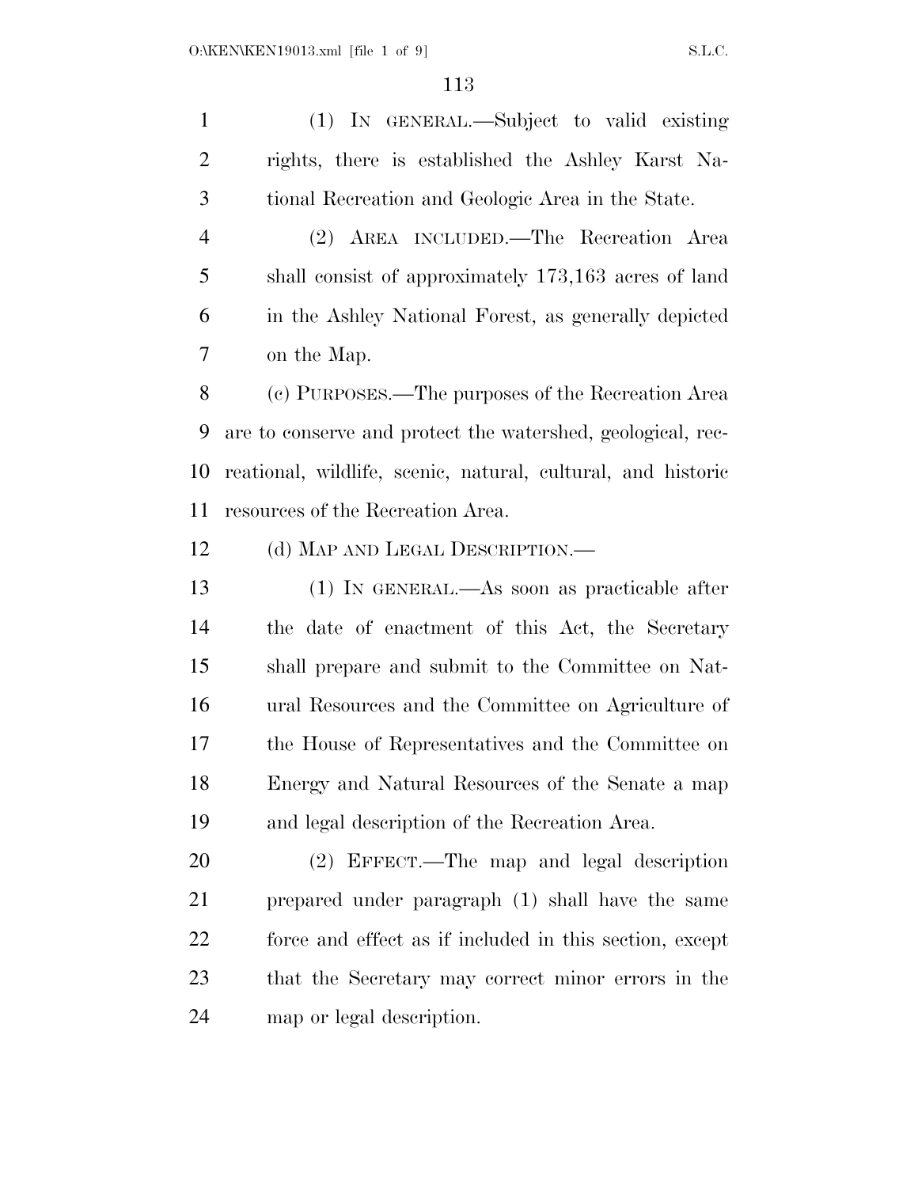(1) IN GENERAL.—Subject to valid existing rights, there is established the Ashley Karst National Recreation and Geologic Area in the State.

(2) AREA INCLUDED.—The Recreation Area shall consist of approximately 173,163 acres of land in the Ashley National Forest, as generally depicted on the Map.

(c) PURPOSES.—The purposes of the Recreation Area are to conserve and protect the watershed, geological, recreational, wildlife, scenic, natural, cultural, and historic resources of the Recreation Area.

(d) MAP AND LEGAL DESCRIPTION.—

(1) IN GENERAL.—As soon as practicable after the date of enactment of this Act, the Secretary shall prepare and submit to the Committee on Natural Resources and the Committee on Agriculture of the House of Representatives and the Committee on Energy and Natural Resources of the Senate a map and legal description of the Recreation Area.

(2) EFFECT.—The map and legal description prepared under paragraph (1) shall have the same force and effect as if included in this section, except that the Secretary may correct minor errors in the map or legal description.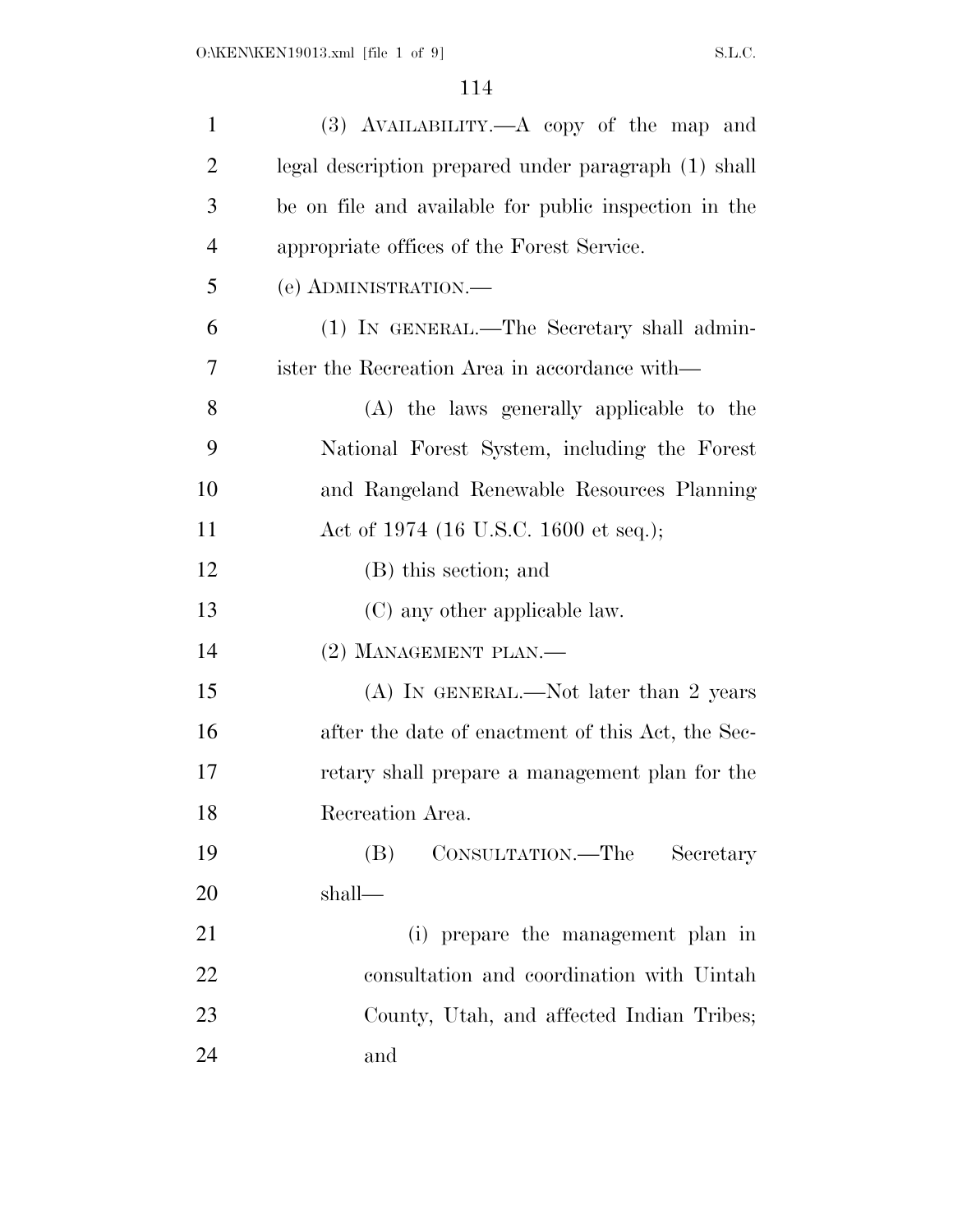(3) AVAILABILITY.—A copy of the map and legal description prepared under paragraph (1) shall be on file and available for public inspection in the appropriate offices of the Forest Service.

(e) ADMINISTRATION.—

(1) IN GENERAL.—The Secretary shall administer the Recreation Area in accordance with—

(A) the laws generally applicable to the National Forest System, including the Forest and Rangeland Renewable Resources Planning Act of 1974 (16 U.S.C. 1600 et seq.);

(B) this section; and

(C) any other applicable law.

(2) MANAGEMENT PLAN.—

(A) IN GENERAL.—Not later than 2 years after the date of enactment of this Act, the Secretary shall prepare a management plan for the Recreation Area.

(B) CONSULTATION.—The Secretary shall—

(i) prepare the management plan in consultation and coordination with Uintah County, Utah, and affected Indian Tribes; and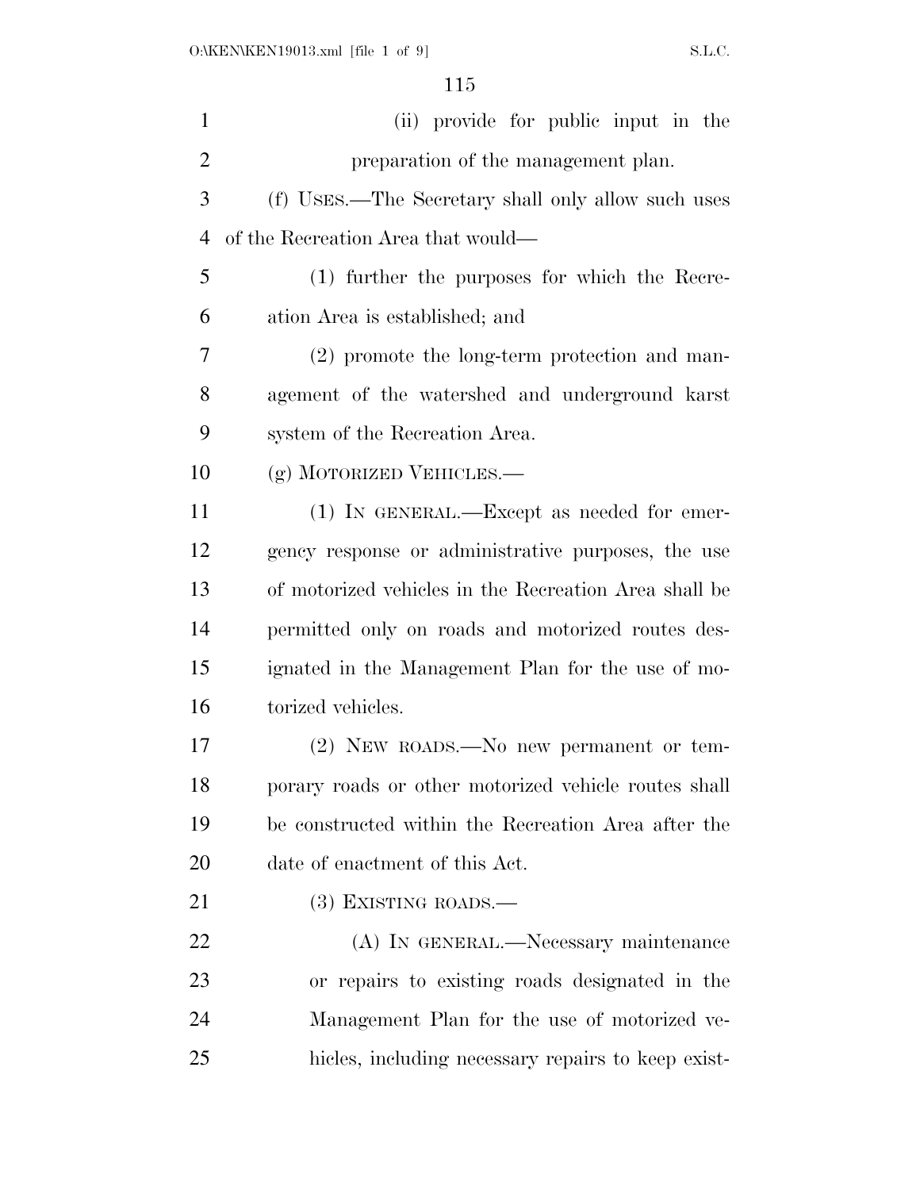(ii) provide for public input in the preparation of the management plan.

(f) USES.—The Secretary shall only allow such uses of the Recreation Area that would—

(1) further the purposes for which the Recreation Area is established; and

(2) promote the long-term protection and management of the watershed and underground karst system of the Recreation Area.

(g) MOTORIZED VEHICLES.—

(1) IN GENERAL.—Except as needed for emergency response or administrative purposes, the use of motorized vehicles in the Recreation Area shall be permitted only on roads and motorized routes designated in the Management Plan for the use of motorized vehicles.

(2) NEW ROADS.—No new permanent or temporary roads or other motorized vehicle routes shall be constructed within the Recreation Area after the date of enactment of this Act.

(3) EXISTING ROADS.—

(A) IN GENERAL.—Necessary maintenance or repairs to existing roads designated in the Management Plan for the use of motorized vehicles, including necessary repairs to keep exist-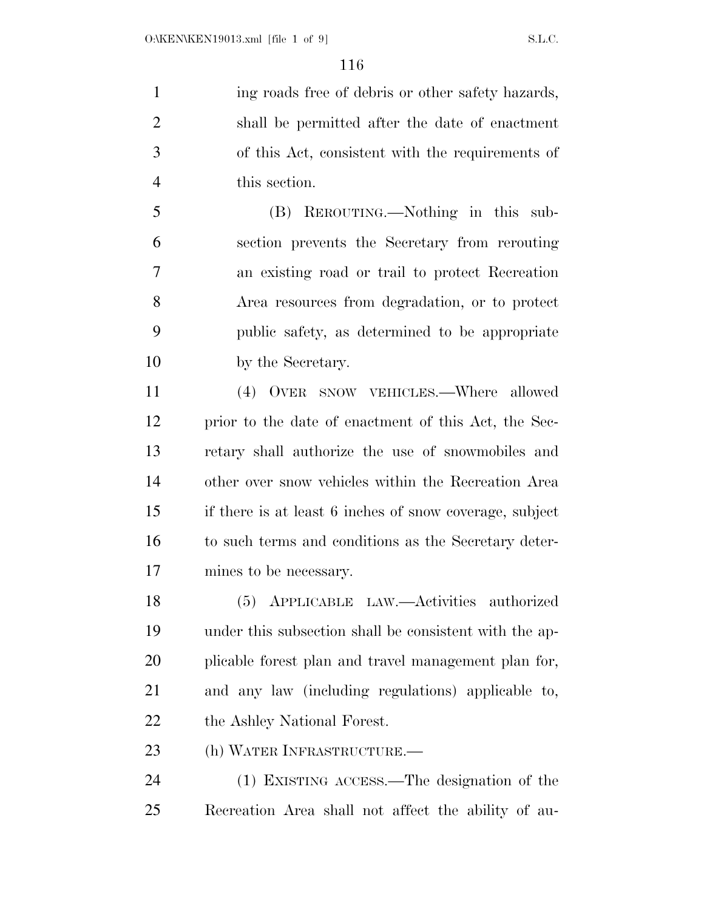ing roads free of debris or other safety hazards, shall be permitted after the date of enactment of this Act, consistent with the requirements of this section.

(B) REROUTING.—Nothing in this subsection prevents the Secretary from rerouting an existing road or trail to protect Recreation Area resources from degradation, or to protect public safety, as determined to be appropriate by the Secretary.

(4) OVER SNOW VEHICLES.—Where allowed prior to the date of enactment of this Act, the Secretary shall authorize the use of snowmobiles and other over snow vehicles within the Recreation Area if there is at least 6 inches of snow coverage, subject to such terms and conditions as the Secretary determines to be necessary.

(5) APPLICABLE LAW.—Activities authorized under this subsection shall be consistent with the applicable forest plan and travel management plan for, and any law (including regulations) applicable to, the Ashley National Forest.

(h) WATER INFRASTRUCTURE.—

(1) EXISTING ACCESS.—The designation of the Recreation Area shall not affect the ability of au-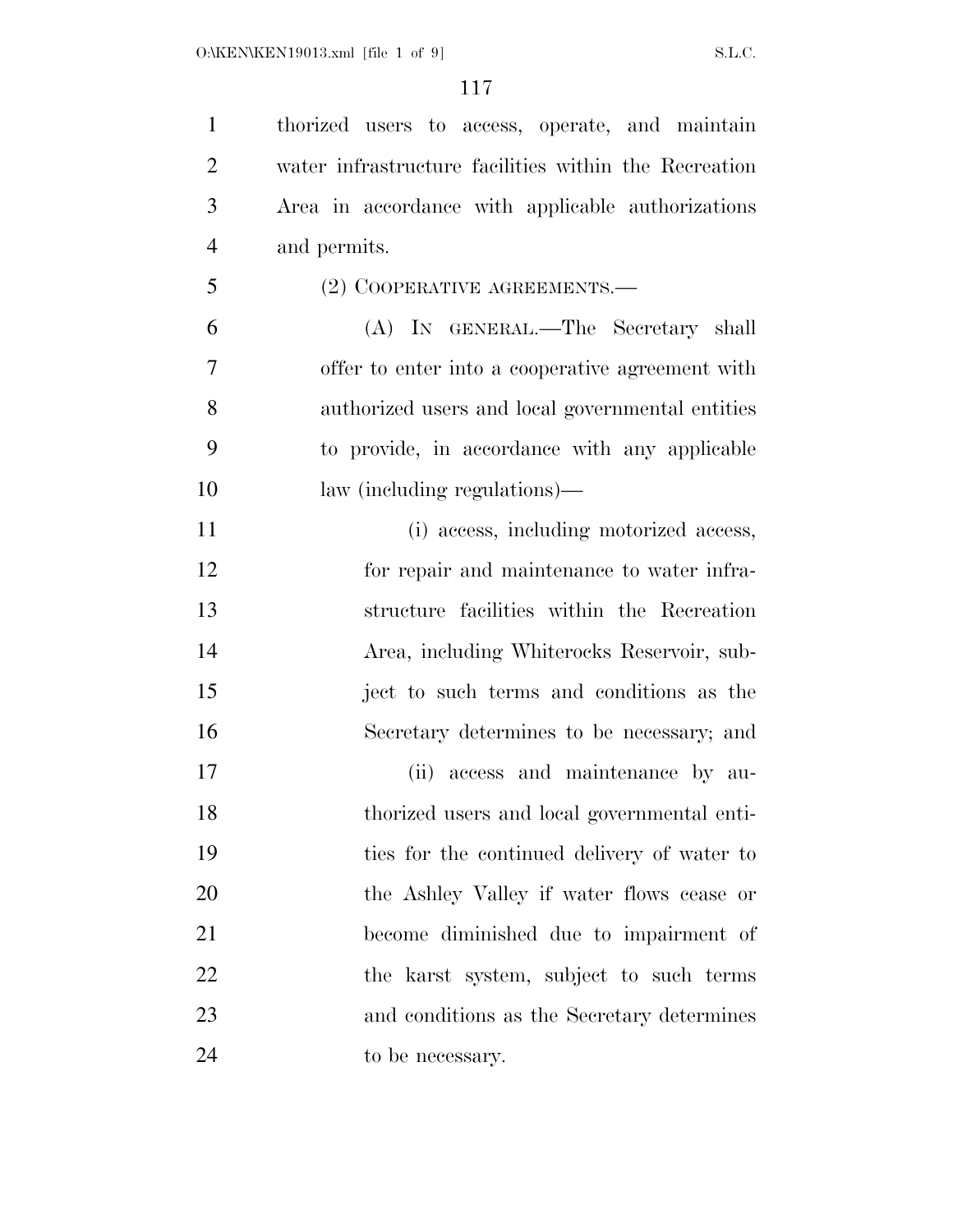thorized users to access, operate, and maintain water infrastructure facilities within the Recreation Area in accordance with applicable authorizations and permits.

(2) COOPERATIVE AGREEMENTS.—

(A) IN GENERAL.—The Secretary shall offer to enter into a cooperative agreement with authorized users and local governmental entities to provide, in accordance with any applicable law (including regulations)—

(i) access, including motorized access, for repair and maintenance to water infrastructure facilities within the Recreation Area, including Whiterocks Reservoir, subject to such terms and conditions as the Secretary determines to be necessary; and

(ii) access and maintenance by authorized users and local governmental entities for the continued delivery of water to the Ashley Valley if water flows cease or become diminished due to impairment of the karst system, subject to such terms and conditions as the Secretary determines to be necessary.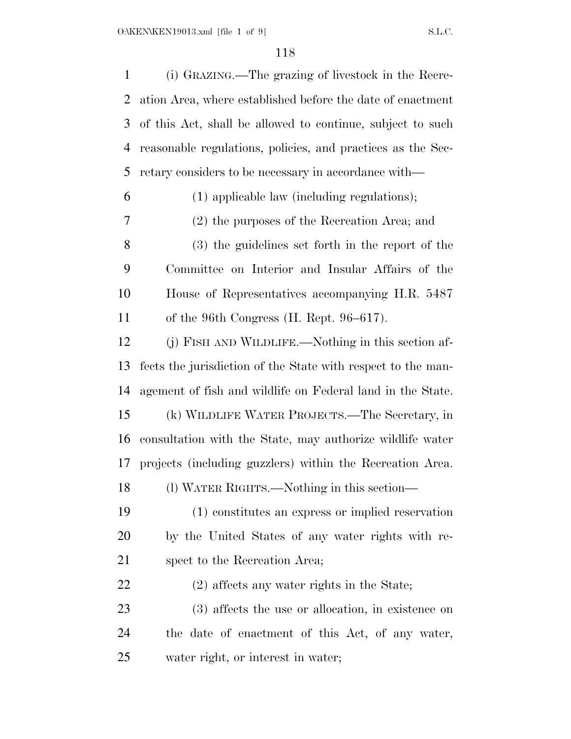(i) GRAZING.—The grazing of livestock in the Recreation Area, where established before the date of enactment of this Act, shall be allowed to continue, subject to such reasonable regulations, policies, and practices as the Secretary considers to be necessary in accordance with—

(1) applicable law (including regulations);

(2) the purposes of the Recreation Area; and

(3) the guidelines set forth in the report of the Committee on Interior and Insular Affairs of the House of Representatives accompanying H.R. 5487 of the 96th Congress (H. Rept. 96–617).

(j) FISH AND WILDLIFE.—Nothing in this section affects the jurisdiction of the State with respect to the management of fish and wildlife on Federal land in the State.

(k) WILDLIFE WATER PROJECTS.—The Secretary, in consultation with the State, may authorize wildlife water projects (including guzzlers) within the Recreation Area.

(l) WATER RIGHTS.—Nothing in this section—

(1) constitutes an express or implied reservation by the United States of any water rights with respect to the Recreation Area;

(2) affects any water rights in the State;

(3) affects the use or allocation, in existence on the date of enactment of this Act, of any water, water right, or interest in water;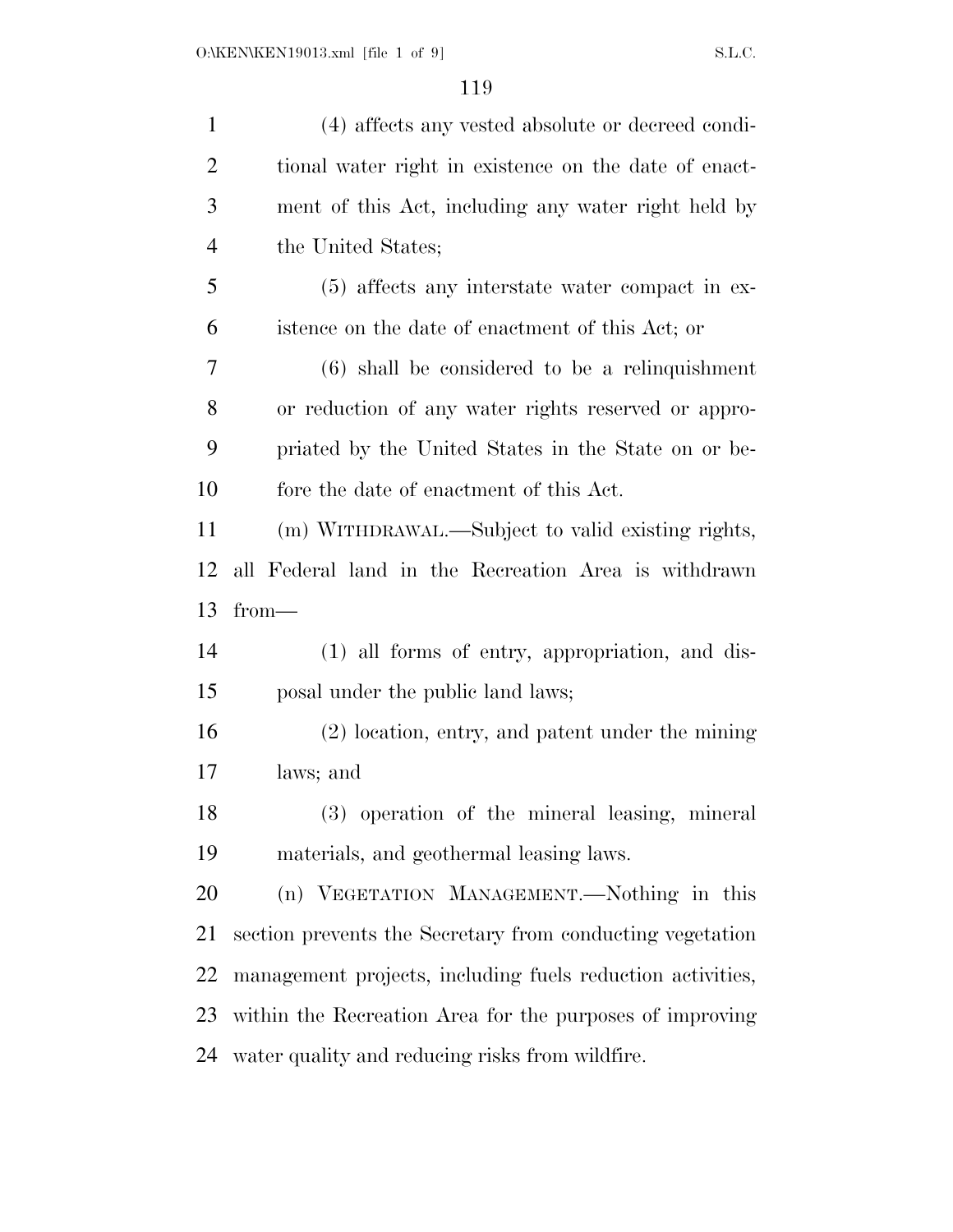(4) affects any vested absolute or decreed conditional water right in existence on the date of enactment of this Act, including any water right held by the United States;

(5) affects any interstate water compact in existence on the date of enactment of this Act; or

(6) shall be considered to be a relinquishment or reduction of any water rights reserved or appropriated by the United States in the State on or before the date of enactment of this Act.

(m) WITHDRAWAL.—Subject to valid existing rights, all Federal land in the Recreation Area is withdrawn from—

(1) all forms of entry, appropriation, and disposal under the public land laws;

(2) location, entry, and patent under the mining laws; and

(3) operation of the mineral leasing, mineral materials, and geothermal leasing laws.

(n) VEGETATION MANAGEMENT.—Nothing in this section prevents the Secretary from conducting vegetation management projects, including fuels reduction activities, within the Recreation Area for the purposes of improving water quality and reducing risks from wildfire.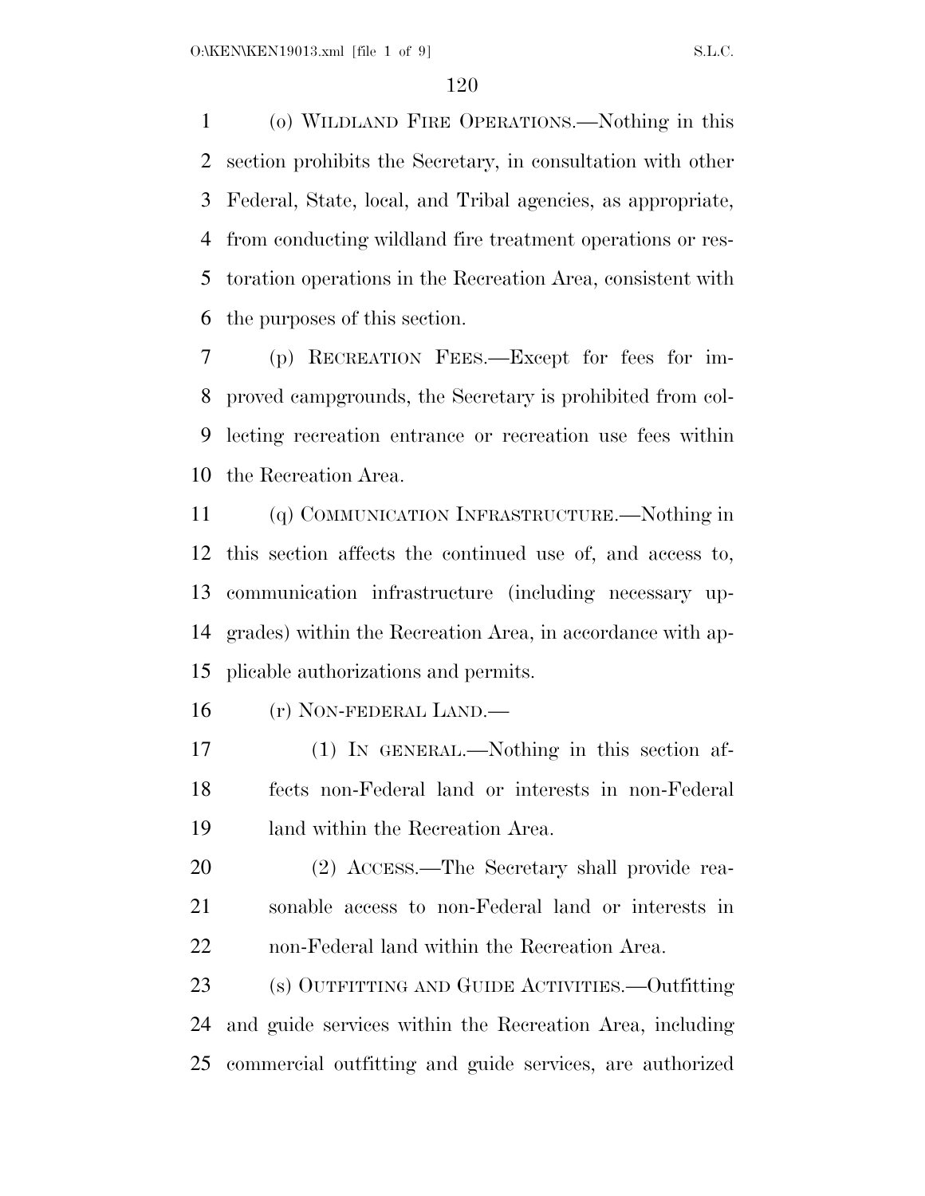(o) WILDLAND FIRE OPERATIONS.—Nothing in this section prohibits the Secretary, in consultation with other Federal, State, local, and Tribal agencies, as appropriate, from conducting wildland fire treatment operations or restoration operations in the Recreation Area, consistent with the purposes of this section.

(p) RECREATION FEES.—Except for fees for improved campgrounds, the Secretary is prohibited from collecting recreation entrance or recreation use fees within the Recreation Area.

(q) COMMUNICATION INFRASTRUCTURE.—Nothing in this section affects the continued use of, and access to, communication infrastructure (including necessary upgrades) within the Recreation Area, in accordance with applicable authorizations and permits.

(r) NON-FEDERAL LAND.—

(1) IN GENERAL.—Nothing in this section affects non-Federal land or interests in non-Federal land within the Recreation Area.

(2) ACCESS.—The Secretary shall provide reasonable access to non-Federal land or interests in non-Federal land within the Recreation Area.

(s) OUTFITTING AND GUIDE ACTIVITIES.—Outfitting and guide services within the Recreation Area, including commercial outfitting and guide services, are authorized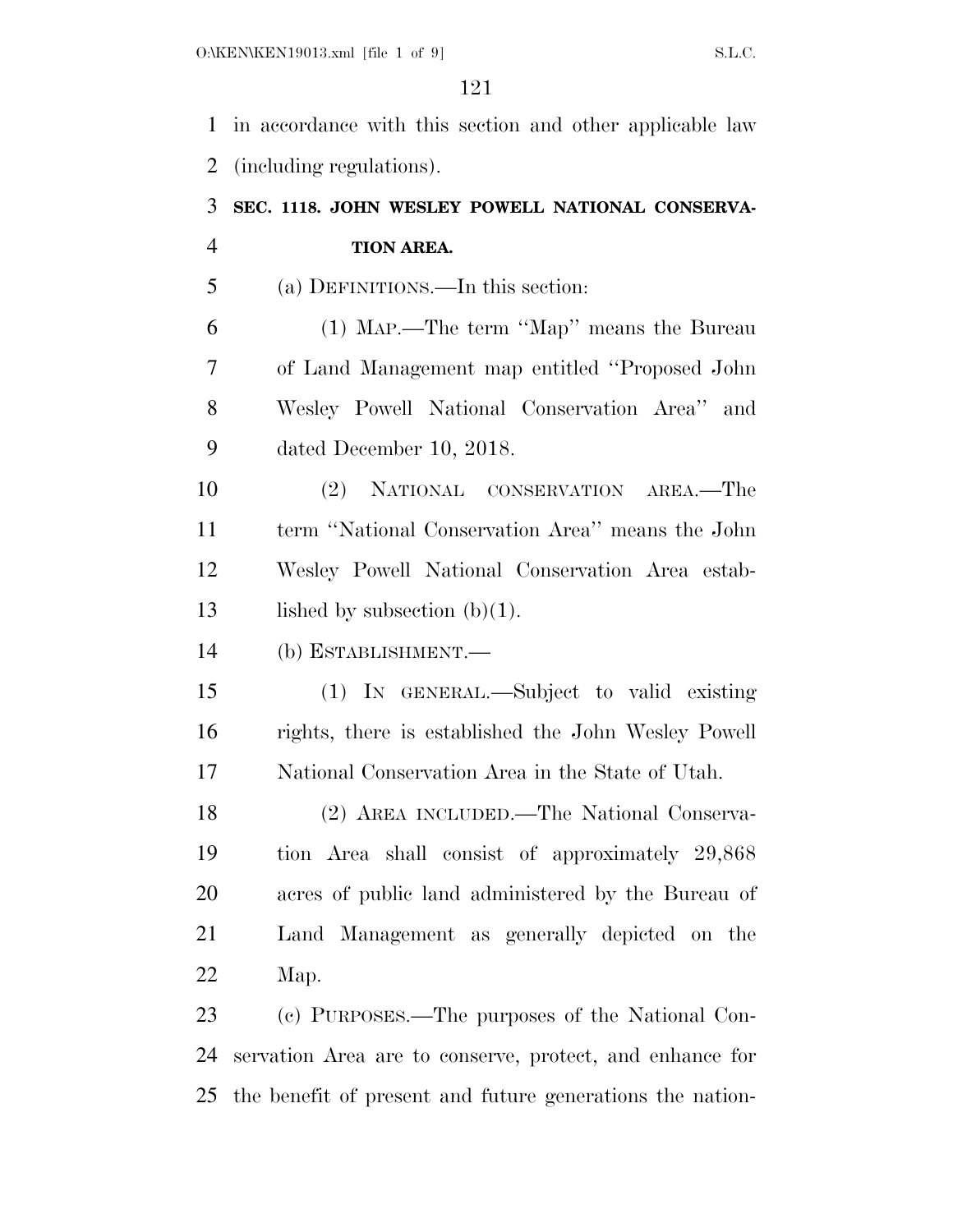in accordance with this section and other applicable law (including regulations).

**SEC. 1118. JOHN WESLEY POWELL NATIONAL CONSERVATION AREA.**

(a) DEFINITIONS.—In this section:

(1) MAP.—The term ''Map'' means the Bureau of Land Management map entitled ''Proposed John Wesley Powell National Conservation Area'' and dated December 10, 2018.

(2) NATIONAL CONSERVATION AREA.—The term ''National Conservation Area'' means the John Wesley Powell National Conservation Area established by subsection (b)(1).

(b) ESTABLISHMENT.—

(1) IN GENERAL.—Subject to valid existing rights, there is established the John Wesley Powell National Conservation Area in the State of Utah.

(2) AREA INCLUDED.—The National Conservation Area shall consist of approximately 29,868 acres of public land administered by the Bureau of Land Management as generally depicted on the Map.

(c) PURPOSES.—The purposes of the National Conservation Area are to conserve, protect, and enhance for the benefit of present and future generations the nation-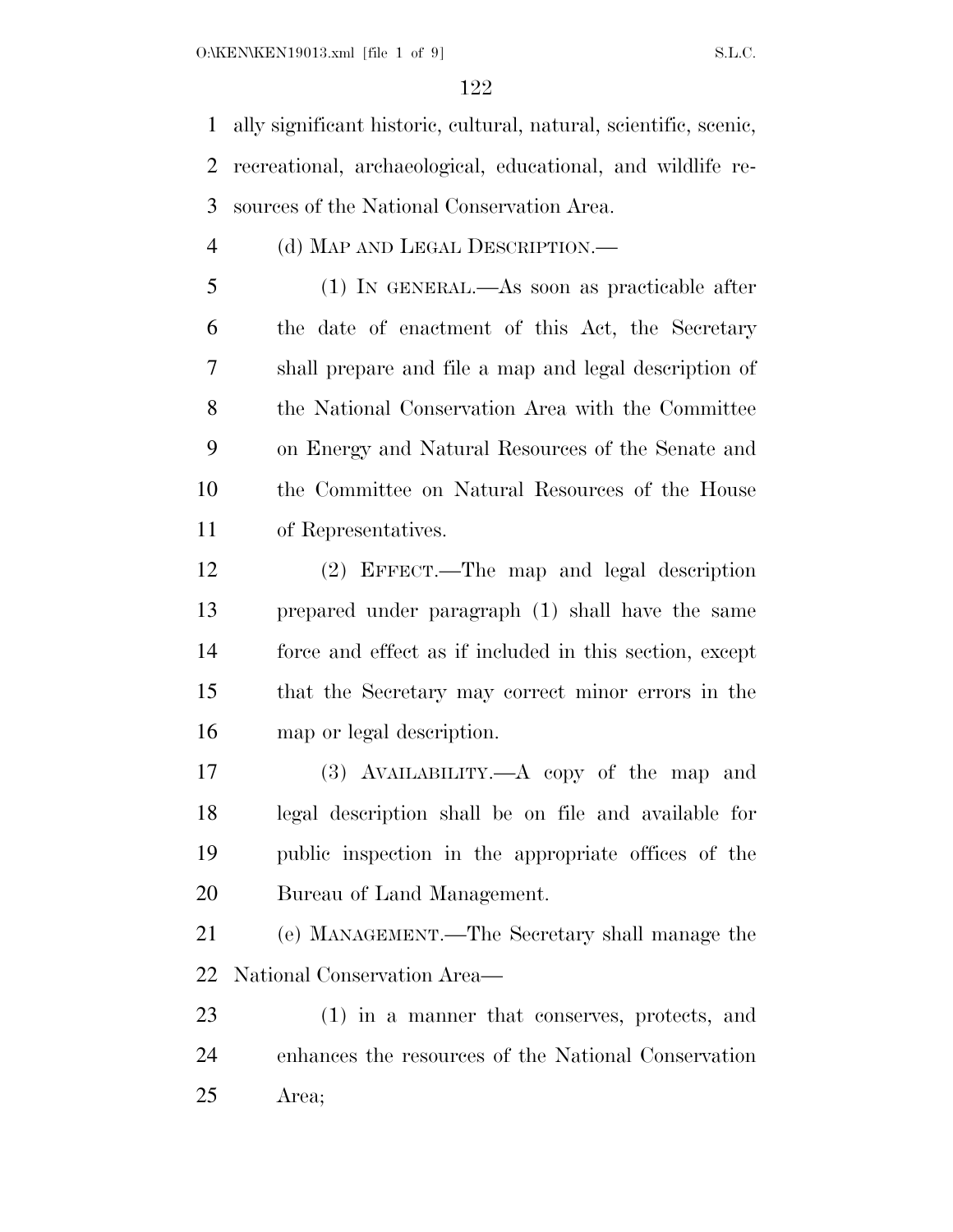ally significant historic, cultural, natural, scientific, scenic, recreational, archaeological, educational, and wildlife resources of the National Conservation Area.

(d) MAP AND LEGAL DESCRIPTION.—

(1) IN GENERAL.—As soon as practicable after the date of enactment of this Act, the Secretary shall prepare and file a map and legal description of the National Conservation Area with the Committee on Energy and Natural Resources of the Senate and the Committee on Natural Resources of the House of Representatives.

(2) EFFECT.—The map and legal description prepared under paragraph (1) shall have the same force and effect as if included in this section, except that the Secretary may correct minor errors in the map or legal description.

(3) AVAILABILITY.—A copy of the map and legal description shall be on file and available for public inspection in the appropriate offices of the Bureau of Land Management.

(e) MANAGEMENT.—The Secretary shall manage the National Conservation Area—

(1) in a manner that conserves, protects, and enhances the resources of the National Conservation Area;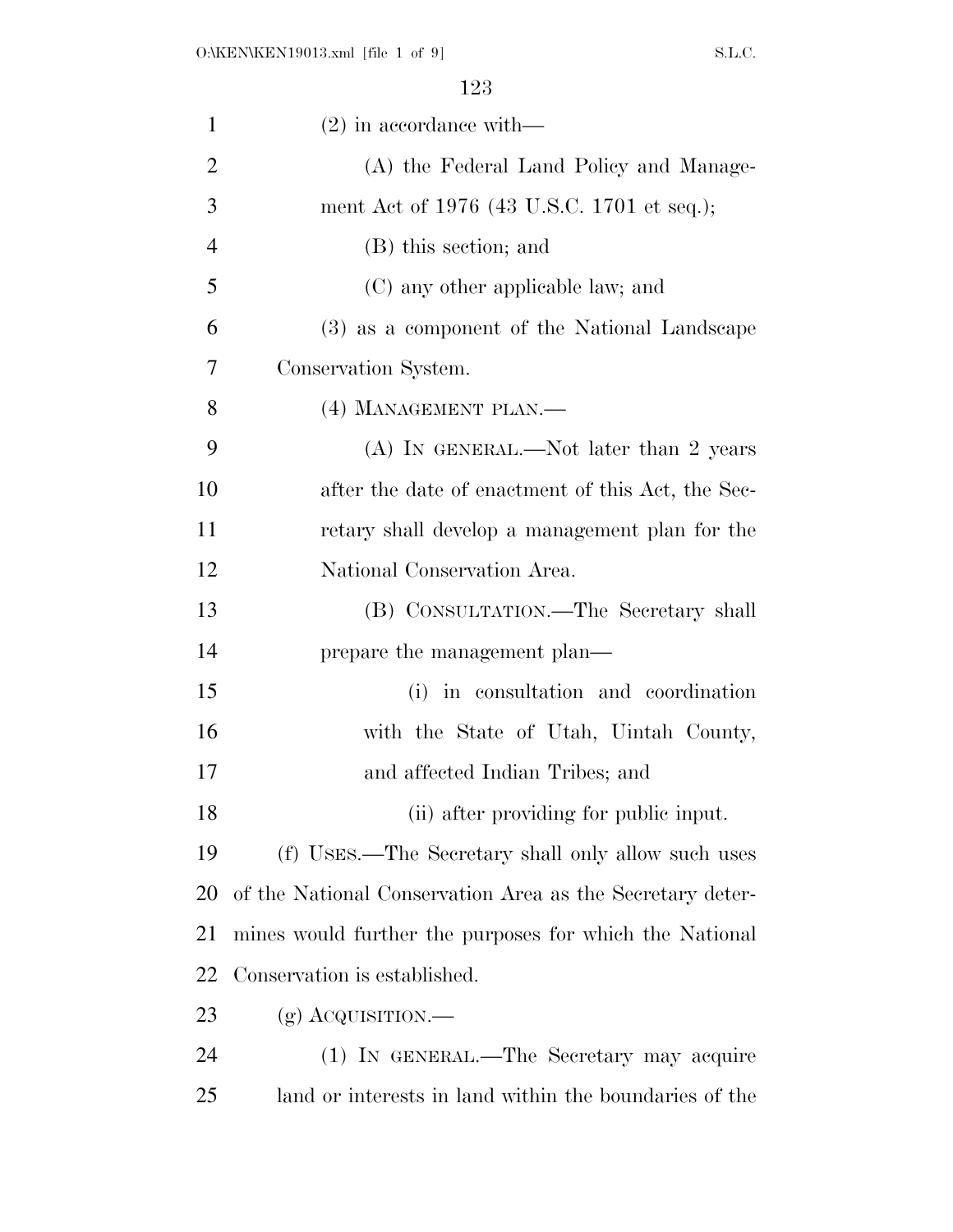(2) in accordance with—

(A) the Federal Land Policy and Management Act of 1976 (43 U.S.C. 1701 et seq.);

(B) this section; and

(C) any other applicable law; and

(3) as a component of the National Landscape Conservation System.

(4) MANAGEMENT PLAN.—

(A) IN GENERAL.—Not later than 2 years after the date of enactment of this Act, the Secretary shall develop a management plan for the National Conservation Area.

(B) CONSULTATION.—The Secretary shall prepare the management plan—

(i) in consultation and coordination with the State of Utah, Uintah County, and affected Indian Tribes; and

(ii) after providing for public input.

(f) USES.—The Secretary shall only allow such uses of the National Conservation Area as the Secretary determines would further the purposes for which the National Conservation is established.

(g) ACQUISITION.—

(1) IN GENERAL.—The Secretary may acquire land or interests in land within the boundaries of the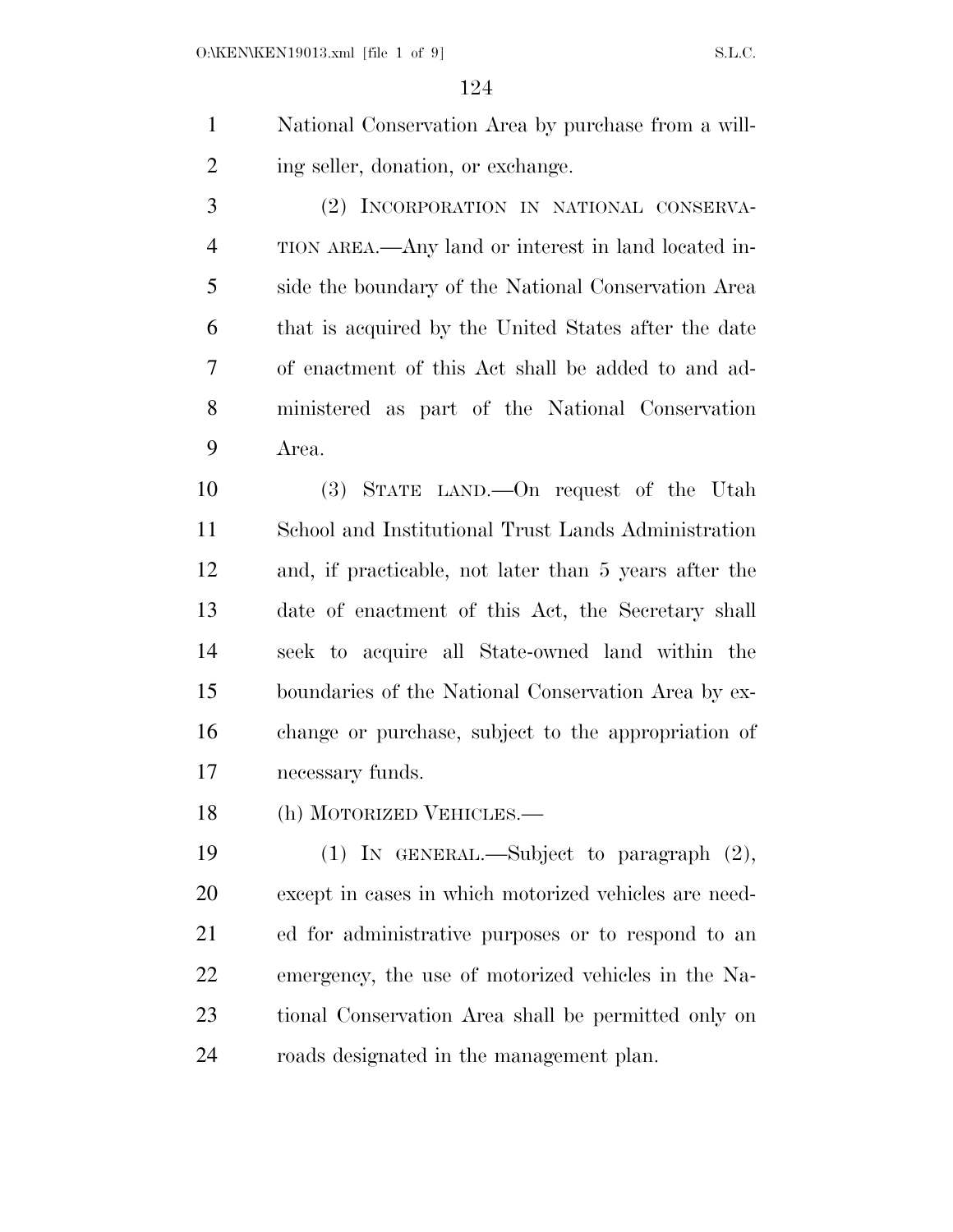National Conservation Area by purchase from a willing seller, donation, or exchange.

(2) INCORPORATION IN NATIONAL CONSERVATION AREA.—Any land or interest in land located inside the boundary of the National Conservation Area that is acquired by the United States after the date of enactment of this Act shall be added to and administered as part of the National Conservation Area.

(3) STATE LAND.—On request of the Utah School and Institutional Trust Lands Administration and, if practicable, not later than 5 years after the date of enactment of this Act, the Secretary shall seek to acquire all State-owned land within the boundaries of the National Conservation Area by exchange or purchase, subject to the appropriation of necessary funds.

(h) MOTORIZED VEHICLES.—

(1) IN GENERAL.—Subject to paragraph (2), except in cases in which motorized vehicles are needed for administrative purposes or to respond to an emergency, the use of motorized vehicles in the National Conservation Area shall be permitted only on roads designated in the management plan.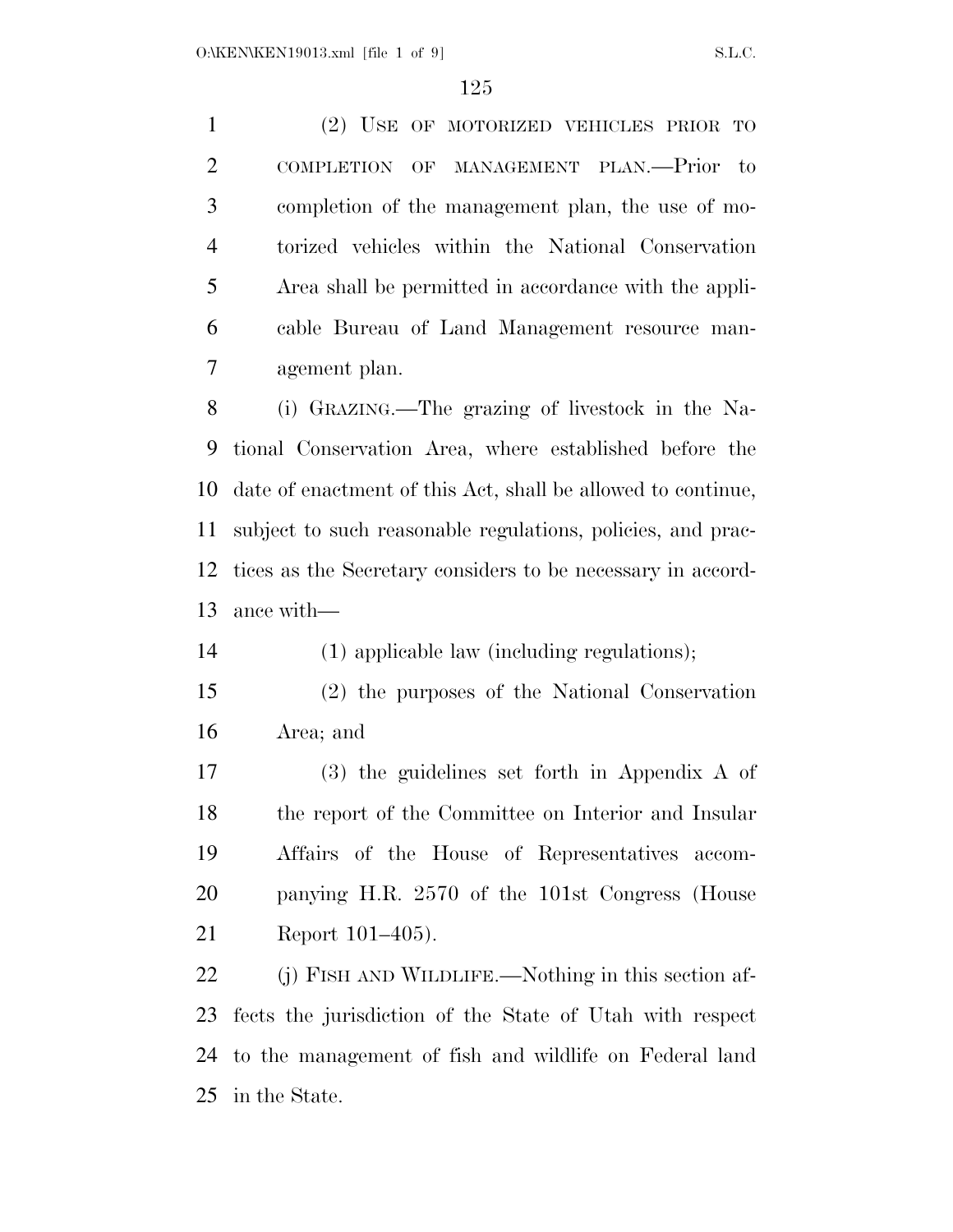(2) USE OF MOTORIZED VEHICLES PRIOR TO COMPLETION OF MANAGEMENT PLAN.—Prior to completion of the management plan, the use of motorized vehicles within the National Conservation Area shall be permitted in accordance with the applicable Bureau of Land Management resource management plan.

(i) GRAZING.—The grazing of livestock in the National Conservation Area, where established before the date of enactment of this Act, shall be allowed to continue, subject to such reasonable regulations, policies, and practices as the Secretary considers to be necessary in accordance with—

(1) applicable law (including regulations);

(2) the purposes of the National Conservation Area; and

(3) the guidelines set forth in Appendix A of the report of the Committee on Interior and Insular Affairs of the House of Representatives accompanying H.R. 2570 of the 101st Congress (House Report 101–405).

(j) FISH AND WILDLIFE.—Nothing in this section affects the jurisdiction of the State of Utah with respect to the management of fish and wildlife on Federal land in the State.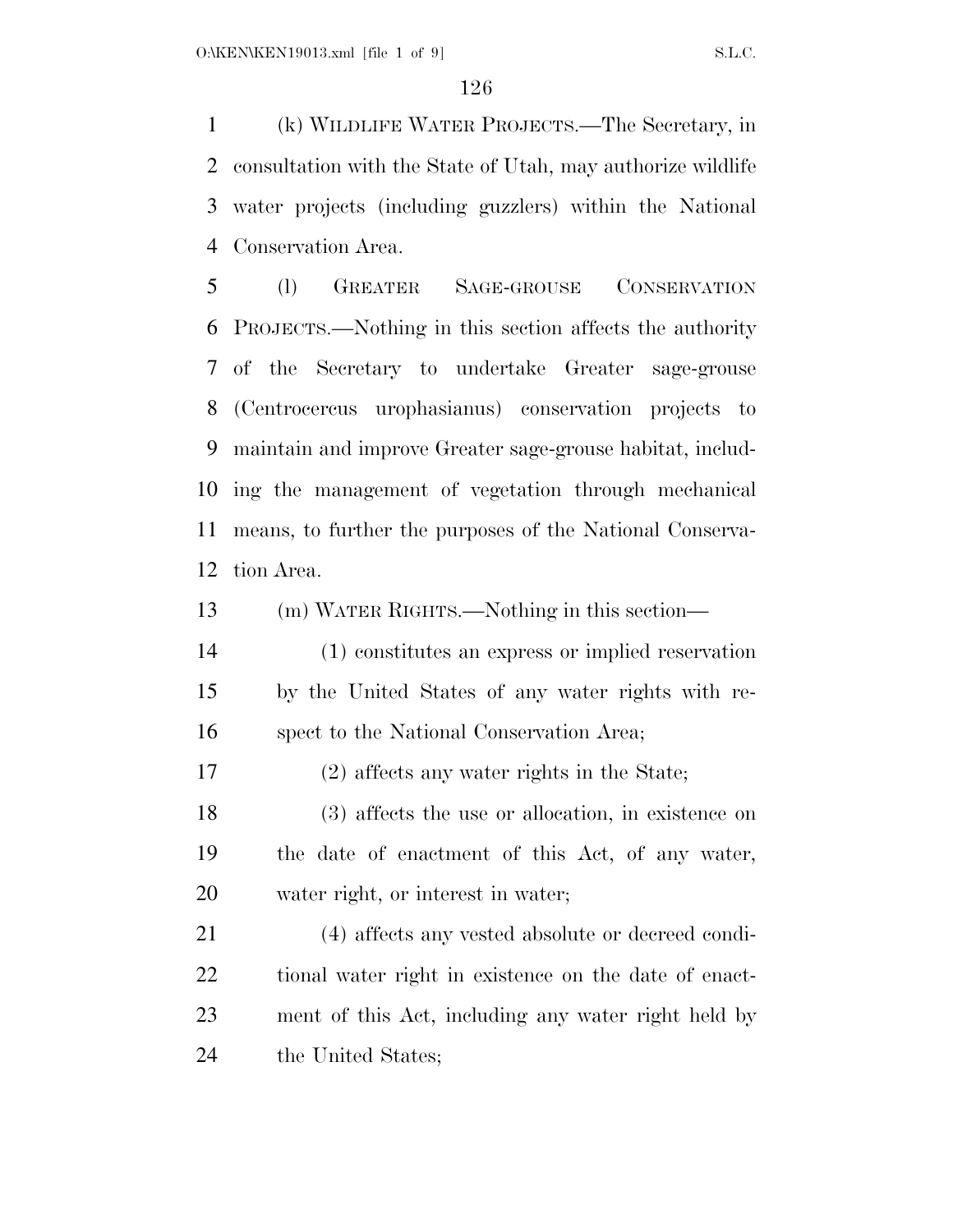(k) WILDLIFE WATER PROJECTS.—The Secretary, in consultation with the State of Utah, may authorize wildlife water projects (including guzzlers) within the National Conservation Area.

(l) GREATER SAGE-GROUSE CONSERVATION PROJECTS.—Nothing in this section affects the authority of the Secretary to undertake Greater sage-grouse (Centrocercus urophasianus) conservation projects to maintain and improve Greater sage-grouse habitat, including the management of vegetation through mechanical means, to further the purposes of the National Conservation Area.

(m) WATER RIGHTS.—Nothing in this section—

(1) constitutes an express or implied reservation by the United States of any water rights with respect to the National Conservation Area;

(2) affects any water rights in the State;

(3) affects the use or allocation, in existence on the date of enactment of this Act, of any water, water right, or interest in water;

(4) affects any vested absolute or decreed conditional water right in existence on the date of enactment of this Act, including any water right held by the United States;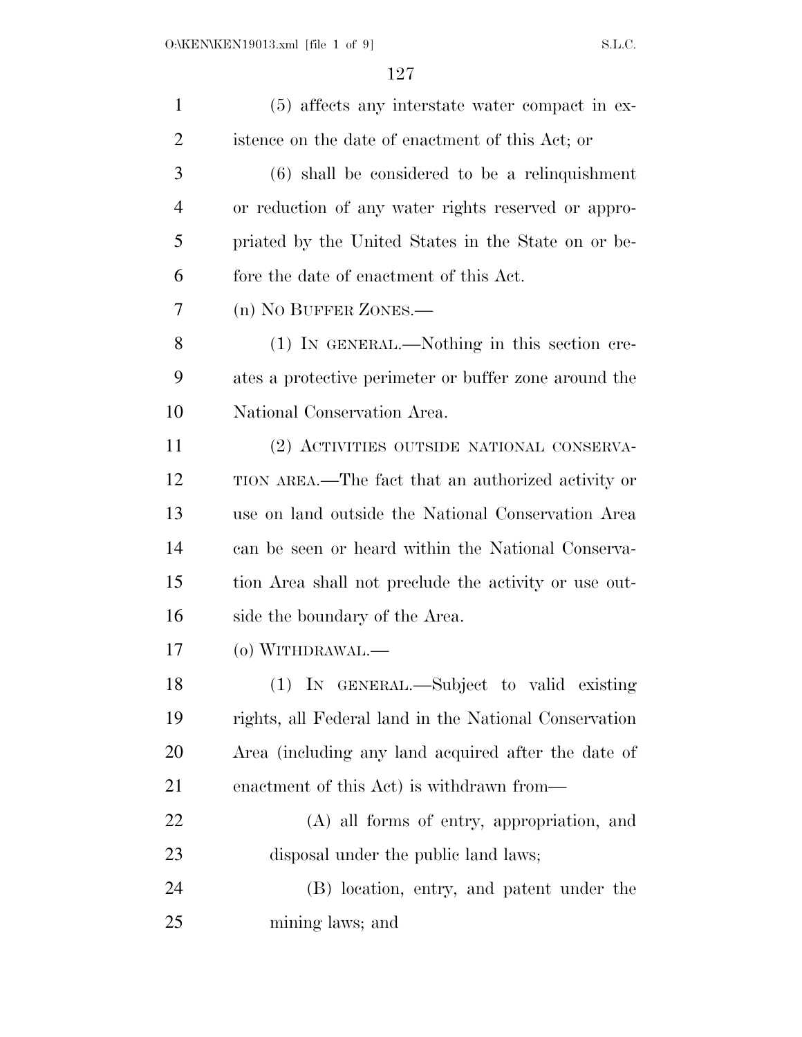(5) affects any interstate water compact in existence on the date of enactment of this Act; or

(6) shall be considered to be a relinquishment or reduction of any water rights reserved or appropriated by the United States in the State on or before the date of enactment of this Act.

(n) NO BUFFER ZONES.—

(1) IN GENERAL.—Nothing in this section creates a protective perimeter or buffer zone around the National Conservation Area.

(2) ACTIVITIES OUTSIDE NATIONAL CONSERVATION AREA.—The fact that an authorized activity or use on land outside the National Conservation Area can be seen or heard within the National Conservation Area shall not preclude the activity or use outside the boundary of the Area.

(o) WITHDRAWAL.—

(1) IN GENERAL.—Subject to valid existing rights, all Federal land in the National Conservation Area (including any land acquired after the date of enactment of this Act) is withdrawn from—

(A) all forms of entry, appropriation, and disposal under the public land laws;

(B) location, entry, and patent under the mining laws; and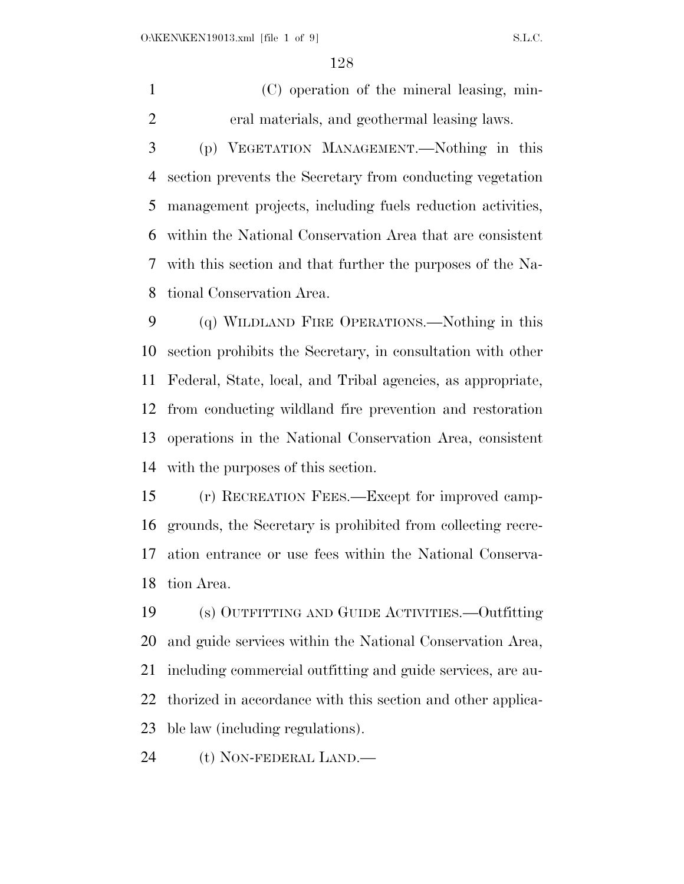(C) operation of the mineral leasing, mineral materials, and geothermal leasing laws.

(p) VEGETATION MANAGEMENT.—Nothing in this section prevents the Secretary from conducting vegetation management projects, including fuels reduction activities, within the National Conservation Area that are consistent with this section and that further the purposes of the National Conservation Area.

(q) WILDLAND FIRE OPERATIONS.—Nothing in this section prohibits the Secretary, in consultation with other Federal, State, local, and Tribal agencies, as appropriate, from conducting wildland fire prevention and restoration operations in the National Conservation Area, consistent with the purposes of this section.

(r) RECREATION FEES.—Except for improved campgrounds, the Secretary is prohibited from collecting recreation entrance or use fees within the National Conservation Area.

(s) OUTFITTING AND GUIDE ACTIVITIES.—Outfitting and guide services within the National Conservation Area, including commercial outfitting and guide services, are authorized in accordance with this section and other applicable law (including regulations).

(t) NON-FEDERAL LAND.—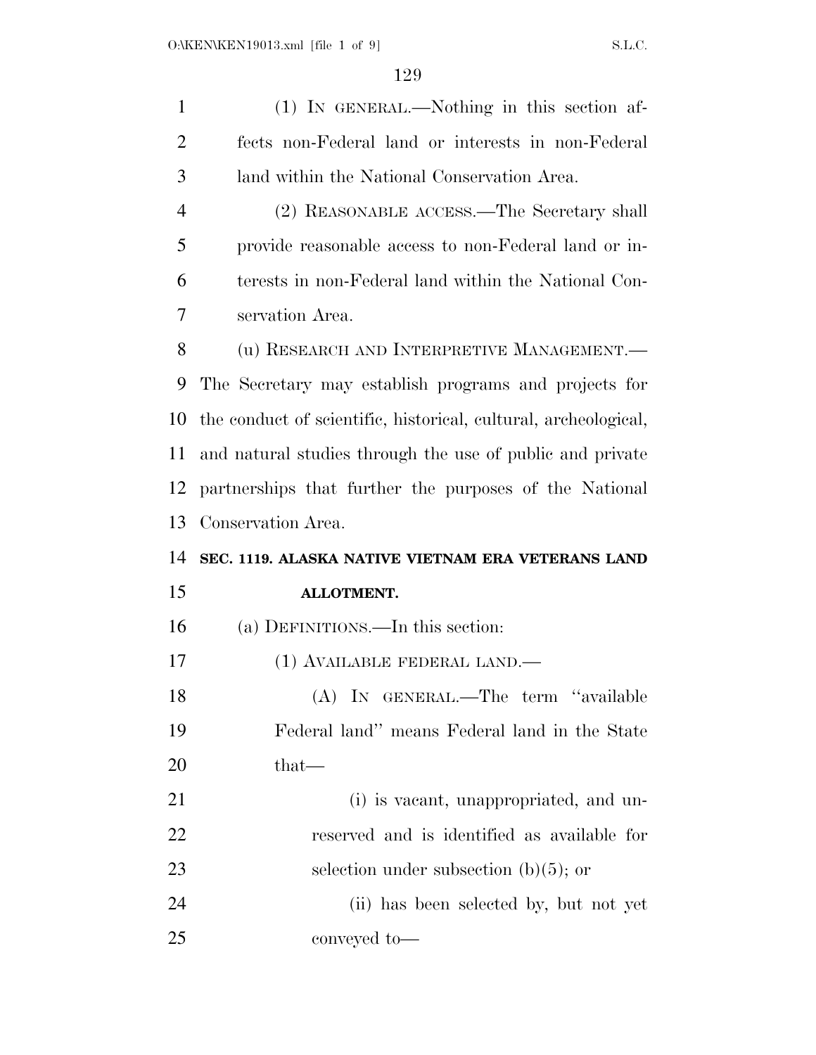(1) IN GENERAL.—Nothing in this section affects non-Federal land or interests in non-Federal land within the National Conservation Area.

(2) REASONABLE ACCESS.—The Secretary shall provide reasonable access to non-Federal land or interests in non-Federal land within the National Conservation Area.

(u) RESEARCH AND INTERPRETIVE MANAGEMENT.—The Secretary may establish programs and projects for the conduct of scientific, historical, cultural, archeological, and natural studies through the use of public and private partnerships that further the purposes of the National Conservation Area.

**SEC. 1119. ALASKA NATIVE VIETNAM ERA VETERANS LAND ALLOTMENT.**

(a) DEFINITIONS.—In this section:

(1) AVAILABLE FEDERAL LAND.—

(A) IN GENERAL.—The term "available Federal land" means Federal land in the State that—

(i) is vacant, unappropriated, and unreserved and is identified as available for selection under subsection (b)(5); or

(ii) has been selected by, but not yet conveyed to—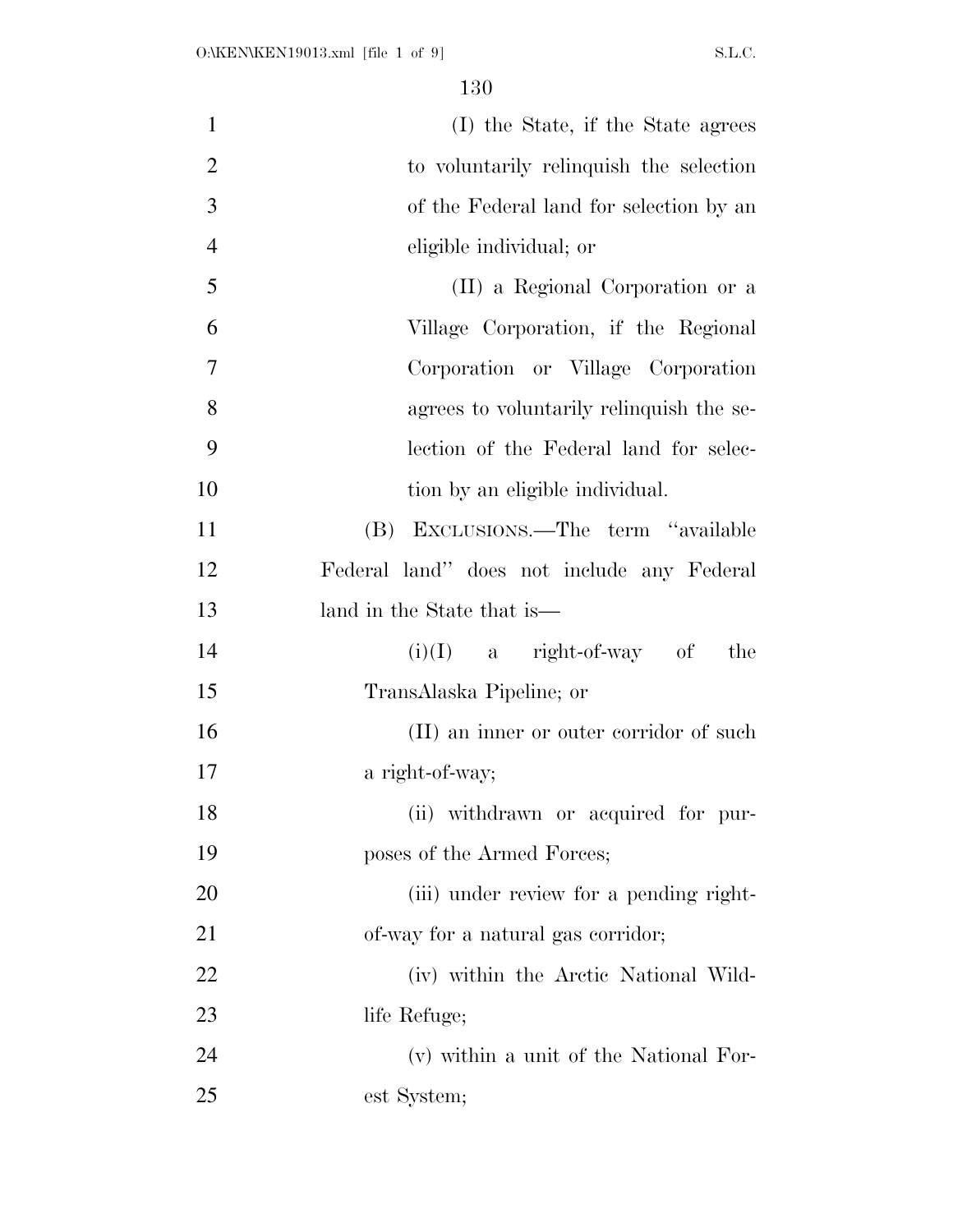(I) the State, if the State agrees to voluntarily relinquish the selection of the Federal land for selection by an eligible individual; or

(II) a Regional Corporation or a Village Corporation, if the Regional Corporation or Village Corporation agrees to voluntarily relinquish the selection of the Federal land for selection by an eligible individual.

(B) EXCLUSIONS.—The term "available Federal land" does not include any Federal land in the State that is—

(i)(I) a right-of-way of the TransAlaska Pipeline; or

(II) an inner or outer corridor of such a right-of-way;

(ii) withdrawn or acquired for purposes of the Armed Forces;

(iii) under review for a pending right-of-way for a natural gas corridor;

(iv) within the Arctic National Wildlife Refuge;

(v) within a unit of the National Forest System;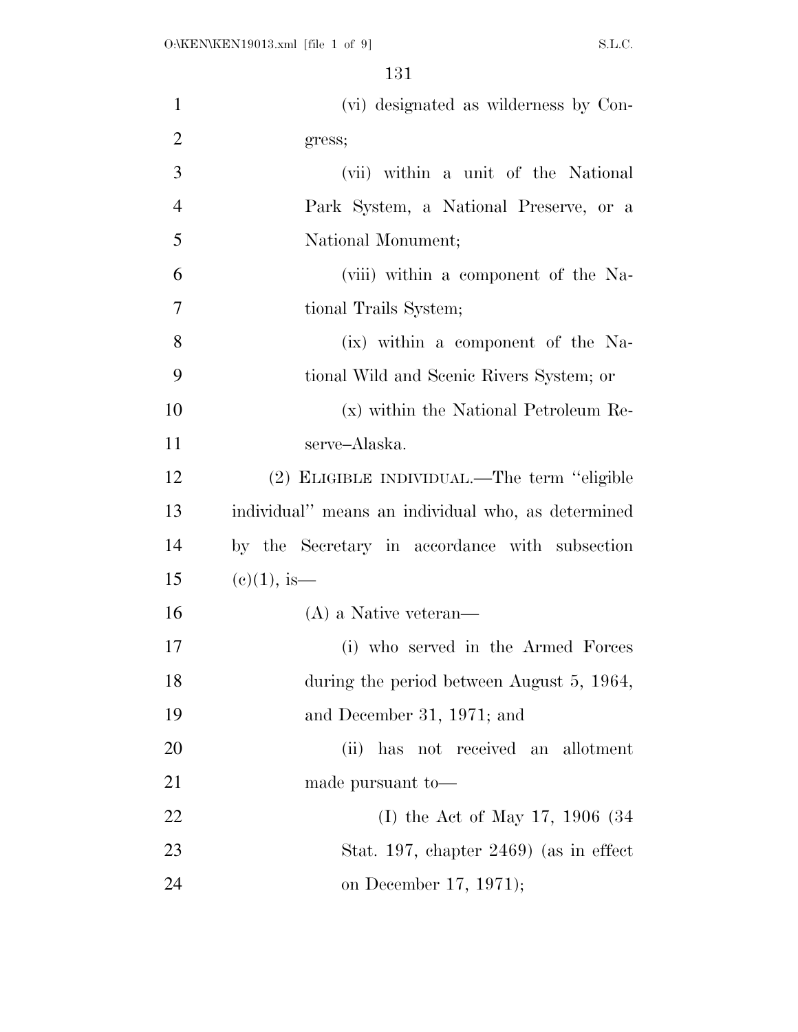(vi) designated as wilderness by Congress;

(vii) within a unit of the National Park System, a National Preserve, or a National Monument;

(viii) within a component of the National Trails System;

(ix) within a component of the National Wild and Scenic Rivers System; or

(x) within the National Petroleum Reserve–Alaska.

(2) ELIGIBLE INDIVIDUAL.—The term "eligible individual" means an individual who, as determined by the Secretary in accordance with subsection (c)(1), is—

(A) a Native veteran—

(i) who served in the Armed Forces during the period between August 5, 1964, and December 31, 1971; and

(ii) has not received an allotment made pursuant to—

(I) the Act of May 17, 1906 (34 Stat. 197, chapter 2469) (as in effect on December 17, 1971);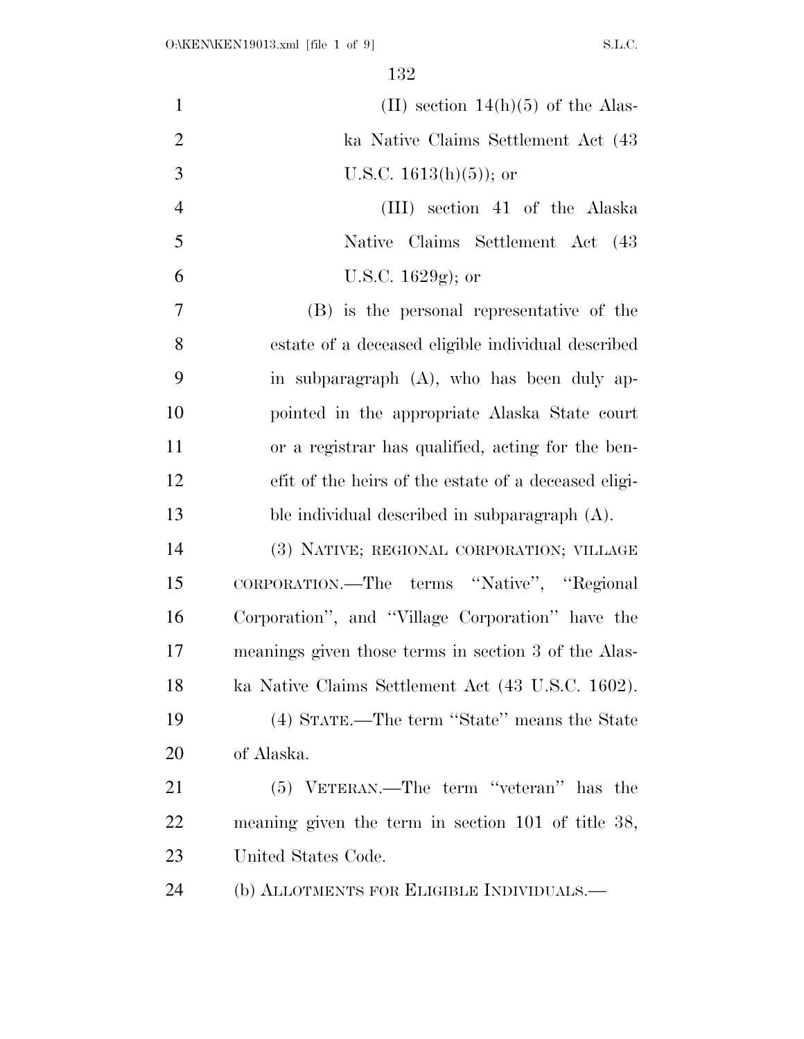(II) section 14(h)(5) of the Alaska Native Claims Settlement Act (43 U.S.C. 1613(h)(5)); or

(III) section 41 of the Alaska Native Claims Settlement Act (43 U.S.C. 1629g); or

(B) is the personal representative of the estate of a deceased eligible individual described in subparagraph (A), who has been duly appointed in the appropriate Alaska State court or a registrar has qualified, acting for the benefit of the heirs of the estate of a deceased eligible individual described in subparagraph (A).

(3) NATIVE; REGIONAL CORPORATION; VILLAGE CORPORATION.—The terms "Native", "Regional Corporation", and "Village Corporation" have the meanings given those terms in section 3 of the Alaska Native Claims Settlement Act (43 U.S.C. 1602).

(4) STATE.—The term "State" means the State of Alaska.

(5) VETERAN.—The term "veteran" has the meaning given the term in section 101 of title 38, United States Code.

(b) ALLOTMENTS FOR ELIGIBLE INDIVIDUALS.—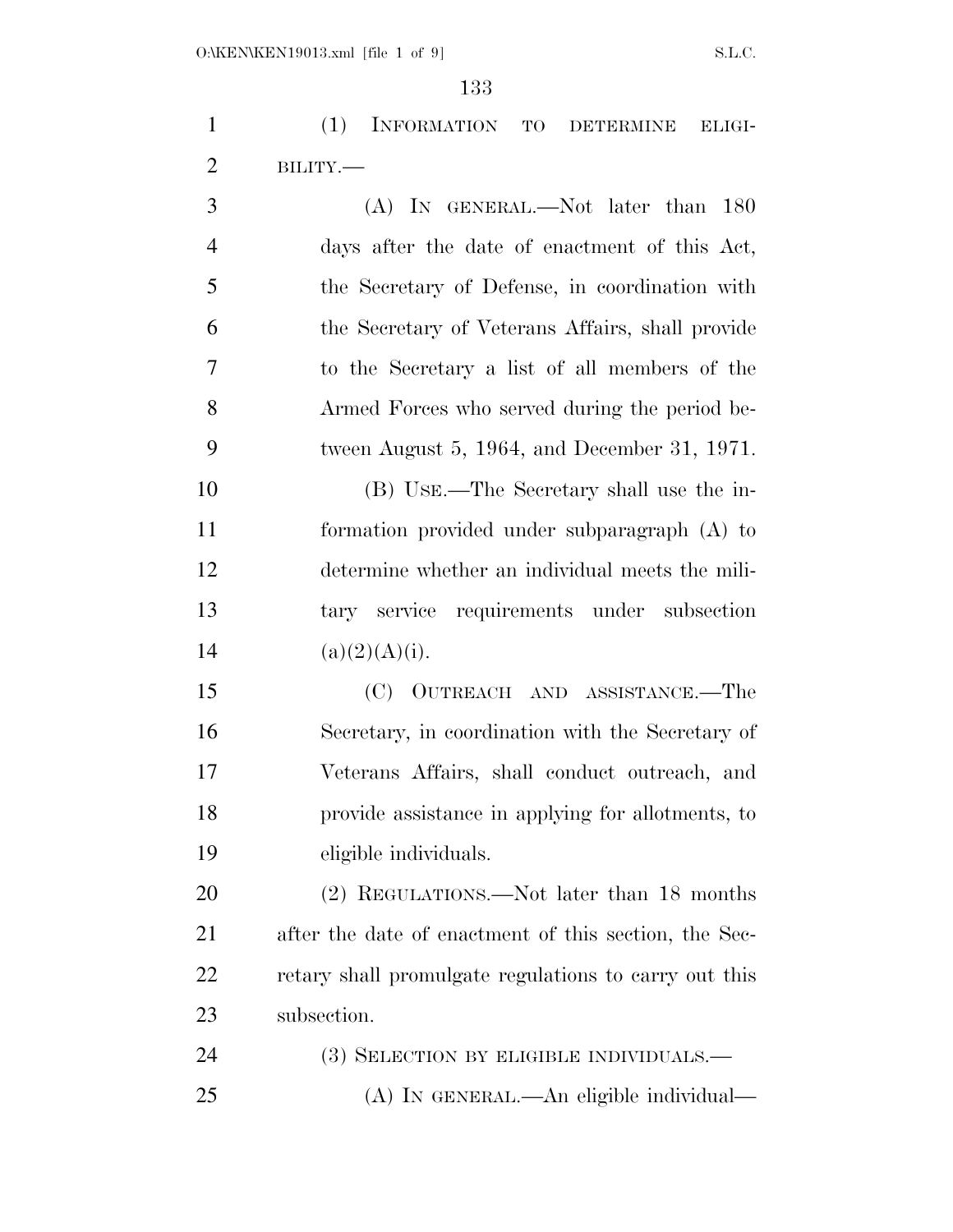(1) INFORMATION TO DETERMINE ELIGIBILITY.—

(A) IN GENERAL.—Not later than 180 days after the date of enactment of this Act, the Secretary of Defense, in coordination with the Secretary of Veterans Affairs, shall provide to the Secretary a list of all members of the Armed Forces who served during the period between August 5, 1964, and December 31, 1971.

(B) USE.—The Secretary shall use the information provided under subparagraph (A) to determine whether an individual meets the military service requirements under subsection (a)(2)(A)(i).

(C) OUTREACH AND ASSISTANCE.—The Secretary, in coordination with the Secretary of Veterans Affairs, shall conduct outreach, and provide assistance in applying for allotments, to eligible individuals.

(2) REGULATIONS.—Not later than 18 months after the date of enactment of this section, the Secretary shall promulgate regulations to carry out this subsection.

(3) SELECTION BY ELIGIBLE INDIVIDUALS.—

(A) IN GENERAL.—An eligible individual—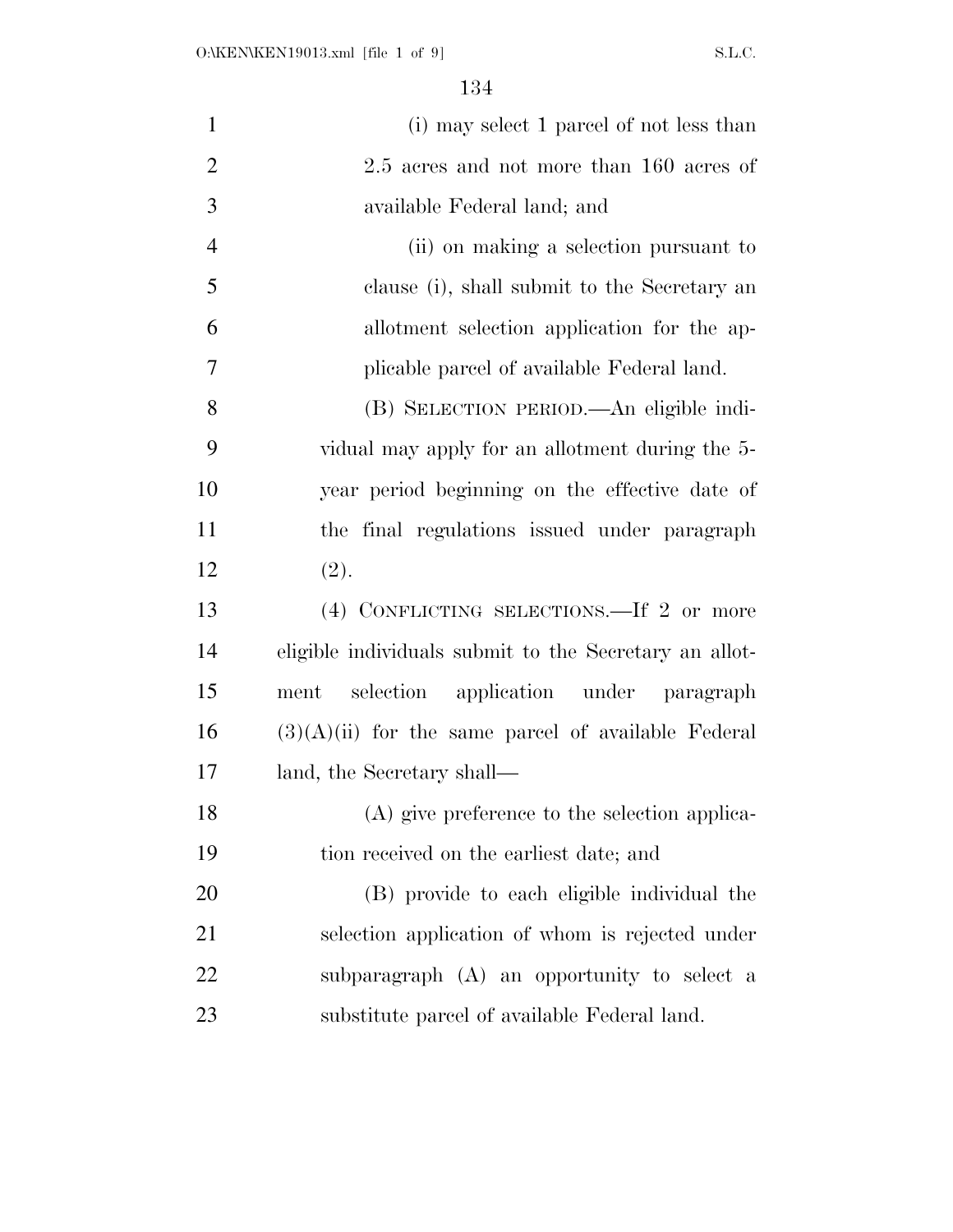(i) may select 1 parcel of not less than 2.5 acres and not more than 160 acres of available Federal land; and

(ii) on making a selection pursuant to clause (i), shall submit to the Secretary an allotment selection application for the applicable parcel of available Federal land.

(B) SELECTION PERIOD.—An eligible individual may apply for an allotment during the 5-year period beginning on the effective date of the final regulations issued under paragraph (2).

(4) CONFLICTING SELECTIONS.—If 2 or more eligible individuals submit to the Secretary an allotment selection application under paragraph (3)(A)(ii) for the same parcel of available Federal land, the Secretary shall—

(A) give preference to the selection application received on the earliest date; and

(B) provide to each eligible individual the selection application of whom is rejected under subparagraph (A) an opportunity to select a substitute parcel of available Federal land.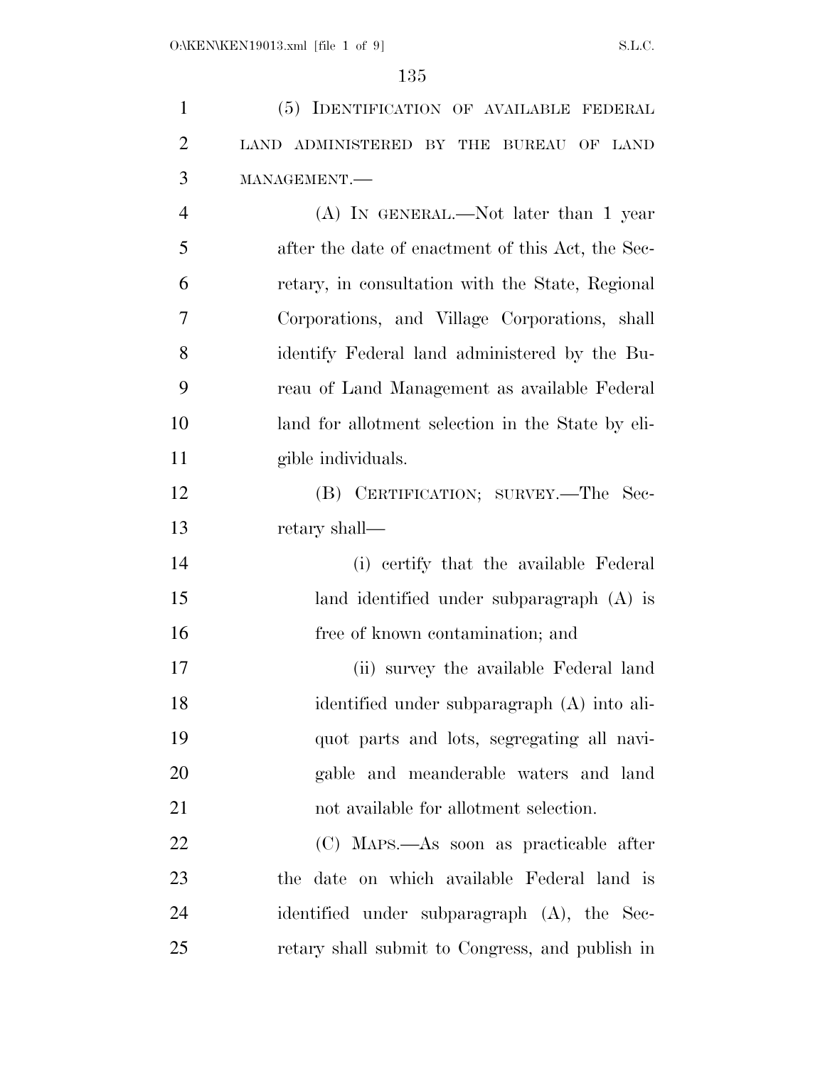(5) IDENTIFICATION OF AVAILABLE FEDERAL LAND ADMINISTERED BY THE BUREAU OF LAND MANAGEMENT.—

(A) IN GENERAL.—Not later than 1 year after the date of enactment of this Act, the Secretary, in consultation with the State, Regional Corporations, and Village Corporations, shall identify Federal land administered by the Bureau of Land Management as available Federal land for allotment selection in the State by eligible individuals.

(B) CERTIFICATION; SURVEY.—The Secretary shall—

(i) certify that the available Federal land identified under subparagraph (A) is free of known contamination; and

(ii) survey the available Federal land identified under subparagraph (A) into aliquot parts and lots, segregating all navigable and meanderable waters and land not available for allotment selection.

(C) MAPS.—As soon as practicable after the date on which available Federal land is identified under subparagraph (A), the Secretary shall submit to Congress, and publish in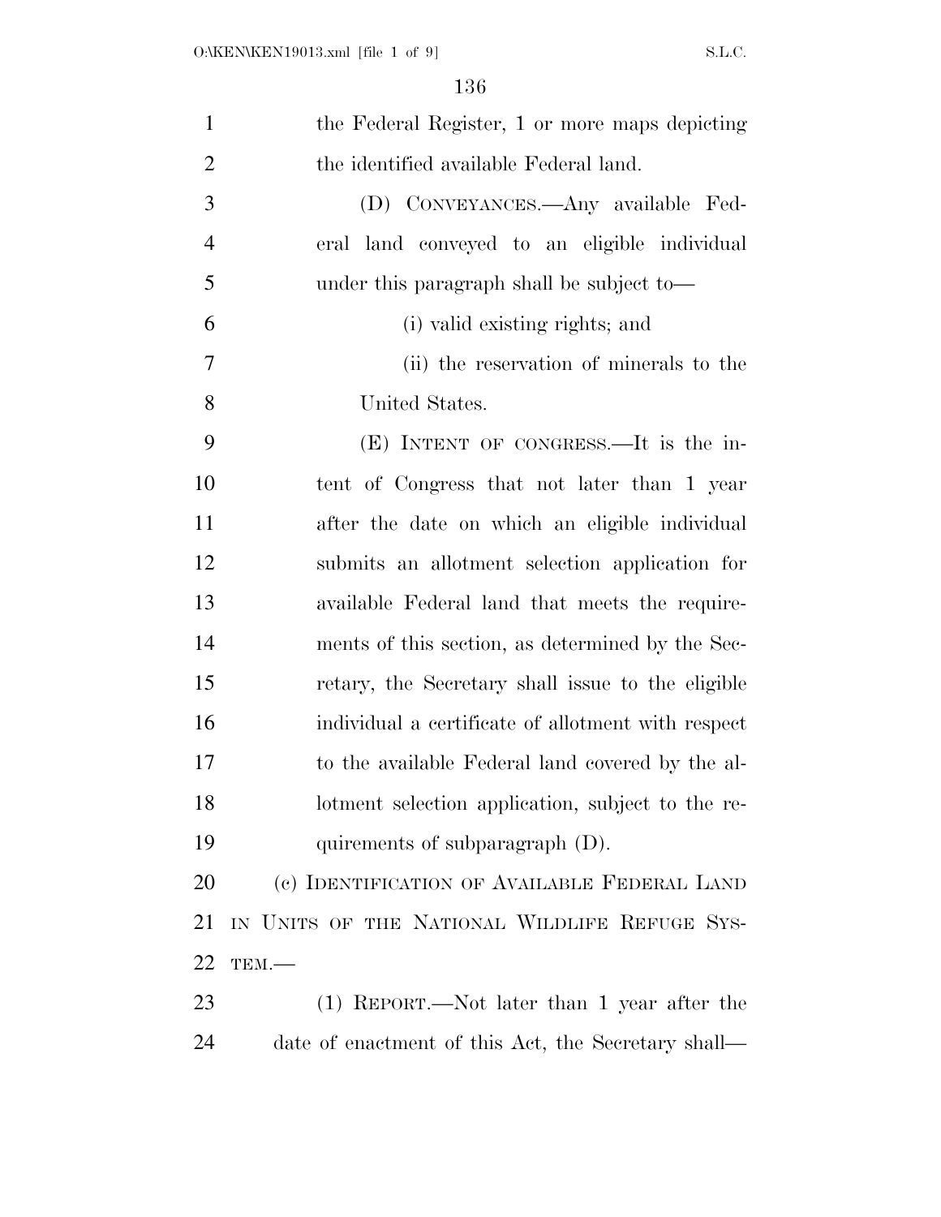the Federal Register, 1 or more maps depicting the identified available Federal land.

(D) CONVEYANCES.—Any available Federal land conveyed to an eligible individual under this paragraph shall be subject to—

(i) valid existing rights; and

(ii) the reservation of minerals to the United States.

(E) INTENT OF CONGRESS.—It is the intent of Congress that not later than 1 year after the date on which an eligible individual submits an allotment selection application for available Federal land that meets the requirements of this section, as determined by the Secretary, the Secretary shall issue to the eligible individual a certificate of allotment with respect to the available Federal land covered by the allotment selection application, subject to the requirements of subparagraph (D).

(c) IDENTIFICATION OF AVAILABLE FEDERAL LAND IN UNITS OF THE NATIONAL WILDLIFE REFUGE SYSTEM.—

(1) REPORT.—Not later than 1 year after the date of enactment of this Act, the Secretary shall—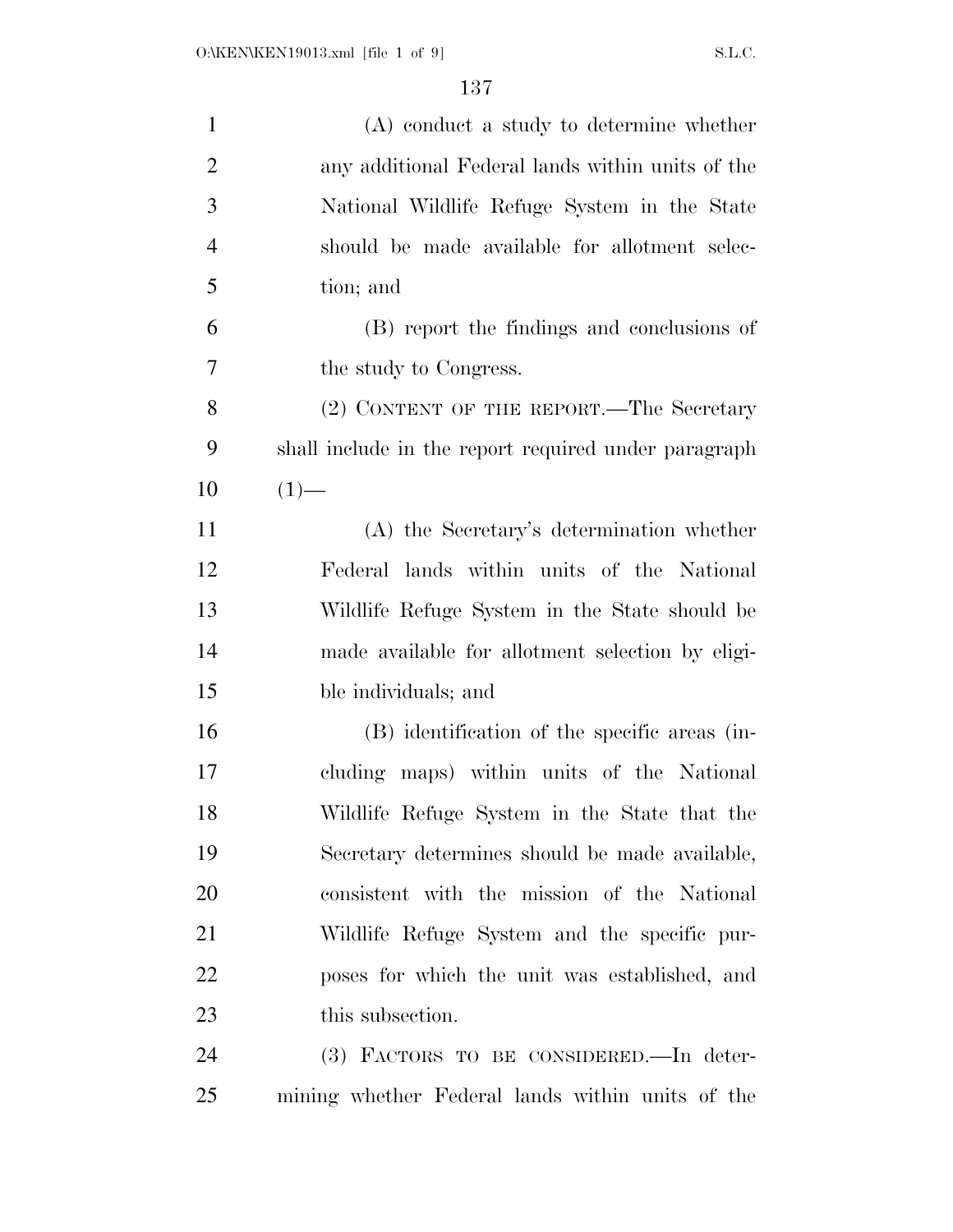(A) conduct a study to determine whether any additional Federal lands within units of the National Wildlife Refuge System in the State should be made available for allotment selection; and

(B) report the findings and conclusions of the study to Congress.

(2) CONTENT OF THE REPORT.—The Secretary shall include in the report required under paragraph (1)—

(A) the Secretary's determination whether Federal lands within units of the National Wildlife Refuge System in the State should be made available for allotment selection by eligible individuals; and

(B) identification of the specific areas (including maps) within units of the National Wildlife Refuge System in the State that the Secretary determines should be made available, consistent with the mission of the National Wildlife Refuge System and the specific purposes for which the unit was established, and this subsection.

(3) FACTORS TO BE CONSIDERED.—In determining whether Federal lands within units of the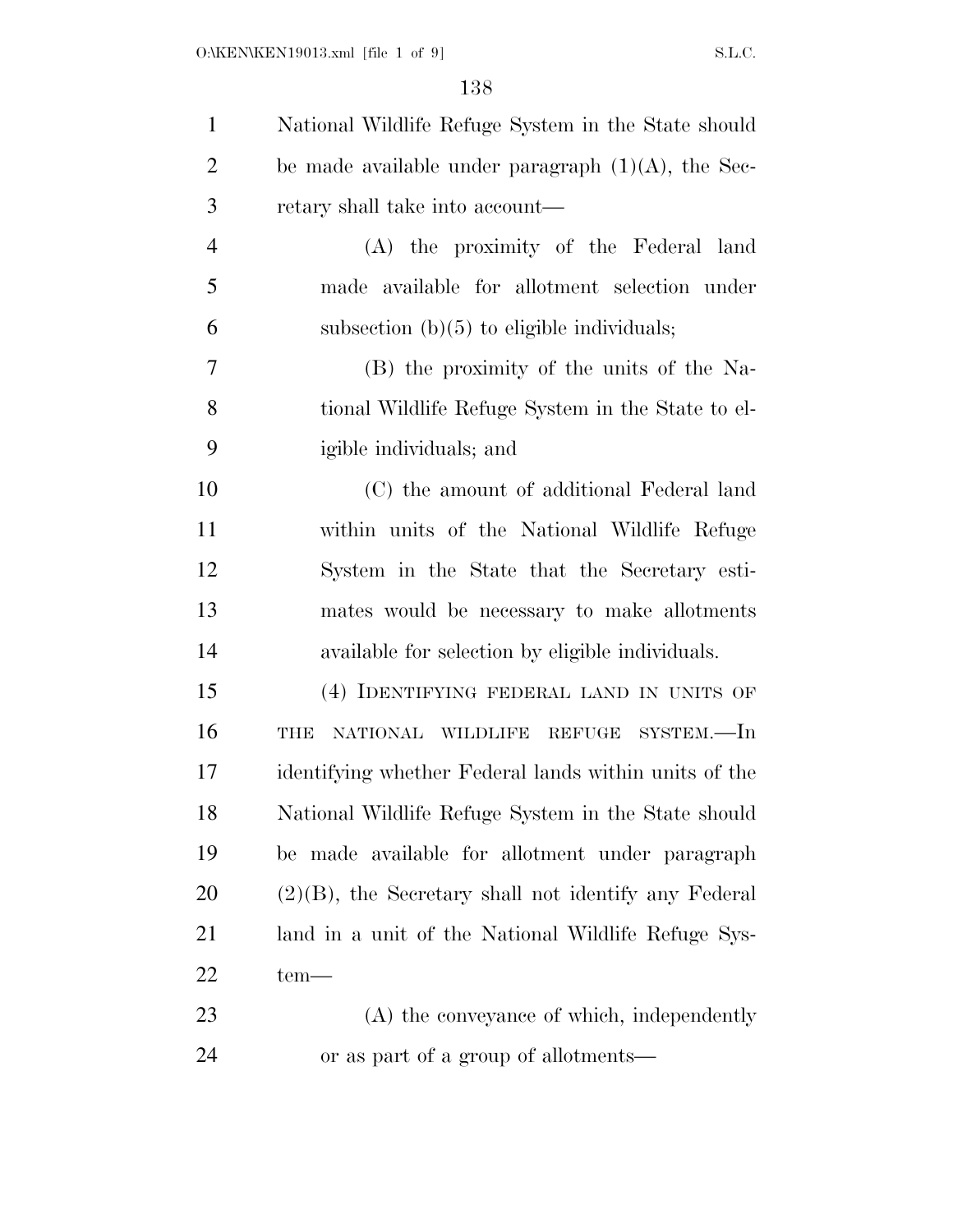National Wildlife Refuge System in the State should be made available under paragraph (1)(A), the Secretary shall take into account—

(A) the proximity of the Federal land made available for allotment selection under subsection (b)(5) to eligible individuals;

(B) the proximity of the units of the National Wildlife Refuge System in the State to eligible individuals; and

(C) the amount of additional Federal land within units of the National Wildlife Refuge System in the State that the Secretary estimates would be necessary to make allotments available for selection by eligible individuals.

(4) IDENTIFYING FEDERAL LAND IN UNITS OF THE NATIONAL WILDLIFE REFUGE SYSTEM.—In identifying whether Federal lands within units of the National Wildlife Refuge System in the State should be made available for allotment under paragraph (2)(B), the Secretary shall not identify any Federal land in a unit of the National Wildlife Refuge System—

(A) the conveyance of which, independently or as part of a group of allotments—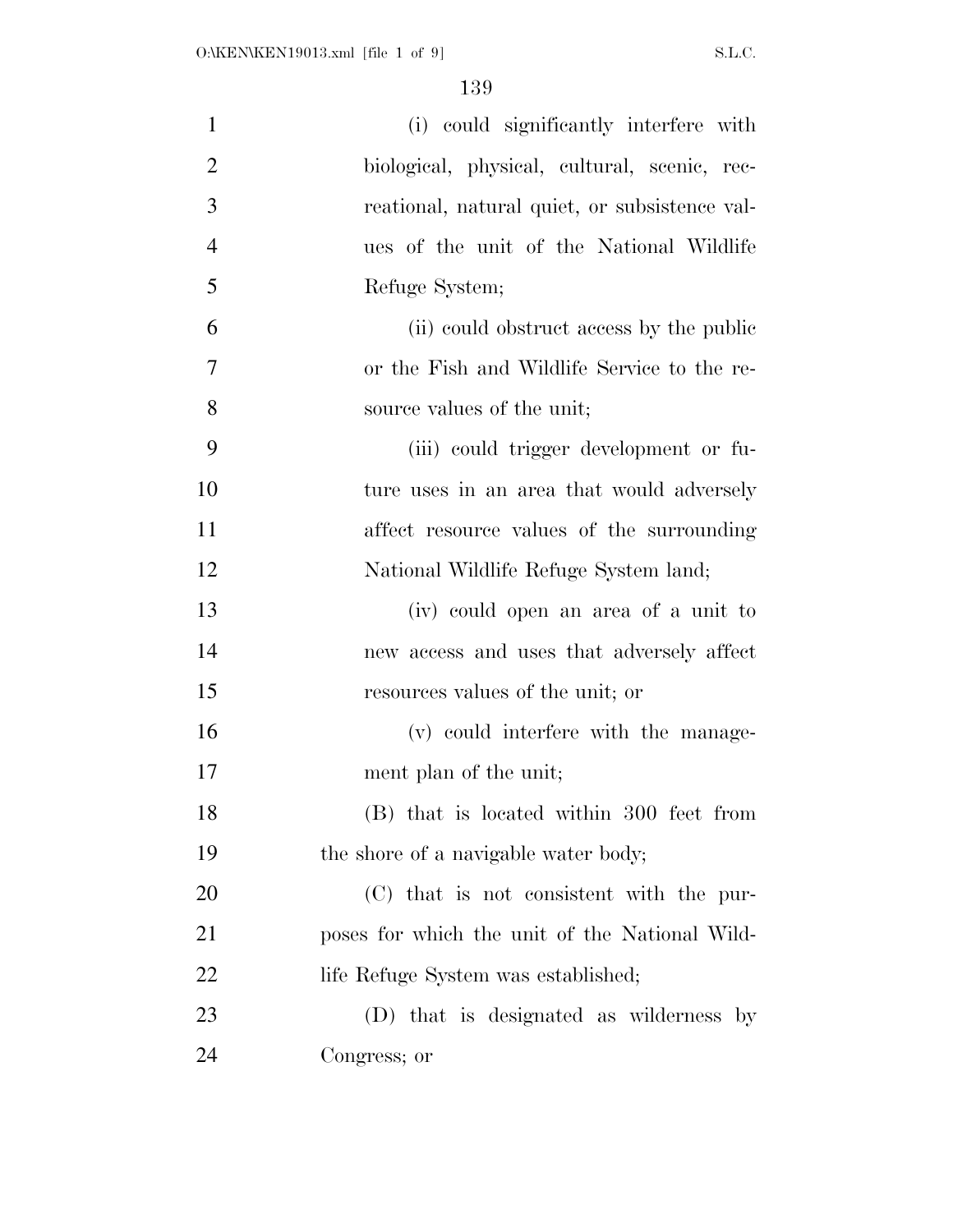(i) could significantly interfere with biological, physical, cultural, scenic, recreational, natural quiet, or subsistence values of the unit of the National Wildlife Refuge System;

(ii) could obstruct access by the public or the Fish and Wildlife Service to the resource values of the unit;

(iii) could trigger development or future uses in an area that would adversely affect resource values of the surrounding National Wildlife Refuge System land;

(iv) could open an area of a unit to new access and uses that adversely affect resources values of the unit; or

(v) could interfere with the management plan of the unit;

(B) that is located within 300 feet from the shore of a navigable water body;

(C) that is not consistent with the purposes for which the unit of the National Wildlife Refuge System was established;

(D) that is designated as wilderness by Congress; or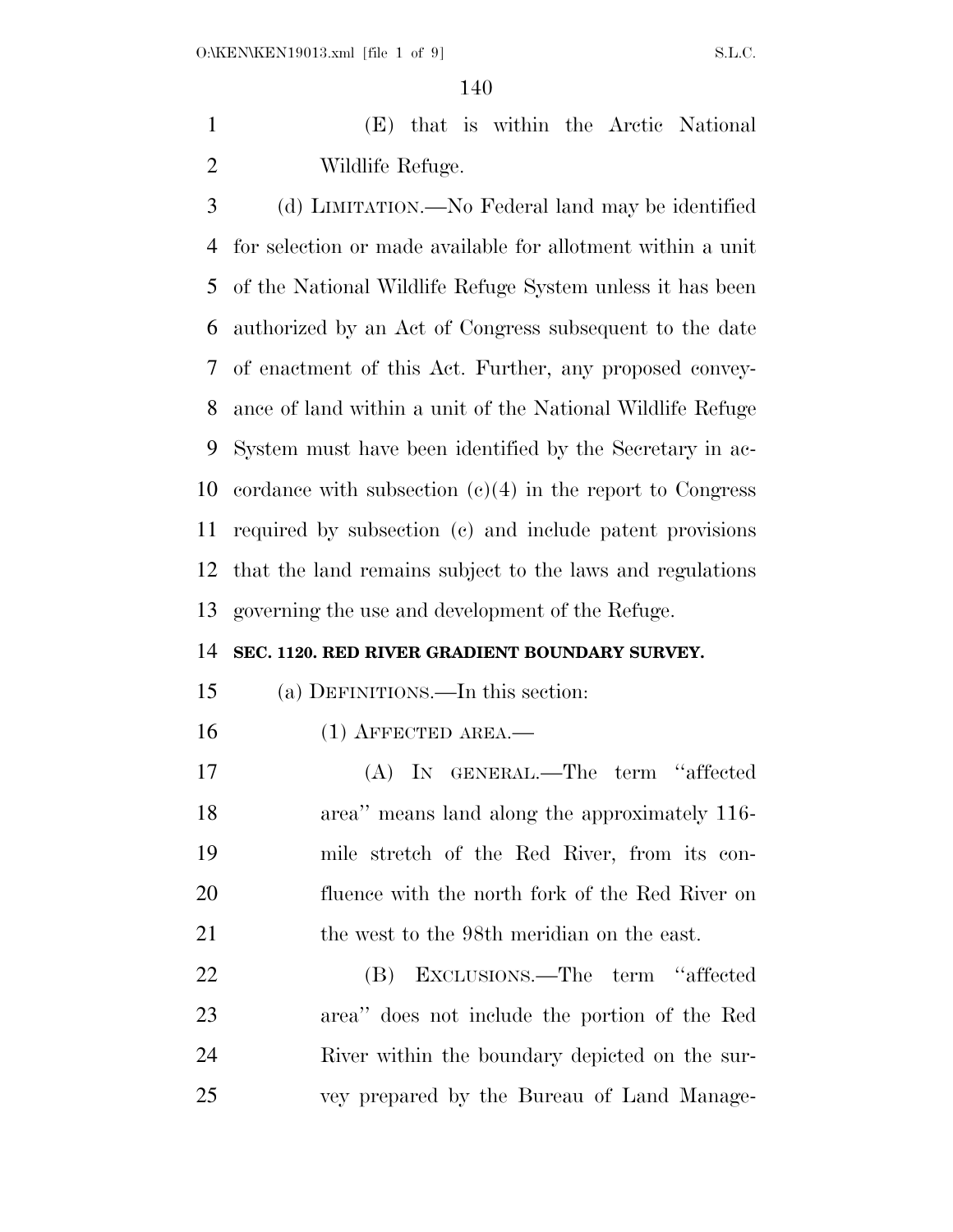(E) that is within the Arctic National Wildlife Refuge.

(d) LIMITATION.—No Federal land may be identified for selection or made available for allotment within a unit of the National Wildlife Refuge System unless it has been authorized by an Act of Congress subsequent to the date of enactment of this Act. Further, any proposed conveyance of land within a unit of the National Wildlife Refuge System must have been identified by the Secretary in accordance with subsection (c)(4) in the report to Congress required by subsection (c) and include patent provisions that the land remains subject to the laws and regulations governing the use and development of the Refuge.

**SEC. 1120. RED RIVER GRADIENT BOUNDARY SURVEY.**

(a) DEFINITIONS.—In this section:

(1) AFFECTED AREA.—

(A) IN GENERAL.—The term ''affected area'' means land along the approximately 116-mile stretch of the Red River, from its confluence with the north fork of the Red River on the west to the 98th meridian on the east.

(B) EXCLUSIONS.—The term ''affected area'' does not include the portion of the Red River within the boundary depicted on the survey prepared by the Bureau of Land Manage-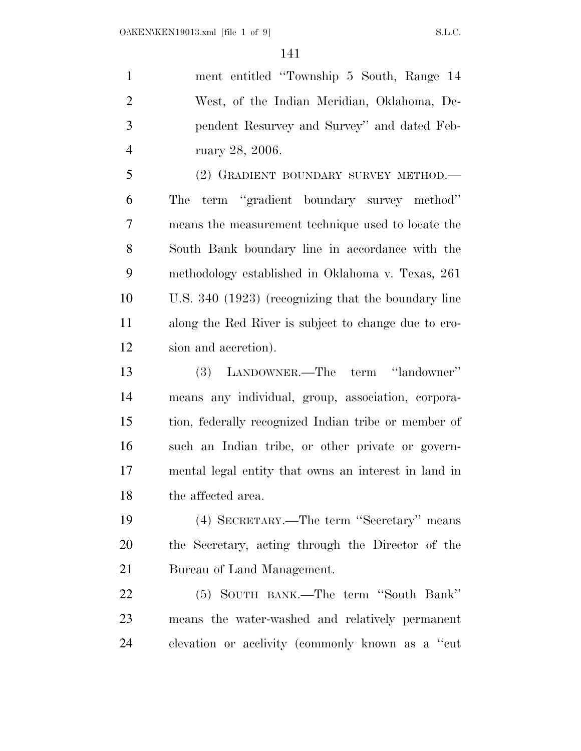ment entitled "Township 5 South, Range 14 West, of the Indian Meridian, Oklahoma, Dependent Resurvey and Survey" and dated February 28, 2006.

(2) GRADIENT BOUNDARY SURVEY METHOD.—The term "gradient boundary survey method" means the measurement technique used to locate the South Bank boundary line in accordance with the methodology established in Oklahoma v. Texas, 261 U.S. 340 (1923) (recognizing that the boundary line along the Red River is subject to change due to erosion and accretion).

(3) LANDOWNER.—The term "landowner" means any individual, group, association, corporation, federally recognized Indian tribe or member of such an Indian tribe, or other private or governmental legal entity that owns an interest in land in the affected area.

(4) SECRETARY.—The term "Secretary" means the Secretary, acting through the Director of the Bureau of Land Management.

(5) SOUTH BANK.—The term "South Bank" means the water-washed and relatively permanent elevation or acclivity (commonly known as a "cut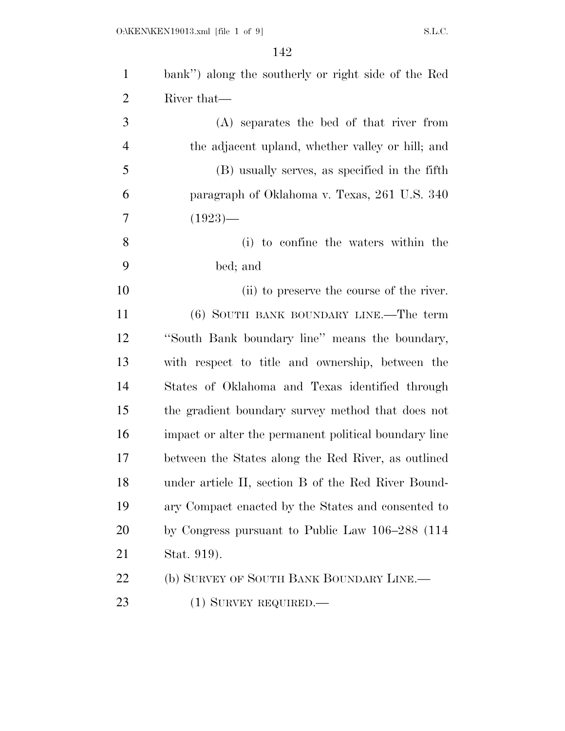bank'') along the southerly or right side of the Red River that—

(A) separates the bed of that river from the adjacent upland, whether valley or hill; and

(B) usually serves, as specified in the fifth paragraph of Oklahoma v. Texas, 261 U.S. 340 (1923)—

(i) to confine the waters within the bed; and

(ii) to preserve the course of the river.

(6) SOUTH BANK BOUNDARY LINE.—The term ''South Bank boundary line'' means the boundary, with respect to title and ownership, between the States of Oklahoma and Texas identified through the gradient boundary survey method that does not impact or alter the permanent political boundary line between the States along the Red River, as outlined under article II, section B of the Red River Boundary Compact enacted by the States and consented to by Congress pursuant to Public Law 106–288 (114 Stat. 919).

(b) SURVEY OF SOUTH BANK BOUNDARY LINE.—

(1) SURVEY REQUIRED.—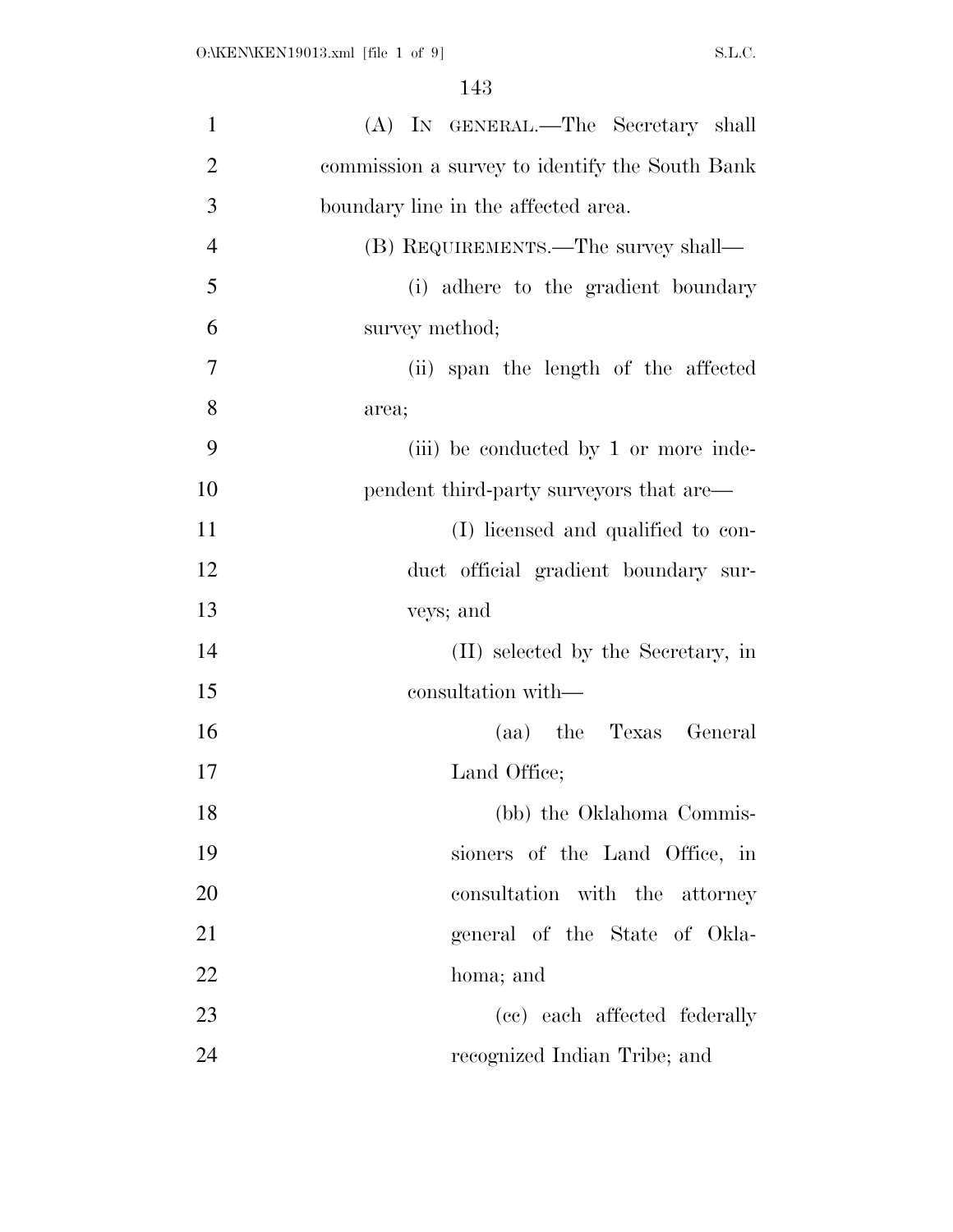(A) IN GENERAL.—The Secretary shall commission a survey to identify the South Bank boundary line in the affected area.

(B) REQUIREMENTS.—The survey shall—

(i) adhere to the gradient boundary survey method;

(ii) span the length of the affected area;

(iii) be conducted by 1 or more independent third-party surveyors that are—

(I) licensed and qualified to conduct official gradient boundary surveys; and

(II) selected by the Secretary, in consultation with—

(aa) the Texas General Land Office;

(bb) the Oklahoma Commissioners of the Land Office, in consultation with the attorney general of the State of Oklahoma; and

(cc) each affected federally recognized Indian Tribe; and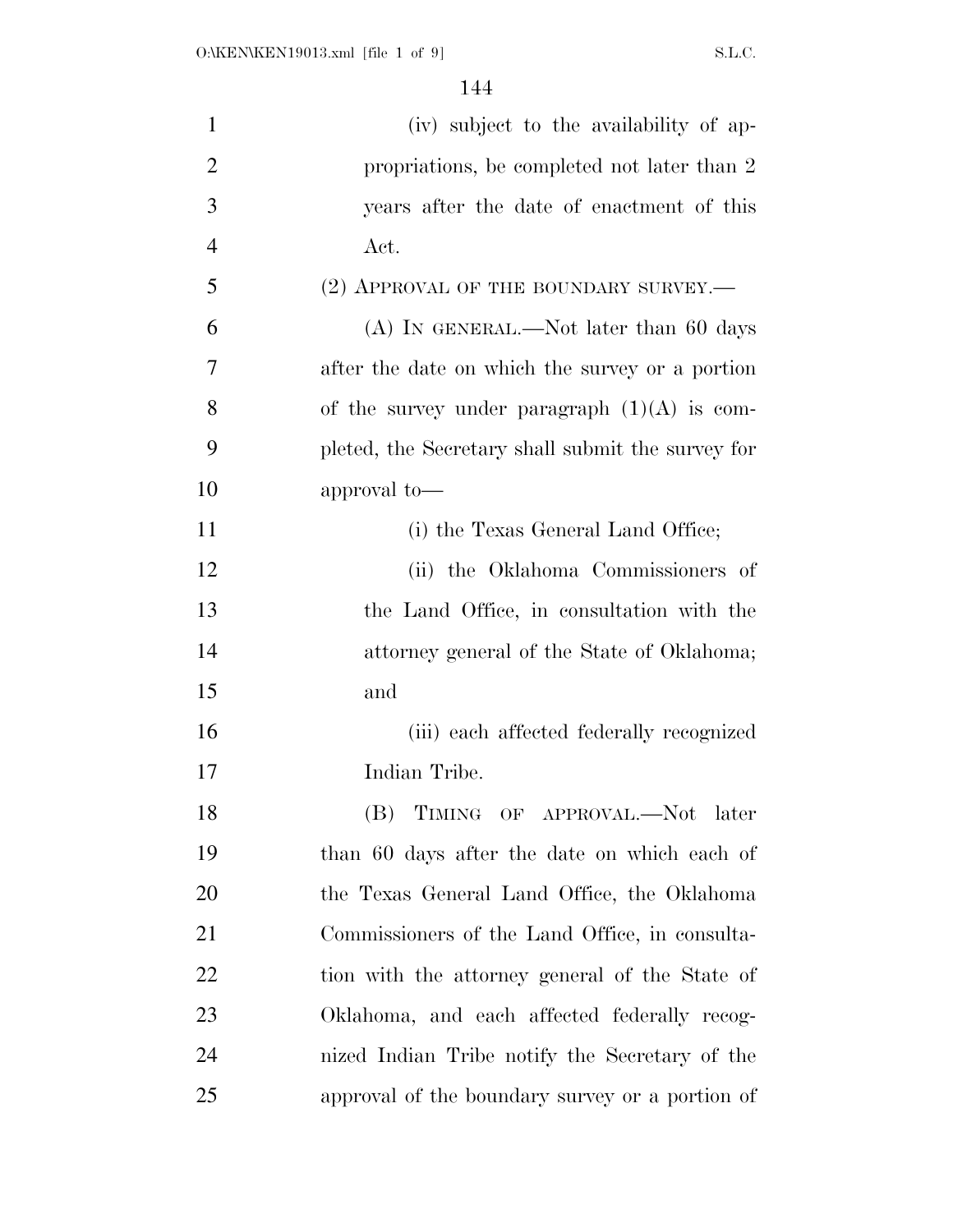(iv) subject to the availability of appropriations, be completed not later than 2 years after the date of enactment of this Act.

(2) APPROVAL OF THE BOUNDARY SURVEY.—

(A) IN GENERAL.—Not later than 60 days after the date on which the survey or a portion of the survey under paragraph (1)(A) is completed, the Secretary shall submit the survey for approval to—

(i) the Texas General Land Office;

(ii) the Oklahoma Commissioners of the Land Office, in consultation with the attorney general of the State of Oklahoma; and

(iii) each affected federally recognized Indian Tribe.

(B) TIMING OF APPROVAL.—Not later than 60 days after the date on which each of the Texas General Land Office, the Oklahoma Commissioners of the Land Office, in consultation with the attorney general of the State of Oklahoma, and each affected federally recognized Indian Tribe notify the Secretary of the approval of the boundary survey or a portion of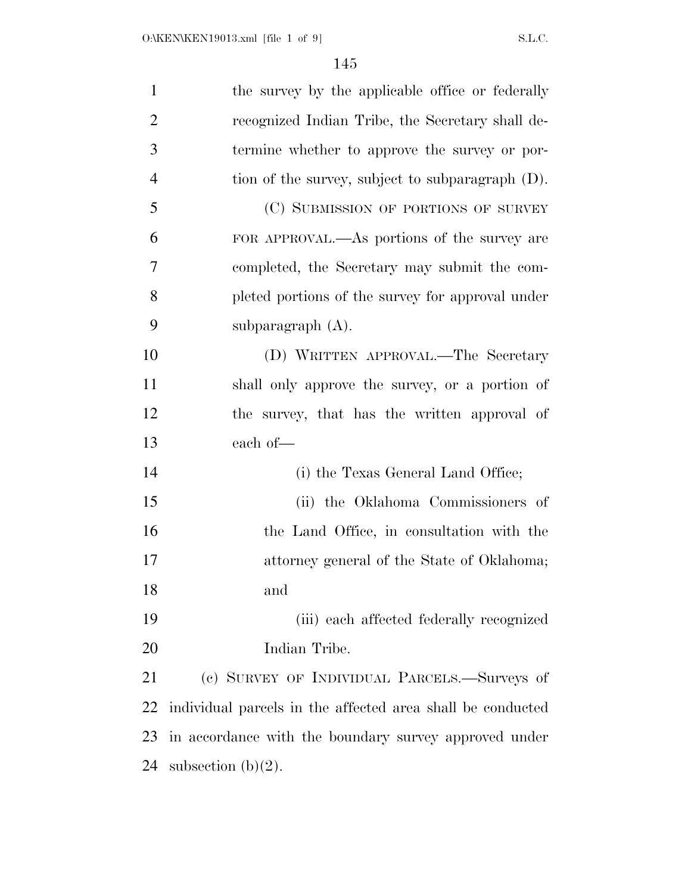the survey by the applicable office or federally recognized Indian Tribe, the Secretary shall determine whether to approve the survey or portion of the survey, subject to subparagraph (D).

(C) SUBMISSION OF PORTIONS OF SURVEY FOR APPROVAL.—As portions of the survey are completed, the Secretary may submit the completed portions of the survey for approval under subparagraph (A).

(D) WRITTEN APPROVAL.—The Secretary shall only approve the survey, or a portion of the survey, that has the written approval of each of—

(i) the Texas General Land Office;

(ii) the Oklahoma Commissioners of the Land Office, in consultation with the attorney general of the State of Oklahoma; and

(iii) each affected federally recognized Indian Tribe.

(c) SURVEY OF INDIVIDUAL PARCELS.—Surveys of individual parcels in the affected area shall be conducted in accordance with the boundary survey approved under subsection (b)(2).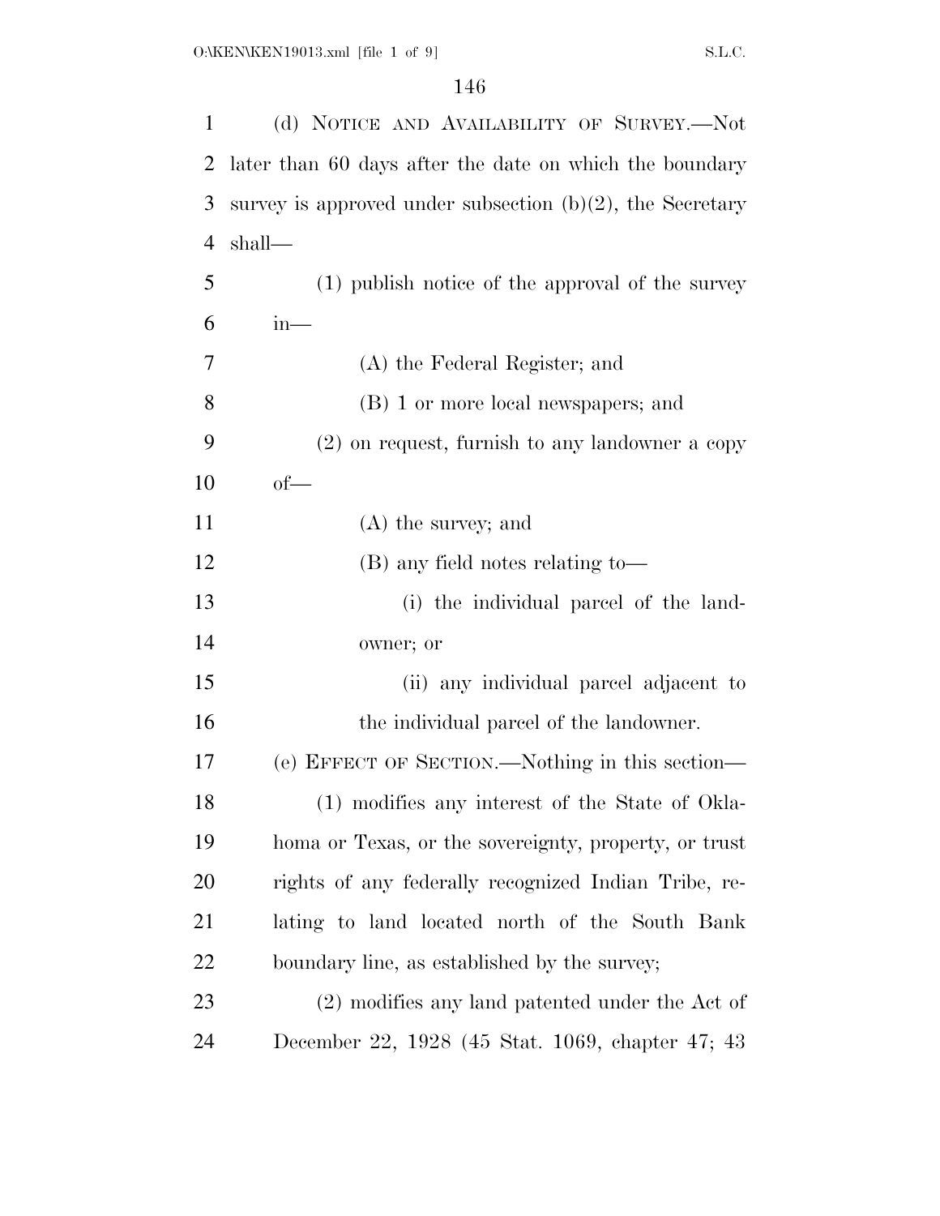(d) NOTICE AND AVAILABILITY OF SURVEY.—Not later than 60 days after the date on which the boundary survey is approved under subsection (b)(2), the Secretary shall—

(1) publish notice of the approval of the survey in—

(A) the Federal Register; and

(B) 1 or more local newspapers; and

(2) on request, furnish to any landowner a copy of—

(A) the survey; and

(B) any field notes relating to—

(i) the individual parcel of the landowner; or

(ii) any individual parcel adjacent to the individual parcel of the landowner.

(e) EFFECT OF SECTION.—Nothing in this section—

(1) modifies any interest of the State of Oklahoma or Texas, or the sovereignty, property, or trust rights of any federally recognized Indian Tribe, relating to land located north of the South Bank boundary line, as established by the survey;

(2) modifies any land patented under the Act of December 22, 1928 (45 Stat. 1069, chapter 47; 43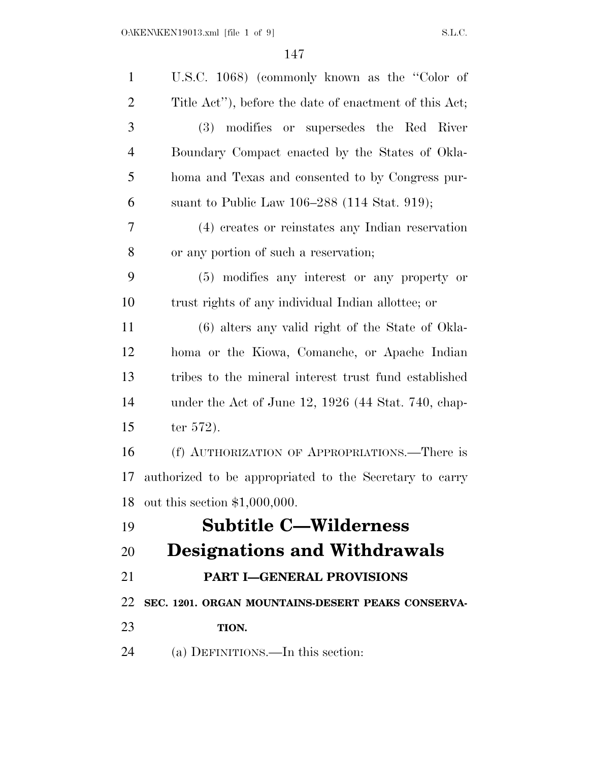U.S.C. 1068) (commonly known as the ''Color of Title Act''), before the date of enactment of this Act;

(3) modifies or supersedes the Red River Boundary Compact enacted by the States of Oklahoma and Texas and consented to by Congress pursuant to Public Law 106–288 (114 Stat. 919);

(4) creates or reinstates any Indian reservation or any portion of such a reservation;

(5) modifies any interest or any property or trust rights of any individual Indian allottee; or

(6) alters any valid right of the State of Oklahoma or the Kiowa, Comanche, or Apache Indian tribes to the mineral interest trust fund established under the Act of June 12, 1926 (44 Stat. 740, chapter 572).

(f) AUTHORIZATION OF APPROPRIATIONS.—There is authorized to be appropriated to the Secretary to carry out this section $1,000,000.

# Subtitle C—Wilderness Designations and Withdrawals

## PART I—GENERAL PROVISIONS

### SEC. 1201. ORGAN MOUNTAINS-DESERT PEAKS CONSERVATION.

(a) DEFINITIONS.—In this section: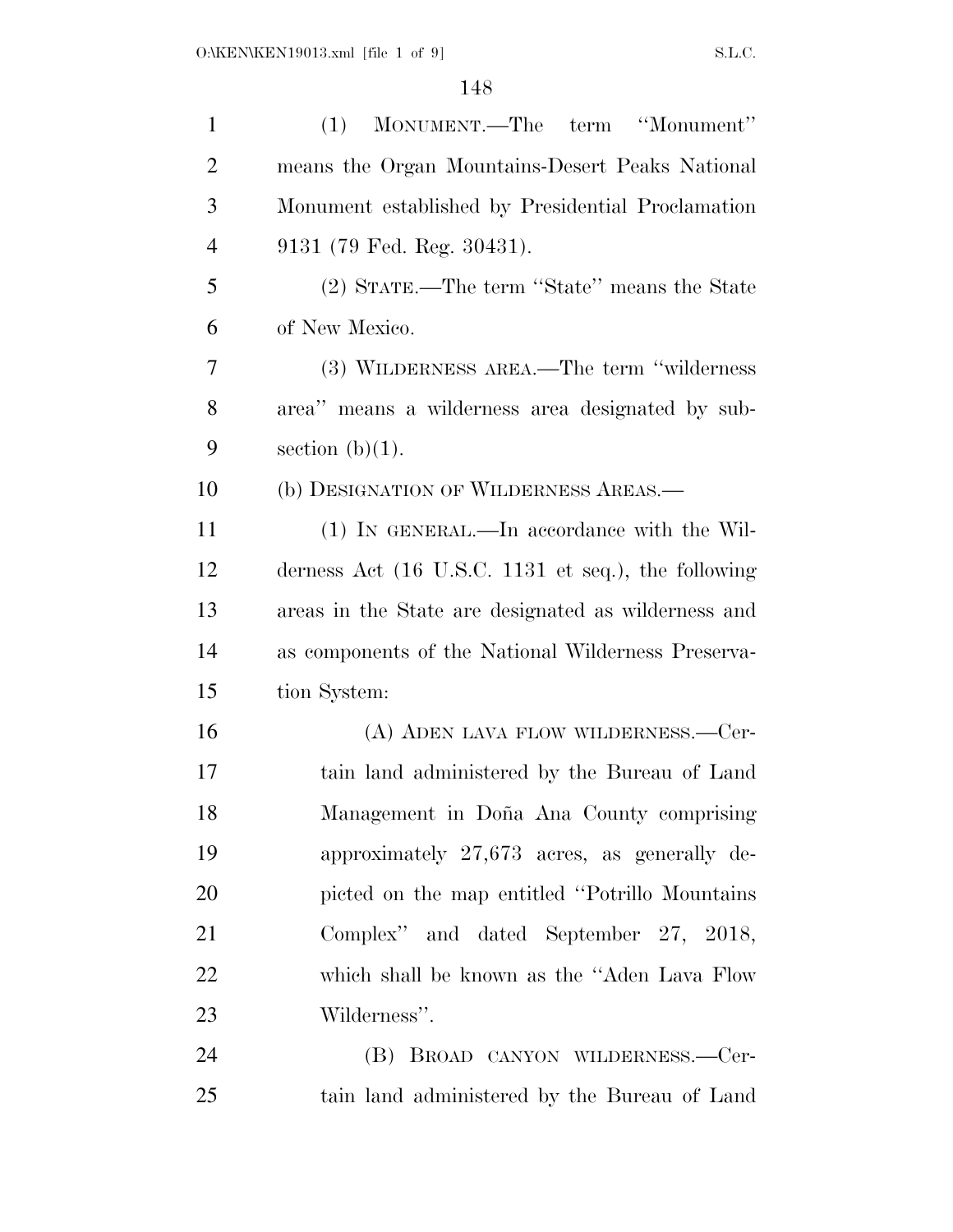(1) MONUMENT.—The term "Monument" means the Organ Mountains-Desert Peaks National Monument established by Presidential Proclamation 9131 (79 Fed. Reg. 30431).

(2) STATE.—The term "State" means the State of New Mexico.

(3) WILDERNESS AREA.—The term "wilderness area" means a wilderness area designated by subsection (b)(1).

(b) DESIGNATION OF WILDERNESS AREAS.—

(1) IN GENERAL.—In accordance with the Wilderness Act (16 U.S.C. 1131 et seq.), the following areas in the State are designated as wilderness and as components of the National Wilderness Preservation System:

(A) ADEN LAVA FLOW WILDERNESS.—Certain land administered by the Bureau of Land Management in Doña Ana County comprising approximately 27,673 acres, as generally depicted on the map entitled "Potrillo Mountains Complex" and dated September 27, 2018, which shall be known as the "Aden Lava Flow Wilderness".

(B) BROAD CANYON WILDERNESS.—Certain land administered by the Bureau of Land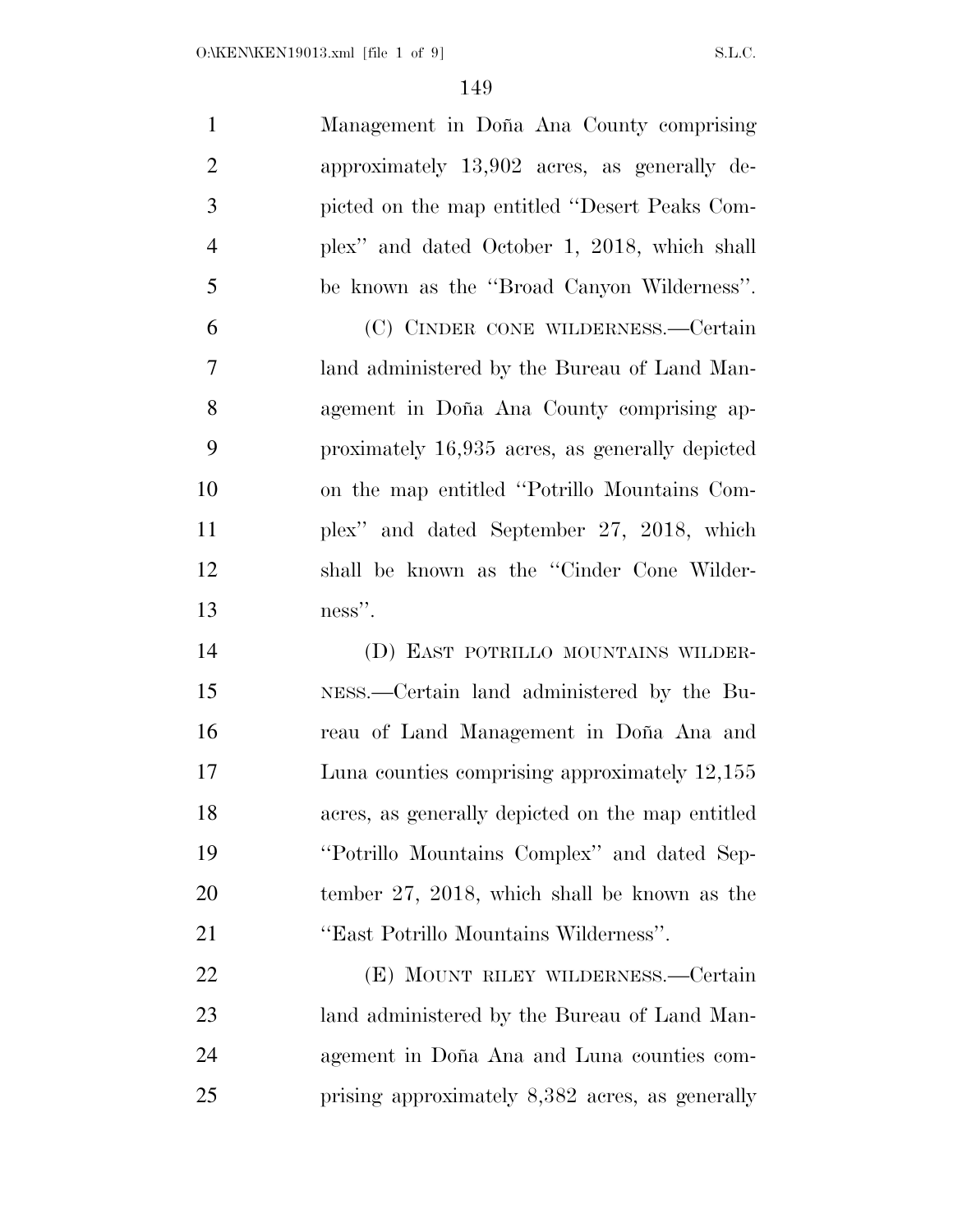Management in Doña Ana County comprising approximately 13,902 acres, as generally depicted on the map entitled "Desert Peaks Complex" and dated October 1, 2018, which shall be known as the "Broad Canyon Wilderness".

(C) CINDER CONE WILDERNESS.—Certain land administered by the Bureau of Land Management in Doña Ana County comprising approximately 16,935 acres, as generally depicted on the map entitled "Potrillo Mountains Complex" and dated September 27, 2018, which shall be known as the "Cinder Cone Wilderness".

(D) EAST POTRILLO MOUNTAINS WILDERNESS.—Certain land administered by the Bureau of Land Management in Doña Ana and Luna counties comprising approximately 12,155 acres, as generally depicted on the map entitled "Potrillo Mountains Complex" and dated September 27, 2018, which shall be known as the "East Potrillo Mountains Wilderness".

(E) MOUNT RILEY WILDERNESS.—Certain land administered by the Bureau of Land Management in Doña Ana and Luna counties comprising approximately 8,382 acres, as generally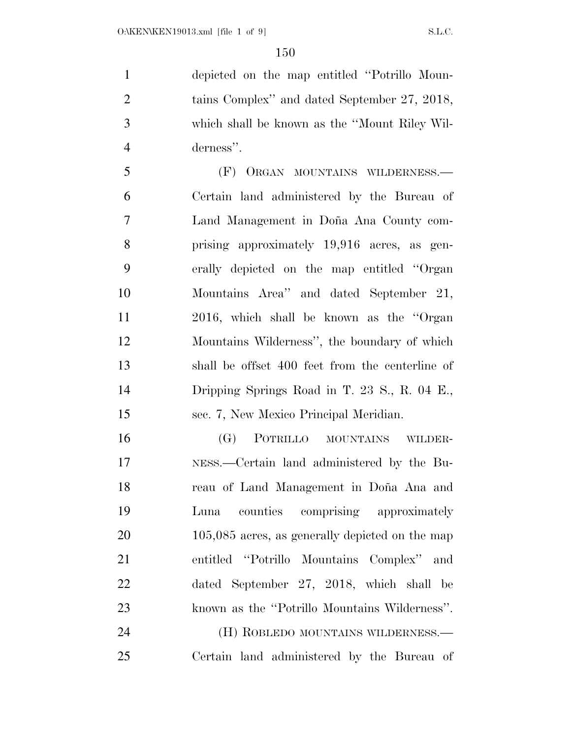depicted on the map entitled ''Potrillo Mountains Complex'' and dated September 27, 2018, which shall be known as the ''Mount Riley Wilderness''.

(F) ORGAN MOUNTAINS WILDERNESS.—Certain land administered by the Bureau of Land Management in Doña Ana County comprising approximately 19,916 acres, as generally depicted on the map entitled ''Organ Mountains Area'' and dated September 21, 2016, which shall be known as the ''Organ Mountains Wilderness'', the boundary of which shall be offset 400 feet from the centerline of Dripping Springs Road in T. 23 S., R. 04 E., sec. 7, New Mexico Principal Meridian.

(G) POTRILLO MOUNTAINS WILDERNESS.—Certain land administered by the Bureau of Land Management in Doña Ana and Luna counties comprising approximately 105,085 acres, as generally depicted on the map entitled ''Potrillo Mountains Complex'' and dated September 27, 2018, which shall be known as the ''Potrillo Mountains Wilderness''.

(H) ROBLEDO MOUNTAINS WILDERNESS.—Certain land administered by the Bureau of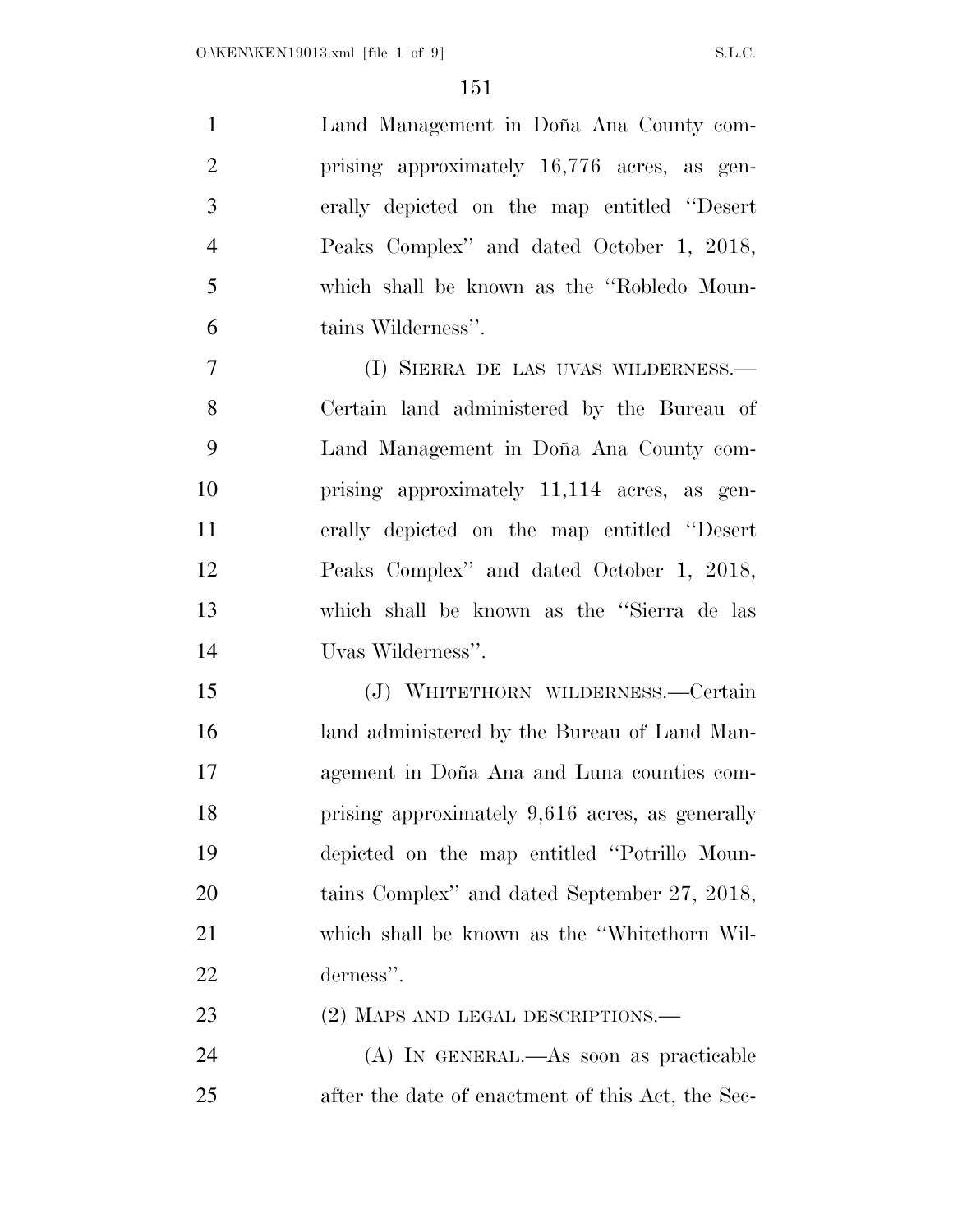Land Management in Doña Ana County comprising approximately 16,776 acres, as generally depicted on the map entitled ''Desert Peaks Complex'' and dated October 1, 2018, which shall be known as the ''Robledo Mountains Wilderness''.

(I) SIERRA DE LAS UVAS WILDERNESS.—Certain land administered by the Bureau of Land Management in Doña Ana County comprising approximately 11,114 acres, as generally depicted on the map entitled ''Desert Peaks Complex'' and dated October 1, 2018, which shall be known as the ''Sierra de las Uvas Wilderness''.

(J) WHITETHORN WILDERNESS.—Certain land administered by the Bureau of Land Management in Doña Ana and Luna counties comprising approximately 9,616 acres, as generally depicted on the map entitled ''Potrillo Mountains Complex'' and dated September 27, 2018, which shall be known as the ''Whitethorn Wilderness''.

(2) MAPS AND LEGAL DESCRIPTIONS.—

(A) IN GENERAL.—As soon as practicable after the date of enactment of this Act, the Sec-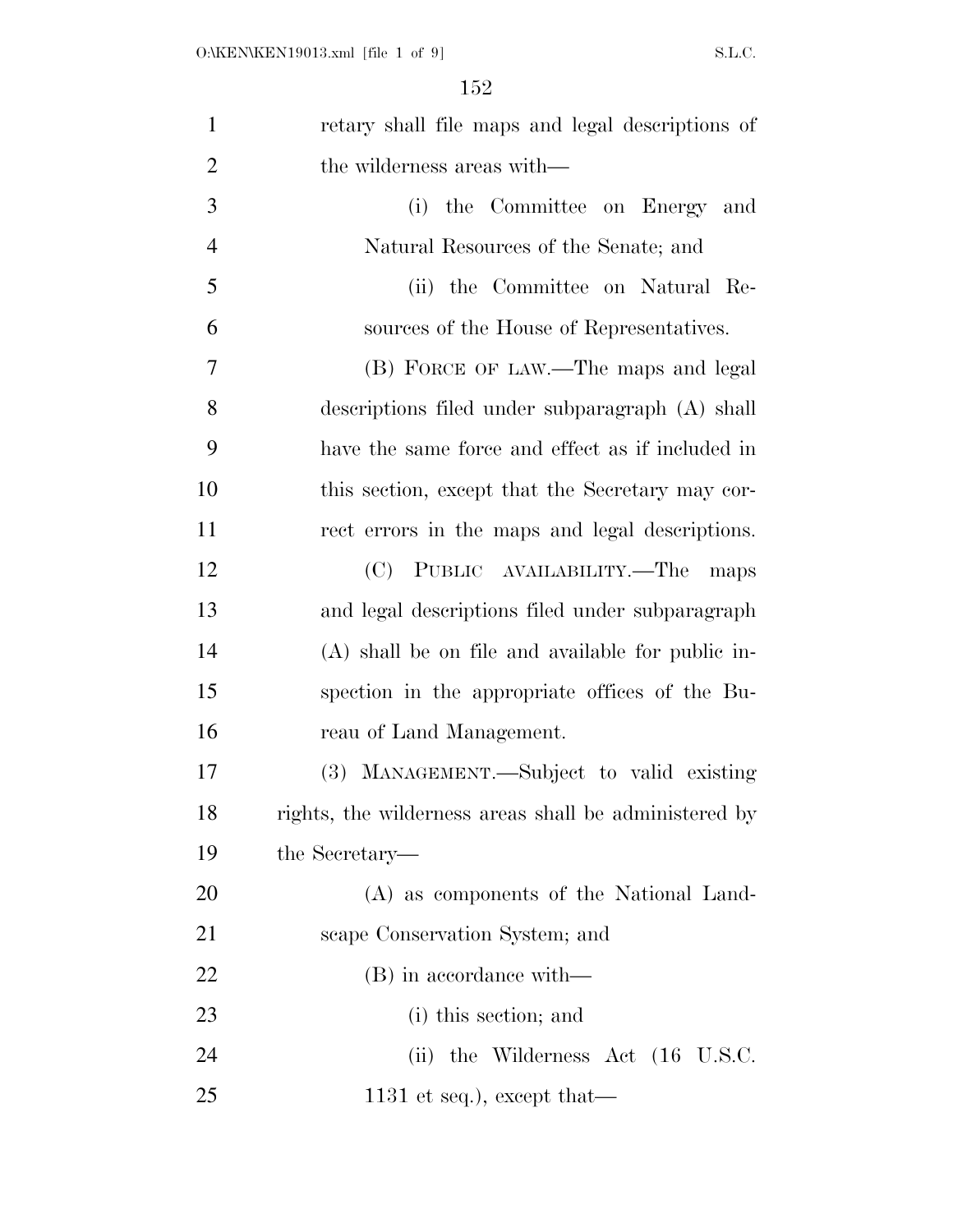retary shall file maps and legal descriptions of the wilderness areas with—

(i) the Committee on Energy and Natural Resources of the Senate; and

(ii) the Committee on Natural Resources of the House of Representatives.

(B) FORCE OF LAW.—The maps and legal descriptions filed under subparagraph (A) shall have the same force and effect as if included in this section, except that the Secretary may correct errors in the maps and legal descriptions.

(C) PUBLIC AVAILABILITY.—The maps and legal descriptions filed under subparagraph (A) shall be on file and available for public inspection in the appropriate offices of the Bureau of Land Management.

(3) MANAGEMENT.—Subject to valid existing rights, the wilderness areas shall be administered by the Secretary—

(A) as components of the National Landscape Conservation System; and

(B) in accordance with—

(i) this section; and

(ii) the Wilderness Act (16 U.S.C. 1131 et seq.), except that—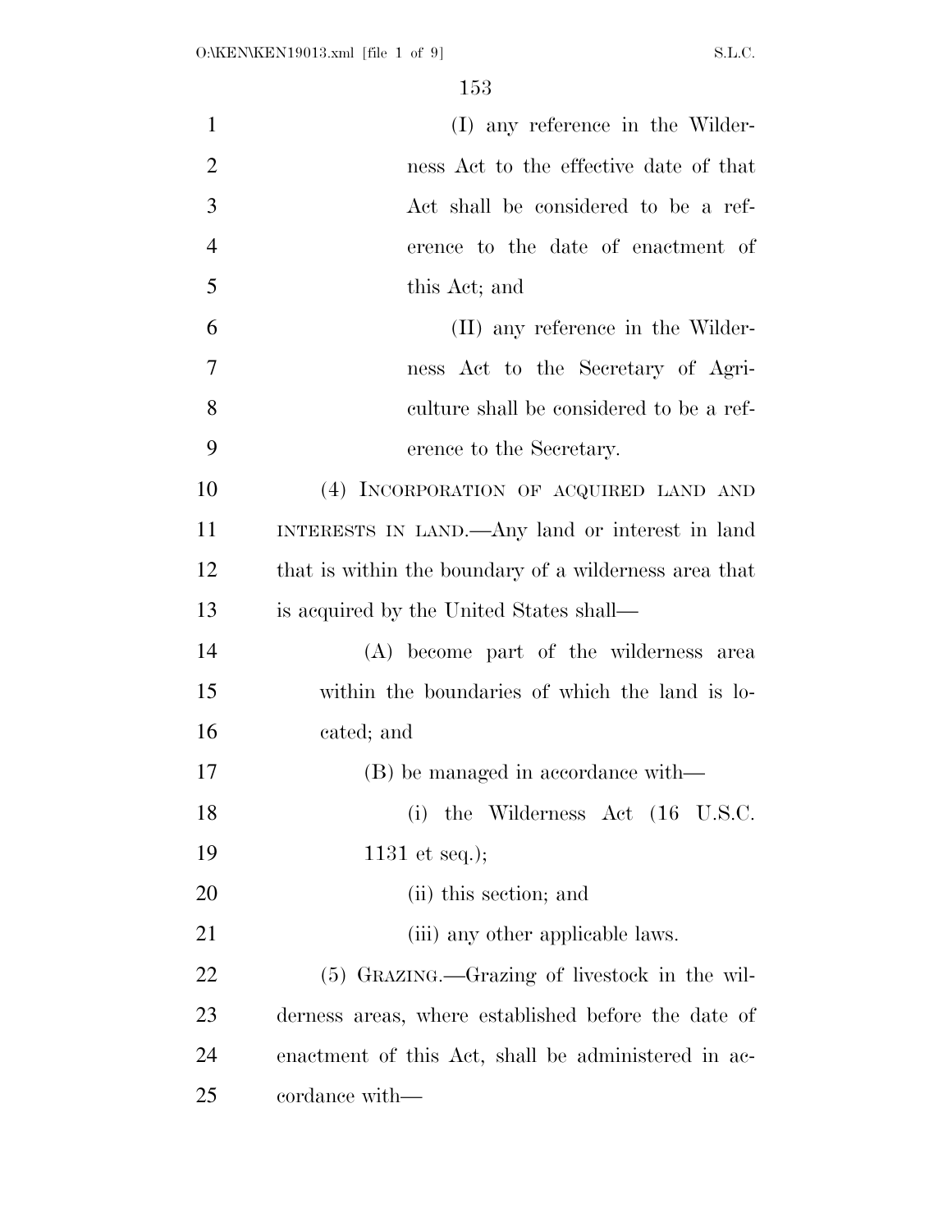(I) any reference in the Wilderness Act to the effective date of that Act shall be considered to be a reference to the date of enactment of this Act; and

(II) any reference in the Wilderness Act to the Secretary of Agriculture shall be considered to be a reference to the Secretary.

(4) INCORPORATION OF ACQUIRED LAND AND INTERESTS IN LAND.—Any land or interest in land that is within the boundary of a wilderness area that is acquired by the United States shall—

(A) become part of the wilderness area within the boundaries of which the land is located; and

(B) be managed in accordance with—

(i) the Wilderness Act (16 U.S.C. 1131 et seq.);

(ii) this section; and

(iii) any other applicable laws.

(5) GRAZING.—Grazing of livestock in the wilderness areas, where established before the date of enactment of this Act, shall be administered in accordance with—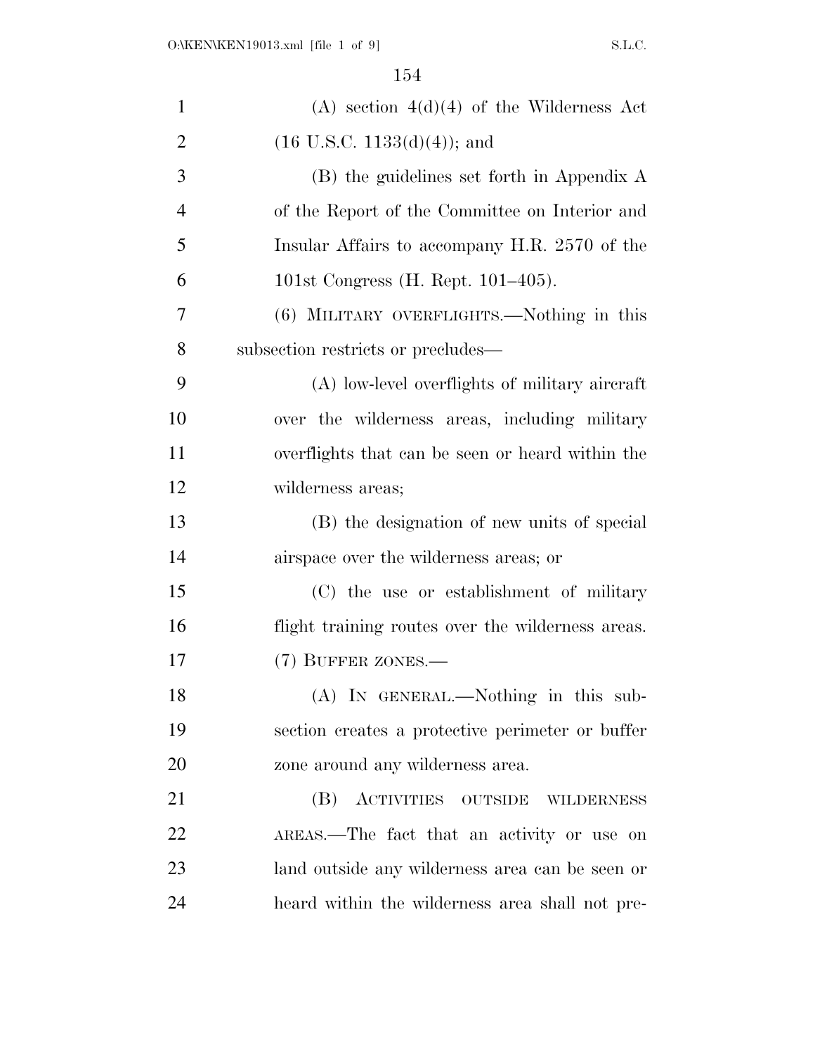(A) section 4(d)(4) of the Wilderness Act (16 U.S.C. 1133(d)(4)); and

(B) the guidelines set forth in Appendix A of the Report of the Committee on Interior and Insular Affairs to accompany H.R. 2570 of the 101st Congress (H. Rept. 101–405).

(6) MILITARY OVERFLIGHTS.—Nothing in this subsection restricts or precludes—

(A) low-level overflights of military aircraft over the wilderness areas, including military overflights that can be seen or heard within the wilderness areas;

(B) the designation of new units of special airspace over the wilderness areas; or

(C) the use or establishment of military flight training routes over the wilderness areas.

(7) BUFFER ZONES.—

(A) IN GENERAL.—Nothing in this subsection creates a protective perimeter or buffer zone around any wilderness area.

(B) ACTIVITIES OUTSIDE WILDERNESS AREAS.—The fact that an activity or use on land outside any wilderness area can be seen or heard within the wilderness area shall not pre-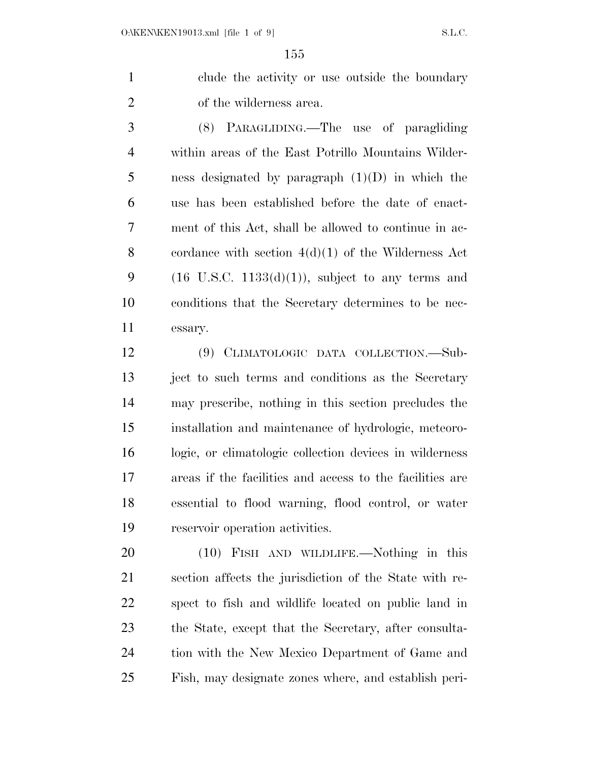clude the activity or use outside the boundary of the wilderness area.

(8) PARAGLIDING.—The use of paragliding within areas of the East Potrillo Mountains Wilderness designated by paragraph (1)(D) in which the use has been established before the date of enactment of this Act, shall be allowed to continue in accordance with section 4(d)(1) of the Wilderness Act (16 U.S.C. 1133(d)(1)), subject to any terms and conditions that the Secretary determines to be necessary.

(9) CLIMATOLOGIC DATA COLLECTION.—Subject to such terms and conditions as the Secretary may prescribe, nothing in this section precludes the installation and maintenance of hydrologic, meteorologic, or climatologic collection devices in wilderness areas if the facilities and access to the facilities are essential to flood warning, flood control, or water reservoir operation activities.

(10) FISH AND WILDLIFE.—Nothing in this section affects the jurisdiction of the State with respect to fish and wildlife located on public land in the State, except that the Secretary, after consultation with the New Mexico Department of Game and Fish, may designate zones where, and establish peri-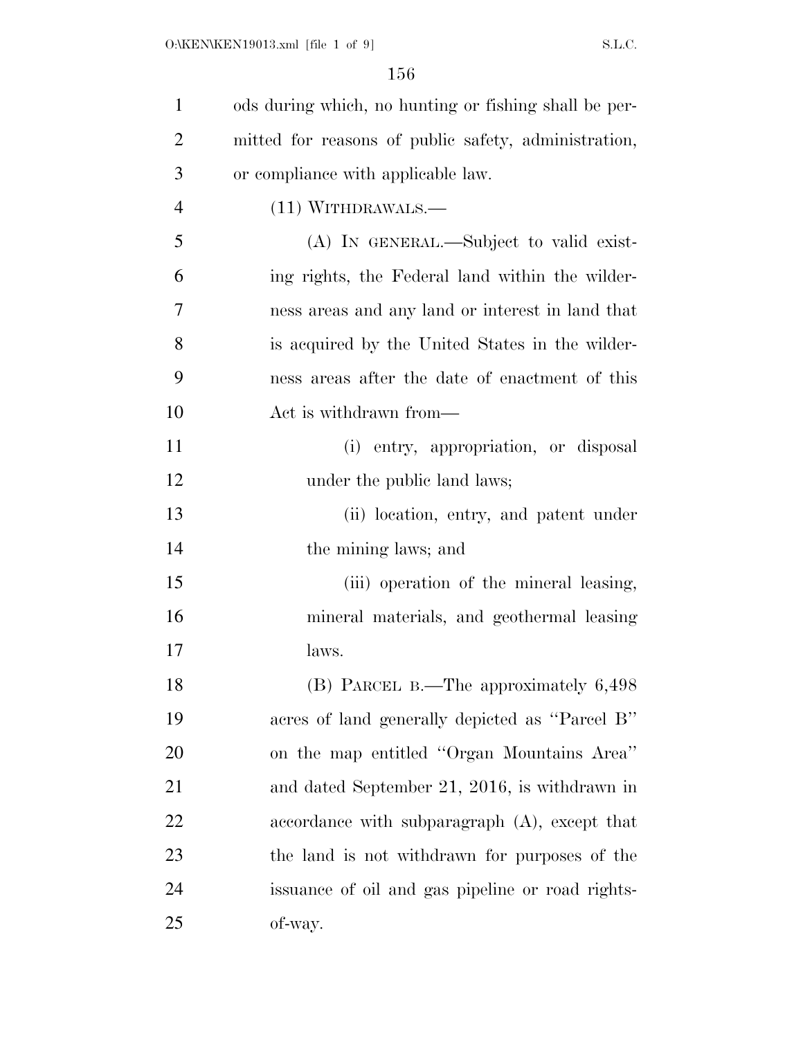ods during which, no hunting or fishing shall be permitted for reasons of public safety, administration, or compliance with applicable law.

(11) WITHDRAWALS.—

(A) IN GENERAL.—Subject to valid existing rights, the Federal land within the wilderness areas and any land or interest in land that is acquired by the United States in the wilderness areas after the date of enactment of this Act is withdrawn from—

(i) entry, appropriation, or disposal under the public land laws;

(ii) location, entry, and patent under the mining laws; and

(iii) operation of the mineral leasing, mineral materials, and geothermal leasing laws.

(B) PARCEL B.—The approximately 6,498 acres of land generally depicted as ''Parcel B'' on the map entitled ''Organ Mountains Area'' and dated September 21, 2016, is withdrawn in accordance with subparagraph (A), except that the land is not withdrawn for purposes of the issuance of oil and gas pipeline or road rights-of-way.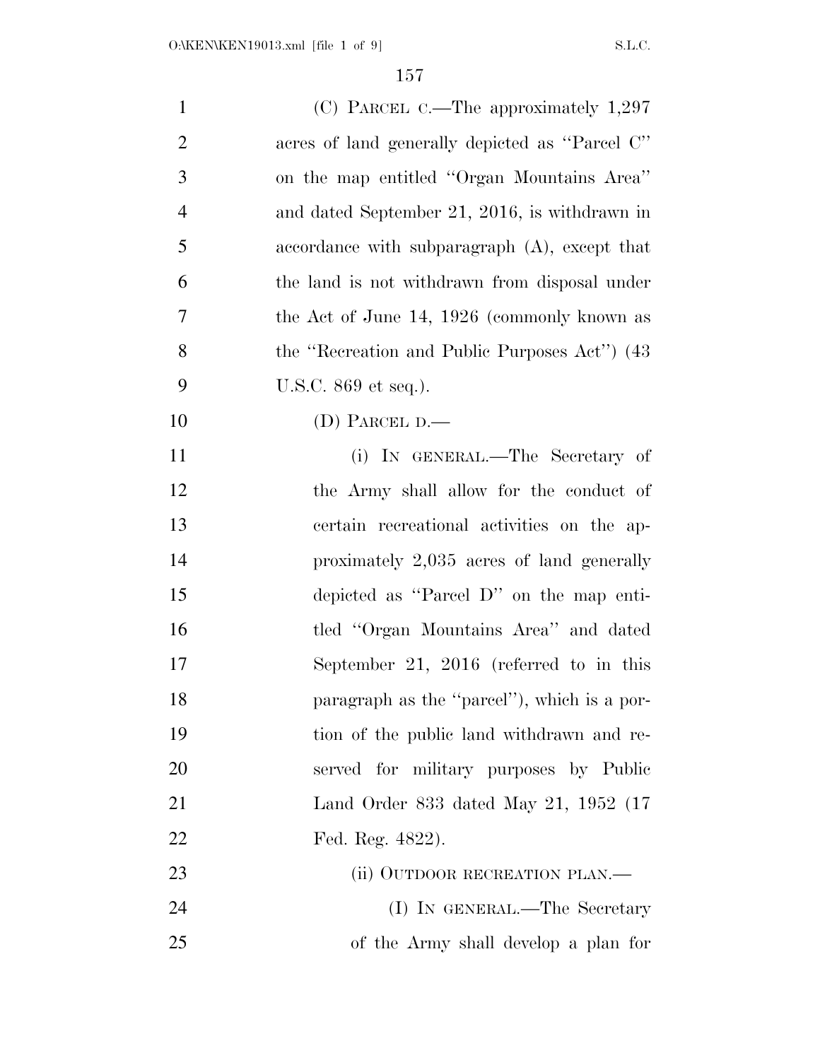(C) PARCEL C.—The approximately 1,297 acres of land generally depicted as ''Parcel C'' on the map entitled ''Organ Mountains Area'' and dated September 21, 2016, is withdrawn in accordance with subparagraph (A), except that the land is not withdrawn from disposal under the Act of June 14, 1926 (commonly known as the ''Recreation and Public Purposes Act'') (43 U.S.C. 869 et seq.).

(D) PARCEL D.—

(i) IN GENERAL.—The Secretary of the Army shall allow for the conduct of certain recreational activities on the approximately 2,035 acres of land generally depicted as ''Parcel D'' on the map entitled ''Organ Mountains Area'' and dated September 21, 2016 (referred to in this paragraph as the ''parcel''), which is a portion of the public land withdrawn and reserved for military purposes by Public Land Order 833 dated May 21, 1952 (17 Fed. Reg. 4822).

(ii) OUTDOOR RECREATION PLAN.—

(I) IN GENERAL.—The Secretary of the Army shall develop a plan for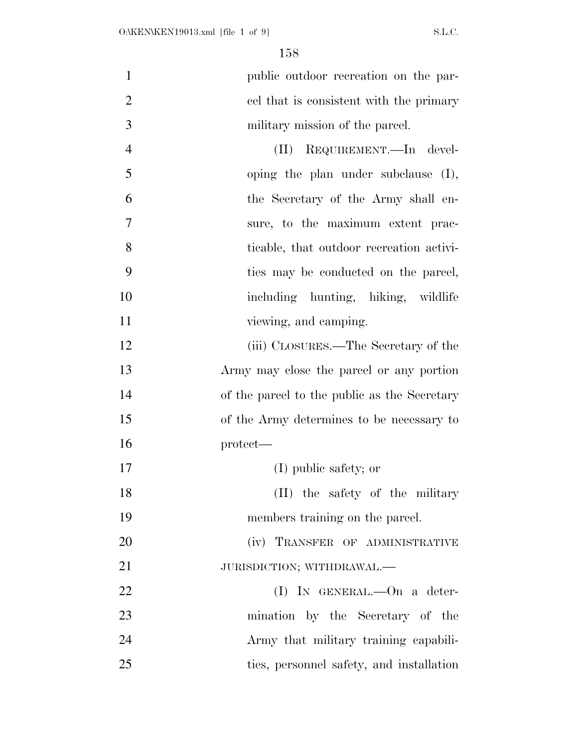public outdoor recreation on the parcel that is consistent with the primary military mission of the parcel.

(II) REQUIREMENT.—In developing the plan under subclause (I), the Secretary of the Army shall ensure, to the maximum extent practicable, that outdoor recreation activities may be conducted on the parcel, including hunting, hiking, wildlife viewing, and camping.

(iii) CLOSURES.—The Secretary of the Army may close the parcel or any portion of the parcel to the public as the Secretary of the Army determines to be necessary to protect—

(I) public safety; or

(II) the safety of the military members training on the parcel.

(iv) TRANSFER OF ADMINISTRATIVE JURISDICTION; WITHDRAWAL.—

(I) IN GENERAL.—On a determination by the Secretary of the Army that military training capabilities, personnel safety, and installation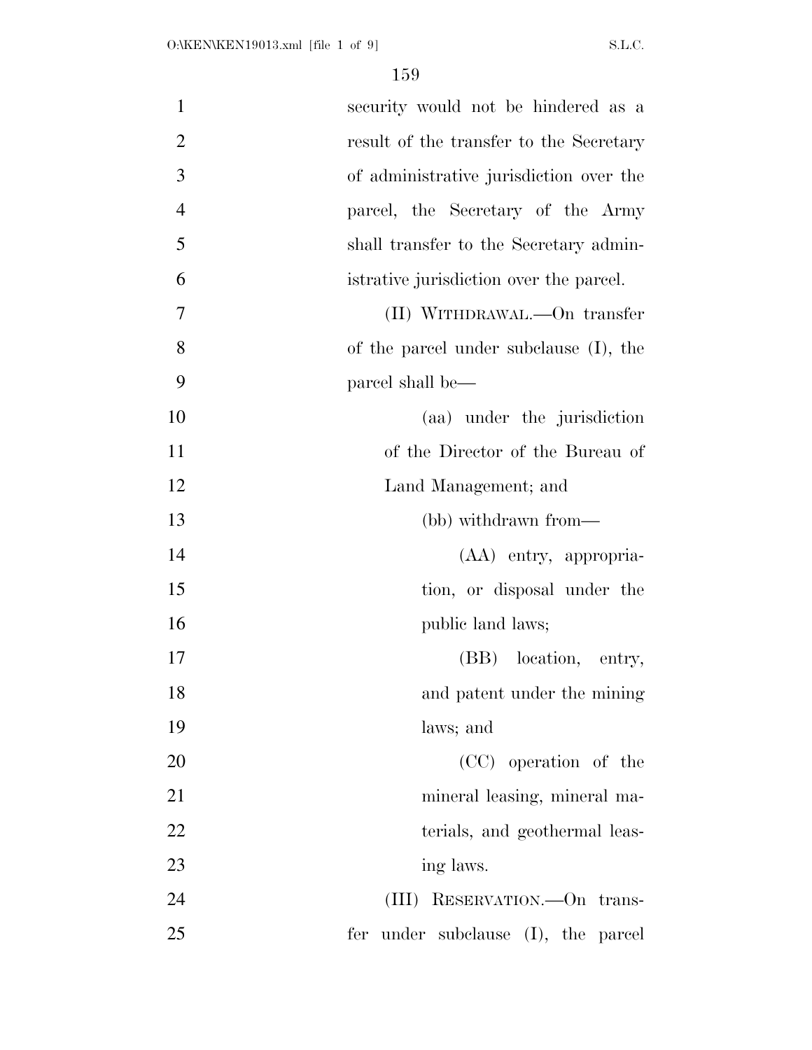security would not be hindered as a result of the transfer to the Secretary of administrative jurisdiction over the parcel, the Secretary of the Army shall transfer to the Secretary administrative jurisdiction over the parcel.

(II) WITHDRAWAL.—On transfer of the parcel under subclause (I), the parcel shall be—

(aa) under the jurisdiction of the Director of the Bureau of Land Management; and

(bb) withdrawn from—

(AA) entry, appropriation, or disposal under the public land laws;

(BB) location, entry, and patent under the mining laws; and

(CC) operation of the mineral leasing, mineral materials, and geothermal leasing laws.

(III) RESERVATION.—On transfer under subclause (I), the parcel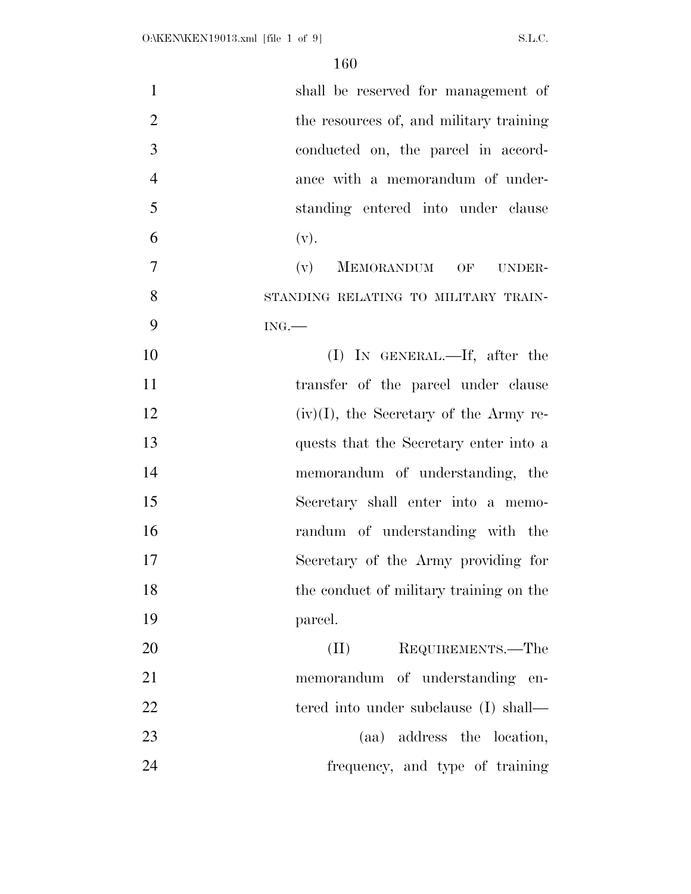shall be reserved for management of the resources of, and military training conducted on, the parcel in accordance with a memorandum of understanding entered into under clause (v).

(v) MEMORANDUM OF UNDERSTANDING RELATING TO MILITARY TRAINING.—

(I) IN GENERAL.—If, after the transfer of the parcel under clause (iv)(I), the Secretary of the Army requests that the Secretary enter into a memorandum of understanding, the Secretary shall enter into a memorandum of understanding with the Secretary of the Army providing for the conduct of military training on the parcel.

(II) REQUIREMENTS.—The memorandum of understanding entered into under subclause (I) shall—

(aa) address the location, frequency, and type of training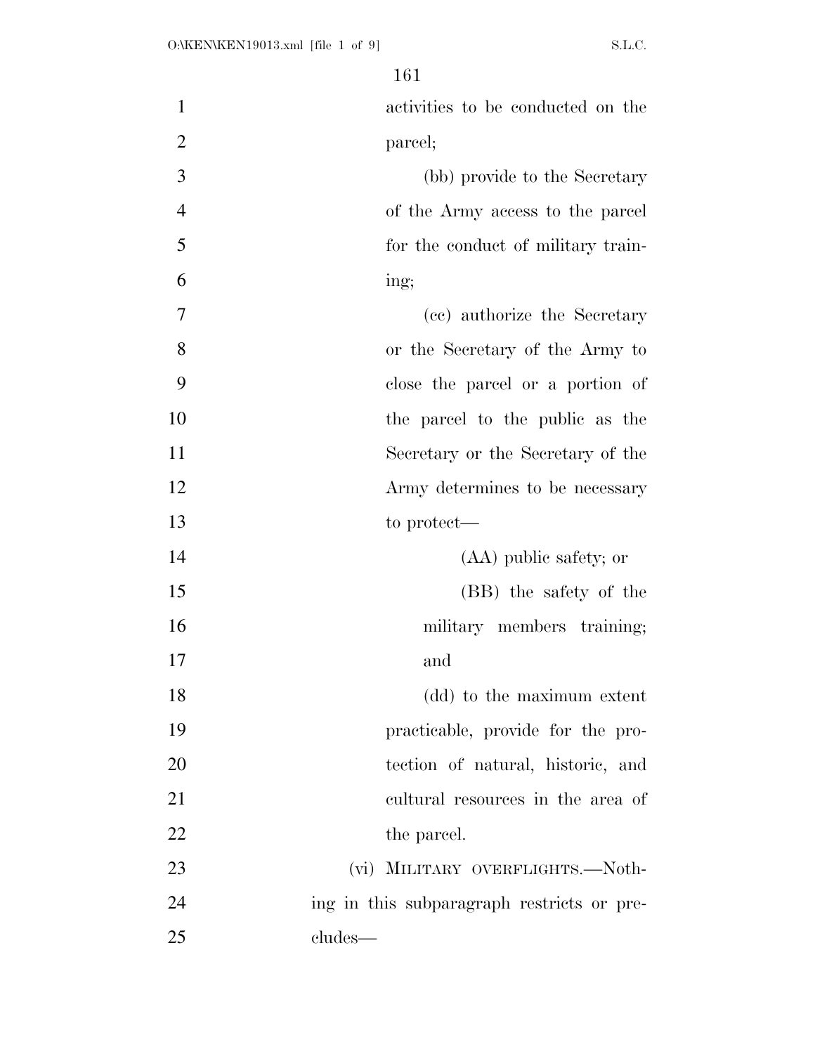activities to be conducted on the parcel;

(bb) provide to the Secretary of the Army access to the parcel for the conduct of military training;

(cc) authorize the Secretary or the Secretary of the Army to close the parcel or a portion of the parcel to the public as the Secretary or the Secretary of the Army determines to be necessary to protect—

(AA) public safety; or

(BB) the safety of the military members training; and

(dd) to the maximum extent practicable, provide for the protection of natural, historic, and cultural resources in the area of the parcel.

(vi) MILITARY OVERFLIGHTS.—Nothing in this subparagraph restricts or precludes—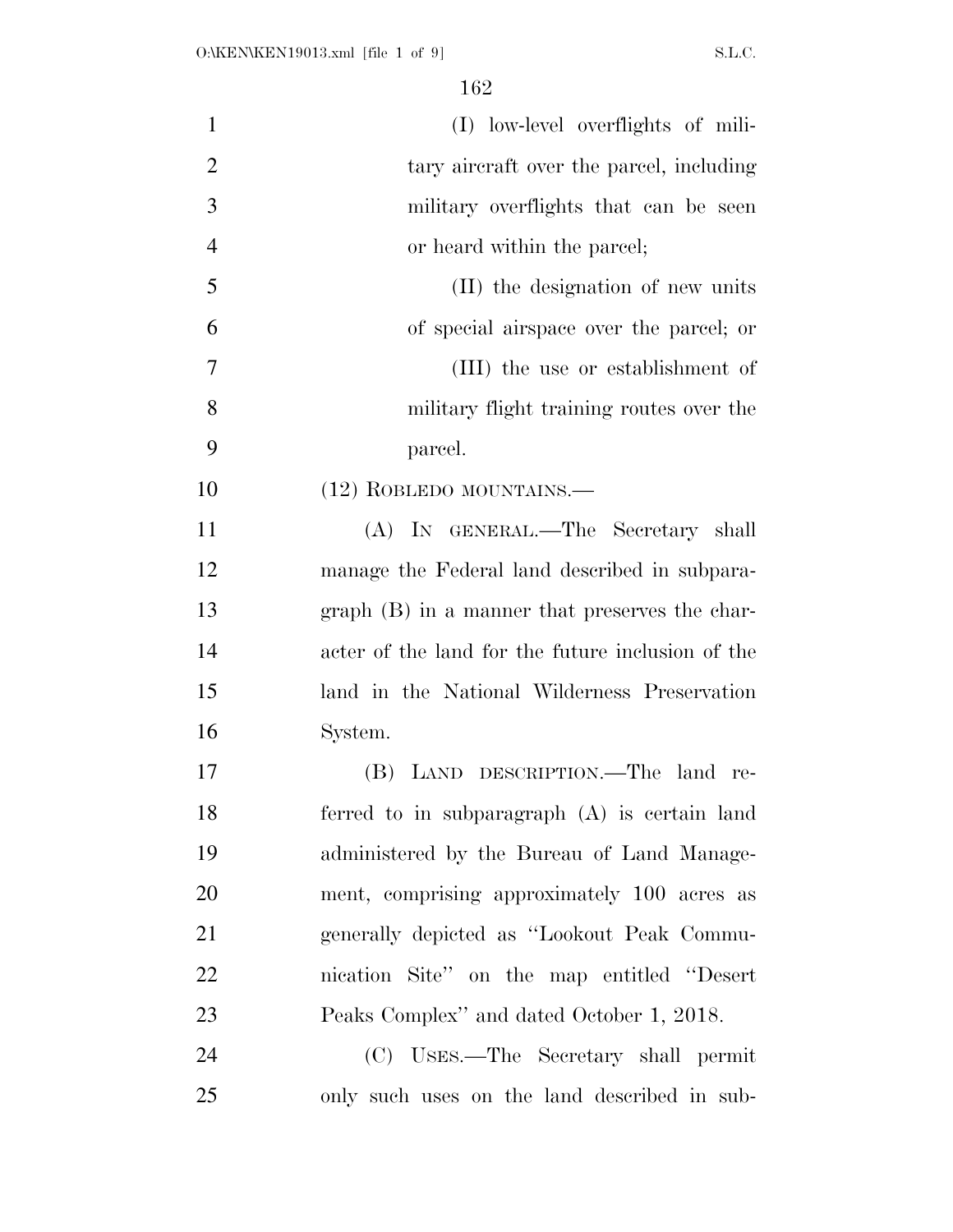(I) low-level overflights of military aircraft over the parcel, including military overflights that can be seen or heard within the parcel;

(II) the designation of new units of special airspace over the parcel; or

(III) the use or establishment of military flight training routes over the parcel.

(12) ROBLEDO MOUNTAINS.—

(A) IN GENERAL.—The Secretary shall manage the Federal land described in subparagraph (B) in a manner that preserves the character of the land for the future inclusion of the land in the National Wilderness Preservation System.

(B) LAND DESCRIPTION.—The land referred to in subparagraph (A) is certain land administered by the Bureau of Land Management, comprising approximately 100 acres as generally depicted as ''Lookout Peak Communication Site'' on the map entitled ''Desert Peaks Complex'' and dated October 1, 2018.

(C) USES.—The Secretary shall permit only such uses on the land described in sub-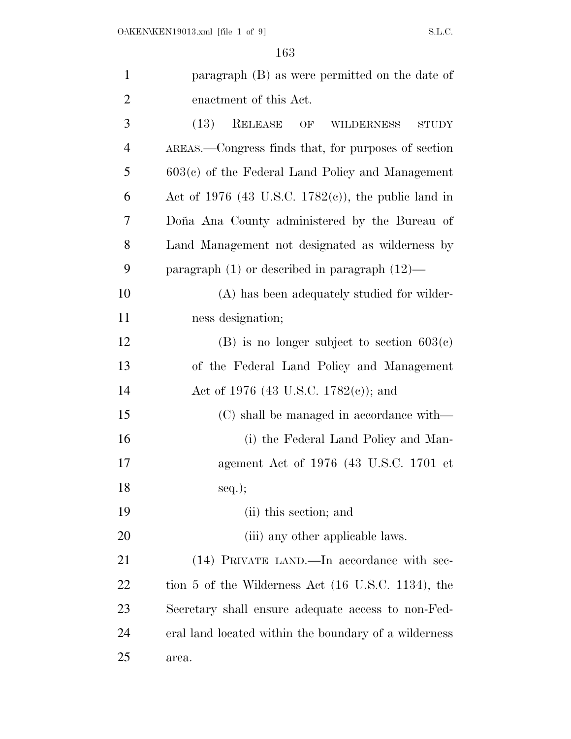paragraph (B) as were permitted on the date of enactment of this Act.

(13) RELEASE OF WILDERNESS STUDY AREAS.—Congress finds that, for purposes of section 603(c) of the Federal Land Policy and Management Act of 1976 (43 U.S.C. 1782(c)), the public land in Doña Ana County administered by the Bureau of Land Management not designated as wilderness by paragraph (1) or described in paragraph (12)—

(A) has been adequately studied for wilderness designation;

(B) is no longer subject to section 603(c) of the Federal Land Policy and Management Act of 1976 (43 U.S.C. 1782(c)); and

(C) shall be managed in accordance with—

(i) the Federal Land Policy and Management Act of 1976 (43 U.S.C. 1701 et seq.);

(ii) this section; and

(iii) any other applicable laws.

(14) PRIVATE LAND.—In accordance with section 5 of the Wilderness Act (16 U.S.C. 1134), the Secretary shall ensure adequate access to non-Federal land located within the boundary of a wilderness area.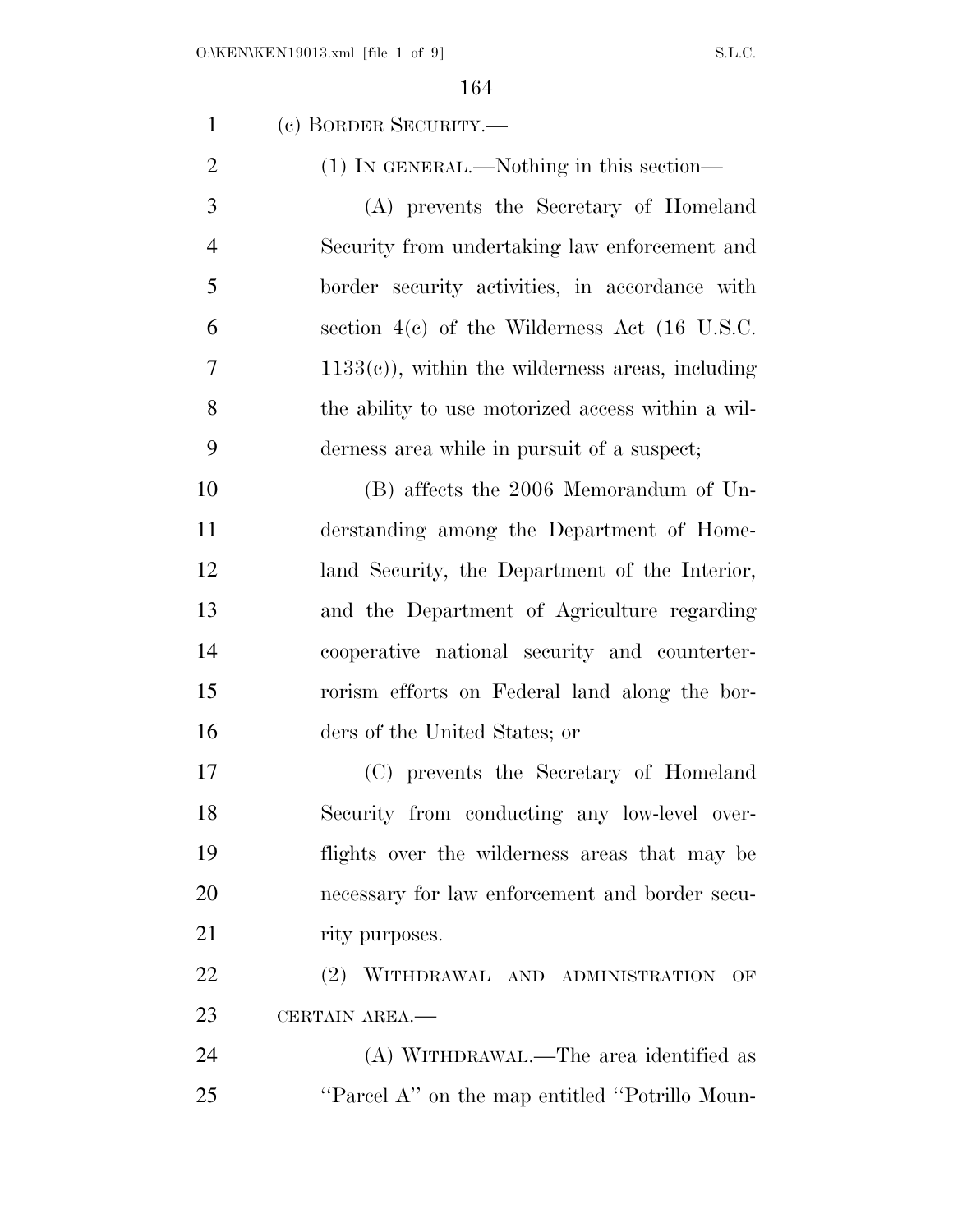(c) BORDER SECURITY.—

(1) IN GENERAL.—Nothing in this section—

(A) prevents the Secretary of Homeland Security from undertaking law enforcement and border security activities, in accordance with section 4(c) of the Wilderness Act (16 U.S.C. 1133(c)), within the wilderness areas, including the ability to use motorized access within a wilderness area while in pursuit of a suspect;

(B) affects the 2006 Memorandum of Understanding among the Department of Homeland Security, the Department of the Interior, and the Department of Agriculture regarding cooperative national security and counterterrorism efforts on Federal land along the borders of the United States; or

(C) prevents the Secretary of Homeland Security from conducting any low-level overflights over the wilderness areas that may be necessary for law enforcement and border security purposes.

(2) WITHDRAWAL AND ADMINISTRATION OF CERTAIN AREA.—

(A) WITHDRAWAL.—The area identified as ''Parcel A'' on the map entitled ''Potrillo Moun-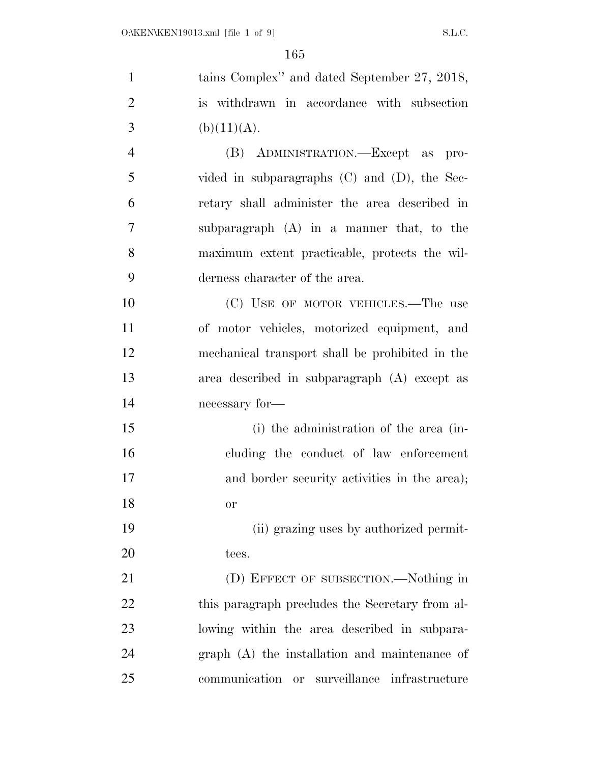tains Complex" and dated September 27, 2018, is withdrawn in accordance with subsection (b)(11)(A).

(B) ADMINISTRATION.—Except as provided in subparagraphs (C) and (D), the Secretary shall administer the area described in subparagraph (A) in a manner that, to the maximum extent practicable, protects the wilderness character of the area.

(C) USE OF MOTOR VEHICLES.—The use of motor vehicles, motorized equipment, and mechanical transport shall be prohibited in the area described in subparagraph (A) except as necessary for—

(i) the administration of the area (including the conduct of law enforcement and border security activities in the area); or

(ii) grazing uses by authorized permittees.

(D) EFFECT OF SUBSECTION.—Nothing in this paragraph precludes the Secretary from allowing within the area described in subparagraph (A) the installation and maintenance of communication or surveillance infrastructure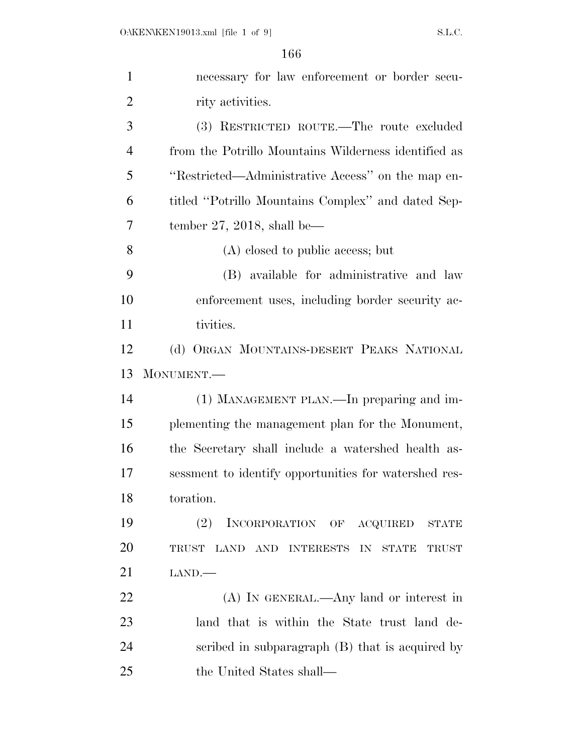necessary for law enforcement or border security activities.

(3) RESTRICTED ROUTE.—The route excluded from the Potrillo Mountains Wilderness identified as "Restricted—Administrative Access" on the map entitled "Potrillo Mountains Complex" and dated September 27, 2018, shall be—

(A) closed to public access; but

(B) available for administrative and law enforcement uses, including border security activities.

(d) ORGAN MOUNTAINS-DESERT PEAKS NATIONAL MONUMENT.—

(1) MANAGEMENT PLAN.—In preparing and implementing the management plan for the Monument, the Secretary shall include a watershed health assessment to identify opportunities for watershed restoration.

(2) INCORPORATION OF ACQUIRED STATE TRUST LAND AND INTERESTS IN STATE TRUST LAND.—

(A) IN GENERAL.—Any land or interest in land that is within the State trust land described in subparagraph (B) that is acquired by the United States shall—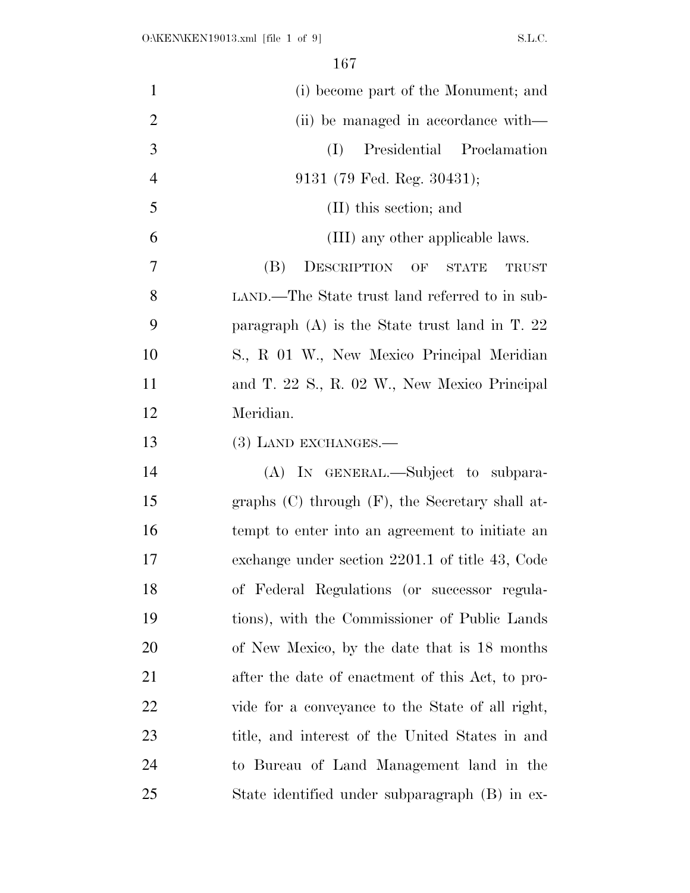(i) become part of the Monument; and

(ii) be managed in accordance with—

(I) Presidential Proclamation 9131 (79 Fed. Reg. 30431);

(II) this section; and

(III) any other applicable laws.

(B) DESCRIPTION OF STATE TRUST LAND.—The State trust land referred to in subparagraph (A) is the State trust land in T. 22 S., R 01 W., New Mexico Principal Meridian and T. 22 S., R. 02 W., New Mexico Principal Meridian.

(3) LAND EXCHANGES.—

(A) IN GENERAL.—Subject to subparagraphs (C) through (F), the Secretary shall attempt to enter into an agreement to initiate an exchange under section 2201.1 of title 43, Code of Federal Regulations (or successor regulations), with the Commissioner of Public Lands of New Mexico, by the date that is 18 months after the date of enactment of this Act, to provide for a conveyance to the State of all right, title, and interest of the United States in and to Bureau of Land Management land in the State identified under subparagraph (B) in ex-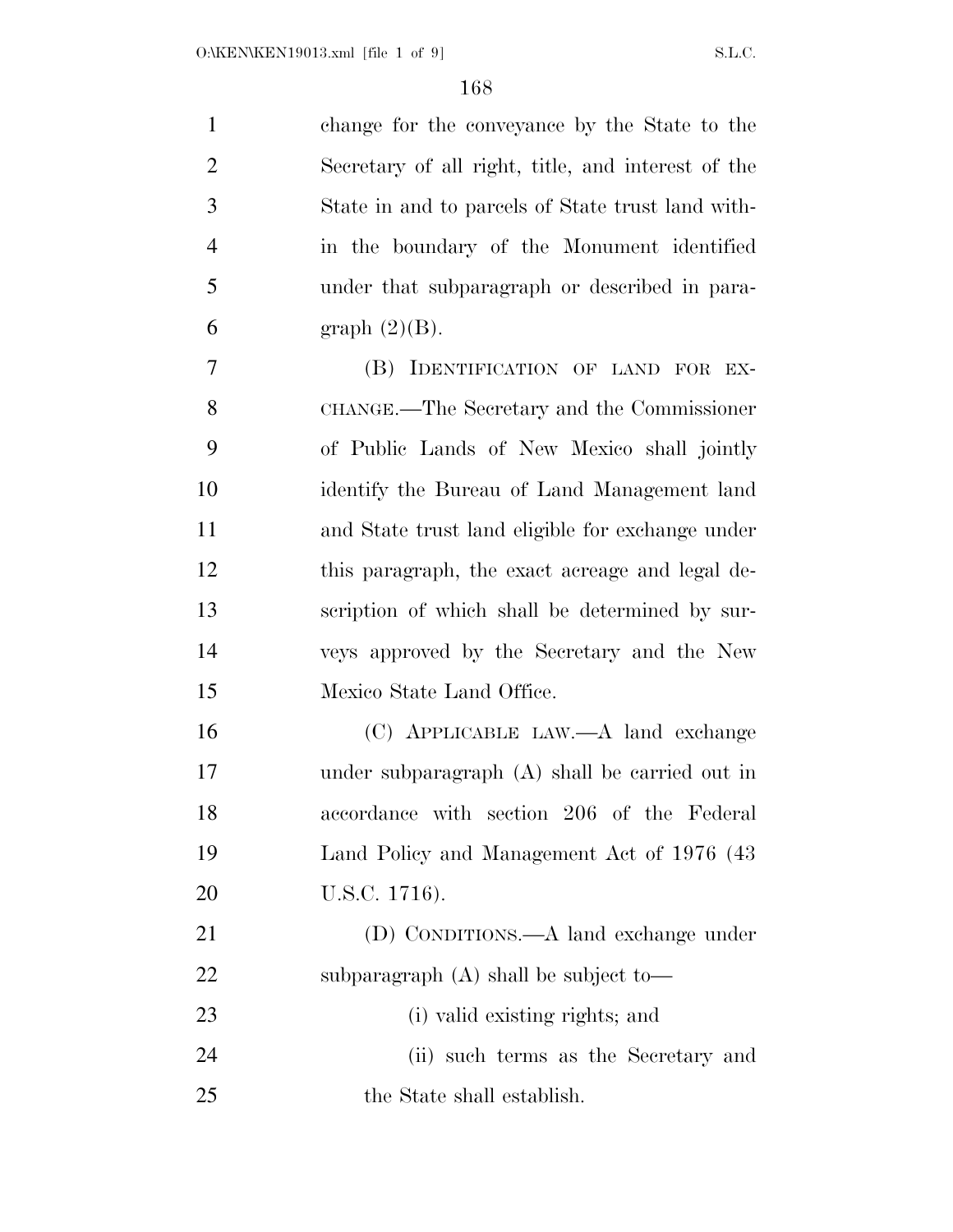change for the conveyance by the State to the Secretary of all right, title, and interest of the State in and to parcels of State trust land within the boundary of the Monument identified under that subparagraph or described in paragraph (2)(B).

(B) IDENTIFICATION OF LAND FOR EXCHANGE.—The Secretary and the Commissioner of Public Lands of New Mexico shall jointly identify the Bureau of Land Management land and State trust land eligible for exchange under this paragraph, the exact acreage and legal description of which shall be determined by surveys approved by the Secretary and the New Mexico State Land Office.

(C) APPLICABLE LAW.—A land exchange under subparagraph (A) shall be carried out in accordance with section 206 of the Federal Land Policy and Management Act of 1976 (43 U.S.C. 1716).

(D) CONDITIONS.—A land exchange under subparagraph (A) shall be subject to—

(i) valid existing rights; and

(ii) such terms as the Secretary and the State shall establish.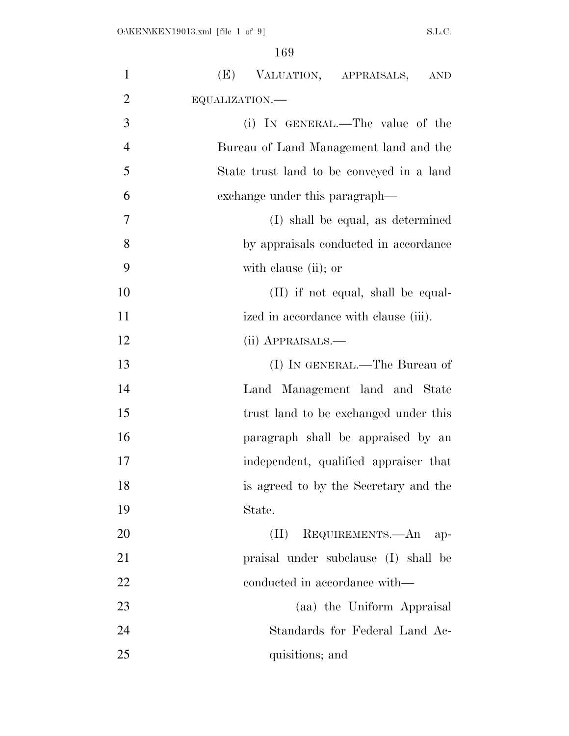(E) VALUATION, APPRAISALS, AND EQUALIZATION.—

(i) IN GENERAL.—The value of the Bureau of Land Management land and the State trust land to be conveyed in a land exchange under this paragraph—

(I) shall be equal, as determined by appraisals conducted in accordance with clause (ii); or

(II) if not equal, shall be equalized in accordance with clause (iii).

(ii) APPRAISALS.—

(I) IN GENERAL.—The Bureau of Land Management land and State trust land to be exchanged under this paragraph shall be appraised by an independent, qualified appraiser that is agreed to by the Secretary and the State.

(II) REQUIREMENTS.—An appraisal under subclause (I) shall be conducted in accordance with—

(aa) the Uniform Appraisal Standards for Federal Land Acquisitions; and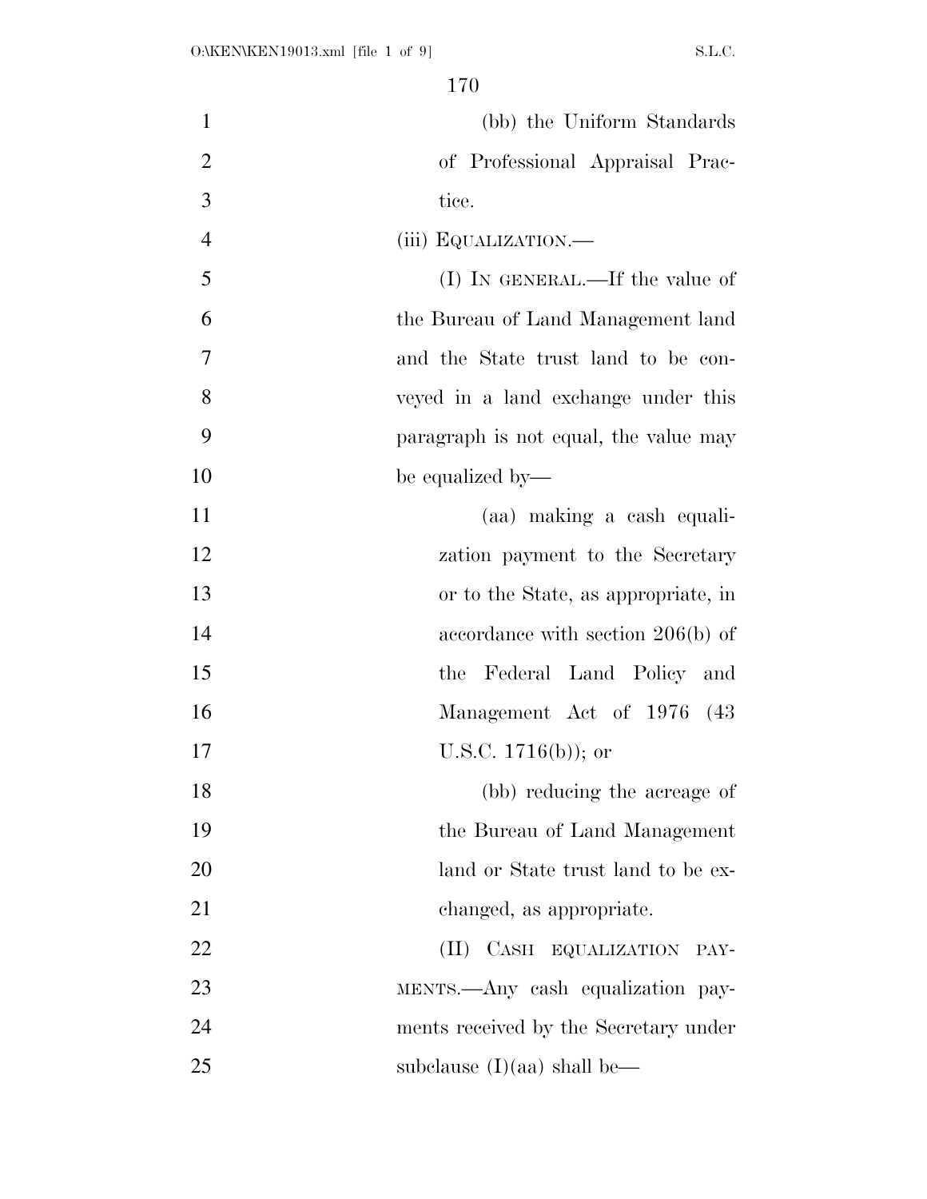(bb) the Uniform Standards of Professional Appraisal Practice.

(iii) EQUALIZATION.—

(I) IN GENERAL.—If the value of the Bureau of Land Management land and the State trust land to be conveyed in a land exchange under this paragraph is not equal, the value may be equalized by—

(aa) making a cash equalization payment to the Secretary or to the State, as appropriate, in accordance with section 206(b) of the Federal Land Policy and Management Act of 1976 (43 U.S.C. 1716(b)); or

(bb) reducing the acreage of the Bureau of Land Management land or State trust land to be exchanged, as appropriate.

(II) CASH EQUALIZATION PAYMENTS.—Any cash equalization payments received by the Secretary under subclause (I)(aa) shall be—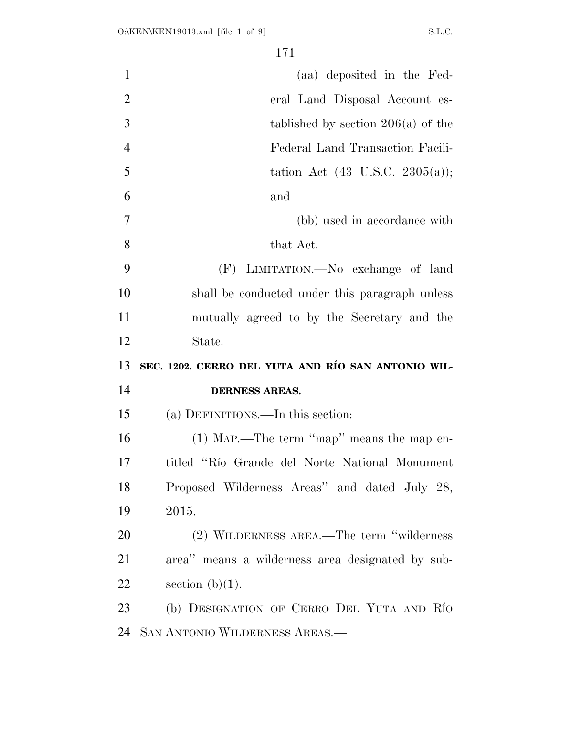(aa) deposited in the Federal Land Disposal Account established by section 206(a) of the Federal Land Transaction Facilitation Act (43 U.S.C. 2305(a)); and

(bb) used in accordance with that Act.

(F) LIMITATION.—No exchange of land shall be conducted under this paragraph unless mutually agreed to by the Secretary and the State.

**SEC. 1202. CERRO DEL YUTA AND RÍO SAN ANTONIO WILDERNESS AREAS.**

(a) DEFINITIONS.—In this section:

(1) MAP.—The term ''map'' means the map entitled ''Río Grande del Norte National Monument Proposed Wilderness Areas'' and dated July 28, 2015.

(2) WILDERNESS AREA.—The term ''wilderness area'' means a wilderness area designated by subsection (b)(1).

(b) DESIGNATION OF CERRO DEL YUTA AND RÍO SAN ANTONIO WILDERNESS AREAS.—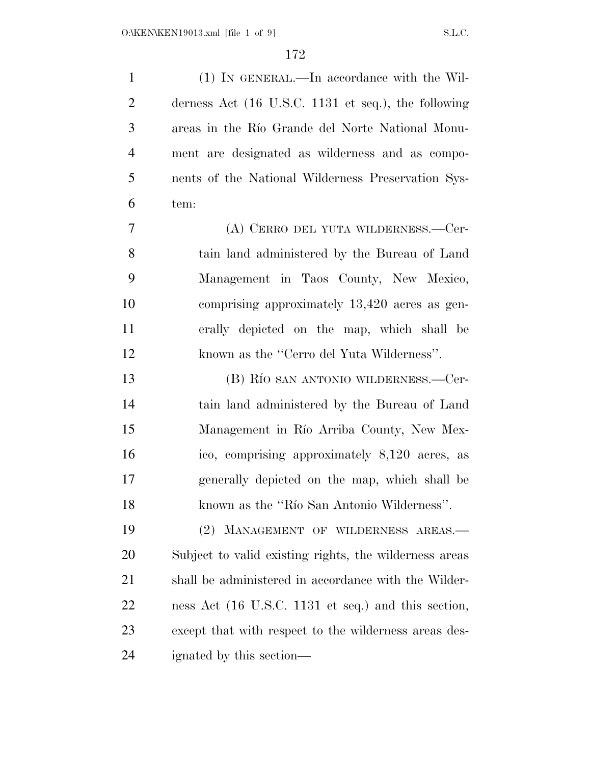(1) IN GENERAL.—In accordance with the Wilderness Act (16 U.S.C. 1131 et seq.), the following areas in the Río Grande del Norte National Monument are designated as wilderness and as components of the National Wilderness Preservation System:

(A) CERRO DEL YUTA WILDERNESS.—Certain land administered by the Bureau of Land Management in Taos County, New Mexico, comprising approximately 13,420 acres as generally depicted on the map, which shall be known as the ''Cerro del Yuta Wilderness''.

(B) RÍO SAN ANTONIO WILDERNESS.—Certain land administered by the Bureau of Land Management in Río Arriba County, New Mexico, comprising approximately 8,120 acres, as generally depicted on the map, which shall be known as the ''Río San Antonio Wilderness''.

(2) MANAGEMENT OF WILDERNESS AREAS.—Subject to valid existing rights, the wilderness areas shall be administered in accordance with the Wilderness Act (16 U.S.C. 1131 et seq.) and this section, except that with respect to the wilderness areas designated by this section—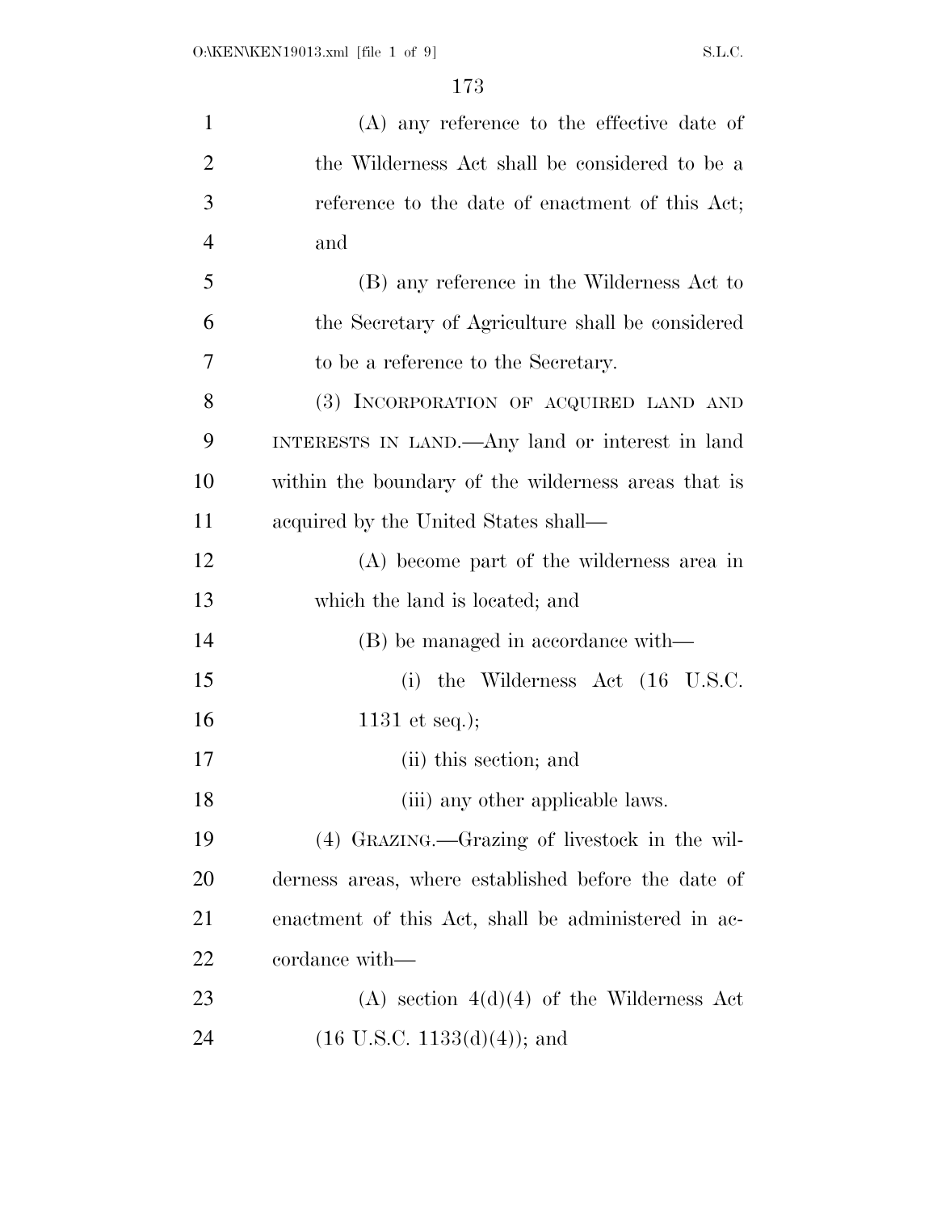(A) any reference to the effective date of the Wilderness Act shall be considered to be a reference to the date of enactment of this Act; and

(B) any reference in the Wilderness Act to the Secretary of Agriculture shall be considered to be a reference to the Secretary.

(3) INCORPORATION OF ACQUIRED LAND AND INTERESTS IN LAND.—Any land or interest in land within the boundary of the wilderness areas that is acquired by the United States shall—

(A) become part of the wilderness area in which the land is located; and

(B) be managed in accordance with—

(i) the Wilderness Act (16 U.S.C. 1131 et seq.);

(ii) this section; and

(iii) any other applicable laws.

(4) GRAZING.—Grazing of livestock in the wilderness areas, where established before the date of enactment of this Act, shall be administered in accordance with—

(A) section 4(d)(4) of the Wilderness Act (16 U.S.C. 1133(d)(4)); and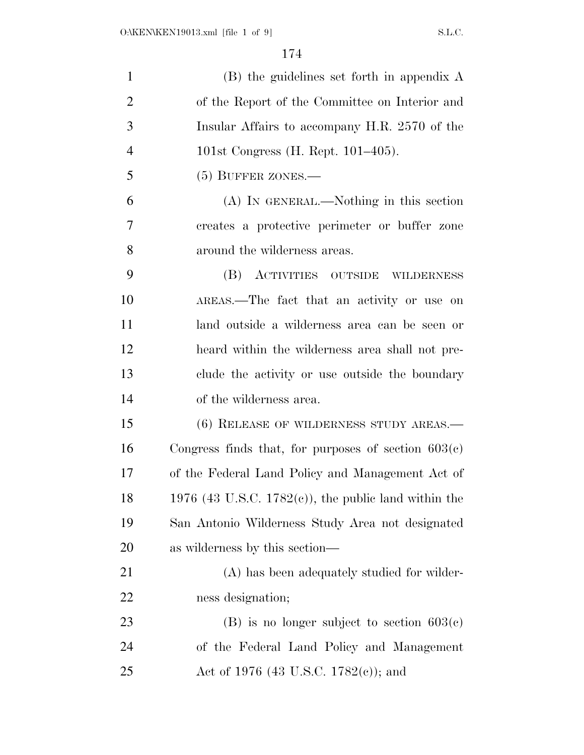(B) the guidelines set forth in appendix A of the Report of the Committee on Interior and Insular Affairs to accompany H.R. 2570 of the 101st Congress (H. Rept. 101–405).

(5) BUFFER ZONES.—

(A) IN GENERAL.—Nothing in this section creates a protective perimeter or buffer zone around the wilderness areas.

(B) ACTIVITIES OUTSIDE WILDERNESS AREAS.—The fact that an activity or use on land outside a wilderness area can be seen or heard within the wilderness area shall not preclude the activity or use outside the boundary of the wilderness area.

(6) RELEASE OF WILDERNESS STUDY AREAS.—Congress finds that, for purposes of section 603(c) of the Federal Land Policy and Management Act of 1976 (43 U.S.C. 1782(c)), the public land within the San Antonio Wilderness Study Area not designated as wilderness by this section—

(A) has been adequately studied for wilderness designation;

(B) is no longer subject to section 603(c) of the Federal Land Policy and Management Act of 1976 (43 U.S.C. 1782(c)); and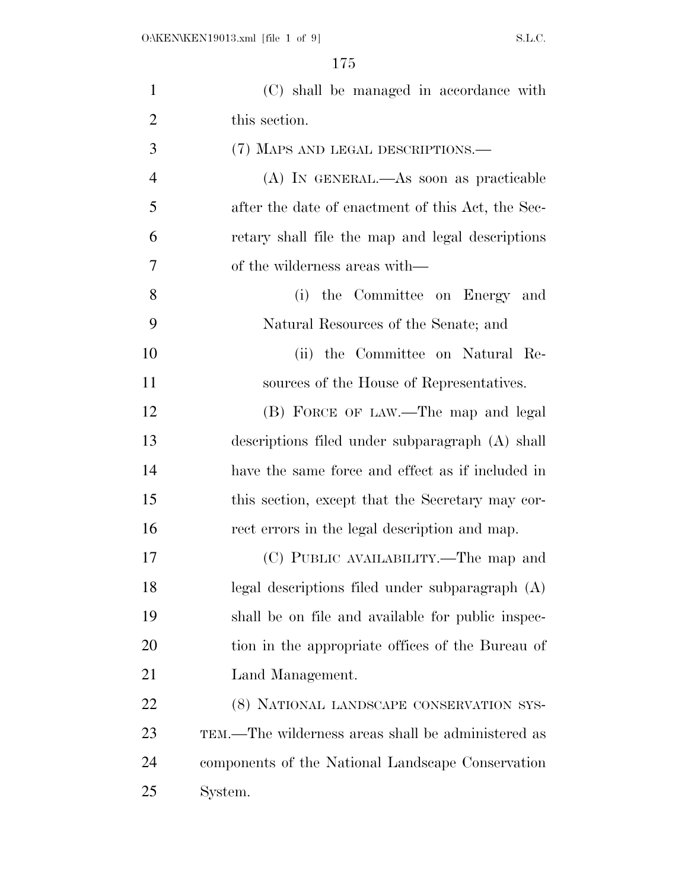(C) shall be managed in accordance with this section.

(7) MAPS AND LEGAL DESCRIPTIONS.—

(A) IN GENERAL.—As soon as practicable after the date of enactment of this Act, the Secretary shall file the map and legal descriptions of the wilderness areas with—

(i) the Committee on Energy and Natural Resources of the Senate; and

(ii) the Committee on Natural Resources of the House of Representatives.

(B) FORCE OF LAW.—The map and legal descriptions filed under subparagraph (A) shall have the same force and effect as if included in this section, except that the Secretary may correct errors in the legal description and map.

(C) PUBLIC AVAILABILITY.—The map and legal descriptions filed under subparagraph (A) shall be on file and available for public inspection in the appropriate offices of the Bureau of Land Management.

(8) NATIONAL LANDSCAPE CONSERVATION SYSTEM.—The wilderness areas shall be administered as components of the National Landscape Conservation System.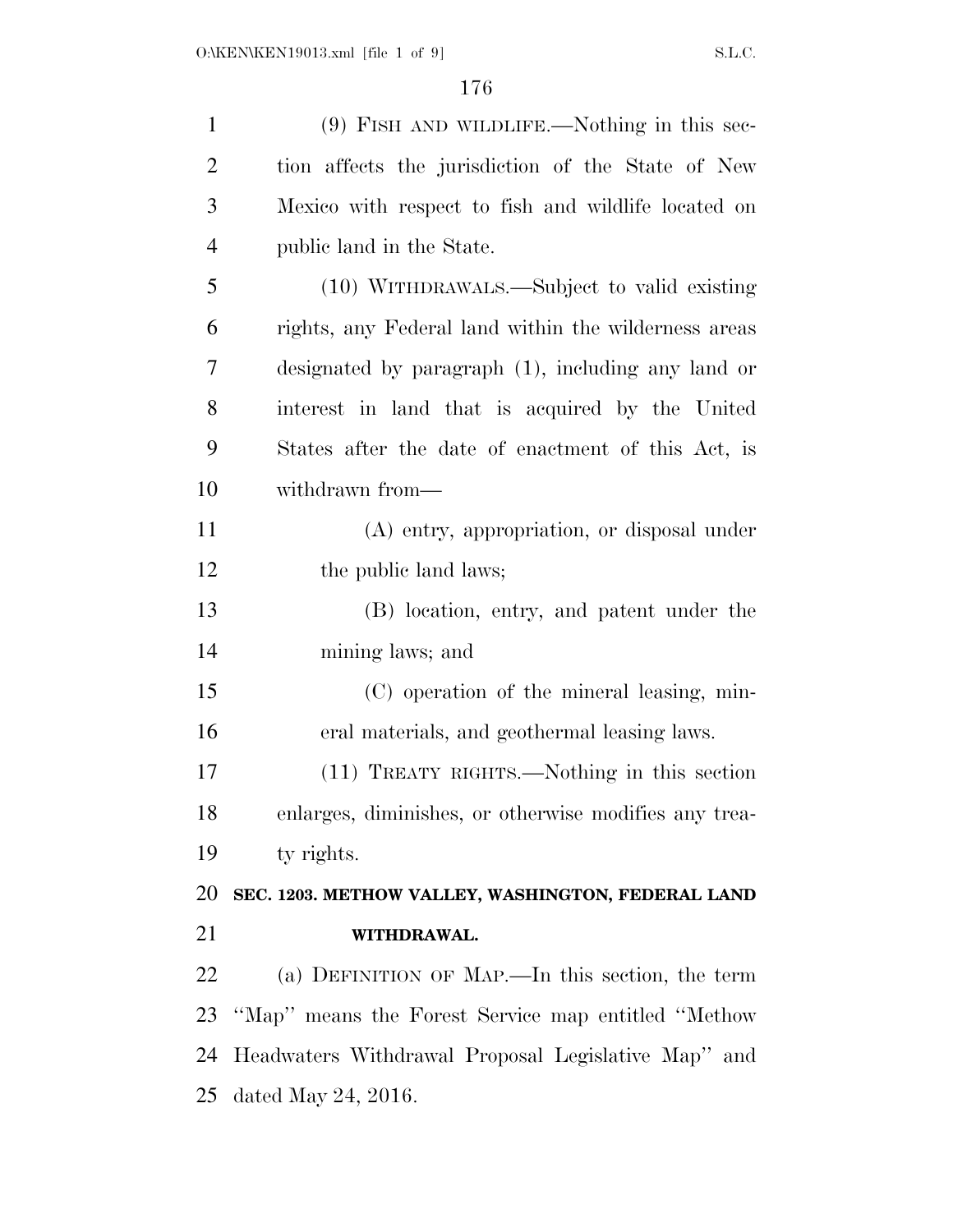(9) FISH AND WILDLIFE.—Nothing in this section affects the jurisdiction of the State of New Mexico with respect to fish and wildlife located on public land in the State.

(10) WITHDRAWALS.—Subject to valid existing rights, any Federal land within the wilderness areas designated by paragraph (1), including any land or interest in land that is acquired by the United States after the date of enactment of this Act, is withdrawn from—

(A) entry, appropriation, or disposal under the public land laws;

(B) location, entry, and patent under the mining laws; and

(C) operation of the mineral leasing, mineral materials, and geothermal leasing laws.

(11) TREATY RIGHTS.—Nothing in this section enlarges, diminishes, or otherwise modifies any treaty rights.

**SEC. 1203. METHOW VALLEY, WASHINGTON, FEDERAL LAND WITHDRAWAL.**

(a) DEFINITION OF MAP.—In this section, the term "Map" means the Forest Service map entitled "Methow Headwaters Withdrawal Proposal Legislative Map" and dated May 24, 2016.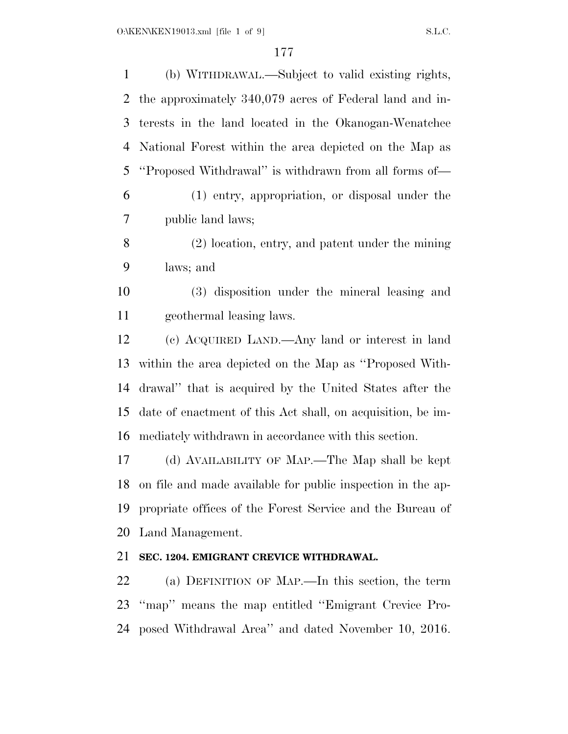(b) WITHDRAWAL.—Subject to valid existing rights, the approximately 340,079 acres of Federal land and interests in the land located in the Okanogan-Wenatchee National Forest within the area depicted on the Map as ''Proposed Withdrawal'' is withdrawn from all forms of—

(1) entry, appropriation, or disposal under the public land laws;

(2) location, entry, and patent under the mining laws; and

(3) disposition under the mineral leasing and geothermal leasing laws.

(c) ACQUIRED LAND.—Any land or interest in land within the area depicted on the Map as ''Proposed Withdrawal'' that is acquired by the United States after the date of enactment of this Act shall, on acquisition, be immediately withdrawn in accordance with this section.

(d) AVAILABILITY OF MAP.—The Map shall be kept on file and made available for public inspection in the appropriate offices of the Forest Service and the Bureau of Land Management.

**SEC. 1204. EMIGRANT CREVICE WITHDRAWAL.**

(a) DEFINITION OF MAP.—In this section, the term ''map'' means the map entitled ''Emigrant Crevice Proposed Withdrawal Area'' and dated November 10, 2016.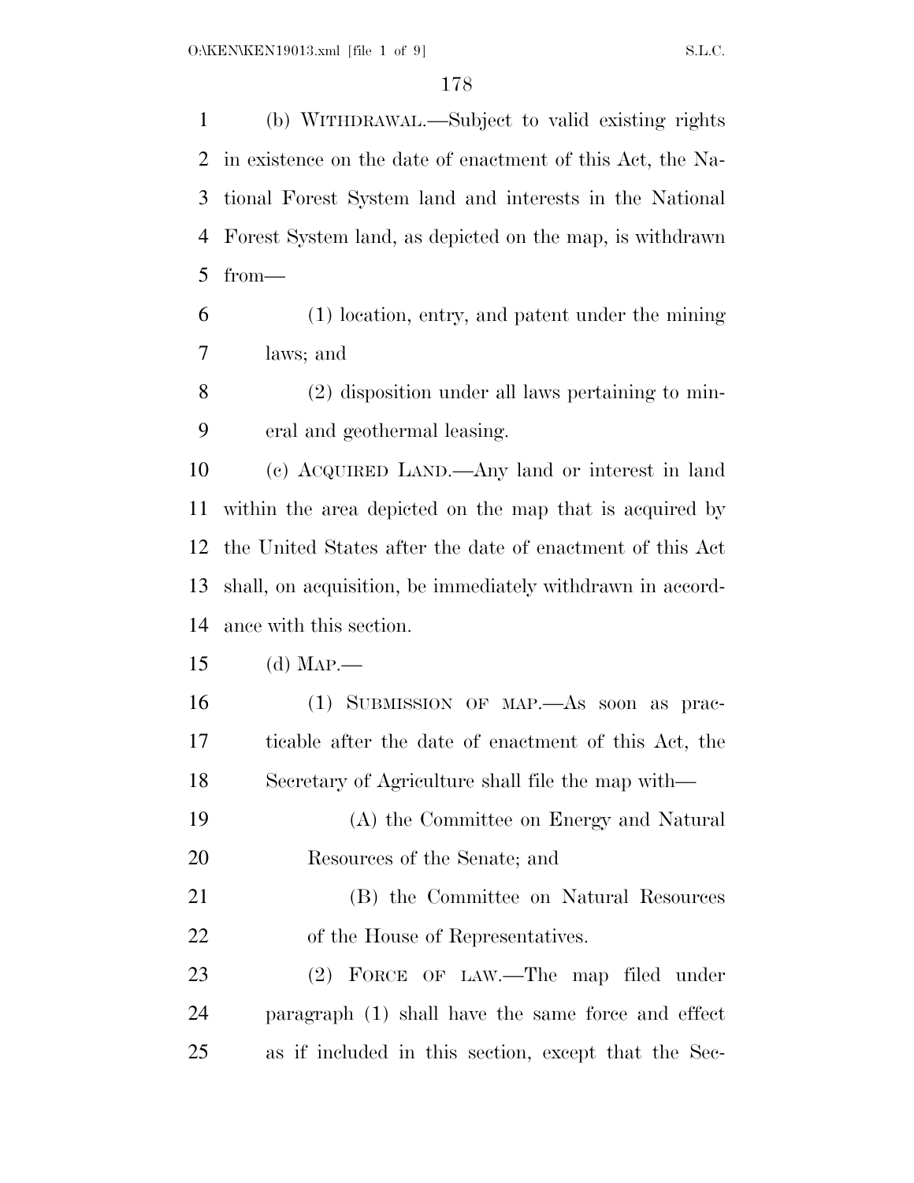(b) WITHDRAWAL.—Subject to valid existing rights in existence on the date of enactment of this Act, the National Forest System land and interests in the National Forest System land, as depicted on the map, is withdrawn from—

(1) location, entry, and patent under the mining laws; and

(2) disposition under all laws pertaining to mineral and geothermal leasing.

(c) ACQUIRED LAND.—Any land or interest in land within the area depicted on the map that is acquired by the United States after the date of enactment of this Act shall, on acquisition, be immediately withdrawn in accordance with this section.

(d) MAP.—

(1) SUBMISSION OF MAP.—As soon as practicable after the date of enactment of this Act, the Secretary of Agriculture shall file the map with—

(A) the Committee on Energy and Natural Resources of the Senate; and

(B) the Committee on Natural Resources of the House of Representatives.

(2) FORCE OF LAW.—The map filed under paragraph (1) shall have the same force and effect as if included in this section, except that the Sec-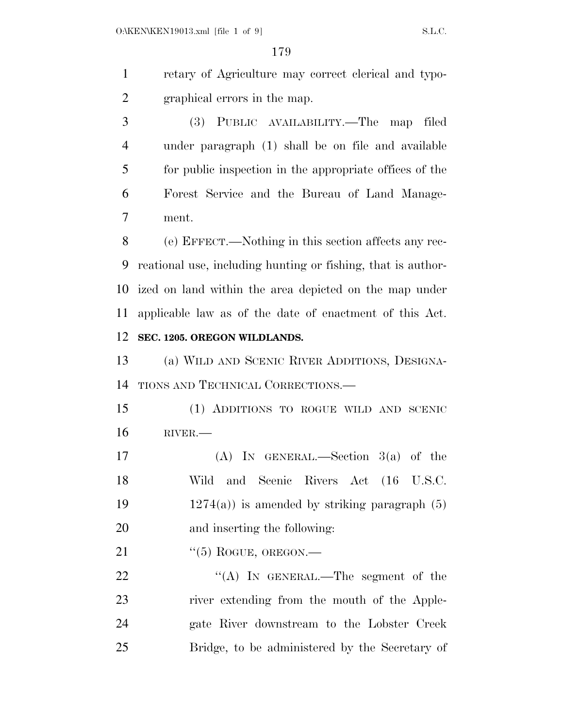retary of Agriculture may correct clerical and typographical errors in the map.

(3) PUBLIC AVAILABILITY.—The map filed under paragraph (1) shall be on file and available for public inspection in the appropriate offices of the Forest Service and the Bureau of Land Management.

(e) EFFECT.—Nothing in this section affects any recreational use, including hunting or fishing, that is authorized on land within the area depicted on the map under applicable law as of the date of enactment of this Act.

**SEC. 1205. OREGON WILDLANDS.**

(a) WILD AND SCENIC RIVER ADDITIONS, DESIGNATIONS AND TECHNICAL CORRECTIONS.—

(1) ADDITIONS TO ROGUE WILD AND SCENIC RIVER.—

(A) IN GENERAL.—Section 3(a) of the Wild and Scenic Rivers Act (16 U.S.C. 1274(a)) is amended by striking paragraph (5) and inserting the following:

"(5) ROGUE, OREGON.—

"(A) IN GENERAL.—The segment of the river extending from the mouth of the Applegate River downstream to the Lobster Creek Bridge, to be administered by the Secretary of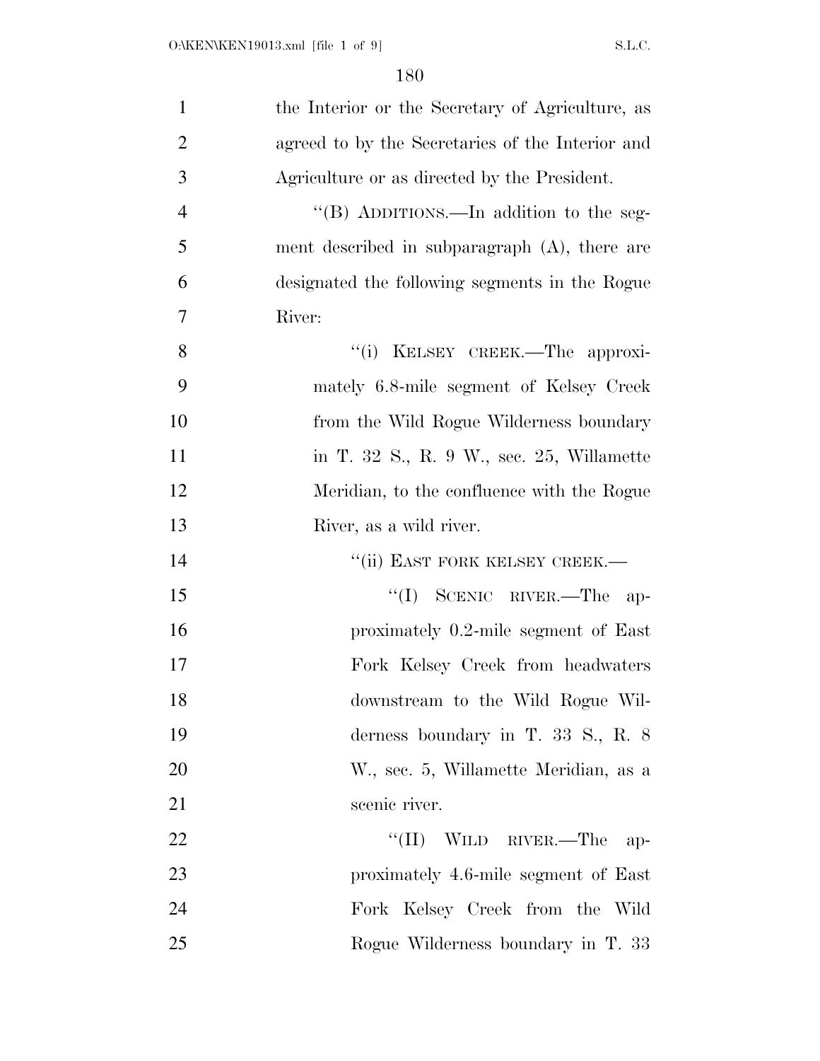the Interior or the Secretary of Agriculture, as agreed to by the Secretaries of the Interior and Agriculture or as directed by the President.

''(B) ADDITIONS.—In addition to the segment described in subparagraph (A), there are designated the following segments in the Rogue River:

''(i) KELSEY CREEK.—The approximately 6.8-mile segment of Kelsey Creek from the Wild Rogue Wilderness boundary in T. 32 S., R. 9 W., sec. 25, Willamette Meridian, to the confluence with the Rogue River, as a wild river.

''(ii) EAST FORK KELSEY CREEK.—

''(I) SCENIC RIVER.—The approximately 0.2-mile segment of East Fork Kelsey Creek from headwaters downstream to the Wild Rogue Wilderness boundary in T. 33 S., R. 8 W., sec. 5, Willamette Meridian, as a scenic river.

''(II) WILD RIVER.—The approximately 4.6-mile segment of East Fork Kelsey Creek from the Wild Rogue Wilderness boundary in T. 33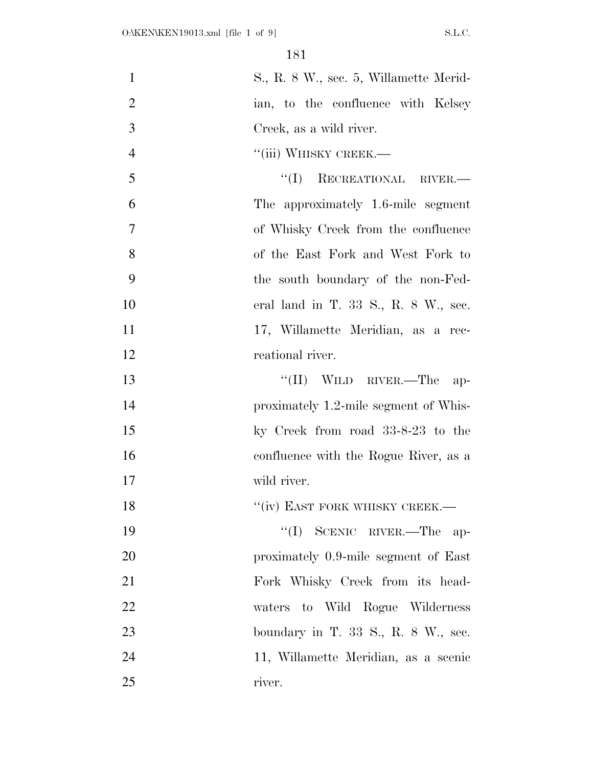S., R. 8 W., sec. 5, Willamette Meridian, to the confluence with Kelsey Creek, as a wild river.

"(iii) WHISKY CREEK.—

"(I) RECREATIONAL RIVER.— The approximately 1.6-mile segment of Whisky Creek from the confluence of the East Fork and West Fork to the south boundary of the non-Federal land in T. 33 S., R. 8 W., sec. 17, Willamette Meridian, as a recreational river.

"(II) WILD RIVER.—The approximately 1.2-mile segment of Whisky Creek from road 33-8-23 to the confluence with the Rogue River, as a wild river.

"(iv) EAST FORK WHISKY CREEK.—

"(I) SCENIC RIVER.—The approximately 0.9-mile segment of East Fork Whisky Creek from its headwaters to Wild Rogue Wilderness boundary in T. 33 S., R. 8 W., sec. 11, Willamette Meridian, as a scenic river.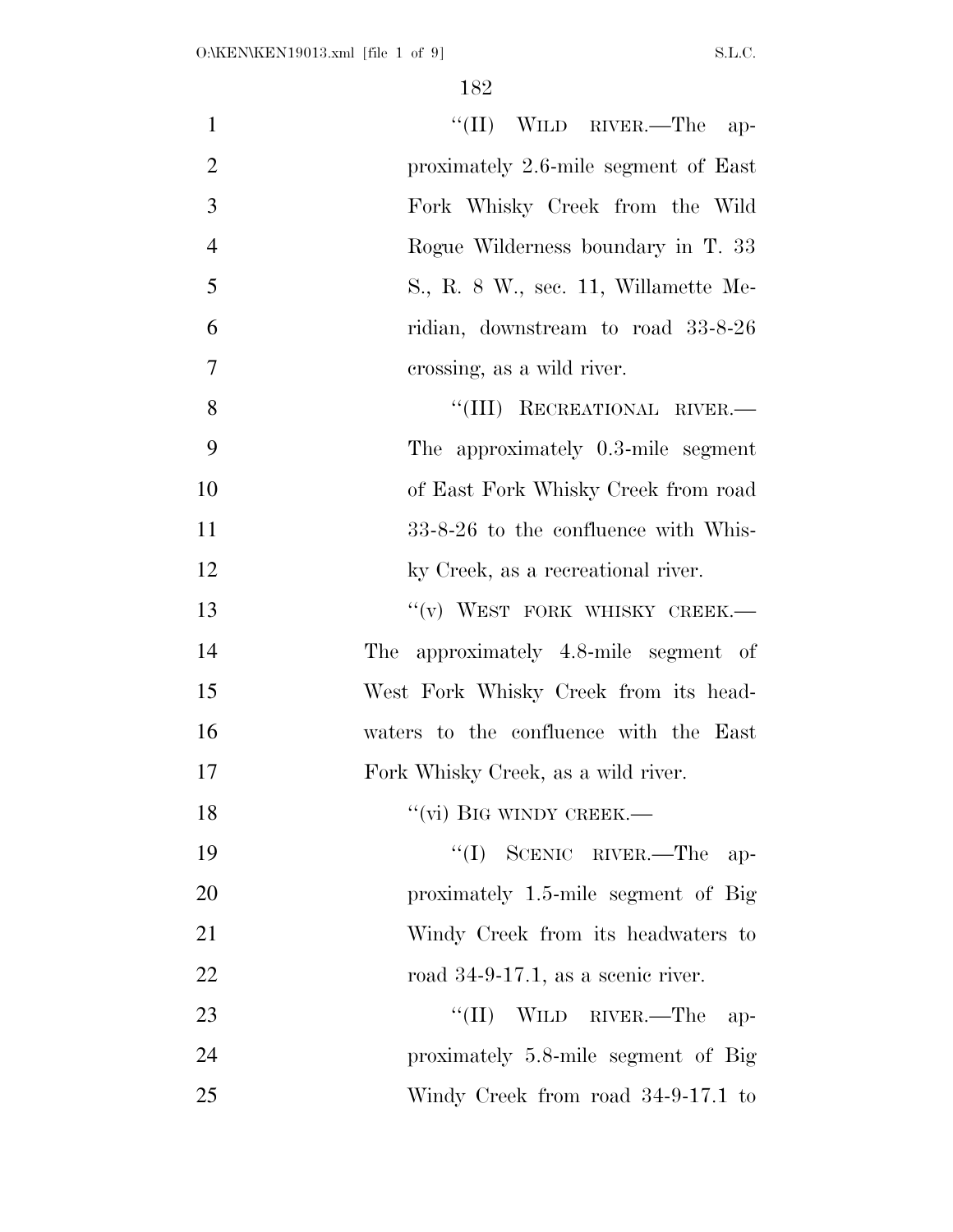"(II) WILD RIVER.—The approximately 2.6-mile segment of East Fork Whisky Creek from the Wild Rogue Wilderness boundary in T. 33 S., R. 8 W., sec. 11, Willamette Meridian, downstream to road 33-8-26 crossing, as a wild river.

"(III) RECREATIONAL RIVER.—The approximately 0.3-mile segment of East Fork Whisky Creek from road 33-8-26 to the confluence with Whisky Creek, as a recreational river.

"(v) WEST FORK WHISKY CREEK.—The approximately 4.8-mile segment of West Fork Whisky Creek from its headwaters to the confluence with the East Fork Whisky Creek, as a wild river.

"(vi) BIG WINDY CREEK.—

"(I) SCENIC RIVER.—The approximately 1.5-mile segment of Big Windy Creek from its headwaters to road 34-9-17.1, as a scenic river.

"(II) WILD RIVER.—The approximately 5.8-mile segment of Big Windy Creek from road 34-9-17.1 to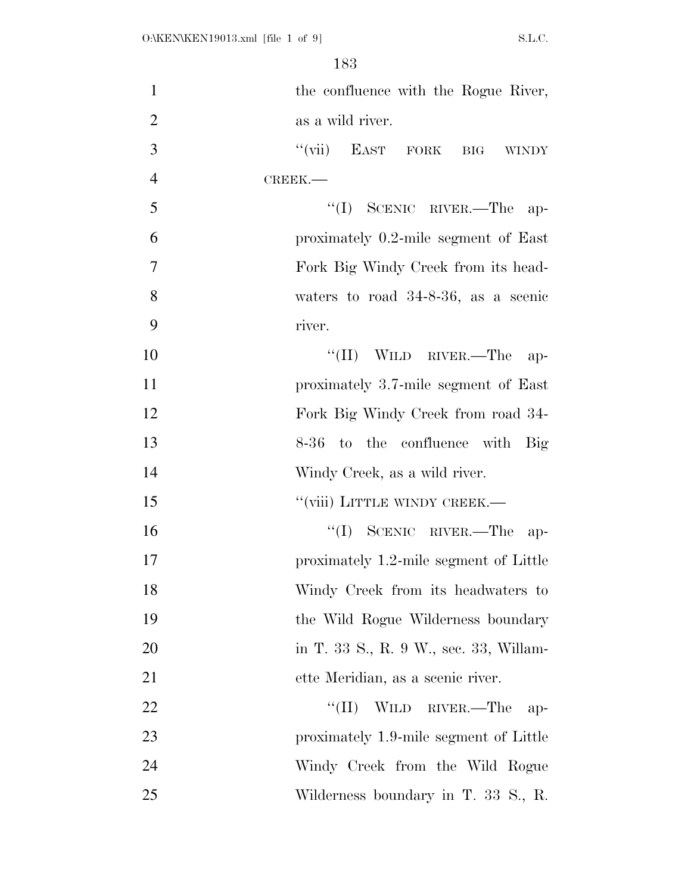the confluence with the Rogue River, as a wild river.

"(vii) EAST FORK BIG WINDY CREEK.—

"(I) SCENIC RIVER.—The approximately 0.2-mile segment of East Fork Big Windy Creek from its headwaters to road 34-8-36, as a scenic river.

"(II) WILD RIVER.—The approximately 3.7-mile segment of East Fork Big Windy Creek from road 34-8-36 to the confluence with Big Windy Creek, as a wild river.

"(viii) LITTLE WINDY CREEK.—

"(I) SCENIC RIVER.—The approximately 1.2-mile segment of Little Windy Creek from its headwaters to the Wild Rogue Wilderness boundary in T. 33 S., R. 9 W., sec. 33, Willamette Meridian, as a scenic river.

"(II) WILD RIVER.—The approximately 1.9-mile segment of Little Windy Creek from the Wild Rogue Wilderness boundary in T. 33 S., R.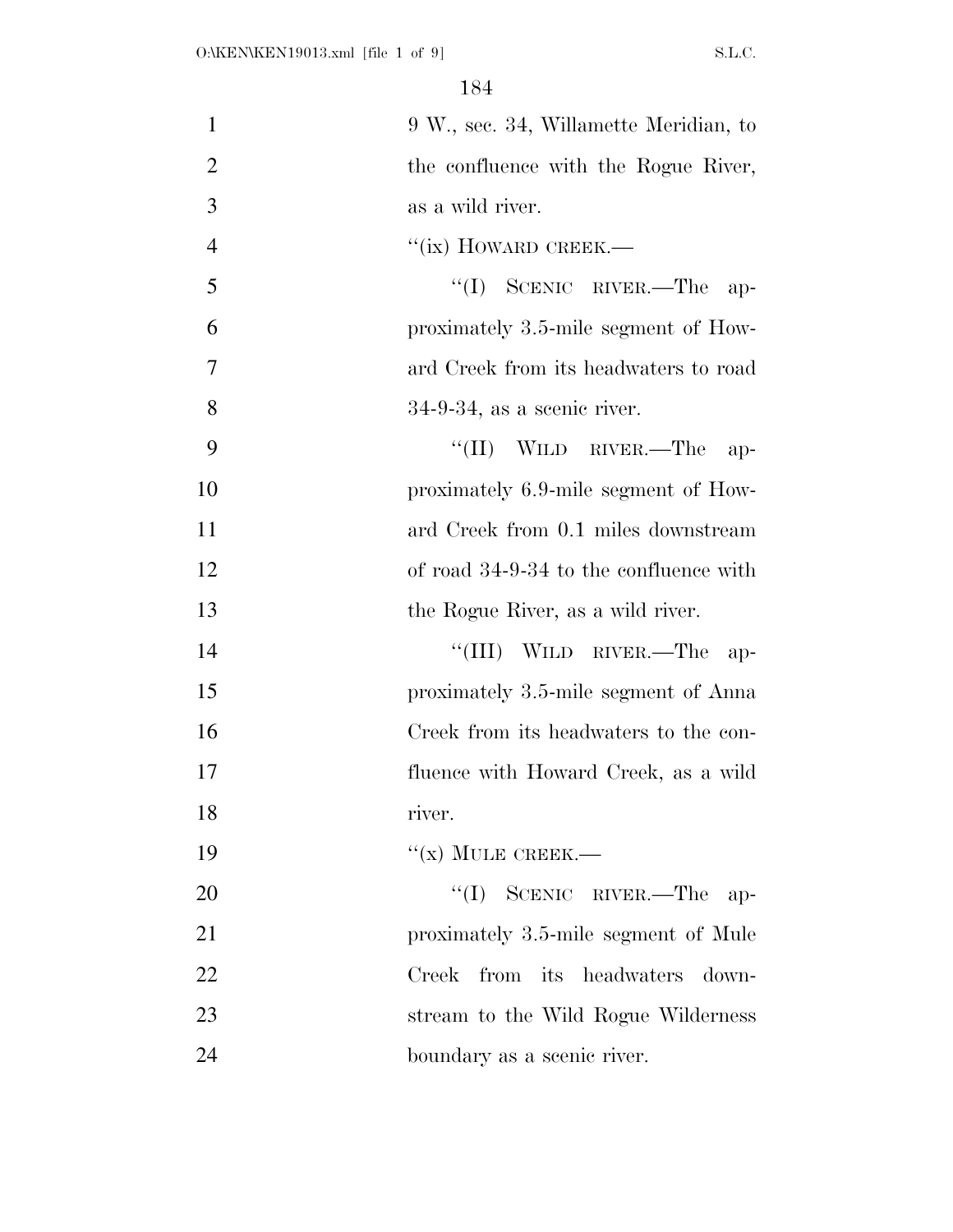9 W., sec. 34, Willamette Meridian, to the confluence with the Rogue River, as a wild river.

"(ix) HOWARD CREEK.—

"(I) SCENIC RIVER.—The approximately 3.5-mile segment of Howard Creek from its headwaters to road 34-9-34, as a scenic river.

"(II) WILD RIVER.—The approximately 6.9-mile segment of Howard Creek from 0.1 miles downstream of road 34-9-34 to the confluence with the Rogue River, as a wild river.

"(III) WILD RIVER.—The approximately 3.5-mile segment of Anna Creek from its headwaters to the confluence with Howard Creek, as a wild river.

"(x) MULE CREEK.—

"(I) SCENIC RIVER.—The approximately 3.5-mile segment of Mule Creek from its headwaters downstream to the Wild Rogue Wilderness boundary as a scenic river.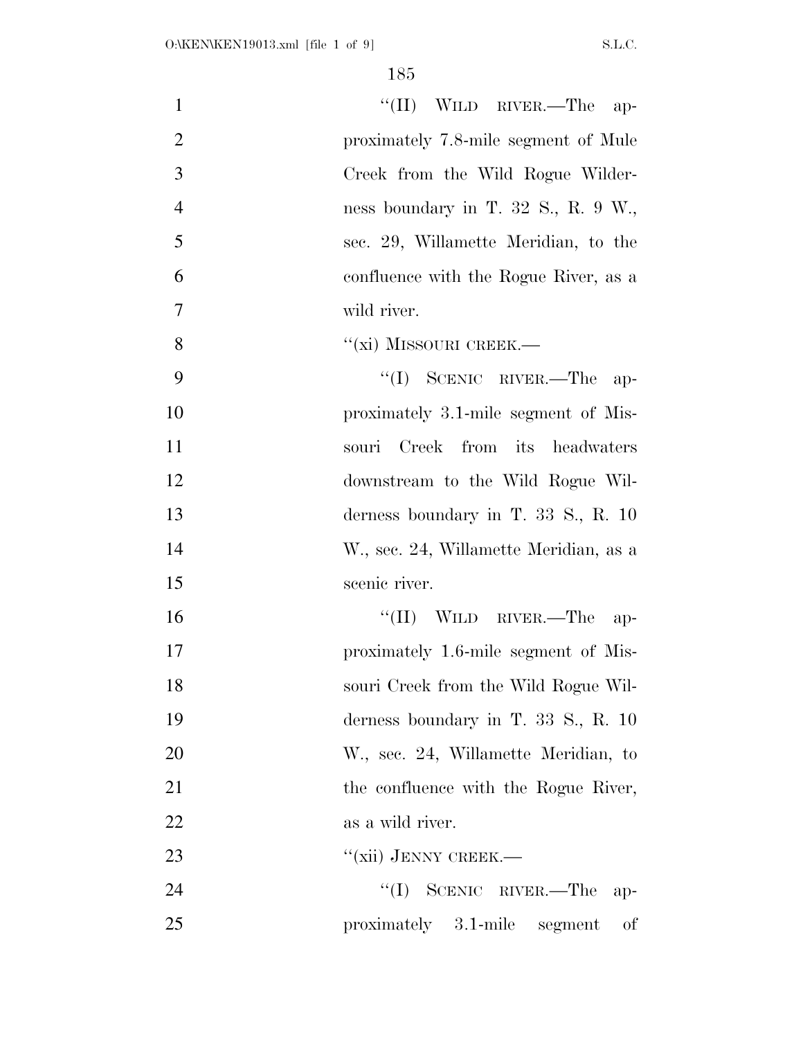"(II) WILD RIVER.—The approximately 7.8-mile segment of Mule Creek from the Wild Rogue Wilderness boundary in T. 32 S., R. 9 W., sec. 29, Willamette Meridian, to the confluence with the Rogue River, as a wild river.

"(xi) MISSOURI CREEK.—

"(I) SCENIC RIVER.—The approximately 3.1-mile segment of Missouri Creek from its headwaters downstream to the Wild Rogue Wilderness boundary in T. 33 S., R. 10 W., sec. 24, Willamette Meridian, as a scenic river.

"(II) WILD RIVER.—The approximately 1.6-mile segment of Missouri Creek from the Wild Rogue Wilderness boundary in T. 33 S., R. 10 W., sec. 24, Willamette Meridian, to the confluence with the Rogue River, as a wild river.

"(xii) JENNY CREEK.—

"(I) SCENIC RIVER.—The approximately 3.1-mile segment of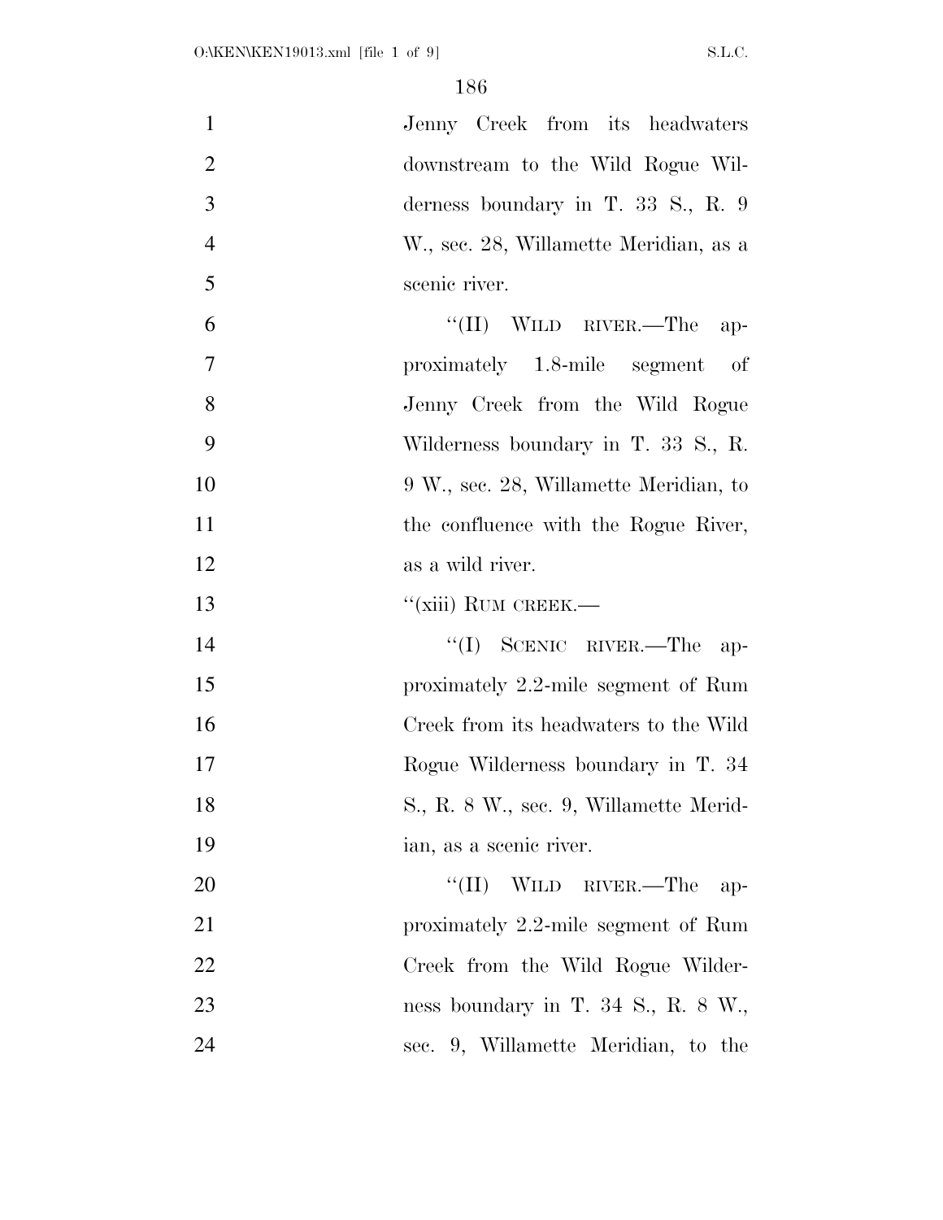Jenny Creek from its headwaters downstream to the Wild Rogue Wilderness boundary in T. 33 S., R. 9 W., sec. 28, Willamette Meridian, as a scenic river.

"(II) WILD RIVER.—The approximately 1.8-mile segment of Jenny Creek from the Wild Rogue Wilderness boundary in T. 33 S., R. 9 W., sec. 28, Willamette Meridian, to the confluence with the Rogue River, as a wild river.

"(xiii) RUM CREEK.—

"(I) SCENIC RIVER.—The approximately 2.2-mile segment of Rum Creek from its headwaters to the Wild Rogue Wilderness boundary in T. 34 S., R. 8 W., sec. 9, Willamette Meridian, as a scenic river.

"(II) WILD RIVER.—The approximately 2.2-mile segment of Rum Creek from the Wild Rogue Wilderness boundary in T. 34 S., R. 8 W., sec. 9, Willamette Meridian, to the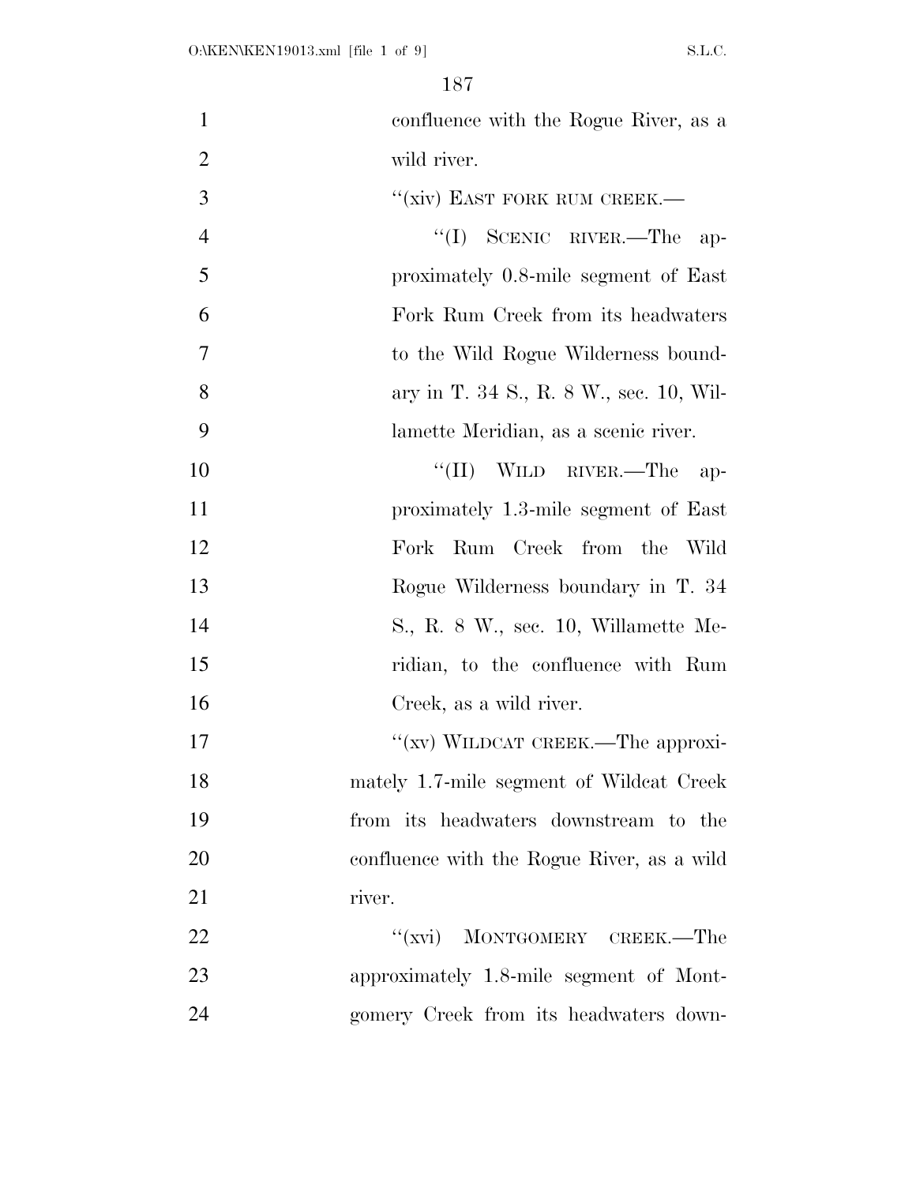confluence with the Rogue River, as a wild river.

"(xiv) EAST FORK RUM CREEK.—

"(I) SCENIC RIVER.—The approximately 0.8-mile segment of East Fork Rum Creek from its headwaters to the Wild Rogue Wilderness boundary in T. 34 S., R. 8 W., sec. 10, Willamette Meridian, as a scenic river.

"(II) WILD RIVER.—The approximately 1.3-mile segment of East Fork Rum Creek from the Wild Rogue Wilderness boundary in T. 34 S., R. 8 W., sec. 10, Willamette Meridian, to the confluence with Rum Creek, as a wild river.

"(xv) WILDCAT CREEK.—The approximately 1.7-mile segment of Wildcat Creek from its headwaters downstream to the confluence with the Rogue River, as a wild river.

"(xvi) MONTGOMERY CREEK.—The approximately 1.8-mile segment of Montgomery Creek from its headwaters down-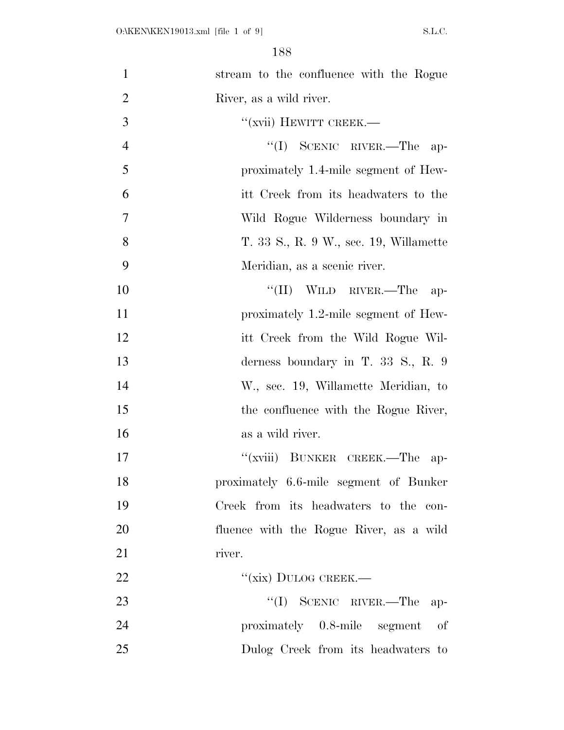stream to the confluence with the Rogue River, as a wild river.

"(xvii) HEWITT CREEK.—

"(I) SCENIC RIVER.—The approximately 1.4-mile segment of Hewitt Creek from its headwaters to the Wild Rogue Wilderness boundary in T. 33 S., R. 9 W., sec. 19, Willamette Meridian, as a scenic river.

"(II) WILD RIVER.—The approximately 1.2-mile segment of Hewitt Creek from the Wild Rogue Wilderness boundary in T. 33 S., R. 9 W., sec. 19, Willamette Meridian, to the confluence with the Rogue River, as a wild river.

"(xviii) BUNKER CREEK.—The approximately 6.6-mile segment of Bunker Creek from its headwaters to the confluence with the Rogue River, as a wild river.

"(xix) DULOG CREEK.—

"(I) SCENIC RIVER.—The approximately 0.8-mile segment of Dulog Creek from its headwaters to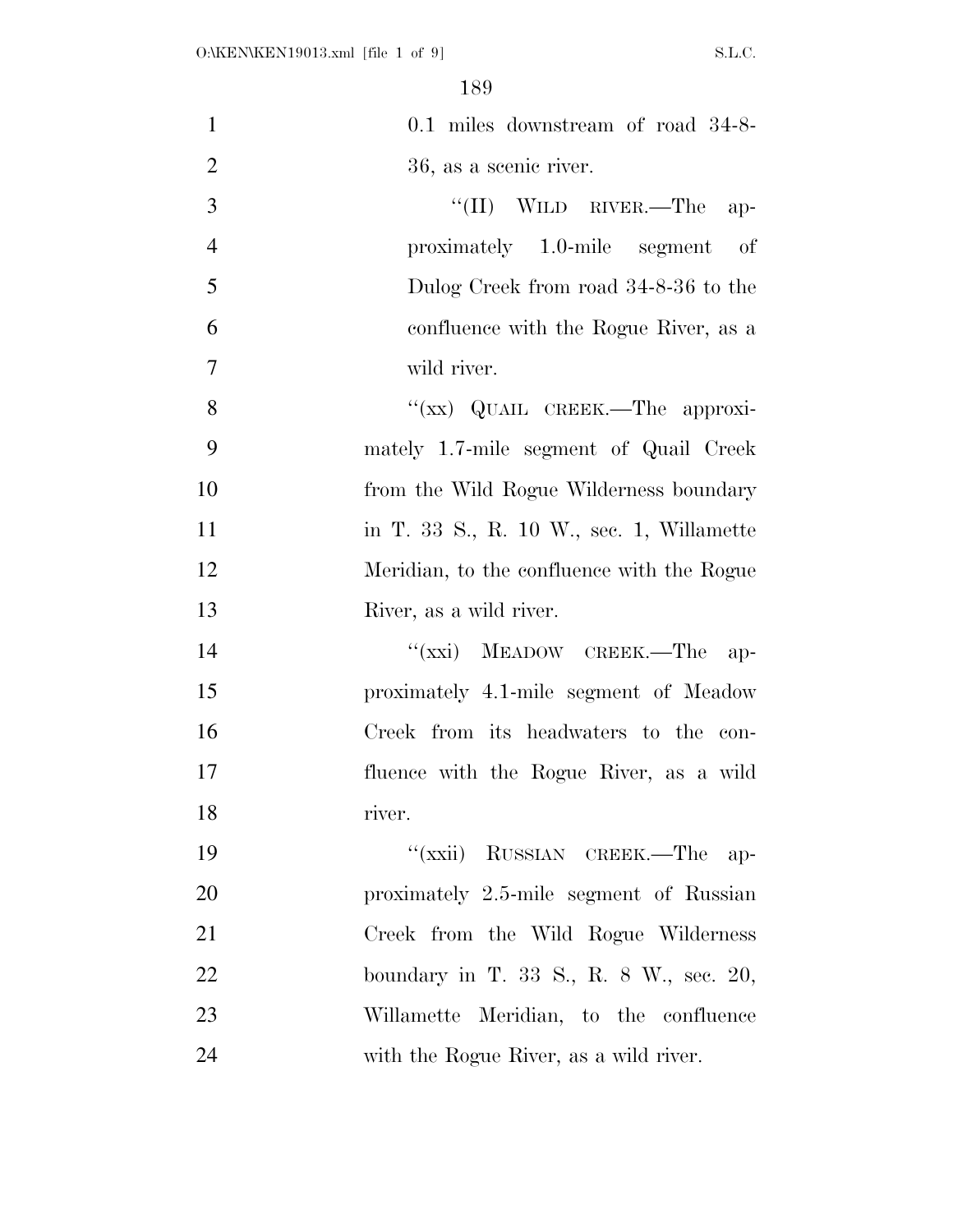0.1 miles downstream of road 34-8-36, as a scenic river.

"(II) WILD RIVER.—The approximately 1.0-mile segment of Dulog Creek from road 34-8-36 to the confluence with the Rogue River, as a wild river.

"(xx) QUAIL CREEK.—The approximately 1.7-mile segment of Quail Creek from the Wild Rogue Wilderness boundary in T. 33 S., R. 10 W., sec. 1, Willamette Meridian, to the confluence with the Rogue River, as a wild river.

"(xxi) MEADOW CREEK.—The approximately 4.1-mile segment of Meadow Creek from its headwaters to the confluence with the Rogue River, as a wild river.

"(xxii) RUSSIAN CREEK.—The approximately 2.5-mile segment of Russian Creek from the Wild Rogue Wilderness boundary in T. 33 S., R. 8 W., sec. 20, Willamette Meridian, to the confluence with the Rogue River, as a wild river.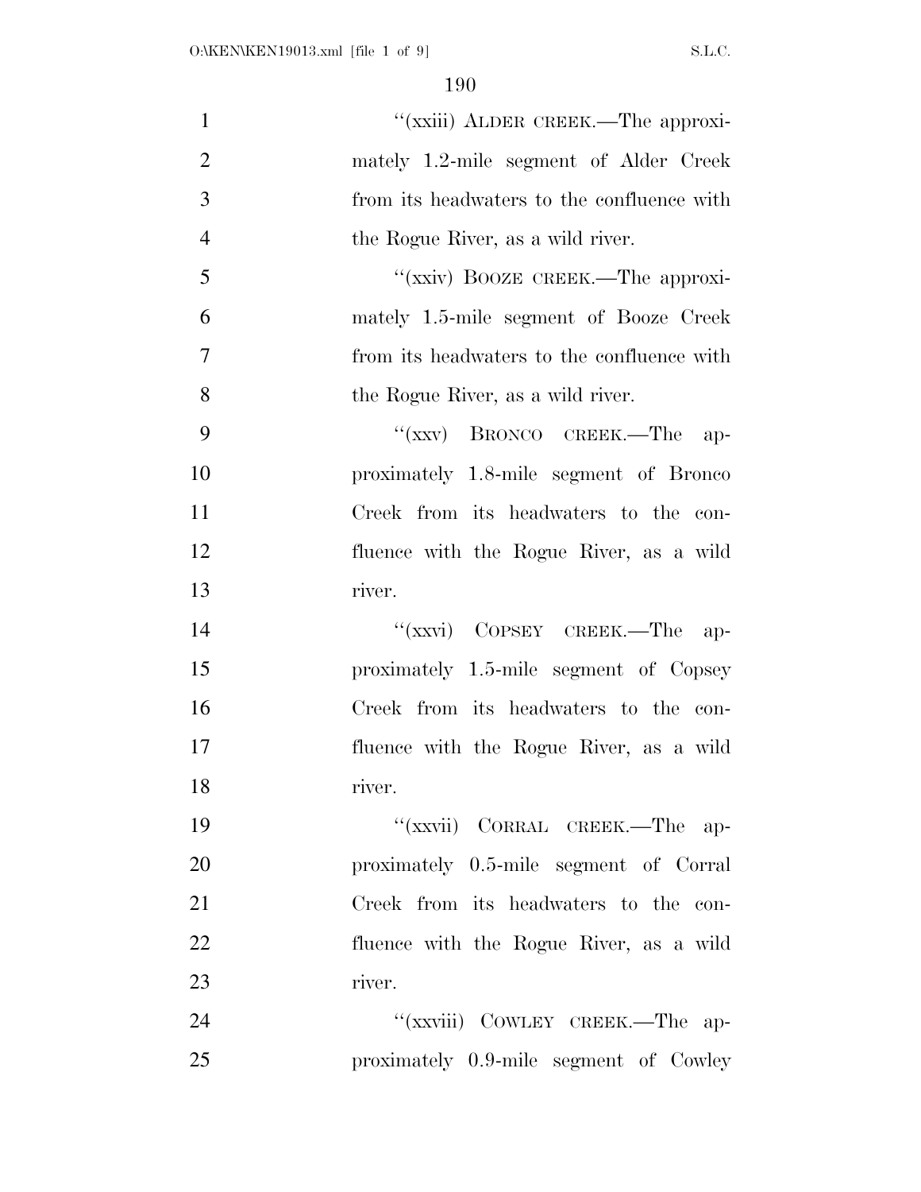"(xxiii) ALDER CREEK.—The approximately 1.2-mile segment of Alder Creek from its headwaters to the confluence with the Rogue River, as a wild river.

"(xxiv) BOOZE CREEK.—The approximately 1.5-mile segment of Booze Creek from its headwaters to the confluence with the Rogue River, as a wild river.

"(xxv) BRONCO CREEK.—The approximately 1.8-mile segment of Bronco Creek from its headwaters to the confluence with the Rogue River, as a wild river.

"(xxvi) COPSEY CREEK.—The approximately 1.5-mile segment of Copsey Creek from its headwaters to the confluence with the Rogue River, as a wild river.

"(xxvii) CORRAL CREEK.—The approximately 0.5-mile segment of Corral Creek from its headwaters to the confluence with the Rogue River, as a wild river.

"(xxviii) COWLEY CREEK.—The approximately 0.9-mile segment of Cowley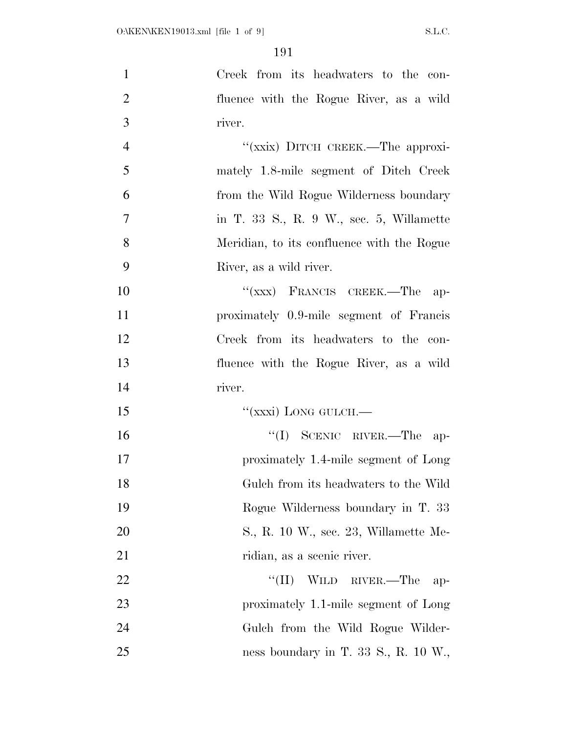Creek from its headwaters to the confluence with the Rogue River, as a wild river.

"(xxix) DITCH CREEK.—The approximately 1.8-mile segment of Ditch Creek from the Wild Rogue Wilderness boundary in T. 33 S., R. 9 W., sec. 5, Willamette Meridian, to its confluence with the Rogue River, as a wild river.

"(xxx) FRANCIS CREEK.—The approximately 0.9-mile segment of Francis Creek from its headwaters to the confluence with the Rogue River, as a wild river.

"(xxxi) LONG GULCH.—

"(I) SCENIC RIVER.—The approximately 1.4-mile segment of Long Gulch from its headwaters to the Wild Rogue Wilderness boundary in T. 33 S., R. 10 W., sec. 23, Willamette Meridian, as a scenic river.

"(II) WILD RIVER.—The approximately 1.1-mile segment of Long Gulch from the Wild Rogue Wilderness boundary in T. 33 S., R. 10 W.,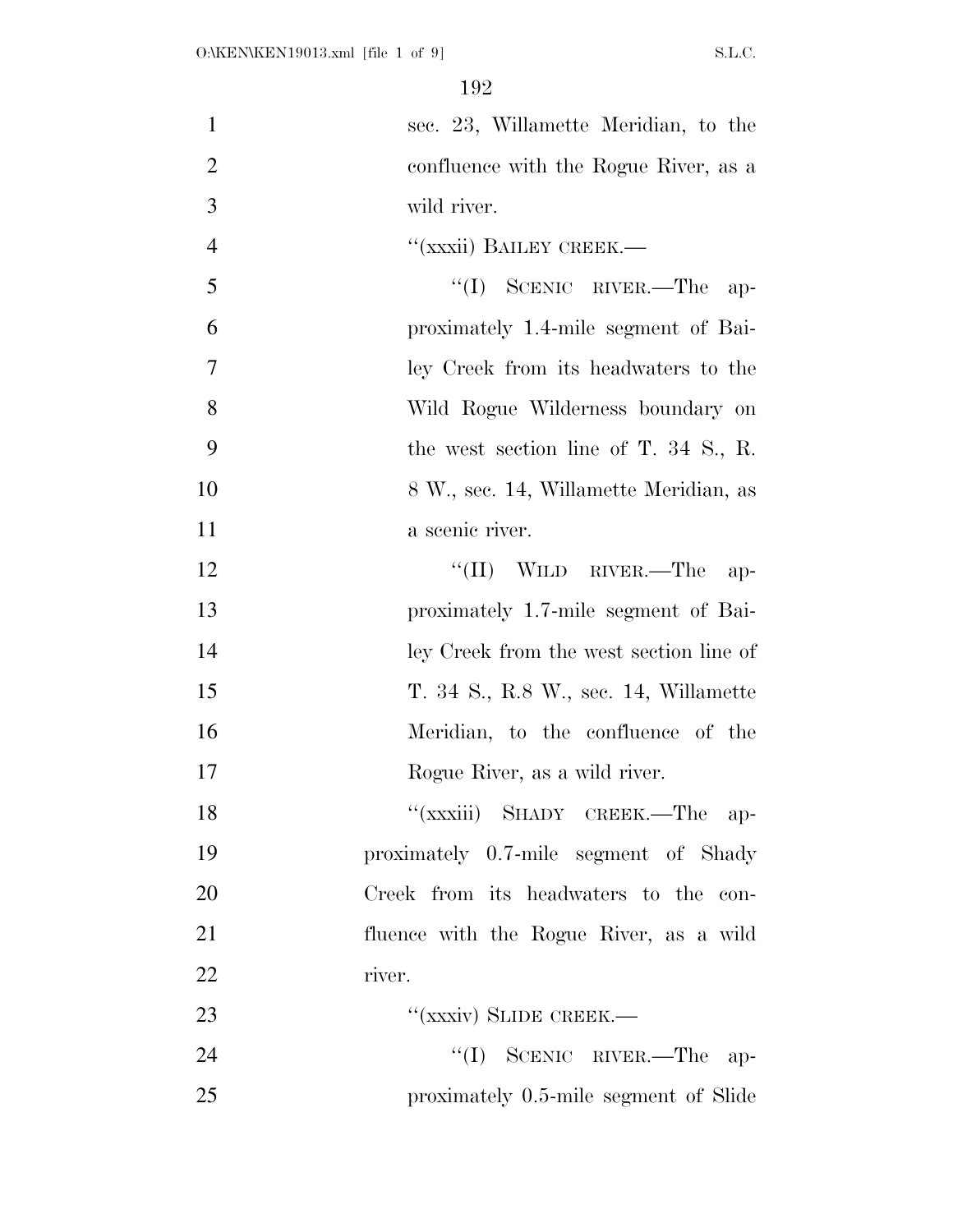sec. 23, Willamette Meridian, to the confluence with the Rogue River, as a wild river.

"(xxxii) BAILEY CREEK.—

"(I) SCENIC RIVER.—The approximately 1.4-mile segment of Bailey Creek from its headwaters to the Wild Rogue Wilderness boundary on the west section line of T. 34 S., R. 8 W., sec. 14, Willamette Meridian, as a scenic river.

"(II) WILD RIVER.—The approximately 1.7-mile segment of Bailey Creek from the west section line of T. 34 S., R.8 W., sec. 14, Willamette Meridian, to the confluence of the Rogue River, as a wild river.

"(xxxiii) SHADY CREEK.—The approximately 0.7-mile segment of Shady Creek from its headwaters to the confluence with the Rogue River, as a wild river.

"(xxxiv) SLIDE CREEK.—

"(I) SCENIC RIVER.—The approximately 0.5-mile segment of Slide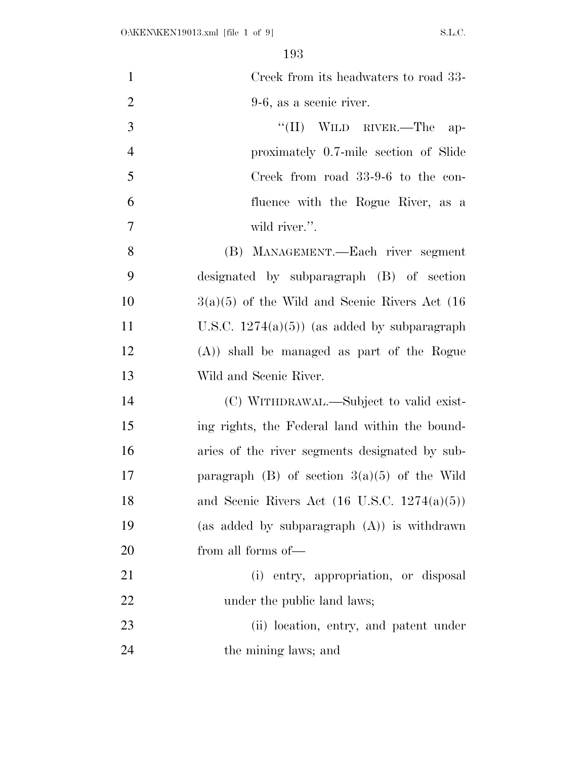Creek from its headwaters to road 33-9-6, as a scenic river.

"(II) WILD RIVER.—The approximately 0.7-mile section of Slide Creek from road 33-9-6 to the confluence with the Rogue River, as a wild river.".

(B) MANAGEMENT.—Each river segment designated by subparagraph (B) of section 3(a)(5) of the Wild and Scenic Rivers Act (16 U.S.C. 1274(a)(5)) (as added by subparagraph (A)) shall be managed as part of the Rogue Wild and Scenic River.

(C) WITHDRAWAL.—Subject to valid existing rights, the Federal land within the boundaries of the river segments designated by subparagraph (B) of section 3(a)(5) of the Wild and Scenic Rivers Act (16 U.S.C. 1274(a)(5)) (as added by subparagraph (A)) is withdrawn from all forms of—

(i) entry, appropriation, or disposal under the public land laws;

(ii) location, entry, and patent under the mining laws; and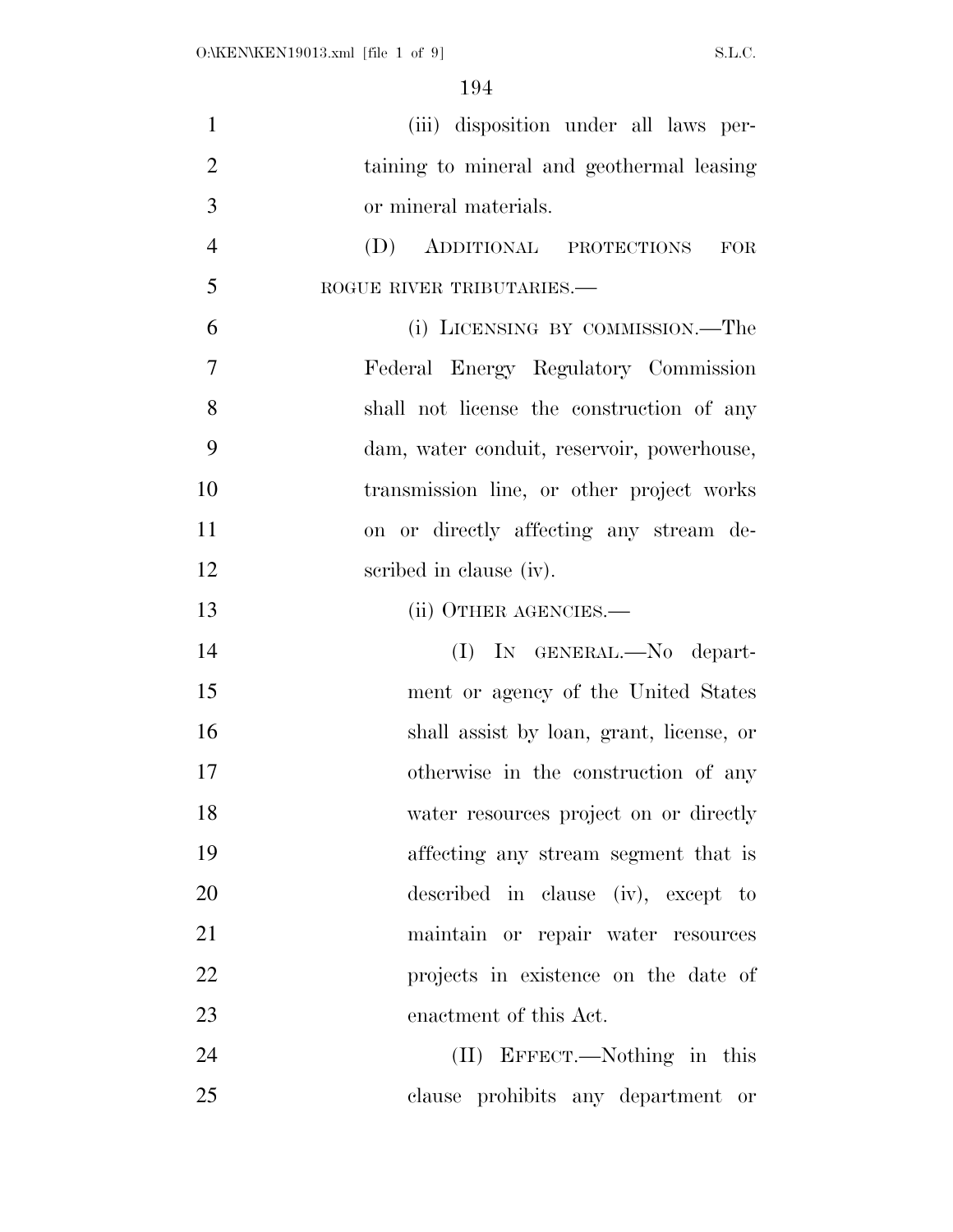(iii) disposition under all laws pertaining to mineral and geothermal leasing or mineral materials.

(D) ADDITIONAL PROTECTIONS FOR ROGUE RIVER TRIBUTARIES.—

(i) LICENSING BY COMMISSION.—The Federal Energy Regulatory Commission shall not license the construction of any dam, water conduit, reservoir, powerhouse, transmission line, or other project works on or directly affecting any stream described in clause (iv).

(ii) OTHER AGENCIES.—

(I) IN GENERAL.—No department or agency of the United States shall assist by loan, grant, license, or otherwise in the construction of any water resources project on or directly affecting any stream segment that is described in clause (iv), except to maintain or repair water resources projects in existence on the date of enactment of this Act.

(II) EFFECT.—Nothing in this clause prohibits any department or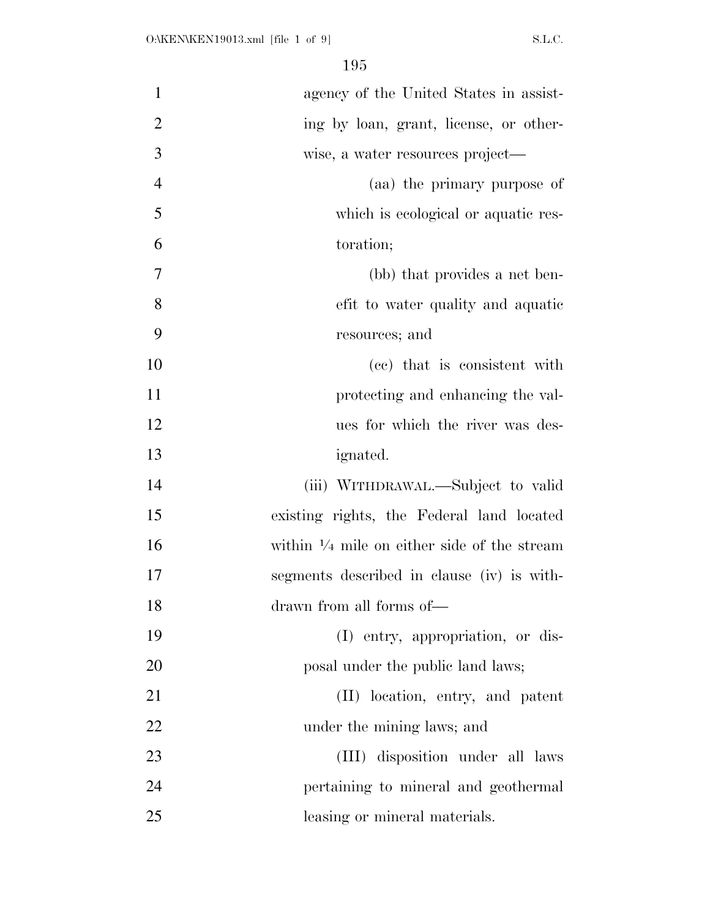agency of the United States in assisting by loan, grant, license, or otherwise, a water resources project—

(aa) the primary purpose of which is ecological or aquatic restoration;

(bb) that provides a net benefit to water quality and aquatic resources; and

(cc) that is consistent with protecting and enhancing the values for which the river was designated.

(iii) WITHDRAWAL.—Subject to valid existing rights, the Federal land located within ¼ mile on either side of the stream segments described in clause (iv) is withdrawn from all forms of—

(I) entry, appropriation, or disposal under the public land laws;

(II) location, entry, and patent under the mining laws; and

(III) disposition under all laws pertaining to mineral and geothermal leasing or mineral materials.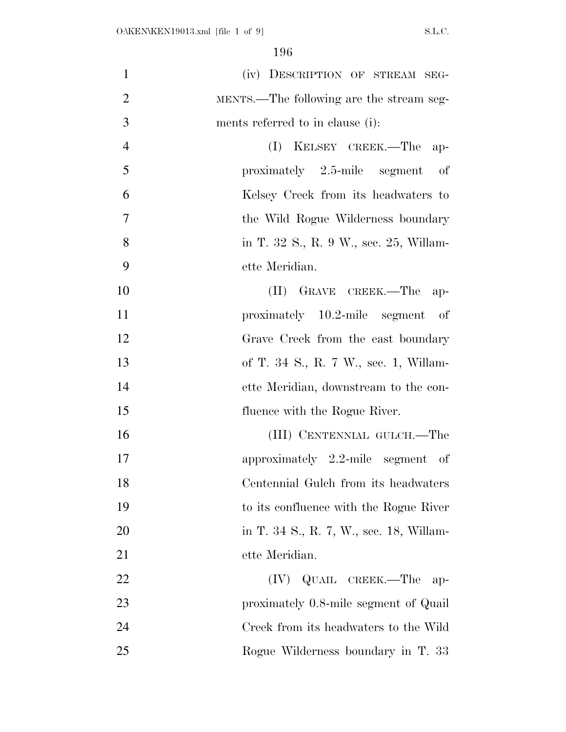(iv) DESCRIPTION OF STREAM SEGMENTS.—The following are the stream segments referred to in clause (i):

(I) KELSEY CREEK.—The approximately 2.5-mile segment of Kelsey Creek from its headwaters to the Wild Rogue Wilderness boundary in T. 32 S., R. 9 W., sec. 25, Willamette Meridian.

(II) GRAVE CREEK.—The approximately 10.2-mile segment of Grave Creek from the east boundary of T. 34 S., R. 7 W., sec. 1, Willamette Meridian, downstream to the confluence with the Rogue River.

(III) CENTENNIAL GULCH.—The approximately 2.2-mile segment of Centennial Gulch from its headwaters to its confluence with the Rogue River in T. 34 S., R. 7, W., sec. 18, Willamette Meridian.

(IV) QUAIL CREEK.—The approximately 0.8-mile segment of Quail Creek from its headwaters to the Wild Rogue Wilderness boundary in T. 33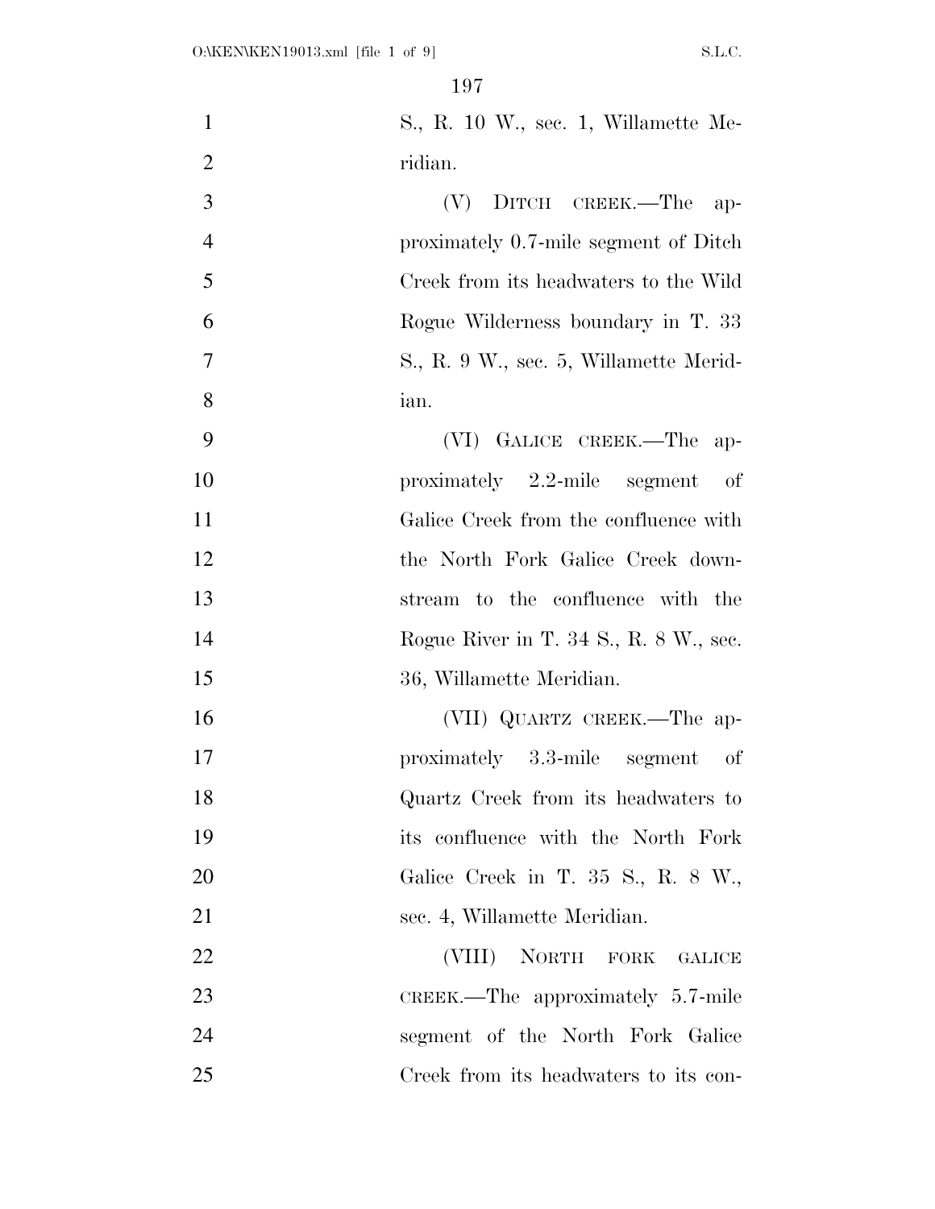S., R. 10 W., sec. 1, Willamette Meridian.

(V) DITCH CREEK.—The approximately 0.7-mile segment of Ditch Creek from its headwaters to the Wild Rogue Wilderness boundary in T. 33 S., R. 9 W., sec. 5, Willamette Meridian.

(VI) GALICE CREEK.—The approximately 2.2-mile segment of Galice Creek from the confluence with the North Fork Galice Creek downstream to the confluence with the Rogue River in T. 34 S., R. 8 W., sec. 36, Willamette Meridian.

(VII) QUARTZ CREEK.—The approximately 3.3-mile segment of Quartz Creek from its headwaters to its confluence with the North Fork Galice Creek in T. 35 S., R. 8 W., sec. 4, Willamette Meridian.

(VIII) NORTH FORK GALICE CREEK.—The approximately 5.7-mile segment of the North Fork Galice Creek from its headwaters to its con-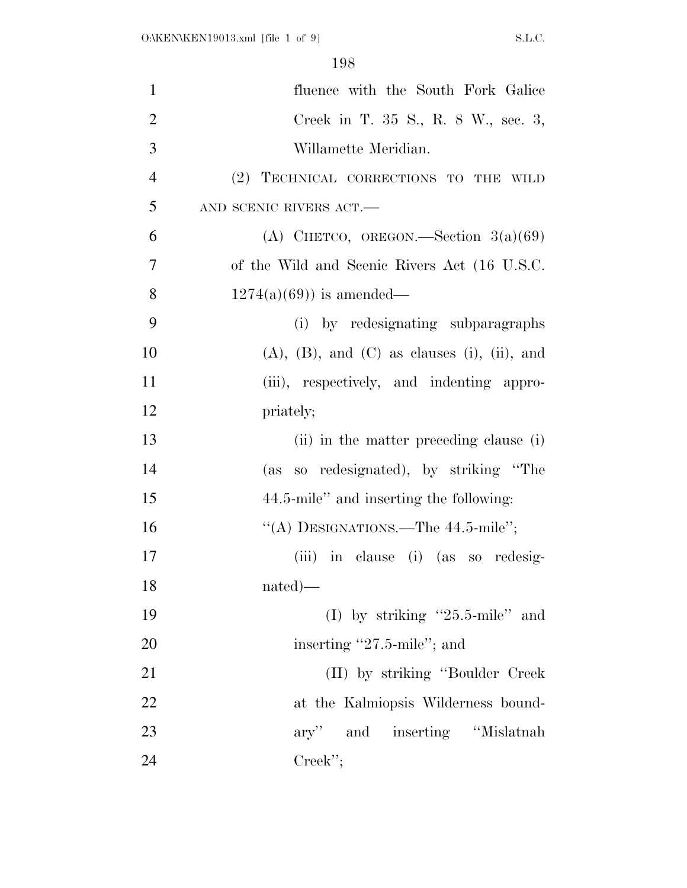fluence with the South Fork Galice Creek in T. 35 S., R. 8 W., sec. 3, Willamette Meridian.

(2) TECHNICAL CORRECTIONS TO THE WILD AND SCENIC RIVERS ACT.—

(A) CHETCO, OREGON.—Section 3(a)(69) of the Wild and Scenic Rivers Act (16 U.S.C. 1274(a)(69)) is amended—

(i) by redesignating subparagraphs (A), (B), and (C) as clauses (i), (ii), and (iii), respectively, and indenting appropriately;

(ii) in the matter preceding clause (i) (as so redesignated), by striking "The 44.5-mile" and inserting the following:

"(A) DESIGNATIONS.—The 44.5-mile";

(iii) in clause (i) (as so redesignated)—

(I) by striking "25.5-mile" and inserting "27.5-mile"; and

(II) by striking "Boulder Creek at the Kalmiopsis Wilderness boundary" and inserting "Mislatnah Creek";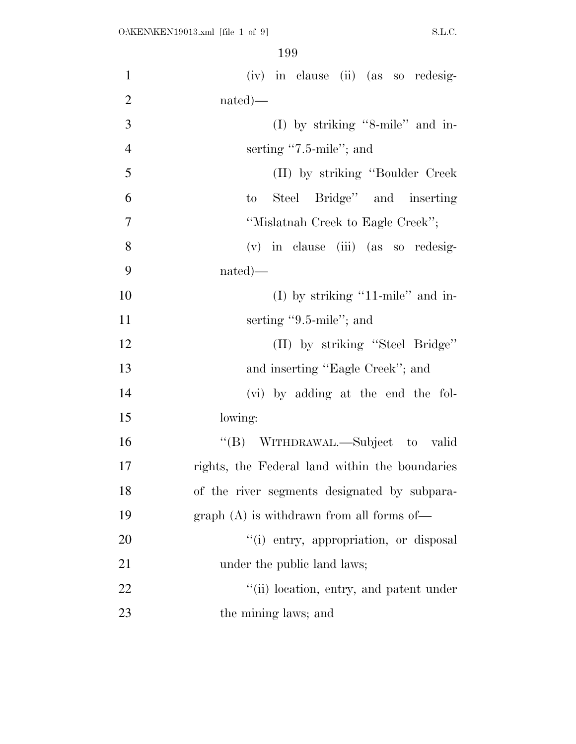(iv) in clause (ii) (as so redesignated)—

(I) by striking "8-mile" and inserting "7.5-mile"; and

(II) by striking "Boulder Creek to Steel Bridge" and inserting "Mislatnah Creek to Eagle Creek";

(v) in clause (iii) (as so redesignated)—

(I) by striking "11-mile" and inserting "9.5-mile"; and

(II) by striking "Steel Bridge" and inserting "Eagle Creek"; and

(vi) by adding at the end the following:

"(B) WITHDRAWAL.—Subject to valid rights, the Federal land within the boundaries of the river segments designated by subparagraph (A) is withdrawn from all forms of—

"(i) entry, appropriation, or disposal under the public land laws;

"(ii) location, entry, and patent under the mining laws; and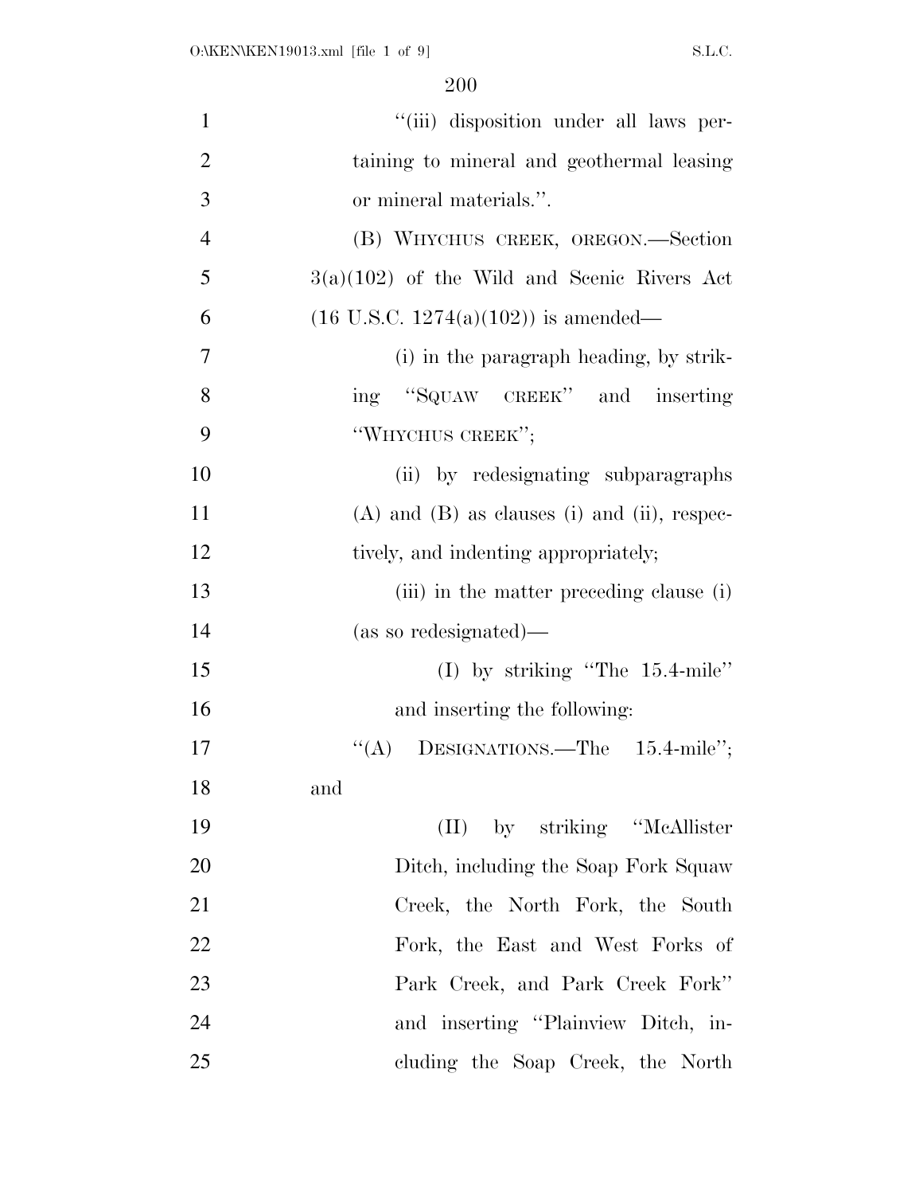"(iii) disposition under all laws pertaining to mineral and geothermal leasing or mineral materials.".

(B) WHYCHUS CREEK, OREGON.—Section 3(a)(102) of the Wild and Scenic Rivers Act (16 U.S.C. 1274(a)(102)) is amended—

(i) in the paragraph heading, by striking "SQUAW CREEK" and inserting "WHYCHUS CREEK";

(ii) by redesignating subparagraphs (A) and (B) as clauses (i) and (ii), respectively, and indenting appropriately;

(iii) in the matter preceding clause (i) (as so redesignated)—

(I) by striking "The 15.4-mile" and inserting the following:

"(A) DESIGNATIONS.—The 15.4-mile"; and

(II) by striking "McAllister Ditch, including the Soap Fork Squaw Creek, the North Fork, the South Fork, the East and West Forks of Park Creek, and Park Creek Fork" and inserting "Plainview Ditch, including the Soap Creek, the North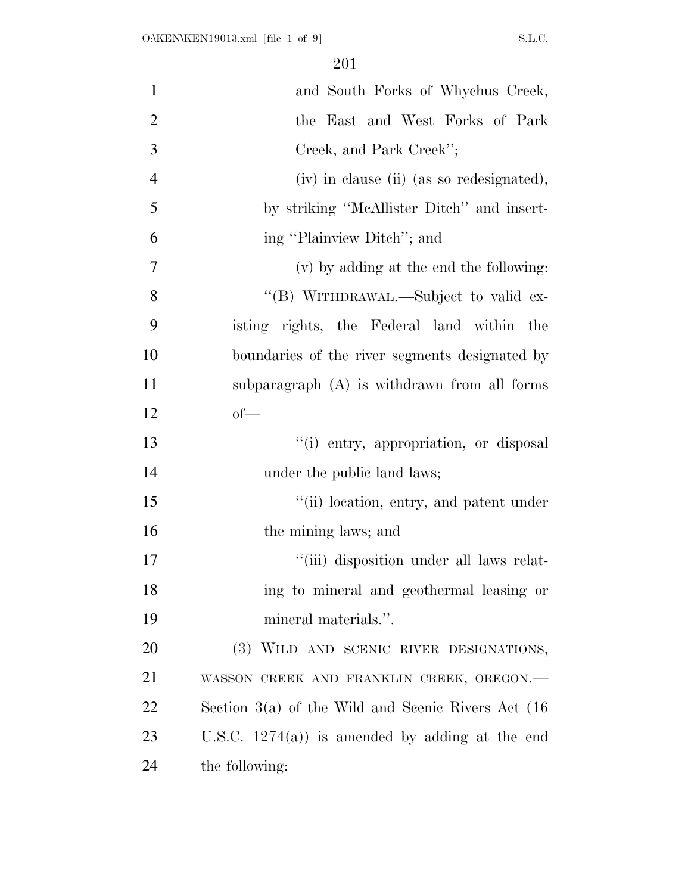and South Forks of Whychus Creek, the East and West Forks of Park Creek, and Park Creek'';

(iv) in clause (ii) (as so redesignated), by striking ''McAllister Ditch'' and inserting ''Plainview Ditch''; and

(v) by adding at the end the following:

''(B) WITHDRAWAL.—Subject to valid existing rights, the Federal land within the boundaries of the river segments designated by subparagraph (A) is withdrawn from all forms of—

''(i) entry, appropriation, or disposal under the public land laws;

''(ii) location, entry, and patent under the mining laws; and

''(iii) disposition under all laws relating to mineral and geothermal leasing or mineral materials.''.

(3) WILD AND SCENIC RIVER DESIGNATIONS, WASSON CREEK AND FRANKLIN CREEK, OREGON.—Section 3(a) of the Wild and Scenic Rivers Act (16 U.S.C. 1274(a)) is amended by adding at the end the following: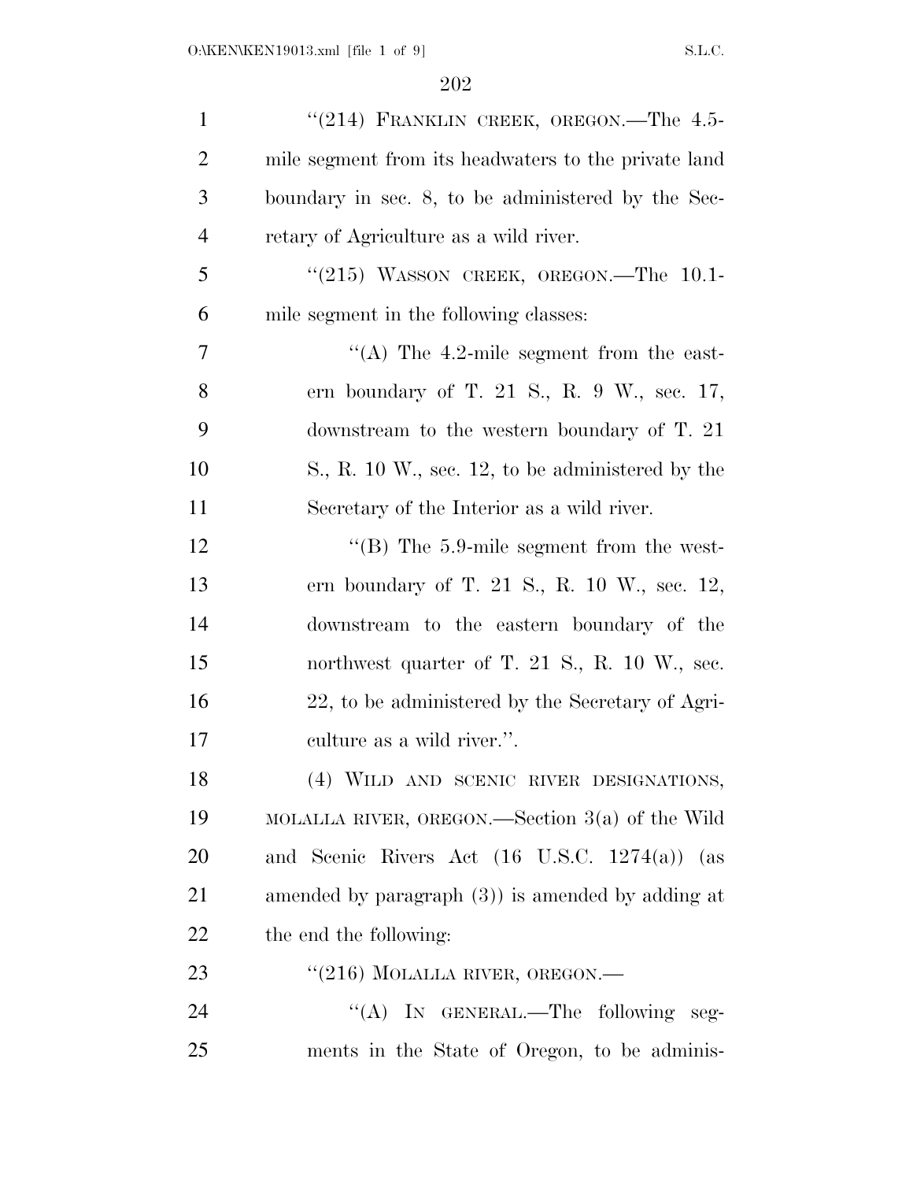"(214) FRANKLIN CREEK, OREGON.—The 4.5-mile segment from its headwaters to the private land boundary in sec. 8, to be administered by the Secretary of Agriculture as a wild river.

"(215) WASSON CREEK, OREGON.—The 10.1-mile segment in the following classes:

"(A) The 4.2-mile segment from the eastern boundary of T. 21 S., R. 9 W., sec. 17, downstream to the western boundary of T. 21 S., R. 10 W., sec. 12, to be administered by the Secretary of the Interior as a wild river.

"(B) The 5.9-mile segment from the western boundary of T. 21 S., R. 10 W., sec. 12, downstream to the eastern boundary of the northwest quarter of T. 21 S., R. 10 W., sec. 22, to be administered by the Secretary of Agriculture as a wild river.".

(4) WILD AND SCENIC RIVER DESIGNATIONS, MOLALLA RIVER, OREGON.—Section 3(a) of the Wild and Scenic Rivers Act (16 U.S.C. 1274(a)) (as amended by paragraph (3)) is amended by adding at the end the following:

"(216) MOLALLA RIVER, OREGON.—

"(A) IN GENERAL.—The following segments in the State of Oregon, to be adminis-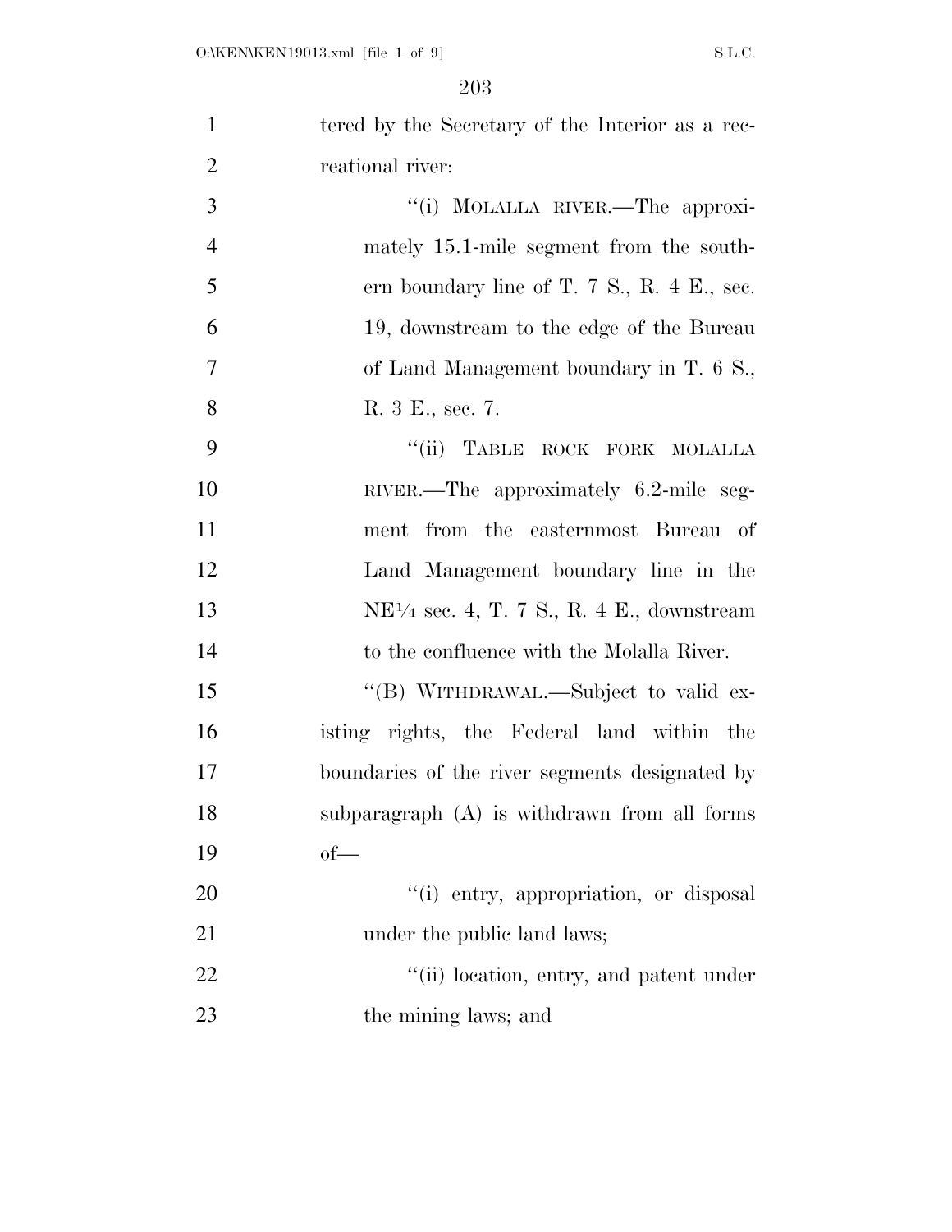tered by the Secretary of the Interior as a recreational river:

''(i) MOLALLA RIVER.—The approximately 15.1-mile segment from the southern boundary line of T. 7 S., R. 4 E., sec. 19, downstream to the edge of the Bureau of Land Management boundary in T. 6 S., R. 3 E., sec. 7.

''(ii) TABLE ROCK FORK MOLALLA RIVER.—The approximately 6.2-mile segment from the easternmost Bureau of Land Management boundary line in the NE¼ sec. 4, T. 7 S., R. 4 E., downstream to the confluence with the Molalla River.

''(B) WITHDRAWAL.—Subject to valid existing rights, the Federal land within the boundaries of the river segments designated by subparagraph (A) is withdrawn from all forms of—

''(i) entry, appropriation, or disposal under the public land laws;

''(ii) location, entry, and patent under the mining laws; and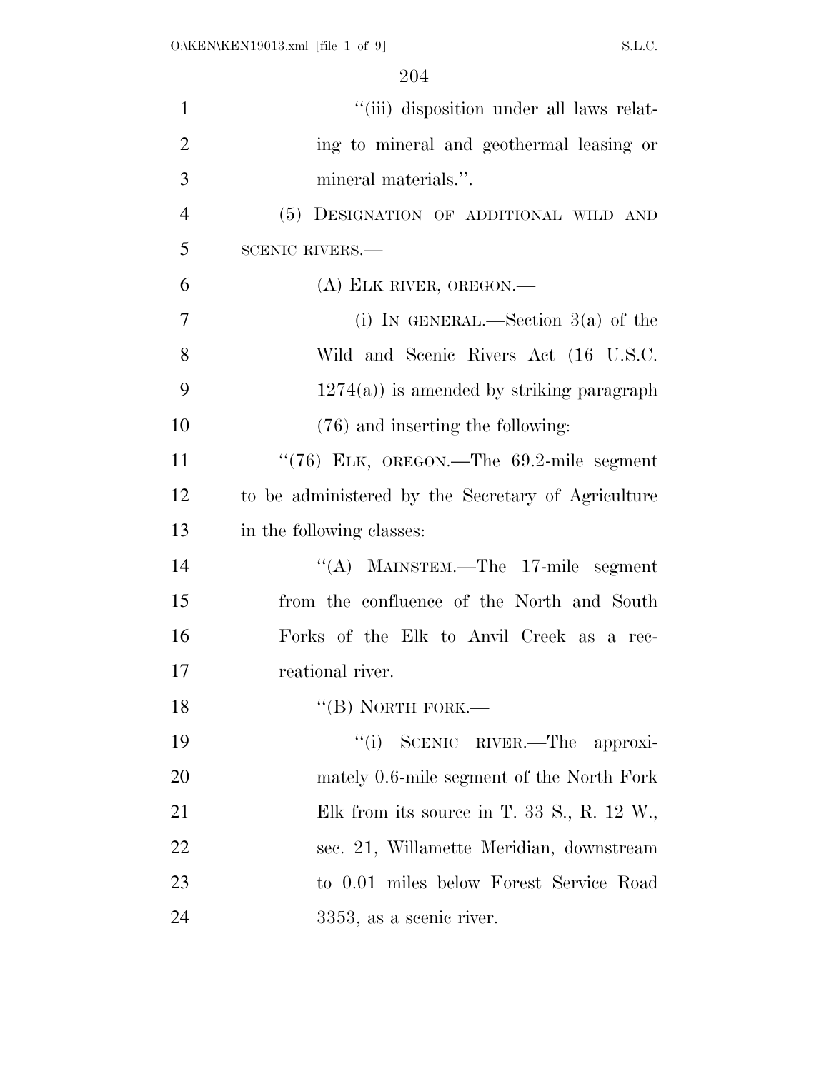"(iii) disposition under all laws relating to mineral and geothermal leasing or mineral materials.".

(5) DESIGNATION OF ADDITIONAL WILD AND SCENIC RIVERS.—

(A) ELK RIVER, OREGON.—

(i) IN GENERAL.—Section 3(a) of the Wild and Scenic Rivers Act (16 U.S.C. 1274(a)) is amended by striking paragraph (76) and inserting the following:

"(76) ELK, OREGON.—The 69.2-mile segment to be administered by the Secretary of Agriculture in the following classes:

"(A) MAINSTEM.—The 17-mile segment from the confluence of the North and South Forks of the Elk to Anvil Creek as a recreational river.

"(B) NORTH FORK.—

"(i) SCENIC RIVER.—The approximately 0.6-mile segment of the North Fork Elk from its source in T. 33 S., R. 12 W., sec. 21, Willamette Meridian, downstream to 0.01 miles below Forest Service Road 3353, as a scenic river.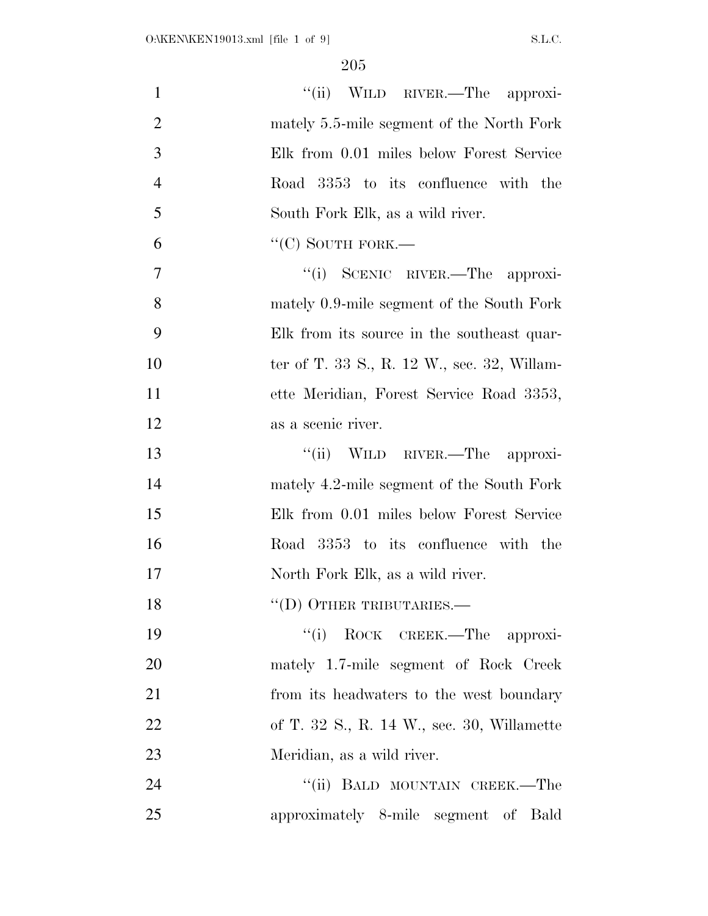"(ii) WILD RIVER.—The approximately 5.5-mile segment of the North Fork Elk from 0.01 miles below Forest Service Road 3353 to its confluence with the South Fork Elk, as a wild river.

"(C) SOUTH FORK.—

"(i) SCENIC RIVER.—The approximately 0.9-mile segment of the South Fork Elk from its source in the southeast quarter of T. 33 S., R. 12 W., sec. 32, Willamette Meridian, Forest Service Road 3353, as a scenic river.

"(ii) WILD RIVER.—The approximately 4.2-mile segment of the South Fork Elk from 0.01 miles below Forest Service Road 3353 to its confluence with the North Fork Elk, as a wild river.

"(D) OTHER TRIBUTARIES.—

"(i) ROCK CREEK.—The approximately 1.7-mile segment of Rock Creek from its headwaters to the west boundary of T. 32 S., R. 14 W., sec. 30, Willamette Meridian, as a wild river.

"(ii) BALD MOUNTAIN CREEK.—The approximately 8-mile segment of Bald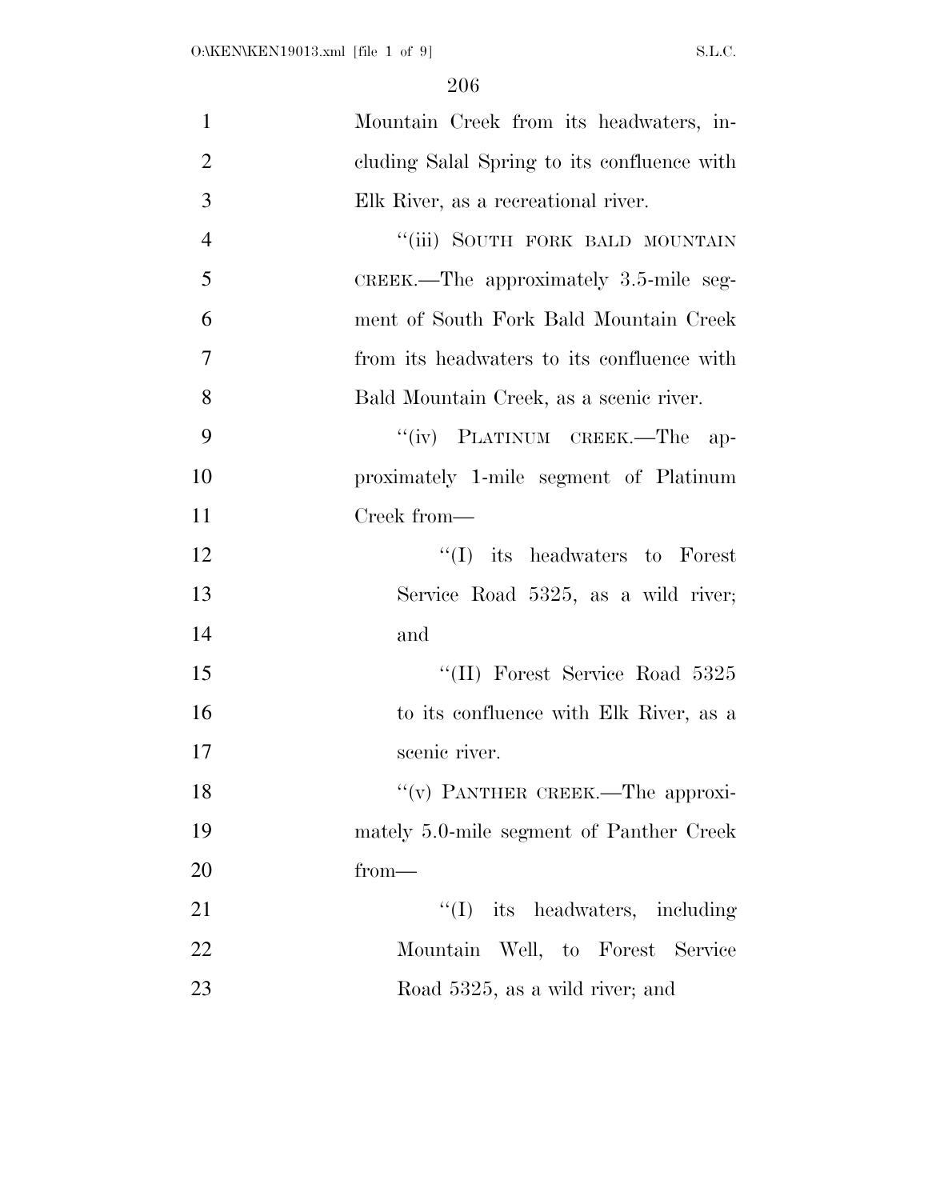Mountain Creek from its headwaters, including Salal Spring to its confluence with Elk River, as a recreational river.

"(iii) SOUTH FORK BALD MOUNTAIN CREEK.—The approximately 3.5-mile segment of South Fork Bald Mountain Creek from its headwaters to its confluence with Bald Mountain Creek, as a scenic river.

"(iv) PLATINUM CREEK.—The approximately 1-mile segment of Platinum Creek from—

"(I) its headwaters to Forest Service Road 5325, as a wild river; and

"(II) Forest Service Road 5325 to its confluence with Elk River, as a scenic river.

"(v) PANTHER CREEK.—The approximately 5.0-mile segment of Panther Creek from—

"(I) its headwaters, including Mountain Well, to Forest Service Road 5325, as a wild river; and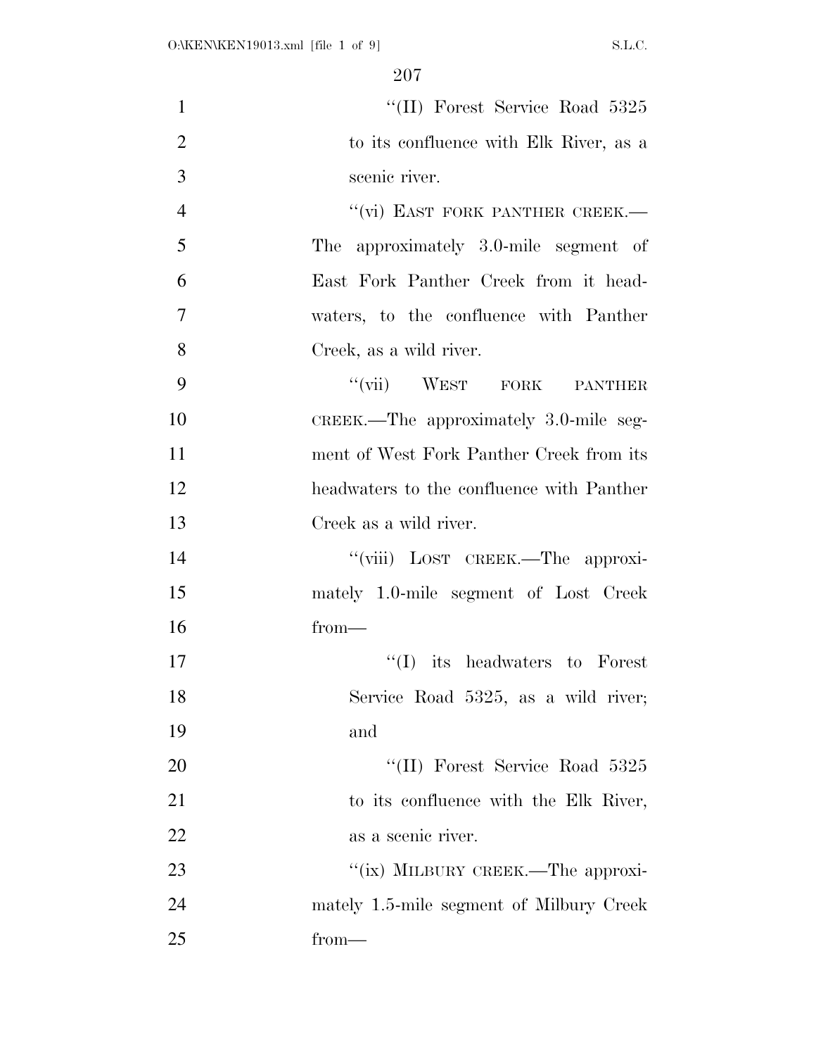"(II) Forest Service Road 5325 to its confluence with Elk River, as a scenic river.

"(vi) EAST FORK PANTHER CREEK.—The approximately 3.0-mile segment of East Fork Panther Creek from it headwaters, to the confluence with Panther Creek, as a wild river.

"(vii) WEST FORK PANTHER CREEK.—The approximately 3.0-mile segment of West Fork Panther Creek from its headwaters to the confluence with Panther Creek as a wild river.

"(viii) LOST CREEK.—The approximately 1.0-mile segment of Lost Creek from—

"(I) its headwaters to Forest Service Road 5325, as a wild river; and

"(II) Forest Service Road 5325 to its confluence with the Elk River, as a scenic river.

"(ix) MILBURY CREEK.—The approximately 1.5-mile segment of Milbury Creek from—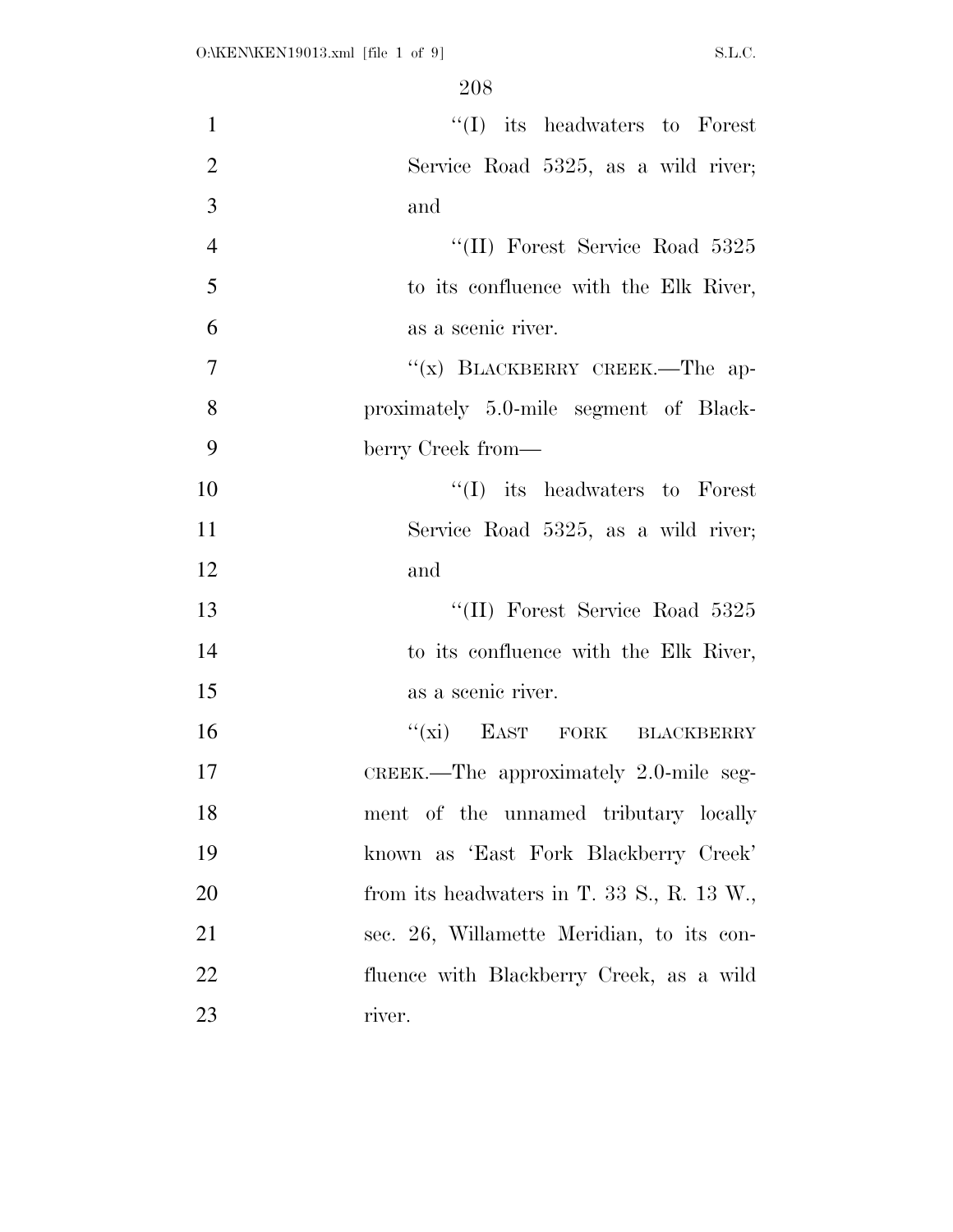"(I) its headwaters to Forest Service Road 5325, as a wild river; and

"(II) Forest Service Road 5325 to its confluence with the Elk River, as a scenic river.

"(x) BLACKBERRY CREEK.—The approximately 5.0-mile segment of Blackberry Creek from—

"(I) its headwaters to Forest Service Road 5325, as a wild river; and

"(II) Forest Service Road 5325 to its confluence with the Elk River, as a scenic river.

"(xi) EAST FORK BLACKBERRY CREEK.—The approximately 2.0-mile segment of the unnamed tributary locally known as 'East Fork Blackberry Creek' from its headwaters in T. 33 S., R. 13 W., sec. 26, Willamette Meridian, to its confluence with Blackberry Creek, as a wild river.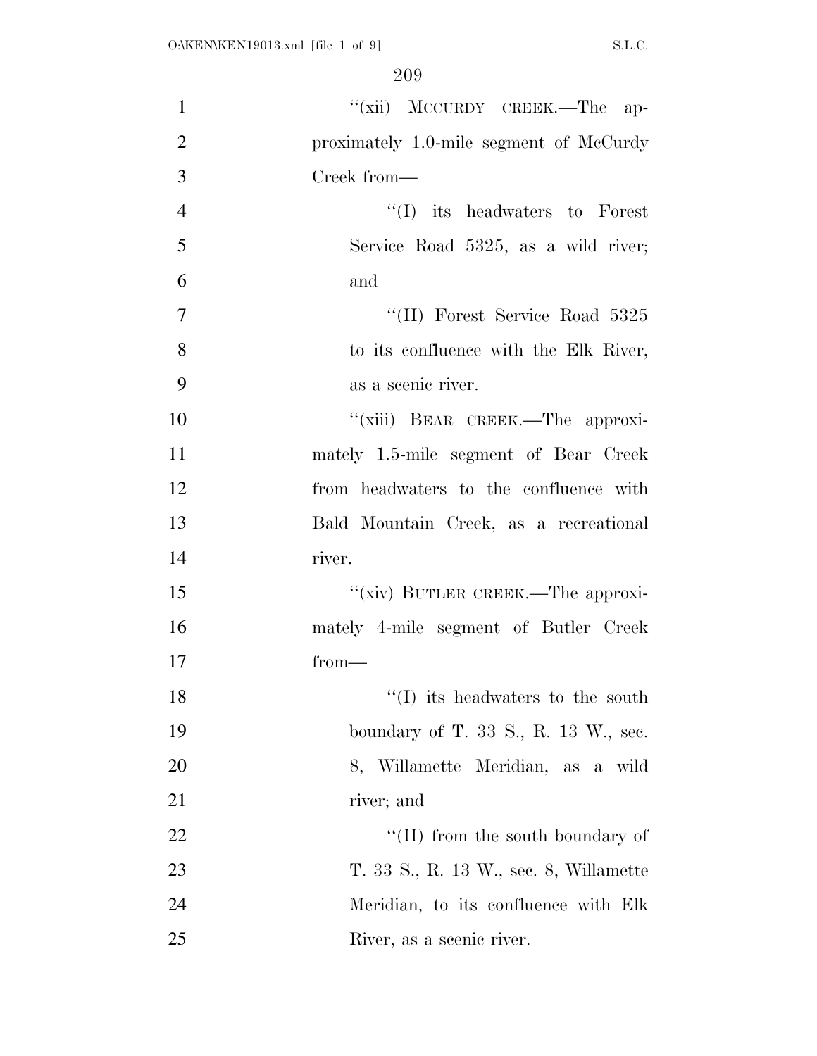''(xii) MCCURDY CREEK.—The approximately 1.0-mile segment of McCurdy Creek from—

''(I) its headwaters to Forest Service Road 5325, as a wild river; and

''(II) Forest Service Road 5325 to its confluence with the Elk River, as a scenic river.

''(xiii) BEAR CREEK.—The approximately 1.5-mile segment of Bear Creek from headwaters to the confluence with Bald Mountain Creek, as a recreational river.

''(xiv) BUTLER CREEK.—The approximately 4-mile segment of Butler Creek from—

''(I) its headwaters to the south boundary of T. 33 S., R. 13 W., sec. 8, Willamette Meridian, as a wild river; and

''(II) from the south boundary of T. 33 S., R. 13 W., sec. 8, Willamette Meridian, to its confluence with Elk River, as a scenic river.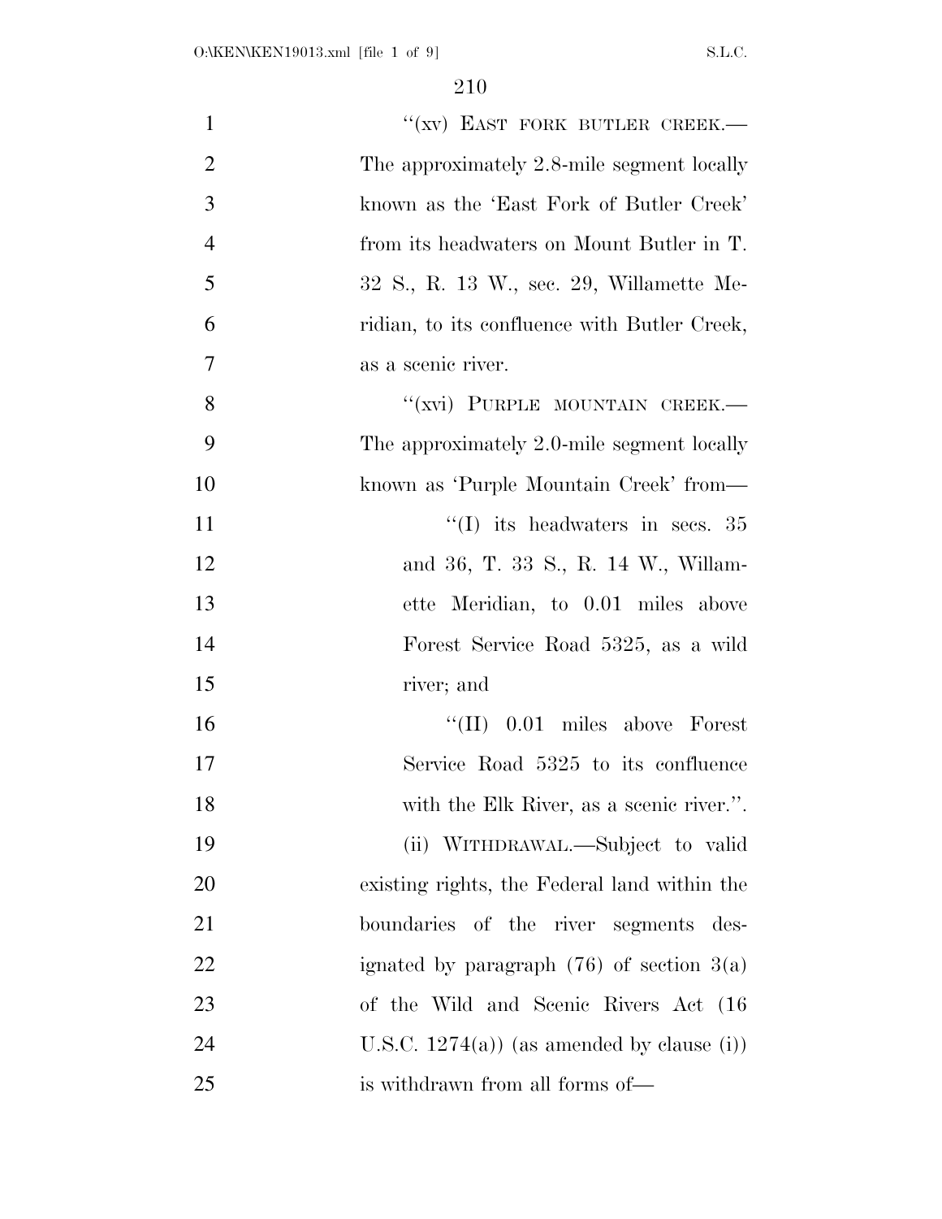"(xv) EAST FORK BUTLER CREEK.—The approximately 2.8-mile segment locally known as the 'East Fork of Butler Creek' from its headwaters on Mount Butler in T. 32 S., R. 13 W., sec. 29, Willamette Meridian, to its confluence with Butler Creek, as a scenic river.

"(xvi) PURPLE MOUNTAIN CREEK.—The approximately 2.0-mile segment locally known as 'Purple Mountain Creek' from—

"(I) its headwaters in secs. 35 and 36, T. 33 S., R. 14 W., Willamette Meridian, to 0.01 miles above Forest Service Road 5325, as a wild river; and

"(II) 0.01 miles above Forest Service Road 5325 to its confluence with the Elk River, as a scenic river.".

(ii) WITHDRAWAL.—Subject to valid existing rights, the Federal land within the boundaries of the river segments designated by paragraph (76) of section 3(a) of the Wild and Scenic Rivers Act (16 U.S.C. 1274(a)) (as amended by clause (i)) is withdrawn from all forms of—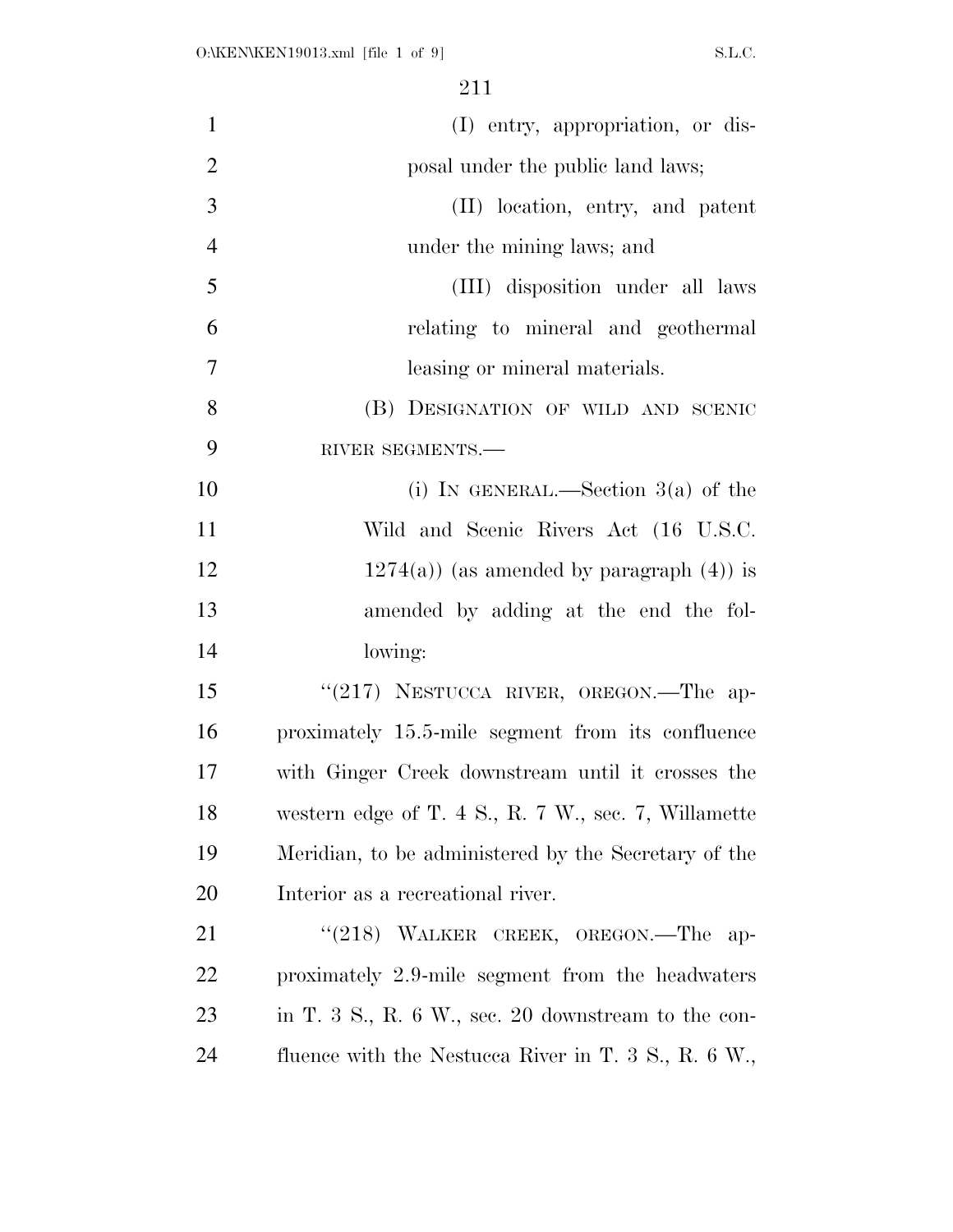(I) entry, appropriation, or disposal under the public land laws;

(II) location, entry, and patent under the mining laws; and

(III) disposition under all laws relating to mineral and geothermal leasing or mineral materials.

(B) DESIGNATION OF WILD AND SCENIC RIVER SEGMENTS.—

(i) IN GENERAL.—Section 3(a) of the Wild and Scenic Rivers Act (16 U.S.C. 1274(a)) (as amended by paragraph (4)) is amended by adding at the end the following:

"(217) NESTUCCA RIVER, OREGON.—The approximately 15.5-mile segment from its confluence with Ginger Creek downstream until it crosses the western edge of T. 4 S., R. 7 W., sec. 7, Willamette Meridian, to be administered by the Secretary of the Interior as a recreational river.

"(218) WALKER CREEK, OREGON.—The approximately 2.9-mile segment from the headwaters in T. 3 S., R. 6 W., sec. 20 downstream to the confluence with the Nestucca River in T. 3 S., R. 6 W.,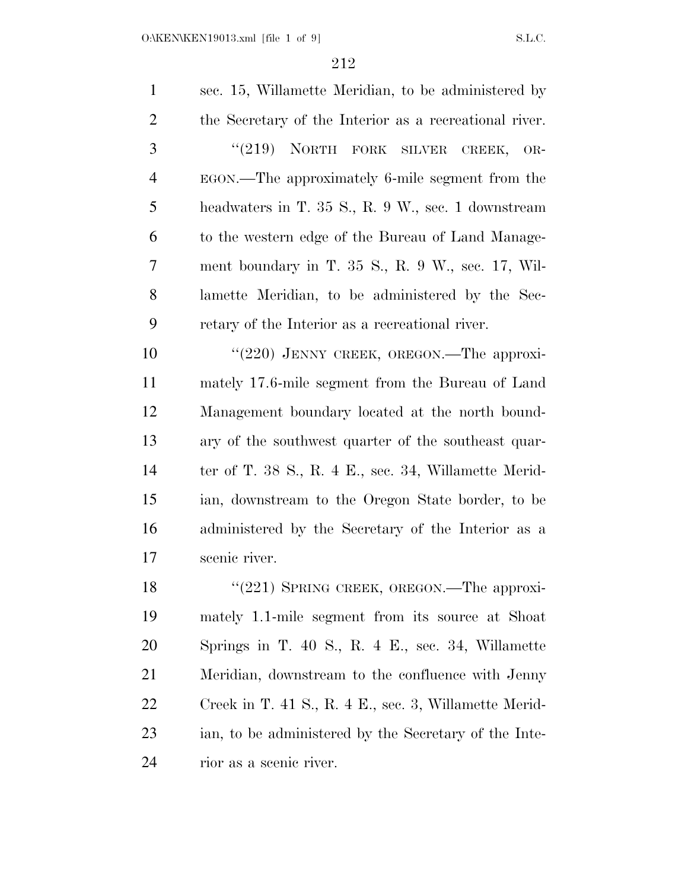sec. 15, Willamette Meridian, to be administered by the Secretary of the Interior as a recreational river.

"(219) NORTH FORK SILVER CREEK, OREGON.—The approximately 6-mile segment from the headwaters in T. 35 S., R. 9 W., sec. 1 downstream to the western edge of the Bureau of Land Management boundary in T. 35 S., R. 9 W., sec. 17, Willamette Meridian, to be administered by the Secretary of the Interior as a recreational river.

"(220) JENNY CREEK, OREGON.—The approximately 17.6-mile segment from the Bureau of Land Management boundary located at the north boundary of the southwest quarter of the southeast quarter of T. 38 S., R. 4 E., sec. 34, Willamette Meridian, downstream to the Oregon State border, to be administered by the Secretary of the Interior as a scenic river.

"(221) SPRING CREEK, OREGON.—The approximately 1.1-mile segment from its source at Shoat Springs in T. 40 S., R. 4 E., sec. 34, Willamette Meridian, downstream to the confluence with Jenny Creek in T. 41 S., R. 4 E., sec. 3, Willamette Meridian, to be administered by the Secretary of the Interior as a scenic river.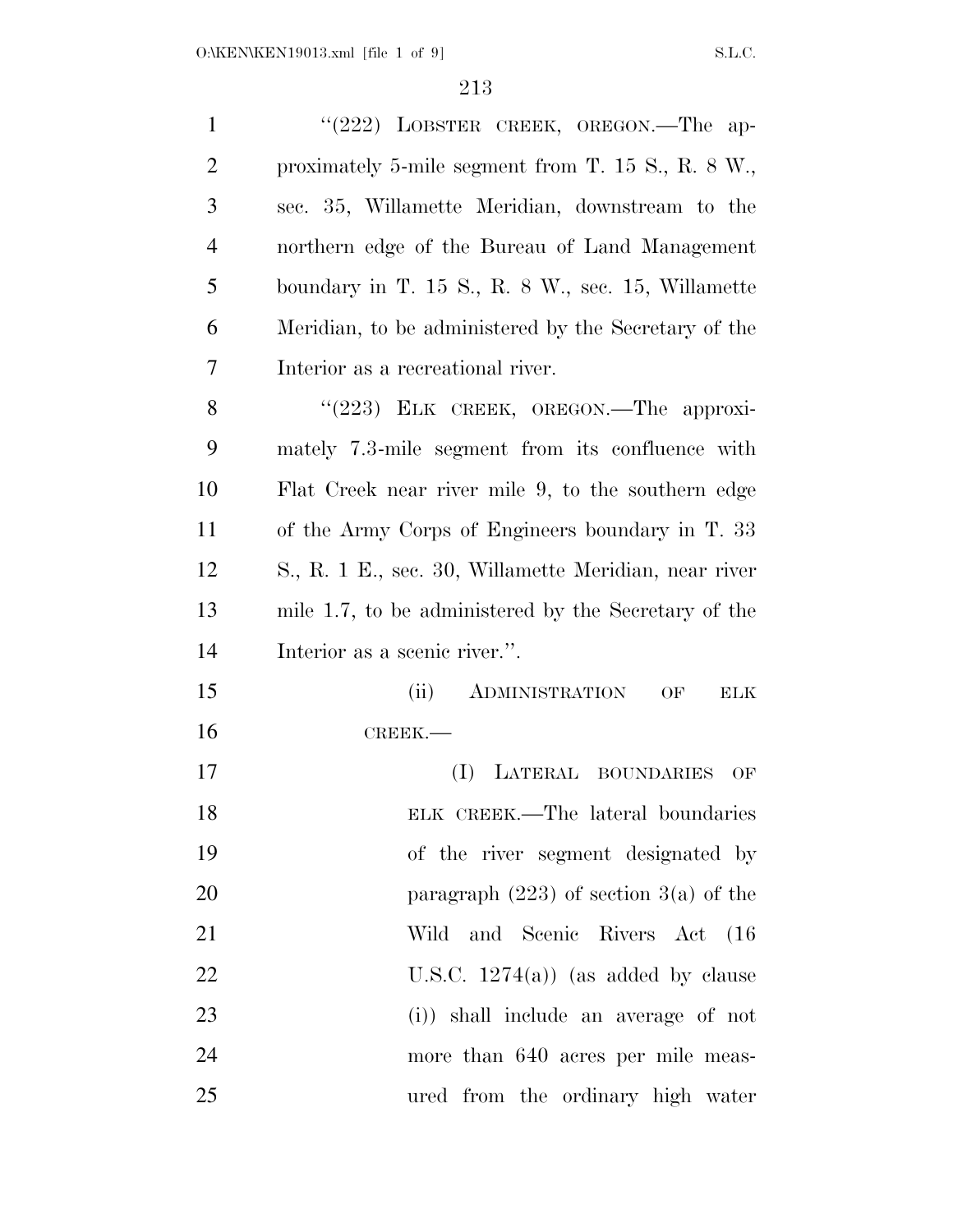"(222) LOBSTER CREEK, OREGON.—The approximately 5-mile segment from T. 15 S., R. 8 W., sec. 35, Willamette Meridian, downstream to the northern edge of the Bureau of Land Management boundary in T. 15 S., R. 8 W., sec. 15, Willamette Meridian, to be administered by the Secretary of the Interior as a recreational river.

"(223) ELK CREEK, OREGON.—The approximately 7.3-mile segment from its confluence with Flat Creek near river mile 9, to the southern edge of the Army Corps of Engineers boundary in T. 33 S., R. 1 E., sec. 30, Willamette Meridian, near river mile 1.7, to be administered by the Secretary of the Interior as a scenic river.".

(ii) ADMINISTRATION OF ELK CREEK.—

(I) LATERAL BOUNDARIES OF ELK CREEK.—The lateral boundaries of the river segment designated by paragraph (223) of section 3(a) of the Wild and Scenic Rivers Act (16 U.S.C. 1274(a)) (as added by clause (i)) shall include an average of not more than 640 acres per mile measured from the ordinary high water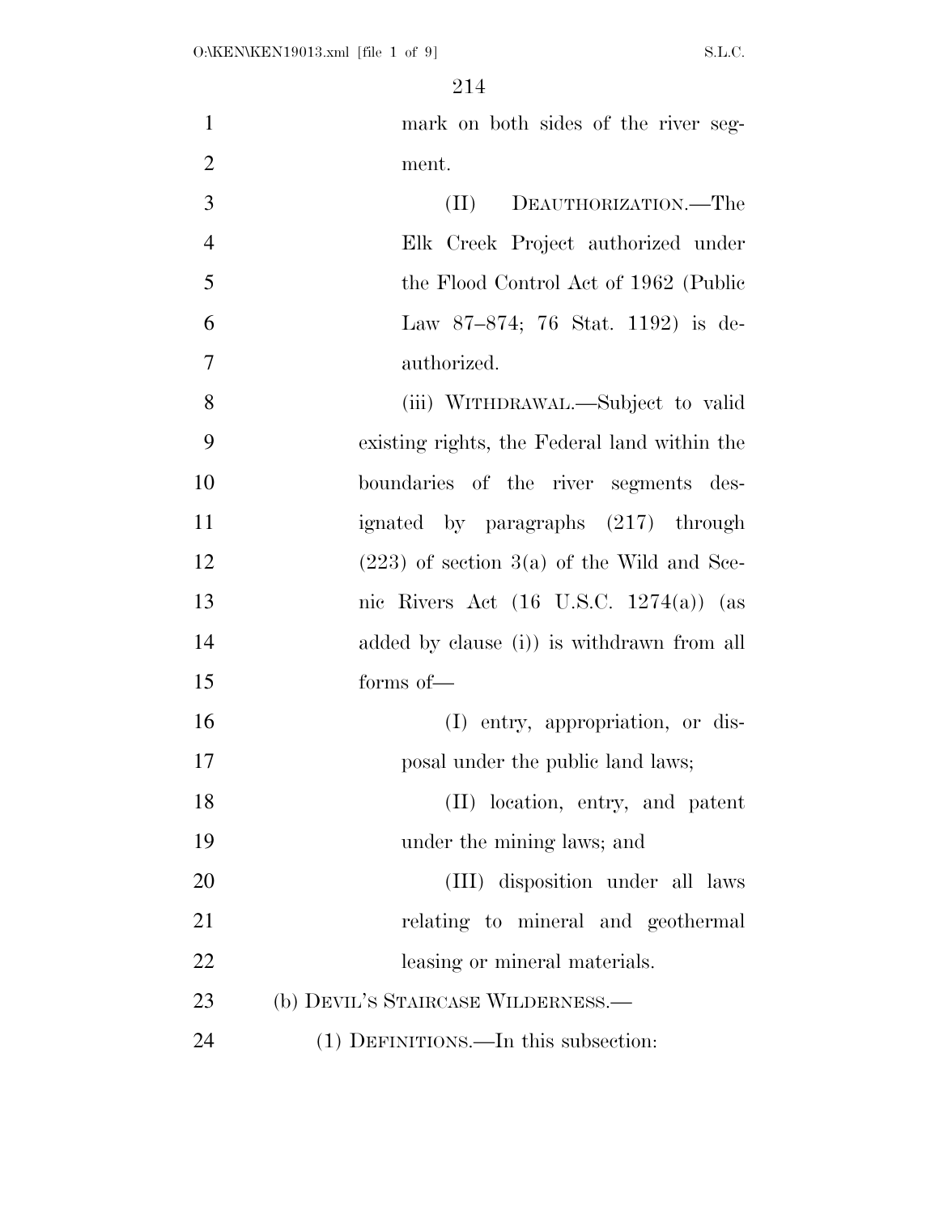mark on both sides of the river segment.

(II) DEAUTHORIZATION.—The Elk Creek Project authorized under the Flood Control Act of 1962 (Public Law 87–874; 76 Stat. 1192) is deauthorized.

(iii) WITHDRAWAL.—Subject to valid existing rights, the Federal land within the boundaries of the river segments designated by paragraphs (217) through (223) of section 3(a) of the Wild and Scenic Rivers Act (16 U.S.C. 1274(a)) (as added by clause (i)) is withdrawn from all forms of—

(I) entry, appropriation, or disposal under the public land laws;

(II) location, entry, and patent under the mining laws; and

(III) disposition under all laws relating to mineral and geothermal leasing or mineral materials.

(b) DEVIL'S STAIRCASE WILDERNESS.—

(1) DEFINITIONS.—In this subsection: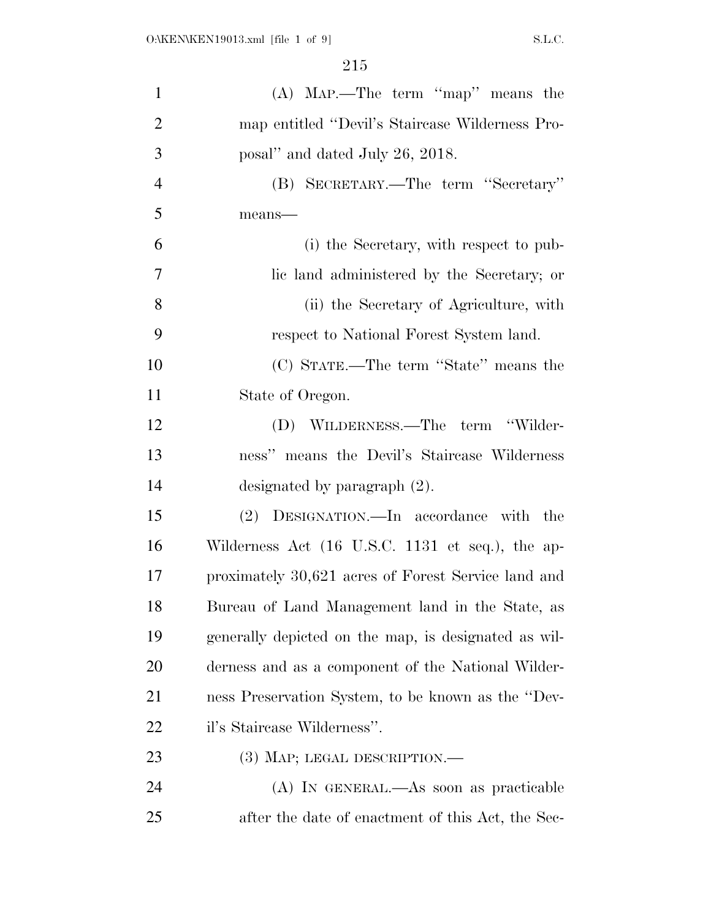(A) MAP.—The term "map" means the map entitled "Devil's Staircase Wilderness Proposal" and dated July 26, 2018.

(B) SECRETARY.—The term "Secretary" means—

(i) the Secretary, with respect to public land administered by the Secretary; or

(ii) the Secretary of Agriculture, with respect to National Forest System land.

(C) STATE.—The term "State" means the State of Oregon.

(D) WILDERNESS.—The term "Wilderness" means the Devil's Staircase Wilderness designated by paragraph (2).

(2) DESIGNATION.—In accordance with the Wilderness Act (16 U.S.C. 1131 et seq.), the approximately 30,621 acres of Forest Service land and Bureau of Land Management land in the State, as generally depicted on the map, is designated as wilderness and as a component of the National Wilderness Preservation System, to be known as the "Devil's Staircase Wilderness".

(3) MAP; LEGAL DESCRIPTION.—

(A) IN GENERAL.—As soon as practicable after the date of enactment of this Act, the Sec-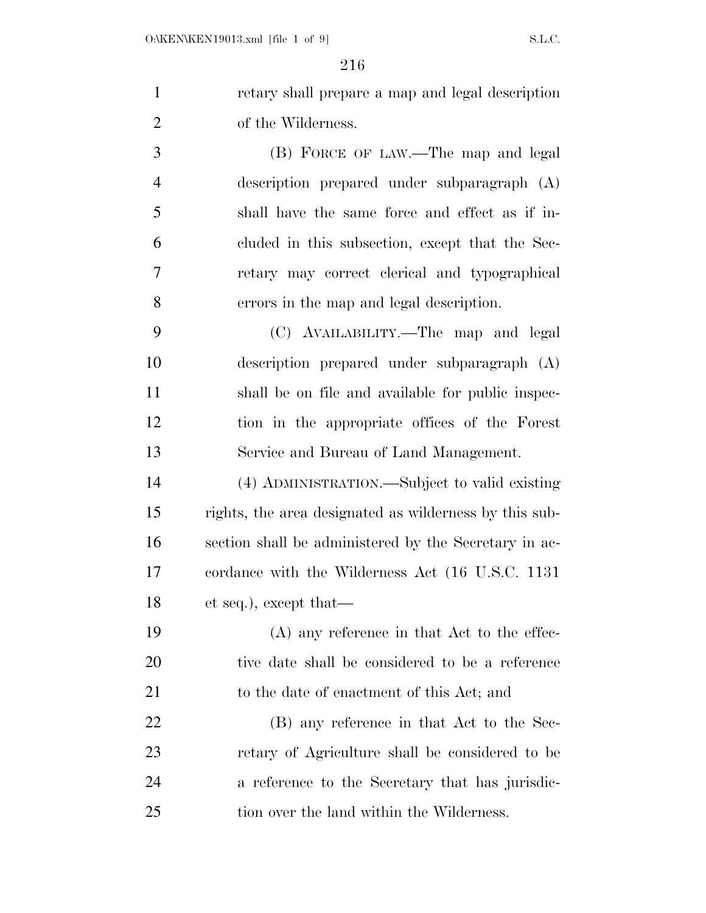retary shall prepare a map and legal description of the Wilderness.

(B) FORCE OF LAW.—The map and legal description prepared under subparagraph (A) shall have the same force and effect as if included in this subsection, except that the Secretary may correct clerical and typographical errors in the map and legal description.

(C) AVAILABILITY.—The map and legal description prepared under subparagraph (A) shall be on file and available for public inspection in the appropriate offices of the Forest Service and Bureau of Land Management.

(4) ADMINISTRATION.—Subject to valid existing rights, the area designated as wilderness by this subsection shall be administered by the Secretary in accordance with the Wilderness Act (16 U.S.C. 1131 et seq.), except that—

(A) any reference in that Act to the effective date shall be considered to be a reference to the date of enactment of this Act; and

(B) any reference in that Act to the Secretary of Agriculture shall be considered to be a reference to the Secretary that has jurisdiction over the land within the Wilderness.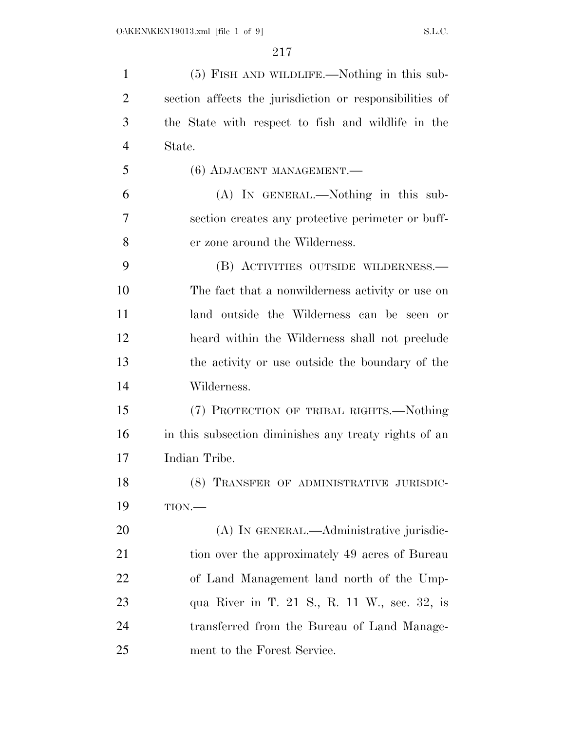(5) FISH AND WILDLIFE.—Nothing in this subsection affects the jurisdiction or responsibilities of the State with respect to fish and wildlife in the State.

(6) ADJACENT MANAGEMENT.—

(A) IN GENERAL.—Nothing in this subsection creates any protective perimeter or buffer zone around the Wilderness.

(B) ACTIVITIES OUTSIDE WILDERNESS.—The fact that a nonwilderness activity or use on land outside the Wilderness can be seen or heard within the Wilderness shall not preclude the activity or use outside the boundary of the Wilderness.

(7) PROTECTION OF TRIBAL RIGHTS.—Nothing in this subsection diminishes any treaty rights of an Indian Tribe.

(8) TRANSFER OF ADMINISTRATIVE JURISDICTION.—

(A) IN GENERAL.—Administrative jurisdiction over the approximately 49 acres of Bureau of Land Management land north of the Umpqua River in T. 21 S., R. 11 W., sec. 32, is transferred from the Bureau of Land Management to the Forest Service.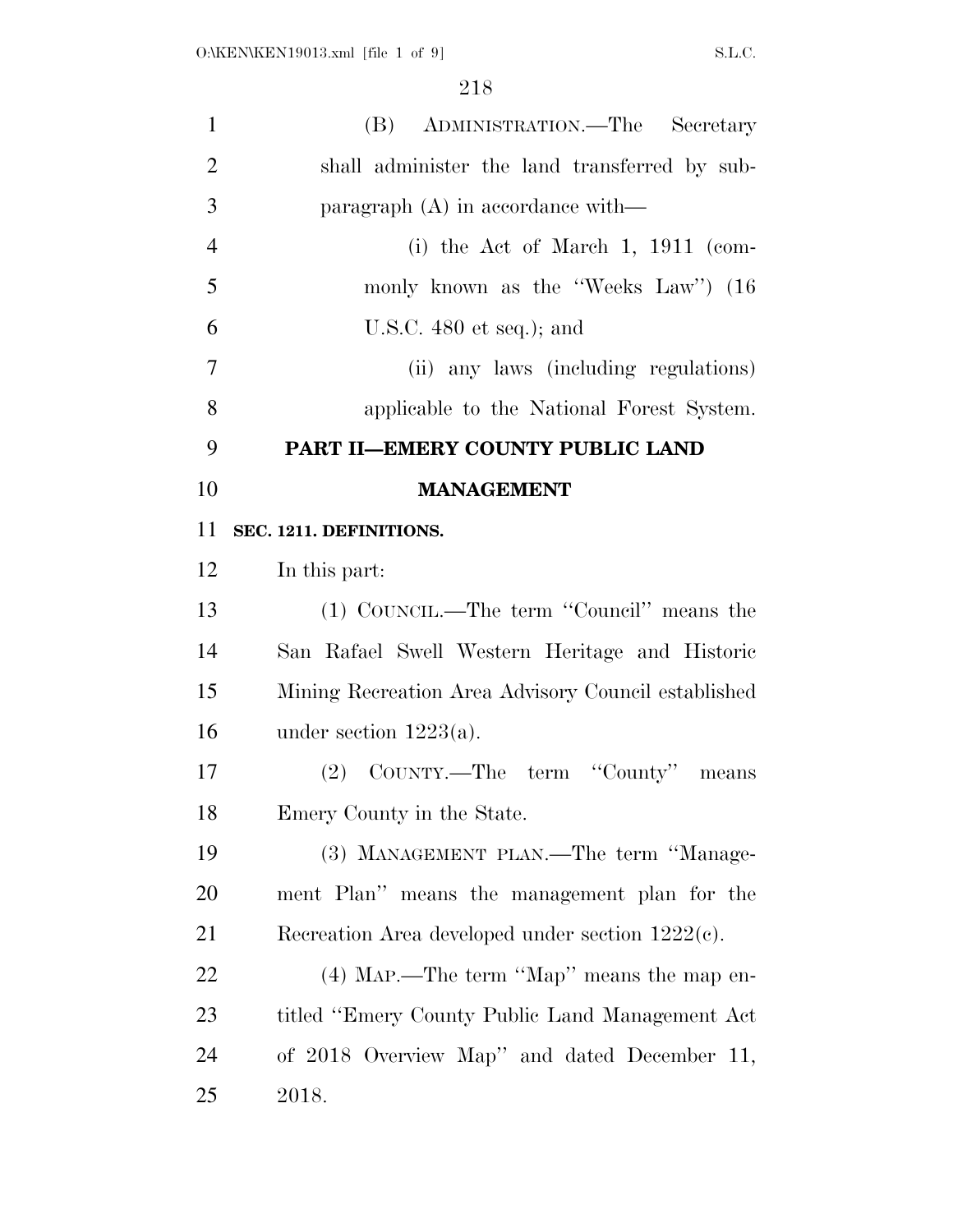(B) ADMINISTRATION.—The Secretary shall administer the land transferred by subparagraph (A) in accordance with—

(i) the Act of March 1, 1911 (commonly known as the "Weeks Law") (16 U.S.C. 480 et seq.); and

(ii) any laws (including regulations) applicable to the National Forest System.

## PART II—EMERY COUNTY PUBLIC LAND MANAGEMENT

### SEC. 1211. DEFINITIONS.

In this part:

(1) COUNCIL.—The term "Council" means the San Rafael Swell Western Heritage and Historic Mining Recreation Area Advisory Council established under section 1223(a).

(2) COUNTY.—The term "County" means Emery County in the State.

(3) MANAGEMENT PLAN.—The term "Management Plan" means the management plan for the Recreation Area developed under section 1222(c).

(4) MAP.—The term "Map" means the map entitled "Emery County Public Land Management Act of 2018 Overview Map" and dated December 11, 2018.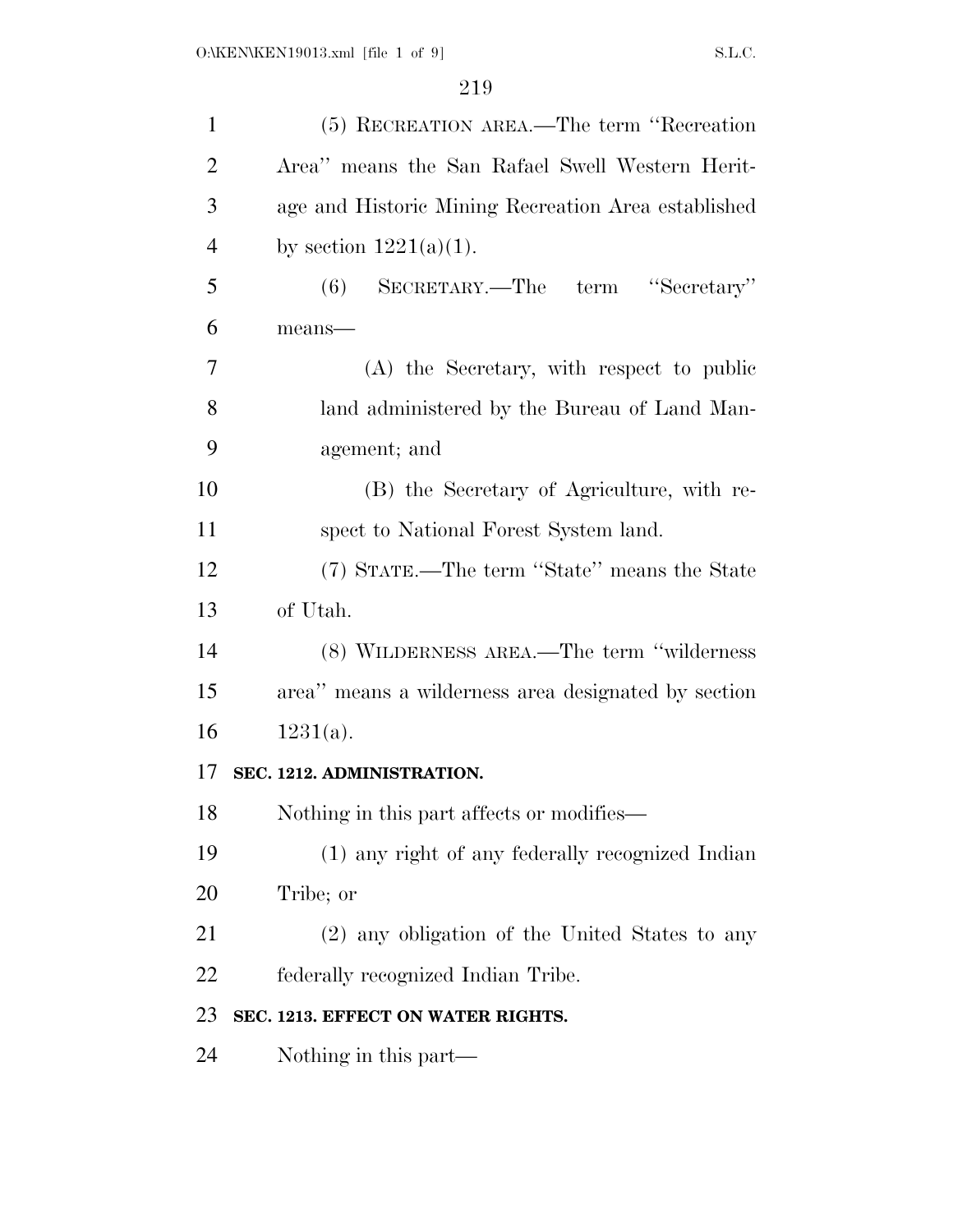(5) RECREATION AREA.—The term ''Recreation Area'' means the San Rafael Swell Western Heritage and Historic Mining Recreation Area established by section 1221(a)(1).

(6) SECRETARY.—The term ''Secretary'' means—

(A) the Secretary, with respect to public land administered by the Bureau of Land Management; and

(B) the Secretary of Agriculture, with respect to National Forest System land.

(7) STATE.—The term ''State'' means the State of Utah.

(8) WILDERNESS AREA.—The term ''wilderness area'' means a wilderness area designated by section 1231(a).

**SEC. 1212. ADMINISTRATION.**

Nothing in this part affects or modifies—

(1) any right of any federally recognized Indian Tribe; or

(2) any obligation of the United States to any federally recognized Indian Tribe.

**SEC. 1213. EFFECT ON WATER RIGHTS.**

Nothing in this part—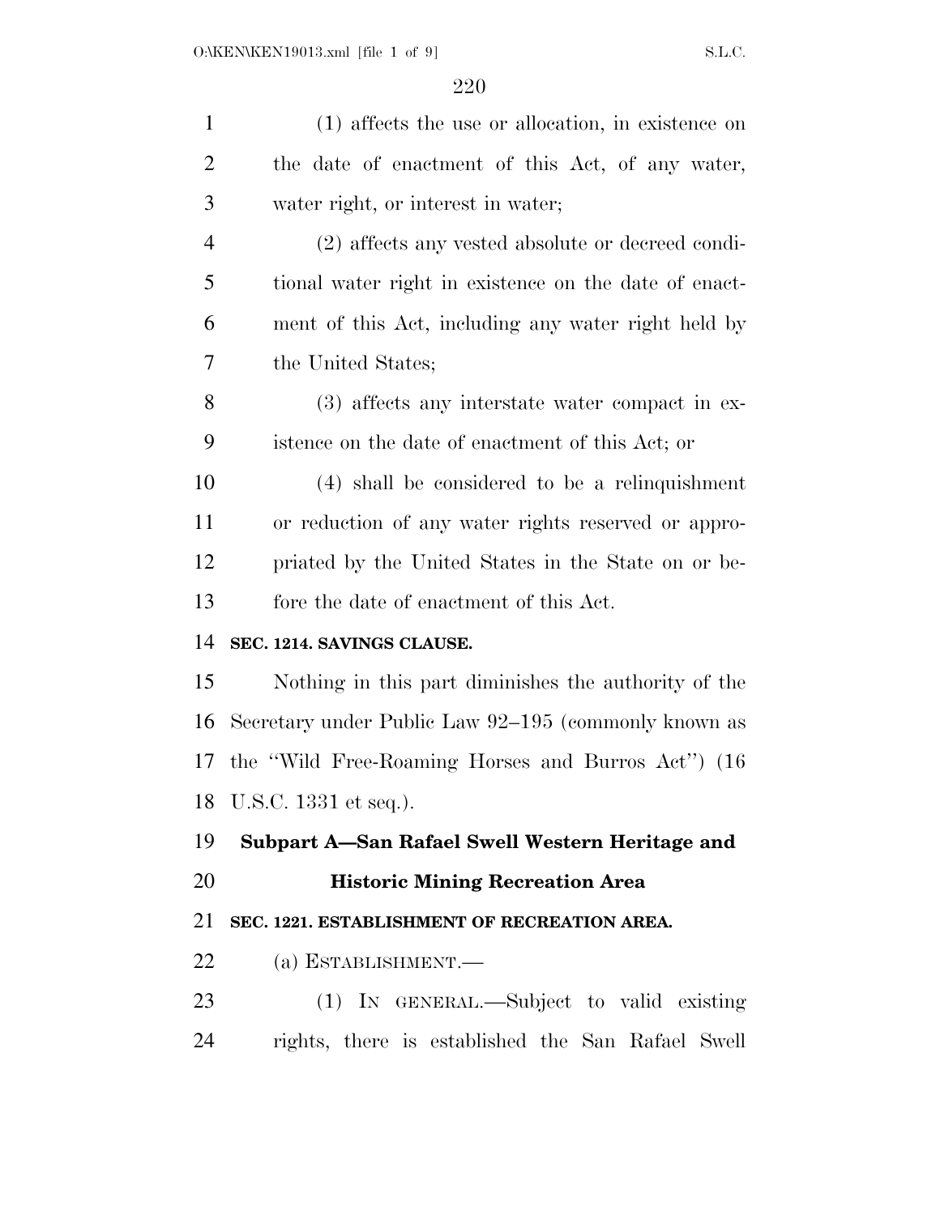(1) affects the use or allocation, in existence on the date of enactment of this Act, of any water, water right, or interest in water;

(2) affects any vested absolute or decreed conditional water right in existence on the date of enactment of this Act, including any water right held by the United States;

(3) affects any interstate water compact in existence on the date of enactment of this Act; or

(4) shall be considered to be a relinquishment or reduction of any water rights reserved or appropriated by the United States in the State on or before the date of enactment of this Act.

**SEC. 1214. SAVINGS CLAUSE.**

Nothing in this part diminishes the authority of the Secretary under Public Law 92–195 (commonly known as the ''Wild Free-Roaming Horses and Burros Act'') (16 U.S.C. 1331 et seq.).

## Subpart A—San Rafael Swell Western Heritage and Historic Mining Recreation Area

**SEC. 1221. ESTABLISHMENT OF RECREATION AREA.**

(a) ESTABLISHMENT.—

(1) IN GENERAL.—Subject to valid existing rights, there is established the San Rafael Swell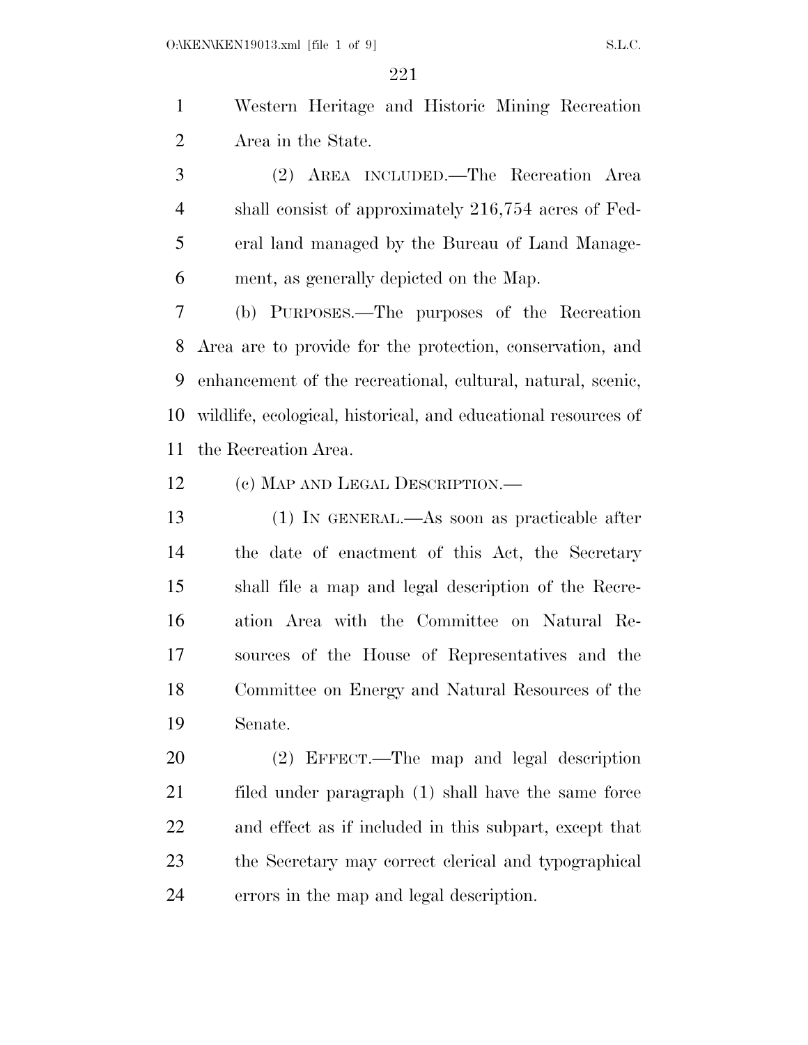Western Heritage and Historic Mining Recreation Area in the State.

(2) AREA INCLUDED.—The Recreation Area shall consist of approximately 216,754 acres of Federal land managed by the Bureau of Land Management, as generally depicted on the Map.

(b) PURPOSES.—The purposes of the Recreation Area are to provide for the protection, conservation, and enhancement of the recreational, cultural, natural, scenic, wildlife, ecological, historical, and educational resources of the Recreation Area.

(c) MAP AND LEGAL DESCRIPTION.—

(1) IN GENERAL.—As soon as practicable after the date of enactment of this Act, the Secretary shall file a map and legal description of the Recreation Area with the Committee on Natural Resources of the House of Representatives and the Committee on Energy and Natural Resources of the Senate.

(2) EFFECT.—The map and legal description filed under paragraph (1) shall have the same force and effect as if included in this subpart, except that the Secretary may correct clerical and typographical errors in the map and legal description.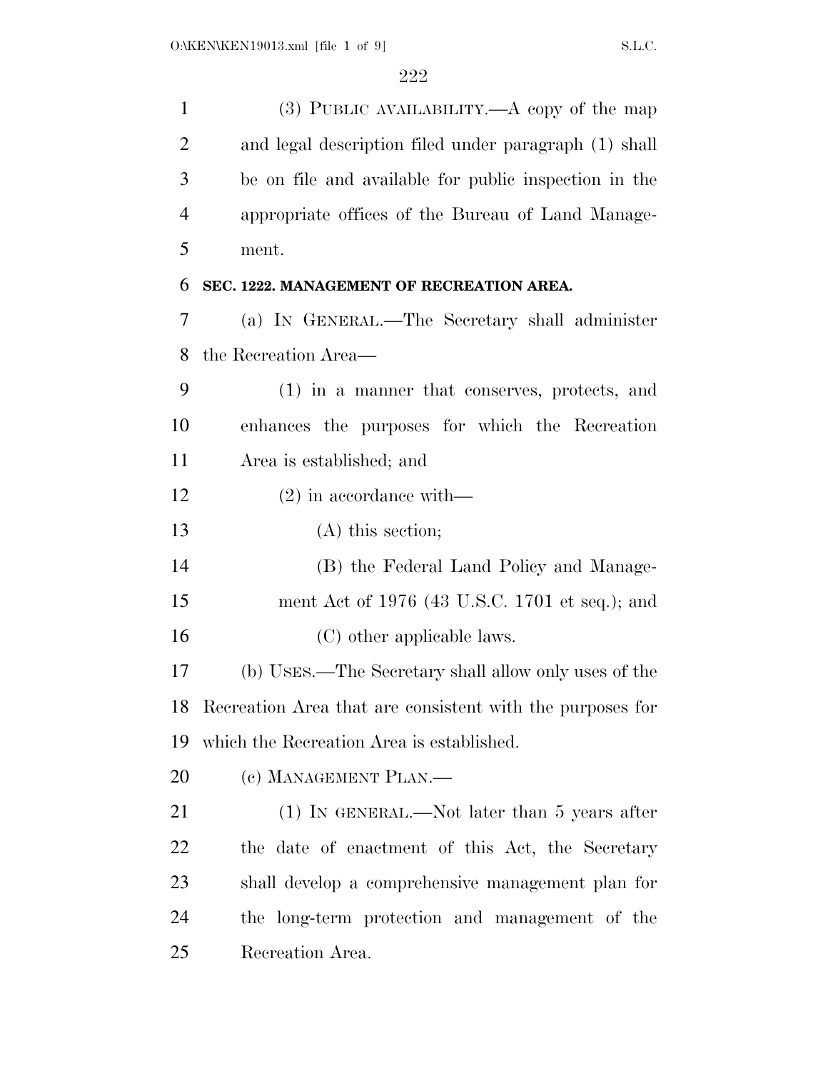(3) PUBLIC AVAILABILITY.—A copy of the map and legal description filed under paragraph (1) shall be on file and available for public inspection in the appropriate offices of the Bureau of Land Management.

**SEC. 1222. MANAGEMENT OF RECREATION AREA.**

(a) IN GENERAL.—The Secretary shall administer the Recreation Area—

(1) in a manner that conserves, protects, and enhances the purposes for which the Recreation Area is established; and

(2) in accordance with—

(A) this section;

(B) the Federal Land Policy and Management Act of 1976 (43 U.S.C. 1701 et seq.); and

(C) other applicable laws.

(b) USES.—The Secretary shall allow only uses of the Recreation Area that are consistent with the purposes for which the Recreation Area is established.

(c) MANAGEMENT PLAN.—

(1) IN GENERAL.—Not later than 5 years after the date of enactment of this Act, the Secretary shall develop a comprehensive management plan for the long-term protection and management of the Recreation Area.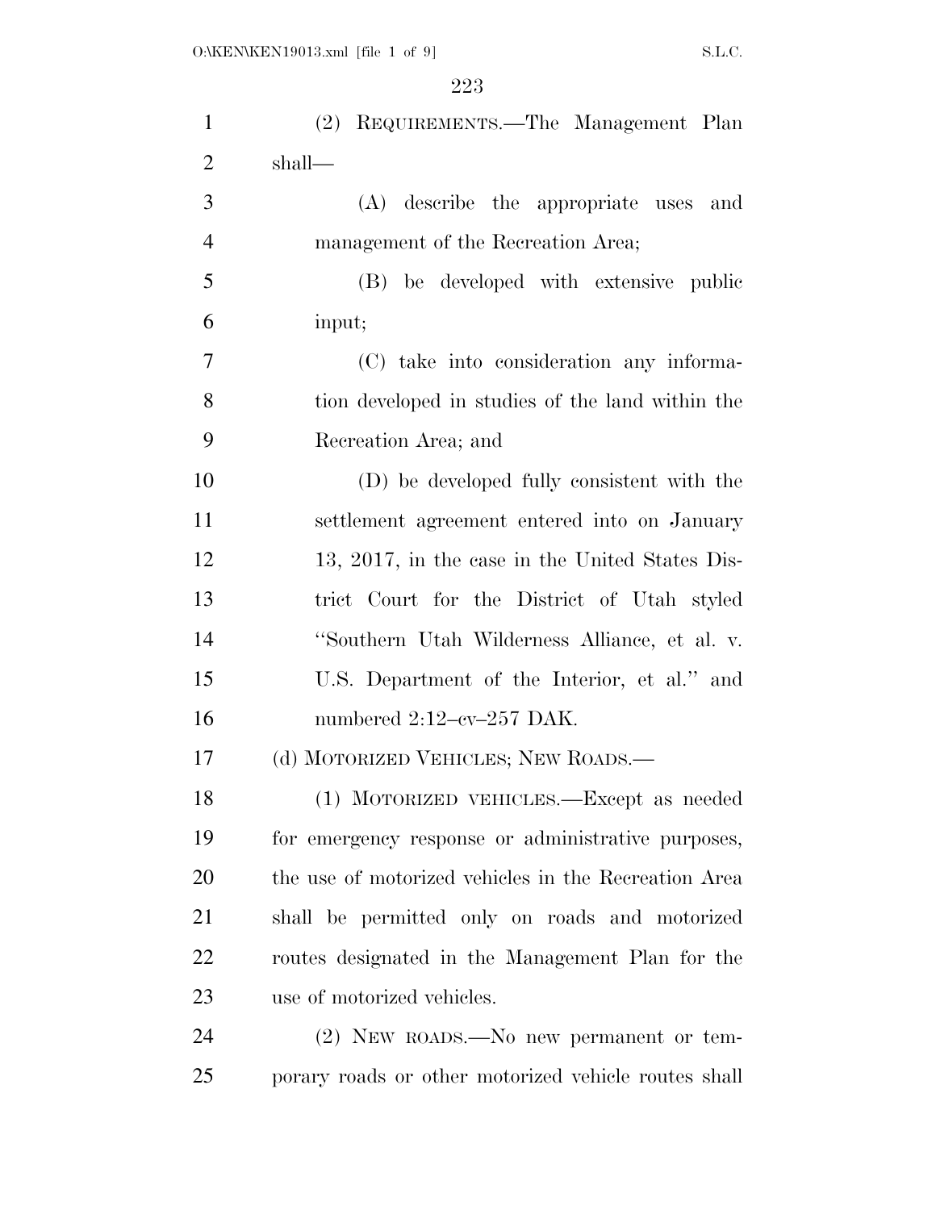(2) REQUIREMENTS.—The Management Plan shall—

(A) describe the appropriate uses and management of the Recreation Area;

(B) be developed with extensive public input;

(C) take into consideration any information developed in studies of the land within the Recreation Area; and

(D) be developed fully consistent with the settlement agreement entered into on January 13, 2017, in the case in the United States District Court for the District of Utah styled ''Southern Utah Wilderness Alliance, et al. v. U.S. Department of the Interior, et al.'' and numbered 2:12–cv–257 DAK.

(d) MOTORIZED VEHICLES; NEW ROADS.—

(1) MOTORIZED VEHICLES.—Except as needed for emergency response or administrative purposes, the use of motorized vehicles in the Recreation Area shall be permitted only on roads and motorized routes designated in the Management Plan for the use of motorized vehicles.

(2) NEW ROADS.—No new permanent or temporary roads or other motorized vehicle routes shall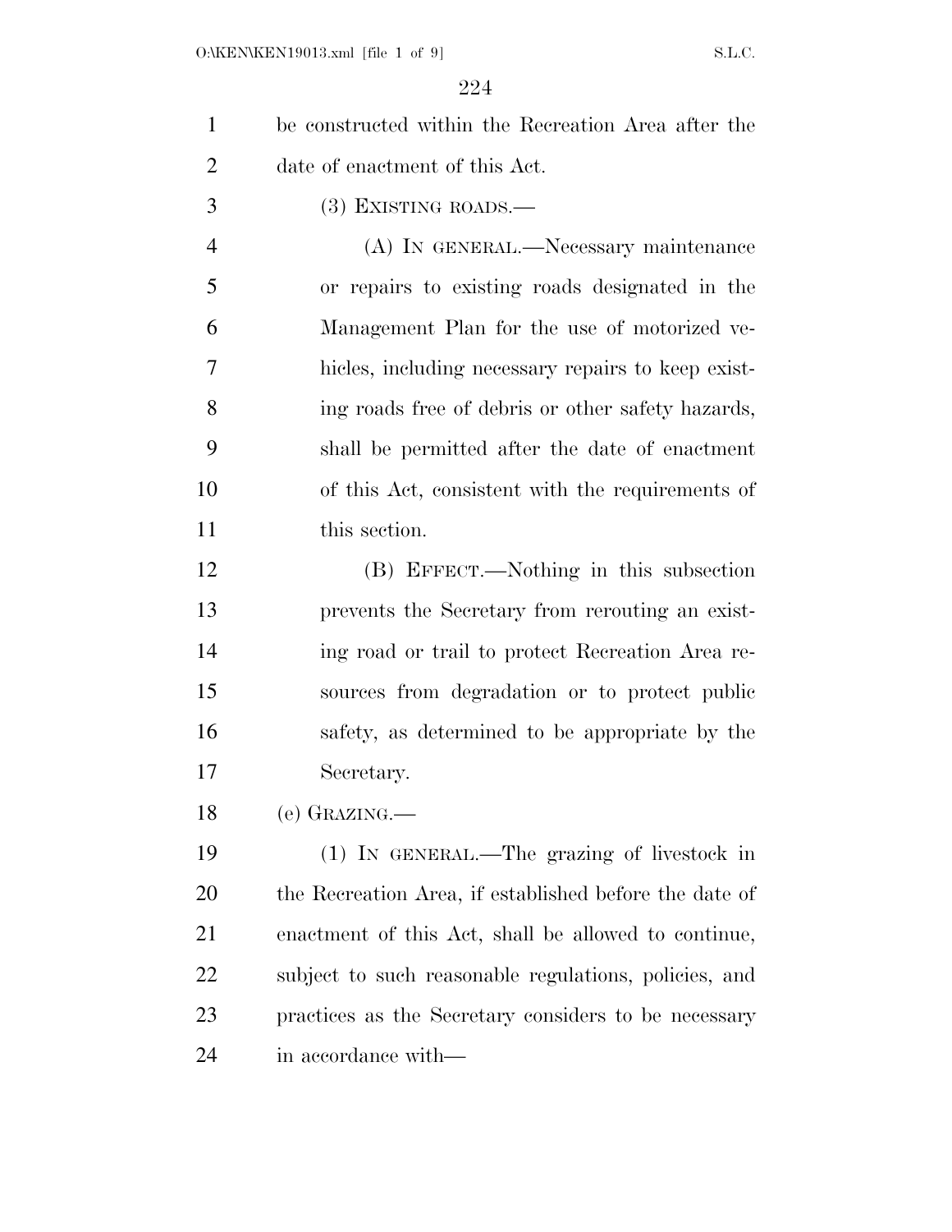be constructed within the Recreation Area after the date of enactment of this Act.

(3) EXISTING ROADS.—

(A) IN GENERAL.—Necessary maintenance or repairs to existing roads designated in the Management Plan for the use of motorized vehicles, including necessary repairs to keep existing roads free of debris or other safety hazards, shall be permitted after the date of enactment of this Act, consistent with the requirements of this section.

(B) EFFECT.—Nothing in this subsection prevents the Secretary from rerouting an existing road or trail to protect Recreation Area resources from degradation or to protect public safety, as determined to be appropriate by the Secretary.

(e) GRAZING.—

(1) IN GENERAL.—The grazing of livestock in the Recreation Area, if established before the date of enactment of this Act, shall be allowed to continue, subject to such reasonable regulations, policies, and practices as the Secretary considers to be necessary in accordance with—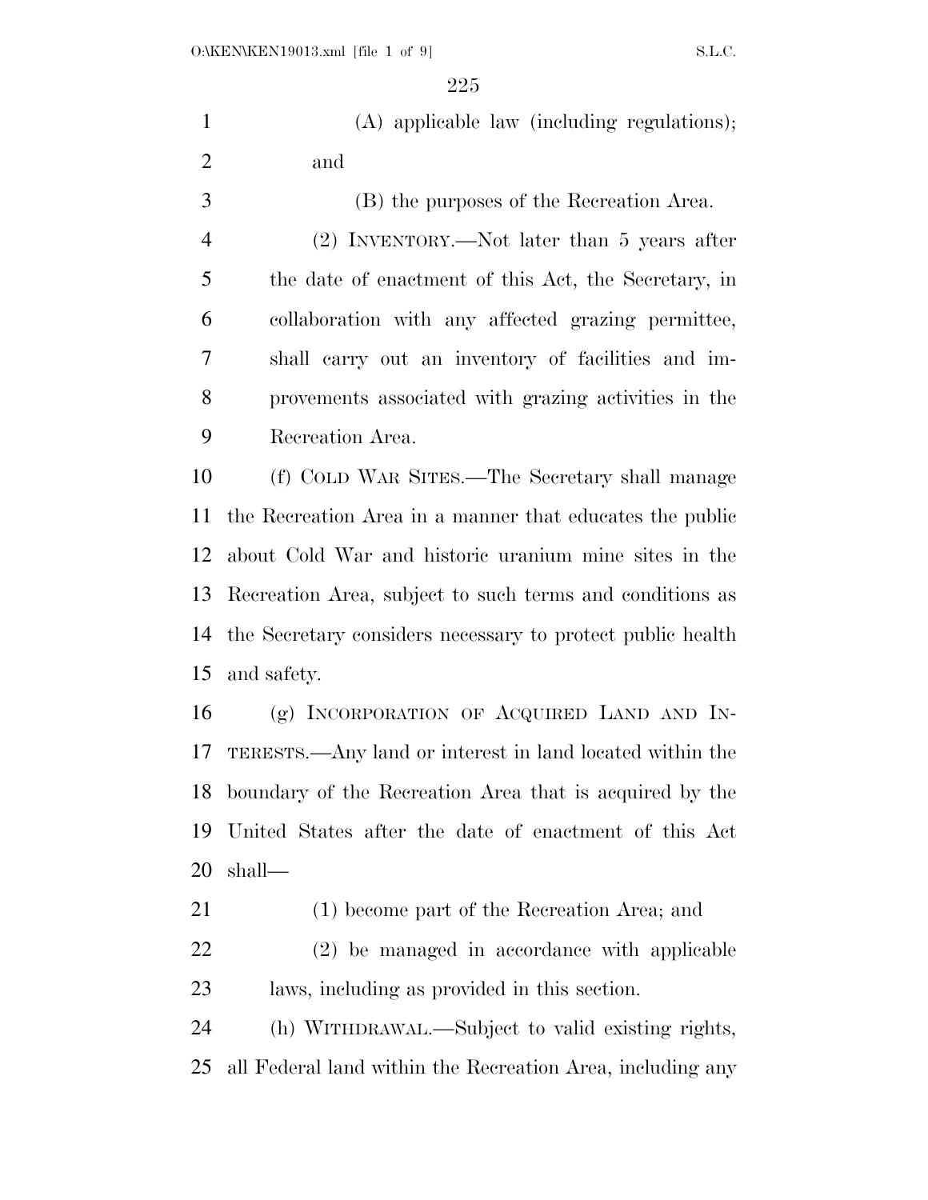(A) applicable law (including regulations); and

(B) the purposes of the Recreation Area.

(2) INVENTORY.—Not later than 5 years after the date of enactment of this Act, the Secretary, in collaboration with any affected grazing permittee, shall carry out an inventory of facilities and improvements associated with grazing activities in the Recreation Area.

(f) COLD WAR SITES.—The Secretary shall manage the Recreation Area in a manner that educates the public about Cold War and historic uranium mine sites in the Recreation Area, subject to such terms and conditions as the Secretary considers necessary to protect public health and safety.

(g) INCORPORATION OF ACQUIRED LAND AND INTERESTS.—Any land or interest in land located within the boundary of the Recreation Area that is acquired by the United States after the date of enactment of this Act shall—

(1) become part of the Recreation Area; and

(2) be managed in accordance with applicable laws, including as provided in this section.

(h) WITHDRAWAL.—Subject to valid existing rights, all Federal land within the Recreation Area, including any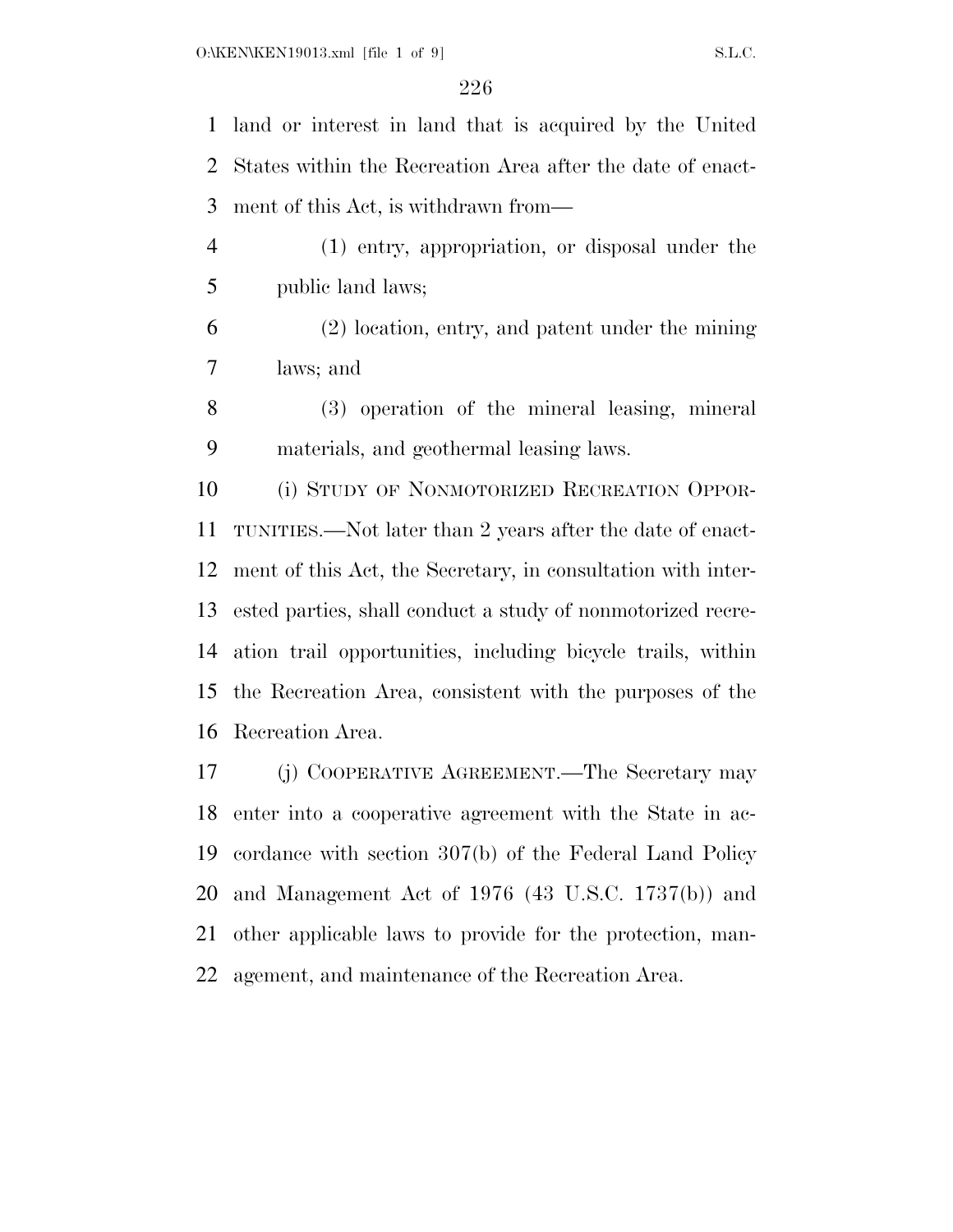land or interest in land that is acquired by the United States within the Recreation Area after the date of enactment of this Act, is withdrawn from—

(1) entry, appropriation, or disposal under the public land laws;

(2) location, entry, and patent under the mining laws; and

(3) operation of the mineral leasing, mineral materials, and geothermal leasing laws.

(i) STUDY OF NONMOTORIZED RECREATION OPPORTUNITIES.—Not later than 2 years after the date of enactment of this Act, the Secretary, in consultation with interested parties, shall conduct a study of nonmotorized recreation trail opportunities, including bicycle trails, within the Recreation Area, consistent with the purposes of the Recreation Area.

(j) COOPERATIVE AGREEMENT.—The Secretary may enter into a cooperative agreement with the State in accordance with section 307(b) of the Federal Land Policy and Management Act of 1976 (43 U.S.C. 1737(b)) and other applicable laws to provide for the protection, management, and maintenance of the Recreation Area.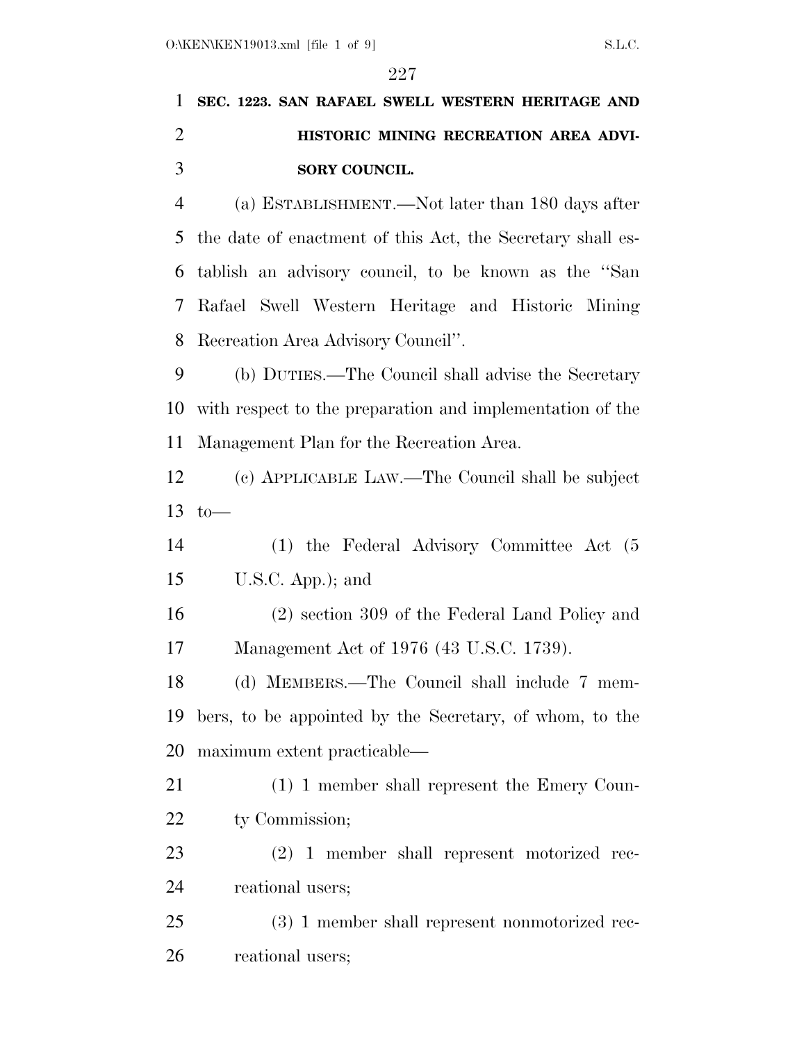**SEC. 1223. SAN RAFAEL SWELL WESTERN HERITAGE AND HISTORIC MINING RECREATION AREA ADVISORY COUNCIL.**

(a) ESTABLISHMENT.—Not later than 180 days after the date of enactment of this Act, the Secretary shall establish an advisory council, to be known as the ''San Rafael Swell Western Heritage and Historic Mining Recreation Area Advisory Council''.

(b) DUTIES.—The Council shall advise the Secretary with respect to the preparation and implementation of the Management Plan for the Recreation Area.

(c) APPLICABLE LAW.—The Council shall be subject to—

(1) the Federal Advisory Committee Act (5 U.S.C. App.); and

(2) section 309 of the Federal Land Policy and Management Act of 1976 (43 U.S.C. 1739).

(d) MEMBERS.—The Council shall include 7 members, to be appointed by the Secretary, of whom, to the maximum extent practicable—

(1) 1 member shall represent the Emery County Commission;

(2) 1 member shall represent motorized recreational users;

(3) 1 member shall represent nonmotorized recreational users;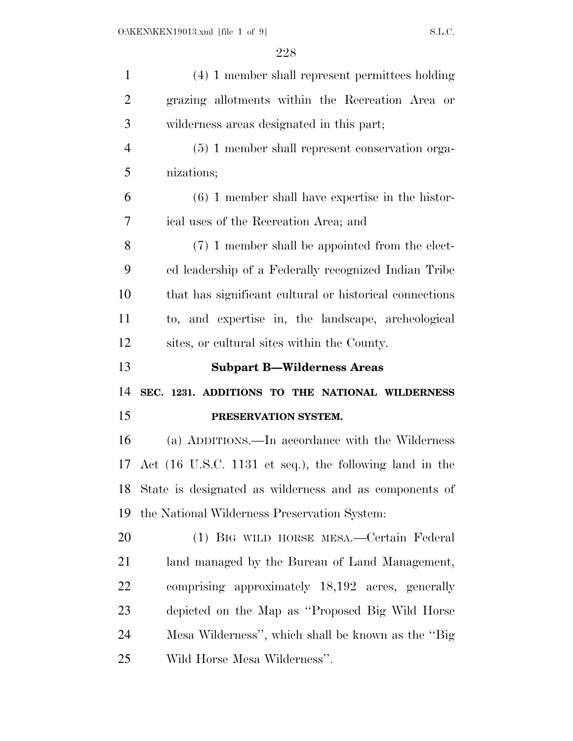(4) 1 member shall represent permittees holding grazing allotments within the Recreation Area or wilderness areas designated in this part;

(5) 1 member shall represent conservation organizations;

(6) 1 member shall have expertise in the historical uses of the Recreation Area; and

(7) 1 member shall be appointed from the elected leadership of a Federally recognized Indian Tribe that has significant cultural or historical connections to, and expertise in, the landscape, archeological sites, or cultural sites within the County.

### Subpart B—Wilderness Areas

#### SEC. 1231. ADDITIONS TO THE NATIONAL WILDERNESS PRESERVATION SYSTEM.

(a) ADDITIONS.—In accordance with the Wilderness Act (16 U.S.C. 1131 et seq.), the following land in the State is designated as wilderness and as components of the National Wilderness Preservation System:

(1) BIG WILD HORSE MESA.—Certain Federal land managed by the Bureau of Land Management, comprising approximately 18,192 acres, generally depicted on the Map as ''Proposed Big Wild Horse Mesa Wilderness'', which shall be known as the ''Big Wild Horse Mesa Wilderness''.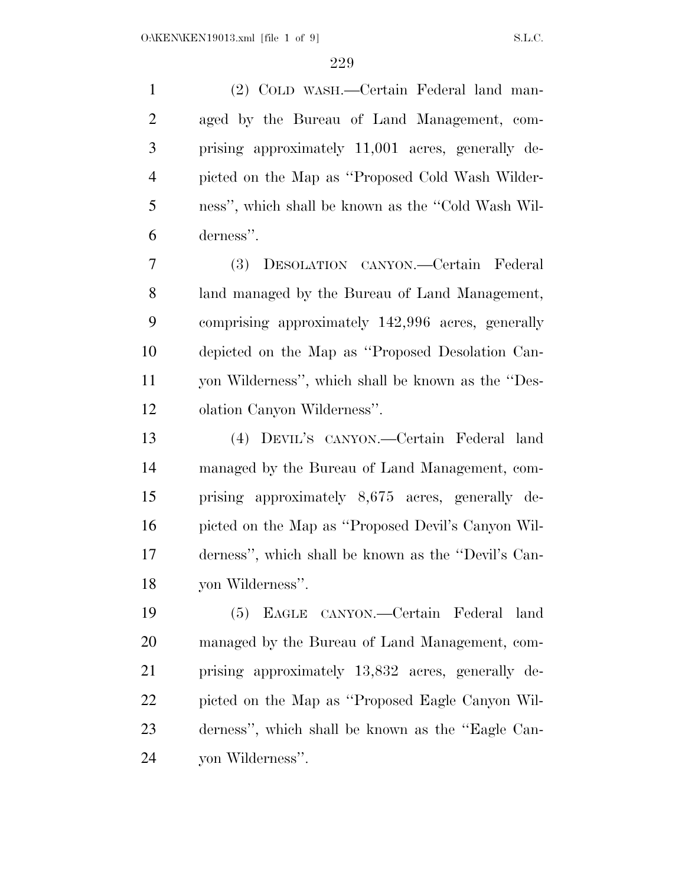(2) COLD WASH.—Certain Federal land managed by the Bureau of Land Management, comprising approximately 11,001 acres, generally depicted on the Map as ''Proposed Cold Wash Wilderness'', which shall be known as the ''Cold Wash Wilderness''.

(3) DESOLATION CANYON.—Certain Federal land managed by the Bureau of Land Management, comprising approximately 142,996 acres, generally depicted on the Map as ''Proposed Desolation Canyon Wilderness'', which shall be known as the ''Desolation Canyon Wilderness''.

(4) DEVIL'S CANYON.—Certain Federal land managed by the Bureau of Land Management, comprising approximately 8,675 acres, generally depicted on the Map as ''Proposed Devil's Canyon Wilderness'', which shall be known as the ''Devil's Canyon Wilderness''.

(5) EAGLE CANYON.—Certain Federal land managed by the Bureau of Land Management, comprising approximately 13,832 acres, generally depicted on the Map as ''Proposed Eagle Canyon Wilderness'', which shall be known as the ''Eagle Canyon Wilderness''.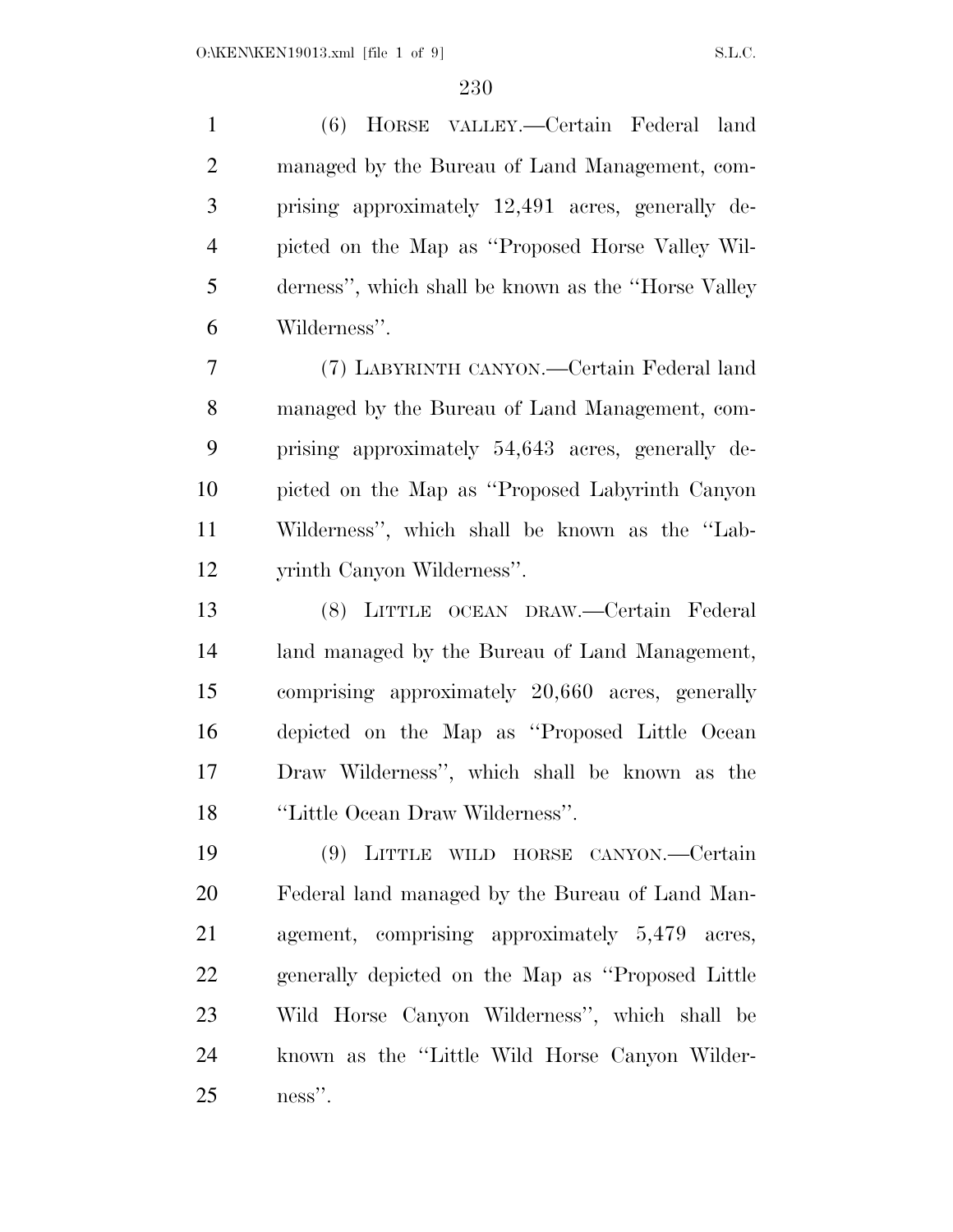(6) HORSE VALLEY.—Certain Federal land managed by the Bureau of Land Management, comprising approximately 12,491 acres, generally depicted on the Map as ''Proposed Horse Valley Wilderness'', which shall be known as the ''Horse Valley Wilderness''.

(7) LABYRINTH CANYON.—Certain Federal land managed by the Bureau of Land Management, comprising approximately 54,643 acres, generally depicted on the Map as ''Proposed Labyrinth Canyon Wilderness'', which shall be known as the ''Labyrinth Canyon Wilderness''.

(8) LITTLE OCEAN DRAW.—Certain Federal land managed by the Bureau of Land Management, comprising approximately 20,660 acres, generally depicted on the Map as ''Proposed Little Ocean Draw Wilderness'', which shall be known as the ''Little Ocean Draw Wilderness''.

(9) LITTLE WILD HORSE CANYON.—Certain Federal land managed by the Bureau of Land Management, comprising approximately 5,479 acres, generally depicted on the Map as ''Proposed Little Wild Horse Canyon Wilderness'', which shall be known as the ''Little Wild Horse Canyon Wilderness''.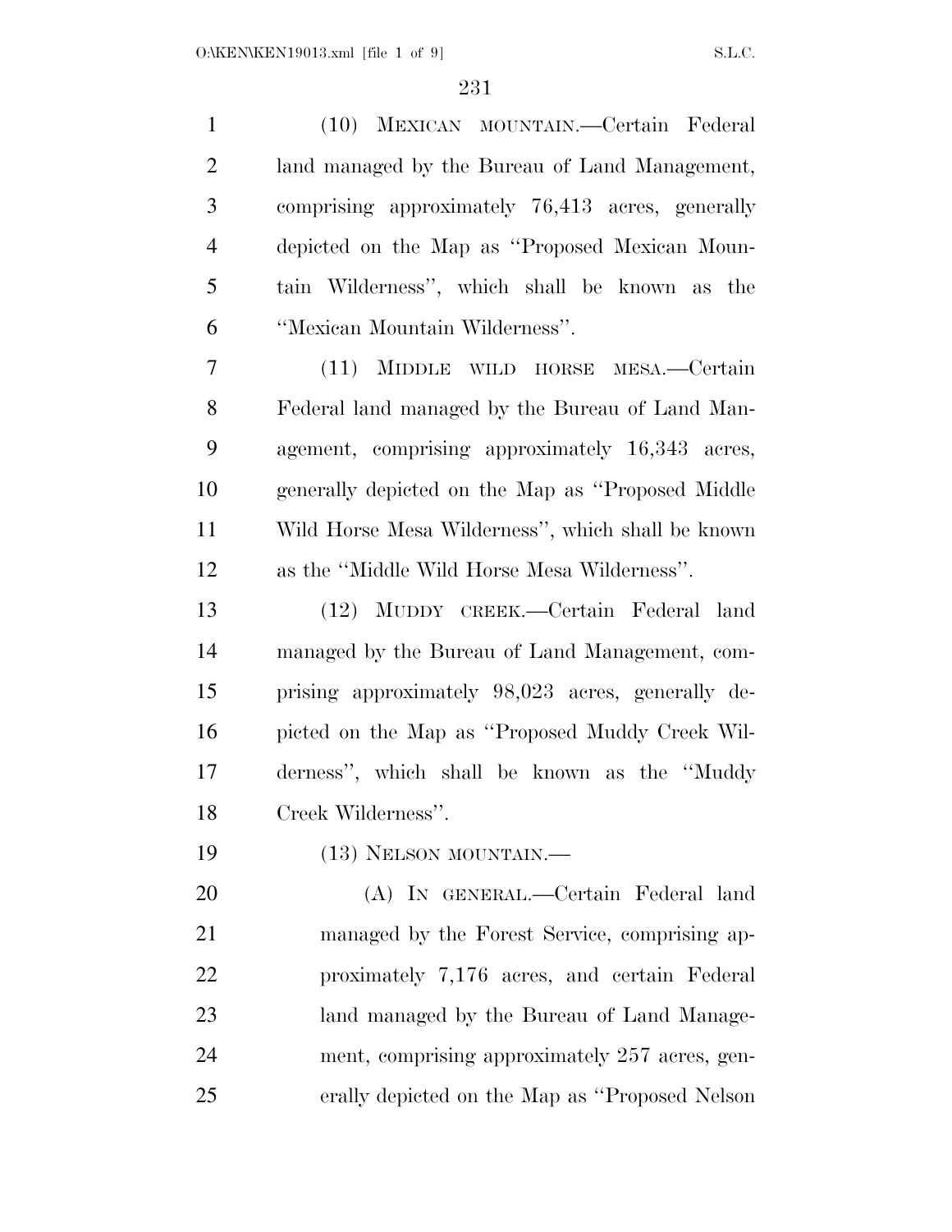(10) MEXICAN MOUNTAIN.—Certain Federal land managed by the Bureau of Land Management, comprising approximately 76,413 acres, generally depicted on the Map as ''Proposed Mexican Mountain Wilderness'', which shall be known as the ''Mexican Mountain Wilderness''.

(11) MIDDLE WILD HORSE MESA.—Certain Federal land managed by the Bureau of Land Management, comprising approximately 16,343 acres, generally depicted on the Map as ''Proposed Middle Wild Horse Mesa Wilderness'', which shall be known as the ''Middle Wild Horse Mesa Wilderness''.

(12) MUDDY CREEK.—Certain Federal land managed by the Bureau of Land Management, comprising approximately 98,023 acres, generally depicted on the Map as ''Proposed Muddy Creek Wilderness'', which shall be known as the ''Muddy Creek Wilderness''.

(13) NELSON MOUNTAIN.—

(A) IN GENERAL.—Certain Federal land managed by the Forest Service, comprising approximately 7,176 acres, and certain Federal land managed by the Bureau of Land Management, comprising approximately 257 acres, generally depicted on the Map as ''Proposed Nelson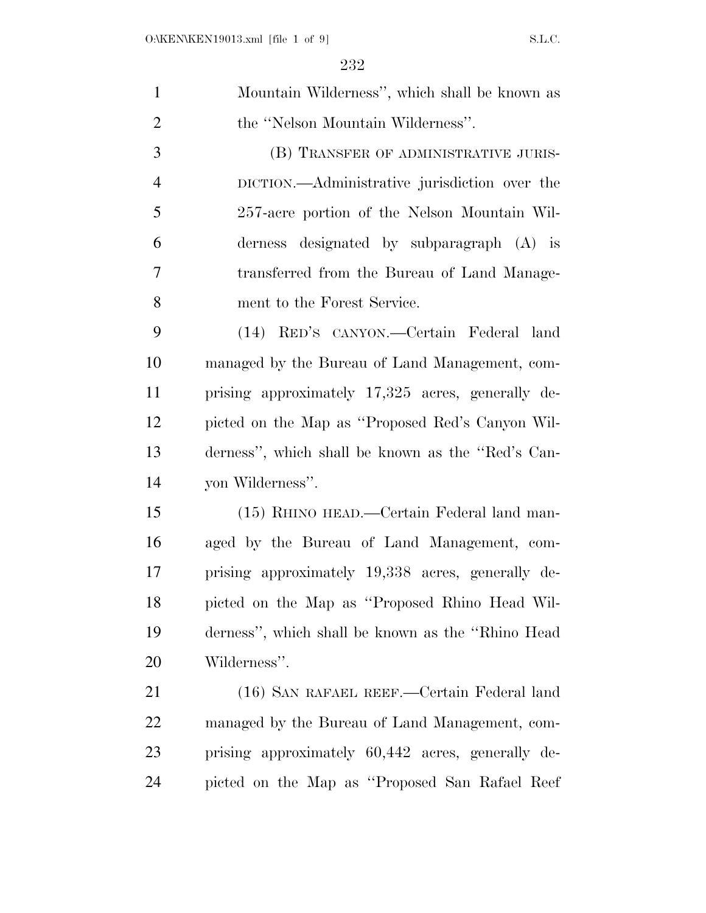Mountain Wilderness'', which shall be known as the ''Nelson Mountain Wilderness''.

(B) TRANSFER OF ADMINISTRATIVE JURISDICTION.—Administrative jurisdiction over the 257-acre portion of the Nelson Mountain Wilderness designated by subparagraph (A) is transferred from the Bureau of Land Management to the Forest Service.

(14) RED'S CANYON.—Certain Federal land managed by the Bureau of Land Management, comprising approximately 17,325 acres, generally depicted on the Map as ''Proposed Red's Canyon Wilderness'', which shall be known as the ''Red's Canyon Wilderness''.

(15) RHINO HEAD.—Certain Federal land managed by the Bureau of Land Management, comprising approximately 19,338 acres, generally depicted on the Map as ''Proposed Rhino Head Wilderness'', which shall be known as the ''Rhino Head Wilderness''.

(16) SAN RAFAEL REEF.—Certain Federal land managed by the Bureau of Land Management, comprising approximately 60,442 acres, generally depicted on the Map as ''Proposed San Rafael Reef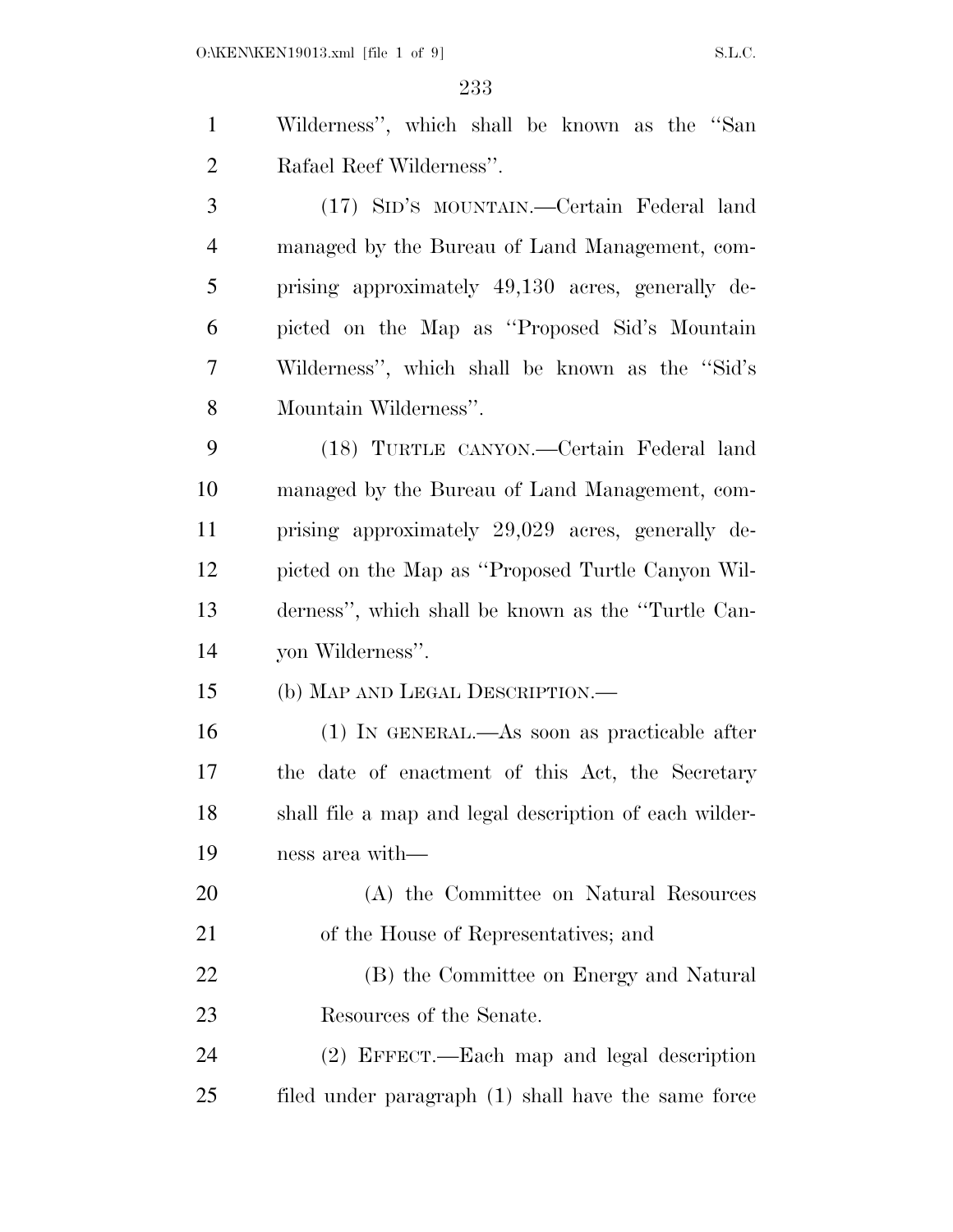Wilderness'', which shall be known as the ''San Rafael Reef Wilderness''.

(17) SID'S MOUNTAIN.—Certain Federal land managed by the Bureau of Land Management, comprising approximately 49,130 acres, generally depicted on the Map as ''Proposed Sid's Mountain Wilderness'', which shall be known as the ''Sid's Mountain Wilderness''.

(18) TURTLE CANYON.—Certain Federal land managed by the Bureau of Land Management, comprising approximately 29,029 acres, generally depicted on the Map as ''Proposed Turtle Canyon Wilderness'', which shall be known as the ''Turtle Canyon Wilderness''.

(b) MAP AND LEGAL DESCRIPTION.—

(1) IN GENERAL.—As soon as practicable after the date of enactment of this Act, the Secretary shall file a map and legal description of each wilderness area with—

(A) the Committee on Natural Resources of the House of Representatives; and

(B) the Committee on Energy and Natural Resources of the Senate.

(2) EFFECT.—Each map and legal description filed under paragraph (1) shall have the same force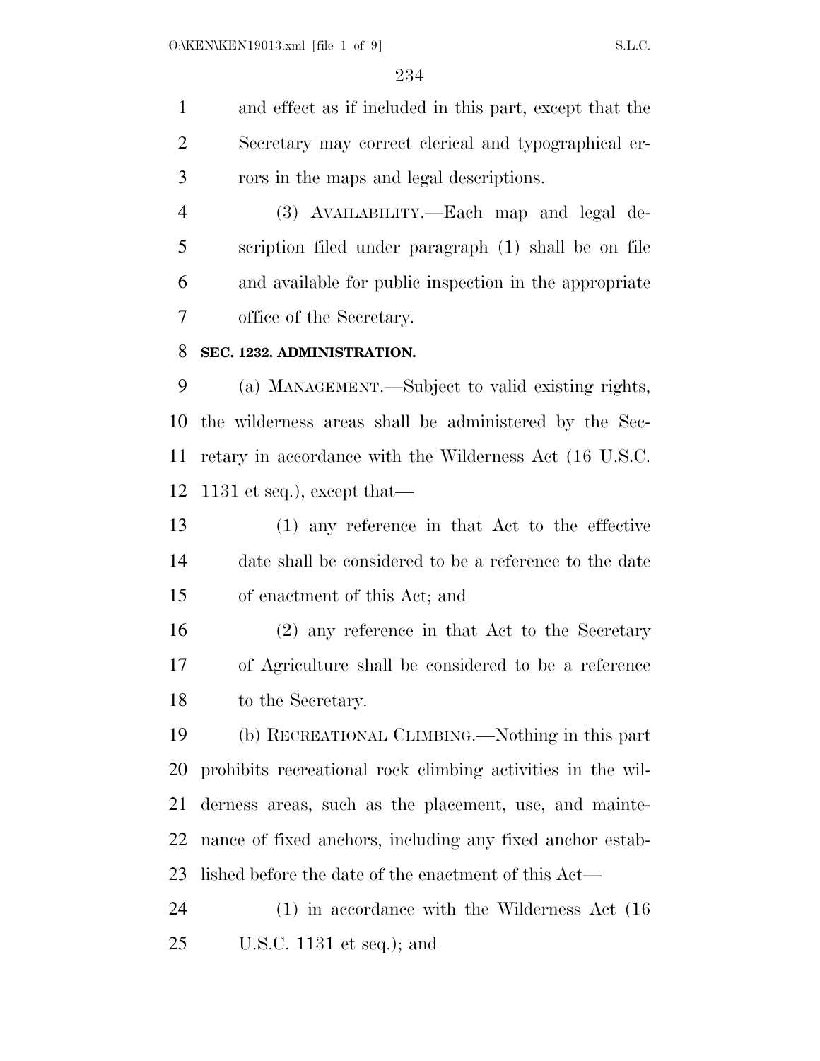and effect as if included in this part, except that the Secretary may correct clerical and typographical errors in the maps and legal descriptions.

(3) AVAILABILITY.—Each map and legal description filed under paragraph (1) shall be on file and available for public inspection in the appropriate office of the Secretary.

### SEC. 1232. ADMINISTRATION.

(a) MANAGEMENT.—Subject to valid existing rights, the wilderness areas shall be administered by the Secretary in accordance with the Wilderness Act (16 U.S.C. 1131 et seq.), except that—

(1) any reference in that Act to the effective date shall be considered to be a reference to the date of enactment of this Act; and

(2) any reference in that Act to the Secretary of Agriculture shall be considered to be a reference to the Secretary.

(b) RECREATIONAL CLIMBING.—Nothing in this part prohibits recreational rock climbing activities in the wilderness areas, such as the placement, use, and maintenance of fixed anchors, including any fixed anchor established before the date of the enactment of this Act—

(1) in accordance with the Wilderness Act (16 U.S.C. 1131 et seq.); and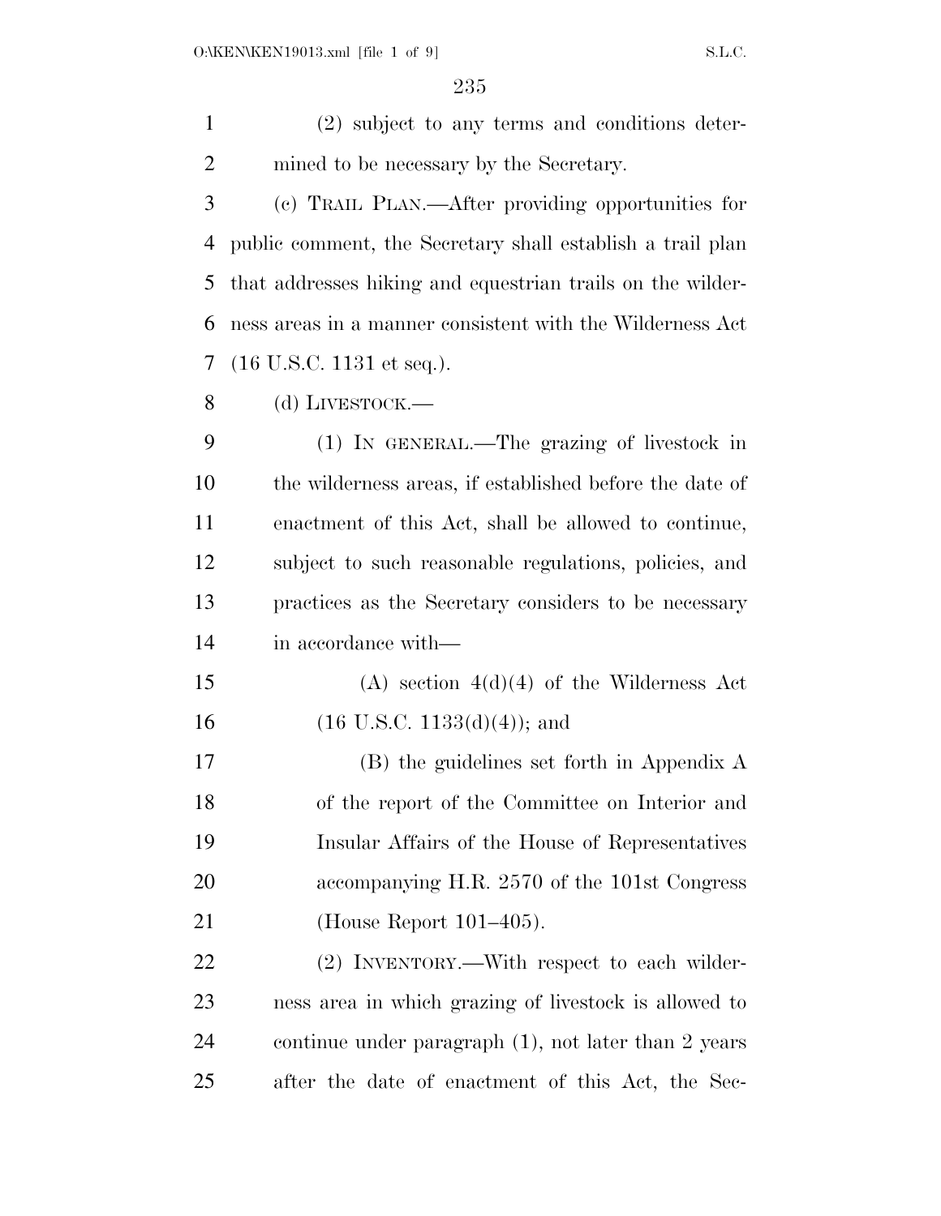(2) subject to any terms and conditions determined to be necessary by the Secretary.

(c) TRAIL PLAN.—After providing opportunities for public comment, the Secretary shall establish a trail plan that addresses hiking and equestrian trails on the wilderness areas in a manner consistent with the Wilderness Act (16 U.S.C. 1131 et seq.).

(d) LIVESTOCK.—

(1) IN GENERAL.—The grazing of livestock in the wilderness areas, if established before the date of enactment of this Act, shall be allowed to continue, subject to such reasonable regulations, policies, and practices as the Secretary considers to be necessary in accordance with—

(A) section 4(d)(4) of the Wilderness Act (16 U.S.C. 1133(d)(4)); and

(B) the guidelines set forth in Appendix A of the report of the Committee on Interior and Insular Affairs of the House of Representatives accompanying H.R. 2570 of the 101st Congress (House Report 101–405).

(2) INVENTORY.—With respect to each wilderness area in which grazing of livestock is allowed to continue under paragraph (1), not later than 2 years after the date of enactment of this Act, the Sec-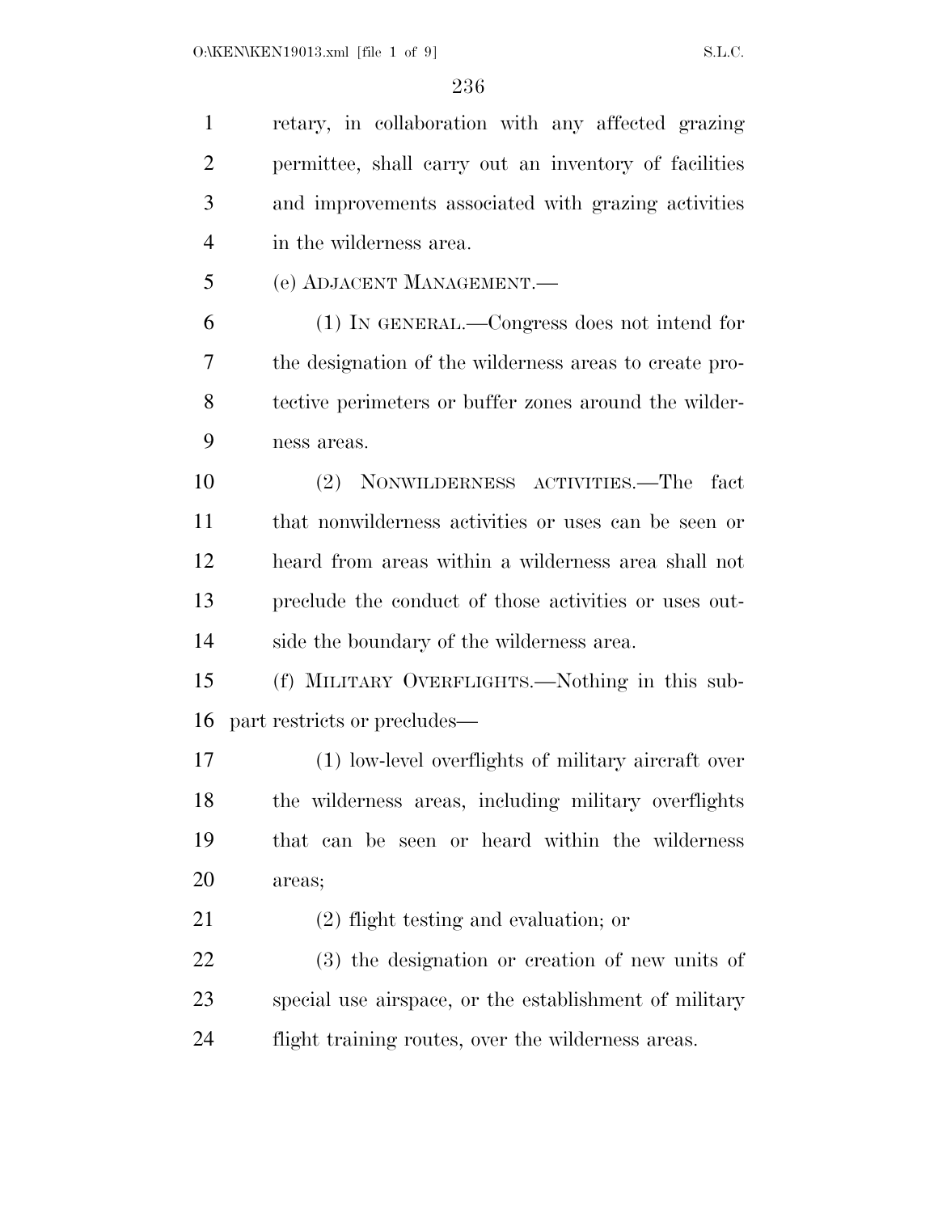retary, in collaboration with any affected grazing permittee, shall carry out an inventory of facilities and improvements associated with grazing activities in the wilderness area.

(e) ADJACENT MANAGEMENT.—

(1) IN GENERAL.—Congress does not intend for the designation of the wilderness areas to create protective perimeters or buffer zones around the wilderness areas.

(2) NONWILDERNESS ACTIVITIES.—The fact that nonwilderness activities or uses can be seen or heard from areas within a wilderness area shall not preclude the conduct of those activities or uses outside the boundary of the wilderness area.

(f) MILITARY OVERFLIGHTS.—Nothing in this subpart restricts or precludes—

(1) low-level overflights of military aircraft over the wilderness areas, including military overflights that can be seen or heard within the wilderness areas;

(2) flight testing and evaluation; or

(3) the designation or creation of new units of special use airspace, or the establishment of military flight training routes, over the wilderness areas.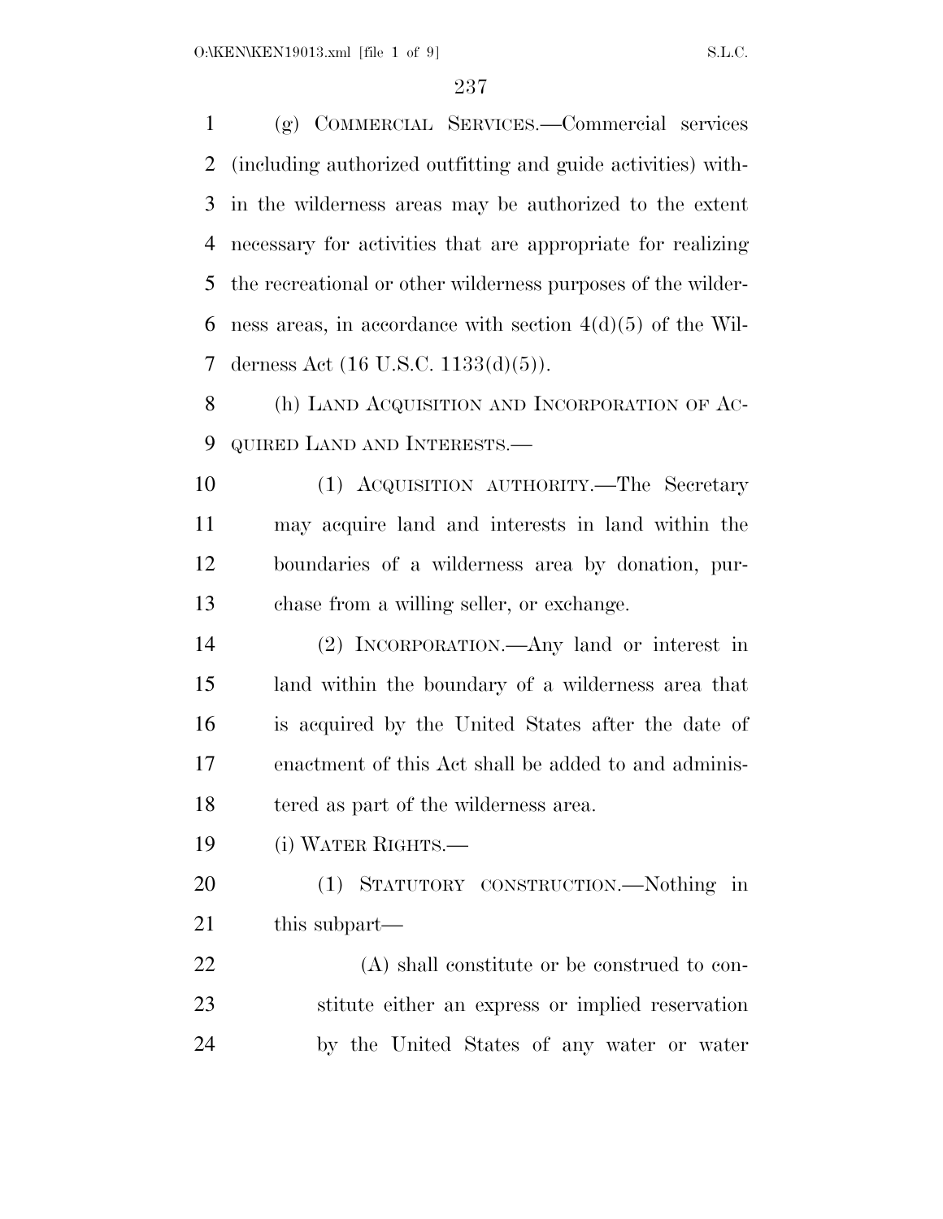(g) COMMERCIAL SERVICES.—Commercial services (including authorized outfitting and guide activities) within the wilderness areas may be authorized to the extent necessary for activities that are appropriate for realizing the recreational or other wilderness purposes of the wilderness areas, in accordance with section 4(d)(5) of the Wilderness Act (16 U.S.C. 1133(d)(5)).

(h) LAND ACQUISITION AND INCORPORATION OF ACQUIRED LAND AND INTERESTS.—

(1) ACQUISITION AUTHORITY.—The Secretary may acquire land and interests in land within the boundaries of a wilderness area by donation, purchase from a willing seller, or exchange.

(2) INCORPORATION.—Any land or interest in land within the boundary of a wilderness area that is acquired by the United States after the date of enactment of this Act shall be added to and administered as part of the wilderness area.

(i) WATER RIGHTS.—

(1) STATUTORY CONSTRUCTION.—Nothing in this subpart—

(A) shall constitute or be construed to constitute either an express or implied reservation by the United States of any water or water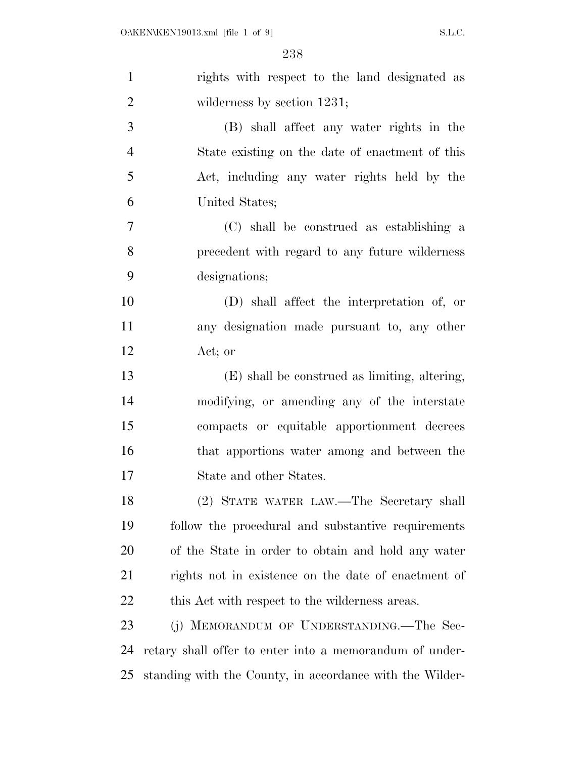rights with respect to the land designated as wilderness by section 1231;

(B) shall affect any water rights in the State existing on the date of enactment of this Act, including any water rights held by the United States;

(C) shall be construed as establishing a precedent with regard to any future wilderness designations;

(D) shall affect the interpretation of, or any designation made pursuant to, any other Act; or

(E) shall be construed as limiting, altering, modifying, or amending any of the interstate compacts or equitable apportionment decrees that apportions water among and between the State and other States.

(2) STATE WATER LAW.—The Secretary shall follow the procedural and substantive requirements of the State in order to obtain and hold any water rights not in existence on the date of enactment of this Act with respect to the wilderness areas.

(j) MEMORANDUM OF UNDERSTANDING.—The Secretary shall offer to enter into a memorandum of understanding with the County, in accordance with the Wilder-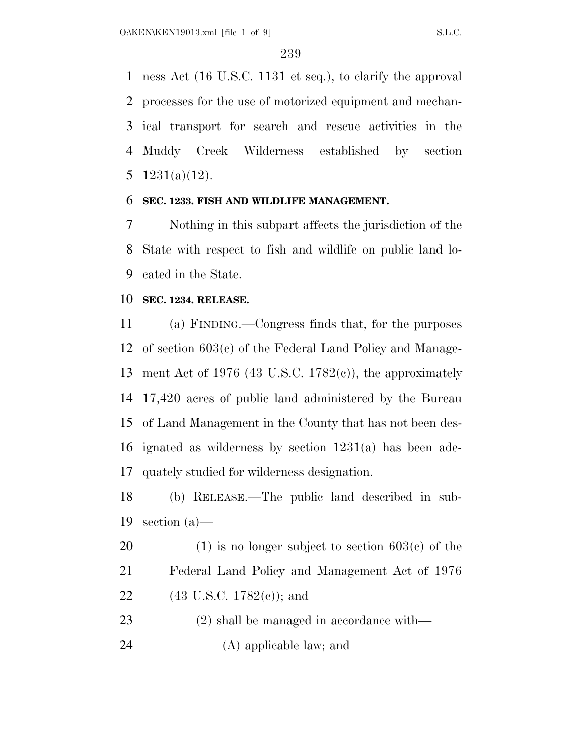ness Act (16 U.S.C. 1131 et seq.), to clarify the approval processes for the use of motorized equipment and mechanical transport for search and rescue activities in the Muddy Creek Wilderness established by section 1231(a)(12).

**SEC. 1233. FISH AND WILDLIFE MANAGEMENT.**

Nothing in this subpart affects the jurisdiction of the State with respect to fish and wildlife on public land located in the State.

**SEC. 1234. RELEASE.**

(a) FINDING.—Congress finds that, for the purposes of section 603(c) of the Federal Land Policy and Management Act of 1976 (43 U.S.C. 1782(c)), the approximately 17,420 acres of public land administered by the Bureau of Land Management in the County that has not been designated as wilderness by section 1231(a) has been adequately studied for wilderness designation.

(b) RELEASE.—The public land described in subsection (a)—

(1) is no longer subject to section 603(c) of the Federal Land Policy and Management Act of 1976 (43 U.S.C. 1782(c)); and

(2) shall be managed in accordance with—

(A) applicable law; and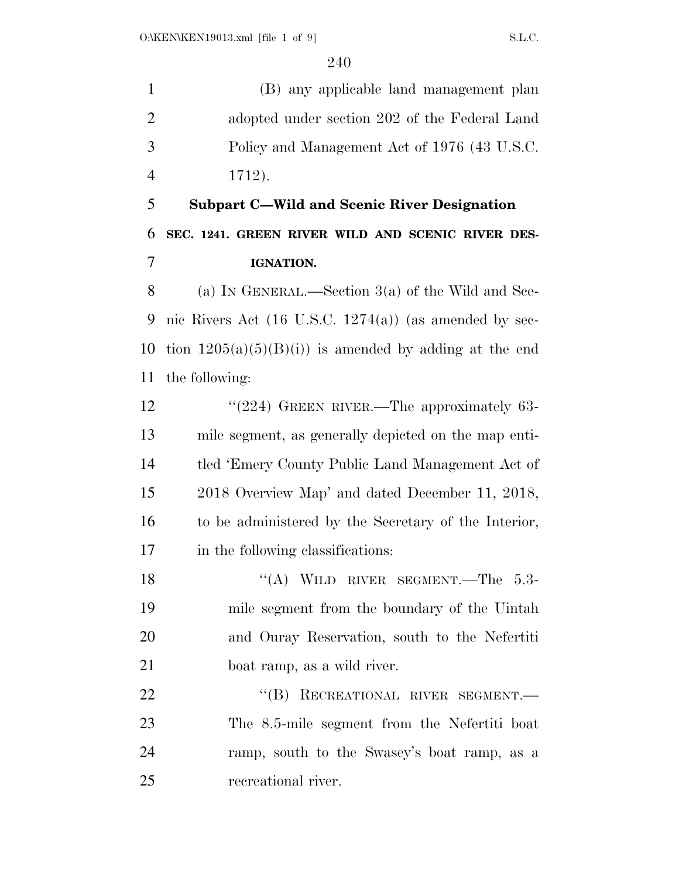(B) any applicable land management plan adopted under section 202 of the Federal Land Policy and Management Act of 1976 (43 U.S.C. 1712).

### Subpart C—Wild and Scenic River Designation

**SEC. 1241. GREEN RIVER WILD AND SCENIC RIVER DESIGNATION.**

(a) IN GENERAL.—Section 3(a) of the Wild and Scenic Rivers Act (16 U.S.C. 1274(a)) (as amended by section 1205(a)(5)(B)(i)) is amended by adding at the end the following:

"(224) GREEN RIVER.—The approximately 63-mile segment, as generally depicted on the map entitled 'Emery County Public Land Management Act of 2018 Overview Map' and dated December 11, 2018, to be administered by the Secretary of the Interior, in the following classifications:

"(A) WILD RIVER SEGMENT.—The 5.3-mile segment from the boundary of the Uintah and Ouray Reservation, south to the Nefertiti boat ramp, as a wild river.

"(B) RECREATIONAL RIVER SEGMENT.—The 8.5-mile segment from the Nefertiti boat ramp, south to the Swasey's boat ramp, as a recreational river.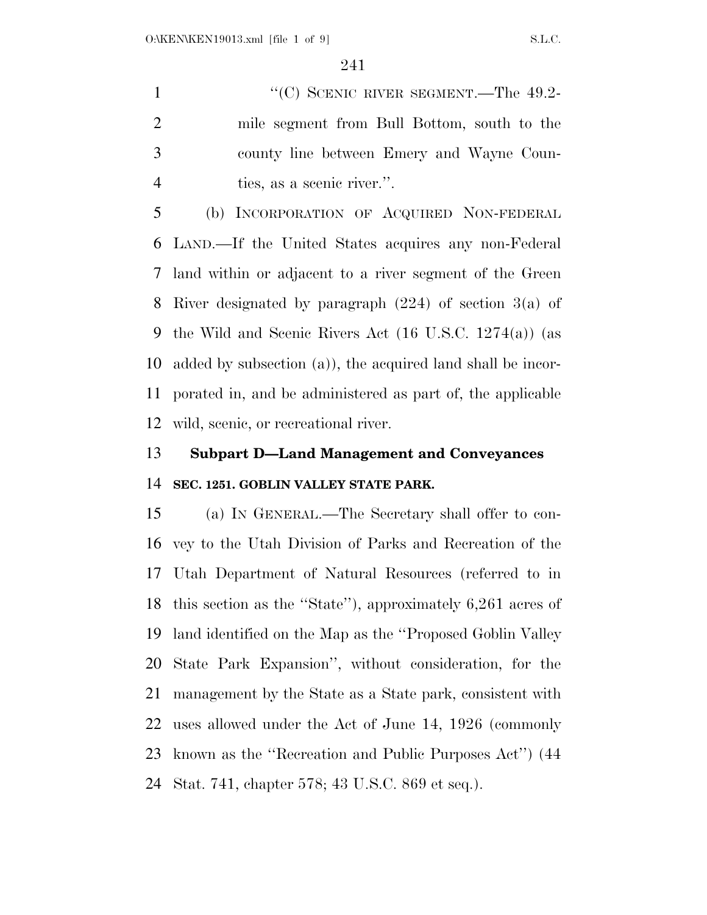"(C) SCENIC RIVER SEGMENT.—The 49.2-mile segment from Bull Bottom, south to the county line between Emery and Wayne Counties, as a scenic river.".

(b) INCORPORATION OF ACQUIRED NON-FEDERAL LAND.—If the United States acquires any non-Federal land within or adjacent to a river segment of the Green River designated by paragraph (224) of section 3(a) of the Wild and Scenic Rivers Act (16 U.S.C. 1274(a)) (as added by subsection (a)), the acquired land shall be incorporated in, and be administered as part of, the applicable wild, scenic, or recreational river.

### Subpart D—Land Management and Conveyances

#### SEC. 1251. GOBLIN VALLEY STATE PARK.

(a) IN GENERAL.—The Secretary shall offer to convey to the Utah Division of Parks and Recreation of the Utah Department of Natural Resources (referred to in this section as the "State"), approximately 6,261 acres of land identified on the Map as the "Proposed Goblin Valley State Park Expansion", without consideration, for the management by the State as a State park, consistent with uses allowed under the Act of June 14, 1926 (commonly known as the "Recreation and Public Purposes Act") (44 Stat. 741, chapter 578; 43 U.S.C. 869 et seq.).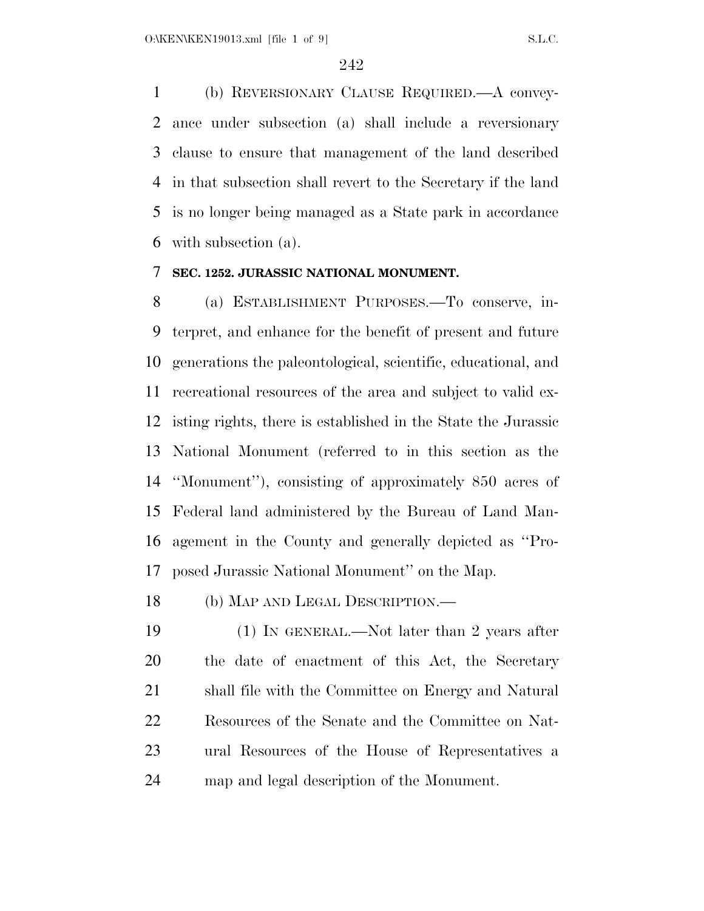(b) REVERSIONARY CLAUSE REQUIRED.—A conveyance under subsection (a) shall include a reversionary clause to ensure that management of the land described in that subsection shall revert to the Secretary if the land is no longer being managed as a State park in accordance with subsection (a).

**SEC. 1252. JURASSIC NATIONAL MONUMENT.**

(a) ESTABLISHMENT PURPOSES.—To conserve, interpret, and enhance for the benefit of present and future generations the paleontological, scientific, educational, and recreational resources of the area and subject to valid existing rights, there is established in the State the Jurassic National Monument (referred to in this section as the ''Monument''), consisting of approximately 850 acres of Federal land administered by the Bureau of Land Management in the County and generally depicted as ''Proposed Jurassic National Monument'' on the Map.

(b) MAP AND LEGAL DESCRIPTION.—

(1) IN GENERAL.—Not later than 2 years after the date of enactment of this Act, the Secretary shall file with the Committee on Energy and Natural Resources of the Senate and the Committee on Natural Resources of the House of Representatives a map and legal description of the Monument.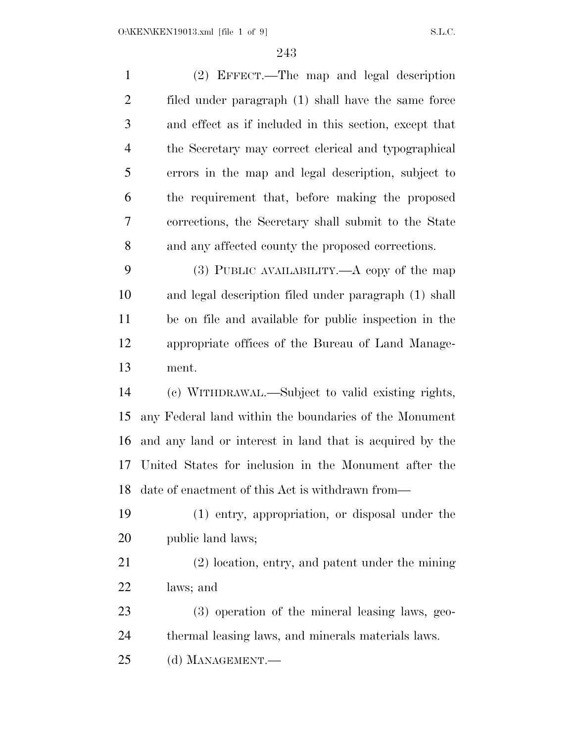(2) EFFECT.—The map and legal description filed under paragraph (1) shall have the same force and effect as if included in this section, except that the Secretary may correct clerical and typographical errors in the map and legal description, subject to the requirement that, before making the proposed corrections, the Secretary shall submit to the State and any affected county the proposed corrections.

(3) PUBLIC AVAILABILITY.—A copy of the map and legal description filed under paragraph (1) shall be on file and available for public inspection in the appropriate offices of the Bureau of Land Management.

(c) WITHDRAWAL.—Subject to valid existing rights, any Federal land within the boundaries of the Monument and any land or interest in land that is acquired by the United States for inclusion in the Monument after the date of enactment of this Act is withdrawn from—

(1) entry, appropriation, or disposal under the public land laws;

(2) location, entry, and patent under the mining laws; and

(3) operation of the mineral leasing laws, geothermal leasing laws, and minerals materials laws.

(d) MANAGEMENT.—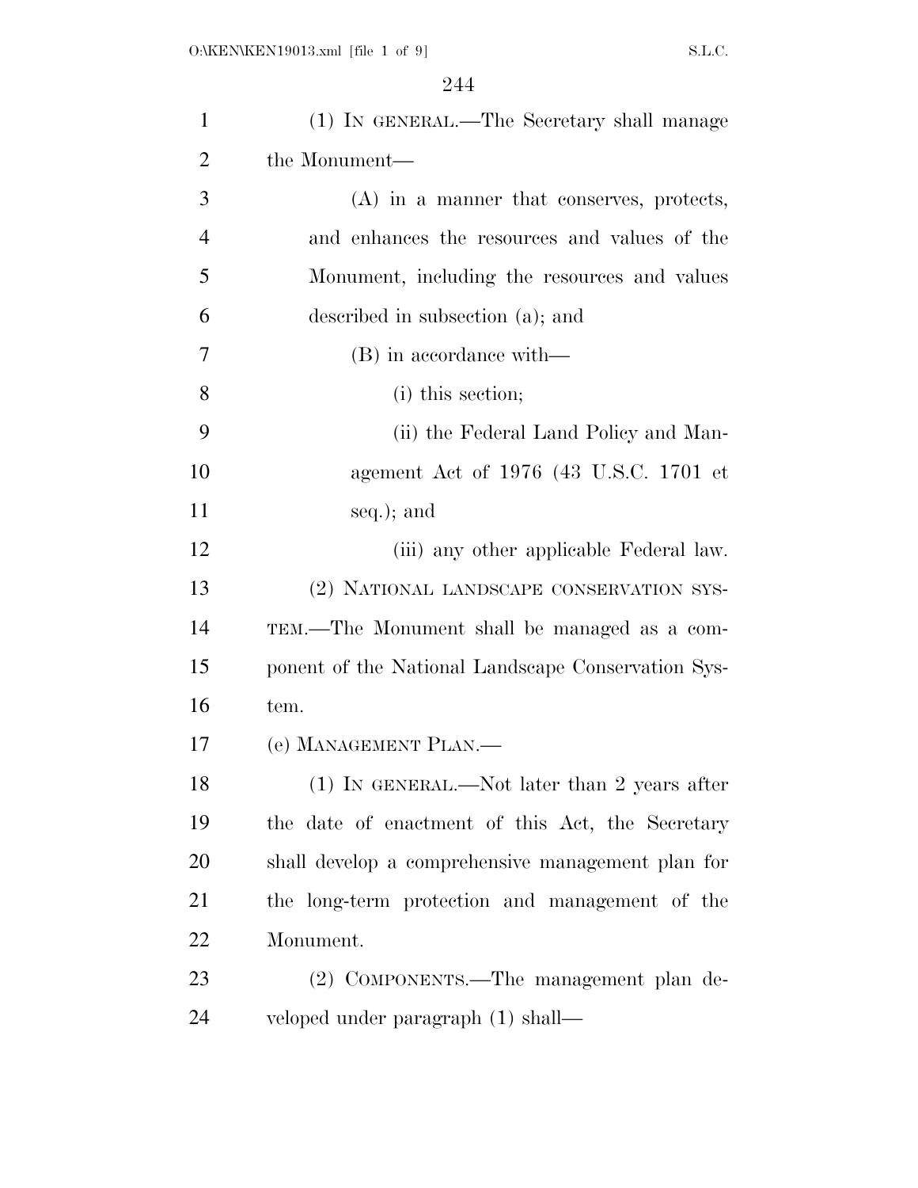(1) IN GENERAL.—The Secretary shall manage the Monument—

(A) in a manner that conserves, protects, and enhances the resources and values of the Monument, including the resources and values described in subsection (a); and

(B) in accordance with—

(i) this section;

(ii) the Federal Land Policy and Management Act of 1976 (43 U.S.C. 1701 et seq.); and

(iii) any other applicable Federal law.

(2) NATIONAL LANDSCAPE CONSERVATION SYSTEM.—The Monument shall be managed as a component of the National Landscape Conservation System.

(e) MANAGEMENT PLAN.—

(1) IN GENERAL.—Not later than 2 years after the date of enactment of this Act, the Secretary shall develop a comprehensive management plan for the long-term protection and management of the Monument.

(2) COMPONENTS.—The management plan developed under paragraph (1) shall—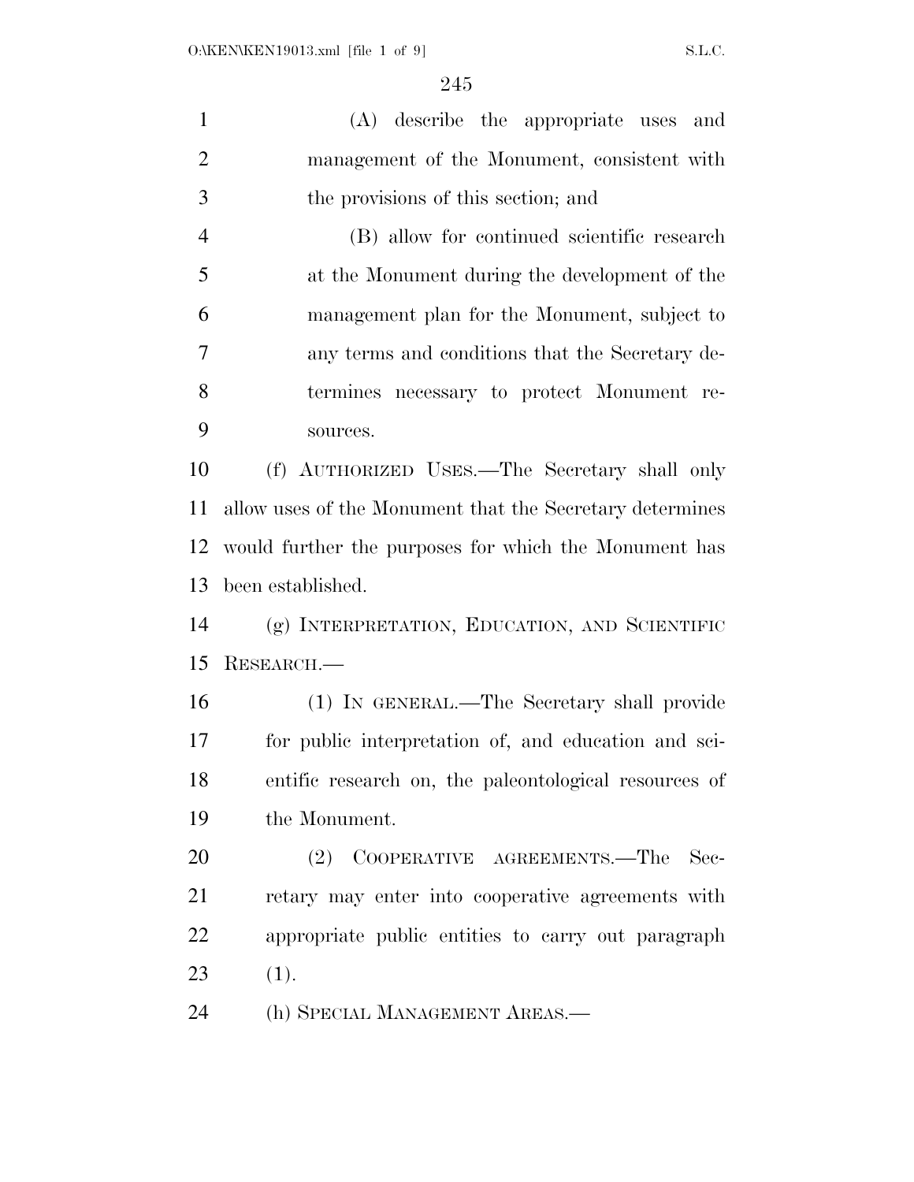(A) describe the appropriate uses and management of the Monument, consistent with the provisions of this section; and

(B) allow for continued scientific research at the Monument during the development of the management plan for the Monument, subject to any terms and conditions that the Secretary determines necessary to protect Monument resources.

(f) AUTHORIZED USES.—The Secretary shall only allow uses of the Monument that the Secretary determines would further the purposes for which the Monument has been established.

(g) INTERPRETATION, EDUCATION, AND SCIENTIFIC RESEARCH.—

(1) IN GENERAL.—The Secretary shall provide for public interpretation of, and education and scientific research on, the paleontological resources of the Monument.

(2) COOPERATIVE AGREEMENTS.—The Secretary may enter into cooperative agreements with appropriate public entities to carry out paragraph (1).

(h) SPECIAL MANAGEMENT AREAS.—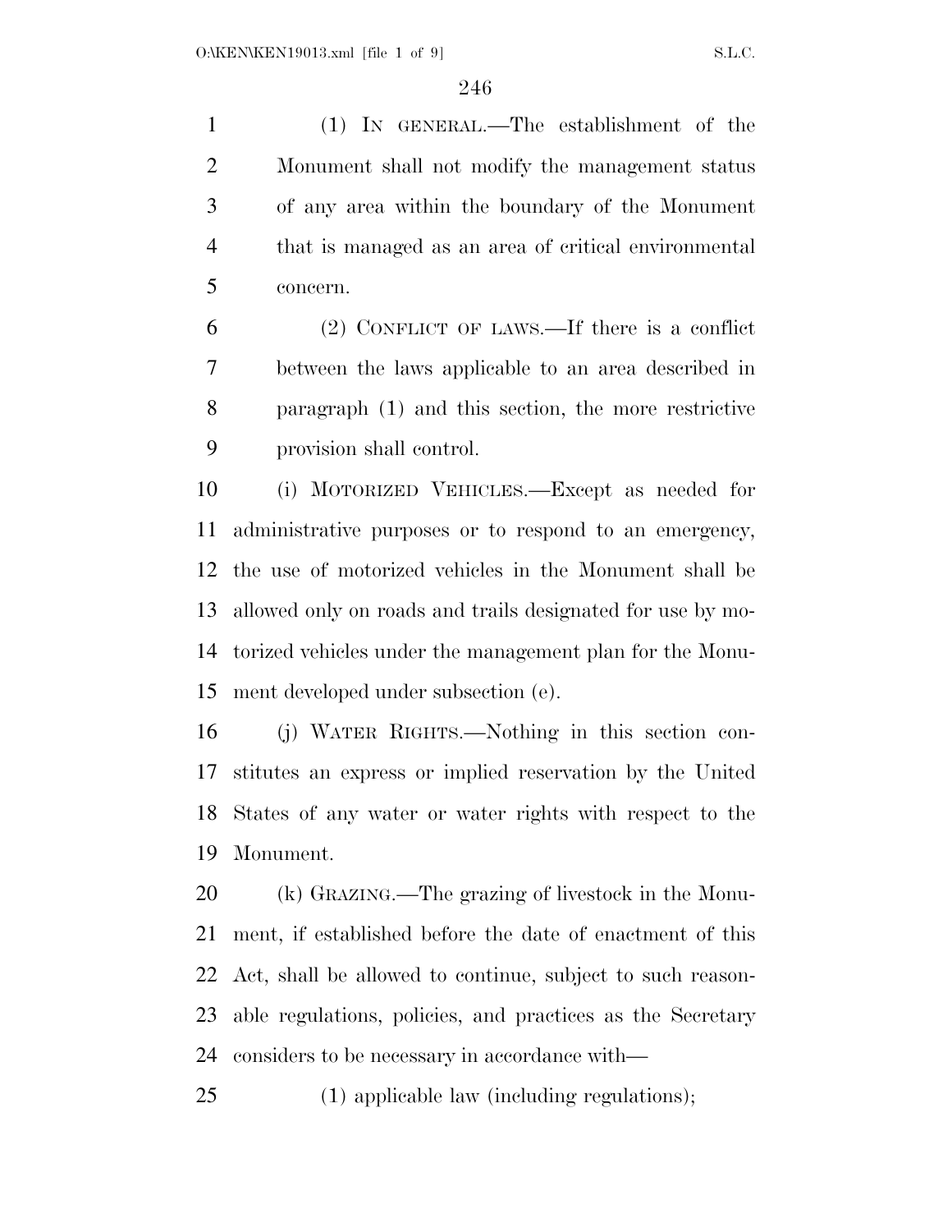(1) IN GENERAL.—The establishment of the Monument shall not modify the management status of any area within the boundary of the Monument that is managed as an area of critical environmental concern.

(2) CONFLICT OF LAWS.—If there is a conflict between the laws applicable to an area described in paragraph (1) and this section, the more restrictive provision shall control.

(i) MOTORIZED VEHICLES.—Except as needed for administrative purposes or to respond to an emergency, the use of motorized vehicles in the Monument shall be allowed only on roads and trails designated for use by motorized vehicles under the management plan for the Monument developed under subsection (e).

(j) WATER RIGHTS.—Nothing in this section constitutes an express or implied reservation by the United States of any water or water rights with respect to the Monument.

(k) GRAZING.—The grazing of livestock in the Monument, if established before the date of enactment of this Act, shall be allowed to continue, subject to such reasonable regulations, policies, and practices as the Secretary considers to be necessary in accordance with—

(1) applicable law (including regulations);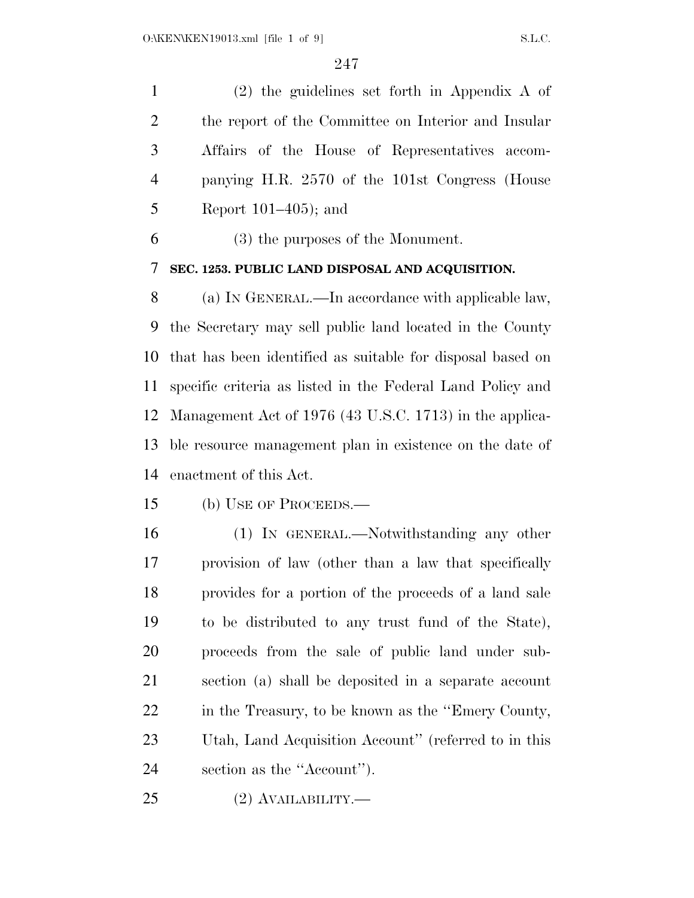(2) the guidelines set forth in Appendix A of the report of the Committee on Interior and Insular Affairs of the House of Representatives accompanying H.R. 2570 of the 101st Congress (House Report 101–405); and

(3) the purposes of the Monument.

**SEC. 1253. PUBLIC LAND DISPOSAL AND ACQUISITION.**

(a) IN GENERAL.—In accordance with applicable law, the Secretary may sell public land located in the County that has been identified as suitable for disposal based on specific criteria as listed in the Federal Land Policy and Management Act of 1976 (43 U.S.C. 1713) in the applicable resource management plan in existence on the date of enactment of this Act.

(b) USE OF PROCEEDS.—

(1) IN GENERAL.—Notwithstanding any other provision of law (other than a law that specifically provides for a portion of the proceeds of a land sale to be distributed to any trust fund of the State), proceeds from the sale of public land under subsection (a) shall be deposited in a separate account in the Treasury, to be known as the "Emery County, Utah, Land Acquisition Account" (referred to in this section as the "Account").

(2) AVAILABILITY.—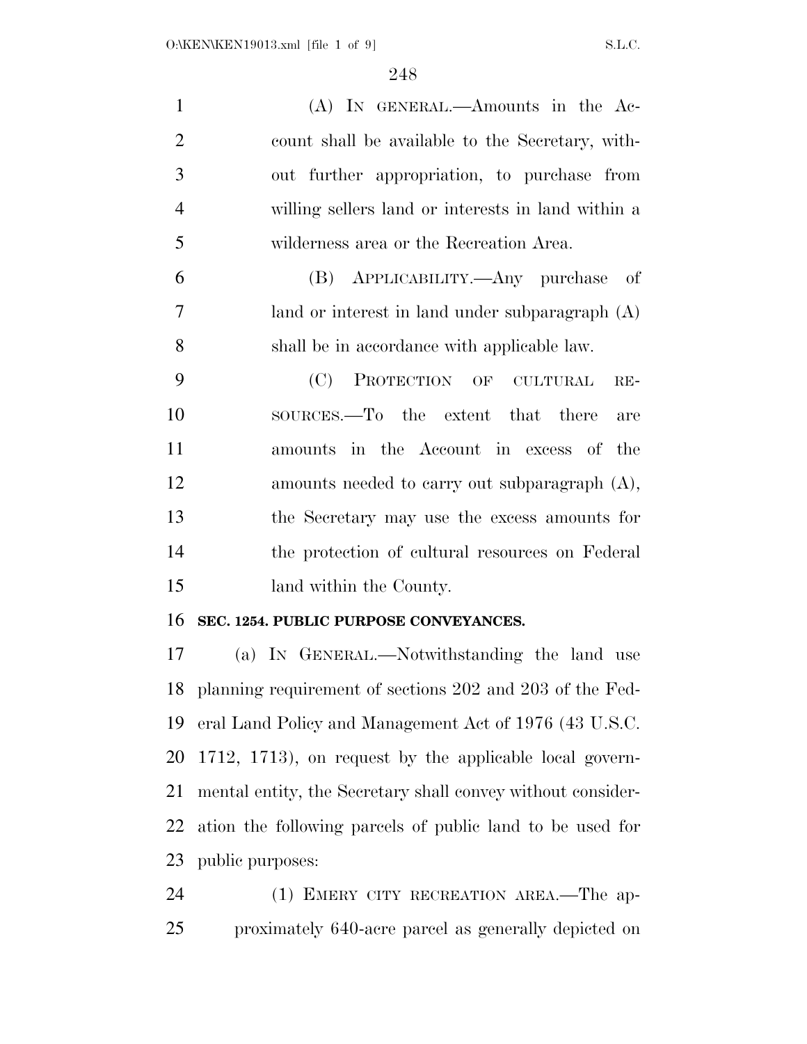(A) IN GENERAL.—Amounts in the Account shall be available to the Secretary, without further appropriation, to purchase from willing sellers land or interests in land within a wilderness area or the Recreation Area.

(B) APPLICABILITY.—Any purchase of land or interest in land under subparagraph (A) shall be in accordance with applicable law.

(C) PROTECTION OF CULTURAL RESOURCES.—To the extent that there are amounts in the Account in excess of the amounts needed to carry out subparagraph (A), the Secretary may use the excess amounts for the protection of cultural resources on Federal land within the County.

**SEC. 1254. PUBLIC PURPOSE CONVEYANCES.**

(a) IN GENERAL.—Notwithstanding the land use planning requirement of sections 202 and 203 of the Federal Land Policy and Management Act of 1976 (43 U.S.C. 1712, 1713), on request by the applicable local governmental entity, the Secretary shall convey without consideration the following parcels of public land to be used for public purposes:

(1) EMERY CITY RECREATION AREA.—The approximately 640-acre parcel as generally depicted on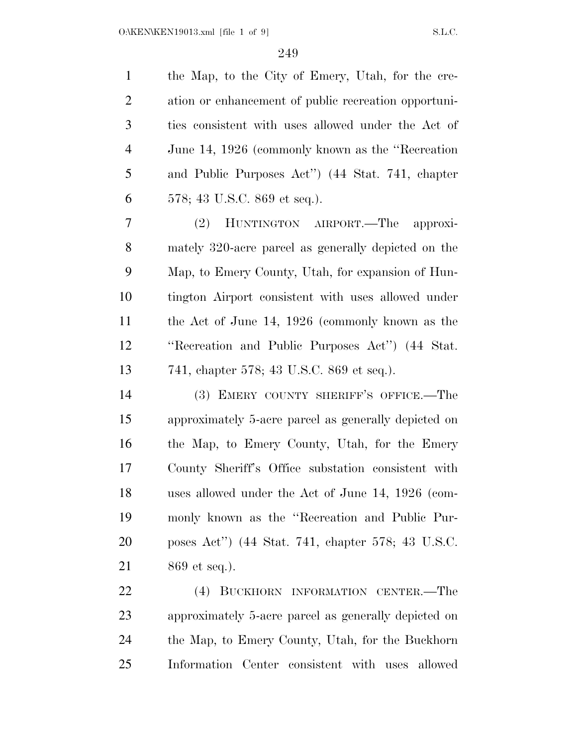the Map, to the City of Emery, Utah, for the creation or enhancement of public recreation opportunities consistent with uses allowed under the Act of June 14, 1926 (commonly known as the ''Recreation and Public Purposes Act'') (44 Stat. 741, chapter 578; 43 U.S.C. 869 et seq.).

(2) HUNTINGTON AIRPORT.—The approximately 320-acre parcel as generally depicted on the Map, to Emery County, Utah, for expansion of Huntington Airport consistent with uses allowed under the Act of June 14, 1926 (commonly known as the ''Recreation and Public Purposes Act'') (44 Stat. 741, chapter 578; 43 U.S.C. 869 et seq.).

(3) EMERY COUNTY SHERIFF'S OFFICE.—The approximately 5-acre parcel as generally depicted on the Map, to Emery County, Utah, for the Emery County Sheriff's Office substation consistent with uses allowed under the Act of June 14, 1926 (commonly known as the ''Recreation and Public Purposes Act'') (44 Stat. 741, chapter 578; 43 U.S.C. 869 et seq.).

(4) BUCKHORN INFORMATION CENTER.—The approximately 5-acre parcel as generally depicted on the Map, to Emery County, Utah, for the Buckhorn Information Center consistent with uses allowed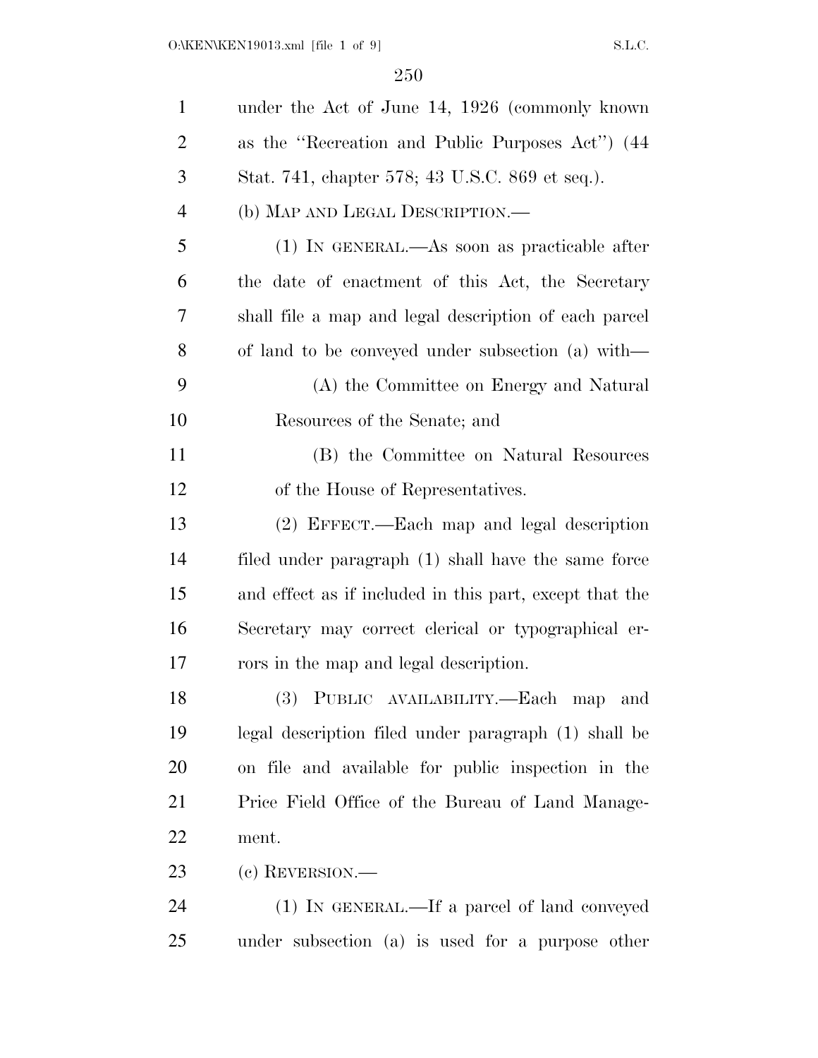under the Act of June 14, 1926 (commonly known as the ''Recreation and Public Purposes Act'') (44 Stat. 741, chapter 578; 43 U.S.C. 869 et seq.).

(b) MAP AND LEGAL DESCRIPTION.—

(1) IN GENERAL.—As soon as practicable after the date of enactment of this Act, the Secretary shall file a map and legal description of each parcel of land to be conveyed under subsection (a) with—

(A) the Committee on Energy and Natural Resources of the Senate; and

(B) the Committee on Natural Resources of the House of Representatives.

(2) EFFECT.—Each map and legal description filed under paragraph (1) shall have the same force and effect as if included in this part, except that the Secretary may correct clerical or typographical errors in the map and legal description.

(3) PUBLIC AVAILABILITY.—Each map and legal description filed under paragraph (1) shall be on file and available for public inspection in the Price Field Office of the Bureau of Land Management.

(c) REVERSION.—

(1) IN GENERAL.—If a parcel of land conveyed under subsection (a) is used for a purpose other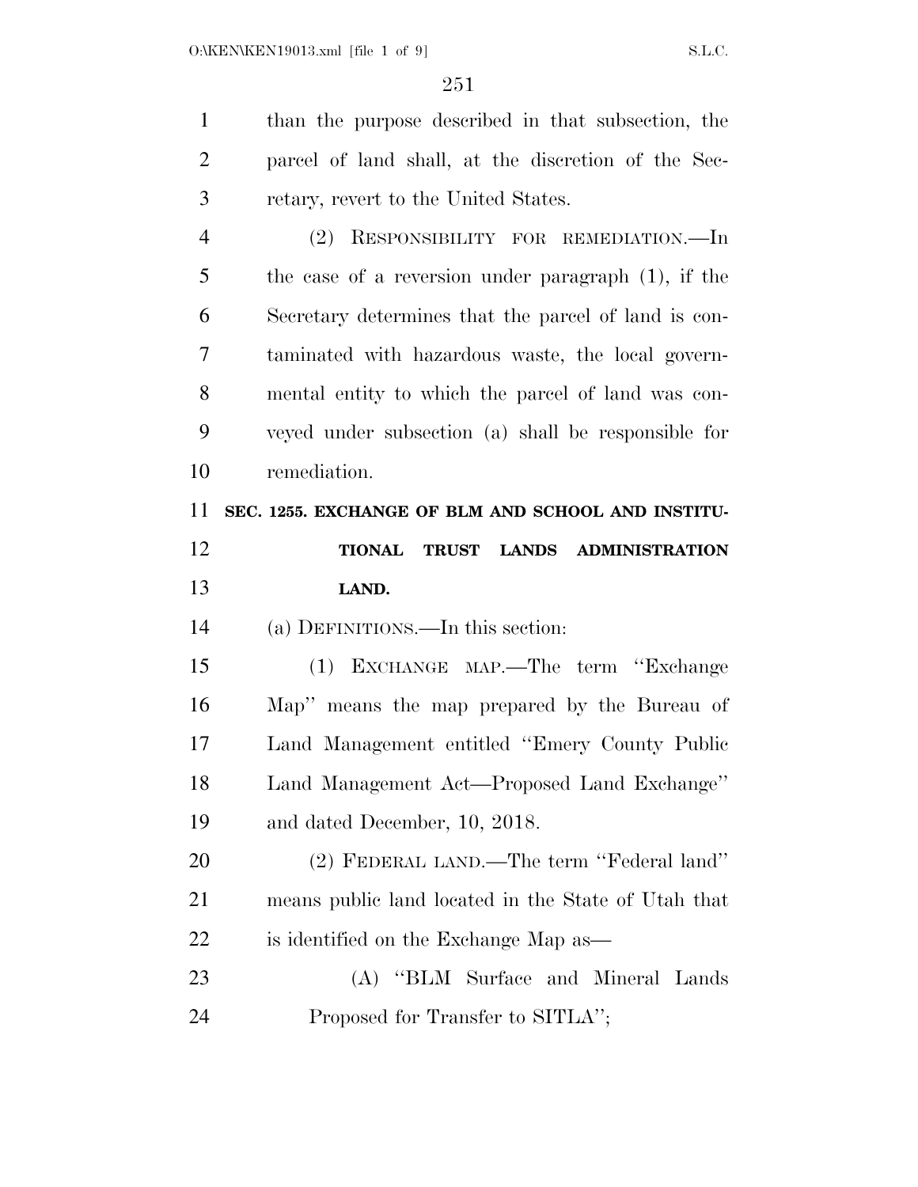than the purpose described in that subsection, the parcel of land shall, at the discretion of the Secretary, revert to the United States.

(2) RESPONSIBILITY FOR REMEDIATION.—In the case of a reversion under paragraph (1), if the Secretary determines that the parcel of land is contaminated with hazardous waste, the local governmental entity to which the parcel of land was conveyed under subsection (a) shall be responsible for remediation.

**SEC. 1255. EXCHANGE OF BLM AND SCHOOL AND INSTITUTIONAL TRUST LANDS ADMINISTRATION LAND.**

(a) DEFINITIONS.—In this section:

(1) EXCHANGE MAP.—The term ''Exchange Map'' means the map prepared by the Bureau of Land Management entitled ''Emery County Public Land Management Act—Proposed Land Exchange'' and dated December, 10, 2018.

(2) FEDERAL LAND.—The term ''Federal land'' means public land located in the State of Utah that is identified on the Exchange Map as—

(A) ''BLM Surface and Mineral Lands Proposed for Transfer to SITLA'';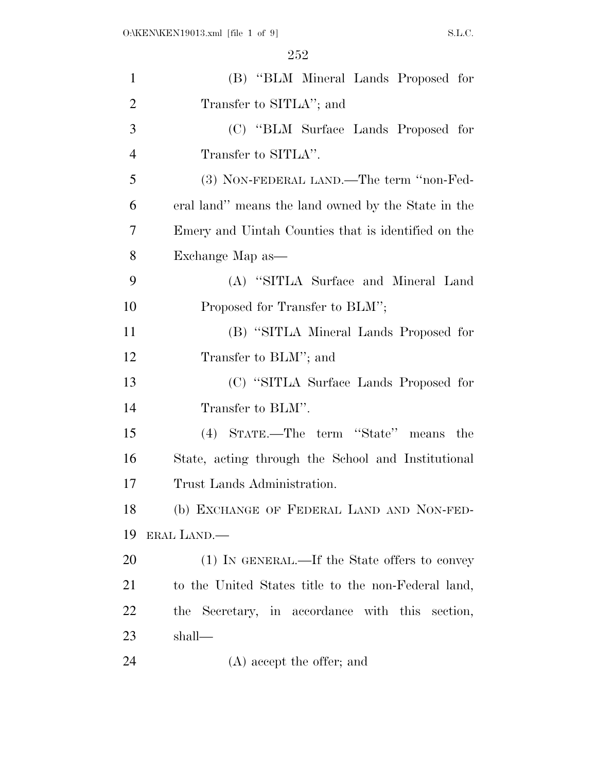(B) "BLM Mineral Lands Proposed for Transfer to SITLA"; and

(C) "BLM Surface Lands Proposed for Transfer to SITLA".

(3) NON-FEDERAL LAND.—The term "non-Federal land" means the land owned by the State in the Emery and Uintah Counties that is identified on the Exchange Map as—

(A) "SITLA Surface and Mineral Land Proposed for Transfer to BLM";

(B) "SITLA Mineral Lands Proposed for Transfer to BLM"; and

(C) "SITLA Surface Lands Proposed for Transfer to BLM".

(4) STATE.—The term "State" means the State, acting through the School and Institutional Trust Lands Administration.

(b) EXCHANGE OF FEDERAL LAND AND NON-FEDERAL LAND.—

(1) IN GENERAL.—If the State offers to convey to the United States title to the non-Federal land, the Secretary, in accordance with this section, shall—

(A) accept the offer; and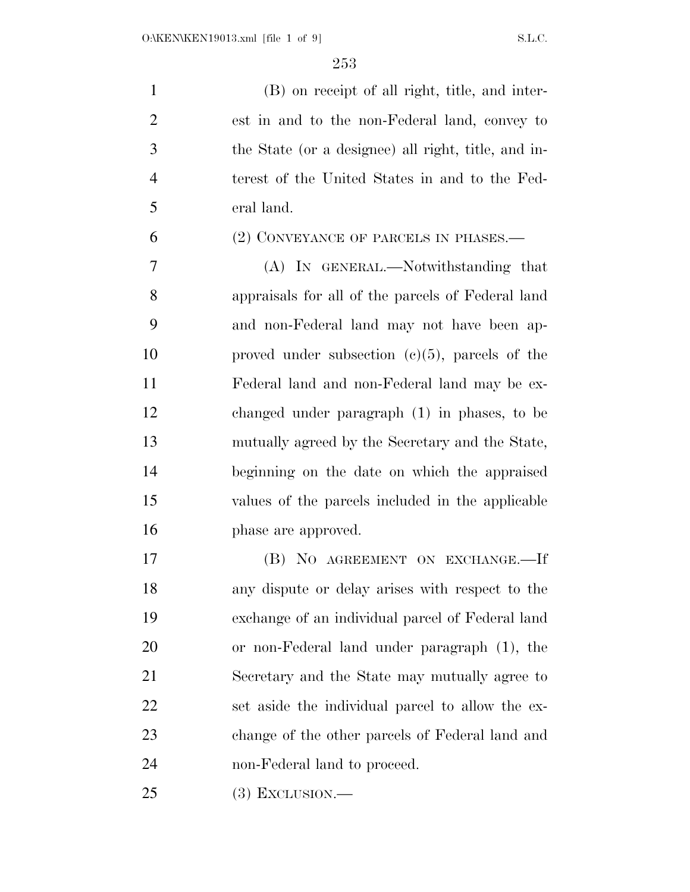(B) on receipt of all right, title, and interest in and to the non-Federal land, convey to the State (or a designee) all right, title, and interest of the United States in and to the Federal land.

(2) CONVEYANCE OF PARCELS IN PHASES.—

(A) IN GENERAL.—Notwithstanding that appraisals for all of the parcels of Federal land and non-Federal land may not have been approved under subsection (c)(5), parcels of the Federal land and non-Federal land may be exchanged under paragraph (1) in phases, to be mutually agreed by the Secretary and the State, beginning on the date on which the appraised values of the parcels included in the applicable phase are approved.

(B) NO AGREEMENT ON EXCHANGE.—If any dispute or delay arises with respect to the exchange of an individual parcel of Federal land or non-Federal land under paragraph (1), the Secretary and the State may mutually agree to set aside the individual parcel to allow the exchange of the other parcels of Federal land and non-Federal land to proceed.

(3) EXCLUSION.—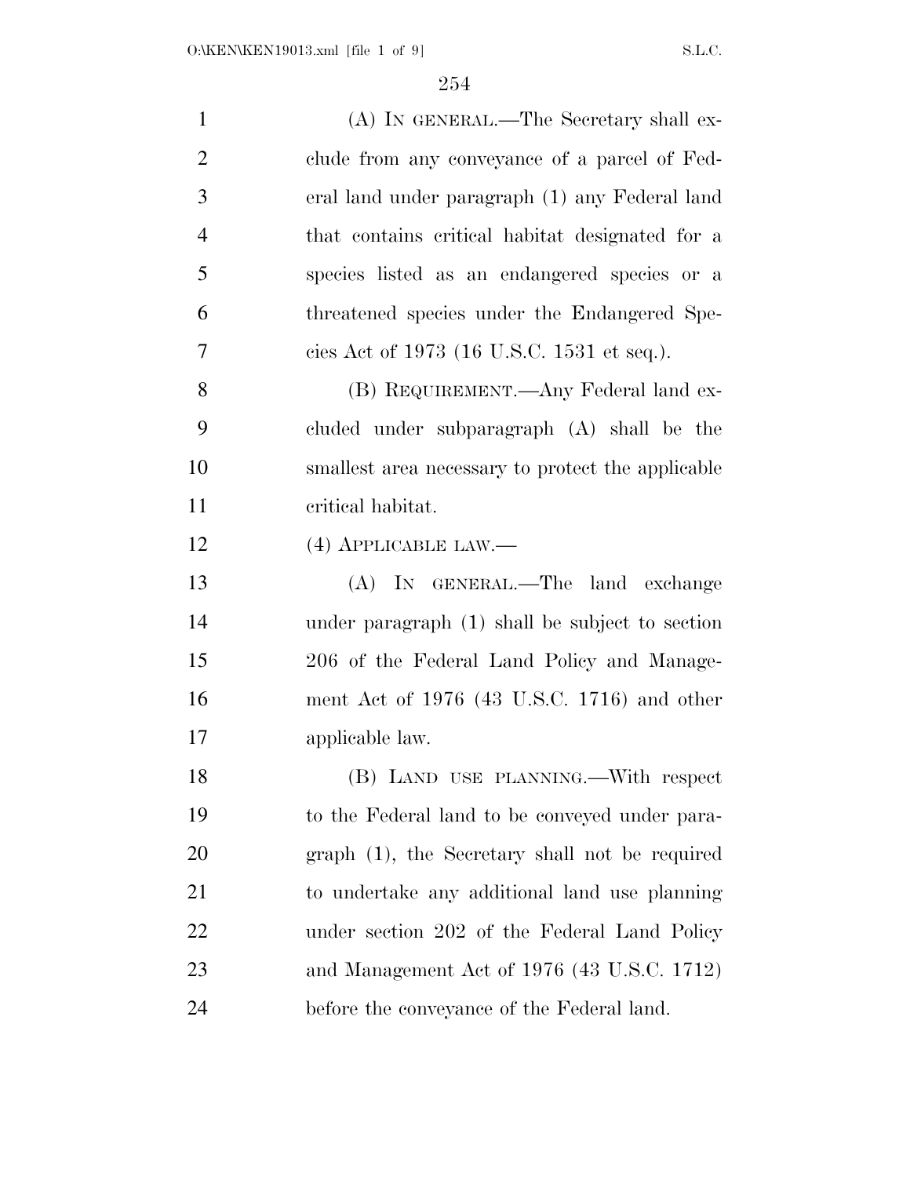(A) IN GENERAL.—The Secretary shall exclude from any conveyance of a parcel of Federal land under paragraph (1) any Federal land that contains critical habitat designated for a species listed as an endangered species or a threatened species under the Endangered Species Act of 1973 (16 U.S.C. 1531 et seq.).

(B) REQUIREMENT.—Any Federal land excluded under subparagraph (A) shall be the smallest area necessary to protect the applicable critical habitat.

(4) APPLICABLE LAW.—

(A) IN GENERAL.—The land exchange under paragraph (1) shall be subject to section 206 of the Federal Land Policy and Management Act of 1976 (43 U.S.C. 1716) and other applicable law.

(B) LAND USE PLANNING.—With respect to the Federal land to be conveyed under paragraph (1), the Secretary shall not be required to undertake any additional land use planning under section 202 of the Federal Land Policy and Management Act of 1976 (43 U.S.C. 1712) before the conveyance of the Federal land.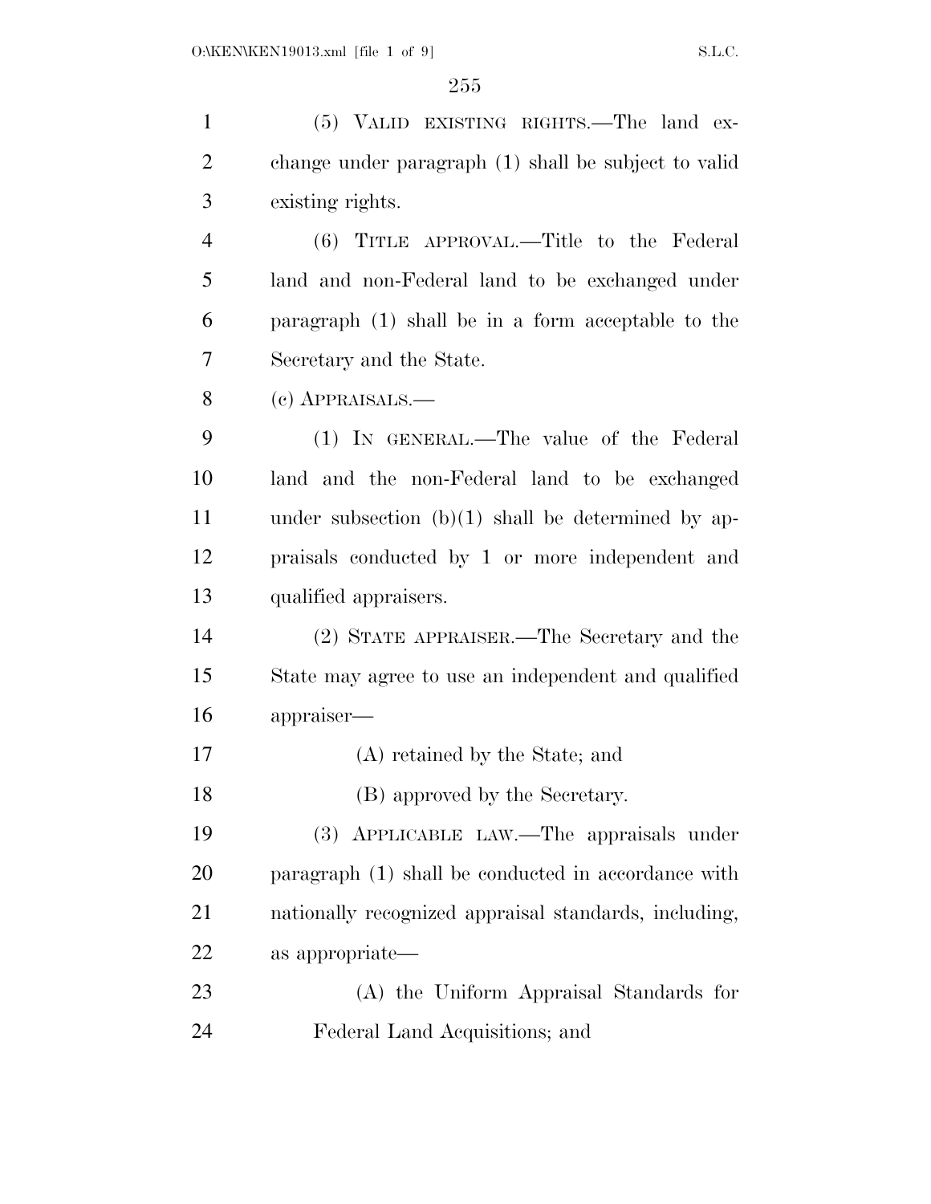(5) VALID EXISTING RIGHTS.—The land exchange under paragraph (1) shall be subject to valid existing rights.

(6) TITLE APPROVAL.—Title to the Federal land and non-Federal land to be exchanged under paragraph (1) shall be in a form acceptable to the Secretary and the State.

(c) APPRAISALS.—

(1) IN GENERAL.—The value of the Federal land and the non-Federal land to be exchanged under subsection (b)(1) shall be determined by appraisals conducted by 1 or more independent and qualified appraisers.

(2) STATE APPRAISER.—The Secretary and the State may agree to use an independent and qualified appraiser—

(A) retained by the State; and

(B) approved by the Secretary.

(3) APPLICABLE LAW.—The appraisals under paragraph (1) shall be conducted in accordance with nationally recognized appraisal standards, including, as appropriate—

(A) the Uniform Appraisal Standards for Federal Land Acquisitions; and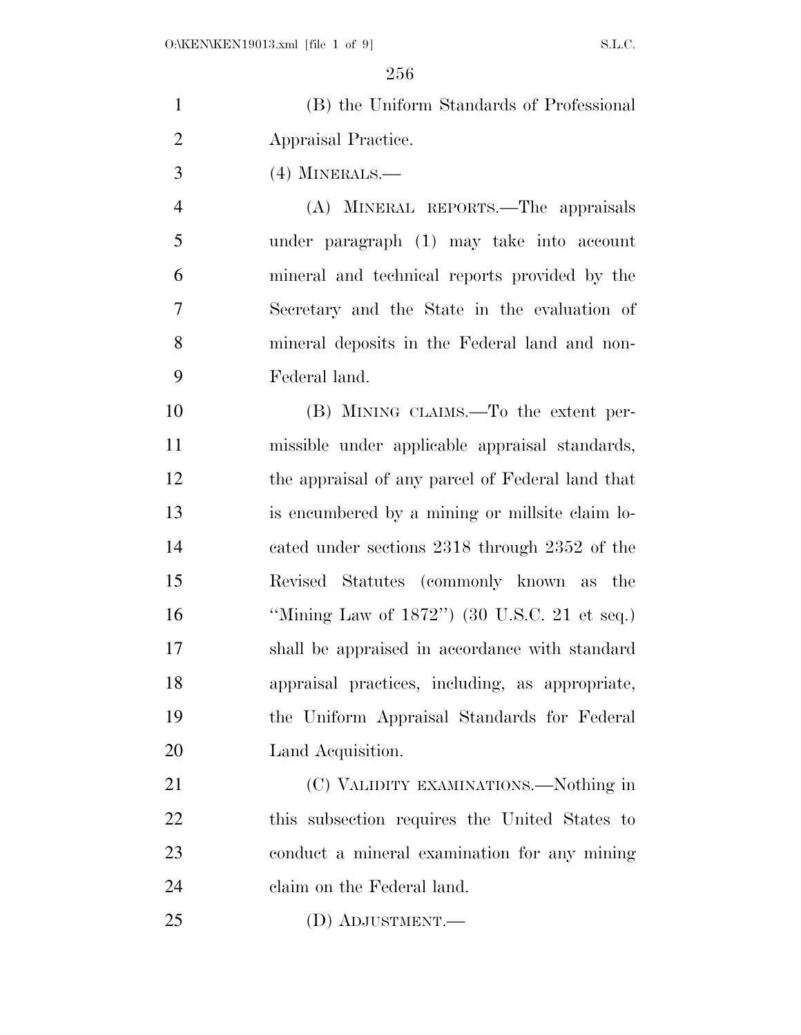(B) the Uniform Standards of Professional Appraisal Practice.

(4) MINERALS.—

(A) MINERAL REPORTS.—The appraisals under paragraph (1) may take into account mineral and technical reports provided by the Secretary and the State in the evaluation of mineral deposits in the Federal land and non-Federal land.

(B) MINING CLAIMS.—To the extent permissible under applicable appraisal standards, the appraisal of any parcel of Federal land that is encumbered by a mining or millsite claim located under sections 2318 through 2352 of the Revised Statutes (commonly known as the "Mining Law of 1872") (30 U.S.C. 21 et seq.) shall be appraised in accordance with standard appraisal practices, including, as appropriate, the Uniform Appraisal Standards for Federal Land Acquisition.

(C) VALIDITY EXAMINATIONS.—Nothing in this subsection requires the United States to conduct a mineral examination for any mining claim on the Federal land.

(D) ADJUSTMENT.—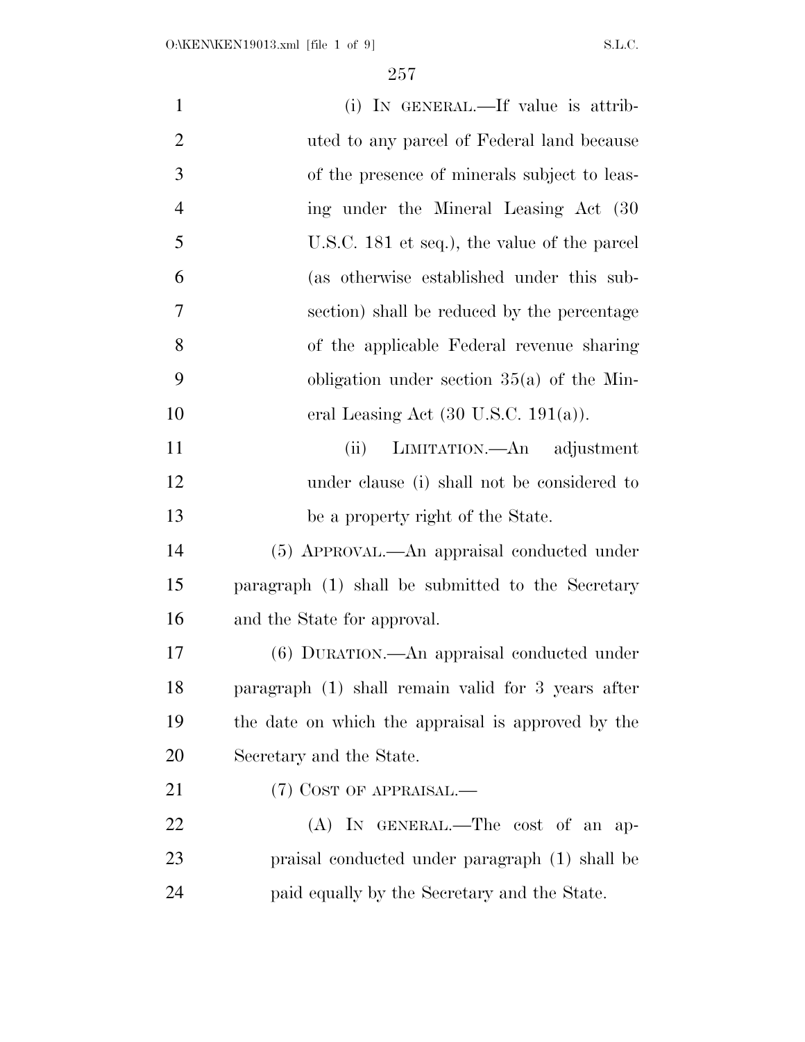(i) IN GENERAL.—If value is attributed to any parcel of Federal land because of the presence of minerals subject to leasing under the Mineral Leasing Act (30 U.S.C. 181 et seq.), the value of the parcel (as otherwise established under this subsection) shall be reduced by the percentage of the applicable Federal revenue sharing obligation under section 35(a) of the Mineral Leasing Act (30 U.S.C. 191(a)).

(ii) LIMITATION.—An adjustment under clause (i) shall not be considered to be a property right of the State.

(5) APPROVAL.—An appraisal conducted under paragraph (1) shall be submitted to the Secretary and the State for approval.

(6) DURATION.—An appraisal conducted under paragraph (1) shall remain valid for 3 years after the date on which the appraisal is approved by the Secretary and the State.

(7) COST OF APPRAISAL.—

(A) IN GENERAL.—The cost of an appraisal conducted under paragraph (1) shall be paid equally by the Secretary and the State.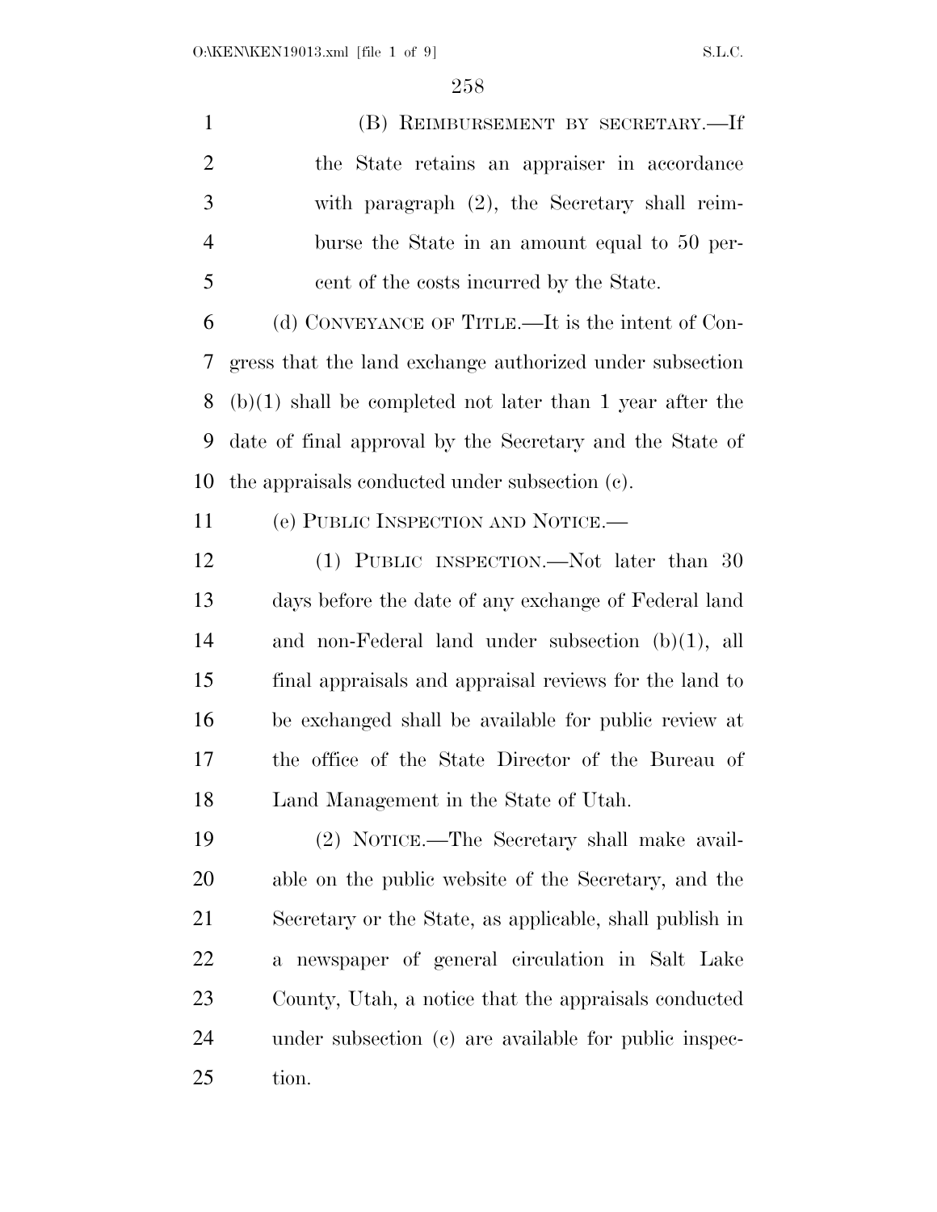(B) REIMBURSEMENT BY SECRETARY.—If the State retains an appraiser in accordance with paragraph (2), the Secretary shall reimburse the State in an amount equal to 50 percent of the costs incurred by the State.

(d) CONVEYANCE OF TITLE.—It is the intent of Congress that the land exchange authorized under subsection (b)(1) shall be completed not later than 1 year after the date of final approval by the Secretary and the State of the appraisals conducted under subsection (c).

(e) PUBLIC INSPECTION AND NOTICE.—

(1) PUBLIC INSPECTION.—Not later than 30 days before the date of any exchange of Federal land and non-Federal land under subsection (b)(1), all final appraisals and appraisal reviews for the land to be exchanged shall be available for public review at the office of the State Director of the Bureau of Land Management in the State of Utah.

(2) NOTICE.—The Secretary shall make available on the public website of the Secretary, and the Secretary or the State, as applicable, shall publish in a newspaper of general circulation in Salt Lake County, Utah, a notice that the appraisals conducted under subsection (c) are available for public inspection.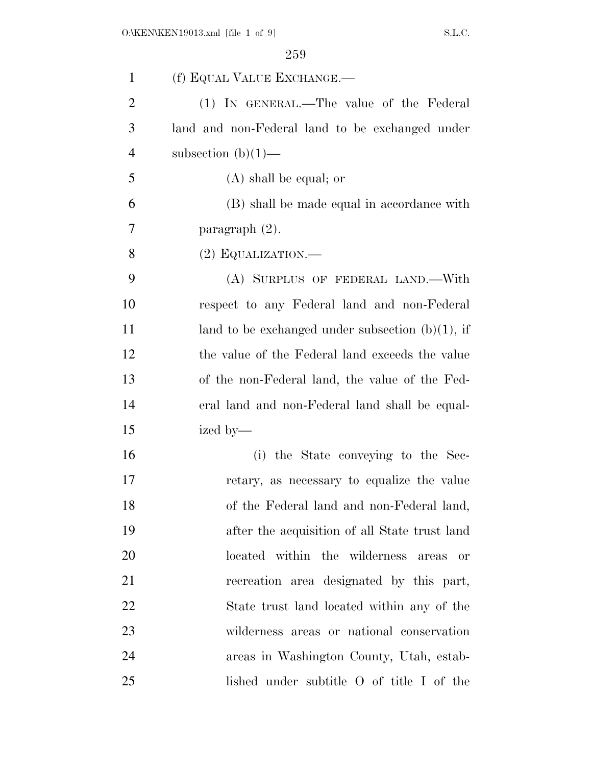(f) EQUAL VALUE EXCHANGE.—

(1) IN GENERAL.—The value of the Federal land and non-Federal land to be exchanged under subsection (b)(1)—

(A) shall be equal; or

(B) shall be made equal in accordance with paragraph (2).

(2) EQUALIZATION.—

(A) SURPLUS OF FEDERAL LAND.—With respect to any Federal land and non-Federal land to be exchanged under subsection (b)(1), if the value of the Federal land exceeds the value of the non-Federal land, the value of the Federal land and non-Federal land shall be equalized by—

(i) the State conveying to the Secretary, as necessary to equalize the value of the Federal land and non-Federal land, after the acquisition of all State trust land located within the wilderness areas or recreation area designated by this part, State trust land located within any of the wilderness areas or national conservation areas in Washington County, Utah, established under subtitle O of title I of the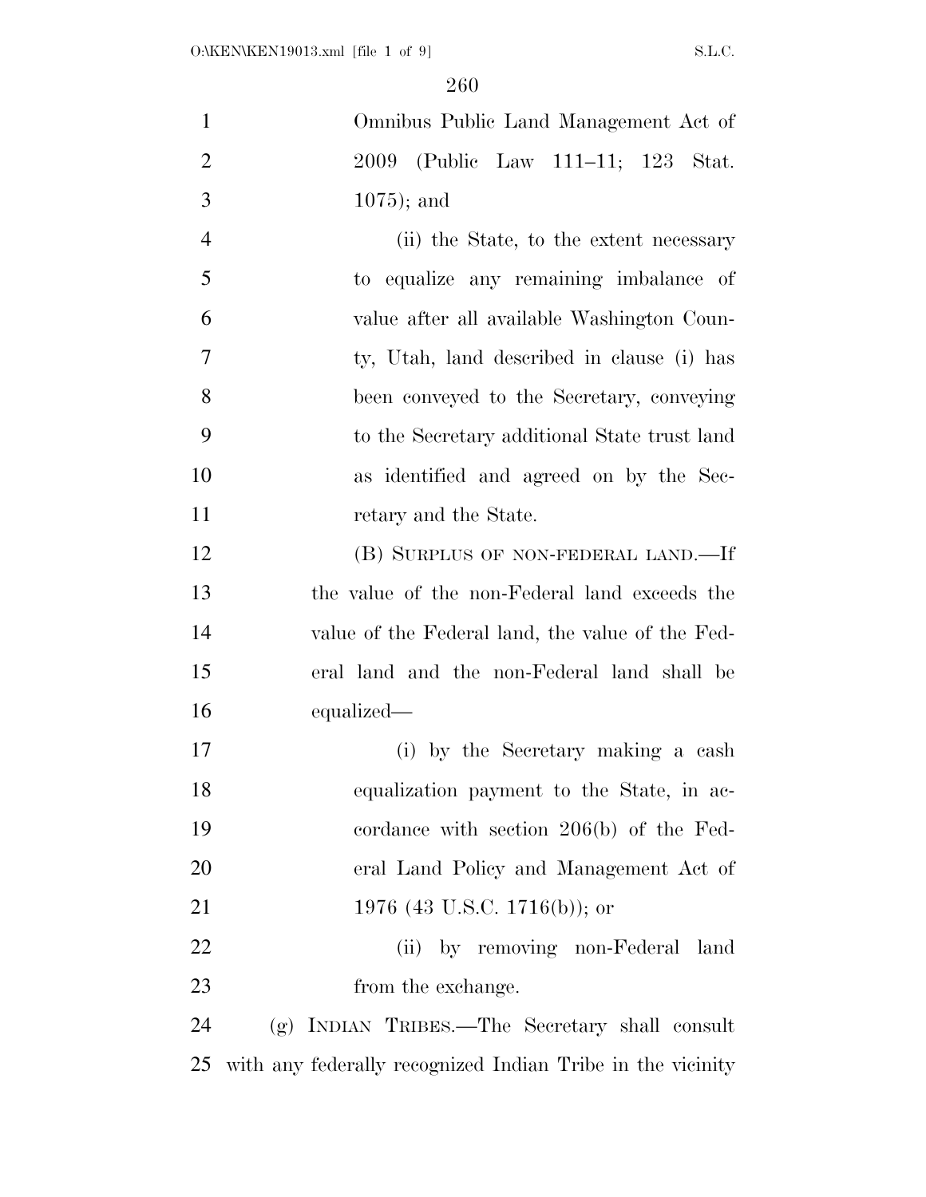Omnibus Public Land Management Act of 2009 (Public Law 111–11; 123 Stat. 1075); and

(ii) the State, to the extent necessary to equalize any remaining imbalance of value after all available Washington County, Utah, land described in clause (i) has been conveyed to the Secretary, conveying to the Secretary additional State trust land as identified and agreed on by the Secretary and the State.

(B) SURPLUS OF NON-FEDERAL LAND.—If the value of the non-Federal land exceeds the value of the Federal land, the value of the Federal land and the non-Federal land shall be equalized—

(i) by the Secretary making a cash equalization payment to the State, in accordance with section 206(b) of the Federal Land Policy and Management Act of 1976 (43 U.S.C. 1716(b)); or

(ii) by removing non-Federal land from the exchange.

(g) INDIAN TRIBES.—The Secretary shall consult with any federally recognized Indian Tribe in the vicinity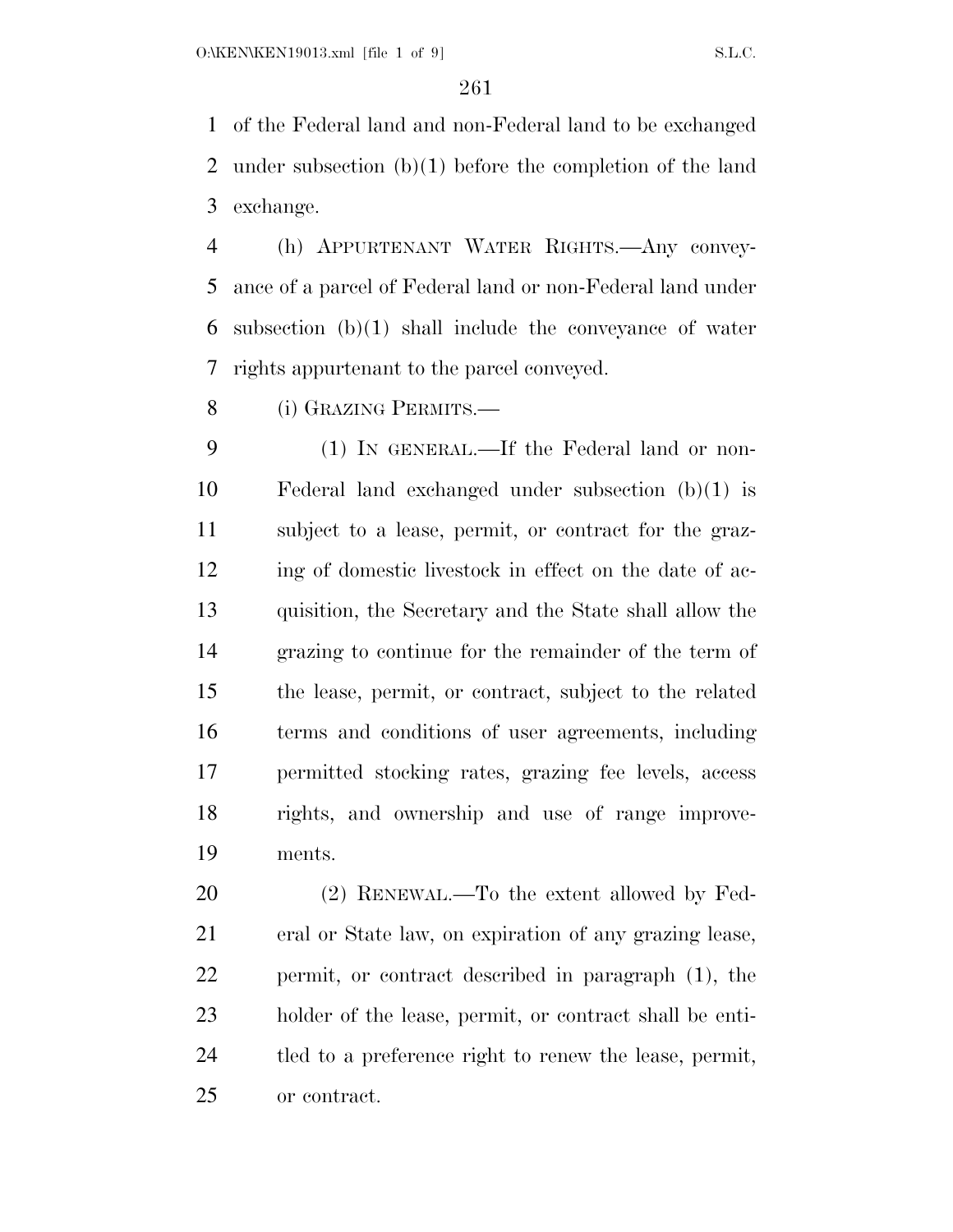of the Federal land and non-Federal land to be exchanged under subsection (b)(1) before the completion of the land exchange.

(h) APPURTENANT WATER RIGHTS.—Any conveyance of a parcel of Federal land or non-Federal land under subsection (b)(1) shall include the conveyance of water rights appurtenant to the parcel conveyed.

(i) GRAZING PERMITS.—

(1) IN GENERAL.—If the Federal land or non-Federal land exchanged under subsection (b)(1) is subject to a lease, permit, or contract for the grazing of domestic livestock in effect on the date of acquisition, the Secretary and the State shall allow the grazing to continue for the remainder of the term of the lease, permit, or contract, subject to the related terms and conditions of user agreements, including permitted stocking rates, grazing fee levels, access rights, and ownership and use of range improvements.

(2) RENEWAL.—To the extent allowed by Federal or State law, on expiration of any grazing lease, permit, or contract described in paragraph (1), the holder of the lease, permit, or contract shall be entitled to a preference right to renew the lease, permit, or contract.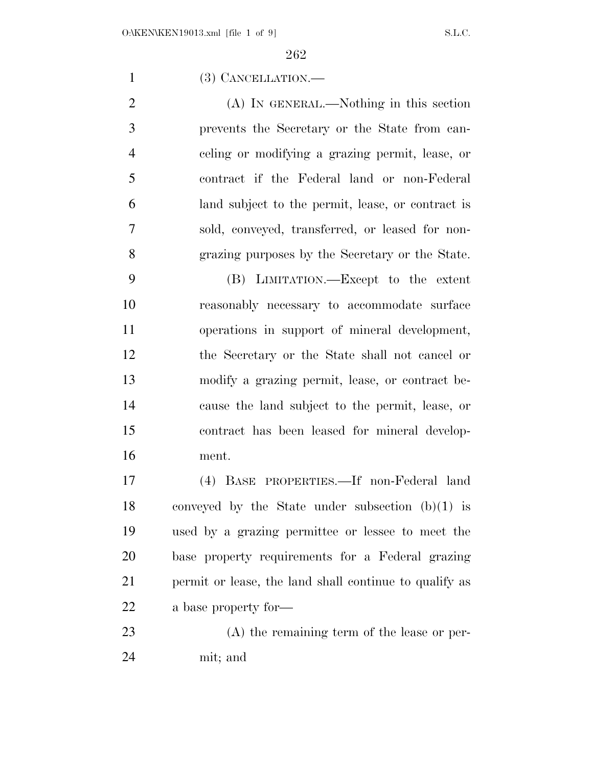(3) CANCELLATION.—

(A) IN GENERAL.—Nothing in this section prevents the Secretary or the State from canceling or modifying a grazing permit, lease, or contract if the Federal land or non-Federal land subject to the permit, lease, or contract is sold, conveyed, transferred, or leased for non-grazing purposes by the Secretary or the State.

(B) LIMITATION.—Except to the extent reasonably necessary to accommodate surface operations in support of mineral development, the Secretary or the State shall not cancel or modify a grazing permit, lease, or contract because the land subject to the permit, lease, or contract has been leased for mineral development.

(4) BASE PROPERTIES.—If non-Federal land conveyed by the State under subsection (b)(1) is used by a grazing permittee or lessee to meet the base property requirements for a Federal grazing permit or lease, the land shall continue to qualify as a base property for—

(A) the remaining term of the lease or permit; and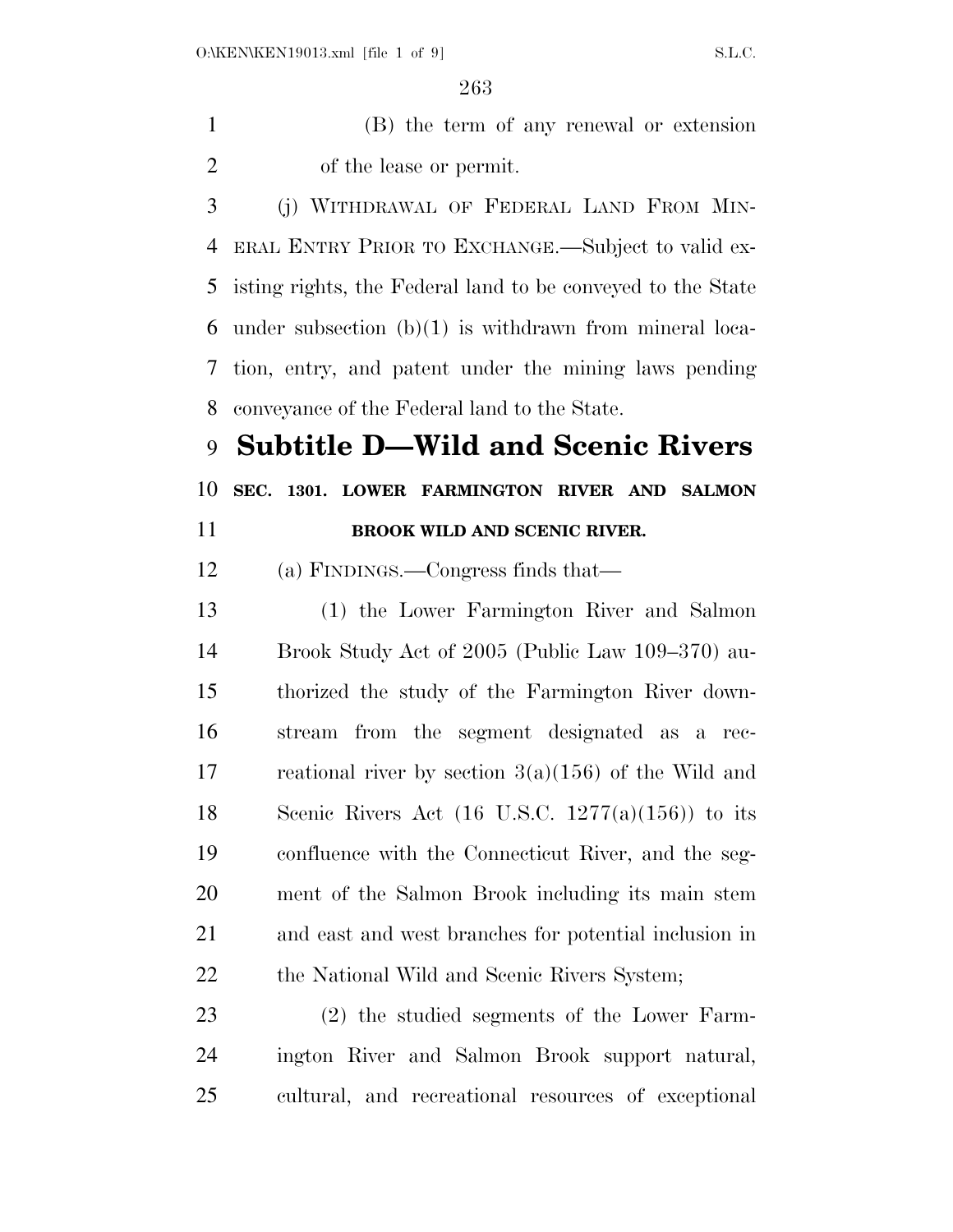(B) the term of any renewal or extension of the lease or permit.

(j) WITHDRAWAL OF FEDERAL LAND FROM MINERAL ENTRY PRIOR TO EXCHANGE.—Subject to valid existing rights, the Federal land to be conveyed to the State under subsection (b)(1) is withdrawn from mineral location, entry, and patent under the mining laws pending conveyance of the Federal land to the State.

# Subtitle D—Wild and Scenic Rivers

## SEC. 1301. LOWER FARMINGTON RIVER AND SALMON BROOK WILD AND SCENIC RIVER.

(a) FINDINGS.—Congress finds that—

(1) the Lower Farmington River and Salmon Brook Study Act of 2005 (Public Law 109–370) authorized the study of the Farmington River downstream from the segment designated as a recreational river by section 3(a)(156) of the Wild and Scenic Rivers Act (16 U.S.C. 1277(a)(156)) to its confluence with the Connecticut River, and the segment of the Salmon Brook including its main stem and east and west branches for potential inclusion in the National Wild and Scenic Rivers System;

(2) the studied segments of the Lower Farmington River and Salmon Brook support natural, cultural, and recreational resources of exceptional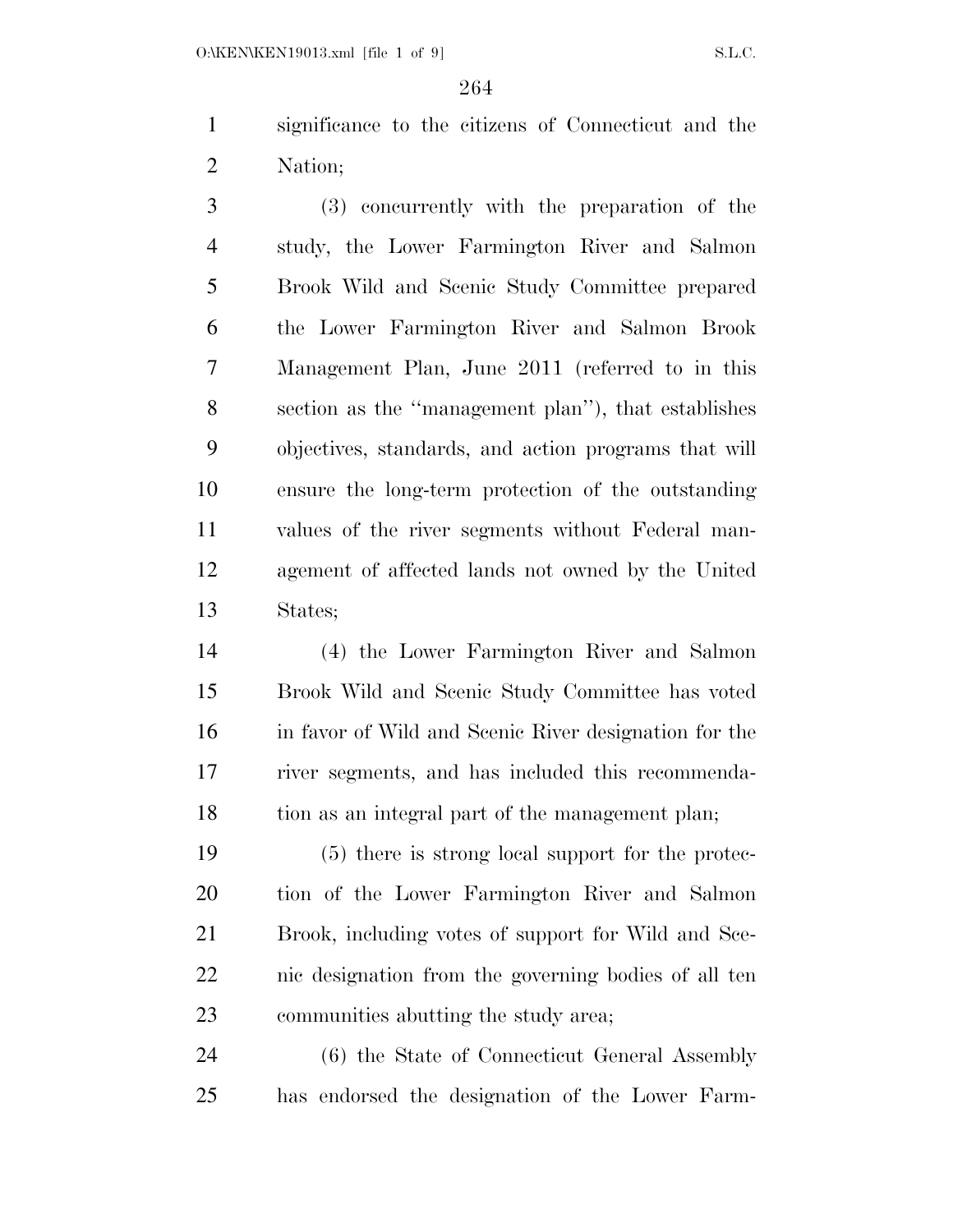significance to the citizens of Connecticut and the Nation;

(3) concurrently with the preparation of the study, the Lower Farmington River and Salmon Brook Wild and Scenic Study Committee prepared the Lower Farmington River and Salmon Brook Management Plan, June 2011 (referred to in this section as the ''management plan''), that establishes objectives, standards, and action programs that will ensure the long-term protection of the outstanding values of the river segments without Federal management of affected lands not owned by the United States;

(4) the Lower Farmington River and Salmon Brook Wild and Scenic Study Committee has voted in favor of Wild and Scenic River designation for the river segments, and has included this recommendation as an integral part of the management plan;

(5) there is strong local support for the protection of the Lower Farmington River and Salmon Brook, including votes of support for Wild and Scenic designation from the governing bodies of all ten communities abutting the study area;

(6) the State of Connecticut General Assembly has endorsed the designation of the Lower Farm-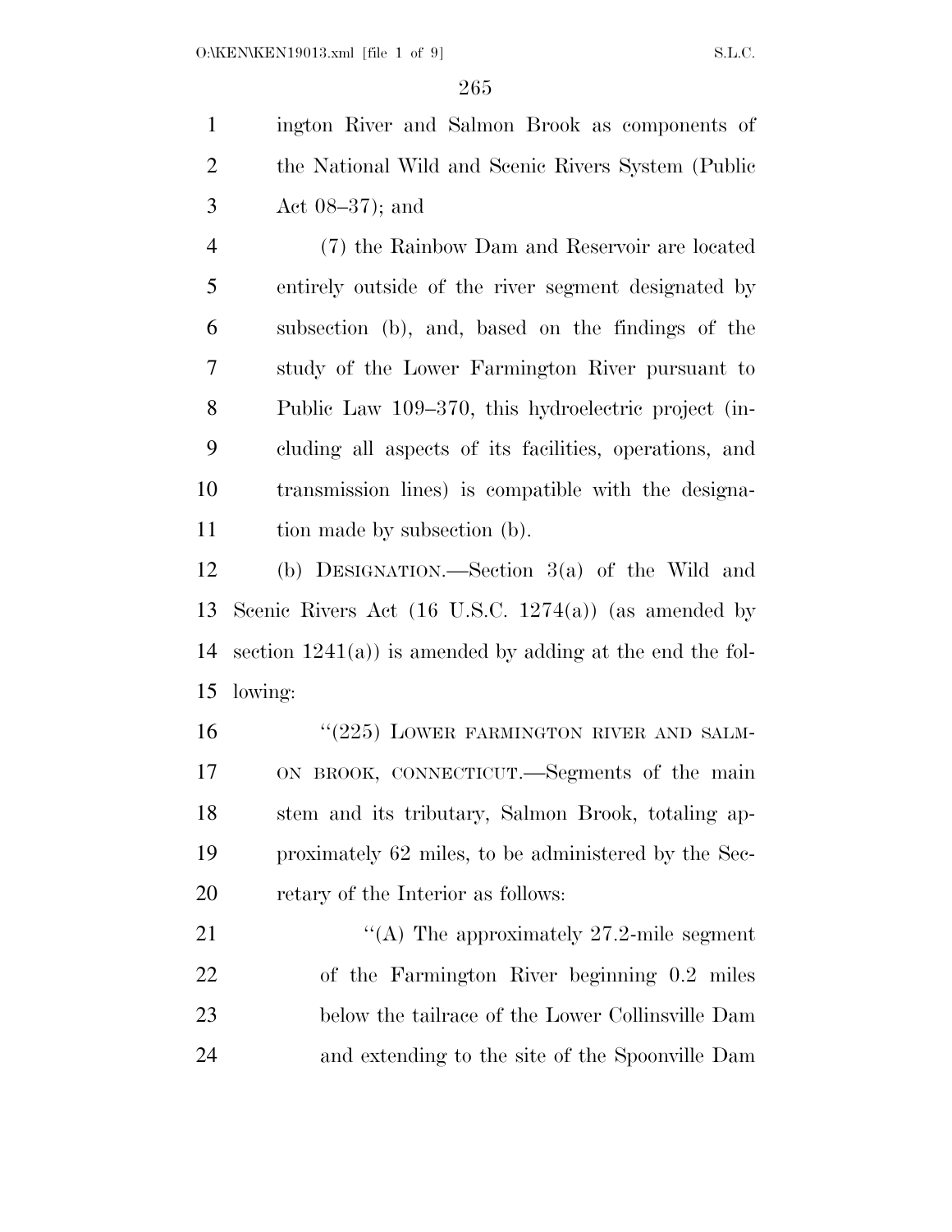ington River and Salmon Brook as components of the National Wild and Scenic Rivers System (Public Act 08–37); and

(7) the Rainbow Dam and Reservoir are located entirely outside of the river segment designated by subsection (b), and, based on the findings of the study of the Lower Farmington River pursuant to Public Law 109–370, this hydroelectric project (including all aspects of its facilities, operations, and transmission lines) is compatible with the designation made by subsection (b).

(b) DESIGNATION.—Section 3(a) of the Wild and Scenic Rivers Act (16 U.S.C. 1274(a)) (as amended by section 1241(a)) is amended by adding at the end the following:

"(225) LOWER FARMINGTON RIVER AND SALMON BROOK, CONNECTICUT.—Segments of the main stem and its tributary, Salmon Brook, totaling approximately 62 miles, to be administered by the Secretary of the Interior as follows:

"(A) The approximately 27.2-mile segment of the Farmington River beginning 0.2 miles below the tailrace of the Lower Collinsville Dam and extending to the site of the Spoonville Dam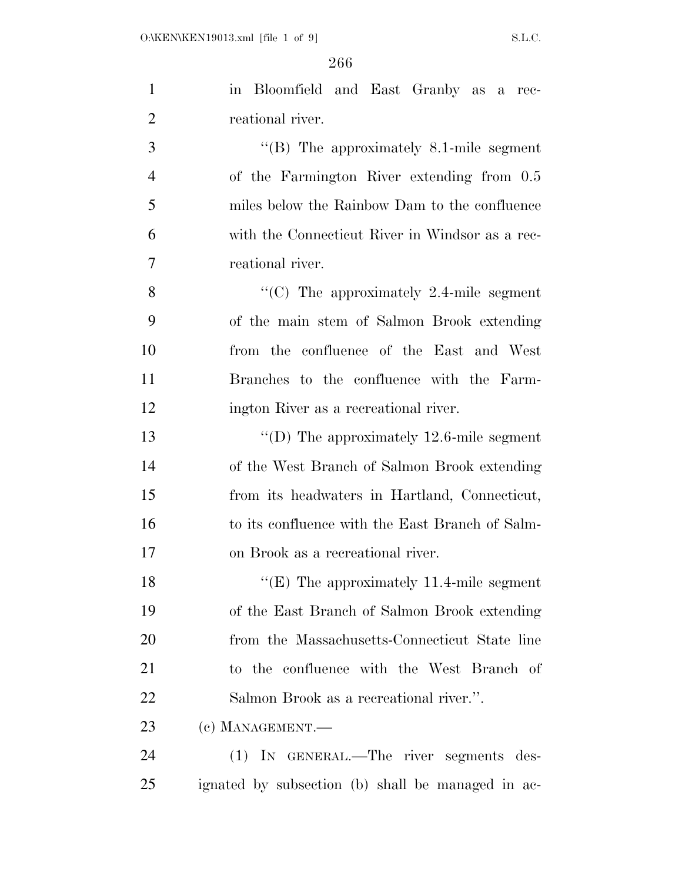in Bloomfield and East Granby as a recreational river.

"(B) The approximately 8.1-mile segment of the Farmington River extending from 0.5 miles below the Rainbow Dam to the confluence with the Connecticut River in Windsor as a recreational river.

"(C) The approximately 2.4-mile segment of the main stem of Salmon Brook extending from the confluence of the East and West Branches to the confluence with the Farmington River as a recreational river.

"(D) The approximately 12.6-mile segment of the West Branch of Salmon Brook extending from its headwaters in Hartland, Connecticut, to its confluence with the East Branch of Salmon Brook as a recreational river.

"(E) The approximately 11.4-mile segment of the East Branch of Salmon Brook extending from the Massachusetts-Connecticut State line to the confluence with the West Branch of Salmon Brook as a recreational river.".

(c) MANAGEMENT.—

(1) IN GENERAL.—The river segments designated by subsection (b) shall be managed in ac-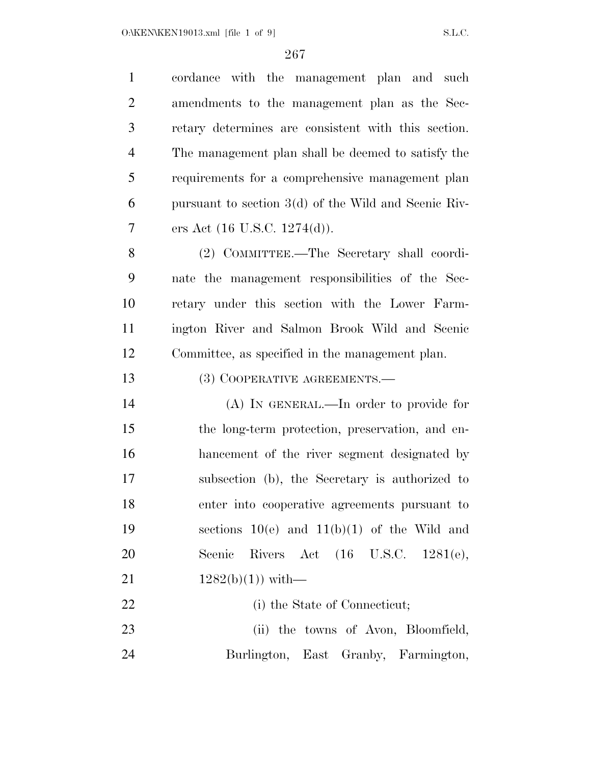cordance with the management plan and such amendments to the management plan as the Secretary determines are consistent with this section. The management plan shall be deemed to satisfy the requirements for a comprehensive management plan pursuant to section 3(d) of the Wild and Scenic Rivers Act (16 U.S.C. 1274(d)).

(2) COMMITTEE.—The Secretary shall coordinate the management responsibilities of the Secretary under this section with the Lower Farmington River and Salmon Brook Wild and Scenic Committee, as specified in the management plan.

(3) COOPERATIVE AGREEMENTS.—

(A) IN GENERAL.—In order to provide for the long-term protection, preservation, and enhancement of the river segment designated by subsection (b), the Secretary is authorized to enter into cooperative agreements pursuant to sections 10(e) and 11(b)(1) of the Wild and Scenic Rivers Act (16 U.S.C. 1281(e), 1282(b)(1)) with—

(i) the State of Connecticut;

(ii) the towns of Avon, Bloomfield, Burlington, East Granby, Farmington,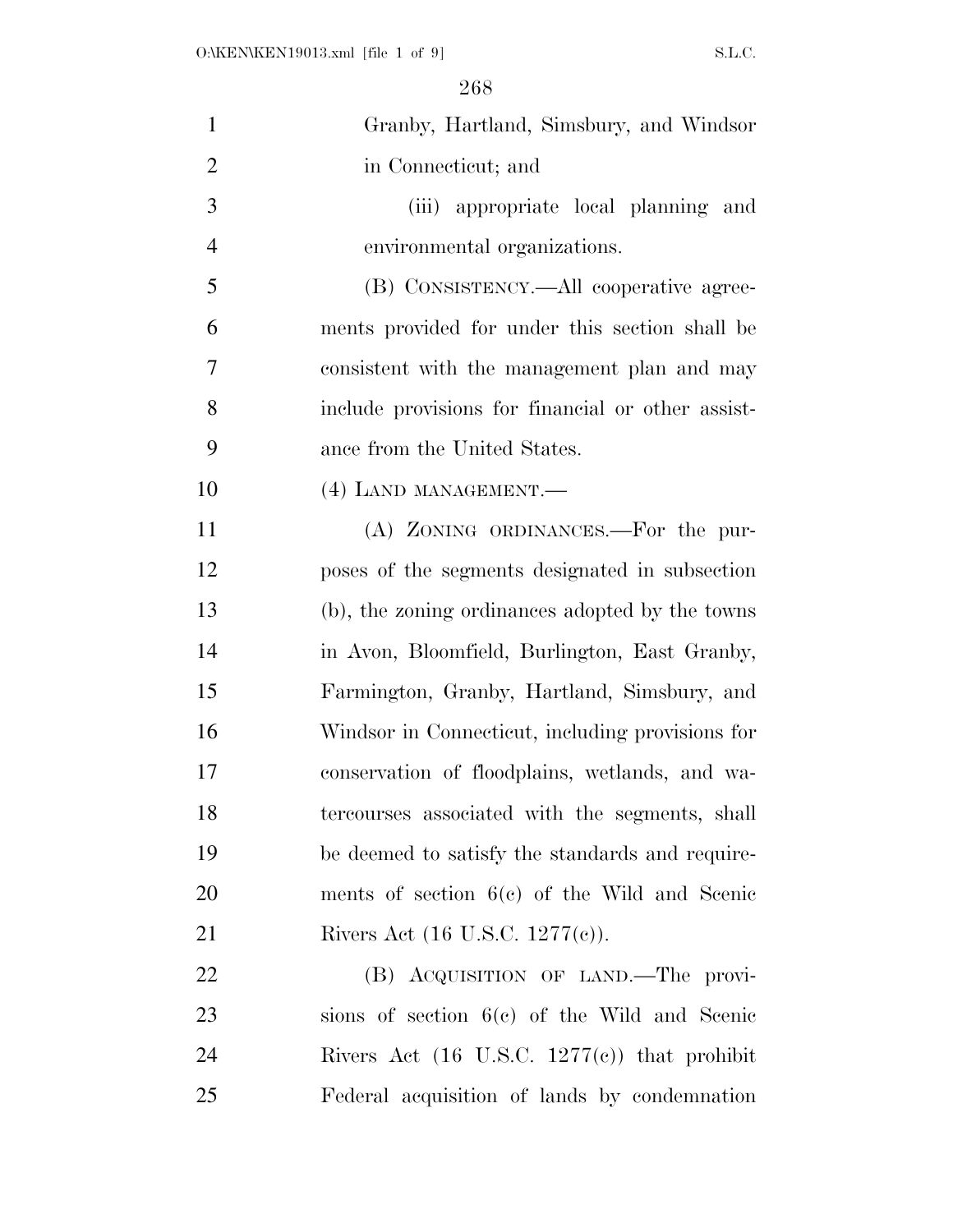Granby, Hartland, Simsbury, and Windsor in Connecticut; and

(iii) appropriate local planning and environmental organizations.

(B) CONSISTENCY.—All cooperative agreements provided for under this section shall be consistent with the management plan and may include provisions for financial or other assistance from the United States.

(4) LAND MANAGEMENT.—

(A) ZONING ORDINANCES.—For the purposes of the segments designated in subsection (b), the zoning ordinances adopted by the towns in Avon, Bloomfield, Burlington, East Granby, Farmington, Granby, Hartland, Simsbury, and Windsor in Connecticut, including provisions for conservation of floodplains, wetlands, and watercourses associated with the segments, shall be deemed to satisfy the standards and requirements of section 6(c) of the Wild and Scenic Rivers Act (16 U.S.C. 1277(c)).

(B) ACQUISITION OF LAND.—The provisions of section 6(c) of the Wild and Scenic Rivers Act (16 U.S.C. 1277(c)) that prohibit Federal acquisition of lands by condemnation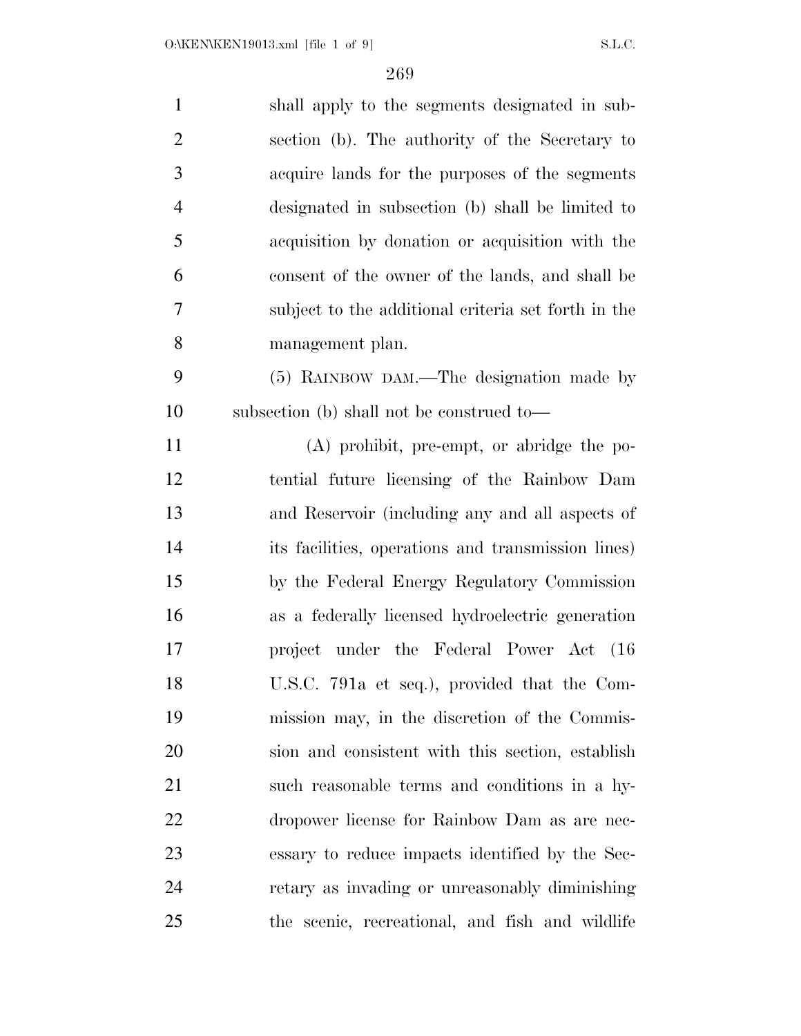shall apply to the segments designated in subsection (b). The authority of the Secretary to acquire lands for the purposes of the segments designated in subsection (b) shall be limited to acquisition by donation or acquisition with the consent of the owner of the lands, and shall be subject to the additional criteria set forth in the management plan.

(5) RAINBOW DAM.—The designation made by subsection (b) shall not be construed to—

(A) prohibit, pre-empt, or abridge the potential future licensing of the Rainbow Dam and Reservoir (including any and all aspects of its facilities, operations and transmission lines) by the Federal Energy Regulatory Commission as a federally licensed hydroelectric generation project under the Federal Power Act (16 U.S.C. 791a et seq.), provided that the Commission may, in the discretion of the Commission and consistent with this section, establish such reasonable terms and conditions in a hydropower license for Rainbow Dam as are necessary to reduce impacts identified by the Secretary as invading or unreasonably diminishing the scenic, recreational, and fish and wildlife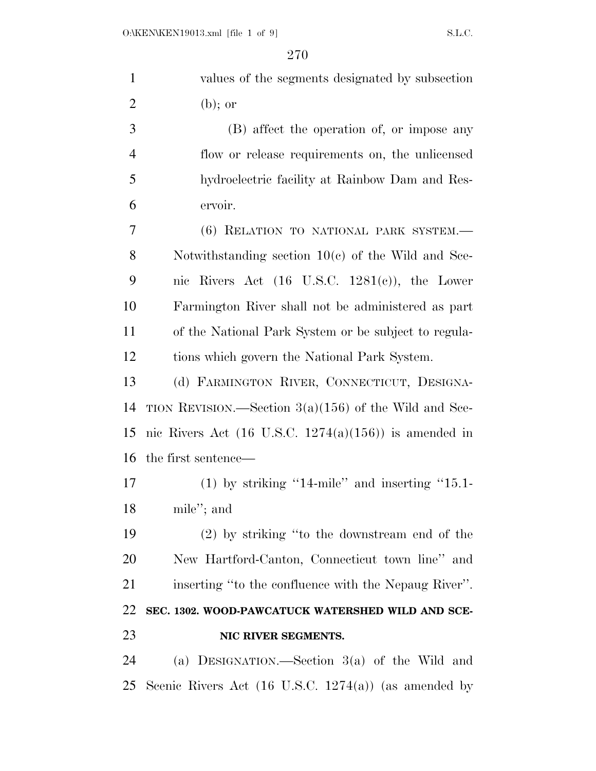values of the segments designated by subsection (b); or

(B) affect the operation of, or impose any flow or release requirements on, the unlicensed hydroelectric facility at Rainbow Dam and Reservoir.

(6) RELATION TO NATIONAL PARK SYSTEM.—Notwithstanding section 10(c) of the Wild and Scenic Rivers Act (16 U.S.C. 1281(c)), the Lower Farmington River shall not be administered as part of the National Park System or be subject to regulations which govern the National Park System.

(d) FARMINGTON RIVER, CONNECTICUT, DESIGNATION REVISION.—Section 3(a)(156) of the Wild and Scenic Rivers Act (16 U.S.C. 1274(a)(156)) is amended in the first sentence—

(1) by striking ''14-mile'' and inserting ''15.1-mile''; and

(2) by striking ''to the downstream end of the New Hartford-Canton, Connecticut town line'' and inserting ''to the confluence with the Nepaug River''.

**SEC. 1302. WOOD-PAWCATUCK WATERSHED WILD AND SCENIC RIVER SEGMENTS.**

(a) DESIGNATION.—Section 3(a) of the Wild and Scenic Rivers Act (16 U.S.C. 1274(a)) (as amended by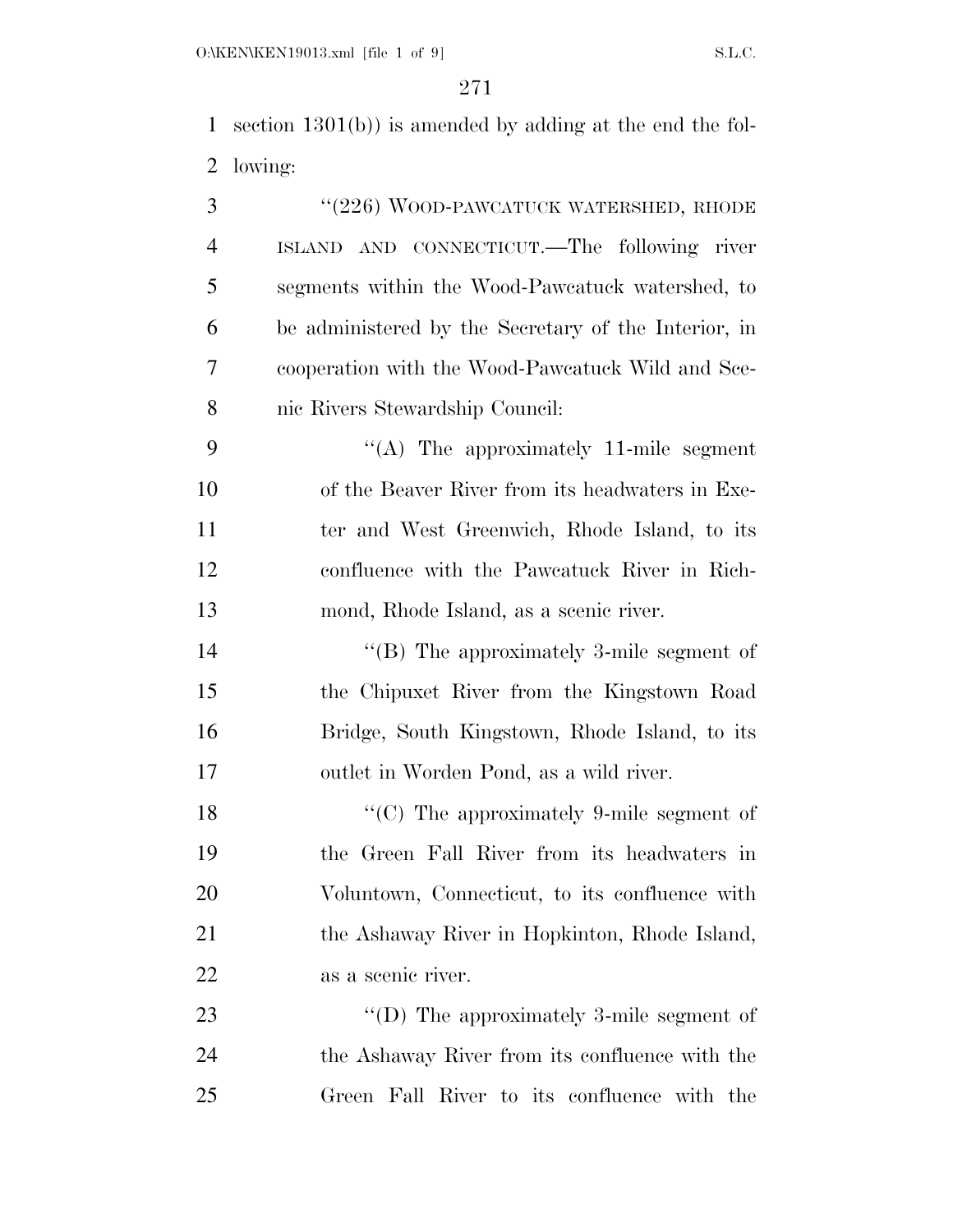section 1301(b)) is amended by adding at the end the following:

"(226) WOOD-PAWCATUCK WATERSHED, RHODE ISLAND AND CONNECTICUT.—The following river segments within the Wood-Pawcatuck watershed, to be administered by the Secretary of the Interior, in cooperation with the Wood-Pawcatuck Wild and Scenic Rivers Stewardship Council:

"(A) The approximately 11-mile segment of the Beaver River from its headwaters in Exeter and West Greenwich, Rhode Island, to its confluence with the Pawcatuck River in Richmond, Rhode Island, as a scenic river.

"(B) The approximately 3-mile segment of the Chipuxet River from the Kingstown Road Bridge, South Kingstown, Rhode Island, to its outlet in Worden Pond, as a wild river.

"(C) The approximately 9-mile segment of the Green Fall River from its headwaters in Voluntown, Connecticut, to its confluence with the Ashaway River in Hopkinton, Rhode Island, as a scenic river.

"(D) The approximately 3-mile segment of the Ashaway River from its confluence with the Green Fall River to its confluence with the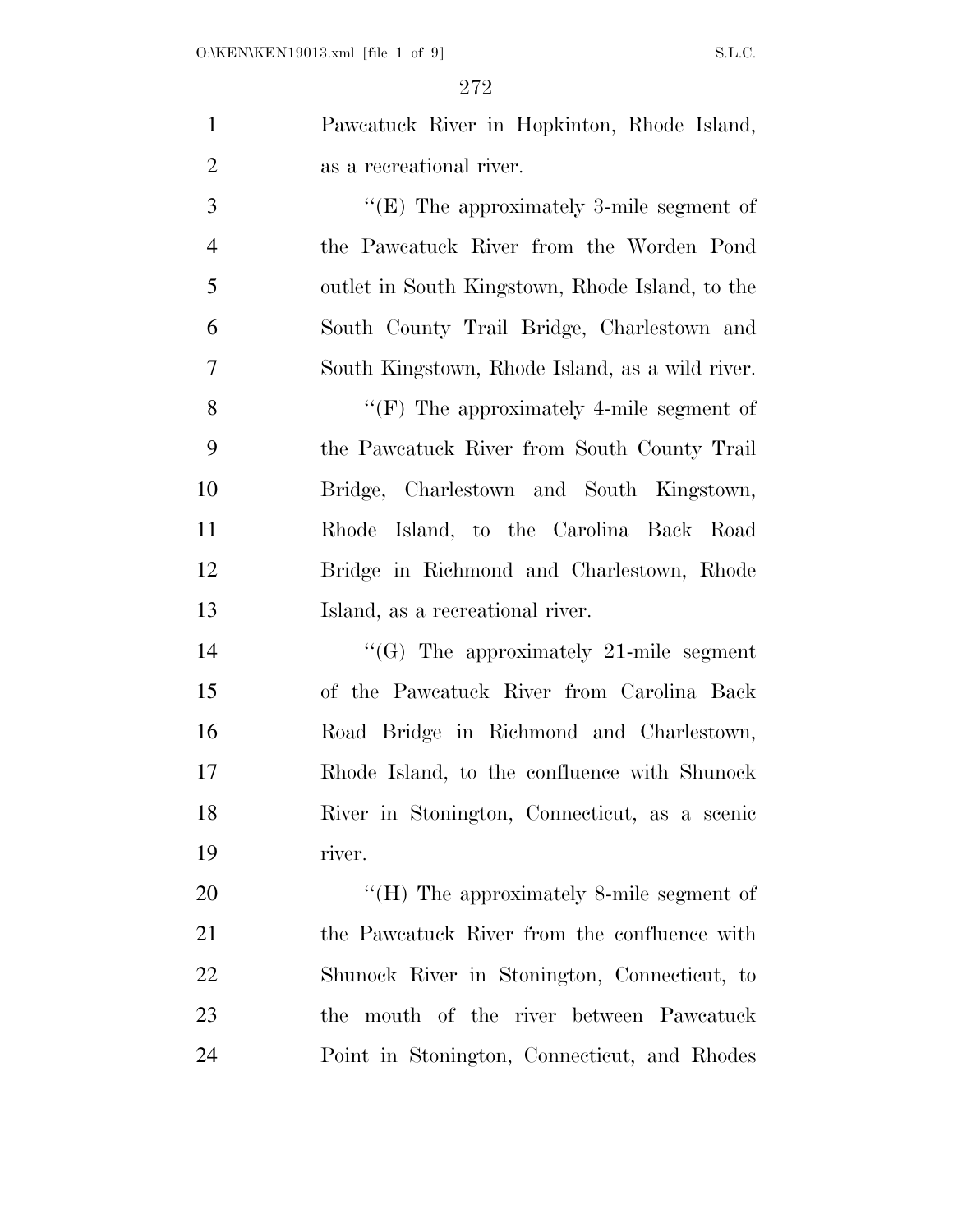Pawcatuck River in Hopkinton, Rhode Island, as a recreational river.

''(E) The approximately 3-mile segment of the Pawcatuck River from the Worden Pond outlet in South Kingstown, Rhode Island, to the South County Trail Bridge, Charlestown and South Kingstown, Rhode Island, as a wild river.

''(F) The approximately 4-mile segment of the Pawcatuck River from South County Trail Bridge, Charlestown and South Kingstown, Rhode Island, to the Carolina Back Road Bridge in Richmond and Charlestown, Rhode Island, as a recreational river.

''(G) The approximately 21-mile segment of the Pawcatuck River from Carolina Back Road Bridge in Richmond and Charlestown, Rhode Island, to the confluence with Shunock River in Stonington, Connecticut, as a scenic river.

''(H) The approximately 8-mile segment of the Pawcatuck River from the confluence with Shunock River in Stonington, Connecticut, to the mouth of the river between Pawcatuck Point in Stonington, Connecticut, and Rhodes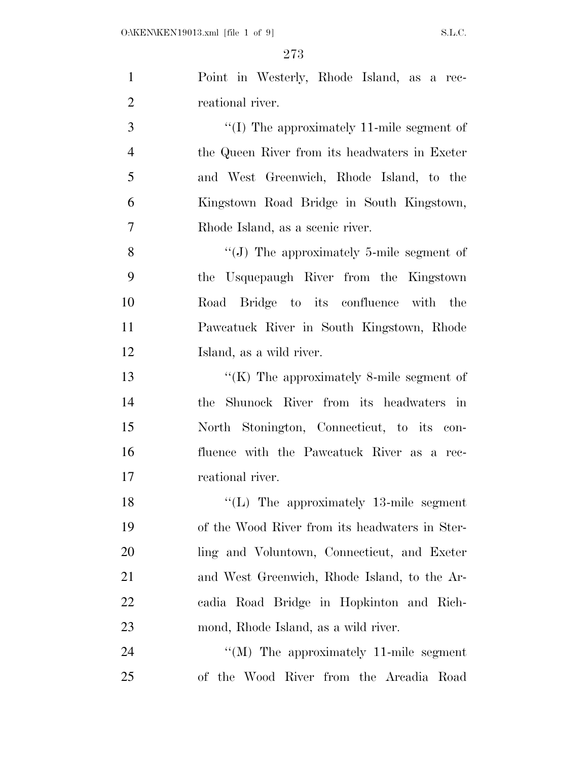Point in Westerly, Rhode Island, as a recreational river.

"(I) The approximately 11-mile segment of the Queen River from its headwaters in Exeter and West Greenwich, Rhode Island, to the Kingstown Road Bridge in South Kingstown, Rhode Island, as a scenic river.

"(J) The approximately 5-mile segment of the Usquepaugh River from the Kingstown Road Bridge to its confluence with the Pawcatuck River in South Kingstown, Rhode Island, as a wild river.

"(K) The approximately 8-mile segment of the Shunock River from its headwaters in North Stonington, Connecticut, to its confluence with the Pawcatuck River as a recreational river.

"(L) The approximately 13-mile segment of the Wood River from its headwaters in Sterling and Voluntown, Connecticut, and Exeter and West Greenwich, Rhode Island, to the Arcadia Road Bridge in Hopkinton and Richmond, Rhode Island, as a wild river.

"(M) The approximately 11-mile segment of the Wood River from the Arcadia Road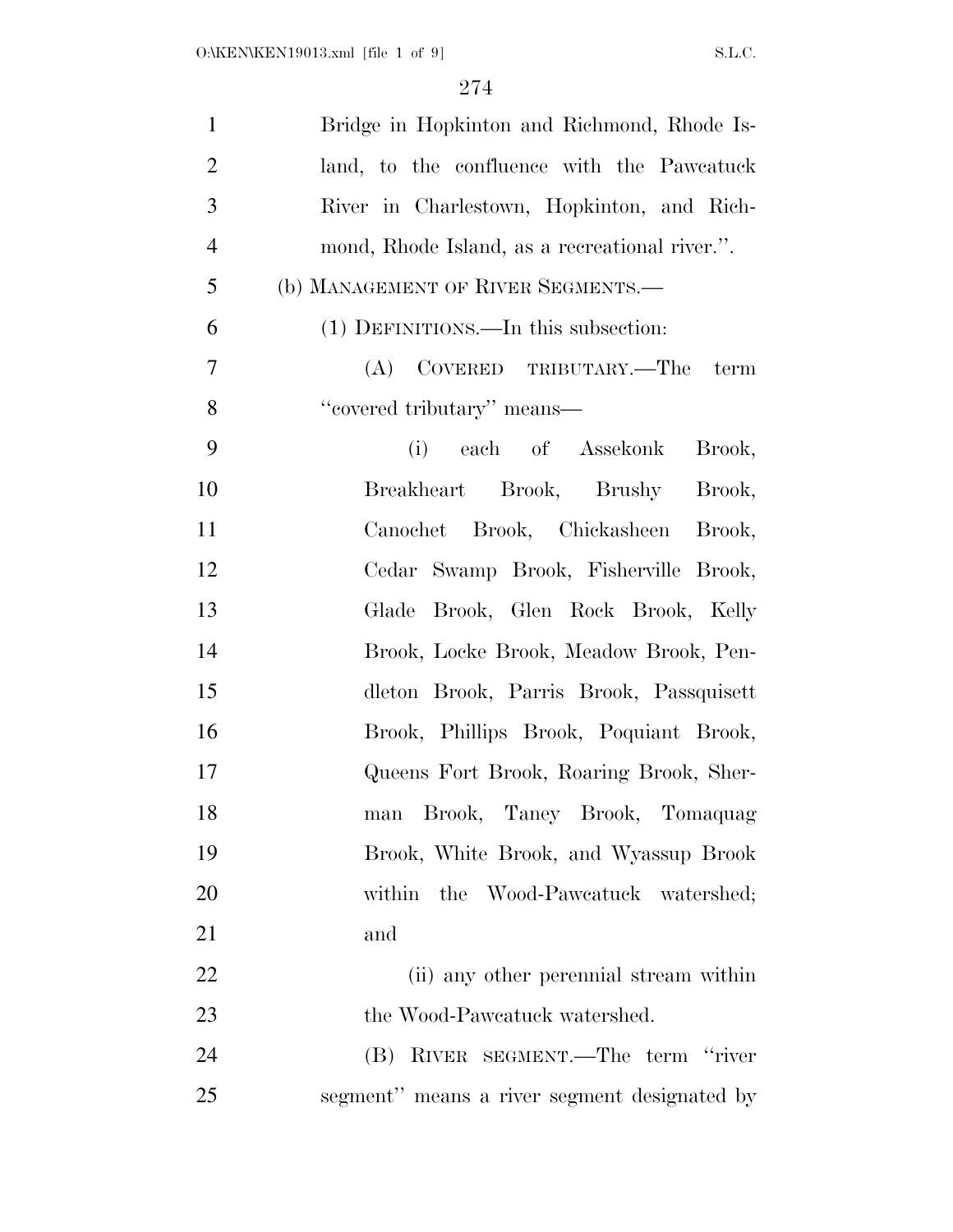Bridge in Hopkinton and Richmond, Rhode Island, to the confluence with the Pawcatuck River in Charlestown, Hopkinton, and Richmond, Rhode Island, as a recreational river.''.

(b) MANAGEMENT OF RIVER SEGMENTS.—

(1) DEFINITIONS.—In this subsection:

(A) COVERED TRIBUTARY.—The term ''covered tributary'' means—

(i) each of Assekonk Brook, Breakheart Brook, Brushy Brook, Canochet Brook, Chickasheen Brook, Cedar Swamp Brook, Fisherville Brook, Glade Brook, Glen Rock Brook, Kelly Brook, Locke Brook, Meadow Brook, Pendleton Brook, Parris Brook, Passquisett Brook, Phillips Brook, Poquiant Brook, Queens Fort Brook, Roaring Brook, Sherman Brook, Taney Brook, Tomaquag Brook, White Brook, and Wyassup Brook within the Wood-Pawcatuck watershed; and

(ii) any other perennial stream within the Wood-Pawcatuck watershed.

(B) RIVER SEGMENT.—The term ''river segment'' means a river segment designated by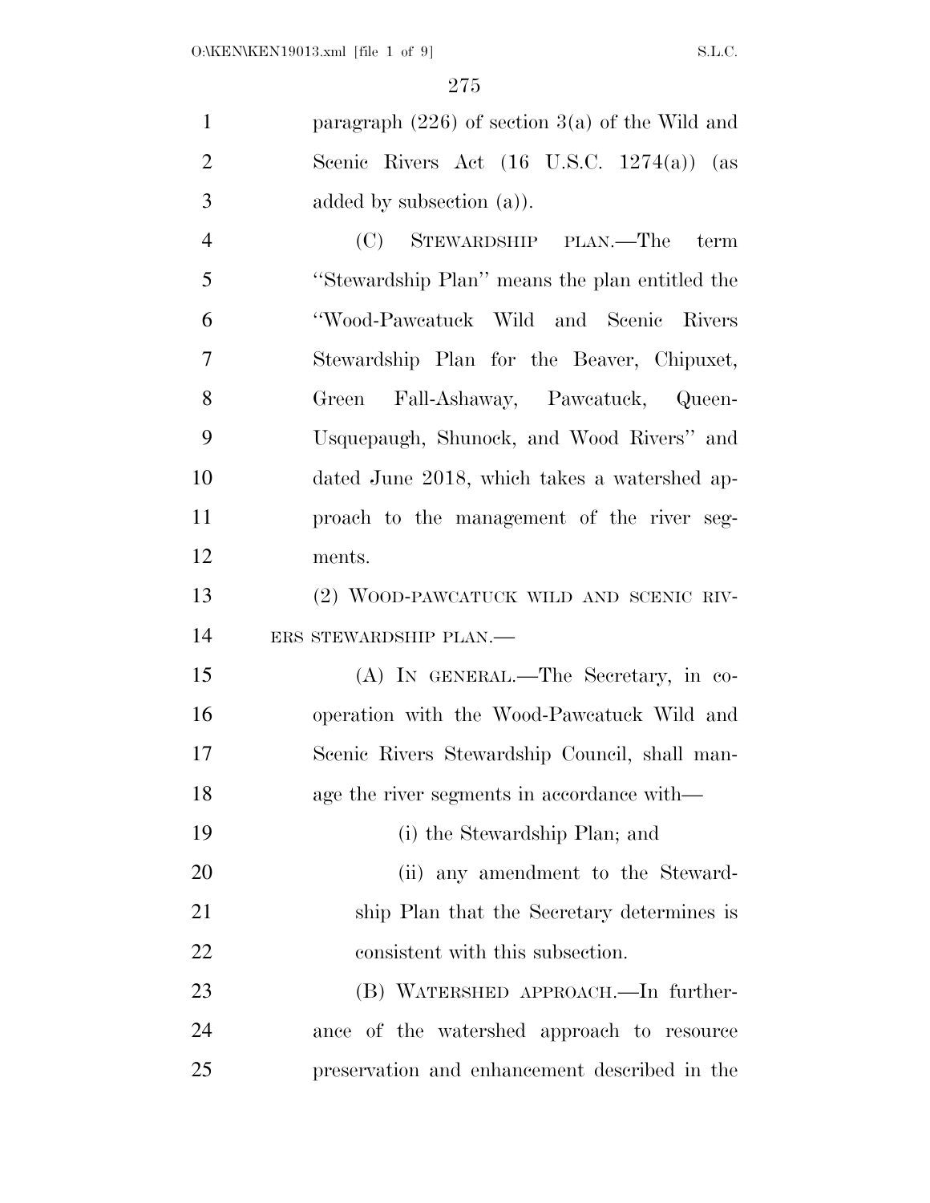paragraph (226) of section 3(a) of the Wild and Scenic Rivers Act (16 U.S.C. 1274(a)) (as added by subsection (a)).

(C) STEWARDSHIP PLAN.—The term ''Stewardship Plan'' means the plan entitled the ''Wood-Pawcatuck Wild and Scenic Rivers Stewardship Plan for the Beaver, Chipuxet, Green Fall-Ashaway, Pawcatuck, Queen-Usquepaugh, Shunock, and Wood Rivers'' and dated June 2018, which takes a watershed approach to the management of the river segments.

(2) WOOD-PAWCATUCK WILD AND SCENIC RIVERS STEWARDSHIP PLAN.—

(A) IN GENERAL.—The Secretary, in cooperation with the Wood-Pawcatuck Wild and Scenic Rivers Stewardship Council, shall manage the river segments in accordance with—

(i) the Stewardship Plan; and

(ii) any amendment to the Stewardship Plan that the Secretary determines is consistent with this subsection.

(B) WATERSHED APPROACH.—In furtherance of the watershed approach to resource preservation and enhancement described in the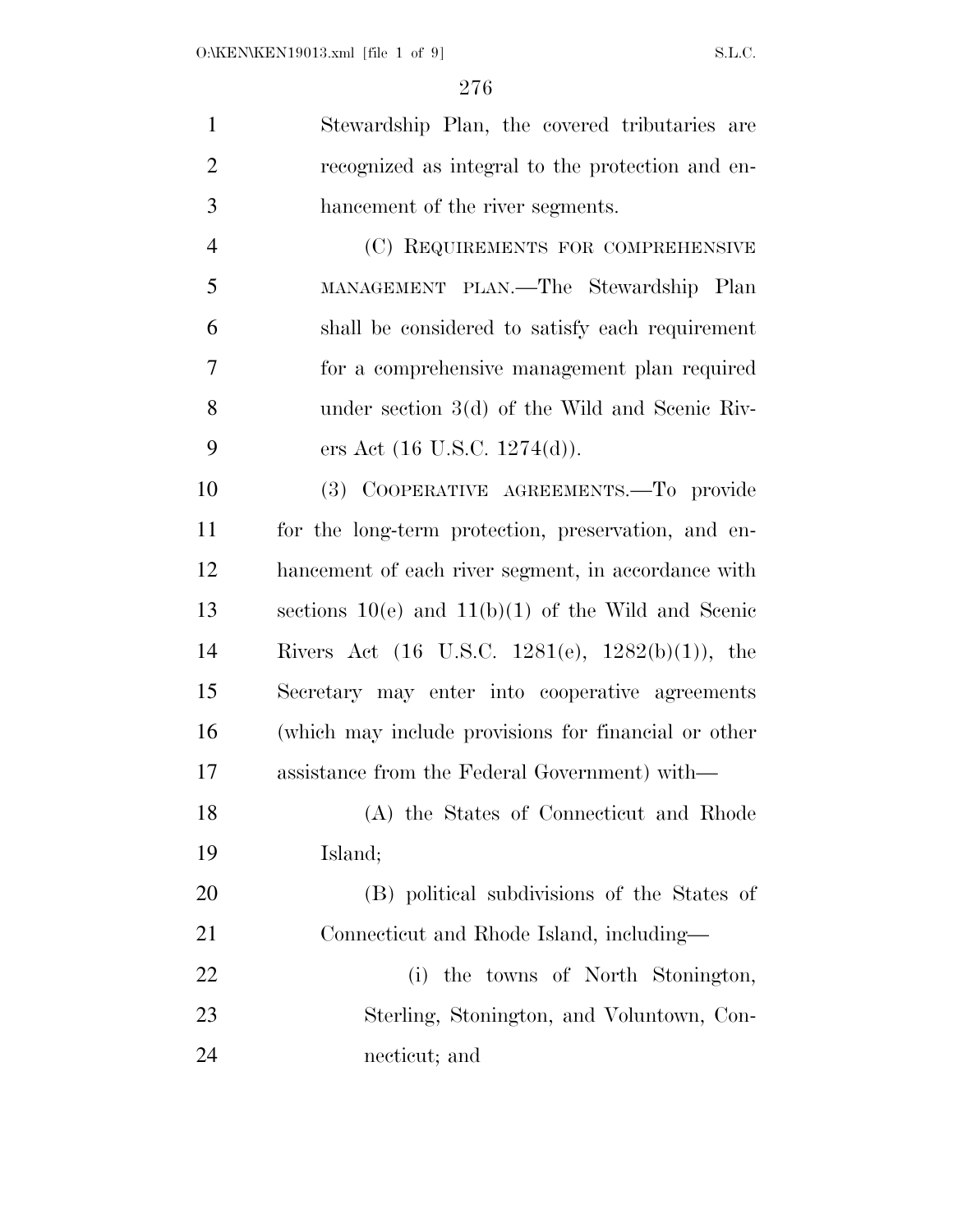Stewardship Plan, the covered tributaries are recognized as integral to the protection and enhancement of the river segments.

(C) REQUIREMENTS FOR COMPREHENSIVE MANAGEMENT PLAN.—The Stewardship Plan shall be considered to satisfy each requirement for a comprehensive management plan required under section 3(d) of the Wild and Scenic Rivers Act (16 U.S.C. 1274(d)).

(3) COOPERATIVE AGREEMENTS.—To provide for the long-term protection, preservation, and enhancement of each river segment, in accordance with sections 10(e) and 11(b)(1) of the Wild and Scenic Rivers Act (16 U.S.C. 1281(e), 1282(b)(1)), the Secretary may enter into cooperative agreements (which may include provisions for financial or other assistance from the Federal Government) with—

(A) the States of Connecticut and Rhode Island;

(B) political subdivisions of the States of Connecticut and Rhode Island, including—

(i) the towns of North Stonington, Sterling, Stonington, and Voluntown, Connecticut; and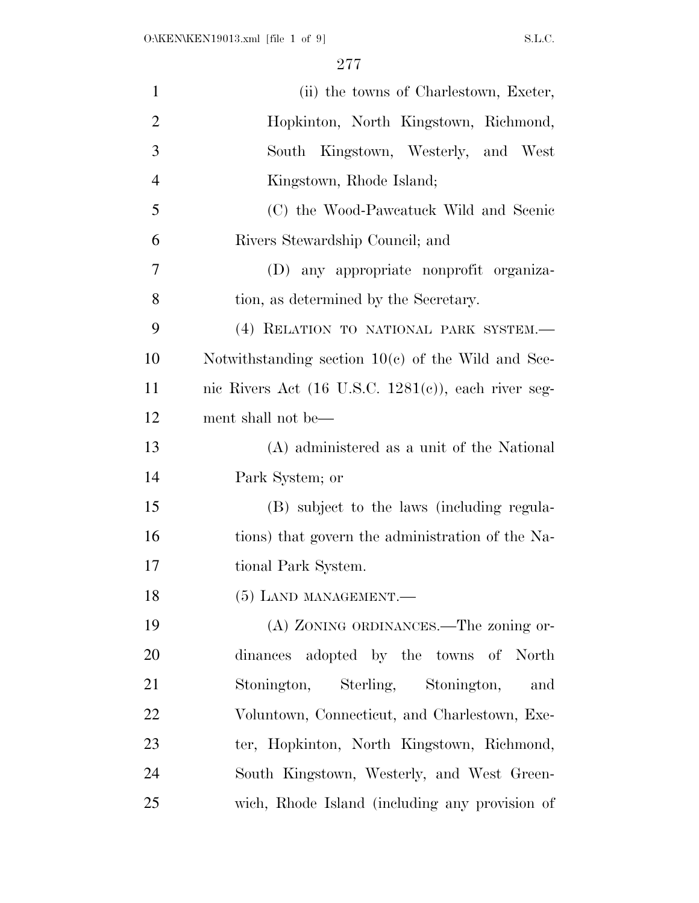(ii) the towns of Charlestown, Exeter, Hopkinton, North Kingstown, Richmond, South Kingstown, Westerly, and West Kingstown, Rhode Island;

(C) the Wood-Pawcatuck Wild and Scenic Rivers Stewardship Council; and

(D) any appropriate nonprofit organization, as determined by the Secretary.

(4) RELATION TO NATIONAL PARK SYSTEM.—Notwithstanding section 10(c) of the Wild and Scenic Rivers Act (16 U.S.C. 1281(c)), each river segment shall not be—

(A) administered as a unit of the National Park System; or

(B) subject to the laws (including regulations) that govern the administration of the National Park System.

(5) LAND MANAGEMENT.—

(A) ZONING ORDINANCES.—The zoning ordinances adopted by the towns of North Stonington, Sterling, Stonington, and Voluntown, Connecticut, and Charlestown, Exeter, Hopkinton, North Kingstown, Richmond, South Kingstown, Westerly, and West Greenwich, Rhode Island (including any provision of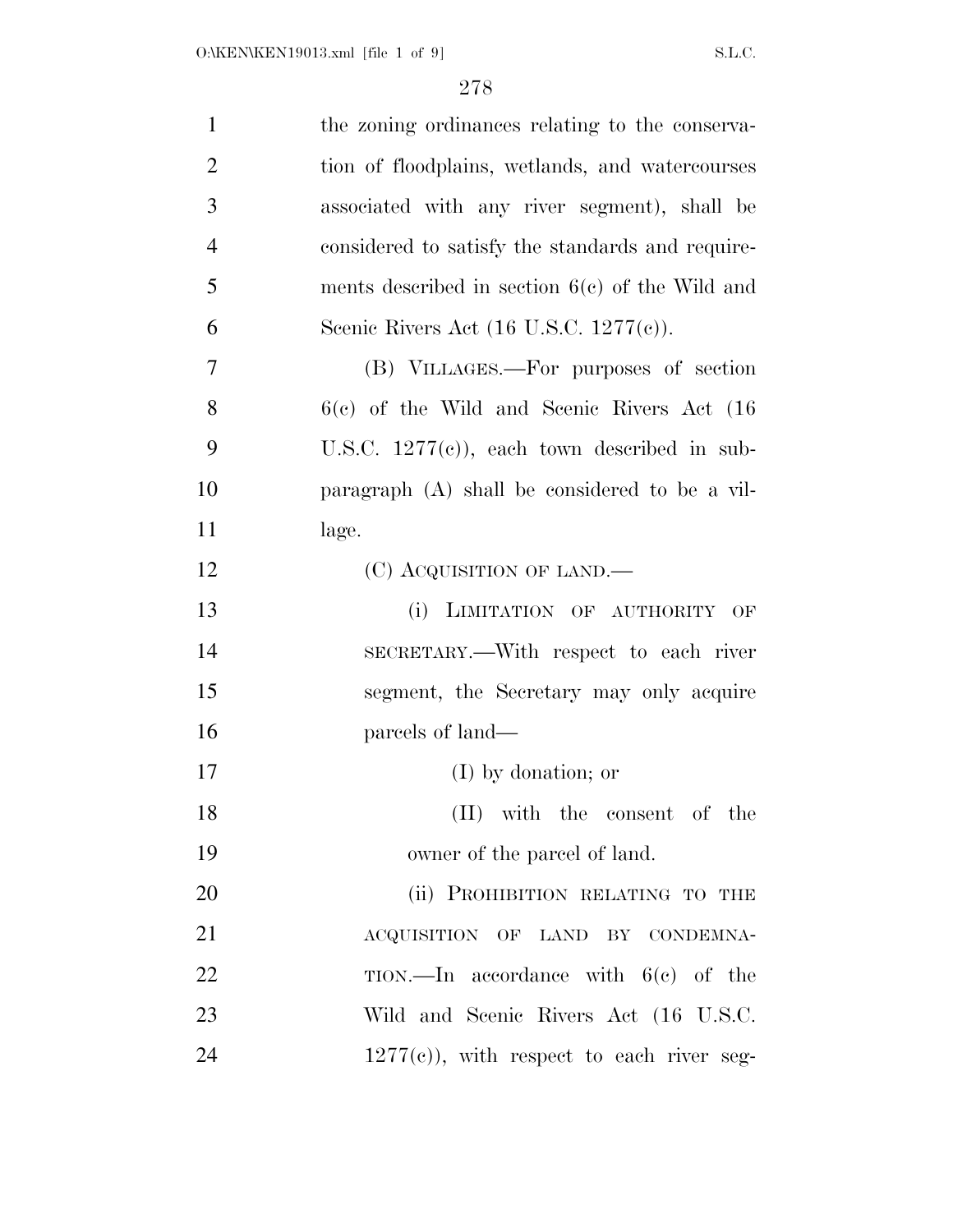the zoning ordinances relating to the conservation of floodplains, wetlands, and watercourses associated with any river segment), shall be considered to satisfy the standards and requirements described in section 6(c) of the Wild and Scenic Rivers Act (16 U.S.C. 1277(c)).

(B) VILLAGES.—For purposes of section 6(c) of the Wild and Scenic Rivers Act (16 U.S.C. 1277(c)), each town described in subparagraph (A) shall be considered to be a village.

(C) ACQUISITION OF LAND.—

(i) LIMITATION OF AUTHORITY OF SECRETARY.—With respect to each river segment, the Secretary may only acquire parcels of land—

(I) by donation; or

(II) with the consent of the owner of the parcel of land.

(ii) PROHIBITION RELATING TO THE ACQUISITION OF LAND BY CONDEMNATION.—In accordance with 6(c) of the Wild and Scenic Rivers Act (16 U.S.C. 1277(c)), with respect to each river seg-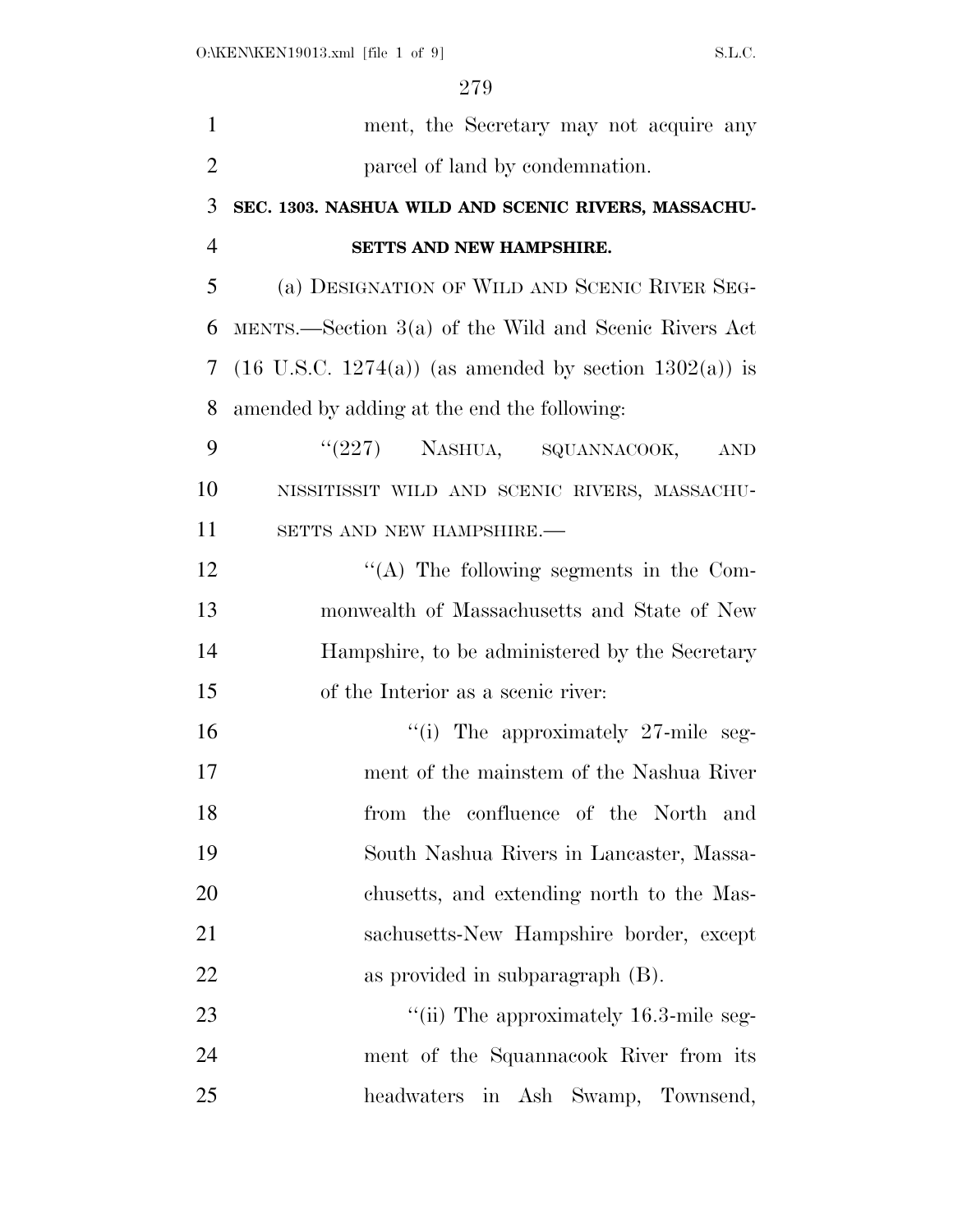ment, the Secretary may not acquire any parcel of land by condemnation.

### SEC. 1303. NASHUA WILD AND SCENIC RIVERS, MASSACHUSETTS AND NEW HAMPSHIRE.

(a) DESIGNATION OF WILD AND SCENIC RIVER SEGMENTS.—Section 3(a) of the Wild and Scenic Rivers Act (16 U.S.C. 1274(a)) (as amended by section 1302(a)) is amended by adding at the end the following:

"(227) NASHUA, SQUANNACOOK, AND NISSITISSIT WILD AND SCENIC RIVERS, MASSACHUSETTS AND NEW HAMPSHIRE.—

"(A) The following segments in the Commonwealth of Massachusetts and State of New Hampshire, to be administered by the Secretary of the Interior as a scenic river:

"(i) The approximately 27-mile segment of the mainstem of the Nashua River from the confluence of the North and South Nashua Rivers in Lancaster, Massachusetts, and extending north to the Massachusetts-New Hampshire border, except as provided in subparagraph (B).

"(ii) The approximately 16.3-mile segment of the Squannacook River from its headwaters in Ash Swamp, Townsend,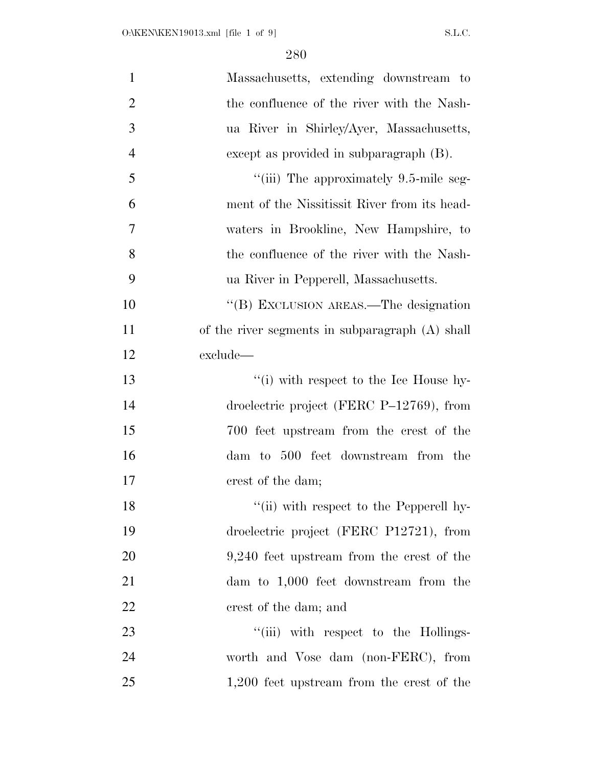Massachusetts, extending downstream to the confluence of the river with the Nashua River in Shirley/Ayer, Massachusetts, except as provided in subparagraph (B).

''(iii) The approximately 9.5-mile segment of the Nissitissit River from its headwaters in Brookline, New Hampshire, to the confluence of the river with the Nashua River in Pepperell, Massachusetts.

''(B) EXCLUSION AREAS.—The designation of the river segments in subparagraph (A) shall exclude—

''(i) with respect to the Ice House hydroelectric project (FERC P–12769), from 700 feet upstream from the crest of the dam to 500 feet downstream from the crest of the dam;

''(ii) with respect to the Pepperell hydroelectric project (FERC P12721), from 9,240 feet upstream from the crest of the dam to 1,000 feet downstream from the crest of the dam; and

''(iii) with respect to the Hollingsworth and Vose dam (non-FERC), from 1,200 feet upstream from the crest of the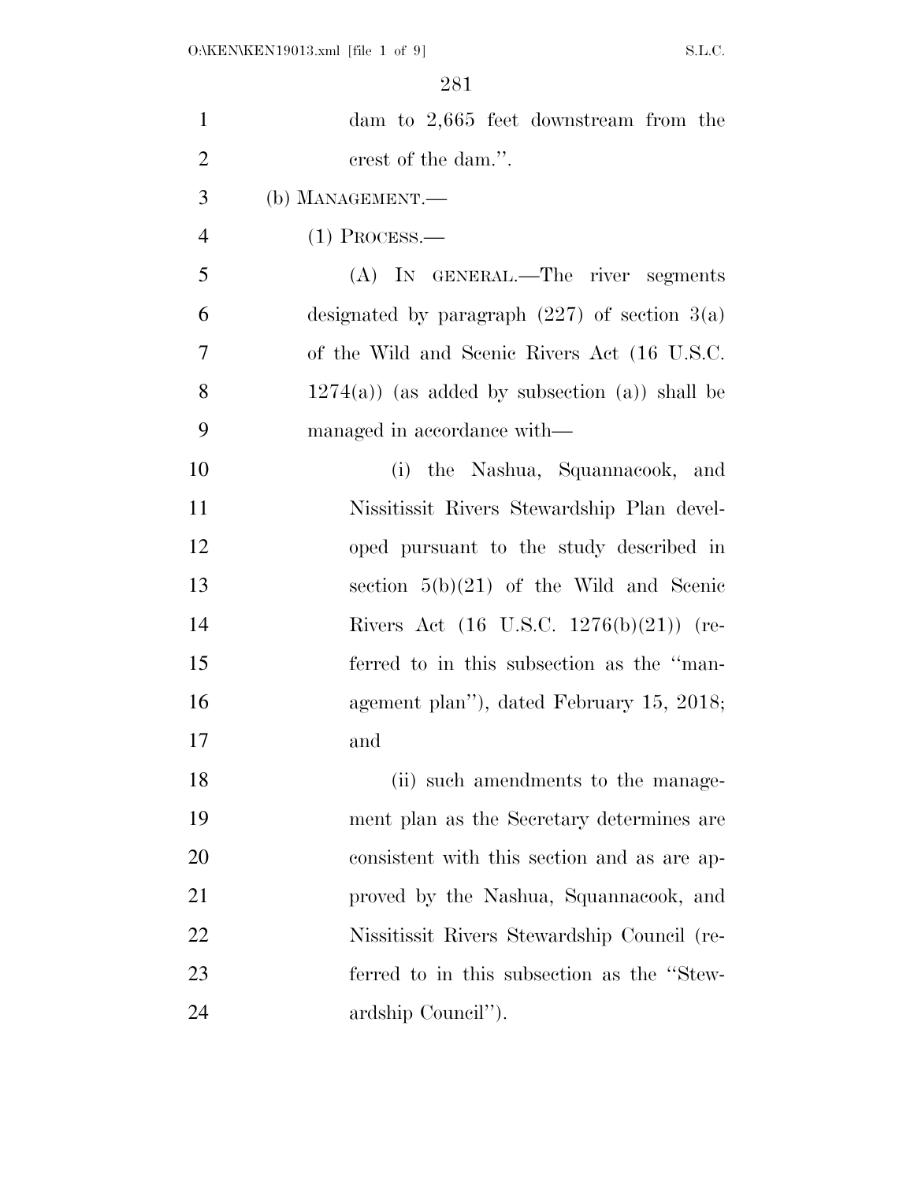dam to 2,665 feet downstream from the crest of the dam.''.

(b) MANAGEMENT.—

(1) PROCESS.—

(A) IN GENERAL.—The river segments designated by paragraph (227) of section 3(a) of the Wild and Scenic Rivers Act (16 U.S.C. 1274(a)) (as added by subsection (a)) shall be managed in accordance with—

(i) the Nashua, Squannacook, and Nissitissit Rivers Stewardship Plan developed pursuant to the study described in section 5(b)(21) of the Wild and Scenic Rivers Act (16 U.S.C. 1276(b)(21)) (referred to in this subsection as the ''management plan''), dated February 15, 2018; and

(ii) such amendments to the management plan as the Secretary determines are consistent with this section and as are approved by the Nashua, Squannacook, and Nissitissit Rivers Stewardship Council (referred to in this subsection as the ''Stewardship Council'').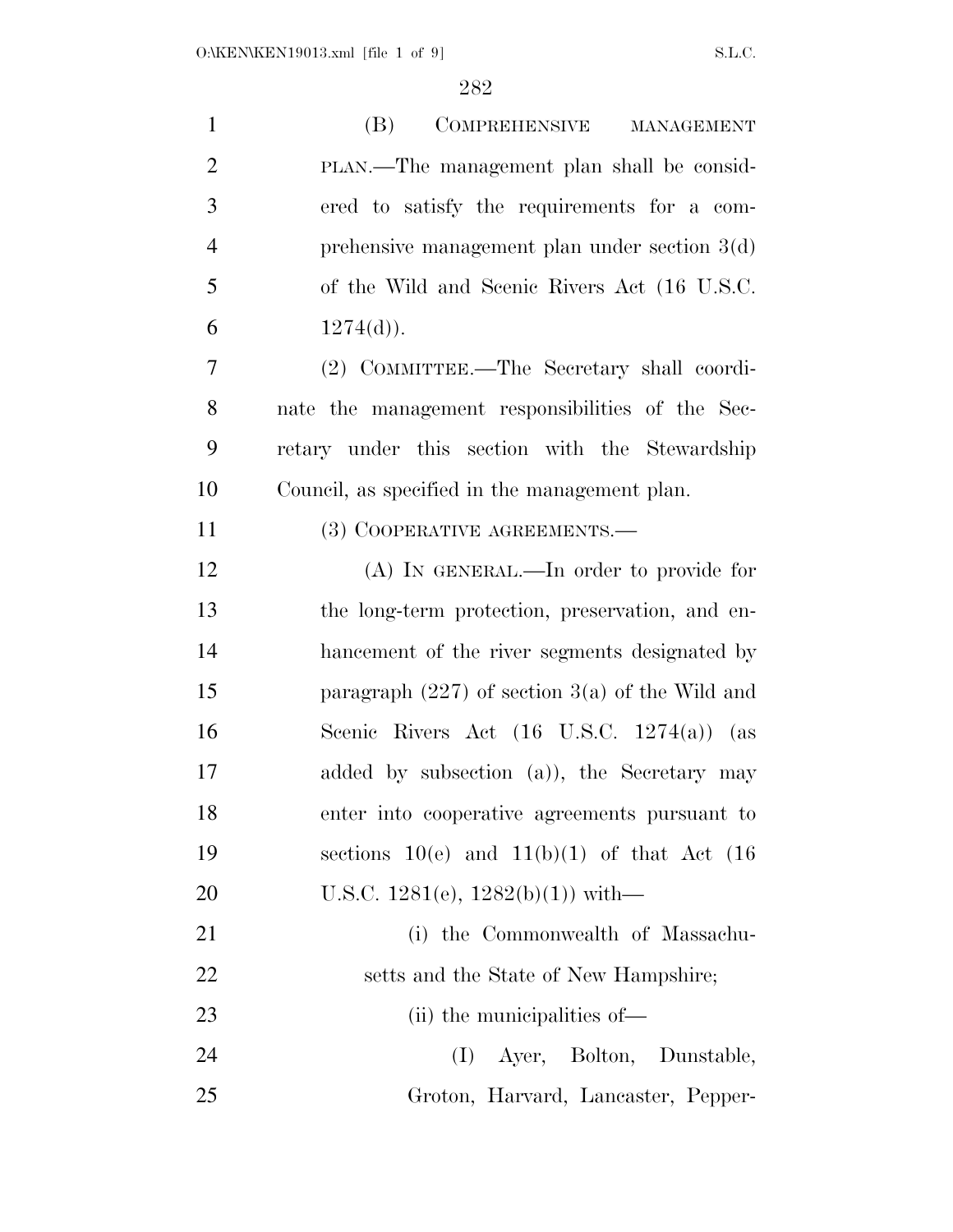(B) COMPREHENSIVE MANAGEMENT PLAN.—The management plan shall be considered to satisfy the requirements for a comprehensive management plan under section 3(d) of the Wild and Scenic Rivers Act (16 U.S.C. 1274(d)).

(2) COMMITTEE.—The Secretary shall coordinate the management responsibilities of the Secretary under this section with the Stewardship Council, as specified in the management plan.

(3) COOPERATIVE AGREEMENTS.—

(A) IN GENERAL.—In order to provide for the long-term protection, preservation, and enhancement of the river segments designated by paragraph (227) of section 3(a) of the Wild and Scenic Rivers Act (16 U.S.C. 1274(a)) (as added by subsection (a)), the Secretary may enter into cooperative agreements pursuant to sections 10(e) and 11(b)(1) of that Act (16 U.S.C. 1281(e), 1282(b)(1)) with—

(i) the Commonwealth of Massachusetts and the State of New Hampshire;

(ii) the municipalities of—

(I) Ayer, Bolton, Dunstable, Groton, Harvard, Lancaster, Pepper-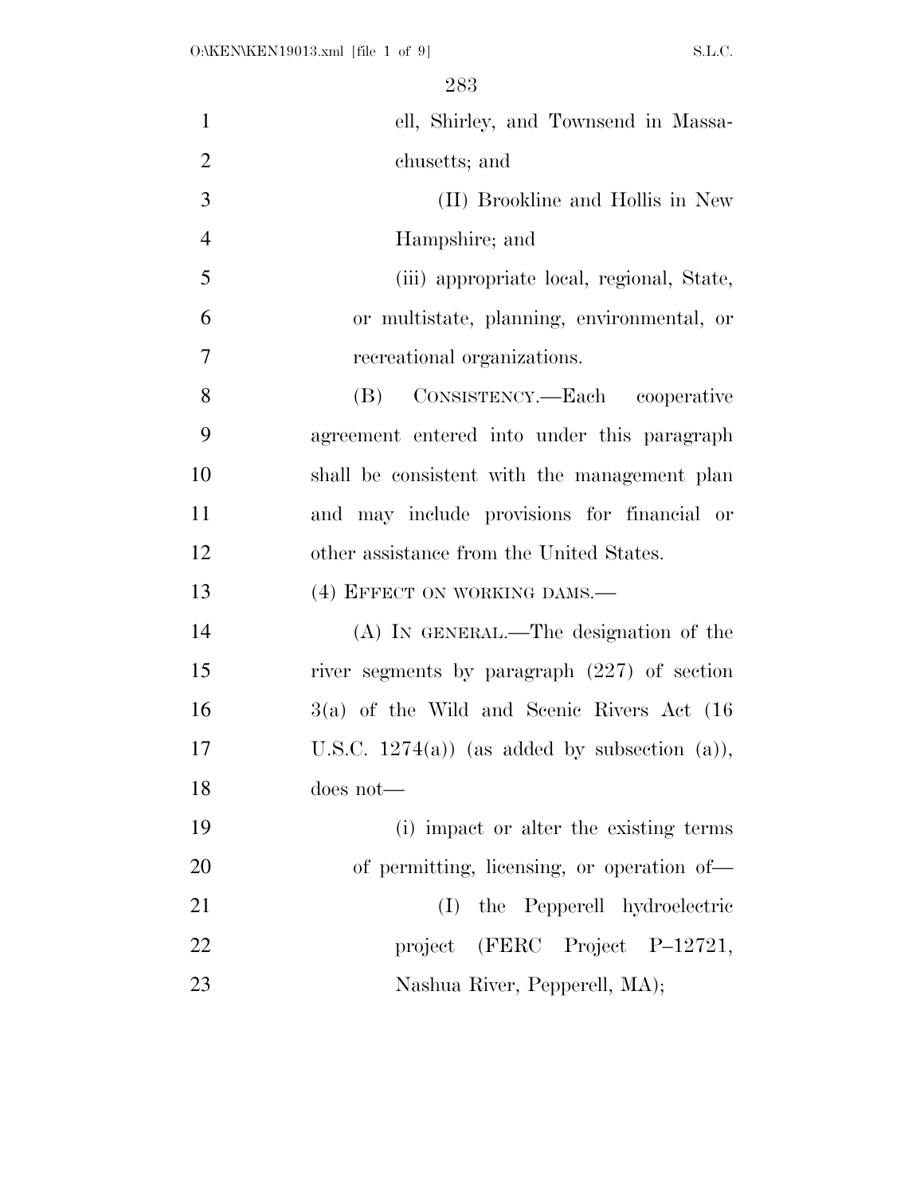ell, Shirley, and Townsend in Massachusetts; and

(II) Brookline and Hollis in New Hampshire; and

(iii) appropriate local, regional, State, or multistate, planning, environmental, or recreational organizations.

(B) CONSISTENCY.—Each cooperative agreement entered into under this paragraph shall be consistent with the management plan and may include provisions for financial or other assistance from the United States.

(4) EFFECT ON WORKING DAMS.—

(A) IN GENERAL.—The designation of the river segments by paragraph (227) of section 3(a) of the Wild and Scenic Rivers Act (16 U.S.C. 1274(a)) (as added by subsection (a)), does not—

(i) impact or alter the existing terms of permitting, licensing, or operation of—

(I) the Pepperell hydroelectric project (FERC Project P–12721, Nashua River, Pepperell, MA);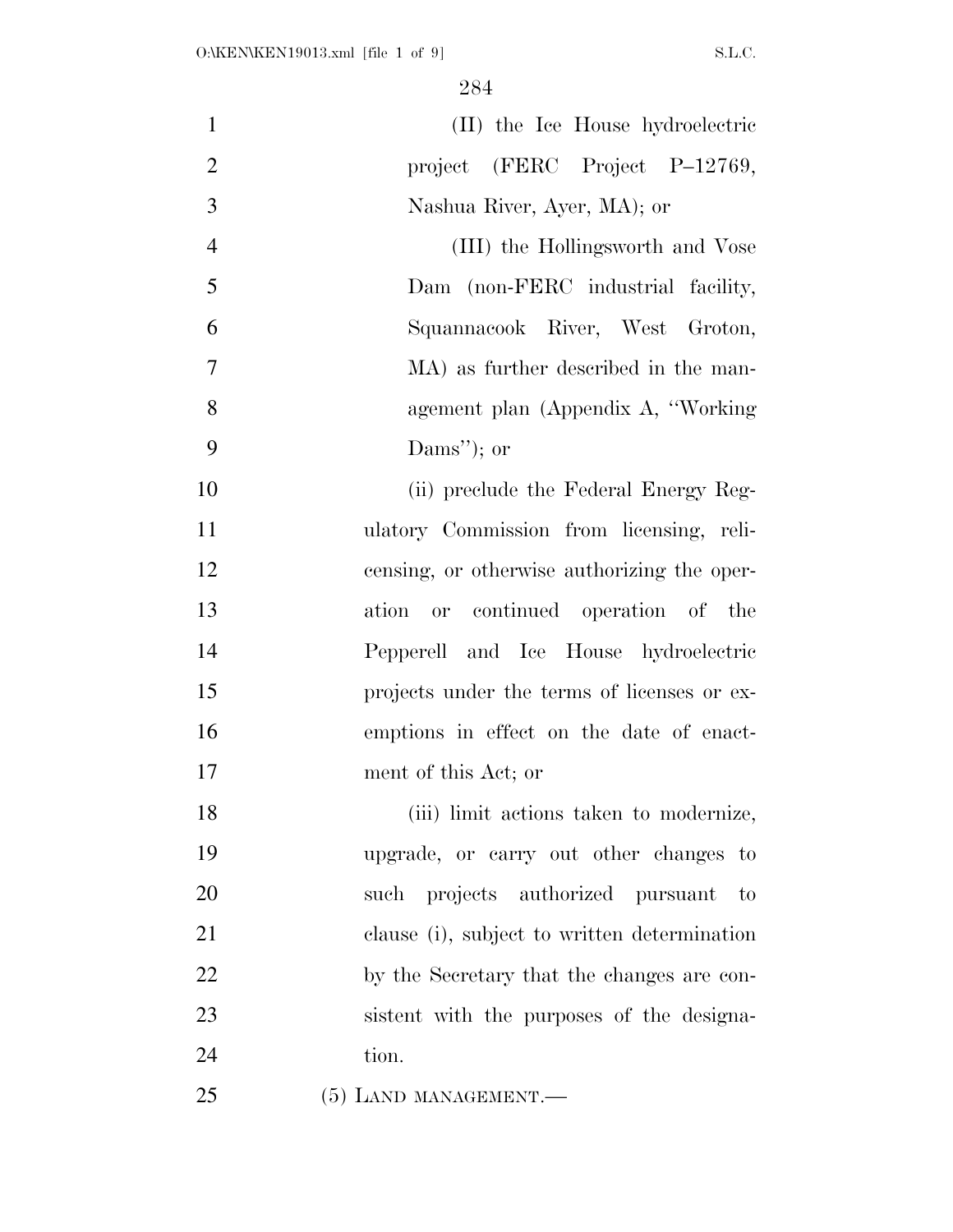(II) the Ice House hydroelectric project (FERC Project P–12769, Nashua River, Ayer, MA); or

(III) the Hollingsworth and Vose Dam (non-FERC industrial facility, Squannacook River, West Groton, MA) as further described in the management plan (Appendix A, ''Working Dams''); or

(ii) preclude the Federal Energy Regulatory Commission from licensing, relicensing, or otherwise authorizing the operation or continued operation of the Pepperell and Ice House hydroelectric projects under the terms of licenses or exemptions in effect on the date of enactment of this Act; or

(iii) limit actions taken to modernize, upgrade, or carry out other changes to such projects authorized pursuant to clause (i), subject to written determination by the Secretary that the changes are consistent with the purposes of the designation.

(5) LAND MANAGEMENT.—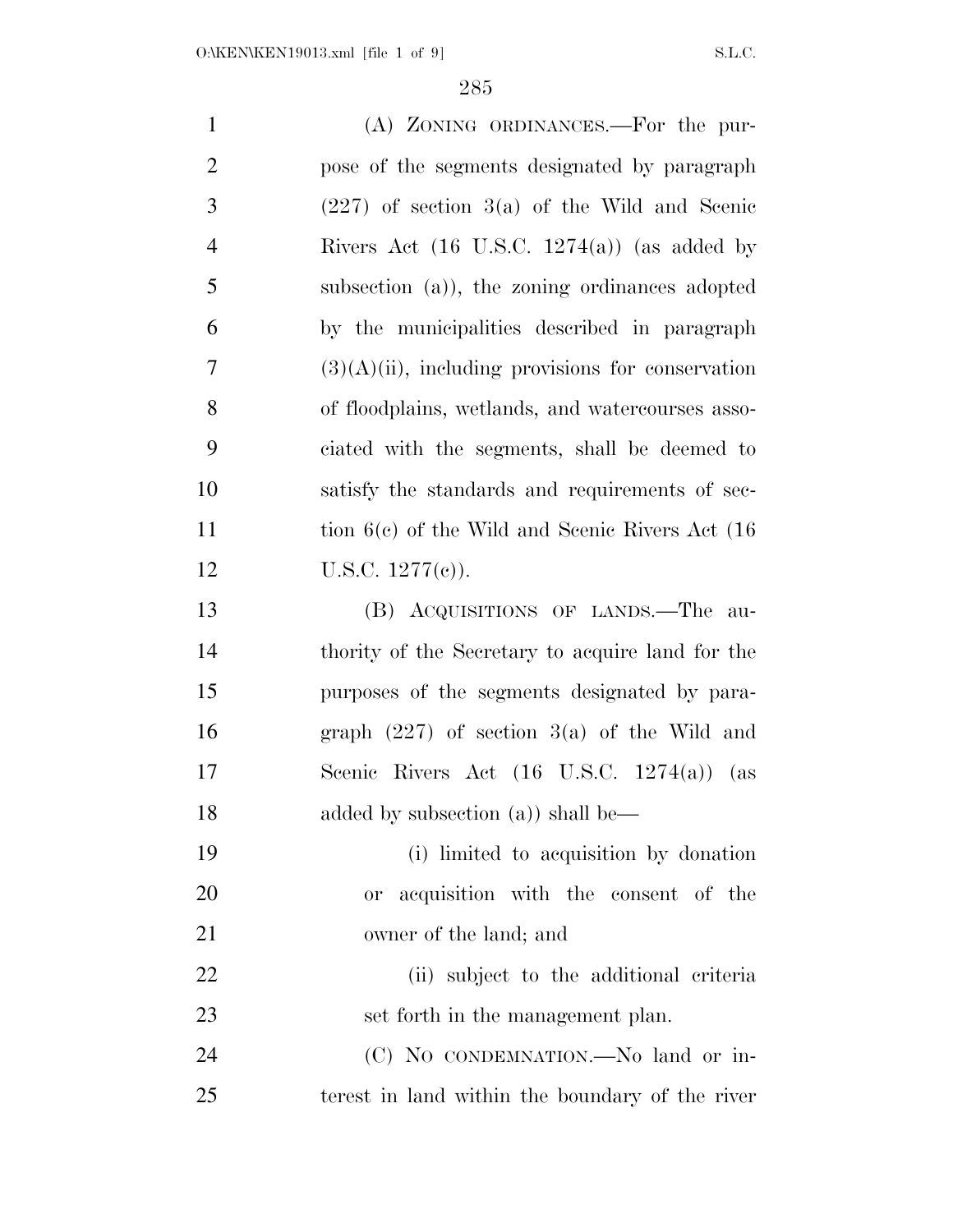(A) ZONING ORDINANCES.—For the purpose of the segments designated by paragraph (227) of section 3(a) of the Wild and Scenic Rivers Act (16 U.S.C. 1274(a)) (as added by subsection (a)), the zoning ordinances adopted by the municipalities described in paragraph (3)(A)(ii), including provisions for conservation of floodplains, wetlands, and watercourses associated with the segments, shall be deemed to satisfy the standards and requirements of section 6(c) of the Wild and Scenic Rivers Act (16 U.S.C. 1277(c)).

(B) ACQUISITIONS OF LANDS.—The authority of the Secretary to acquire land for the purposes of the segments designated by paragraph (227) of section 3(a) of the Wild and Scenic Rivers Act (16 U.S.C. 1274(a)) (as added by subsection (a)) shall be—

(i) limited to acquisition by donation or acquisition with the consent of the owner of the land; and

(ii) subject to the additional criteria set forth in the management plan.

(C) NO CONDEMNATION.—No land or interest in land within the boundary of the river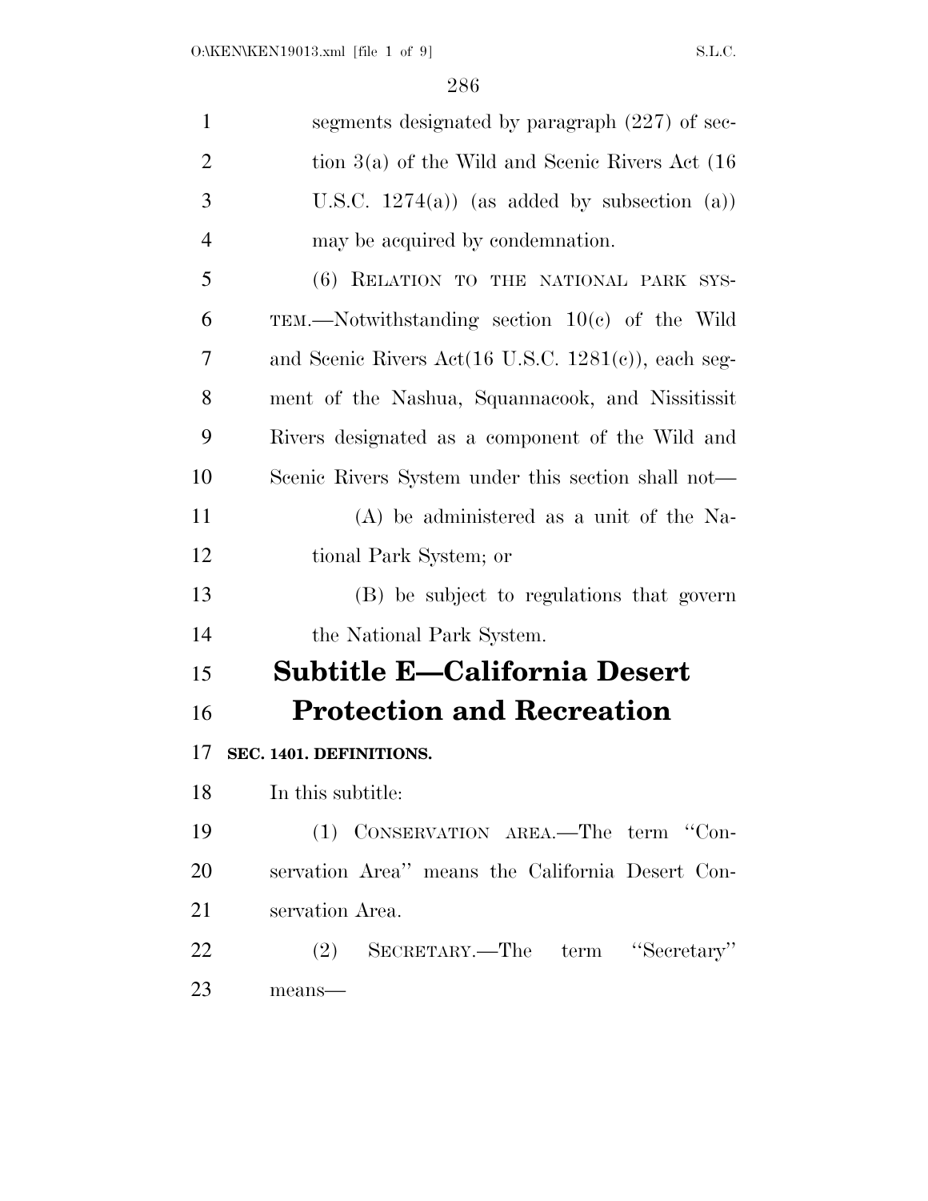segments designated by paragraph (227) of section 3(a) of the Wild and Scenic Rivers Act (16 U.S.C. 1274(a)) (as added by subsection (a)) may be acquired by condemnation.

(6) RELATION TO THE NATIONAL PARK SYSTEM.—Notwithstanding section 10(c) of the Wild and Scenic Rivers Act(16 U.S.C. 1281(c)), each segment of the Nashua, Squannacook, and Nissitissit Rivers designated as a component of the Wild and Scenic Rivers System under this section shall not—

(A) be administered as a unit of the National Park System; or

(B) be subject to regulations that govern the National Park System.

## Subtitle E—California Desert Protection and Recreation

**SEC. 1401. DEFINITIONS.**

In this subtitle:

(1) CONSERVATION AREA.—The term "Conservation Area" means the California Desert Conservation Area.

(2) SECRETARY.—The term "Secretary" means—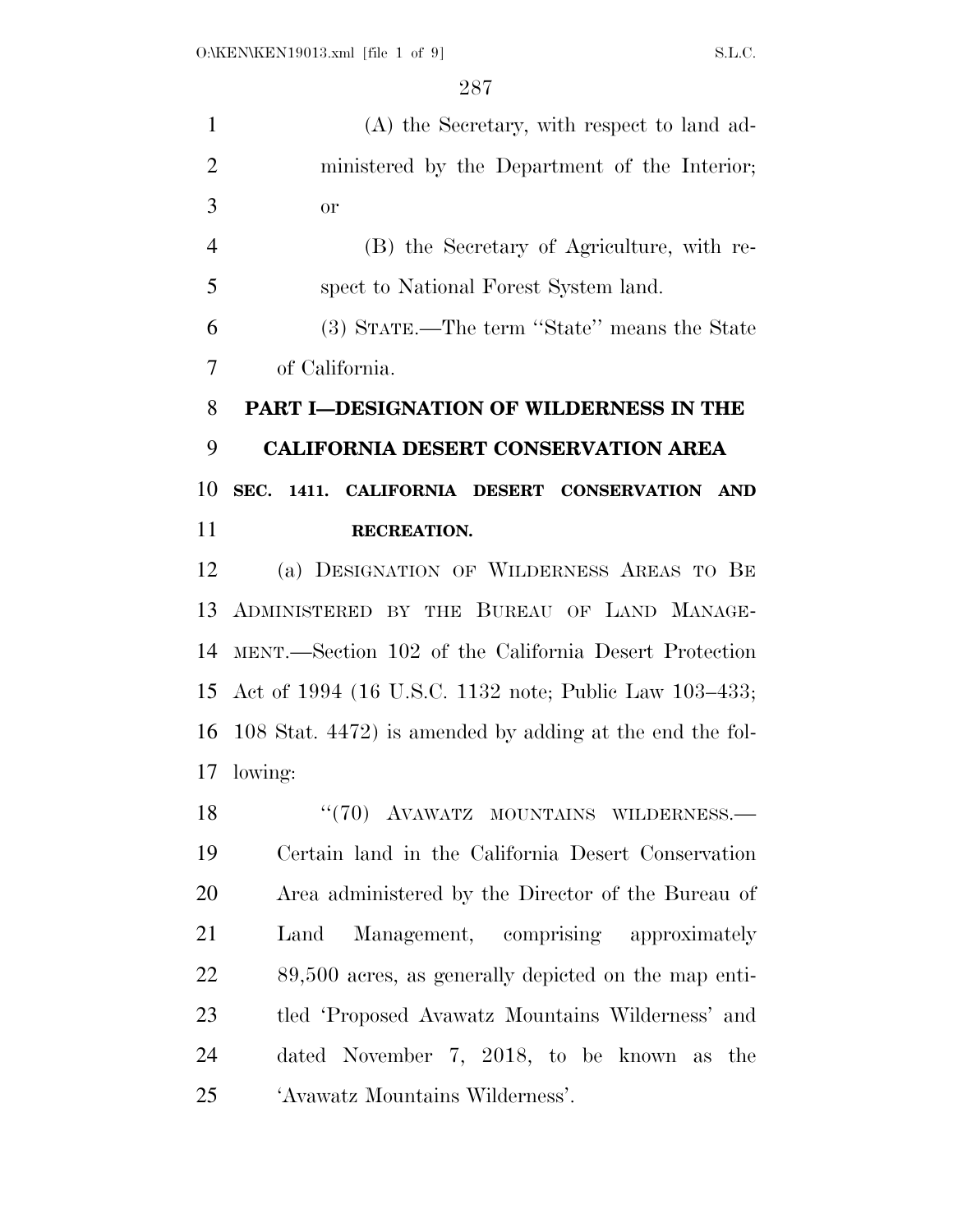(A) the Secretary, with respect to land administered by the Department of the Interior; or

(B) the Secretary of Agriculture, with respect to National Forest System land.

(3) STATE.—The term "State" means the State of California.

## PART I—DESIGNATION OF WILDERNESS IN THE CALIFORNIA DESERT CONSERVATION AREA

### SEC. 1411. CALIFORNIA DESERT CONSERVATION AND RECREATION.

(a) DESIGNATION OF WILDERNESS AREAS TO BE ADMINISTERED BY THE BUREAU OF LAND MANAGEMENT.—Section 102 of the California Desert Protection Act of 1994 (16 U.S.C. 1132 note; Public Law 103–433; 108 Stat. 4472) is amended by adding at the end the following:

"(70) AVAWATZ MOUNTAINS WILDERNESS.—Certain land in the California Desert Conservation Area administered by the Director of the Bureau of Land Management, comprising approximately 89,500 acres, as generally depicted on the map entitled 'Proposed Avawatz Mountains Wilderness' and dated November 7, 2018, to be known as the 'Avawatz Mountains Wilderness'.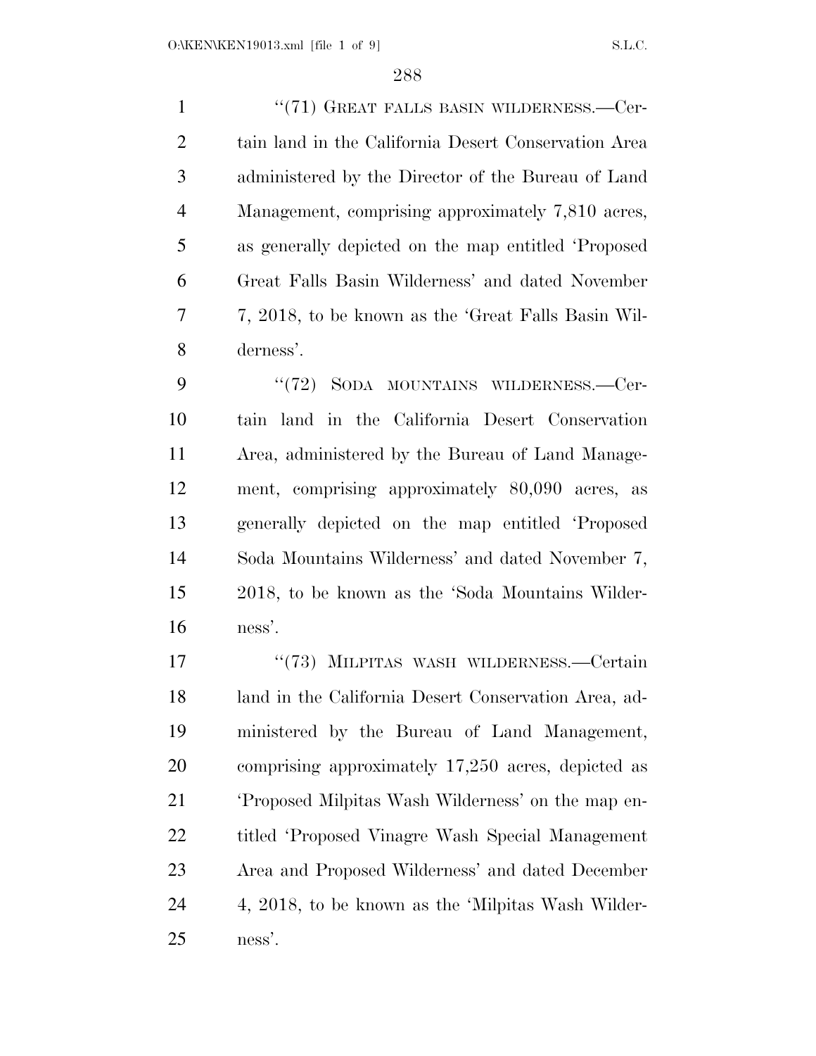"(71) GREAT FALLS BASIN WILDERNESS.—Certain land in the California Desert Conservation Area administered by the Director of the Bureau of Land Management, comprising approximately 7,810 acres, as generally depicted on the map entitled 'Proposed Great Falls Basin Wilderness' and dated November 7, 2018, to be known as the 'Great Falls Basin Wilderness'.

"(72) SODA MOUNTAINS WILDERNESS.—Certain land in the California Desert Conservation Area, administered by the Bureau of Land Management, comprising approximately 80,090 acres, as generally depicted on the map entitled 'Proposed Soda Mountains Wilderness' and dated November 7, 2018, to be known as the 'Soda Mountains Wilderness'.

"(73) MILPITAS WASH WILDERNESS.—Certain land in the California Desert Conservation Area, administered by the Bureau of Land Management, comprising approximately 17,250 acres, depicted as 'Proposed Milpitas Wash Wilderness' on the map entitled 'Proposed Vinagre Wash Special Management Area and Proposed Wilderness' and dated December 4, 2018, to be known as the 'Milpitas Wash Wilderness'.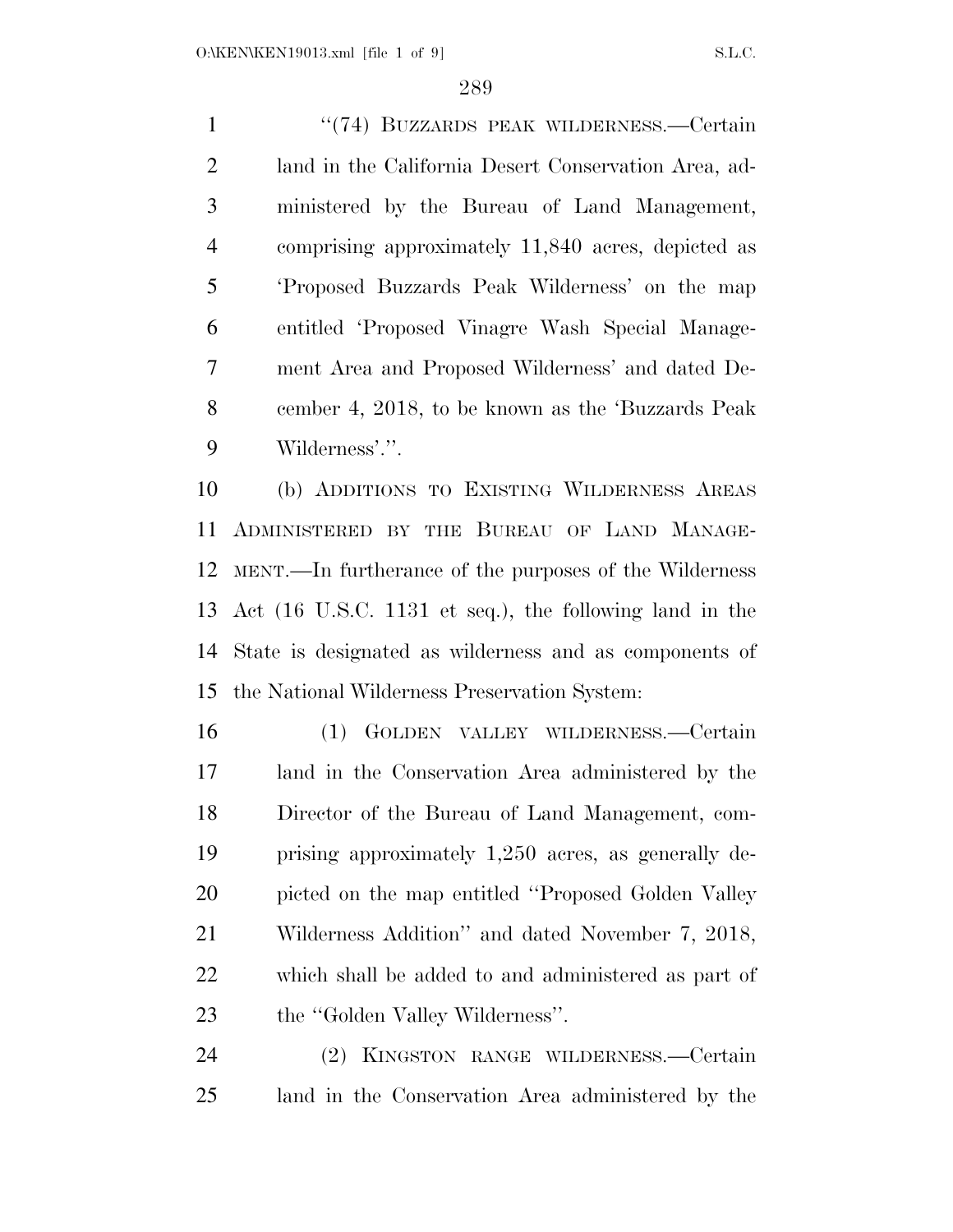"(74) BUZZARDS PEAK WILDERNESS.—Certain land in the California Desert Conservation Area, administered by the Bureau of Land Management, comprising approximately 11,840 acres, depicted as 'Proposed Buzzards Peak Wilderness' on the map entitled 'Proposed Vinagre Wash Special Management Area and Proposed Wilderness' and dated December 4, 2018, to be known as the 'Buzzards Peak Wilderness'.".

(b) ADDITIONS TO EXISTING WILDERNESS AREAS ADMINISTERED BY THE BUREAU OF LAND MANAGEMENT.—In furtherance of the purposes of the Wilderness Act (16 U.S.C. 1131 et seq.), the following land in the State is designated as wilderness and as components of the National Wilderness Preservation System:

(1) GOLDEN VALLEY WILDERNESS.—Certain land in the Conservation Area administered by the Director of the Bureau of Land Management, comprising approximately 1,250 acres, as generally depicted on the map entitled "Proposed Golden Valley Wilderness Addition" and dated November 7, 2018, which shall be added to and administered as part of the "Golden Valley Wilderness".

(2) KINGSTON RANGE WILDERNESS.—Certain land in the Conservation Area administered by the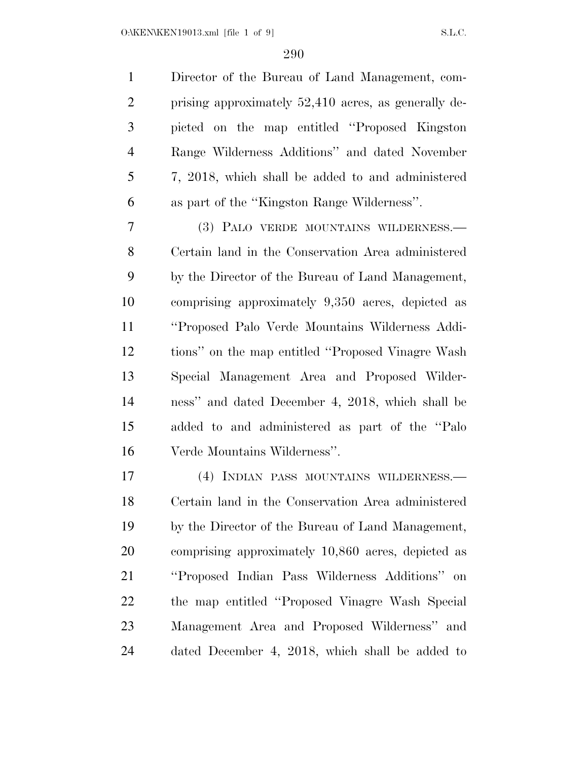Director of the Bureau of Land Management, comprising approximately 52,410 acres, as generally depicted on the map entitled ''Proposed Kingston Range Wilderness Additions'' and dated November 7, 2018, which shall be added to and administered as part of the ''Kingston Range Wilderness''.

(3) PALO VERDE MOUNTAINS WILDERNESS.—Certain land in the Conservation Area administered by the Director of the Bureau of Land Management, comprising approximately 9,350 acres, depicted as ''Proposed Palo Verde Mountains Wilderness Additions'' on the map entitled ''Proposed Vinagre Wash Special Management Area and Proposed Wilderness'' and dated December 4, 2018, which shall be added to and administered as part of the ''Palo Verde Mountains Wilderness''.

(4) INDIAN PASS MOUNTAINS WILDERNESS.—Certain land in the Conservation Area administered by the Director of the Bureau of Land Management, comprising approximately 10,860 acres, depicted as ''Proposed Indian Pass Wilderness Additions'' on the map entitled ''Proposed Vinagre Wash Special Management Area and Proposed Wilderness'' and dated December 4, 2018, which shall be added to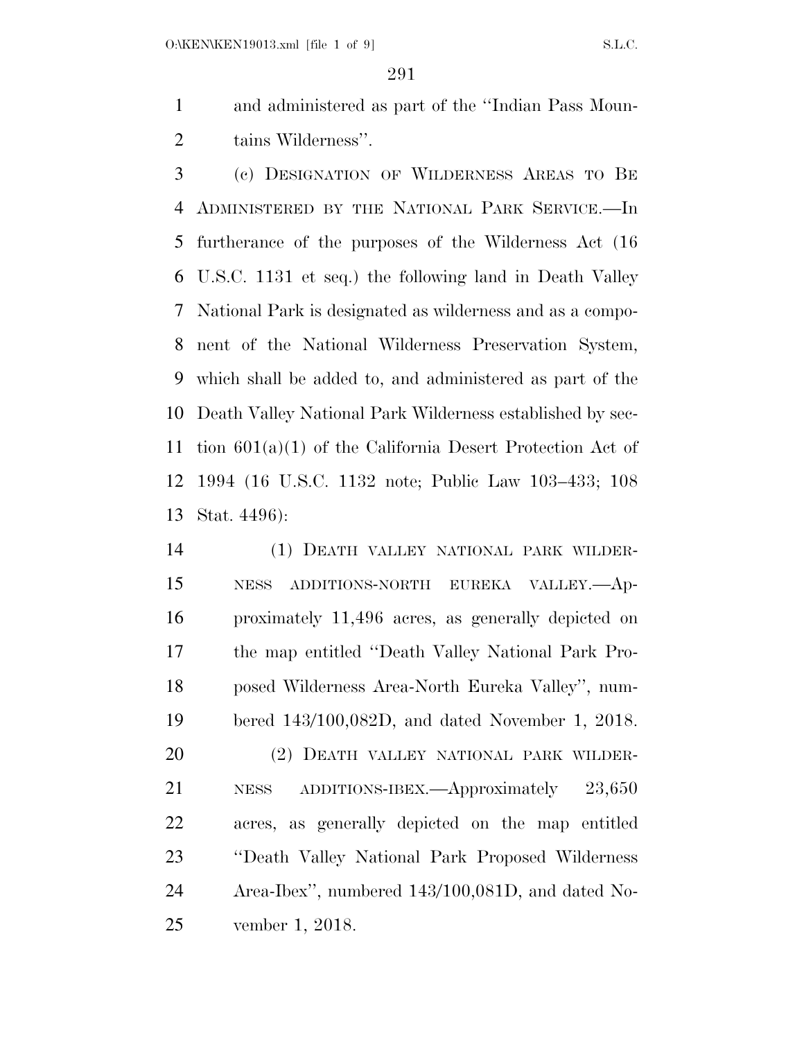and administered as part of the ''Indian Pass Mountains Wilderness''.

(c) DESIGNATION OF WILDERNESS AREAS TO BE ADMINISTERED BY THE NATIONAL PARK SERVICE.—In furtherance of the purposes of the Wilderness Act (16 U.S.C. 1131 et seq.) the following land in Death Valley National Park is designated as wilderness and as a component of the National Wilderness Preservation System, which shall be added to, and administered as part of the Death Valley National Park Wilderness established by section 601(a)(1) of the California Desert Protection Act of 1994 (16 U.S.C. 1132 note; Public Law 103–433; 108 Stat. 4496):

(1) DEATH VALLEY NATIONAL PARK WILDERNESS ADDITIONS-NORTH EUREKA VALLEY.—Approximately 11,496 acres, as generally depicted on the map entitled ''Death Valley National Park Proposed Wilderness Area-North Eureka Valley'', numbered 143/100,082D, and dated November 1, 2018.

(2) DEATH VALLEY NATIONAL PARK WILDERNESS ADDITIONS-IBEX.—Approximately 23,650 acres, as generally depicted on the map entitled ''Death Valley National Park Proposed Wilderness Area-Ibex'', numbered 143/100,081D, and dated November 1, 2018.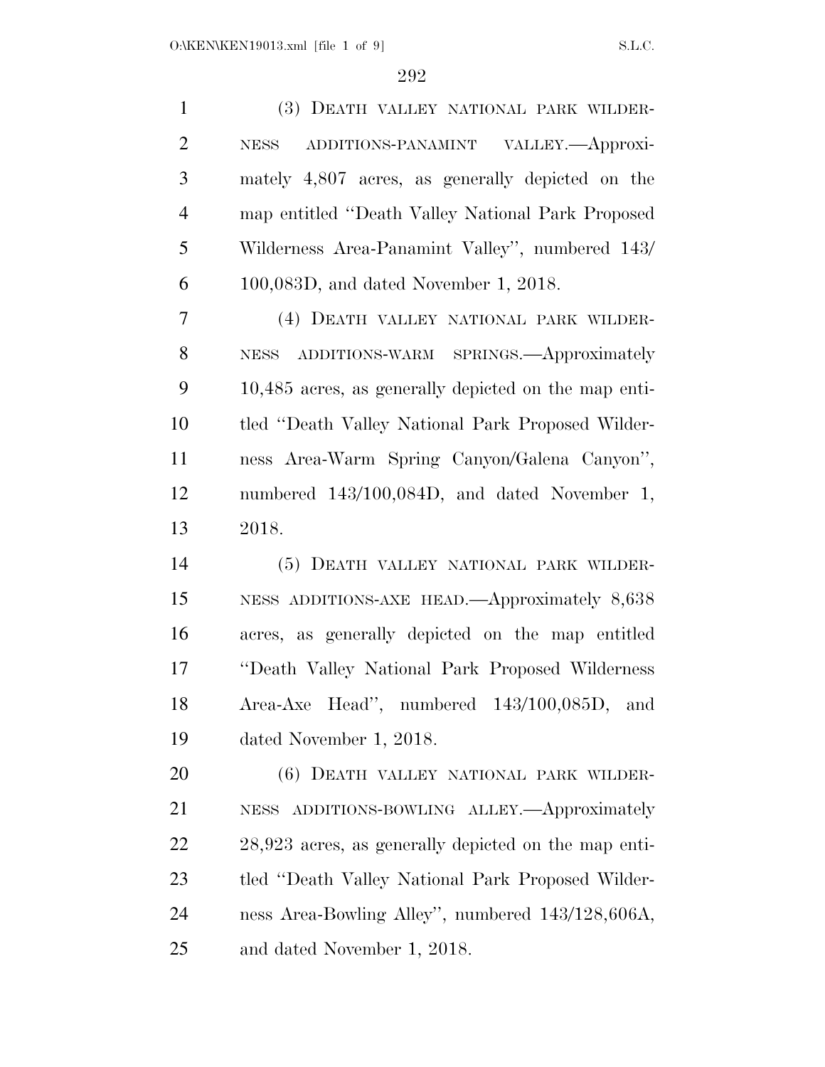(3) DEATH VALLEY NATIONAL PARK WILDERNESS ADDITIONS-PANAMINT VALLEY.—Approximately 4,807 acres, as generally depicted on the map entitled ''Death Valley National Park Proposed Wilderness Area-Panamint Valley'', numbered 143/100,083D, and dated November 1, 2018.

(4) DEATH VALLEY NATIONAL PARK WILDERNESS ADDITIONS-WARM SPRINGS.—Approximately 10,485 acres, as generally depicted on the map entitled ''Death Valley National Park Proposed Wilderness Area-Warm Spring Canyon/Galena Canyon'', numbered 143/100,084D, and dated November 1, 2018.

(5) DEATH VALLEY NATIONAL PARK WILDERNESS ADDITIONS-AXE HEAD.—Approximately 8,638 acres, as generally depicted on the map entitled ''Death Valley National Park Proposed Wilderness Area-Axe Head'', numbered 143/100,085D, and dated November 1, 2018.

(6) DEATH VALLEY NATIONAL PARK WILDERNESS ADDITIONS-BOWLING ALLEY.—Approximately 28,923 acres, as generally depicted on the map entitled ''Death Valley National Park Proposed Wilderness Area-Bowling Alley'', numbered 143/128,606A, and dated November 1, 2018.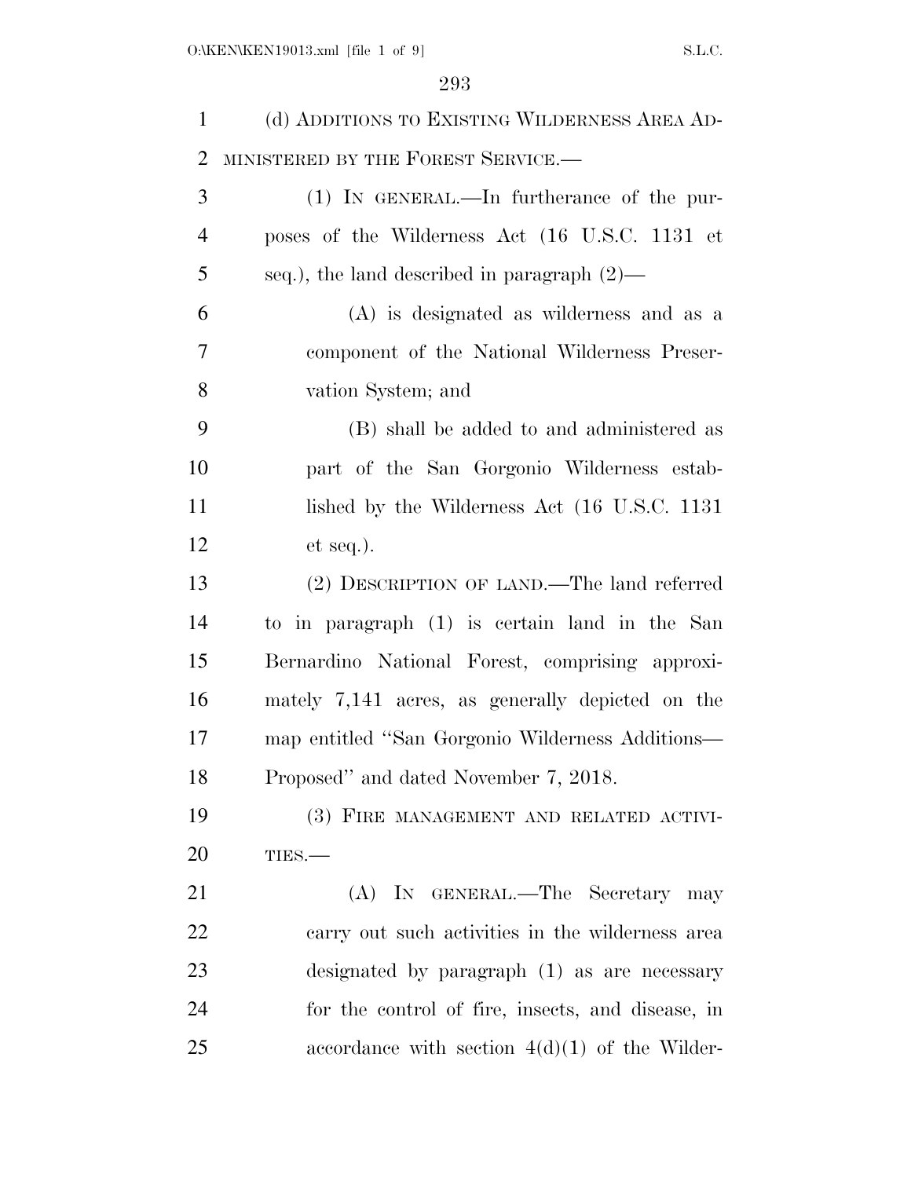(d) ADDITIONS TO EXISTING WILDERNESS AREA ADMINISTERED BY THE FOREST SERVICE.—

(1) IN GENERAL.—In furtherance of the purposes of the Wilderness Act (16 U.S.C. 1131 et seq.), the land described in paragraph (2)—

(A) is designated as wilderness and as a component of the National Wilderness Preservation System; and

(B) shall be added to and administered as part of the San Gorgonio Wilderness established by the Wilderness Act (16 U.S.C. 1131 et seq.).

(2) DESCRIPTION OF LAND.—The land referred to in paragraph (1) is certain land in the San Bernardino National Forest, comprising approximately 7,141 acres, as generally depicted on the map entitled ''San Gorgonio Wilderness Additions—Proposed'' and dated November 7, 2018.

(3) FIRE MANAGEMENT AND RELATED ACTIVITIES.—

(A) IN GENERAL.—The Secretary may carry out such activities in the wilderness area designated by paragraph (1) as are necessary for the control of fire, insects, and disease, in accordance with section 4(d)(1) of the Wilder-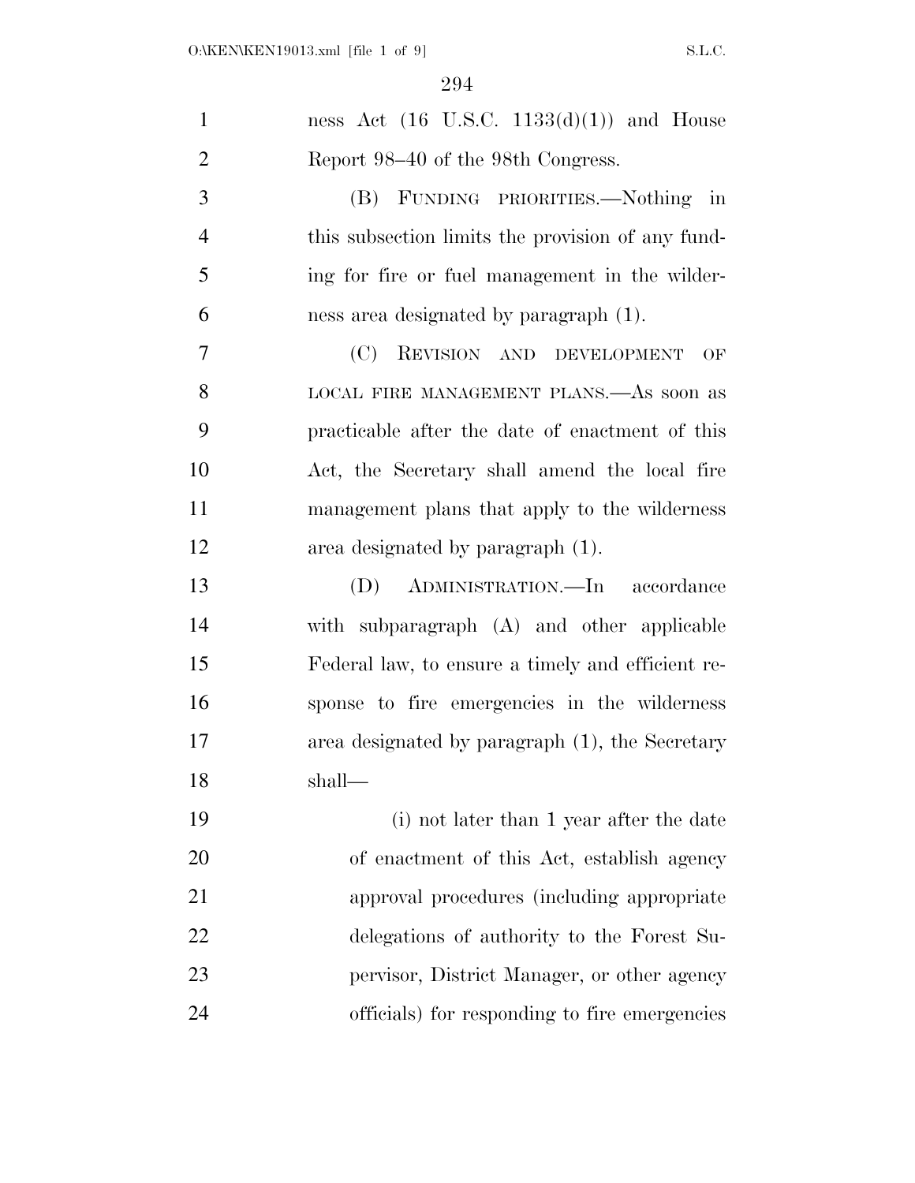ness Act (16 U.S.C. 1133(d)(1)) and House Report 98–40 of the 98th Congress.

(B) FUNDING PRIORITIES.—Nothing in this subsection limits the provision of any funding for fire or fuel management in the wilderness area designated by paragraph (1).

(C) REVISION AND DEVELOPMENT OF LOCAL FIRE MANAGEMENT PLANS.—As soon as practicable after the date of enactment of this Act, the Secretary shall amend the local fire management plans that apply to the wilderness area designated by paragraph (1).

(D) ADMINISTRATION.—In accordance with subparagraph (A) and other applicable Federal law, to ensure a timely and efficient response to fire emergencies in the wilderness area designated by paragraph (1), the Secretary shall—

(i) not later than 1 year after the date of enactment of this Act, establish agency approval procedures (including appropriate delegations of authority to the Forest Supervisor, District Manager, or other agency officials) for responding to fire emergencies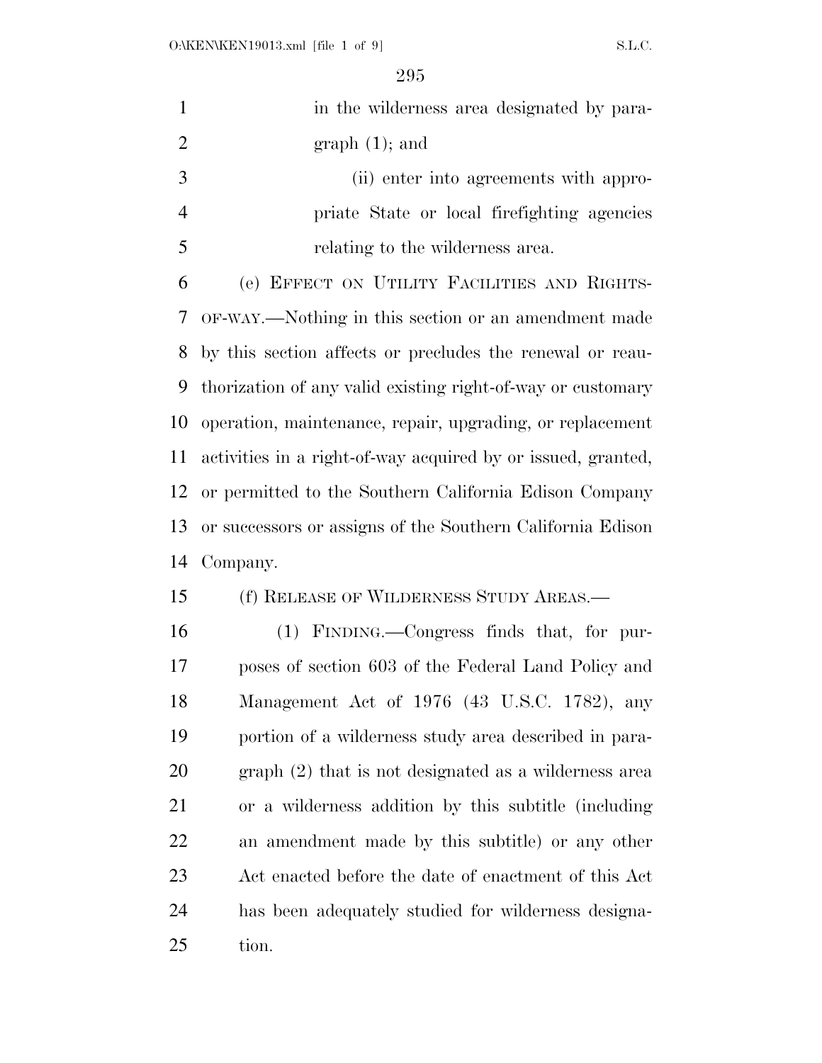in the wilderness area designated by paragraph (1); and

(ii) enter into agreements with appropriate State or local firefighting agencies relating to the wilderness area.

(e) EFFECT ON UTILITY FACILITIES AND RIGHTS-OF-WAY.—Nothing in this section or an amendment made by this section affects or precludes the renewal or reauthorization of any valid existing right-of-way or customary operation, maintenance, repair, upgrading, or replacement activities in a right-of-way acquired by or issued, granted, or permitted to the Southern California Edison Company or successors or assigns of the Southern California Edison Company.

(f) RELEASE OF WILDERNESS STUDY AREAS.—

(1) FINDING.—Congress finds that, for purposes of section 603 of the Federal Land Policy and Management Act of 1976 (43 U.S.C. 1782), any portion of a wilderness study area described in paragraph (2) that is not designated as a wilderness area or a wilderness addition by this subtitle (including an amendment made by this subtitle) or any other Act enacted before the date of enactment of this Act has been adequately studied for wilderness designation.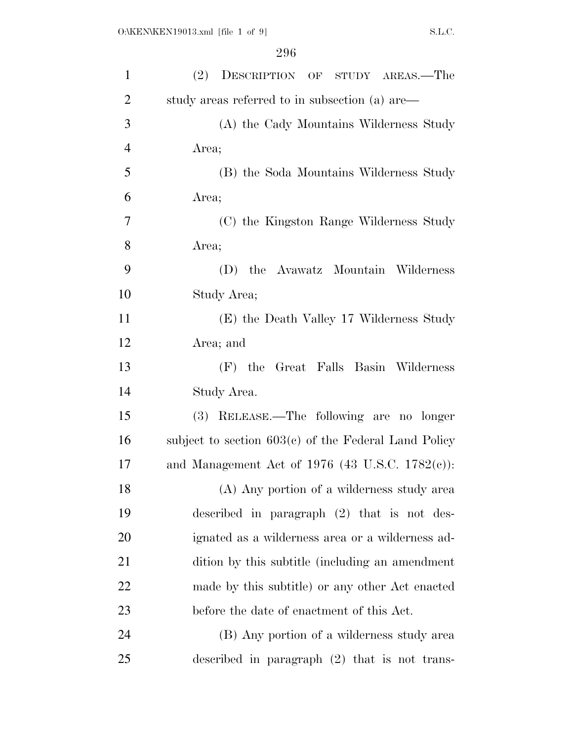(2) DESCRIPTION OF STUDY AREAS.—The study areas referred to in subsection (a) are—

(A) the Cady Mountains Wilderness Study Area;

(B) the Soda Mountains Wilderness Study Area;

(C) the Kingston Range Wilderness Study Area;

(D) the Avawatz Mountain Wilderness Study Area;

(E) the Death Valley 17 Wilderness Study Area; and

(F) the Great Falls Basin Wilderness Study Area.

(3) RELEASE.—The following are no longer subject to section 603(c) of the Federal Land Policy and Management Act of 1976 (43 U.S.C. 1782(c)):

(A) Any portion of a wilderness study area described in paragraph (2) that is not designated as a wilderness area or a wilderness addition by this subtitle (including an amendment made by this subtitle) or any other Act enacted before the date of enactment of this Act.

(B) Any portion of a wilderness study area described in paragraph (2) that is not trans-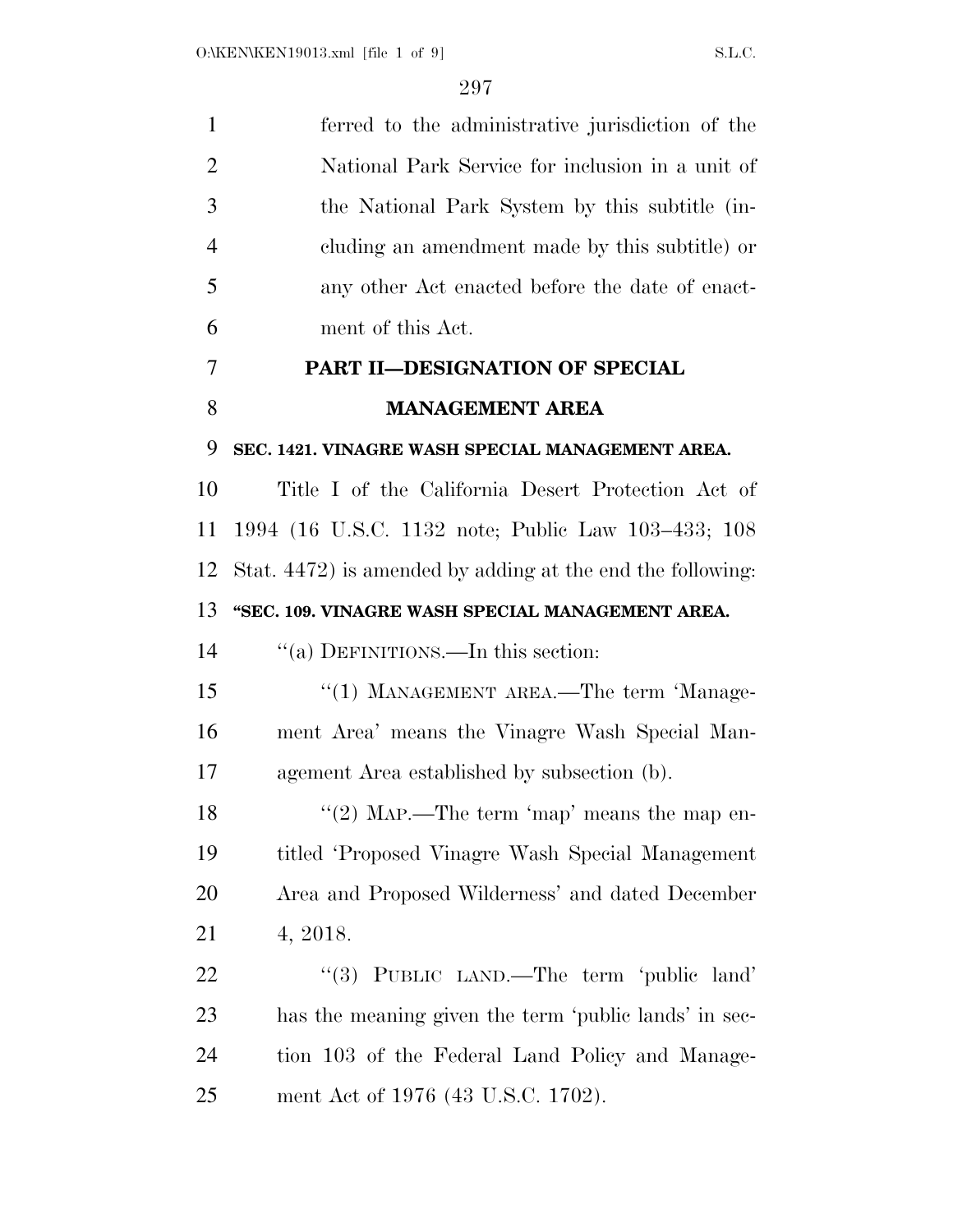ferred to the administrative jurisdiction of the National Park Service for inclusion in a unit of the National Park System by this subtitle (including an amendment made by this subtitle) or any other Act enacted before the date of enactment of this Act.

## PART II—DESIGNATION OF SPECIAL MANAGEMENT AREA

### SEC. 1421. VINAGRE WASH SPECIAL MANAGEMENT AREA.

Title I of the California Desert Protection Act of 1994 (16 U.S.C. 1132 note; Public Law 103–433; 108 Stat. 4472) is amended by adding at the end the following:

### "SEC. 109. VINAGRE WASH SPECIAL MANAGEMENT AREA.

"(a) DEFINITIONS.—In this section:

"(1) MANAGEMENT AREA.—The term 'Management Area' means the Vinagre Wash Special Management Area established by subsection (b).

"(2) MAP.—The term 'map' means the map entitled 'Proposed Vinagre Wash Special Management Area and Proposed Wilderness' and dated December 4, 2018.

"(3) PUBLIC LAND.—The term 'public land' has the meaning given the term 'public lands' in section 103 of the Federal Land Policy and Management Act of 1976 (43 U.S.C. 1702).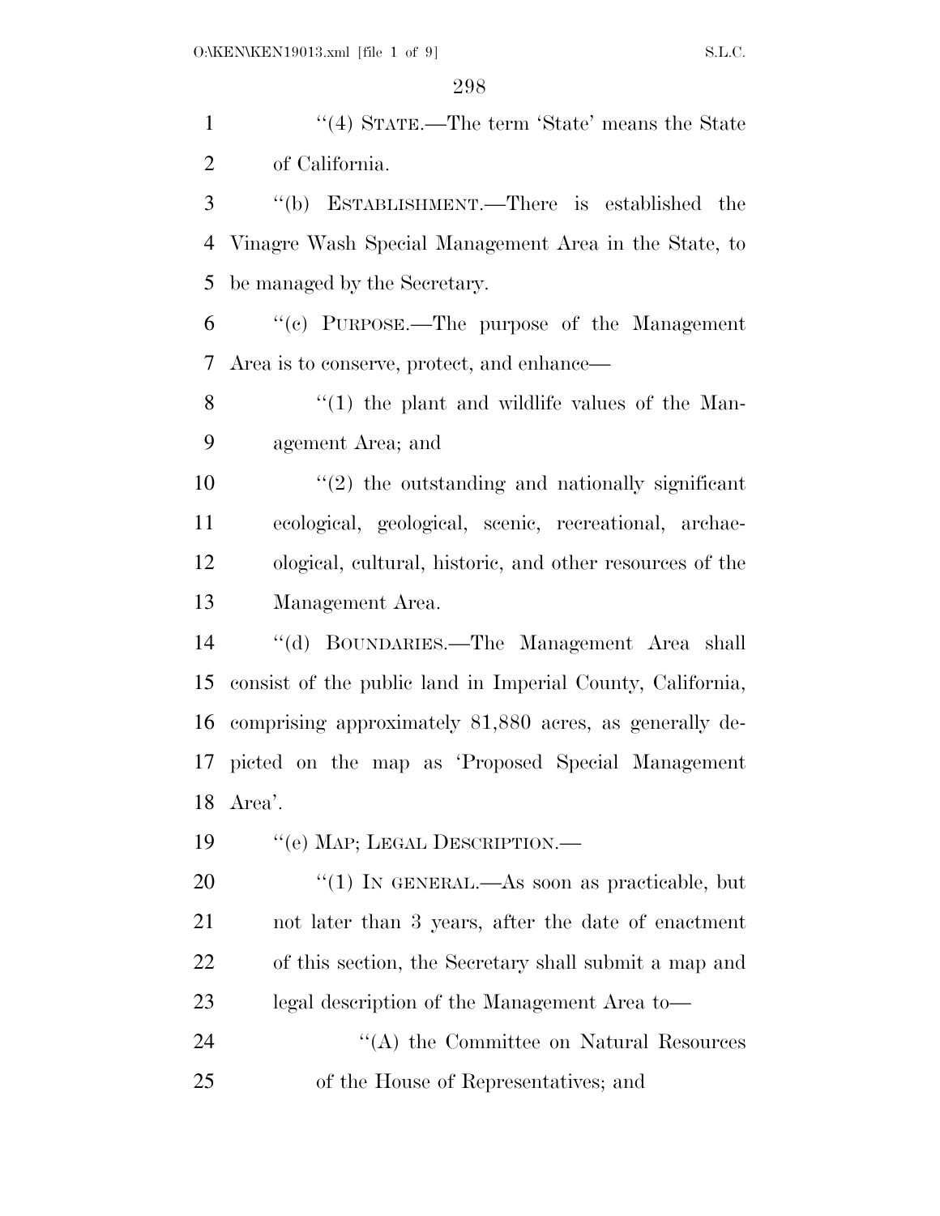''(4) STATE.—The term 'State' means the State of California.

''(b) ESTABLISHMENT.—There is established the Vinagre Wash Special Management Area in the State, to be managed by the Secretary.

''(c) PURPOSE.—The purpose of the Management Area is to conserve, protect, and enhance—

''(1) the plant and wildlife values of the Management Area; and

''(2) the outstanding and nationally significant ecological, geological, scenic, recreational, archaeological, cultural, historic, and other resources of the Management Area.

''(d) BOUNDARIES.—The Management Area shall consist of the public land in Imperial County, California, comprising approximately 81,880 acres, as generally depicted on the map as 'Proposed Special Management Area'.

''(e) MAP; LEGAL DESCRIPTION.—

''(1) IN GENERAL.—As soon as practicable, but not later than 3 years, after the date of enactment of this section, the Secretary shall submit a map and legal description of the Management Area to—

''(A) the Committee on Natural Resources of the House of Representatives; and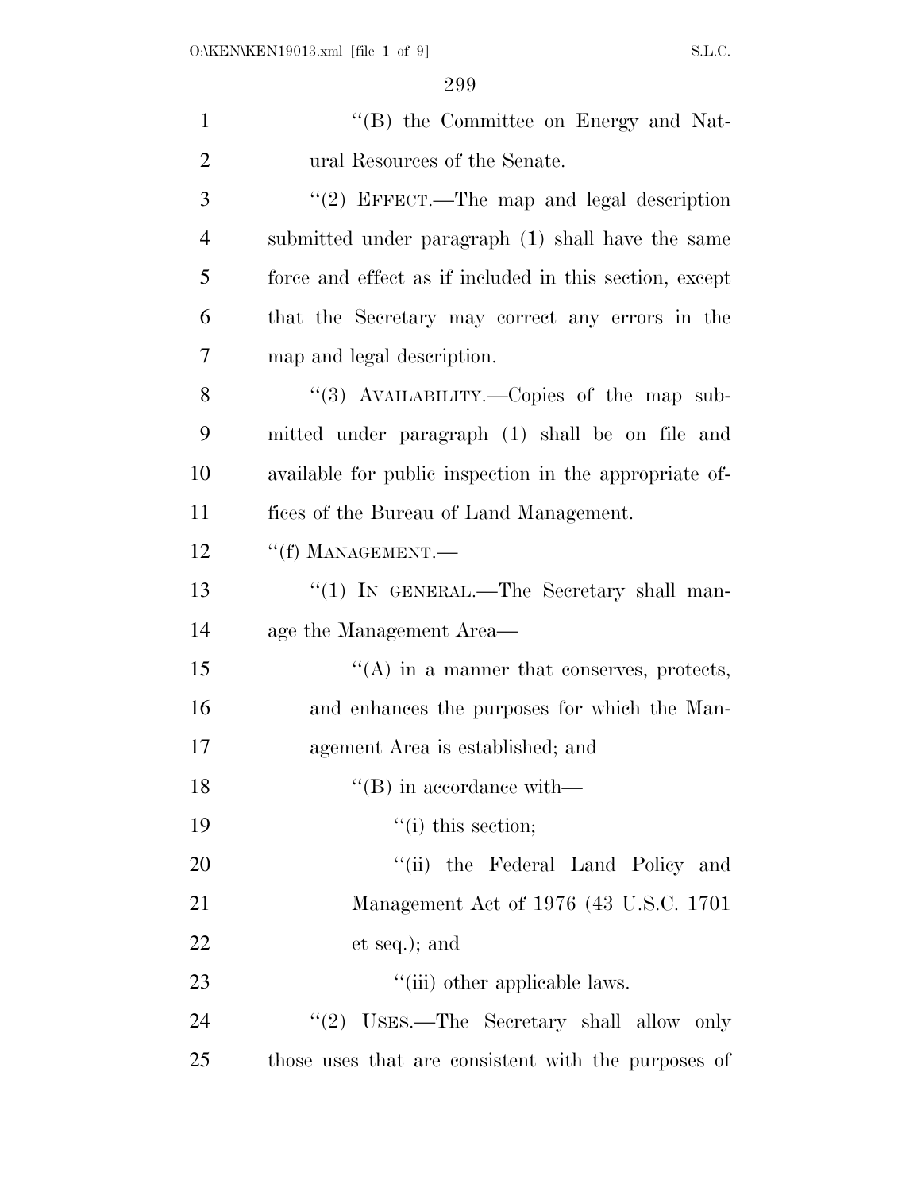''(B) the Committee on Energy and Natural Resources of the Senate.

''(2) EFFECT.—The map and legal description submitted under paragraph (1) shall have the same force and effect as if included in this section, except that the Secretary may correct any errors in the map and legal description.

''(3) AVAILABILITY.—Copies of the map submitted under paragraph (1) shall be on file and available for public inspection in the appropriate offices of the Bureau of Land Management.

''(f) MANAGEMENT.—

''(1) IN GENERAL.—The Secretary shall manage the Management Area—

''(A) in a manner that conserves, protects, and enhances the purposes for which the Management Area is established; and

''(B) in accordance with—

''(i) this section;

''(ii) the Federal Land Policy and Management Act of 1976 (43 U.S.C. 1701 et seq.); and

''(iii) other applicable laws.

''(2) USES.—The Secretary shall allow only those uses that are consistent with the purposes of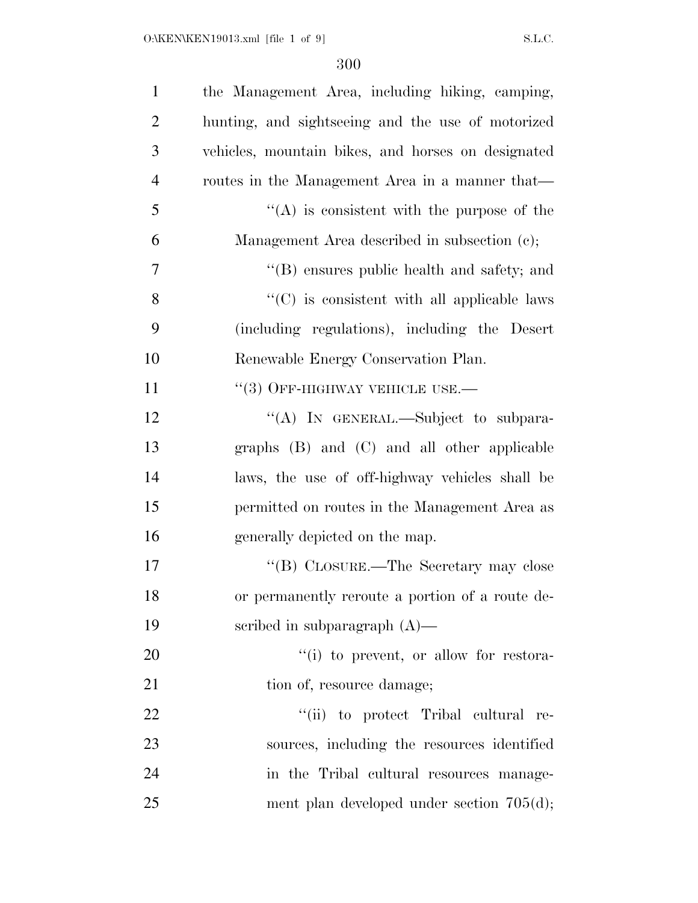the Management Area, including hiking, camping, hunting, and sightseeing and the use of motorized vehicles, mountain bikes, and horses on designated routes in the Management Area in a manner that—

"(A) is consistent with the purpose of the Management Area described in subsection (c);

"(B) ensures public health and safety; and

"(C) is consistent with all applicable laws (including regulations), including the Desert Renewable Energy Conservation Plan.

"(3) OFF-HIGHWAY VEHICLE USE.—

"(A) IN GENERAL.—Subject to subparagraphs (B) and (C) and all other applicable laws, the use of off-highway vehicles shall be permitted on routes in the Management Area as generally depicted on the map.

"(B) CLOSURE.—The Secretary may close or permanently reroute a portion of a route described in subparagraph (A)—

"(i) to prevent, or allow for restoration of, resource damage;

"(ii) to protect Tribal cultural resources, including the resources identified in the Tribal cultural resources management plan developed under section 705(d);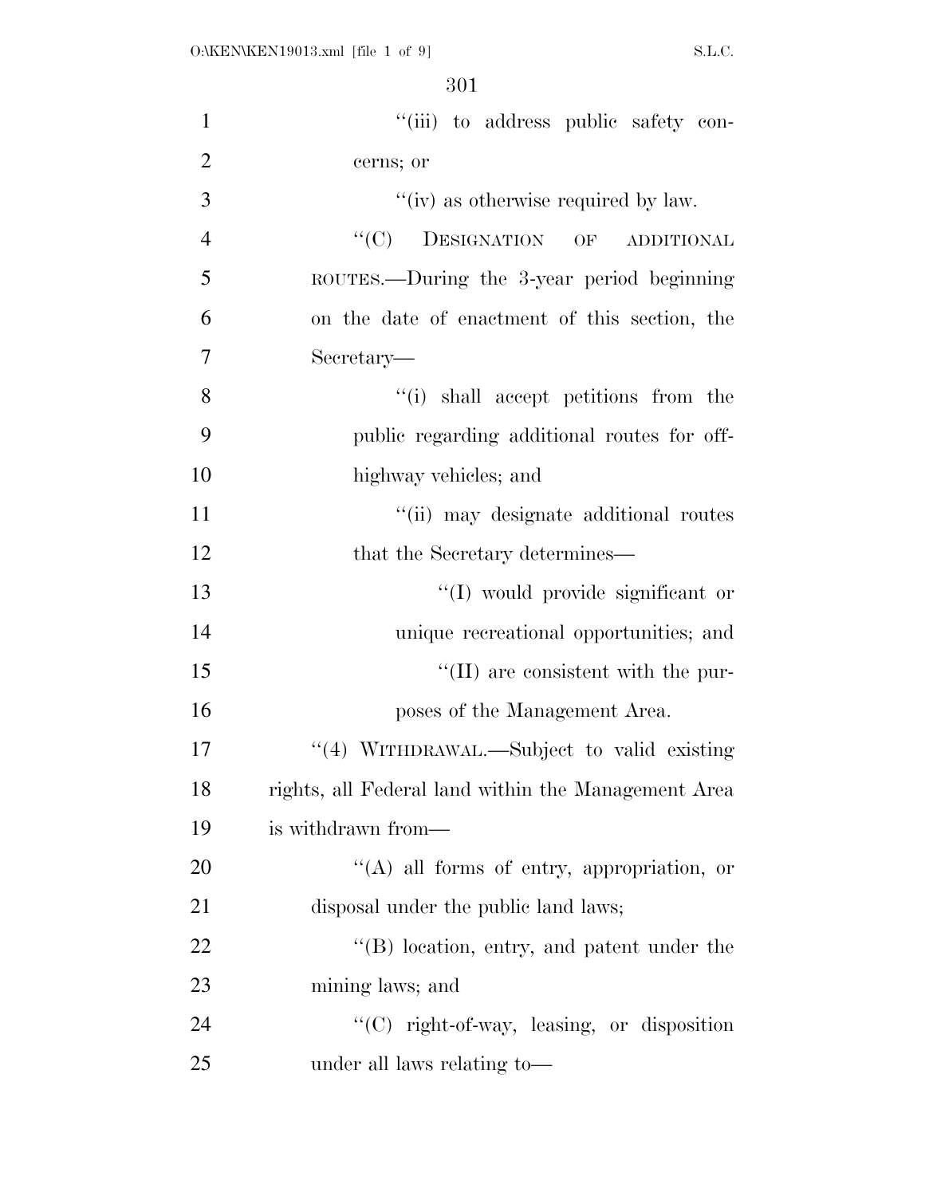"(iii) to address public safety concerns; or

"(iv) as otherwise required by law.

"(C) DESIGNATION OF ADDITIONAL ROUTES.—During the 3-year period beginning on the date of enactment of this section, the Secretary—

"(i) shall accept petitions from the public regarding additional routes for off-highway vehicles; and

"(ii) may designate additional routes that the Secretary determines—

"(I) would provide significant or unique recreational opportunities; and

"(II) are consistent with the purposes of the Management Area.

"(4) WITHDRAWAL.—Subject to valid existing rights, all Federal land within the Management Area is withdrawn from—

"(A) all forms of entry, appropriation, or disposal under the public land laws;

"(B) location, entry, and patent under the mining laws; and

"(C) right-of-way, leasing, or disposition under all laws relating to—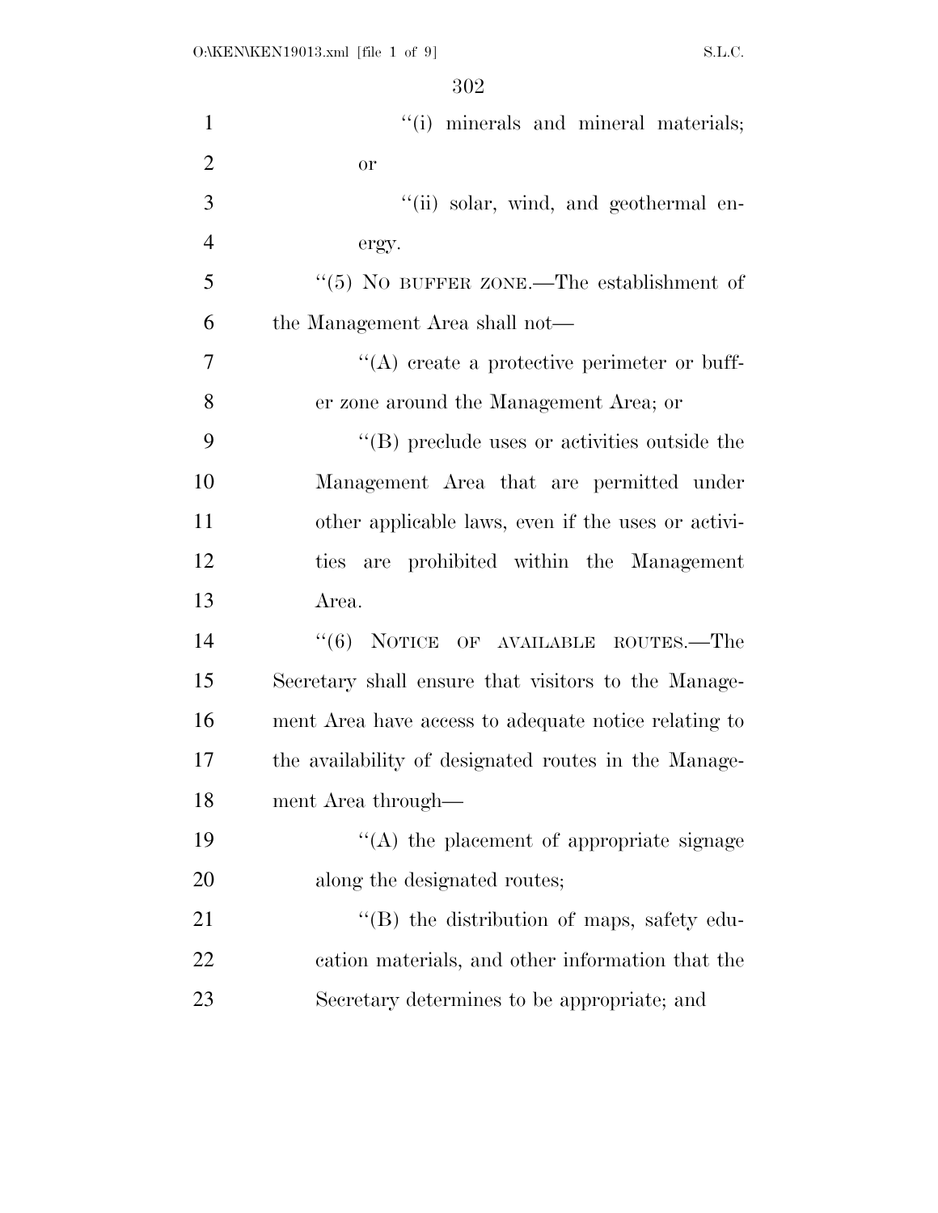"(i) minerals and mineral materials; or

"(ii) solar, wind, and geothermal energy.

"(5) NO BUFFER ZONE.—The establishment of the Management Area shall not—

"(A) create a protective perimeter or buffer zone around the Management Area; or

"(B) preclude uses or activities outside the Management Area that are permitted under other applicable laws, even if the uses or activities are prohibited within the Management Area.

"(6) NOTICE OF AVAILABLE ROUTES.—The Secretary shall ensure that visitors to the Management Area have access to adequate notice relating to the availability of designated routes in the Management Area through—

"(A) the placement of appropriate signage along the designated routes;

"(B) the distribution of maps, safety education materials, and other information that the Secretary determines to be appropriate; and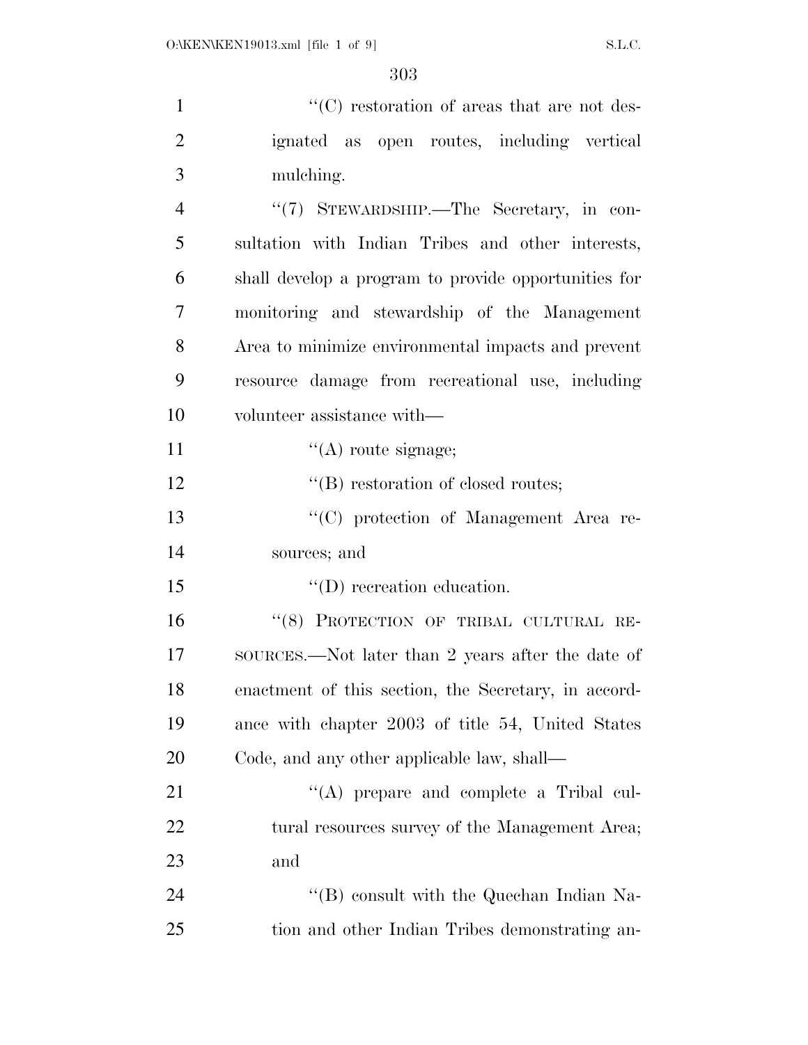''(C) restoration of areas that are not designated as open routes, including vertical mulching.

''(7) STEWARDSHIP.—The Secretary, in consultation with Indian Tribes and other interests, shall develop a program to provide opportunities for monitoring and stewardship of the Management Area to minimize environmental impacts and prevent resource damage from recreational use, including volunteer assistance with—

''(A) route signage;

''(B) restoration of closed routes;

''(C) protection of Management Area resources; and

''(D) recreation education.

''(8) PROTECTION OF TRIBAL CULTURAL RESOURCES.—Not later than 2 years after the date of enactment of this section, the Secretary, in accordance with chapter 2003 of title 54, United States Code, and any other applicable law, shall—

''(A) prepare and complete a Tribal cultural resources survey of the Management Area; and

''(B) consult with the Quechan Indian Nation and other Indian Tribes demonstrating an-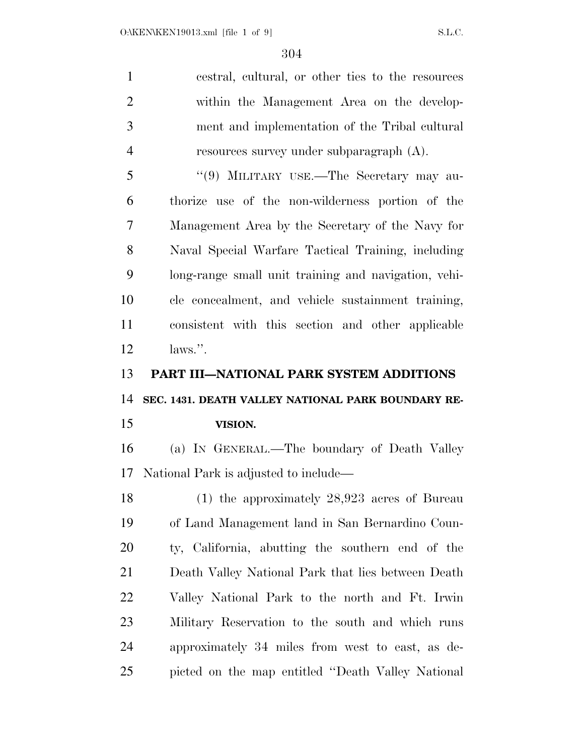cestral, cultural, or other ties to the resources within the Management Area on the development and implementation of the Tribal cultural resources survey under subparagraph (A).

"(9) MILITARY USE.—The Secretary may authorize use of the non-wilderness portion of the Management Area by the Secretary of the Navy for Naval Special Warfare Tactical Training, including long-range small unit training and navigation, vehicle concealment, and vehicle sustainment training, consistent with this section and other applicable laws.".

## PART III—NATIONAL PARK SYSTEM ADDITIONS

### SEC. 1431. DEATH VALLEY NATIONAL PARK BOUNDARY REVISION.

(a) IN GENERAL.—The boundary of Death Valley National Park is adjusted to include—

(1) the approximately 28,923 acres of Bureau of Land Management land in San Bernardino County, California, abutting the southern end of the Death Valley National Park that lies between Death Valley National Park to the north and Ft. Irwin Military Reservation to the south and which runs approximately 34 miles from west to east, as depicted on the map entitled "Death Valley National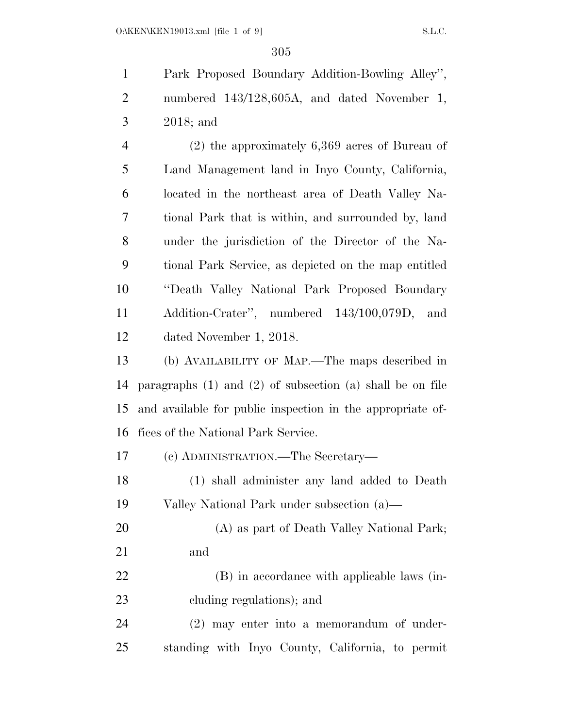Park Proposed Boundary Addition-Bowling Alley'', numbered 143/128,605A, and dated November 1, 2018; and

(2) the approximately 6,369 acres of Bureau of Land Management land in Inyo County, California, located in the northeast area of Death Valley National Park that is within, and surrounded by, land under the jurisdiction of the Director of the National Park Service, as depicted on the map entitled ''Death Valley National Park Proposed Boundary Addition-Crater'', numbered 143/100,079D, and dated November 1, 2018.

(b) AVAILABILITY OF MAP.—The maps described in paragraphs (1) and (2) of subsection (a) shall be on file and available for public inspection in the appropriate offices of the National Park Service.

(c) ADMINISTRATION.—The Secretary—

(1) shall administer any land added to Death Valley National Park under subsection (a)—

(A) as part of Death Valley National Park; and

(B) in accordance with applicable laws (including regulations); and

(2) may enter into a memorandum of understanding with Inyo County, California, to permit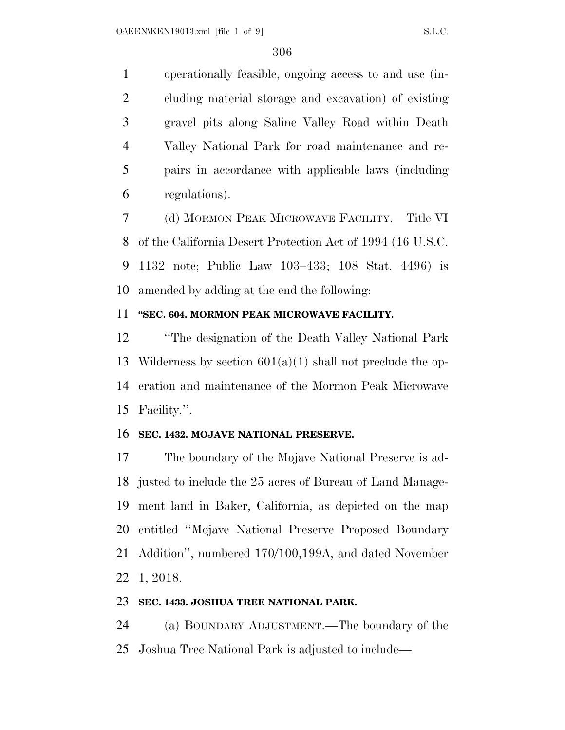operationally feasible, ongoing access to and use (including material storage and excavation) of existing gravel pits along Saline Valley Road within Death Valley National Park for road maintenance and repairs in accordance with applicable laws (including regulations).

(d) MORMON PEAK MICROWAVE FACILITY.—Title VI of the California Desert Protection Act of 1994 (16 U.S.C. 1132 note; Public Law 103–433; 108 Stat. 4496) is amended by adding at the end the following:

**"SEC. 604. MORMON PEAK MICROWAVE FACILITY.**

"The designation of the Death Valley National Park Wilderness by section 601(a)(1) shall not preclude the operation and maintenance of the Mormon Peak Microwave Facility.".

**SEC. 1432. MOJAVE NATIONAL PRESERVE.**

The boundary of the Mojave National Preserve is adjusted to include the 25 acres of Bureau of Land Management land in Baker, California, as depicted on the map entitled "Mojave National Preserve Proposed Boundary Addition", numbered 170/100,199A, and dated November 1, 2018.

**SEC. 1433. JOSHUA TREE NATIONAL PARK.**

(a) BOUNDARY ADJUSTMENT.—The boundary of the Joshua Tree National Park is adjusted to include—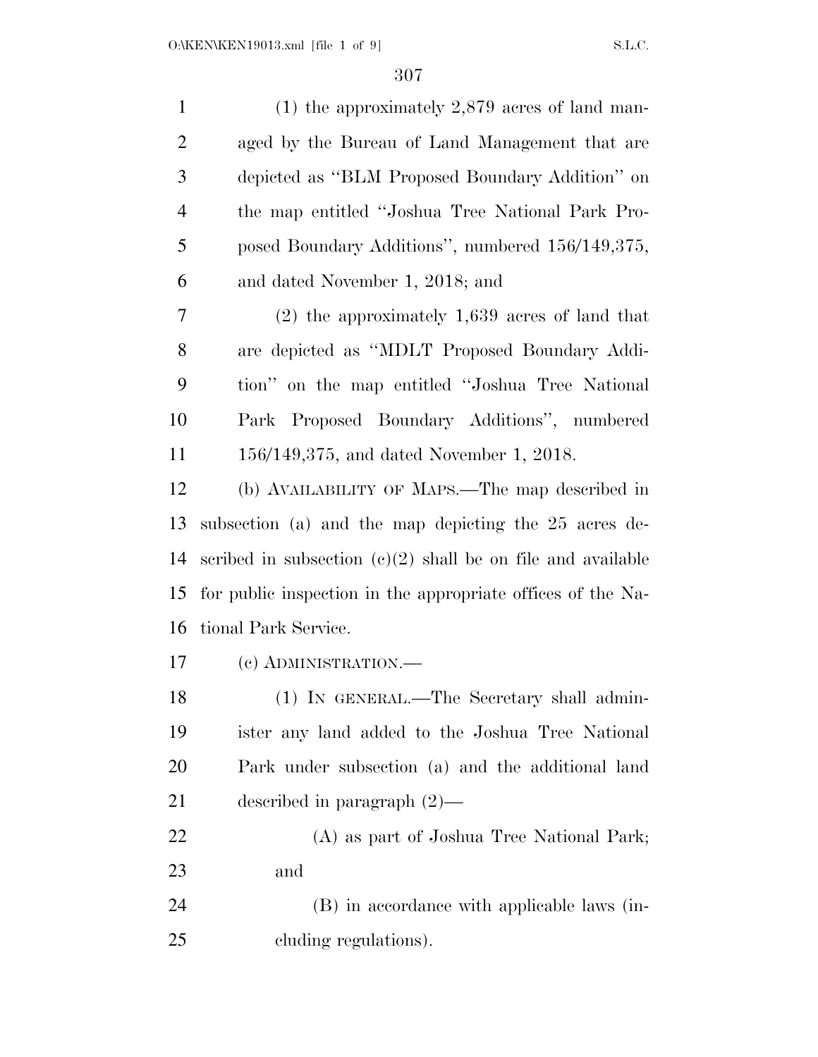(1) the approximately 2,879 acres of land managed by the Bureau of Land Management that are depicted as ''BLM Proposed Boundary Addition'' on the map entitled ''Joshua Tree National Park Proposed Boundary Additions'', numbered 156/149,375, and dated November 1, 2018; and

(2) the approximately 1,639 acres of land that are depicted as ''MDLT Proposed Boundary Addition'' on the map entitled ''Joshua Tree National Park Proposed Boundary Additions'', numbered 156/149,375, and dated November 1, 2018.

(b) AVAILABILITY OF MAPS.—The map described in subsection (a) and the map depicting the 25 acres described in subsection (c)(2) shall be on file and available for public inspection in the appropriate offices of the National Park Service.

(c) ADMINISTRATION.—

(1) IN GENERAL.—The Secretary shall administer any land added to the Joshua Tree National Park under subsection (a) and the additional land described in paragraph (2)—

(A) as part of Joshua Tree National Park; and

(B) in accordance with applicable laws (including regulations).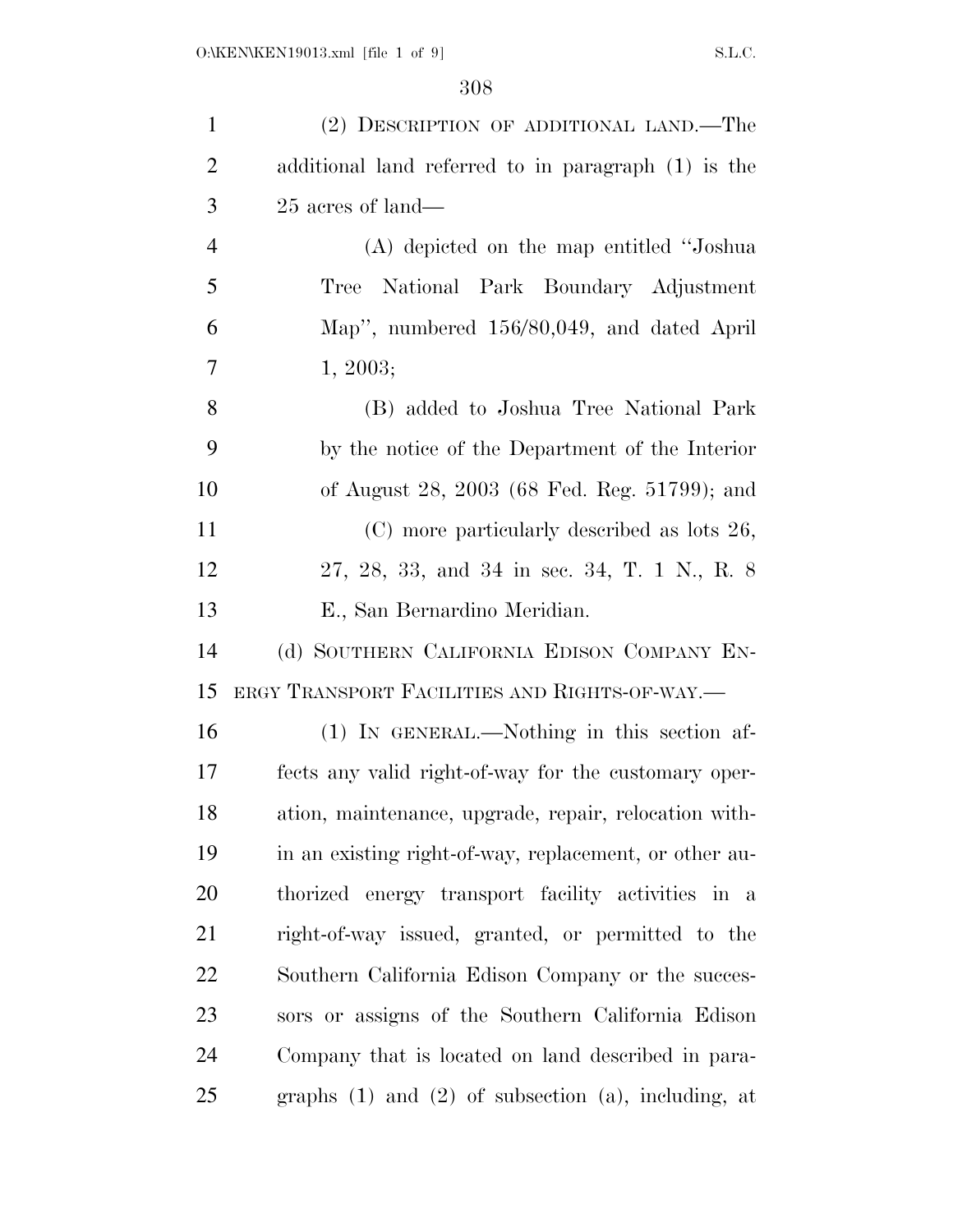(2) DESCRIPTION OF ADDITIONAL LAND.—The additional land referred to in paragraph (1) is the 25 acres of land—

(A) depicted on the map entitled ''Joshua Tree National Park Boundary Adjustment Map'', numbered 156/80,049, and dated April 1, 2003;

(B) added to Joshua Tree National Park by the notice of the Department of the Interior of August 28, 2003 (68 Fed. Reg. 51799); and

(C) more particularly described as lots 26, 27, 28, 33, and 34 in sec. 34, T. 1 N., R. 8 E., San Bernardino Meridian.

(d) SOUTHERN CALIFORNIA EDISON COMPANY ENERGY TRANSPORT FACILITIES AND RIGHTS-OF-WAY.—

(1) IN GENERAL.—Nothing in this section affects any valid right-of-way for the customary operation, maintenance, upgrade, repair, relocation within an existing right-of-way, replacement, or other authorized energy transport facility activities in a right-of-way issued, granted, or permitted to the Southern California Edison Company or the successors or assigns of the Southern California Edison Company that is located on land described in paragraphs (1) and (2) of subsection (a), including, at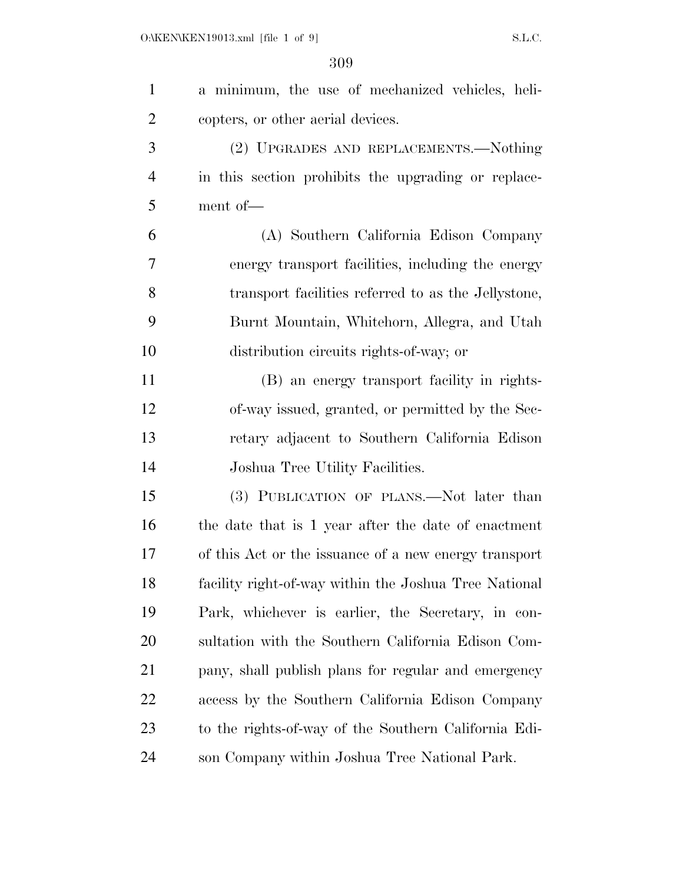a minimum, the use of mechanized vehicles, helicopters, or other aerial devices.

(2) UPGRADES AND REPLACEMENTS.—Nothing in this section prohibits the upgrading or replacement of—

(A) Southern California Edison Company energy transport facilities, including the energy transport facilities referred to as the Jellystone, Burnt Mountain, Whitehorn, Allegra, and Utah distribution circuits rights-of-way; or

(B) an energy transport facility in rights-of-way issued, granted, or permitted by the Secretary adjacent to Southern California Edison Joshua Tree Utility Facilities.

(3) PUBLICATION OF PLANS.—Not later than the date that is 1 year after the date of enactment of this Act or the issuance of a new energy transport facility right-of-way within the Joshua Tree National Park, whichever is earlier, the Secretary, in consultation with the Southern California Edison Company, shall publish plans for regular and emergency access by the Southern California Edison Company to the rights-of-way of the Southern California Edison Company within Joshua Tree National Park.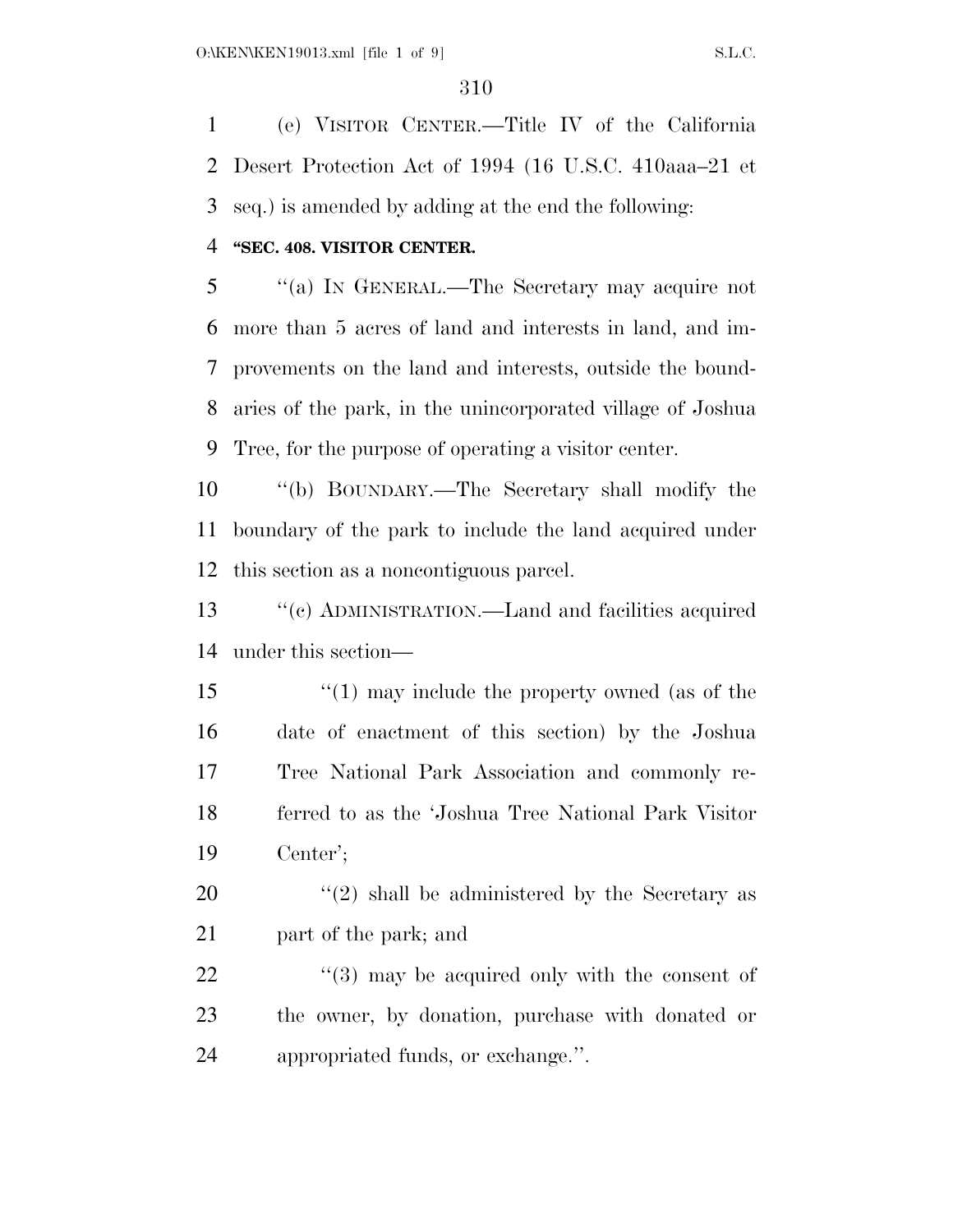(e) VISITOR CENTER.—Title IV of the California Desert Protection Act of 1994 (16 U.S.C. 410aaa–21 et seq.) is amended by adding at the end the following:

**"SEC. 408. VISITOR CENTER.**

"(a) IN GENERAL.—The Secretary may acquire not more than 5 acres of land and interests in land, and improvements on the land and interests, outside the boundaries of the park, in the unincorporated village of Joshua Tree, for the purpose of operating a visitor center.

"(b) BOUNDARY.—The Secretary shall modify the boundary of the park to include the land acquired under this section as a noncontiguous parcel.

"(c) ADMINISTRATION.—Land and facilities acquired under this section—

"(1) may include the property owned (as of the date of enactment of this section) by the Joshua Tree National Park Association and commonly referred to as the 'Joshua Tree National Park Visitor Center';

"(2) shall be administered by the Secretary as part of the park; and

"(3) may be acquired only with the consent of the owner, by donation, purchase with donated or appropriated funds, or exchange.".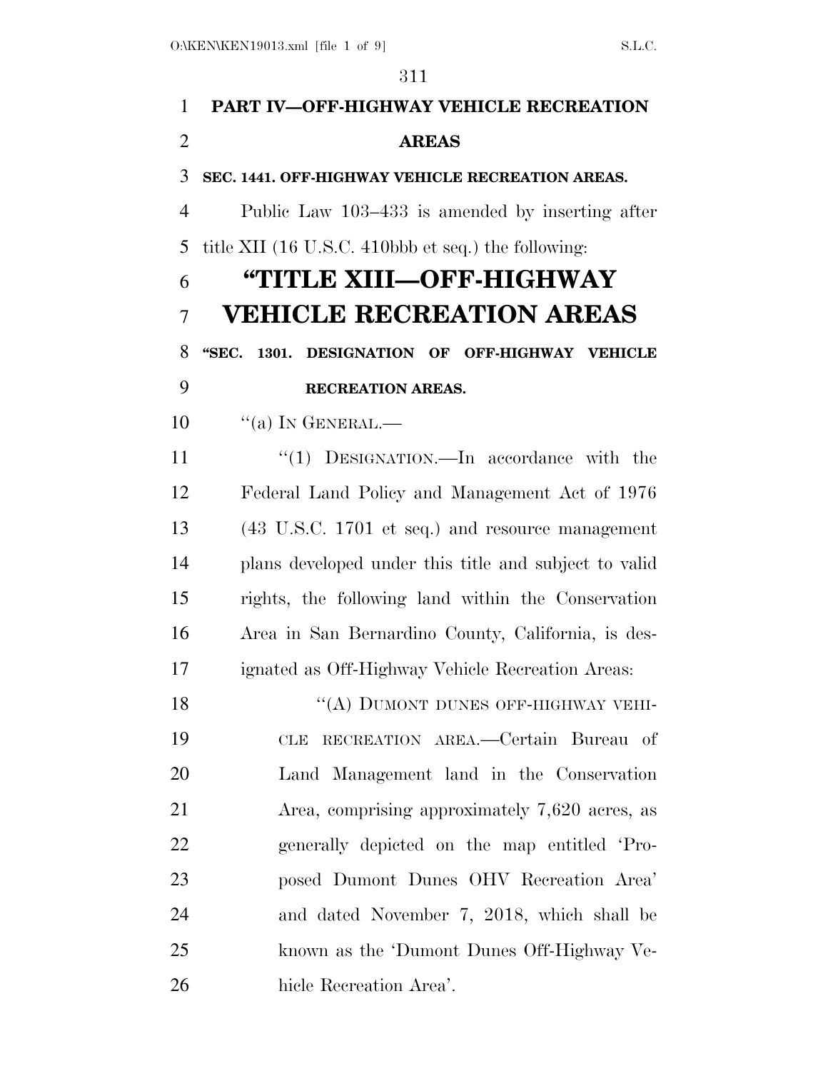## PART IV—OFF-HIGHWAY VEHICLE RECREATION AREAS

**SEC. 1441. OFF-HIGHWAY VEHICLE RECREATION AREAS.**

Public Law 103–433 is amended by inserting after title XII (16 U.S.C. 410bbb et seq.) the following:

# "TITLE XIII—OFF-HIGHWAY VEHICLE RECREATION AREAS

**"SEC. 1301. DESIGNATION OF OFF-HIGHWAY VEHICLE RECREATION AREAS.**

"(a) IN GENERAL.—

"(1) DESIGNATION.—In accordance with the Federal Land Policy and Management Act of 1976 (43 U.S.C. 1701 et seq.) and resource management plans developed under this title and subject to valid rights, the following land within the Conservation Area in San Bernardino County, California, is designated as Off-Highway Vehicle Recreation Areas:

"(A) DUMONT DUNES OFF-HIGHWAY VEHICLE RECREATION AREA.—Certain Bureau of Land Management land in the Conservation Area, comprising approximately 7,620 acres, as generally depicted on the map entitled 'Proposed Dumont Dunes OHV Recreation Area' and dated November 7, 2018, which shall be known as the 'Dumont Dunes Off-Highway Vehicle Recreation Area'.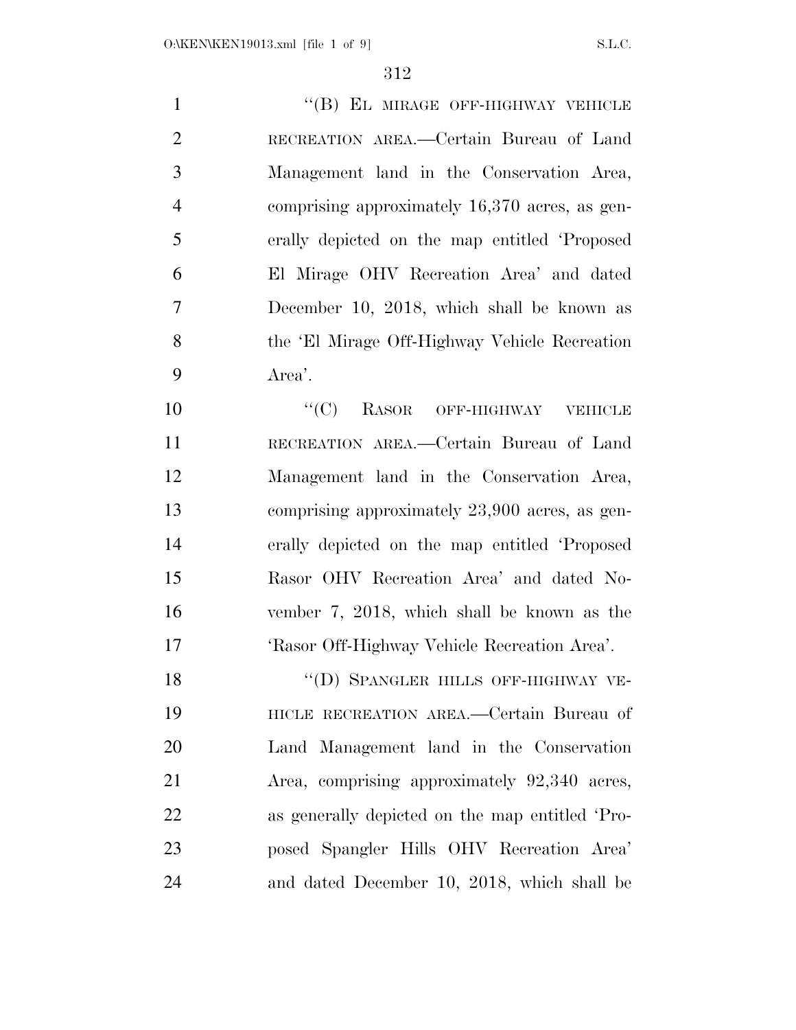"(B) EL MIRAGE OFF-HIGHWAY VEHICLE RECREATION AREA.—Certain Bureau of Land Management land in the Conservation Area, comprising approximately 16,370 acres, as generally depicted on the map entitled 'Proposed El Mirage OHV Recreation Area' and dated December 10, 2018, which shall be known as the 'El Mirage Off-Highway Vehicle Recreation Area'.

"(C) RASOR OFF-HIGHWAY VEHICLE RECREATION AREA.—Certain Bureau of Land Management land in the Conservation Area, comprising approximately 23,900 acres, as generally depicted on the map entitled 'Proposed Rasor OHV Recreation Area' and dated November 7, 2018, which shall be known as the 'Rasor Off-Highway Vehicle Recreation Area'.

"(D) SPANGLER HILLS OFF-HIGHWAY VEHICLE RECREATION AREA.—Certain Bureau of Land Management land in the Conservation Area, comprising approximately 92,340 acres, as generally depicted on the map entitled 'Proposed Spangler Hills OHV Recreation Area' and dated December 10, 2018, which shall be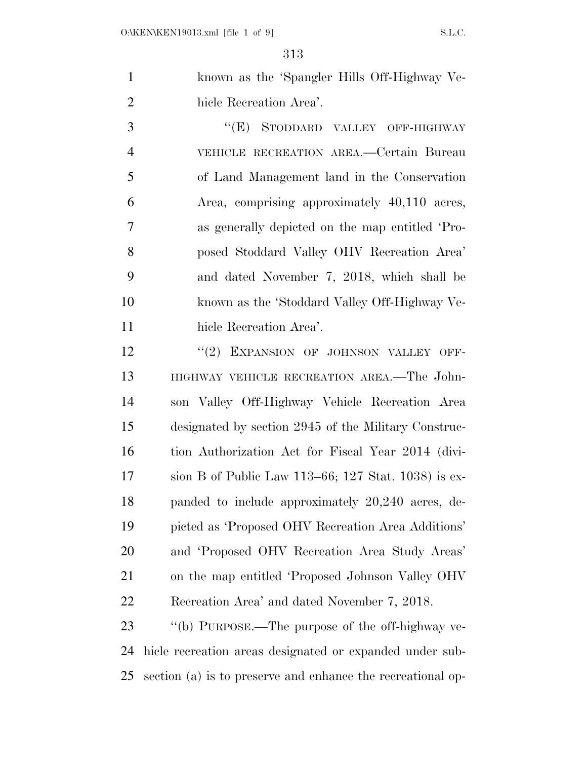known as the 'Spangler Hills Off-Highway Vehicle Recreation Area'.

"(E) STODDARD VALLEY OFF-HIGHWAY VEHICLE RECREATION AREA.—Certain Bureau of Land Management land in the Conservation Area, comprising approximately 40,110 acres, as generally depicted on the map entitled 'Proposed Stoddard Valley OHV Recreation Area' and dated November 7, 2018, which shall be known as the 'Stoddard Valley Off-Highway Vehicle Recreation Area'.

"(2) EXPANSION OF JOHNSON VALLEY OFF-HIGHWAY VEHICLE RECREATION AREA.—The Johnson Valley Off-Highway Vehicle Recreation Area designated by section 2945 of the Military Construction Authorization Act for Fiscal Year 2014 (division B of Public Law 113–66; 127 Stat. 1038) is expanded to include approximately 20,240 acres, depicted as 'Proposed OHV Recreation Area Additions' and 'Proposed OHV Recreation Area Study Areas' on the map entitled 'Proposed Johnson Valley OHV Recreation Area' and dated November 7, 2018.

"(b) PURPOSE.—The purpose of the off-highway vehicle recreation areas designated or expanded under subsection (a) is to preserve and enhance the recreational op-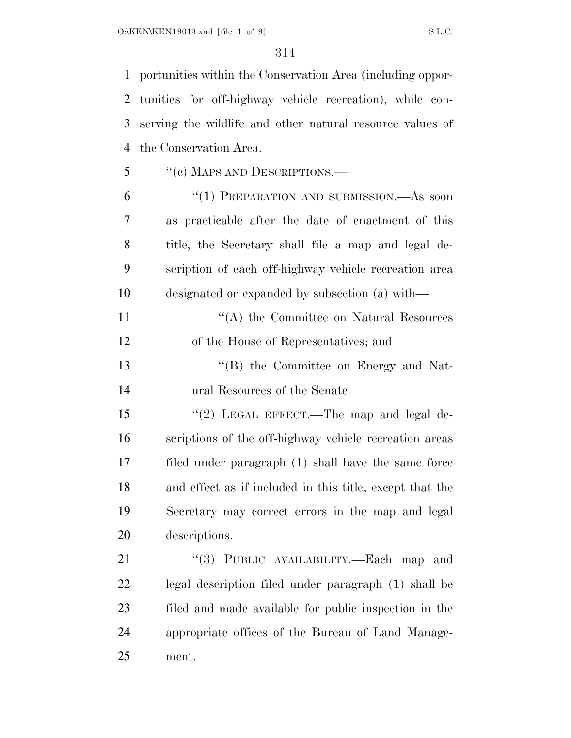portunities within the Conservation Area (including opportunities for off-highway vehicle recreation), while conserving the wildlife and other natural resource values of the Conservation Area.

"(c) MAPS AND DESCRIPTIONS.—

"(1) PREPARATION AND SUBMISSION.—As soon as practicable after the date of enactment of this title, the Secretary shall file a map and legal description of each off-highway vehicle recreation area designated or expanded by subsection (a) with—

"(A) the Committee on Natural Resources of the House of Representatives; and

"(B) the Committee on Energy and Natural Resources of the Senate.

"(2) LEGAL EFFECT.—The map and legal descriptions of the off-highway vehicle recreation areas filed under paragraph (1) shall have the same force and effect as if included in this title, except that the Secretary may correct errors in the map and legal descriptions.

"(3) PUBLIC AVAILABILITY.—Each map and legal description filed under paragraph (1) shall be filed and made available for public inspection in the appropriate offices of the Bureau of Land Management.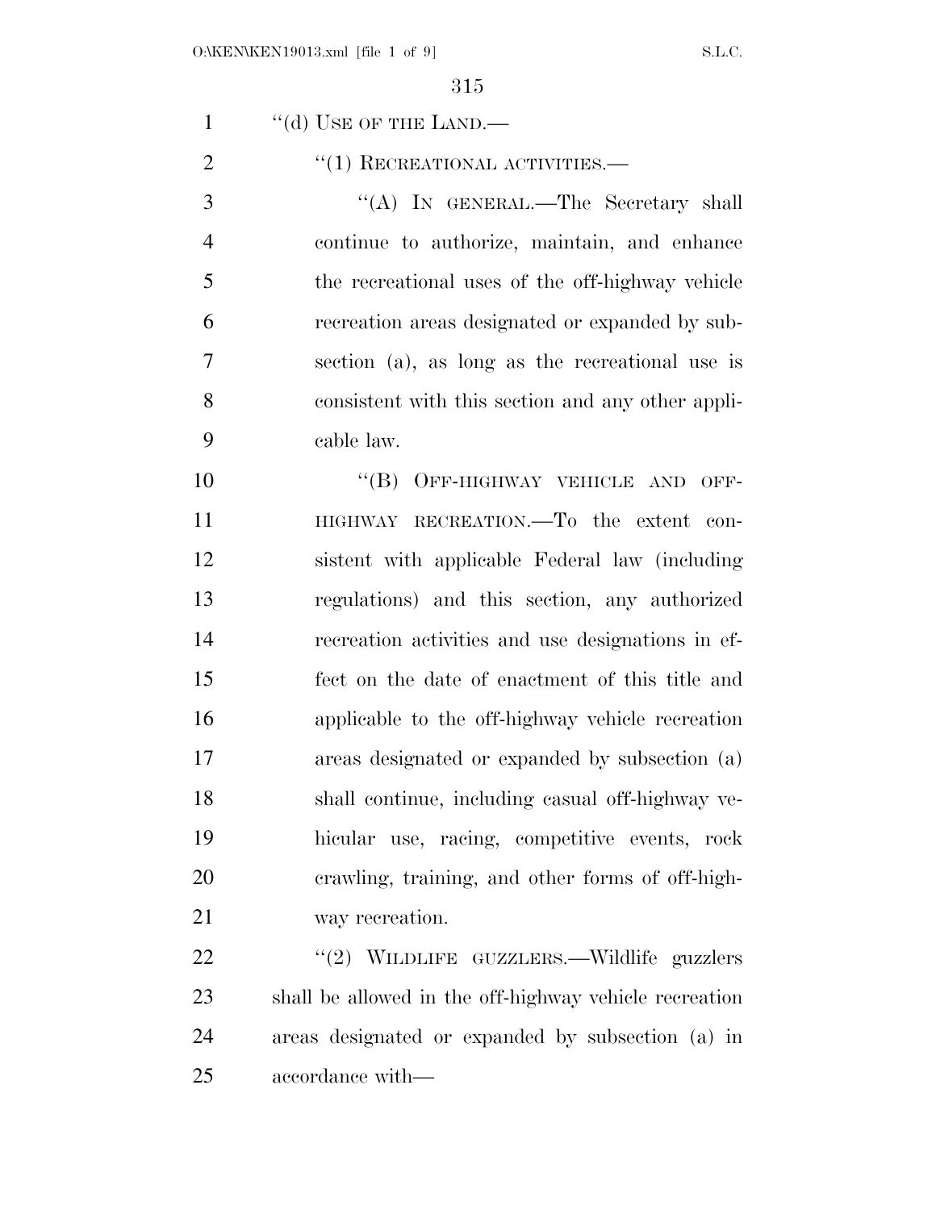"(d) USE OF THE LAND.—

"(1) RECREATIONAL ACTIVITIES.—

"(A) IN GENERAL.—The Secretary shall continue to authorize, maintain, and enhance the recreational uses of the off-highway vehicle recreation areas designated or expanded by subsection (a), as long as the recreational use is consistent with this section and any other applicable law.

"(B) OFF-HIGHWAY VEHICLE AND OFF-HIGHWAY RECREATION.—To the extent consistent with applicable Federal law (including regulations) and this section, any authorized recreation activities and use designations in effect on the date of enactment of this title and applicable to the off-highway vehicle recreation areas designated or expanded by subsection (a) shall continue, including casual off-highway vehicular use, racing, competitive events, rock crawling, training, and other forms of off-highway recreation.

"(2) WILDLIFE GUZZLERS.—Wildlife guzzlers shall be allowed in the off-highway vehicle recreation areas designated or expanded by subsection (a) in accordance with—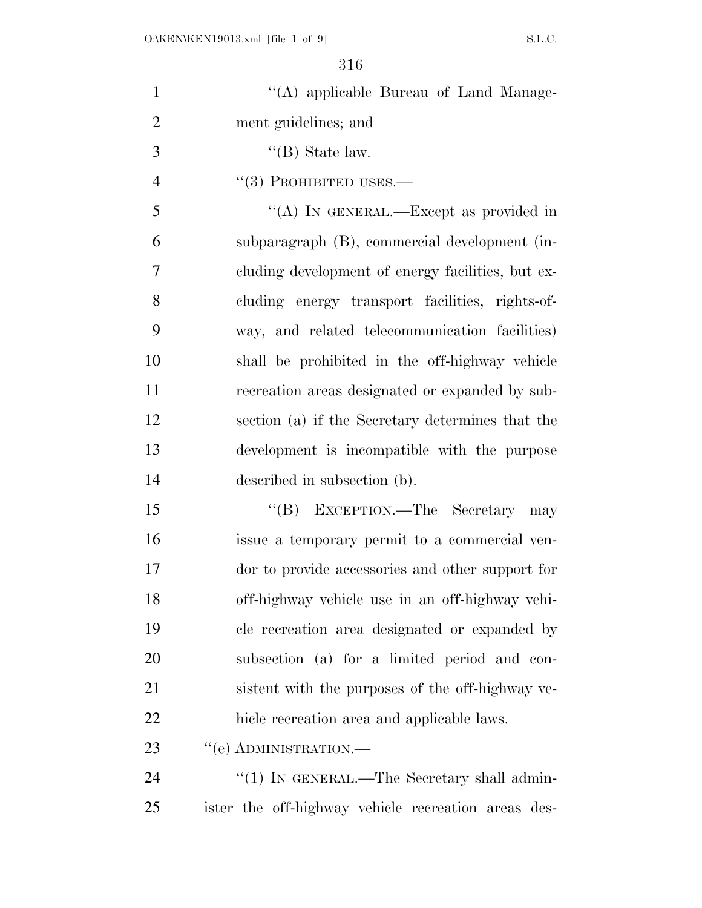''(A) applicable Bureau of Land Management guidelines; and

''(B) State law.

''(3) PROHIBITED USES.—

''(A) IN GENERAL.—Except as provided in subparagraph (B), commercial development (including development of energy facilities, but excluding energy transport facilities, rights-of-way, and related telecommunication facilities) shall be prohibited in the off-highway vehicle recreation areas designated or expanded by subsection (a) if the Secretary determines that the development is incompatible with the purpose described in subsection (b).

''(B) EXCEPTION.—The Secretary may issue a temporary permit to a commercial vendor to provide accessories and other support for off-highway vehicle use in an off-highway vehicle recreation area designated or expanded by subsection (a) for a limited period and consistent with the purposes of the off-highway vehicle recreation area and applicable laws.

''(e) ADMINISTRATION.—

''(1) IN GENERAL.—The Secretary shall administer the off-highway vehicle recreation areas des-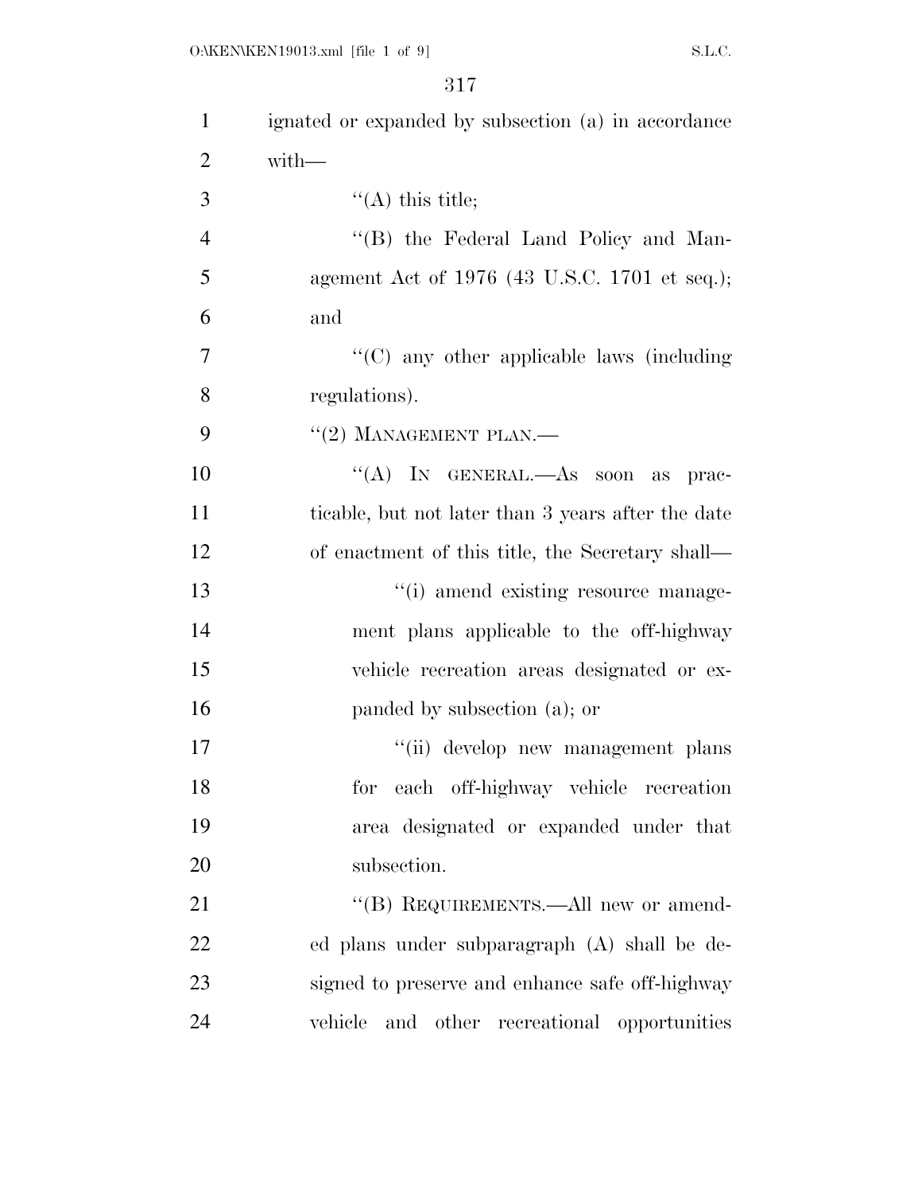ignated or expanded by subsection (a) in accordance with—

"(A) this title;

"(B) the Federal Land Policy and Management Act of 1976 (43 U.S.C. 1701 et seq.); and

"(C) any other applicable laws (including regulations).

"(2) MANAGEMENT PLAN.—

"(A) IN GENERAL.—As soon as practicable, but not later than 3 years after the date of enactment of this title, the Secretary shall—

"(i) amend existing resource management plans applicable to the off-highway vehicle recreation areas designated or expanded by subsection (a); or

"(ii) develop new management plans for each off-highway vehicle recreation area designated or expanded under that subsection.

"(B) REQUIREMENTS.—All new or amended plans under subparagraph (A) shall be designed to preserve and enhance safe off-highway vehicle and other recreational opportunities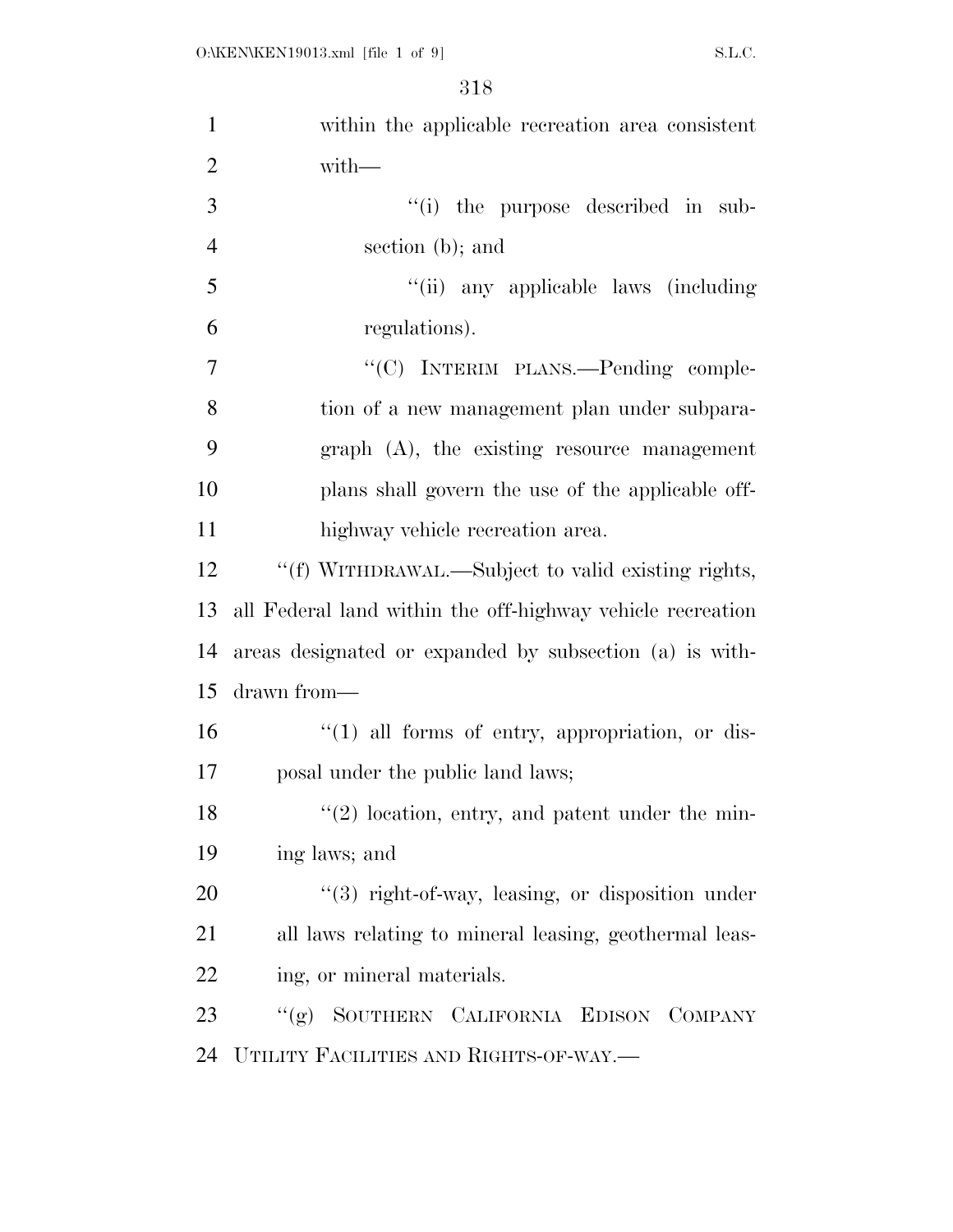within the applicable recreation area consistent with—

"(i) the purpose described in subsection (b); and

"(ii) any applicable laws (including regulations).

"(C) INTERIM PLANS.—Pending completion of a new management plan under subparagraph (A), the existing resource management plans shall govern the use of the applicable off-highway vehicle recreation area.

"(f) WITHDRAWAL.—Subject to valid existing rights, all Federal land within the off-highway vehicle recreation areas designated or expanded by subsection (a) is withdrawn from—

"(1) all forms of entry, appropriation, or disposal under the public land laws;

"(2) location, entry, and patent under the mining laws; and

"(3) right-of-way, leasing, or disposition under all laws relating to mineral leasing, geothermal leasing, or mineral materials.

"(g) SOUTHERN CALIFORNIA EDISON COMPANY UTILITY FACILITIES AND RIGHTS-OF-WAY.—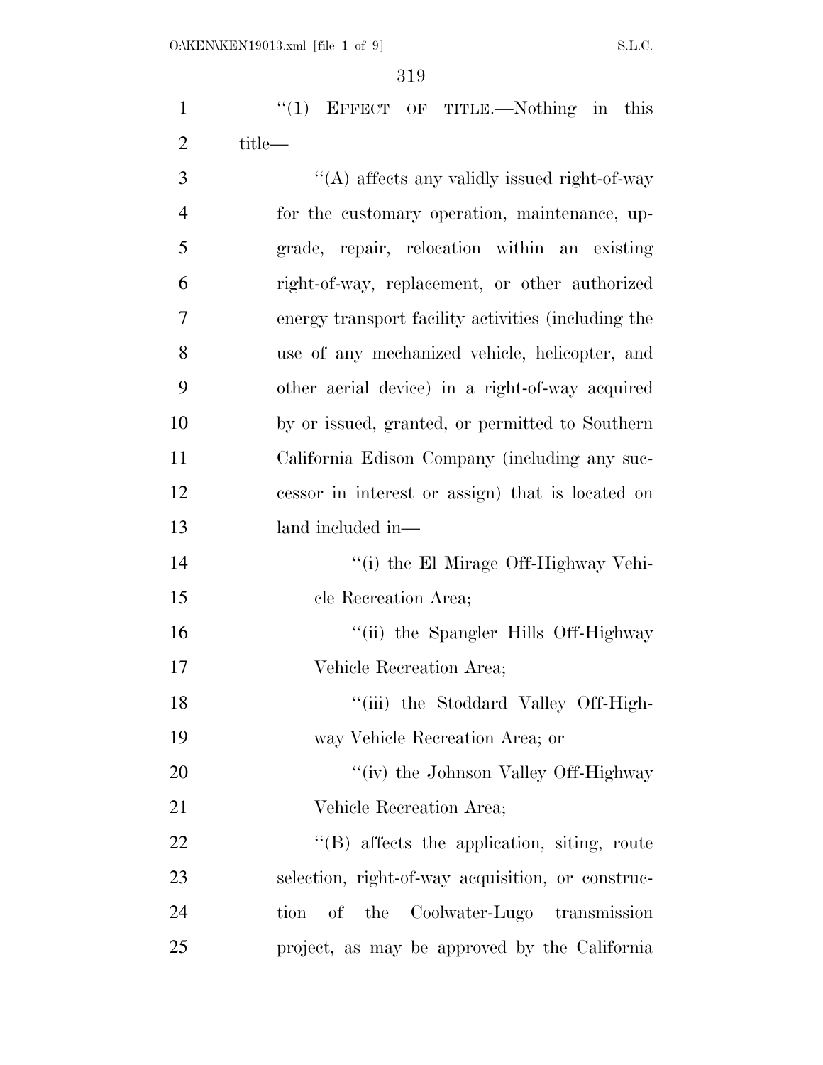"(1) EFFECT OF TITLE.—Nothing in this title—

"(A) affects any validly issued right-of-way for the customary operation, maintenance, upgrade, repair, relocation within an existing right-of-way, replacement, or other authorized energy transport facility activities (including the use of any mechanized vehicle, helicopter, and other aerial device) in a right-of-way acquired by or issued, granted, or permitted to Southern California Edison Company (including any successor in interest or assign) that is located on land included in—

"(i) the El Mirage Off-Highway Vehicle Recreation Area;

"(ii) the Spangler Hills Off-Highway Vehicle Recreation Area;

"(iii) the Stoddard Valley Off-Highway Vehicle Recreation Area; or

"(iv) the Johnson Valley Off-Highway Vehicle Recreation Area;

"(B) affects the application, siting, route selection, right-of-way acquisition, or construction of the Coolwater-Lugo transmission project, as may be approved by the California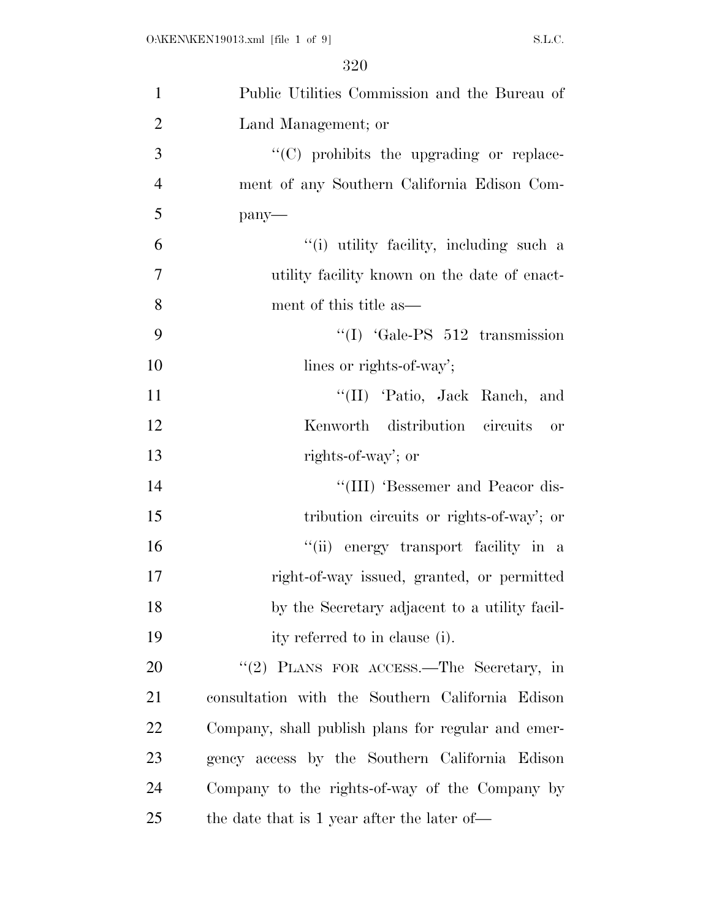Public Utilities Commission and the Bureau of Land Management; or

''(C) prohibits the upgrading or replacement of any Southern California Edison Company—

''(i) utility facility, including such a utility facility known on the date of enactment of this title as—

''(I) 'Gale-PS 512 transmission lines or rights-of-way';

''(II) 'Patio, Jack Ranch, and Kenworth distribution circuits or rights-of-way'; or

''(III) 'Bessemer and Peacor distribution circuits or rights-of-way'; or

''(ii) energy transport facility in a right-of-way issued, granted, or permitted by the Secretary adjacent to a utility facility referred to in clause (i).

''(2) PLANS FOR ACCESS.—The Secretary, in consultation with the Southern California Edison Company, shall publish plans for regular and emergency access by the Southern California Edison Company to the rights-of-way of the Company by the date that is 1 year after the later of—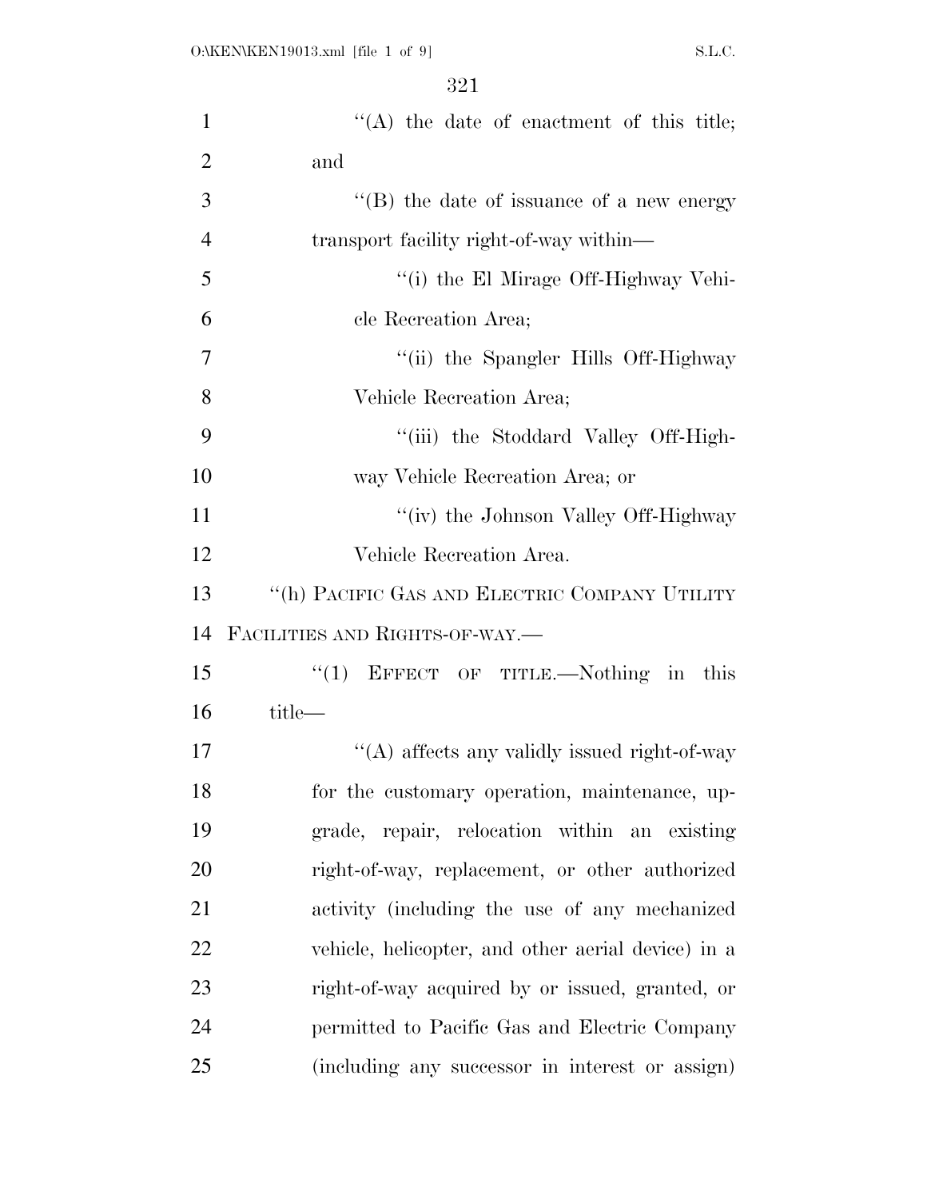''(A) the date of enactment of this title; and

''(B) the date of issuance of a new energy transport facility right-of-way within—

''(i) the El Mirage Off-Highway Vehicle Recreation Area;

''(ii) the Spangler Hills Off-Highway Vehicle Recreation Area;

''(iii) the Stoddard Valley Off-Highway Vehicle Recreation Area; or

''(iv) the Johnson Valley Off-Highway Vehicle Recreation Area.

''(h) PACIFIC GAS AND ELECTRIC COMPANY UTILITY FACILITIES AND RIGHTS-OF-WAY.—

''(1) EFFECT OF TITLE.—Nothing in this title—

''(A) affects any validly issued right-of-way for the customary operation, maintenance, upgrade, repair, relocation within an existing right-of-way, replacement, or other authorized activity (including the use of any mechanized vehicle, helicopter, and other aerial device) in a right-of-way acquired by or issued, granted, or permitted to Pacific Gas and Electric Company (including any successor in interest or assign)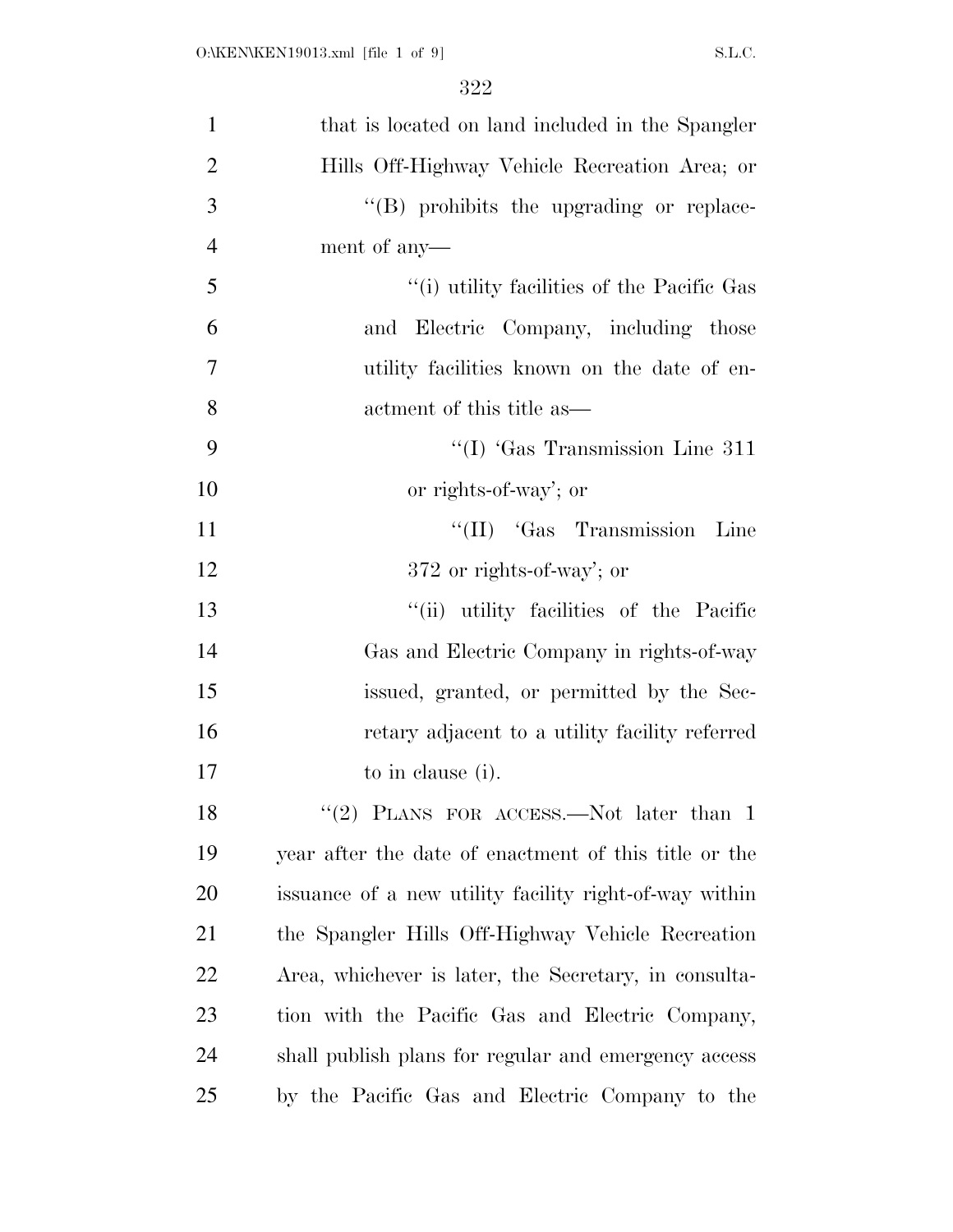that is located on land included in the Spangler Hills Off-Highway Vehicle Recreation Area; or

''(B) prohibits the upgrading or replacement of any—

''(i) utility facilities of the Pacific Gas and Electric Company, including those utility facilities known on the date of enactment of this title as—

''(I) 'Gas Transmission Line 311 or rights-of-way'; or

''(II) 'Gas Transmission Line 372 or rights-of-way'; or

''(ii) utility facilities of the Pacific Gas and Electric Company in rights-of-way issued, granted, or permitted by the Secretary adjacent to a utility facility referred to in clause (i).

''(2) PLANS FOR ACCESS.—Not later than 1 year after the date of enactment of this title or the issuance of a new utility facility right-of-way within the Spangler Hills Off-Highway Vehicle Recreation Area, whichever is later, the Secretary, in consultation with the Pacific Gas and Electric Company, shall publish plans for regular and emergency access by the Pacific Gas and Electric Company to the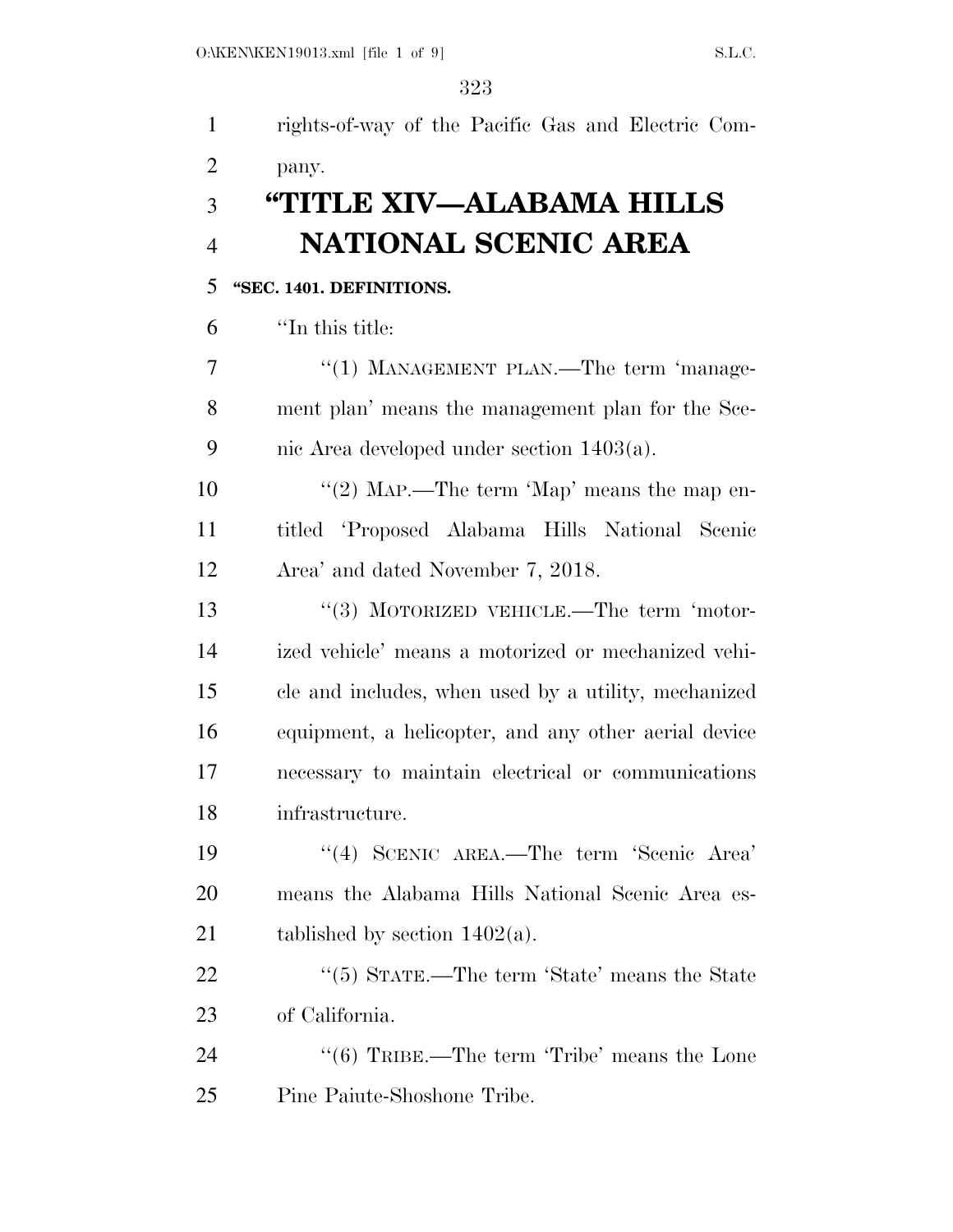rights-of-way of the Pacific Gas and Electric Company.

# "TITLE XIV—ALABAMA HILLS NATIONAL SCENIC AREA

**"SEC. 1401. DEFINITIONS.**

"In this title:

"(1) MANAGEMENT PLAN.—The term 'management plan' means the management plan for the Scenic Area developed under section 1403(a).

"(2) MAP.—The term 'Map' means the map entitled 'Proposed Alabama Hills National Scenic Area' and dated November 7, 2018.

"(3) MOTORIZED VEHICLE.—The term 'motorized vehicle' means a motorized or mechanized vehicle and includes, when used by a utility, mechanized equipment, a helicopter, and any other aerial device necessary to maintain electrical or communications infrastructure.

"(4) SCENIC AREA.—The term 'Scenic Area' means the Alabama Hills National Scenic Area established by section 1402(a).

"(5) STATE.—The term 'State' means the State of California.

"(6) TRIBE.—The term 'Tribe' means the Lone Pine Paiute-Shoshone Tribe.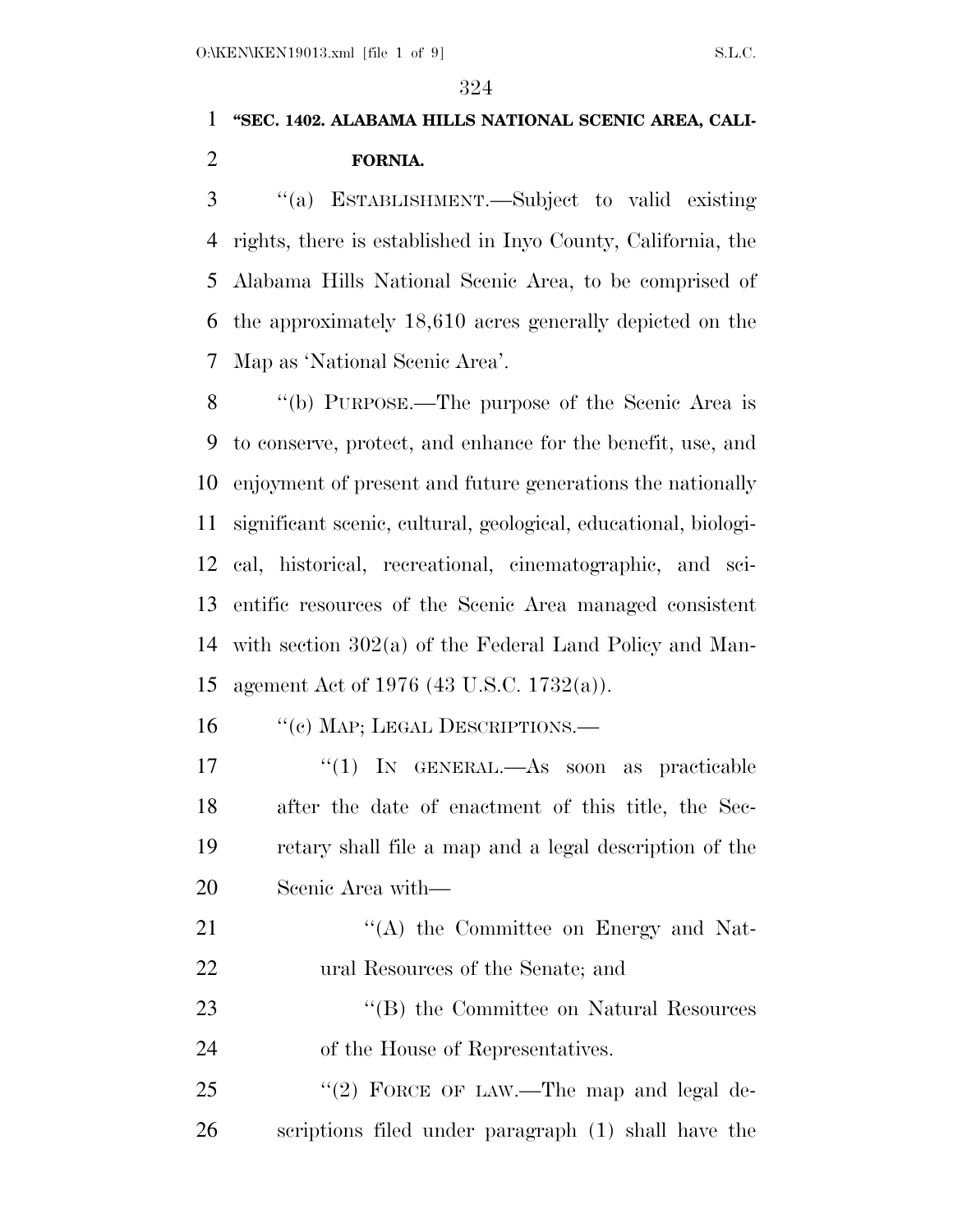**"SEC. 1402. ALABAMA HILLS NATIONAL SCENIC AREA, CALIFORNIA.**

"(a) ESTABLISHMENT.—Subject to valid existing rights, there is established in Inyo County, California, the Alabama Hills National Scenic Area, to be comprised of the approximately 18,610 acres generally depicted on the Map as 'National Scenic Area'.

"(b) PURPOSE.—The purpose of the Scenic Area is to conserve, protect, and enhance for the benefit, use, and enjoyment of present and future generations the nationally significant scenic, cultural, geological, educational, biological, historical, recreational, cinematographic, and scientific resources of the Scenic Area managed consistent with section 302(a) of the Federal Land Policy and Management Act of 1976 (43 U.S.C. 1732(a)).

"(c) MAP; LEGAL DESCRIPTIONS.—

"(1) IN GENERAL.—As soon as practicable after the date of enactment of this title, the Secretary shall file a map and a legal description of the Scenic Area with—

"(A) the Committee on Energy and Natural Resources of the Senate; and

"(B) the Committee on Natural Resources of the House of Representatives.

"(2) FORCE OF LAW.—The map and legal descriptions filed under paragraph (1) shall have the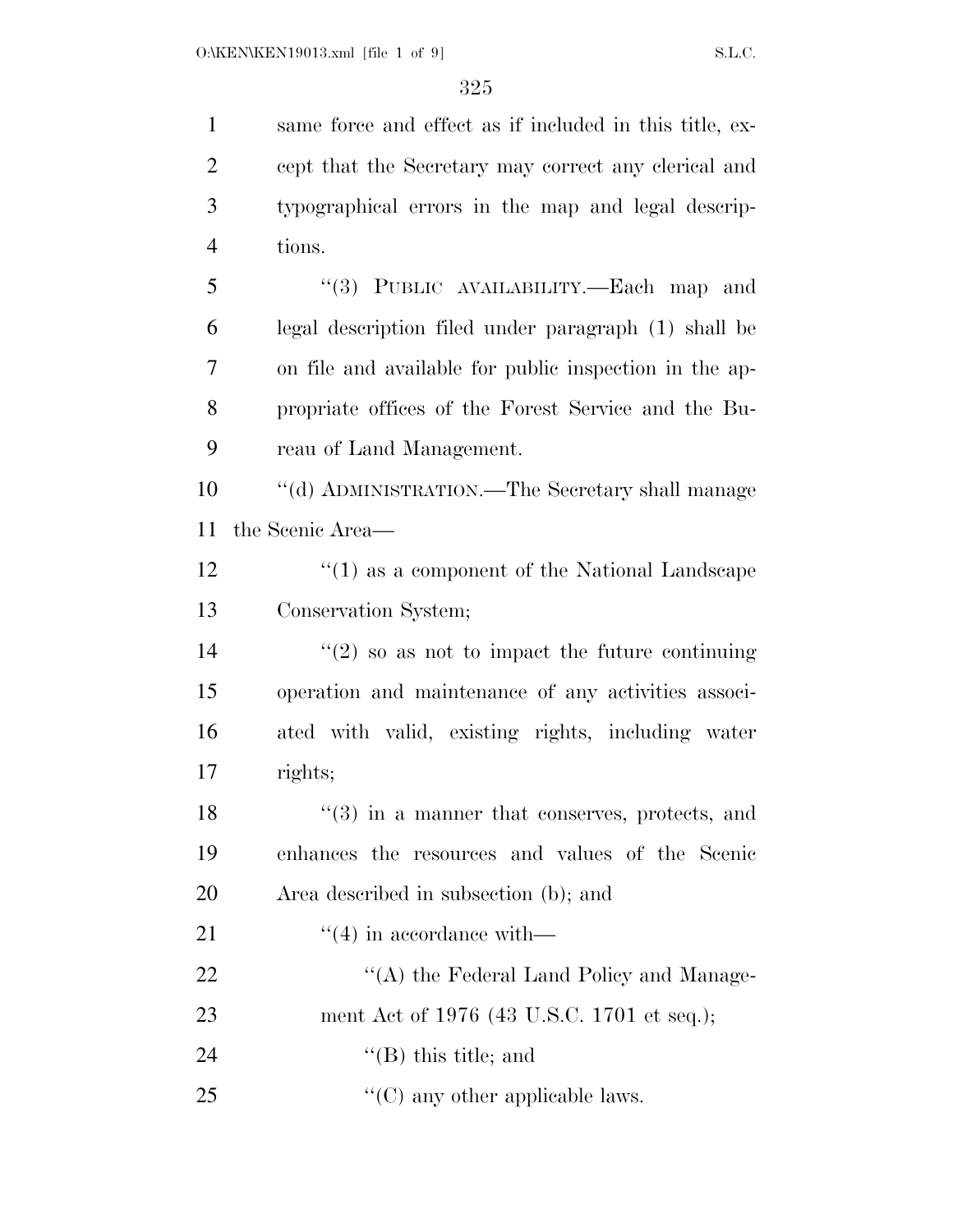same force and effect as if included in this title, except that the Secretary may correct any clerical and typographical errors in the map and legal descriptions.

"(3) PUBLIC AVAILABILITY.—Each map and legal description filed under paragraph (1) shall be on file and available for public inspection in the appropriate offices of the Forest Service and the Bureau of Land Management.

"(d) ADMINISTRATION.—The Secretary shall manage the Scenic Area—

"(1) as a component of the National Landscape Conservation System;

"(2) so as not to impact the future continuing operation and maintenance of any activities associated with valid, existing rights, including water rights;

"(3) in a manner that conserves, protects, and enhances the resources and values of the Scenic Area described in subsection (b); and

"(4) in accordance with—

"(A) the Federal Land Policy and Management Act of 1976 (43 U.S.C. 1701 et seq.);

"(B) this title; and

"(C) any other applicable laws.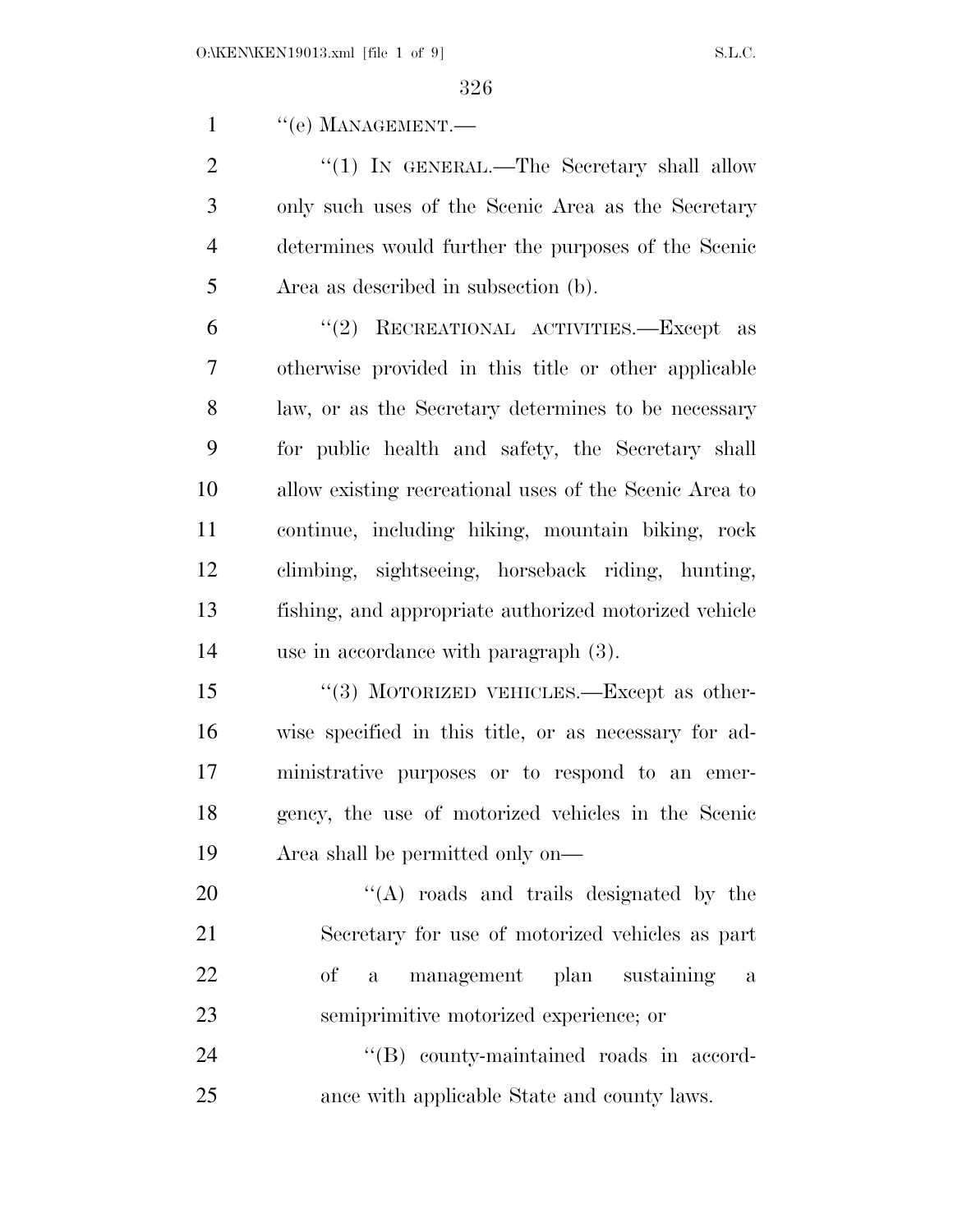''(e) MANAGEMENT.—

''(1) IN GENERAL.—The Secretary shall allow only such uses of the Scenic Area as the Secretary determines would further the purposes of the Scenic Area as described in subsection (b).

''(2) RECREATIONAL ACTIVITIES.—Except as otherwise provided in this title or other applicable law, or as the Secretary determines to be necessary for public health and safety, the Secretary shall allow existing recreational uses of the Scenic Area to continue, including hiking, mountain biking, rock climbing, sightseeing, horseback riding, hunting, fishing, and appropriate authorized motorized vehicle use in accordance with paragraph (3).

''(3) MOTORIZED VEHICLES.—Except as otherwise specified in this title, or as necessary for administrative purposes or to respond to an emergency, the use of motorized vehicles in the Scenic Area shall be permitted only on—

''(A) roads and trails designated by the Secretary for use of motorized vehicles as part of a management plan sustaining a semiprimitive motorized experience; or

''(B) county-maintained roads in accordance with applicable State and county laws.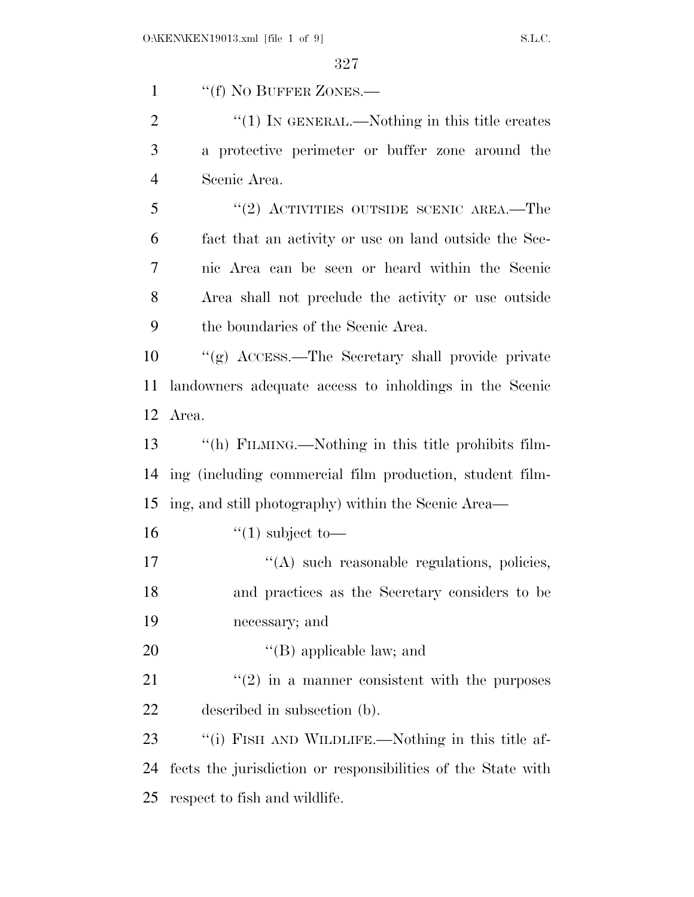"(f) NO BUFFER ZONES.—

"(1) IN GENERAL.—Nothing in this title creates a protective perimeter or buffer zone around the Scenic Area.

"(2) ACTIVITIES OUTSIDE SCENIC AREA.—The fact that an activity or use on land outside the Scenic Area can be seen or heard within the Scenic Area shall not preclude the activity or use outside the boundaries of the Scenic Area.

"(g) ACCESS.—The Secretary shall provide private landowners adequate access to inholdings in the Scenic Area.

"(h) FILMING.—Nothing in this title prohibits filming (including commercial film production, student filming, and still photography) within the Scenic Area—

"(1) subject to—

"(A) such reasonable regulations, policies, and practices as the Secretary considers to be necessary; and

"(B) applicable law; and

"(2) in a manner consistent with the purposes described in subsection (b).

"(i) FISH AND WILDLIFE.—Nothing in this title affects the jurisdiction or responsibilities of the State with respect to fish and wildlife.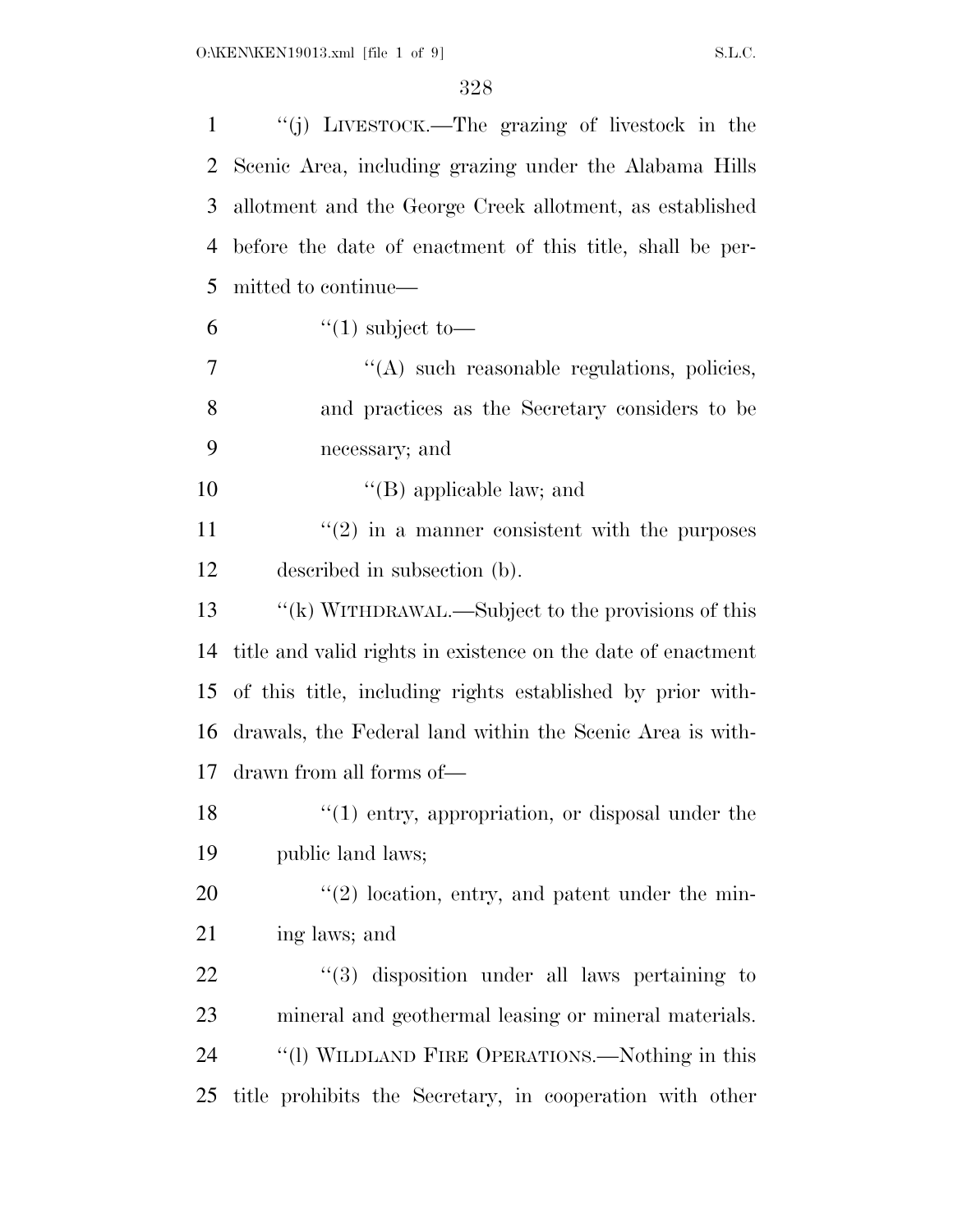"(j) LIVESTOCK.—The grazing of livestock in the Scenic Area, including grazing under the Alabama Hills allotment and the George Creek allotment, as established before the date of enactment of this title, shall be permitted to continue—

"(1) subject to—

"(A) such reasonable regulations, policies, and practices as the Secretary considers to be necessary; and

"(B) applicable law; and

"(2) in a manner consistent with the purposes described in subsection (b).

"(k) WITHDRAWAL.—Subject to the provisions of this title and valid rights in existence on the date of enactment of this title, including rights established by prior withdrawals, the Federal land within the Scenic Area is withdrawn from all forms of—

"(1) entry, appropriation, or disposal under the public land laws;

"(2) location, entry, and patent under the mining laws; and

"(3) disposition under all laws pertaining to mineral and geothermal leasing or mineral materials.

"(l) WILDLAND FIRE OPERATIONS.—Nothing in this title prohibits the Secretary, in cooperation with other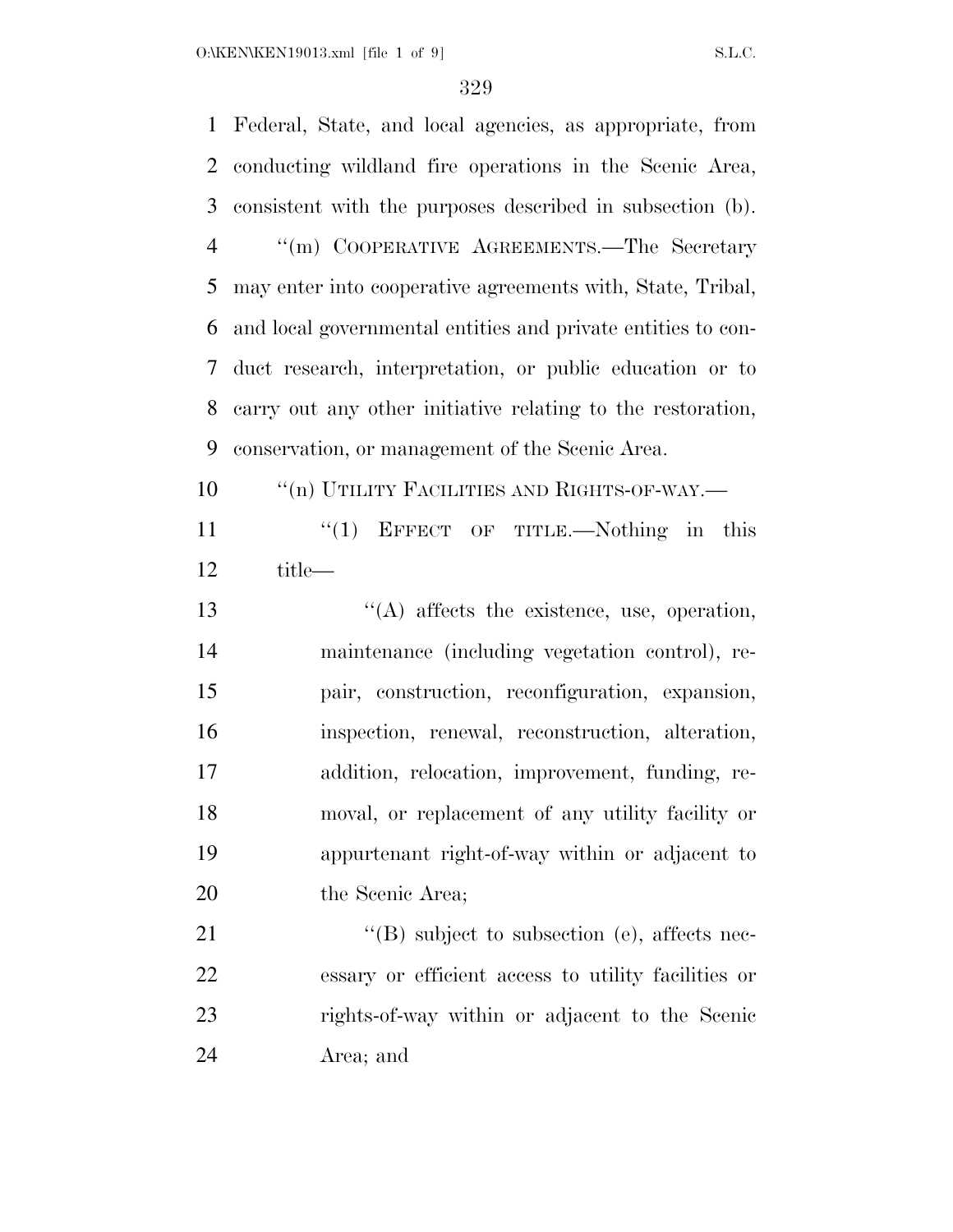Federal, State, and local agencies, as appropriate, from conducting wildland fire operations in the Scenic Area, consistent with the purposes described in subsection (b).

"(m) COOPERATIVE AGREEMENTS.—The Secretary may enter into cooperative agreements with, State, Tribal, and local governmental entities and private entities to conduct research, interpretation, or public education or to carry out any other initiative relating to the restoration, conservation, or management of the Scenic Area.

"(n) UTILITY FACILITIES AND RIGHTS-OF-WAY.—

"(1) EFFECT OF TITLE.—Nothing in this title—

"(A) affects the existence, use, operation, maintenance (including vegetation control), repair, construction, reconfiguration, expansion, inspection, renewal, reconstruction, alteration, addition, relocation, improvement, funding, removal, or replacement of any utility facility or appurtenant right-of-way within or adjacent to the Scenic Area;

"(B) subject to subsection (e), affects necessary or efficient access to utility facilities or rights-of-way within or adjacent to the Scenic Area; and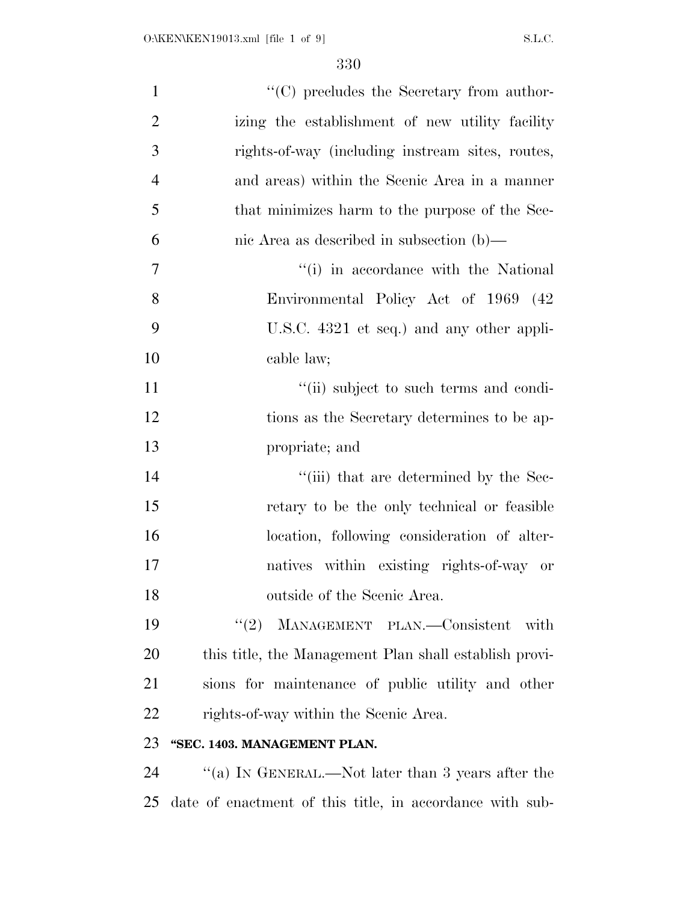''(C) precludes the Secretary from authorizing the establishment of new utility facility rights-of-way (including instream sites, routes, and areas) within the Scenic Area in a manner that minimizes harm to the purpose of the Scenic Area as described in subsection (b)—

''(i) in accordance with the National Environmental Policy Act of 1969 (42 U.S.C. 4321 et seq.) and any other applicable law;

''(ii) subject to such terms and conditions as the Secretary determines to be appropriate; and

''(iii) that are determined by the Secretary to be the only technical or feasible location, following consideration of alternatives within existing rights-of-way or outside of the Scenic Area.

''(2) MANAGEMENT PLAN.—Consistent with this title, the Management Plan shall establish provisions for maintenance of public utility and other rights-of-way within the Scenic Area.

**''SEC. 1403. MANAGEMENT PLAN.**

''(a) IN GENERAL.—Not later than 3 years after the date of enactment of this title, in accordance with sub-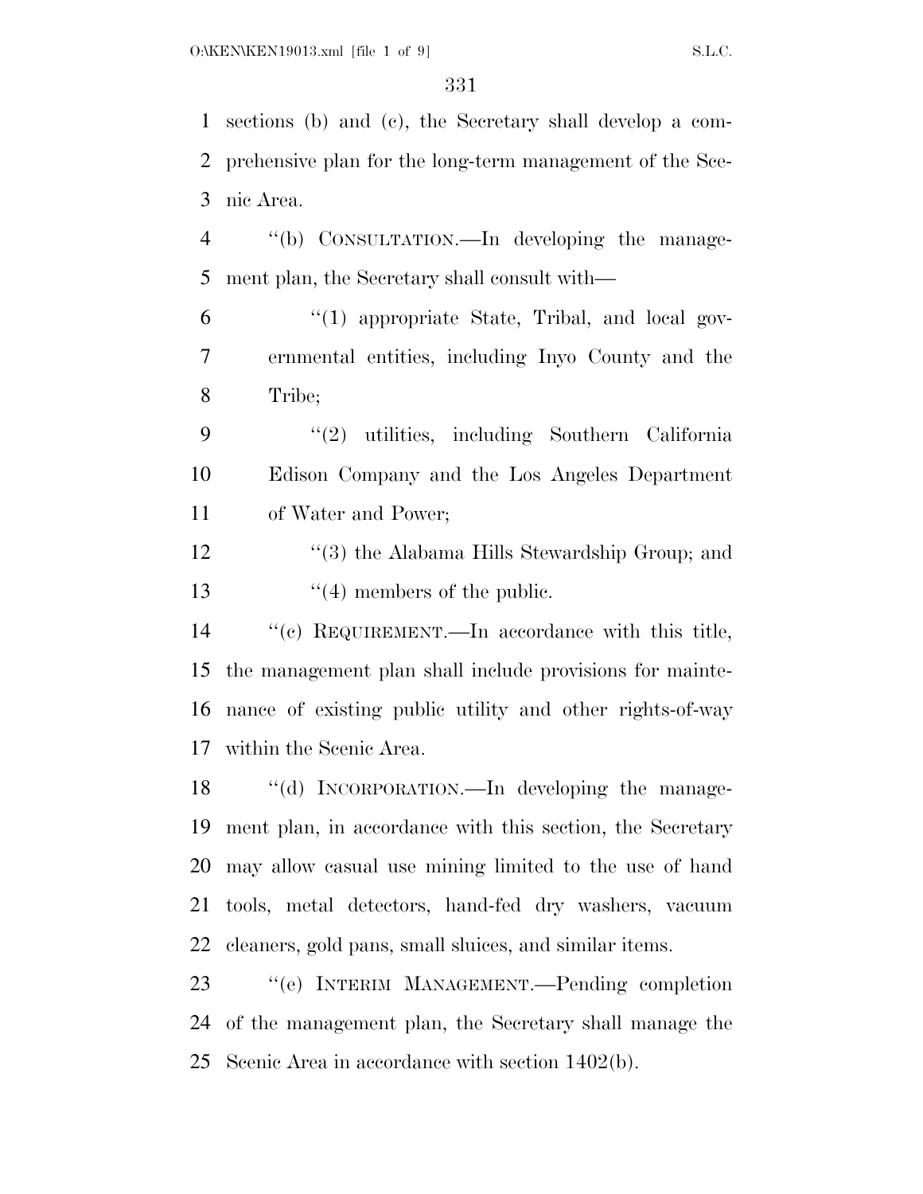sections (b) and (c), the Secretary shall develop a comprehensive plan for the long-term management of the Scenic Area.

''(b) CONSULTATION.—In developing the management plan, the Secretary shall consult with—

''(1) appropriate State, Tribal, and local governmental entities, including Inyo County and the Tribe;

''(2) utilities, including Southern California Edison Company and the Los Angeles Department of Water and Power;

''(3) the Alabama Hills Stewardship Group; and

''(4) members of the public.

''(c) REQUIREMENT.—In accordance with this title, the management plan shall include provisions for maintenance of existing public utility and other rights-of-way within the Scenic Area.

''(d) INCORPORATION.—In developing the management plan, in accordance with this section, the Secretary may allow casual use mining limited to the use of hand tools, metal detectors, hand-fed dry washers, vacuum cleaners, gold pans, small sluices, and similar items.

''(e) INTERIM MANAGEMENT.—Pending completion of the management plan, the Secretary shall manage the Scenic Area in accordance with section 1402(b).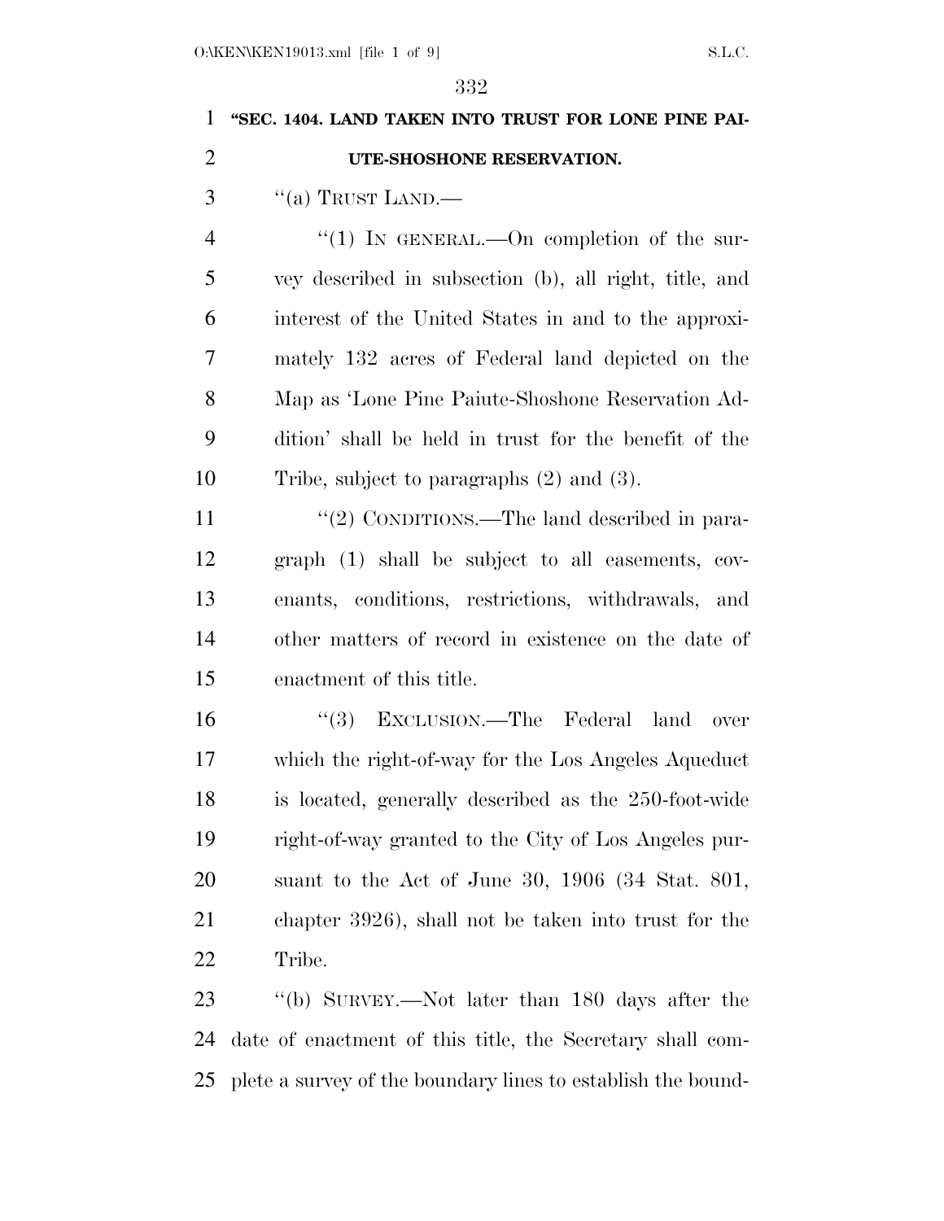**"SEC. 1404. LAND TAKEN INTO TRUST FOR LONE PINE PAIUTE-SHOSHONE RESERVATION.**

"(a) TRUST LAND.—

"(1) IN GENERAL.—On completion of the survey described in subsection (b), all right, title, and interest of the United States in and to the approximately 132 acres of Federal land depicted on the Map as 'Lone Pine Paiute-Shoshone Reservation Addition' shall be held in trust for the benefit of the Tribe, subject to paragraphs (2) and (3).

"(2) CONDITIONS.—The land described in paragraph (1) shall be subject to all easements, covenants, conditions, restrictions, withdrawals, and other matters of record in existence on the date of enactment of this title.

"(3) EXCLUSION.—The Federal land over which the right-of-way for the Los Angeles Aqueduct is located, generally described as the 250-foot-wide right-of-way granted to the City of Los Angeles pursuant to the Act of June 30, 1906 (34 Stat. 801, chapter 3926), shall not be taken into trust for the Tribe.

"(b) SURVEY.—Not later than 180 days after the date of enactment of this title, the Secretary shall complete a survey of the boundary lines to establish the bound-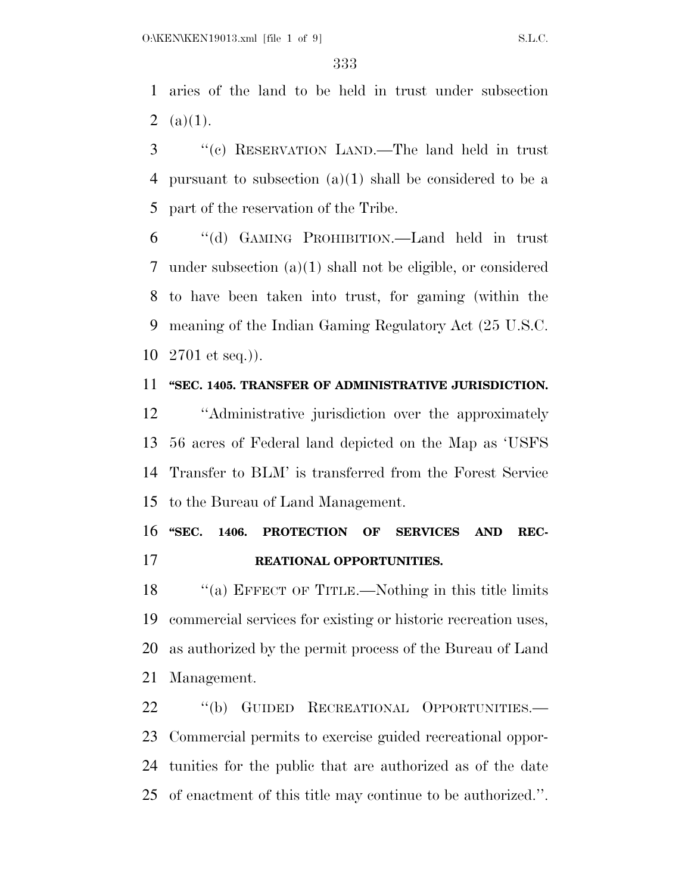aries of the land to be held in trust under subsection (a)(1).

''(c) RESERVATION LAND.—The land held in trust pursuant to subsection (a)(1) shall be considered to be a part of the reservation of the Tribe.

''(d) GAMING PROHIBITION.—Land held in trust under subsection (a)(1) shall not be eligible, or considered to have been taken into trust, for gaming (within the meaning of the Indian Gaming Regulatory Act (25 U.S.C. 2701 et seq.)).

**''SEC. 1405. TRANSFER OF ADMINISTRATIVE JURISDICTION.**

''Administrative jurisdiction over the approximately 56 acres of Federal land depicted on the Map as 'USFS Transfer to BLM' is transferred from the Forest Service to the Bureau of Land Management.

**''SEC. 1406. PROTECTION OF SERVICES AND RECREATIONAL OPPORTUNITIES.**

''(a) EFFECT OF TITLE.—Nothing in this title limits commercial services for existing or historic recreation uses, as authorized by the permit process of the Bureau of Land Management.

''(b) GUIDED RECREATIONAL OPPORTUNITIES.—Commercial permits to exercise guided recreational opportunities for the public that are authorized as of the date of enactment of this title may continue to be authorized.''.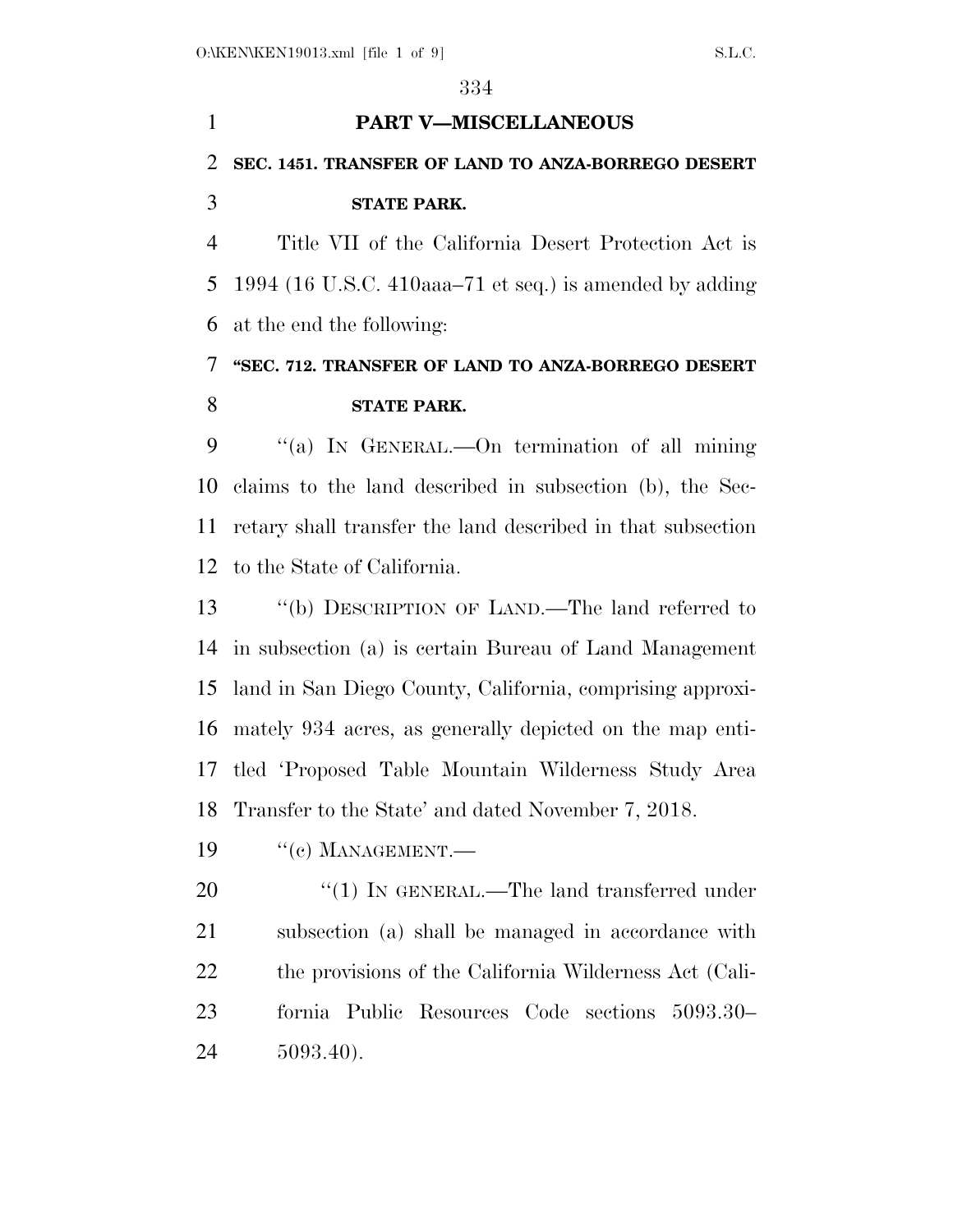## PART V—MISCELLANEOUS

### SEC. 1451. TRANSFER OF LAND TO ANZA-BORREGO DESERT STATE PARK.

Title VII of the California Desert Protection Act is 1994 (16 U.S.C. 410aaa–71 et seq.) is amended by adding at the end the following:

### "SEC. 712. TRANSFER OF LAND TO ANZA-BORREGO DESERT STATE PARK.

"(a) IN GENERAL.—On termination of all mining claims to the land described in subsection (b), the Secretary shall transfer the land described in that subsection to the State of California.

"(b) DESCRIPTION OF LAND.—The land referred to in subsection (a) is certain Bureau of Land Management land in San Diego County, California, comprising approximately 934 acres, as generally depicted on the map entitled 'Proposed Table Mountain Wilderness Study Area Transfer to the State' and dated November 7, 2018.

"(c) MANAGEMENT.—

"(1) IN GENERAL.—The land transferred under subsection (a) shall be managed in accordance with the provisions of the California Wilderness Act (California Public Resources Code sections 5093.30–5093.40).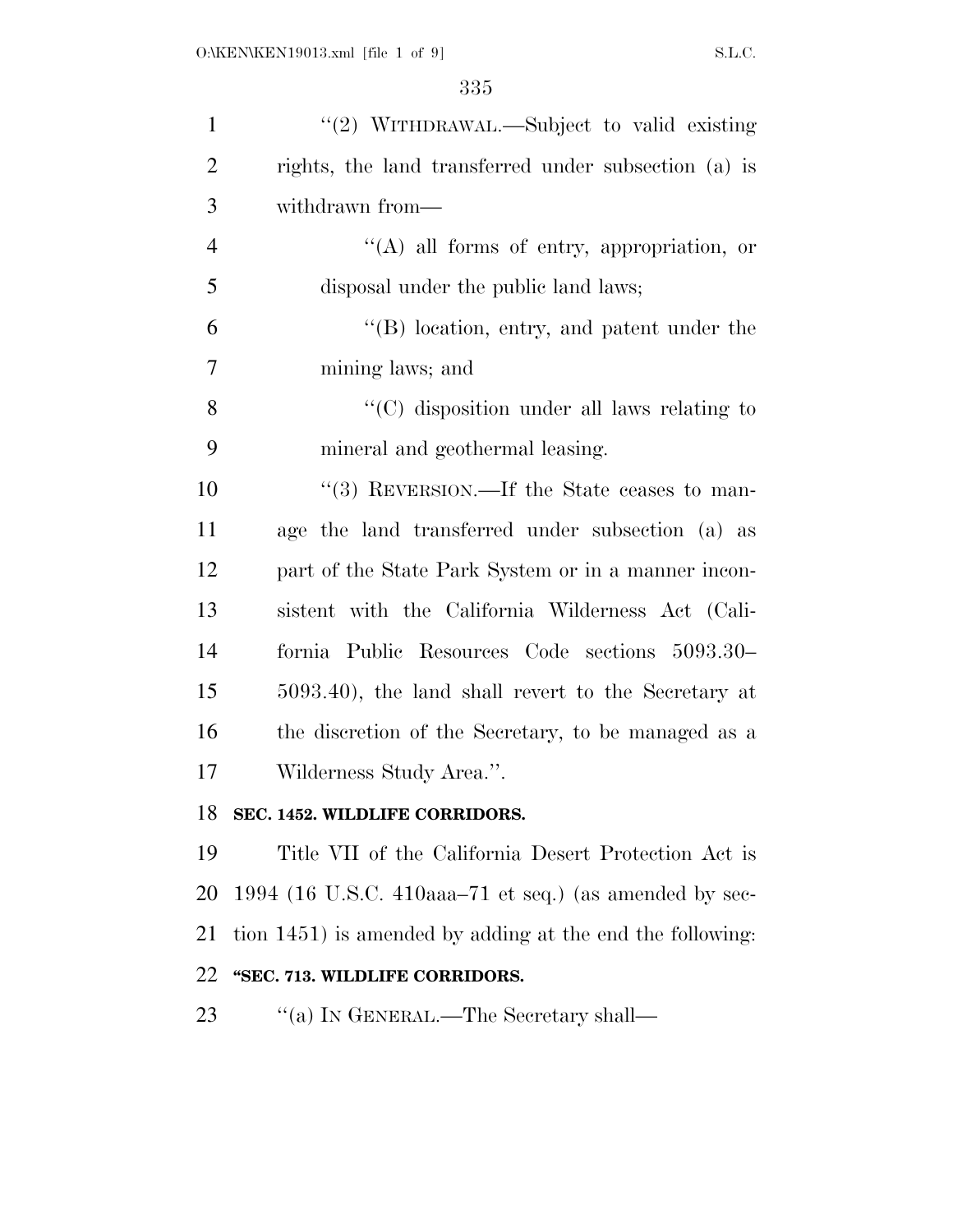"(2) WITHDRAWAL.—Subject to valid existing rights, the land transferred under subsection (a) is withdrawn from—

"(A) all forms of entry, appropriation, or disposal under the public land laws;

"(B) location, entry, and patent under the mining laws; and

"(C) disposition under all laws relating to mineral and geothermal leasing.

"(3) REVERSION.—If the State ceases to manage the land transferred under subsection (a) as part of the State Park System or in a manner inconsistent with the California Wilderness Act (California Public Resources Code sections 5093.30–5093.40), the land shall revert to the Secretary at the discretion of the Secretary, to be managed as a Wilderness Study Area.".

**SEC. 1452. WILDLIFE CORRIDORS.**

Title VII of the California Desert Protection Act is 1994 (16 U.S.C. 410aaa–71 et seq.) (as amended by section 1451) is amended by adding at the end the following:

**"SEC. 713. WILDLIFE CORRIDORS.**

"(a) IN GENERAL.—The Secretary shall—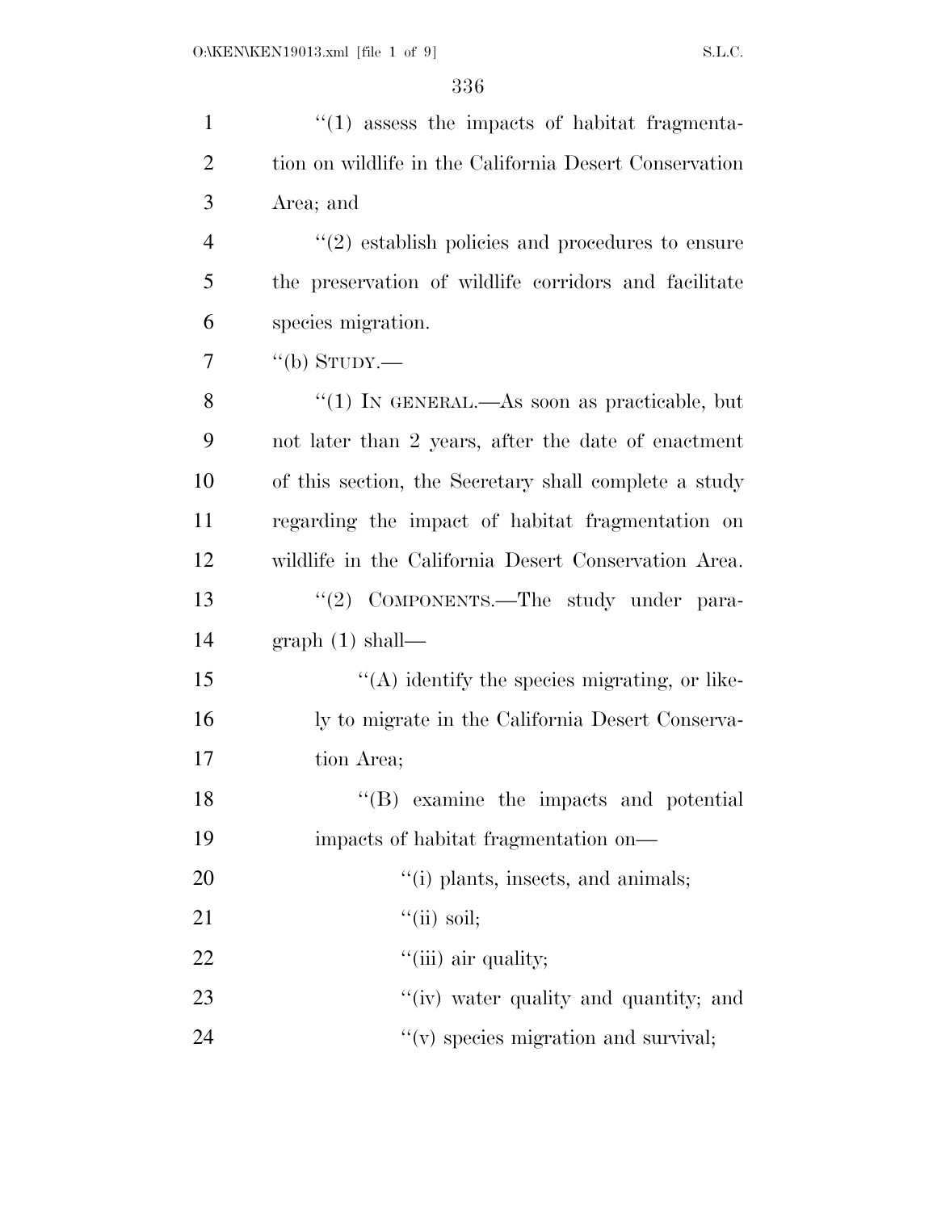''(1) assess the impacts of habitat fragmentation on wildlife in the California Desert Conservation Area; and

''(2) establish policies and procedures to ensure the preservation of wildlife corridors and facilitate species migration.

''(b) STUDY.—

''(1) IN GENERAL.—As soon as practicable, but not later than 2 years, after the date of enactment of this section, the Secretary shall complete a study regarding the impact of habitat fragmentation on wildlife in the California Desert Conservation Area.

''(2) COMPONENTS.—The study under paragraph (1) shall—

''(A) identify the species migrating, or likely to migrate in the California Desert Conservation Area;

''(B) examine the impacts and potential impacts of habitat fragmentation on—

''(i) plants, insects, and animals;

''(ii) soil;

''(iii) air quality;

''(iv) water quality and quantity; and

''(v) species migration and survival;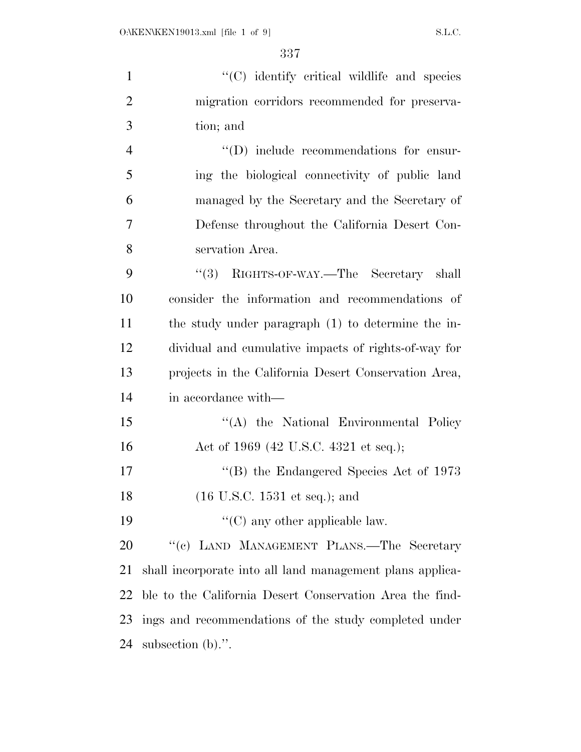''(C) identify critical wildlife and species migration corridors recommended for preservation; and

''(D) include recommendations for ensuring the biological connectivity of public land managed by the Secretary and the Secretary of Defense throughout the California Desert Conservation Area.

''(3) RIGHTS-OF-WAY.—The Secretary shall consider the information and recommendations of the study under paragraph (1) to determine the individual and cumulative impacts of rights-of-way for projects in the California Desert Conservation Area, in accordance with—

''(A) the National Environmental Policy Act of 1969 (42 U.S.C. 4321 et seq.);

''(B) the Endangered Species Act of 1973 (16 U.S.C. 1531 et seq.); and

''(C) any other applicable law.

''(c) LAND MANAGEMENT PLANS.—The Secretary shall incorporate into all land management plans applicable to the California Desert Conservation Area the findings and recommendations of the study completed under subsection (b).''.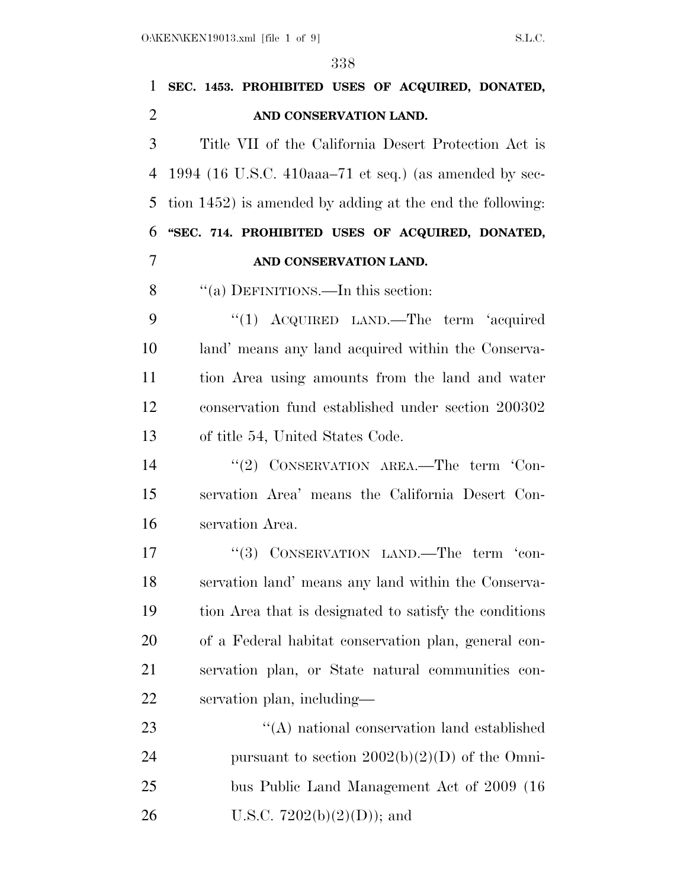**SEC. 1453. PROHIBITED USES OF ACQUIRED, DONATED, AND CONSERVATION LAND.**

Title VII of the California Desert Protection Act is 1994 (16 U.S.C. 410aaa–71 et seq.) (as amended by section 1452) is amended by adding at the end the following:

**"SEC. 714. PROHIBITED USES OF ACQUIRED, DONATED, AND CONSERVATION LAND.**

"(a) DEFINITIONS.—In this section:

"(1) ACQUIRED LAND.—The term 'acquired land' means any land acquired within the Conservation Area using amounts from the land and water conservation fund established under section 200302 of title 54, United States Code.

"(2) CONSERVATION AREA.—The term 'Conservation Area' means the California Desert Conservation Area.

"(3) CONSERVATION LAND.—The term 'conservation land' means any land within the Conservation Area that is designated to satisfy the conditions of a Federal habitat conservation plan, general conservation plan, or State natural communities conservation plan, including—

"(A) national conservation land established pursuant to section 2002(b)(2)(D) of the Omnibus Public Land Management Act of 2009 (16 U.S.C. 7202(b)(2)(D)); and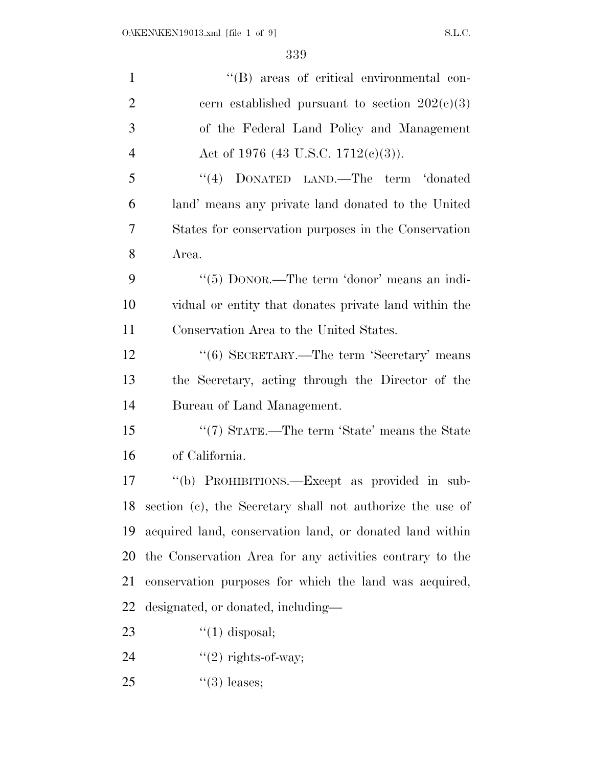''(B) areas of critical environmental concern established pursuant to section 202(c)(3) of the Federal Land Policy and Management Act of 1976 (43 U.S.C. 1712(c)(3)).

''(4) DONATED LAND.—The term 'donated land' means any private land donated to the United States for conservation purposes in the Conservation Area.

''(5) DONOR.—The term 'donor' means an individual or entity that donates private land within the Conservation Area to the United States.

''(6) SECRETARY.—The term 'Secretary' means the Secretary, acting through the Director of the Bureau of Land Management.

''(7) STATE.—The term 'State' means the State of California.

''(b) PROHIBITIONS.—Except as provided in subsection (c), the Secretary shall not authorize the use of acquired land, conservation land, or donated land within the Conservation Area for any activities contrary to the conservation purposes for which the land was acquired, designated, or donated, including—

''(1) disposal;

''(2) rights-of-way;

''(3) leases;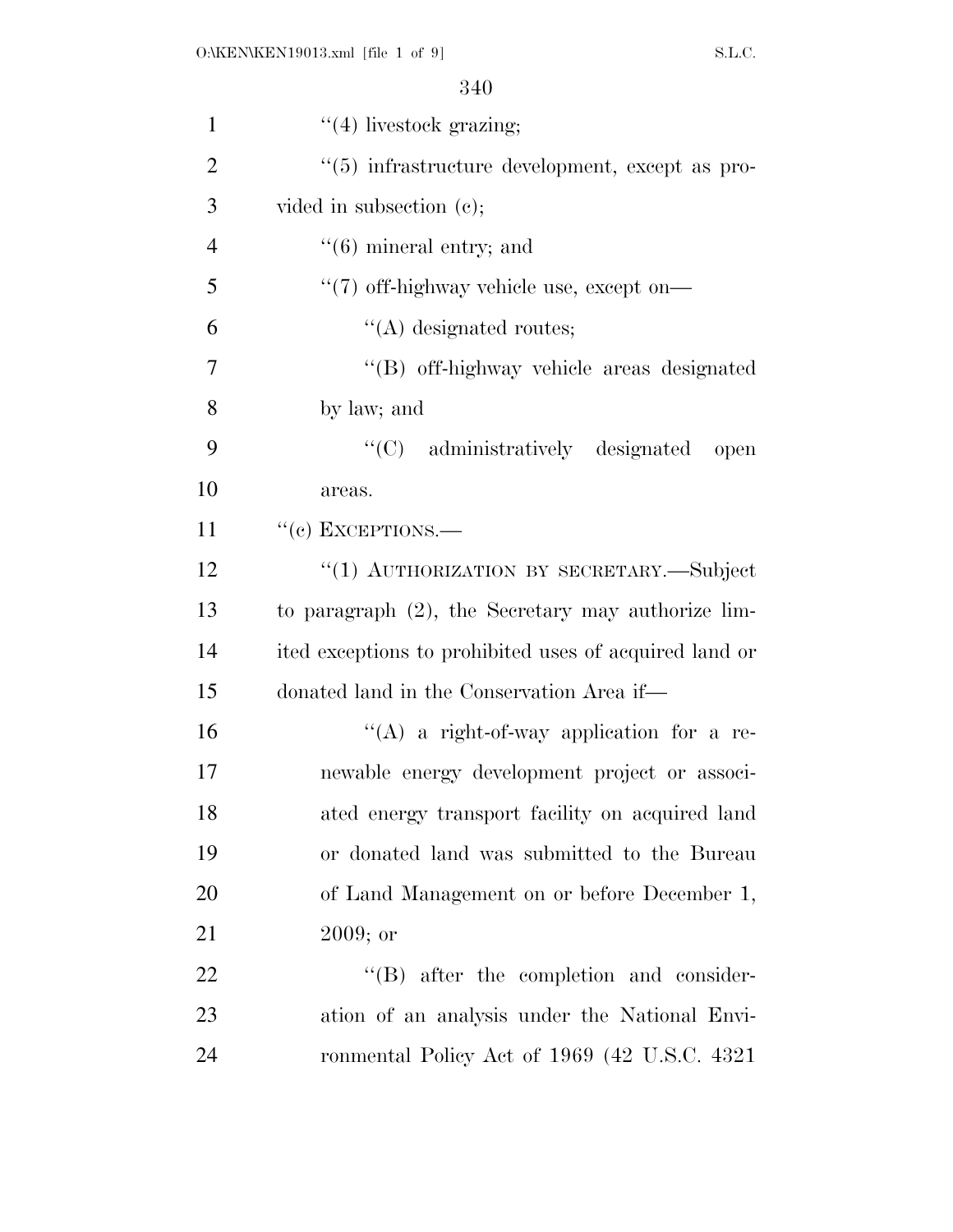''(4) livestock grazing;

''(5) infrastructure development, except as provided in subsection (c);

''(6) mineral entry; and

''(7) off-highway vehicle use, except on—

''(A) designated routes;

''(B) off-highway vehicle areas designated by law; and

''(C) administratively designated open areas.

''(c) EXCEPTIONS.—

''(1) AUTHORIZATION BY SECRETARY.—Subject to paragraph (2), the Secretary may authorize limited exceptions to prohibited uses of acquired land or donated land in the Conservation Area if—

''(A) a right-of-way application for a renewable energy development project or associated energy transport facility on acquired land or donated land was submitted to the Bureau of Land Management on or before December 1, 2009; or

''(B) after the completion and consideration of an analysis under the National Environmental Policy Act of 1969 (42 U.S.C. 4321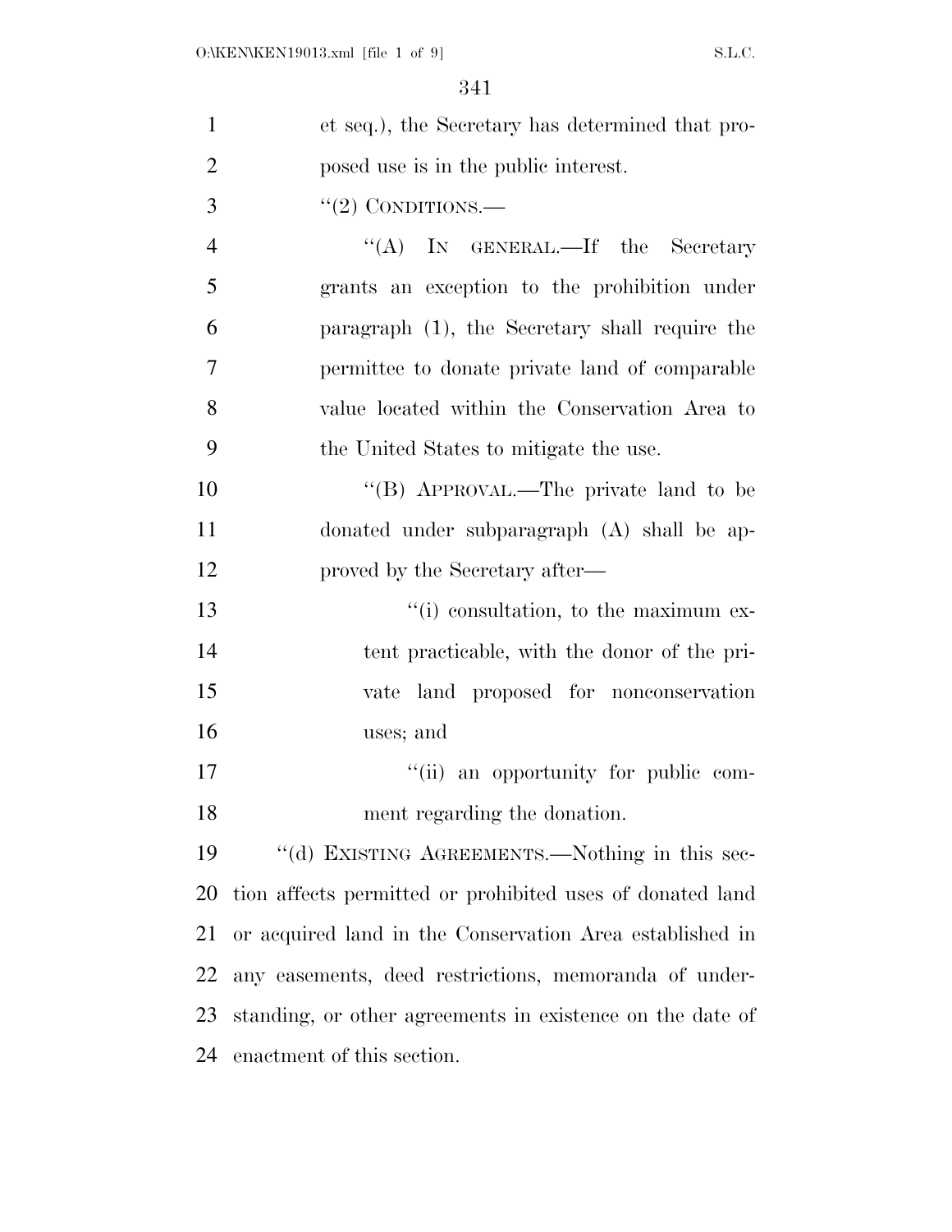et seq.), the Secretary has determined that proposed use is in the public interest.

"(2) CONDITIONS.—

"(A) IN GENERAL.—If the Secretary grants an exception to the prohibition under paragraph (1), the Secretary shall require the permittee to donate private land of comparable value located within the Conservation Area to the United States to mitigate the use.

"(B) APPROVAL.—The private land to be donated under subparagraph (A) shall be approved by the Secretary after—

"(i) consultation, to the maximum extent practicable, with the donor of the private land proposed for nonconservation uses; and

"(ii) an opportunity for public comment regarding the donation.

"(d) EXISTING AGREEMENTS.—Nothing in this section affects permitted or prohibited uses of donated land or acquired land in the Conservation Area established in any easements, deed restrictions, memoranda of understanding, or other agreements in existence on the date of enactment of this section.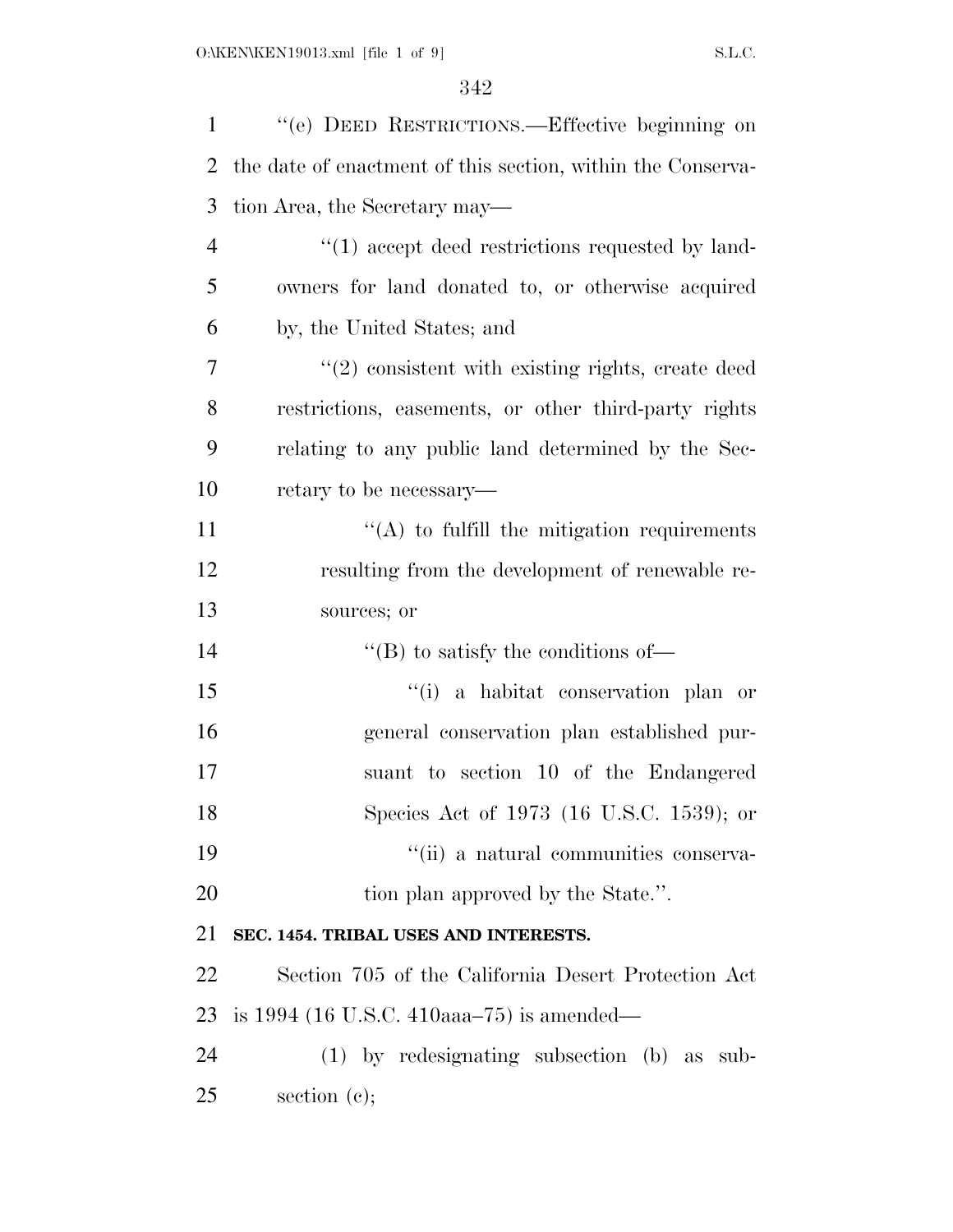"(e) DEED RESTRICTIONS.—Effective beginning on the date of enactment of this section, within the Conservation Area, the Secretary may—

"(1) accept deed restrictions requested by landowners for land donated to, or otherwise acquired by, the United States; and

"(2) consistent with existing rights, create deed restrictions, easements, or other third-party rights relating to any public land determined by the Secretary to be necessary—

"(A) to fulfill the mitigation requirements resulting from the development of renewable resources; or

"(B) to satisfy the conditions of—

"(i) a habitat conservation plan or general conservation plan established pursuant to section 10 of the Endangered Species Act of 1973 (16 U.S.C. 1539); or

"(ii) a natural communities conservation plan approved by the State.".

**SEC. 1454. TRIBAL USES AND INTERESTS.**

Section 705 of the California Desert Protection Act is 1994 (16 U.S.C. 410aaa–75) is amended—

(1) by redesignating subsection (b) as subsection (c);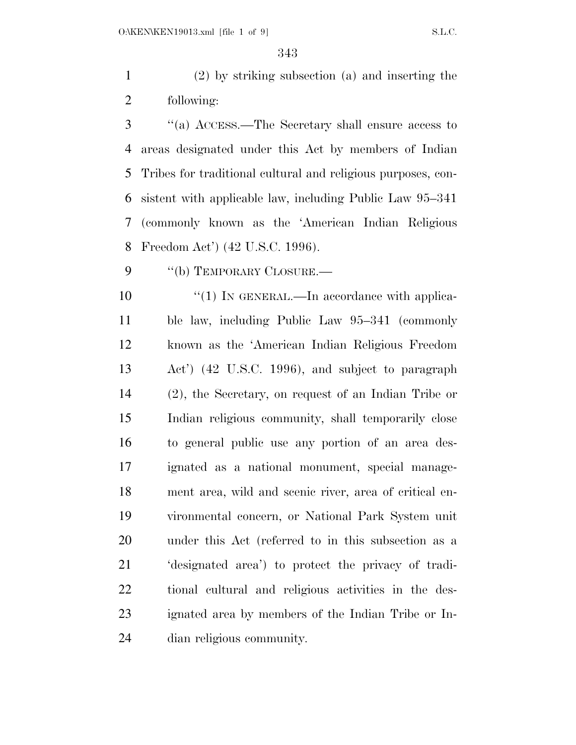(2) by striking subsection (a) and inserting the following:

"(a) ACCESS.—The Secretary shall ensure access to areas designated under this Act by members of Indian Tribes for traditional cultural and religious purposes, consistent with applicable law, including Public Law 95–341 (commonly known as the 'American Indian Religious Freedom Act') (42 U.S.C. 1996).

"(b) TEMPORARY CLOSURE.—

"(1) IN GENERAL.—In accordance with applicable law, including Public Law 95–341 (commonly known as the 'American Indian Religious Freedom Act') (42 U.S.C. 1996), and subject to paragraph (2), the Secretary, on request of an Indian Tribe or Indian religious community, shall temporarily close to general public use any portion of an area designated as a national monument, special management area, wild and scenic river, area of critical environmental concern, or National Park System unit under this Act (referred to in this subsection as a 'designated area') to protect the privacy of traditional cultural and religious activities in the designated area by members of the Indian Tribe or Indian religious community.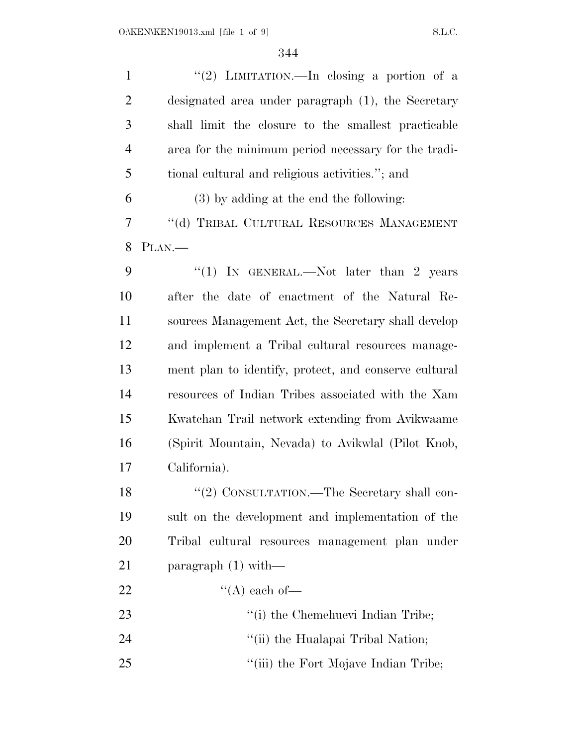"(2) LIMITATION.—In closing a portion of a designated area under paragraph (1), the Secretary shall limit the closure to the smallest practicable area for the minimum period necessary for the traditional cultural and religious activities."; and

(3) by adding at the end the following:

"(d) TRIBAL CULTURAL RESOURCES MANAGEMENT PLAN.—

"(1) IN GENERAL.—Not later than 2 years after the date of enactment of the Natural Resources Management Act, the Secretary shall develop and implement a Tribal cultural resources management plan to identify, protect, and conserve cultural resources of Indian Tribes associated with the Xam Kwatchan Trail network extending from Avikwaame (Spirit Mountain, Nevada) to Avikwlal (Pilot Knob, California).

"(2) CONSULTATION.—The Secretary shall consult on the development and implementation of the Tribal cultural resources management plan under paragraph (1) with—

"(A) each of—

"(i) the Chemehuevi Indian Tribe;

"(ii) the Hualapai Tribal Nation;

"(iii) the Fort Mojave Indian Tribe;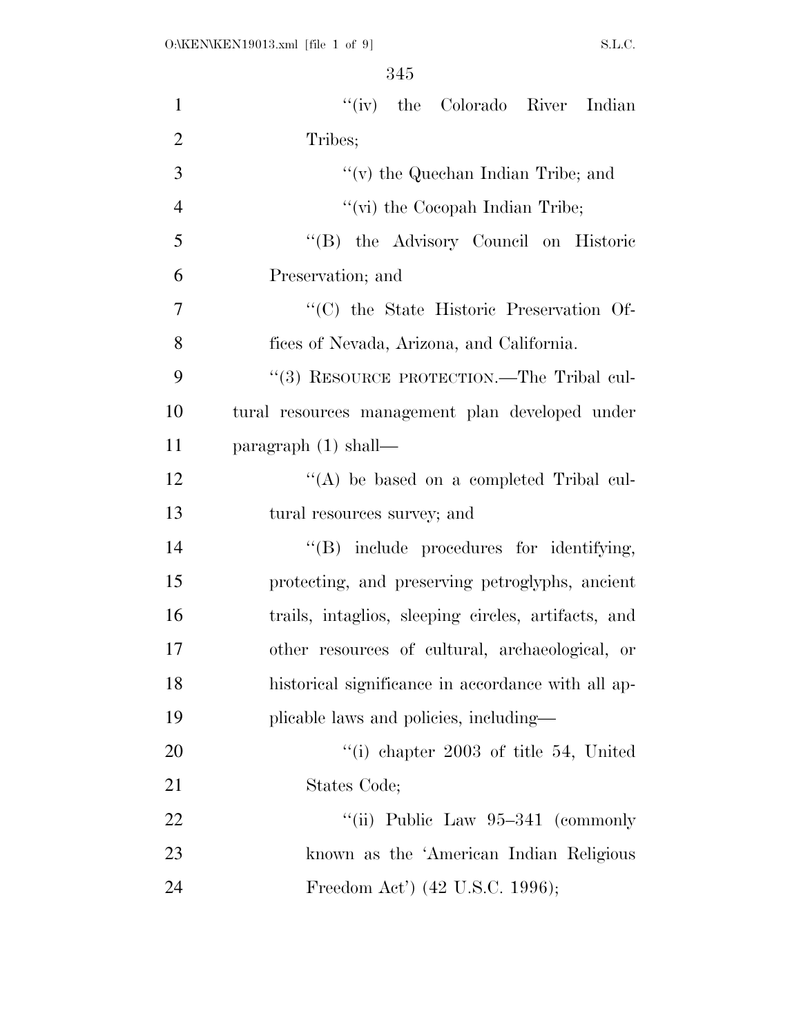"(iv) the Colorado River Indian Tribes;

"(v) the Quechan Indian Tribe; and

"(vi) the Cocopah Indian Tribe;

"(B) the Advisory Council on Historic Preservation; and

"(C) the State Historic Preservation Offices of Nevada, Arizona, and California.

"(3) RESOURCE PROTECTION.—The Tribal cultural resources management plan developed under paragraph (1) shall—

"(A) be based on a completed Tribal cultural resources survey; and

"(B) include procedures for identifying, protecting, and preserving petroglyphs, ancient trails, intaglios, sleeping circles, artifacts, and other resources of cultural, archaeological, or historical significance in accordance with all applicable laws and policies, including—

"(i) chapter 2003 of title 54, United States Code;

"(ii) Public Law 95–341 (commonly known as the 'American Indian Religious Freedom Act') (42 U.S.C. 1996);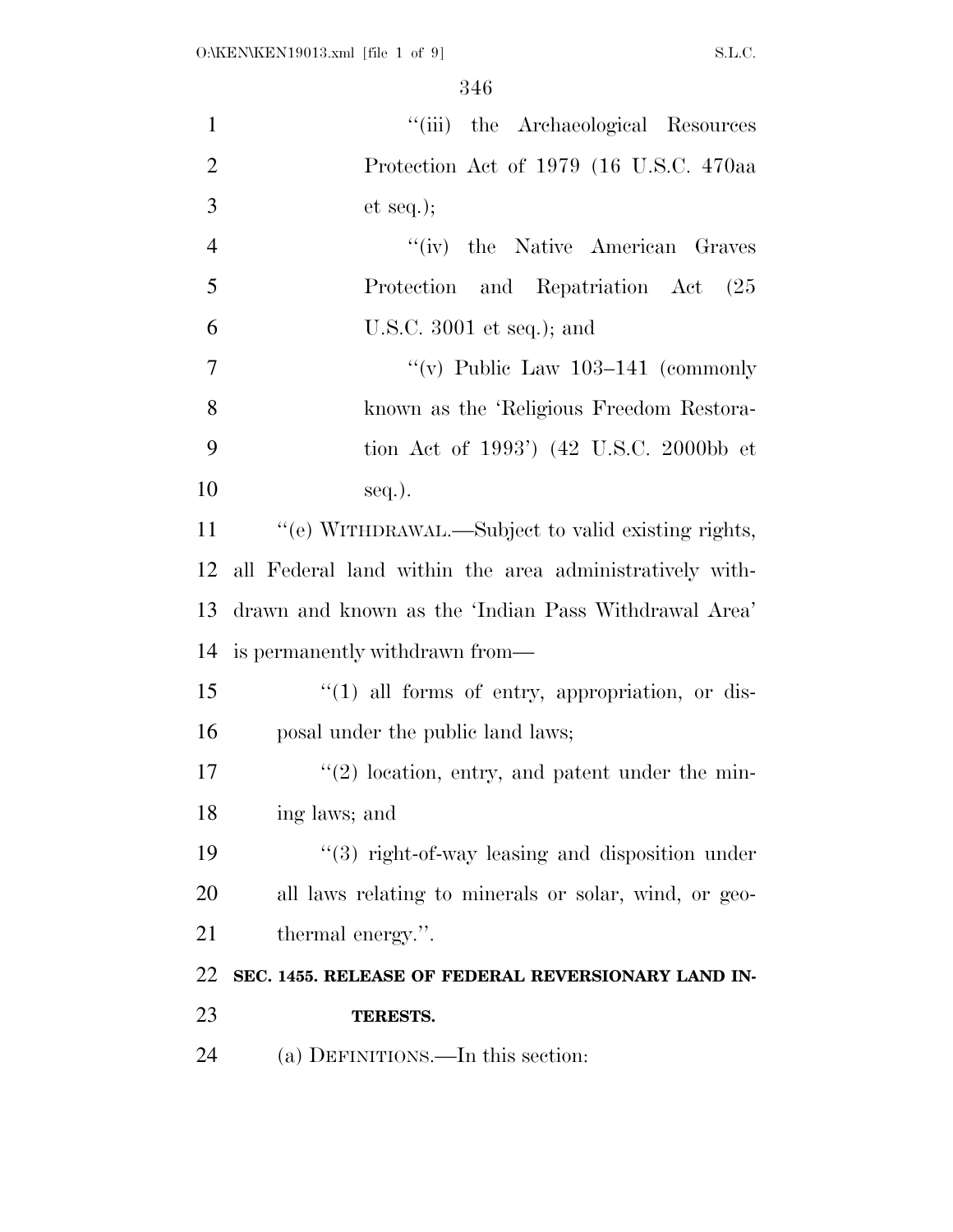"(iii) the Archaeological Resources Protection Act of 1979 (16 U.S.C. 470aa et seq.);

"(iv) the Native American Graves Protection and Repatriation Act (25 U.S.C. 3001 et seq.); and

"(v) Public Law 103–141 (commonly known as the 'Religious Freedom Restoration Act of 1993') (42 U.S.C. 2000bb et seq.).

"(e) WITHDRAWAL.—Subject to valid existing rights, all Federal land within the area administratively withdrawn and known as the 'Indian Pass Withdrawal Area' is permanently withdrawn from—

"(1) all forms of entry, appropriation, or disposal under the public land laws;

"(2) location, entry, and patent under the mining laws; and

"(3) right-of-way leasing and disposition under all laws relating to minerals or solar, wind, or geothermal energy.".

**SEC. 1455. RELEASE OF FEDERAL REVERSIONARY LAND INTERESTS.**

(a) DEFINITIONS.—In this section: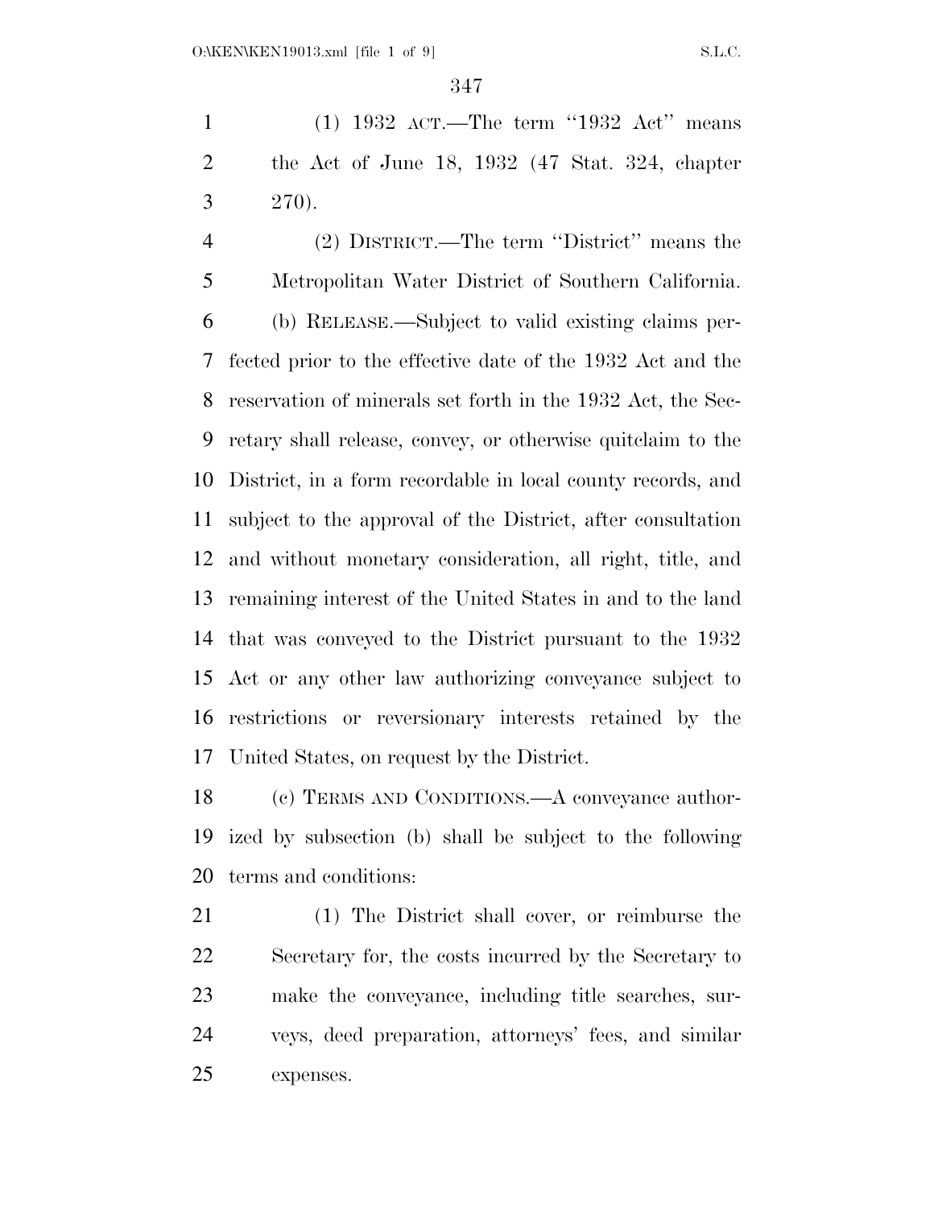(1) 1932 ACT.—The term ''1932 Act'' means the Act of June 18, 1932 (47 Stat. 324, chapter 270).

(2) DISTRICT.—The term ''District'' means the Metropolitan Water District of Southern California.

(b) RELEASE.—Subject to valid existing claims perfected prior to the effective date of the 1932 Act and the reservation of minerals set forth in the 1932 Act, the Secretary shall release, convey, or otherwise quitclaim to the District, in a form recordable in local county records, and subject to the approval of the District, after consultation and without monetary consideration, all right, title, and remaining interest of the United States in and to the land that was conveyed to the District pursuant to the 1932 Act or any other law authorizing conveyance subject to restrictions or reversionary interests retained by the United States, on request by the District.

(c) TERMS AND CONDITIONS.—A conveyance authorized by subsection (b) shall be subject to the following terms and conditions:

(1) The District shall cover, or reimburse the Secretary for, the costs incurred by the Secretary to make the conveyance, including title searches, surveys, deed preparation, attorneys' fees, and similar expenses.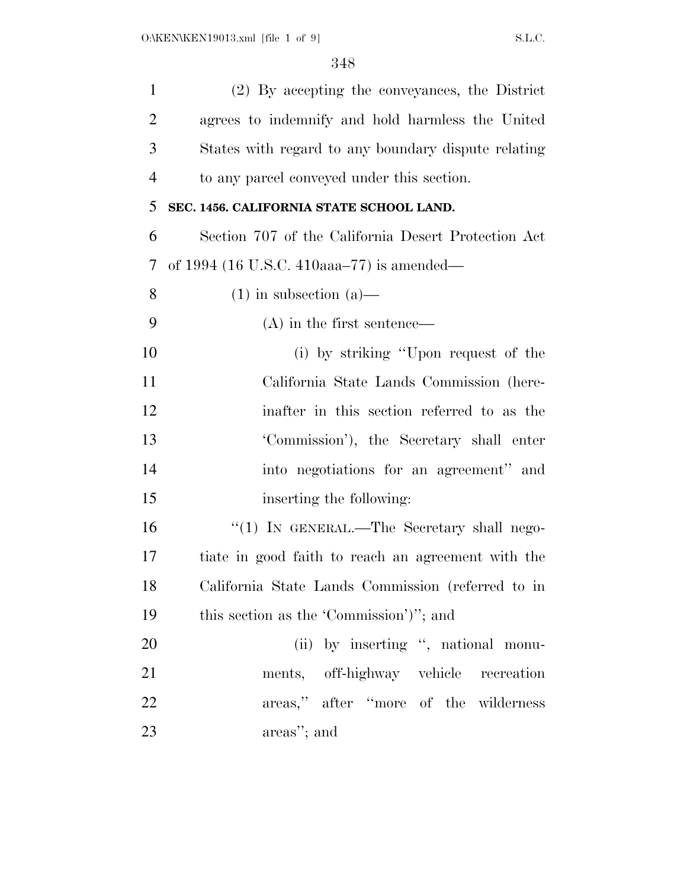(2) By accepting the conveyances, the District agrees to indemnify and hold harmless the United States with regard to any boundary dispute relating to any parcel conveyed under this section.

**SEC. 1456. CALIFORNIA STATE SCHOOL LAND.**

Section 707 of the California Desert Protection Act of 1994 (16 U.S.C. 410aaa–77) is amended—

(1) in subsection (a)—

(A) in the first sentence—

(i) by striking "Upon request of the California State Lands Commission (hereinafter in this section referred to as the 'Commission'), the Secretary shall enter into negotiations for an agreement" and inserting the following:

"(1) IN GENERAL.—The Secretary shall negotiate in good faith to reach an agreement with the California State Lands Commission (referred to in this section as the 'Commission')"; and

(ii) by inserting ", national monuments, off-highway vehicle recreation areas," after "more of the wilderness areas"; and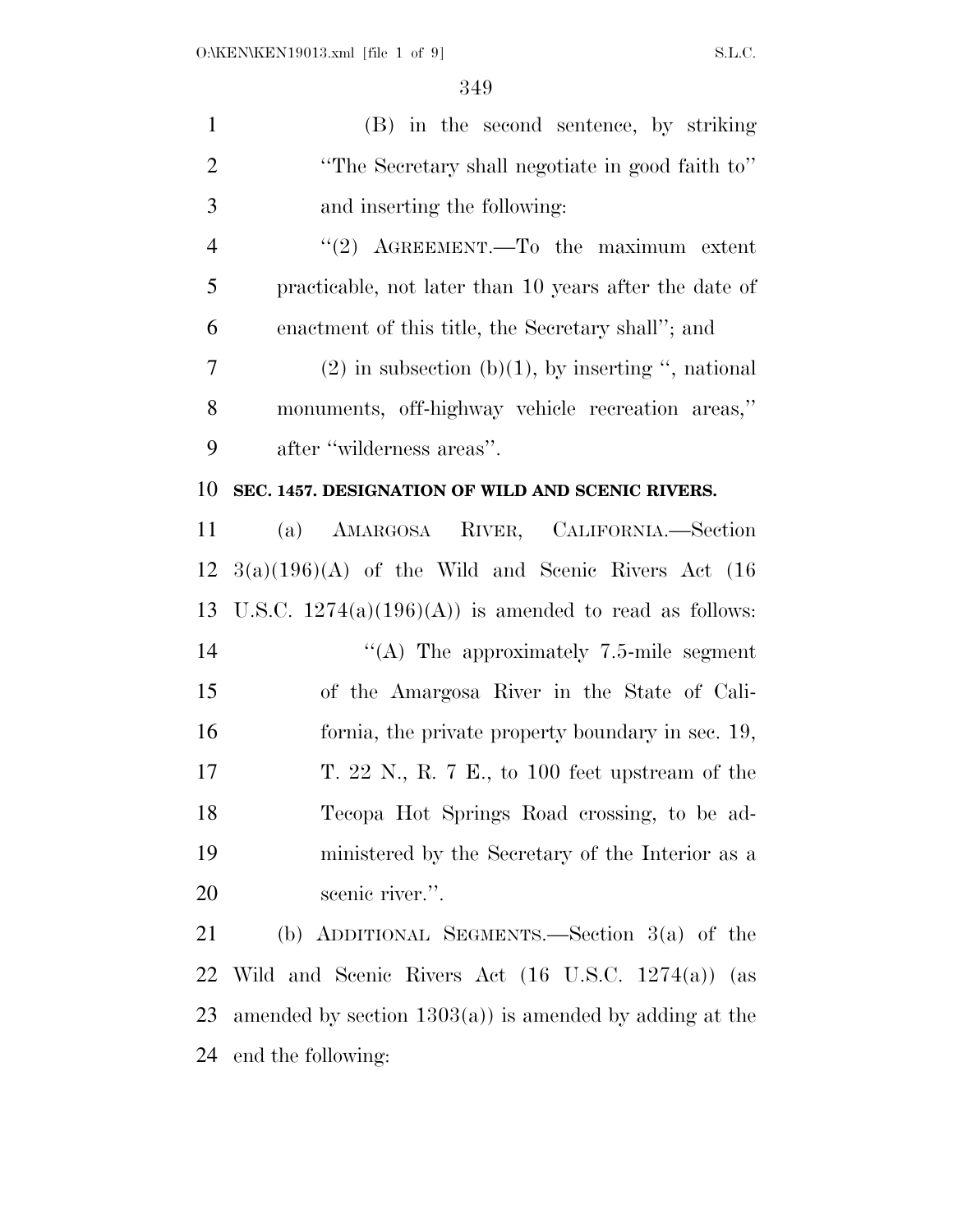(B) in the second sentence, by striking ''The Secretary shall negotiate in good faith to'' and inserting the following:

''(2) AGREEMENT.—To the maximum extent practicable, not later than 10 years after the date of enactment of this title, the Secretary shall''; and

(2) in subsection (b)(1), by inserting '', national monuments, off-highway vehicle recreation areas,'' after ''wilderness areas''.

**SEC. 1457. DESIGNATION OF WILD AND SCENIC RIVERS.**

(a) AMARGOSA RIVER, CALIFORNIA.—Section 3(a)(196)(A) of the Wild and Scenic Rivers Act (16 U.S.C. 1274(a)(196)(A)) is amended to read as follows:

''(A) The approximately 7.5-mile segment of the Amargosa River in the State of California, the private property boundary in sec. 19, T. 22 N., R. 7 E., to 100 feet upstream of the Tecopa Hot Springs Road crossing, to be administered by the Secretary of the Interior as a scenic river.''.

(b) ADDITIONAL SEGMENTS.—Section 3(a) of the Wild and Scenic Rivers Act (16 U.S.C. 1274(a)) (as amended by section 1303(a)) is amended by adding at the end the following: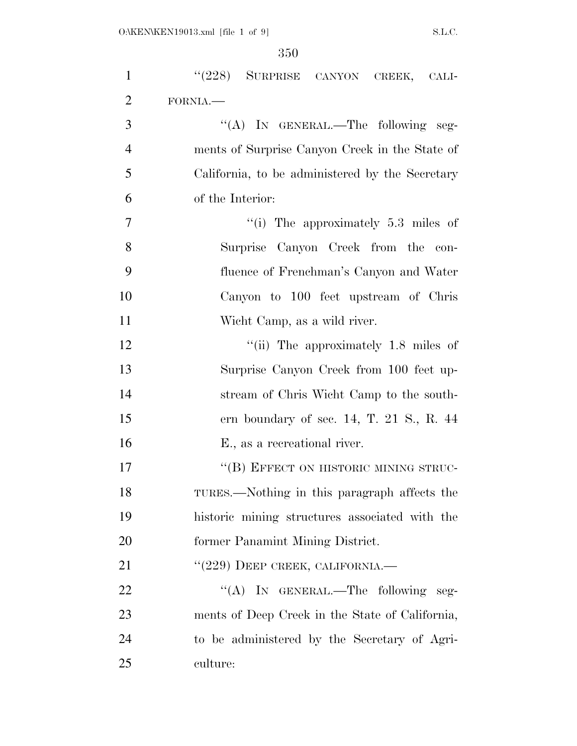"(228) SURPRISE CANYON CREEK, CALIFORNIA.—

"(A) IN GENERAL.—The following segments of Surprise Canyon Creek in the State of California, to be administered by the Secretary of the Interior:

"(i) The approximately 5.3 miles of Surprise Canyon Creek from the confluence of Frenchman's Canyon and Water Canyon to 100 feet upstream of Chris Wicht Camp, as a wild river.

"(ii) The approximately 1.8 miles of Surprise Canyon Creek from 100 feet upstream of Chris Wicht Camp to the southern boundary of sec. 14, T. 21 S., R. 44 E., as a recreational river.

"(B) EFFECT ON HISTORIC MINING STRUCTURES.—Nothing in this paragraph affects the historic mining structures associated with the former Panamint Mining District.

"(229) DEEP CREEK, CALIFORNIA.—

"(A) IN GENERAL.—The following segments of Deep Creek in the State of California, to be administered by the Secretary of Agriculture: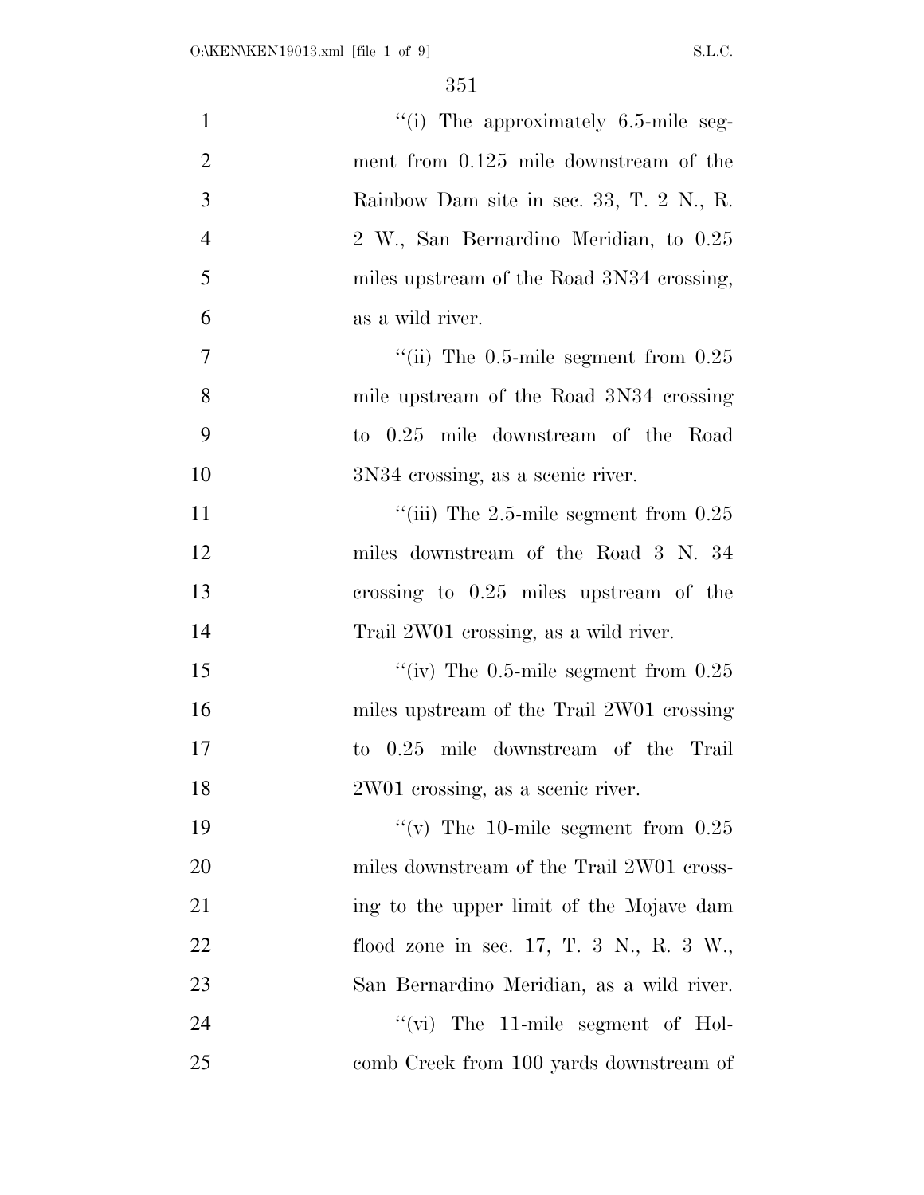"(i) The approximately 6.5-mile segment from 0.125 mile downstream of the Rainbow Dam site in sec. 33, T. 2 N., R. 2 W., San Bernardino Meridian, to 0.25 miles upstream of the Road 3N34 crossing, as a wild river.

"(ii) The 0.5-mile segment from 0.25 mile upstream of the Road 3N34 crossing to 0.25 mile downstream of the Road 3N34 crossing, as a scenic river.

"(iii) The 2.5-mile segment from 0.25 miles downstream of the Road 3 N. 34 crossing to 0.25 miles upstream of the Trail 2W01 crossing, as a wild river.

"(iv) The 0.5-mile segment from 0.25 miles upstream of the Trail 2W01 crossing to 0.25 mile downstream of the Trail 2W01 crossing, as a scenic river.

"(v) The 10-mile segment from 0.25 miles downstream of the Trail 2W01 crossing to the upper limit of the Mojave dam flood zone in sec. 17, T. 3 N., R. 3 W., San Bernardino Meridian, as a wild river.

"(vi) The 11-mile segment of Holcomb Creek from 100 yards downstream of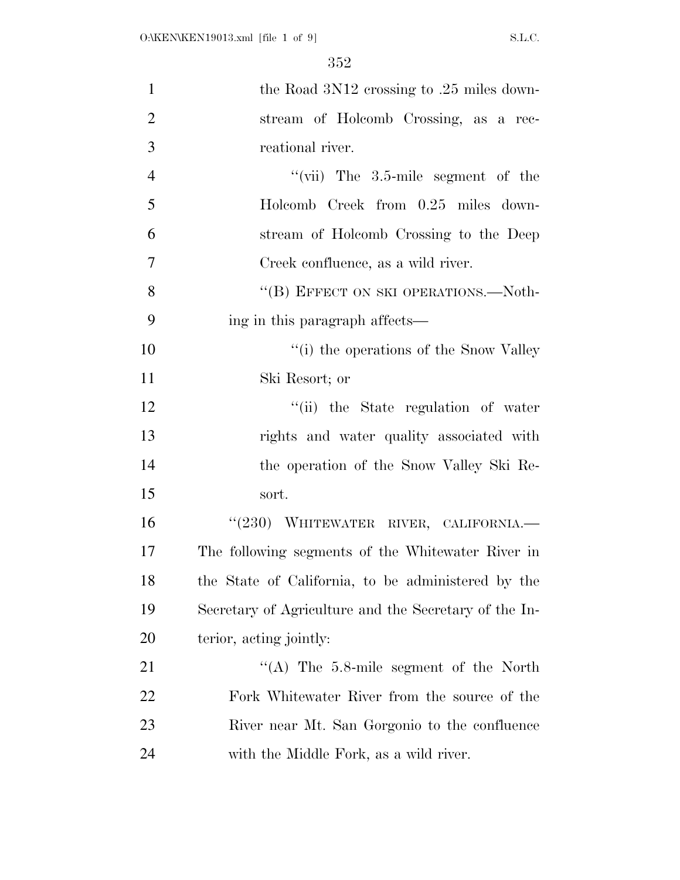the Road 3N12 crossing to .25 miles downstream of Holcomb Crossing, as a recreational river.

"(vii) The 3.5-mile segment of the Holcomb Creek from 0.25 miles downstream of Holcomb Crossing to the Deep Creek confluence, as a wild river.

"(B) EFFECT ON SKI OPERATIONS.—Nothing in this paragraph affects—

"(i) the operations of the Snow Valley Ski Resort; or

"(ii) the State regulation of water rights and water quality associated with the operation of the Snow Valley Ski Resort.

"(230) WHITEWATER RIVER, CALIFORNIA.—The following segments of the Whitewater River in the State of California, to be administered by the Secretary of Agriculture and the Secretary of the Interior, acting jointly:

"(A) The 5.8-mile segment of the North Fork Whitewater River from the source of the River near Mt. San Gorgonio to the confluence with the Middle Fork, as a wild river.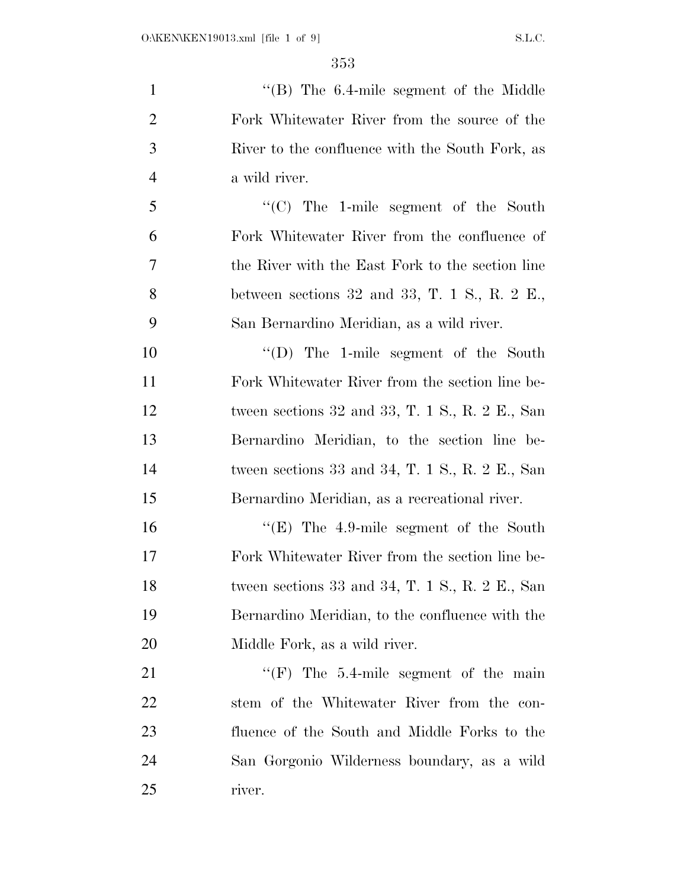"(B) The 6.4-mile segment of the Middle Fork Whitewater River from the source of the River to the confluence with the South Fork, as a wild river.

"(C) The 1-mile segment of the South Fork Whitewater River from the confluence of the River with the East Fork to the section line between sections 32 and 33, T. 1 S., R. 2 E., San Bernardino Meridian, as a wild river.

"(D) The 1-mile segment of the South Fork Whitewater River from the section line between sections 32 and 33, T. 1 S., R. 2 E., San Bernardino Meridian, to the section line between sections 33 and 34, T. 1 S., R. 2 E., San Bernardino Meridian, as a recreational river.

"(E) The 4.9-mile segment of the South Fork Whitewater River from the section line between sections 33 and 34, T. 1 S., R. 2 E., San Bernardino Meridian, to the confluence with the Middle Fork, as a wild river.

"(F) The 5.4-mile segment of the main stem of the Whitewater River from the confluence of the South and Middle Forks to the San Gorgonio Wilderness boundary, as a wild river.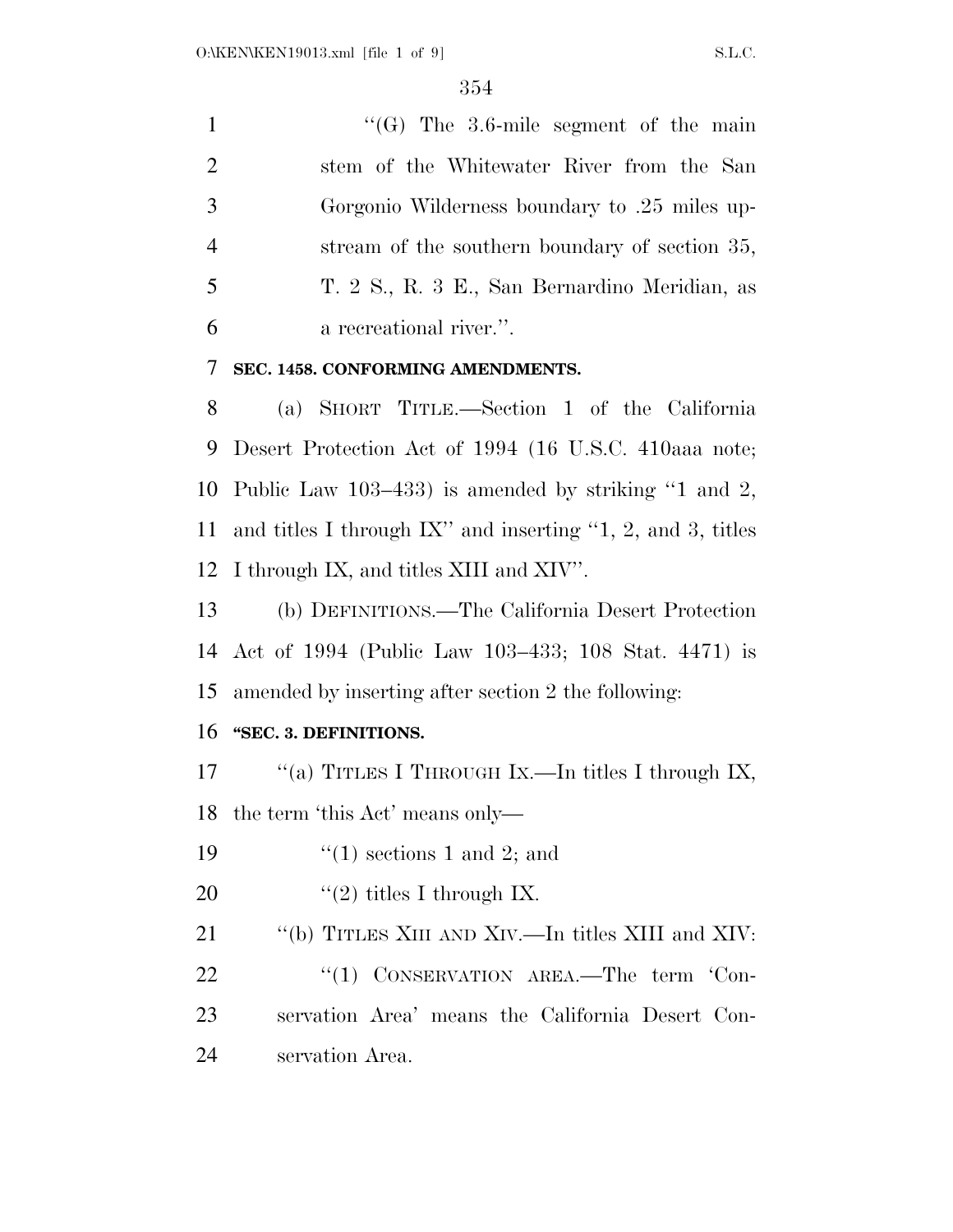"(G) The 3.6-mile segment of the main stem of the Whitewater River from the San Gorgonio Wilderness boundary to .25 miles upstream of the southern boundary of section 35, T. 2 S., R. 3 E., San Bernardino Meridian, as a recreational river.".

**SEC. 1458. CONFORMING AMENDMENTS.**

(a) SHORT TITLE.—Section 1 of the California Desert Protection Act of 1994 (16 U.S.C. 410aaa note; Public Law 103–433) is amended by striking "1 and 2, and titles I through IX" and inserting "1, 2, and 3, titles I through IX, and titles XIII and XIV".

(b) DEFINITIONS.—The California Desert Protection Act of 1994 (Public Law 103–433; 108 Stat. 4471) is amended by inserting after section 2 the following:

**"SEC. 3. DEFINITIONS.**

"(a) TITLES I THROUGH IX.—In titles I through IX, the term 'this Act' means only—

"(1) sections 1 and 2; and

"(2) titles I through IX.

"(b) TITLES XIII AND XIV.—In titles XIII and XIV:

"(1) CONSERVATION AREA.—The term 'Conservation Area' means the California Desert Conservation Area.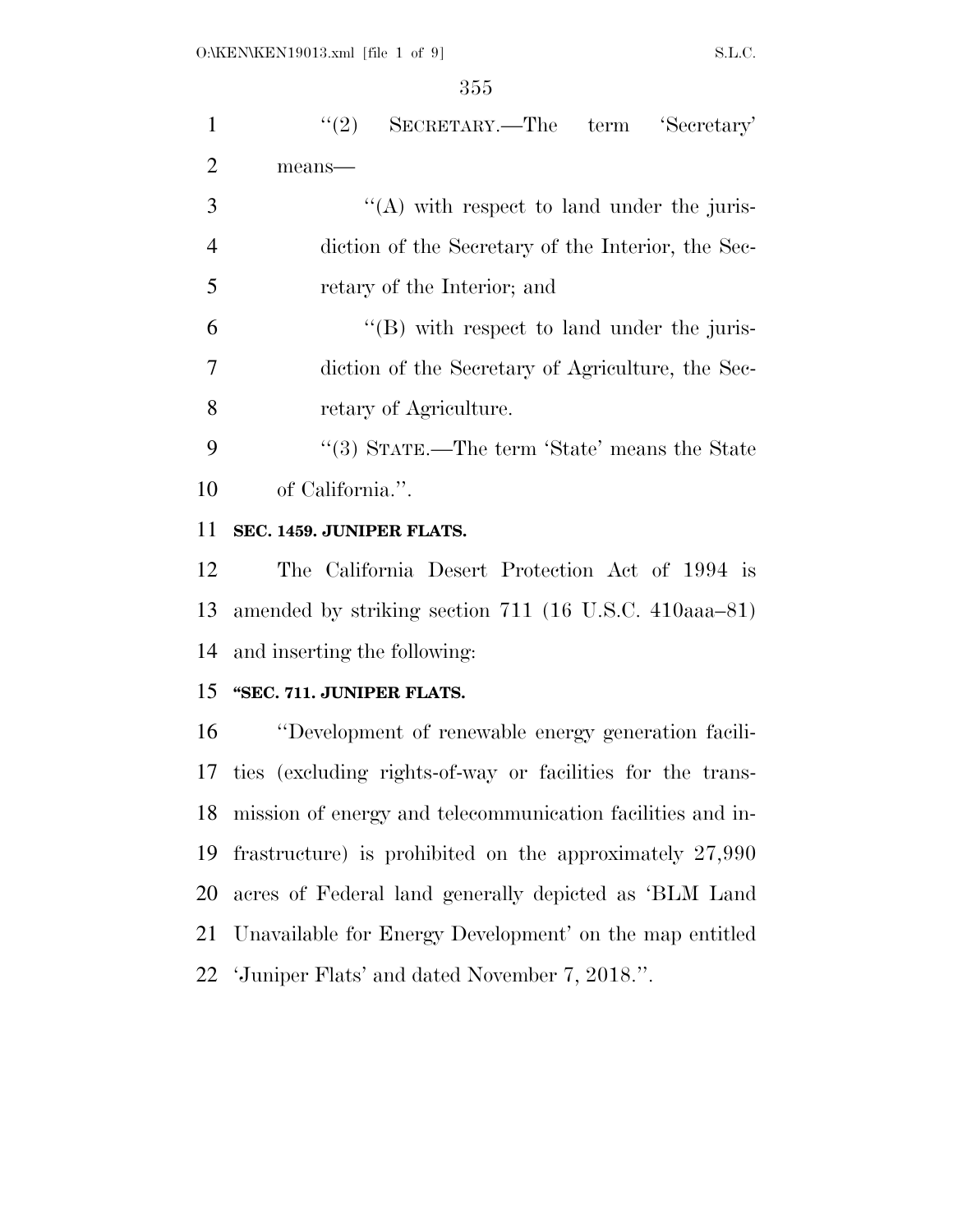"(2) SECRETARY.—The term 'Secretary' means—

"(A) with respect to land under the jurisdiction of the Secretary of the Interior, the Secretary of the Interior; and

"(B) with respect to land under the jurisdiction of the Secretary of Agriculture, the Secretary of Agriculture.

"(3) STATE.—The term 'State' means the State of California.".

**SEC. 1459. JUNIPER FLATS.**

The California Desert Protection Act of 1994 is amended by striking section 711 (16 U.S.C. 410aaa–81) and inserting the following:

**"SEC. 711. JUNIPER FLATS.**

"Development of renewable energy generation facilities (excluding rights-of-way or facilities for the transmission of energy and telecommunication facilities and infrastructure) is prohibited on the approximately 27,990 acres of Federal land generally depicted as 'BLM Land Unavailable for Energy Development' on the map entitled 'Juniper Flats' and dated November 7, 2018.".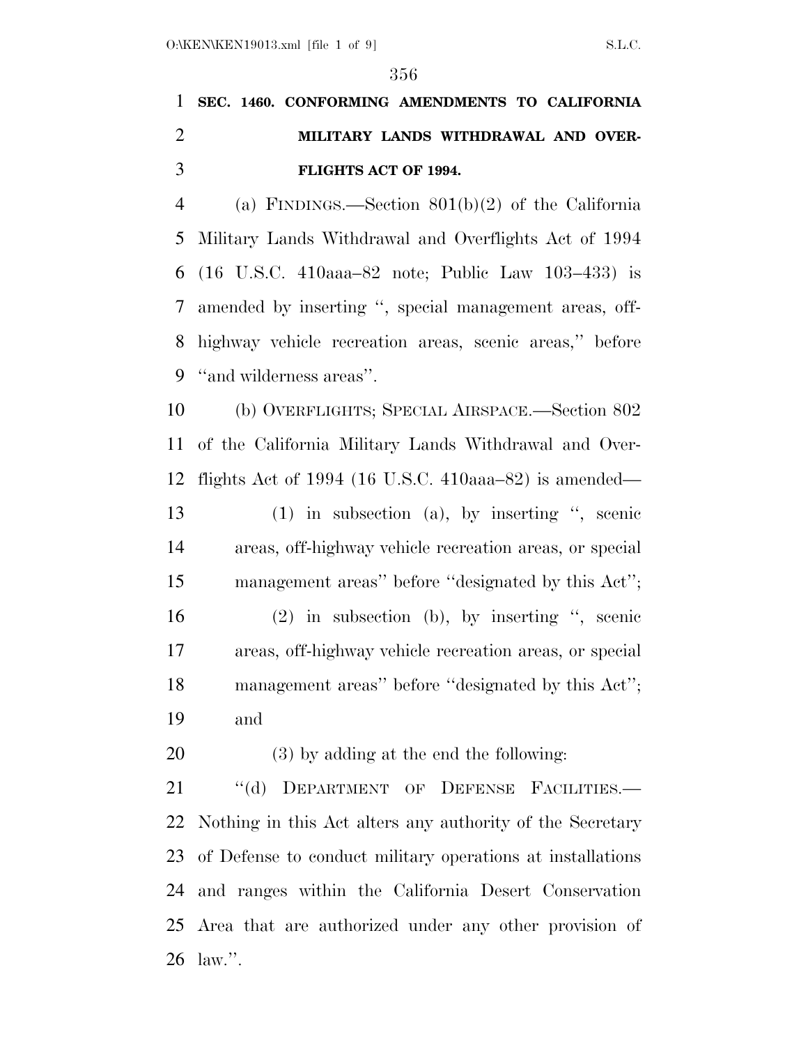**SEC. 1460. CONFORMING AMENDMENTS TO CALIFORNIA MILITARY LANDS WITHDRAWAL AND OVERFLIGHTS ACT OF 1994.**

(a) FINDINGS.—Section 801(b)(2) of the California Military Lands Withdrawal and Overflights Act of 1994 (16 U.S.C. 410aaa–82 note; Public Law 103–433) is amended by inserting ", special management areas, off-highway vehicle recreation areas, scenic areas," before "and wilderness areas".

(b) OVERFLIGHTS; SPECIAL AIRSPACE.—Section 802 of the California Military Lands Withdrawal and Overflights Act of 1994 (16 U.S.C. 410aaa–82) is amended—

(1) in subsection (a), by inserting ", scenic areas, off-highway vehicle recreation areas, or special management areas" before "designated by this Act";

(2) in subsection (b), by inserting ", scenic areas, off-highway vehicle recreation areas, or special management areas" before "designated by this Act"; and

(3) by adding at the end the following:

"(d) DEPARTMENT OF DEFENSE FACILITIES.—Nothing in this Act alters any authority of the Secretary of Defense to conduct military operations at installations and ranges within the California Desert Conservation Area that are authorized under any other provision of law.".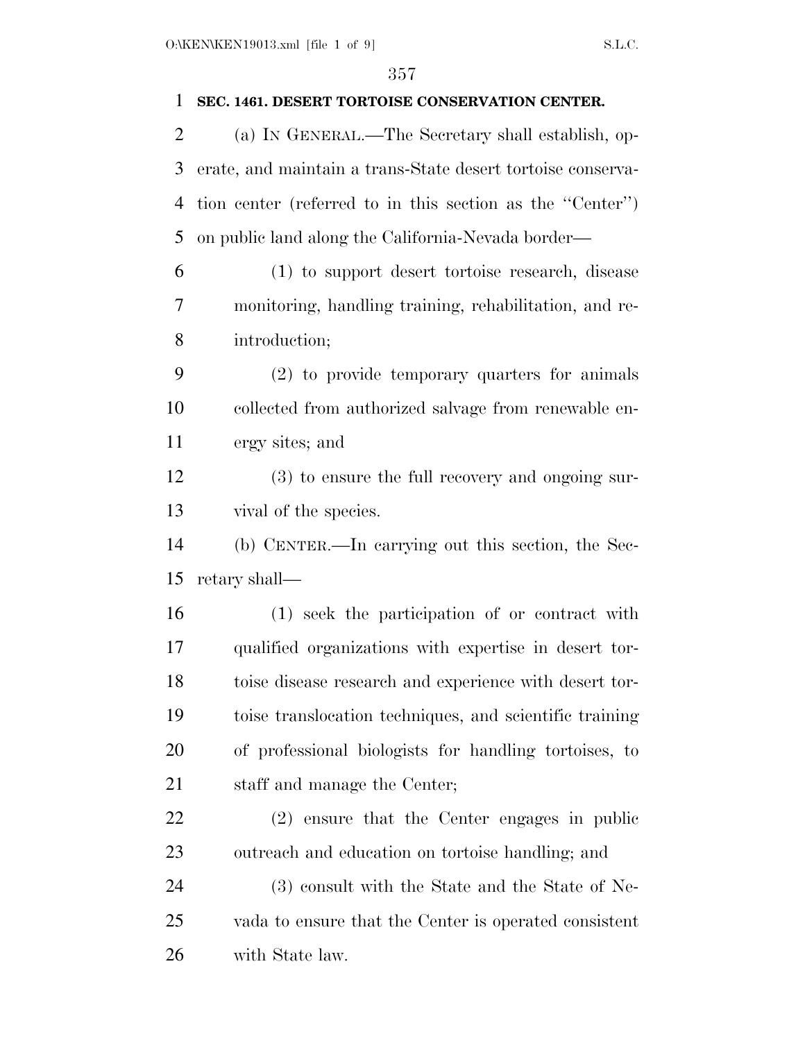**SEC. 1461. DESERT TORTOISE CONSERVATION CENTER.**

(a) IN GENERAL.—The Secretary shall establish, operate, and maintain a trans-State desert tortoise conservation center (referred to in this section as the ''Center'') on public land along the California-Nevada border—

(1) to support desert tortoise research, disease monitoring, handling training, rehabilitation, and reintroduction;

(2) to provide temporary quarters for animals collected from authorized salvage from renewable energy sites; and

(3) to ensure the full recovery and ongoing survival of the species.

(b) CENTER.—In carrying out this section, the Secretary shall—

(1) seek the participation of or contract with qualified organizations with expertise in desert tortoise disease research and experience with desert tortoise translocation techniques, and scientific training of professional biologists for handling tortoises, to staff and manage the Center;

(2) ensure that the Center engages in public outreach and education on tortoise handling; and

(3) consult with the State and the State of Nevada to ensure that the Center is operated consistent with State law.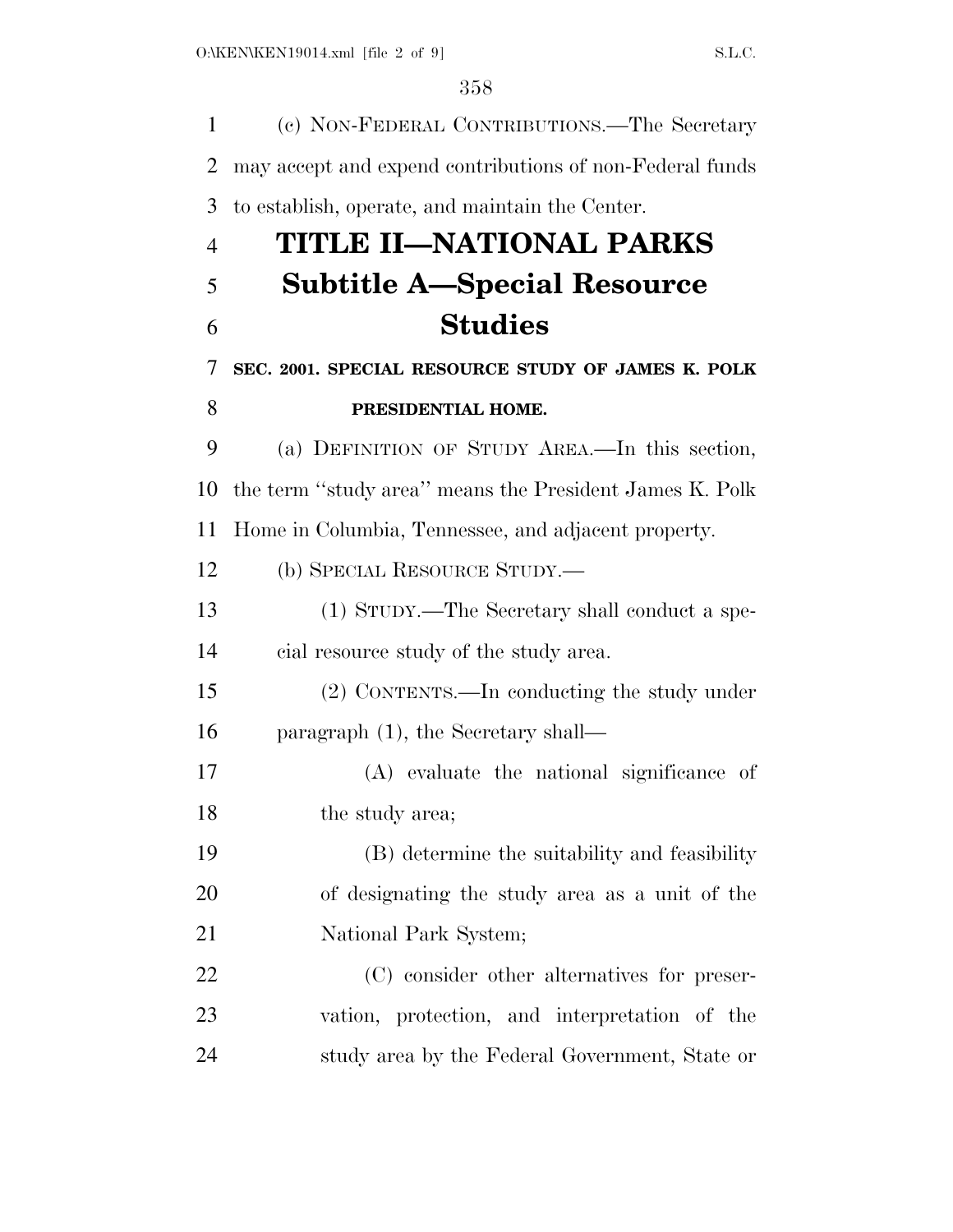(c) NON-FEDERAL CONTRIBUTIONS.—The Secretary may accept and expend contributions of non-Federal funds to establish, operate, and maintain the Center.

# TITLE II—NATIONAL PARKS

## Subtitle A—Special Resource Studies

### SEC. 2001. SPECIAL RESOURCE STUDY OF JAMES K. POLK PRESIDENTIAL HOME.

(a) DEFINITION OF STUDY AREA.—In this section, the term ''study area'' means the President James K. Polk Home in Columbia, Tennessee, and adjacent property.

(b) SPECIAL RESOURCE STUDY.—

(1) STUDY.—The Secretary shall conduct a special resource study of the study area.

(2) CONTENTS.—In conducting the study under paragraph (1), the Secretary shall—

(A) evaluate the national significance of the study area;

(B) determine the suitability and feasibility of designating the study area as a unit of the National Park System;

(C) consider other alternatives for preservation, protection, and interpretation of the study area by the Federal Government, State or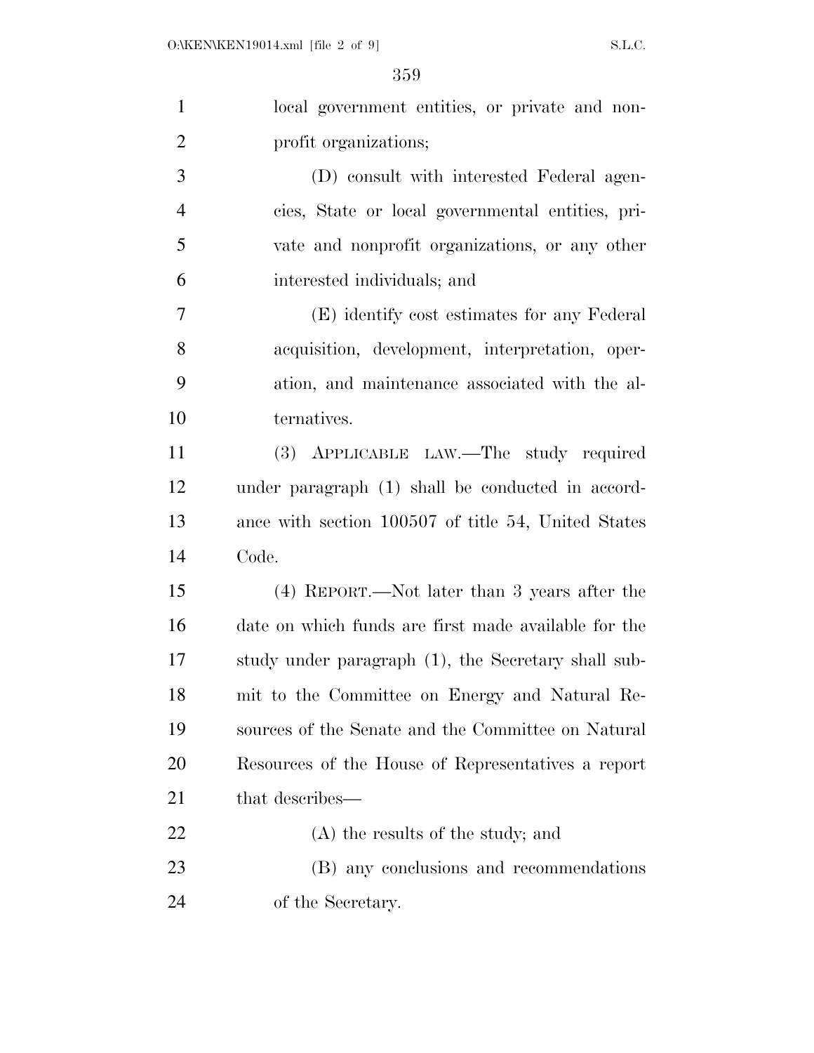local government entities, or private and nonprofit organizations;

(D) consult with interested Federal agencies, State or local governmental entities, private and nonprofit organizations, or any other interested individuals; and

(E) identify cost estimates for any Federal acquisition, development, interpretation, operation, and maintenance associated with the alternatives.

(3) APPLICABLE LAW.—The study required under paragraph (1) shall be conducted in accordance with section 100507 of title 54, United States Code.

(4) REPORT.—Not later than 3 years after the date on which funds are first made available for the study under paragraph (1), the Secretary shall submit to the Committee on Energy and Natural Resources of the Senate and the Committee on Natural Resources of the House of Representatives a report that describes—

(A) the results of the study; and

(B) any conclusions and recommendations of the Secretary.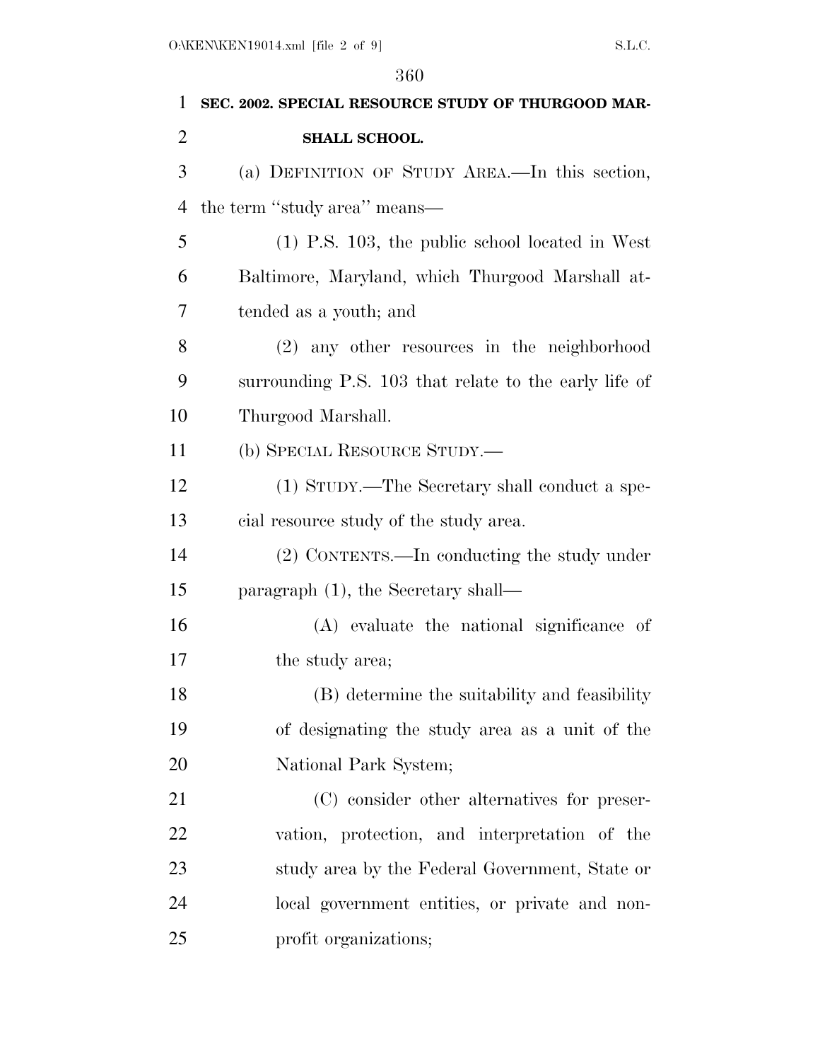**SEC. 2002. SPECIAL RESOURCE STUDY OF THURGOOD MARSHALL SCHOOL.**

(a) DEFINITION OF STUDY AREA.—In this section, the term ''study area'' means—

(1) P.S. 103, the public school located in West Baltimore, Maryland, which Thurgood Marshall attended as a youth; and

(2) any other resources in the neighborhood surrounding P.S. 103 that relate to the early life of Thurgood Marshall.

(b) SPECIAL RESOURCE STUDY.—

(1) STUDY.—The Secretary shall conduct a special resource study of the study area.

(2) CONTENTS.—In conducting the study under paragraph (1), the Secretary shall—

(A) evaluate the national significance of the study area;

(B) determine the suitability and feasibility of designating the study area as a unit of the National Park System;

(C) consider other alternatives for preservation, protection, and interpretation of the study area by the Federal Government, State or local government entities, or private and nonprofit organizations;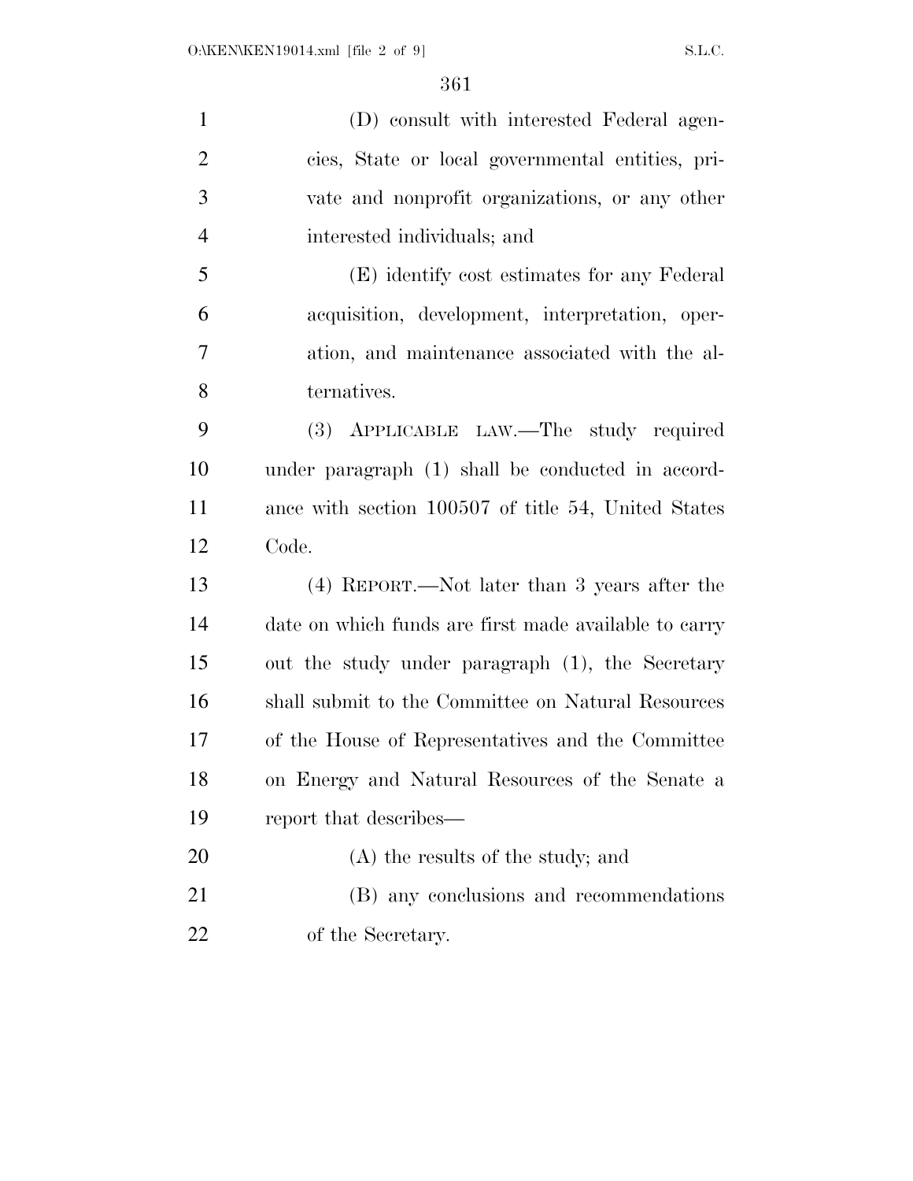(D) consult with interested Federal agencies, State or local governmental entities, private and nonprofit organizations, or any other interested individuals; and

(E) identify cost estimates for any Federal acquisition, development, interpretation, operation, and maintenance associated with the alternatives.

(3) APPLICABLE LAW.—The study required under paragraph (1) shall be conducted in accordance with section 100507 of title 54, United States Code.

(4) REPORT.—Not later than 3 years after the date on which funds are first made available to carry out the study under paragraph (1), the Secretary shall submit to the Committee on Natural Resources of the House of Representatives and the Committee on Energy and Natural Resources of the Senate a report that describes—

(A) the results of the study; and

(B) any conclusions and recommendations of the Secretary.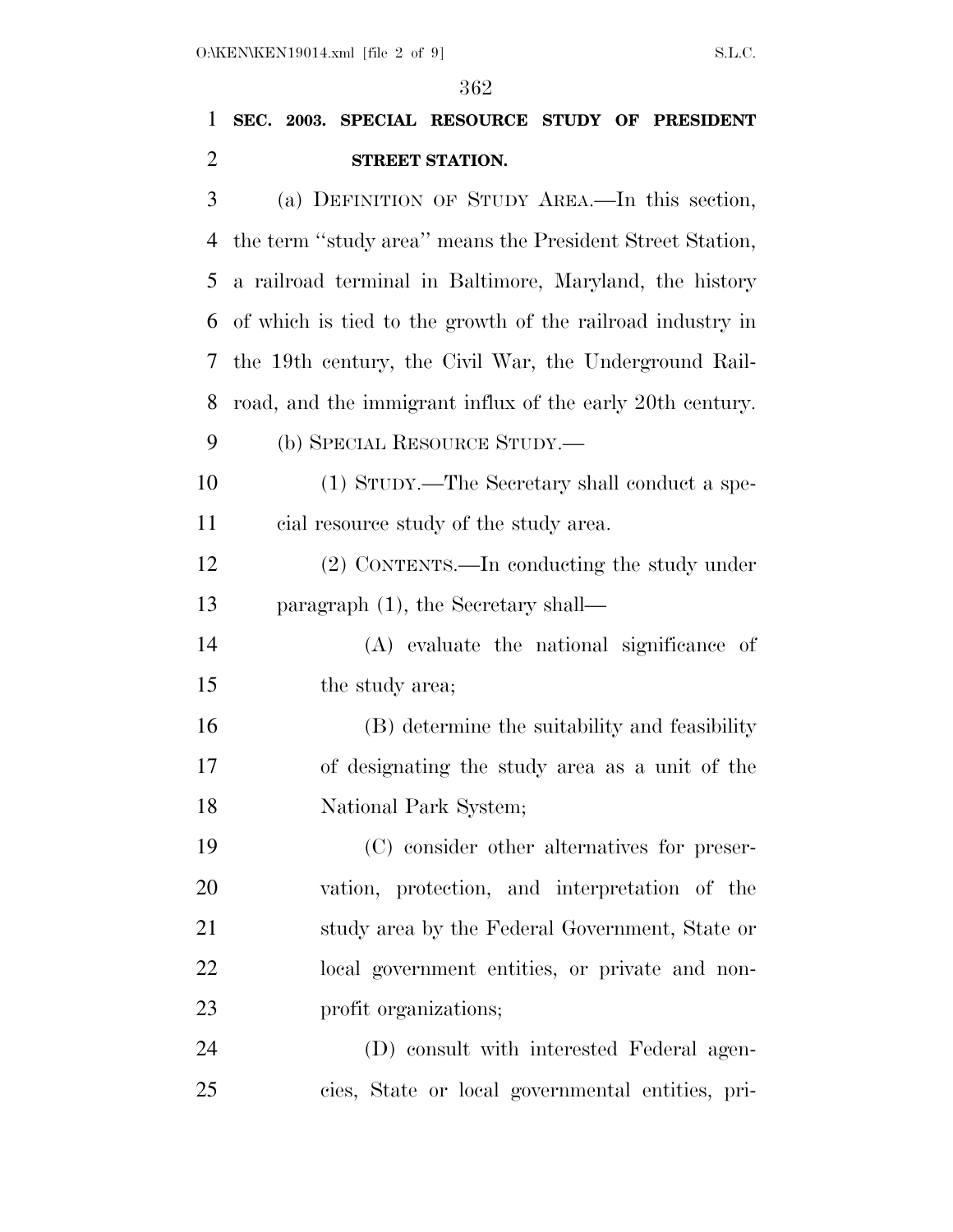## SEC. 2003. SPECIAL RESOURCE STUDY OF PRESIDENT STREET STATION.

(a) DEFINITION OF STUDY AREA.—In this section, the term "study area" means the President Street Station, a railroad terminal in Baltimore, Maryland, the history of which is tied to the growth of the railroad industry in the 19th century, the Civil War, the Underground Railroad, and the immigrant influx of the early 20th century.

(b) SPECIAL RESOURCE STUDY.—

(1) STUDY.—The Secretary shall conduct a special resource study of the study area.

(2) CONTENTS.—In conducting the study under paragraph (1), the Secretary shall—

(A) evaluate the national significance of the study area;

(B) determine the suitability and feasibility of designating the study area as a unit of the National Park System;

(C) consider other alternatives for preservation, protection, and interpretation of the study area by the Federal Government, State or local government entities, or private and nonprofit organizations;

(D) consult with interested Federal agencies, State or local governmental entities, pri-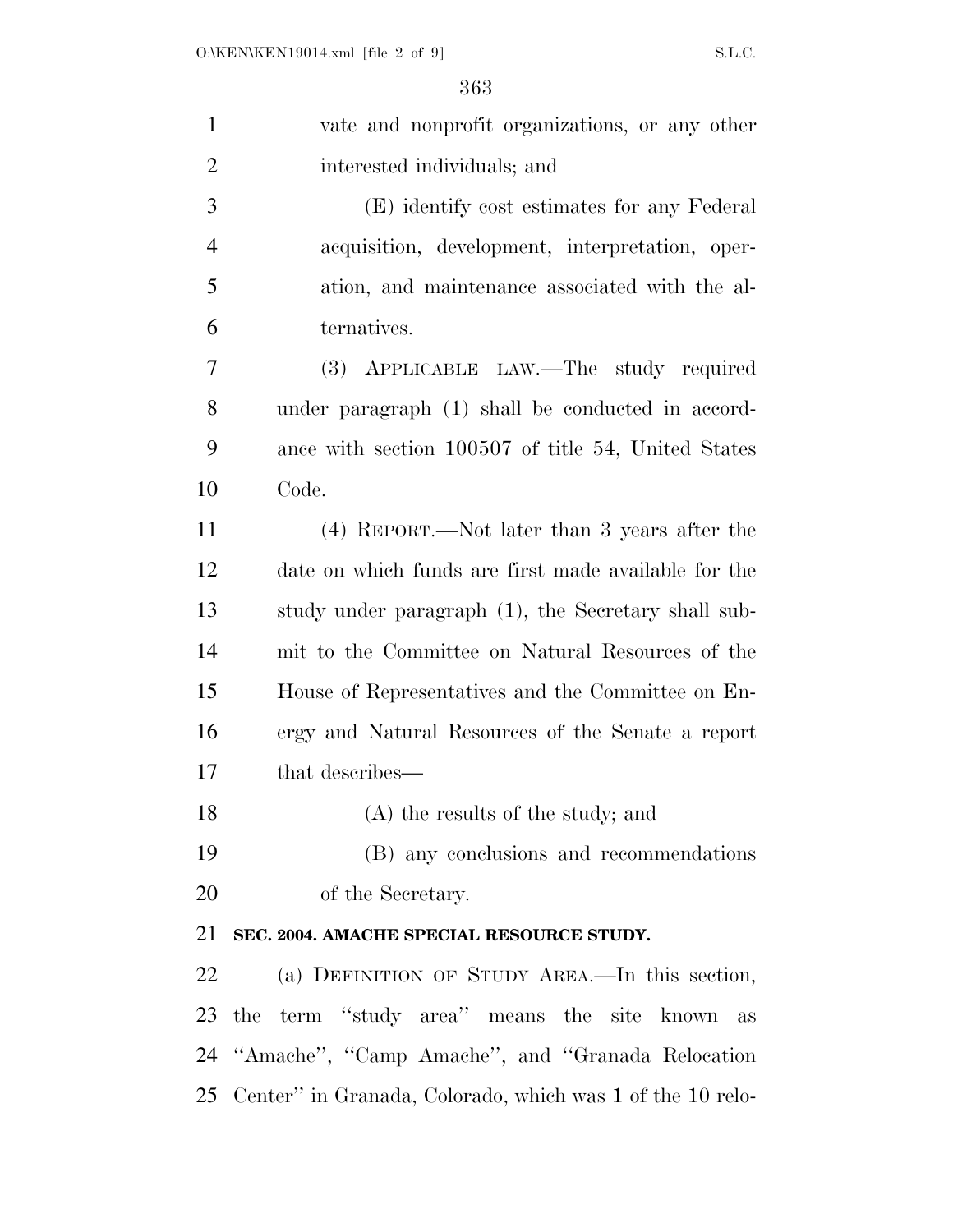vate and nonprofit organizations, or any other interested individuals; and

(E) identify cost estimates for any Federal acquisition, development, interpretation, operation, and maintenance associated with the alternatives.

(3) APPLICABLE LAW.—The study required under paragraph (1) shall be conducted in accordance with section 100507 of title 54, United States Code.

(4) REPORT.—Not later than 3 years after the date on which funds are first made available for the study under paragraph (1), the Secretary shall submit to the Committee on Natural Resources of the House of Representatives and the Committee on Energy and Natural Resources of the Senate a report that describes—

(A) the results of the study; and

(B) any conclusions and recommendations of the Secretary.

**SEC. 2004. AMACHE SPECIAL RESOURCE STUDY.**

(a) DEFINITION OF STUDY AREA.—In this section, the term ''study area'' means the site known as ''Amache'', ''Camp Amache'', and ''Granada Relocation Center'' in Granada, Colorado, which was 1 of the 10 relo-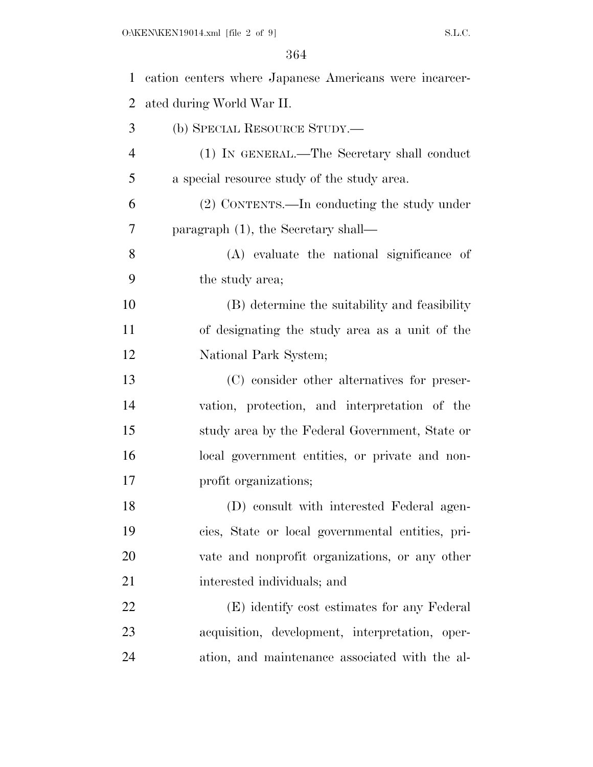cation centers where Japanese Americans were incarcerated during World War II.

(b) SPECIAL RESOURCE STUDY.—

(1) IN GENERAL.—The Secretary shall conduct a special resource study of the study area.

(2) CONTENTS.—In conducting the study under paragraph (1), the Secretary shall—

(A) evaluate the national significance of the study area;

(B) determine the suitability and feasibility of designating the study area as a unit of the National Park System;

(C) consider other alternatives for preservation, protection, and interpretation of the study area by the Federal Government, State or local government entities, or private and nonprofit organizations;

(D) consult with interested Federal agencies, State or local governmental entities, private and nonprofit organizations, or any other interested individuals; and

(E) identify cost estimates for any Federal acquisition, development, interpretation, operation, and maintenance associated with the al-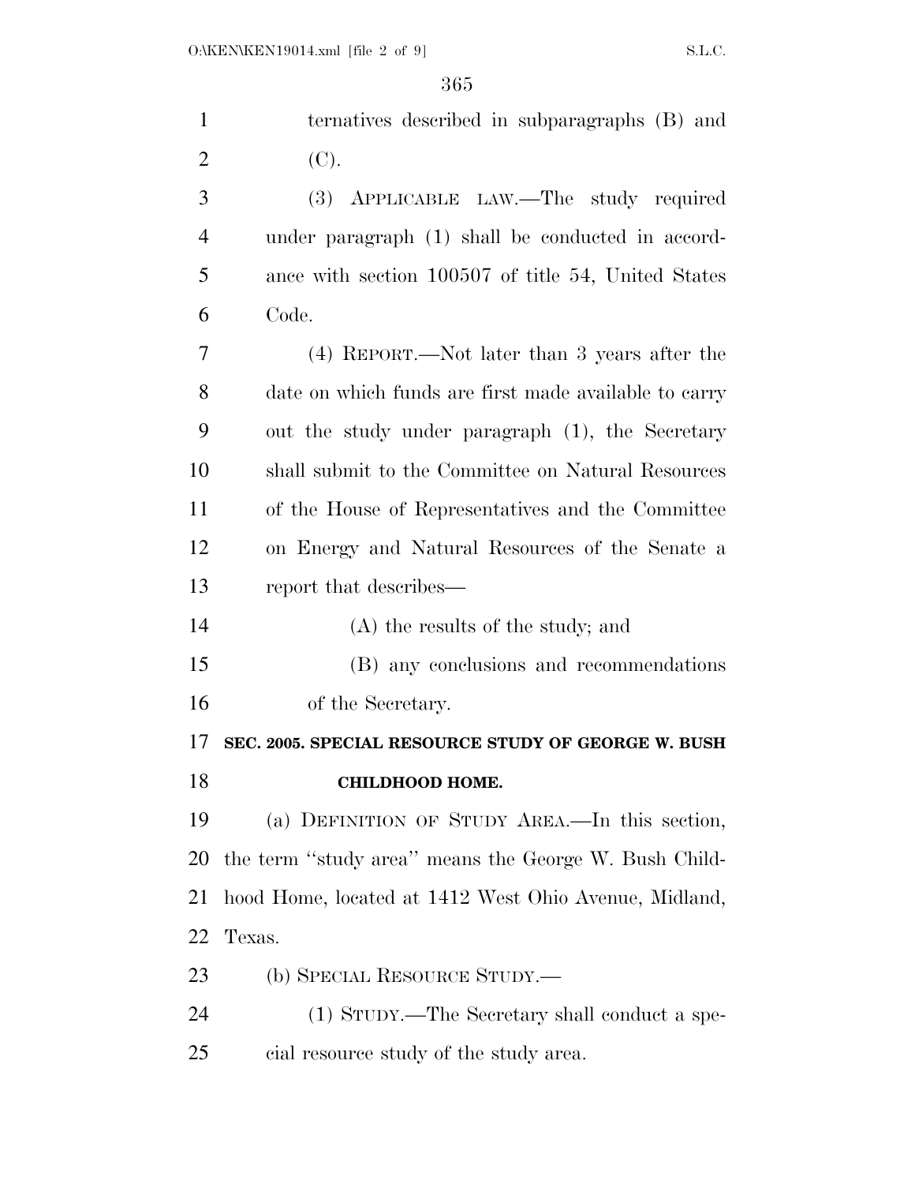ternatives described in subparagraphs (B) and (C).

(3) APPLICABLE LAW.—The study required under paragraph (1) shall be conducted in accordance with section 100507 of title 54, United States Code.

(4) REPORT.—Not later than 3 years after the date on which funds are first made available to carry out the study under paragraph (1), the Secretary shall submit to the Committee on Natural Resources of the House of Representatives and the Committee on Energy and Natural Resources of the Senate a report that describes—

(A) the results of the study; and

(B) any conclusions and recommendations of the Secretary.

**SEC. 2005. SPECIAL RESOURCE STUDY OF GEORGE W. BUSH CHILDHOOD HOME.**

(a) DEFINITION OF STUDY AREA.—In this section, the term ''study area'' means the George W. Bush Childhood Home, located at 1412 West Ohio Avenue, Midland, Texas.

(b) SPECIAL RESOURCE STUDY.—

(1) STUDY.—The Secretary shall conduct a special resource study of the study area.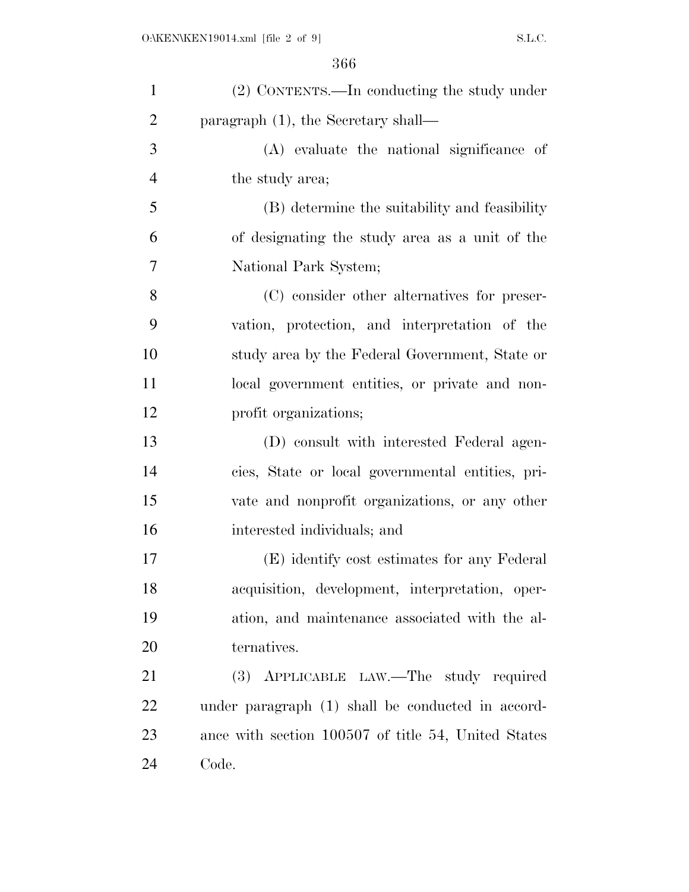(2) CONTENTS.—In conducting the study under paragraph (1), the Secretary shall—

(A) evaluate the national significance of the study area;

(B) determine the suitability and feasibility of designating the study area as a unit of the National Park System;

(C) consider other alternatives for preservation, protection, and interpretation of the study area by the Federal Government, State or local government entities, or private and nonprofit organizations;

(D) consult with interested Federal agencies, State or local governmental entities, private and nonprofit organizations, or any other interested individuals; and

(E) identify cost estimates for any Federal acquisition, development, interpretation, operation, and maintenance associated with the alternatives.

(3) APPLICABLE LAW.—The study required under paragraph (1) shall be conducted in accordance with section 100507 of title 54, United States Code.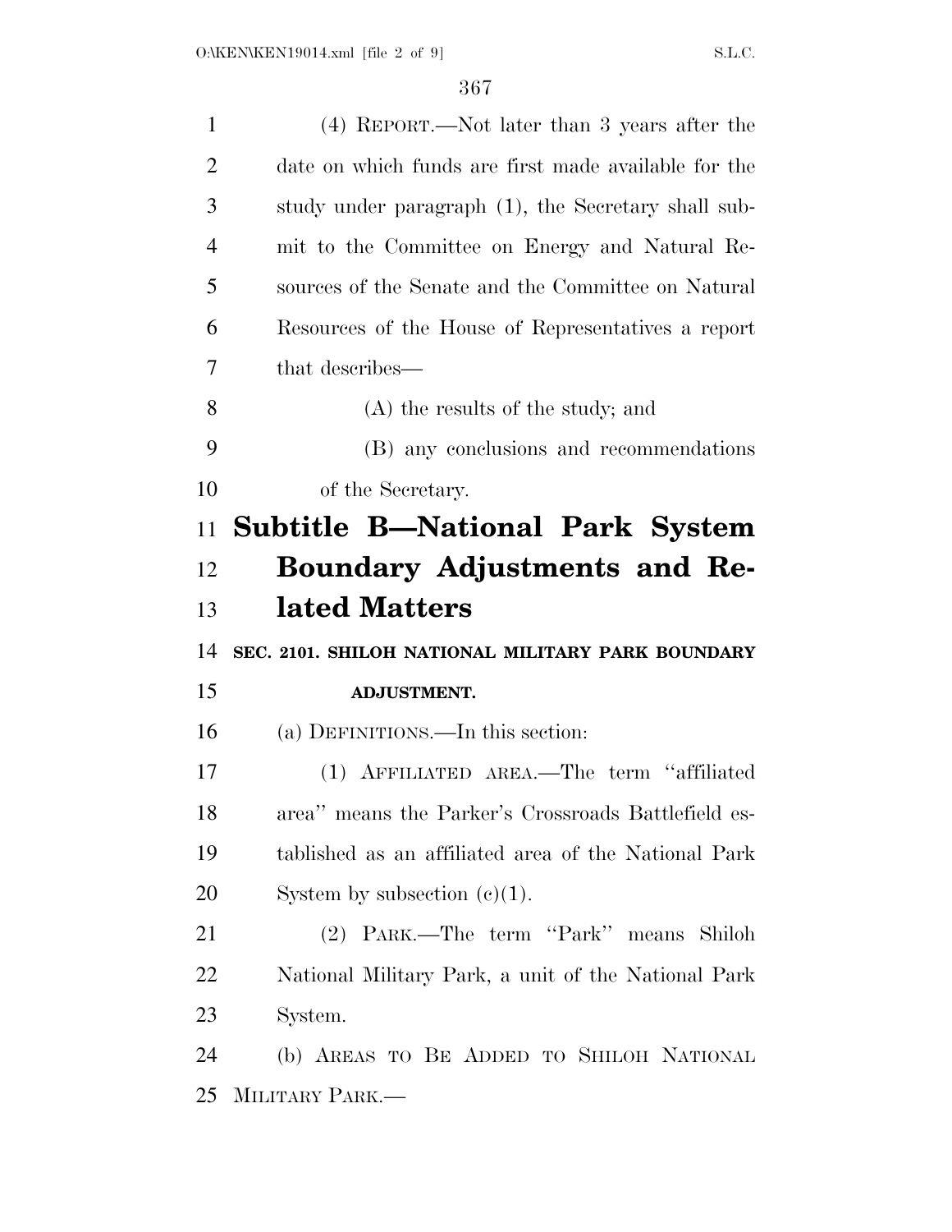(4) REPORT.—Not later than 3 years after the date on which funds are first made available for the study under paragraph (1), the Secretary shall submit to the Committee on Energy and Natural Resources of the Senate and the Committee on Natural Resources of the House of Representatives a report that describes—

(A) the results of the study; and

(B) any conclusions and recommendations of the Secretary.

## Subtitle B—National Park System Boundary Adjustments and Related Matters

### SEC. 2101. SHILOH NATIONAL MILITARY PARK BOUNDARY ADJUSTMENT.

(a) DEFINITIONS.—In this section:

(1) AFFILIATED AREA.—The term "affiliated area" means the Parker's Crossroads Battlefield established as an affiliated area of the National Park System by subsection (c)(1).

(2) PARK.—The term "Park" means Shiloh National Military Park, a unit of the National Park System.

(b) AREAS TO BE ADDED TO SHILOH NATIONAL MILITARY PARK.—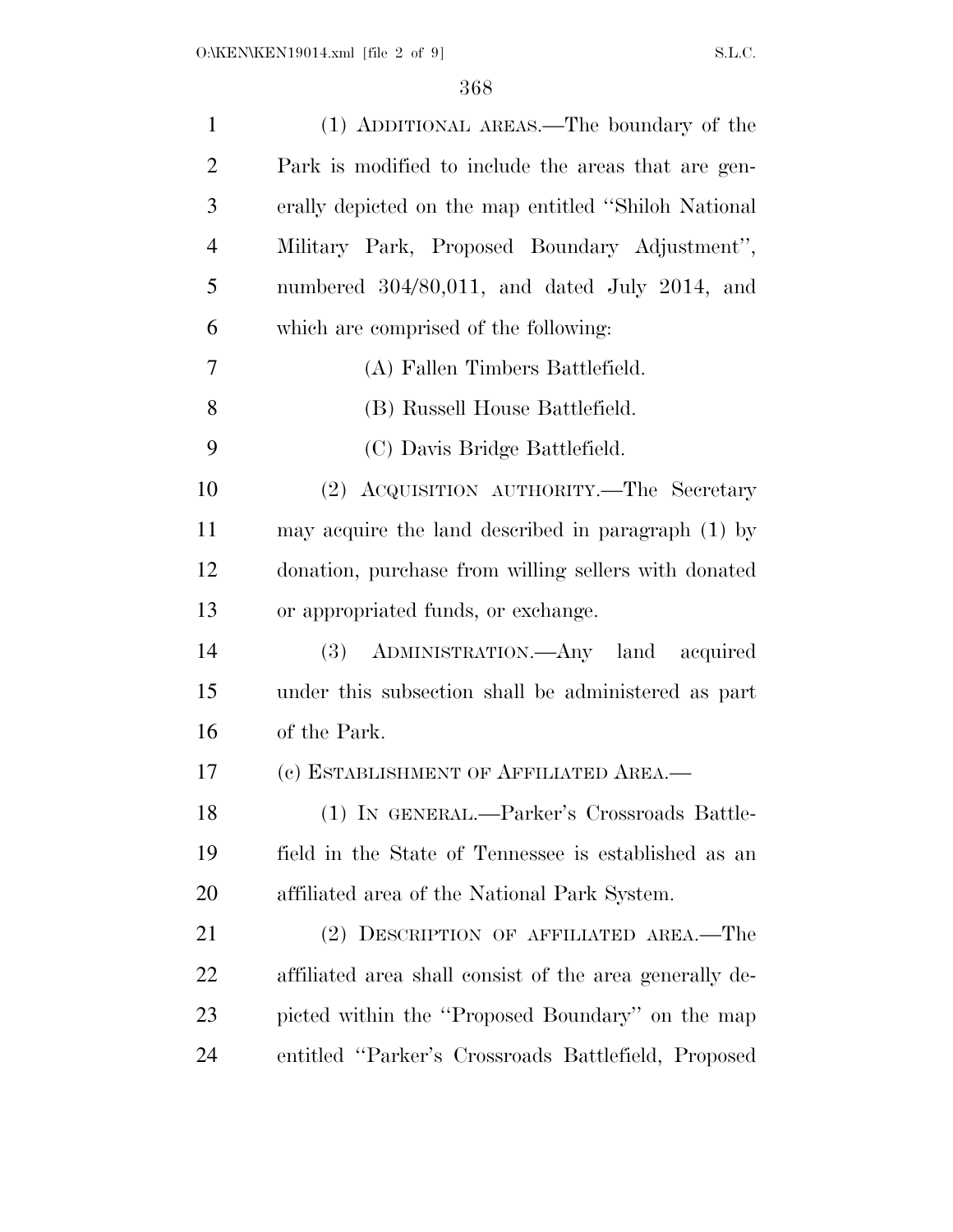(1) ADDITIONAL AREAS.—The boundary of the Park is modified to include the areas that are generally depicted on the map entitled ''Shiloh National Military Park, Proposed Boundary Adjustment'', numbered 304/80,011, and dated July 2014, and which are comprised of the following:

(A) Fallen Timbers Battlefield.

(B) Russell House Battlefield.

(C) Davis Bridge Battlefield.

(2) ACQUISITION AUTHORITY.—The Secretary may acquire the land described in paragraph (1) by donation, purchase from willing sellers with donated or appropriated funds, or exchange.

(3) ADMINISTRATION.—Any land acquired under this subsection shall be administered as part of the Park.

(c) ESTABLISHMENT OF AFFILIATED AREA.—

(1) IN GENERAL.—Parker's Crossroads Battlefield in the State of Tennessee is established as an affiliated area of the National Park System.

(2) DESCRIPTION OF AFFILIATED AREA.—The affiliated area shall consist of the area generally depicted within the ''Proposed Boundary'' on the map entitled ''Parker's Crossroads Battlefield, Proposed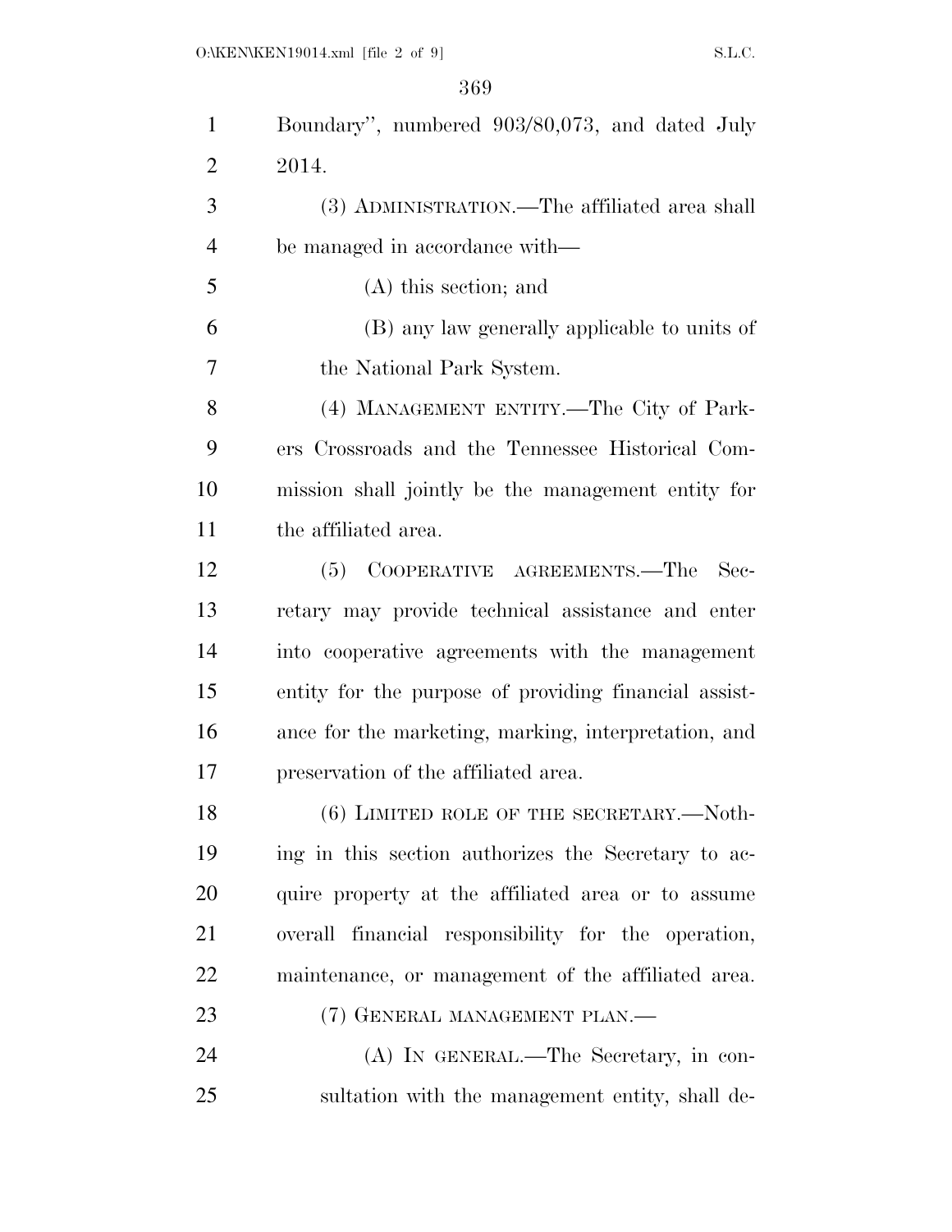Boundary", numbered 903/80,073, and dated July 2014.

(3) ADMINISTRATION.—The affiliated area shall be managed in accordance with—

(A) this section; and

(B) any law generally applicable to units of the National Park System.

(4) MANAGEMENT ENTITY.—The City of Parkers Crossroads and the Tennessee Historical Commission shall jointly be the management entity for the affiliated area.

(5) COOPERATIVE AGREEMENTS.—The Secretary may provide technical assistance and enter into cooperative agreements with the management entity for the purpose of providing financial assistance for the marketing, marking, interpretation, and preservation of the affiliated area.

(6) LIMITED ROLE OF THE SECRETARY.—Nothing in this section authorizes the Secretary to acquire property at the affiliated area or to assume overall financial responsibility for the operation, maintenance, or management of the affiliated area.

(7) GENERAL MANAGEMENT PLAN.—

(A) IN GENERAL.—The Secretary, in consultation with the management entity, shall de-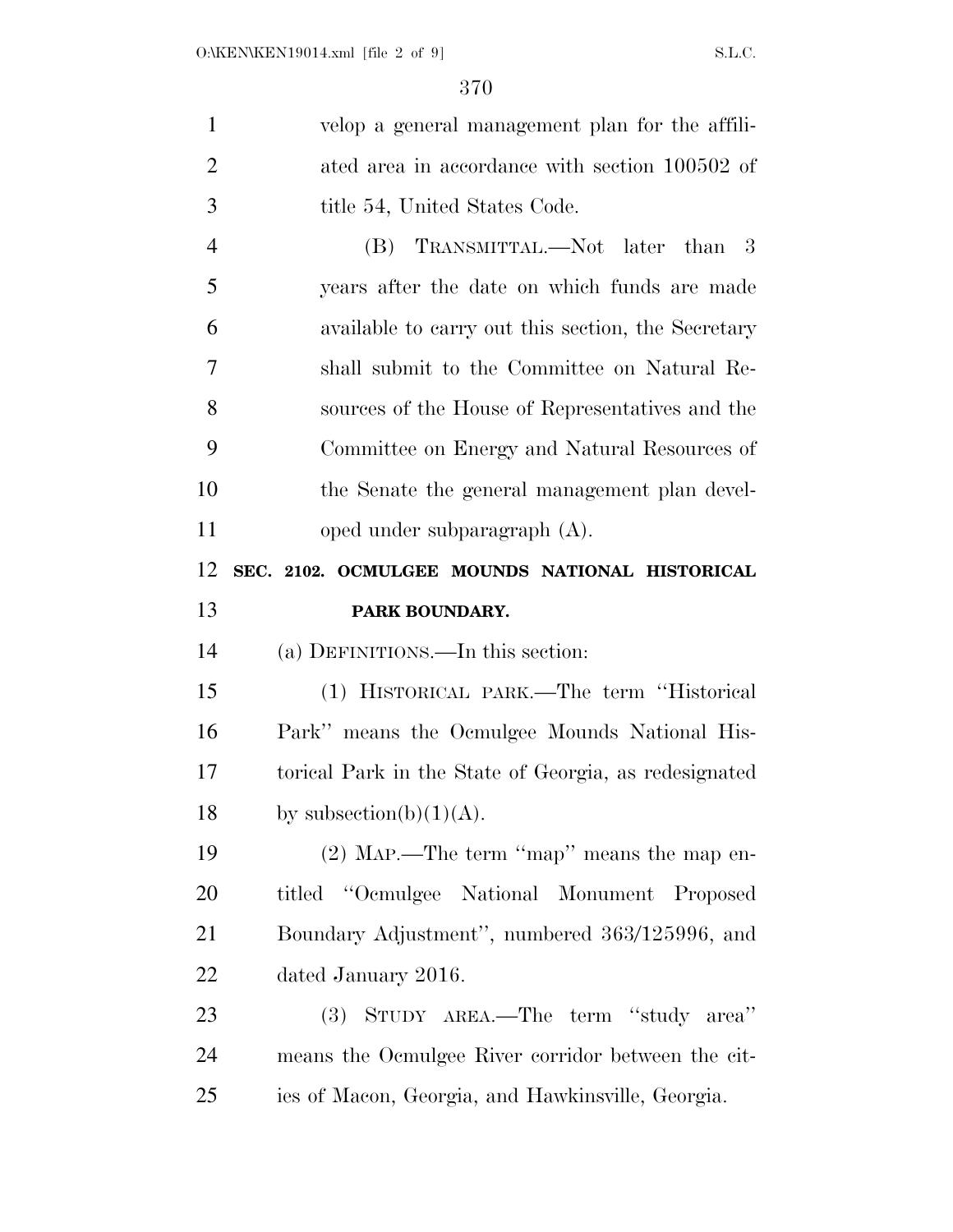velop a general management plan for the affiliated area in accordance with section 100502 of title 54, United States Code.

(B) TRANSMITTAL.—Not later than 3 years after the date on which funds are made available to carry out this section, the Secretary shall submit to the Committee on Natural Resources of the House of Representatives and the Committee on Energy and Natural Resources of the Senate the general management plan developed under subparagraph (A).

**SEC. 2102. OCMULGEE MOUNDS NATIONAL HISTORICAL PARK BOUNDARY.**

(a) DEFINITIONS.—In this section:

(1) HISTORICAL PARK.—The term ''Historical Park'' means the Ocmulgee Mounds National Historical Park in the State of Georgia, as redesignated by subsection(b)(1)(A).

(2) MAP.—The term ''map'' means the map entitled ''Ocmulgee National Monument Proposed Boundary Adjustment'', numbered 363/125996, and dated January 2016.

(3) STUDY AREA.—The term ''study area'' means the Ocmulgee River corridor between the cities of Macon, Georgia, and Hawkinsville, Georgia.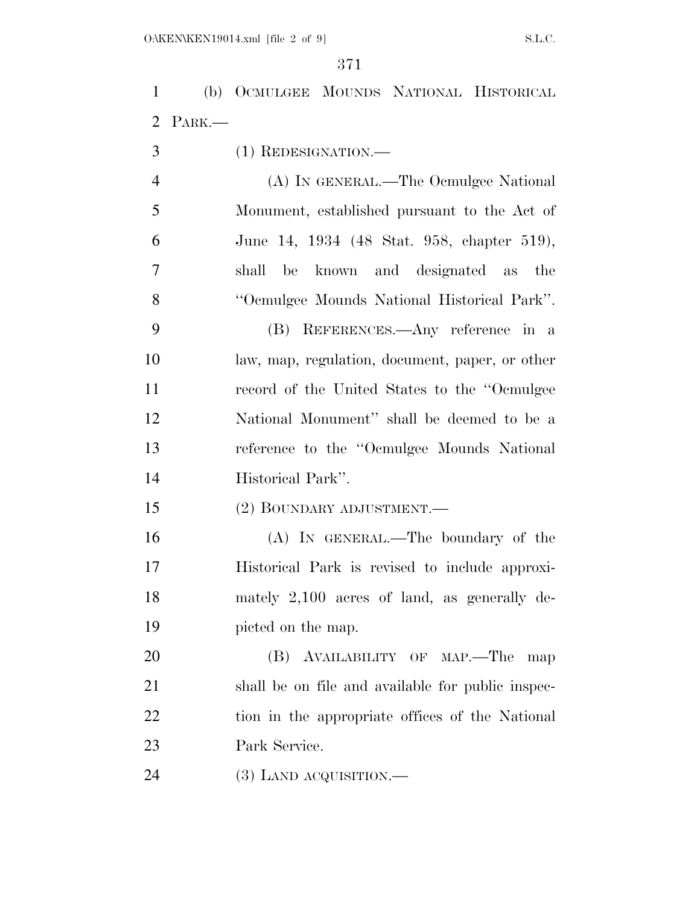(b) OCMULGEE MOUNDS NATIONAL HISTORICAL PARK.—

(1) REDESIGNATION.—

(A) IN GENERAL.—The Ocmulgee National Monument, established pursuant to the Act of June 14, 1934 (48 Stat. 958, chapter 519), shall be known and designated as the ''Ocmulgee Mounds National Historical Park''.

(B) REFERENCES.—Any reference in a law, map, regulation, document, paper, or other record of the United States to the ''Ocmulgee National Monument'' shall be deemed to be a reference to the ''Ocmulgee Mounds National Historical Park''.

(2) BOUNDARY ADJUSTMENT.—

(A) IN GENERAL.—The boundary of the Historical Park is revised to include approximately 2,100 acres of land, as generally depicted on the map.

(B) AVAILABILITY OF MAP.—The map shall be on file and available for public inspection in the appropriate offices of the National Park Service.

(3) LAND ACQUISITION.—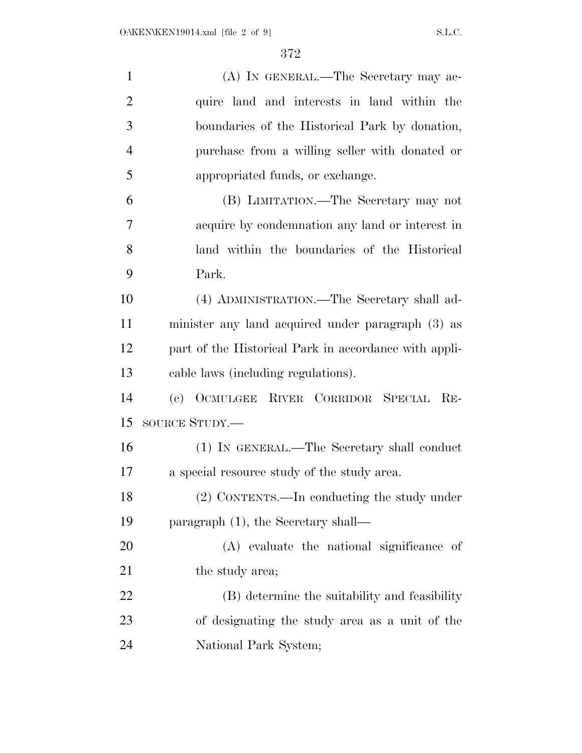(A) IN GENERAL.—The Secretary may acquire land and interests in land within the boundaries of the Historical Park by donation, purchase from a willing seller with donated or appropriated funds, or exchange.

(B) LIMITATION.—The Secretary may not acquire by condemnation any land or interest in land within the boundaries of the Historical Park.

(4) ADMINISTRATION.—The Secretary shall administer any land acquired under paragraph (3) as part of the Historical Park in accordance with applicable laws (including regulations).

(c) OCMULGEE RIVER CORRIDOR SPECIAL RESOURCE STUDY.—

(1) IN GENERAL.—The Secretary shall conduct a special resource study of the study area.

(2) CONTENTS.—In conducting the study under paragraph (1), the Secretary shall—

(A) evaluate the national significance of the study area;

(B) determine the suitability and feasibility of designating the study area as a unit of the National Park System;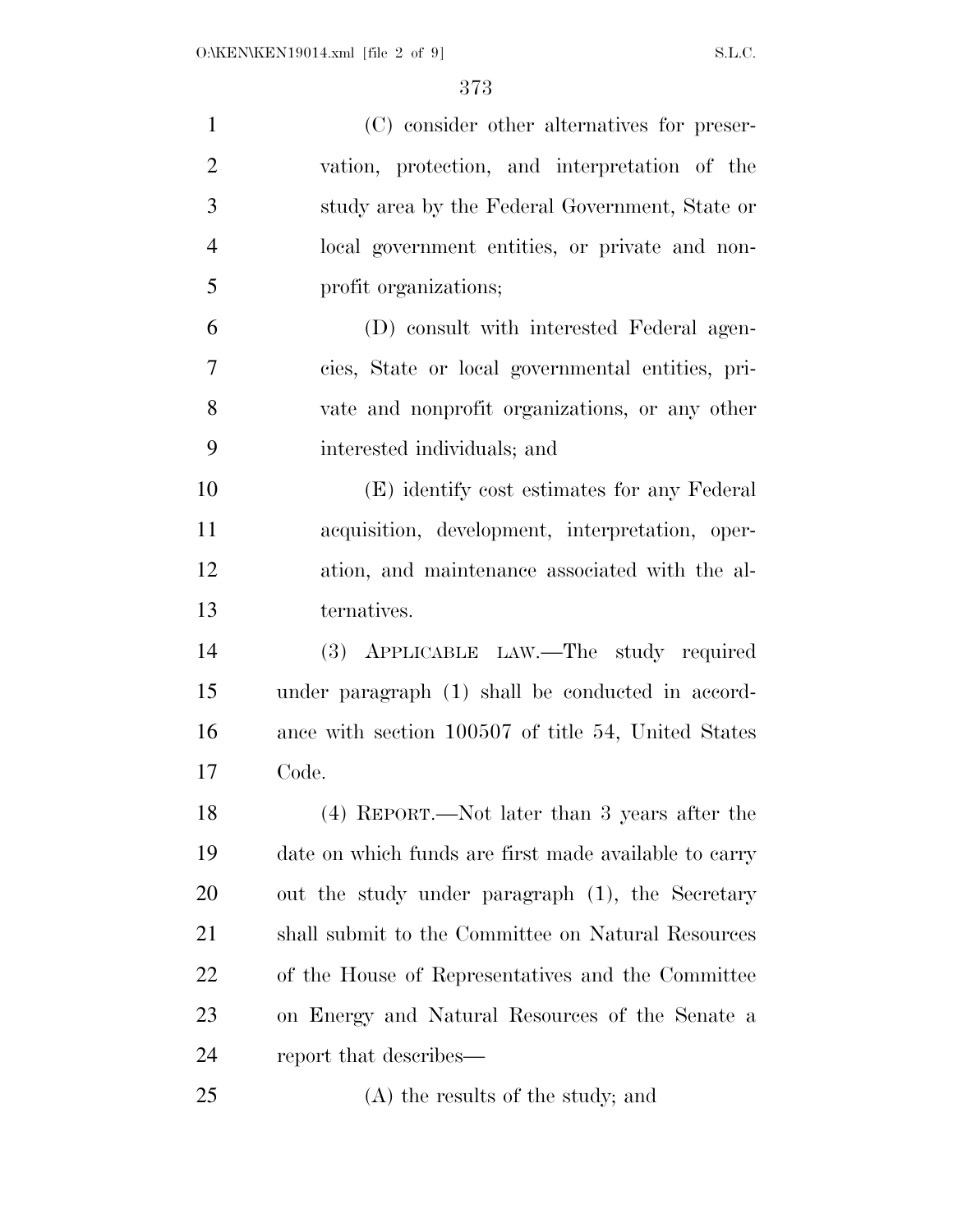(C) consider other alternatives for preservation, protection, and interpretation of the study area by the Federal Government, State or local government entities, or private and nonprofit organizations;

(D) consult with interested Federal agencies, State or local governmental entities, private and nonprofit organizations, or any other interested individuals; and

(E) identify cost estimates for any Federal acquisition, development, interpretation, operation, and maintenance associated with the alternatives.

(3) APPLICABLE LAW.—The study required under paragraph (1) shall be conducted in accordance with section 100507 of title 54, United States Code.

(4) REPORT.—Not later than 3 years after the date on which funds are first made available to carry out the study under paragraph (1), the Secretary shall submit to the Committee on Natural Resources of the House of Representatives and the Committee on Energy and Natural Resources of the Senate a report that describes—

(A) the results of the study; and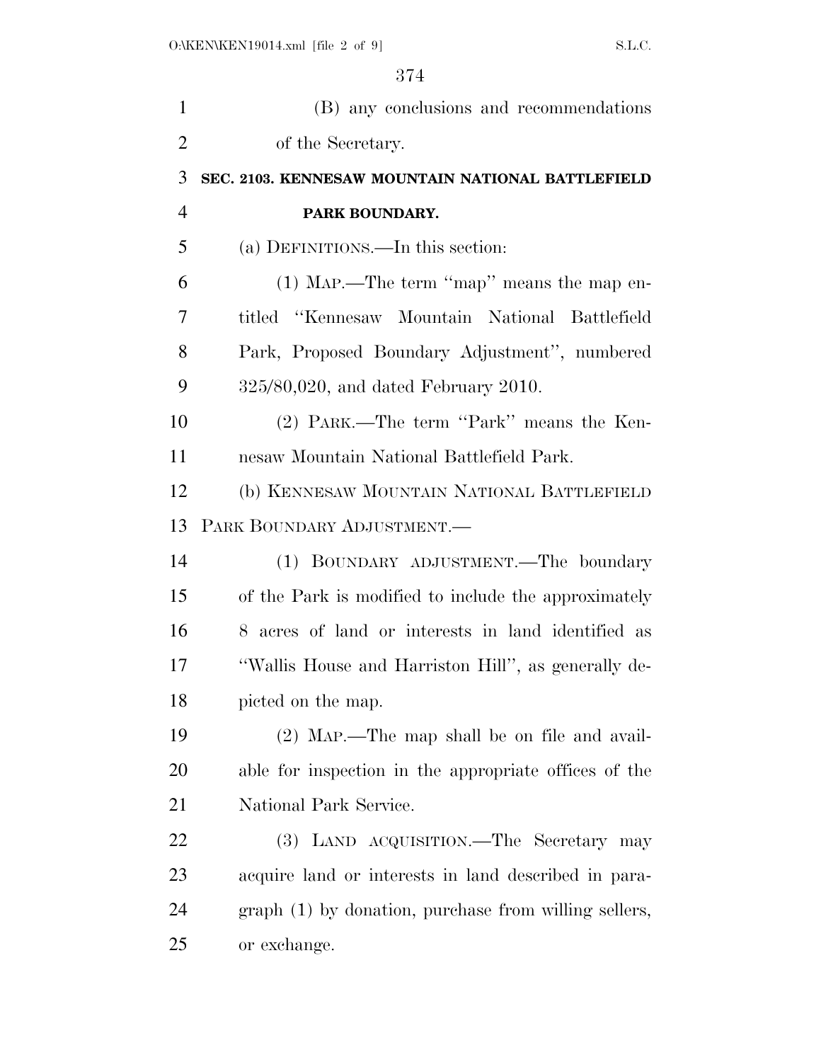(B) any conclusions and recommendations of the Secretary.

### SEC. 2103. KENNESAW MOUNTAIN NATIONAL BATTLEFIELD PARK BOUNDARY.

(a) DEFINITIONS.—In this section:

(1) MAP.—The term ''map'' means the map entitled ''Kennesaw Mountain National Battlefield Park, Proposed Boundary Adjustment'', numbered 325/80,020, and dated February 2010.

(2) PARK.—The term ''Park'' means the Kennesaw Mountain National Battlefield Park.

(b) KENNESAW MOUNTAIN NATIONAL BATTLEFIELD PARK BOUNDARY ADJUSTMENT.—

(1) BOUNDARY ADJUSTMENT.—The boundary of the Park is modified to include the approximately 8 acres of land or interests in land identified as ''Wallis House and Harriston Hill'', as generally depicted on the map.

(2) MAP.—The map shall be on file and available for inspection in the appropriate offices of the National Park Service.

(3) LAND ACQUISITION.—The Secretary may acquire land or interests in land described in paragraph (1) by donation, purchase from willing sellers, or exchange.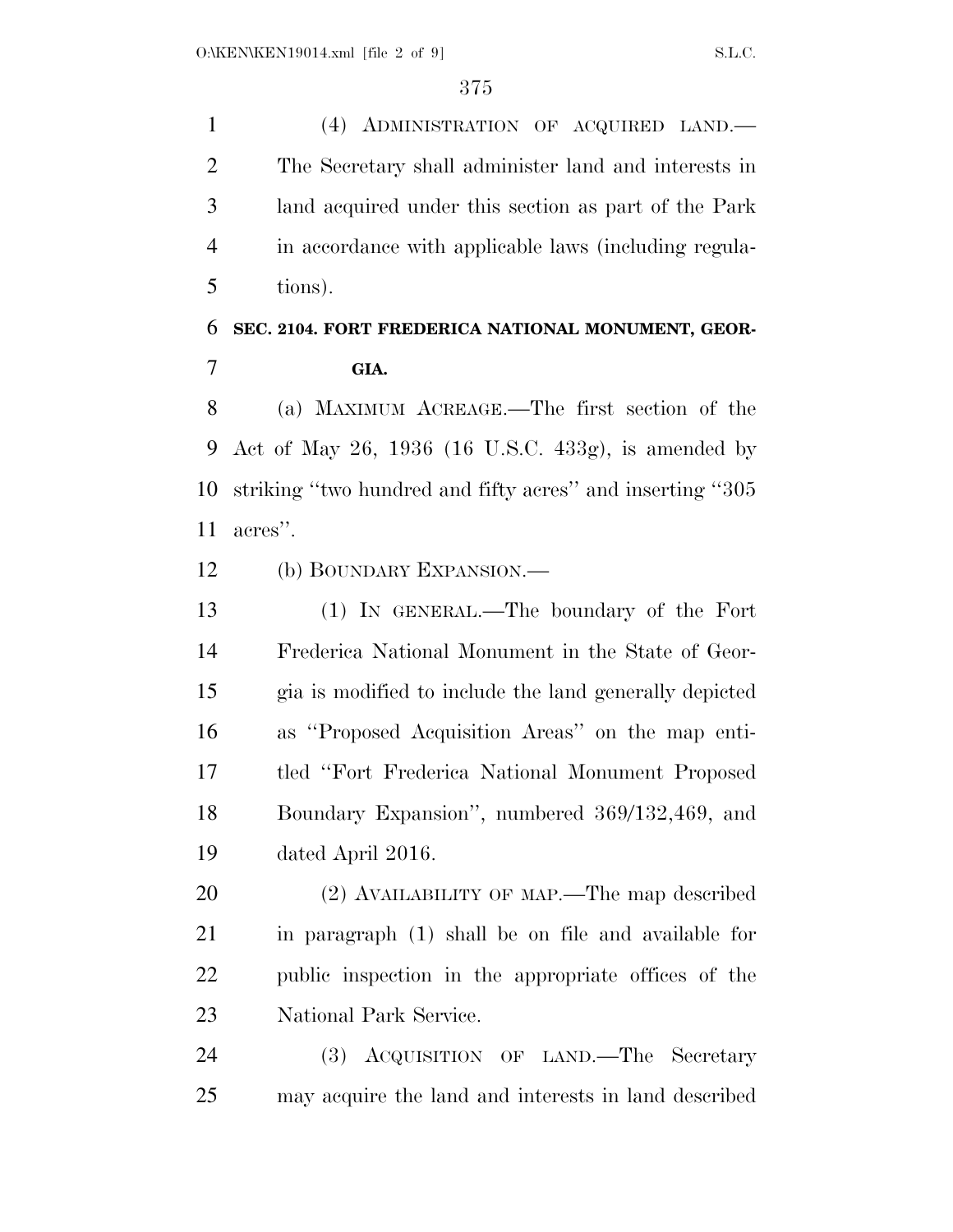(4) ADMINISTRATION OF ACQUIRED LAND.—The Secretary shall administer land and interests in land acquired under this section as part of the Park in accordance with applicable laws (including regulations).

## SEC. 2104. FORT FREDERICA NATIONAL MONUMENT, GEORGIA.

(a) MAXIMUM ACREAGE.—The first section of the Act of May 26, 1936 (16 U.S.C. 433g), is amended by striking ''two hundred and fifty acres'' and inserting ''305 acres''.

(b) BOUNDARY EXPANSION.—

(1) IN GENERAL.—The boundary of the Fort Frederica National Monument in the State of Georgia is modified to include the land generally depicted as ''Proposed Acquisition Areas'' on the map entitled ''Fort Frederica National Monument Proposed Boundary Expansion'', numbered 369/132,469, and dated April 2016.

(2) AVAILABILITY OF MAP.—The map described in paragraph (1) shall be on file and available for public inspection in the appropriate offices of the National Park Service.

(3) ACQUISITION OF LAND.—The Secretary may acquire the land and interests in land described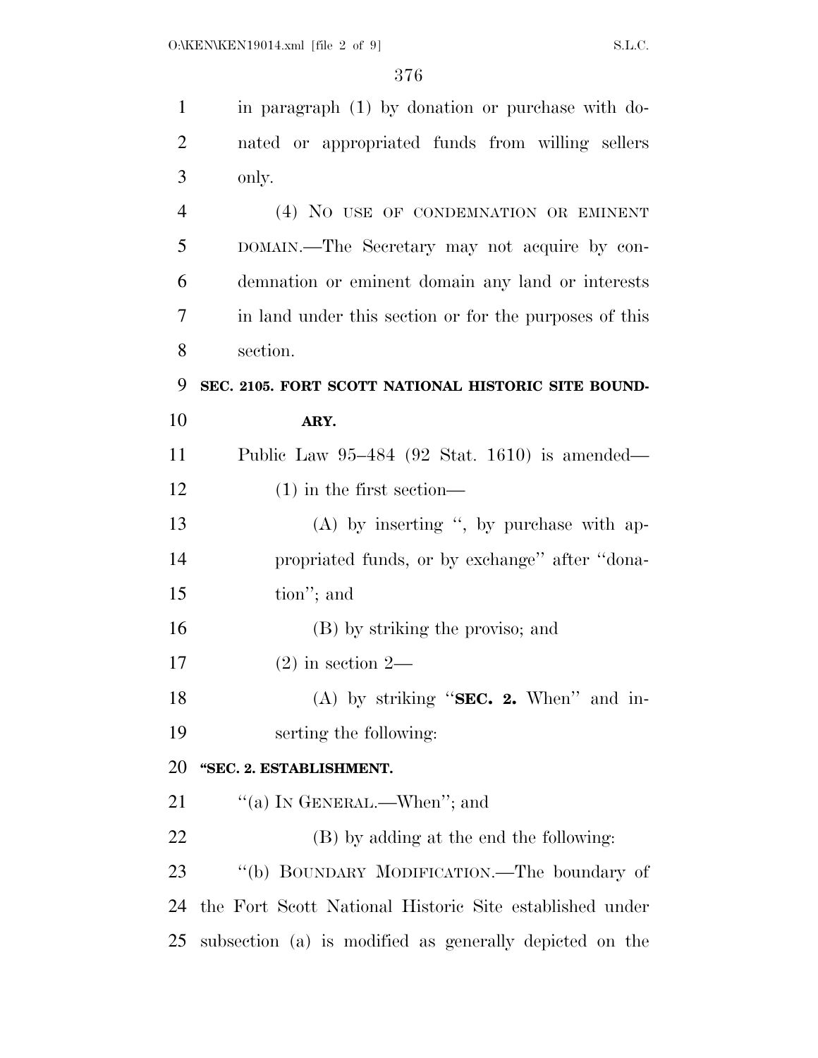in paragraph (1) by donation or purchase with donated or appropriated funds from willing sellers only.

(4) NO USE OF CONDEMNATION OR EMINENT DOMAIN.—The Secretary may not acquire by condemnation or eminent domain any land or interests in land under this section or for the purposes of this section.

**SEC. 2105. FORT SCOTT NATIONAL HISTORIC SITE BOUNDARY.**

Public Law 95–484 (92 Stat. 1610) is amended—

(1) in the first section—

(A) by inserting ", by purchase with appropriated funds, or by exchange" after "donation"; and

(B) by striking the proviso; and

(2) in section 2—

(A) by striking "**SEC. 2.** When" and inserting the following:

**"SEC. 2. ESTABLISHMENT.**

"(a) IN GENERAL.—When"; and

(B) by adding at the end the following:

"(b) BOUNDARY MODIFICATION.—The boundary of the Fort Scott National Historic Site established under subsection (a) is modified as generally depicted on the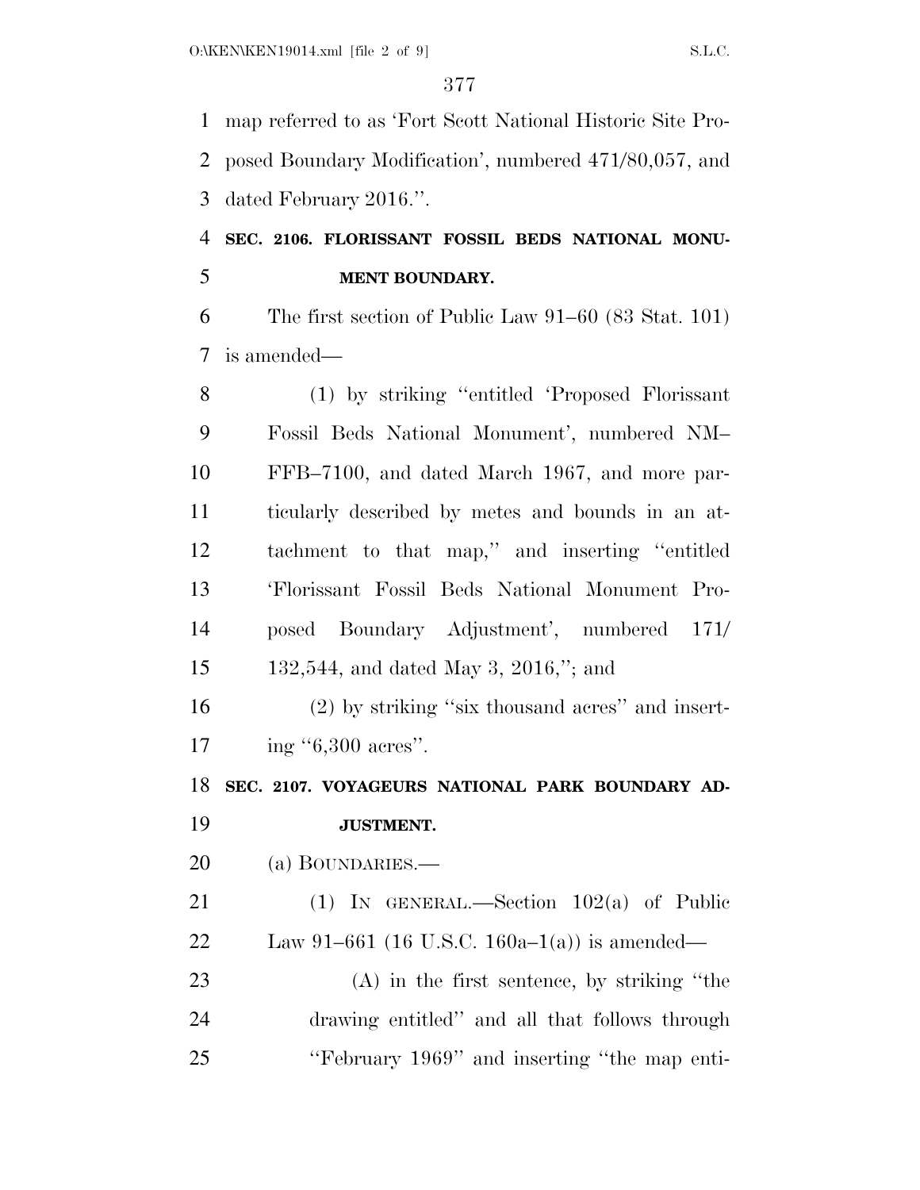map referred to as 'Fort Scott National Historic Site Proposed Boundary Modification', numbered 471/80,057, and dated February 2016.''.

**SEC. 2106. FLORISSANT FOSSIL BEDS NATIONAL MONUMENT BOUNDARY.**

The first section of Public Law 91–60 (83 Stat. 101) is amended—

(1) by striking ''entitled 'Proposed Florissant Fossil Beds National Monument', numbered NM–FFB–7100, and dated March 1967, and more particularly described by metes and bounds in an attachment to that map,'' and inserting ''entitled 'Florissant Fossil Beds National Monument Proposed Boundary Adjustment', numbered 171/132,544, and dated May 3, 2016,''; and

(2) by striking ''six thousand acres'' and inserting ''6,300 acres''.

**SEC. 2107. VOYAGEURS NATIONAL PARK BOUNDARY ADJUSTMENT.**

(a) BOUNDARIES.—

(1) IN GENERAL.—Section 102(a) of Public Law 91–661 (16 U.S.C. 160a–1(a)) is amended—

(A) in the first sentence, by striking ''the drawing entitled'' and all that follows through ''February 1969'' and inserting ''the map enti-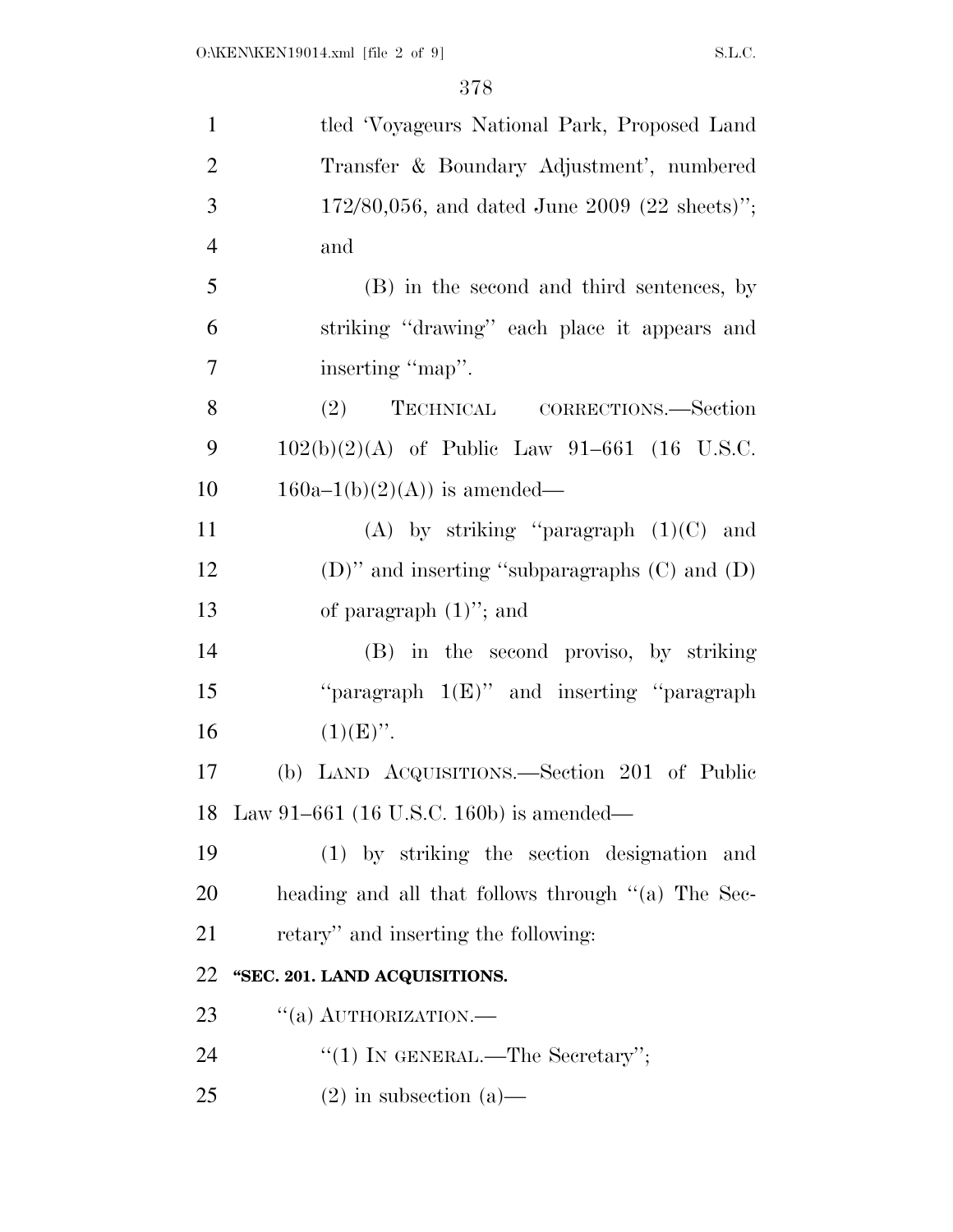tled 'Voyageurs National Park, Proposed Land Transfer & Boundary Adjustment', numbered 172/80,056, and dated June 2009 (22 sheets)"; and

(B) in the second and third sentences, by striking "drawing" each place it appears and inserting "map".

(2) TECHNICAL CORRECTIONS.—Section 102(b)(2)(A) of Public Law 91–661 (16 U.S.C. 160a–1(b)(2)(A)) is amended—

(A) by striking "paragraph (1)(C) and (D)" and inserting "subparagraphs (C) and (D) of paragraph (1)"; and

(B) in the second proviso, by striking "paragraph 1(E)" and inserting "paragraph (1)(E)".

(b) LAND ACQUISITIONS.—Section 201 of Public Law 91–661 (16 U.S.C. 160b) is amended—

(1) by striking the section designation and heading and all that follows through "(a) The Secretary" and inserting the following:

**"SEC. 201. LAND ACQUISITIONS.**

"(a) AUTHORIZATION.—

"(1) IN GENERAL.—The Secretary";

(2) in subsection (a)—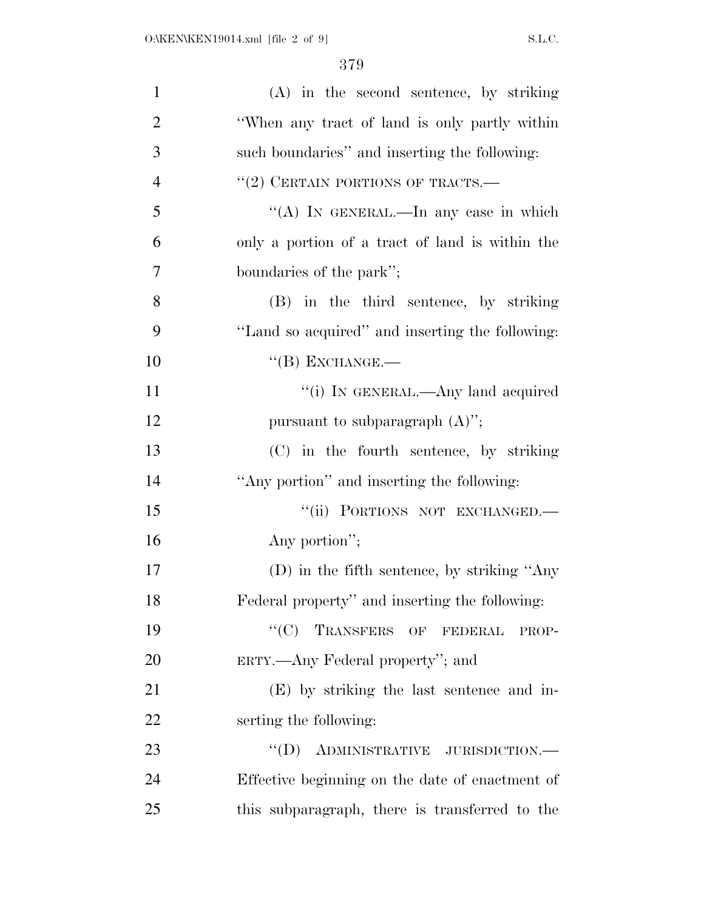(A) in the second sentence, by striking ''When any tract of land is only partly within such boundaries'' and inserting the following:

''(2) CERTAIN PORTIONS OF TRACTS.—

''(A) IN GENERAL.—In any case in which only a portion of a tract of land is within the boundaries of the park'';

(B) in the third sentence, by striking ''Land so acquired'' and inserting the following:

''(B) EXCHANGE.—

''(i) IN GENERAL.—Any land acquired pursuant to subparagraph (A)'';

(C) in the fourth sentence, by striking ''Any portion'' and inserting the following:

''(ii) PORTIONS NOT EXCHANGED.— Any portion'';

(D) in the fifth sentence, by striking ''Any Federal property'' and inserting the following:

''(C) TRANSFERS OF FEDERAL PROPERTY.—Any Federal property''; and

(E) by striking the last sentence and inserting the following:

''(D) ADMINISTRATIVE JURISDICTION.— Effective beginning on the date of enactment of this subparagraph, there is transferred to the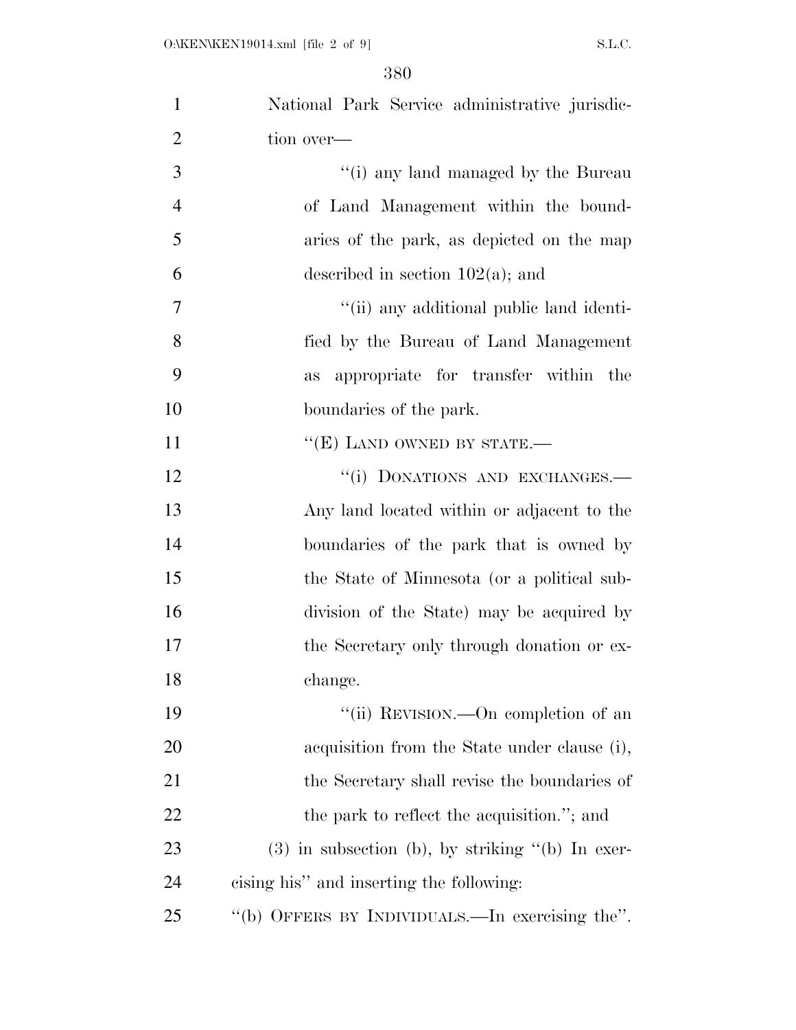National Park Service administrative jurisdiction over—

"(i) any land managed by the Bureau of Land Management within the boundaries of the park, as depicted on the map described in section 102(a); and

"(ii) any additional public land identified by the Bureau of Land Management as appropriate for transfer within the boundaries of the park.

"(E) LAND OWNED BY STATE.—

"(i) DONATIONS AND EXCHANGES.—Any land located within or adjacent to the boundaries of the park that is owned by the State of Minnesota (or a political subdivision of the State) may be acquired by the Secretary only through donation or exchange.

"(ii) REVISION.—On completion of an acquisition from the State under clause (i), the Secretary shall revise the boundaries of the park to reflect the acquisition."; and

(3) in subsection (b), by striking "(b) In exercising his" and inserting the following:

"(b) OFFERS BY INDIVIDUALS.—In exercising the".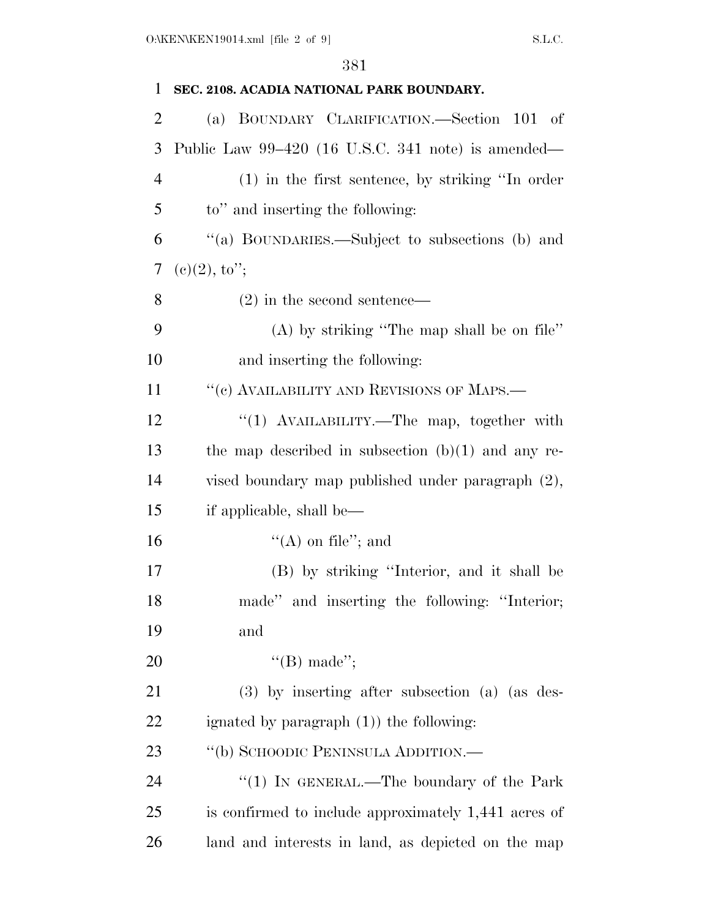**SEC. 2108. ACADIA NATIONAL PARK BOUNDARY.**

(a) BOUNDARY CLARIFICATION.—Section 101 of Public Law 99–420 (16 U.S.C. 341 note) is amended—

(1) in the first sentence, by striking ''In order to'' and inserting the following:

''(a) BOUNDARIES.—Subject to subsections (b) and (c)(2), to'';

(2) in the second sentence—

(A) by striking ''The map shall be on file'' and inserting the following:

''(c) AVAILABILITY AND REVISIONS OF MAPS.—

''(1) AVAILABILITY.—The map, together with the map described in subsection (b)(1) and any revised boundary map published under paragraph (2), if applicable, shall be—

''(A) on file''; and

(B) by striking ''Interior, and it shall be made'' and inserting the following: ''Interior; and

''(B) made'';

(3) by inserting after subsection (a) (as designated by paragraph (1)) the following:

''(b) SCHOODIC PENINSULA ADDITION.—

''(1) IN GENERAL.—The boundary of the Park is confirmed to include approximately 1,441 acres of land and interests in land, as depicted on the map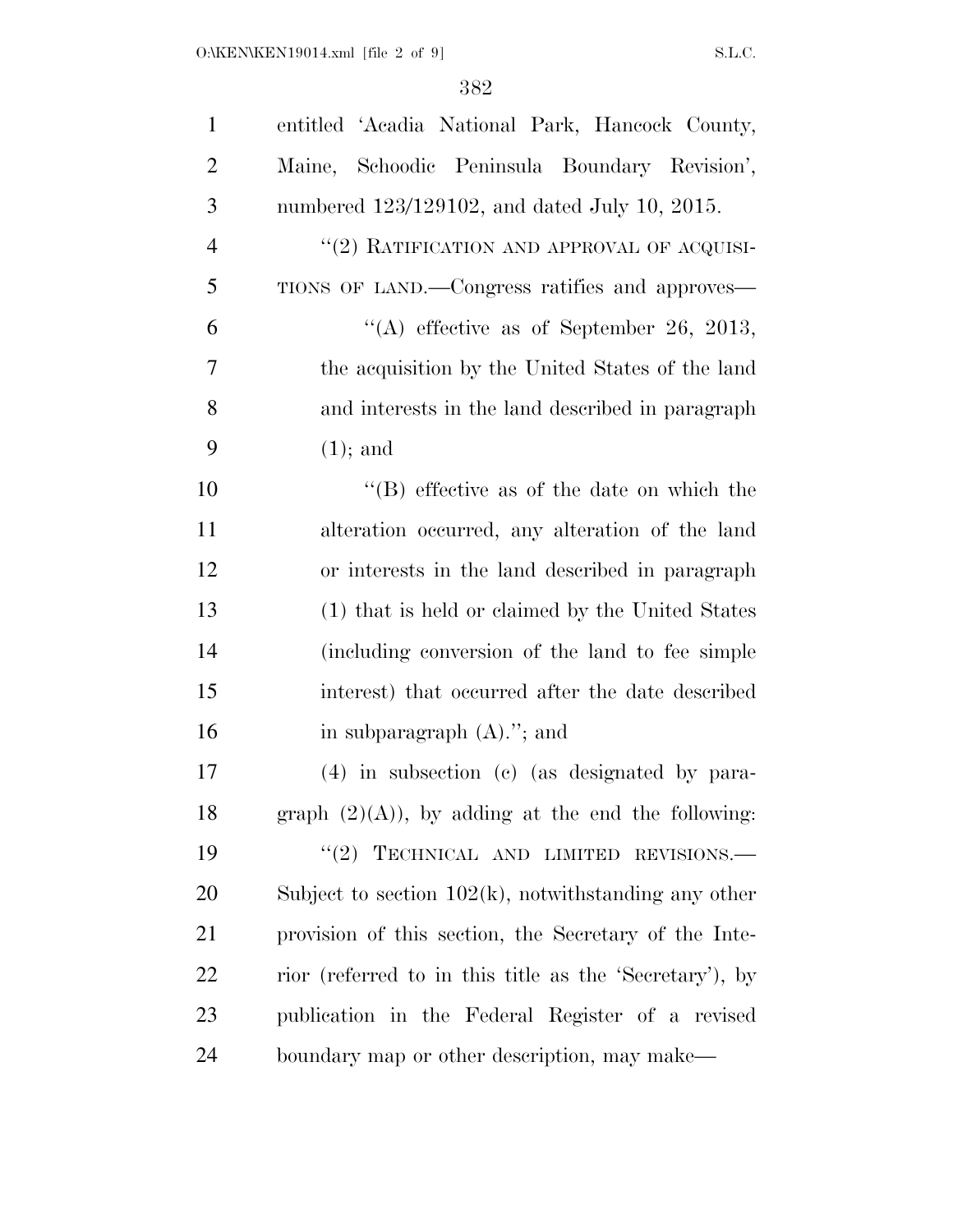entitled 'Acadia National Park, Hancock County, Maine, Schoodic Peninsula Boundary Revision', numbered 123/129102, and dated July 10, 2015.

"(2) RATIFICATION AND APPROVAL OF ACQUISITIONS OF LAND.—Congress ratifies and approves—

"(A) effective as of September 26, 2013, the acquisition by the United States of the land and interests in the land described in paragraph (1); and

"(B) effective as of the date on which the alteration occurred, any alteration of the land or interests in the land described in paragraph (1) that is held or claimed by the United States (including conversion of the land to fee simple interest) that occurred after the date described in subparagraph (A)."; and

(4) in subsection (c) (as designated by paragraph (2)(A)), by adding at the end the following:

"(2) TECHNICAL AND LIMITED REVISIONS.—Subject to section 102(k), notwithstanding any other provision of this section, the Secretary of the Interior (referred to in this title as the 'Secretary'), by publication in the Federal Register of a revised boundary map or other description, may make—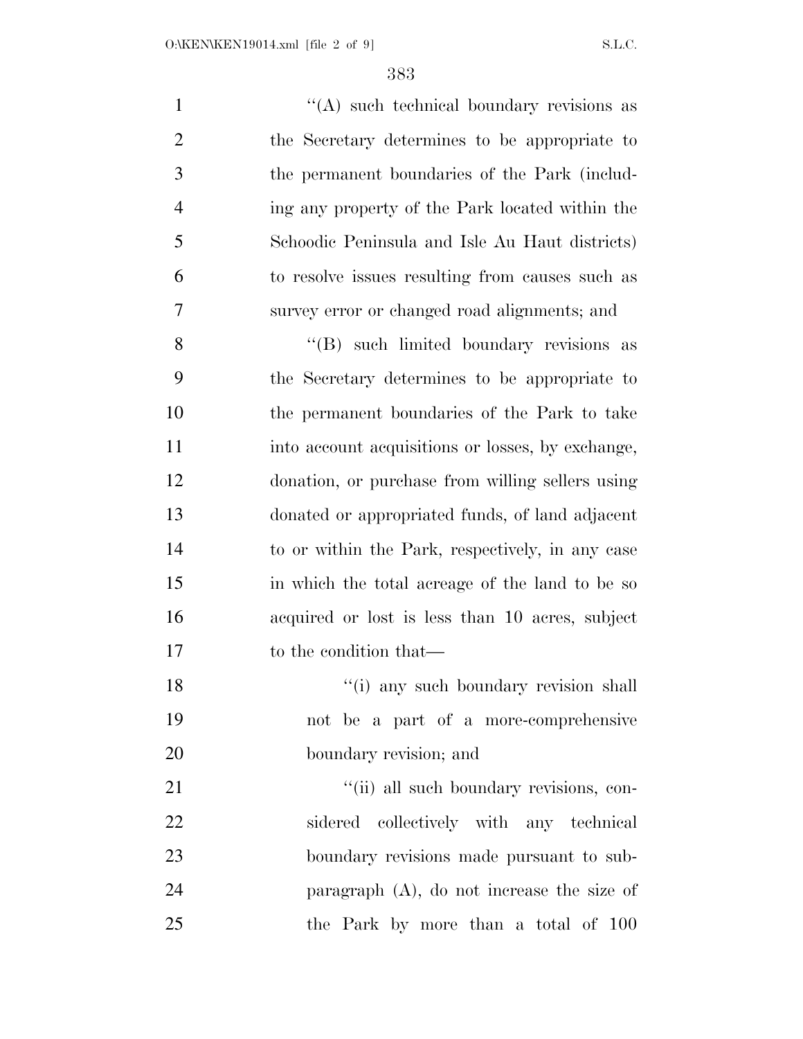''(A) such technical boundary revisions as the Secretary determines to be appropriate to the permanent boundaries of the Park (including any property of the Park located within the Schoodic Peninsula and Isle Au Haut districts) to resolve issues resulting from causes such as survey error or changed road alignments; and

''(B) such limited boundary revisions as the Secretary determines to be appropriate to the permanent boundaries of the Park to take into account acquisitions or losses, by exchange, donation, or purchase from willing sellers using donated or appropriated funds, of land adjacent to or within the Park, respectively, in any case in which the total acreage of the land to be so acquired or lost is less than 10 acres, subject to the condition that—

''(i) any such boundary revision shall not be a part of a more-comprehensive boundary revision; and

''(ii) all such boundary revisions, considered collectively with any technical boundary revisions made pursuant to subparagraph (A), do not increase the size of the Park by more than a total of 100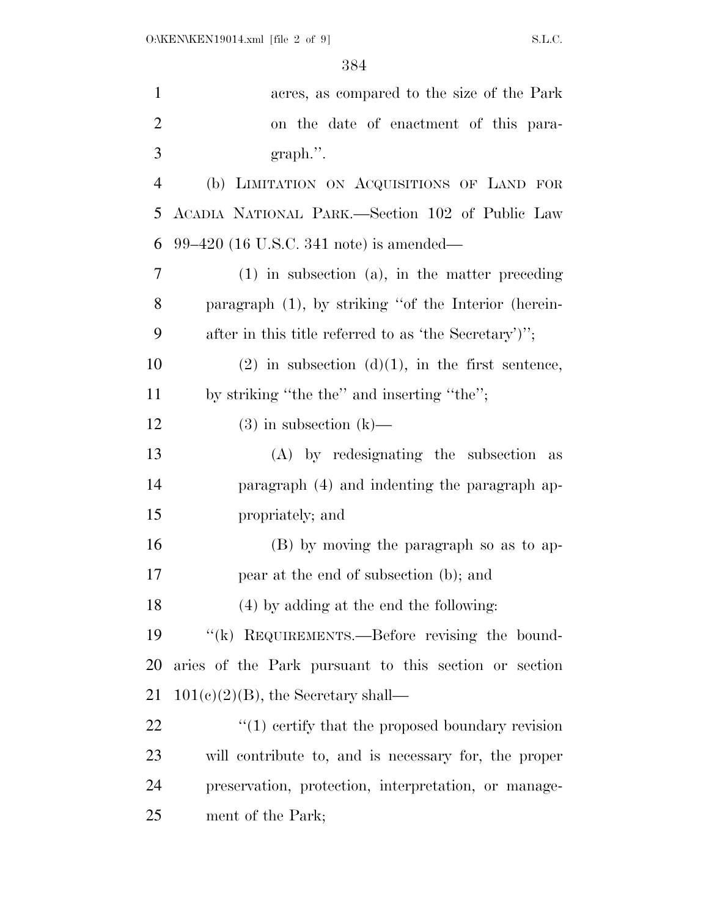acres, as compared to the size of the Park on the date of enactment of this paragraph.''.

(b) LIMITATION ON ACQUISITIONS OF LAND FOR ACADIA NATIONAL PARK.—Section 102 of Public Law 99–420 (16 U.S.C. 341 note) is amended—

(1) in subsection (a), in the matter preceding paragraph (1), by striking ''of the Interior (hereinafter in this title referred to as 'the Secretary')'';

(2) in subsection (d)(1), in the first sentence, by striking ''the the'' and inserting ''the'';

(3) in subsection (k)—

(A) by redesignating the subsection as paragraph (4) and indenting the paragraph appropriately; and

(B) by moving the paragraph so as to appear at the end of subsection (b); and

(4) by adding at the end the following:

''(k) REQUIREMENTS.—Before revising the boundaries of the Park pursuant to this section or section 101(c)(2)(B), the Secretary shall—

''(1) certify that the proposed boundary revision will contribute to, and is necessary for, the proper preservation, protection, interpretation, or management of the Park;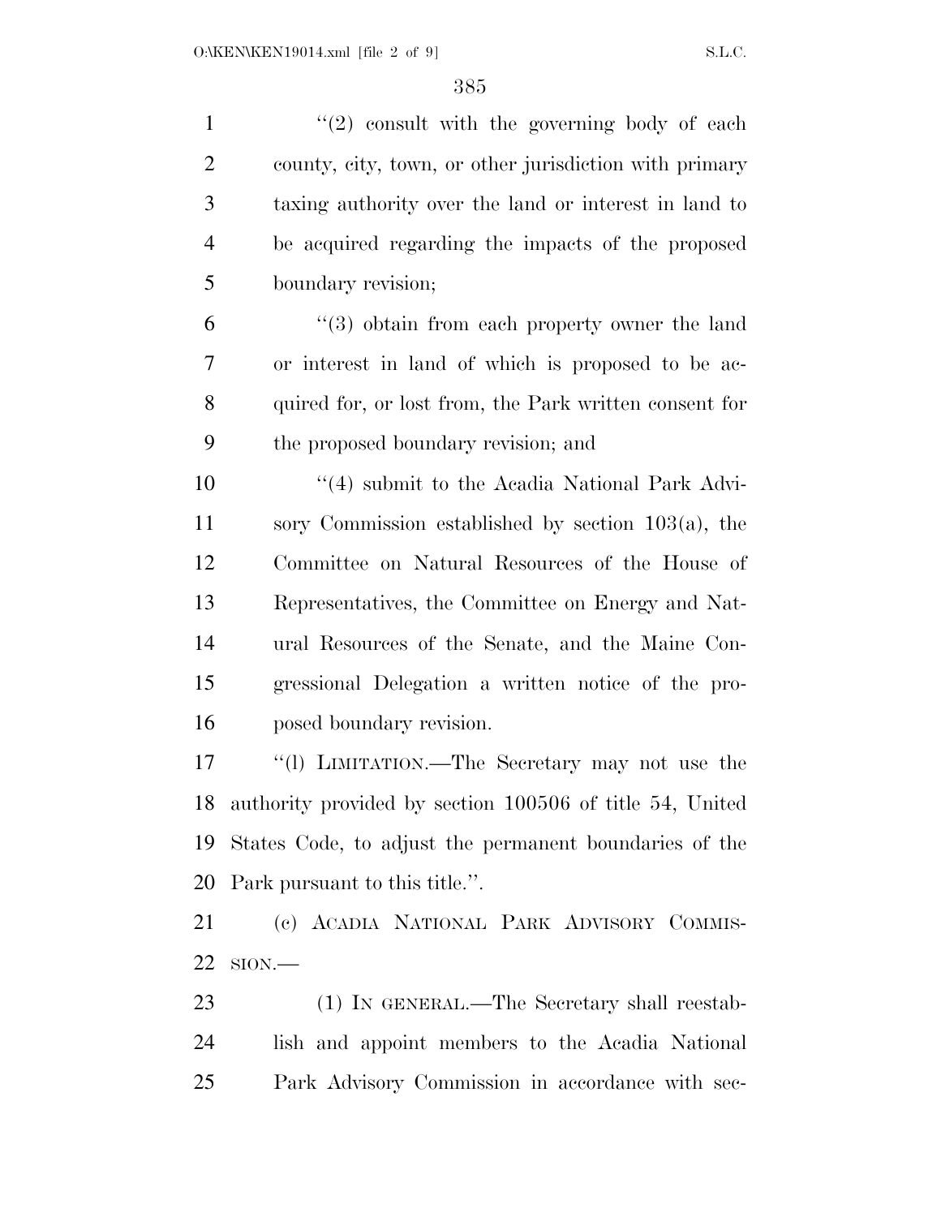"(2) consult with the governing body of each county, city, town, or other jurisdiction with primary taxing authority over the land or interest in land to be acquired regarding the impacts of the proposed boundary revision;

"(3) obtain from each property owner the land or interest in land of which is proposed to be acquired for, or lost from, the Park written consent for the proposed boundary revision; and

"(4) submit to the Acadia National Park Advisory Commission established by section 103(a), the Committee on Natural Resources of the House of Representatives, the Committee on Energy and Natural Resources of the Senate, and the Maine Congressional Delegation a written notice of the proposed boundary revision.

"(l) LIMITATION.—The Secretary may not use the authority provided by section 100506 of title 54, United States Code, to adjust the permanent boundaries of the Park pursuant to this title.".

(c) ACADIA NATIONAL PARK ADVISORY COMMISSION.—

(1) IN GENERAL.—The Secretary shall reestablish and appoint members to the Acadia National Park Advisory Commission in accordance with sec-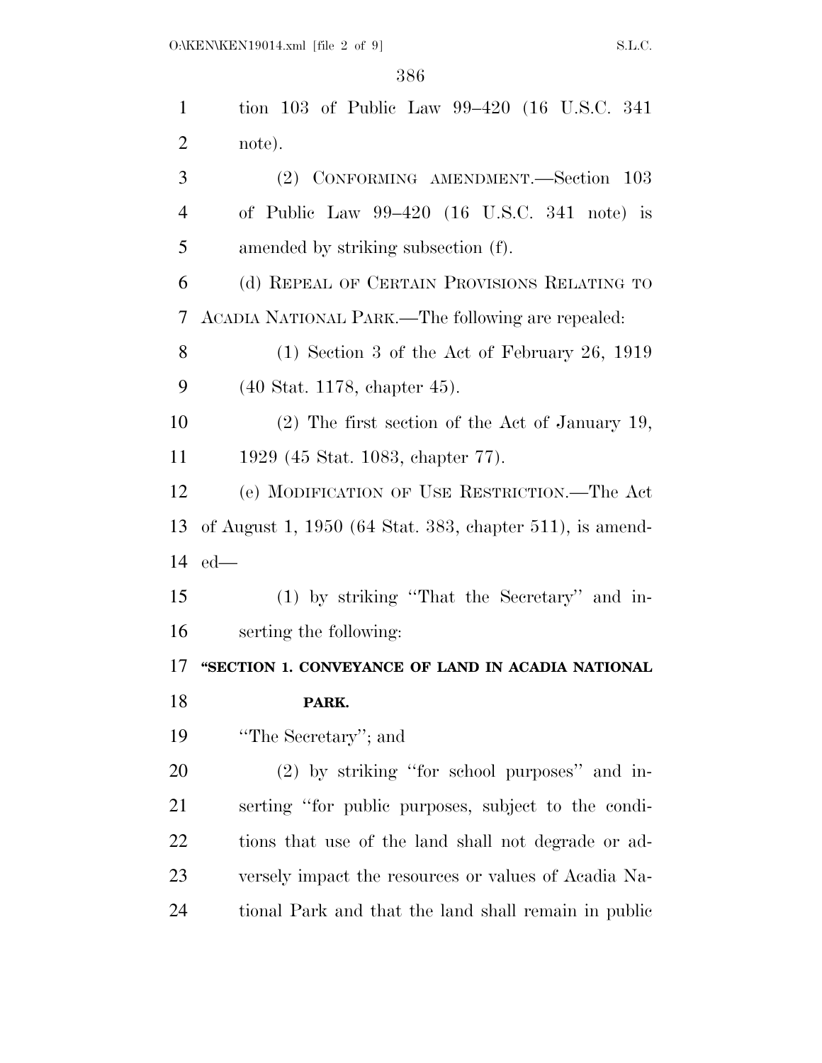tion 103 of Public Law 99–420 (16 U.S.C. 341 note).

(2) CONFORMING AMENDMENT.—Section 103 of Public Law 99–420 (16 U.S.C. 341 note) is amended by striking subsection (f).

(d) REPEAL OF CERTAIN PROVISIONS RELATING TO ACADIA NATIONAL PARK.—The following are repealed:

(1) Section 3 of the Act of February 26, 1919 (40 Stat. 1178, chapter 45).

(2) The first section of the Act of January 19, 1929 (45 Stat. 1083, chapter 77).

(e) MODIFICATION OF USE RESTRICTION.—The Act of August 1, 1950 (64 Stat. 383, chapter 511), is amended—

(1) by striking ''That the Secretary'' and inserting the following:

**''SECTION 1. CONVEYANCE OF LAND IN ACADIA NATIONAL PARK.**

''The Secretary''; and

(2) by striking ''for school purposes'' and inserting ''for public purposes, subject to the conditions that use of the land shall not degrade or adversely impact the resources or values of Acadia National Park and that the land shall remain in public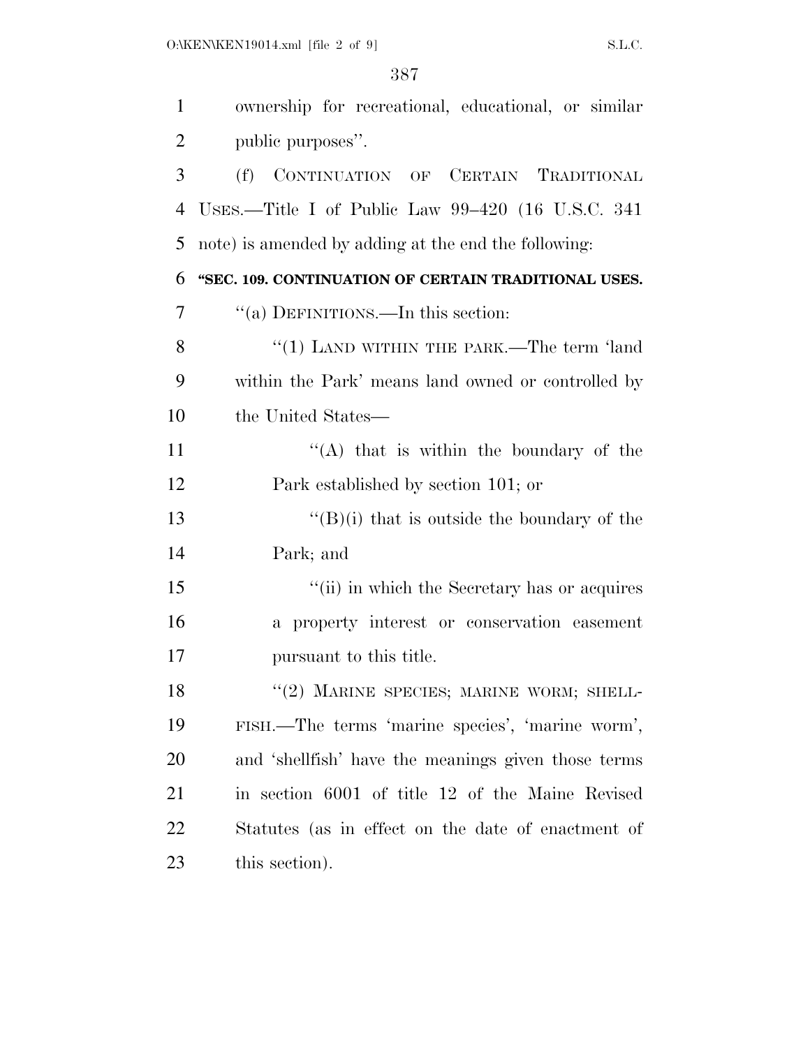ownership for recreational, educational, or similar public purposes''.

(f) CONTINUATION OF CERTAIN TRADITIONAL USES.—Title I of Public Law 99–420 (16 U.S.C. 341 note) is amended by adding at the end the following:

**"SEC. 109. CONTINUATION OF CERTAIN TRADITIONAL USES.**

''(a) DEFINITIONS.—In this section:

''(1) LAND WITHIN THE PARK.—The term 'land within the Park' means land owned or controlled by the United States—

''(A) that is within the boundary of the Park established by section 101; or

''(B)(i) that is outside the boundary of the Park; and

''(ii) in which the Secretary has or acquires a property interest or conservation easement pursuant to this title.

''(2) MARINE SPECIES; MARINE WORM; SHELLFISH.—The terms 'marine species', 'marine worm', and 'shellfish' have the meanings given those terms in section 6001 of title 12 of the Maine Revised Statutes (as in effect on the date of enactment of this section).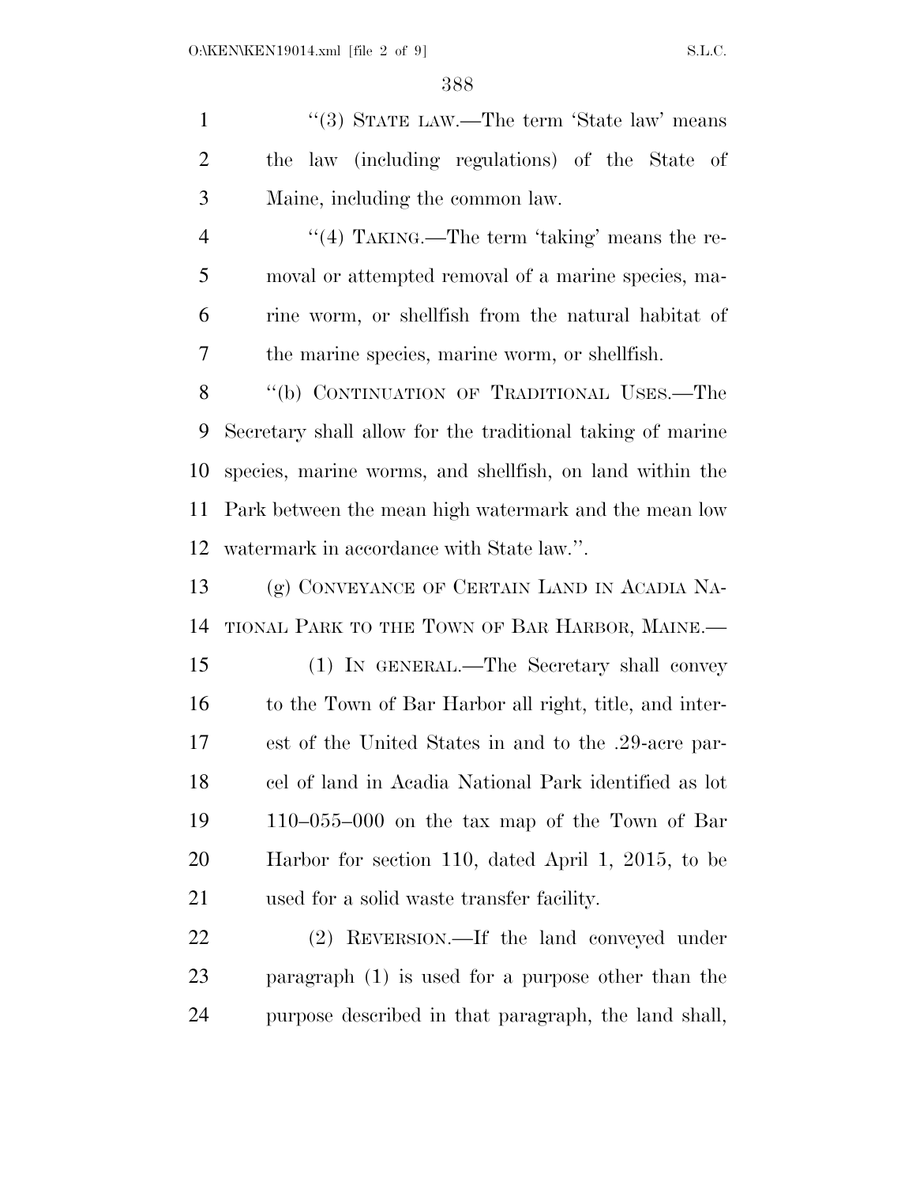''(3) STATE LAW.—The term 'State law' means the law (including regulations) of the State of Maine, including the common law.

''(4) TAKING.—The term 'taking' means the removal or attempted removal of a marine species, marine worm, or shellfish from the natural habitat of the marine species, marine worm, or shellfish.

''(b) CONTINUATION OF TRADITIONAL USES.—The Secretary shall allow for the traditional taking of marine species, marine worms, and shellfish, on land within the Park between the mean high watermark and the mean low watermark in accordance with State law.''.

(g) CONVEYANCE OF CERTAIN LAND IN ACADIA NATIONAL PARK TO THE TOWN OF BAR HARBOR, MAINE.—

(1) IN GENERAL.—The Secretary shall convey to the Town of Bar Harbor all right, title, and interest of the United States in and to the .29-acre parcel of land in Acadia National Park identified as lot 110–055–000 on the tax map of the Town of Bar Harbor for section 110, dated April 1, 2015, to be used for a solid waste transfer facility.

(2) REVERSION.—If the land conveyed under paragraph (1) is used for a purpose other than the purpose described in that paragraph, the land shall,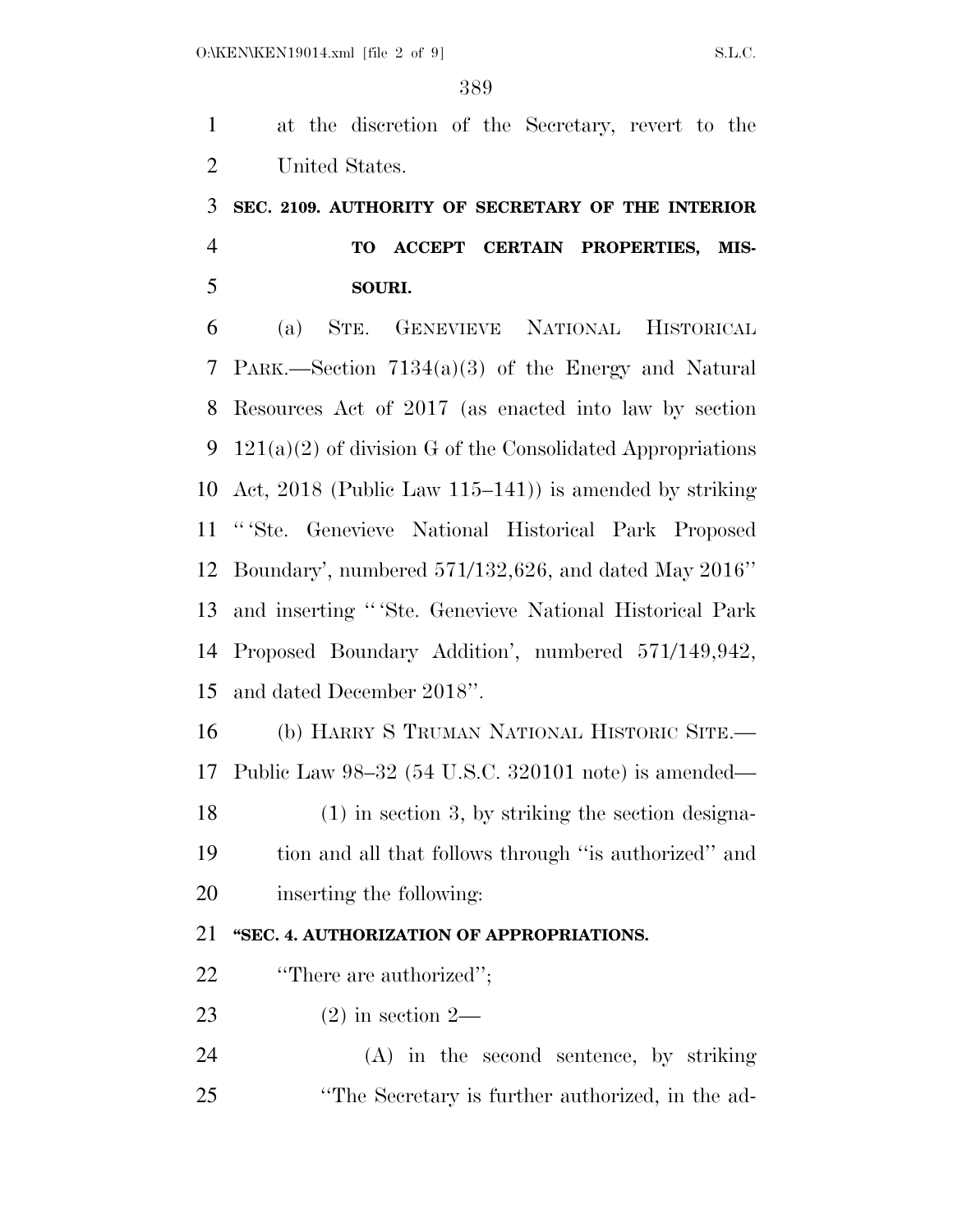at the discretion of the Secretary, revert to the United States.

### SEC. 2109. AUTHORITY OF SECRETARY OF THE INTERIOR TO ACCEPT CERTAIN PROPERTIES, MISSOURI.

(a) STE. GENEVIEVE NATIONAL HISTORICAL PARK.—Section 7134(a)(3) of the Energy and Natural Resources Act of 2017 (as enacted into law by section 121(a)(2) of division G of the Consolidated Appropriations Act, 2018 (Public Law 115–141)) is amended by striking "'Ste. Genevieve National Historical Park Proposed Boundary', numbered 571/132,626, and dated May 2016" and inserting "'Ste. Genevieve National Historical Park Proposed Boundary Addition', numbered 571/149,942, and dated December 2018".

(b) HARRY S TRUMAN NATIONAL HISTORIC SITE.—Public Law 98–32 (54 U.S.C. 320101 note) is amended—

(1) in section 3, by striking the section designation and all that follows through "is authorized" and inserting the following:

**"SEC. 4. AUTHORIZATION OF APPROPRIATIONS.**

"There are authorized";

(2) in section 2—

(A) in the second sentence, by striking "The Secretary is further authorized, in the ad-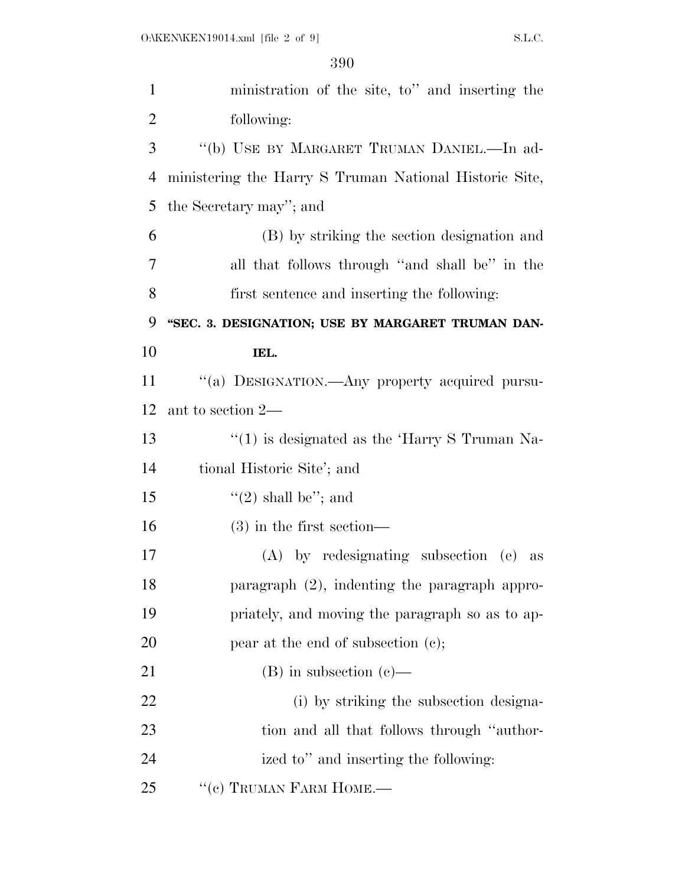ministration of the site, to'' and inserting the following:

''(b) USE BY MARGARET TRUMAN DANIEL.—In administering the Harry S Truman National Historic Site, the Secretary may''; and

(B) by striking the section designation and all that follows through ''and shall be'' in the first sentence and inserting the following:

**''SEC. 3. DESIGNATION; USE BY MARGARET TRUMAN DANIEL.**

''(a) DESIGNATION.—Any property acquired pursuant to section 2—

''(1) is designated as the 'Harry S Truman National Historic Site'; and

''(2) shall be''; and

(3) in the first section—

(A) by redesignating subsection (e) as paragraph (2), indenting the paragraph appropriately, and moving the paragraph so as to appear at the end of subsection (c);

(B) in subsection (c)—

(i) by striking the subsection designation and all that follows through ''authorized to'' and inserting the following:

''(c) TRUMAN FARM HOME.—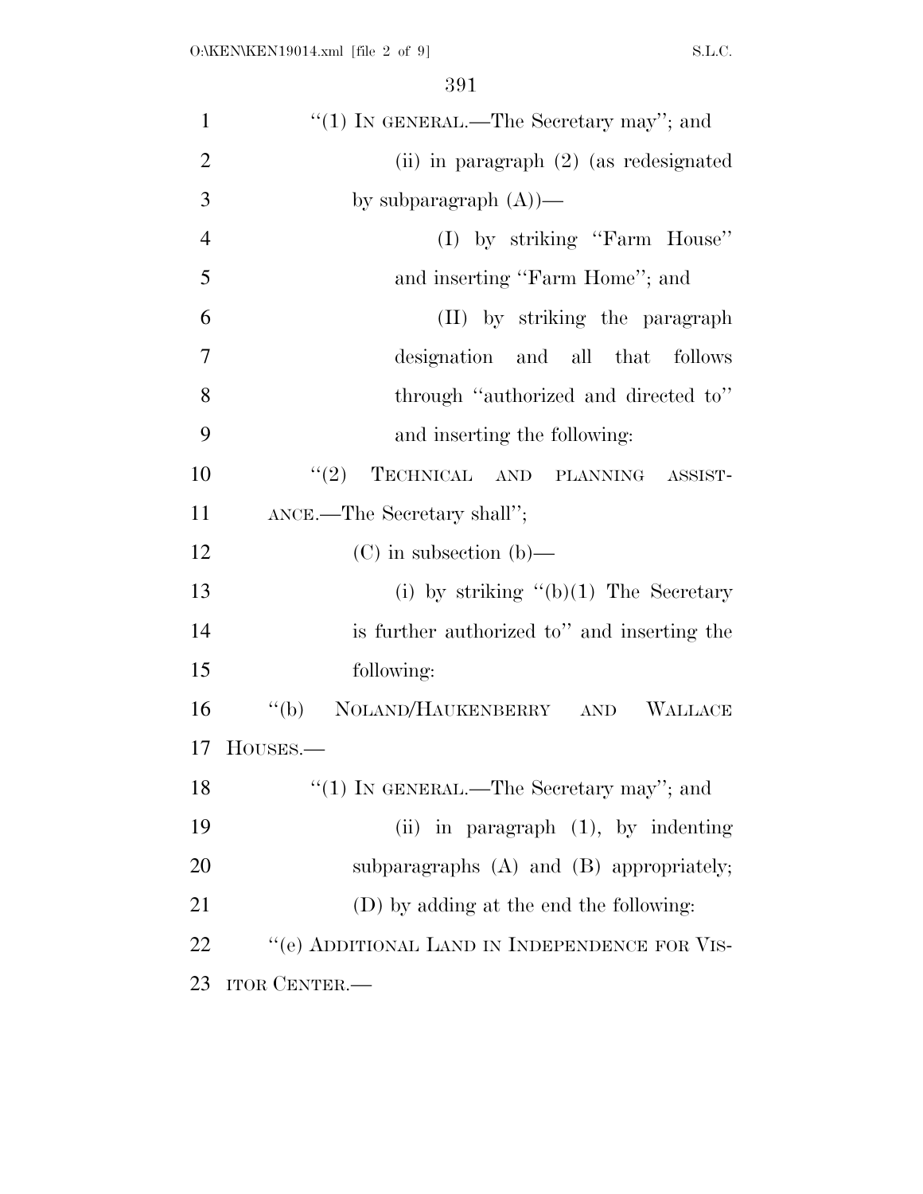"(1) IN GENERAL.—The Secretary may"; and

(ii) in paragraph (2) (as redesignated by subparagraph (A))—

(I) by striking "Farm House" and inserting "Farm Home"; and

(II) by striking the paragraph designation and all that follows through "authorized and directed to" and inserting the following:

"(2) TECHNICAL AND PLANNING ASSISTANCE.—The Secretary shall";

(C) in subsection (b)—

(i) by striking "(b)(1) The Secretary is further authorized to" and inserting the following:

"(b) NOLAND/HAUKENBERRY AND WALLACE HOUSES.—

"(1) IN GENERAL.—The Secretary may"; and

(ii) in paragraph (1), by indenting subparagraphs (A) and (B) appropriately;

(D) by adding at the end the following:

"(e) ADDITIONAL LAND IN INDEPENDENCE FOR VISITOR CENTER.—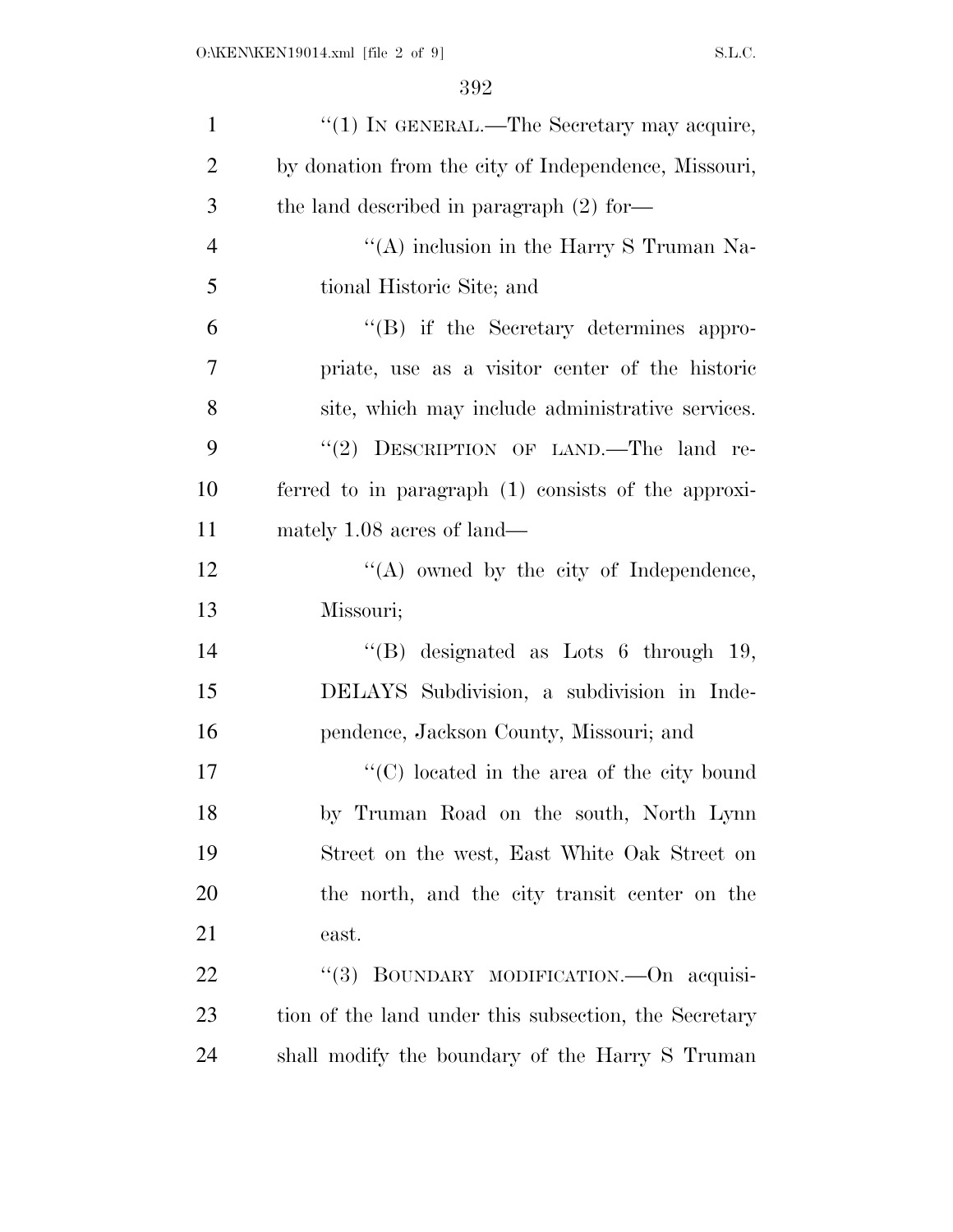"(1) IN GENERAL.—The Secretary may acquire, by donation from the city of Independence, Missouri, the land described in paragraph (2) for—

"(A) inclusion in the Harry S Truman National Historic Site; and

"(B) if the Secretary determines appropriate, use as a visitor center of the historic site, which may include administrative services.

"(2) DESCRIPTION OF LAND.—The land referred to in paragraph (1) consists of the approximately 1.08 acres of land—

"(A) owned by the city of Independence, Missouri;

"(B) designated as Lots 6 through 19, DELAYS Subdivision, a subdivision in Independence, Jackson County, Missouri; and

"(C) located in the area of the city bound by Truman Road on the south, North Lynn Street on the west, East White Oak Street on the north, and the city transit center on the east.

"(3) BOUNDARY MODIFICATION.—On acquisition of the land under this subsection, the Secretary shall modify the boundary of the Harry S Truman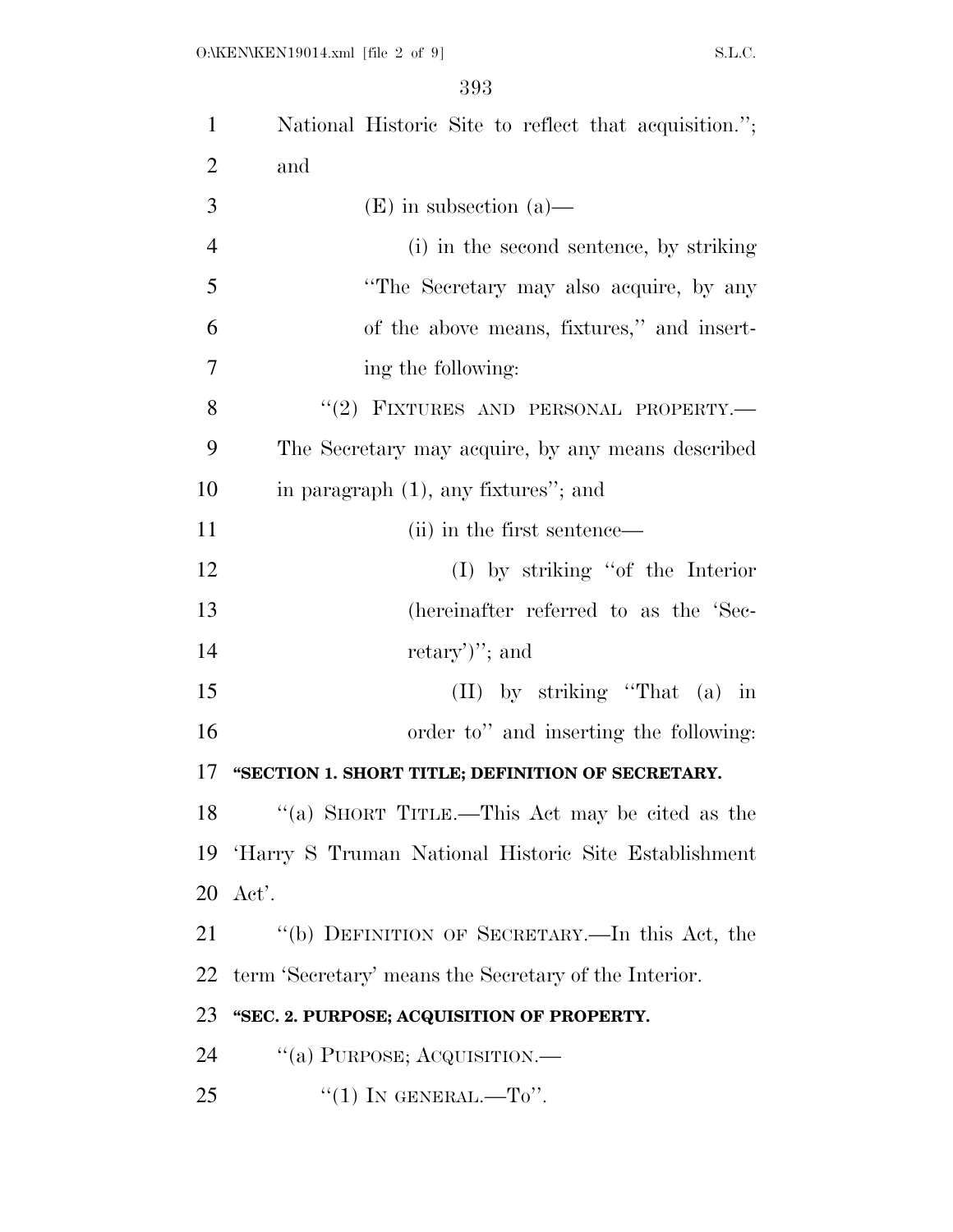National Historic Site to reflect that acquisition.''; and

(E) in subsection (a)—

(i) in the second sentence, by striking ''The Secretary may also acquire, by any of the above means, fixtures,'' and inserting the following:

''(2) FIXTURES AND PERSONAL PROPERTY.— The Secretary may acquire, by any means described in paragraph (1), any fixtures''; and

(ii) in the first sentence—

(I) by striking ''of the Interior (hereinafter referred to as the 'Secretary')''; and

(II) by striking ''That (a) in order to'' and inserting the following:

**''SECTION 1. SHORT TITLE; DEFINITION OF SECRETARY.**

''(a) SHORT TITLE.—This Act may be cited as the 'Harry S Truman National Historic Site Establishment Act'.

''(b) DEFINITION OF SECRETARY.—In this Act, the term 'Secretary' means the Secretary of the Interior.

**''SEC. 2. PURPOSE; ACQUISITION OF PROPERTY.**

''(a) PURPOSE; ACQUISITION.—

''(1) IN GENERAL.—To''.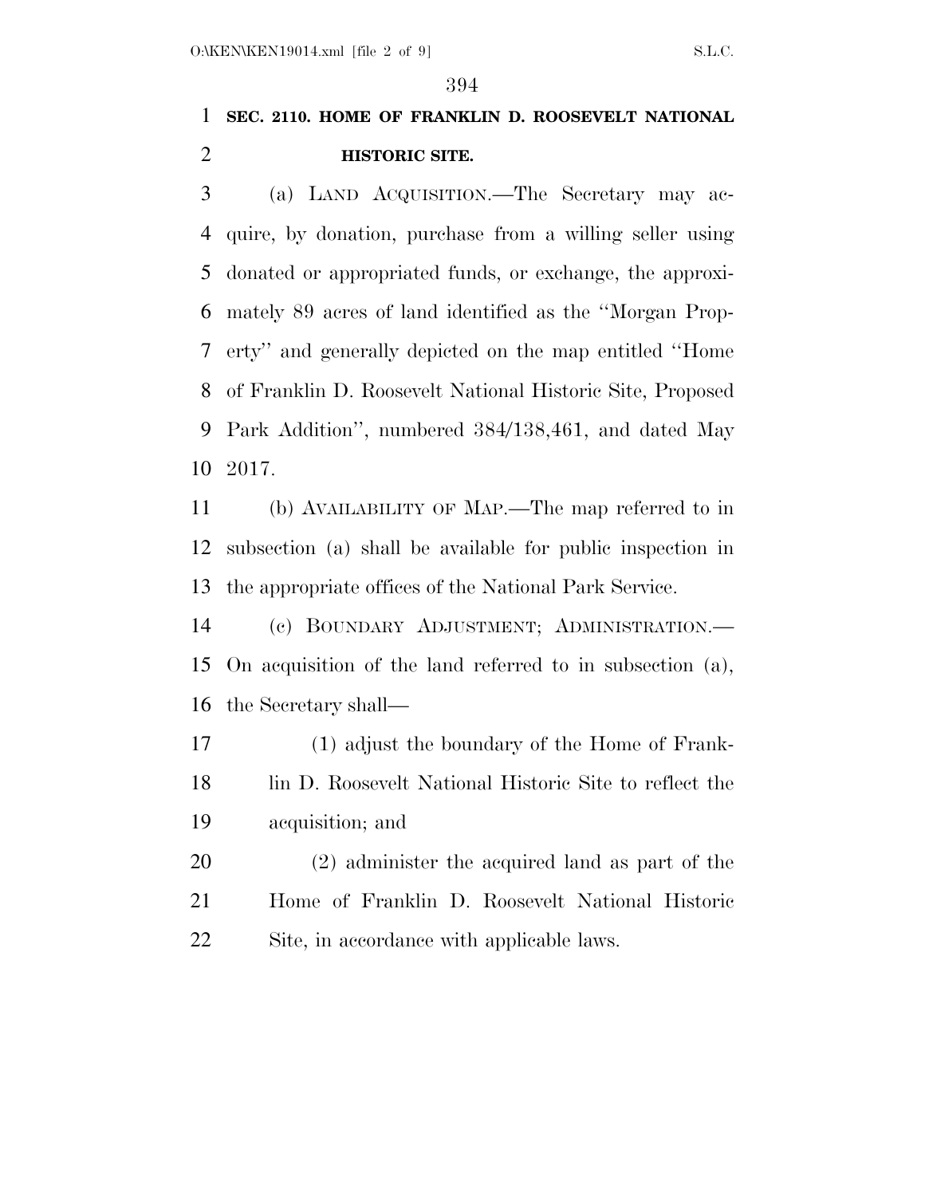**SEC. 2110. HOME OF FRANKLIN D. ROOSEVELT NATIONAL HISTORIC SITE.**

(a) LAND ACQUISITION.—The Secretary may acquire, by donation, purchase from a willing seller using donated or appropriated funds, or exchange, the approximately 89 acres of land identified as the ''Morgan Property'' and generally depicted on the map entitled ''Home of Franklin D. Roosevelt National Historic Site, Proposed Park Addition'', numbered 384/138,461, and dated May 2017.

(b) AVAILABILITY OF MAP.—The map referred to in subsection (a) shall be available for public inspection in the appropriate offices of the National Park Service.

(c) BOUNDARY ADJUSTMENT; ADMINISTRATION.—On acquisition of the land referred to in subsection (a), the Secretary shall—

(1) adjust the boundary of the Home of Franklin D. Roosevelt National Historic Site to reflect the acquisition; and

(2) administer the acquired land as part of the Home of Franklin D. Roosevelt National Historic Site, in accordance with applicable laws.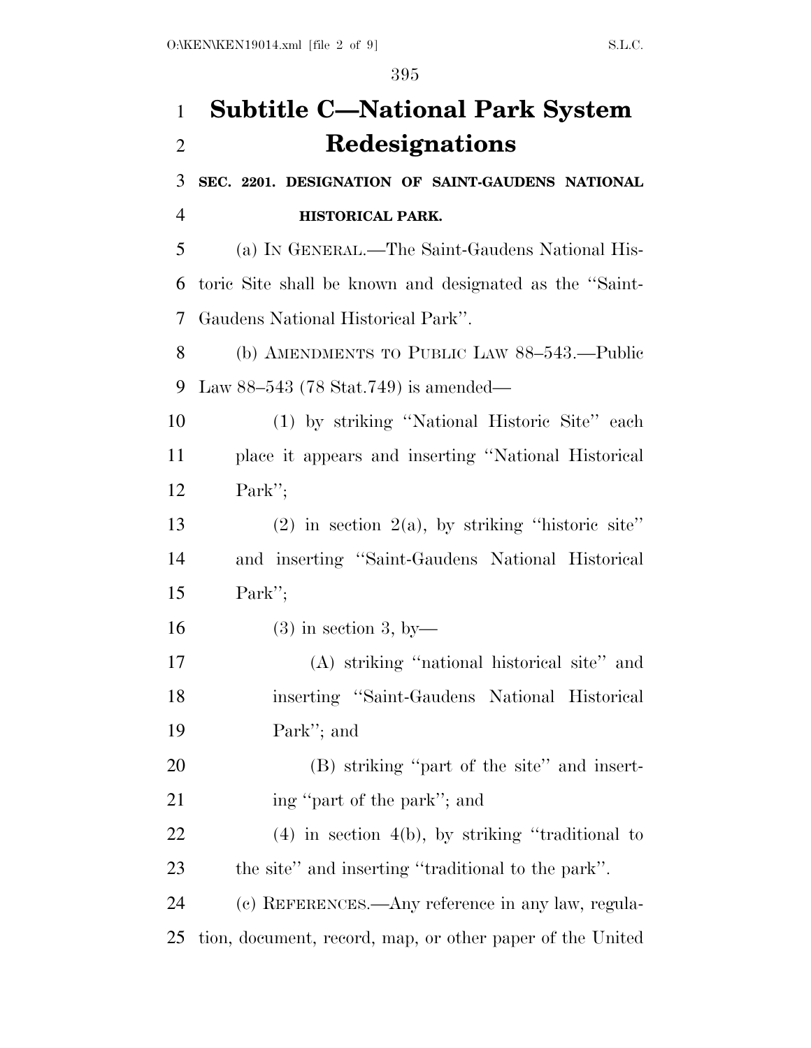# Subtitle C—National Park System Redesignations

**SEC. 2201. DESIGNATION OF SAINT-GAUDENS NATIONAL HISTORICAL PARK.**

(a) IN GENERAL.—The Saint-Gaudens National Historic Site shall be known and designated as the "Saint-Gaudens National Historical Park".

(b) AMENDMENTS TO PUBLIC LAW 88–543.—Public Law 88–543 (78 Stat.749) is amended—

(1) by striking "National Historic Site" each place it appears and inserting "National Historical Park";

(2) in section 2(a), by striking "historic site" and inserting "Saint-Gaudens National Historical Park";

(3) in section 3, by—

(A) striking "national historical site" and inserting "Saint-Gaudens National Historical Park"; and

(B) striking "part of the site" and inserting "part of the park"; and

(4) in section 4(b), by striking "traditional to the site" and inserting "traditional to the park".

(c) REFERENCES.—Any reference in any law, regulation, document, record, map, or other paper of the United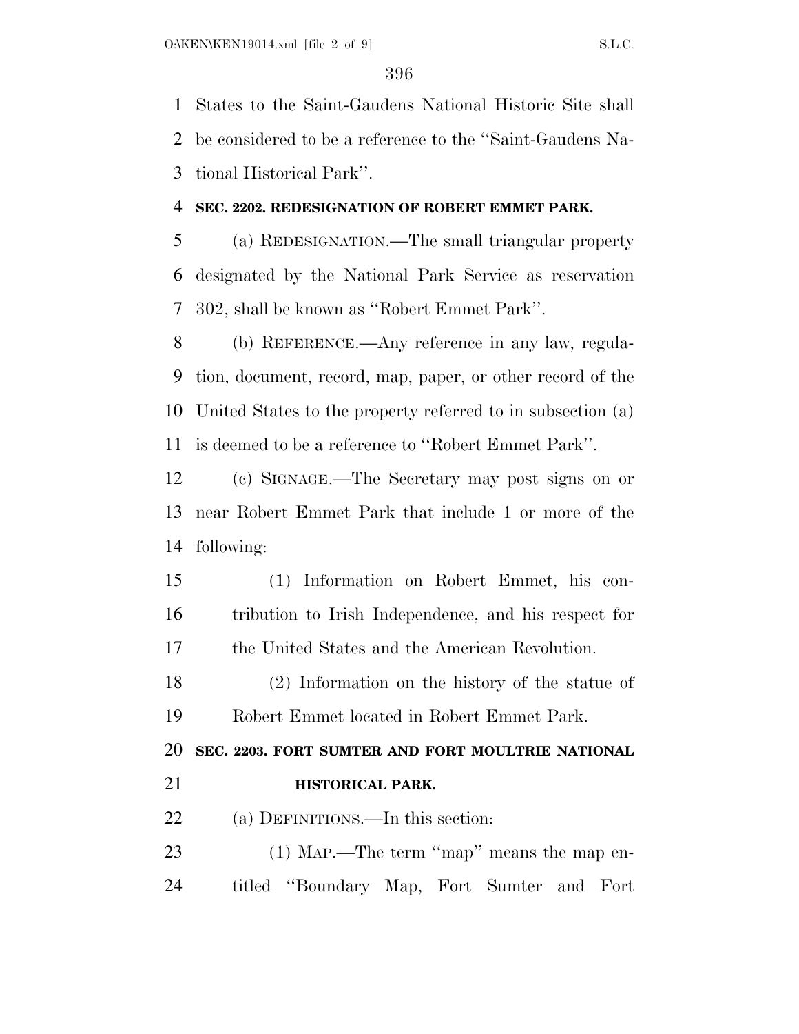States to the Saint-Gaudens National Historic Site shall be considered to be a reference to the ''Saint-Gaudens National Historical Park''.

**SEC. 2202. REDESIGNATION OF ROBERT EMMET PARK.**

(a) REDESIGNATION.—The small triangular property designated by the National Park Service as reservation 302, shall be known as ''Robert Emmet Park''.

(b) REFERENCE.—Any reference in any law, regulation, document, record, map, paper, or other record of the United States to the property referred to in subsection (a) is deemed to be a reference to ''Robert Emmet Park''.

(c) SIGNAGE.—The Secretary may post signs on or near Robert Emmet Park that include 1 or more of the following:

(1) Information on Robert Emmet, his contribution to Irish Independence, and his respect for the United States and the American Revolution.

(2) Information on the history of the statue of Robert Emmet located in Robert Emmet Park.

**SEC. 2203. FORT SUMTER AND FORT MOULTRIE NATIONAL HISTORICAL PARK.**

(a) DEFINITIONS.—In this section:

(1) MAP.—The term ''map'' means the map entitled ''Boundary Map, Fort Sumter and Fort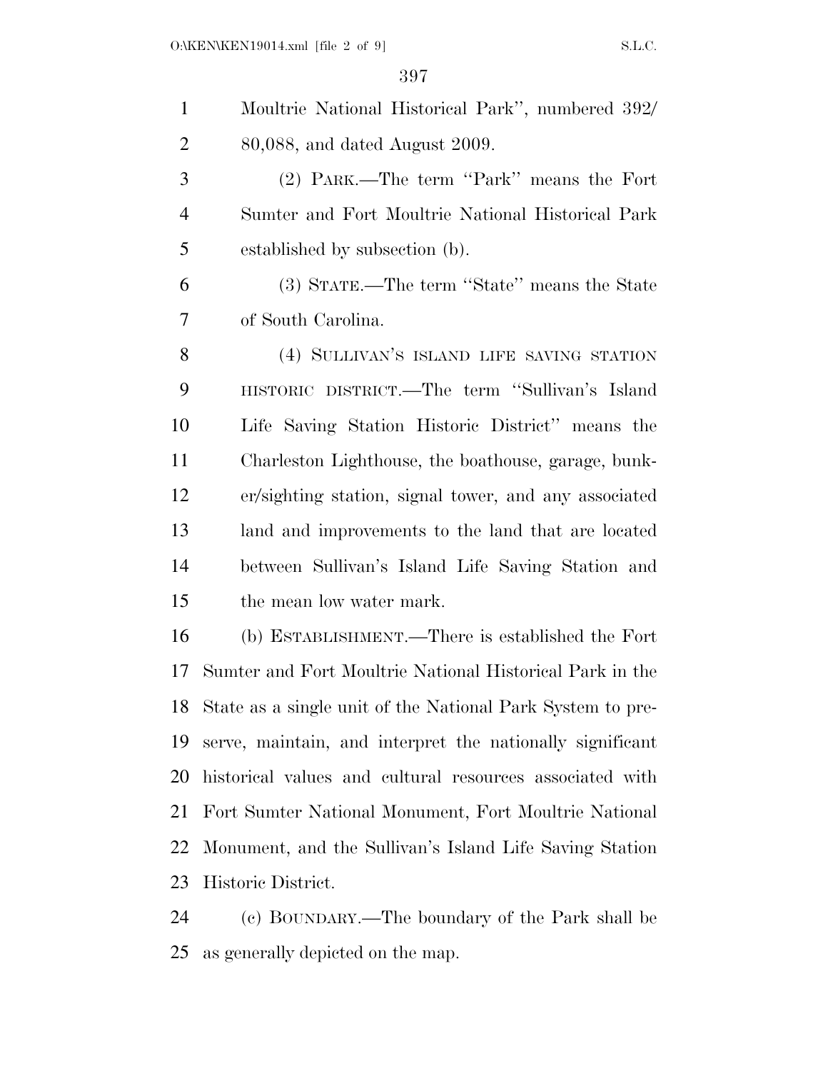Moultrie National Historical Park'', numbered 392/80,088, and dated August 2009.

(2) PARK.—The term ''Park'' means the Fort Sumter and Fort Moultrie National Historical Park established by subsection (b).

(3) STATE.—The term ''State'' means the State of South Carolina.

(4) SULLIVAN'S ISLAND LIFE SAVING STATION HISTORIC DISTRICT.—The term ''Sullivan's Island Life Saving Station Historic District'' means the Charleston Lighthouse, the boathouse, garage, bunker/sighting station, signal tower, and any associated land and improvements to the land that are located between Sullivan's Island Life Saving Station and the mean low water mark.

(b) ESTABLISHMENT.—There is established the Fort Sumter and Fort Moultrie National Historical Park in the State as a single unit of the National Park System to preserve, maintain, and interpret the nationally significant historical values and cultural resources associated with Fort Sumter National Monument, Fort Moultrie National Monument, and the Sullivan's Island Life Saving Station Historic District.

(c) BOUNDARY.—The boundary of the Park shall be as generally depicted on the map.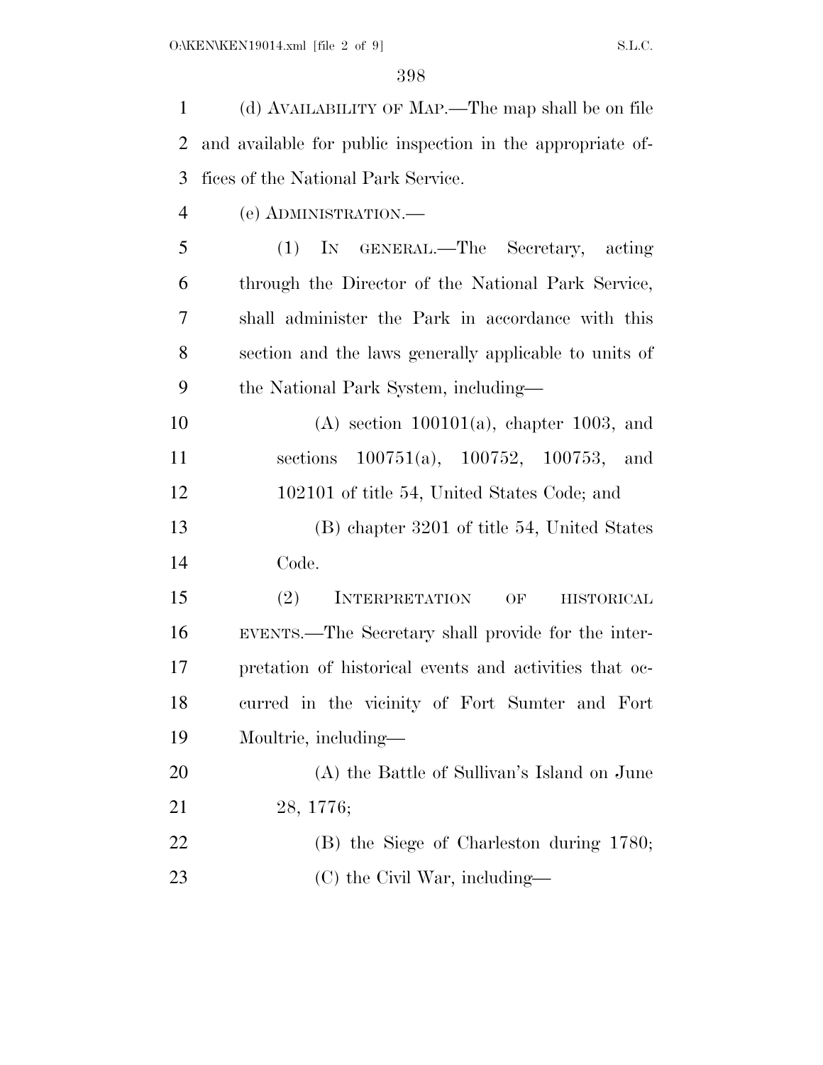(d) AVAILABILITY OF MAP.—The map shall be on file and available for public inspection in the appropriate offices of the National Park Service.

(e) ADMINISTRATION.—

(1) IN GENERAL.—The Secretary, acting through the Director of the National Park Service, shall administer the Park in accordance with this section and the laws generally applicable to units of the National Park System, including—

(A) section 100101(a), chapter 1003, and sections 100751(a), 100752, 100753, and 102101 of title 54, United States Code; and

(B) chapter 3201 of title 54, United States Code.

(2) INTERPRETATION OF HISTORICAL EVENTS.—The Secretary shall provide for the interpretation of historical events and activities that occurred in the vicinity of Fort Sumter and Fort Moultrie, including—

(A) the Battle of Sullivan's Island on June 28, 1776;

(B) the Siege of Charleston during 1780;

(C) the Civil War, including—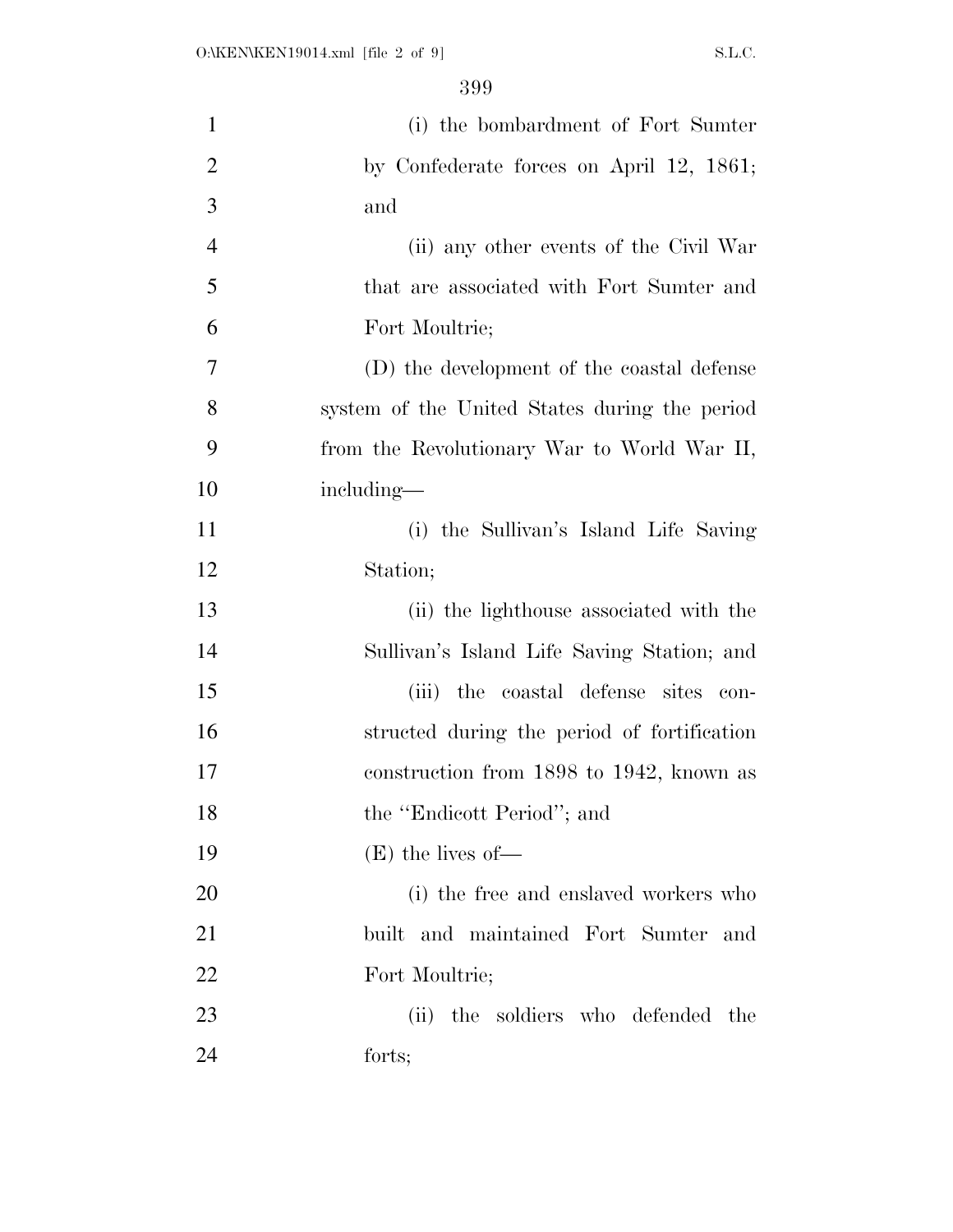(i) the bombardment of Fort Sumter by Confederate forces on April 12, 1861; and

(ii) any other events of the Civil War that are associated with Fort Sumter and Fort Moultrie;

(D) the development of the coastal defense system of the United States during the period from the Revolutionary War to World War II, including—

(i) the Sullivan's Island Life Saving Station;

(ii) the lighthouse associated with the Sullivan's Island Life Saving Station; and

(iii) the coastal defense sites constructed during the period of fortification construction from 1898 to 1942, known as the "Endicott Period"; and

(E) the lives of—

(i) the free and enslaved workers who built and maintained Fort Sumter and Fort Moultrie;

(ii) the soldiers who defended the forts;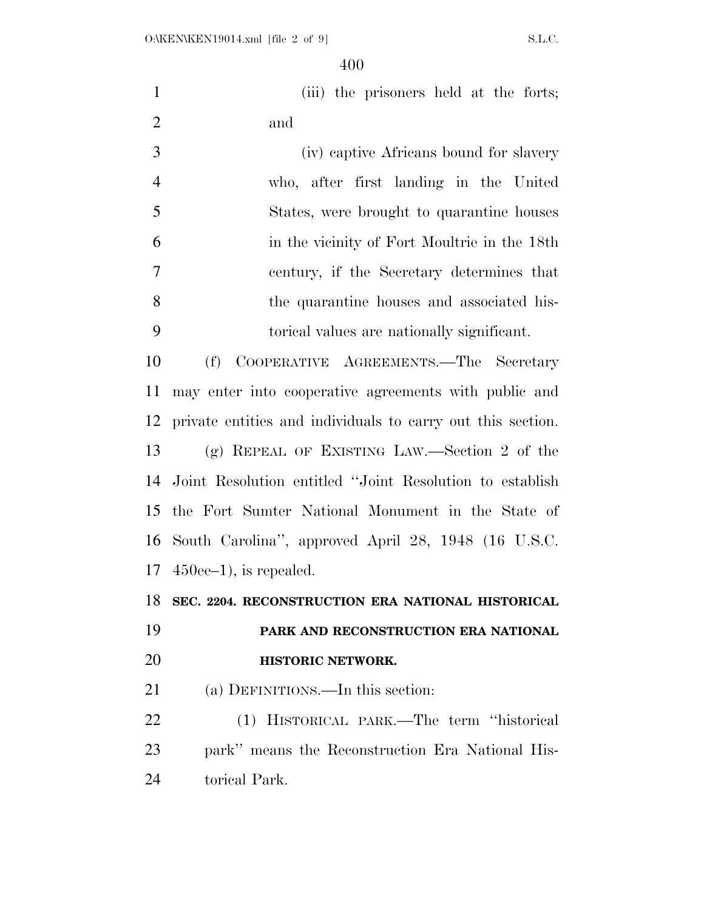(iii) the prisoners held at the forts; and

(iv) captive Africans bound for slavery who, after first landing in the United States, were brought to quarantine houses in the vicinity of Fort Moultrie in the 18th century, if the Secretary determines that the quarantine houses and associated historical values are nationally significant.

(f) COOPERATIVE AGREEMENTS.—The Secretary may enter into cooperative agreements with public and private entities and individuals to carry out this section.

(g) REPEAL OF EXISTING LAW.—Section 2 of the Joint Resolution entitled ''Joint Resolution to establish the Fort Sumter National Monument in the State of South Carolina'', approved April 28, 1948 (16 U.S.C. 450ee–1), is repealed.

**SEC. 2204. RECONSTRUCTION ERA NATIONAL HISTORICAL PARK AND RECONSTRUCTION ERA NATIONAL HISTORIC NETWORK.**

(a) DEFINITIONS.—In this section:

(1) HISTORICAL PARK.—The term ''historical park'' means the Reconstruction Era National Historical Park.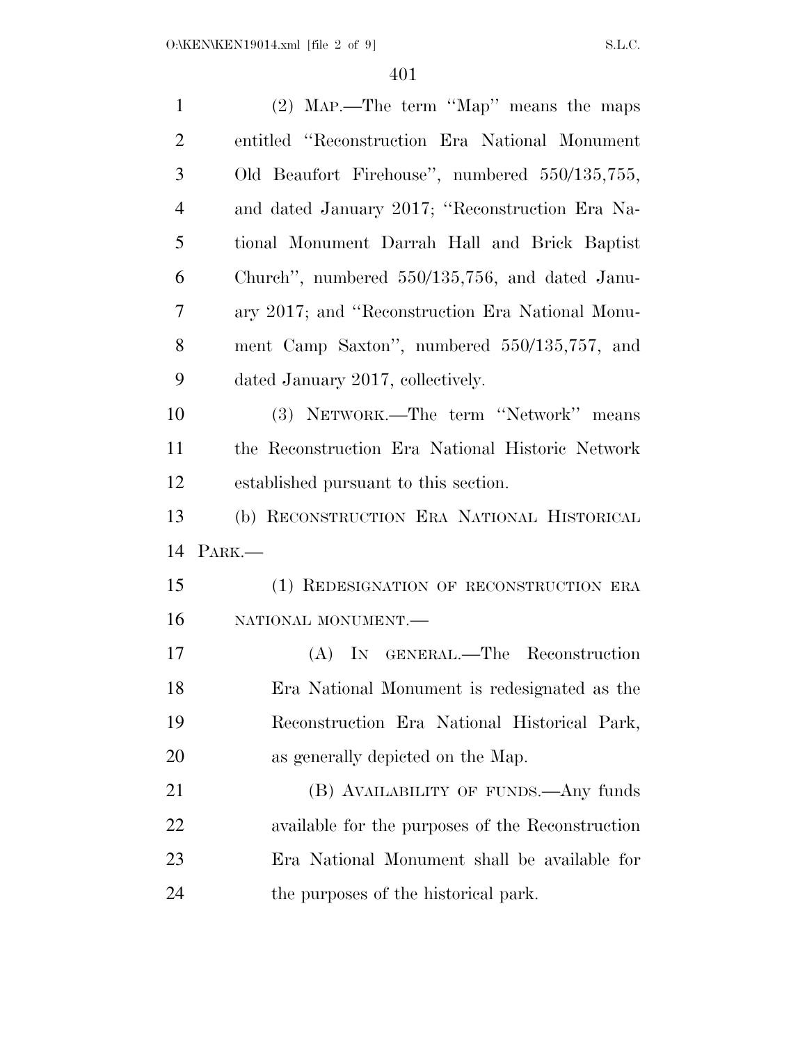(2) MAP.—The term ''Map'' means the maps entitled ''Reconstruction Era National Monument Old Beaufort Firehouse'', numbered 550/135,755, and dated January 2017; ''Reconstruction Era National Monument Darrah Hall and Brick Baptist Church'', numbered 550/135,756, and dated January 2017; and ''Reconstruction Era National Monument Camp Saxton'', numbered 550/135,757, and dated January 2017, collectively.

(3) NETWORK.—The term ''Network'' means the Reconstruction Era National Historic Network established pursuant to this section.

(b) RECONSTRUCTION ERA NATIONAL HISTORICAL PARK.—

(1) REDESIGNATION OF RECONSTRUCTION ERA NATIONAL MONUMENT.—

(A) IN GENERAL.—The Reconstruction Era National Monument is redesignated as the Reconstruction Era National Historical Park, as generally depicted on the Map.

(B) AVAILABILITY OF FUNDS.—Any funds available for the purposes of the Reconstruction Era National Monument shall be available for the purposes of the historical park.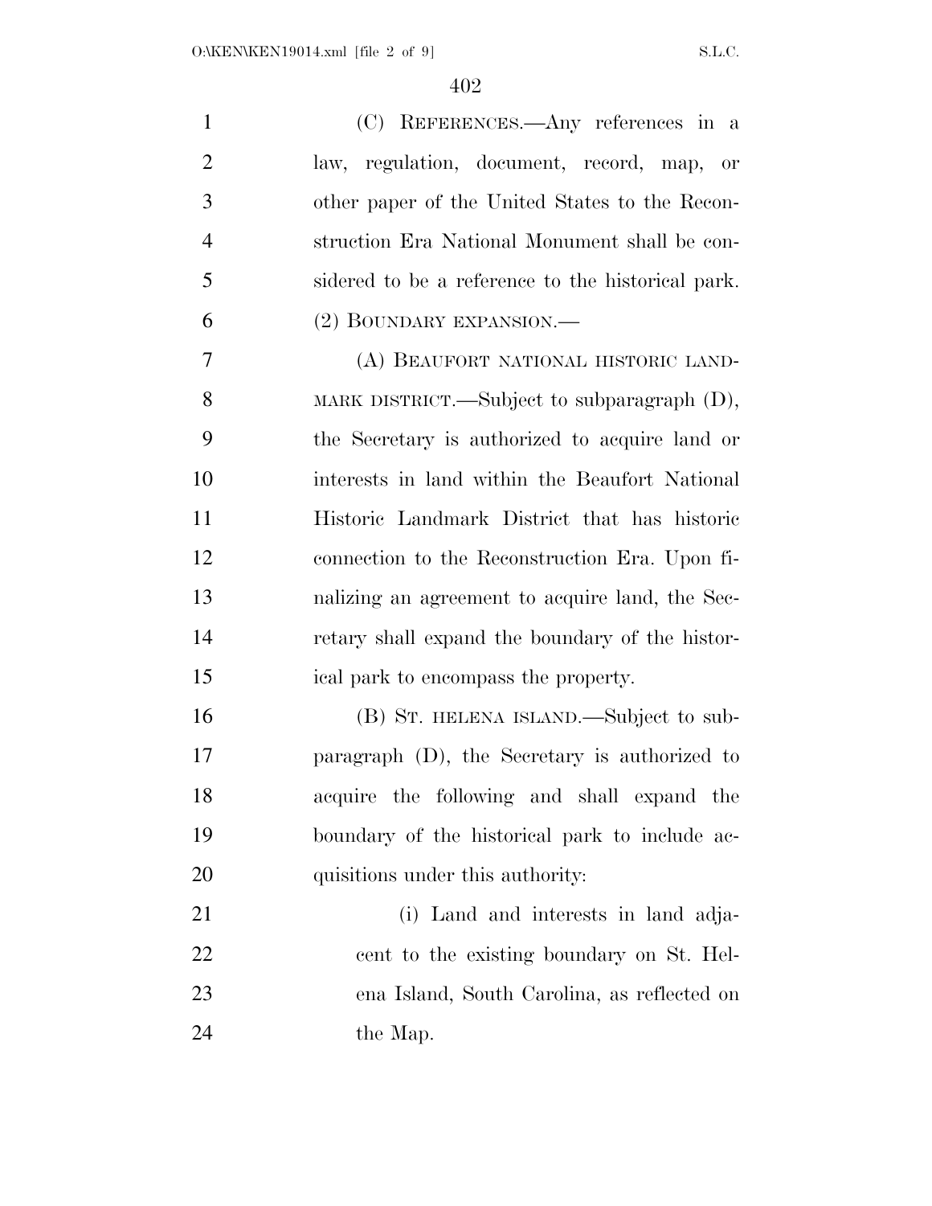(C) REFERENCES.—Any references in a law, regulation, document, record, map, or other paper of the United States to the Reconstruction Era National Monument shall be considered to be a reference to the historical park.

(2) BOUNDARY EXPANSION.—

(A) BEAUFORT NATIONAL HISTORIC LANDMARK DISTRICT.—Subject to subparagraph (D), the Secretary is authorized to acquire land or interests in land within the Beaufort National Historic Landmark District that has historic connection to the Reconstruction Era. Upon finalizing an agreement to acquire land, the Secretary shall expand the boundary of the historical park to encompass the property.

(B) ST. HELENA ISLAND.—Subject to subparagraph (D), the Secretary is authorized to acquire the following and shall expand the boundary of the historical park to include acquisitions under this authority:

(i) Land and interests in land adjacent to the existing boundary on St. Helena Island, South Carolina, as reflected on the Map.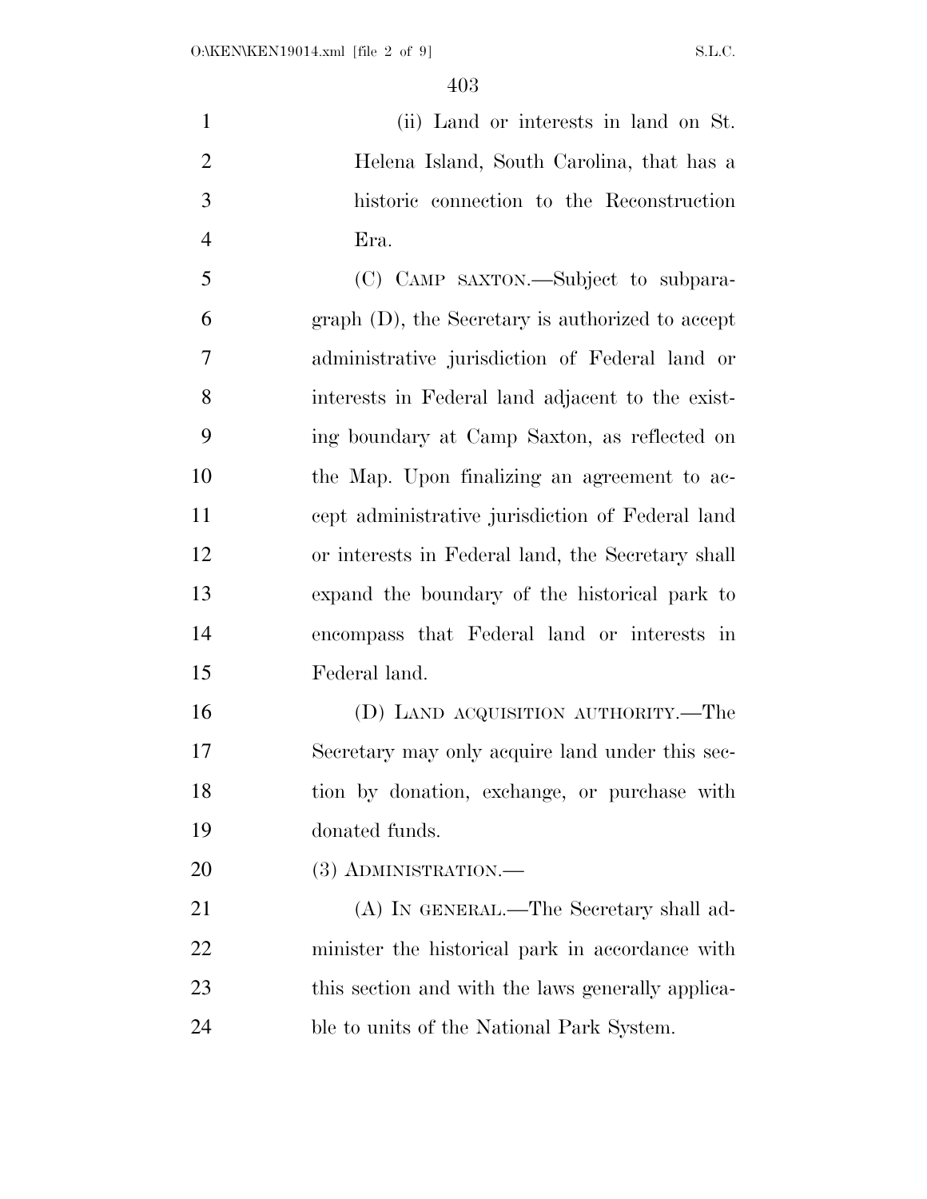(ii) Land or interests in land on St. Helena Island, South Carolina, that has a historic connection to the Reconstruction Era.

(C) CAMP SAXTON.—Subject to subparagraph (D), the Secretary is authorized to accept administrative jurisdiction of Federal land or interests in Federal land adjacent to the existing boundary at Camp Saxton, as reflected on the Map. Upon finalizing an agreement to accept administrative jurisdiction of Federal land or interests in Federal land, the Secretary shall expand the boundary of the historical park to encompass that Federal land or interests in Federal land.

(D) LAND ACQUISITION AUTHORITY.—The Secretary may only acquire land under this section by donation, exchange, or purchase with donated funds.

(3) ADMINISTRATION.—

(A) IN GENERAL.—The Secretary shall administer the historical park in accordance with this section and with the laws generally applicable to units of the National Park System.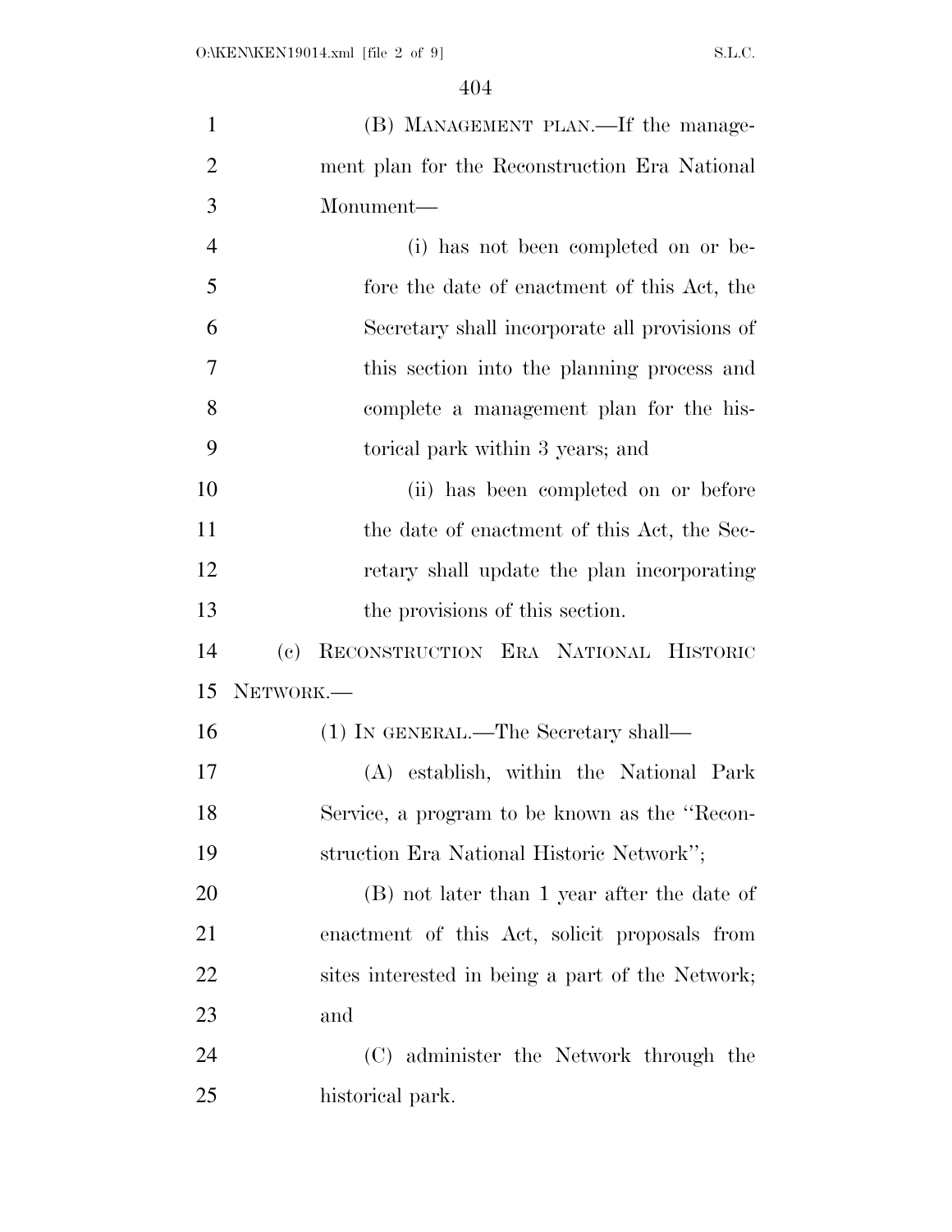(B) MANAGEMENT PLAN.—If the management plan for the Reconstruction Era National Monument—

(i) has not been completed on or before the date of enactment of this Act, the Secretary shall incorporate all provisions of this section into the planning process and complete a management plan for the historical park within 3 years; and

(ii) has been completed on or before the date of enactment of this Act, the Secretary shall update the plan incorporating the provisions of this section.

(c) RECONSTRUCTION ERA NATIONAL HISTORIC NETWORK.—

(1) IN GENERAL.—The Secretary shall—

(A) establish, within the National Park Service, a program to be known as the "Reconstruction Era National Historic Network";

(B) not later than 1 year after the date of enactment of this Act, solicit proposals from sites interested in being a part of the Network; and

(C) administer the Network through the historical park.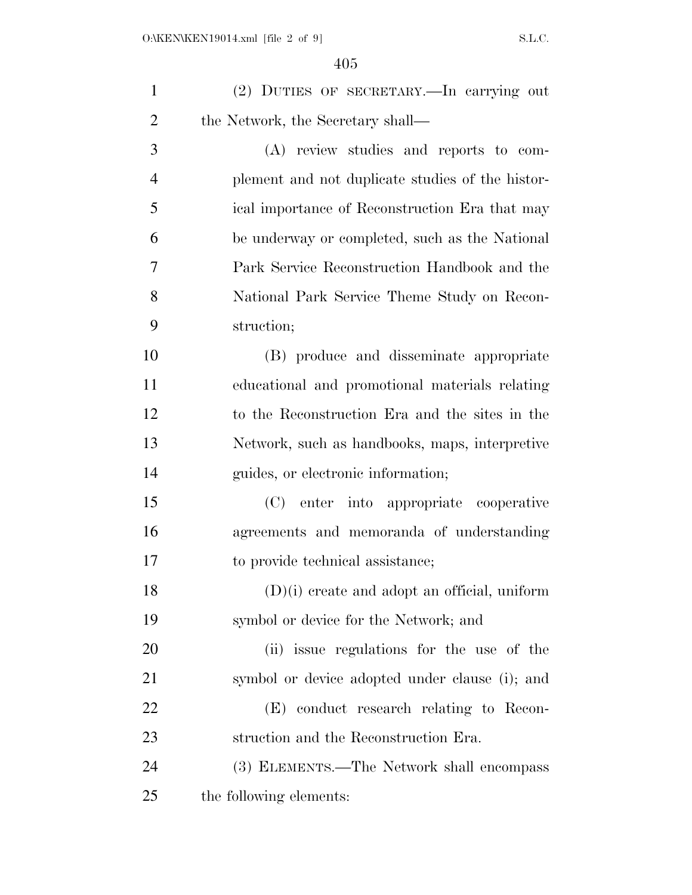(2) DUTIES OF SECRETARY.—In carrying out the Network, the Secretary shall—

(A) review studies and reports to complement and not duplicate studies of the historical importance of Reconstruction Era that may be underway or completed, such as the National Park Service Reconstruction Handbook and the National Park Service Theme Study on Reconstruction;

(B) produce and disseminate appropriate educational and promotional materials relating to the Reconstruction Era and the sites in the Network, such as handbooks, maps, interpretive guides, or electronic information;

(C) enter into appropriate cooperative agreements and memoranda of understanding to provide technical assistance;

(D)(i) create and adopt an official, uniform symbol or device for the Network; and

(ii) issue regulations for the use of the symbol or device adopted under clause (i); and

(E) conduct research relating to Reconstruction and the Reconstruction Era.

(3) ELEMENTS.—The Network shall encompass the following elements: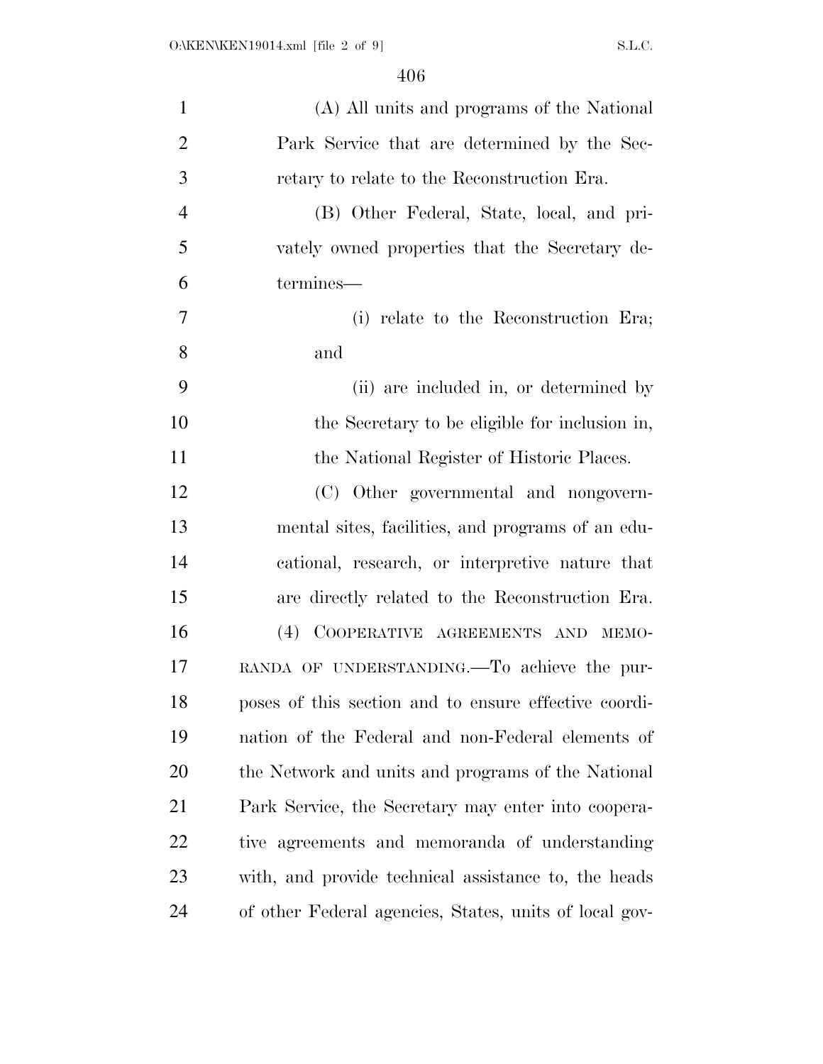(A) All units and programs of the National Park Service that are determined by the Secretary to relate to the Reconstruction Era.

(B) Other Federal, State, local, and privately owned properties that the Secretary determines—

(i) relate to the Reconstruction Era; and

(ii) are included in, or determined by the Secretary to be eligible for inclusion in, the National Register of Historic Places.

(C) Other governmental and nongovernmental sites, facilities, and programs of an educational, research, or interpretive nature that are directly related to the Reconstruction Era.

(4) COOPERATIVE AGREEMENTS AND MEMORANDA OF UNDERSTANDING.—To achieve the purposes of this section and to ensure effective coordination of the Federal and non-Federal elements of the Network and units and programs of the National Park Service, the Secretary may enter into cooperative agreements and memoranda of understanding with, and provide technical assistance to, the heads of other Federal agencies, States, units of local gov-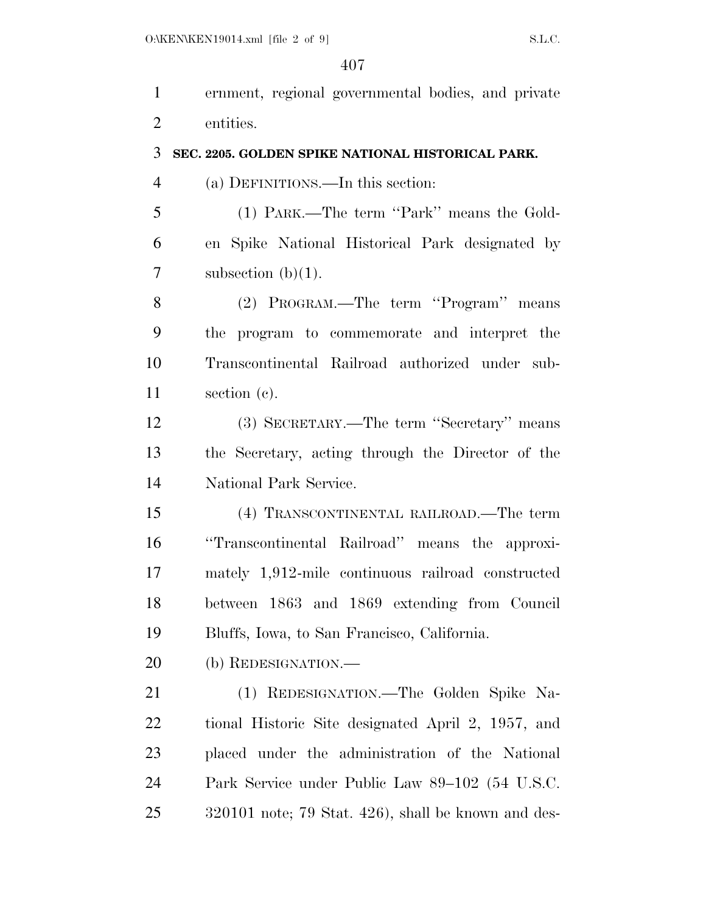ernment, regional governmental bodies, and private entities.

**SEC. 2205. GOLDEN SPIKE NATIONAL HISTORICAL PARK.**

(a) DEFINITIONS.—In this section:

(1) PARK.—The term ''Park'' means the Golden Spike National Historical Park designated by subsection (b)(1).

(2) PROGRAM.—The term ''Program'' means the program to commemorate and interpret the Transcontinental Railroad authorized under subsection (c).

(3) SECRETARY.—The term ''Secretary'' means the Secretary, acting through the Director of the National Park Service.

(4) TRANSCONTINENTAL RAILROAD.—The term ''Transcontinental Railroad'' means the approximately 1,912-mile continuous railroad constructed between 1863 and 1869 extending from Council Bluffs, Iowa, to San Francisco, California.

(b) REDESIGNATION.—

(1) REDESIGNATION.—The Golden Spike National Historic Site designated April 2, 1957, and placed under the administration of the National Park Service under Public Law 89–102 (54 U.S.C. 320101 note; 79 Stat. 426), shall be known and des-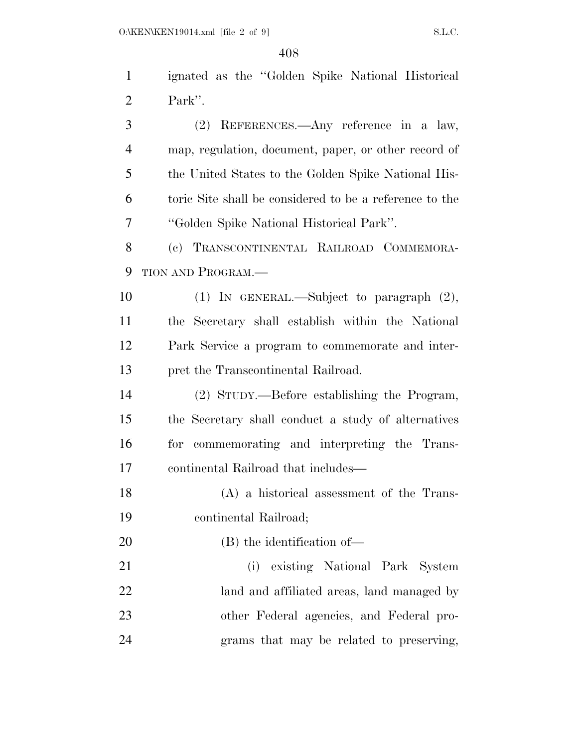ignated as the "Golden Spike National Historical Park".

(2) REFERENCES.—Any reference in a law, map, regulation, document, paper, or other record of the United States to the Golden Spike National Historic Site shall be considered to be a reference to the "Golden Spike National Historical Park".

(c) TRANSCONTINENTAL RAILROAD COMMEMORATION AND PROGRAM.—

(1) IN GENERAL.—Subject to paragraph (2), the Secretary shall establish within the National Park Service a program to commemorate and interpret the Transcontinental Railroad.

(2) STUDY.—Before establishing the Program, the Secretary shall conduct a study of alternatives for commemorating and interpreting the Transcontinental Railroad that includes—

(A) a historical assessment of the Transcontinental Railroad;

(B) the identification of—

(i) existing National Park System land and affiliated areas, land managed by other Federal agencies, and Federal programs that may be related to preserving,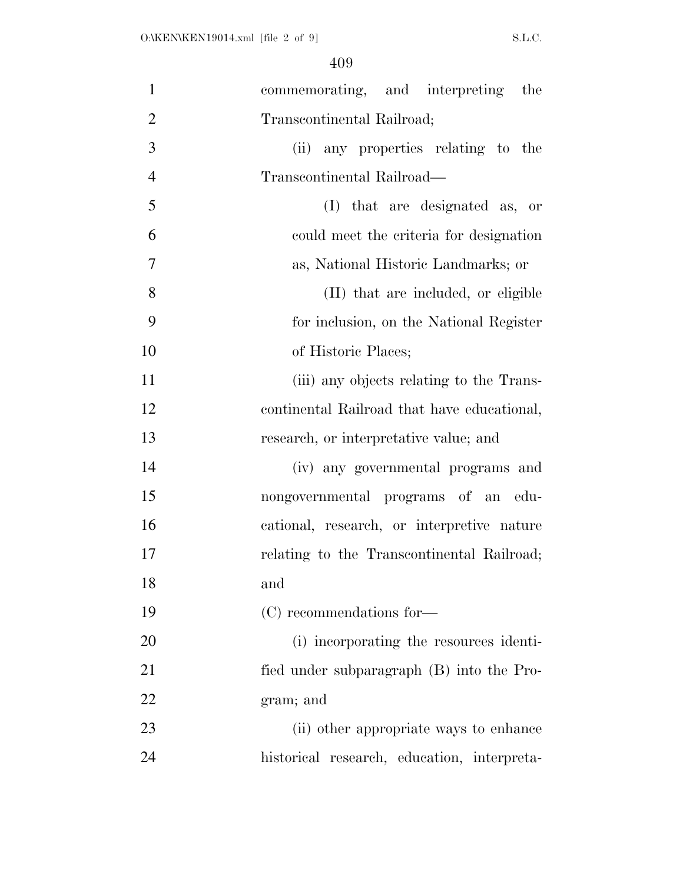commemorating, and interpreting the Transcontinental Railroad;

(ii) any properties relating to the Transcontinental Railroad—

(I) that are designated as, or could meet the criteria for designation as, National Historic Landmarks; or

(II) that are included, or eligible for inclusion, on the National Register of Historic Places;

(iii) any objects relating to the Transcontinental Railroad that have educational, research, or interpretative value; and

(iv) any governmental programs and nongovernmental programs of an educational, research, or interpretive nature relating to the Transcontinental Railroad; and

(C) recommendations for—

(i) incorporating the resources identified under subparagraph (B) into the Program; and

(ii) other appropriate ways to enhance historical research, education, interpreta-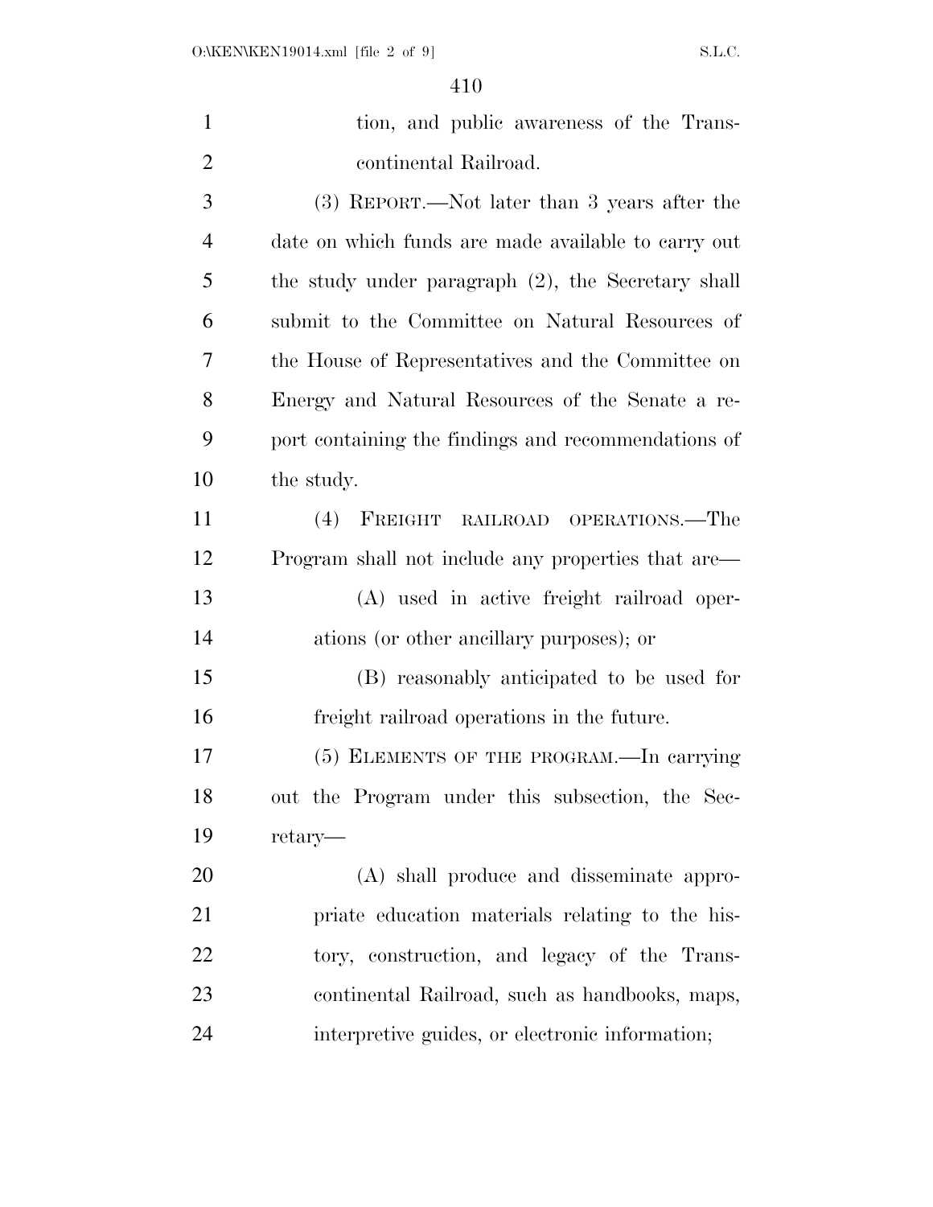tion, and public awareness of the Transcontinental Railroad.

(3) REPORT.—Not later than 3 years after the date on which funds are made available to carry out the study under paragraph (2), the Secretary shall submit to the Committee on Natural Resources of the House of Representatives and the Committee on Energy and Natural Resources of the Senate a report containing the findings and recommendations of the study.

(4) FREIGHT RAILROAD OPERATIONS.—The Program shall not include any properties that are—

(A) used in active freight railroad operations (or other ancillary purposes); or

(B) reasonably anticipated to be used for freight railroad operations in the future.

(5) ELEMENTS OF THE PROGRAM.—In carrying out the Program under this subsection, the Secretary—

(A) shall produce and disseminate appropriate education materials relating to the history, construction, and legacy of the Transcontinental Railroad, such as handbooks, maps, interpretive guides, or electronic information;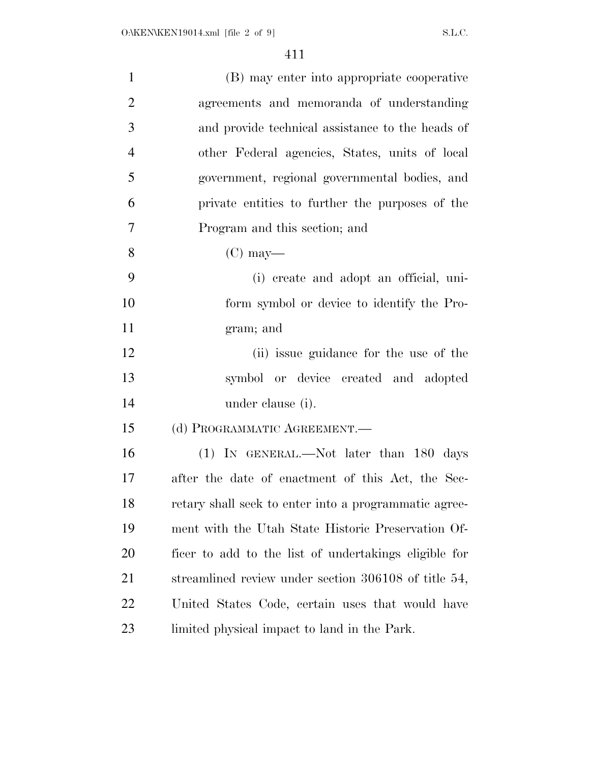(B) may enter into appropriate cooperative agreements and memoranda of understanding and provide technical assistance to the heads of other Federal agencies, States, units of local government, regional governmental bodies, and private entities to further the purposes of the Program and this section; and

(C) may—

(i) create and adopt an official, uniform symbol or device to identify the Program; and

(ii) issue guidance for the use of the symbol or device created and adopted under clause (i).

(d) PROGRAMMATIC AGREEMENT.—

(1) IN GENERAL.—Not later than 180 days after the date of enactment of this Act, the Secretary shall seek to enter into a programmatic agreement with the Utah State Historic Preservation Officer to add to the list of undertakings eligible for streamlined review under section 306108 of title 54, United States Code, certain uses that would have limited physical impact to land in the Park.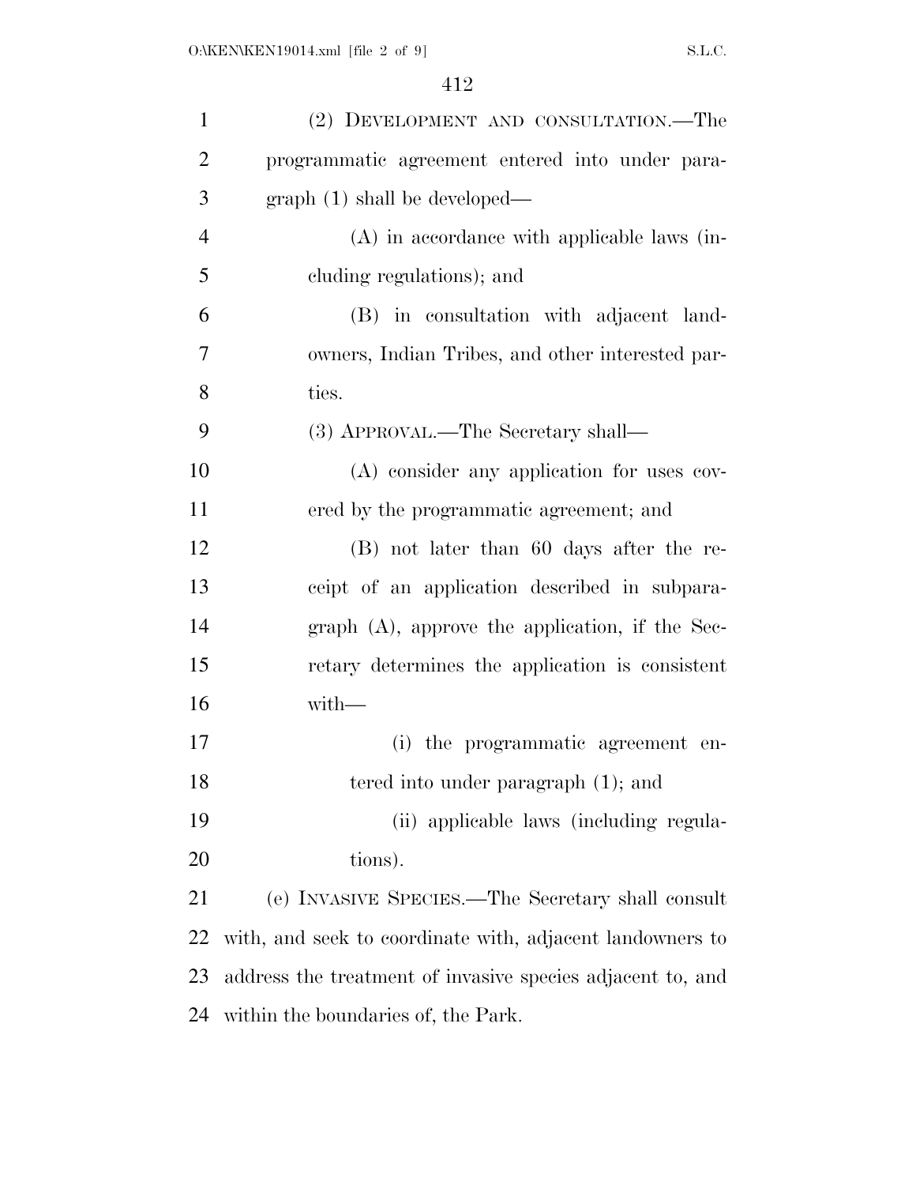(2) DEVELOPMENT AND CONSULTATION.—The programmatic agreement entered into under paragraph (1) shall be developed—

(A) in accordance with applicable laws (including regulations); and

(B) in consultation with adjacent landowners, Indian Tribes, and other interested parties.

(3) APPROVAL.—The Secretary shall—

(A) consider any application for uses covered by the programmatic agreement; and

(B) not later than 60 days after the receipt of an application described in subparagraph (A), approve the application, if the Secretary determines the application is consistent with—

(i) the programmatic agreement entered into under paragraph (1); and

(ii) applicable laws (including regulations).

(e) INVASIVE SPECIES.—The Secretary shall consult with, and seek to coordinate with, adjacent landowners to address the treatment of invasive species adjacent to, and within the boundaries of, the Park.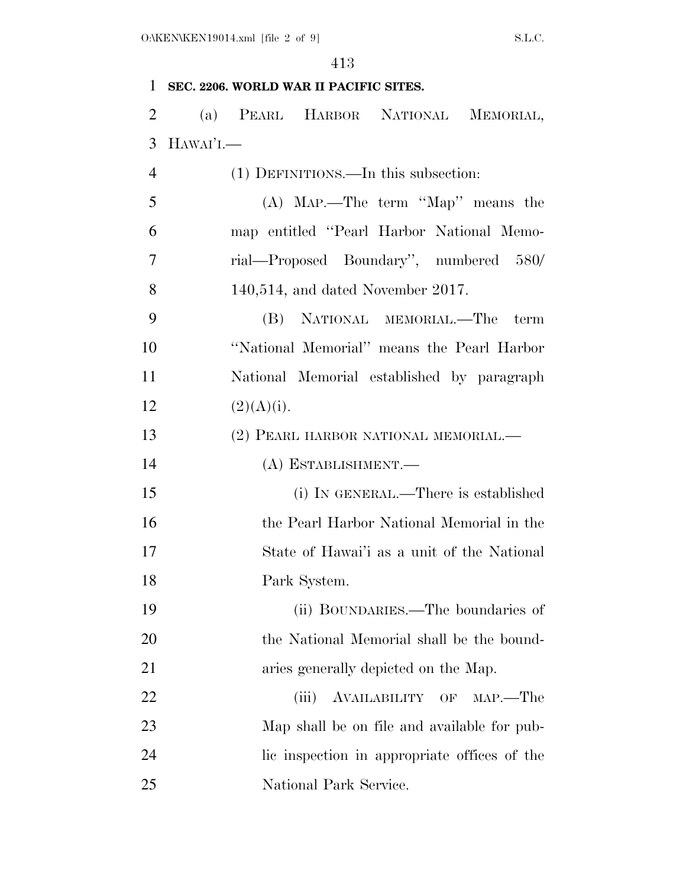## SEC. 2206. WORLD WAR II PACIFIC SITES.

(a) PEARL HARBOR NATIONAL MEMORIAL, HAWAI'I.—

(1) DEFINITIONS.—In this subsection:

(A) MAP.—The term "Map" means the map entitled "Pearl Harbor National Memorial—Proposed Boundary", numbered 580/140,514, and dated November 2017.

(B) NATIONAL MEMORIAL.—The term "National Memorial" means the Pearl Harbor National Memorial established by paragraph (2)(A)(i).

(2) PEARL HARBOR NATIONAL MEMORIAL.—

(A) ESTABLISHMENT.—

(i) IN GENERAL.—There is established the Pearl Harbor National Memorial in the State of Hawai'i as a unit of the National Park System.

(ii) BOUNDARIES.—The boundaries of the National Memorial shall be the boundaries generally depicted on the Map.

(iii) AVAILABILITY OF MAP.—The Map shall be on file and available for public inspection in appropriate offices of the National Park Service.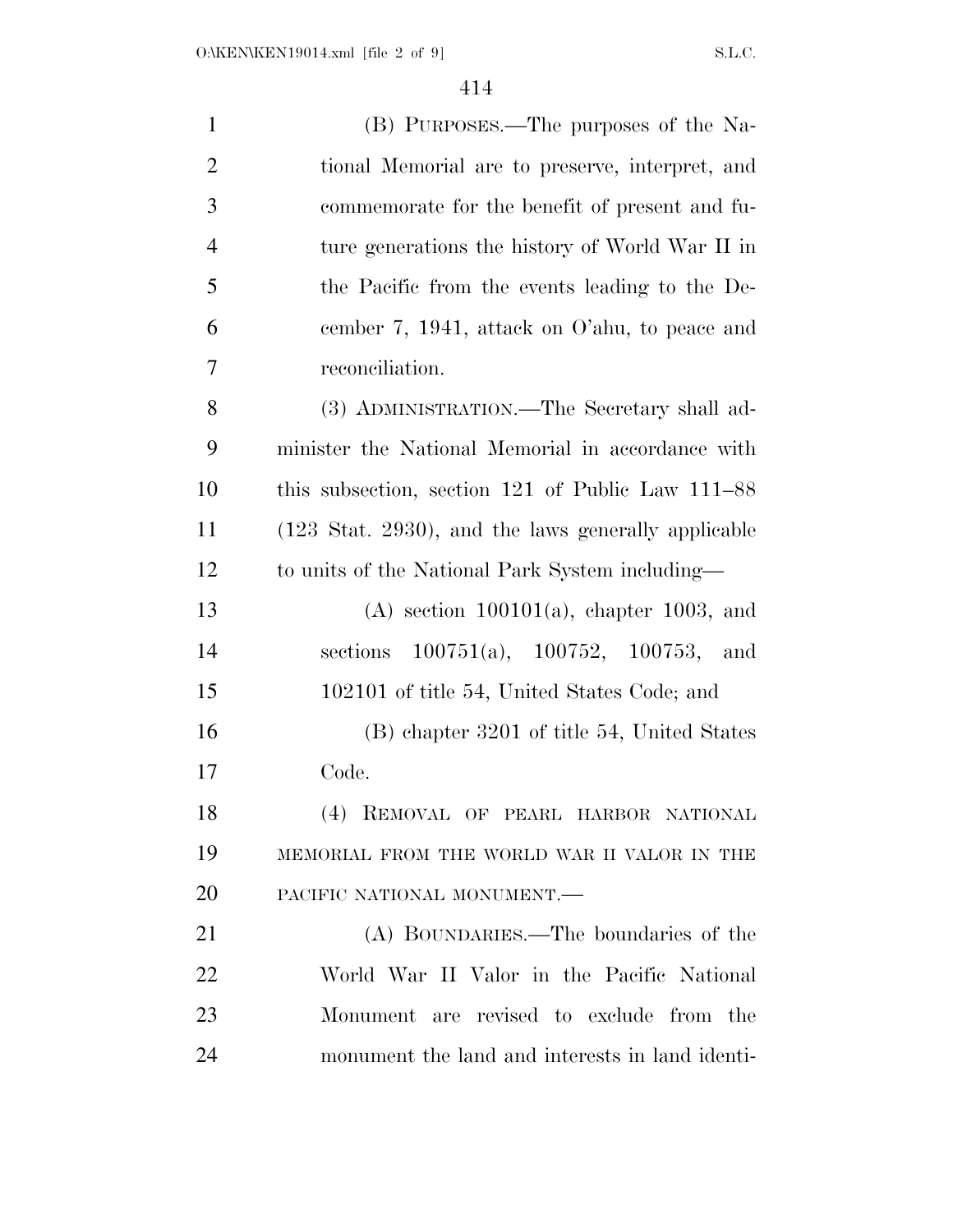(B) PURPOSES.—The purposes of the National Memorial are to preserve, interpret, and commemorate for the benefit of present and future generations the history of World War II in the Pacific from the events leading to the December 7, 1941, attack on O'ahu, to peace and reconciliation.

(3) ADMINISTRATION.—The Secretary shall administer the National Memorial in accordance with this subsection, section 121 of Public Law 111–88 (123 Stat. 2930), and the laws generally applicable to units of the National Park System including—

(A) section 100101(a), chapter 1003, and sections 100751(a), 100752, 100753, and 102101 of title 54, United States Code; and

(B) chapter 3201 of title 54, United States Code.

(4) REMOVAL OF PEARL HARBOR NATIONAL MEMORIAL FROM THE WORLD WAR II VALOR IN THE PACIFIC NATIONAL MONUMENT.—

(A) BOUNDARIES.—The boundaries of the World War II Valor in the Pacific National Monument are revised to exclude from the monument the land and interests in land identi-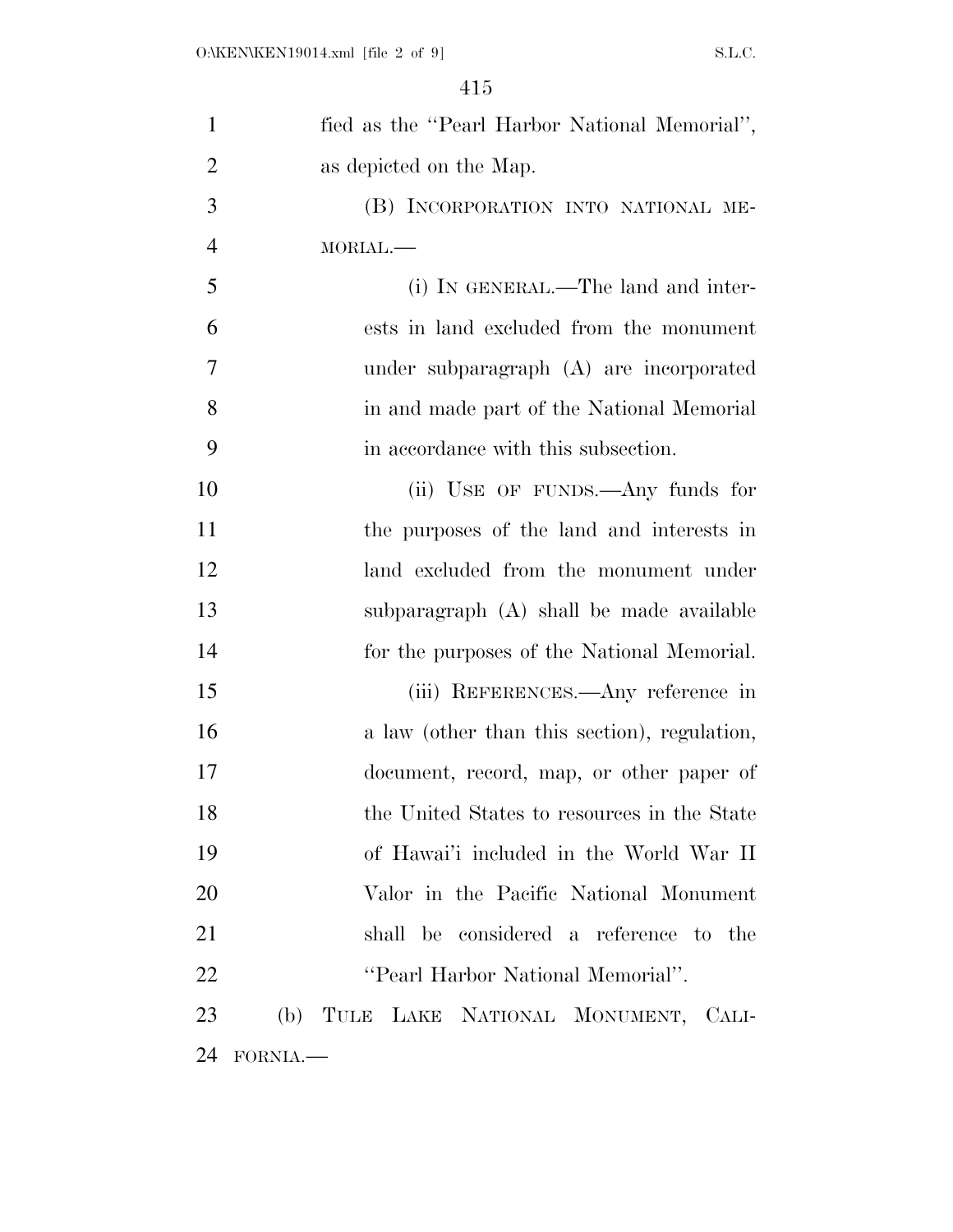fied as the "Pearl Harbor National Memorial", as depicted on the Map.

(B) INCORPORATION INTO NATIONAL MEMORIAL.—

(i) IN GENERAL.—The land and interests in land excluded from the monument under subparagraph (A) are incorporated in and made part of the National Memorial in accordance with this subsection.

(ii) USE OF FUNDS.—Any funds for the purposes of the land and interests in land excluded from the monument under subparagraph (A) shall be made available for the purposes of the National Memorial.

(iii) REFERENCES.—Any reference in a law (other than this section), regulation, document, record, map, or other paper of the United States to resources in the State of Hawai'i included in the World War II Valor in the Pacific National Monument shall be considered a reference to the "Pearl Harbor National Memorial".

(b) TULE LAKE NATIONAL MONUMENT, CALIFORNIA.—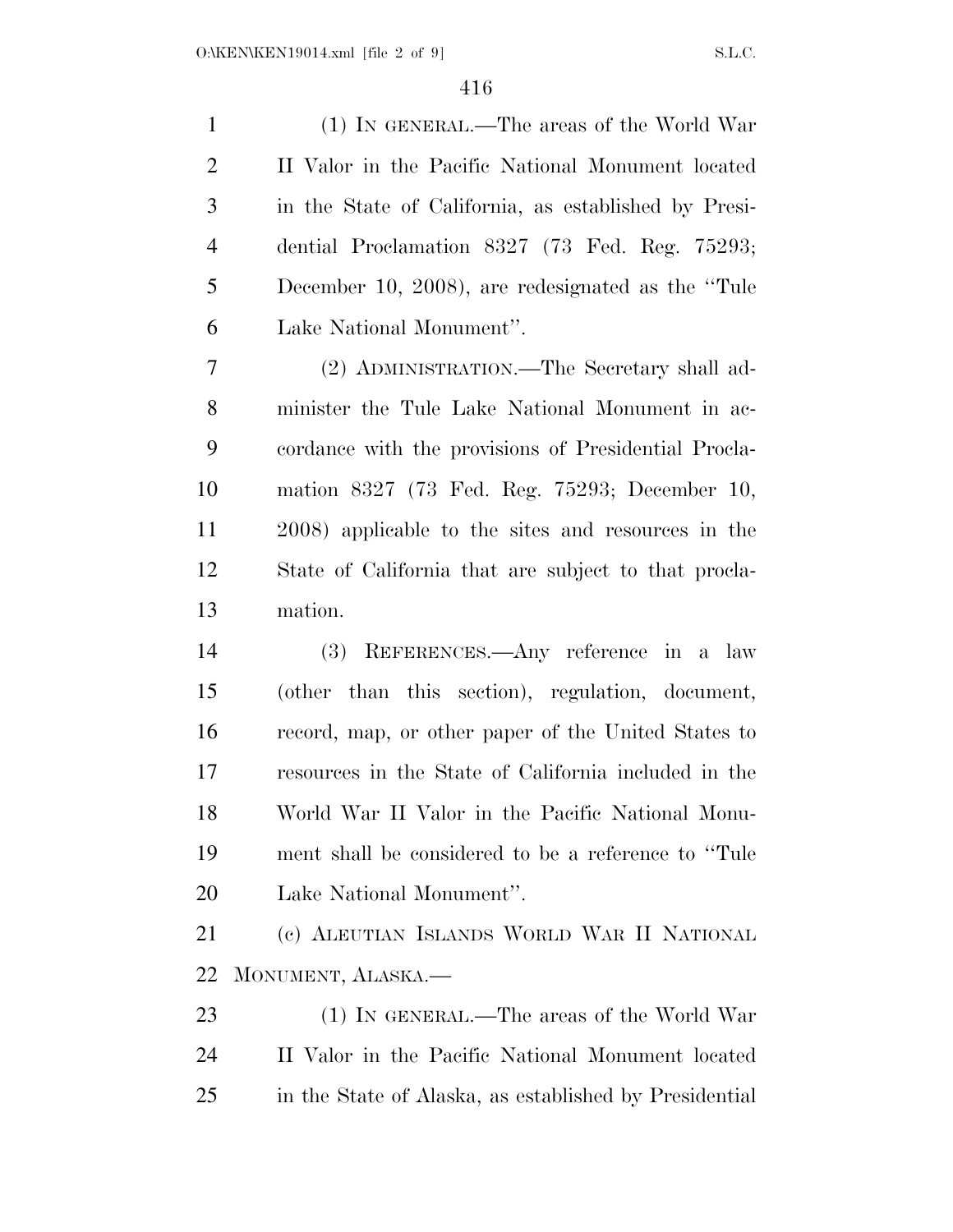(1) IN GENERAL.—The areas of the World War II Valor in the Pacific National Monument located in the State of California, as established by Presidential Proclamation 8327 (73 Fed. Reg. 75293; December 10, 2008), are redesignated as the ''Tule Lake National Monument''.

(2) ADMINISTRATION.—The Secretary shall administer the Tule Lake National Monument in accordance with the provisions of Presidential Proclamation 8327 (73 Fed. Reg. 75293; December 10, 2008) applicable to the sites and resources in the State of California that are subject to that proclamation.

(3) REFERENCES.—Any reference in a law (other than this section), regulation, document, record, map, or other paper of the United States to resources in the State of California included in the World War II Valor in the Pacific National Monument shall be considered to be a reference to ''Tule Lake National Monument''.

(c) ALEUTIAN ISLANDS WORLD WAR II NATIONAL MONUMENT, ALASKA.—

(1) IN GENERAL.—The areas of the World War II Valor in the Pacific National Monument located in the State of Alaska, as established by Presidential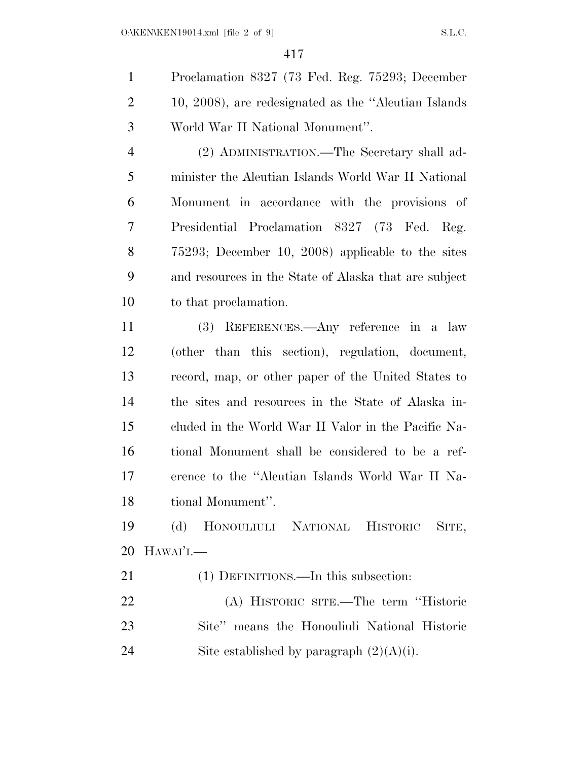Proclamation 8327 (73 Fed. Reg. 75293; December 10, 2008), are redesignated as the ''Aleutian Islands World War II National Monument''.

(2) ADMINISTRATION.—The Secretary shall administer the Aleutian Islands World War II National Monument in accordance with the provisions of Presidential Proclamation 8327 (73 Fed. Reg. 75293; December 10, 2008) applicable to the sites and resources in the State of Alaska that are subject to that proclamation.

(3) REFERENCES.—Any reference in a law (other than this section), regulation, document, record, map, or other paper of the United States to the sites and resources in the State of Alaska included in the World War II Valor in the Pacific National Monument shall be considered to be a reference to the ''Aleutian Islands World War II National Monument''.

(d) HONOULIULI NATIONAL HISTORIC SITE, HAWAI'I.—

(1) DEFINITIONS.—In this subsection:

(A) HISTORIC SITE.—The term ''Historic Site'' means the Honouliuli National Historic Site established by paragraph (2)(A)(i).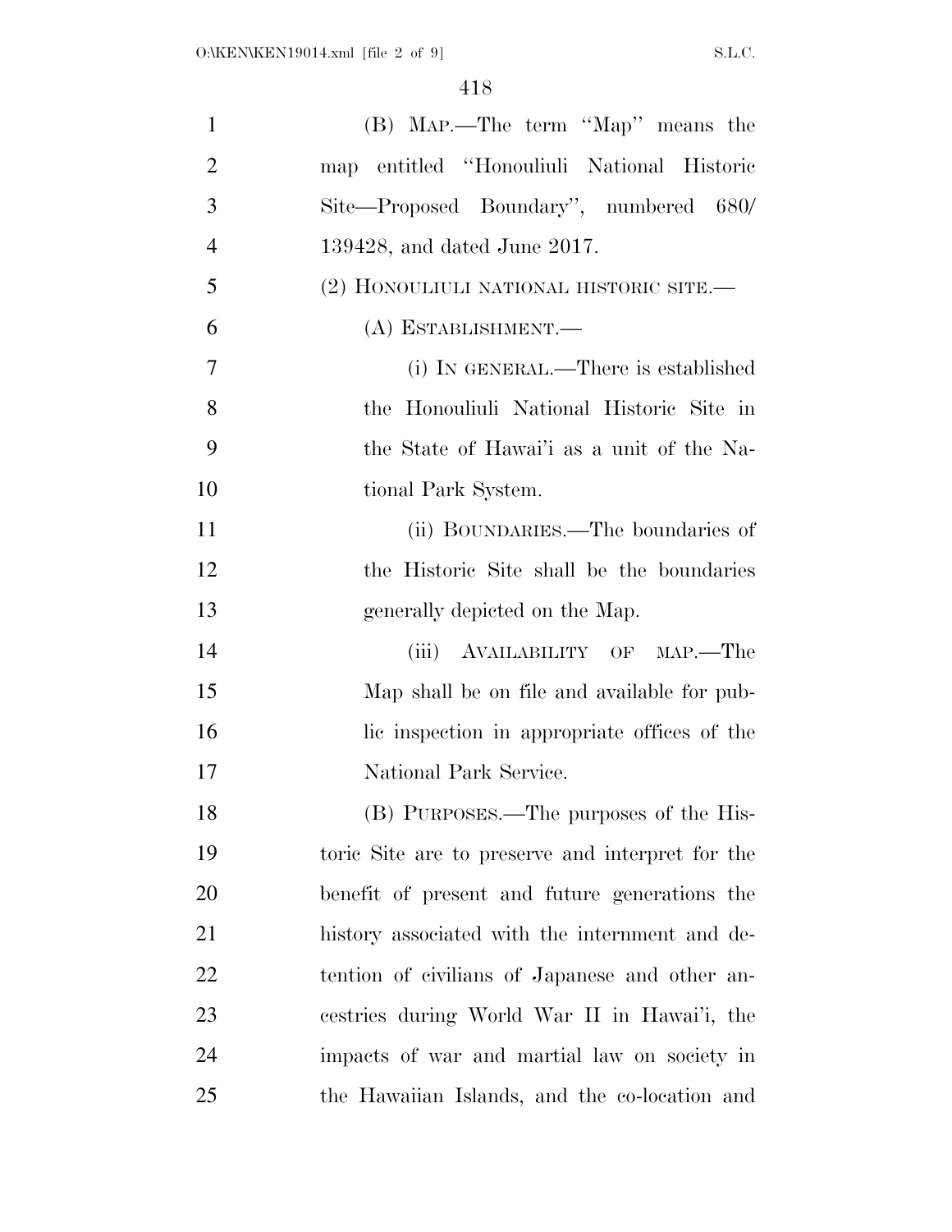(B) MAP.—The term "Map" means the map entitled "Honouliuli National Historic Site—Proposed Boundary", numbered 680/139428, and dated June 2017.

(2) HONOULIULI NATIONAL HISTORIC SITE.—

(A) ESTABLISHMENT.—

(i) IN GENERAL.—There is established the Honouliuli National Historic Site in the State of Hawai'i as a unit of the National Park System.

(ii) BOUNDARIES.—The boundaries of the Historic Site shall be the boundaries generally depicted on the Map.

(iii) AVAILABILITY OF MAP.—The Map shall be on file and available for public inspection in appropriate offices of the National Park Service.

(B) PURPOSES.—The purposes of the Historic Site are to preserve and interpret for the benefit of present and future generations the history associated with the internment and detention of civilians of Japanese and other ancestries during World War II in Hawai'i, the impacts of war and martial law on society in the Hawaiian Islands, and the co-location and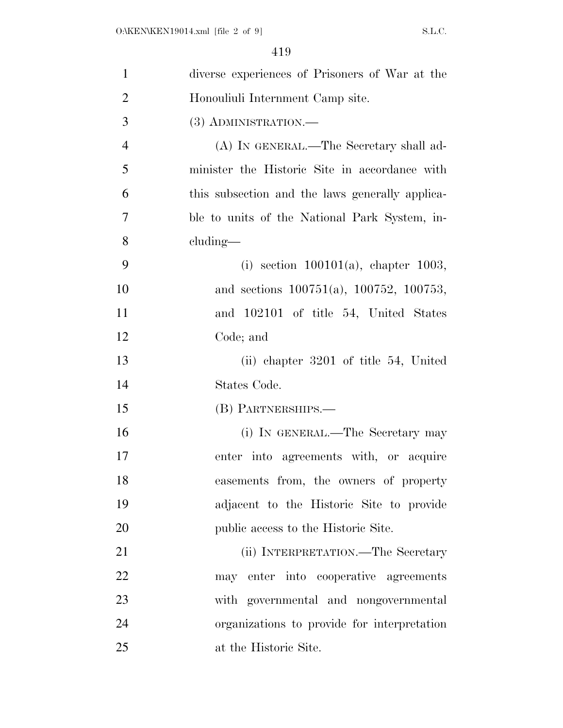diverse experiences of Prisoners of War at the Honouliuli Internment Camp site.

(3) ADMINISTRATION.—

(A) IN GENERAL.—The Secretary shall administer the Historic Site in accordance with this subsection and the laws generally applicable to units of the National Park System, including—

(i) section 100101(a), chapter 1003, and sections 100751(a), 100752, 100753, and 102101 of title 54, United States Code; and

(ii) chapter 3201 of title 54, United States Code.

(B) PARTNERSHIPS.—

(i) IN GENERAL.—The Secretary may enter into agreements with, or acquire easements from, the owners of property adjacent to the Historic Site to provide public access to the Historic Site.

(ii) INTERPRETATION.—The Secretary may enter into cooperative agreements with governmental and nongovernmental organizations to provide for interpretation at the Historic Site.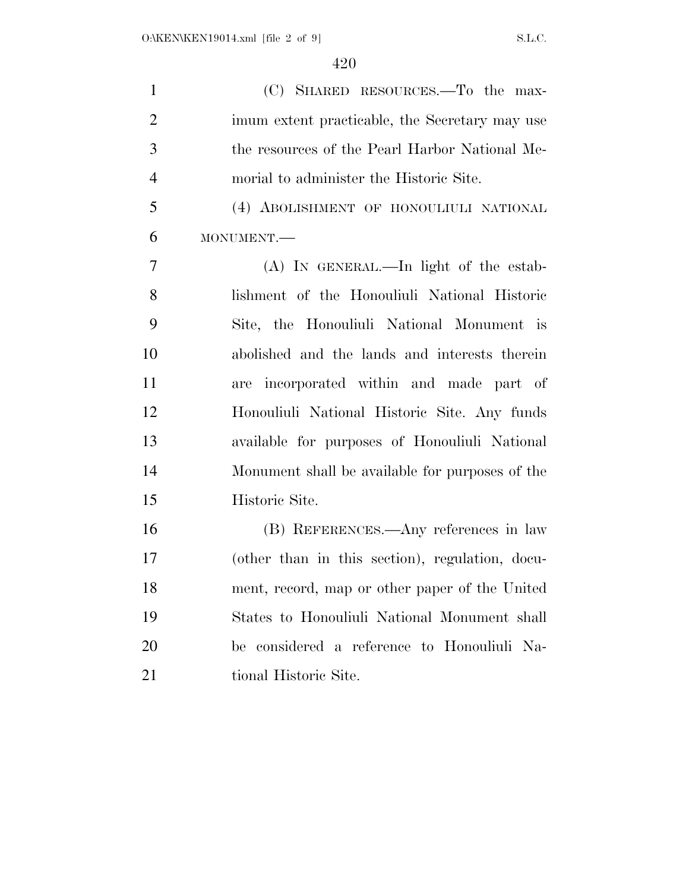(C) SHARED RESOURCES.—To the maximum extent practicable, the Secretary may use the resources of the Pearl Harbor National Memorial to administer the Historic Site.

(4) ABOLISHMENT OF HONOULIULI NATIONAL MONUMENT.—

(A) IN GENERAL.—In light of the establishment of the Honouliuli National Historic Site, the Honouliuli National Monument is abolished and the lands and interests therein are incorporated within and made part of Honouliuli National Historic Site. Any funds available for purposes of Honouliuli National Monument shall be available for purposes of the Historic Site.

(B) REFERENCES.—Any references in law (other than in this section), regulation, document, record, map or other paper of the United States to Honouliuli National Monument shall be considered a reference to Honouliuli National Historic Site.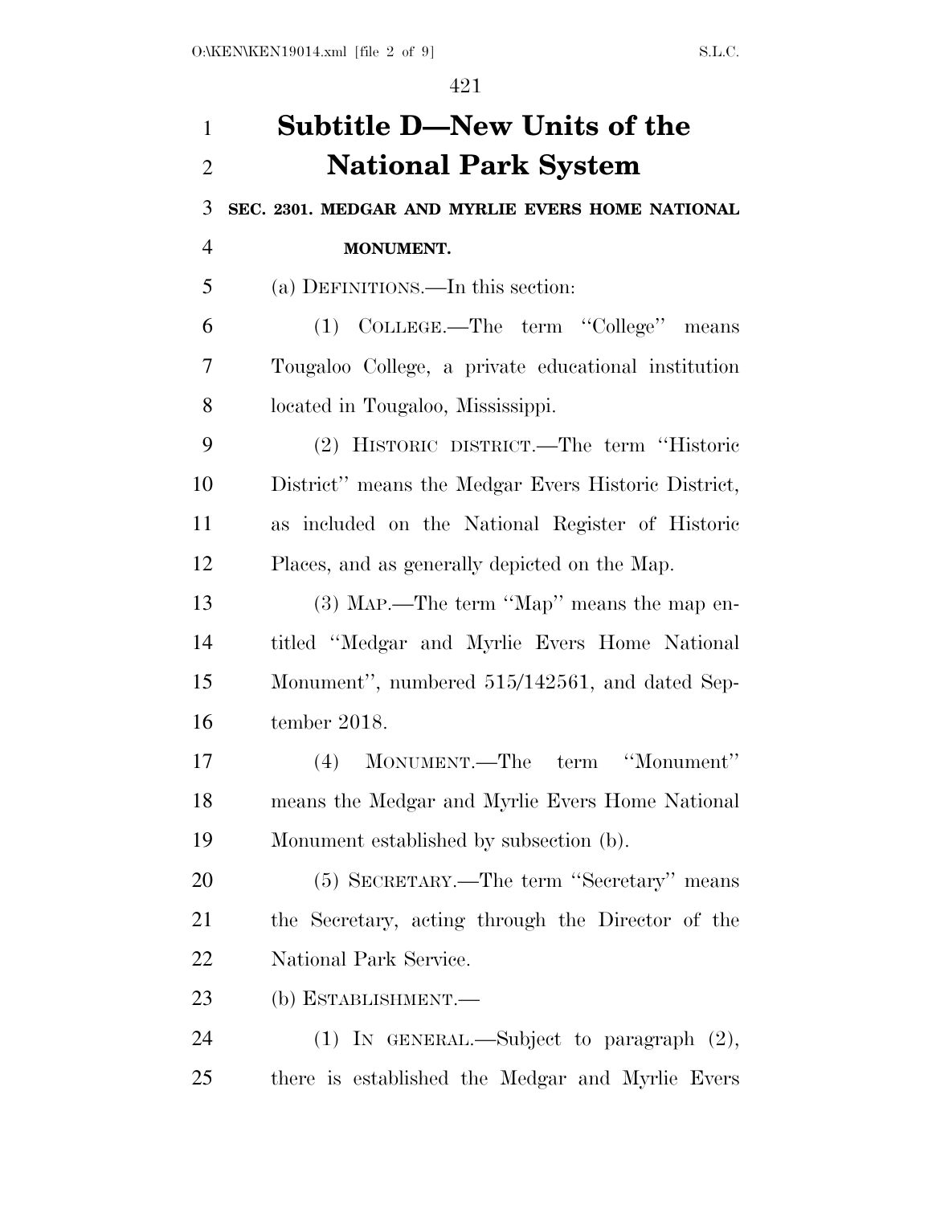# Subtitle D—New Units of the National Park System

### SEC. 2301. MEDGAR AND MYRLIE EVERS HOME NATIONAL MONUMENT.

(a) DEFINITIONS.—In this section:

(1) COLLEGE.—The term ''College'' means Tougaloo College, a private educational institution located in Tougaloo, Mississippi.

(2) HISTORIC DISTRICT.—The term ''Historic District'' means the Medgar Evers Historic District, as included on the National Register of Historic Places, and as generally depicted on the Map.

(3) MAP.—The term ''Map'' means the map entitled ''Medgar and Myrlie Evers Home National Monument'', numbered 515/142561, and dated September 2018.

(4) MONUMENT.—The term ''Monument'' means the Medgar and Myrlie Evers Home National Monument established by subsection (b).

(5) SECRETARY.—The term ''Secretary'' means the Secretary, acting through the Director of the National Park Service.

(b) ESTABLISHMENT.—

(1) IN GENERAL.—Subject to paragraph (2), there is established the Medgar and Myrlie Evers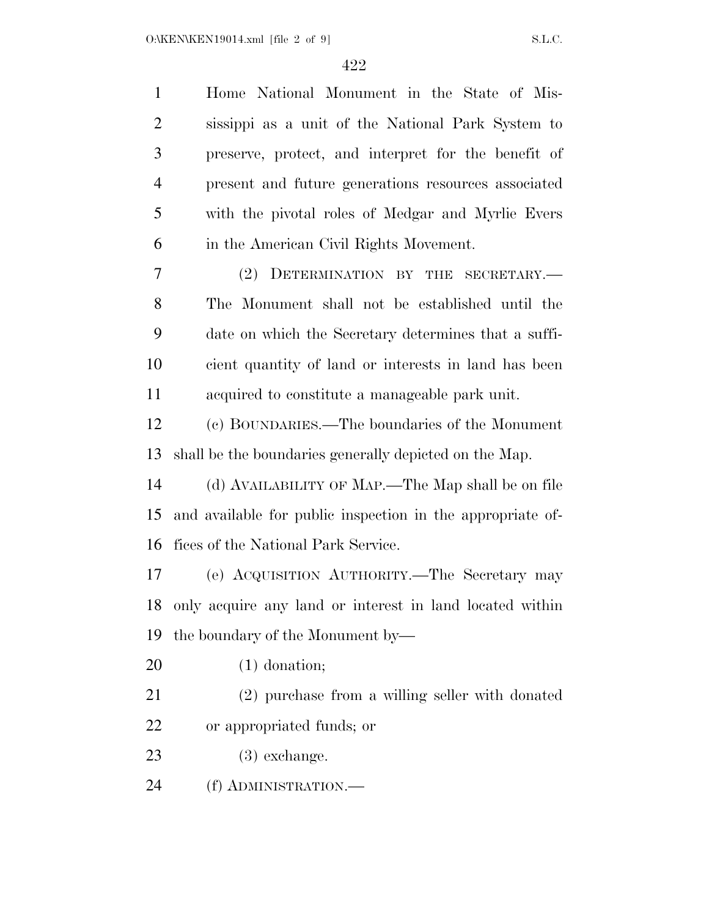Home National Monument in the State of Mississippi as a unit of the National Park System to preserve, protect, and interpret for the benefit of present and future generations resources associated with the pivotal roles of Medgar and Myrlie Evers in the American Civil Rights Movement.

(2) DETERMINATION BY THE SECRETARY.—The Monument shall not be established until the date on which the Secretary determines that a sufficient quantity of land or interests in land has been acquired to constitute a manageable park unit.

(c) BOUNDARIES.—The boundaries of the Monument shall be the boundaries generally depicted on the Map.

(d) AVAILABILITY OF MAP.—The Map shall be on file and available for public inspection in the appropriate offices of the National Park Service.

(e) ACQUISITION AUTHORITY.—The Secretary may only acquire any land or interest in land located within the boundary of the Monument by—

(1) donation;

(2) purchase from a willing seller with donated or appropriated funds; or

(3) exchange.

(f) ADMINISTRATION.—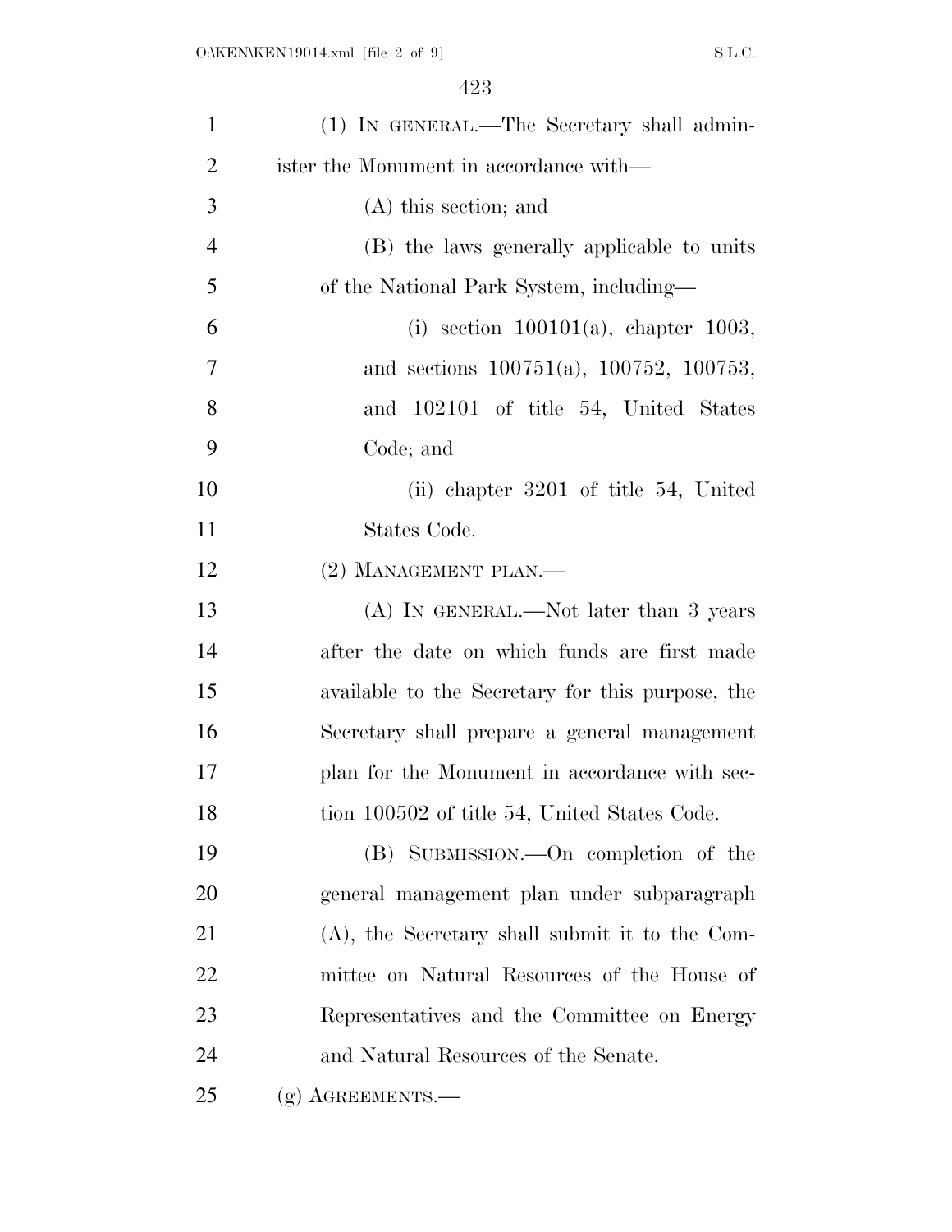(1) IN GENERAL.—The Secretary shall administer the Monument in accordance with—

(A) this section; and

(B) the laws generally applicable to units of the National Park System, including—

(i) section 100101(a), chapter 1003, and sections 100751(a), 100752, 100753, and 102101 of title 54, United States Code; and

(ii) chapter 3201 of title 54, United States Code.

(2) MANAGEMENT PLAN.—

(A) IN GENERAL.—Not later than 3 years after the date on which funds are first made available to the Secretary for this purpose, the Secretary shall prepare a general management plan for the Monument in accordance with section 100502 of title 54, United States Code.

(B) SUBMISSION.—On completion of the general management plan under subparagraph (A), the Secretary shall submit it to the Committee on Natural Resources of the House of Representatives and the Committee on Energy and Natural Resources of the Senate.

(g) AGREEMENTS.—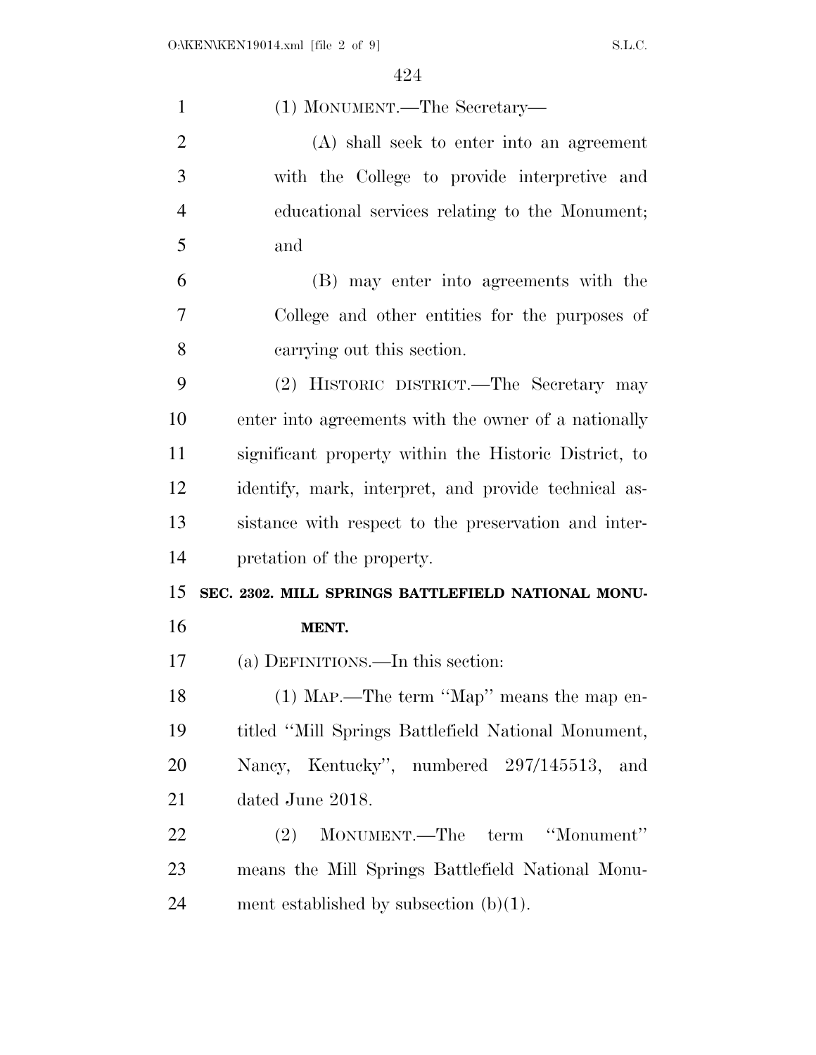(1) MONUMENT.—The Secretary—

(A) shall seek to enter into an agreement with the College to provide interpretive and educational services relating to the Monument; and

(B) may enter into agreements with the College and other entities for the purposes of carrying out this section.

(2) HISTORIC DISTRICT.—The Secretary may enter into agreements with the owner of a nationally significant property within the Historic District, to identify, mark, interpret, and provide technical assistance with respect to the preservation and interpretation of the property.

**SEC. 2302. MILL SPRINGS BATTLEFIELD NATIONAL MONUMENT.**

(a) DEFINITIONS.—In this section:

(1) MAP.—The term ''Map'' means the map entitled ''Mill Springs Battlefield National Monument, Nancy, Kentucky'', numbered 297/145513, and dated June 2018.

(2) MONUMENT.—The term ''Monument'' means the Mill Springs Battlefield National Monument established by subsection (b)(1).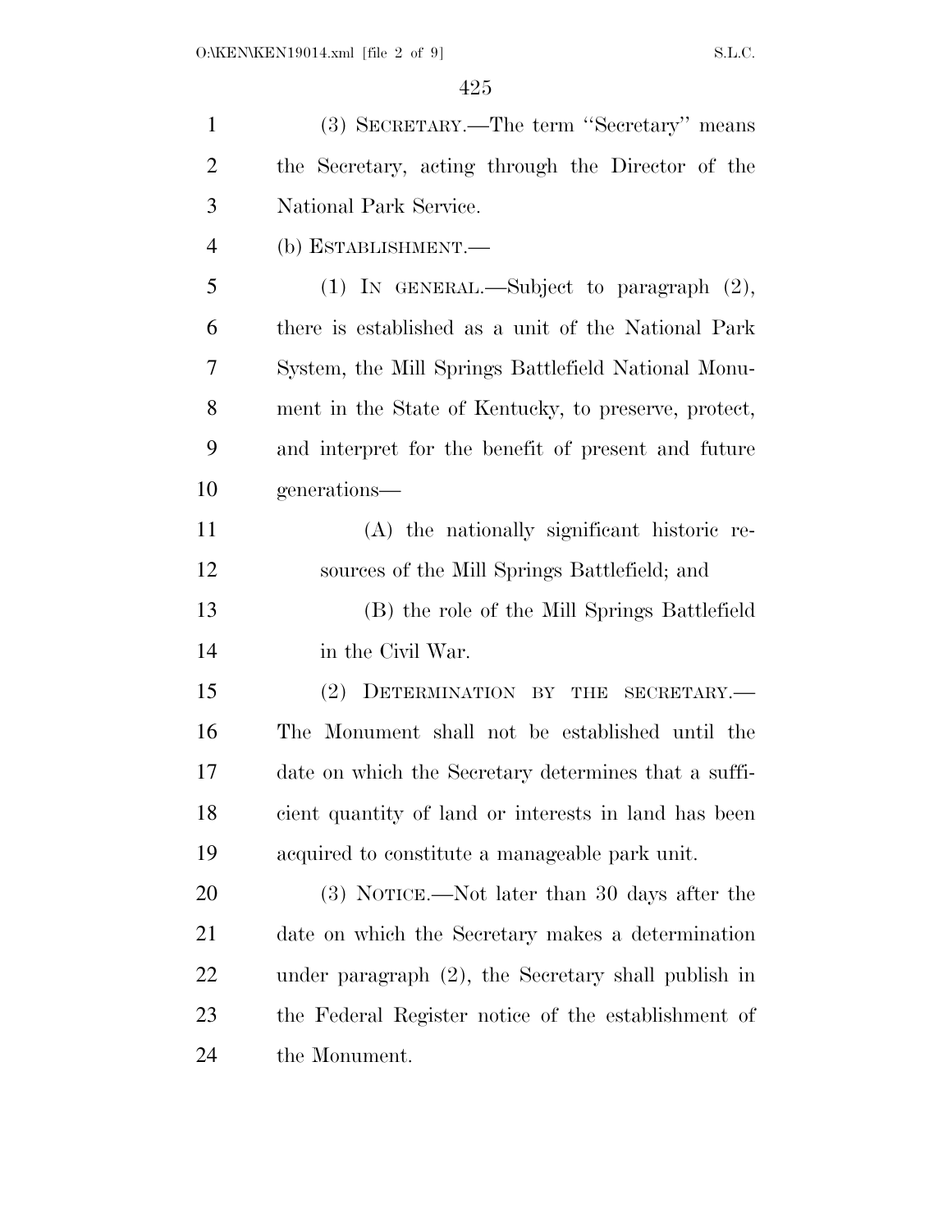(3) SECRETARY.—The term ''Secretary'' means the Secretary, acting through the Director of the National Park Service.

(b) ESTABLISHMENT.—

(1) IN GENERAL.—Subject to paragraph (2), there is established as a unit of the National Park System, the Mill Springs Battlefield National Monument in the State of Kentucky, to preserve, protect, and interpret for the benefit of present and future generations—

(A) the nationally significant historic resources of the Mill Springs Battlefield; and

(B) the role of the Mill Springs Battlefield in the Civil War.

(2) DETERMINATION BY THE SECRETARY.—The Monument shall not be established until the date on which the Secretary determines that a sufficient quantity of land or interests in land has been acquired to constitute a manageable park unit.

(3) NOTICE.—Not later than 30 days after the date on which the Secretary makes a determination under paragraph (2), the Secretary shall publish in the Federal Register notice of the establishment of the Monument.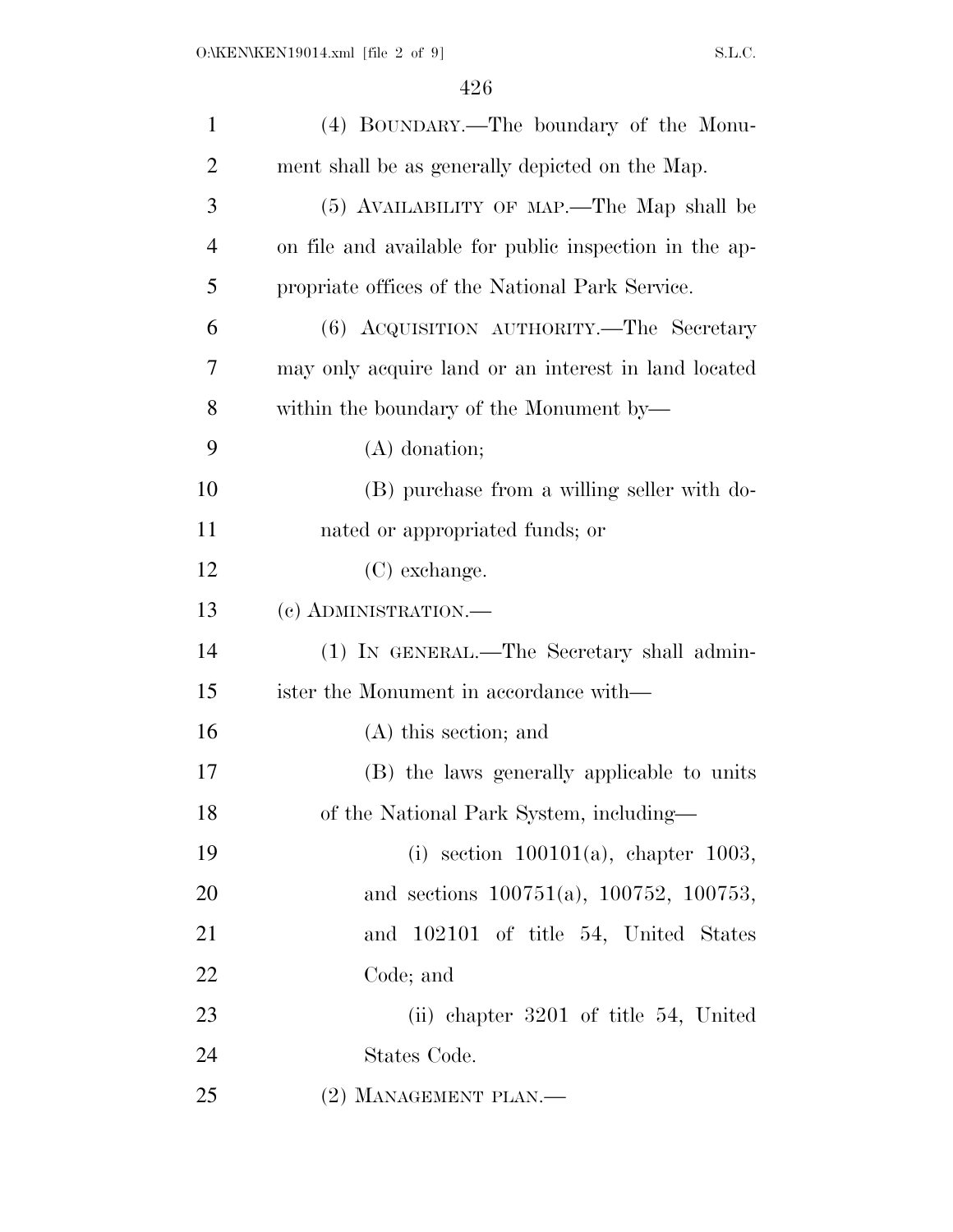(4) BOUNDARY.—The boundary of the Monument shall be as generally depicted on the Map.

(5) AVAILABILITY OF MAP.—The Map shall be on file and available for public inspection in the appropriate offices of the National Park Service.

(6) ACQUISITION AUTHORITY.—The Secretary may only acquire land or an interest in land located within the boundary of the Monument by—

(A) donation;

(B) purchase from a willing seller with donated or appropriated funds; or

(C) exchange.

(c) ADMINISTRATION.—

(1) IN GENERAL.—The Secretary shall administer the Monument in accordance with—

(A) this section; and

(B) the laws generally applicable to units of the National Park System, including—

(i) section 100101(a), chapter 1003, and sections 100751(a), 100752, 100753, and 102101 of title 54, United States Code; and

(ii) chapter 3201 of title 54, United States Code.

(2) MANAGEMENT PLAN.—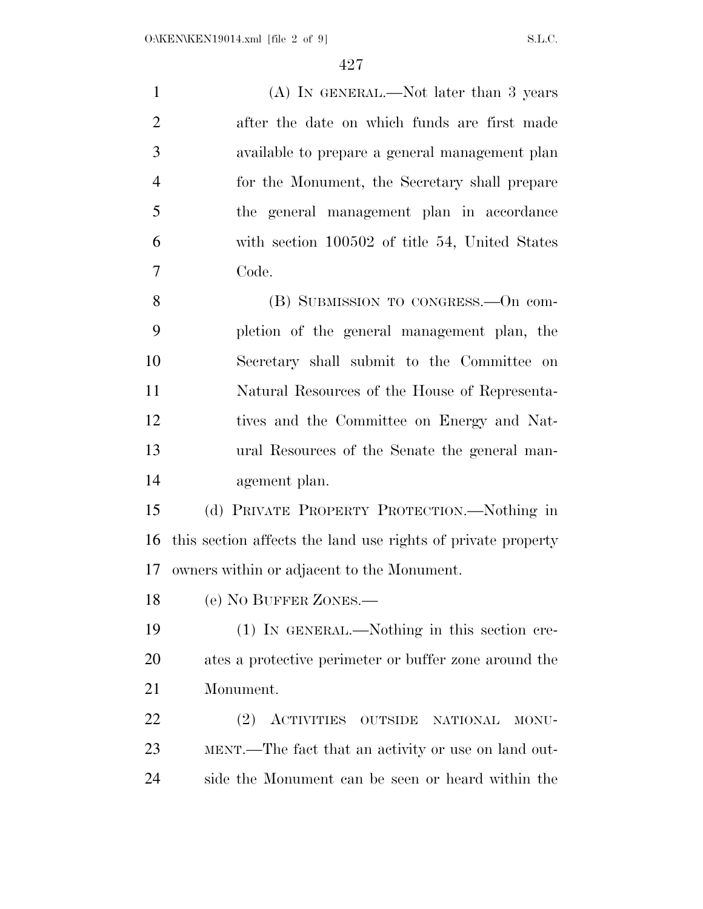(A) IN GENERAL.—Not later than 3 years after the date on which funds are first made available to prepare a general management plan for the Monument, the Secretary shall prepare the general management plan in accordance with section 100502 of title 54, United States Code.

(B) SUBMISSION TO CONGRESS.—On completion of the general management plan, the Secretary shall submit to the Committee on Natural Resources of the House of Representatives and the Committee on Energy and Natural Resources of the Senate the general management plan.

(d) PRIVATE PROPERTY PROTECTION.—Nothing in this section affects the land use rights of private property owners within or adjacent to the Monument.

(e) NO BUFFER ZONES.—

(1) IN GENERAL.—Nothing in this section creates a protective perimeter or buffer zone around the Monument.

(2) ACTIVITIES OUTSIDE NATIONAL MONUMENT.—The fact that an activity or use on land outside the Monument can be seen or heard within the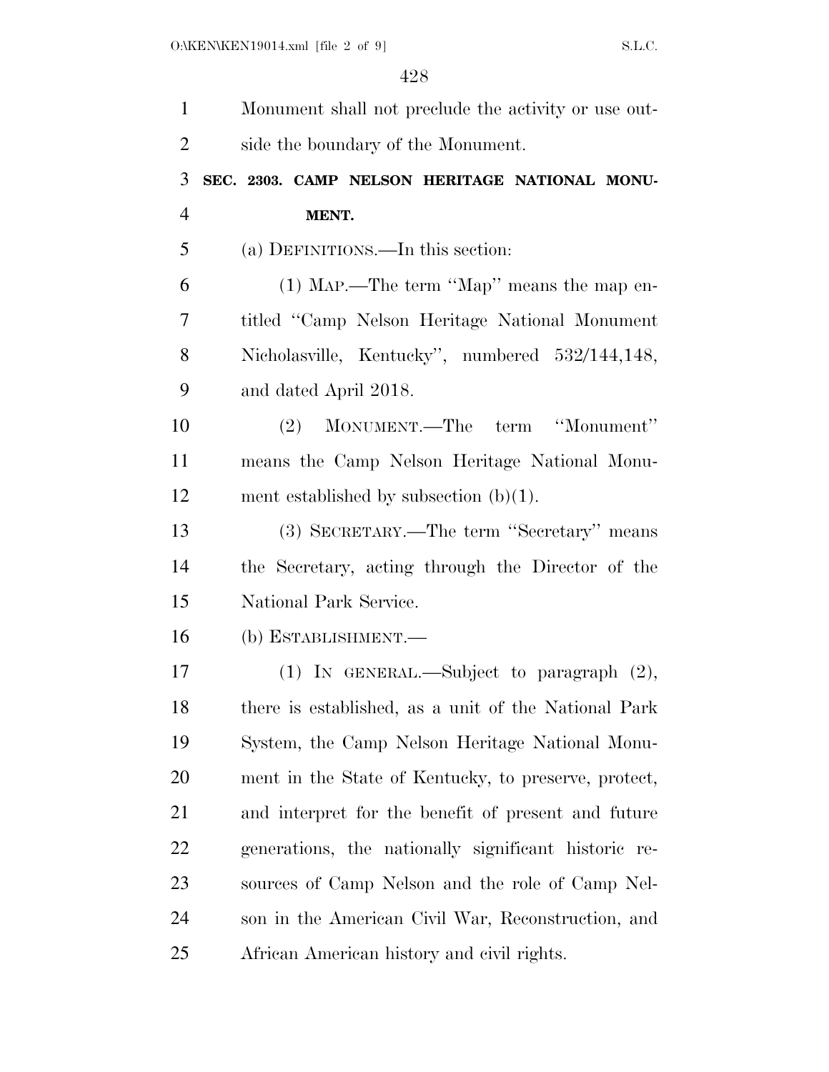Monument shall not preclude the activity or use outside the boundary of the Monument.

**SEC. 2303. CAMP NELSON HERITAGE NATIONAL MONUMENT.**

(a) DEFINITIONS.—In this section:

(1) MAP.—The term "Map" means the map entitled "Camp Nelson Heritage National Monument Nicholasville, Kentucky", numbered 532/144,148, and dated April 2018.

(2) MONUMENT.—The term "Monument" means the Camp Nelson Heritage National Monument established by subsection (b)(1).

(3) SECRETARY.—The term "Secretary" means the Secretary, acting through the Director of the National Park Service.

(b) ESTABLISHMENT.—

(1) IN GENERAL.—Subject to paragraph (2), there is established, as a unit of the National Park System, the Camp Nelson Heritage National Monument in the State of Kentucky, to preserve, protect, and interpret for the benefit of present and future generations, the nationally significant historic resources of Camp Nelson and the role of Camp Nelson in the American Civil War, Reconstruction, and African American history and civil rights.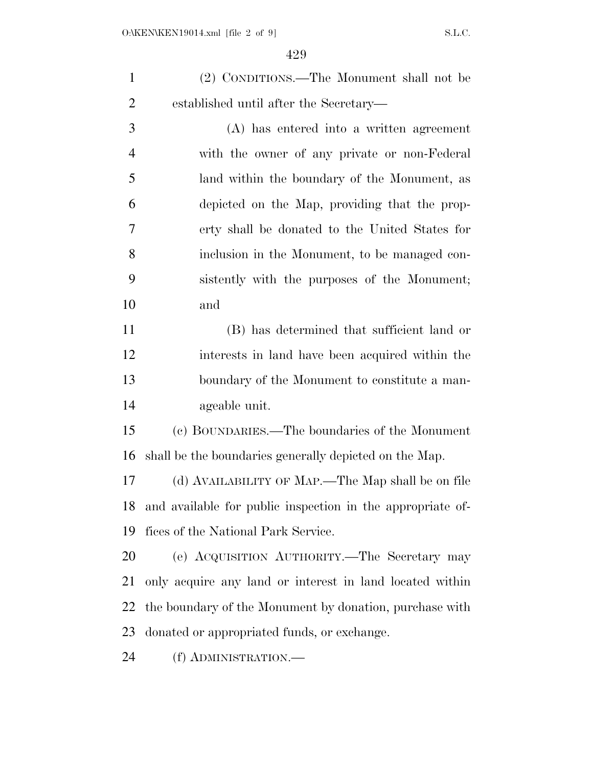(2) CONDITIONS.—The Monument shall not be established until after the Secretary—

(A) has entered into a written agreement with the owner of any private or non-Federal land within the boundary of the Monument, as depicted on the Map, providing that the property shall be donated to the United States for inclusion in the Monument, to be managed consistently with the purposes of the Monument; and

(B) has determined that sufficient land or interests in land have been acquired within the boundary of the Monument to constitute a manageable unit.

(c) BOUNDARIES.—The boundaries of the Monument shall be the boundaries generally depicted on the Map.

(d) AVAILABILITY OF MAP.—The Map shall be on file and available for public inspection in the appropriate offices of the National Park Service.

(e) ACQUISITION AUTHORITY.—The Secretary may only acquire any land or interest in land located within the boundary of the Monument by donation, purchase with donated or appropriated funds, or exchange.

(f) ADMINISTRATION.—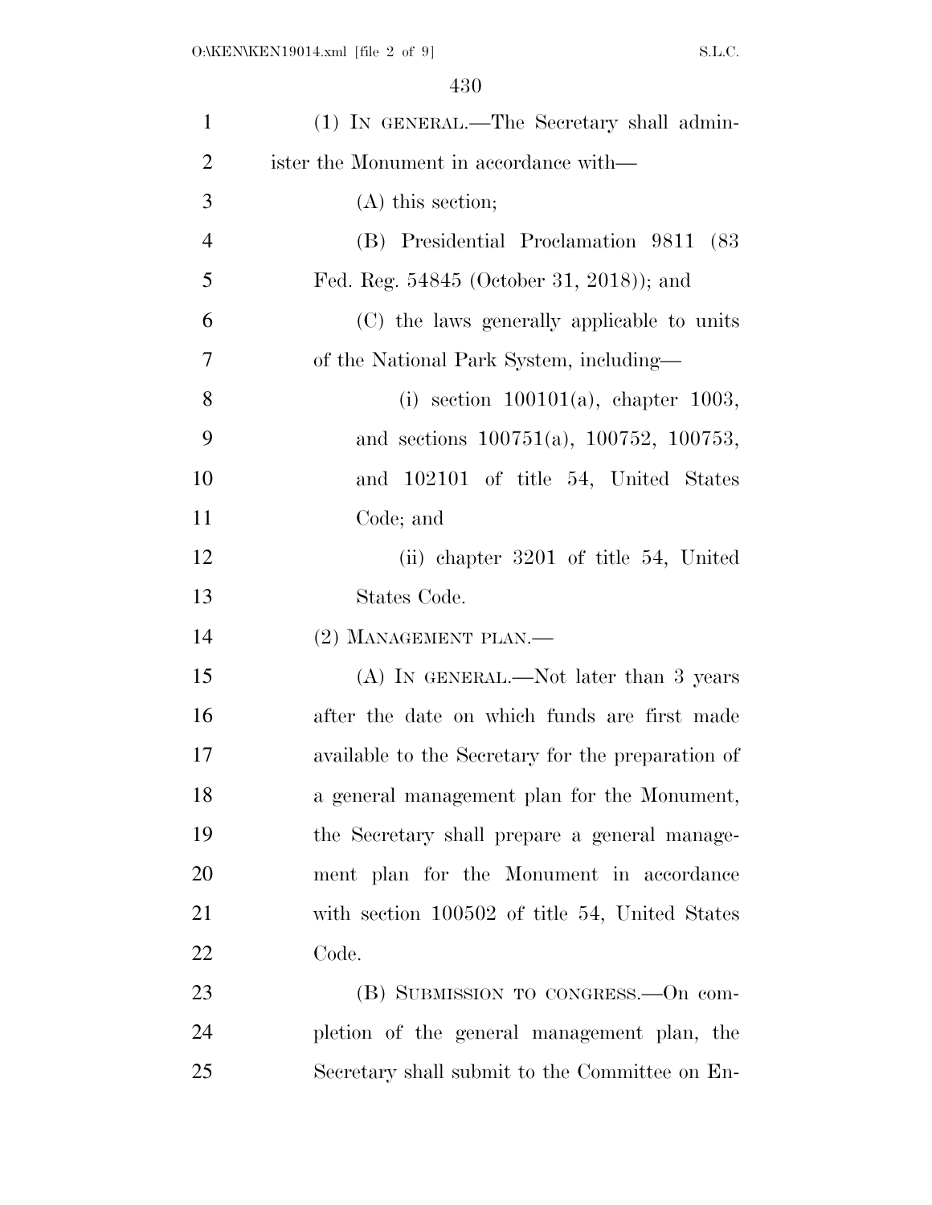(1) IN GENERAL.—The Secretary shall administer the Monument in accordance with—

(A) this section;

(B) Presidential Proclamation 9811 (83 Fed. Reg. 54845 (October 31, 2018)); and

(C) the laws generally applicable to units of the National Park System, including—

(i) section 100101(a), chapter 1003, and sections 100751(a), 100752, 100753, and 102101 of title 54, United States Code; and

(ii) chapter 3201 of title 54, United States Code.

(2) MANAGEMENT PLAN.—

(A) IN GENERAL.—Not later than 3 years after the date on which funds are first made available to the Secretary for the preparation of a general management plan for the Monument, the Secretary shall prepare a general management plan for the Monument in accordance with section 100502 of title 54, United States Code.

(B) SUBMISSION TO CONGRESS.—On completion of the general management plan, the Secretary shall submit to the Committee on En-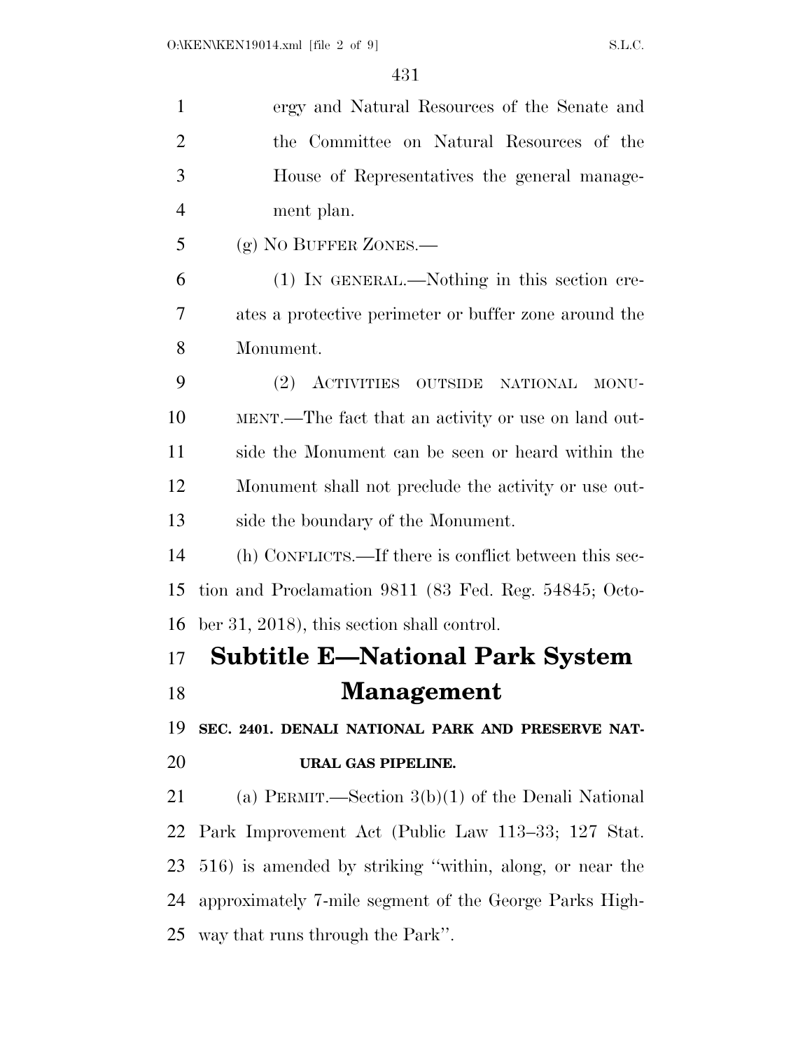ergy and Natural Resources of the Senate and the Committee on Natural Resources of the House of Representatives the general management plan.

(g) NO BUFFER ZONES.—

(1) IN GENERAL.—Nothing in this section creates a protective perimeter or buffer zone around the Monument.

(2) ACTIVITIES OUTSIDE NATIONAL MONUMENT.—The fact that an activity or use on land outside the Monument can be seen or heard within the Monument shall not preclude the activity or use outside the boundary of the Monument.

(h) CONFLICTS.—If there is conflict between this section and Proclamation 9811 (83 Fed. Reg. 54845; October 31, 2018), this section shall control.

## Subtitle E—National Park System Management

**SEC. 2401. DENALI NATIONAL PARK AND PRESERVE NATURAL GAS PIPELINE.**

(a) PERMIT.—Section 3(b)(1) of the Denali National Park Improvement Act (Public Law 113–33; 127 Stat. 516) is amended by striking ''within, along, or near the approximately 7-mile segment of the George Parks Highway that runs through the Park''.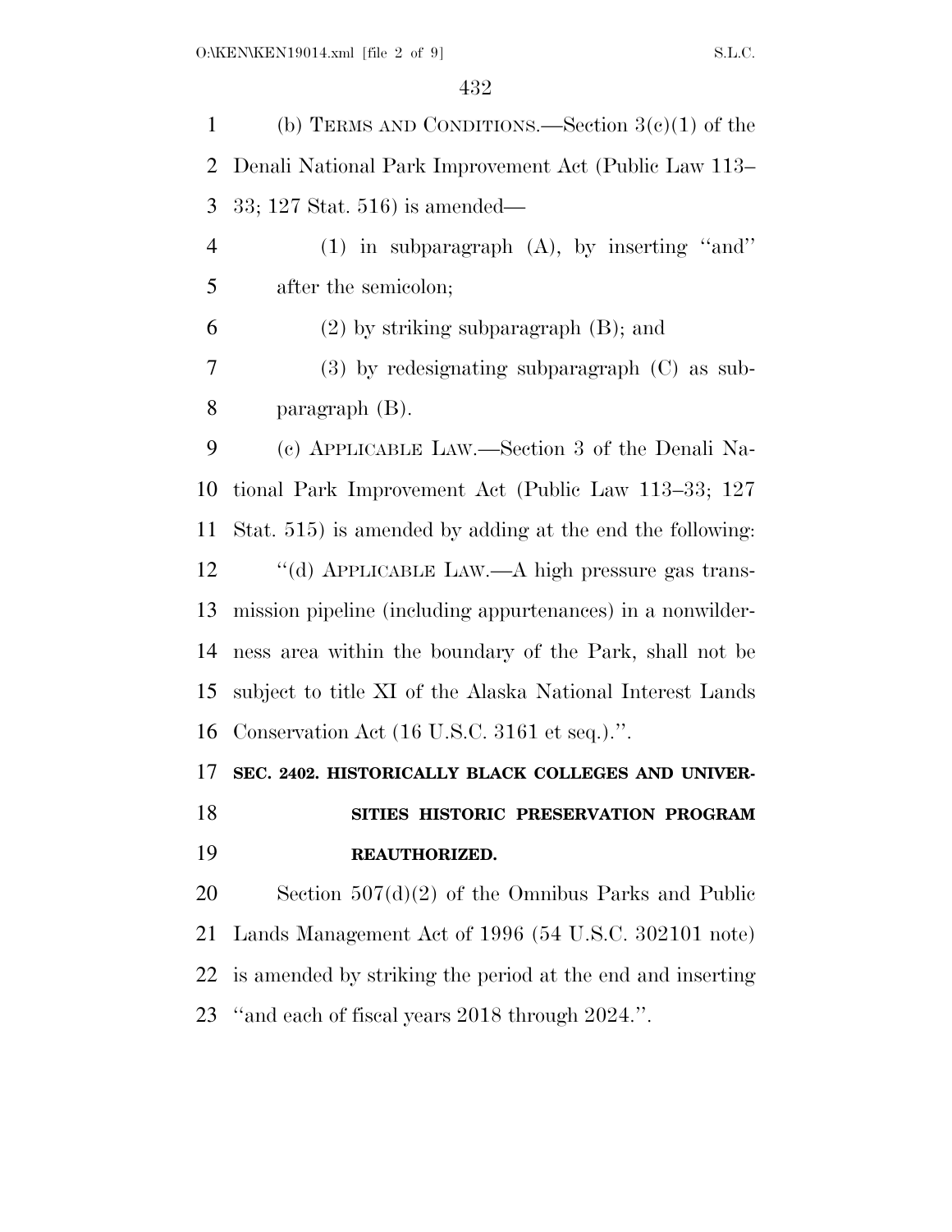(b) Terms and Conditions.—Section 3(c)(1) of the Denali National Park Improvement Act (Public Law 113–33; 127 Stat. 516) is amended—

(1) in subparagraph (A), by inserting "and" after the semicolon;

(2) by striking subparagraph (B); and

(3) by redesignating subparagraph (C) as subparagraph (B).

(c) Applicable Law.—Section 3 of the Denali National Park Improvement Act (Public Law 113–33; 127 Stat. 515) is amended by adding at the end the following:

"(d) Applicable Law.—A high pressure gas transmission pipeline (including appurtenances) in a nonwilderness area within the boundary of the Park, shall not be subject to title XI of the Alaska National Interest Lands Conservation Act (16 U.S.C. 3161 et seq.).".

**SEC. 2402. HISTORICALLY BLACK COLLEGES AND UNIVERSITIES HISTORIC PRESERVATION PROGRAM REAUTHORIZED.**

Section 507(d)(2) of the Omnibus Parks and Public Lands Management Act of 1996 (54 U.S.C. 302101 note) is amended by striking the period at the end and inserting "and each of fiscal years 2018 through 2024.".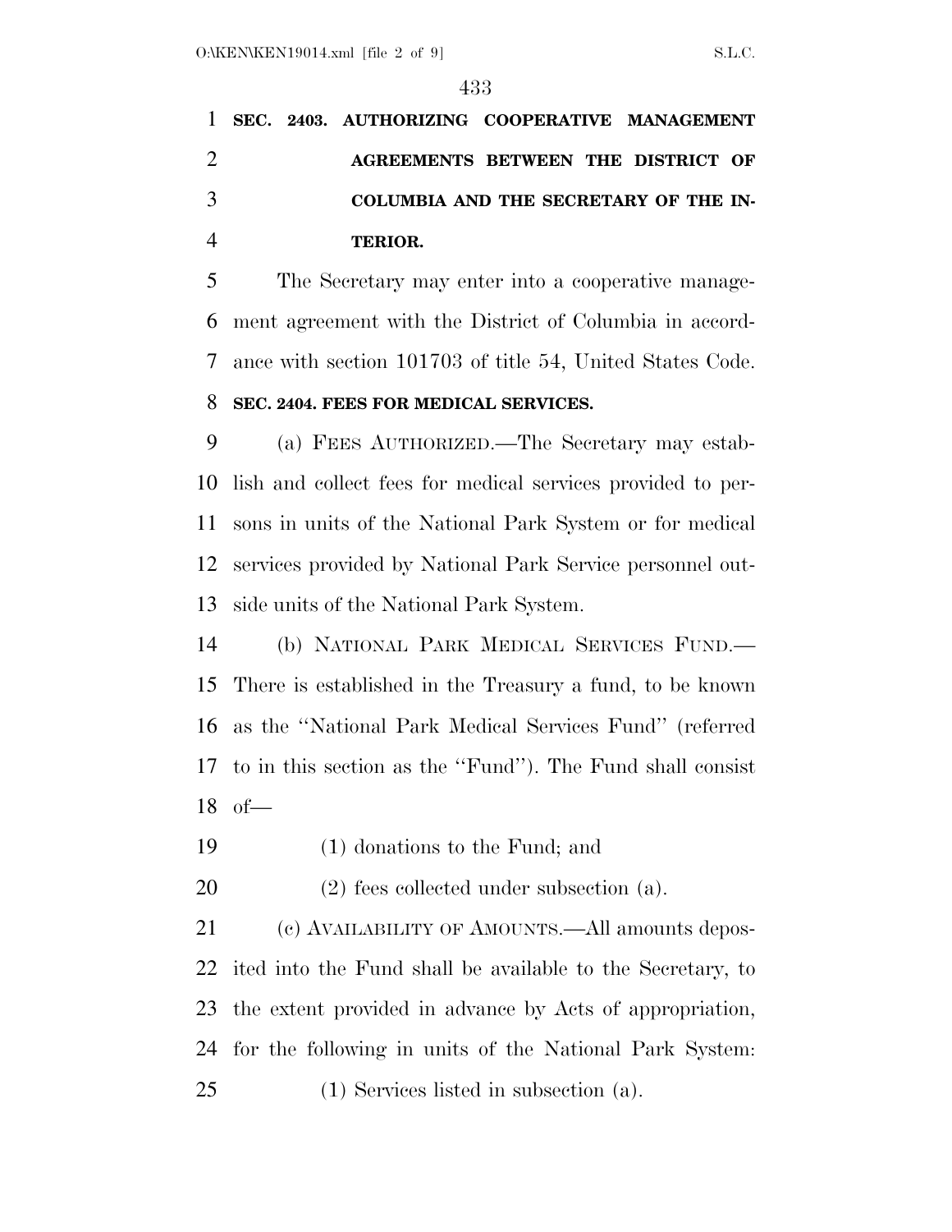**SEC. 2403. AUTHORIZING COOPERATIVE MANAGEMENT AGREEMENTS BETWEEN THE DISTRICT OF COLUMBIA AND THE SECRETARY OF THE INTERIOR.**

The Secretary may enter into a cooperative management agreement with the District of Columbia in accordance with section 101703 of title 54, United States Code.

**SEC. 2404. FEES FOR MEDICAL SERVICES.**

(a) FEES AUTHORIZED.—The Secretary may establish and collect fees for medical services provided to persons in units of the National Park System or for medical services provided by National Park Service personnel outside units of the National Park System.

(b) NATIONAL PARK MEDICAL SERVICES FUND.—There is established in the Treasury a fund, to be known as the ''National Park Medical Services Fund'' (referred to in this section as the ''Fund''). The Fund shall consist of—

(1) donations to the Fund; and

(2) fees collected under subsection (a).

(c) AVAILABILITY OF AMOUNTS.—All amounts deposited into the Fund shall be available to the Secretary, to the extent provided in advance by Acts of appropriation, for the following in units of the National Park System:

(1) Services listed in subsection (a).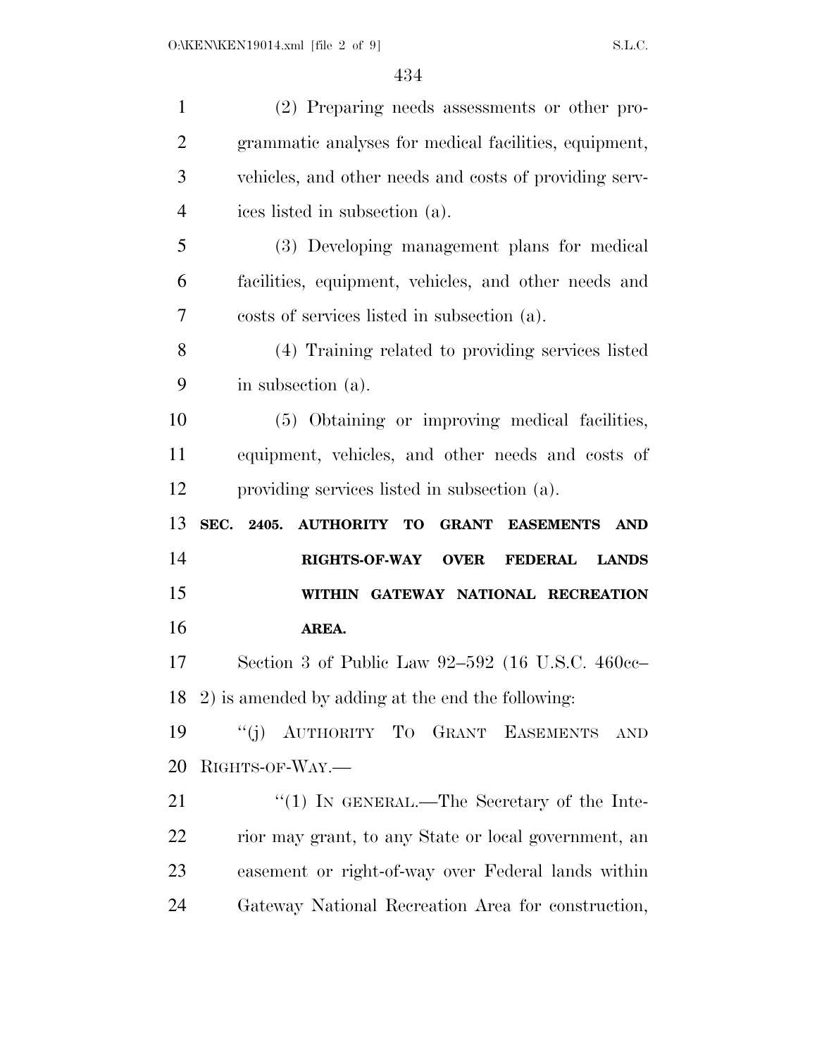(2) Preparing needs assessments or other programmatic analyses for medical facilities, equipment, vehicles, and other needs and costs of providing services listed in subsection (a).

(3) Developing management plans for medical facilities, equipment, vehicles, and other needs and costs of services listed in subsection (a).

(4) Training related to providing services listed in subsection (a).

(5) Obtaining or improving medical facilities, equipment, vehicles, and other needs and costs of providing services listed in subsection (a).

**SEC. 2405. AUTHORITY TO GRANT EASEMENTS AND RIGHTS-OF-WAY OVER FEDERAL LANDS WITHIN GATEWAY NATIONAL RECREATION AREA.**

Section 3 of Public Law 92–592 (16 U.S.C. 460cc–2) is amended by adding at the end the following:

"(j) AUTHORITY TO GRANT EASEMENTS AND RIGHTS-OF-WAY.—

"(1) IN GENERAL.—The Secretary of the Interior may grant, to any State or local government, an easement or right-of-way over Federal lands within Gateway National Recreation Area for construction,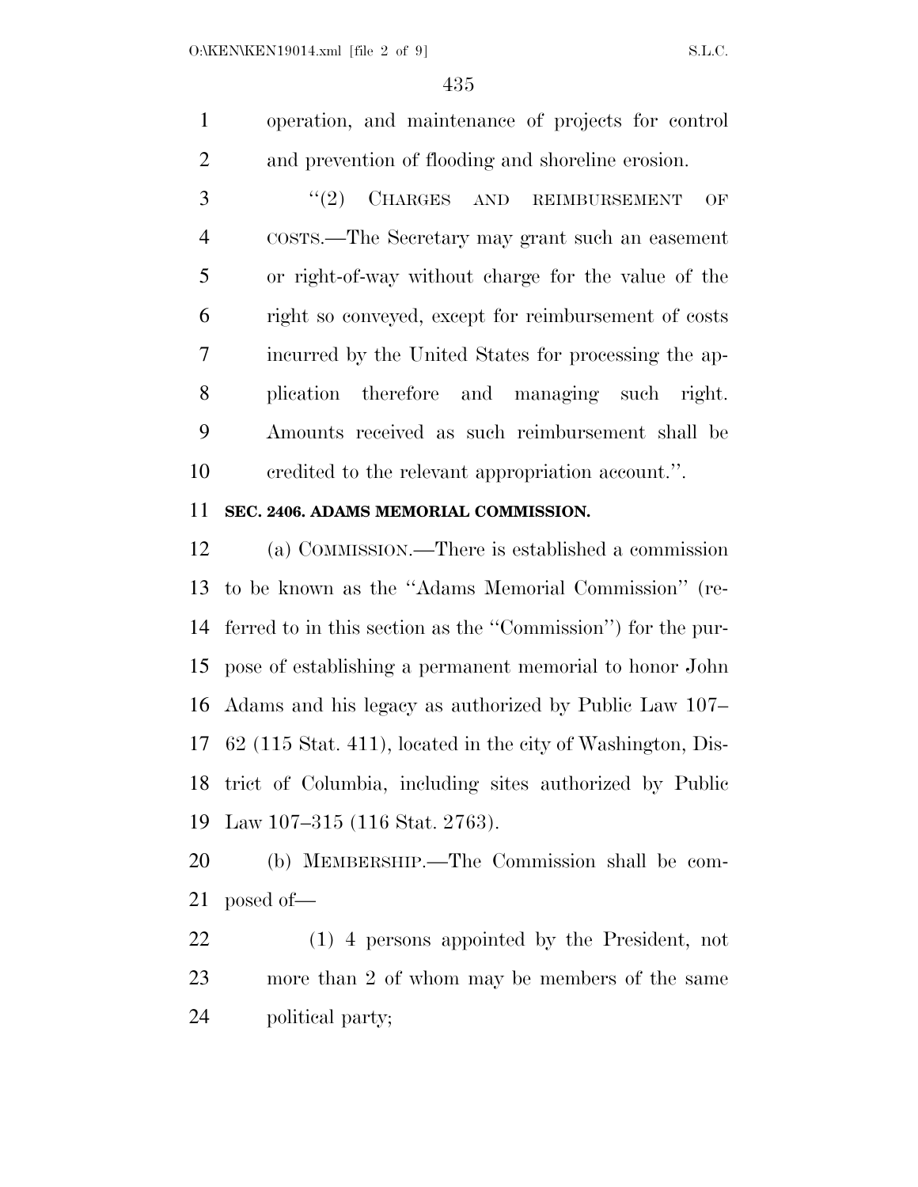operation, and maintenance of projects for control and prevention of flooding and shoreline erosion.

"(2) CHARGES AND REIMBURSEMENT OF COSTS.—The Secretary may grant such an easement or right-of-way without charge for the value of the right so conveyed, except for reimbursement of costs incurred by the United States for processing the application therefore and managing such right. Amounts received as such reimbursement shall be credited to the relevant appropriation account.".

**SEC. 2406. ADAMS MEMORIAL COMMISSION.**

(a) COMMISSION.—There is established a commission to be known as the "Adams Memorial Commission" (referred to in this section as the "Commission") for the purpose of establishing a permanent memorial to honor John Adams and his legacy as authorized by Public Law 107–62 (115 Stat. 411), located in the city of Washington, District of Columbia, including sites authorized by Public Law 107–315 (116 Stat. 2763).

(b) MEMBERSHIP.—The Commission shall be composed of—

(1) 4 persons appointed by the President, not more than 2 of whom may be members of the same political party;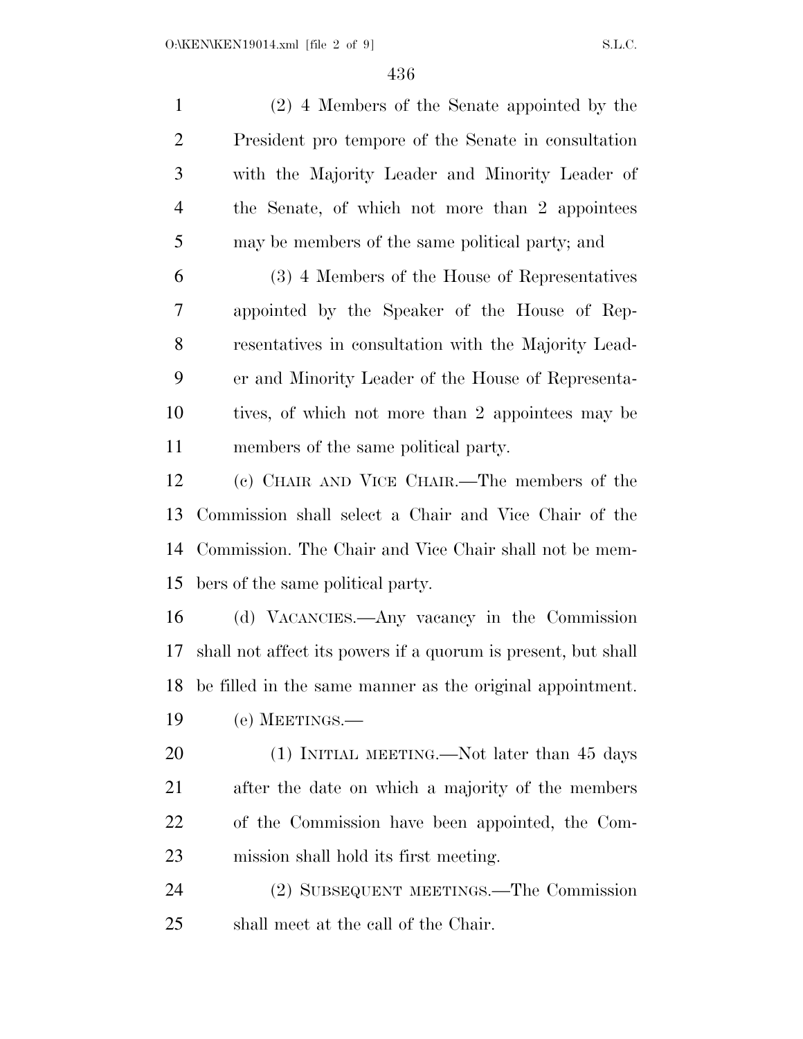(2) 4 Members of the Senate appointed by the President pro tempore of the Senate in consultation with the Majority Leader and Minority Leader of the Senate, of which not more than 2 appointees may be members of the same political party; and

(3) 4 Members of the House of Representatives appointed by the Speaker of the House of Representatives in consultation with the Majority Leader and Minority Leader of the House of Representatives, of which not more than 2 appointees may be members of the same political party.

(c) CHAIR AND VICE CHAIR.—The members of the Commission shall select a Chair and Vice Chair of the Commission. The Chair and Vice Chair shall not be members of the same political party.

(d) VACANCIES.—Any vacancy in the Commission shall not affect its powers if a quorum is present, but shall be filled in the same manner as the original appointment.

(e) MEETINGS.—

(1) INITIAL MEETING.—Not later than 45 days after the date on which a majority of the members of the Commission have been appointed, the Commission shall hold its first meeting.

(2) SUBSEQUENT MEETINGS.—The Commission shall meet at the call of the Chair.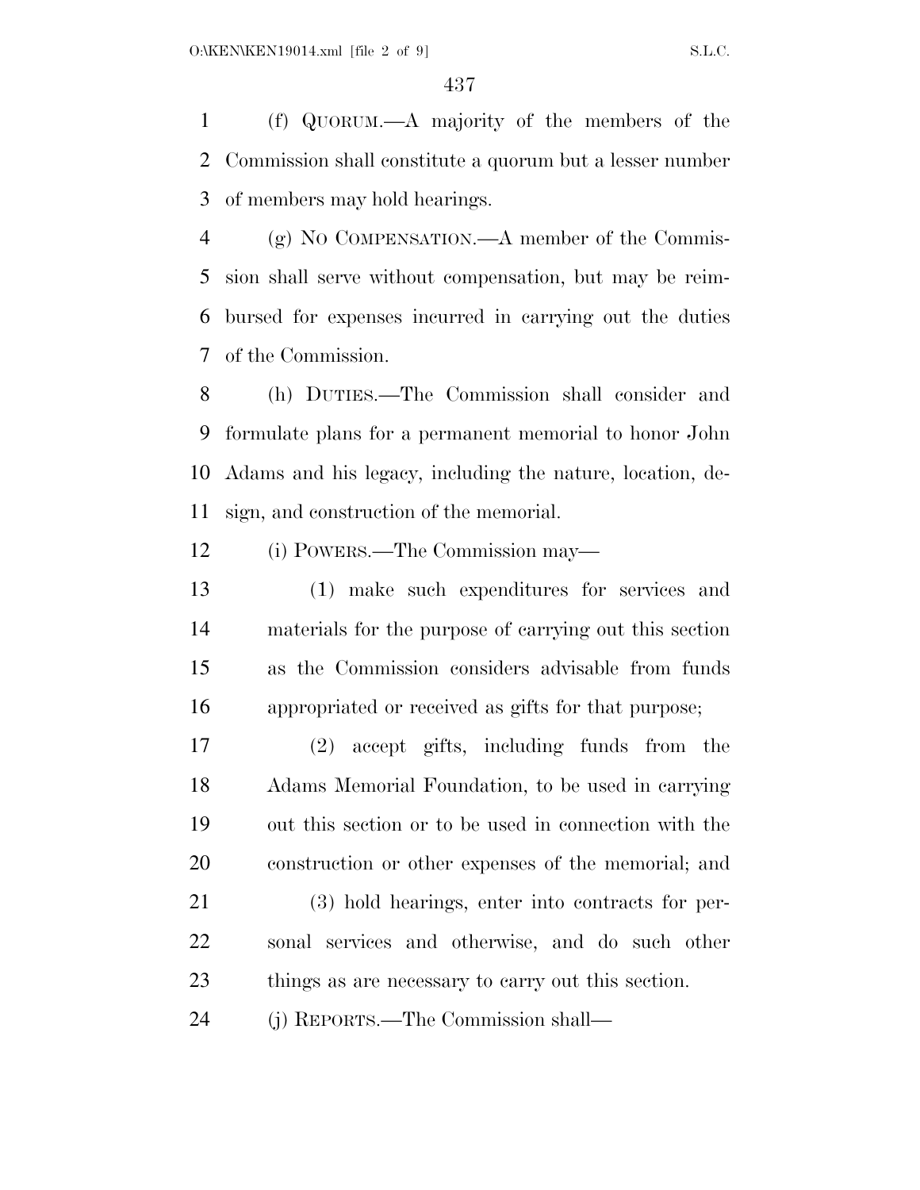(f) QUORUM.—A majority of the members of the Commission shall constitute a quorum but a lesser number of members may hold hearings.

(g) NO COMPENSATION.—A member of the Commission shall serve without compensation, but may be reimbursed for expenses incurred in carrying out the duties of the Commission.

(h) DUTIES.—The Commission shall consider and formulate plans for a permanent memorial to honor John Adams and his legacy, including the nature, location, design, and construction of the memorial.

(i) POWERS.—The Commission may—

(1) make such expenditures for services and materials for the purpose of carrying out this section as the Commission considers advisable from funds appropriated or received as gifts for that purpose;

(2) accept gifts, including funds from the Adams Memorial Foundation, to be used in carrying out this section or to be used in connection with the construction or other expenses of the memorial; and

(3) hold hearings, enter into contracts for personal services and otherwise, and do such other things as are necessary to carry out this section.

(j) REPORTS.—The Commission shall—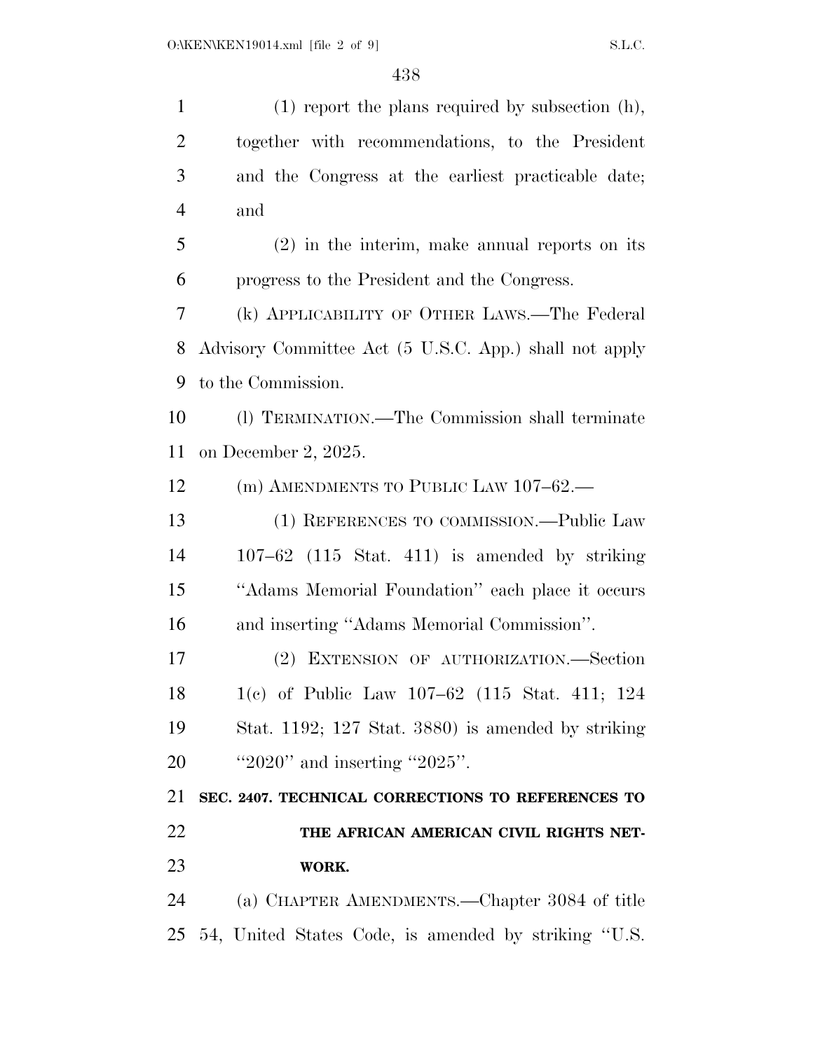(1) report the plans required by subsection (h), together with recommendations, to the President and the Congress at the earliest practicable date; and

(2) in the interim, make annual reports on its progress to the President and the Congress.

(k) APPLICABILITY OF OTHER LAWS.—The Federal Advisory Committee Act (5 U.S.C. App.) shall not apply to the Commission.

(l) TERMINATION.—The Commission shall terminate on December 2, 2025.

(m) AMENDMENTS TO PUBLIC LAW 107–62.—

(1) REFERENCES TO COMMISSION.—Public Law 107–62 (115 Stat. 411) is amended by striking "Adams Memorial Foundation" each place it occurs and inserting "Adams Memorial Commission".

(2) EXTENSION OF AUTHORIZATION.—Section 1(c) of Public Law 107–62 (115 Stat. 411; 124 Stat. 1192; 127 Stat. 3880) is amended by striking "2020" and inserting "2025".

**SEC. 2407. TECHNICAL CORRECTIONS TO REFERENCES TO THE AFRICAN AMERICAN CIVIL RIGHTS NETWORK.**

(a) CHAPTER AMENDMENTS.—Chapter 3084 of title 54, United States Code, is amended by striking "U.S.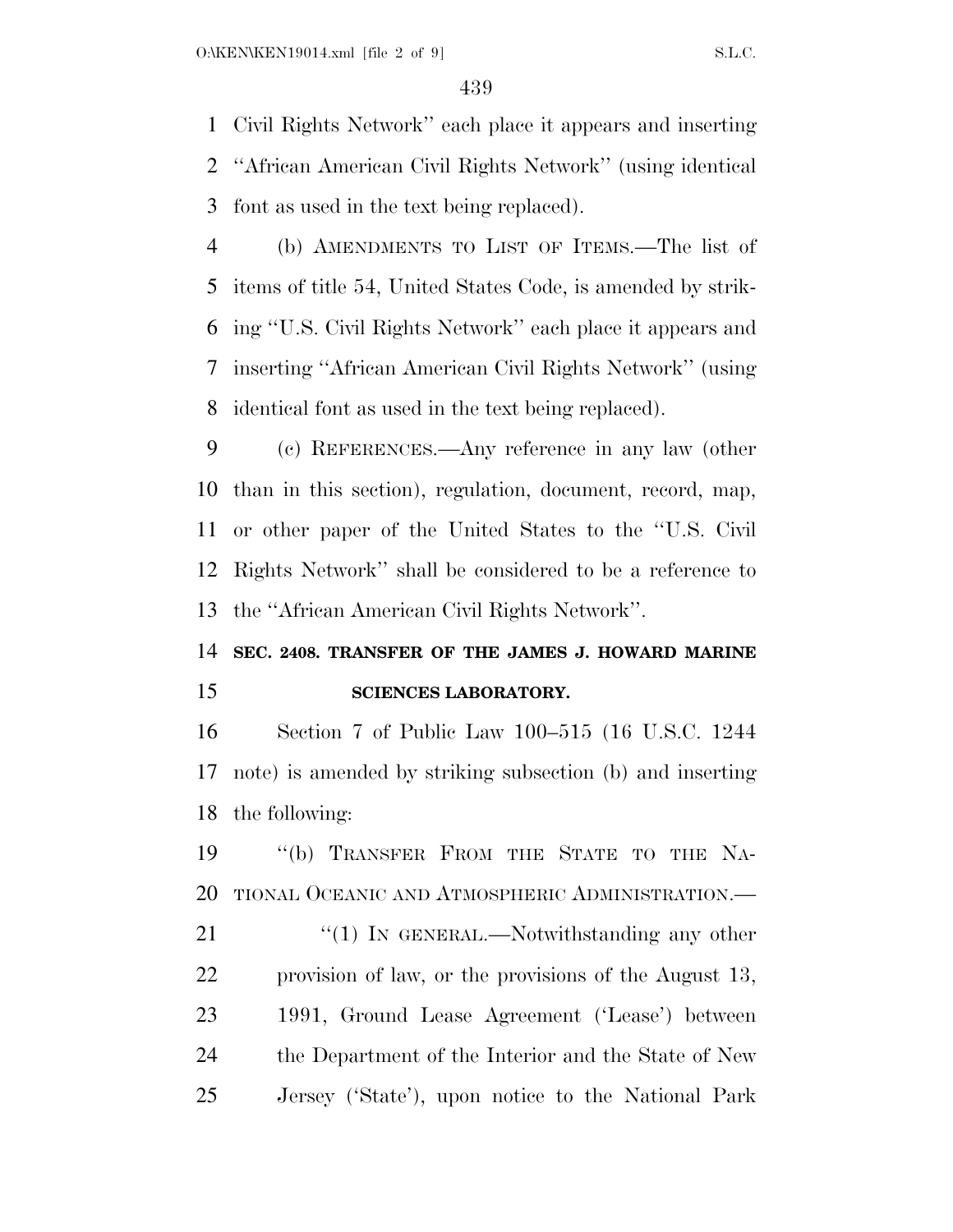Civil Rights Network'' each place it appears and inserting ''African American Civil Rights Network'' (using identical font as used in the text being replaced).

(b) AMENDMENTS TO LIST OF ITEMS.—The list of items of title 54, United States Code, is amended by striking ''U.S. Civil Rights Network'' each place it appears and inserting ''African American Civil Rights Network'' (using identical font as used in the text being replaced).

(c) REFERENCES.—Any reference in any law (other than in this section), regulation, document, record, map, or other paper of the United States to the ''U.S. Civil Rights Network'' shall be considered to be a reference to the ''African American Civil Rights Network''.

**SEC. 2408. TRANSFER OF THE JAMES J. HOWARD MARINE SCIENCES LABORATORY.**

Section 7 of Public Law 100–515 (16 U.S.C. 1244 note) is amended by striking subsection (b) and inserting the following:

''(b) TRANSFER FROM THE STATE TO THE NATIONAL OCEANIC AND ATMOSPHERIC ADMINISTRATION.—

''(1) IN GENERAL.—Notwithstanding any other provision of law, or the provisions of the August 13, 1991, Ground Lease Agreement ('Lease') between the Department of the Interior and the State of New Jersey ('State'), upon notice to the National Park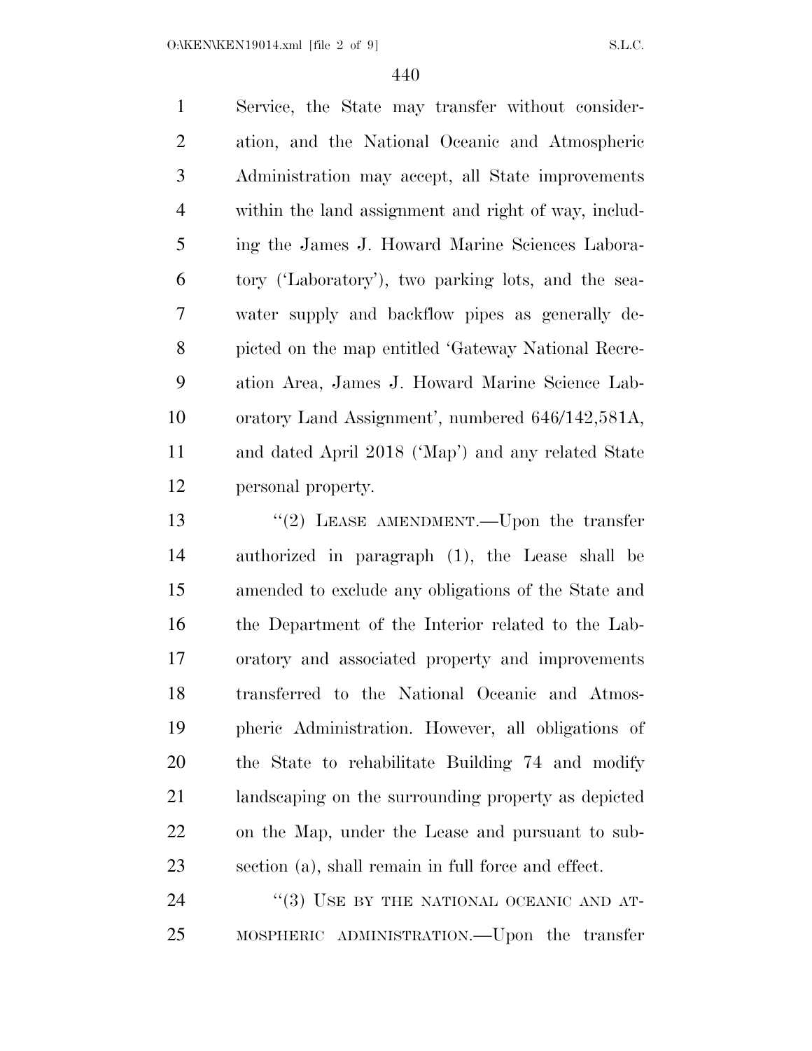Service, the State may transfer without consideration, and the National Oceanic and Atmospheric Administration may accept, all State improvements within the land assignment and right of way, including the James J. Howard Marine Sciences Laboratory ('Laboratory'), two parking lots, and the seawater supply and backflow pipes as generally depicted on the map entitled 'Gateway National Recreation Area, James J. Howard Marine Science Laboratory Land Assignment', numbered 646/142,581A, and dated April 2018 ('Map') and any related State personal property.

"(2) LEASE AMENDMENT.—Upon the transfer authorized in paragraph (1), the Lease shall be amended to exclude any obligations of the State and the Department of the Interior related to the Laboratory and associated property and improvements transferred to the National Oceanic and Atmospheric Administration. However, all obligations of the State to rehabilitate Building 74 and modify landscaping on the surrounding property as depicted on the Map, under the Lease and pursuant to subsection (a), shall remain in full force and effect.

"(3) USE BY THE NATIONAL OCEANIC AND ATMOSPHERIC ADMINISTRATION.—Upon the transfer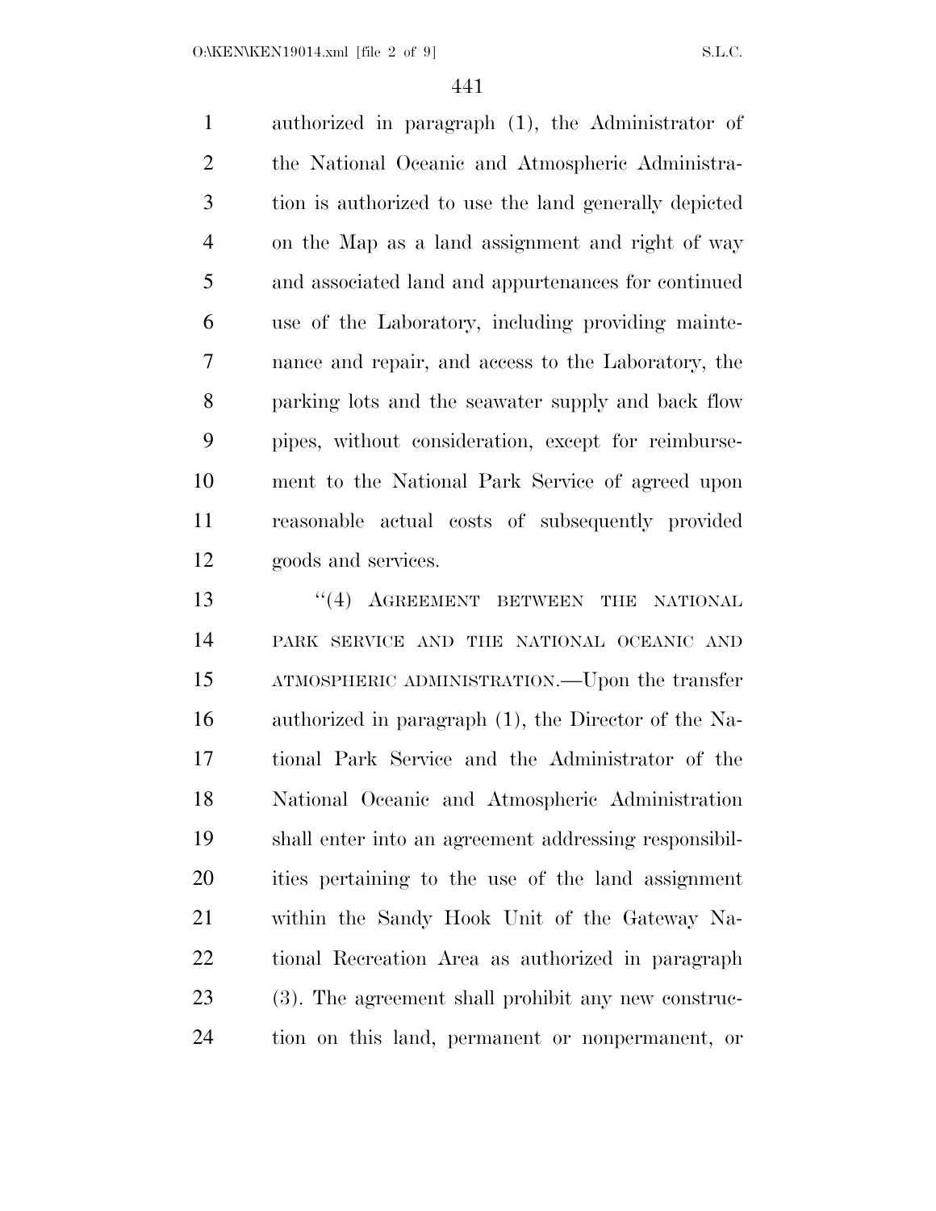authorized in paragraph (1), the Administrator of the National Oceanic and Atmospheric Administration is authorized to use the land generally depicted on the Map as a land assignment and right of way and associated land and appurtenances for continued use of the Laboratory, including providing maintenance and repair, and access to the Laboratory, the parking lots and the seawater supply and back flow pipes, without consideration, except for reimbursement to the National Park Service of agreed upon reasonable actual costs of subsequently provided goods and services.

"(4) AGREEMENT BETWEEN THE NATIONAL PARK SERVICE AND THE NATIONAL OCEANIC AND ATMOSPHERIC ADMINISTRATION.—Upon the transfer authorized in paragraph (1), the Director of the National Park Service and the Administrator of the National Oceanic and Atmospheric Administration shall enter into an agreement addressing responsibilities pertaining to the use of the land assignment within the Sandy Hook Unit of the Gateway National Recreation Area as authorized in paragraph (3). The agreement shall prohibit any new construction on this land, permanent or nonpermanent, or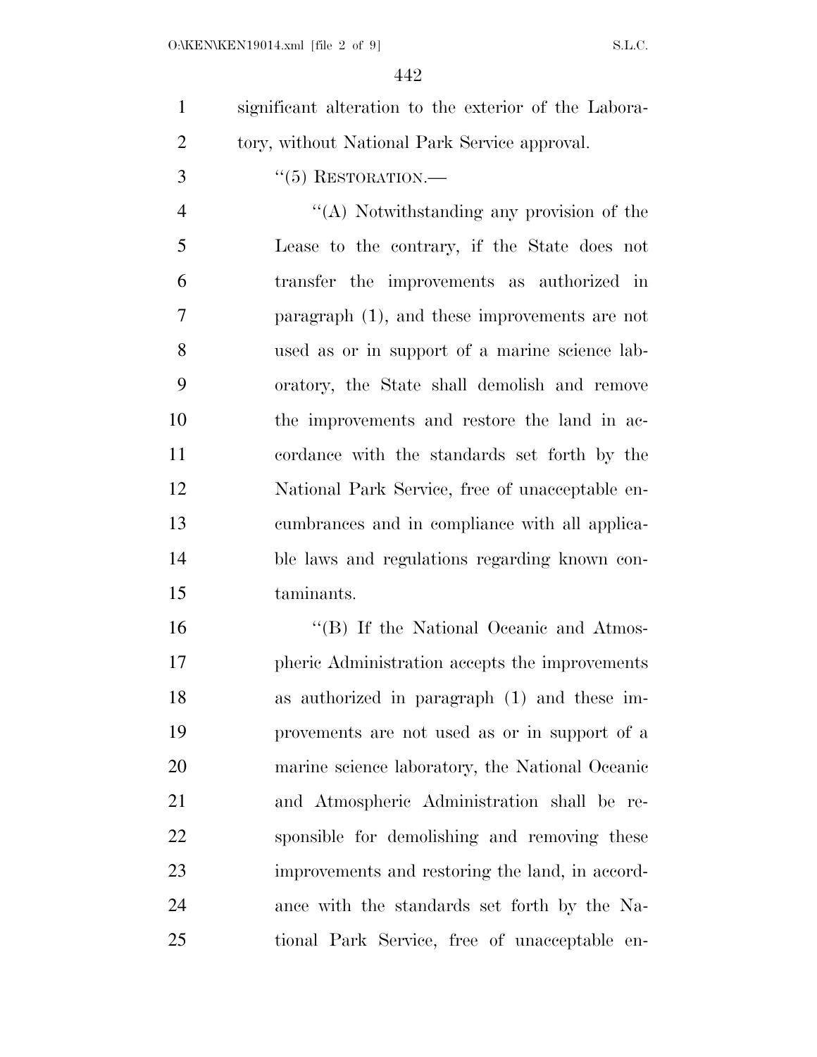significant alteration to the exterior of the Laboratory, without National Park Service approval.

"(5) RESTORATION.—

"(A) Notwithstanding any provision of the Lease to the contrary, if the State does not transfer the improvements as authorized in paragraph (1), and these improvements are not used as or in support of a marine science laboratory, the State shall demolish and remove the improvements and restore the land in accordance with the standards set forth by the National Park Service, free of unacceptable encumbrances and in compliance with all applicable laws and regulations regarding known contaminants.

"(B) If the National Oceanic and Atmospheric Administration accepts the improvements as authorized in paragraph (1) and these improvements are not used as or in support of a marine science laboratory, the National Oceanic and Atmospheric Administration shall be responsible for demolishing and removing these improvements and restoring the land, in accordance with the standards set forth by the National Park Service, free of unacceptable en-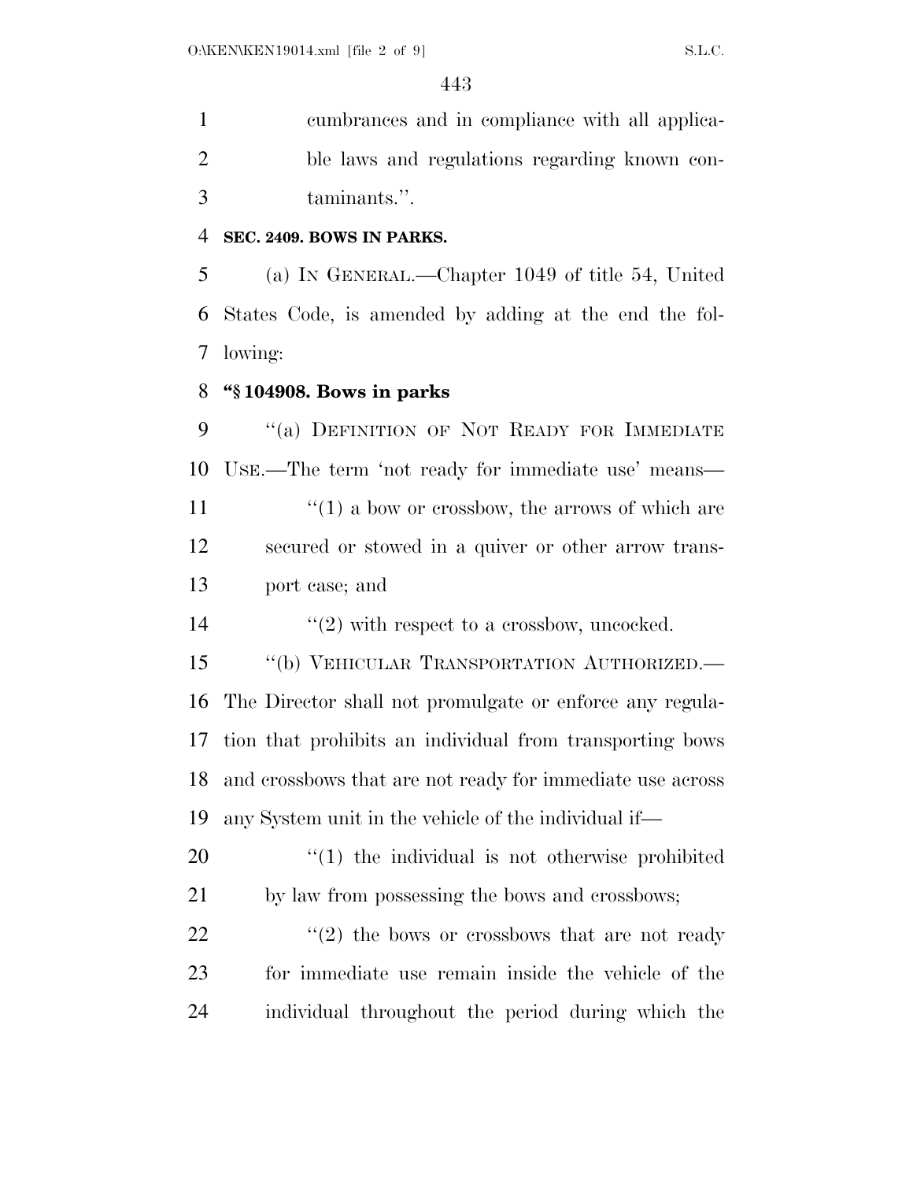cumbrances and in compliance with all applicable laws and regulations regarding known contaminants.''.

**SEC. 2409. BOWS IN PARKS.**

(a) IN GENERAL.—Chapter 1049 of title 54, United States Code, is amended by adding at the end the following:

**''§ 104908. Bows in parks**

''(a) DEFINITION OF NOT READY FOR IMMEDIATE USE.—The term 'not ready for immediate use' means—

''(1) a bow or crossbow, the arrows of which are secured or stowed in a quiver or other arrow transport case; and

''(2) with respect to a crossbow, uncocked.

''(b) VEHICULAR TRANSPORTATION AUTHORIZED.—The Director shall not promulgate or enforce any regulation that prohibits an individual from transporting bows and crossbows that are not ready for immediate use across any System unit in the vehicle of the individual if—

''(1) the individual is not otherwise prohibited by law from possessing the bows and crossbows;

''(2) the bows or crossbows that are not ready for immediate use remain inside the vehicle of the individual throughout the period during which the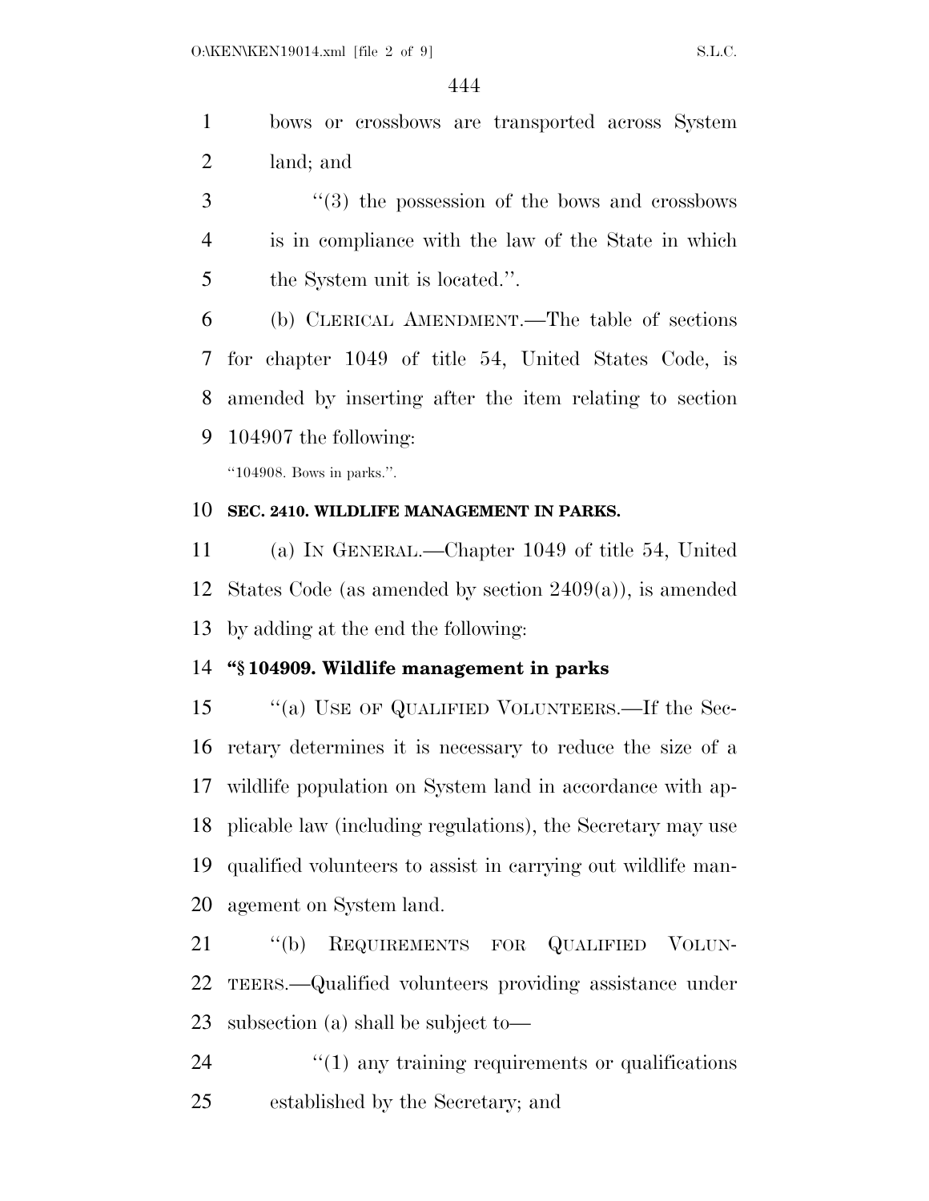bows or crossbows are transported across System land; and

"(3) the possession of the bows and crossbows is in compliance with the law of the State in which the System unit is located.".

(b) CLERICAL AMENDMENT.—The table of sections for chapter 1049 of title 54, United States Code, is amended by inserting after the item relating to section 104907 the following:

"104908. Bows in parks.".

**SEC. 2410. WILDLIFE MANAGEMENT IN PARKS.**

(a) IN GENERAL.—Chapter 1049 of title 54, United States Code (as amended by section 2409(a)), is amended by adding at the end the following:

**"§ 104909. Wildlife management in parks**

"(a) USE OF QUALIFIED VOLUNTEERS.—If the Secretary determines it is necessary to reduce the size of a wildlife population on System land in accordance with applicable law (including regulations), the Secretary may use qualified volunteers to assist in carrying out wildlife management on System land.

"(b) REQUIREMENTS FOR QUALIFIED VOLUNTEERS.—Qualified volunteers providing assistance under subsection (a) shall be subject to—

"(1) any training requirements or qualifications established by the Secretary; and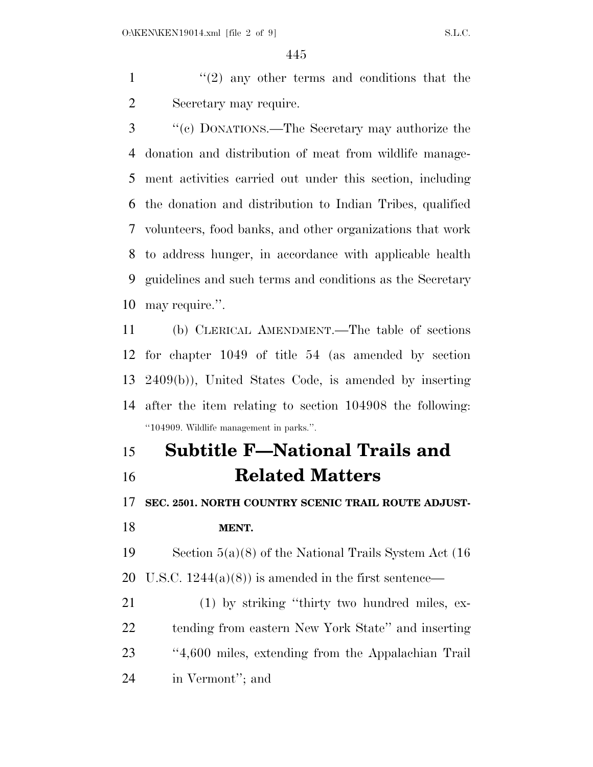"(2) any other terms and conditions that the Secretary may require.

"(c) DONATIONS.—The Secretary may authorize the donation and distribution of meat from wildlife management activities carried out under this section, including the donation and distribution to Indian Tribes, qualified volunteers, food banks, and other organizations that work to address hunger, in accordance with applicable health guidelines and such terms and conditions as the Secretary may require.".

(b) CLERICAL AMENDMENT.—The table of sections for chapter 1049 of title 54 (as amended by section 2409(b)), United States Code, is amended by inserting after the item relating to section 104908 the following:

"104909. Wildlife management in parks.".

## Subtitle F—National Trails and Related Matters

**SEC. 2501. NORTH COUNTRY SCENIC TRAIL ROUTE ADJUSTMENT.**

Section 5(a)(8) of the National Trails System Act (16 U.S.C. 1244(a)(8)) is amended in the first sentence—

(1) by striking "thirty two hundred miles, extending from eastern New York State" and inserting "4,600 miles, extending from the Appalachian Trail in Vermont"; and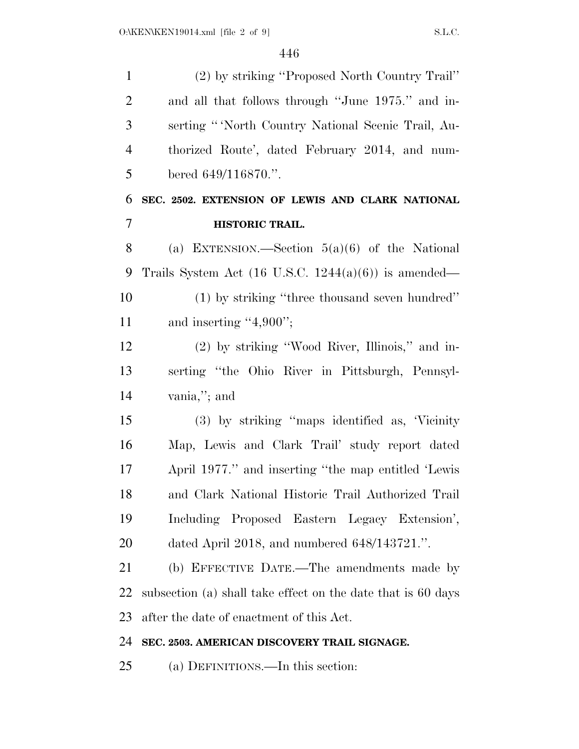(2) by striking ''Proposed North Country Trail'' and all that follows through ''June 1975.'' and inserting '' 'North Country National Scenic Trail, Authorized Route', dated February 2014, and numbered 649/116870.''.

**SEC. 2502. EXTENSION OF LEWIS AND CLARK NATIONAL HISTORIC TRAIL.**

(a) EXTENSION.—Section 5(a)(6) of the National Trails System Act (16 U.S.C. 1244(a)(6)) is amended—

(1) by striking ''three thousand seven hundred'' and inserting ''4,900'';

(2) by striking ''Wood River, Illinois,'' and inserting ''the Ohio River in Pittsburgh, Pennsylvania,''; and

(3) by striking ''maps identified as, 'Vicinity Map, Lewis and Clark Trail' study report dated April 1977.'' and inserting ''the map entitled 'Lewis and Clark National Historic Trail Authorized Trail Including Proposed Eastern Legacy Extension', dated April 2018, and numbered 648/143721.''.

(b) EFFECTIVE DATE.—The amendments made by subsection (a) shall take effect on the date that is 60 days after the date of enactment of this Act.

**SEC. 2503. AMERICAN DISCOVERY TRAIL SIGNAGE.**

(a) DEFINITIONS.—In this section: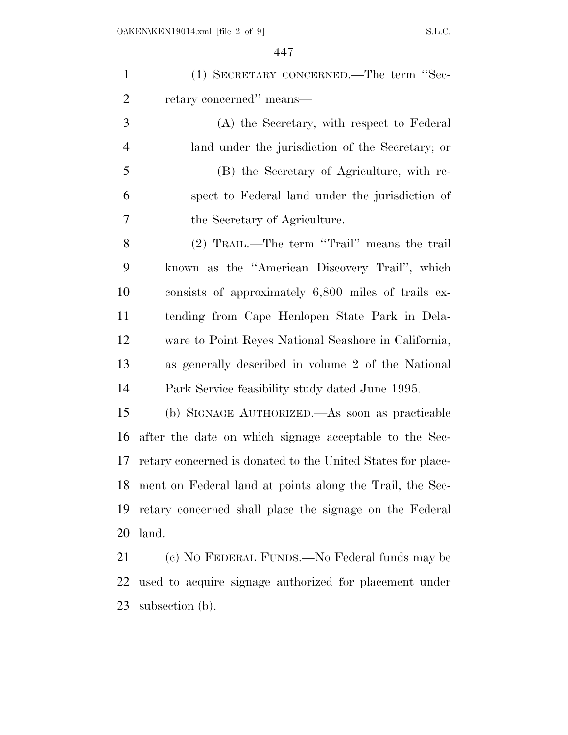(1) SECRETARY CONCERNED.—The term ''Secretary concerned'' means—

(A) the Secretary, with respect to Federal land under the jurisdiction of the Secretary; or

(B) the Secretary of Agriculture, with respect to Federal land under the jurisdiction of the Secretary of Agriculture.

(2) TRAIL.—The term ''Trail'' means the trail known as the ''American Discovery Trail'', which consists of approximately 6,800 miles of trails extending from Cape Henlopen State Park in Delaware to Point Reyes National Seashore in California, as generally described in volume 2 of the National Park Service feasibility study dated June 1995.

(b) SIGNAGE AUTHORIZED.—As soon as practicable after the date on which signage acceptable to the Secretary concerned is donated to the United States for placement on Federal land at points along the Trail, the Secretary concerned shall place the signage on the Federal land.

(c) NO FEDERAL FUNDS.—No Federal funds may be used to acquire signage authorized for placement under subsection (b).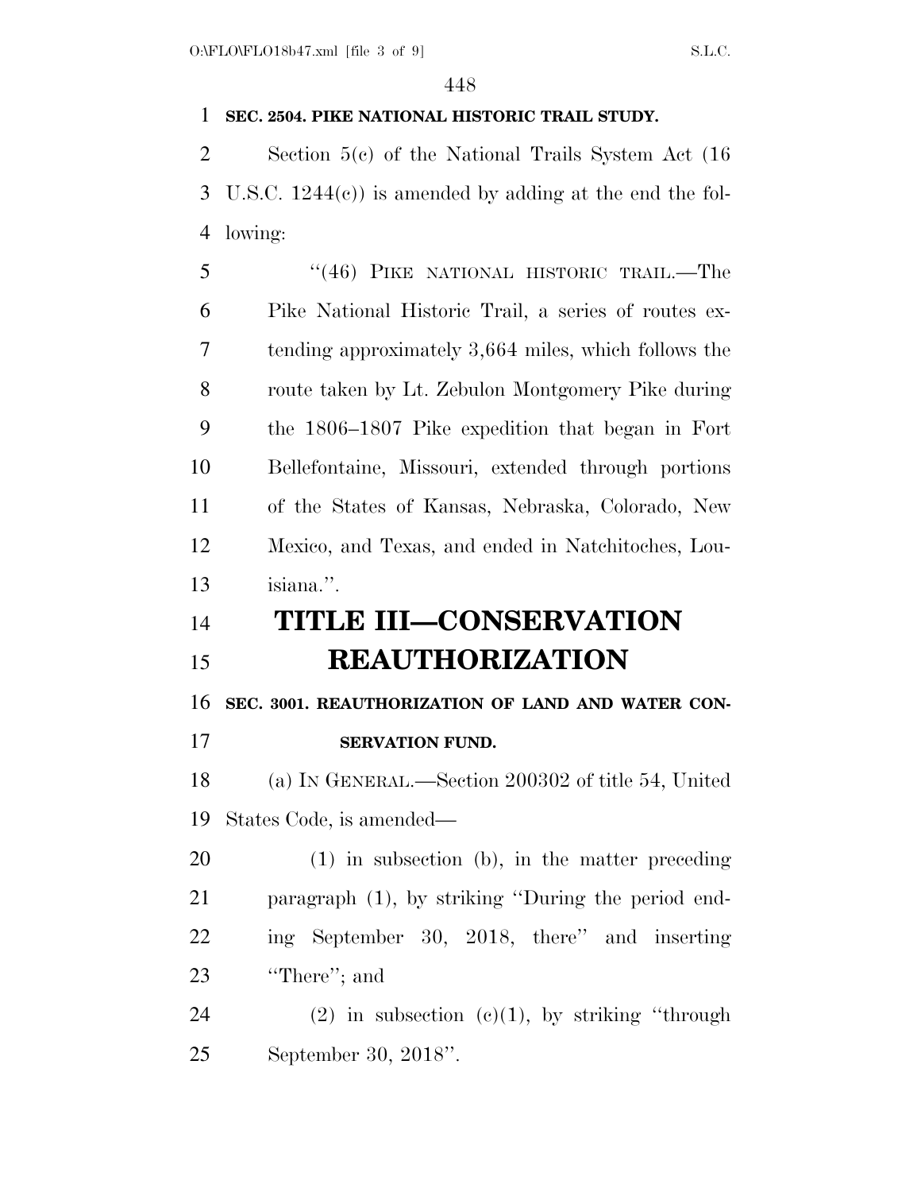**SEC. 2504. PIKE NATIONAL HISTORIC TRAIL STUDY.**

Section 5(c) of the National Trails System Act (16 U.S.C. 1244(c)) is amended by adding at the end the following:

"(46) PIKE NATIONAL HISTORIC TRAIL.—The Pike National Historic Trail, a series of routes extending approximately 3,664 miles, which follows the route taken by Lt. Zebulon Montgomery Pike during the 1806–1807 Pike expedition that began in Fort Bellefontaine, Missouri, extended through portions of the States of Kansas, Nebraska, Colorado, New Mexico, and Texas, and ended in Natchitoches, Louisiana.".

# TITLE III—CONSERVATION REAUTHORIZATION

**SEC. 3001. REAUTHORIZATION OF LAND AND WATER CONSERVATION FUND.**

(a) IN GENERAL.—Section 200302 of title 54, United States Code, is amended—

(1) in subsection (b), in the matter preceding paragraph (1), by striking "During the period ending September 30, 2018, there" and inserting "There"; and

(2) in subsection (c)(1), by striking "through September 30, 2018".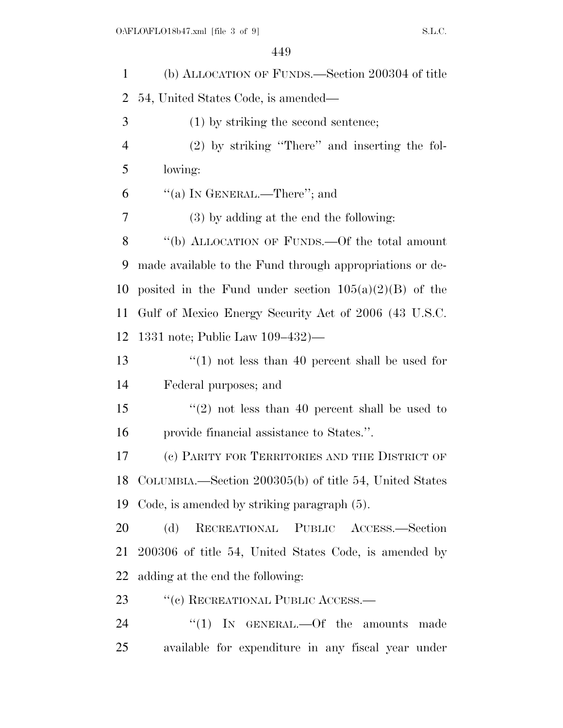(b) ALLOCATION OF FUNDS.—Section 200304 of title 54, United States Code, is amended—

(1) by striking the second sentence;

(2) by striking ''There'' and inserting the following:

''(a) IN GENERAL.—There''; and

(3) by adding at the end the following:

''(b) ALLOCATION OF FUNDS.—Of the total amount made available to the Fund through appropriations or deposited in the Fund under section 105(a)(2)(B) of the Gulf of Mexico Energy Security Act of 2006 (43 U.S.C. 1331 note; Public Law 109–432)—

''(1) not less than 40 percent shall be used for Federal purposes; and

''(2) not less than 40 percent shall be used to provide financial assistance to States.''.

(c) PARITY FOR TERRITORIES AND THE DISTRICT OF COLUMBIA.—Section 200305(b) of title 54, United States Code, is amended by striking paragraph (5).

(d) RECREATIONAL PUBLIC ACCESS.—Section 200306 of title 54, United States Code, is amended by adding at the end the following:

''(c) RECREATIONAL PUBLIC ACCESS.—

''(1) IN GENERAL.—Of the amounts made available for expenditure in any fiscal year under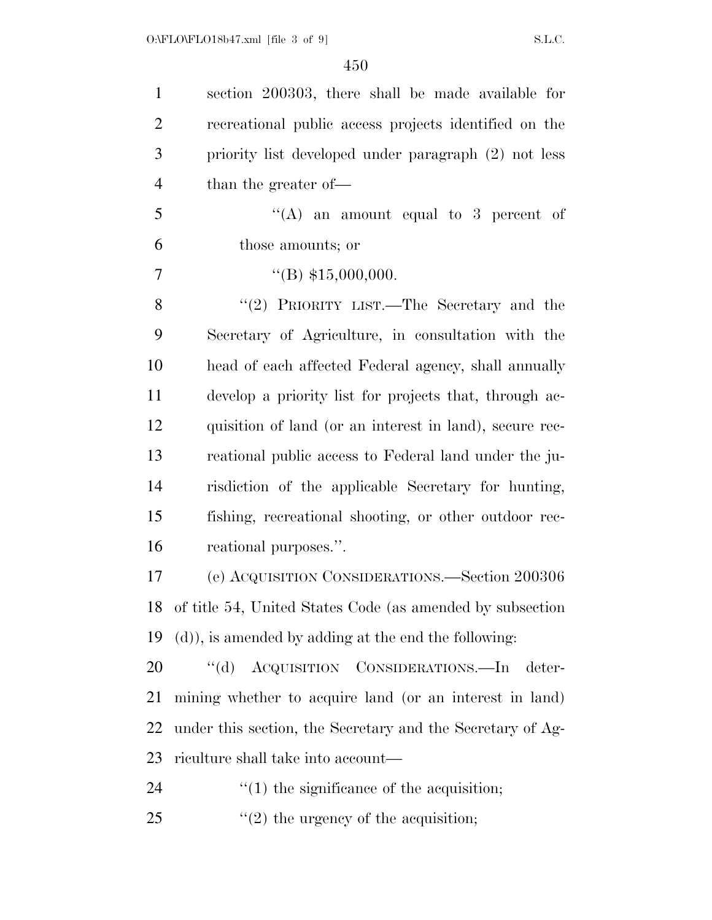section 200303, there shall be made available for recreational public access projects identified on the priority list developed under paragraph (2) not less than the greater of—

"(A) an amount equal to 3 percent of those amounts; or

"(B) $15,000,000.

"(2) PRIORITY LIST.—The Secretary and the Secretary of Agriculture, in consultation with the head of each affected Federal agency, shall annually develop a priority list for projects that, through acquisition of land (or an interest in land), secure recreational public access to Federal land under the jurisdiction of the applicable Secretary for hunting, fishing, recreational shooting, or other outdoor recreational purposes.".

(e) ACQUISITION CONSIDERATIONS.—Section 200306 of title 54, United States Code (as amended by subsection (d)), is amended by adding at the end the following:

"(d) ACQUISITION CONSIDERATIONS.—In determining whether to acquire land (or an interest in land) under this section, the Secretary and the Secretary of Agriculture shall take into account—

"(1) the significance of the acquisition;

"(2) the urgency of the acquisition;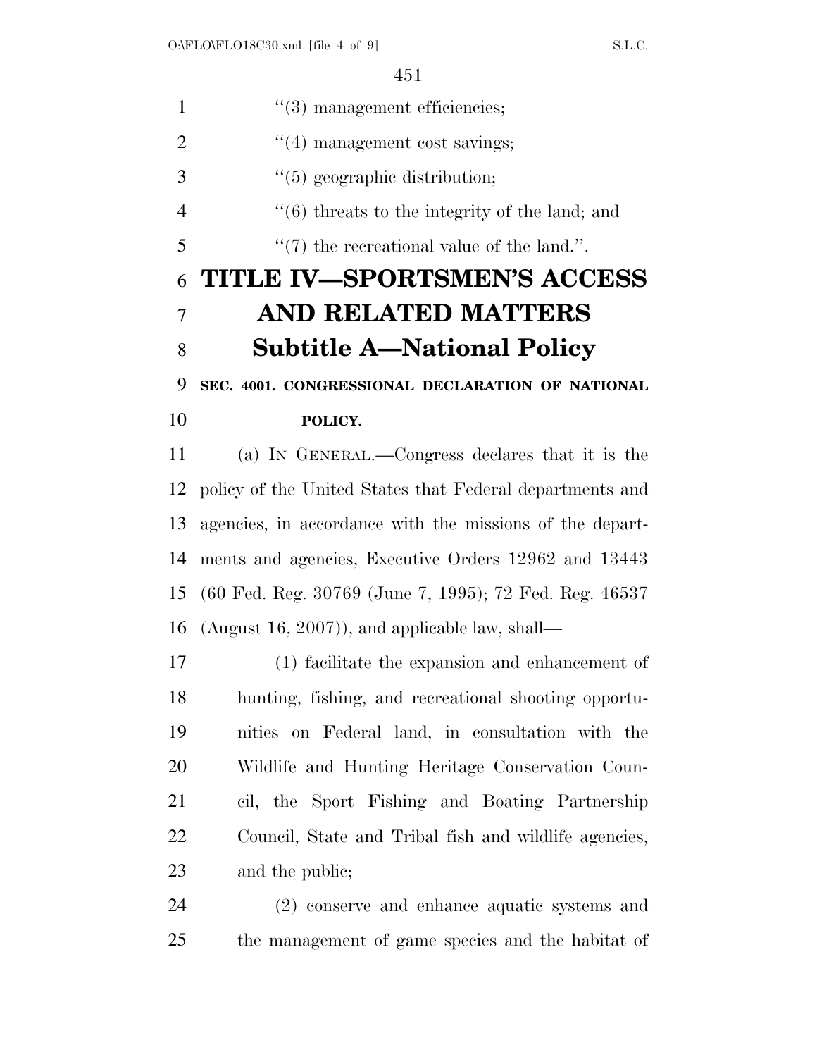"(3) management efficiencies;

"(4) management cost savings;

"(5) geographic distribution;

"(6) threats to the integrity of the land; and

"(7) the recreational value of the land.".

# TITLE IV—SPORTSMEN'S ACCESS AND RELATED MATTERS

## Subtitle A—National Policy

### SEC. 4001. CONGRESSIONAL DECLARATION OF NATIONAL POLICY.

(a) IN GENERAL.—Congress declares that it is the policy of the United States that Federal departments and agencies, in accordance with the missions of the departments and agencies, Executive Orders 12962 and 13443 (60 Fed. Reg. 30769 (June 7, 1995); 72 Fed. Reg. 46537 (August 16, 2007)), and applicable law, shall—

(1) facilitate the expansion and enhancement of hunting, fishing, and recreational shooting opportunities on Federal land, in consultation with the Wildlife and Hunting Heritage Conservation Council, the Sport Fishing and Boating Partnership Council, State and Tribal fish and wildlife agencies, and the public;

(2) conserve and enhance aquatic systems and the management of game species and the habitat of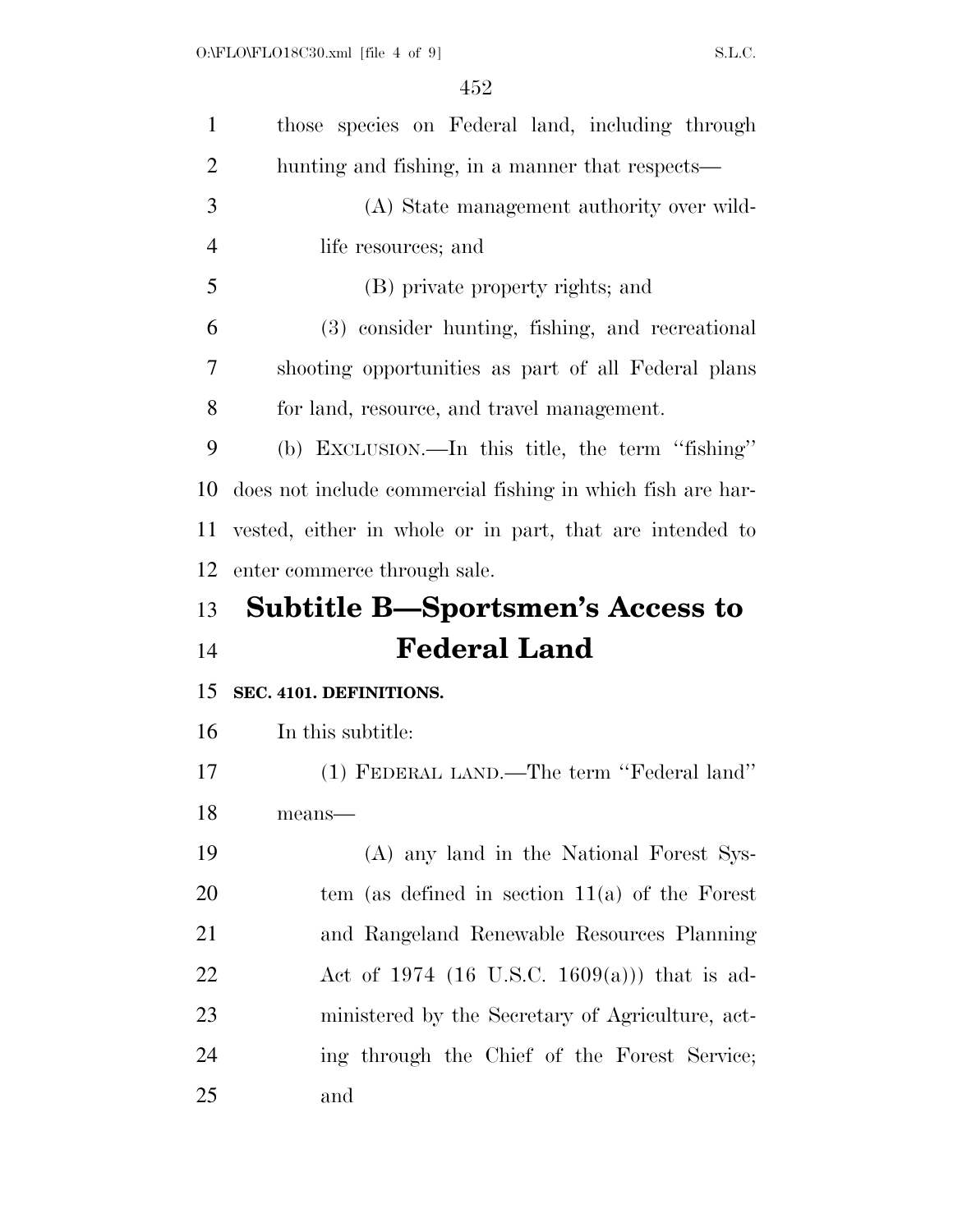those species on Federal land, including through hunting and fishing, in a manner that respects—

(A) State management authority over wildlife resources; and

(B) private property rights; and

(3) consider hunting, fishing, and recreational shooting opportunities as part of all Federal plans for land, resource, and travel management.

(b) EXCLUSION.—In this title, the term ''fishing'' does not include commercial fishing in which fish are harvested, either in whole or in part, that are intended to enter commerce through sale.

# Subtitle B—Sportsmen's Access to Federal Land

**SEC. 4101. DEFINITIONS.**

In this subtitle:

(1) FEDERAL LAND.—The term ''Federal land'' means—

(A) any land in the National Forest System (as defined in section 11(a) of the Forest and Rangeland Renewable Resources Planning Act of 1974 (16 U.S.C. 1609(a))) that is administered by the Secretary of Agriculture, acting through the Chief of the Forest Service; and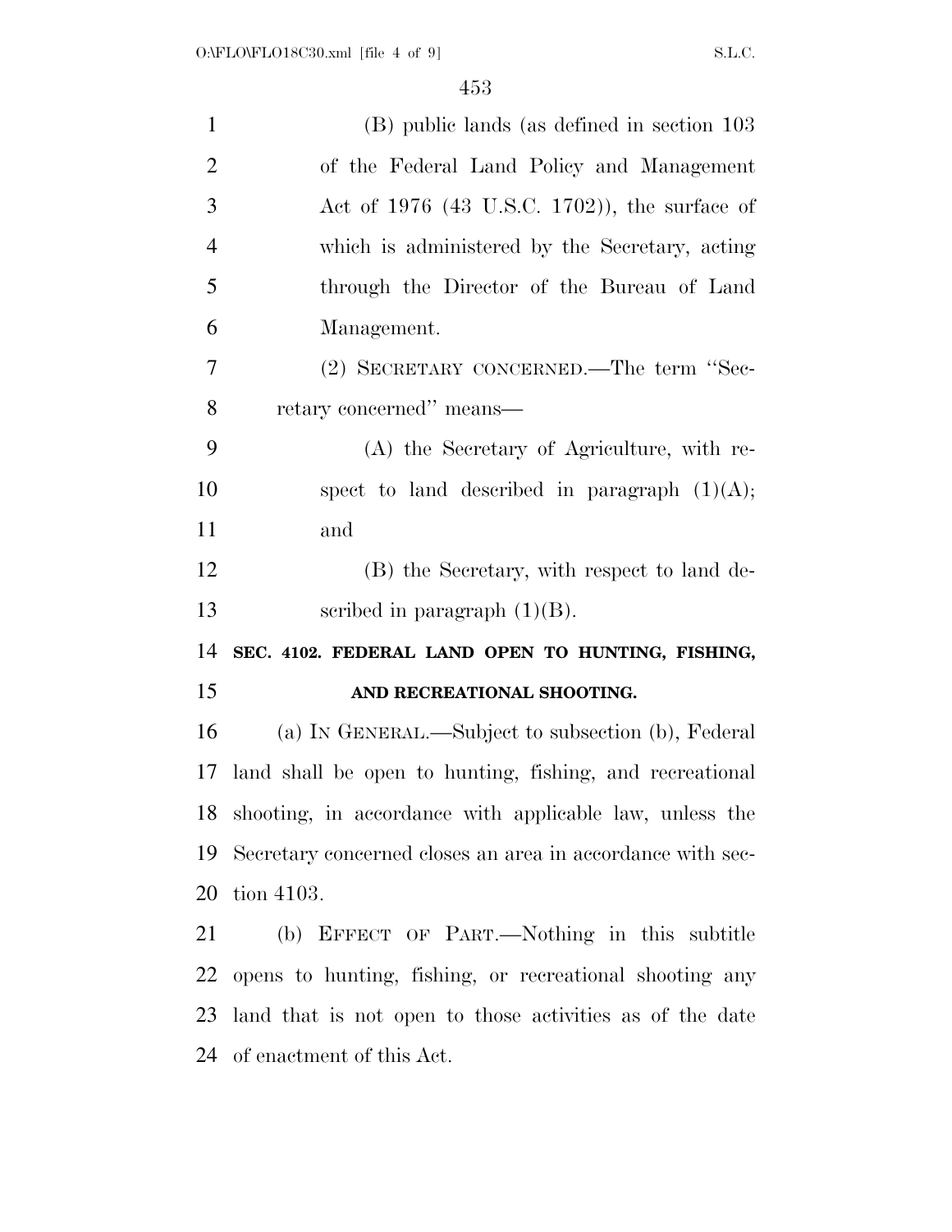(B) public lands (as defined in section 103 of the Federal Land Policy and Management Act of 1976 (43 U.S.C. 1702)), the surface of which is administered by the Secretary, acting through the Director of the Bureau of Land Management.

(2) SECRETARY CONCERNED.—The term ''Secretary concerned'' means—

(A) the Secretary of Agriculture, with respect to land described in paragraph (1)(A); and

(B) the Secretary, with respect to land described in paragraph (1)(B).

**SEC. 4102. FEDERAL LAND OPEN TO HUNTING, FISHING, AND RECREATIONAL SHOOTING.**

(a) IN GENERAL.—Subject to subsection (b), Federal land shall be open to hunting, fishing, and recreational shooting, in accordance with applicable law, unless the Secretary concerned closes an area in accordance with section 4103.

(b) EFFECT OF PART.—Nothing in this subtitle opens to hunting, fishing, or recreational shooting any land that is not open to those activities as of the date of enactment of this Act.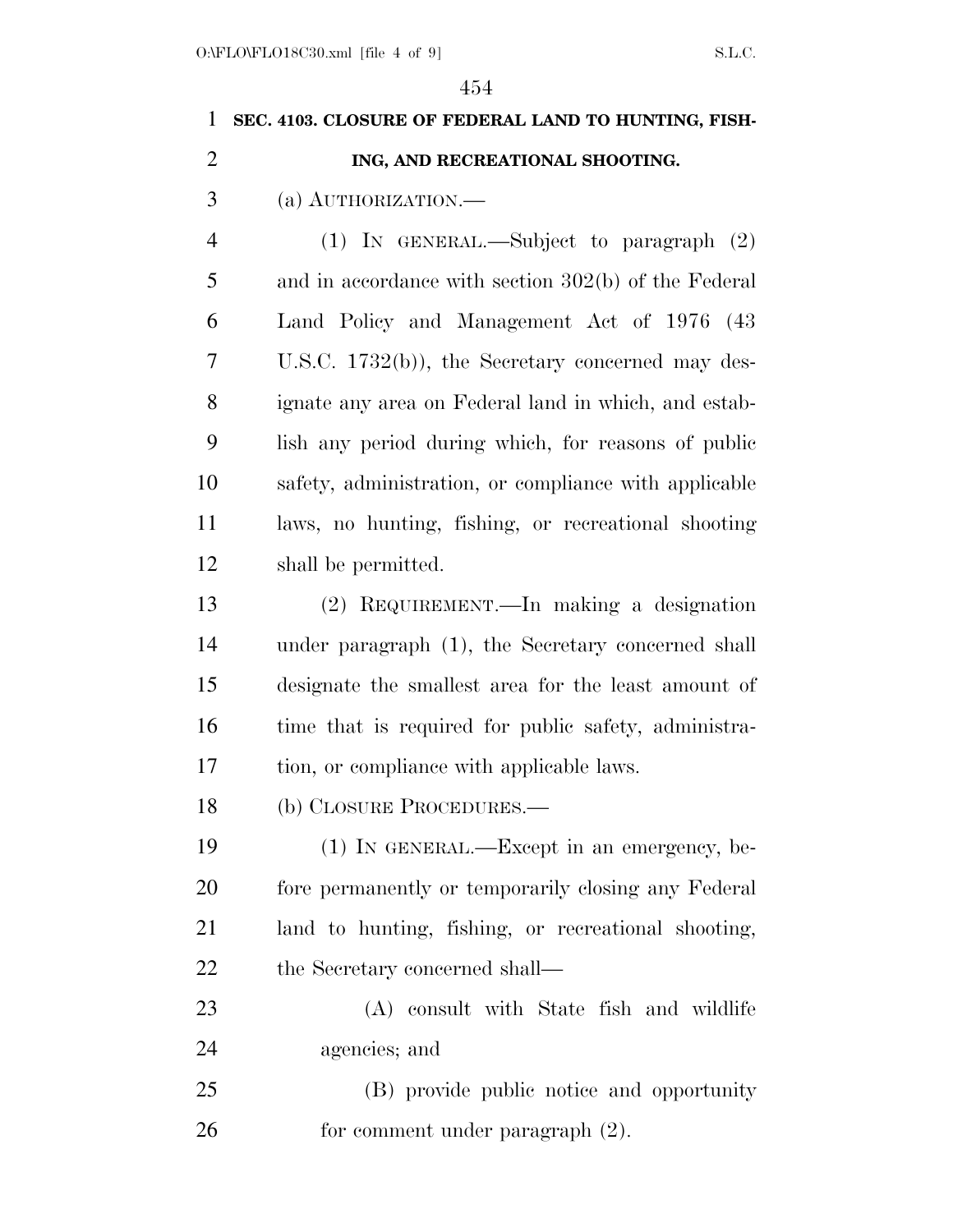## SEC. 4103. CLOSURE OF FEDERAL LAND TO HUNTING, FISHING, AND RECREATIONAL SHOOTING.

(a) AUTHORIZATION.—

(1) IN GENERAL.—Subject to paragraph (2) and in accordance with section 302(b) of the Federal Land Policy and Management Act of 1976 (43 U.S.C. 1732(b)), the Secretary concerned may designate any area on Federal land in which, and establish any period during which, for reasons of public safety, administration, or compliance with applicable laws, no hunting, fishing, or recreational shooting shall be permitted.

(2) REQUIREMENT.—In making a designation under paragraph (1), the Secretary concerned shall designate the smallest area for the least amount of time that is required for public safety, administration, or compliance with applicable laws.

(b) CLOSURE PROCEDURES.—

(1) IN GENERAL.—Except in an emergency, before permanently or temporarily closing any Federal land to hunting, fishing, or recreational shooting, the Secretary concerned shall—

(A) consult with State fish and wildlife agencies; and

(B) provide public notice and opportunity for comment under paragraph (2).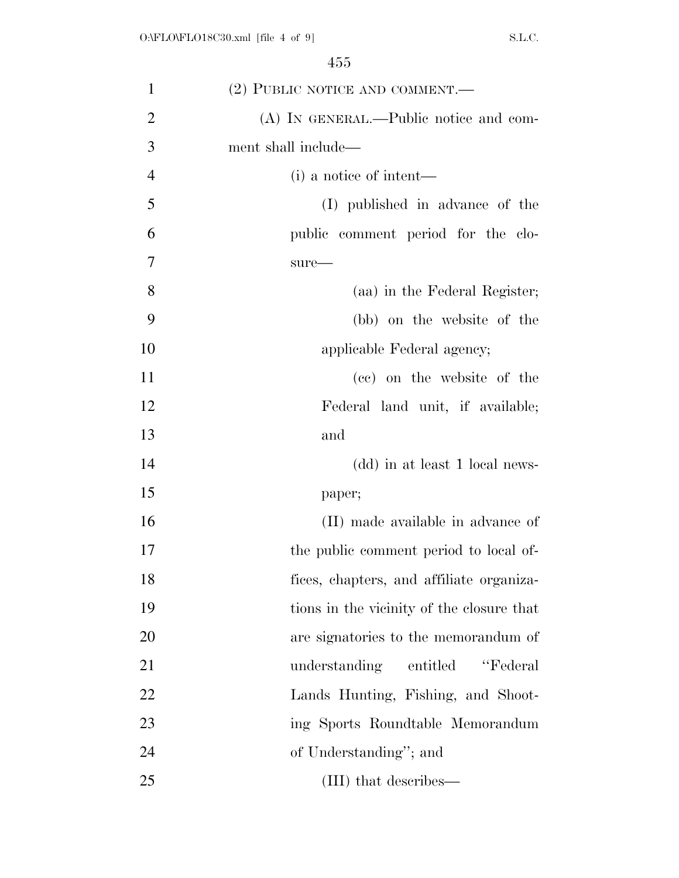(2) PUBLIC NOTICE AND COMMENT.—

(A) IN GENERAL.—Public notice and comment shall include—

(i) a notice of intent—

(I) published in advance of the public comment period for the closure—

(aa) in the Federal Register;

(bb) on the website of the applicable Federal agency;

(cc) on the website of the Federal land unit, if available; and

(dd) in at least 1 local newspaper;

(II) made available in advance of the public comment period to local offices, chapters, and affiliate organizations in the vicinity of the closure that are signatories to the memorandum of understanding entitled "Federal Lands Hunting, Fishing, and Shooting Sports Roundtable Memorandum of Understanding"; and

(III) that describes—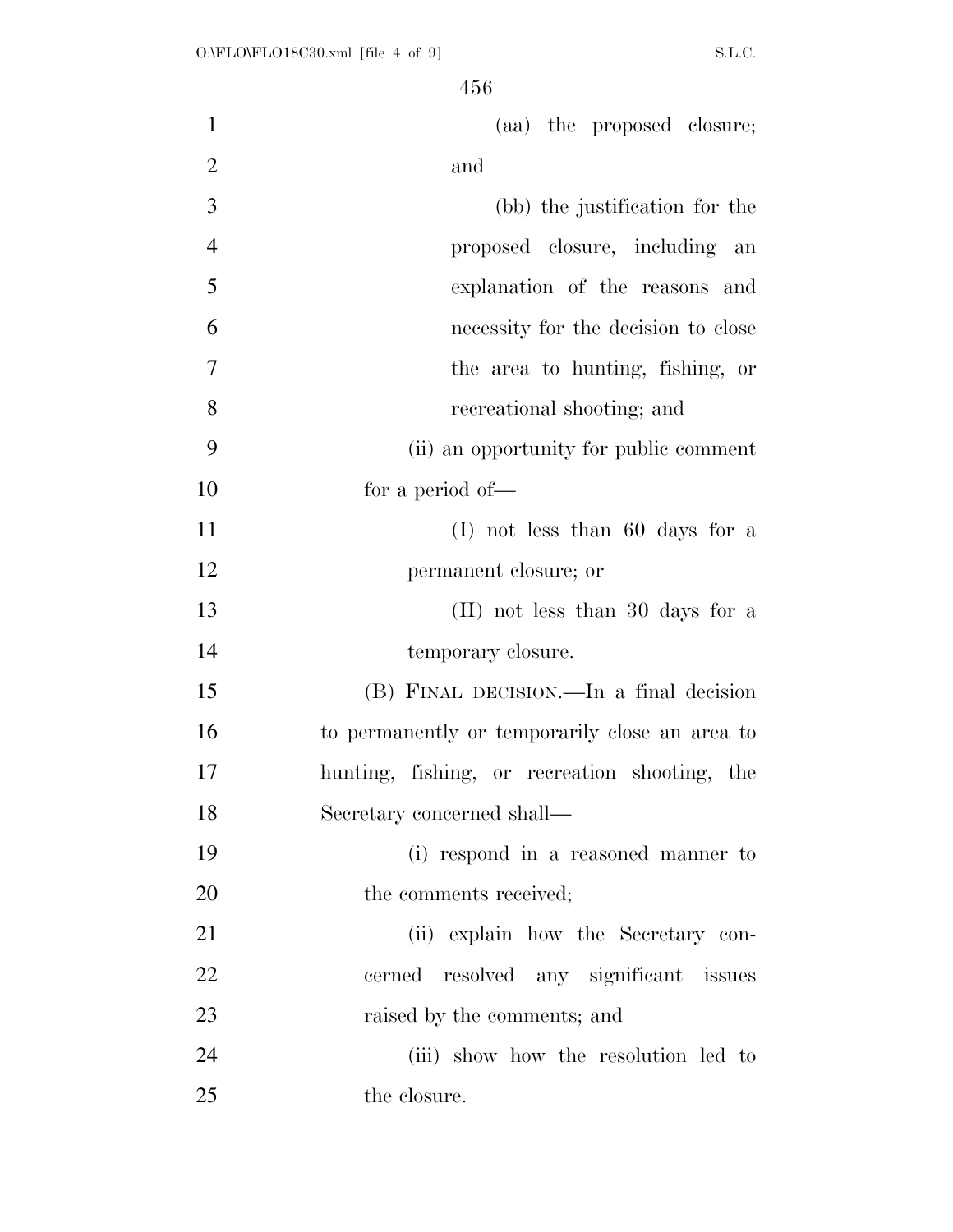(aa) the proposed closure; and

(bb) the justification for the proposed closure, including an explanation of the reasons and necessity for the decision to close the area to hunting, fishing, or recreational shooting; and

(ii) an opportunity for public comment for a period of—

(I) not less than 60 days for a permanent closure; or

(II) not less than 30 days for a temporary closure.

(B) FINAL DECISION.—In a final decision to permanently or temporarily close an area to hunting, fishing, or recreation shooting, the Secretary concerned shall—

(i) respond in a reasoned manner to the comments received;

(ii) explain how the Secretary concerned resolved any significant issues raised by the comments; and

(iii) show how the resolution led to the closure.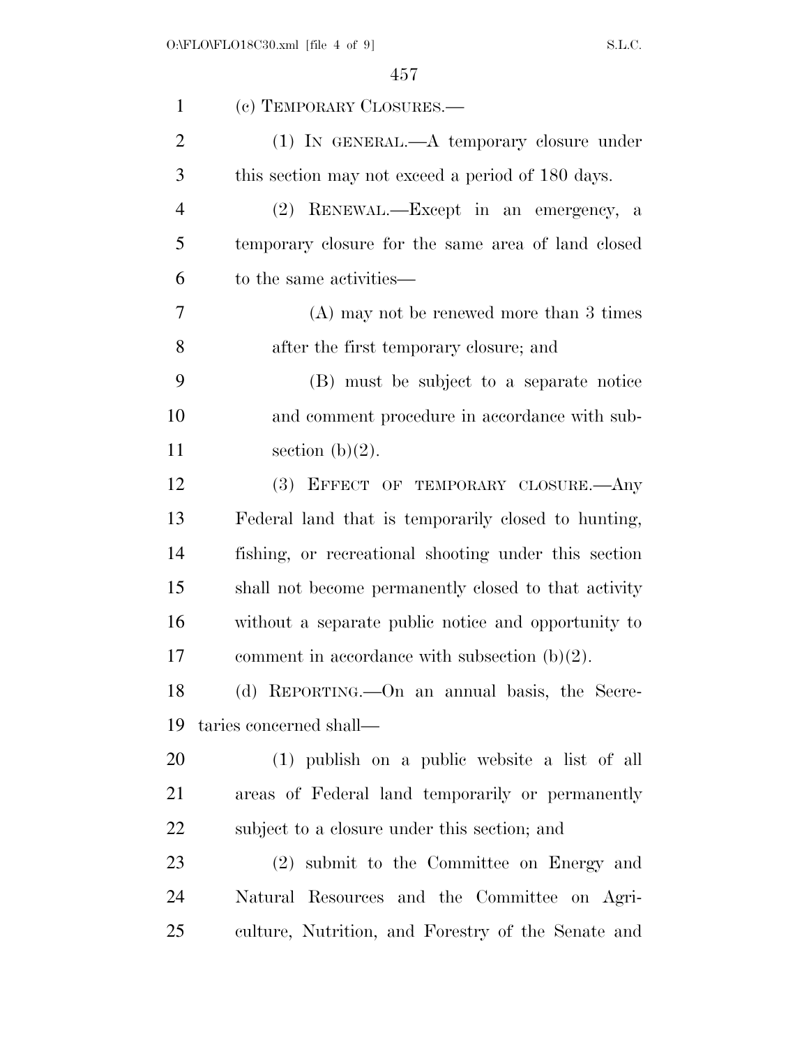(c) TEMPORARY CLOSURES.—

(1) IN GENERAL.—A temporary closure under this section may not exceed a period of 180 days.

(2) RENEWAL.—Except in an emergency, a temporary closure for the same area of land closed to the same activities—

(A) may not be renewed more than 3 times after the first temporary closure; and

(B) must be subject to a separate notice and comment procedure in accordance with subsection (b)(2).

(3) EFFECT OF TEMPORARY CLOSURE.—Any Federal land that is temporarily closed to hunting, fishing, or recreational shooting under this section shall not become permanently closed to that activity without a separate public notice and opportunity to comment in accordance with subsection (b)(2).

(d) REPORTING.—On an annual basis, the Secretaries concerned shall—

(1) publish on a public website a list of all areas of Federal land temporarily or permanently subject to a closure under this section; and

(2) submit to the Committee on Energy and Natural Resources and the Committee on Agriculture, Nutrition, and Forestry of the Senate and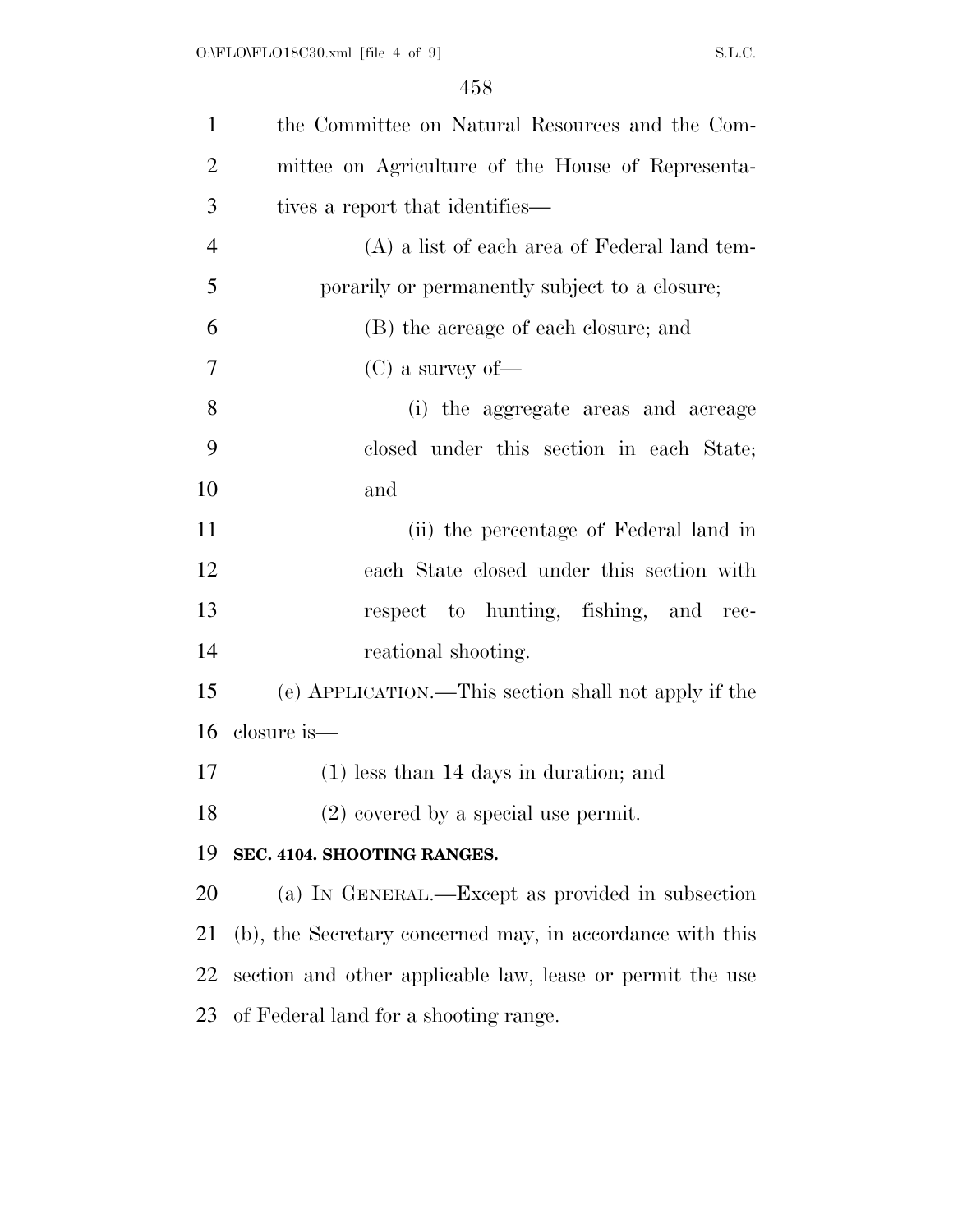the Committee on Natural Resources and the Committee on Agriculture of the House of Representatives a report that identifies—

(A) a list of each area of Federal land temporarily or permanently subject to a closure;

(B) the acreage of each closure; and

(C) a survey of—

(i) the aggregate areas and acreage closed under this section in each State; and

(ii) the percentage of Federal land in each State closed under this section with respect to hunting, fishing, and recreational shooting.

(e) APPLICATION.—This section shall not apply if the closure is—

(1) less than 14 days in duration; and

(2) covered by a special use permit.

**SEC. 4104. SHOOTING RANGES.**

(a) IN GENERAL.—Except as provided in subsection (b), the Secretary concerned may, in accordance with this section and other applicable law, lease or permit the use of Federal land for a shooting range.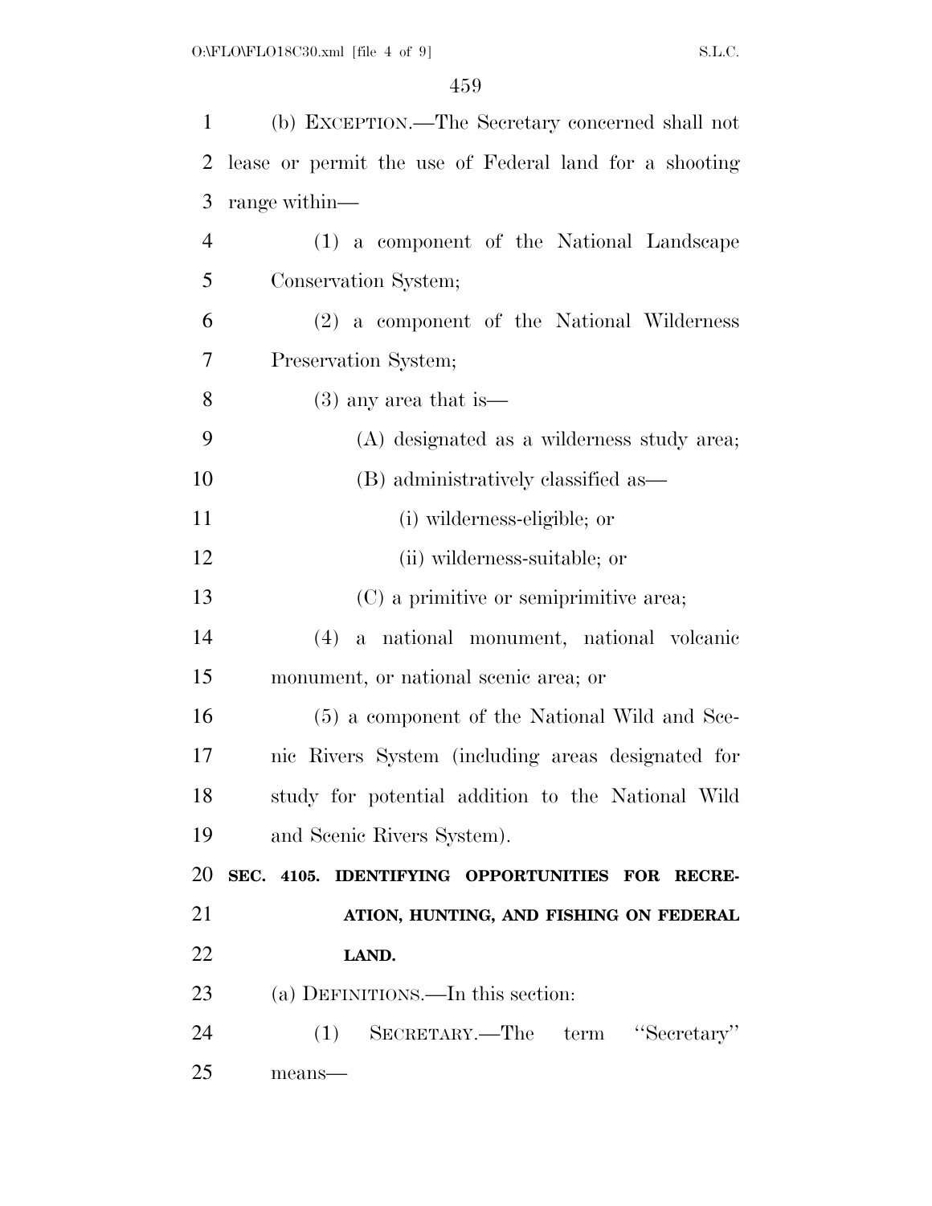(b) EXCEPTION.—The Secretary concerned shall not lease or permit the use of Federal land for a shooting range within—

(1) a component of the National Landscape Conservation System;

(2) a component of the National Wilderness Preservation System;

(3) any area that is—

(A) designated as a wilderness study area;

(B) administratively classified as—

(i) wilderness-eligible; or

(ii) wilderness-suitable; or

(C) a primitive or semiprimitive area;

(4) a national monument, national volcanic monument, or national scenic area; or

(5) a component of the National Wild and Scenic Rivers System (including areas designated for study for potential addition to the National Wild and Scenic Rivers System).

## SEC. 4105. IDENTIFYING OPPORTUNITIES FOR RECREATION, HUNTING, AND FISHING ON FEDERAL LAND.

(a) DEFINITIONS.—In this section:

(1) SECRETARY.—The term ''Secretary'' means—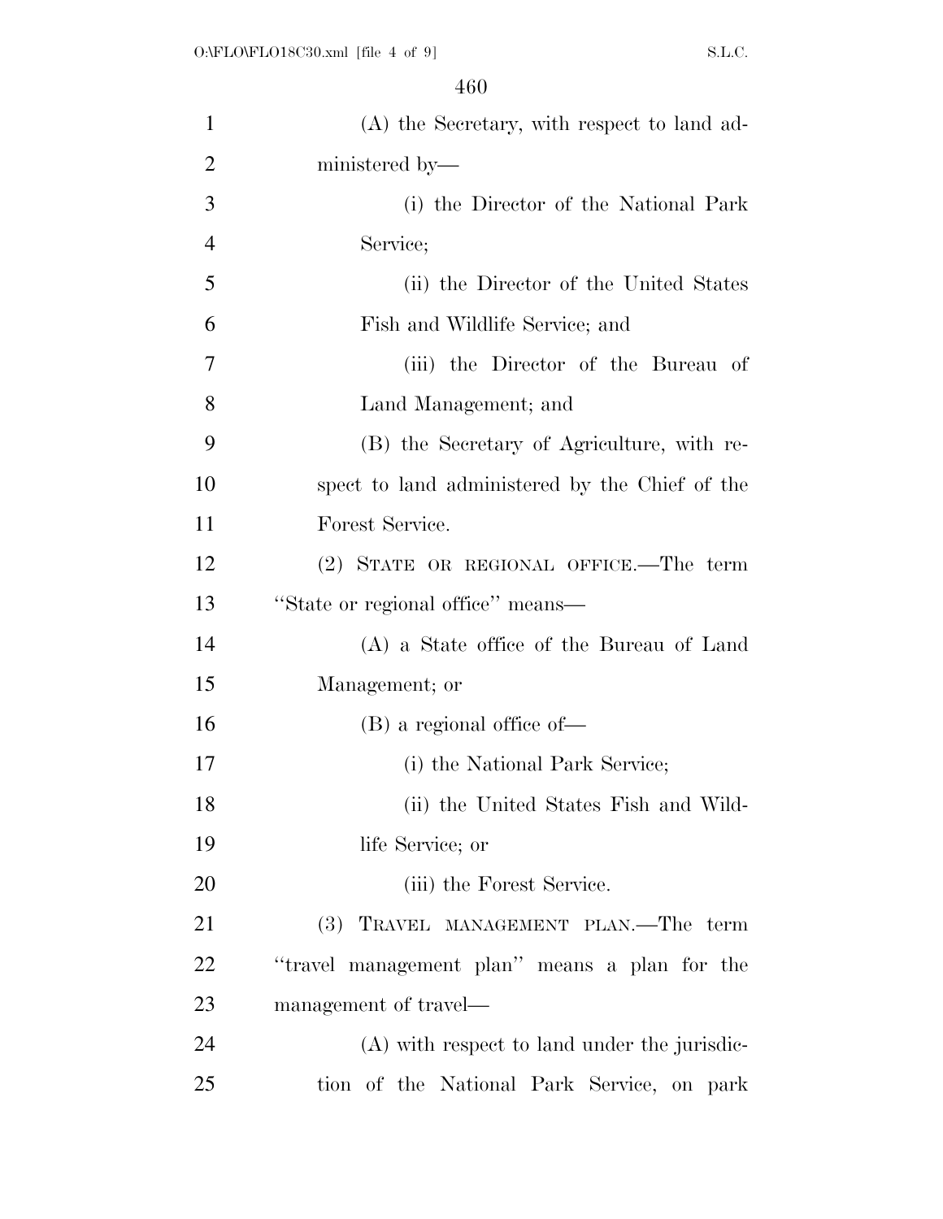(A) the Secretary, with respect to land administered by—

(i) the Director of the National Park Service;

(ii) the Director of the United States Fish and Wildlife Service; and

(iii) the Director of the Bureau of Land Management; and

(B) the Secretary of Agriculture, with respect to land administered by the Chief of the Forest Service.

(2) STATE OR REGIONAL OFFICE.—The term "State or regional office" means—

(A) a State office of the Bureau of Land Management; or

(B) a regional office of—

(i) the National Park Service;

(ii) the United States Fish and Wildlife Service; or

(iii) the Forest Service.

(3) TRAVEL MANAGEMENT PLAN.—The term "travel management plan" means a plan for the management of travel—

(A) with respect to land under the jurisdiction of the National Park Service, on park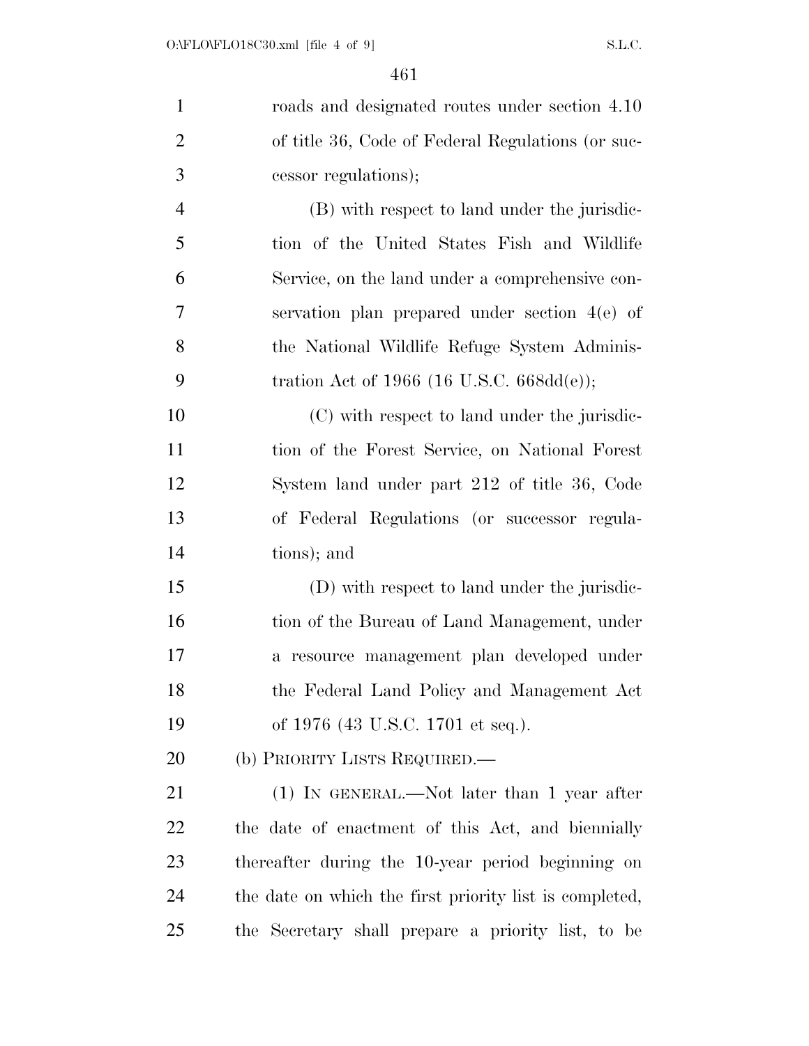roads and designated routes under section 4.10 of title 36, Code of Federal Regulations (or successor regulations);

(B) with respect to land under the jurisdiction of the United States Fish and Wildlife Service, on the land under a comprehensive conservation plan prepared under section 4(e) of the National Wildlife Refuge System Administration Act of 1966 (16 U.S.C. 668dd(e));

(C) with respect to land under the jurisdiction of the Forest Service, on National Forest System land under part 212 of title 36, Code of Federal Regulations (or successor regulations); and

(D) with respect to land under the jurisdiction of the Bureau of Land Management, under a resource management plan developed under the Federal Land Policy and Management Act of 1976 (43 U.S.C. 1701 et seq.).

(b) PRIORITY LISTS REQUIRED.—

(1) IN GENERAL.—Not later than 1 year after the date of enactment of this Act, and biennially thereafter during the 10-year period beginning on the date on which the first priority list is completed, the Secretary shall prepare a priority list, to be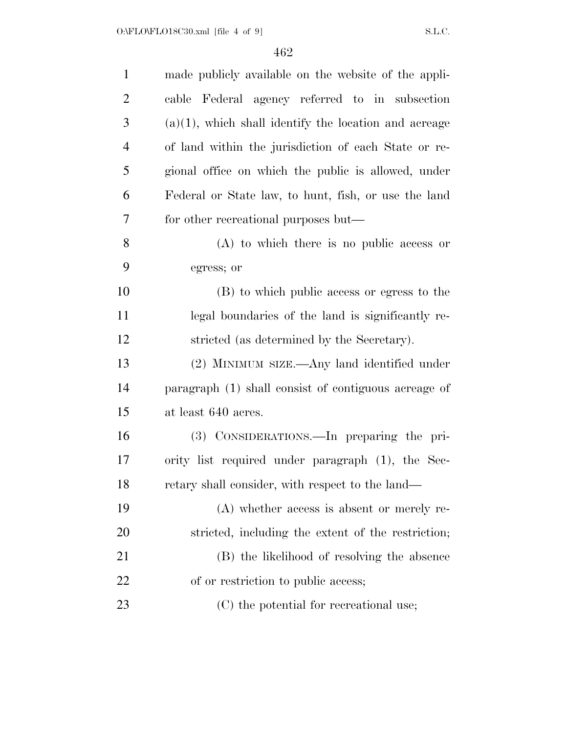made publicly available on the website of the applicable Federal agency referred to in subsection (a)(1), which shall identify the location and acreage of land within the jurisdiction of each State or regional office on which the public is allowed, under Federal or State law, to hunt, fish, or use the land for other recreational purposes but—

(A) to which there is no public access or egress; or

(B) to which public access or egress to the legal boundaries of the land is significantly restricted (as determined by the Secretary).

(2) MINIMUM SIZE.—Any land identified under paragraph (1) shall consist of contiguous acreage of at least 640 acres.

(3) CONSIDERATIONS.—In preparing the priority list required under paragraph (1), the Secretary shall consider, with respect to the land—

(A) whether access is absent or merely restricted, including the extent of the restriction;

(B) the likelihood of resolving the absence of or restriction to public access;

(C) the potential for recreational use;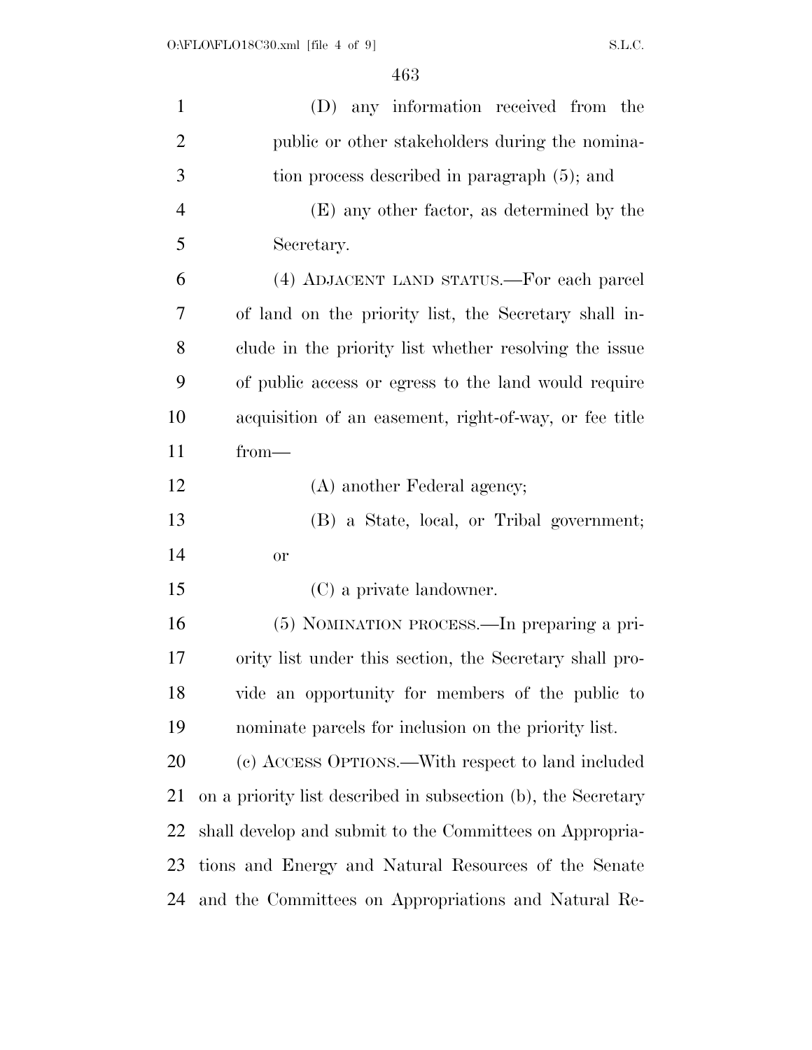(D) any information received from the public or other stakeholders during the nomination process described in paragraph (5); and

(E) any other factor, as determined by the Secretary.

(4) ADJACENT LAND STATUS.—For each parcel of land on the priority list, the Secretary shall include in the priority list whether resolving the issue of public access or egress to the land would require acquisition of an easement, right-of-way, or fee title from—

(A) another Federal agency;

(B) a State, local, or Tribal government; or

(C) a private landowner.

(5) NOMINATION PROCESS.—In preparing a priority list under this section, the Secretary shall provide an opportunity for members of the public to nominate parcels for inclusion on the priority list.

(c) ACCESS OPTIONS.—With respect to land included on a priority list described in subsection (b), the Secretary shall develop and submit to the Committees on Appropriations and Energy and Natural Resources of the Senate and the Committees on Appropriations and Natural Re-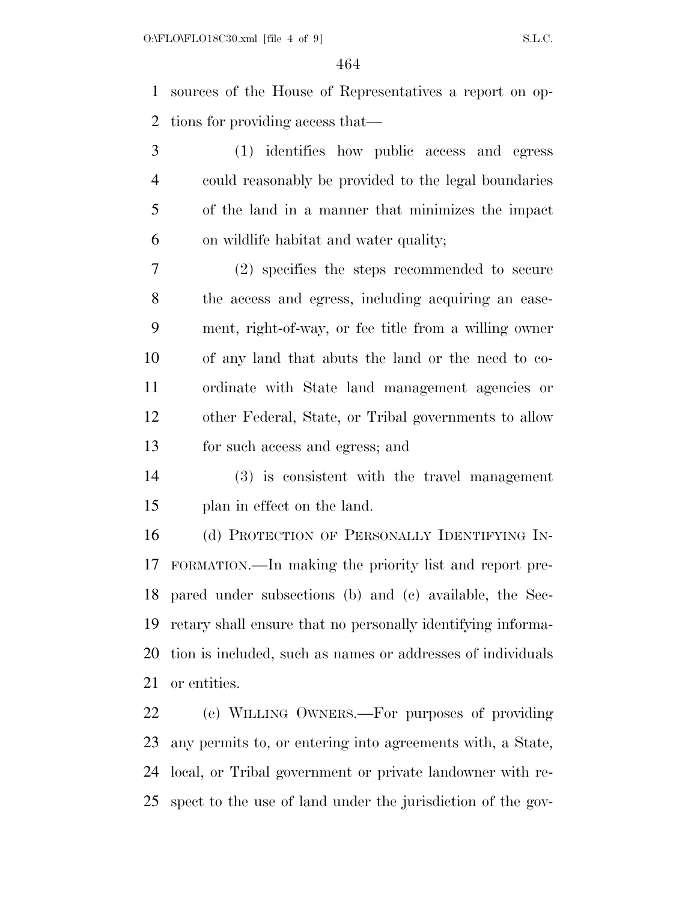sources of the House of Representatives a report on options for providing access that—

(1) identifies how public access and egress could reasonably be provided to the legal boundaries of the land in a manner that minimizes the impact on wildlife habitat and water quality;

(2) specifies the steps recommended to secure the access and egress, including acquiring an easement, right-of-way, or fee title from a willing owner of any land that abuts the land or the need to coordinate with State land management agencies or other Federal, State, or Tribal governments to allow for such access and egress; and

(3) is consistent with the travel management plan in effect on the land.

(d) PROTECTION OF PERSONALLY IDENTIFYING INFORMATION.—In making the priority list and report prepared under subsections (b) and (c) available, the Secretary shall ensure that no personally identifying information is included, such as names or addresses of individuals or entities.

(e) WILLING OWNERS.—For purposes of providing any permits to, or entering into agreements with, a State, local, or Tribal government or private landowner with respect to the use of land under the jurisdiction of the gov-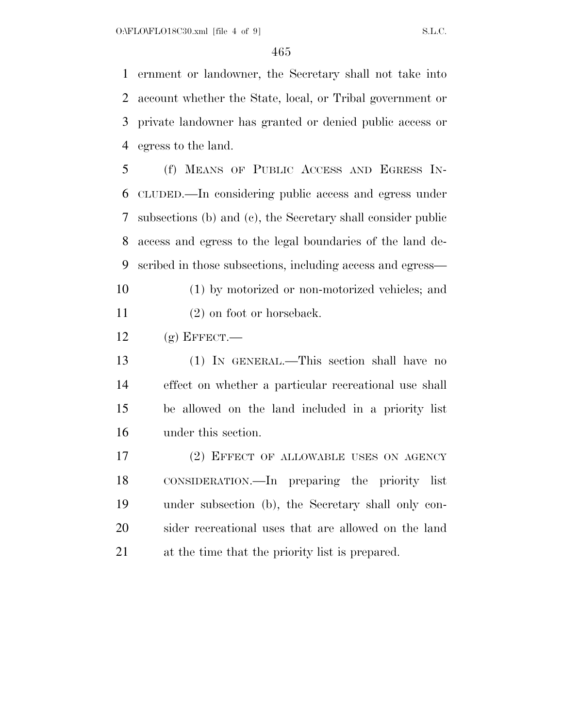ernment or landowner, the Secretary shall not take into account whether the State, local, or Tribal government or private landowner has granted or denied public access or egress to the land.

(f) MEANS OF PUBLIC ACCESS AND EGRESS INCLUDED.—In considering public access and egress under subsections (b) and (c), the Secretary shall consider public access and egress to the legal boundaries of the land described in those subsections, including access and egress—

(1) by motorized or non-motorized vehicles; and

(2) on foot or horseback.

(g) EFFECT.—

(1) IN GENERAL.—This section shall have no effect on whether a particular recreational use shall be allowed on the land included in a priority list under this section.

(2) EFFECT OF ALLOWABLE USES ON AGENCY CONSIDERATION.—In preparing the priority list under subsection (b), the Secretary shall only consider recreational uses that are allowed on the land at the time that the priority list is prepared.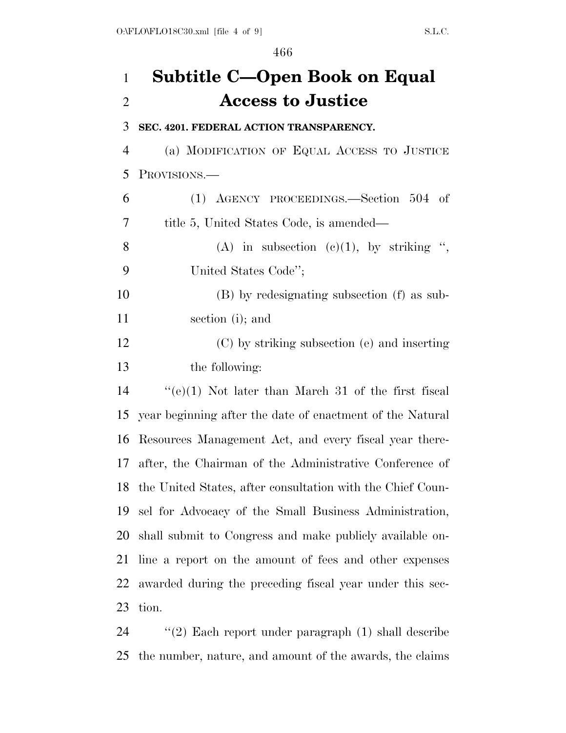# Subtitle C—Open Book on Equal Access to Justice

**SEC. 4201. FEDERAL ACTION TRANSPARENCY.**

(a) MODIFICATION OF EQUAL ACCESS TO JUSTICE PROVISIONS.—

(1) AGENCY PROCEEDINGS.—Section 504 of title 5, United States Code, is amended—

(A) in subsection (c)(1), by striking ", United States Code";

(B) by redesignating subsection (f) as subsection (i); and

(C) by striking subsection (e) and inserting the following:

"(e)(1) Not later than March 31 of the first fiscal year beginning after the date of enactment of the Natural Resources Management Act, and every fiscal year thereafter, the Chairman of the Administrative Conference of the United States, after consultation with the Chief Counsel for Advocacy of the Small Business Administration, shall submit to Congress and make publicly available online a report on the amount of fees and other expenses awarded during the preceding fiscal year under this section.

"(2) Each report under paragraph (1) shall describe the number, nature, and amount of the awards, the claims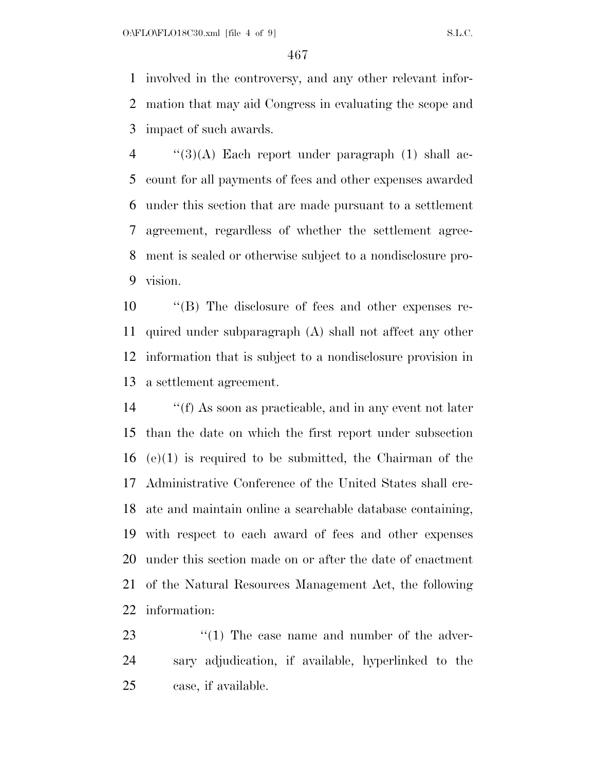involved in the controversy, and any other relevant information that may aid Congress in evaluating the scope and impact of such awards.

''(3)(A) Each report under paragraph (1) shall account for all payments of fees and other expenses awarded under this section that are made pursuant to a settlement agreement, regardless of whether the settlement agreement is sealed or otherwise subject to a nondisclosure provision.

''(B) The disclosure of fees and other expenses required under subparagraph (A) shall not affect any other information that is subject to a nondisclosure provision in a settlement agreement.

''(f) As soon as practicable, and in any event not later than the date on which the first report under subsection (e)(1) is required to be submitted, the Chairman of the Administrative Conference of the United States shall create and maintain online a searchable database containing, with respect to each award of fees and other expenses under this section made on or after the date of enactment of the Natural Resources Management Act, the following information:

''(1) The case name and number of the adversary adjudication, if available, hyperlinked to the case, if available.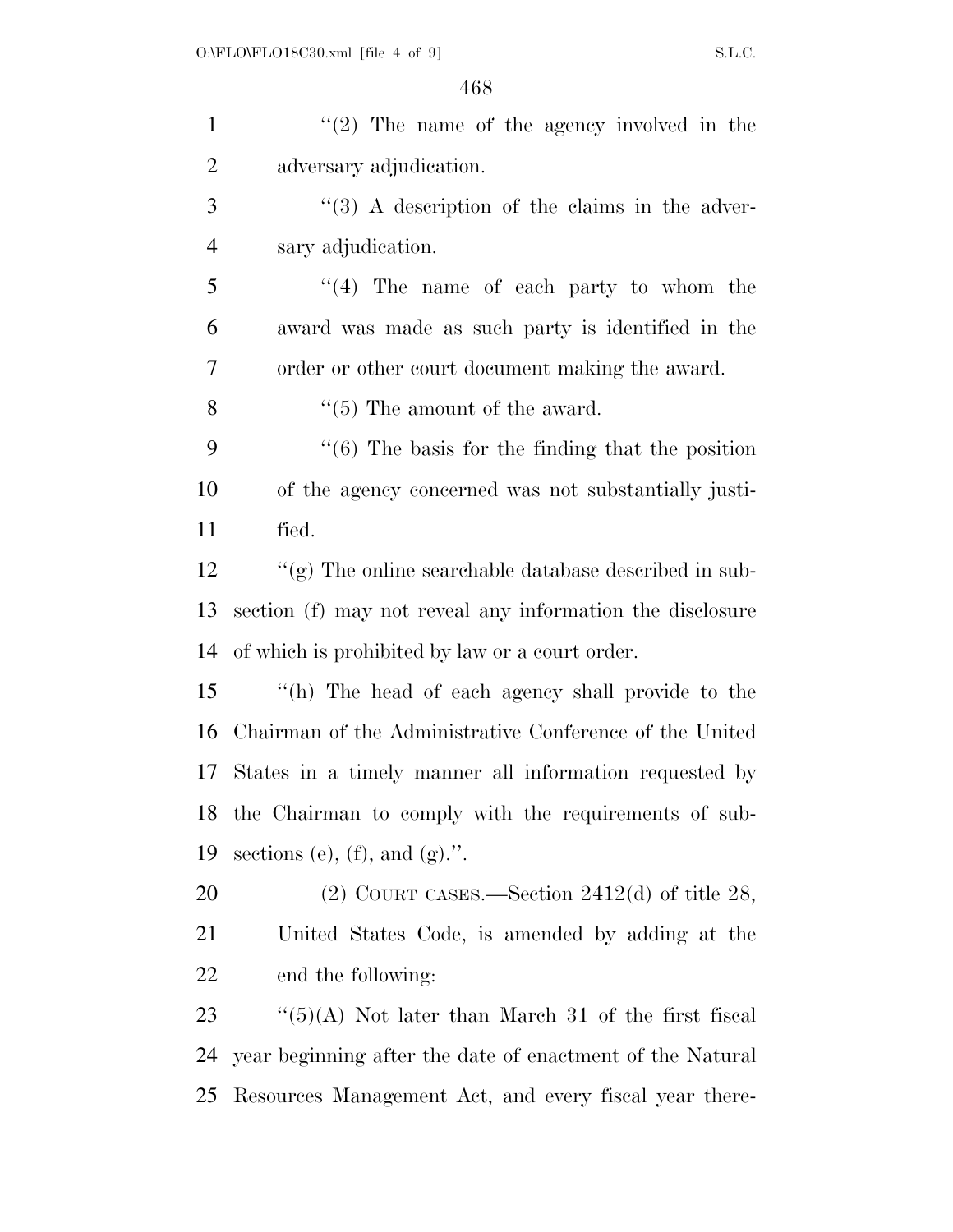"(2) The name of the agency involved in the adversary adjudication.

"(3) A description of the claims in the adversary adjudication.

"(4) The name of each party to whom the award was made as such party is identified in the order or other court document making the award.

"(5) The amount of the award.

"(6) The basis for the finding that the position of the agency concerned was not substantially justified.

"(g) The online searchable database described in subsection (f) may not reveal any information the disclosure of which is prohibited by law or a court order.

"(h) The head of each agency shall provide to the Chairman of the Administrative Conference of the United States in a timely manner all information requested by the Chairman to comply with the requirements of subsections (e), (f), and (g).".

(2) COURT CASES.—Section 2412(d) of title 28, United States Code, is amended by adding at the end the following:

"(5)(A) Not later than March 31 of the first fiscal year beginning after the date of enactment of the Natural Resources Management Act, and every fiscal year there-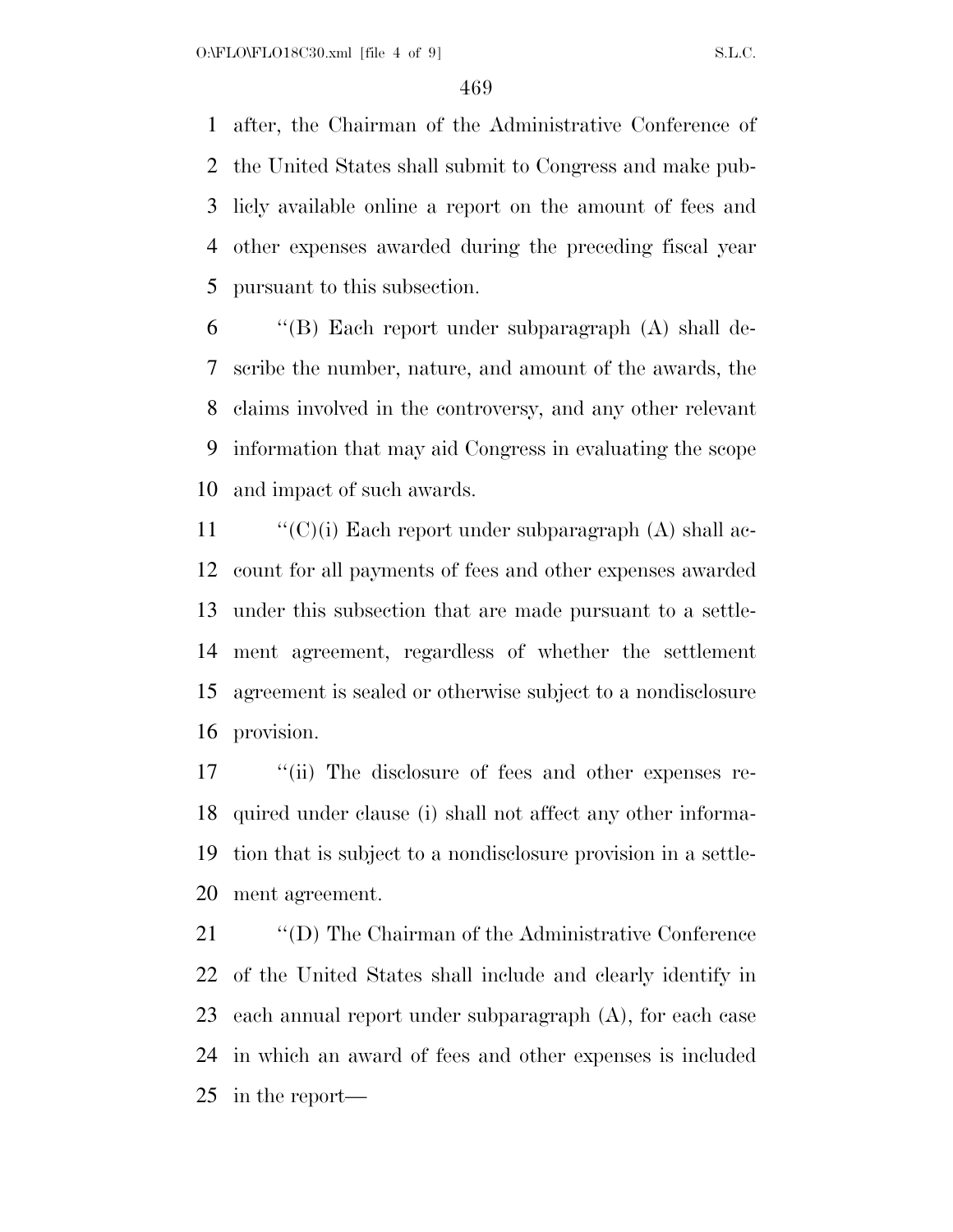after, the Chairman of the Administrative Conference of the United States shall submit to Congress and make publicly available online a report on the amount of fees and other expenses awarded during the preceding fiscal year pursuant to this subsection.

''(B) Each report under subparagraph (A) shall describe the number, nature, and amount of the awards, the claims involved in the controversy, and any other relevant information that may aid Congress in evaluating the scope and impact of such awards.

''(C)(i) Each report under subparagraph (A) shall account for all payments of fees and other expenses awarded under this subsection that are made pursuant to a settlement agreement, regardless of whether the settlement agreement is sealed or otherwise subject to a nondisclosure provision.

''(ii) The disclosure of fees and other expenses required under clause (i) shall not affect any other information that is subject to a nondisclosure provision in a settlement agreement.

''(D) The Chairman of the Administrative Conference of the United States shall include and clearly identify in each annual report under subparagraph (A), for each case in which an award of fees and other expenses is included in the report—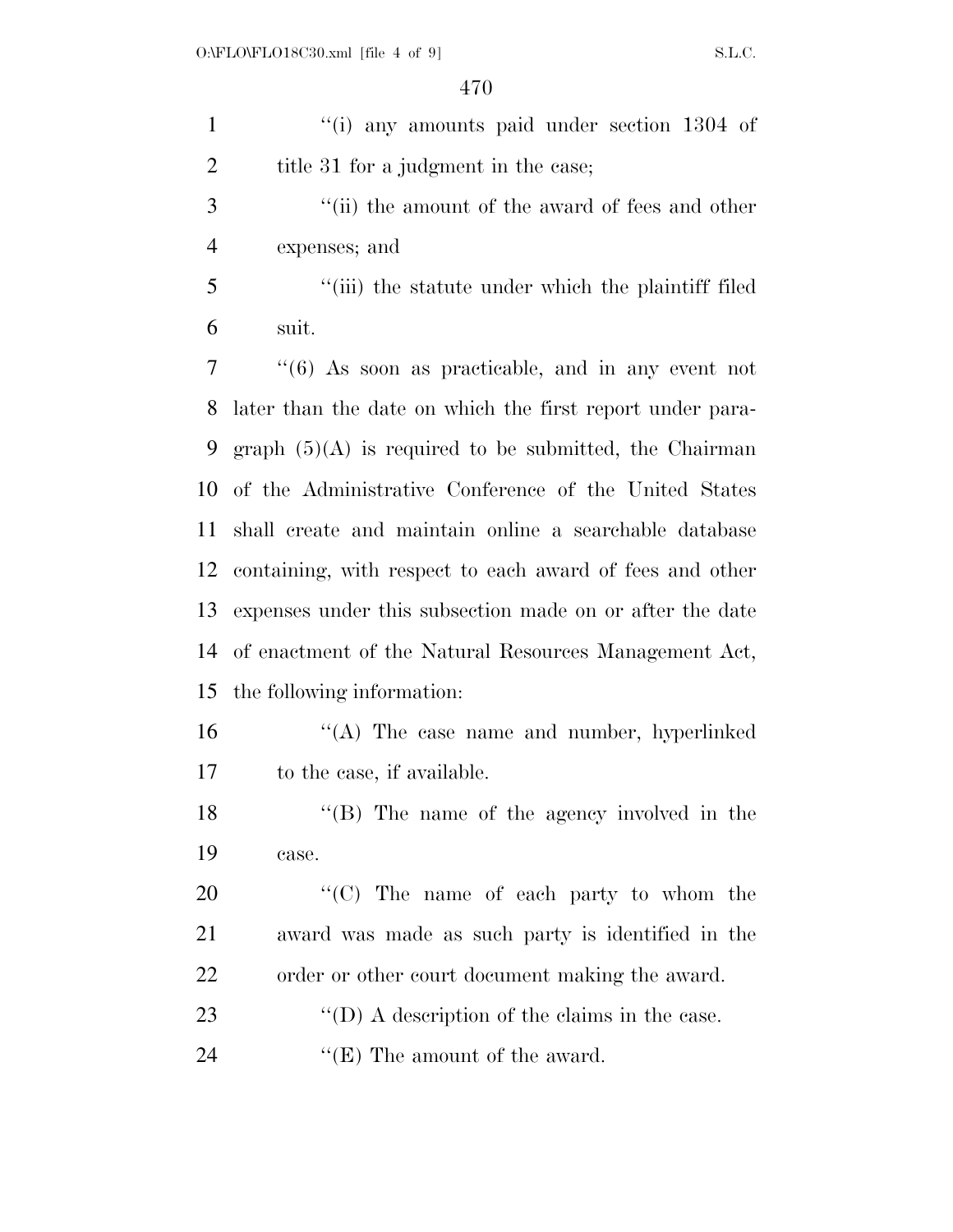''(i) any amounts paid under section 1304 of title 31 for a judgment in the case;

''(ii) the amount of the award of fees and other expenses; and

''(iii) the statute under which the plaintiff filed suit.

''(6) As soon as practicable, and in any event not later than the date on which the first report under paragraph (5)(A) is required to be submitted, the Chairman of the Administrative Conference of the United States shall create and maintain online a searchable database containing, with respect to each award of fees and other expenses under this subsection made on or after the date of enactment of the Natural Resources Management Act, the following information:

''(A) The case name and number, hyperlinked to the case, if available.

''(B) The name of the agency involved in the case.

''(C) The name of each party to whom the award was made as such party is identified in the order or other court document making the award.

''(D) A description of the claims in the case.

''(E) The amount of the award.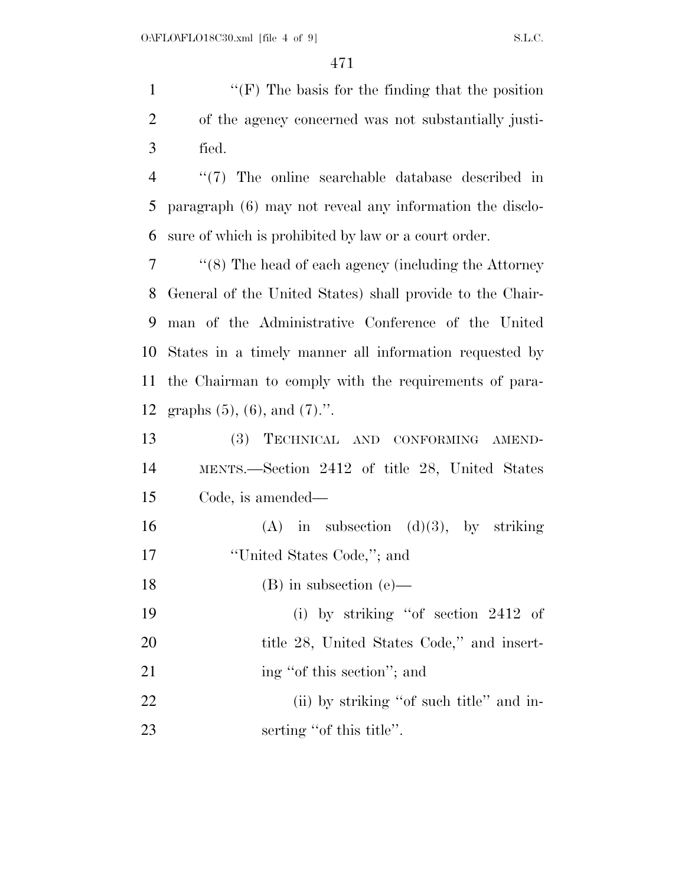''(F) The basis for the finding that the position of the agency concerned was not substantially justified.

''(7) The online searchable database described in paragraph (6) may not reveal any information the disclosure of which is prohibited by law or a court order.

''(8) The head of each agency (including the Attorney General of the United States) shall provide to the Chairman of the Administrative Conference of the United States in a timely manner all information requested by the Chairman to comply with the requirements of paragraphs (5), (6), and (7).''.

(3) TECHNICAL AND CONFORMING AMENDMENTS.—Section 2412 of title 28, United States Code, is amended—

(A) in subsection (d)(3), by striking ''United States Code,''; and

(B) in subsection (e)—

(i) by striking ''of section 2412 of title 28, United States Code,'' and inserting ''of this section''; and

(ii) by striking ''of such title'' and inserting ''of this title''.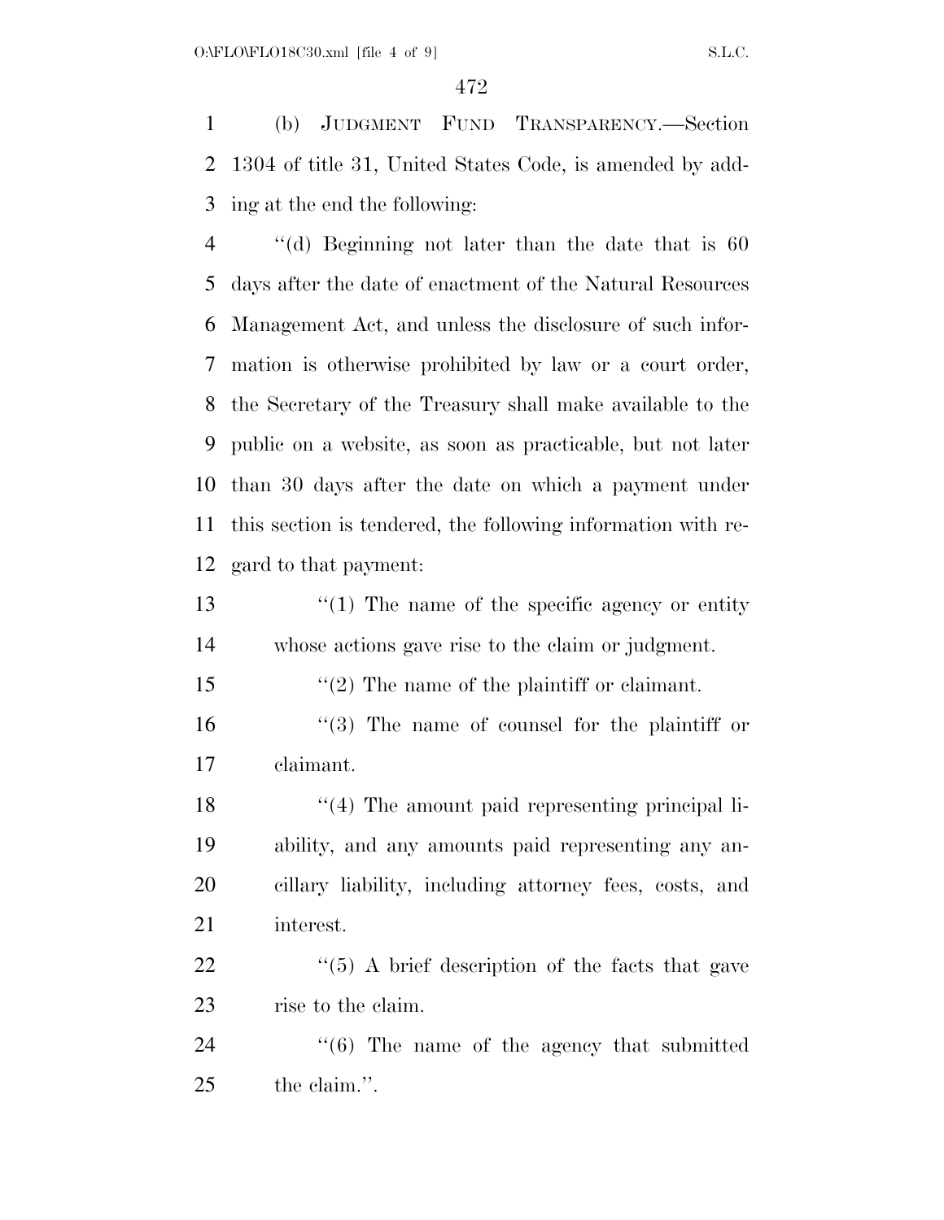(b) JUDGMENT FUND TRANSPARENCY.—Section 1304 of title 31, United States Code, is amended by adding at the end the following:

"(d) Beginning not later than the date that is 60 days after the date of enactment of the Natural Resources Management Act, and unless the disclosure of such information is otherwise prohibited by law or a court order, the Secretary of the Treasury shall make available to the public on a website, as soon as practicable, but not later than 30 days after the date on which a payment under this section is tendered, the following information with regard to that payment:

"(1) The name of the specific agency or entity whose actions gave rise to the claim or judgment.

"(2) The name of the plaintiff or claimant.

"(3) The name of counsel for the plaintiff or claimant.

"(4) The amount paid representing principal liability, and any amounts paid representing any ancillary liability, including attorney fees, costs, and interest.

"(5) A brief description of the facts that gave rise to the claim.

"(6) The name of the agency that submitted the claim.".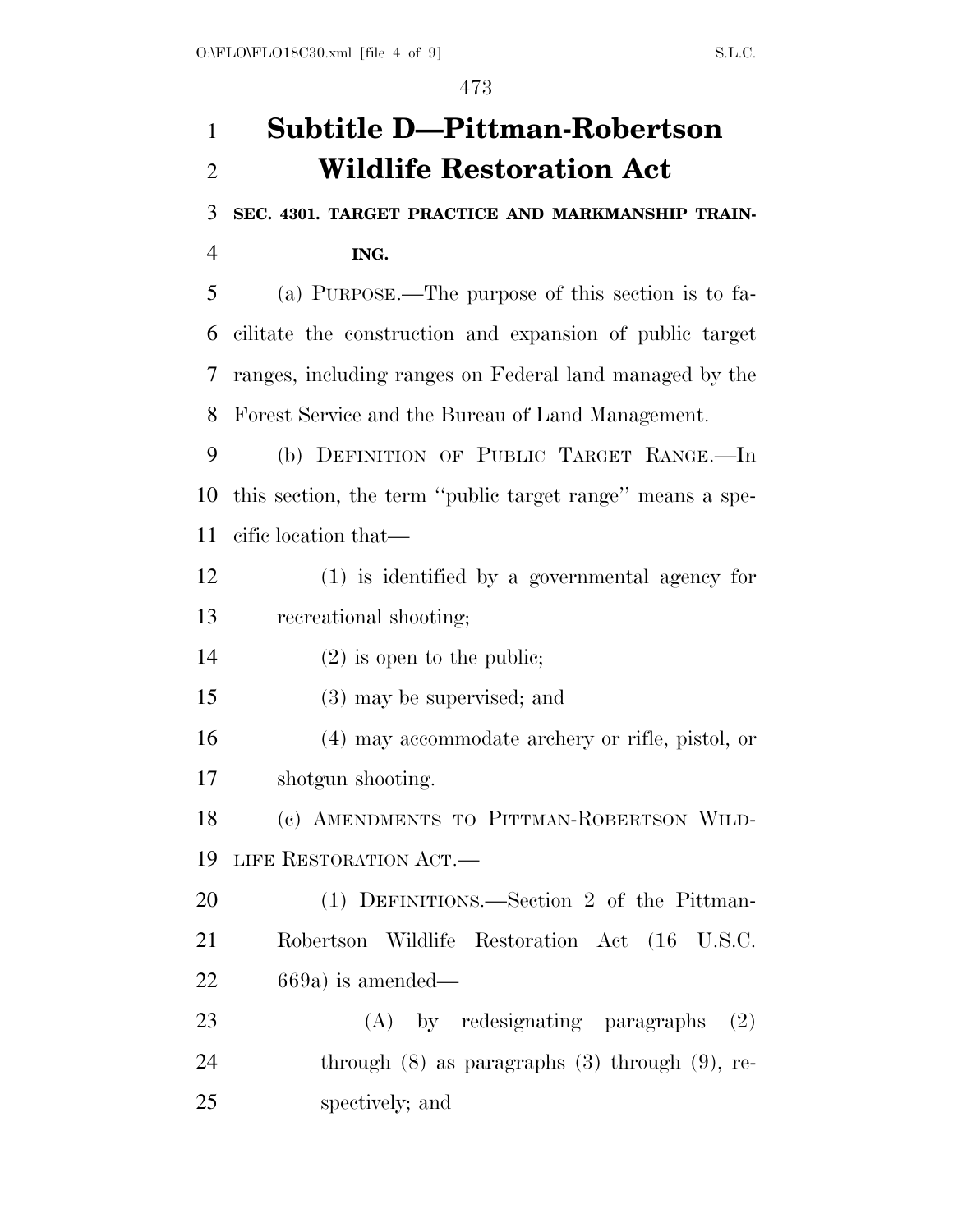# Subtitle D—Pittman-Robertson Wildlife Restoration Act

### SEC. 4301. TARGET PRACTICE AND MARKMANSHIP TRAINING.

(a) PURPOSE.—The purpose of this section is to facilitate the construction and expansion of public target ranges, including ranges on Federal land managed by the Forest Service and the Bureau of Land Management.

(b) DEFINITION OF PUBLIC TARGET RANGE.—In this section, the term ''public target range'' means a specific location that—

(1) is identified by a governmental agency for recreational shooting;

(2) is open to the public;

(3) may be supervised; and

(4) may accommodate archery or rifle, pistol, or shotgun shooting.

(c) AMENDMENTS TO PITTMAN-ROBERTSON WILDLIFE RESTORATION ACT.—

(1) DEFINITIONS.—Section 2 of the Pittman-Robertson Wildlife Restoration Act (16 U.S.C. 669a) is amended—

(A) by redesignating paragraphs (2) through (8) as paragraphs (3) through (9), respectively; and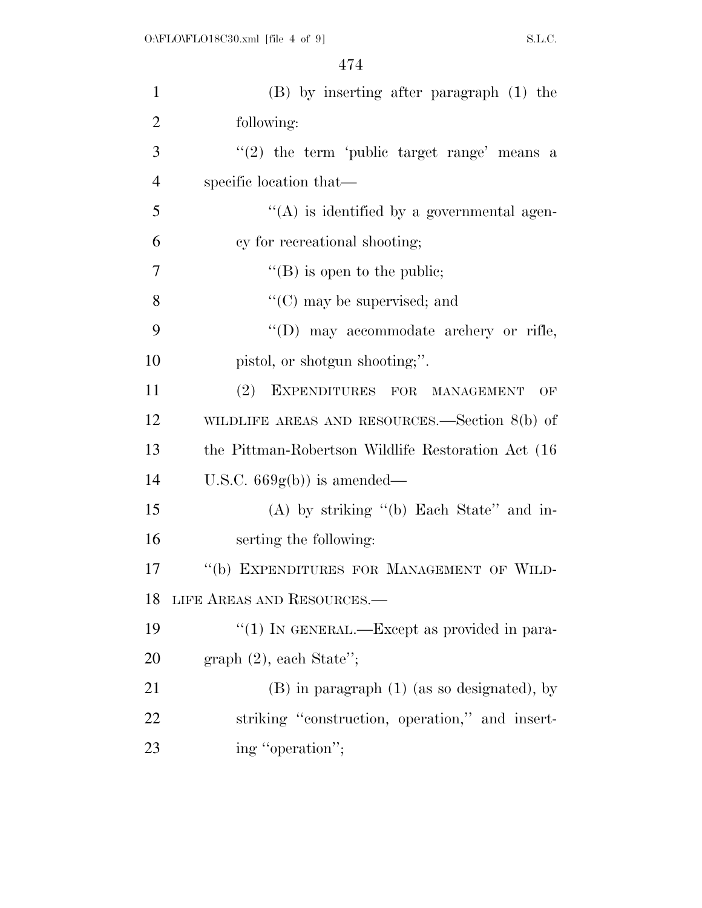(B) by inserting after paragraph (1) the following:

''(2) the term 'public target range' means a specific location that—

''(A) is identified by a governmental agency for recreational shooting;

''(B) is open to the public;

''(C) may be supervised; and

''(D) may accommodate archery or rifle, pistol, or shotgun shooting;''.

(2) EXPENDITURES FOR MANAGEMENT OF WILDLIFE AREAS AND RESOURCES.—Section 8(b) of the Pittman-Robertson Wildlife Restoration Act (16 U.S.C. 669g(b)) is amended—

(A) by striking ''(b) Each State'' and inserting the following:

''(b) EXPENDITURES FOR MANAGEMENT OF WILDLIFE AREAS AND RESOURCES.—

''(1) IN GENERAL.—Except as provided in paragraph (2), each State'';

(B) in paragraph (1) (as so designated), by striking ''construction, operation,'' and inserting ''operation'';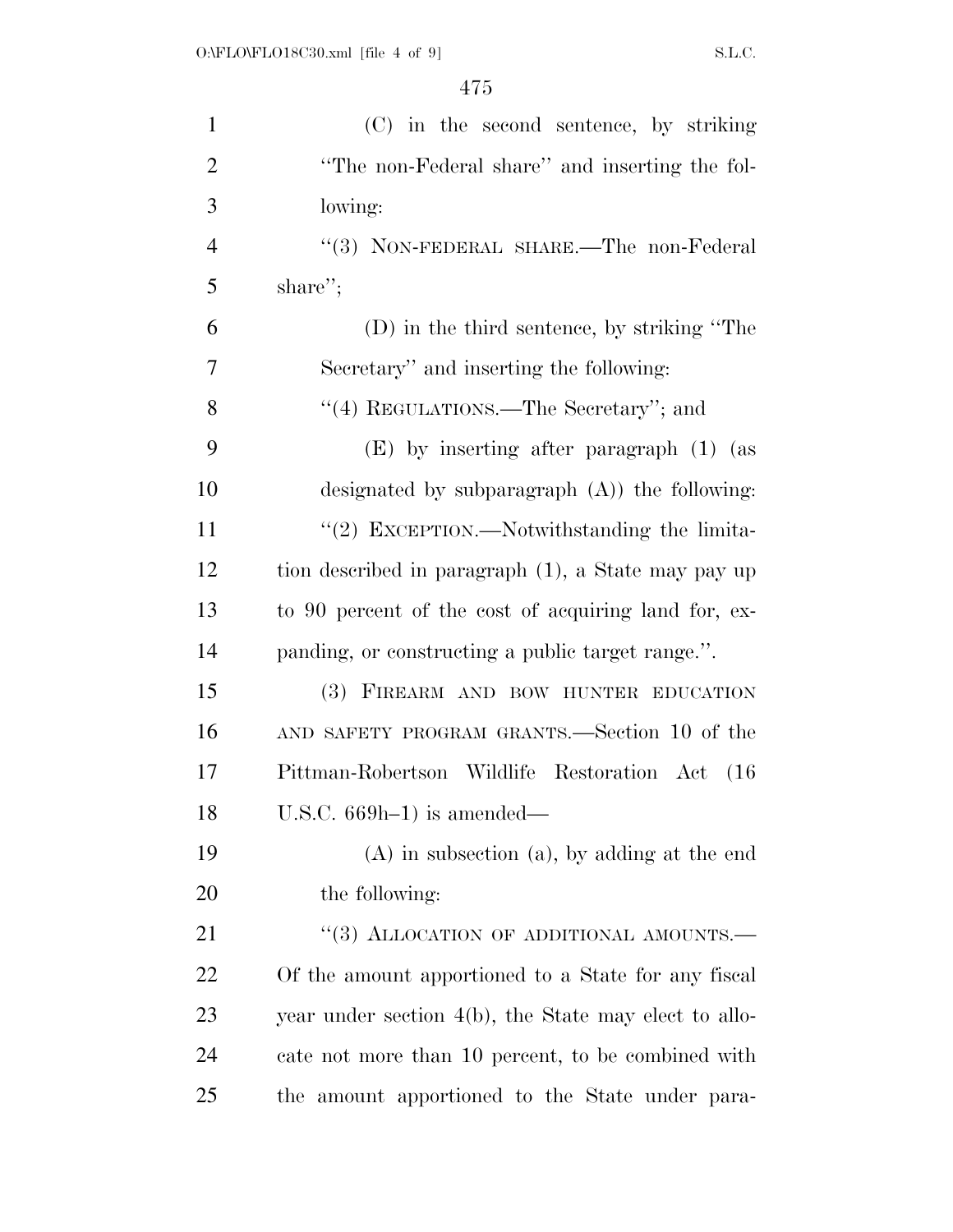(C) in the second sentence, by striking "The non-Federal share" and inserting the following:

"(3) NON-FEDERAL SHARE.—The non-Federal share";

(D) in the third sentence, by striking "The Secretary" and inserting the following:

"(4) REGULATIONS.—The Secretary"; and

(E) by inserting after paragraph (1) (as designated by subparagraph (A)) the following:

"(2) EXCEPTION.—Notwithstanding the limitation described in paragraph (1), a State may pay up to 90 percent of the cost of acquiring land for, expanding, or constructing a public target range.".

(3) FIREARM AND BOW HUNTER EDUCATION AND SAFETY PROGRAM GRANTS.—Section 10 of the Pittman-Robertson Wildlife Restoration Act (16 U.S.C. 669h–1) is amended—

(A) in subsection (a), by adding at the end the following:

"(3) ALLOCATION OF ADDITIONAL AMOUNTS.— Of the amount apportioned to a State for any fiscal year under section 4(b), the State may elect to allocate not more than 10 percent, to be combined with the amount apportioned to the State under para-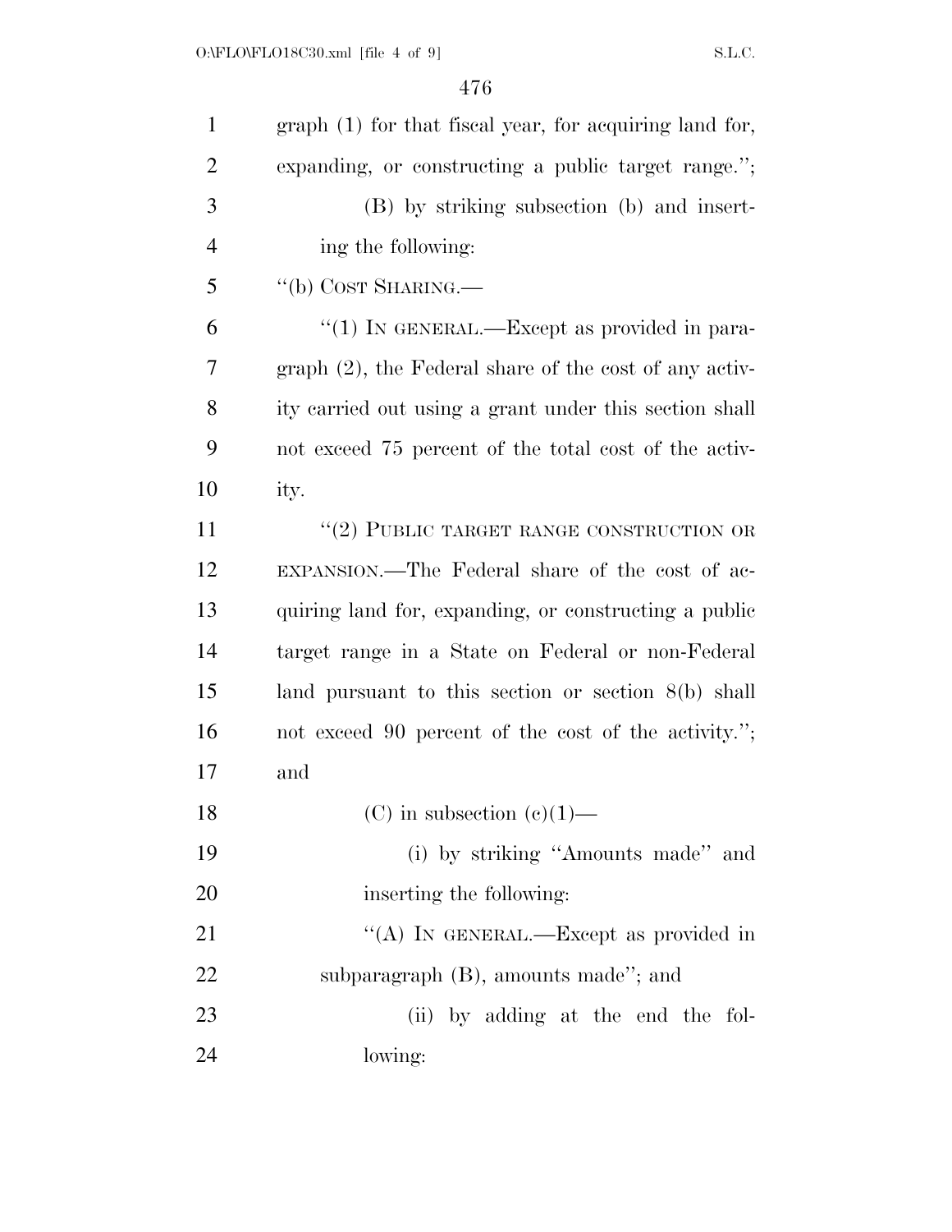graph (1) for that fiscal year, for acquiring land for, expanding, or constructing a public target range.'';

(B) by striking subsection (b) and inserting the following:

''(b) COST SHARING.—

''(1) IN GENERAL.—Except as provided in paragraph (2), the Federal share of the cost of any activity carried out using a grant under this section shall not exceed 75 percent of the total cost of the activity.

''(2) PUBLIC TARGET RANGE CONSTRUCTION OR EXPANSION.—The Federal share of the cost of acquiring land for, expanding, or constructing a public target range in a State on Federal or non-Federal land pursuant to this section or section 8(b) shall not exceed 90 percent of the cost of the activity.''; and

(C) in subsection (c)(1)—

(i) by striking ''Amounts made'' and inserting the following:

''(A) IN GENERAL.—Except as provided in subparagraph (B), amounts made''; and

(ii) by adding at the end the following: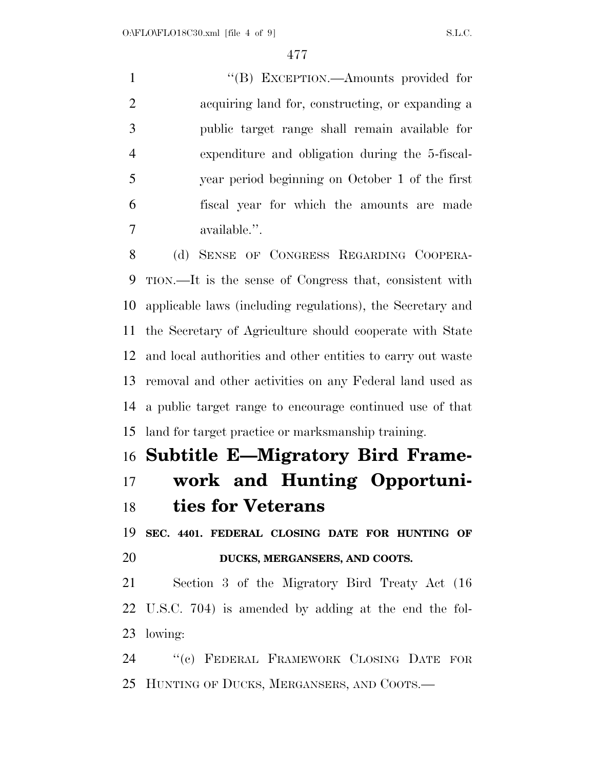"(B) EXCEPTION.—Amounts provided for acquiring land for, constructing, or expanding a public target range shall remain available for expenditure and obligation during the 5-fiscal-year period beginning on October 1 of the first fiscal year for which the amounts are made available.".

(d) SENSE OF CONGRESS REGARDING COOPERATION.—It is the sense of Congress that, consistent with applicable laws (including regulations), the Secretary and the Secretary of Agriculture should cooperate with State and local authorities and other entities to carry out waste removal and other activities on any Federal land used as a public target range to encourage continued use of that land for target practice or marksmanship training.

## Subtitle E—Migratory Bird Framework and Hunting Opportunities for Veterans

### SEC. 4401. FEDERAL CLOSING DATE FOR HUNTING OF DUCKS, MERGANSERS, AND COOTS.

Section 3 of the Migratory Bird Treaty Act (16 U.S.C. 704) is amended by adding at the end the following:

"(c) FEDERAL FRAMEWORK CLOSING DATE FOR HUNTING OF DUCKS, MERGANSERS, AND COOTS.—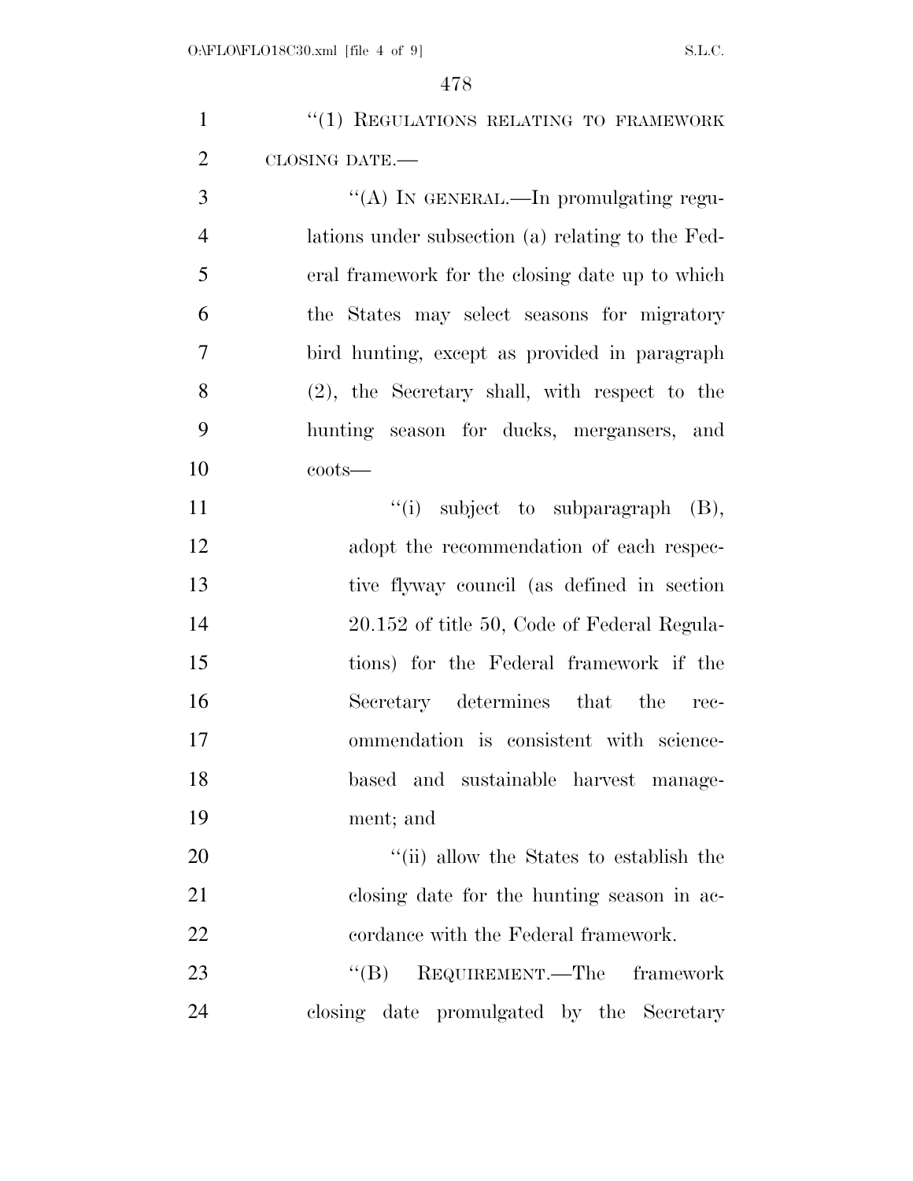"(1) REGULATIONS RELATING TO FRAMEWORK CLOSING DATE.—

"(A) IN GENERAL.—In promulgating regulations under subsection (a) relating to the Federal framework for the closing date up to which the States may select seasons for migratory bird hunting, except as provided in paragraph (2), the Secretary shall, with respect to the hunting season for ducks, mergansers, and coots—

"(i) subject to subparagraph (B), adopt the recommendation of each respective flyway council (as defined in section 20.152 of title 50, Code of Federal Regulations) for the Federal framework if the Secretary determines that the recommendation is consistent with science-based and sustainable harvest management; and

"(ii) allow the States to establish the closing date for the hunting season in accordance with the Federal framework.

"(B) REQUIREMENT.—The framework closing date promulgated by the Secretary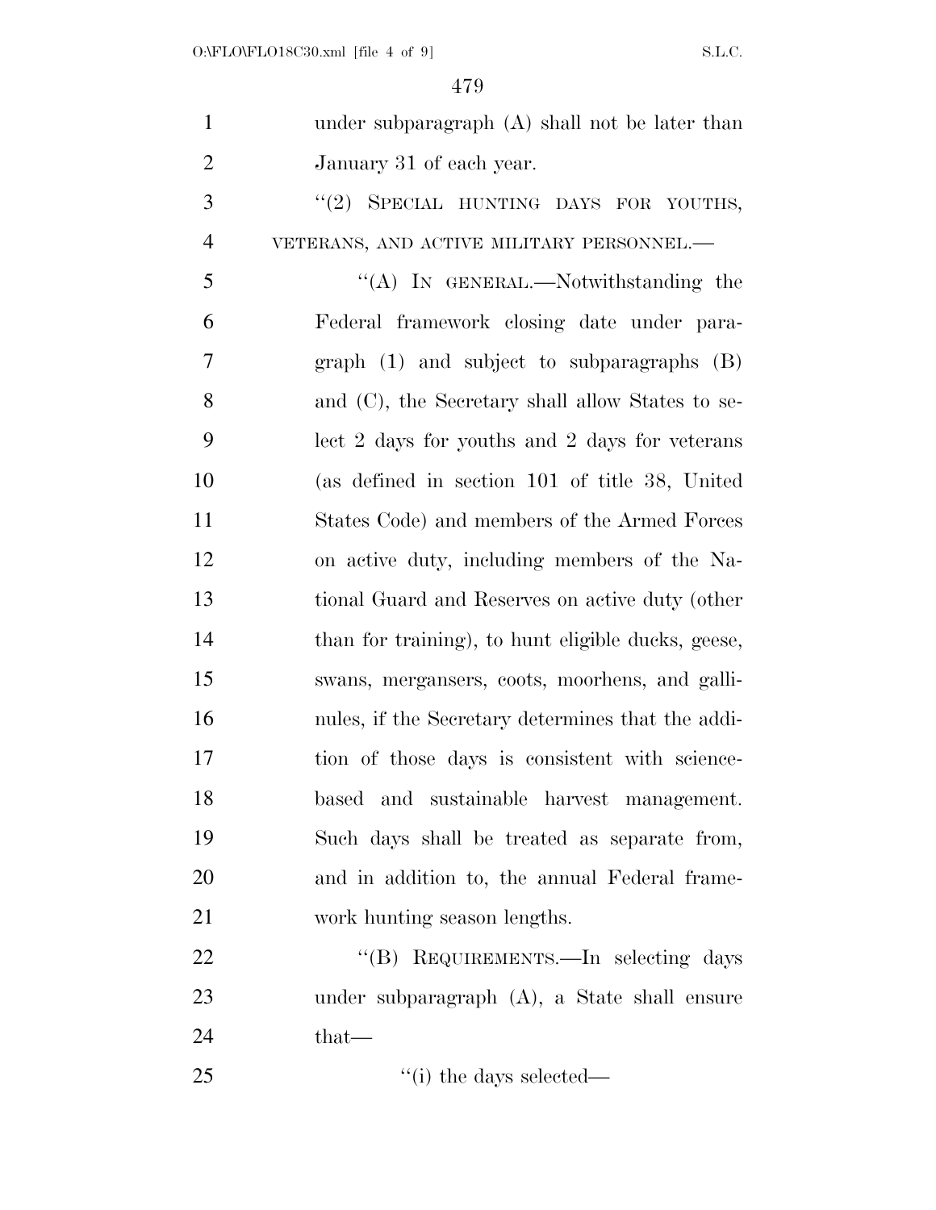under subparagraph (A) shall not be later than January 31 of each year.

''(2) SPECIAL HUNTING DAYS FOR YOUTHS, VETERANS, AND ACTIVE MILITARY PERSONNEL.—

''(A) IN GENERAL.—Notwithstanding the Federal framework closing date under paragraph (1) and subject to subparagraphs (B) and (C), the Secretary shall allow States to select 2 days for youths and 2 days for veterans (as defined in section 101 of title 38, United States Code) and members of the Armed Forces on active duty, including members of the National Guard and Reserves on active duty (other than for training), to hunt eligible ducks, geese, swans, mergansers, coots, moorhens, and gallinules, if the Secretary determines that the addition of those days is consistent with science-based and sustainable harvest management. Such days shall be treated as separate from, and in addition to, the annual Federal framework hunting season lengths.

''(B) REQUIREMENTS.—In selecting days under subparagraph (A), a State shall ensure that—

''(i) the days selected—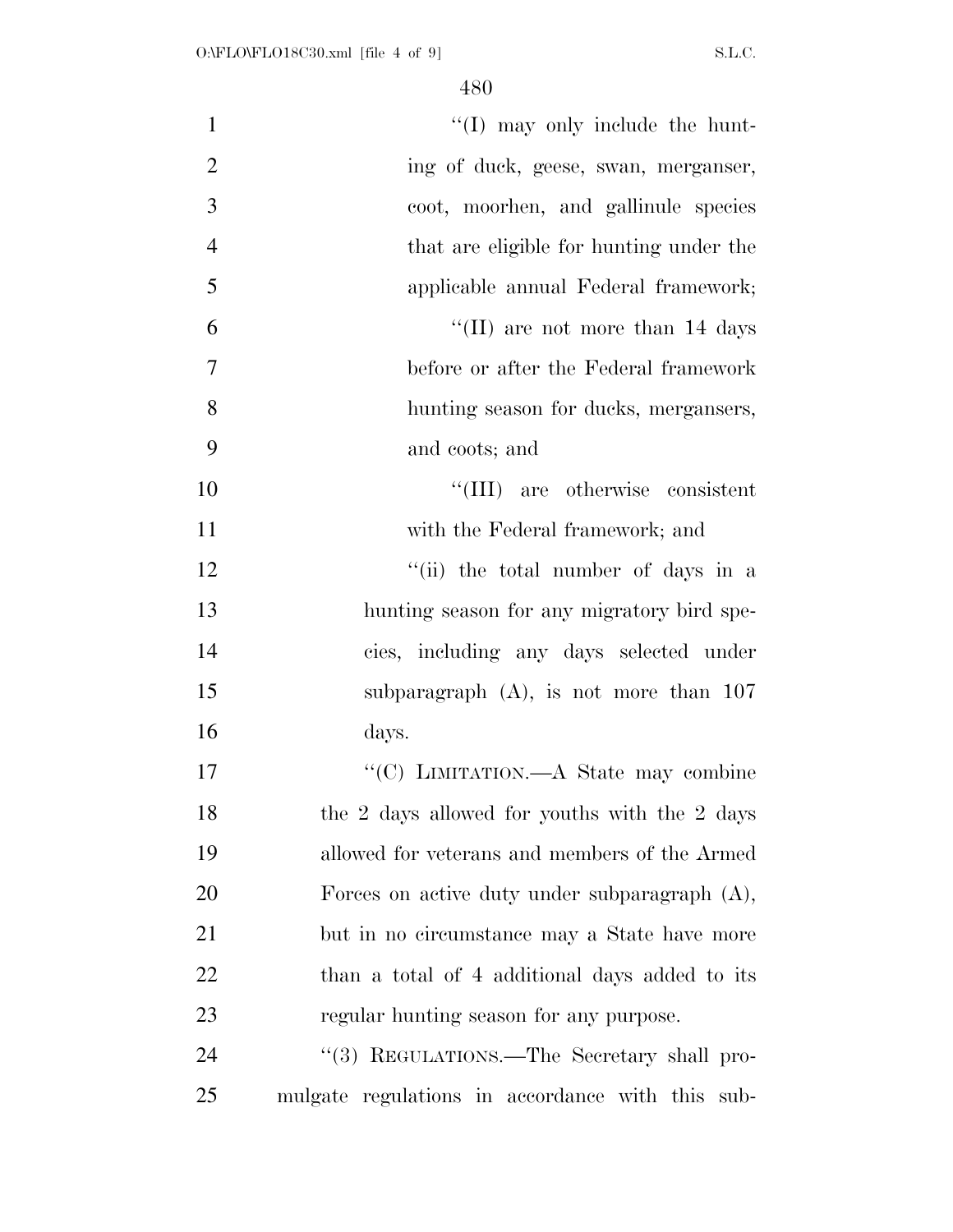"(I) may only include the hunting of duck, geese, swan, merganser, coot, moorhen, and gallinule species that are eligible for hunting under the applicable annual Federal framework;

"(II) are not more than 14 days before or after the Federal framework hunting season for ducks, mergansers, and coots; and

"(III) are otherwise consistent with the Federal framework; and

"(ii) the total number of days in a hunting season for any migratory bird species, including any days selected under subparagraph (A), is not more than 107 days.

"(C) LIMITATION.—A State may combine the 2 days allowed for youths with the 2 days allowed for veterans and members of the Armed Forces on active duty under subparagraph (A), but in no circumstance may a State have more than a total of 4 additional days added to its regular hunting season for any purpose.

"(3) REGULATIONS.—The Secretary shall promulgate regulations in accordance with this sub-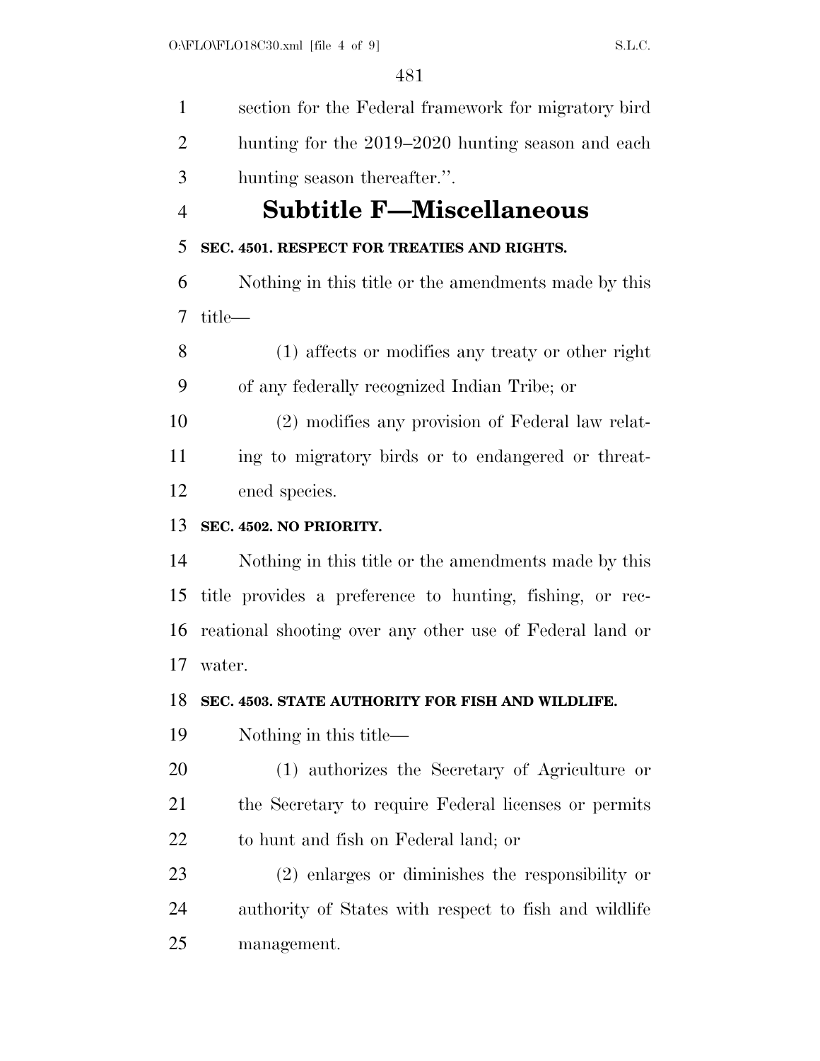section for the Federal framework for migratory bird hunting for the 2019–2020 hunting season and each hunting season thereafter.''.

## Subtitle F—Miscellaneous

**SEC. 4501. RESPECT FOR TREATIES AND RIGHTS.**

Nothing in this title or the amendments made by this title—

(1) affects or modifies any treaty or other right of any federally recognized Indian Tribe; or

(2) modifies any provision of Federal law relating to migratory birds or to endangered or threatened species.

**SEC. 4502. NO PRIORITY.**

Nothing in this title or the amendments made by this title provides a preference to hunting, fishing, or recreational shooting over any other use of Federal land or water.

**SEC. 4503. STATE AUTHORITY FOR FISH AND WILDLIFE.**

Nothing in this title—

(1) authorizes the Secretary of Agriculture or the Secretary to require Federal licenses or permits to hunt and fish on Federal land; or

(2) enlarges or diminishes the responsibility or authority of States with respect to fish and wildlife management.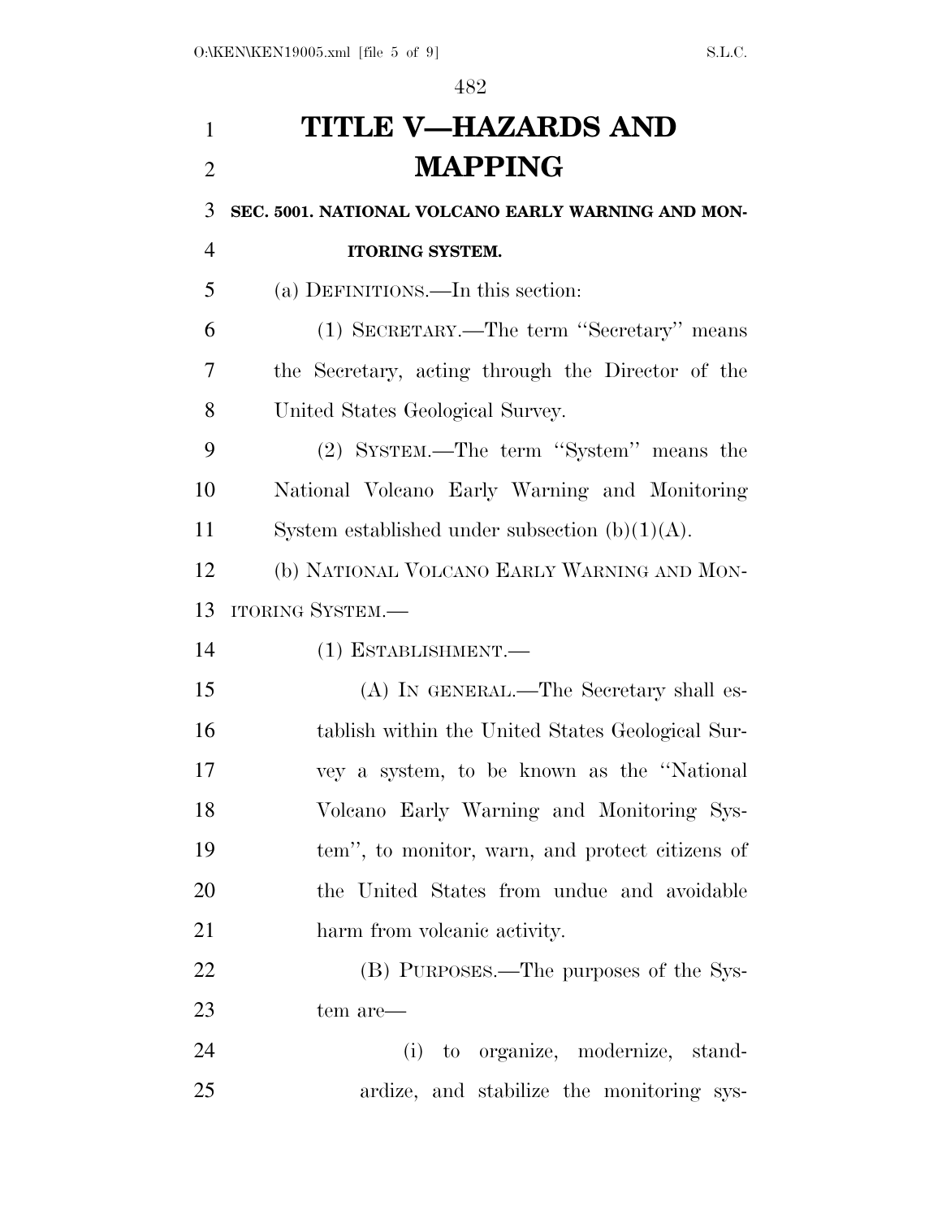# TITLE V—HAZARDS AND MAPPING

## SEC. 5001. NATIONAL VOLCANO EARLY WARNING AND MONITORING SYSTEM.

(a) DEFINITIONS.—In this section:

(1) SECRETARY.—The term ''Secretary'' means the Secretary, acting through the Director of the United States Geological Survey.

(2) SYSTEM.—The term ''System'' means the National Volcano Early Warning and Monitoring System established under subsection (b)(1)(A).

(b) NATIONAL VOLCANO EARLY WARNING AND MONITORING SYSTEM.—

(1) ESTABLISHMENT.—

(A) IN GENERAL.—The Secretary shall establish within the United States Geological Survey a system, to be known as the ''National Volcano Early Warning and Monitoring System'', to monitor, warn, and protect citizens of the United States from undue and avoidable harm from volcanic activity.

(B) PURPOSES.—The purposes of the System are—

(i) to organize, modernize, standardize, and stabilize the monitoring sys-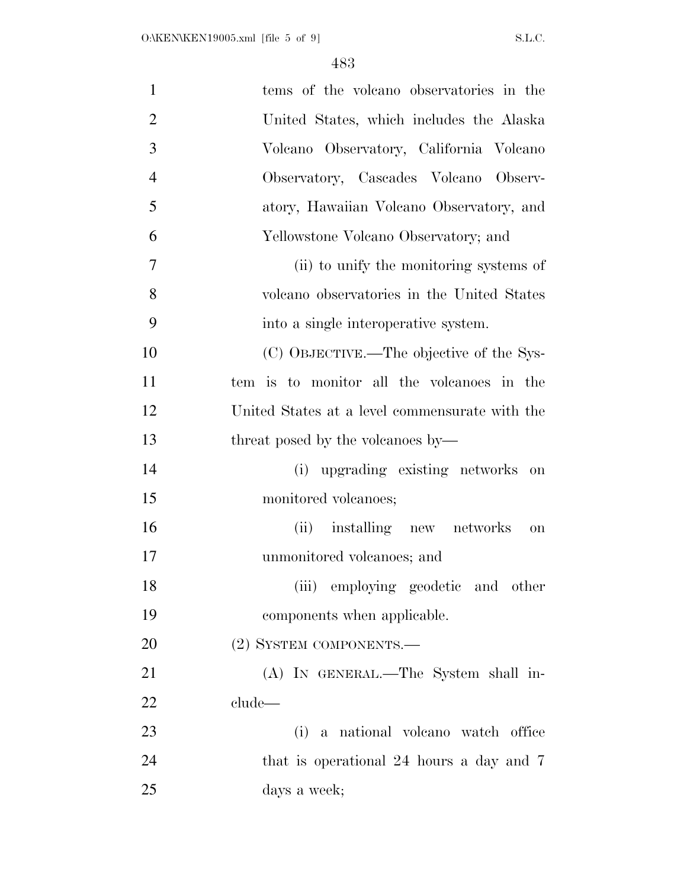tems of the volcano observatories in the United States, which includes the Alaska Volcano Observatory, California Volcano Observatory, Cascades Volcano Observatory, Hawaiian Volcano Observatory, and Yellowstone Volcano Observatory; and

(ii) to unify the monitoring systems of volcano observatories in the United States into a single interoperative system.

(C) OBJECTIVE.—The objective of the System is to monitor all the volcanoes in the United States at a level commensurate with the threat posed by the volcanoes by—

(i) upgrading existing networks on monitored volcanoes;

(ii) installing new networks on unmonitored volcanoes; and

(iii) employing geodetic and other components when applicable.

(2) SYSTEM COMPONENTS.—

(A) IN GENERAL.—The System shall include—

(i) a national volcano watch office that is operational 24 hours a day and 7 days a week;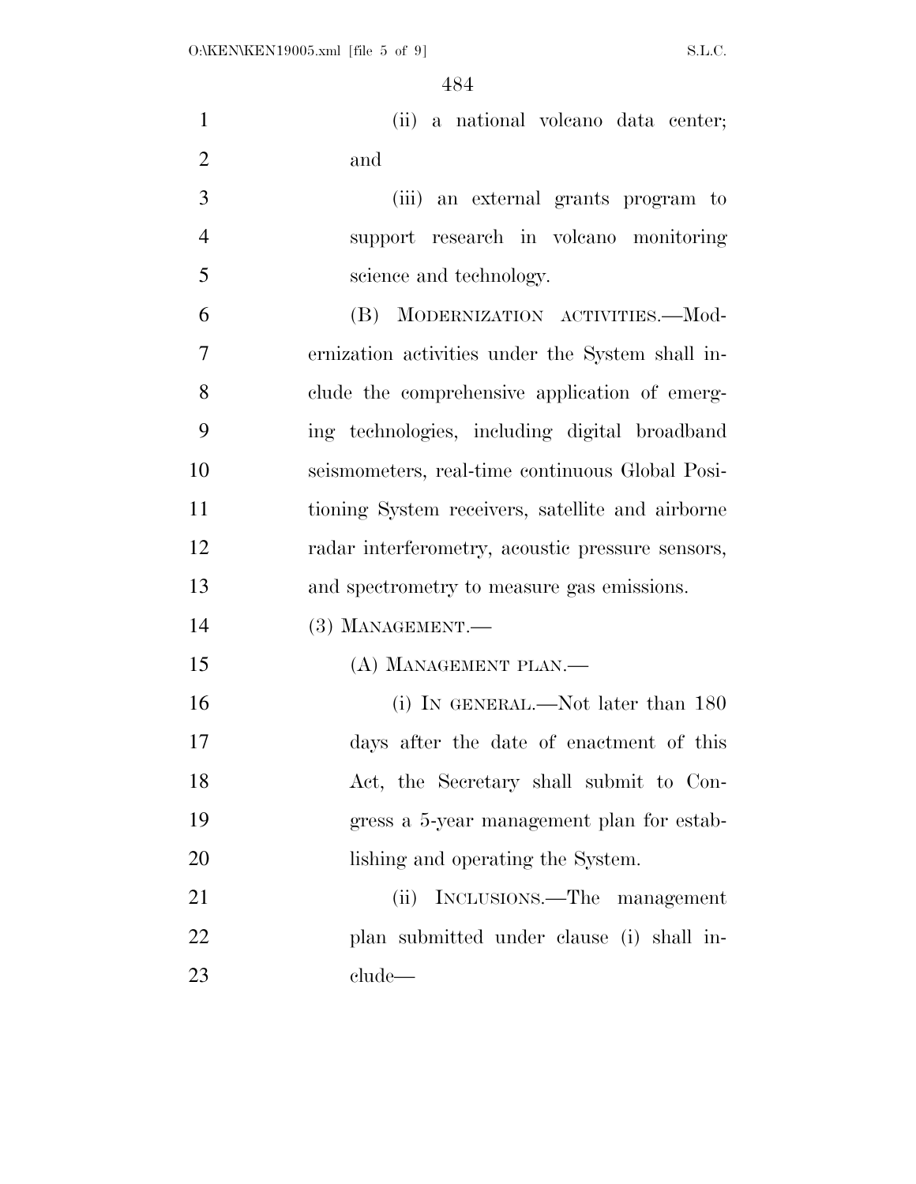(ii) a national volcano data center; and

(iii) an external grants program to support research in volcano monitoring science and technology.

(B) MODERNIZATION ACTIVITIES.—Modernization activities under the System shall include the comprehensive application of emerging technologies, including digital broadband seismometers, real-time continuous Global Positioning System receivers, satellite and airborne radar interferometry, acoustic pressure sensors, and spectrometry to measure gas emissions.

(3) MANAGEMENT.—

(A) MANAGEMENT PLAN.—

(i) IN GENERAL.—Not later than 180 days after the date of enactment of this Act, the Secretary shall submit to Congress a 5-year management plan for establishing and operating the System.

(ii) INCLUSIONS.—The management plan submitted under clause (i) shall include—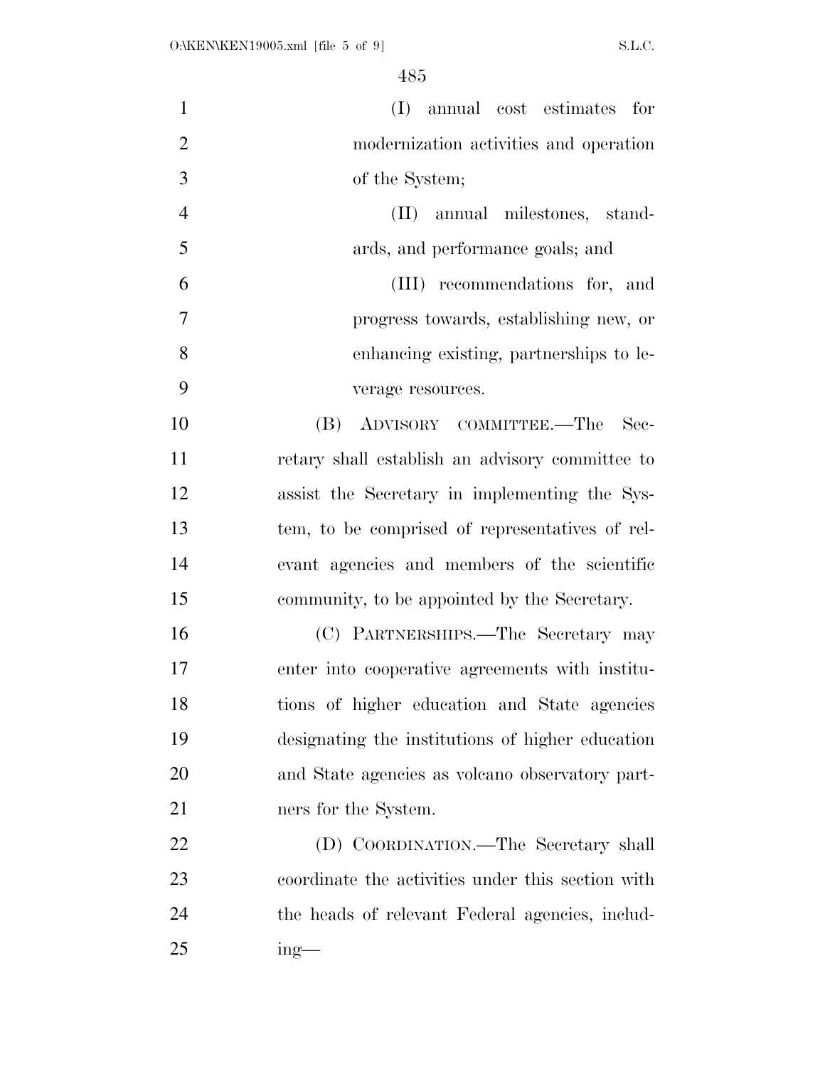(I) annual cost estimates for modernization activities and operation of the System;

(II) annual milestones, standards, and performance goals; and

(III) recommendations for, and progress towards, establishing new, or enhancing existing, partnerships to leverage resources.

(B) ADVISORY COMMITTEE.—The Secretary shall establish an advisory committee to assist the Secretary in implementing the System, to be comprised of representatives of relevant agencies and members of the scientific community, to be appointed by the Secretary.

(C) PARTNERSHIPS.—The Secretary may enter into cooperative agreements with institutions of higher education and State agencies designating the institutions of higher education and State agencies as volcano observatory partners for the System.

(D) COORDINATION.—The Secretary shall coordinate the activities under this section with the heads of relevant Federal agencies, including—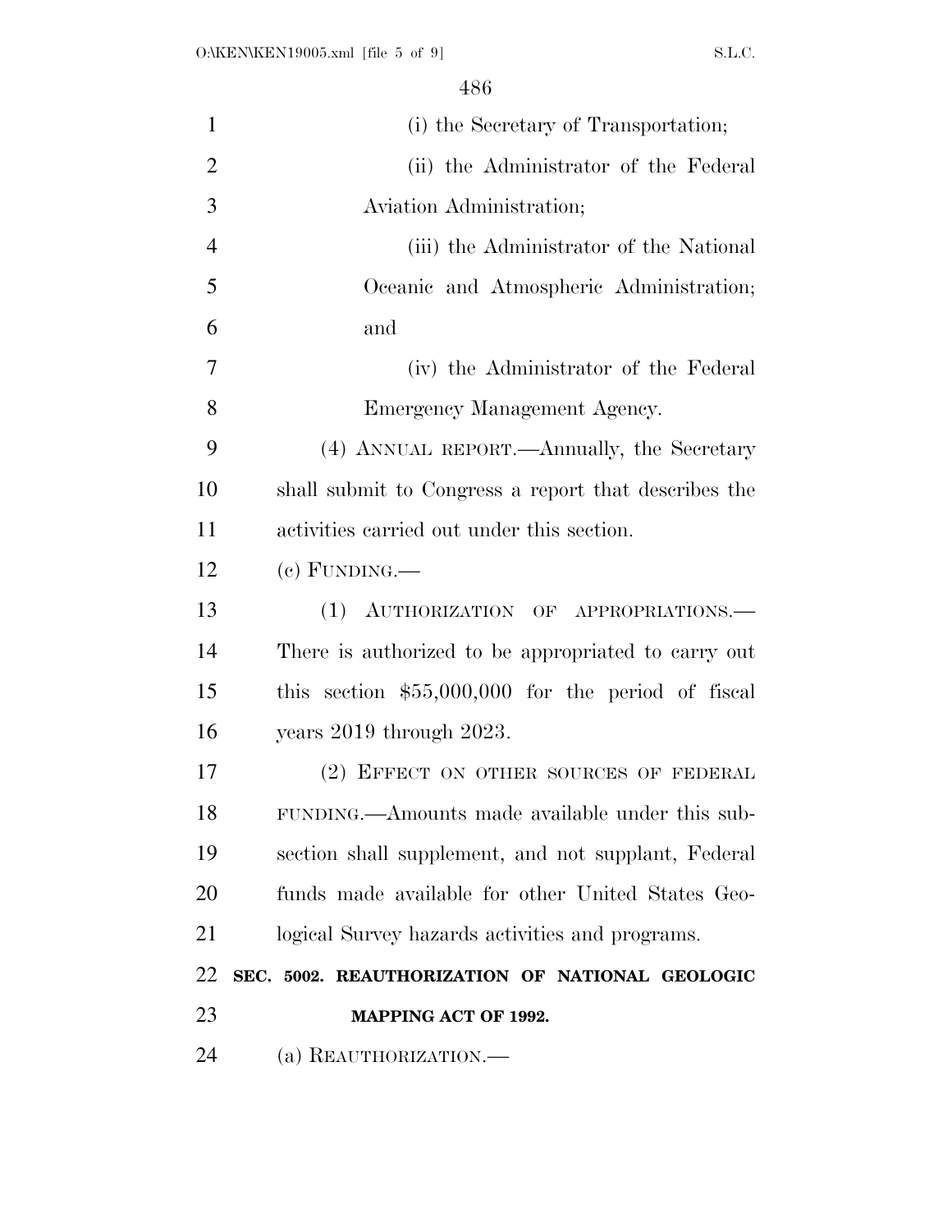(i) the Secretary of Transportation;

(ii) the Administrator of the Federal Aviation Administration;

(iii) the Administrator of the National Oceanic and Atmospheric Administration; and

(iv) the Administrator of the Federal Emergency Management Agency.

(4) ANNUAL REPORT.—Annually, the Secretary shall submit to Congress a report that describes the activities carried out under this section.

(c) FUNDING.—

(1) AUTHORIZATION OF APPROPRIATIONS.—There is authorized to be appropriated to carry out this section $55,000,000 for the period of fiscal years 2019 through 2023.

(2) EFFECT ON OTHER SOURCES OF FEDERAL FUNDING.—Amounts made available under this subsection shall supplement, and not supplant, Federal funds made available for other United States Geological Survey hazards activities and programs.

**SEC. 5002. REAUTHORIZATION OF NATIONAL GEOLOGIC MAPPING ACT OF 1992.**

(a) REAUTHORIZATION.—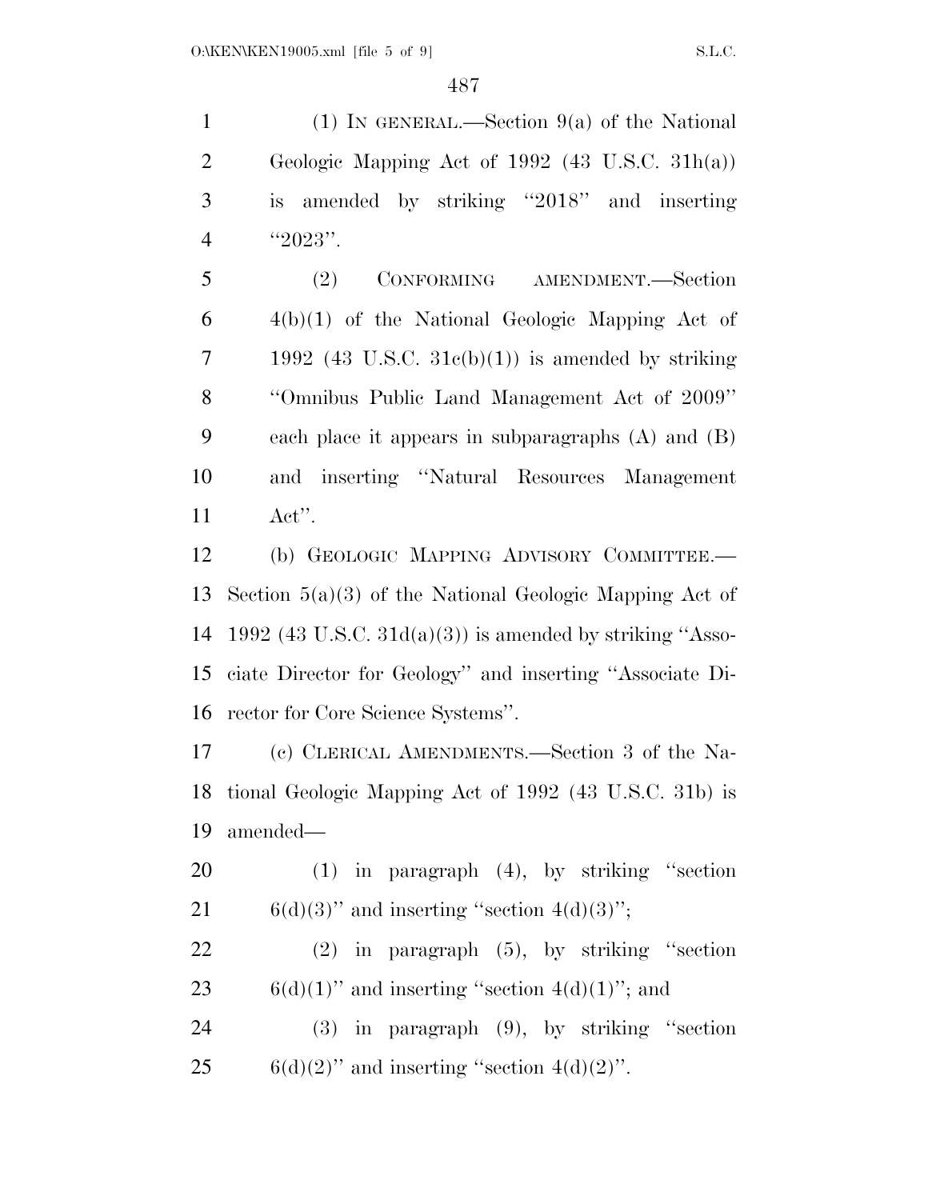(1) IN GENERAL.—Section 9(a) of the National Geologic Mapping Act of 1992 (43 U.S.C. 31h(a)) is amended by striking "2018" and inserting "2023".

(2) CONFORMING AMENDMENT.—Section 4(b)(1) of the National Geologic Mapping Act of 1992 (43 U.S.C. 31c(b)(1)) is amended by striking "Omnibus Public Land Management Act of 2009" each place it appears in subparagraphs (A) and (B) and inserting "Natural Resources Management Act".

(b) GEOLOGIC MAPPING ADVISORY COMMITTEE.—Section 5(a)(3) of the National Geologic Mapping Act of 1992 (43 U.S.C. 31d(a)(3)) is amended by striking "Associate Director for Geology" and inserting "Associate Director for Core Science Systems".

(c) CLERICAL AMENDMENTS.—Section 3 of the National Geologic Mapping Act of 1992 (43 U.S.C. 31b) is amended—

(1) in paragraph (4), by striking "section 6(d)(3)" and inserting "section 4(d)(3)";

(2) in paragraph (5), by striking "section 6(d)(1)" and inserting "section 4(d)(1)"; and

(3) in paragraph (9), by striking "section 6(d)(2)" and inserting "section 4(d)(2)".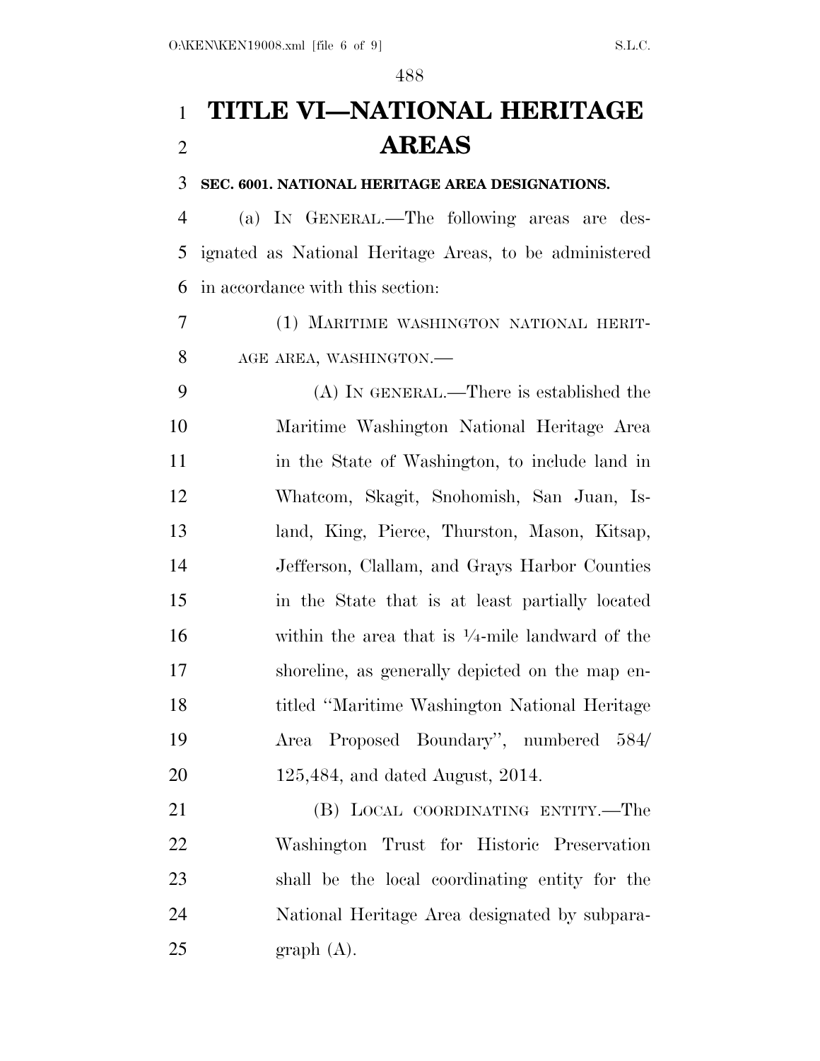# TITLE VI—NATIONAL HERITAGE AREAS

**SEC. 6001. NATIONAL HERITAGE AREA DESIGNATIONS.**

(a) IN GENERAL.—The following areas are designated as National Heritage Areas, to be administered in accordance with this section:

(1) MARITIME WASHINGTON NATIONAL HERITAGE AREA, WASHINGTON.—

(A) IN GENERAL.—There is established the Maritime Washington National Heritage Area in the State of Washington, to include land in Whatcom, Skagit, Snohomish, San Juan, Island, King, Pierce, Thurston, Mason, Kitsap, Jefferson, Clallam, and Grays Harbor Counties in the State that is at least partially located within the area that is ¼-mile landward of the shoreline, as generally depicted on the map entitled ''Maritime Washington National Heritage Area Proposed Boundary'', numbered 584/125,484, and dated August, 2014.

(B) LOCAL COORDINATING ENTITY.—The Washington Trust for Historic Preservation shall be the local coordinating entity for the National Heritage Area designated by subparagraph (A).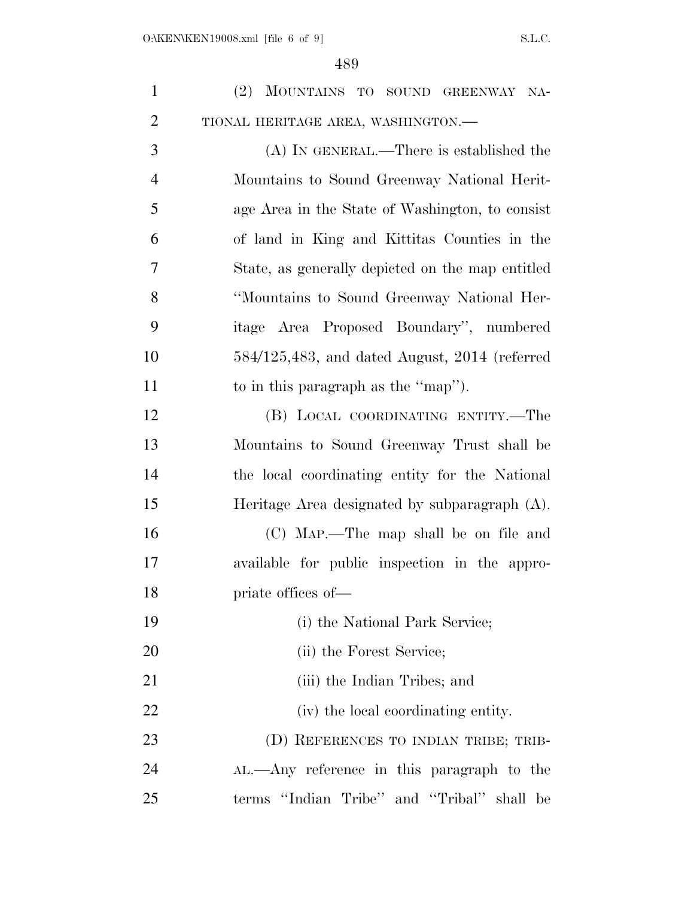(2) MOUNTAINS TO SOUND GREENWAY NATIONAL HERITAGE AREA, WASHINGTON.—

(A) IN GENERAL.—There is established the Mountains to Sound Greenway National Heritage Area in the State of Washington, to consist of land in King and Kittitas Counties in the State, as generally depicted on the map entitled ''Mountains to Sound Greenway National Heritage Area Proposed Boundary'', numbered 584/125,483, and dated August, 2014 (referred to in this paragraph as the ''map'').

(B) LOCAL COORDINATING ENTITY.—The Mountains to Sound Greenway Trust shall be the local coordinating entity for the National Heritage Area designated by subparagraph (A).

(C) MAP.—The map shall be on file and available for public inspection in the appropriate offices of—

(i) the National Park Service;

(ii) the Forest Service;

(iii) the Indian Tribes; and

(iv) the local coordinating entity.

(D) REFERENCES TO INDIAN TRIBE; TRIBAL.—Any reference in this paragraph to the terms ''Indian Tribe'' and ''Tribal'' shall be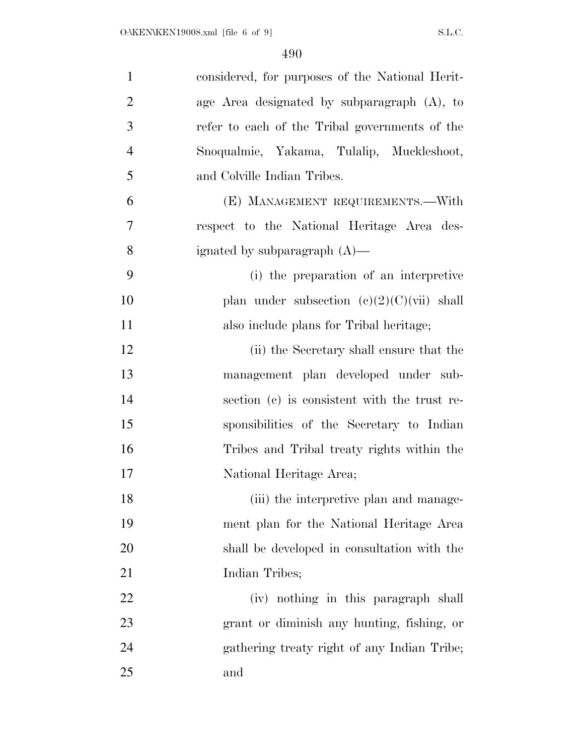considered, for purposes of the National Heritage Area designated by subparagraph (A), to refer to each of the Tribal governments of the Snoqualmie, Yakama, Tulalip, Muckleshoot, and Colville Indian Tribes.

(E) MANAGEMENT REQUIREMENTS.—With respect to the National Heritage Area designated by subparagraph (A)—

(i) the preparation of an interpretive plan under subsection (c)(2)(C)(vii) shall also include plans for Tribal heritage;

(ii) the Secretary shall ensure that the management plan developed under subsection (c) is consistent with the trust responsibilities of the Secretary to Indian Tribes and Tribal treaty rights within the National Heritage Area;

(iii) the interpretive plan and management plan for the National Heritage Area shall be developed in consultation with the Indian Tribes;

(iv) nothing in this paragraph shall grant or diminish any hunting, fishing, or gathering treaty right of any Indian Tribe; and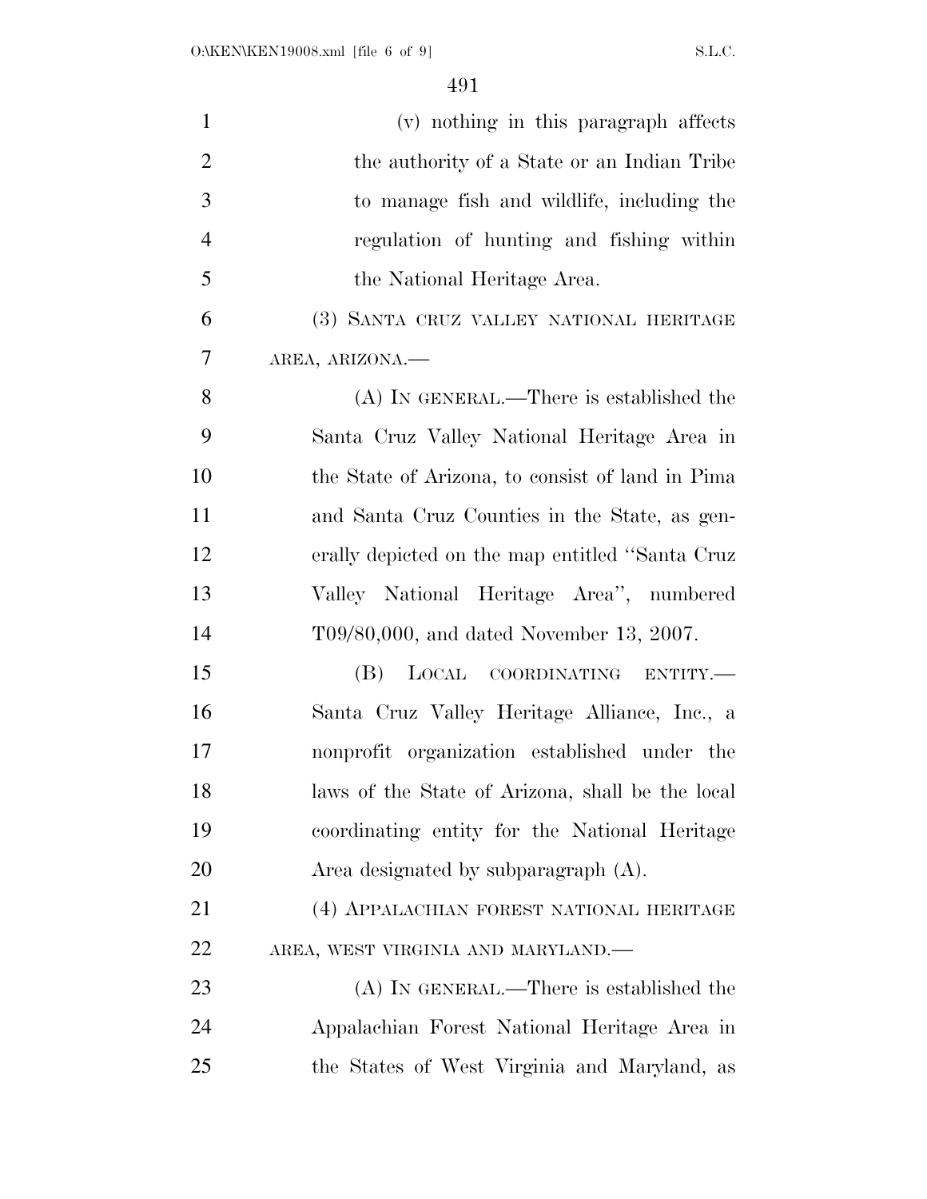(v) nothing in this paragraph affects the authority of a State or an Indian Tribe to manage fish and wildlife, including the regulation of hunting and fishing within the National Heritage Area.

(3) SANTA CRUZ VALLEY NATIONAL HERITAGE AREA, ARIZONA.—

(A) IN GENERAL.—There is established the Santa Cruz Valley National Heritage Area in the State of Arizona, to consist of land in Pima and Santa Cruz Counties in the State, as generally depicted on the map entitled "Santa Cruz Valley National Heritage Area", numbered T09/80,000, and dated November 13, 2007.

(B) LOCAL COORDINATING ENTITY.—Santa Cruz Valley Heritage Alliance, Inc., a nonprofit organization established under the laws of the State of Arizona, shall be the local coordinating entity for the National Heritage Area designated by subparagraph (A).

(4) APPALACHIAN FOREST NATIONAL HERITAGE AREA, WEST VIRGINIA AND MARYLAND.—

(A) IN GENERAL.—There is established the Appalachian Forest National Heritage Area in the States of West Virginia and Maryland, as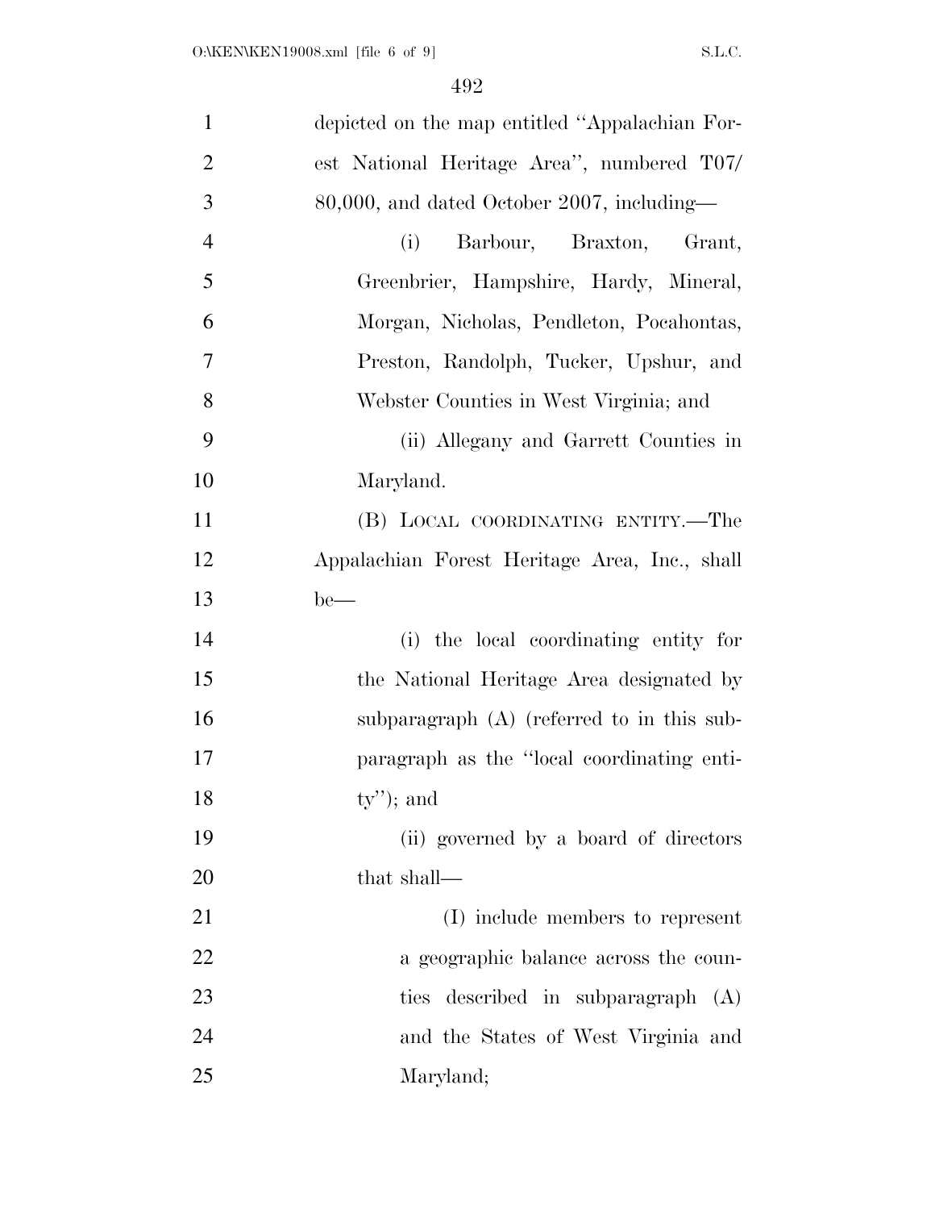depicted on the map entitled "Appalachian Forest National Heritage Area", numbered T07/80,000, and dated October 2007, including—

(i) Barbour, Braxton, Grant, Greenbrier, Hampshire, Hardy, Mineral, Morgan, Nicholas, Pendleton, Pocahontas, Preston, Randolph, Tucker, Upshur, and Webster Counties in West Virginia; and

(ii) Allegany and Garrett Counties in Maryland.

(B) LOCAL COORDINATING ENTITY.—The Appalachian Forest Heritage Area, Inc., shall be—

(i) the local coordinating entity for the National Heritage Area designated by subparagraph (A) (referred to in this subparagraph as the "local coordinating entity"); and

(ii) governed by a board of directors that shall—

(I) include members to represent a geographic balance across the counties described in subparagraph (A) and the States of West Virginia and Maryland;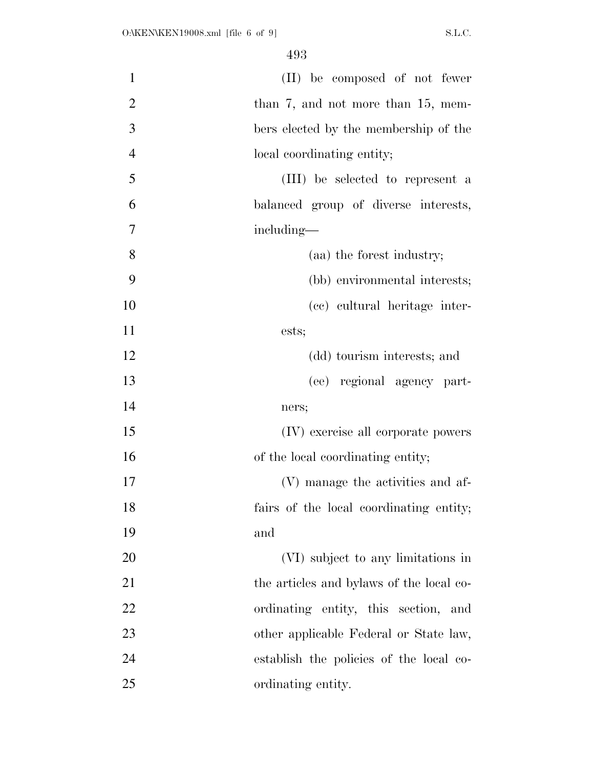(II) be composed of not fewer than 7, and not more than 15, members elected by the membership of the local coordinating entity;

(III) be selected to represent a balanced group of diverse interests, including—

(aa) the forest industry;

(bb) environmental interests;

(cc) cultural heritage interests;

(dd) tourism interests; and

(ee) regional agency partners;

(IV) exercise all corporate powers of the local coordinating entity;

(V) manage the activities and affairs of the local coordinating entity; and

(VI) subject to any limitations in the articles and bylaws of the local coordinating entity, this section, and other applicable Federal or State law, establish the policies of the local coordinating entity.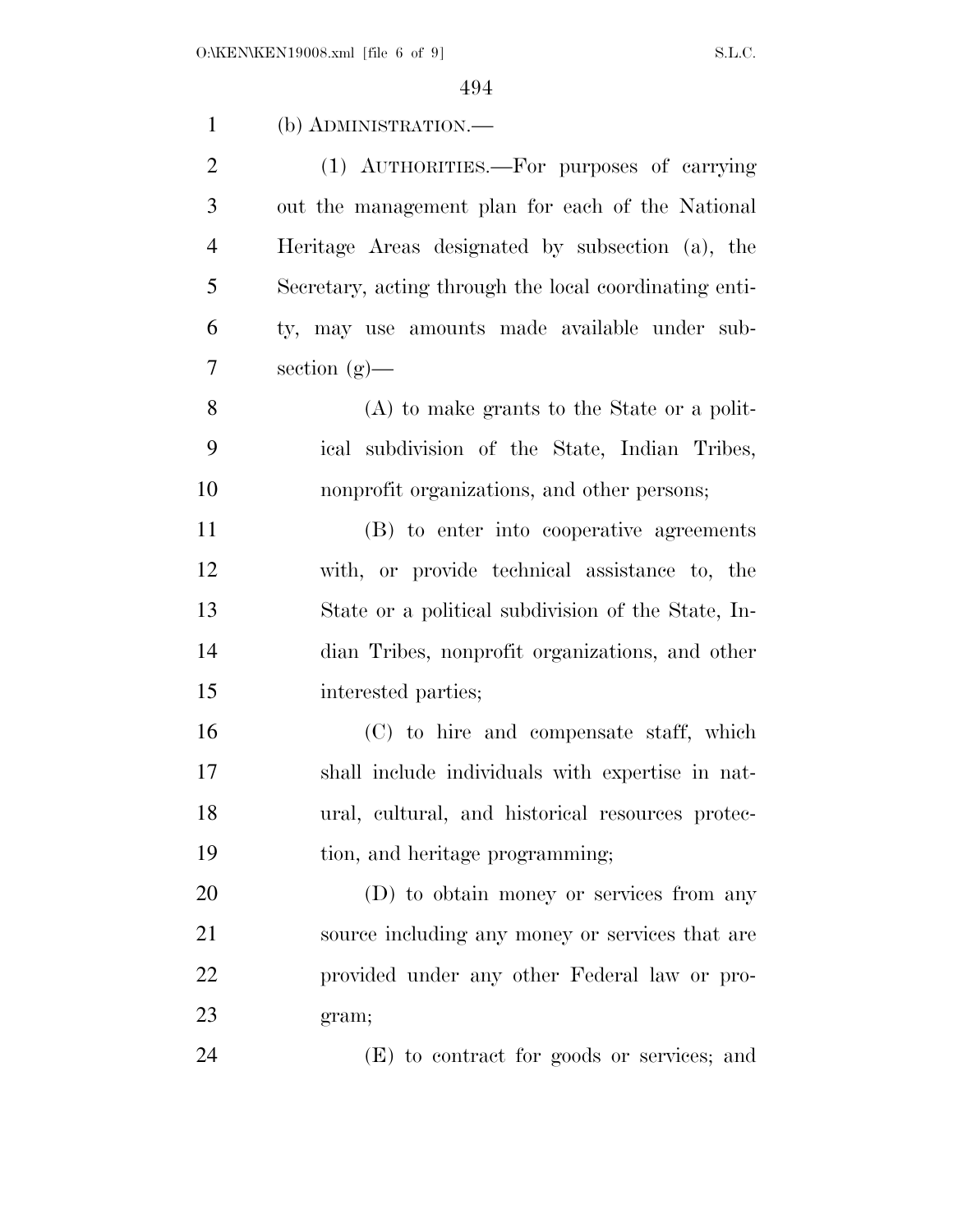(b) ADMINISTRATION.—

(1) AUTHORITIES.—For purposes of carrying out the management plan for each of the National Heritage Areas designated by subsection (a), the Secretary, acting through the local coordinating entity, may use amounts made available under subsection (g)—

(A) to make grants to the State or a political subdivision of the State, Indian Tribes, nonprofit organizations, and other persons;

(B) to enter into cooperative agreements with, or provide technical assistance to, the State or a political subdivision of the State, Indian Tribes, nonprofit organizations, and other interested parties;

(C) to hire and compensate staff, which shall include individuals with expertise in natural, cultural, and historical resources protection, and heritage programming;

(D) to obtain money or services from any source including any money or services that are provided under any other Federal law or program;

(E) to contract for goods or services; and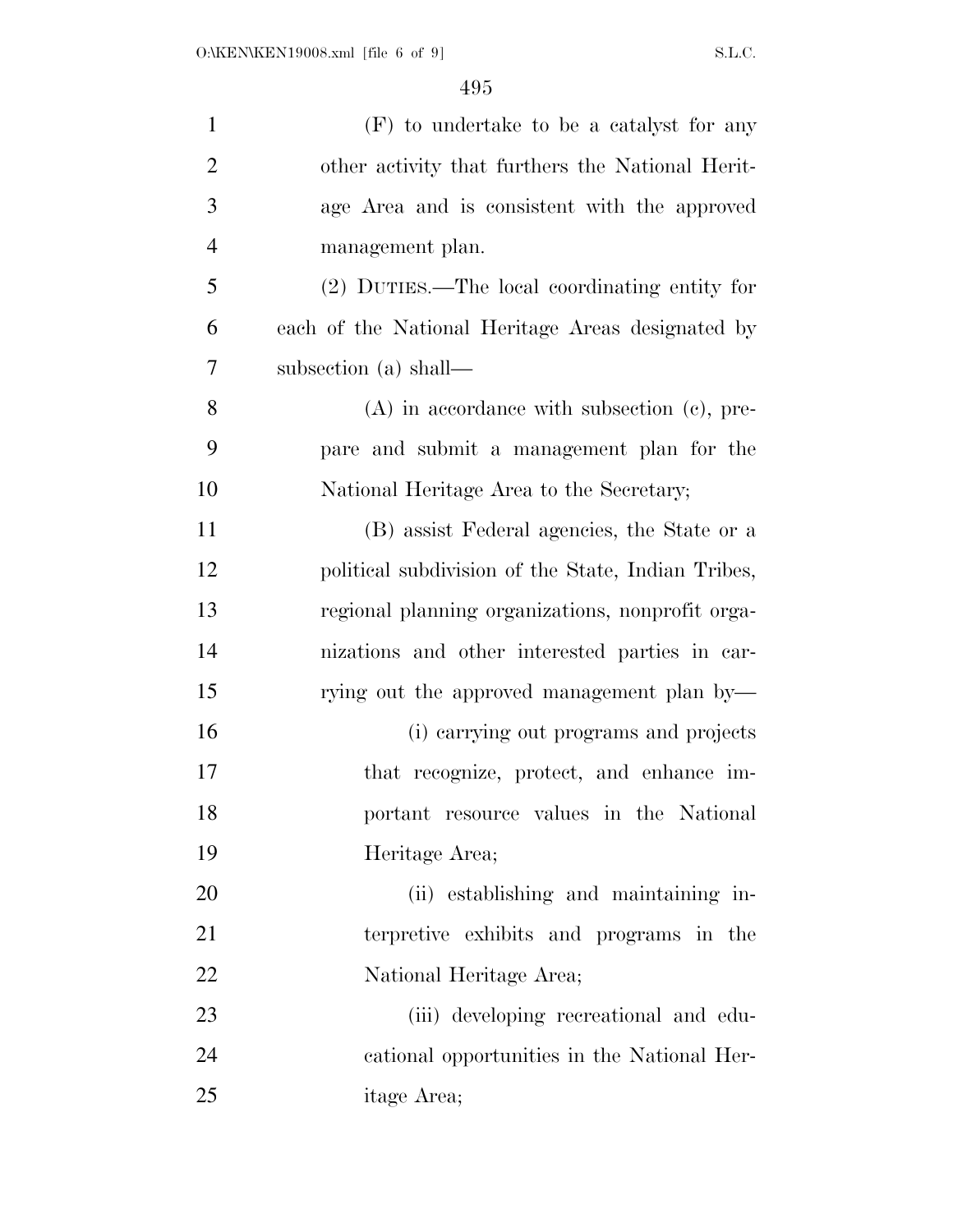(F) to undertake to be a catalyst for any other activity that furthers the National Heritage Area and is consistent with the approved management plan.

(2) DUTIES.—The local coordinating entity for each of the National Heritage Areas designated by subsection (a) shall—

(A) in accordance with subsection (c), prepare and submit a management plan for the National Heritage Area to the Secretary;

(B) assist Federal agencies, the State or a political subdivision of the State, Indian Tribes, regional planning organizations, nonprofit organizations and other interested parties in carrying out the approved management plan by—

(i) carrying out programs and projects that recognize, protect, and enhance important resource values in the National Heritage Area;

(ii) establishing and maintaining interpretive exhibits and programs in the National Heritage Area;

(iii) developing recreational and educational opportunities in the National Heritage Area;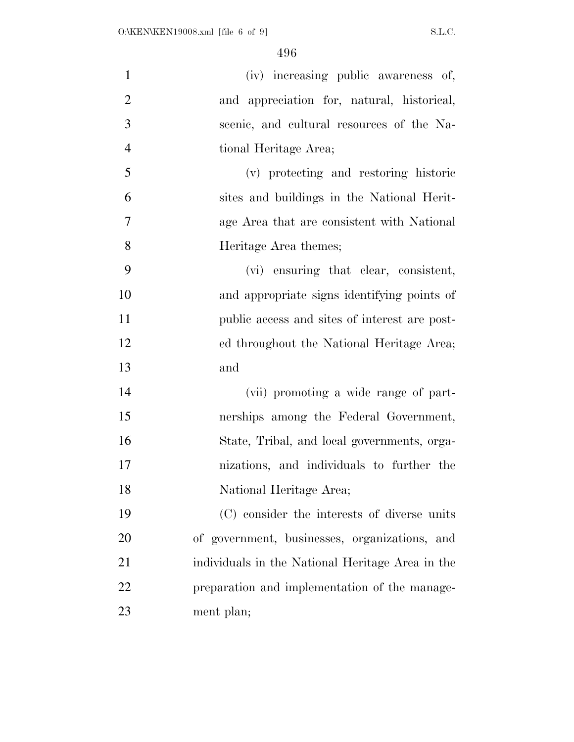(iv) increasing public awareness of, and appreciation for, natural, historical, scenic, and cultural resources of the National Heritage Area;

(v) protecting and restoring historic sites and buildings in the National Heritage Area that are consistent with National Heritage Area themes;

(vi) ensuring that clear, consistent, and appropriate signs identifying points of public access and sites of interest are posted throughout the National Heritage Area; and

(vii) promoting a wide range of partnerships among the Federal Government, State, Tribal, and local governments, organizations, and individuals to further the National Heritage Area;

(C) consider the interests of diverse units of government, businesses, organizations, and individuals in the National Heritage Area in the preparation and implementation of the management plan;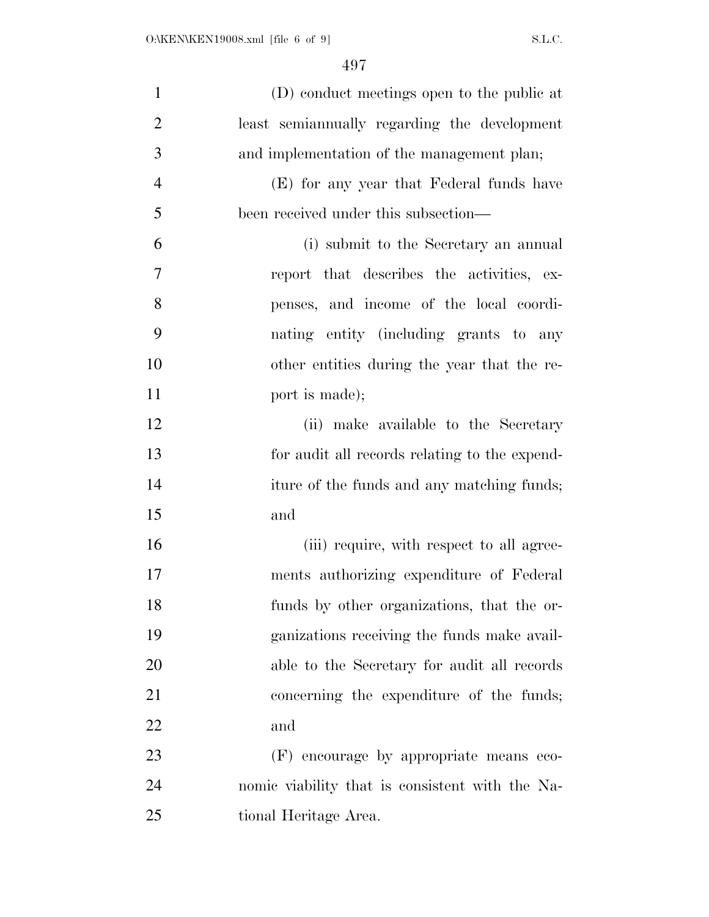(D) conduct meetings open to the public at least semiannually regarding the development and implementation of the management plan;

(E) for any year that Federal funds have been received under this subsection—

(i) submit to the Secretary an annual report that describes the activities, expenses, and income of the local coordinating entity (including grants to any other entities during the year that the report is made);

(ii) make available to the Secretary for audit all records relating to the expenditure of the funds and any matching funds; and

(iii) require, with respect to all agreements authorizing expenditure of Federal funds by other organizations, that the organizations receiving the funds make available to the Secretary for audit all records concerning the expenditure of the funds; and

(F) encourage by appropriate means economic viability that is consistent with the National Heritage Area.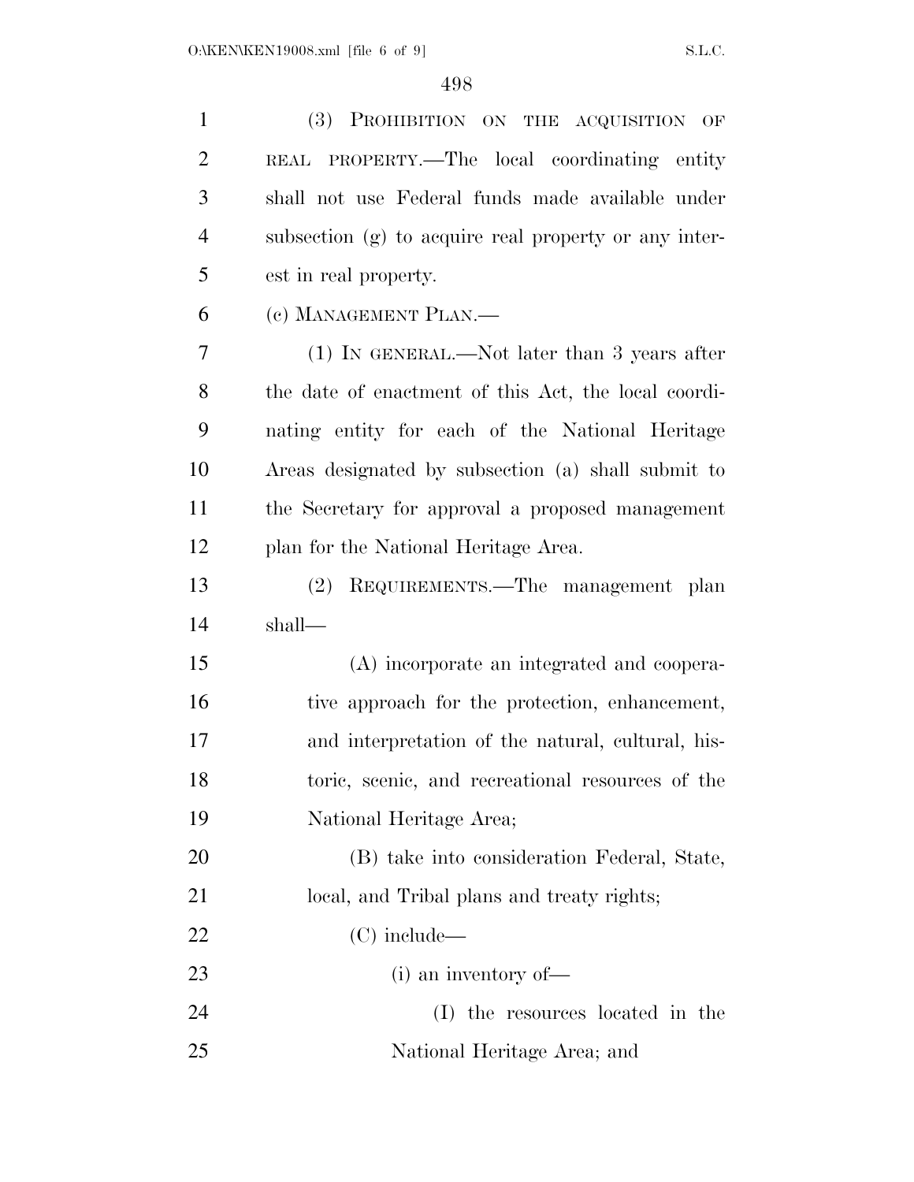(3) PROHIBITION ON THE ACQUISITION OF REAL PROPERTY.—The local coordinating entity shall not use Federal funds made available under subsection (g) to acquire real property or any interest in real property.

(c) MANAGEMENT PLAN.—

(1) IN GENERAL.—Not later than 3 years after the date of enactment of this Act, the local coordinating entity for each of the National Heritage Areas designated by subsection (a) shall submit to the Secretary for approval a proposed management plan for the National Heritage Area.

(2) REQUIREMENTS.—The management plan shall—

(A) incorporate an integrated and cooperative approach for the protection, enhancement, and interpretation of the natural, cultural, historic, scenic, and recreational resources of the National Heritage Area;

(B) take into consideration Federal, State, local, and Tribal plans and treaty rights;

(C) include—

(i) an inventory of—

(I) the resources located in the National Heritage Area; and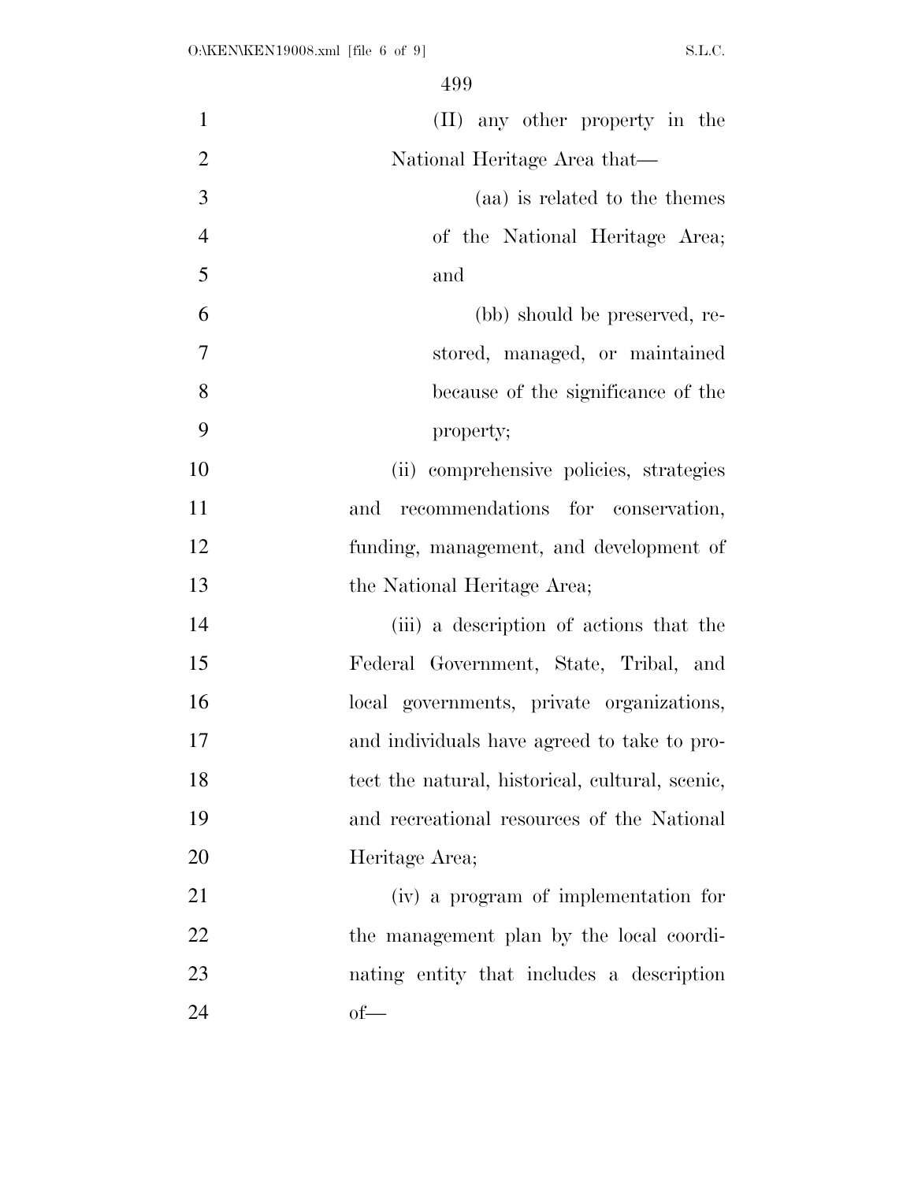(II) any other property in the National Heritage Area that—

(aa) is related to the themes of the National Heritage Area; and

(bb) should be preserved, restored, managed, or maintained because of the significance of the property;

(ii) comprehensive policies, strategies and recommendations for conservation, funding, management, and development of the National Heritage Area;

(iii) a description of actions that the Federal Government, State, Tribal, and local governments, private organizations, and individuals have agreed to take to protect the natural, historical, cultural, scenic, and recreational resources of the National Heritage Area;

(iv) a program of implementation for the management plan by the local coordinating entity that includes a description of—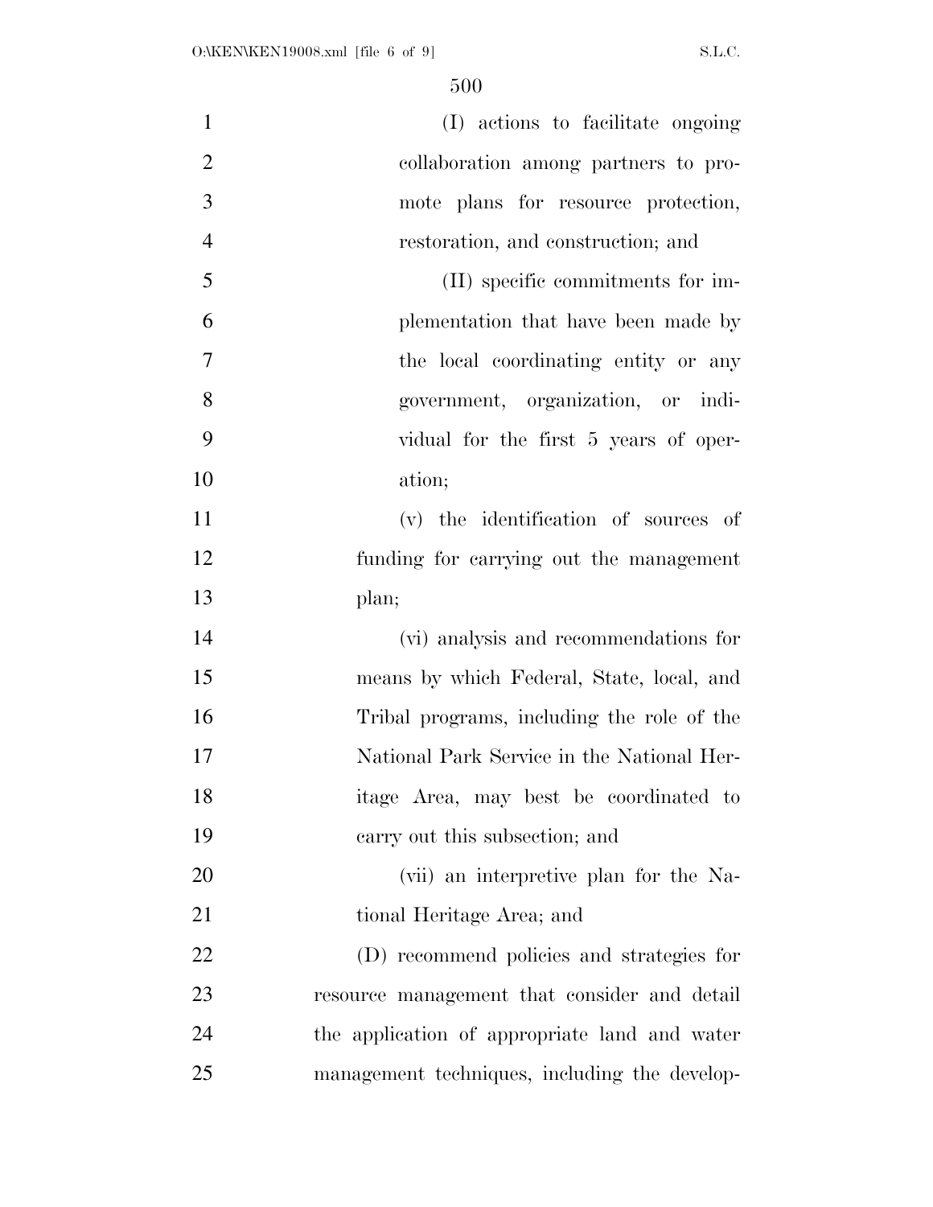(I) actions to facilitate ongoing collaboration among partners to promote plans for resource protection, restoration, and construction; and

(II) specific commitments for implementation that have been made by the local coordinating entity or any government, organization, or individual for the first 5 years of operation;

(v) the identification of sources of funding for carrying out the management plan;

(vi) analysis and recommendations for means by which Federal, State, local, and Tribal programs, including the role of the National Park Service in the National Heritage Area, may best be coordinated to carry out this subsection; and

(vii) an interpretive plan for the National Heritage Area; and

(D) recommend policies and strategies for resource management that consider and detail the application of appropriate land and water management techniques, including the develop-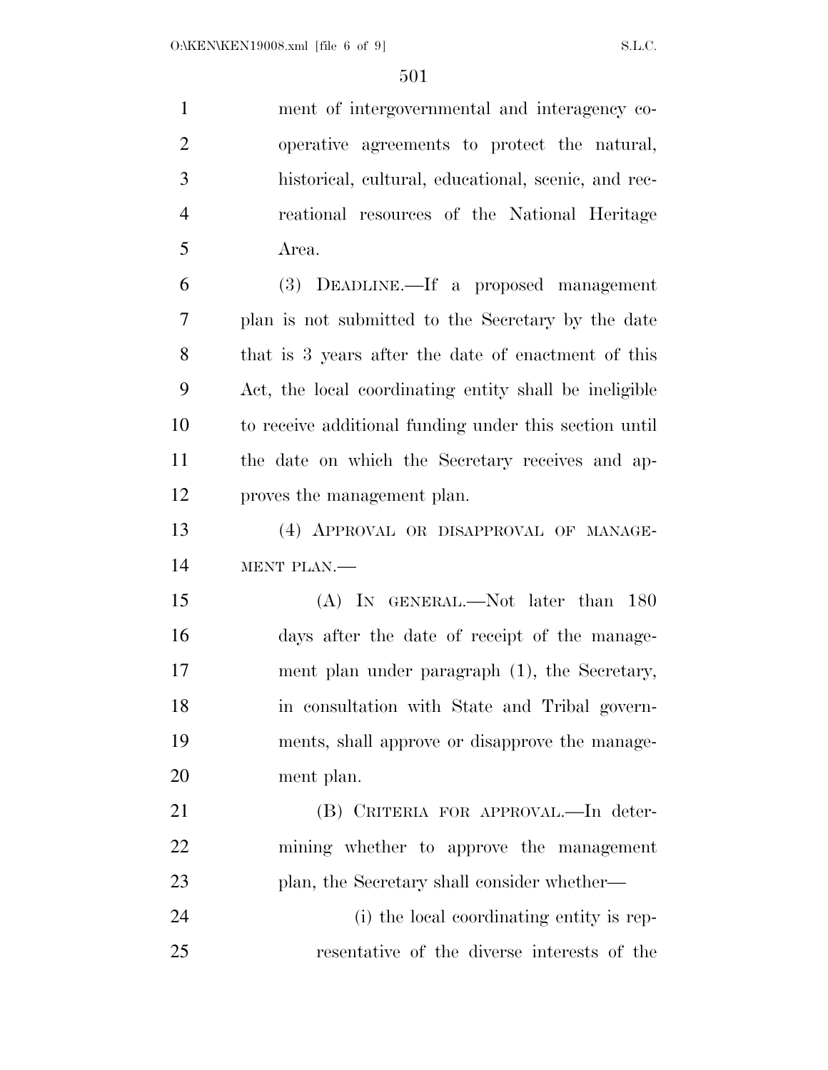ment of intergovernmental and interagency cooperative agreements to protect the natural, historical, cultural, educational, scenic, and recreational resources of the National Heritage Area.

(3) DEADLINE.—If a proposed management plan is not submitted to the Secretary by the date that is 3 years after the date of enactment of this Act, the local coordinating entity shall be ineligible to receive additional funding under this section until the date on which the Secretary receives and approves the management plan.

(4) APPROVAL OR DISAPPROVAL OF MANAGEMENT PLAN.—

(A) IN GENERAL.—Not later than 180 days after the date of receipt of the management plan under paragraph (1), the Secretary, in consultation with State and Tribal governments, shall approve or disapprove the management plan.

(B) CRITERIA FOR APPROVAL.—In determining whether to approve the management plan, the Secretary shall consider whether—

(i) the local coordinating entity is representative of the diverse interests of the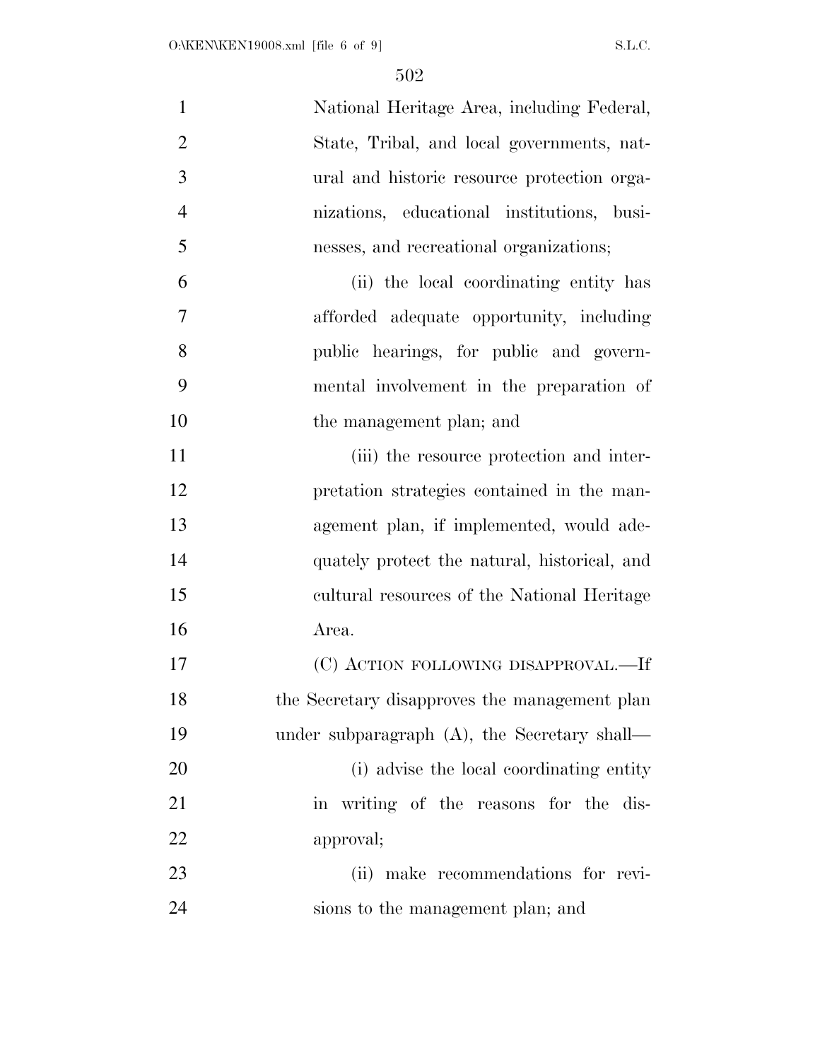National Heritage Area, including Federal, State, Tribal, and local governments, natural and historic resource protection organizations, educational institutions, businesses, and recreational organizations;

(ii) the local coordinating entity has afforded adequate opportunity, including public hearings, for public and governmental involvement in the preparation of the management plan; and

(iii) the resource protection and interpretation strategies contained in the management plan, if implemented, would adequately protect the natural, historical, and cultural resources of the National Heritage Area.

(C) ACTION FOLLOWING DISAPPROVAL.—If the Secretary disapproves the management plan under subparagraph (A), the Secretary shall—

(i) advise the local coordinating entity in writing of the reasons for the disapproval;

(ii) make recommendations for revisions to the management plan; and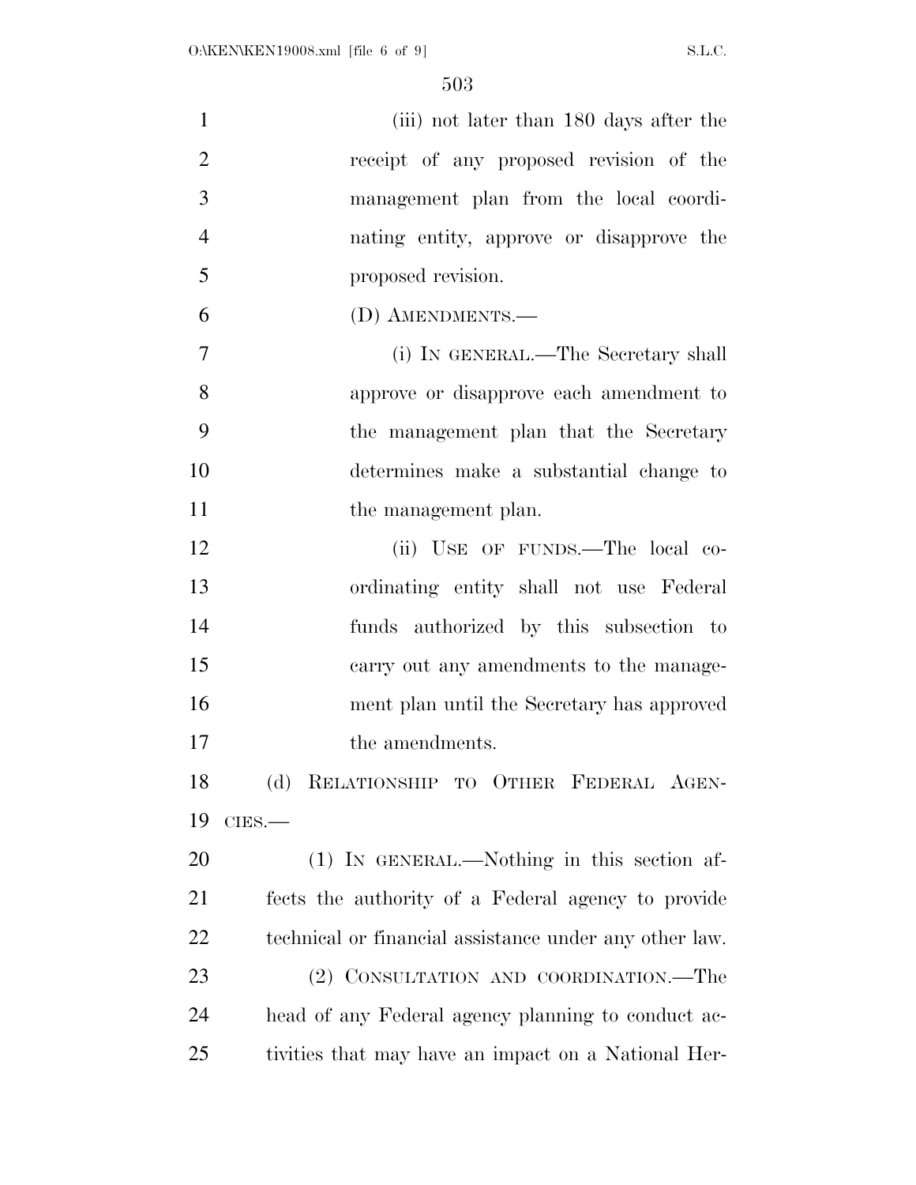(iii) not later than 180 days after the receipt of any proposed revision of the management plan from the local coordinating entity, approve or disapprove the proposed revision.

(D) AMENDMENTS.—

(i) IN GENERAL.—The Secretary shall approve or disapprove each amendment to the management plan that the Secretary determines make a substantial change to the management plan.

(ii) USE OF FUNDS.—The local coordinating entity shall not use Federal funds authorized by this subsection to carry out any amendments to the management plan until the Secretary has approved the amendments.

(d) RELATIONSHIP TO OTHER FEDERAL AGENCIES.—

(1) IN GENERAL.—Nothing in this section affects the authority of a Federal agency to provide technical or financial assistance under any other law.

(2) CONSULTATION AND COORDINATION.—The head of any Federal agency planning to conduct activities that may have an impact on a National Her-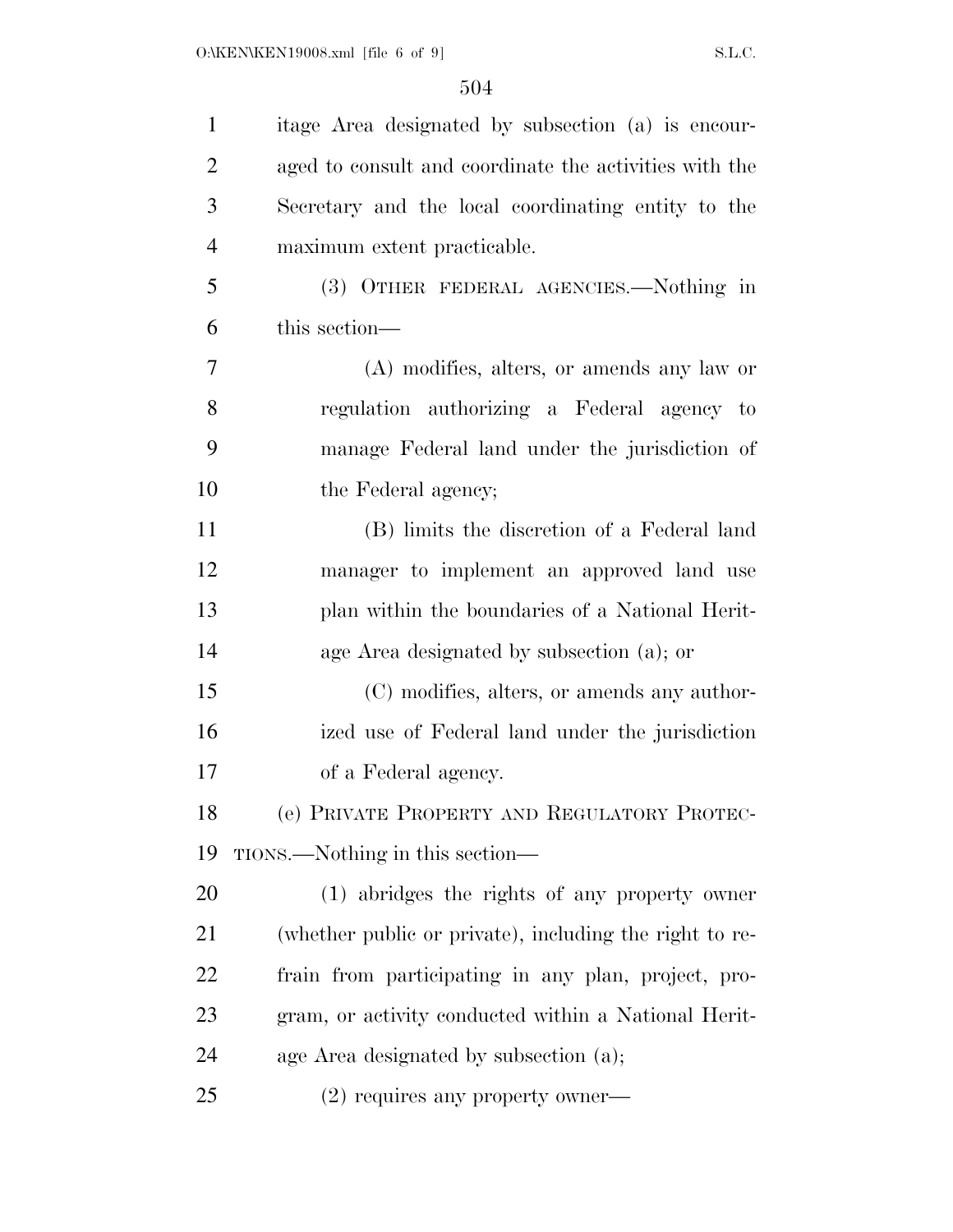itage Area designated by subsection (a) is encouraged to consult and coordinate the activities with the Secretary and the local coordinating entity to the maximum extent practicable.

(3) OTHER FEDERAL AGENCIES.—Nothing in this section—

(A) modifies, alters, or amends any law or regulation authorizing a Federal agency to manage Federal land under the jurisdiction of the Federal agency;

(B) limits the discretion of a Federal land manager to implement an approved land use plan within the boundaries of a National Heritage Area designated by subsection (a); or

(C) modifies, alters, or amends any authorized use of Federal land under the jurisdiction of a Federal agency.

(e) PRIVATE PROPERTY AND REGULATORY PROTECTIONS.—Nothing in this section—

(1) abridges the rights of any property owner (whether public or private), including the right to refrain from participating in any plan, project, program, or activity conducted within a National Heritage Area designated by subsection (a);

(2) requires any property owner—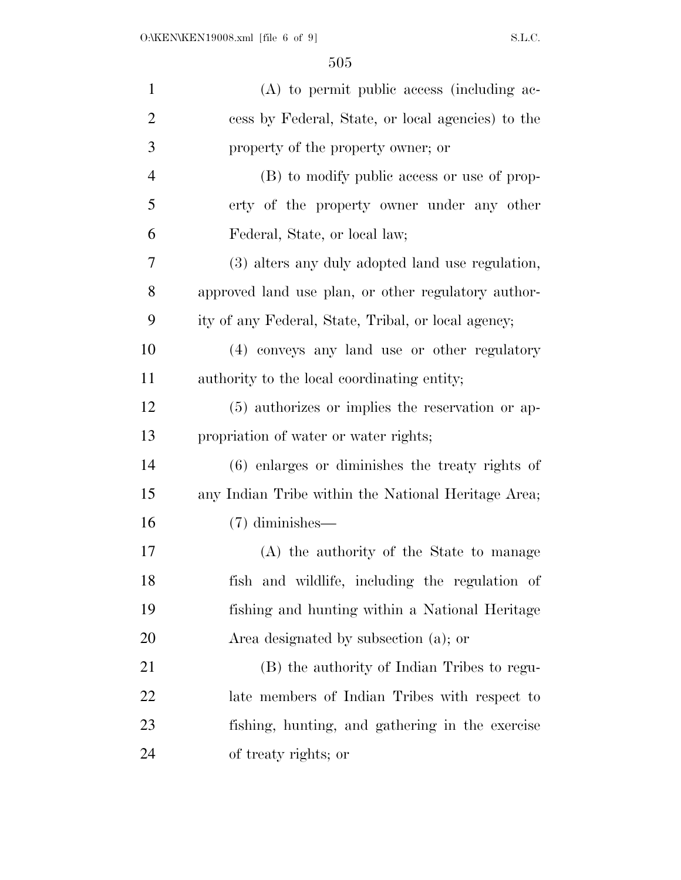(A) to permit public access (including access by Federal, State, or local agencies) to the property of the property owner; or

(B) to modify public access or use of property of the property owner under any other Federal, State, or local law;

(3) alters any duly adopted land use regulation, approved land use plan, or other regulatory authority of any Federal, State, Tribal, or local agency;

(4) conveys any land use or other regulatory authority to the local coordinating entity;

(5) authorizes or implies the reservation or appropriation of water or water rights;

(6) enlarges or diminishes the treaty rights of any Indian Tribe within the National Heritage Area;

(7) diminishes—

(A) the authority of the State to manage fish and wildlife, including the regulation of fishing and hunting within a National Heritage Area designated by subsection (a); or

(B) the authority of Indian Tribes to regulate members of Indian Tribes with respect to fishing, hunting, and gathering in the exercise of treaty rights; or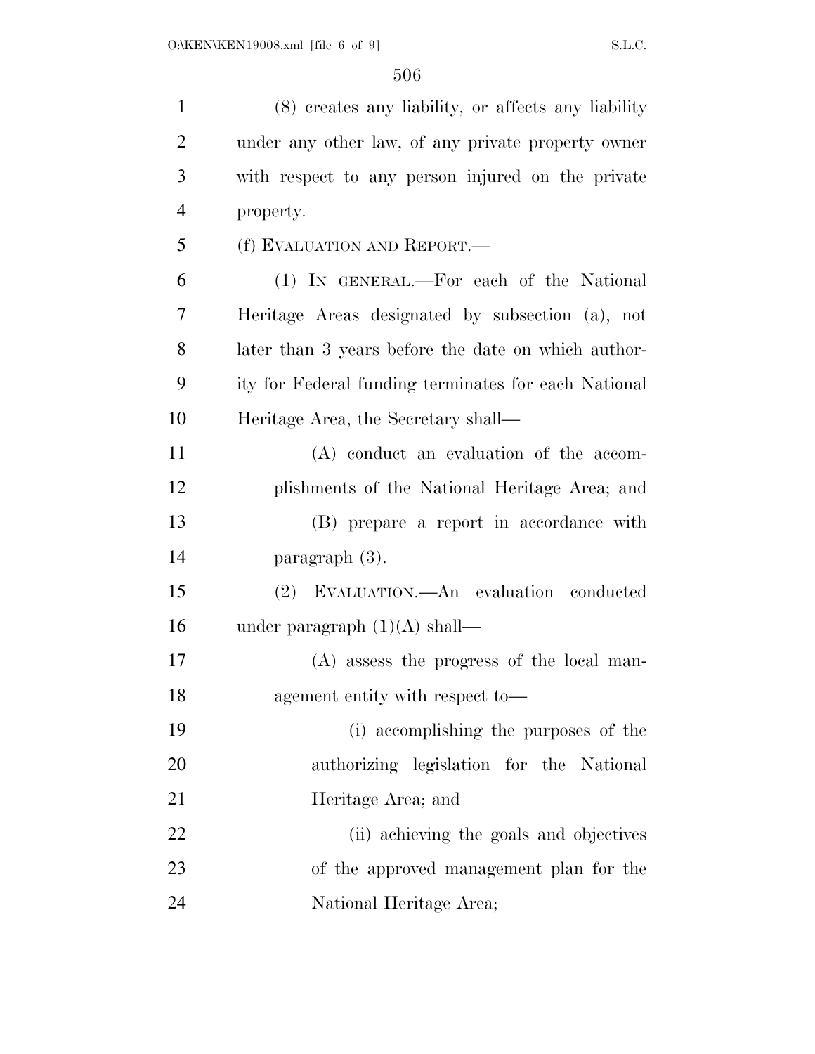(8) creates any liability, or affects any liability under any other law, of any private property owner with respect to any person injured on the private property.

(f) EVALUATION AND REPORT.—

(1) IN GENERAL.—For each of the National Heritage Areas designated by subsection (a), not later than 3 years before the date on which authority for Federal funding terminates for each National Heritage Area, the Secretary shall—

(A) conduct an evaluation of the accomplishments of the National Heritage Area; and

(B) prepare a report in accordance with paragraph (3).

(2) EVALUATION.—An evaluation conducted under paragraph (1)(A) shall—

(A) assess the progress of the local management entity with respect to—

(i) accomplishing the purposes of the authorizing legislation for the National Heritage Area; and

(ii) achieving the goals and objectives of the approved management plan for the National Heritage Area;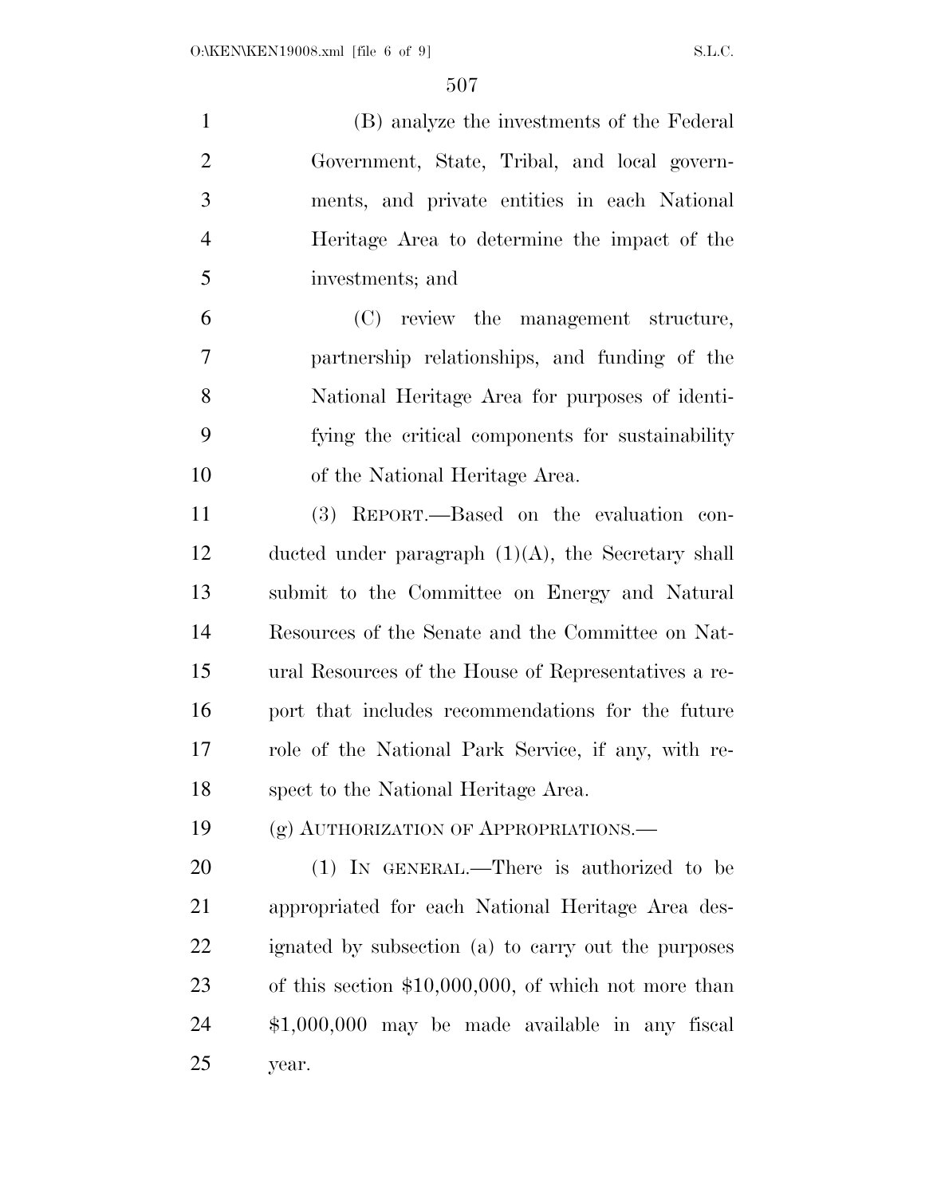(B) analyze the investments of the Federal Government, State, Tribal, and local governments, and private entities in each National Heritage Area to determine the impact of the investments; and

(C) review the management structure, partnership relationships, and funding of the National Heritage Area for purposes of identifying the critical components for sustainability of the National Heritage Area.

(3) REPORT.—Based on the evaluation conducted under paragraph (1)(A), the Secretary shall submit to the Committee on Energy and Natural Resources of the Senate and the Committee on Natural Resources of the House of Representatives a report that includes recommendations for the future role of the National Park Service, if any, with respect to the National Heritage Area.

(g) AUTHORIZATION OF APPROPRIATIONS.—

(1) IN GENERAL.—There is authorized to be appropriated for each National Heritage Area designated by subsection (a) to carry out the purposes of this section $10,000,000, of which not more than $1,000,000 may be made available in any fiscal year.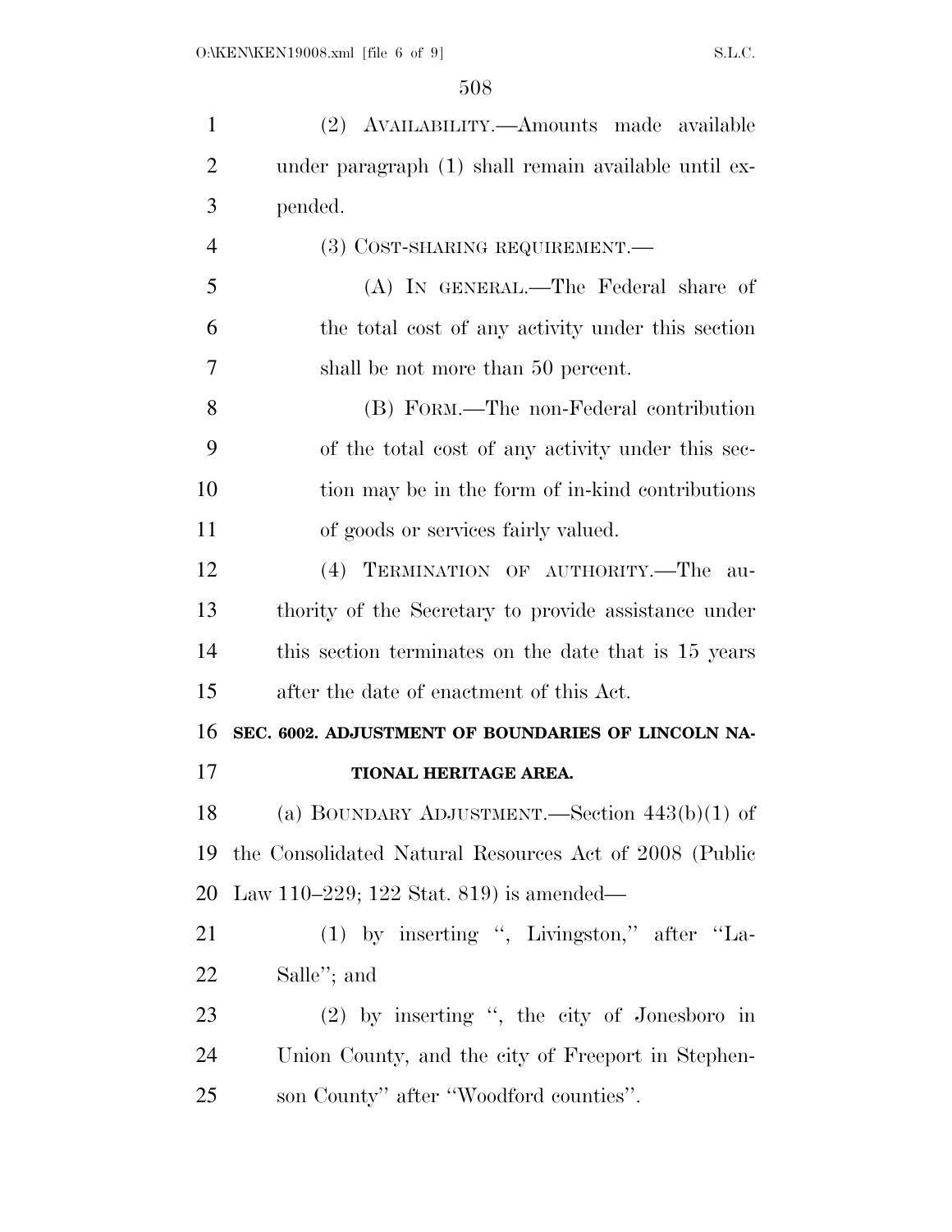(2) AVAILABILITY.—Amounts made available under paragraph (1) shall remain available until expended.

(3) COST-SHARING REQUIREMENT.—

(A) IN GENERAL.—The Federal share of the total cost of any activity under this section shall be not more than 50 percent.

(B) FORM.—The non-Federal contribution of the total cost of any activity under this section may be in the form of in-kind contributions of goods or services fairly valued.

(4) TERMINATION OF AUTHORITY.—The authority of the Secretary to provide assistance under this section terminates on the date that is 15 years after the date of enactment of this Act.

**SEC. 6002. ADJUSTMENT OF BOUNDARIES OF LINCOLN NATIONAL HERITAGE AREA.**

(a) BOUNDARY ADJUSTMENT.—Section 443(b)(1) of the Consolidated Natural Resources Act of 2008 (Public Law 110–229; 122 Stat. 819) is amended—

(1) by inserting ", Livingston," after "LaSalle"; and

(2) by inserting ", the city of Jonesboro in Union County, and the city of Freeport in Stephenson County" after "Woodford counties".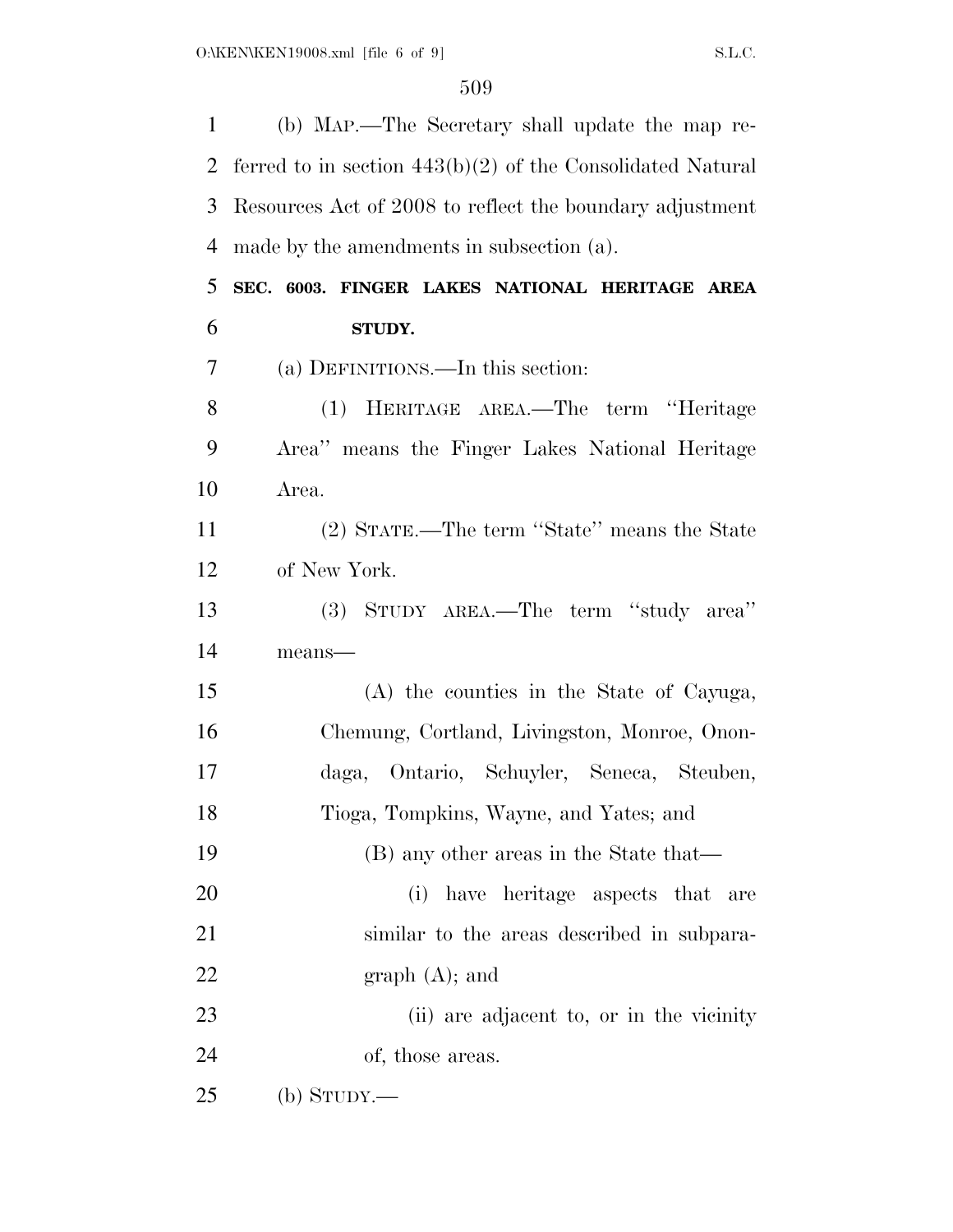(b) MAP.—The Secretary shall update the map referred to in section 443(b)(2) of the Consolidated Natural Resources Act of 2008 to reflect the boundary adjustment made by the amendments in subsection (a).

**SEC. 6003. FINGER LAKES NATIONAL HERITAGE AREA STUDY.**

(a) DEFINITIONS.—In this section:

(1) HERITAGE AREA.—The term ''Heritage Area'' means the Finger Lakes National Heritage Area.

(2) STATE.—The term ''State'' means the State of New York.

(3) STUDY AREA.—The term ''study area'' means—

(A) the counties in the State of Cayuga, Chemung, Cortland, Livingston, Monroe, Onondaga, Ontario, Schuyler, Seneca, Steuben, Tioga, Tompkins, Wayne, and Yates; and

(B) any other areas in the State that—

(i) have heritage aspects that are similar to the areas described in subparagraph (A); and

(ii) are adjacent to, or in the vicinity of, those areas.

(b) STUDY.—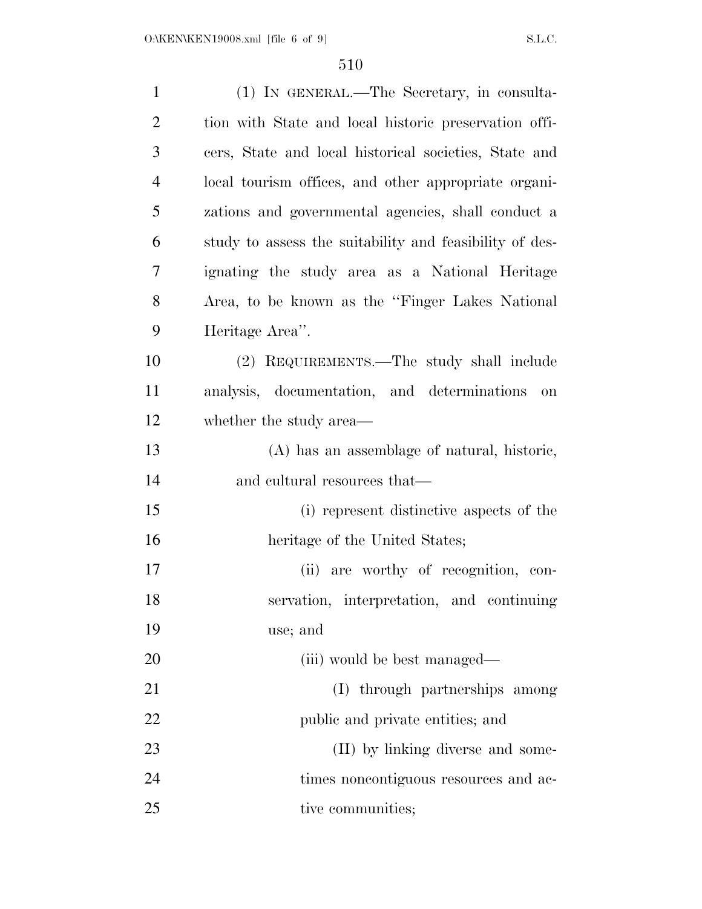(1) IN GENERAL.—The Secretary, in consultation with State and local historic preservation officers, State and local historical societies, State and local tourism offices, and other appropriate organizations and governmental agencies, shall conduct a study to assess the suitability and feasibility of designating the study area as a National Heritage Area, to be known as the "Finger Lakes National Heritage Area".

(2) REQUIREMENTS.—The study shall include analysis, documentation, and determinations on whether the study area—

(A) has an assemblage of natural, historic, and cultural resources that—

(i) represent distinctive aspects of the heritage of the United States;

(ii) are worthy of recognition, conservation, interpretation, and continuing use; and

(iii) would be best managed—

(I) through partnerships among public and private entities; and

(II) by linking diverse and sometimes noncontiguous resources and active communities;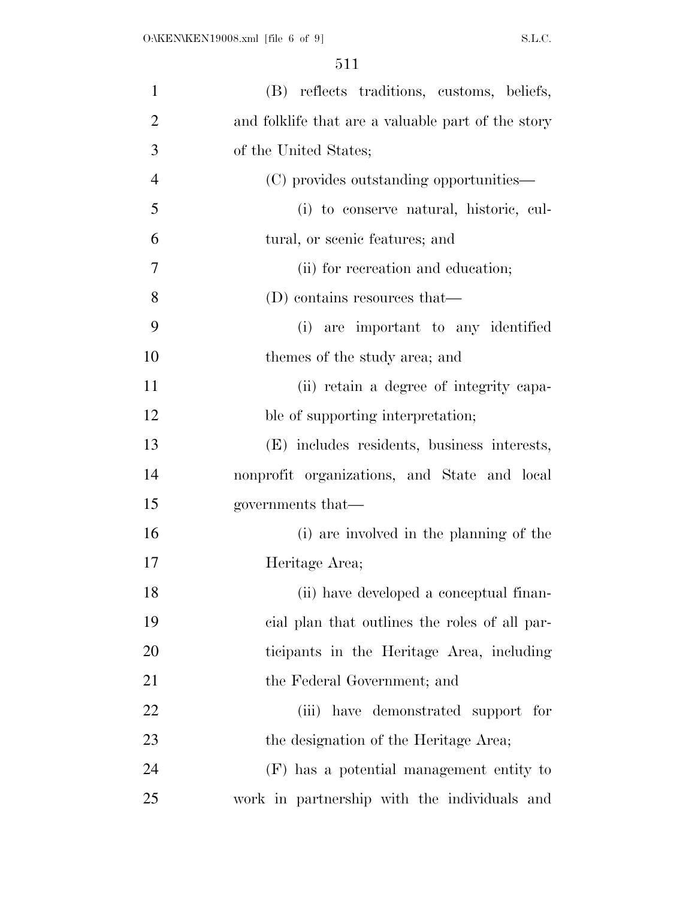(B) reflects traditions, customs, beliefs, and folklife that are a valuable part of the story of the United States;

(C) provides outstanding opportunities—

(i) to conserve natural, historic, cultural, or scenic features; and

(ii) for recreation and education;

(D) contains resources that—

(i) are important to any identified themes of the study area; and

(ii) retain a degree of integrity capable of supporting interpretation;

(E) includes residents, business interests, nonprofit organizations, and State and local governments that—

(i) are involved in the planning of the Heritage Area;

(ii) have developed a conceptual financial plan that outlines the roles of all participants in the Heritage Area, including the Federal Government; and

(iii) have demonstrated support for the designation of the Heritage Area;

(F) has a potential management entity to work in partnership with the individuals and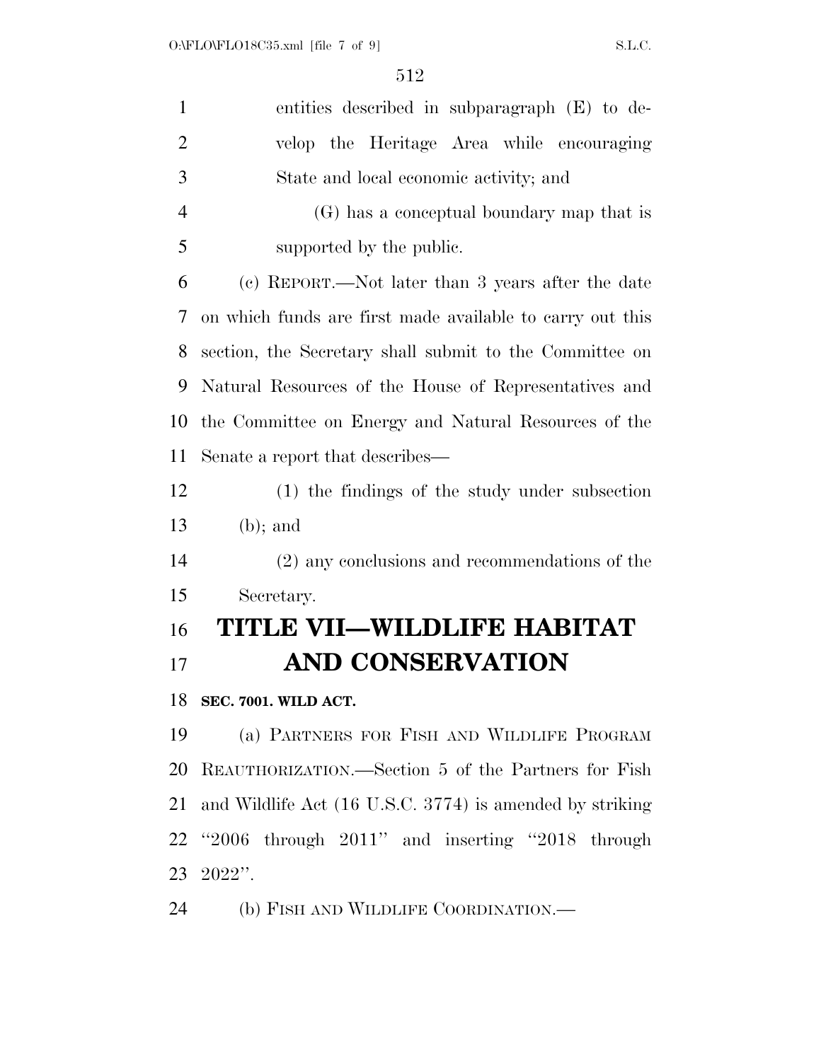entities described in subparagraph (E) to develop the Heritage Area while encouraging State and local economic activity; and

(G) has a conceptual boundary map that is supported by the public.

(c) REPORT.—Not later than 3 years after the date on which funds are first made available to carry out this section, the Secretary shall submit to the Committee on Natural Resources of the House of Representatives and the Committee on Energy and Natural Resources of the Senate a report that describes—

(1) the findings of the study under subsection (b); and

(2) any conclusions and recommendations of the Secretary.

# TITLE VII—WILDLIFE HABITAT AND CONSERVATION

**SEC. 7001. WILD ACT.**

(a) PARTNERS FOR FISH AND WILDLIFE PROGRAM REAUTHORIZATION.—Section 5 of the Partners for Fish and Wildlife Act (16 U.S.C. 3774) is amended by striking "2006 through 2011" and inserting "2018 through 2022".

(b) FISH AND WILDLIFE COORDINATION.—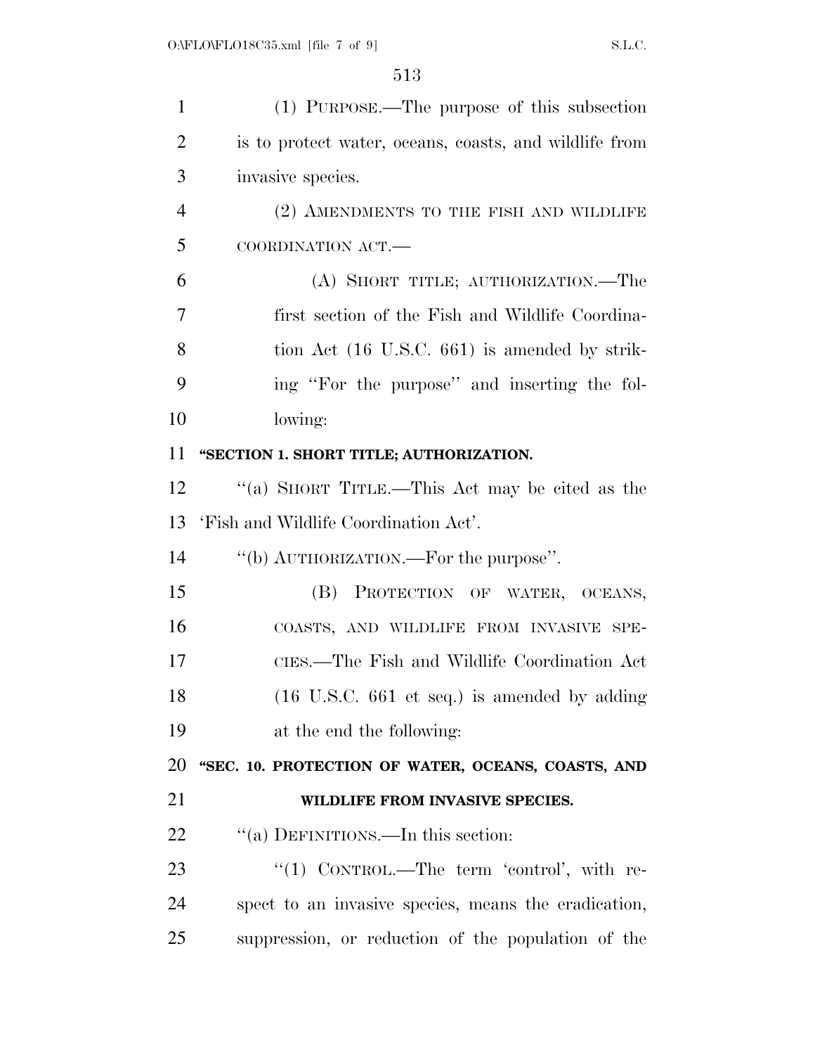(1) PURPOSE.—The purpose of this subsection is to protect water, oceans, coasts, and wildlife from invasive species.

(2) AMENDMENTS TO THE FISH AND WILDLIFE COORDINATION ACT.—

(A) SHORT TITLE; AUTHORIZATION.—The first section of the Fish and Wildlife Coordination Act (16 U.S.C. 661) is amended by striking "For the purpose" and inserting the following:

**"SECTION 1. SHORT TITLE; AUTHORIZATION.**

"(a) SHORT TITLE.—This Act may be cited as the 'Fish and Wildlife Coordination Act'.

"(b) AUTHORIZATION.—For the purpose".

(B) PROTECTION OF WATER, OCEANS, COASTS, AND WILDLIFE FROM INVASIVE SPECIES.—The Fish and Wildlife Coordination Act (16 U.S.C. 661 et seq.) is amended by adding at the end the following:

**"SEC. 10. PROTECTION OF WATER, OCEANS, COASTS, AND WILDLIFE FROM INVASIVE SPECIES.**

"(a) DEFINITIONS.—In this section:

"(1) CONTROL.—The term 'control', with respect to an invasive species, means the eradication, suppression, or reduction of the population of the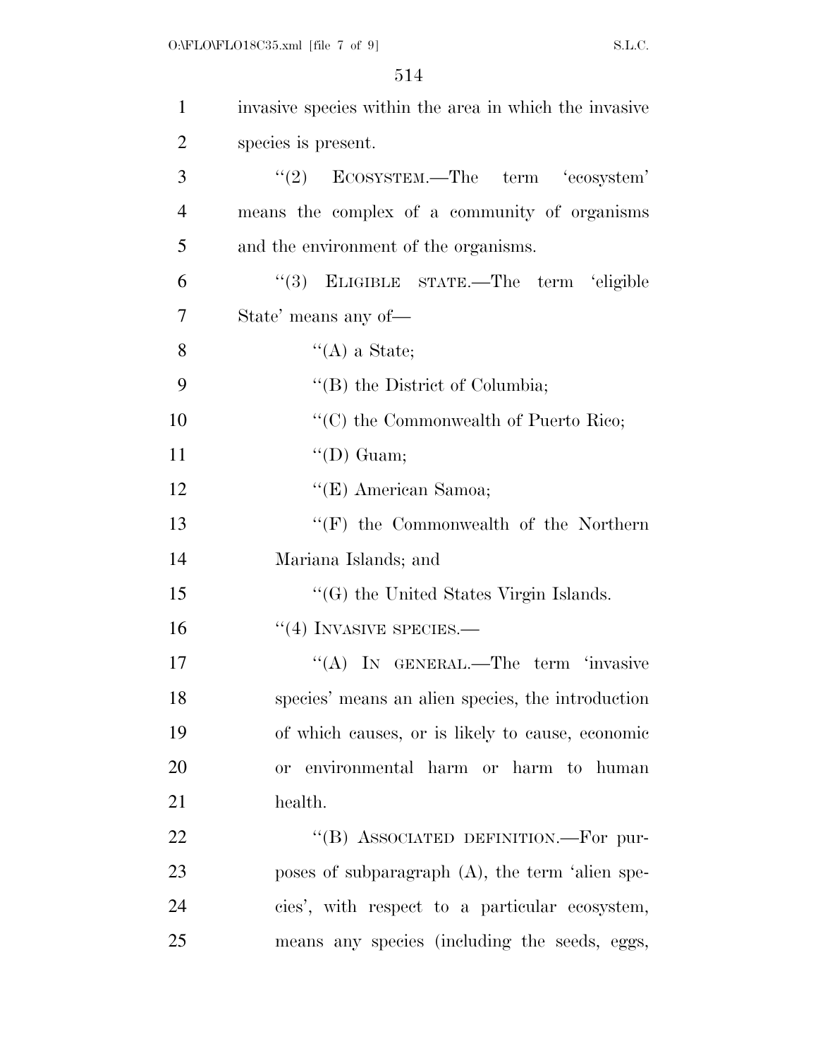invasive species within the area in which the invasive species is present.

"(2) ECOSYSTEM.—The term 'ecosystem' means the complex of a community of organisms and the environment of the organisms.

"(3) ELIGIBLE STATE.—The term 'eligible State' means any of—

"(A) a State;

"(B) the District of Columbia;

"(C) the Commonwealth of Puerto Rico;

"(D) Guam;

"(E) American Samoa;

"(F) the Commonwealth of the Northern Mariana Islands; and

"(G) the United States Virgin Islands.

"(4) INVASIVE SPECIES.—

"(A) IN GENERAL.—The term 'invasive species' means an alien species, the introduction of which causes, or is likely to cause, economic or environmental harm or harm to human health.

"(B) ASSOCIATED DEFINITION.—For purposes of subparagraph (A), the term 'alien species', with respect to a particular ecosystem, means any species (including the seeds, eggs,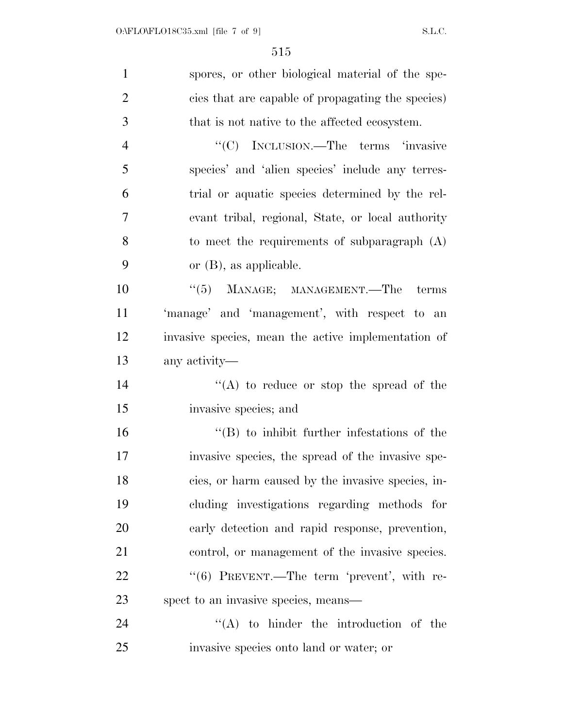spores, or other biological material of the species that are capable of propagating the species) that is not native to the affected ecosystem.

"(C) INCLUSION.—The terms 'invasive species' and 'alien species' include any terrestrial or aquatic species determined by the relevant tribal, regional, State, or local authority to meet the requirements of subparagraph (A) or (B), as applicable.

"(5) MANAGE; MANAGEMENT.—The terms 'manage' and 'management', with respect to an invasive species, mean the active implementation of any activity—

"(A) to reduce or stop the spread of the invasive species; and

"(B) to inhibit further infestations of the invasive species, the spread of the invasive species, or harm caused by the invasive species, including investigations regarding methods for early detection and rapid response, prevention, control, or management of the invasive species.

"(6) PREVENT.—The term 'prevent', with respect to an invasive species, means—

"(A) to hinder the introduction of the invasive species onto land or water; or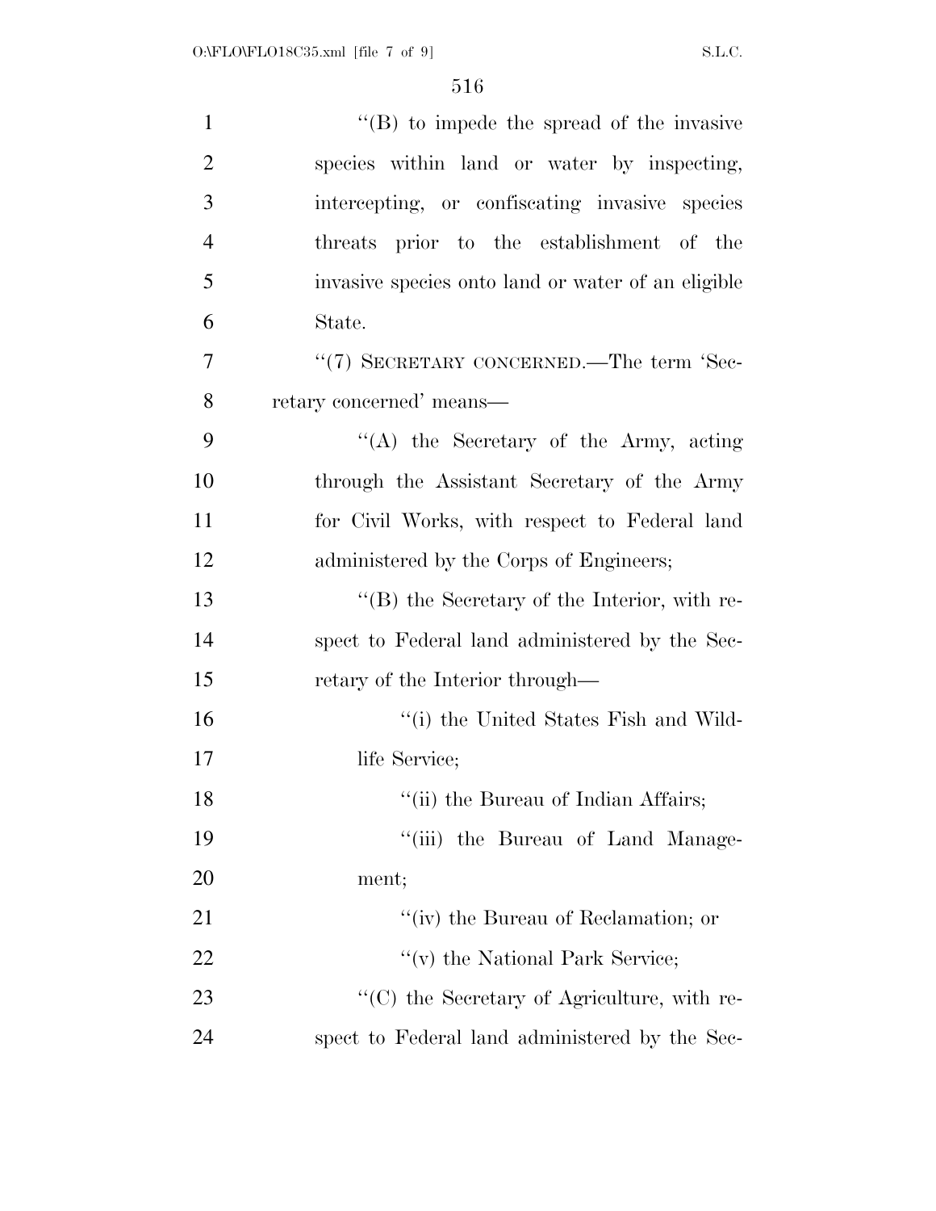''(B) to impede the spread of the invasive species within land or water by inspecting, intercepting, or confiscating invasive species threats prior to the establishment of the invasive species onto land or water of an eligible State.

''(7) SECRETARY CONCERNED.—The term 'Secretary concerned' means—

''(A) the Secretary of the Army, acting through the Assistant Secretary of the Army for Civil Works, with respect to Federal land administered by the Corps of Engineers;

''(B) the Secretary of the Interior, with respect to Federal land administered by the Secretary of the Interior through—

''(i) the United States Fish and Wildlife Service;

''(ii) the Bureau of Indian Affairs;

''(iii) the Bureau of Land Management;

''(iv) the Bureau of Reclamation; or

''(v) the National Park Service;

''(C) the Secretary of Agriculture, with respect to Federal land administered by the Sec-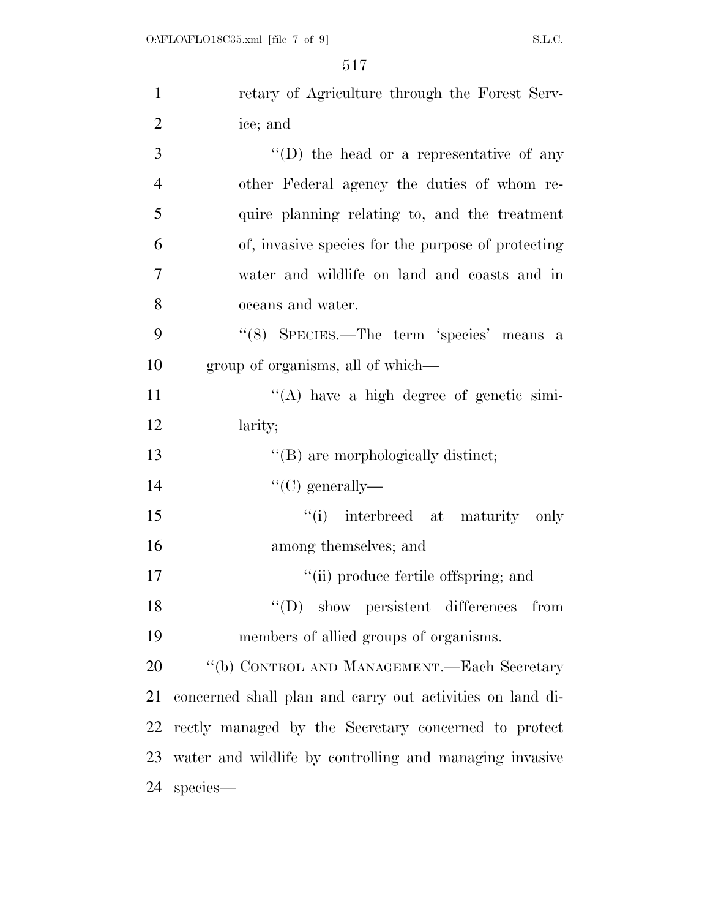retary of Agriculture through the Forest Service; and

''(D) the head or a representative of any other Federal agency the duties of whom require planning relating to, and the treatment of, invasive species for the purpose of protecting water and wildlife on land and coasts and in oceans and water.

''(8) SPECIES.—The term 'species' means a group of organisms, all of which—

''(A) have a high degree of genetic similarity;

''(B) are morphologically distinct;

''(C) generally—

''(i) interbreed at maturity only among themselves; and

''(ii) produce fertile offspring; and

''(D) show persistent differences from members of allied groups of organisms.

''(b) CONTROL AND MANAGEMENT.—Each Secretary concerned shall plan and carry out activities on land directly managed by the Secretary concerned to protect water and wildlife by controlling and managing invasive species—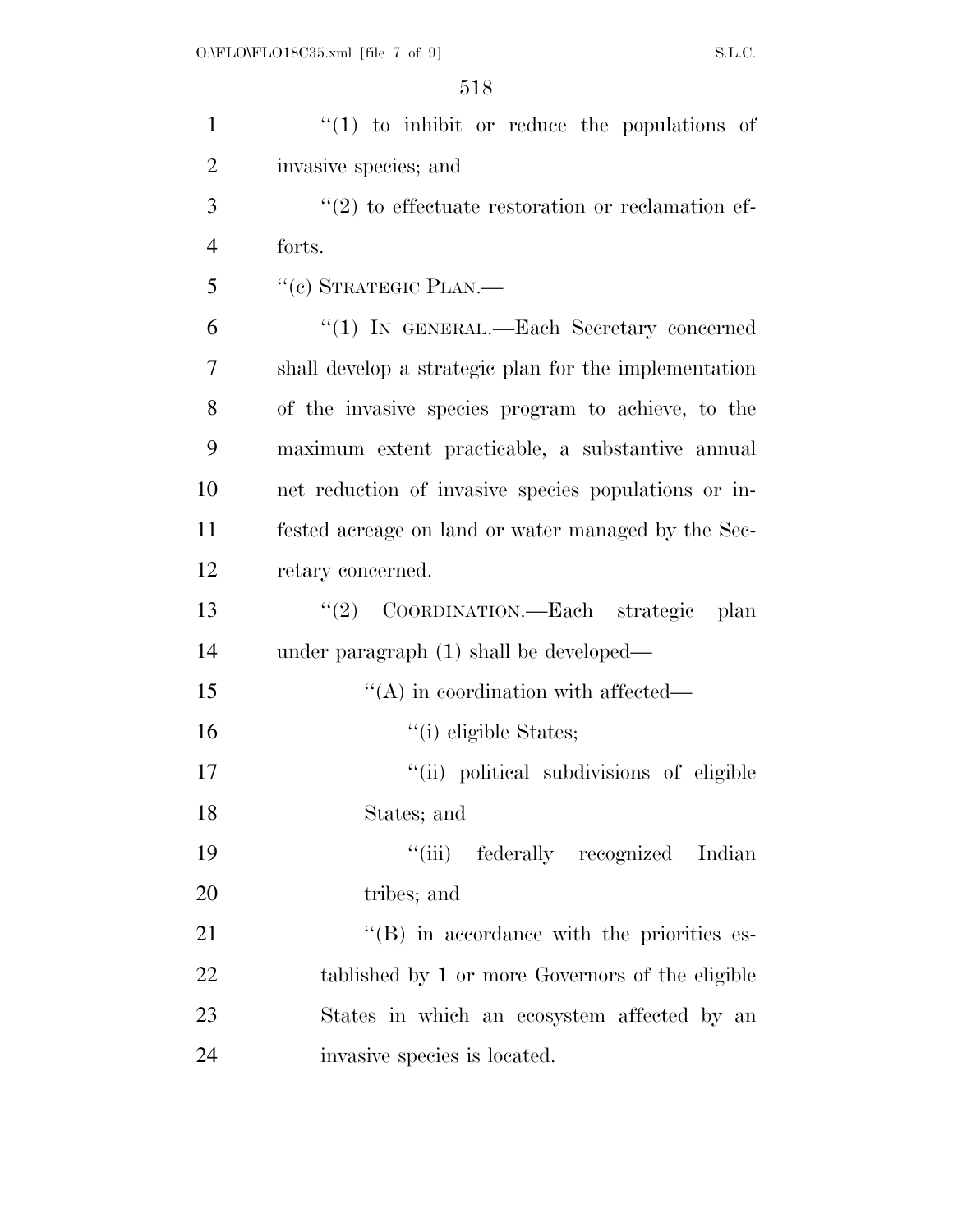"(1) to inhibit or reduce the populations of invasive species; and

"(2) to effectuate restoration or reclamation efforts.

"(c) STRATEGIC PLAN.—

"(1) IN GENERAL.—Each Secretary concerned shall develop a strategic plan for the implementation of the invasive species program to achieve, to the maximum extent practicable, a substantive annual net reduction of invasive species populations or infested acreage on land or water managed by the Secretary concerned.

"(2) COORDINATION.—Each strategic plan under paragraph (1) shall be developed—

"(A) in coordination with affected—

"(i) eligible States;

"(ii) political subdivisions of eligible States; and

"(iii) federally recognized Indian tribes; and

"(B) in accordance with the priorities established by 1 or more Governors of the eligible States in which an ecosystem affected by an invasive species is located.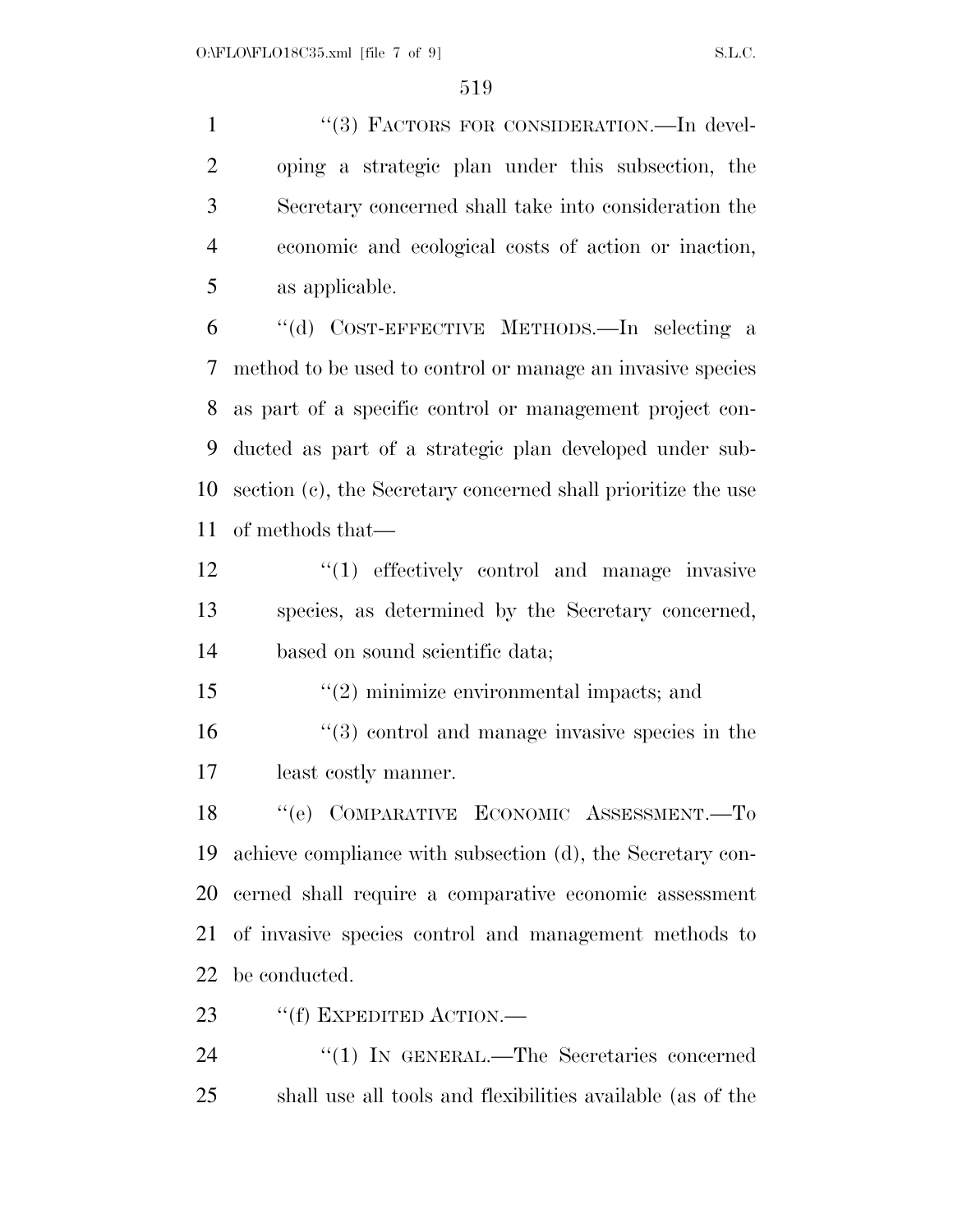"(3) FACTORS FOR CONSIDERATION.—In developing a strategic plan under this subsection, the Secretary concerned shall take into consideration the economic and ecological costs of action or inaction, as applicable.

"(d) COST-EFFECTIVE METHODS.—In selecting a method to be used to control or manage an invasive species as part of a specific control or management project conducted as part of a strategic plan developed under subsection (c), the Secretary concerned shall prioritize the use of methods that—

"(1) effectively control and manage invasive species, as determined by the Secretary concerned, based on sound scientific data;

"(2) minimize environmental impacts; and

"(3) control and manage invasive species in the least costly manner.

"(e) COMPARATIVE ECONOMIC ASSESSMENT.—To achieve compliance with subsection (d), the Secretary concerned shall require a comparative economic assessment of invasive species control and management methods to be conducted.

"(f) EXPEDITED ACTION.—

"(1) IN GENERAL.—The Secretaries concerned shall use all tools and flexibilities available (as of the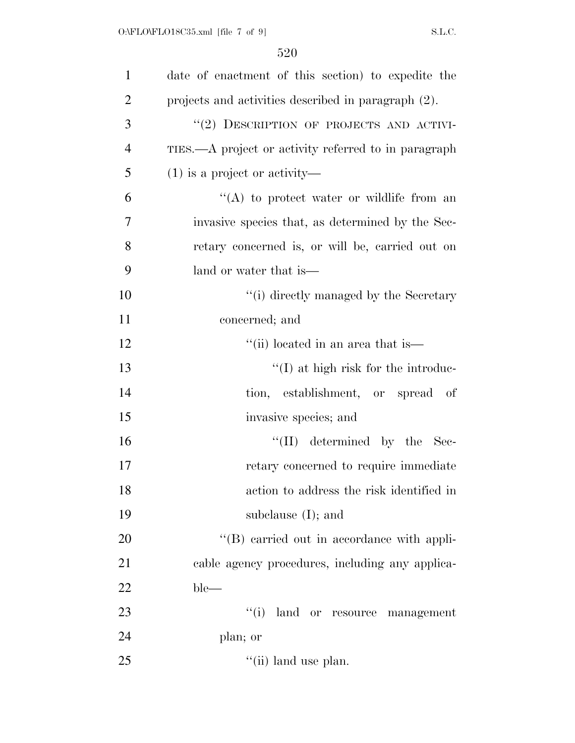date of enactment of this section) to expedite the projects and activities described in paragraph (2).

"(2) DESCRIPTION OF PROJECTS AND ACTIVITIES.—A project or activity referred to in paragraph (1) is a project or activity—

"(A) to protect water or wildlife from an invasive species that, as determined by the Secretary concerned is, or will be, carried out on land or water that is—

"(i) directly managed by the Secretary concerned; and

"(ii) located in an area that is—

"(I) at high risk for the introduction, establishment, or spread of invasive species; and

"(II) determined by the Secretary concerned to require immediate action to address the risk identified in subclause (I); and

"(B) carried out in accordance with applicable agency procedures, including any applicable—

"(i) land or resource management plan; or

"(ii) land use plan.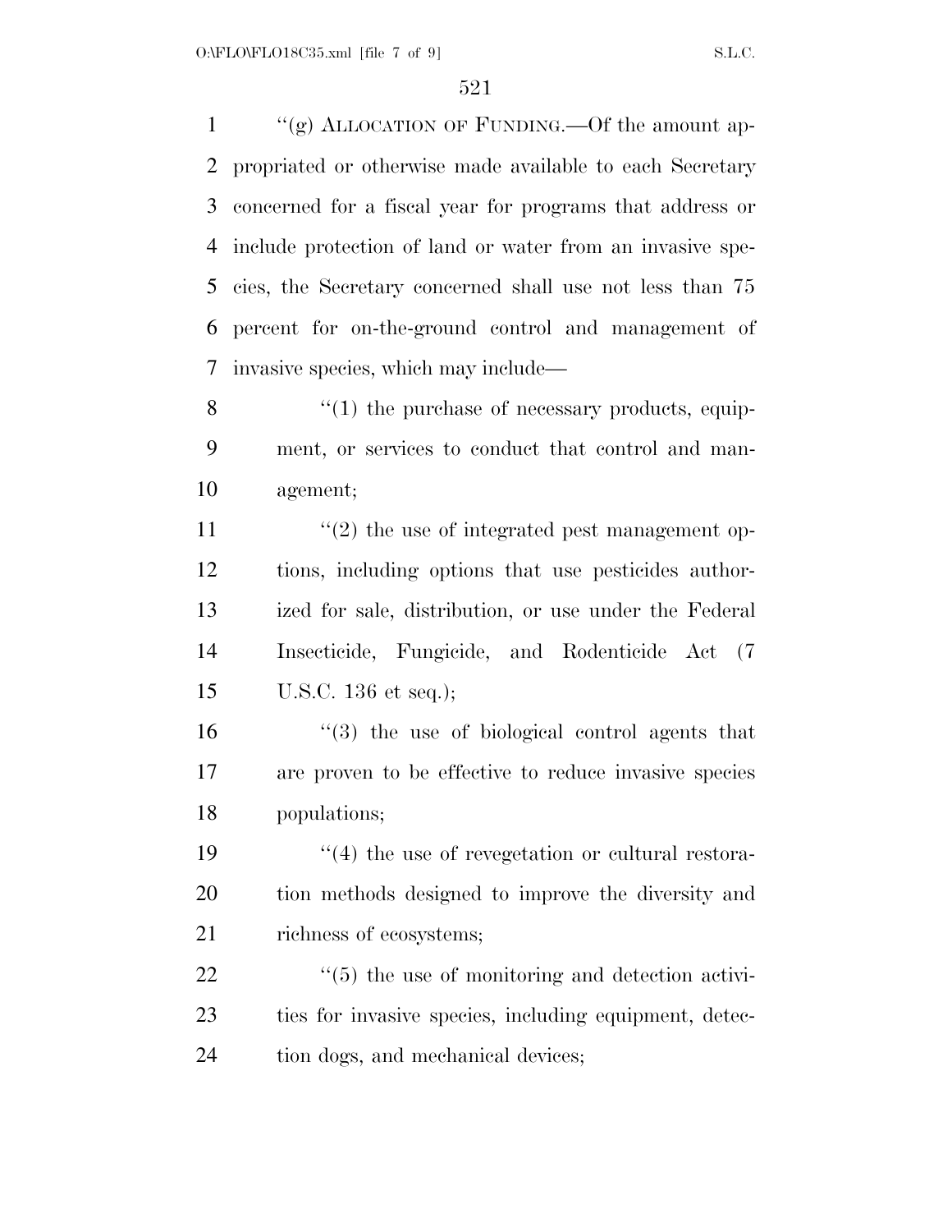''(g) ALLOCATION OF FUNDING.—Of the amount appropriated or otherwise made available to each Secretary concerned for a fiscal year for programs that address or include protection of land or water from an invasive species, the Secretary concerned shall use not less than 75 percent for on-the-ground control and management of invasive species, which may include—

''(1) the purchase of necessary products, equipment, or services to conduct that control and management;

''(2) the use of integrated pest management options, including options that use pesticides authorized for sale, distribution, or use under the Federal Insecticide, Fungicide, and Rodenticide Act (7 U.S.C. 136 et seq.);

''(3) the use of biological control agents that are proven to be effective to reduce invasive species populations;

''(4) the use of revegetation or cultural restoration methods designed to improve the diversity and richness of ecosystems;

''(5) the use of monitoring and detection activities for invasive species, including equipment, detection dogs, and mechanical devices;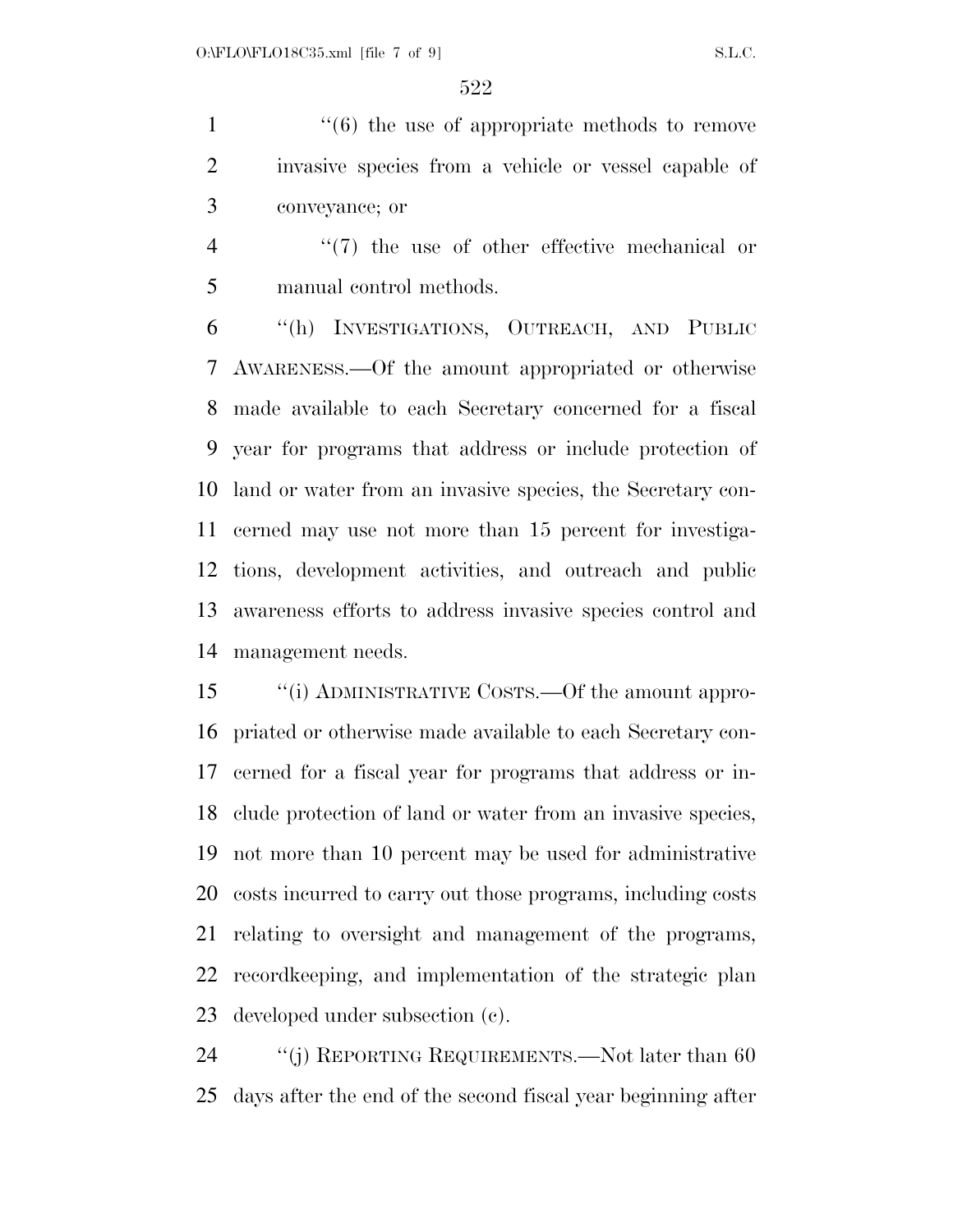"(6) the use of appropriate methods to remove invasive species from a vehicle or vessel capable of conveyance; or

"(7) the use of other effective mechanical or manual control methods.

"(h) INVESTIGATIONS, OUTREACH, AND PUBLIC AWARENESS.—Of the amount appropriated or otherwise made available to each Secretary concerned for a fiscal year for programs that address or include protection of land or water from an invasive species, the Secretary concerned may use not more than 15 percent for investigations, development activities, and outreach and public awareness efforts to address invasive species control and management needs.

"(i) ADMINISTRATIVE COSTS.—Of the amount appropriated or otherwise made available to each Secretary concerned for a fiscal year for programs that address or include protection of land or water from an invasive species, not more than 10 percent may be used for administrative costs incurred to carry out those programs, including costs relating to oversight and management of the programs, recordkeeping, and implementation of the strategic plan developed under subsection (c).

"(j) REPORTING REQUIREMENTS.—Not later than 60 days after the end of the second fiscal year beginning after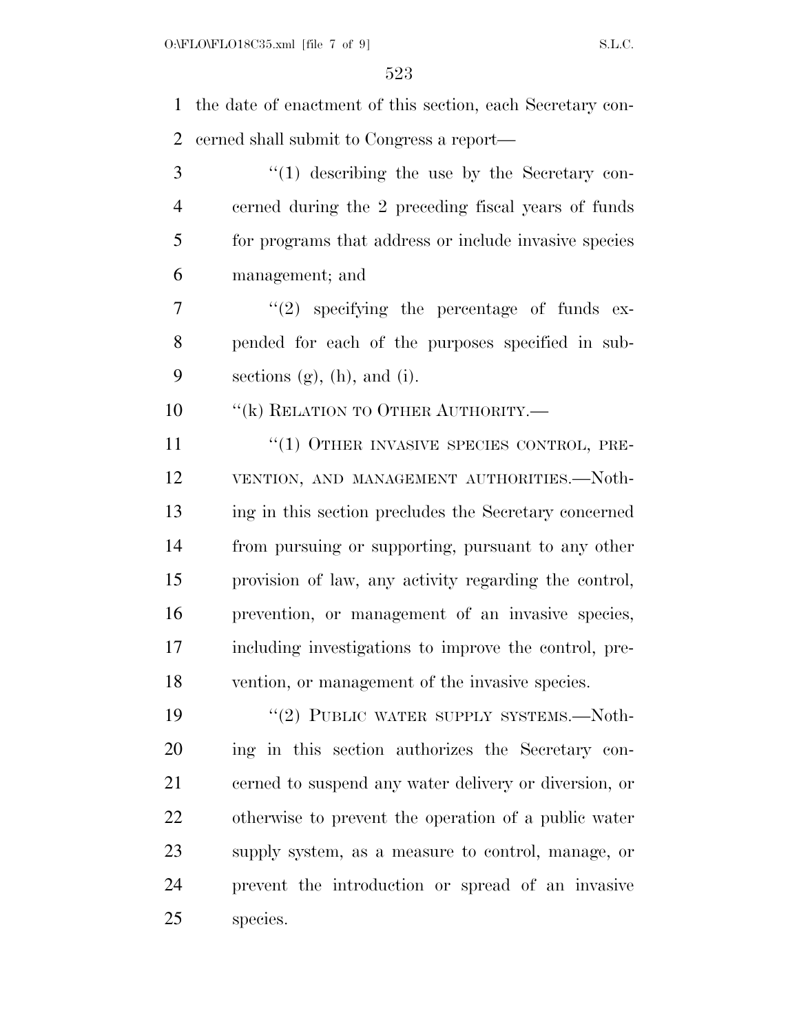the date of enactment of this section, each Secretary concerned shall submit to Congress a report—

"(1) describing the use by the Secretary concerned during the 2 preceding fiscal years of funds for programs that address or include invasive species management; and

"(2) specifying the percentage of funds expended for each of the purposes specified in subsections (g), (h), and (i).

"(k) RELATION TO OTHER AUTHORITY.—

"(1) OTHER INVASIVE SPECIES CONTROL, PREVENTION, AND MANAGEMENT AUTHORITIES.—Nothing in this section precludes the Secretary concerned from pursuing or supporting, pursuant to any other provision of law, any activity regarding the control, prevention, or management of an invasive species, including investigations to improve the control, prevention, or management of the invasive species.

"(2) PUBLIC WATER SUPPLY SYSTEMS.—Nothing in this section authorizes the Secretary concerned to suspend any water delivery or diversion, or otherwise to prevent the operation of a public water supply system, as a measure to control, manage, or prevent the introduction or spread of an invasive species.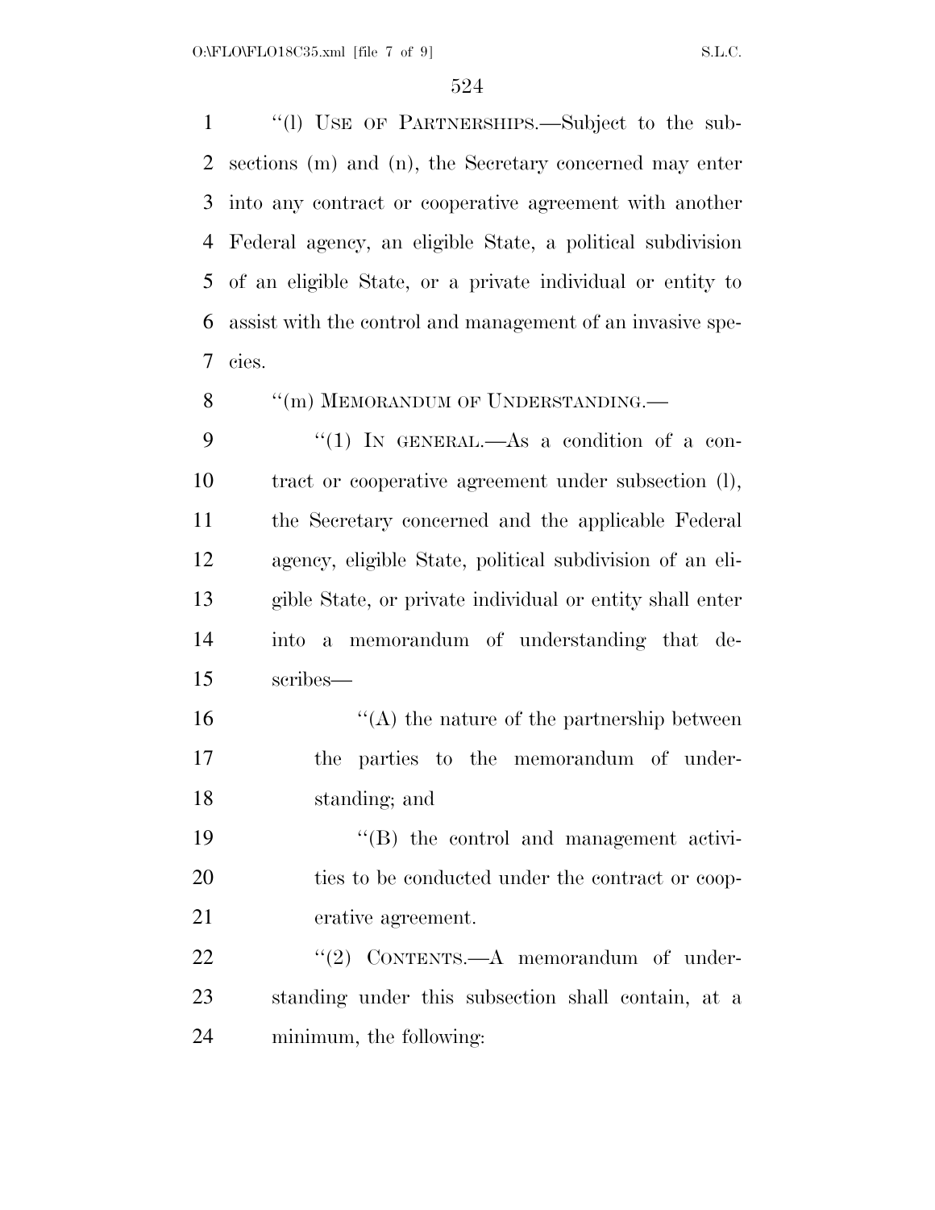"(l) USE OF PARTNERSHIPS.—Subject to the subsections (m) and (n), the Secretary concerned may enter into any contract or cooperative agreement with another Federal agency, an eligible State, a political subdivision of an eligible State, or a private individual or entity to assist with the control and management of an invasive species.

"(m) MEMORANDUM OF UNDERSTANDING.—

"(1) IN GENERAL.—As a condition of a contract or cooperative agreement under subsection (l), the Secretary concerned and the applicable Federal agency, eligible State, political subdivision of an eligible State, or private individual or entity shall enter into a memorandum of understanding that describes—

"(A) the nature of the partnership between the parties to the memorandum of understanding; and

"(B) the control and management activities to be conducted under the contract or cooperative agreement.

"(2) CONTENTS.—A memorandum of understanding under this subsection shall contain, at a minimum, the following: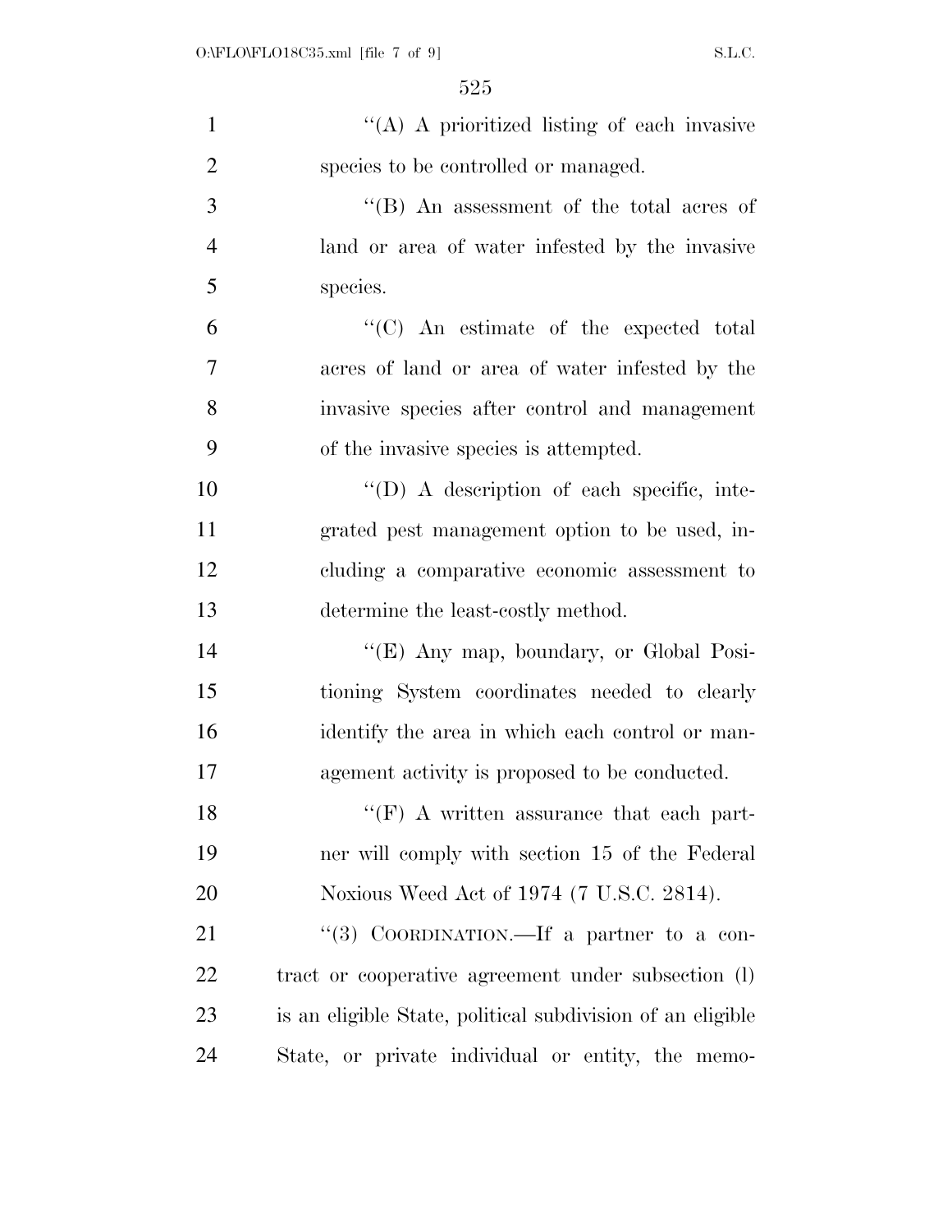"(A) A prioritized listing of each invasive species to be controlled or managed.

"(B) An assessment of the total acres of land or area of water infested by the invasive species.

"(C) An estimate of the expected total acres of land or area of water infested by the invasive species after control and management of the invasive species is attempted.

"(D) A description of each specific, integrated pest management option to be used, including a comparative economic assessment to determine the least-costly method.

"(E) Any map, boundary, or Global Positioning System coordinates needed to clearly identify the area in which each control or management activity is proposed to be conducted.

"(F) A written assurance that each partner will comply with section 15 of the Federal Noxious Weed Act of 1974 (7 U.S.C. 2814).

"(3) COORDINATION.—If a partner to a contract or cooperative agreement under subsection (l) is an eligible State, political subdivision of an eligible State, or private individual or entity, the memo-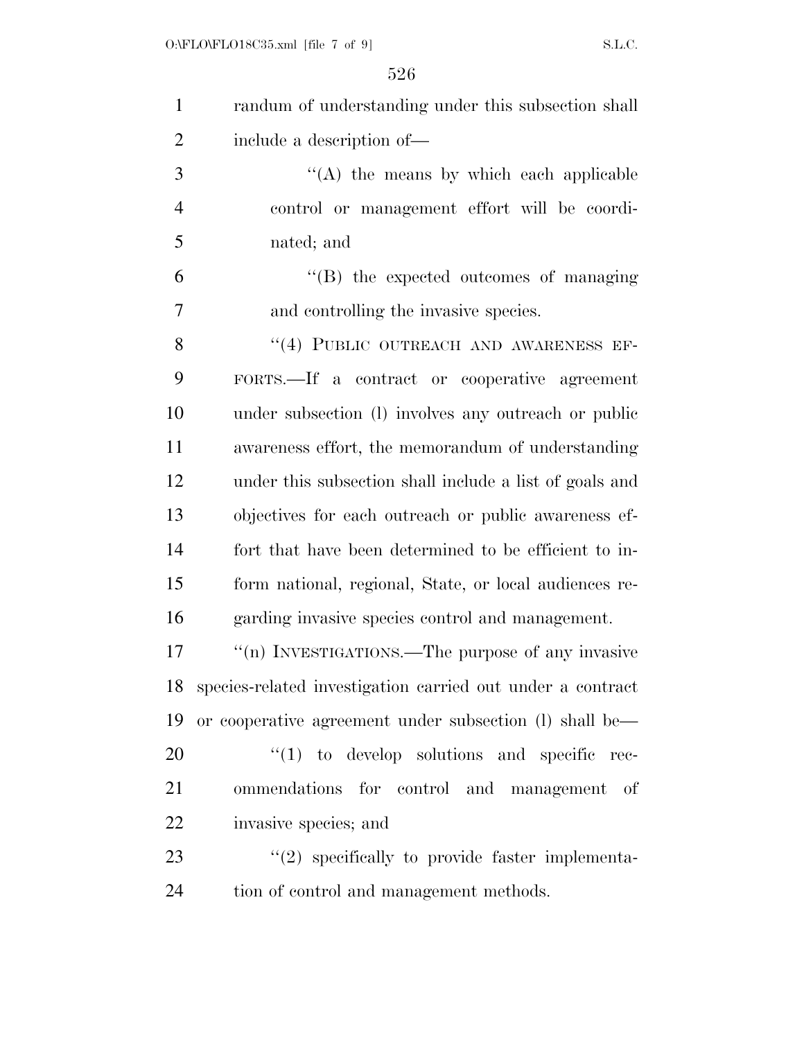randum of understanding under this subsection shall include a description of—

''(A) the means by which each applicable control or management effort will be coordinated; and

''(B) the expected outcomes of managing and controlling the invasive species.

''(4) PUBLIC OUTREACH AND AWARENESS EFFORTS.—If a contract or cooperative agreement under subsection (l) involves any outreach or public awareness effort, the memorandum of understanding under this subsection shall include a list of goals and objectives for each outreach or public awareness effort that have been determined to be efficient to inform national, regional, State, or local audiences regarding invasive species control and management.

''(n) INVESTIGATIONS.—The purpose of any invasive species-related investigation carried out under a contract or cooperative agreement under subsection (l) shall be—

''(1) to develop solutions and specific recommendations for control and management of invasive species; and

''(2) specifically to provide faster implementation of control and management methods.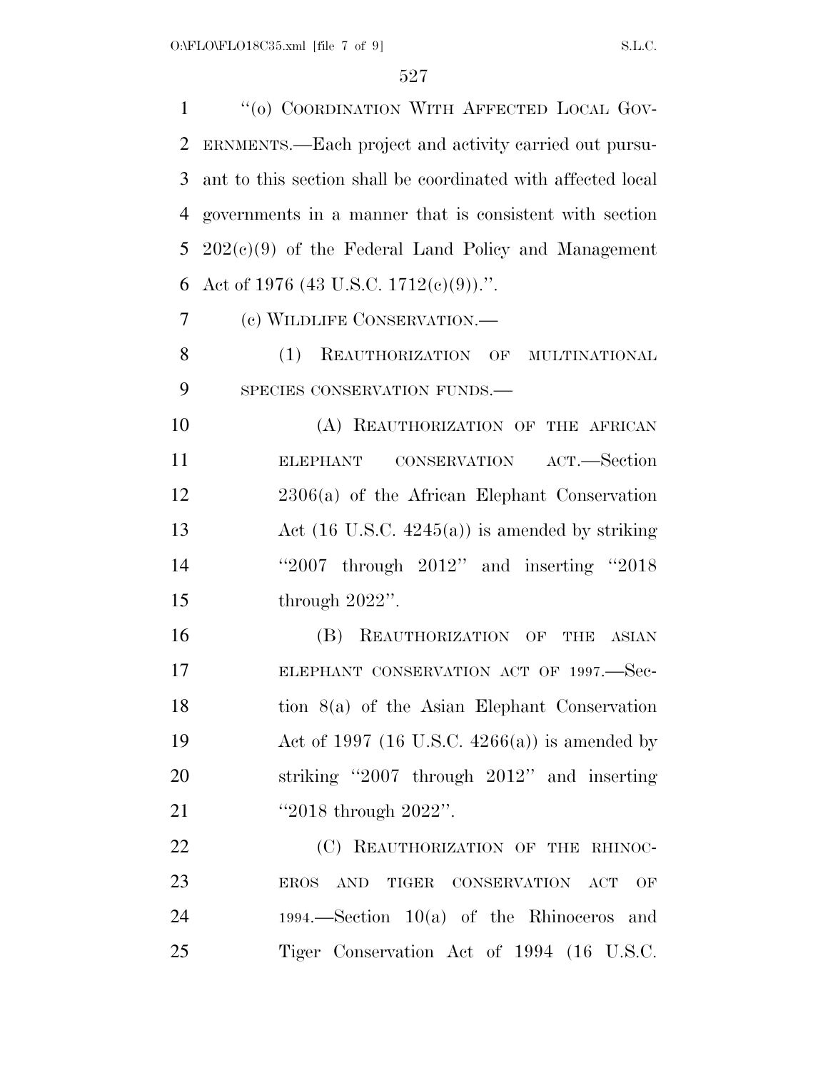"(o) COORDINATION WITH AFFECTED LOCAL GOVERNMENTS.—Each project and activity carried out pursuant to this section shall be coordinated with affected local governments in a manner that is consistent with section 202(c)(9) of the Federal Land Policy and Management Act of 1976 (43 U.S.C. 1712(c)(9)).".

(c) WILDLIFE CONSERVATION.—

(1) REAUTHORIZATION OF MULTINATIONAL SPECIES CONSERVATION FUNDS.—

(A) REAUTHORIZATION OF THE AFRICAN ELEPHANT CONSERVATION ACT.—Section 2306(a) of the African Elephant Conservation Act (16 U.S.C. 4245(a)) is amended by striking "2007 through 2012" and inserting "2018 through 2022".

(B) REAUTHORIZATION OF THE ASIAN ELEPHANT CONSERVATION ACT OF 1997.—Section 8(a) of the Asian Elephant Conservation Act of 1997 (16 U.S.C. 4266(a)) is amended by striking "2007 through 2012" and inserting "2018 through 2022".

(C) REAUTHORIZATION OF THE RHINOCEROS AND TIGER CONSERVATION ACT OF 1994.—Section 10(a) of the Rhinoceros and Tiger Conservation Act of 1994 (16 U.S.C.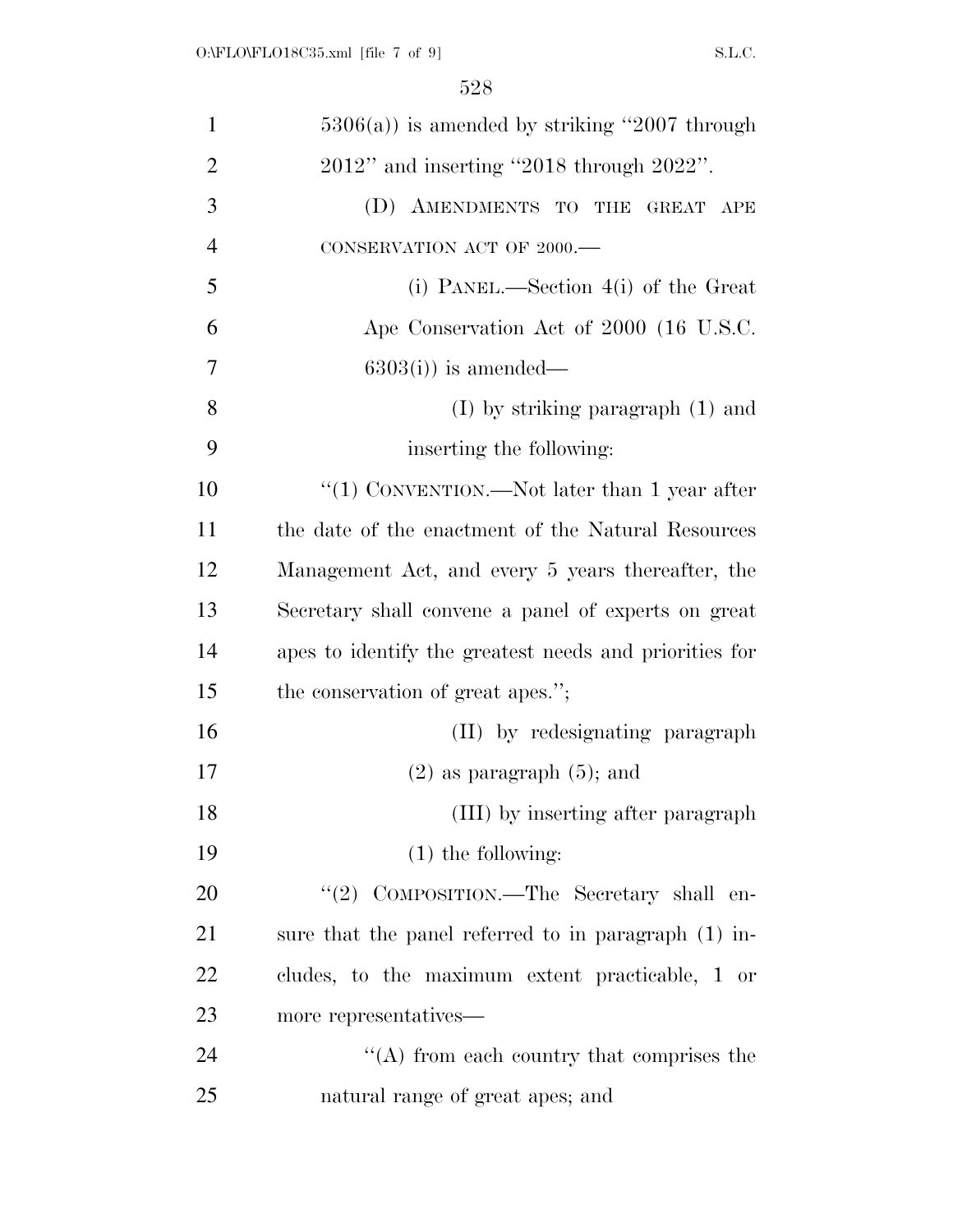5306(a)) is amended by striking "2007 through 2012" and inserting "2018 through 2022".

(D) AMENDMENTS TO THE GREAT APE CONSERVATION ACT OF 2000.—

(i) PANEL.—Section 4(i) of the Great Ape Conservation Act of 2000 (16 U.S.C. 6303(i)) is amended—

(I) by striking paragraph (1) and inserting the following:

"(1) CONVENTION.—Not later than 1 year after the date of the enactment of the Natural Resources Management Act, and every 5 years thereafter, the Secretary shall convene a panel of experts on great apes to identify the greatest needs and priorities for the conservation of great apes.";

(II) by redesignating paragraph (2) as paragraph (5); and

(III) by inserting after paragraph (1) the following:

"(2) COMPOSITION.—The Secretary shall ensure that the panel referred to in paragraph (1) includes, to the maximum extent practicable, 1 or more representatives—

"(A) from each country that comprises the natural range of great apes; and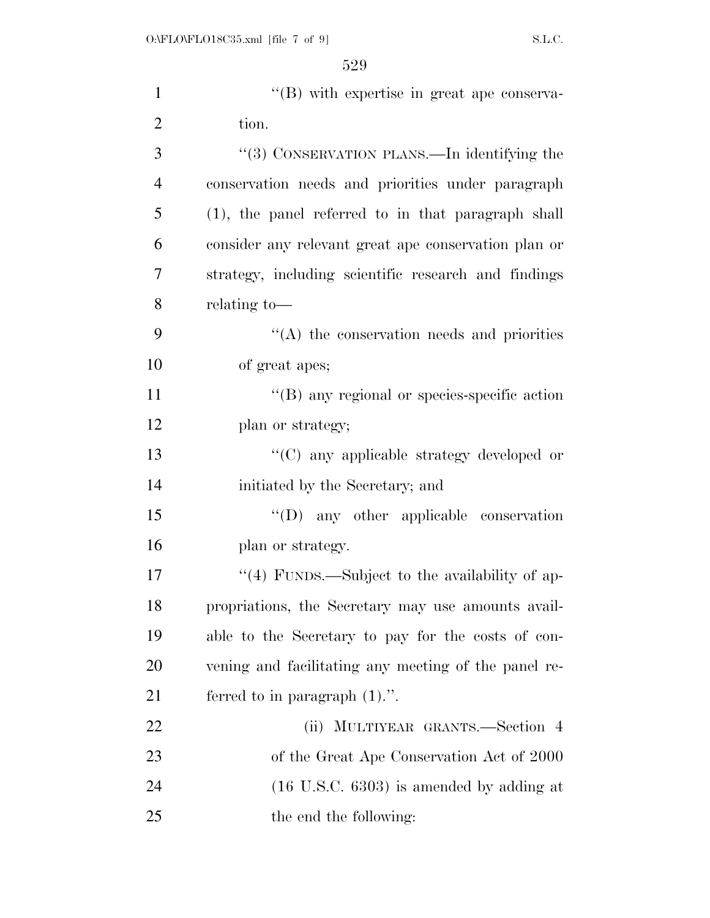''(B) with expertise in great ape conservation.

''(3) CONSERVATION PLANS.—In identifying the conservation needs and priorities under paragraph (1), the panel referred to in that paragraph shall consider any relevant great ape conservation plan or strategy, including scientific research and findings relating to—

''(A) the conservation needs and priorities of great apes;

''(B) any regional or species-specific action plan or strategy;

''(C) any applicable strategy developed or initiated by the Secretary; and

''(D) any other applicable conservation plan or strategy.

''(4) FUNDS.—Subject to the availability of appropriations, the Secretary may use amounts available to the Secretary to pay for the costs of convening and facilitating any meeting of the panel referred to in paragraph (1).''.

(ii) MULTIYEAR GRANTS.—Section 4 of the Great Ape Conservation Act of 2000 (16 U.S.C. 6303) is amended by adding at the end the following: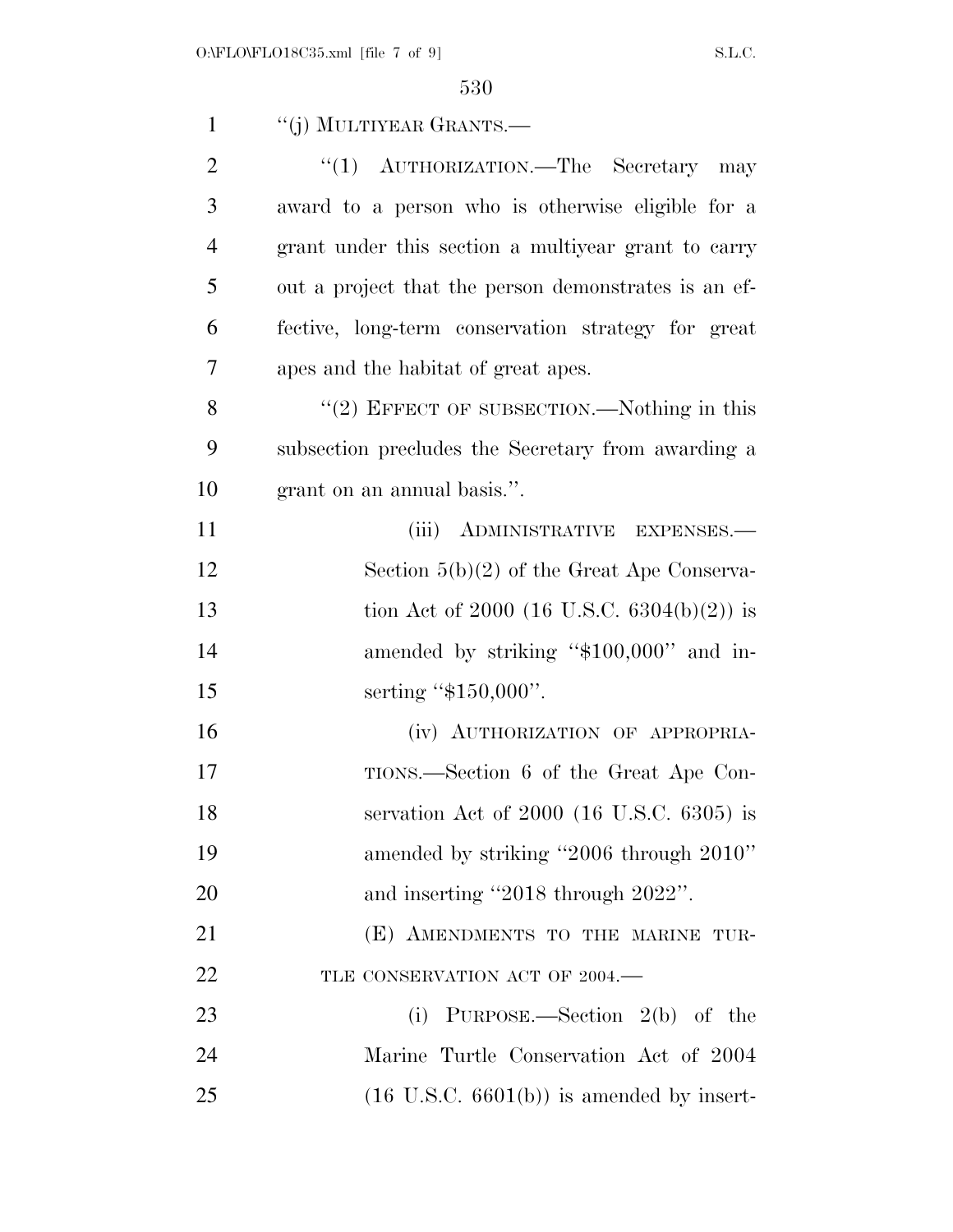"(j) MULTIYEAR GRANTS.—

"(1) AUTHORIZATION.—The Secretary may award to a person who is otherwise eligible for a grant under this section a multiyear grant to carry out a project that the person demonstrates is an effective, long-term conservation strategy for great apes and the habitat of great apes.

"(2) EFFECT OF SUBSECTION.—Nothing in this subsection precludes the Secretary from awarding a grant on an annual basis.".

(iii) ADMINISTRATIVE EXPENSES.—Section 5(b)(2) of the Great Ape Conservation Act of 2000 (16 U.S.C. 6304(b)(2)) is amended by striking "$100,000" and inserting "$150,000".

(iv) AUTHORIZATION OF APPROPRIATIONS.—Section 6 of the Great Ape Conservation Act of 2000 (16 U.S.C. 6305) is amended by striking "2006 through 2010" and inserting "2018 through 2022".

(E) AMENDMENTS TO THE MARINE TURTLE CONSERVATION ACT OF 2004.—

(i) PURPOSE.—Section 2(b) of the Marine Turtle Conservation Act of 2004 (16 U.S.C. 6601(b)) is amended by insert-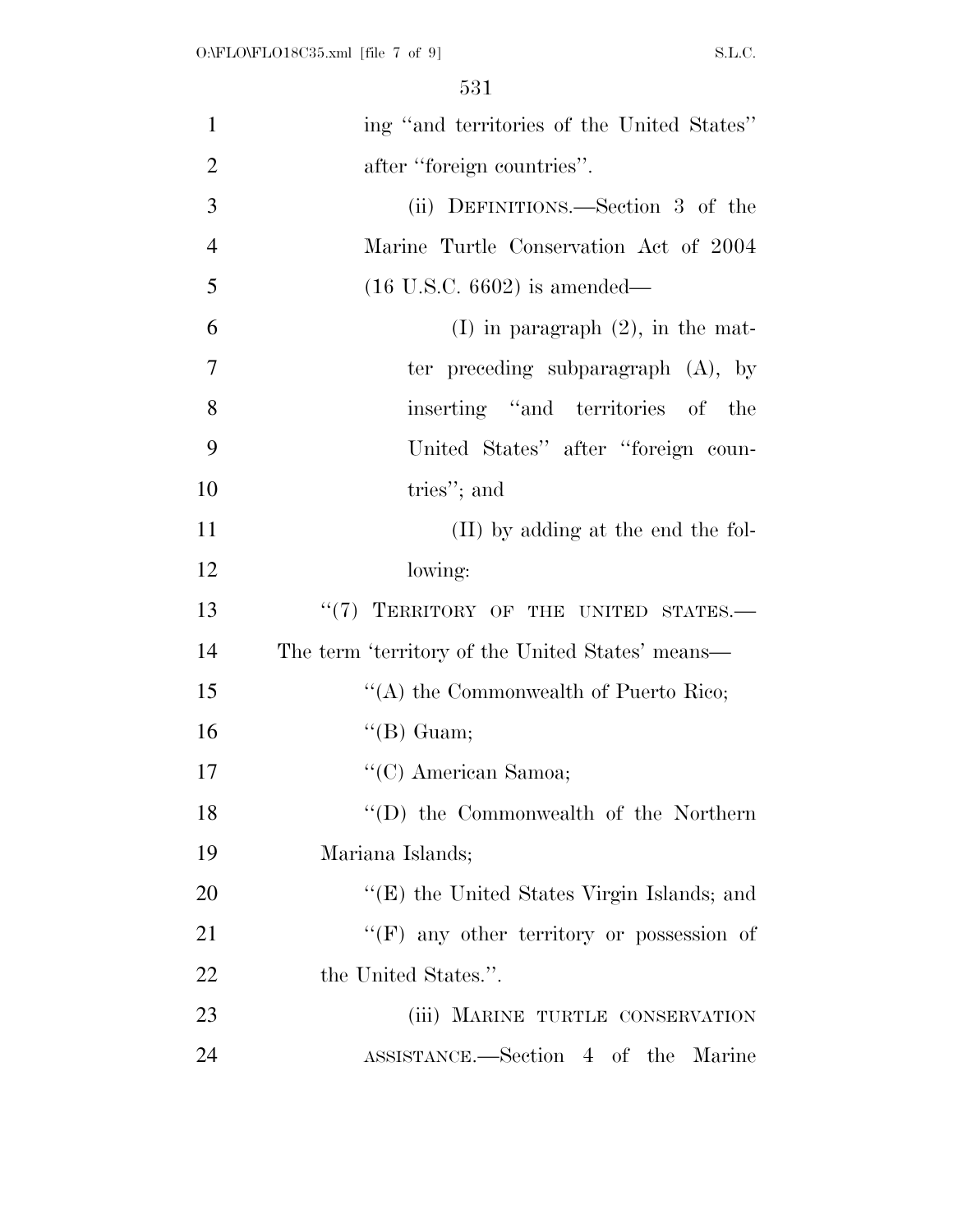ing "and territories of the United States" after "foreign countries".

(ii) DEFINITIONS.—Section 3 of the Marine Turtle Conservation Act of 2004 (16 U.S.C. 6602) is amended—

(I) in paragraph (2), in the matter preceding subparagraph (A), by inserting "and territories of the United States" after "foreign countries"; and

(II) by adding at the end the following:

"(7) TERRITORY OF THE UNITED STATES.—The term 'territory of the United States' means—

"(A) the Commonwealth of Puerto Rico;

"(B) Guam;

"(C) American Samoa;

"(D) the Commonwealth of the Northern Mariana Islands;

"(E) the United States Virgin Islands; and

"(F) any other territory or possession of the United States.".

(iii) MARINE TURTLE CONSERVATION ASSISTANCE.—Section 4 of the Marine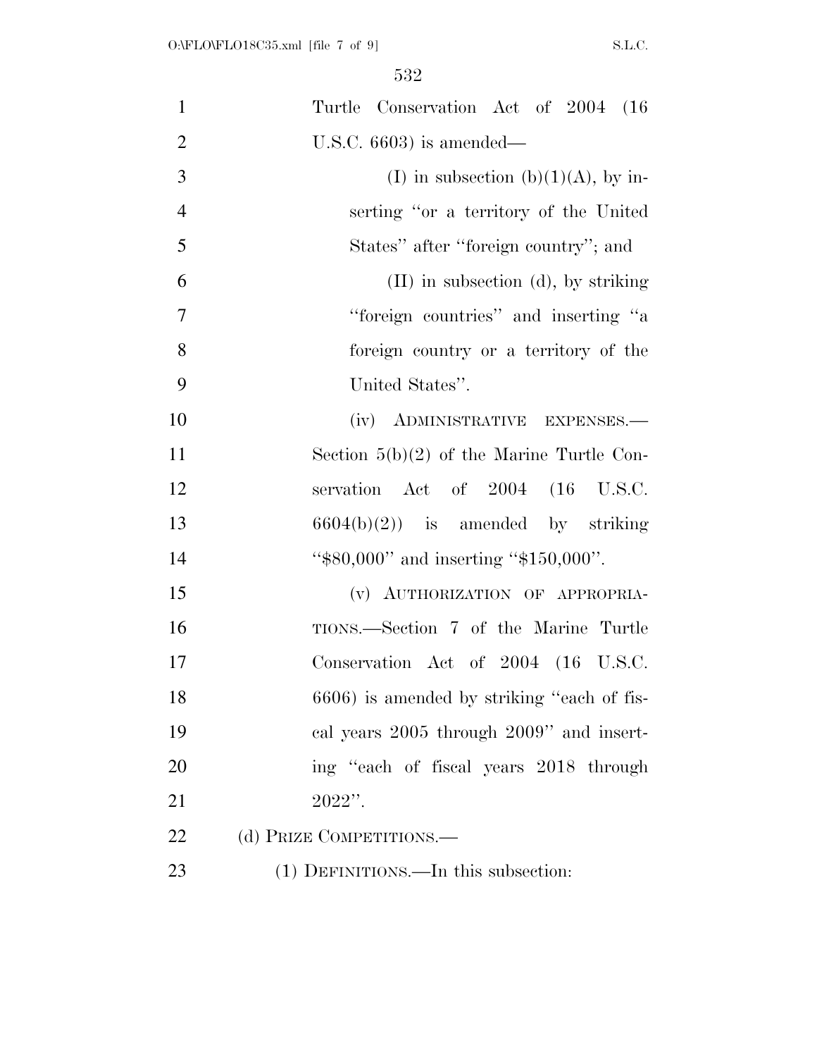Turtle Conservation Act of 2004 (16 U.S.C. 6603) is amended—

(I) in subsection (b)(1)(A), by inserting "or a territory of the United States" after "foreign country"; and

(II) in subsection (d), by striking "foreign countries" and inserting "a foreign country or a territory of the United States".

(iv) ADMINISTRATIVE EXPENSES.—Section 5(b)(2) of the Marine Turtle Conservation Act of 2004 (16 U.S.C. 6604(b)(2)) is amended by striking "$80,000" and inserting "$150,000".

(v) AUTHORIZATION OF APPROPRIATIONS.—Section 7 of the Marine Turtle Conservation Act of 2004 (16 U.S.C. 6606) is amended by striking "each of fiscal years 2005 through 2009" and inserting "each of fiscal years 2018 through 2022".

(d) PRIZE COMPETITIONS.—

(1) DEFINITIONS.—In this subsection: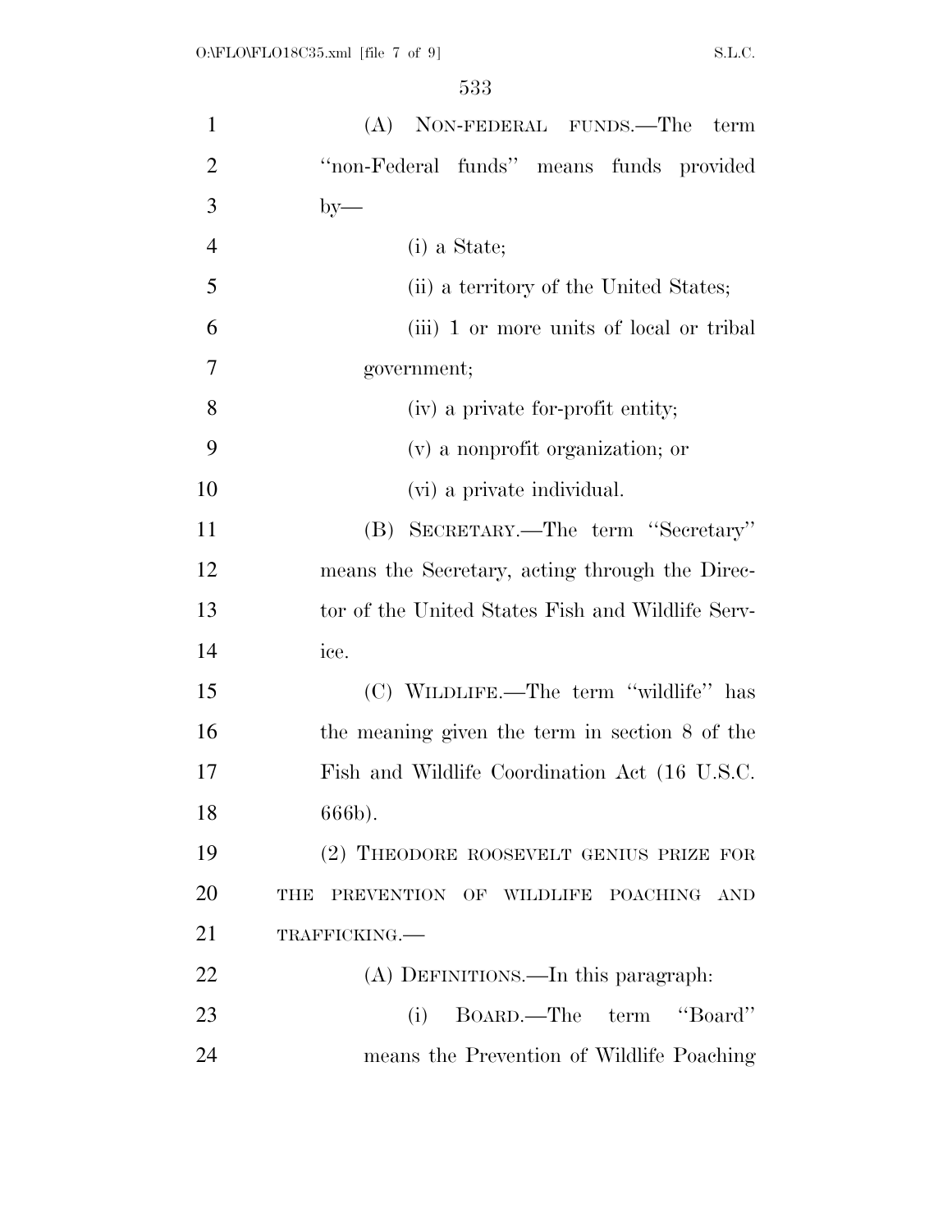(A) NON-FEDERAL FUNDS.—The term "non-Federal funds" means funds provided by—

(i) a State;

(ii) a territory of the United States;

(iii) 1 or more units of local or tribal government;

(iv) a private for-profit entity;

(v) a nonprofit organization; or

(vi) a private individual.

(B) SECRETARY.—The term "Secretary" means the Secretary, acting through the Director of the United States Fish and Wildlife Service.

(C) WILDLIFE.—The term "wildlife" has the meaning given the term in section 8 of the Fish and Wildlife Coordination Act (16 U.S.C. 666b).

(2) THEODORE ROOSEVELT GENIUS PRIZE FOR THE PREVENTION OF WILDLIFE POACHING AND TRAFFICKING.—

(A) DEFINITIONS.—In this paragraph:

(i) BOARD.—The term "Board" means the Prevention of Wildlife Poaching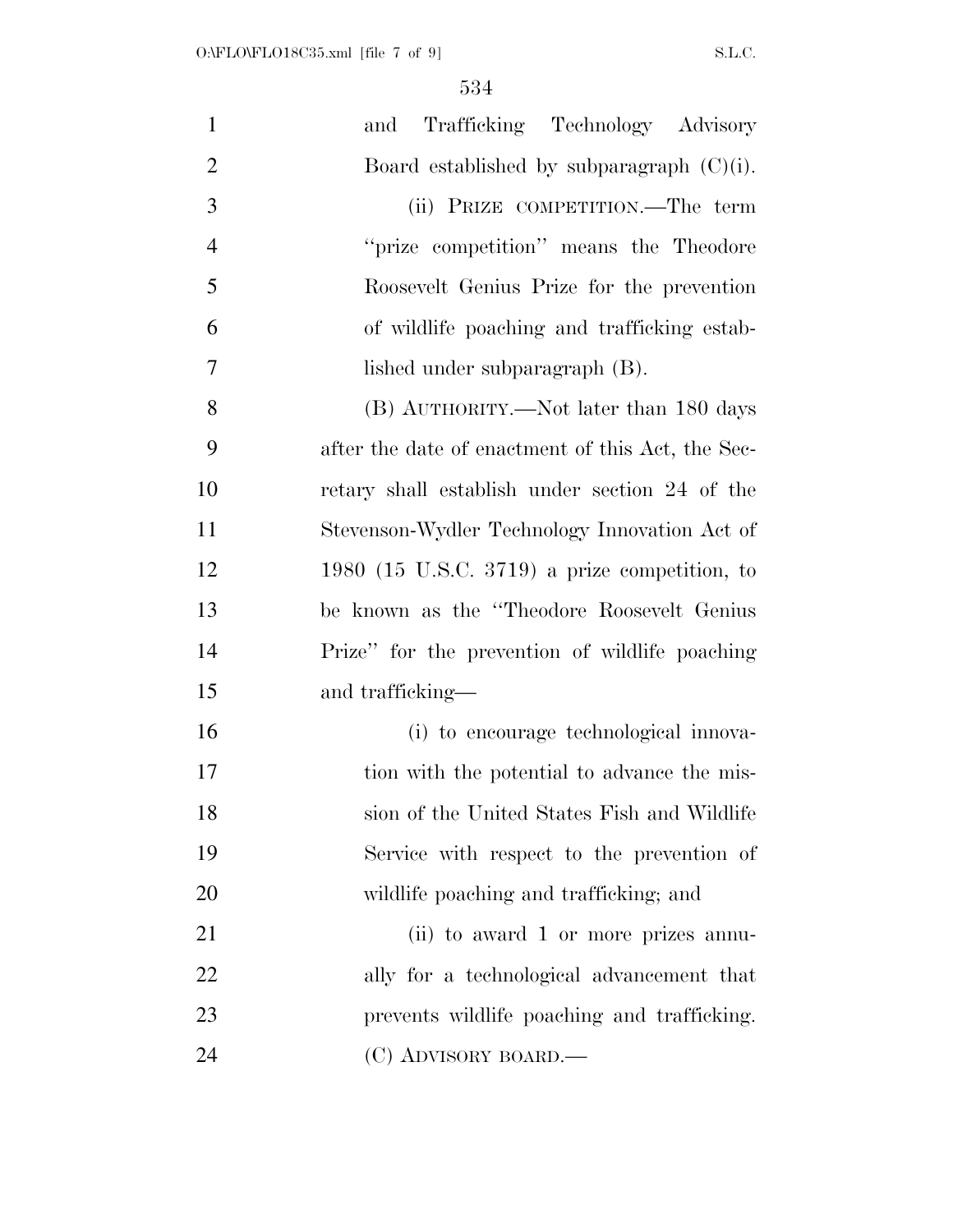and Trafficking Technology Advisory Board established by subparagraph (C)(i).

(ii) PRIZE COMPETITION.—The term ''prize competition'' means the Theodore Roosevelt Genius Prize for the prevention of wildlife poaching and trafficking established under subparagraph (B).

(B) AUTHORITY.—Not later than 180 days after the date of enactment of this Act, the Secretary shall establish under section 24 of the Stevenson-Wydler Technology Innovation Act of 1980 (15 U.S.C. 3719) a prize competition, to be known as the ''Theodore Roosevelt Genius Prize'' for the prevention of wildlife poaching and trafficking—

(i) to encourage technological innovation with the potential to advance the mission of the United States Fish and Wildlife Service with respect to the prevention of wildlife poaching and trafficking; and

(ii) to award 1 or more prizes annually for a technological advancement that prevents wildlife poaching and trafficking.

(C) ADVISORY BOARD.—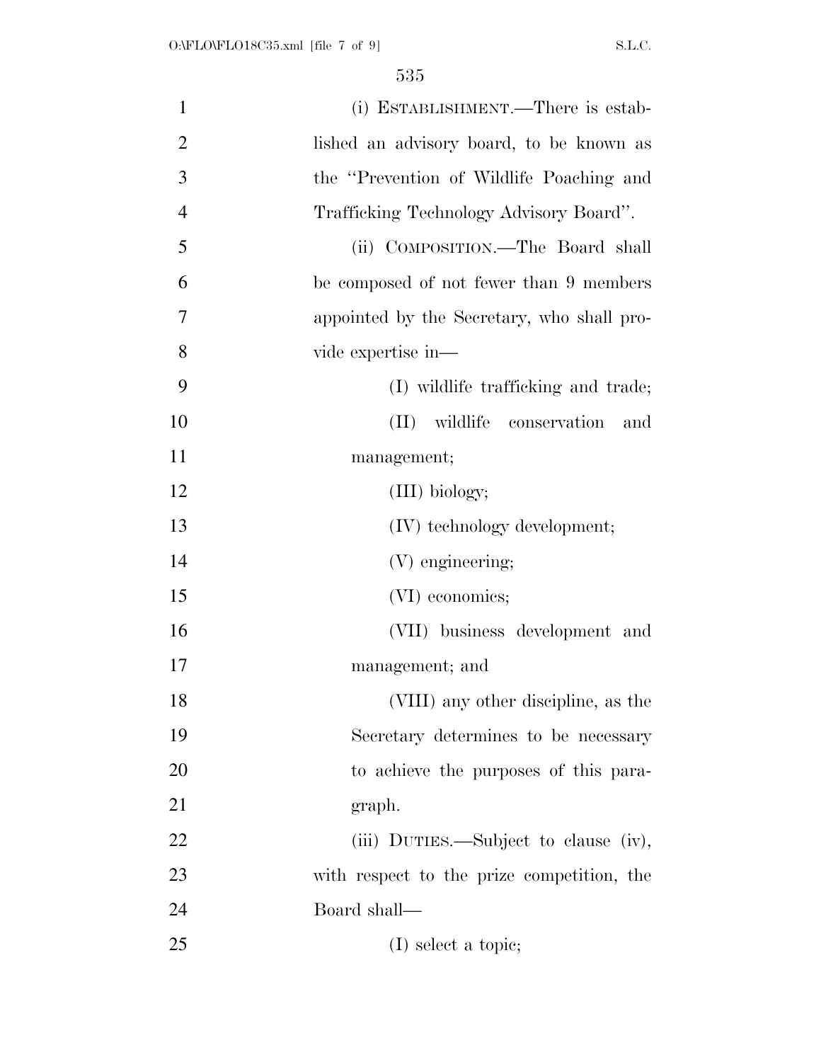(i) ESTABLISHMENT.—There is established an advisory board, to be known as the "Prevention of Wildlife Poaching and Trafficking Technology Advisory Board".

(ii) COMPOSITION.—The Board shall be composed of not fewer than 9 members appointed by the Secretary, who shall provide expertise in—

(I) wildlife trafficking and trade;

(II) wildlife conservation and management;

(III) biology;

(IV) technology development;

(V) engineering;

(VI) economics;

(VII) business development and management; and

(VIII) any other discipline, as the Secretary determines to be necessary to achieve the purposes of this paragraph.

(iii) DUTIES.—Subject to clause (iv), with respect to the prize competition, the Board shall—

(I) select a topic;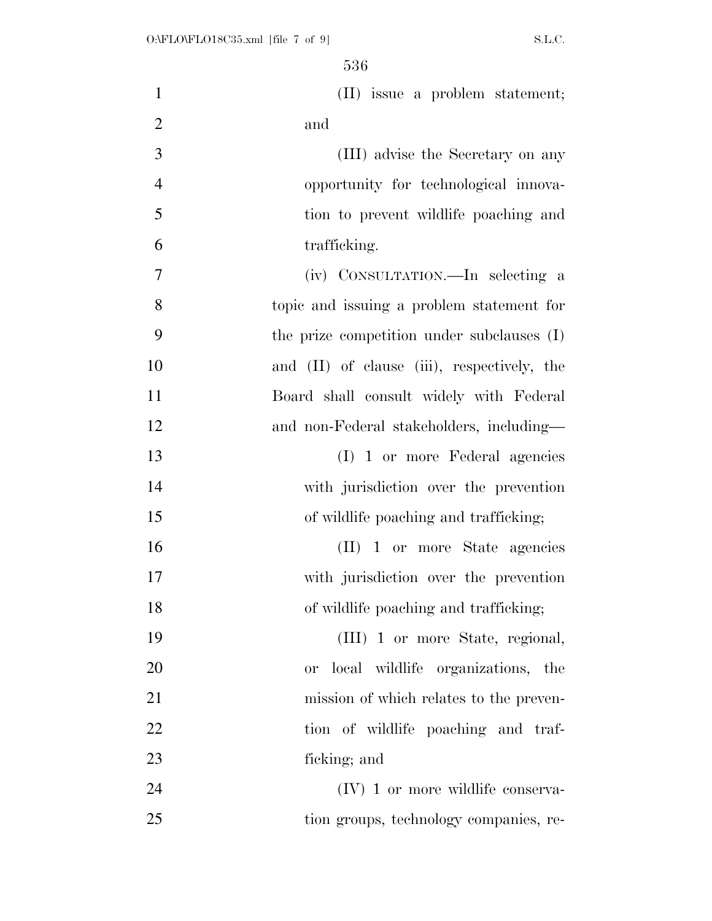(II) issue a problem statement; and

(III) advise the Secretary on any opportunity for technological innovation to prevent wildlife poaching and trafficking.

(iv) CONSULTATION.—In selecting a topic and issuing a problem statement for the prize competition under subclauses (I) and (II) of clause (iii), respectively, the Board shall consult widely with Federal and non-Federal stakeholders, including—

(I) 1 or more Federal agencies with jurisdiction over the prevention of wildlife poaching and trafficking;

(II) 1 or more State agencies with jurisdiction over the prevention of wildlife poaching and trafficking;

(III) 1 or more State, regional, or local wildlife organizations, the mission of which relates to the prevention of wildlife poaching and trafficking; and

(IV) 1 or more wildlife conservation groups, technology companies, re-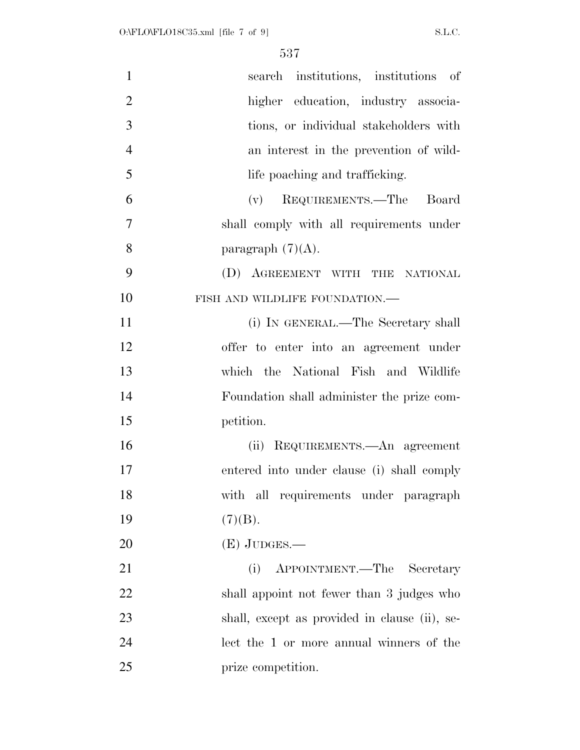search institutions, institutions of higher education, industry associations, or individual stakeholders with an interest in the prevention of wildlife poaching and trafficking.

(v) REQUIREMENTS.—The Board shall comply with all requirements under paragraph (7)(A).

(D) AGREEMENT WITH THE NATIONAL FISH AND WILDLIFE FOUNDATION.—

(i) IN GENERAL.—The Secretary shall offer to enter into an agreement under which the National Fish and Wildlife Foundation shall administer the prize competition.

(ii) REQUIREMENTS.—An agreement entered into under clause (i) shall comply with all requirements under paragraph (7)(B).

(E) JUDGES.—

(i) APPOINTMENT.—The Secretary shall appoint not fewer than 3 judges who shall, except as provided in clause (ii), select the 1 or more annual winners of the prize competition.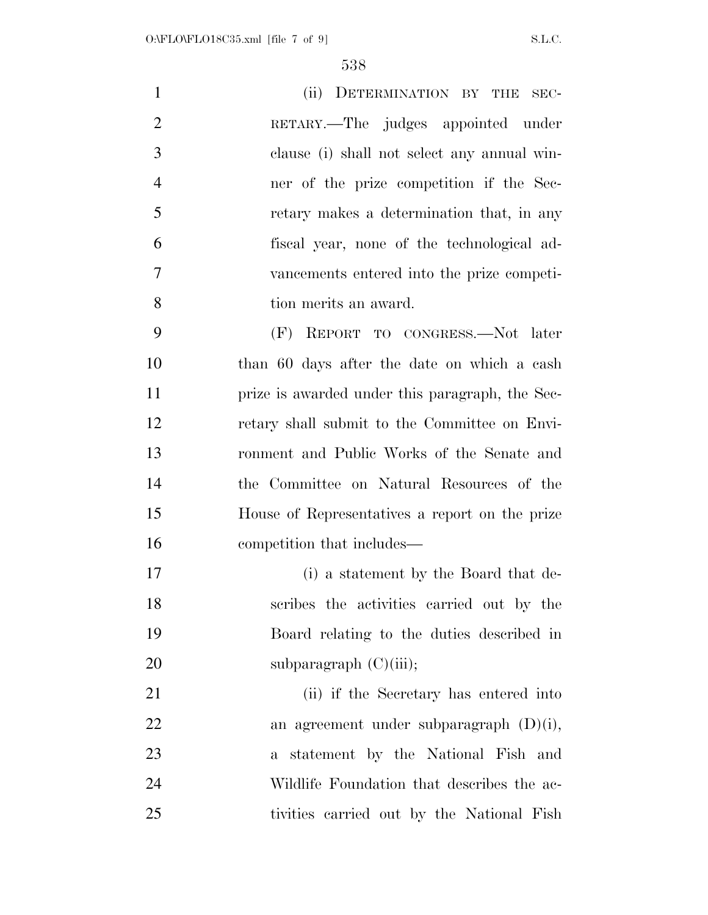(ii) DETERMINATION BY THE SECRETARY.—The judges appointed under clause (i) shall not select any annual winner of the prize competition if the Secretary makes a determination that, in any fiscal year, none of the technological advancements entered into the prize competition merits an award.

(F) REPORT TO CONGRESS.—Not later than 60 days after the date on which a cash prize is awarded under this paragraph, the Secretary shall submit to the Committee on Environment and Public Works of the Senate and the Committee on Natural Resources of the House of Representatives a report on the prize competition that includes—

(i) a statement by the Board that describes the activities carried out by the Board relating to the duties described in subparagraph (C)(iii);

(ii) if the Secretary has entered into an agreement under subparagraph (D)(i), a statement by the National Fish and Wildlife Foundation that describes the activities carried out by the National Fish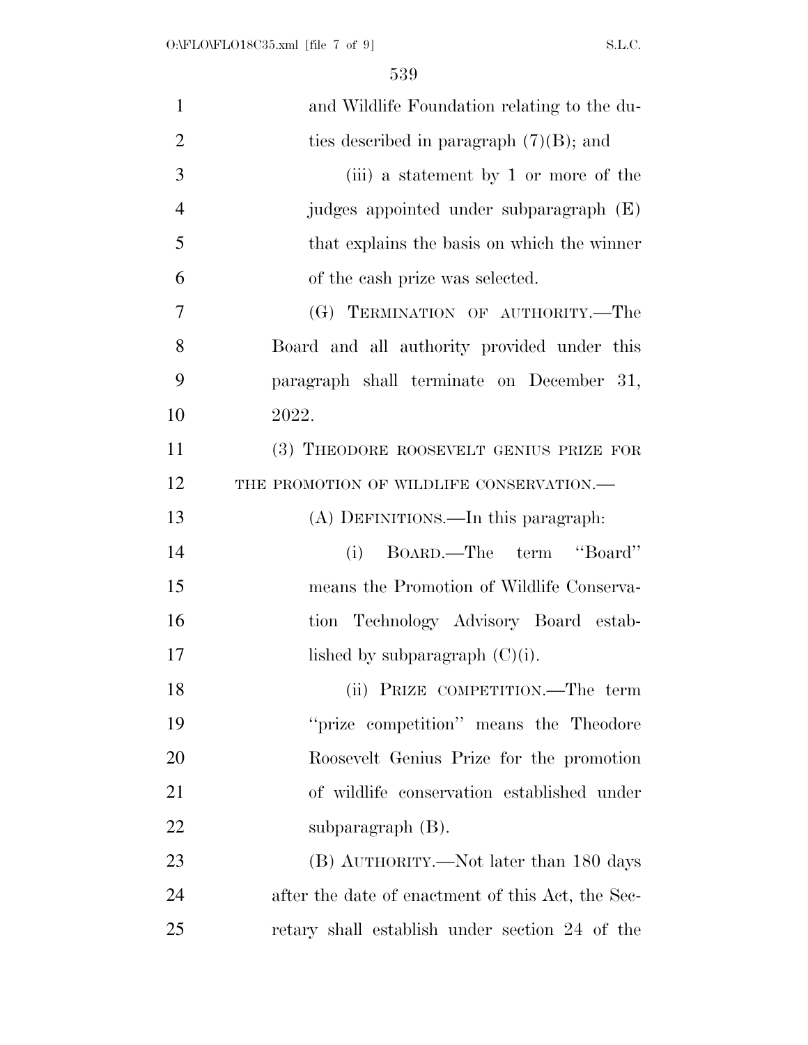and Wildlife Foundation relating to the duties described in paragraph (7)(B); and

(iii) a statement by 1 or more of the judges appointed under subparagraph (E) that explains the basis on which the winner of the cash prize was selected.

(G) TERMINATION OF AUTHORITY.—The Board and all authority provided under this paragraph shall terminate on December 31, 2022.

(3) THEODORE ROOSEVELT GENIUS PRIZE FOR THE PROMOTION OF WILDLIFE CONSERVATION.—

(A) DEFINITIONS.—In this paragraph:

(i) BOARD.—The term "Board" means the Promotion of Wildlife Conservation Technology Advisory Board established by subparagraph (C)(i).

(ii) PRIZE COMPETITION.—The term "prize competition" means the Theodore Roosevelt Genius Prize for the promotion of wildlife conservation established under subparagraph (B).

(B) AUTHORITY.—Not later than 180 days after the date of enactment of this Act, the Secretary shall establish under section 24 of the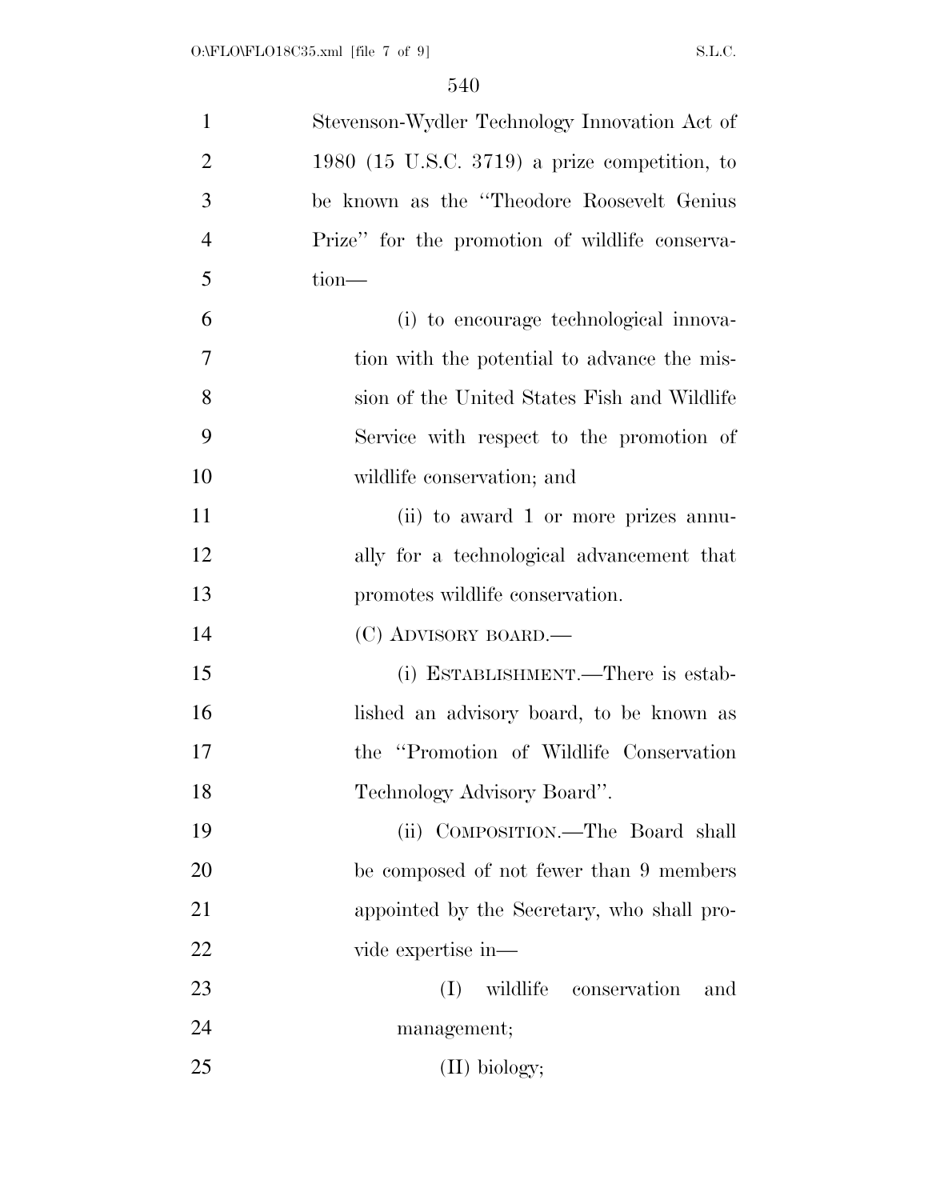Stevenson-Wydler Technology Innovation Act of 1980 (15 U.S.C. 3719) a prize competition, to be known as the ''Theodore Roosevelt Genius Prize'' for the promotion of wildlife conservation—

(i) to encourage technological innovation with the potential to advance the mission of the United States Fish and Wildlife Service with respect to the promotion of wildlife conservation; and

(ii) to award 1 or more prizes annually for a technological advancement that promotes wildlife conservation.

(C) ADVISORY BOARD.—

(i) ESTABLISHMENT.—There is established an advisory board, to be known as the ''Promotion of Wildlife Conservation Technology Advisory Board''.

(ii) COMPOSITION.—The Board shall be composed of not fewer than 9 members appointed by the Secretary, who shall provide expertise in—

(I) wildlife conservation and management;

(II) biology;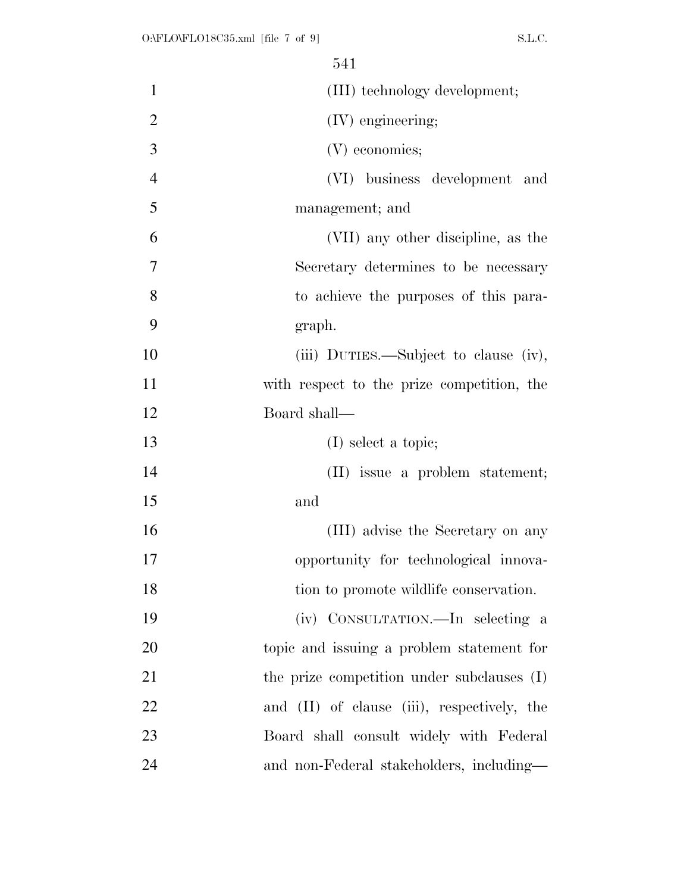(III) technology development;

(IV) engineering;

(V) economics;

(VI) business development and management; and

(VII) any other discipline, as the Secretary determines to be necessary to achieve the purposes of this paragraph.

(iii) DUTIES.—Subject to clause (iv), with respect to the prize competition, the Board shall—

(I) select a topic;

(II) issue a problem statement; and

(III) advise the Secretary on any opportunity for technological innovation to promote wildlife conservation.

(iv) CONSULTATION.—In selecting a topic and issuing a problem statement for the prize competition under subclauses (I) and (II) of clause (iii), respectively, the Board shall consult widely with Federal and non-Federal stakeholders, including—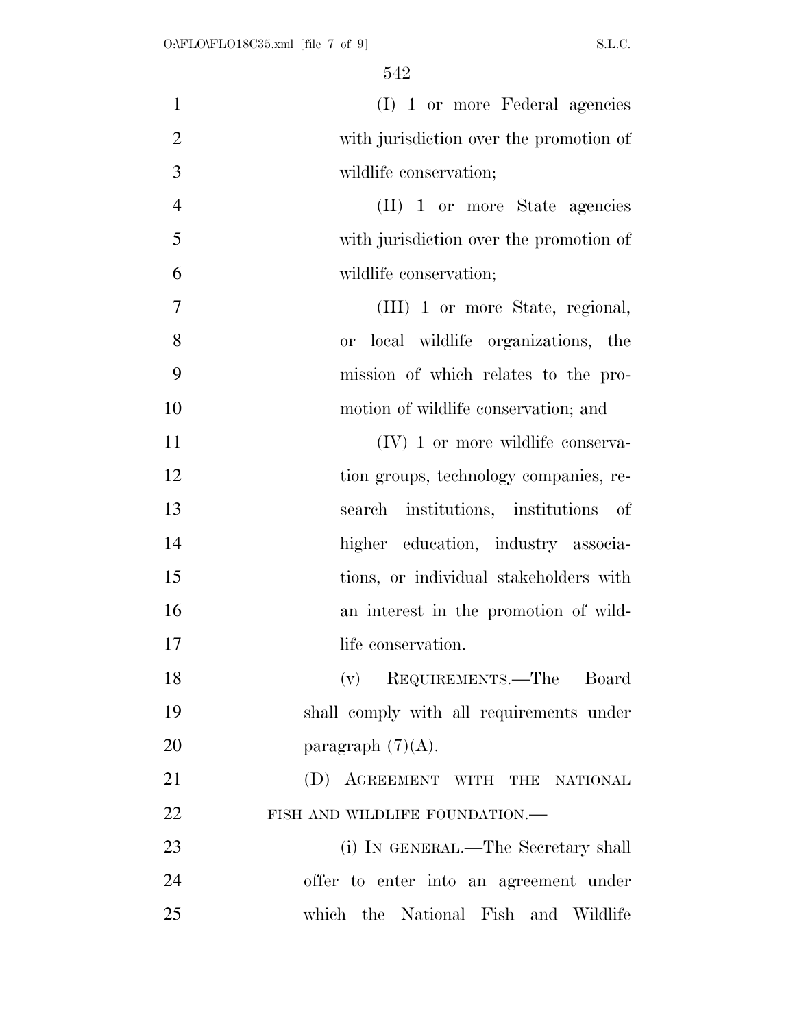(I) 1 or more Federal agencies with jurisdiction over the promotion of wildlife conservation;

(II) 1 or more State agencies with jurisdiction over the promotion of wildlife conservation;

(III) 1 or more State, regional, or local wildlife organizations, the mission of which relates to the promotion of wildlife conservation; and

(IV) 1 or more wildlife conservation groups, technology companies, research institutions, institutions of higher education, industry associations, or individual stakeholders with an interest in the promotion of wildlife conservation.

(v) REQUIREMENTS.—The Board shall comply with all requirements under paragraph (7)(A).

(D) AGREEMENT WITH THE NATIONAL FISH AND WILDLIFE FOUNDATION.—

(i) IN GENERAL.—The Secretary shall offer to enter into an agreement under which the National Fish and Wildlife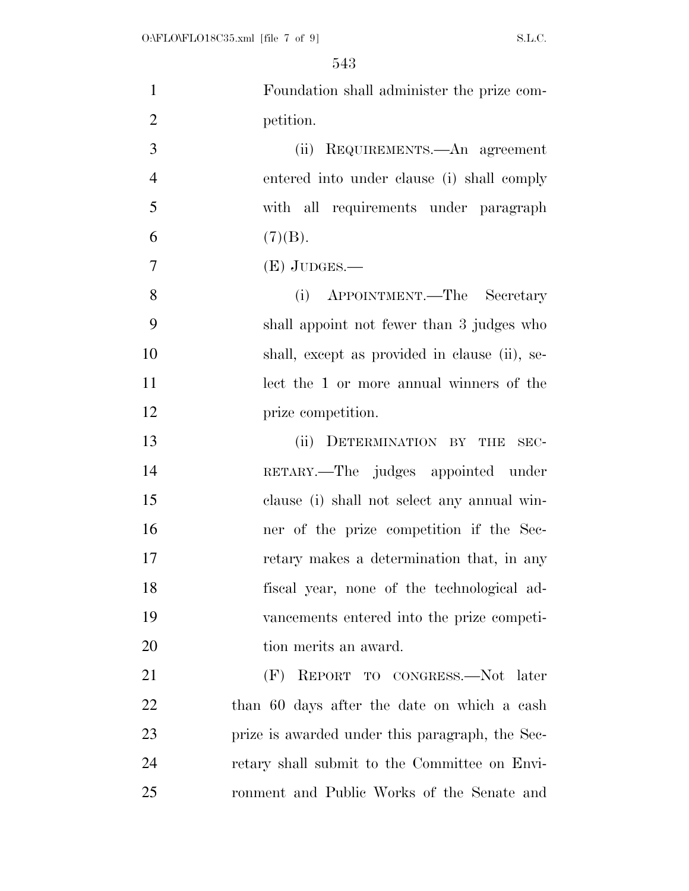Foundation shall administer the prize competition.

(ii) REQUIREMENTS.—An agreement entered into under clause (i) shall comply with all requirements under paragraph (7)(B).

(E) JUDGES.—

(i) APPOINTMENT.—The Secretary shall appoint not fewer than 3 judges who shall, except as provided in clause (ii), select the 1 or more annual winners of the prize competition.

(ii) DETERMINATION BY THE SECRETARY.—The judges appointed under clause (i) shall not select any annual winner of the prize competition if the Secretary makes a determination that, in any fiscal year, none of the technological advancements entered into the prize competition merits an award.

(F) REPORT TO CONGRESS.—Not later than 60 days after the date on which a cash prize is awarded under this paragraph, the Secretary shall submit to the Committee on Environment and Public Works of the Senate and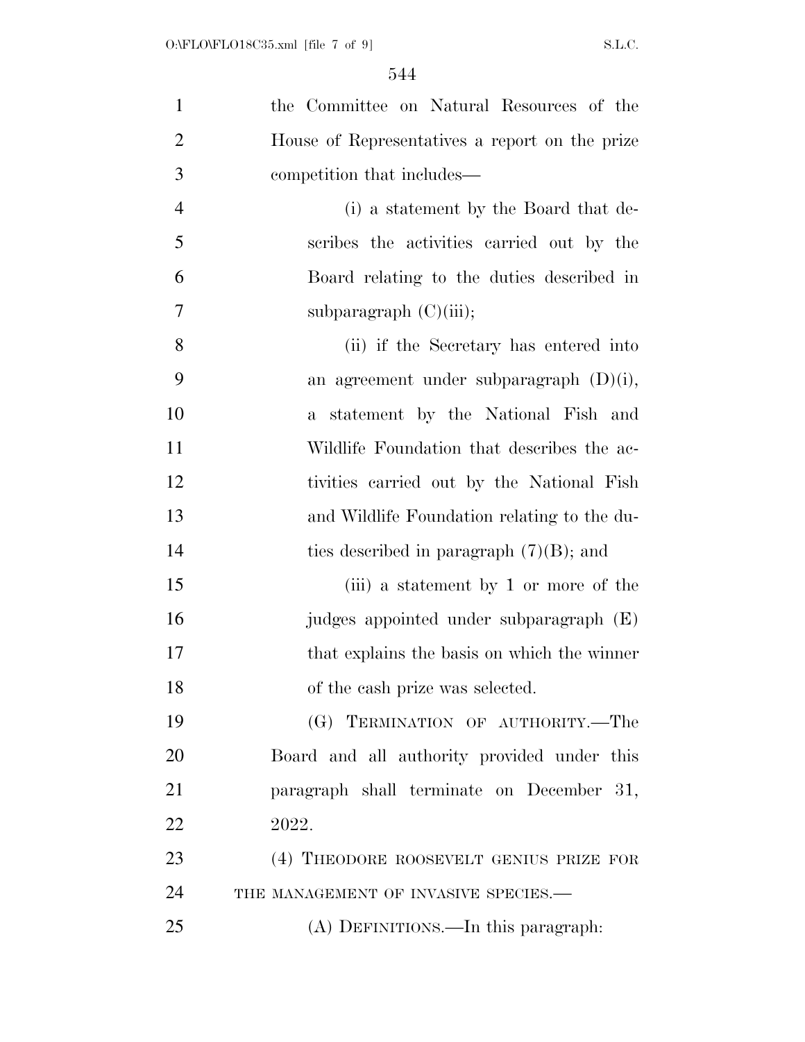the Committee on Natural Resources of the House of Representatives a report on the prize competition that includes—

(i) a statement by the Board that describes the activities carried out by the Board relating to the duties described in subparagraph (C)(iii);

(ii) if the Secretary has entered into an agreement under subparagraph (D)(i), a statement by the National Fish and Wildlife Foundation that describes the activities carried out by the National Fish and Wildlife Foundation relating to the duties described in paragraph (7)(B); and

(iii) a statement by 1 or more of the judges appointed under subparagraph (E) that explains the basis on which the winner of the cash prize was selected.

(G) TERMINATION OF AUTHORITY.—The Board and all authority provided under this paragraph shall terminate on December 31, 2022.

(4) THEODORE ROOSEVELT GENIUS PRIZE FOR THE MANAGEMENT OF INVASIVE SPECIES.—

(A) DEFINITIONS.—In this paragraph: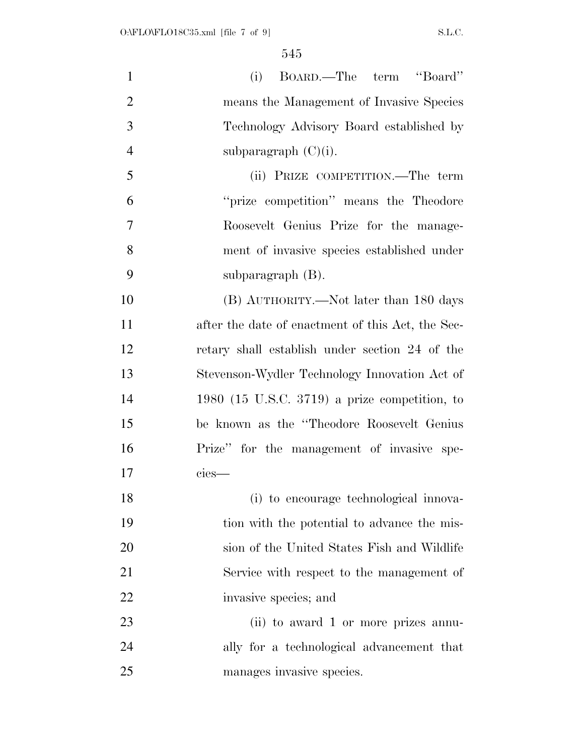(i) BOARD.—The term "Board" means the Management of Invasive Species Technology Advisory Board established by subparagraph (C)(i).

(ii) PRIZE COMPETITION.—The term "prize competition" means the Theodore Roosevelt Genius Prize for the management of invasive species established under subparagraph (B).

(B) AUTHORITY.—Not later than 180 days after the date of enactment of this Act, the Secretary shall establish under section 24 of the Stevenson-Wydler Technology Innovation Act of 1980 (15 U.S.C. 3719) a prize competition, to be known as the "Theodore Roosevelt Genius Prize" for the management of invasive species—

(i) to encourage technological innovation with the potential to advance the mission of the United States Fish and Wildlife Service with respect to the management of invasive species; and

(ii) to award 1 or more prizes annually for a technological advancement that manages invasive species.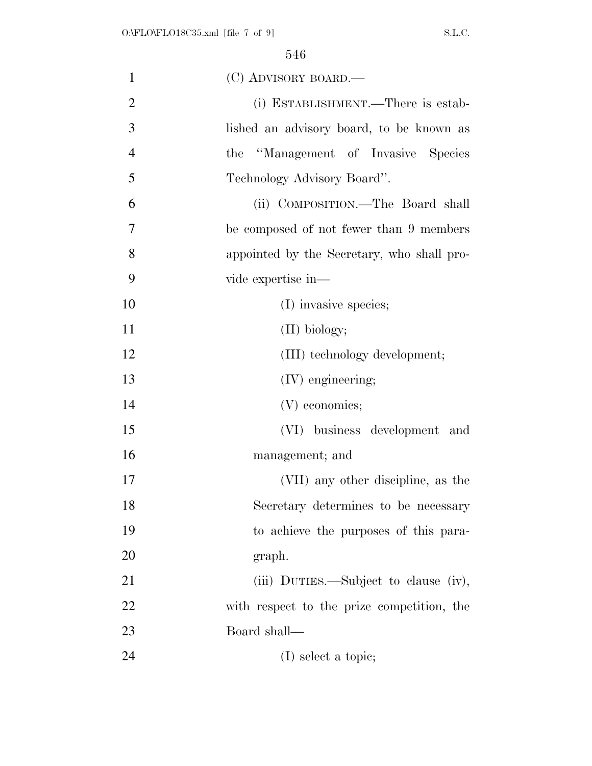(C) ADVISORY BOARD.—

(i) ESTABLISHMENT.—There is established an advisory board, to be known as the "Management of Invasive Species Technology Advisory Board".

(ii) COMPOSITION.—The Board shall be composed of not fewer than 9 members appointed by the Secretary, who shall provide expertise in—

(I) invasive species;

(II) biology;

(III) technology development;

(IV) engineering;

(V) economics;

(VI) business development and management; and

(VII) any other discipline, as the Secretary determines to be necessary to achieve the purposes of this paragraph.

(iii) DUTIES.—Subject to clause (iv), with respect to the prize competition, the Board shall—

(I) select a topic;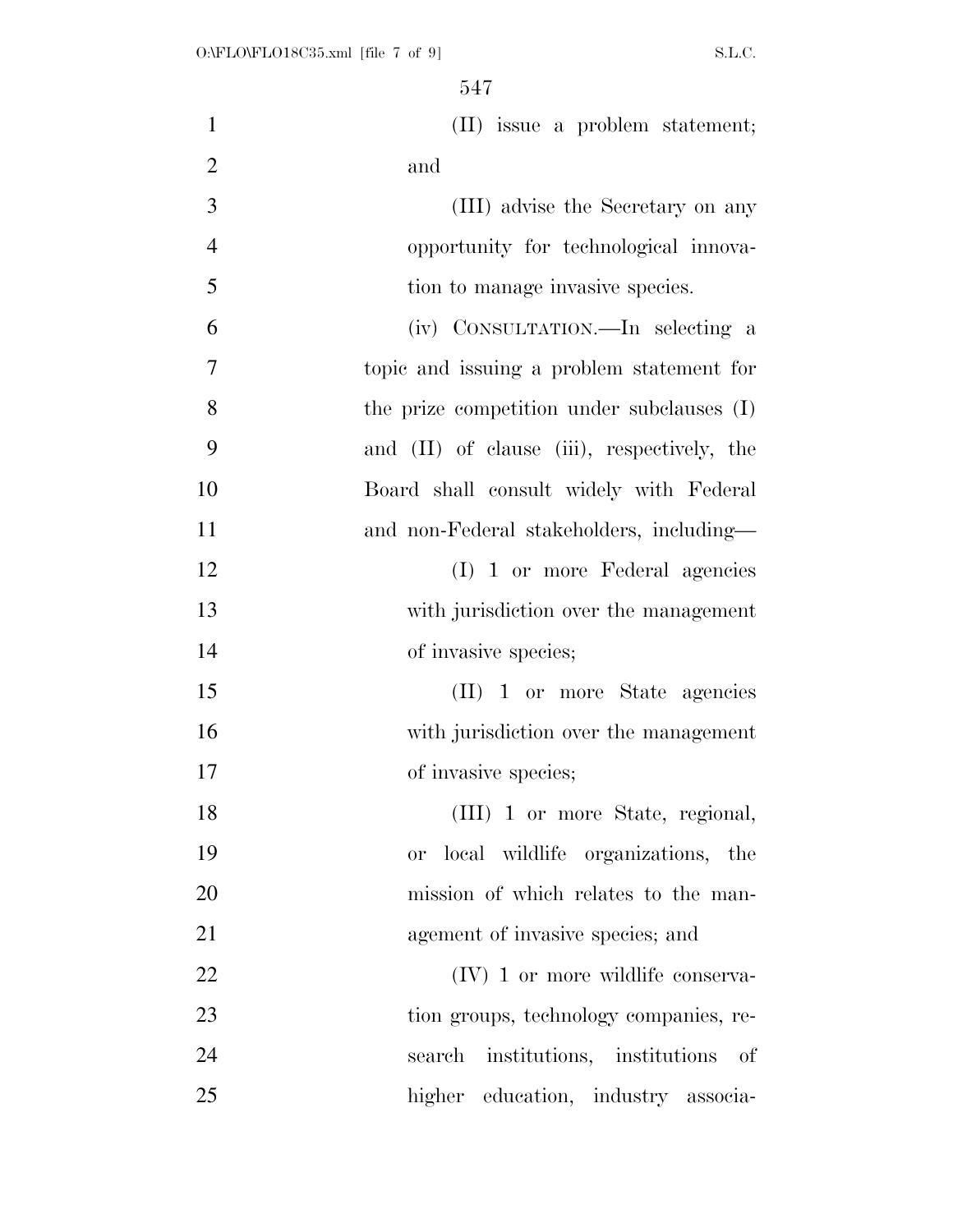(II) issue a problem statement; and

(III) advise the Secretary on any opportunity for technological innovation to manage invasive species.

(iv) CONSULTATION.—In selecting a topic and issuing a problem statement for the prize competition under subclauses (I) and (II) of clause (iii), respectively, the Board shall consult widely with Federal and non-Federal stakeholders, including—

(I) 1 or more Federal agencies with jurisdiction over the management of invasive species;

(II) 1 or more State agencies with jurisdiction over the management of invasive species;

(III) 1 or more State, regional, or local wildlife organizations, the mission of which relates to the management of invasive species; and

(IV) 1 or more wildlife conservation groups, technology companies, research institutions, institutions of higher education, industry associa-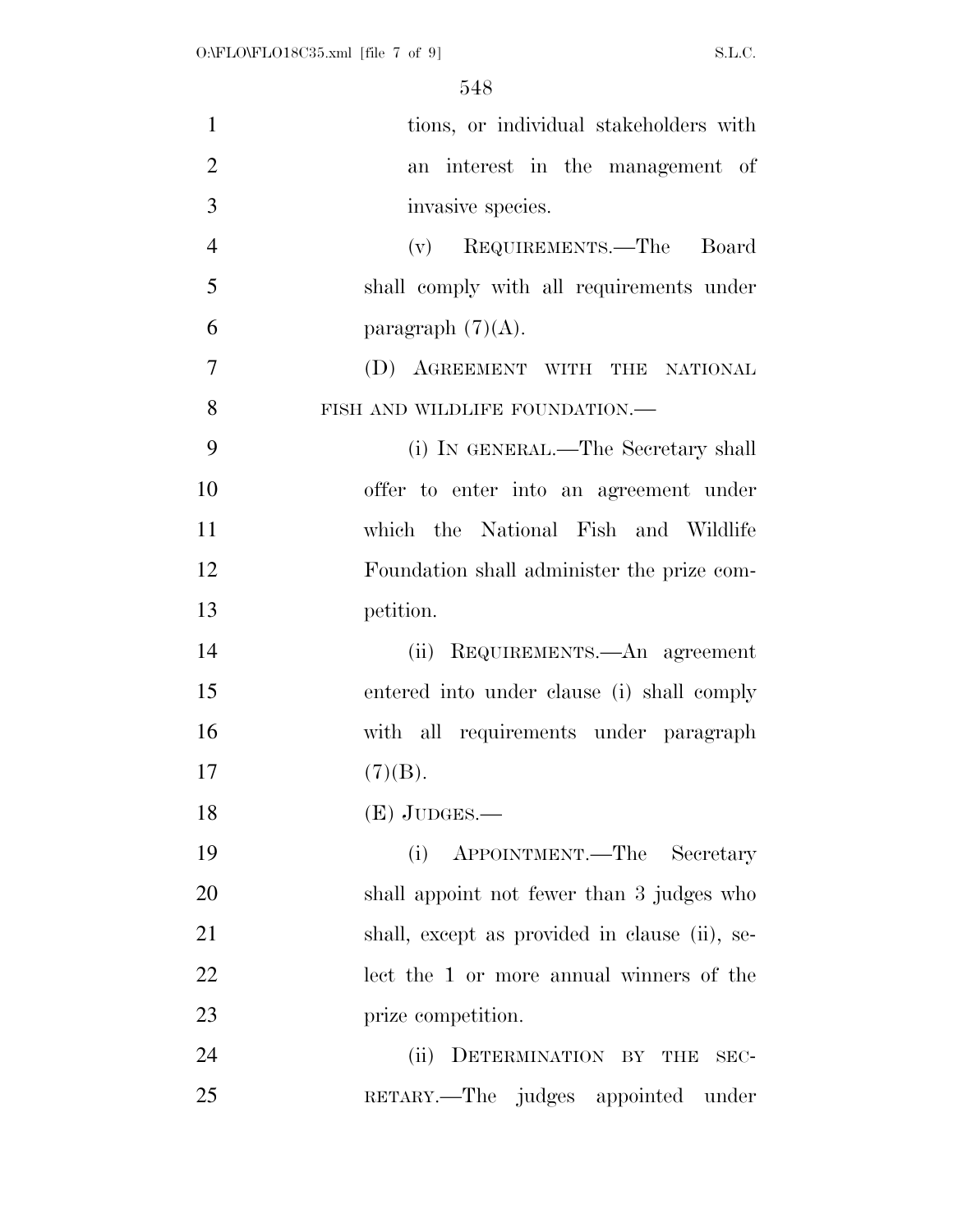tions, or individual stakeholders with an interest in the management of invasive species.

(v) REQUIREMENTS.—The Board shall comply with all requirements under paragraph (7)(A).

(D) AGREEMENT WITH THE NATIONAL FISH AND WILDLIFE FOUNDATION.—

(i) IN GENERAL.—The Secretary shall offer to enter into an agreement under which the National Fish and Wildlife Foundation shall administer the prize competition.

(ii) REQUIREMENTS.—An agreement entered into under clause (i) shall comply with all requirements under paragraph (7)(B).

(E) JUDGES.—

(i) APPOINTMENT.—The Secretary shall appoint not fewer than 3 judges who shall, except as provided in clause (ii), select the 1 or more annual winners of the prize competition.

(ii) DETERMINATION BY THE SECRETARY.—The judges appointed under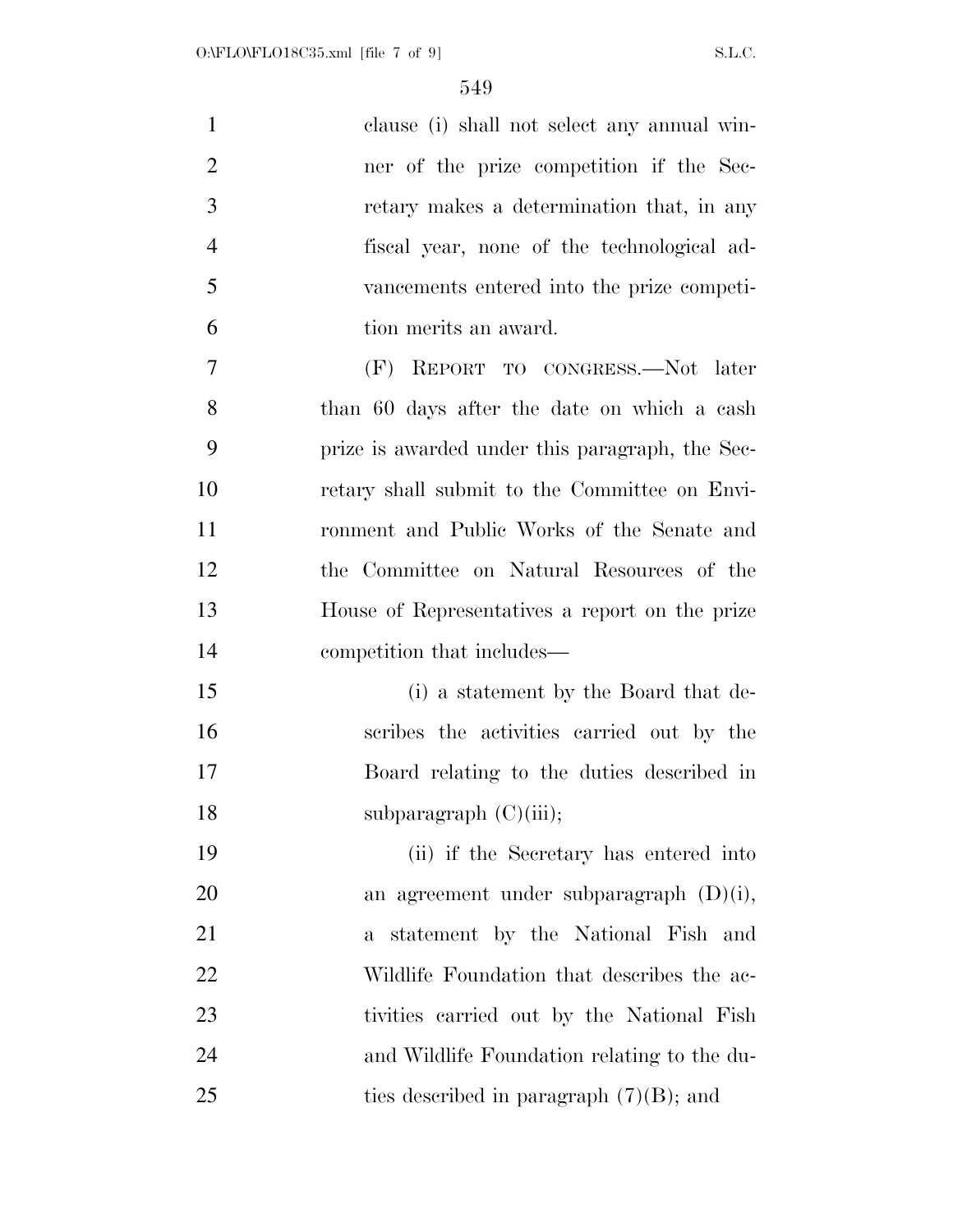clause (i) shall not select any annual winner of the prize competition if the Secretary makes a determination that, in any fiscal year, none of the technological advancements entered into the prize competition merits an award.

(F) REPORT TO CONGRESS.—Not later than 60 days after the date on which a cash prize is awarded under this paragraph, the Secretary shall submit to the Committee on Environment and Public Works of the Senate and the Committee on Natural Resources of the House of Representatives a report on the prize competition that includes—

(i) a statement by the Board that describes the activities carried out by the Board relating to the duties described in subparagraph (C)(iii);

(ii) if the Secretary has entered into an agreement under subparagraph (D)(i), a statement by the National Fish and Wildlife Foundation that describes the activities carried out by the National Fish and Wildlife Foundation relating to the duties described in paragraph (7)(B); and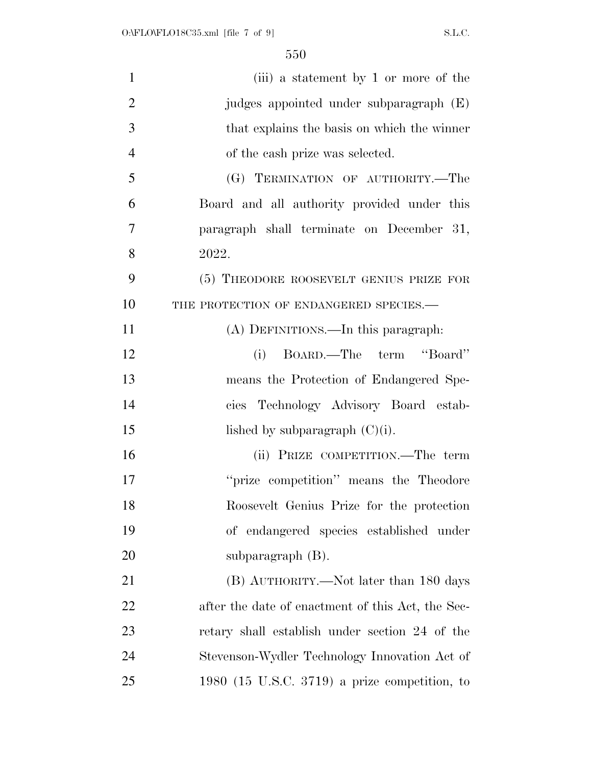(iii) a statement by 1 or more of the judges appointed under subparagraph (E) that explains the basis on which the winner of the cash prize was selected.

(G) TERMINATION OF AUTHORITY.—The Board and all authority provided under this paragraph shall terminate on December 31, 2022.

(5) THEODORE ROOSEVELT GENIUS PRIZE FOR THE PROTECTION OF ENDANGERED SPECIES.—

(A) DEFINITIONS.—In this paragraph:

(i) BOARD.—The term ''Board'' means the Protection of Endangered Species Technology Advisory Board established by subparagraph (C)(i).

(ii) PRIZE COMPETITION.—The term ''prize competition'' means the Theodore Roosevelt Genius Prize for the protection of endangered species established under subparagraph (B).

(B) AUTHORITY.—Not later than 180 days after the date of enactment of this Act, the Secretary shall establish under section 24 of the Stevenson-Wydler Technology Innovation Act of 1980 (15 U.S.C. 3719) a prize competition, to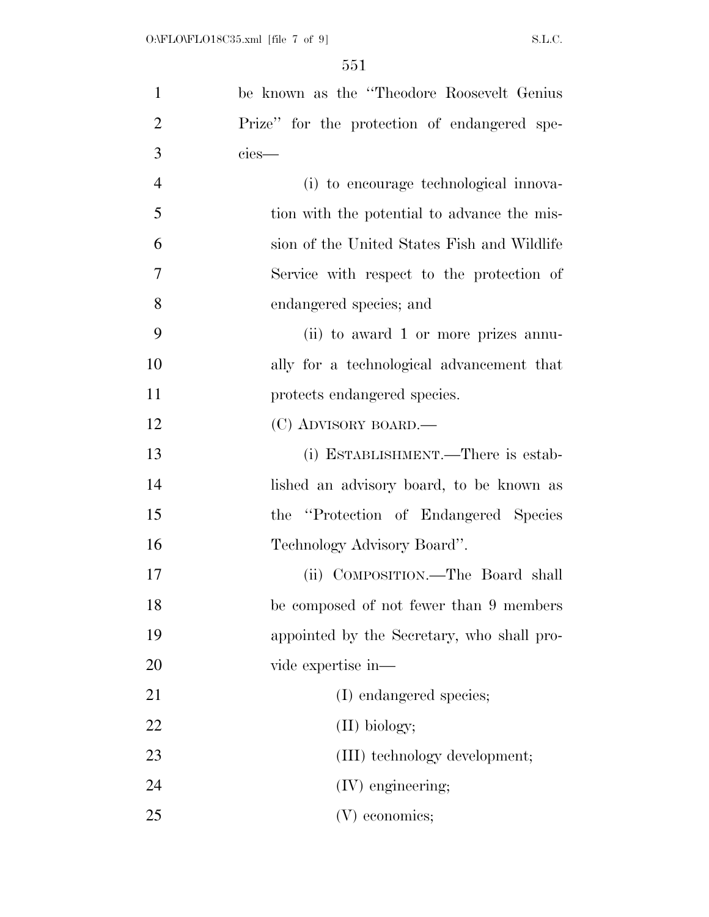be known as the "Theodore Roosevelt Genius Prize" for the protection of endangered species—

(i) to encourage technological innovation with the potential to advance the mission of the United States Fish and Wildlife Service with respect to the protection of endangered species; and

(ii) to award 1 or more prizes annually for a technological advancement that protects endangered species.

(C) ADVISORY BOARD.—

(i) ESTABLISHMENT.—There is established an advisory board, to be known as the "Protection of Endangered Species Technology Advisory Board".

(ii) COMPOSITION.—The Board shall be composed of not fewer than 9 members appointed by the Secretary, who shall provide expertise in—

(I) endangered species;

(II) biology;

(III) technology development;

(IV) engineering;

(V) economics;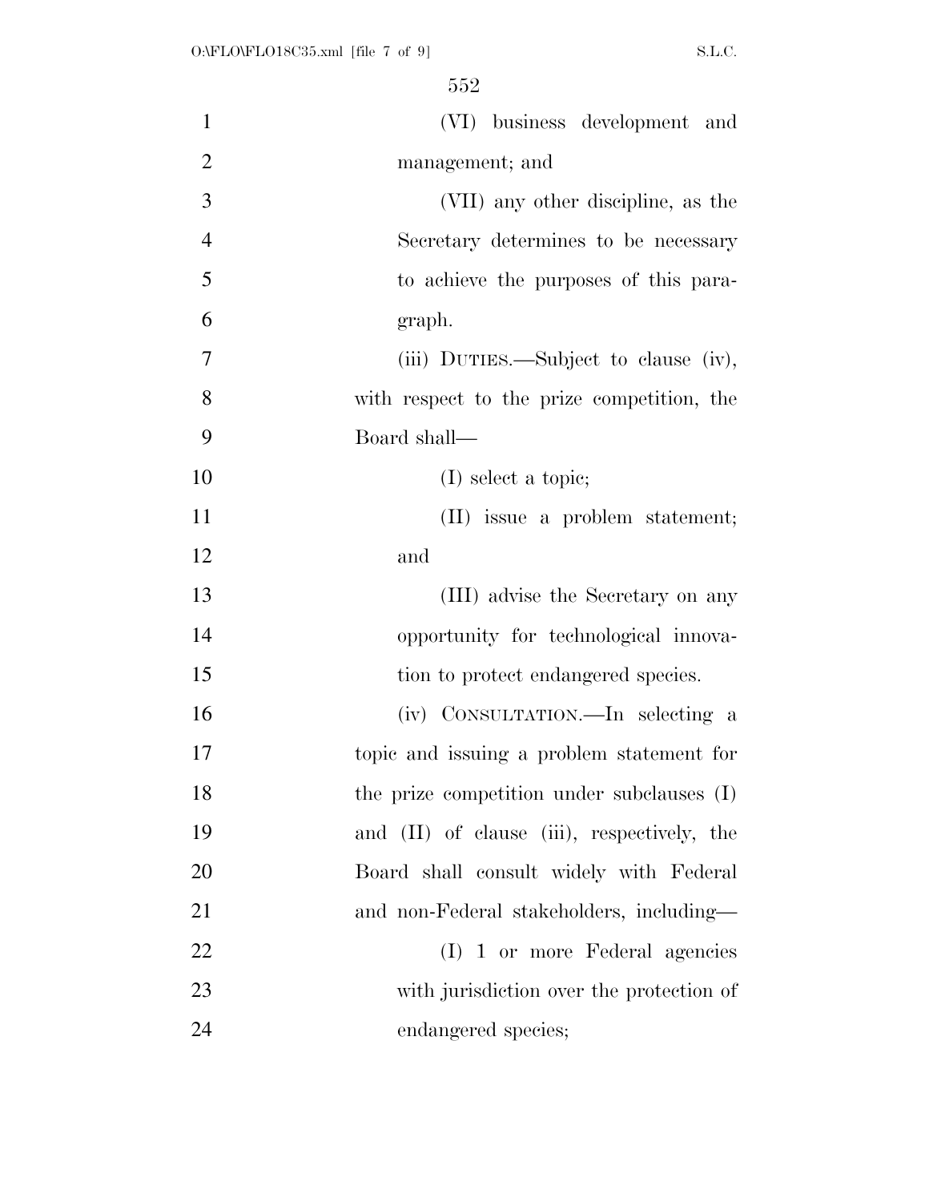(VI) business development and management; and

(VII) any other discipline, as the Secretary determines to be necessary to achieve the purposes of this paragraph.

(iii) DUTIES.—Subject to clause (iv), with respect to the prize competition, the Board shall—

(I) select a topic;

(II) issue a problem statement; and

(III) advise the Secretary on any opportunity for technological innovation to protect endangered species.

(iv) CONSULTATION.—In selecting a topic and issuing a problem statement for the prize competition under subclauses (I) and (II) of clause (iii), respectively, the Board shall consult widely with Federal and non-Federal stakeholders, including—

(I) 1 or more Federal agencies with jurisdiction over the protection of endangered species;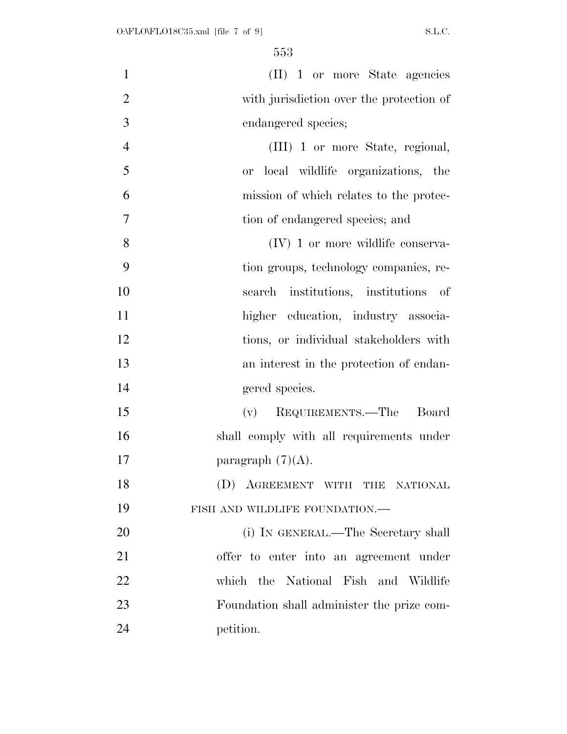(II) 1 or more State agencies with jurisdiction over the protection of endangered species;

(III) 1 or more State, regional, or local wildlife organizations, the mission of which relates to the protection of endangered species; and

(IV) 1 or more wildlife conservation groups, technology companies, research institutions, institutions of higher education, industry associations, or individual stakeholders with an interest in the protection of endangered species.

(v) REQUIREMENTS.—The Board shall comply with all requirements under paragraph (7)(A).

(D) AGREEMENT WITH THE NATIONAL FISH AND WILDLIFE FOUNDATION.—

(i) IN GENERAL.—The Secretary shall offer to enter into an agreement under which the National Fish and Wildlife Foundation shall administer the prize competition.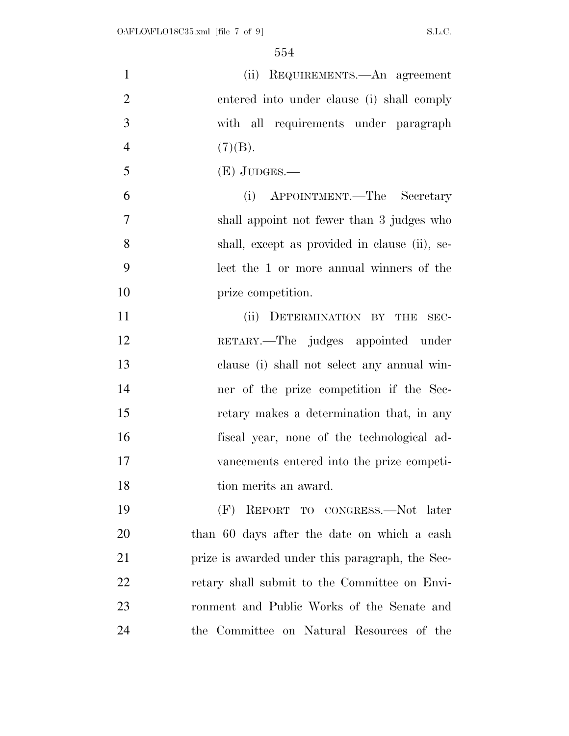(ii) REQUIREMENTS.—An agreement entered into under clause (i) shall comply with all requirements under paragraph (7)(B).

(E) JUDGES.—

(i) APPOINTMENT.—The Secretary shall appoint not fewer than 3 judges who shall, except as provided in clause (ii), select the 1 or more annual winners of the prize competition.

(ii) DETERMINATION BY THE SECRETARY.—The judges appointed under clause (i) shall not select any annual winner of the prize competition if the Secretary makes a determination that, in any fiscal year, none of the technological advancements entered into the prize competition merits an award.

(F) REPORT TO CONGRESS.—Not later than 60 days after the date on which a cash prize is awarded under this paragraph, the Secretary shall submit to the Committee on Environment and Public Works of the Senate and the Committee on Natural Resources of the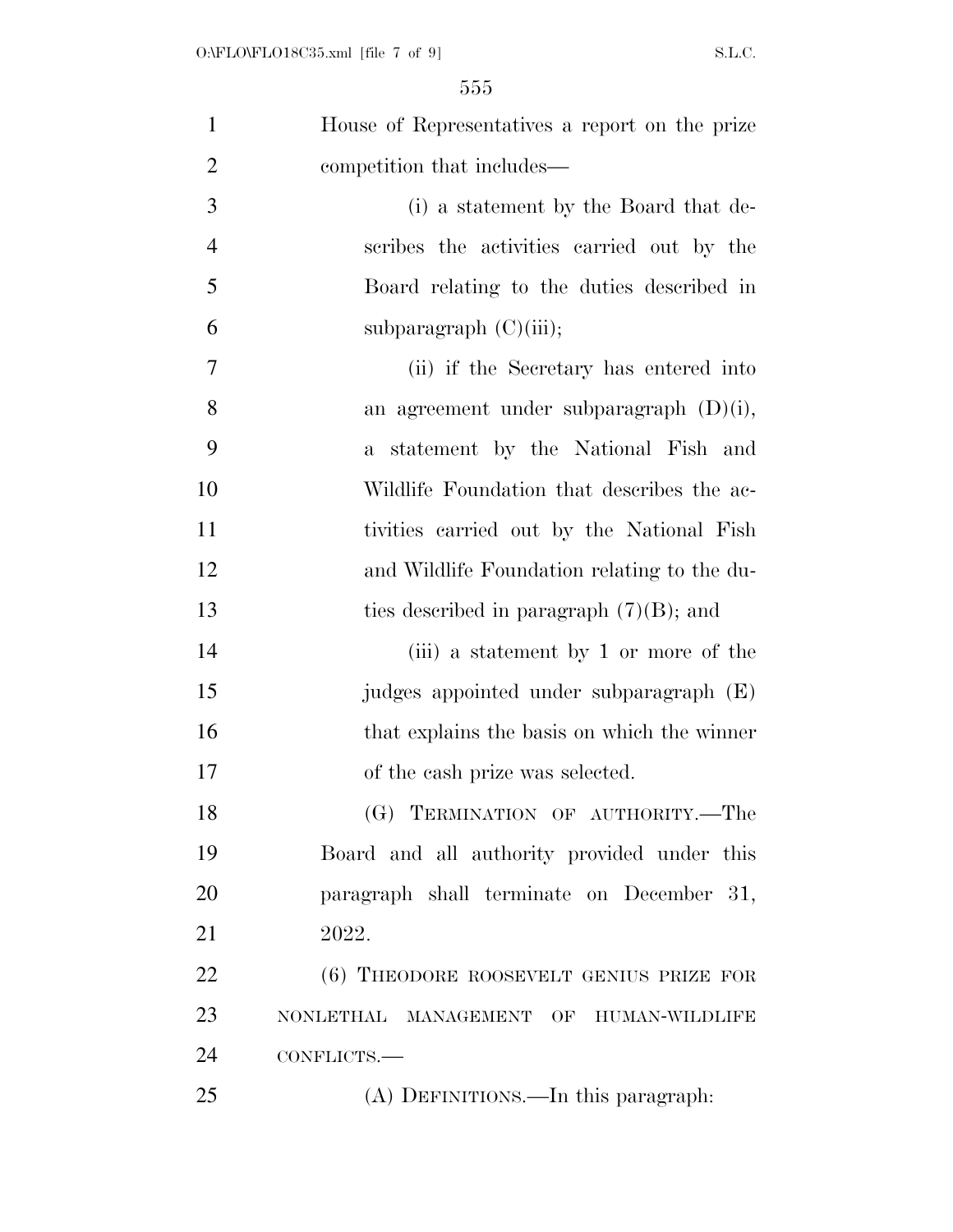House of Representatives a report on the prize competition that includes—

(i) a statement by the Board that describes the activities carried out by the Board relating to the duties described in subparagraph (C)(iii);

(ii) if the Secretary has entered into an agreement under subparagraph (D)(i), a statement by the National Fish and Wildlife Foundation that describes the activities carried out by the National Fish and Wildlife Foundation relating to the duties described in paragraph (7)(B); and

(iii) a statement by 1 or more of the judges appointed under subparagraph (E) that explains the basis on which the winner of the cash prize was selected.

(G) TERMINATION OF AUTHORITY.—The Board and all authority provided under this paragraph shall terminate on December 31, 2022.

(6) THEODORE ROOSEVELT GENIUS PRIZE FOR NONLETHAL MANAGEMENT OF HUMAN-WILDLIFE CONFLICTS.—

(A) DEFINITIONS.—In this paragraph: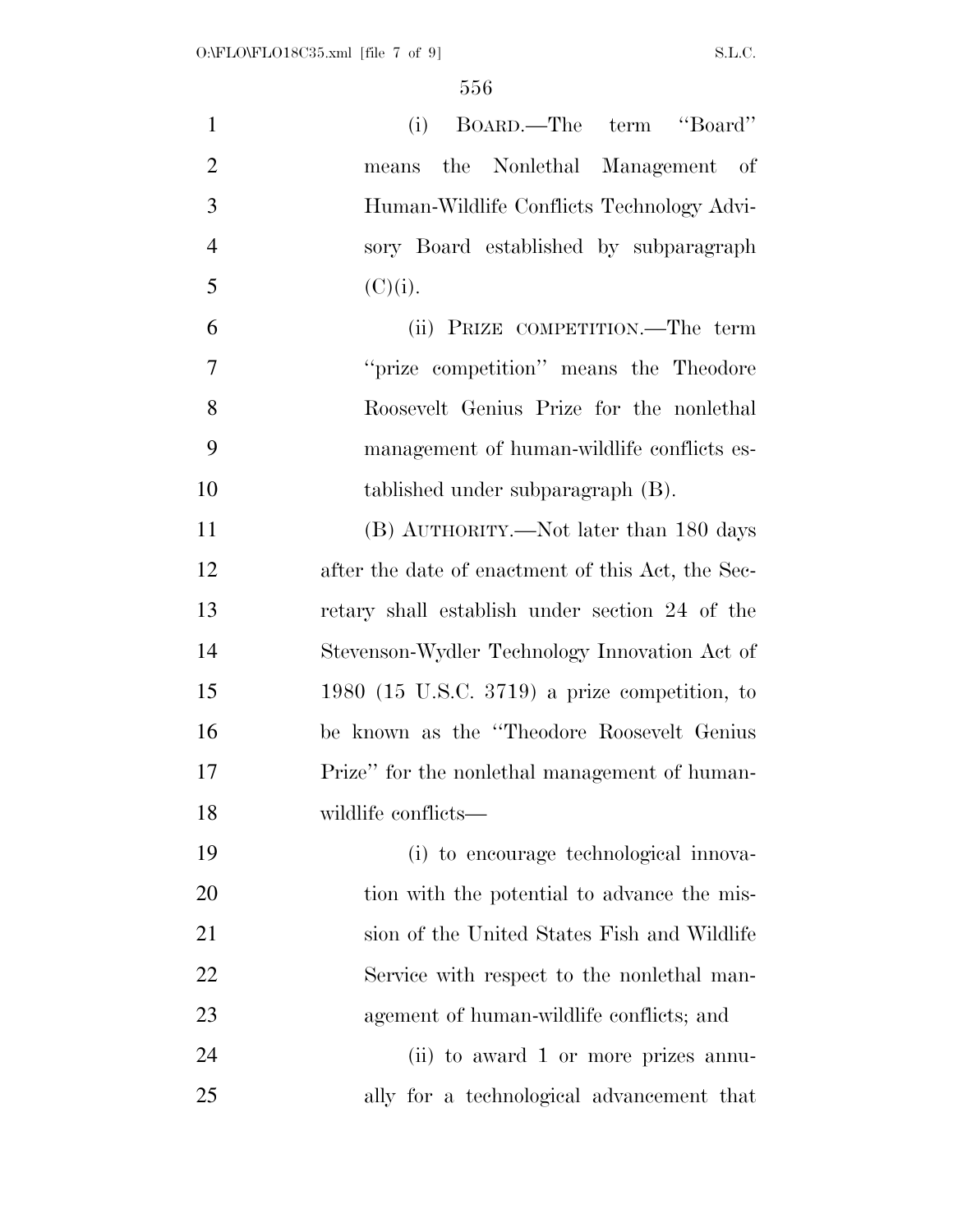(i) BOARD.—The term "Board" means the Nonlethal Management of Human-Wildlife Conflicts Technology Advisory Board established by subparagraph (C)(i).

(ii) PRIZE COMPETITION.—The term "prize competition" means the Theodore Roosevelt Genius Prize for the nonlethal management of human-wildlife conflicts established under subparagraph (B).

(B) AUTHORITY.—Not later than 180 days after the date of enactment of this Act, the Secretary shall establish under section 24 of the Stevenson-Wydler Technology Innovation Act of 1980 (15 U.S.C. 3719) a prize competition, to be known as the "Theodore Roosevelt Genius Prize" for the nonlethal management of human-wildlife conflicts—

(i) to encourage technological innovation with the potential to advance the mission of the United States Fish and Wildlife Service with respect to the nonlethal management of human-wildlife conflicts; and

(ii) to award 1 or more prizes annually for a technological advancement that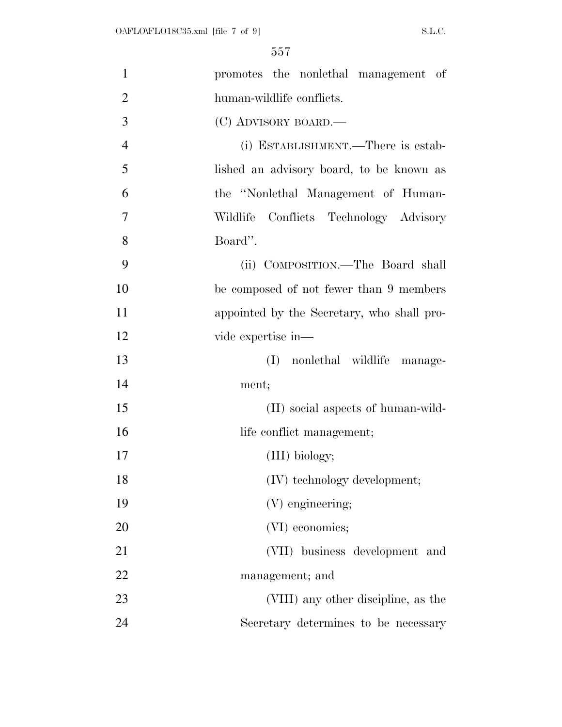promotes the nonlethal management of human-wildlife conflicts.

(C) ADVISORY BOARD.—

(i) ESTABLISHMENT.—There is established an advisory board, to be known as the "Nonlethal Management of Human-Wildlife Conflicts Technology Advisory Board".

(ii) COMPOSITION.—The Board shall be composed of not fewer than 9 members appointed by the Secretary, who shall provide expertise in—

(I) nonlethal wildlife management;

(II) social aspects of human-wildlife conflict management;

(III) biology;

(IV) technology development;

(V) engineering;

(VI) economics;

(VII) business development and management; and

(VIII) any other discipline, as the Secretary determines to be necessary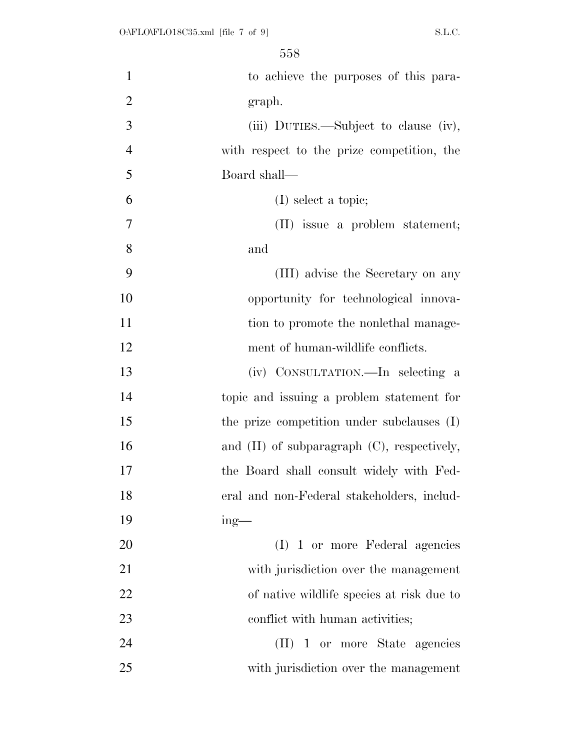to achieve the purposes of this paragraph.

(iii) DUTIES.—Subject to clause (iv), with respect to the prize competition, the Board shall—

(I) select a topic;

(II) issue a problem statement; and

(III) advise the Secretary on any opportunity for technological innovation to promote the nonlethal management of human-wildlife conflicts.

(iv) CONSULTATION.—In selecting a topic and issuing a problem statement for the prize competition under subclauses (I) and (II) of subparagraph (C), respectively, the Board shall consult widely with Federal and non-Federal stakeholders, including—

(I) 1 or more Federal agencies with jurisdiction over the management of native wildlife species at risk due to conflict with human activities;

(II) 1 or more State agencies with jurisdiction over the management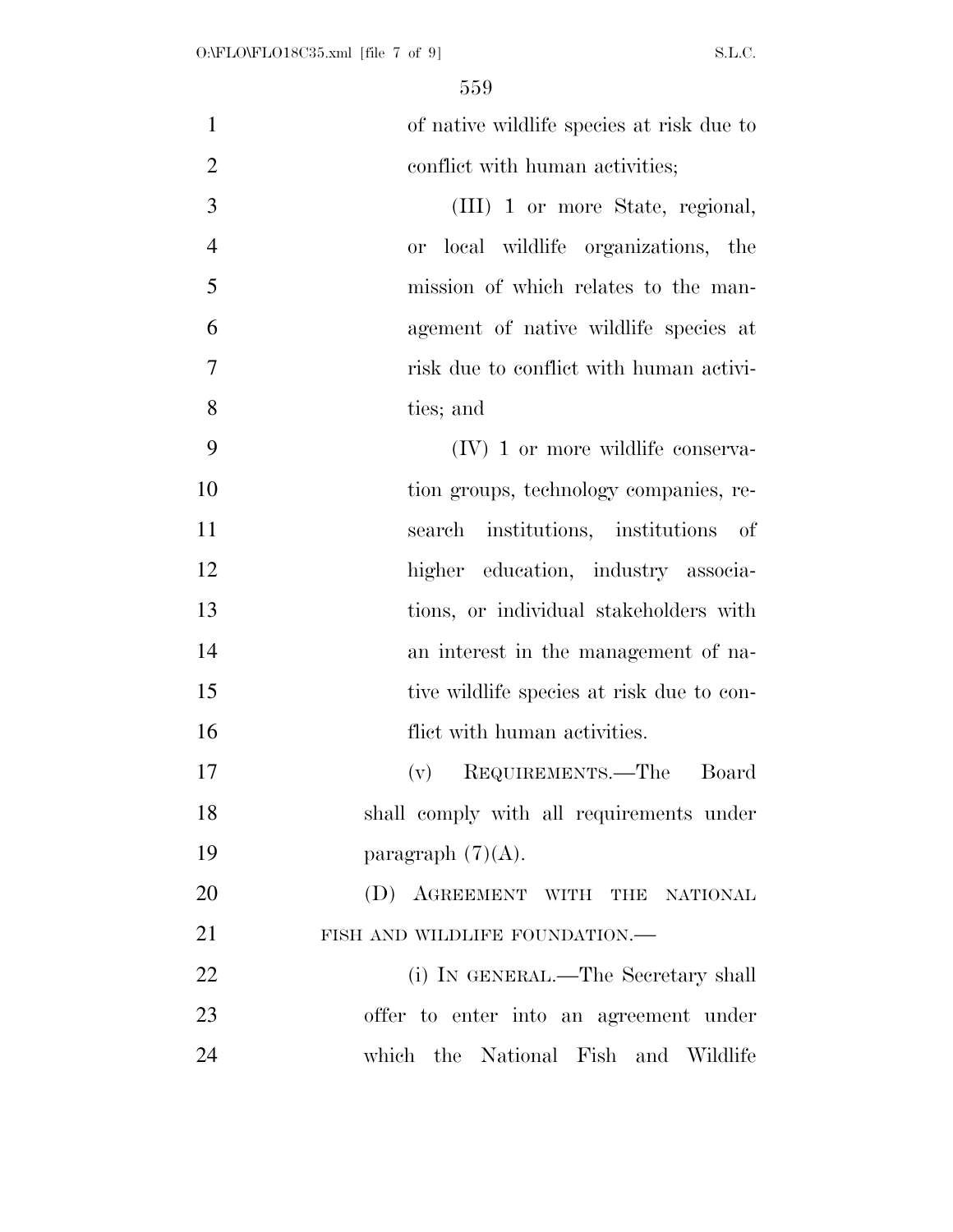of native wildlife species at risk due to conflict with human activities;

(III) 1 or more State, regional, or local wildlife organizations, the mission of which relates to the management of native wildlife species at risk due to conflict with human activities; and

(IV) 1 or more wildlife conservation groups, technology companies, research institutions, institutions of higher education, industry associations, or individual stakeholders with an interest in the management of native wildlife species at risk due to conflict with human activities.

(v) REQUIREMENTS.—The Board shall comply with all requirements under paragraph (7)(A).

(D) AGREEMENT WITH THE NATIONAL FISH AND WILDLIFE FOUNDATION.—

(i) IN GENERAL.—The Secretary shall offer to enter into an agreement under which the National Fish and Wildlife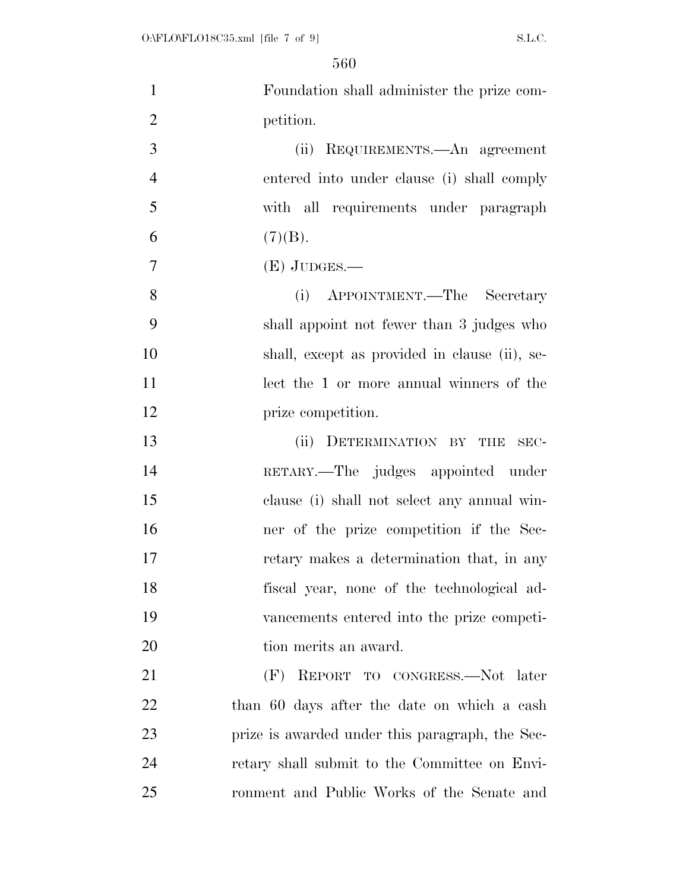Foundation shall administer the prize competition.

(ii) REQUIREMENTS.—An agreement entered into under clause (i) shall comply with all requirements under paragraph (7)(B).

(E) JUDGES.—

(i) APPOINTMENT.—The Secretary shall appoint not fewer than 3 judges who shall, except as provided in clause (ii), select the 1 or more annual winners of the prize competition.

(ii) DETERMINATION BY THE SECRETARY.—The judges appointed under clause (i) shall not select any annual winner of the prize competition if the Secretary makes a determination that, in any fiscal year, none of the technological advancements entered into the prize competition merits an award.

(F) REPORT TO CONGRESS.—Not later than 60 days after the date on which a cash prize is awarded under this paragraph, the Secretary shall submit to the Committee on Environment and Public Works of the Senate and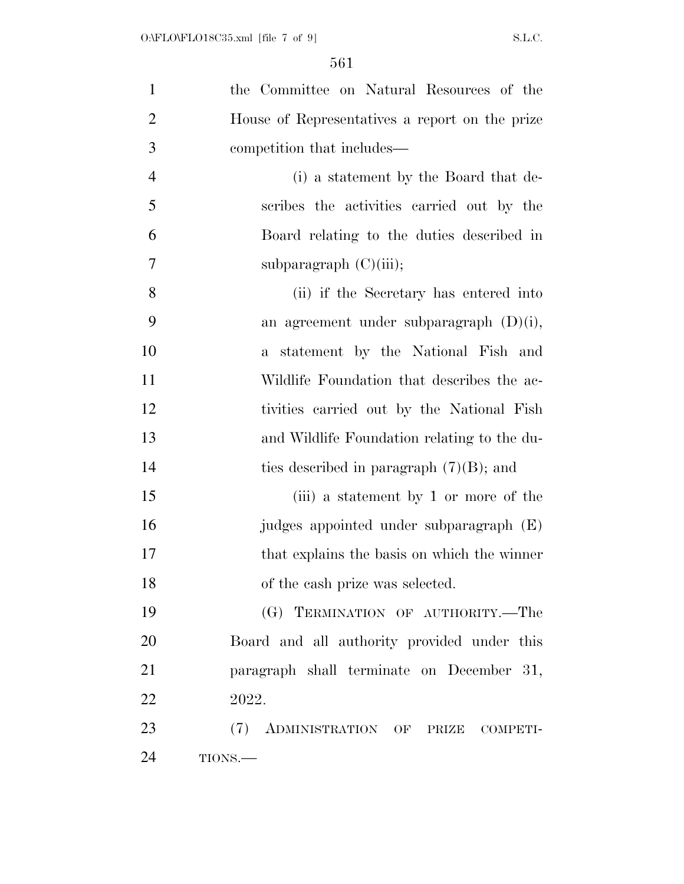the Committee on Natural Resources of the House of Representatives a report on the prize competition that includes—

(i) a statement by the Board that describes the activities carried out by the Board relating to the duties described in subparagraph (C)(iii);

(ii) if the Secretary has entered into an agreement under subparagraph (D)(i), a statement by the National Fish and Wildlife Foundation that describes the activities carried out by the National Fish and Wildlife Foundation relating to the duties described in paragraph (7)(B); and

(iii) a statement by 1 or more of the judges appointed under subparagraph (E) that explains the basis on which the winner of the cash prize was selected.

(G) TERMINATION OF AUTHORITY.—The Board and all authority provided under this paragraph shall terminate on December 31, 2022.

(7) ADMINISTRATION OF PRIZE COMPETITIONS.—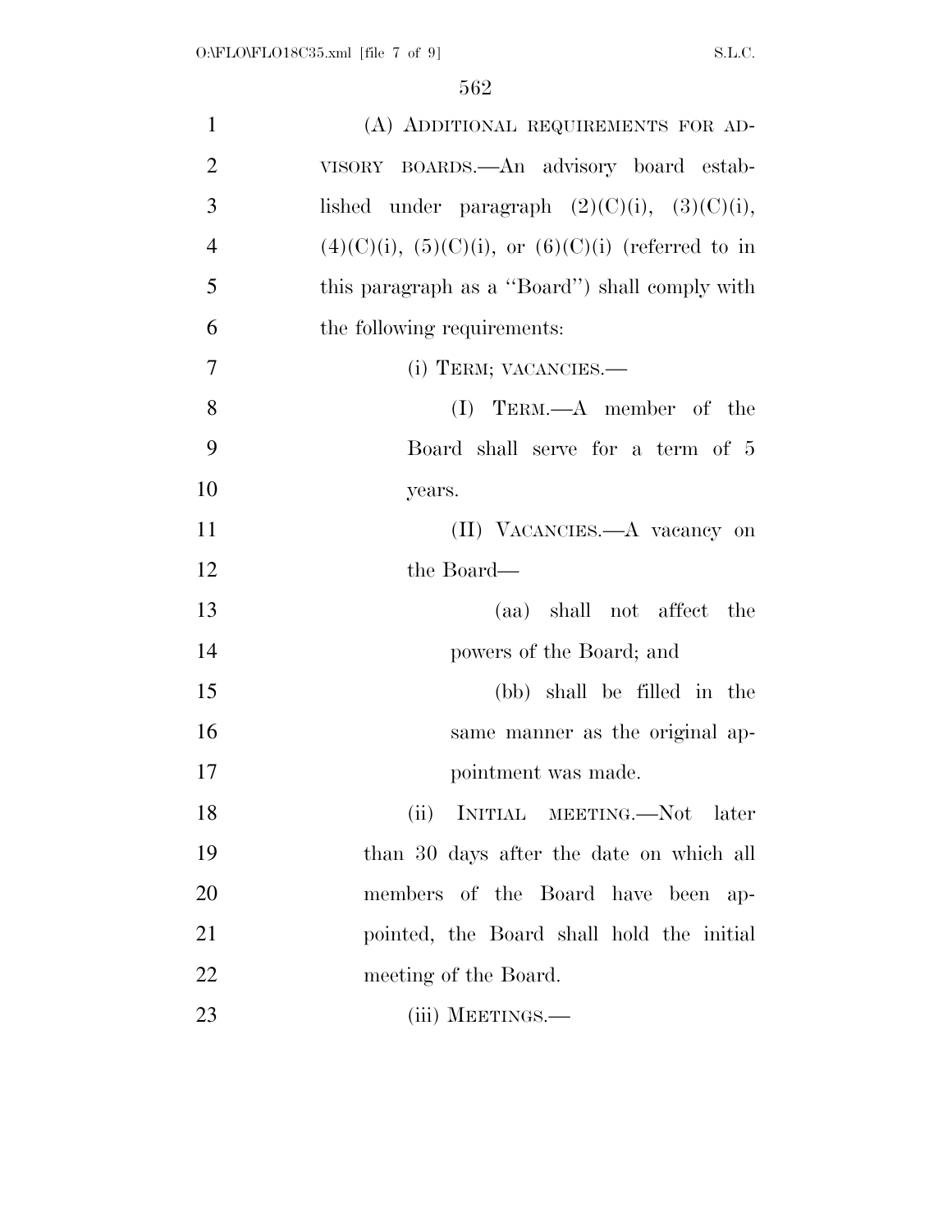(A) ADDITIONAL REQUIREMENTS FOR ADVISORY BOARDS.—An advisory board established under paragraph (2)(C)(i), (3)(C)(i), (4)(C)(i), (5)(C)(i), or (6)(C)(i) (referred to in this paragraph as a "Board") shall comply with the following requirements:

(i) TERM; VACANCIES.—

(I) TERM.—A member of the Board shall serve for a term of 5 years.

(II) VACANCIES.—A vacancy on the Board—

(aa) shall not affect the powers of the Board; and

(bb) shall be filled in the same manner as the original appointment was made.

(ii) INITIAL MEETING.—Not later than 30 days after the date on which all members of the Board have been appointed, the Board shall hold the initial meeting of the Board.

(iii) MEETINGS.—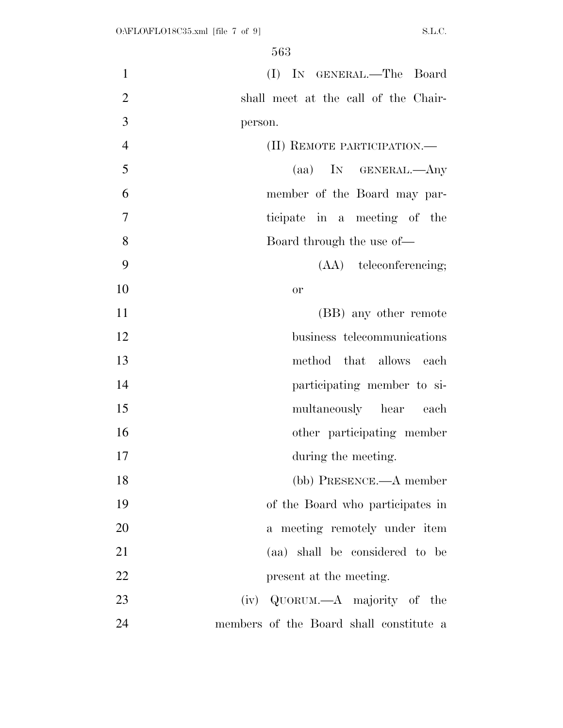(I) IN GENERAL.—The Board shall meet at the call of the Chairperson.

(II) REMOTE PARTICIPATION.—

(aa) IN GENERAL.—Any member of the Board may participate in a meeting of the Board through the use of—

(AA) teleconferencing; or

(BB) any other remote business telecommunications method that allows each participating member to simultaneously hear each other participating member during the meeting.

(bb) PRESENCE.—A member of the Board who participates in a meeting remotely under item (aa) shall be considered to be present at the meeting.

(iv) QUORUM.—A majority of the members of the Board shall constitute a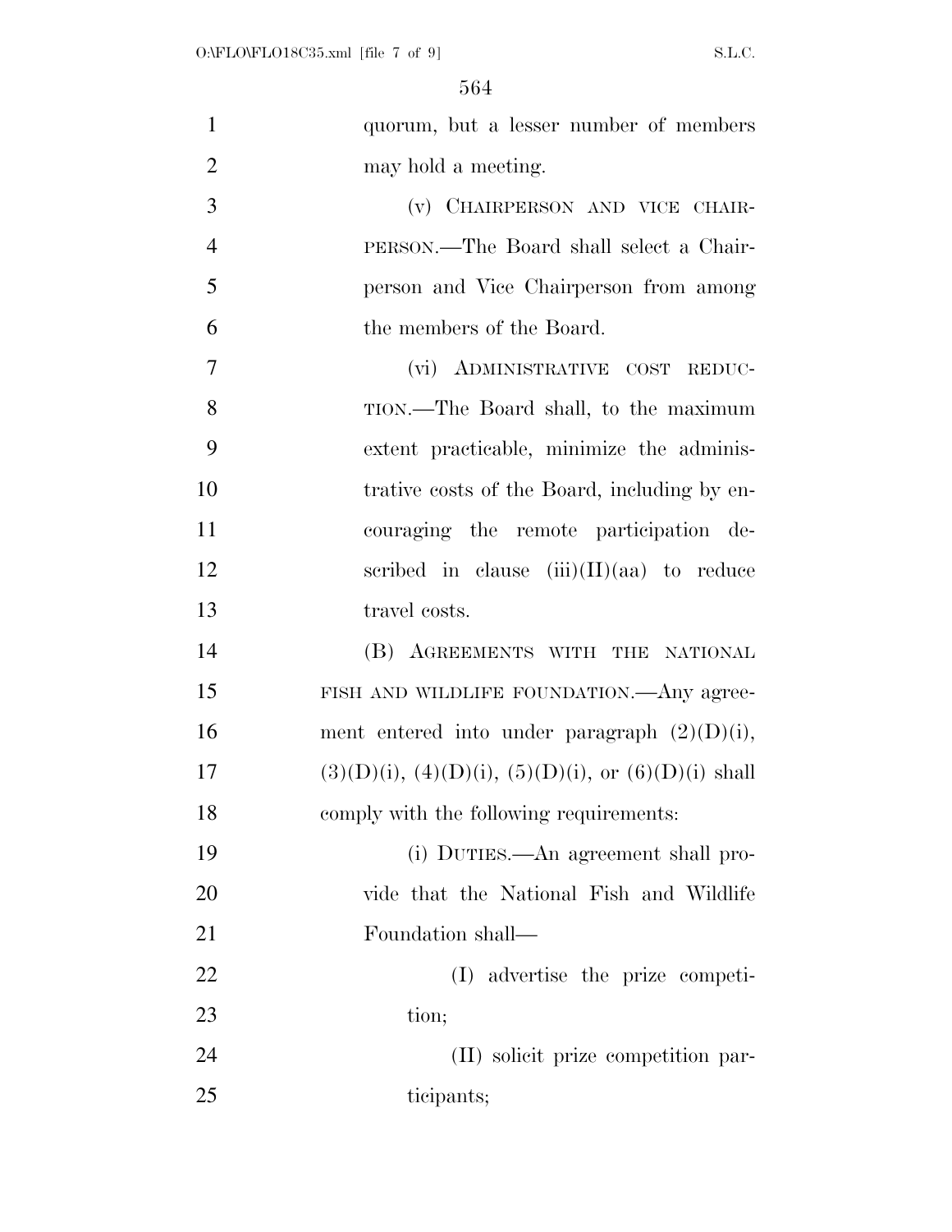quorum, but a lesser number of members may hold a meeting.

(v) CHAIRPERSON AND VICE CHAIRPERSON.—The Board shall select a Chairperson and Vice Chairperson from among the members of the Board.

(vi) ADMINISTRATIVE COST REDUCTION.—The Board shall, to the maximum extent practicable, minimize the administrative costs of the Board, including by encouraging the remote participation described in clause (iii)(II)(aa) to reduce travel costs.

(B) AGREEMENTS WITH THE NATIONAL FISH AND WILDLIFE FOUNDATION.—Any agreement entered into under paragraph (2)(D)(i), (3)(D)(i), (4)(D)(i), (5)(D)(i), or (6)(D)(i) shall comply with the following requirements:

(i) DUTIES.—An agreement shall provide that the National Fish and Wildlife Foundation shall—

(I) advertise the prize competition;

(II) solicit prize competition participants;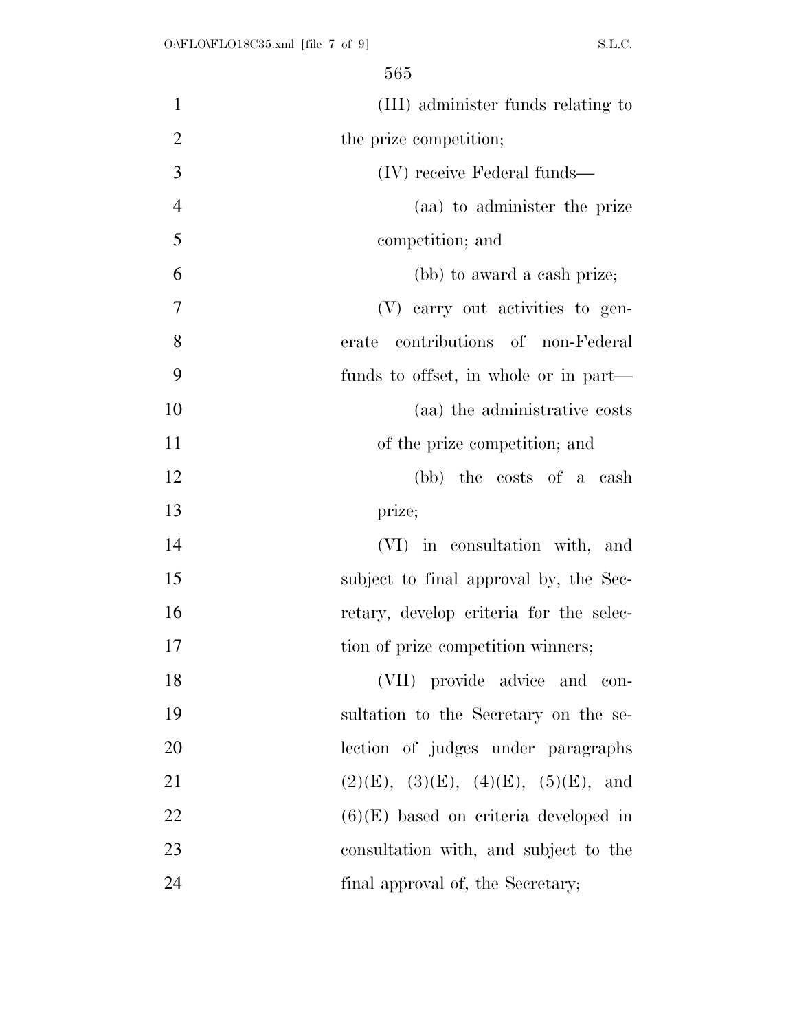(III) administer funds relating to the prize competition;

(IV) receive Federal funds—

(aa) to administer the prize competition; and

(bb) to award a cash prize;

(V) carry out activities to generate contributions of non-Federal funds to offset, in whole or in part—

(aa) the administrative costs of the prize competition; and

(bb) the costs of a cash prize;

(VI) in consultation with, and subject to final approval by, the Secretary, develop criteria for the selection of prize competition winners;

(VII) provide advice and consultation to the Secretary on the selection of judges under paragraphs (2)(E), (3)(E), (4)(E), (5)(E), and (6)(E) based on criteria developed in consultation with, and subject to the final approval of, the Secretary;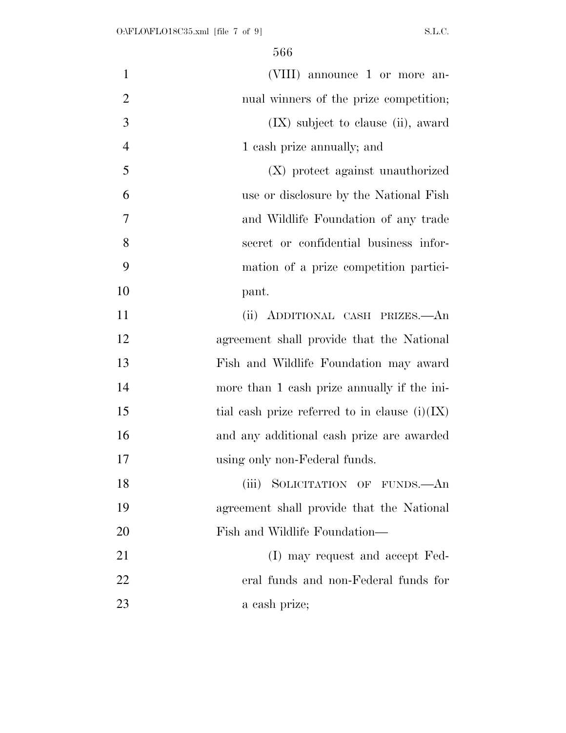(VIII) announce 1 or more annual winners of the prize competition;

(IX) subject to clause (ii), award 1 cash prize annually; and

(X) protect against unauthorized use or disclosure by the National Fish and Wildlife Foundation of any trade secret or confidential business information of a prize competition participant.

(ii) ADDITIONAL CASH PRIZES.—An agreement shall provide that the National Fish and Wildlife Foundation may award more than 1 cash prize annually if the initial cash prize referred to in clause (i)(IX) and any additional cash prize are awarded using only non-Federal funds.

(iii) SOLICITATION OF FUNDS.—An agreement shall provide that the National Fish and Wildlife Foundation—

(I) may request and accept Federal funds and non-Federal funds for a cash prize;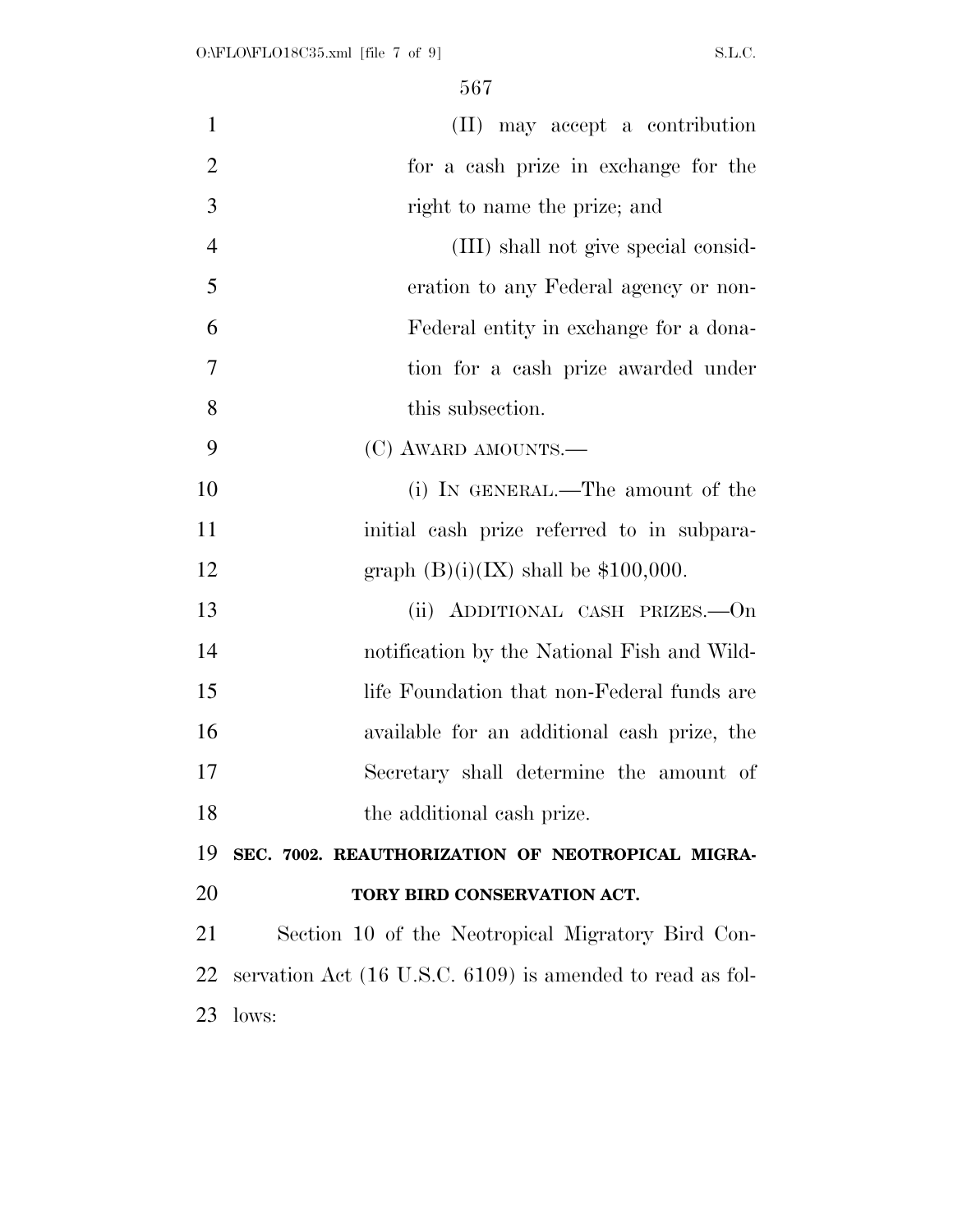(II) may accept a contribution for a cash prize in exchange for the right to name the prize; and

(III) shall not give special consideration to any Federal agency or non-Federal entity in exchange for a donation for a cash prize awarded under this subsection.

(C) AWARD AMOUNTS.—

(i) IN GENERAL.—The amount of the initial cash prize referred to in subparagraph (B)(i)(IX) shall be $100,000.

(ii) ADDITIONAL CASH PRIZES.—On notification by the National Fish and Wildlife Foundation that non-Federal funds are available for an additional cash prize, the Secretary shall determine the amount of the additional cash prize.

**SEC. 7002. REAUTHORIZATION OF NEOTROPICAL MIGRATORY BIRD CONSERVATION ACT.**

Section 10 of the Neotropical Migratory Bird Conservation Act (16 U.S.C. 6109) is amended to read as follows: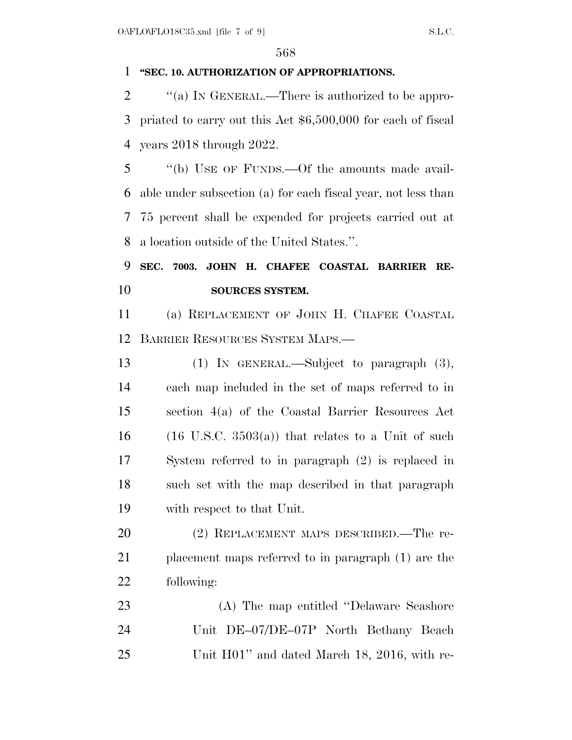**"SEC. 10. AUTHORIZATION OF APPROPRIATIONS.**

"(a) IN GENERAL.—There is authorized to be appropriated to carry out this Act $6,500,000 for each of fiscal years 2018 through 2022.

"(b) USE OF FUNDS.—Of the amounts made available under subsection (a) for each fiscal year, not less than 75 percent shall be expended for projects carried out at a location outside of the United States.".

**SEC. 7003. JOHN H. CHAFEE COASTAL BARRIER RESOURCES SYSTEM.**

(a) REPLACEMENT OF JOHN H. CHAFEE COASTAL BARRIER RESOURCES SYSTEM MAPS.—

(1) IN GENERAL.—Subject to paragraph (3), each map included in the set of maps referred to in section 4(a) of the Coastal Barrier Resources Act (16 U.S.C. 3503(a)) that relates to a Unit of such System referred to in paragraph (2) is replaced in such set with the map described in that paragraph with respect to that Unit.

(2) REPLACEMENT MAPS DESCRIBED.—The replacement maps referred to in paragraph (1) are the following:

(A) The map entitled "Delaware Seashore Unit DE–07/DE–07P North Bethany Beach Unit H01" and dated March 18, 2016, with re-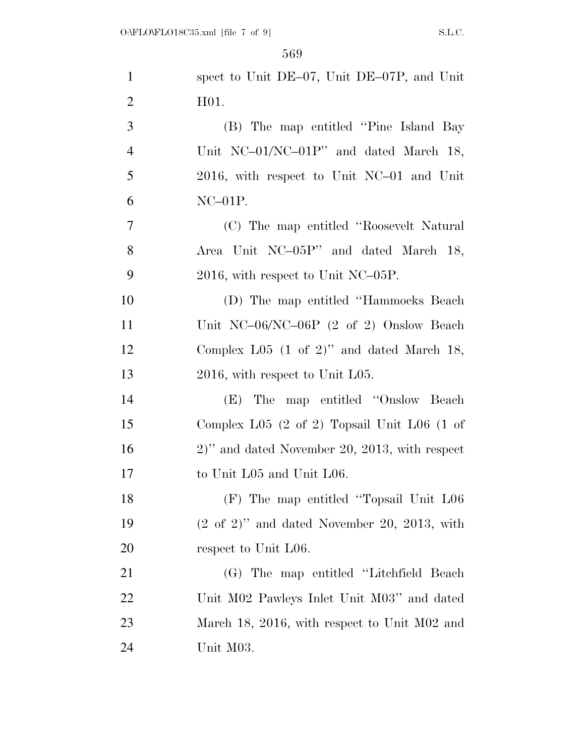spect to Unit DE–07, Unit DE–07P, and Unit H01.

(B) The map entitled ''Pine Island Bay Unit NC–01/NC–01P'' and dated March 18, 2016, with respect to Unit NC–01 and Unit NC–01P.

(C) The map entitled ''Roosevelt Natural Area Unit NC–05P'' and dated March 18, 2016, with respect to Unit NC–05P.

(D) The map entitled ''Hammocks Beach Unit NC–06/NC–06P (2 of 2) Onslow Beach Complex L05 (1 of 2)'' and dated March 18, 2016, with respect to Unit L05.

(E) The map entitled ''Onslow Beach Complex L05 (2 of 2) Topsail Unit L06 (1 of 2)'' and dated November 20, 2013, with respect to Unit L05 and Unit L06.

(F) The map entitled ''Topsail Unit L06 (2 of 2)'' and dated November 20, 2013, with respect to Unit L06.

(G) The map entitled ''Litchfield Beach Unit M02 Pawleys Inlet Unit M03'' and dated March 18, 2016, with respect to Unit M02 and Unit M03.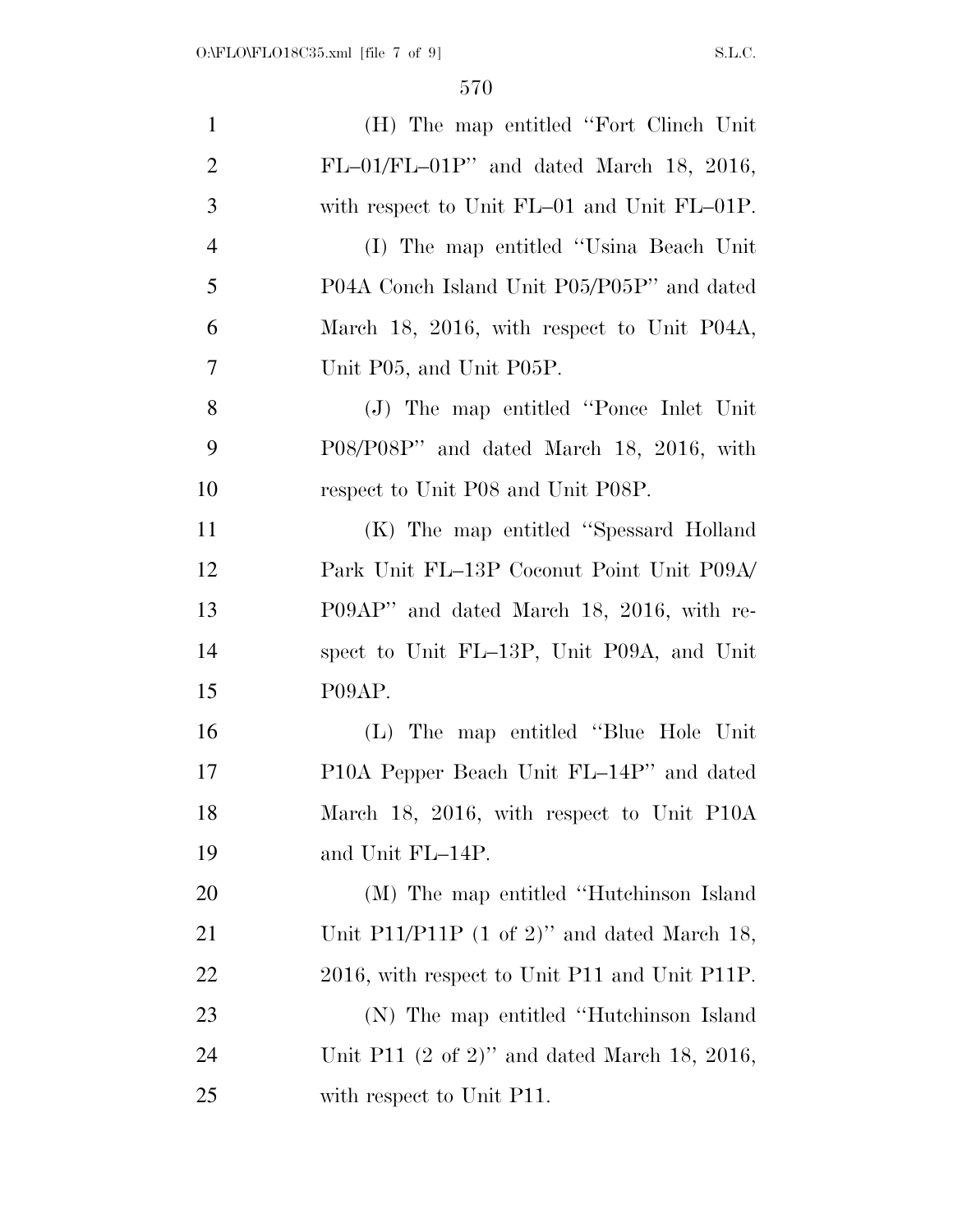(H) The map entitled "Fort Clinch Unit FL–01/FL–01P" and dated March 18, 2016, with respect to Unit FL–01 and Unit FL–01P.

(I) The map entitled "Usina Beach Unit P04A Conch Island Unit P05/P05P" and dated March 18, 2016, with respect to Unit P04A, Unit P05, and Unit P05P.

(J) The map entitled "Ponce Inlet Unit P08/P08P" and dated March 18, 2016, with respect to Unit P08 and Unit P08P.

(K) The map entitled "Spessard Holland Park Unit FL–13P Coconut Point Unit P09A/P09AP" and dated March 18, 2016, with respect to Unit FL–13P, Unit P09A, and Unit P09AP.

(L) The map entitled "Blue Hole Unit P10A Pepper Beach Unit FL–14P" and dated March 18, 2016, with respect to Unit P10A and Unit FL–14P.

(M) The map entitled "Hutchinson Island Unit P11/P11P (1 of 2)" and dated March 18, 2016, with respect to Unit P11 and Unit P11P.

(N) The map entitled "Hutchinson Island Unit P11 (2 of 2)" and dated March 18, 2016, with respect to Unit P11.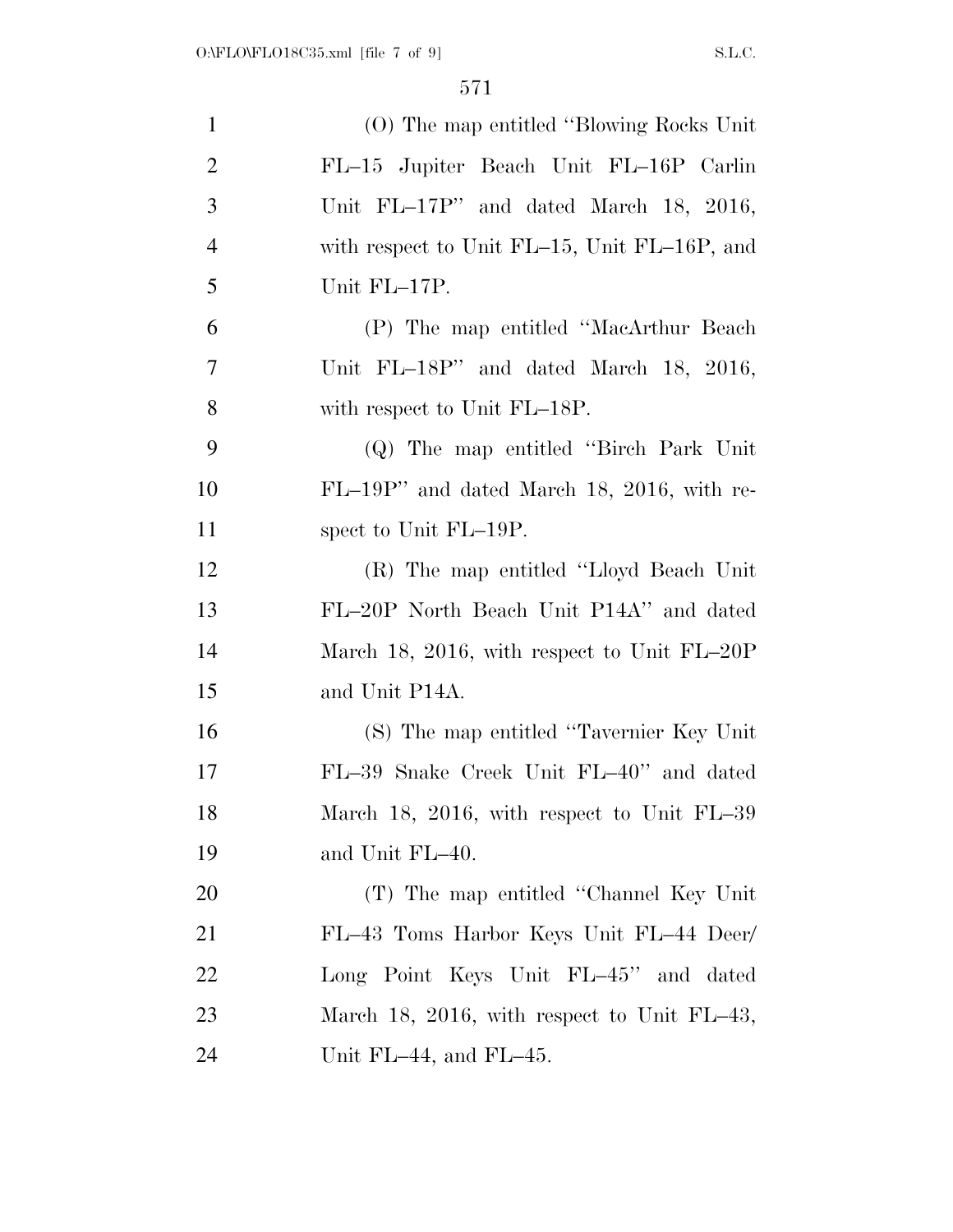(O) The map entitled "Blowing Rocks Unit FL–15 Jupiter Beach Unit FL–16P Carlin Unit FL–17P" and dated March 18, 2016, with respect to Unit FL–15, Unit FL–16P, and Unit FL–17P.

(P) The map entitled "MacArthur Beach Unit FL–18P" and dated March 18, 2016, with respect to Unit FL–18P.

(Q) The map entitled "Birch Park Unit FL–19P" and dated March 18, 2016, with respect to Unit FL–19P.

(R) The map entitled "Lloyd Beach Unit FL–20P North Beach Unit P14A" and dated March 18, 2016, with respect to Unit FL–20P and Unit P14A.

(S) The map entitled "Tavernier Key Unit FL–39 Snake Creek Unit FL–40" and dated March 18, 2016, with respect to Unit FL–39 and Unit FL–40.

(T) The map entitled "Channel Key Unit FL–43 Toms Harbor Keys Unit FL–44 Deer/ Long Point Keys Unit FL–45" and dated March 18, 2016, with respect to Unit FL–43, Unit FL–44, and FL–45.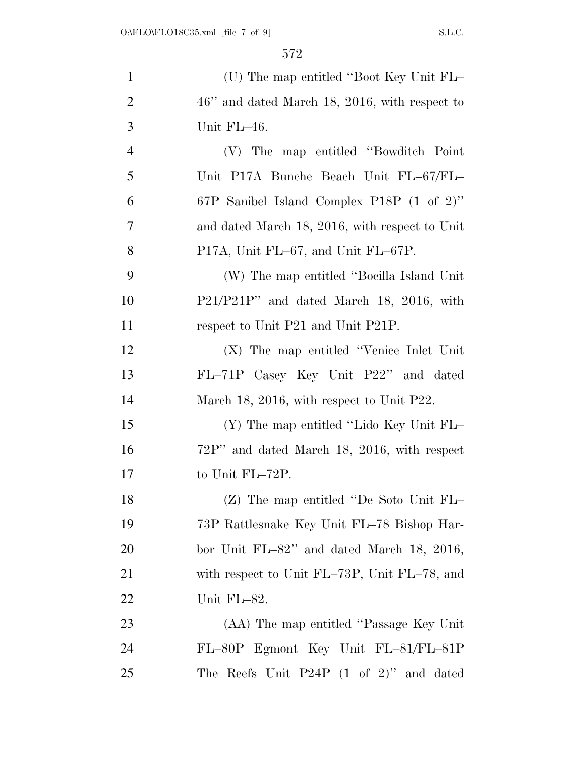(U) The map entitled ''Boot Key Unit FL–46'' and dated March 18, 2016, with respect to Unit FL–46.

(V) The map entitled ''Bowditch Point Unit P17A Bunche Beach Unit FL–67/FL–67P Sanibel Island Complex P18P (1 of 2)'' and dated March 18, 2016, with respect to Unit P17A, Unit FL–67, and Unit FL–67P.

(W) The map entitled ''Bocilla Island Unit P21/P21P'' and dated March 18, 2016, with respect to Unit P21 and Unit P21P.

(X) The map entitled ''Venice Inlet Unit FL–71P Casey Key Unit P22'' and dated March 18, 2016, with respect to Unit P22.

(Y) The map entitled ''Lido Key Unit FL–72P'' and dated March 18, 2016, with respect to Unit FL–72P.

(Z) The map entitled ''De Soto Unit FL–73P Rattlesnake Key Unit FL–78 Bishop Harbor Unit FL–82'' and dated March 18, 2016, with respect to Unit FL–73P, Unit FL–78, and Unit FL–82.

(AA) The map entitled ''Passage Key Unit FL–80P Egmont Key Unit FL–81/FL–81P The Reefs Unit P24P (1 of 2)'' and dated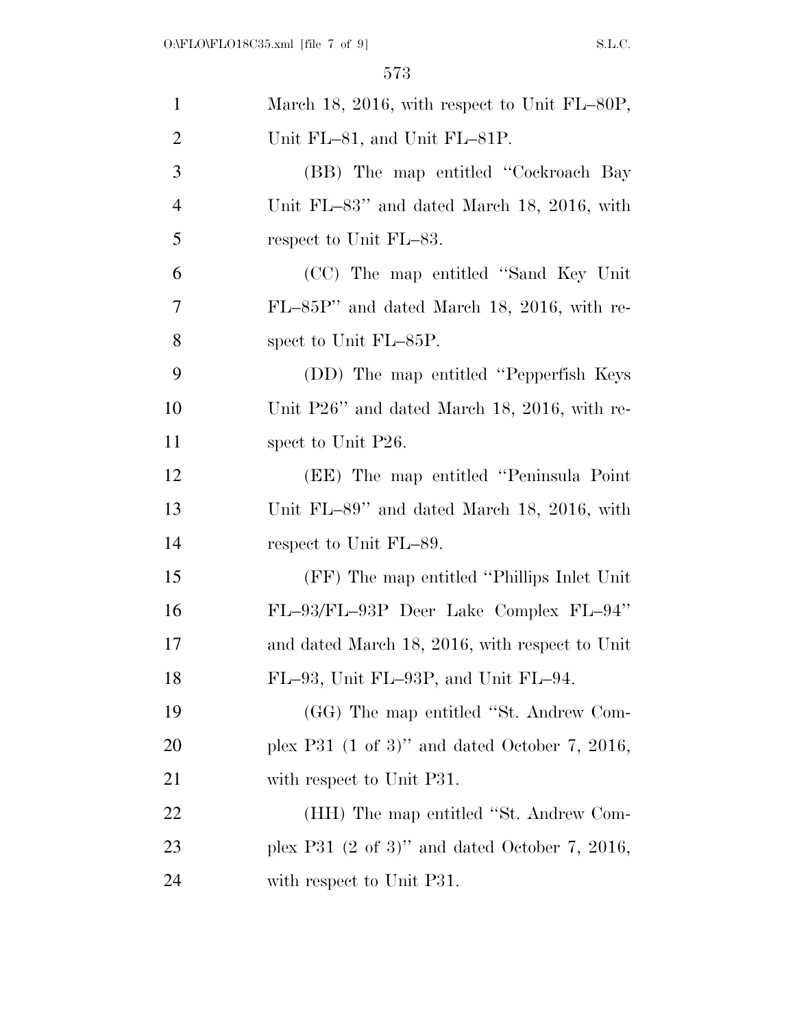March 18, 2016, with respect to Unit FL–80P, Unit FL–81, and Unit FL–81P.

(BB) The map entitled ''Cockroach Bay Unit FL–83'' and dated March 18, 2016, with respect to Unit FL–83.

(CC) The map entitled ''Sand Key Unit FL–85P'' and dated March 18, 2016, with respect to Unit FL–85P.

(DD) The map entitled ''Pepperfish Keys Unit P26'' and dated March 18, 2016, with respect to Unit P26.

(EE) The map entitled ''Peninsula Point Unit FL–89'' and dated March 18, 2016, with respect to Unit FL–89.

(FF) The map entitled ''Phillips Inlet Unit FL–93/FL–93P Deer Lake Complex FL–94'' and dated March 18, 2016, with respect to Unit FL–93, Unit FL–93P, and Unit FL–94.

(GG) The map entitled ''St. Andrew Complex P31 (1 of 3)'' and dated October 7, 2016, with respect to Unit P31.

(HH) The map entitled ''St. Andrew Complex P31 (2 of 3)'' and dated October 7, 2016, with respect to Unit P31.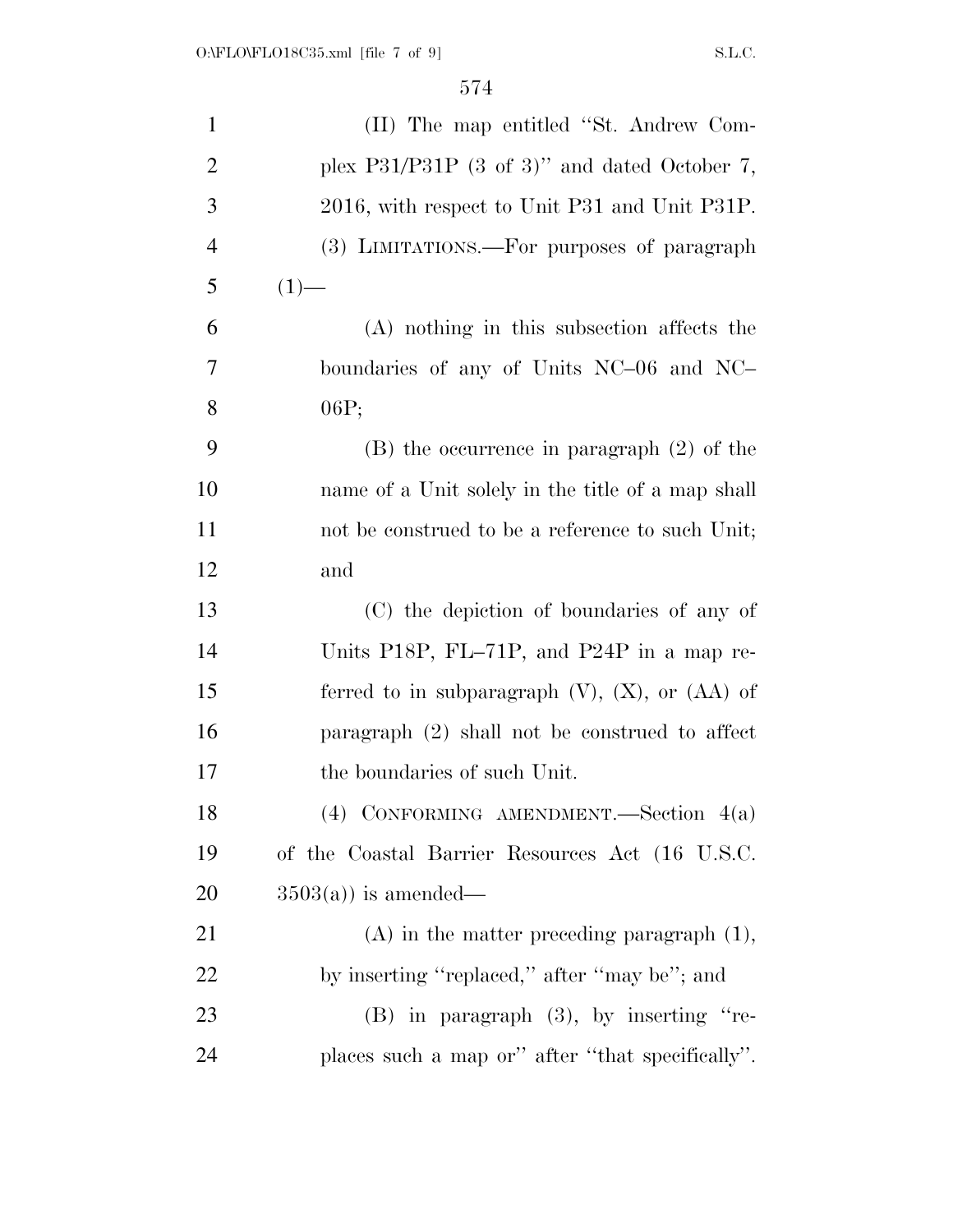(II) The map entitled ''St. Andrew Complex P31/P31P (3 of 3)'' and dated October 7, 2016, with respect to Unit P31 and Unit P31P.

(3) LIMITATIONS.—For purposes of paragraph (1)—

(A) nothing in this subsection affects the boundaries of any of Units NC–06 and NC–06P;

(B) the occurrence in paragraph (2) of the name of a Unit solely in the title of a map shall not be construed to be a reference to such Unit; and

(C) the depiction of boundaries of any of Units P18P, FL–71P, and P24P in a map referred to in subparagraph (V), (X), or (AA) of paragraph (2) shall not be construed to affect the boundaries of such Unit.

(4) CONFORMING AMENDMENT.—Section 4(a) of the Coastal Barrier Resources Act (16 U.S.C. 3503(a)) is amended—

(A) in the matter preceding paragraph (1), by inserting ''replaced,'' after ''may be''; and

(B) in paragraph (3), by inserting ''replaces such a map or'' after ''that specifically''.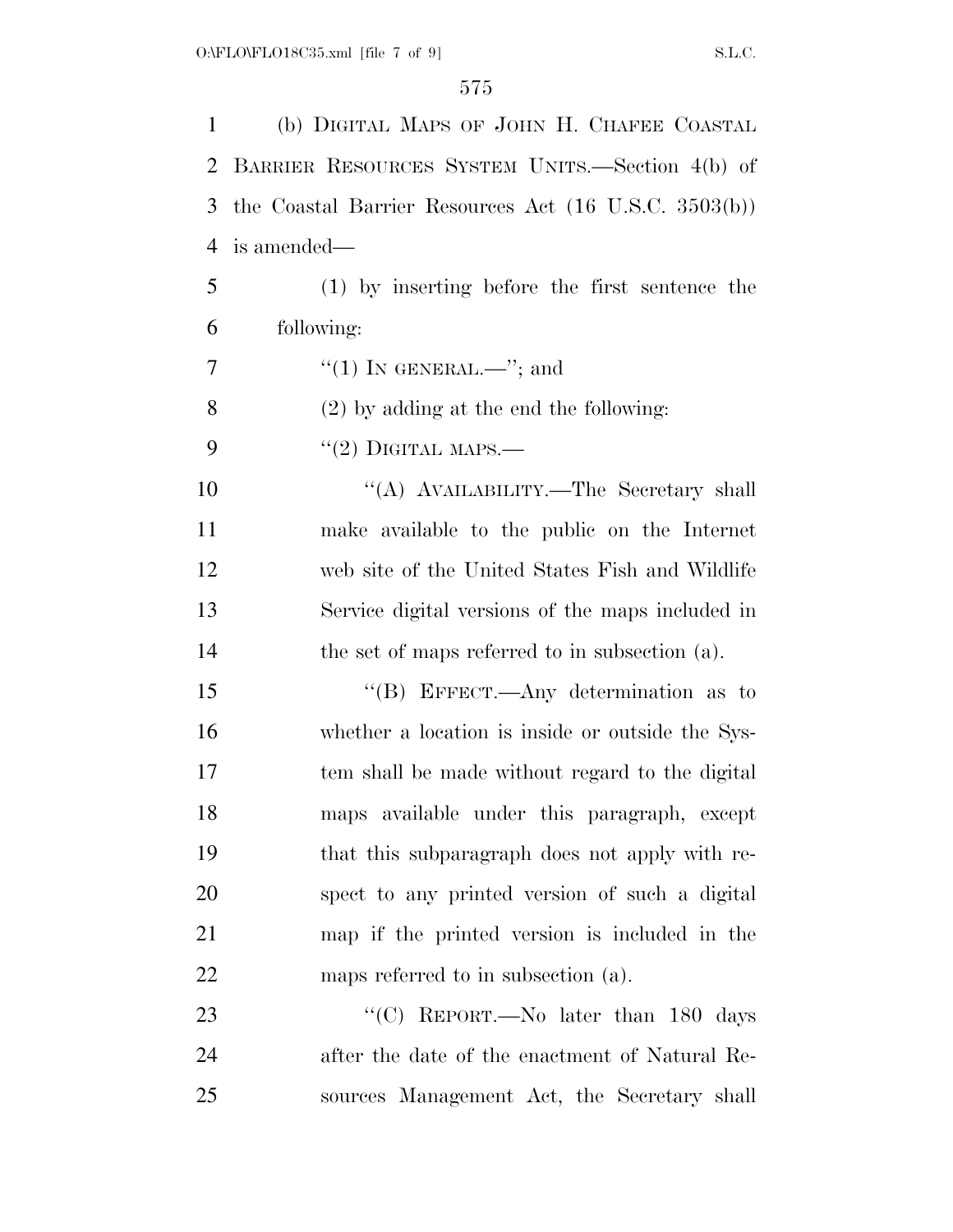(b) DIGITAL MAPS OF JOHN H. CHAFEE COASTAL BARRIER RESOURCES SYSTEM UNITS.—Section 4(b) of the Coastal Barrier Resources Act (16 U.S.C. 3503(b)) is amended—

(1) by inserting before the first sentence the following:

"(1) IN GENERAL.—"; and

(2) by adding at the end the following:

"(2) DIGITAL MAPS.—

"(A) AVAILABILITY.—The Secretary shall make available to the public on the Internet web site of the United States Fish and Wildlife Service digital versions of the maps included in the set of maps referred to in subsection (a).

"(B) EFFECT.—Any determination as to whether a location is inside or outside the System shall be made without regard to the digital maps available under this paragraph, except that this subparagraph does not apply with respect to any printed version of such a digital map if the printed version is included in the maps referred to in subsection (a).

"(C) REPORT.—No later than 180 days after the date of the enactment of Natural Resources Management Act, the Secretary shall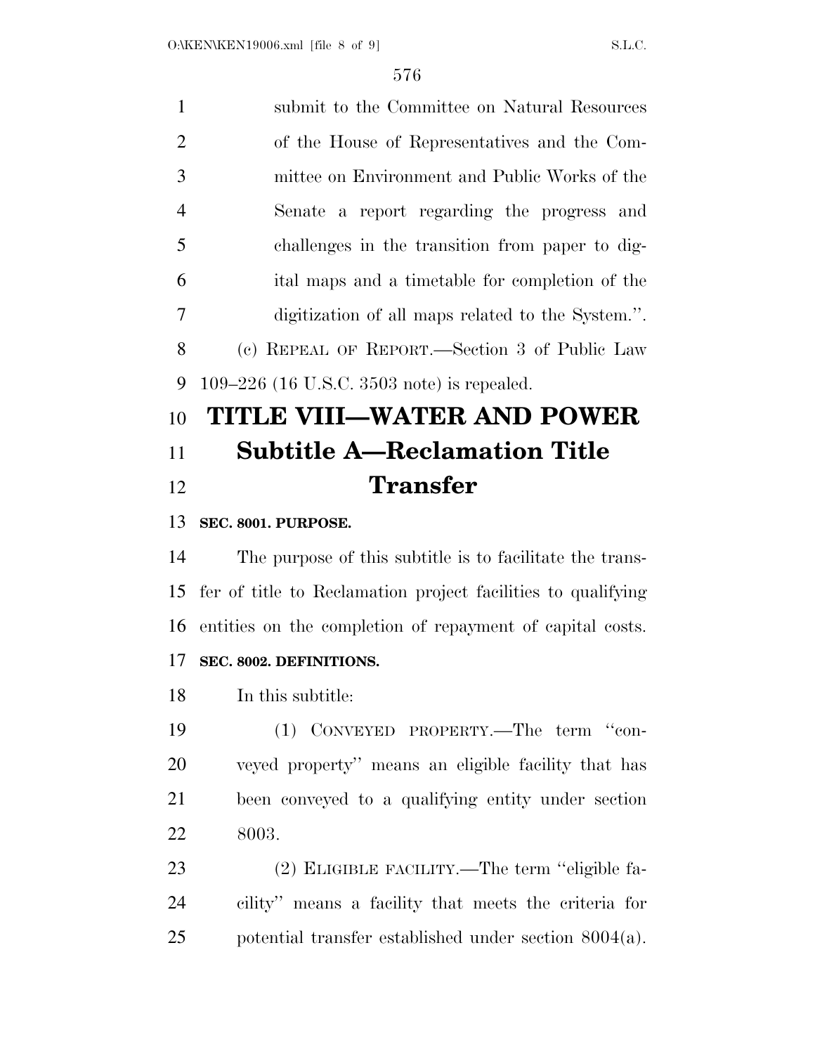submit to the Committee on Natural Resources of the House of Representatives and the Committee on Environment and Public Works of the Senate a report regarding the progress and challenges in the transition from paper to digital maps and a timetable for completion of the digitization of all maps related to the System.''.

(c) REPEAL OF REPORT.—Section 3 of Public Law 109–226 (16 U.S.C. 3503 note) is repealed.

# TITLE VIII—WATER AND POWER

## Subtitle A—Reclamation Title Transfer

**SEC. 8001. PURPOSE.**

The purpose of this subtitle is to facilitate the transfer of title to Reclamation project facilities to qualifying entities on the completion of repayment of capital costs.

**SEC. 8002. DEFINITIONS.**

In this subtitle:

(1) CONVEYED PROPERTY.—The term ''conveyed property'' means an eligible facility that has been conveyed to a qualifying entity under section 8003.

(2) ELIGIBLE FACILITY.—The term ''eligible facility'' means a facility that meets the criteria for potential transfer established under section 8004(a).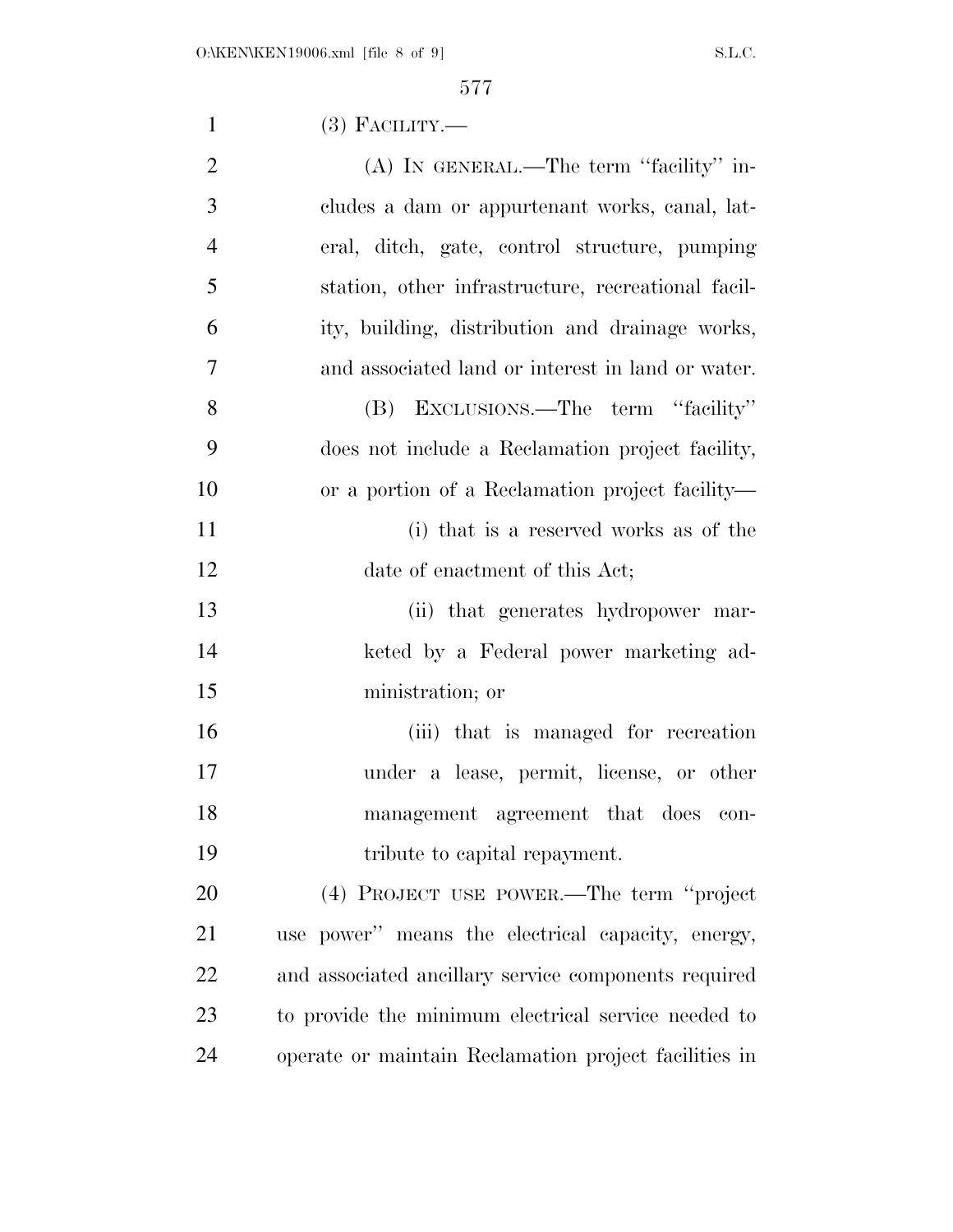(3) FACILITY.—

(A) IN GENERAL.—The term "facility" includes a dam or appurtenant works, canal, lateral, ditch, gate, control structure, pumping station, other infrastructure, recreational facility, building, distribution and drainage works, and associated land or interest in land or water.

(B) EXCLUSIONS.—The term "facility" does not include a Reclamation project facility, or a portion of a Reclamation project facility—

(i) that is a reserved works as of the date of enactment of this Act;

(ii) that generates hydropower marketed by a Federal power marketing administration; or

(iii) that is managed for recreation under a lease, permit, license, or other management agreement that does contribute to capital repayment.

(4) PROJECT USE POWER.—The term "project use power" means the electrical capacity, energy, and associated ancillary service components required to provide the minimum electrical service needed to operate or maintain Reclamation project facilities in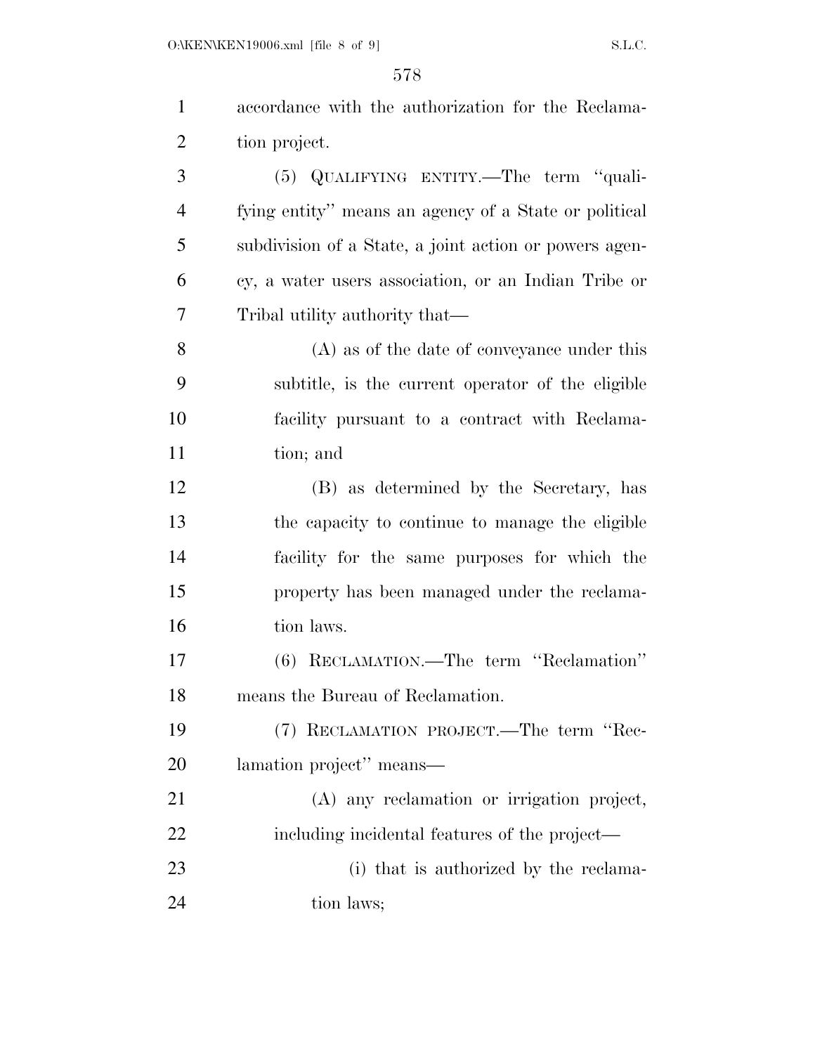accordance with the authorization for the Reclamation project.

(5) QUALIFYING ENTITY.—The term "qualifying entity" means an agency of a State or political subdivision of a State, a joint action or powers agency, a water users association, or an Indian Tribe or Tribal utility authority that—

(A) as of the date of conveyance under this subtitle, is the current operator of the eligible facility pursuant to a contract with Reclamation; and

(B) as determined by the Secretary, has the capacity to continue to manage the eligible facility for the same purposes for which the property has been managed under the reclamation laws.

(6) RECLAMATION.—The term "Reclamation" means the Bureau of Reclamation.

(7) RECLAMATION PROJECT.—The term "Reclamation project" means—

(A) any reclamation or irrigation project, including incidental features of the project—

(i) that is authorized by the reclamation laws;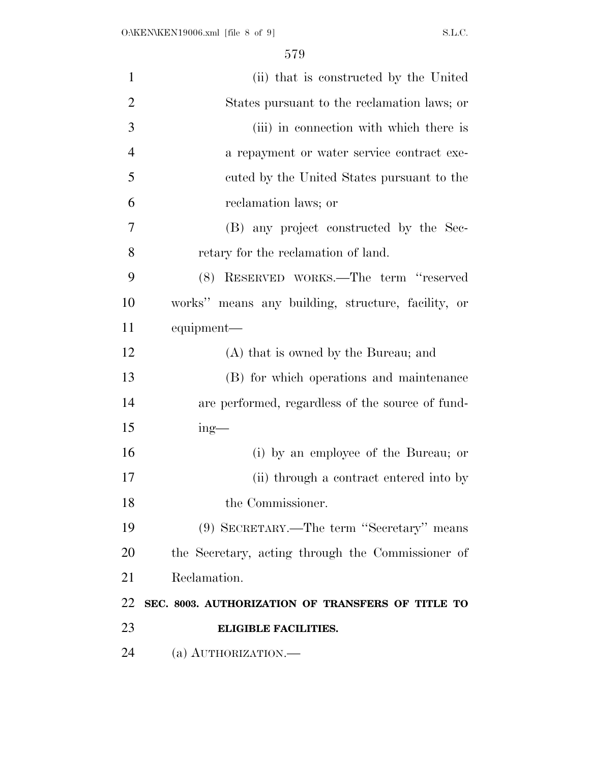(ii) that is constructed by the United States pursuant to the reclamation laws; or

(iii) in connection with which there is a repayment or water service contract executed by the United States pursuant to the reclamation laws; or

(B) any project constructed by the Secretary for the reclamation of land.

(8) RESERVED WORKS.—The term ''reserved works'' means any building, structure, facility, or equipment—

(A) that is owned by the Bureau; and

(B) for which operations and maintenance are performed, regardless of the source of funding—

(i) by an employee of the Bureau; or

(ii) through a contract entered into by the Commissioner.

(9) SECRETARY.—The term ''Secretary'' means the Secretary, acting through the Commissioner of Reclamation.

**SEC. 8003. AUTHORIZATION OF TRANSFERS OF TITLE TO ELIGIBLE FACILITIES.**

(a) AUTHORIZATION.—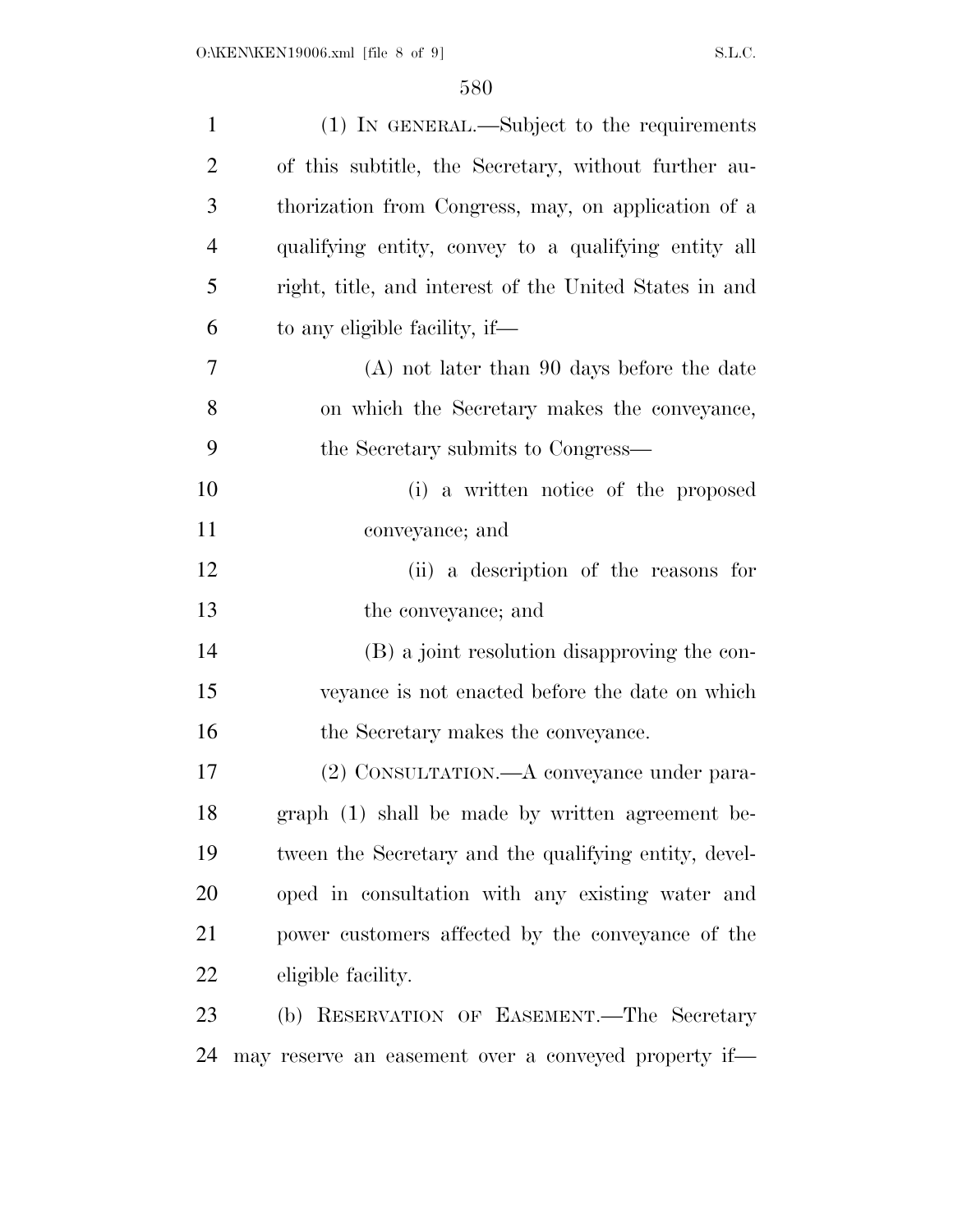(1) IN GENERAL.—Subject to the requirements of this subtitle, the Secretary, without further authorization from Congress, may, on application of a qualifying entity, convey to a qualifying entity all right, title, and interest of the United States in and to any eligible facility, if—

(A) not later than 90 days before the date on which the Secretary makes the conveyance, the Secretary submits to Congress—

(i) a written notice of the proposed conveyance; and

(ii) a description of the reasons for the conveyance; and

(B) a joint resolution disapproving the conveyance is not enacted before the date on which the Secretary makes the conveyance.

(2) CONSULTATION.—A conveyance under paragraph (1) shall be made by written agreement between the Secretary and the qualifying entity, developed in consultation with any existing water and power customers affected by the conveyance of the eligible facility.

(b) RESERVATION OF EASEMENT.—The Secretary may reserve an easement over a conveyed property if—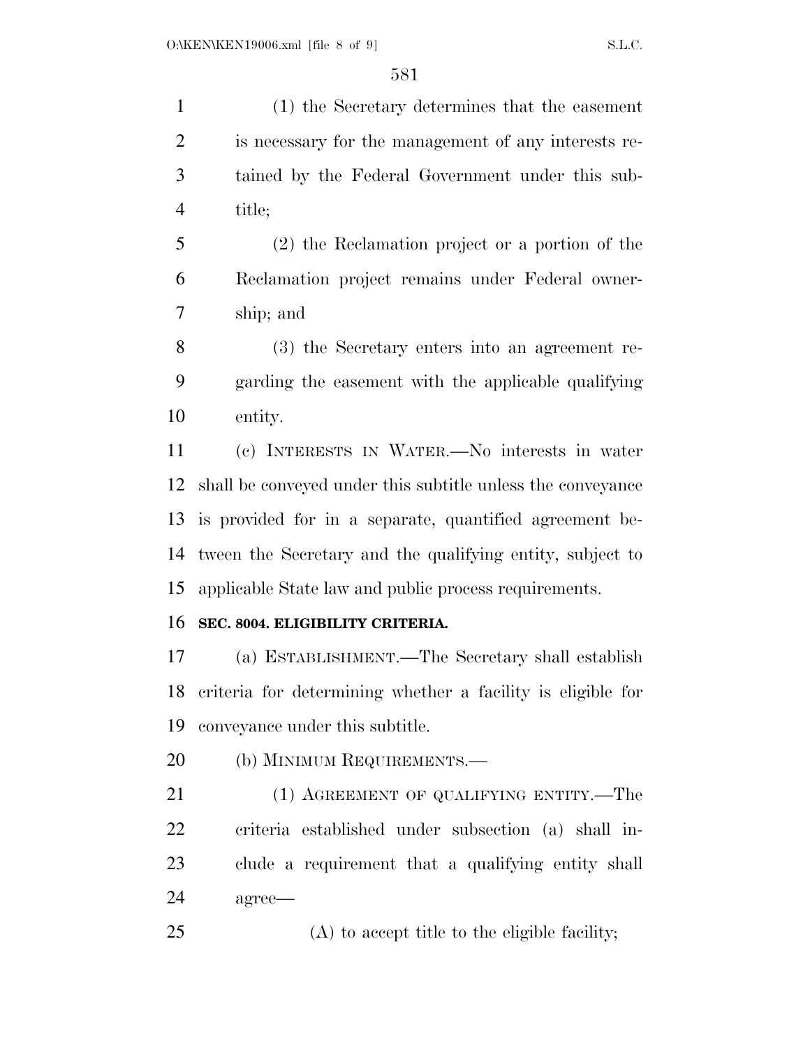(1) the Secretary determines that the easement is necessary for the management of any interests retained by the Federal Government under this subtitle;

(2) the Reclamation project or a portion of the Reclamation project remains under Federal ownership; and

(3) the Secretary enters into an agreement regarding the easement with the applicable qualifying entity.

(c) INTERESTS IN WATER.—No interests in water shall be conveyed under this subtitle unless the conveyance is provided for in a separate, quantified agreement between the Secretary and the qualifying entity, subject to applicable State law and public process requirements.

**SEC. 8004. ELIGIBILITY CRITERIA.**

(a) ESTABLISHMENT.—The Secretary shall establish criteria for determining whether a facility is eligible for conveyance under this subtitle.

(b) MINIMUM REQUIREMENTS.—

(1) AGREEMENT OF QUALIFYING ENTITY.—The criteria established under subsection (a) shall include a requirement that a qualifying entity shall agree—

(A) to accept title to the eligible facility;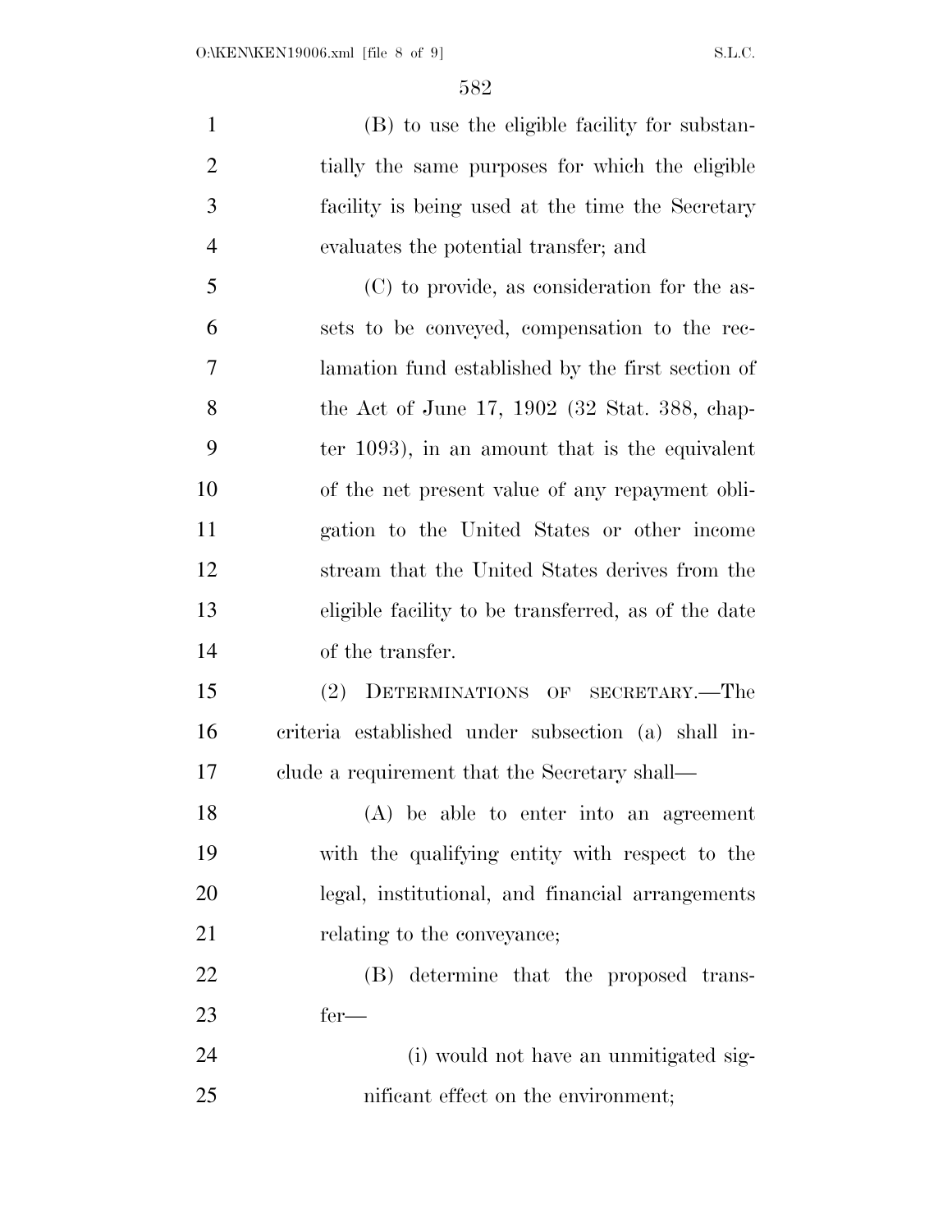(B) to use the eligible facility for substantially the same purposes for which the eligible facility is being used at the time the Secretary evaluates the potential transfer; and

(C) to provide, as consideration for the assets to be conveyed, compensation to the reclamation fund established by the first section of the Act of June 17, 1902 (32 Stat. 388, chapter 1093), in an amount that is the equivalent of the net present value of any repayment obligation to the United States or other income stream that the United States derives from the eligible facility to be transferred, as of the date of the transfer.

(2) DETERMINATIONS OF SECRETARY.—The criteria established under subsection (a) shall include a requirement that the Secretary shall—

(A) be able to enter into an agreement with the qualifying entity with respect to the legal, institutional, and financial arrangements relating to the conveyance;

(B) determine that the proposed transfer—

(i) would not have an unmitigated significant effect on the environment;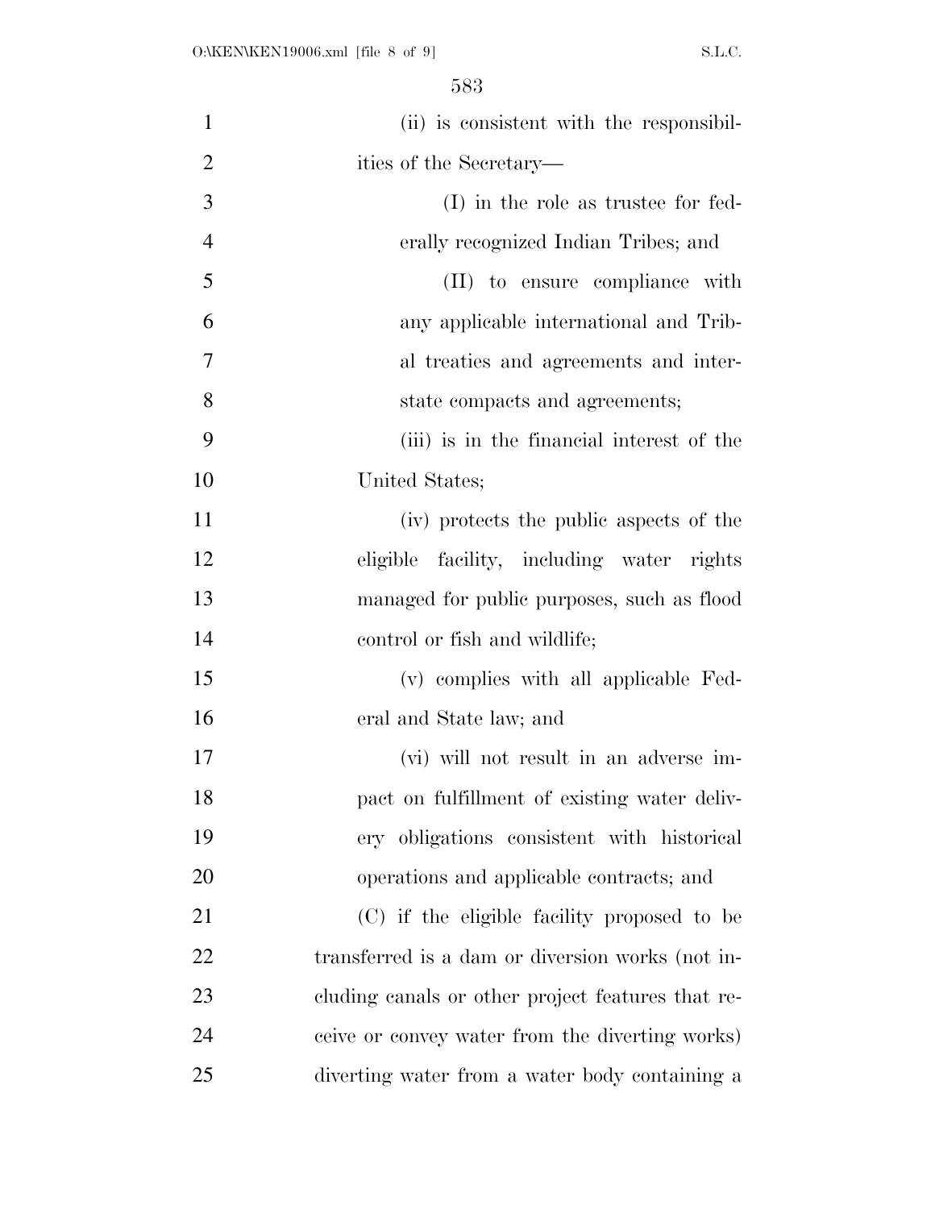(ii) is consistent with the responsibilities of the Secretary—

(I) in the role as trustee for federally recognized Indian Tribes; and

(II) to ensure compliance with any applicable international and Tribal treaties and agreements and interstate compacts and agreements;

(iii) is in the financial interest of the United States;

(iv) protects the public aspects of the eligible facility, including water rights managed for public purposes, such as flood control or fish and wildlife;

(v) complies with all applicable Federal and State law; and

(vi) will not result in an adverse impact on fulfillment of existing water delivery obligations consistent with historical operations and applicable contracts; and

(C) if the eligible facility proposed to be transferred is a dam or diversion works (not including canals or other project features that receive or convey water from the diverting works) diverting water from a water body containing a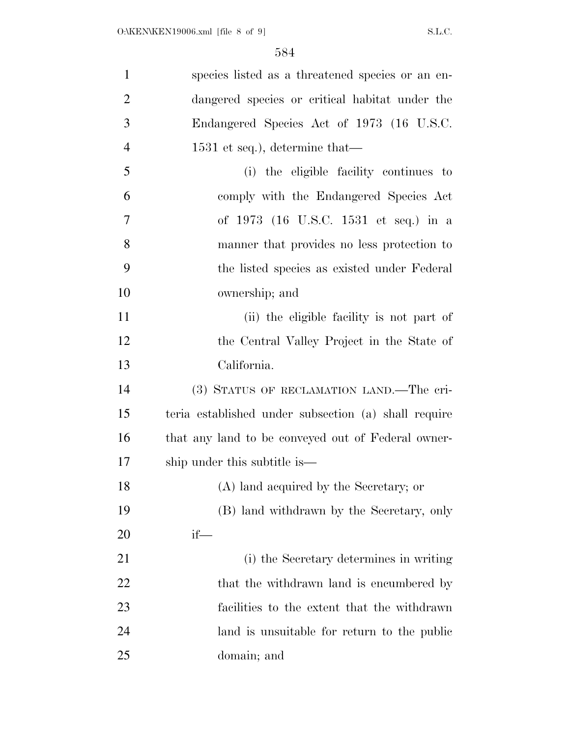species listed as a threatened species or an endangered species or critical habitat under the Endangered Species Act of 1973 (16 U.S.C. 1531 et seq.), determine that—

(i) the eligible facility continues to comply with the Endangered Species Act of 1973 (16 U.S.C. 1531 et seq.) in a manner that provides no less protection to the listed species as existed under Federal ownership; and

(ii) the eligible facility is not part of the Central Valley Project in the State of California.

(3) STATUS OF RECLAMATION LAND.—The criteria established under subsection (a) shall require that any land to be conveyed out of Federal ownership under this subtitle is—

(A) land acquired by the Secretary; or

(B) land withdrawn by the Secretary, only if—

(i) the Secretary determines in writing that the withdrawn land is encumbered by facilities to the extent that the withdrawn land is unsuitable for return to the public domain; and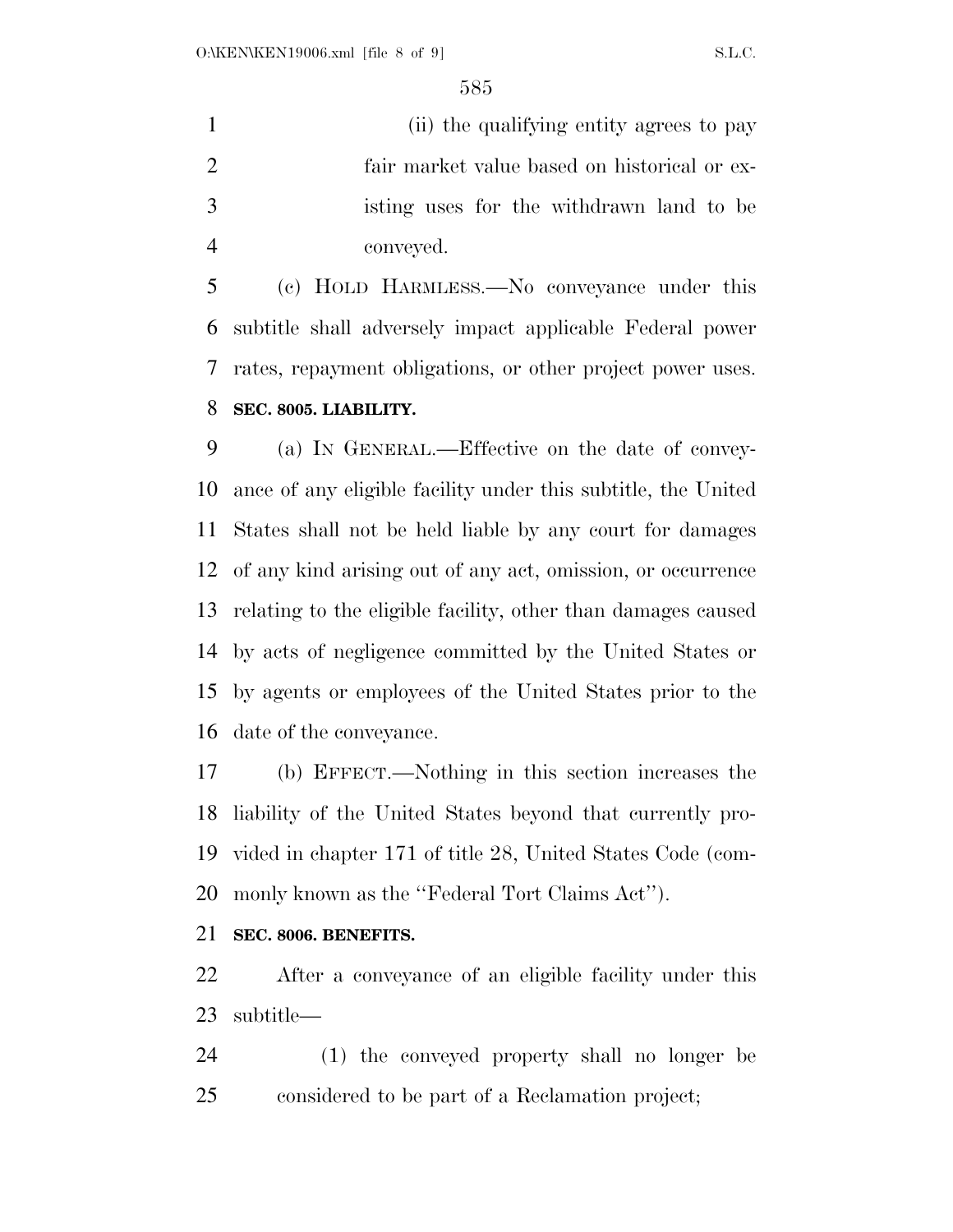(ii) the qualifying entity agrees to pay fair market value based on historical or existing uses for the withdrawn land to be conveyed.

(c) HOLD HARMLESS.—No conveyance under this subtitle shall adversely impact applicable Federal power rates, repayment obligations, or other project power uses.

**SEC. 8005. LIABILITY.**

(a) IN GENERAL.—Effective on the date of conveyance of any eligible facility under this subtitle, the United States shall not be held liable by any court for damages of any kind arising out of any act, omission, or occurrence relating to the eligible facility, other than damages caused by acts of negligence committed by the United States or by agents or employees of the United States prior to the date of the conveyance.

(b) EFFECT.—Nothing in this section increases the liability of the United States beyond that currently provided in chapter 171 of title 28, United States Code (commonly known as the ''Federal Tort Claims Act'').

**SEC. 8006. BENEFITS.**

After a conveyance of an eligible facility under this subtitle—

(1) the conveyed property shall no longer be considered to be part of a Reclamation project;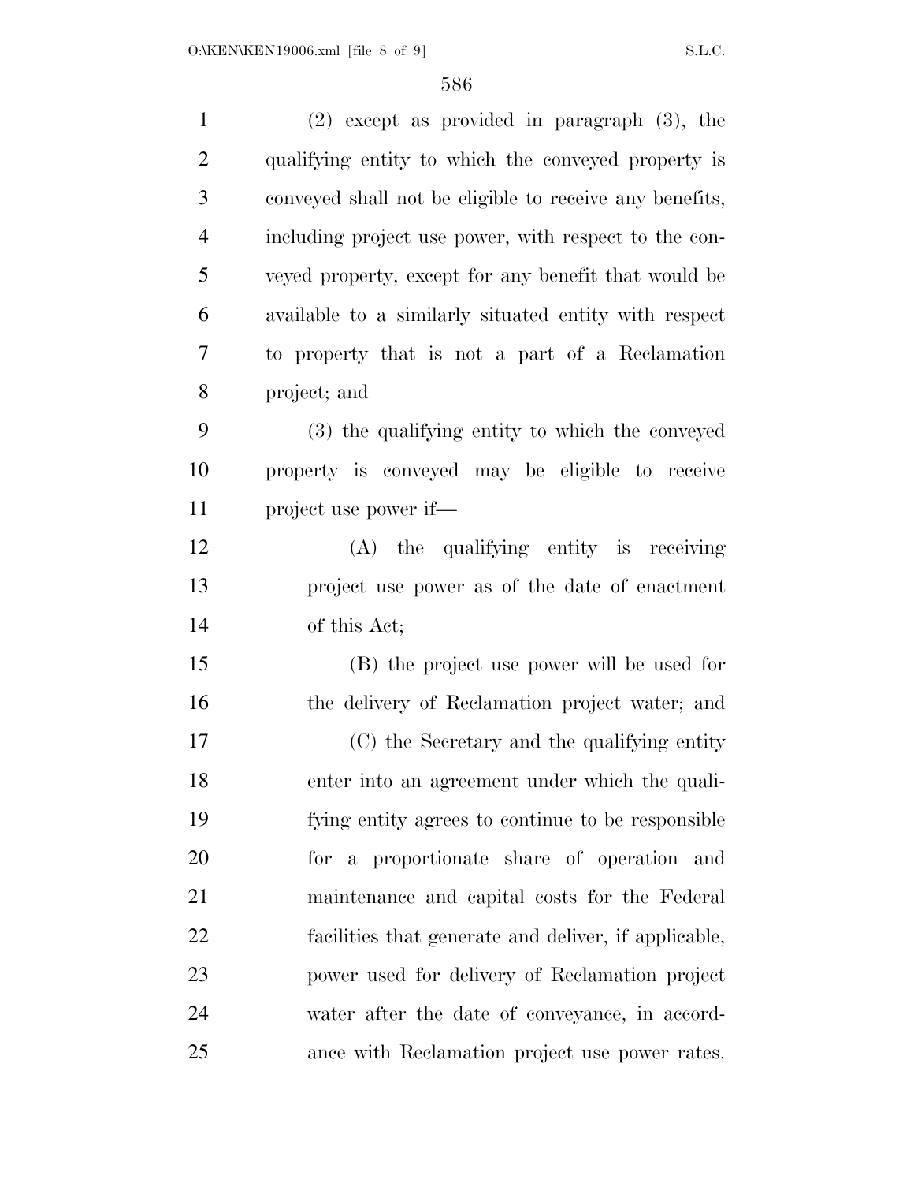(2) except as provided in paragraph (3), the qualifying entity to which the conveyed property is conveyed shall not be eligible to receive any benefits, including project use power, with respect to the conveyed property, except for any benefit that would be available to a similarly situated entity with respect to property that is not a part of a Reclamation project; and

(3) the qualifying entity to which the conveyed property is conveyed may be eligible to receive project use power if—

(A) the qualifying entity is receiving project use power as of the date of enactment of this Act;

(B) the project use power will be used for the delivery of Reclamation project water; and

(C) the Secretary and the qualifying entity enter into an agreement under which the qualifying entity agrees to continue to be responsible for a proportionate share of operation and maintenance and capital costs for the Federal facilities that generate and deliver, if applicable, power used for delivery of Reclamation project water after the date of conveyance, in accordance with Reclamation project use power rates.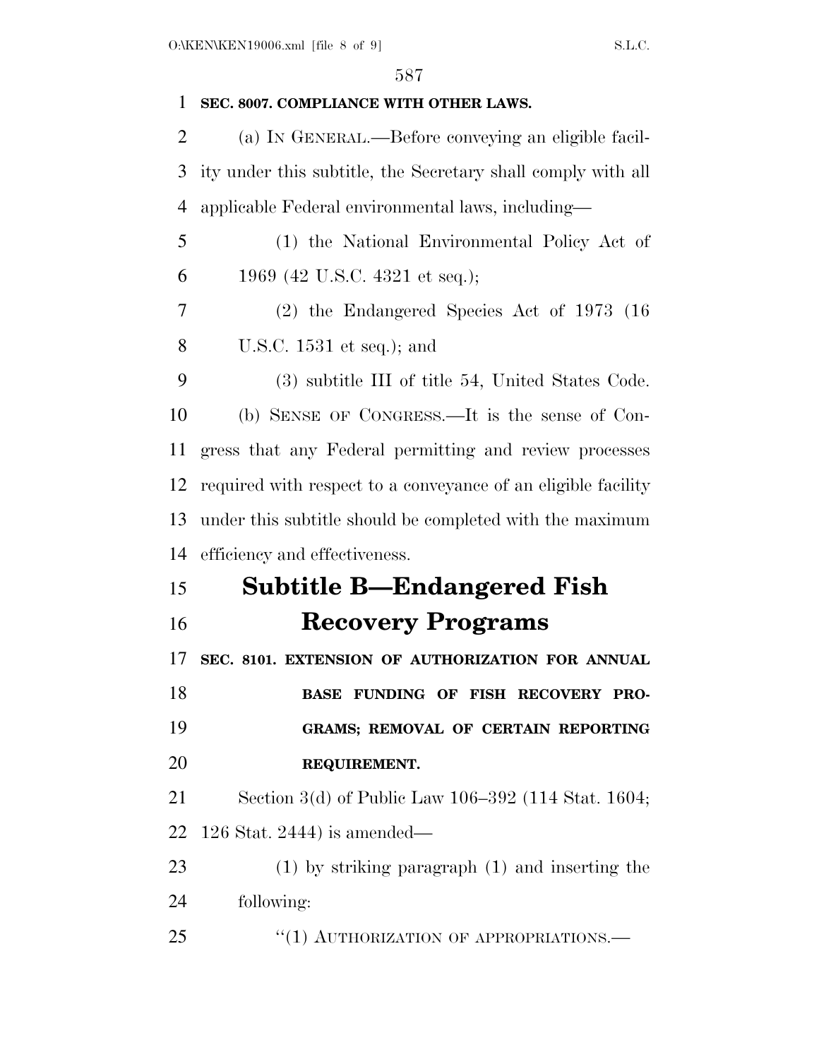**SEC. 8007. COMPLIANCE WITH OTHER LAWS.**

(a) IN GENERAL.—Before conveying an eligible facility under this subtitle, the Secretary shall comply with all applicable Federal environmental laws, including—

(1) the National Environmental Policy Act of 1969 (42 U.S.C. 4321 et seq.);

(2) the Endangered Species Act of 1973 (16 U.S.C. 1531 et seq.); and

(3) subtitle III of title 54, United States Code.

(b) SENSE OF CONGRESS.—It is the sense of Congress that any Federal permitting and review processes required with respect to a conveyance of an eligible facility under this subtitle should be completed with the maximum efficiency and effectiveness.

# Subtitle B—Endangered Fish Recovery Programs

**SEC. 8101. EXTENSION OF AUTHORIZATION FOR ANNUAL BASE FUNDING OF FISH RECOVERY PROGRAMS; REMOVAL OF CERTAIN REPORTING REQUIREMENT.**

Section 3(d) of Public Law 106–392 (114 Stat. 1604; 126 Stat. 2444) is amended—

(1) by striking paragraph (1) and inserting the following:

"(1) AUTHORIZATION OF APPROPRIATIONS.—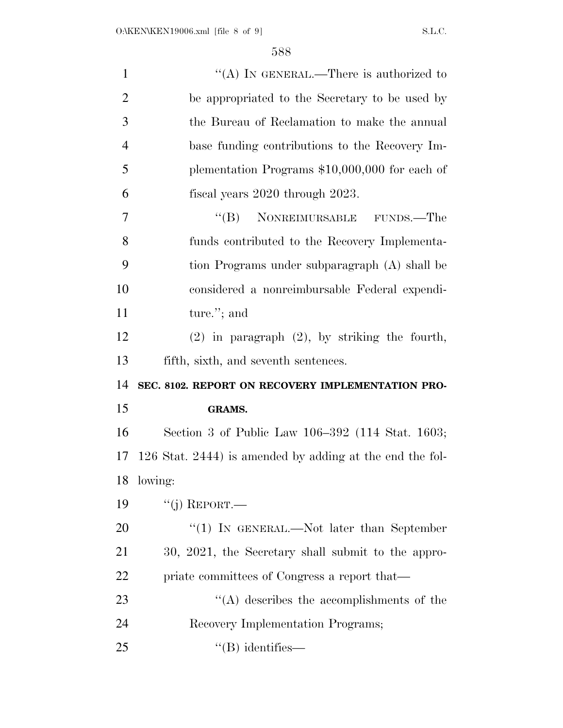"(A) IN GENERAL.—There is authorized to be appropriated to the Secretary to be used by the Bureau of Reclamation to make the annual base funding contributions to the Recovery Implementation Programs $10,000,000 for each of fiscal years 2020 through 2023.

"(B) NONREIMURSABLE FUNDS.—The funds contributed to the Recovery Implementation Programs under subparagraph (A) shall be considered a nonreimbursable Federal expenditure."; and

(2) in paragraph (2), by striking the fourth, fifth, sixth, and seventh sentences.

**SEC. 8102. REPORT ON RECOVERY IMPLEMENTATION PROGRAMS.**

Section 3 of Public Law 106–392 (114 Stat. 1603; 126 Stat. 2444) is amended by adding at the end the following:

"(j) REPORT.—

"(1) IN GENERAL.—Not later than September 30, 2021, the Secretary shall submit to the appropriate committees of Congress a report that—

"(A) describes the accomplishments of the Recovery Implementation Programs;

"(B) identifies—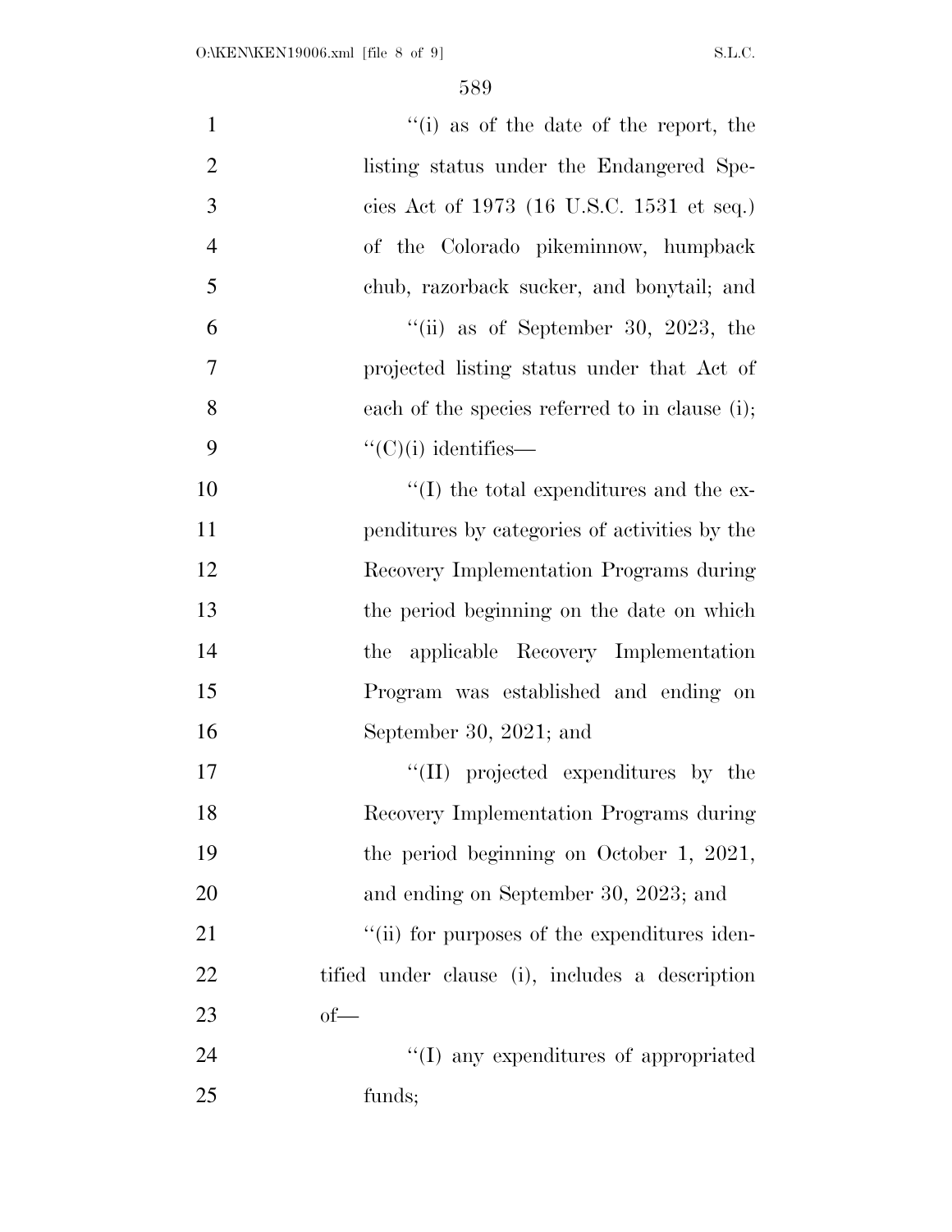''(i) as of the date of the report, the listing status under the Endangered Species Act of 1973 (16 U.S.C. 1531 et seq.) of the Colorado pikeminnow, humpback chub, razorback sucker, and bonytail; and

''(ii) as of September 30, 2023, the projected listing status under that Act of each of the species referred to in clause (i);

''(C)(i) identifies—

''(I) the total expenditures and the expenditures by categories of activities by the Recovery Implementation Programs during the period beginning on the date on which the applicable Recovery Implementation Program was established and ending on September 30, 2021; and

''(II) projected expenditures by the Recovery Implementation Programs during the period beginning on October 1, 2021, and ending on September 30, 2023; and

''(ii) for purposes of the expenditures identified under clause (i), includes a description of—

''(I) any expenditures of appropriated funds;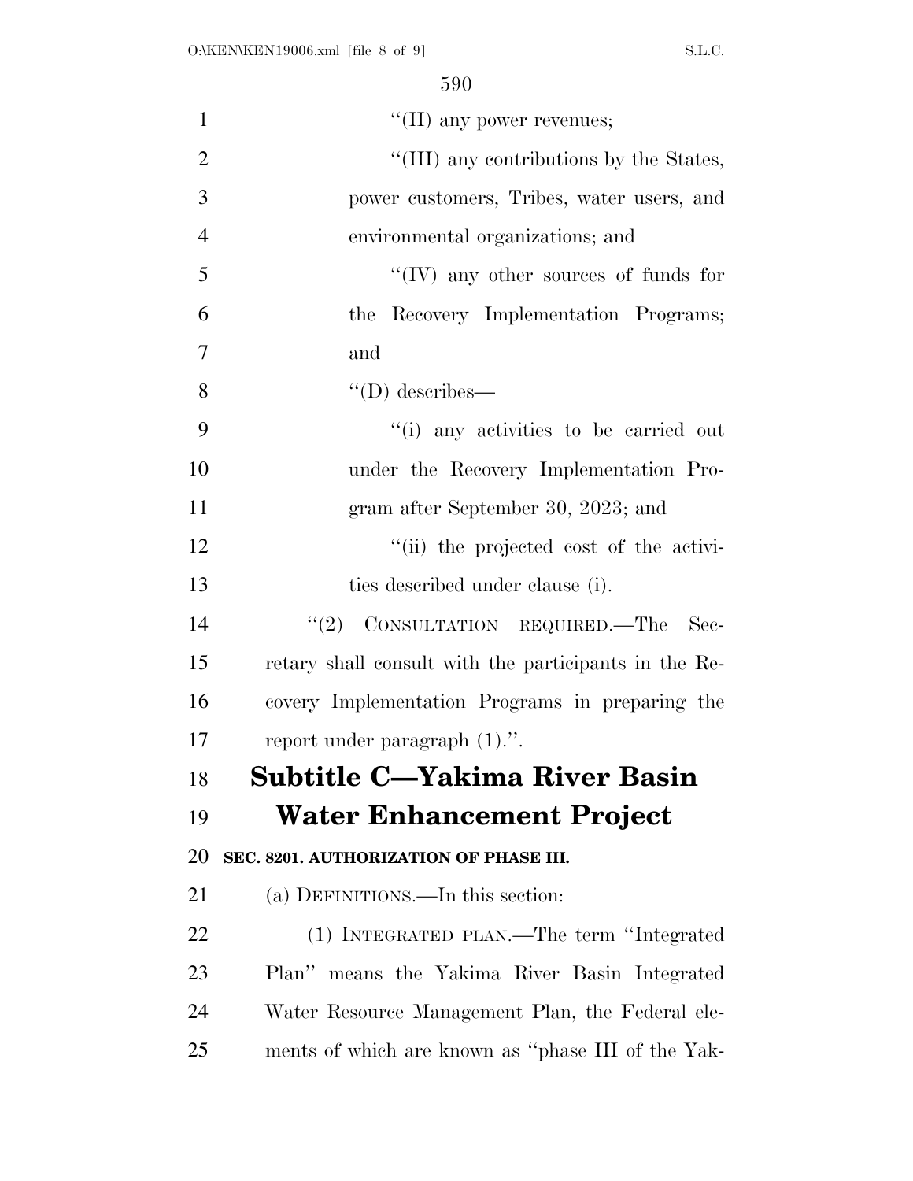''(II) any power revenues;

''(III) any contributions by the States, power customers, Tribes, water users, and environmental organizations; and

''(IV) any other sources of funds for the Recovery Implementation Programs; and

''(D) describes—

''(i) any activities to be carried out under the Recovery Implementation Program after September 30, 2023; and

''(ii) the projected cost of the activities described under clause (i).

''(2) CONSULTATION REQUIRED.—The Secretary shall consult with the participants in the Recovery Implementation Programs in preparing the report under paragraph (1).''.

## Subtitle C—Yakima River Basin Water Enhancement Project

### SEC. 8201. AUTHORIZATION OF PHASE III.

(a) DEFINITIONS.—In this section:

(1) INTEGRATED PLAN.—The term ''Integrated Plan'' means the Yakima River Basin Integrated Water Resource Management Plan, the Federal elements of which are known as ''phase III of the Yak-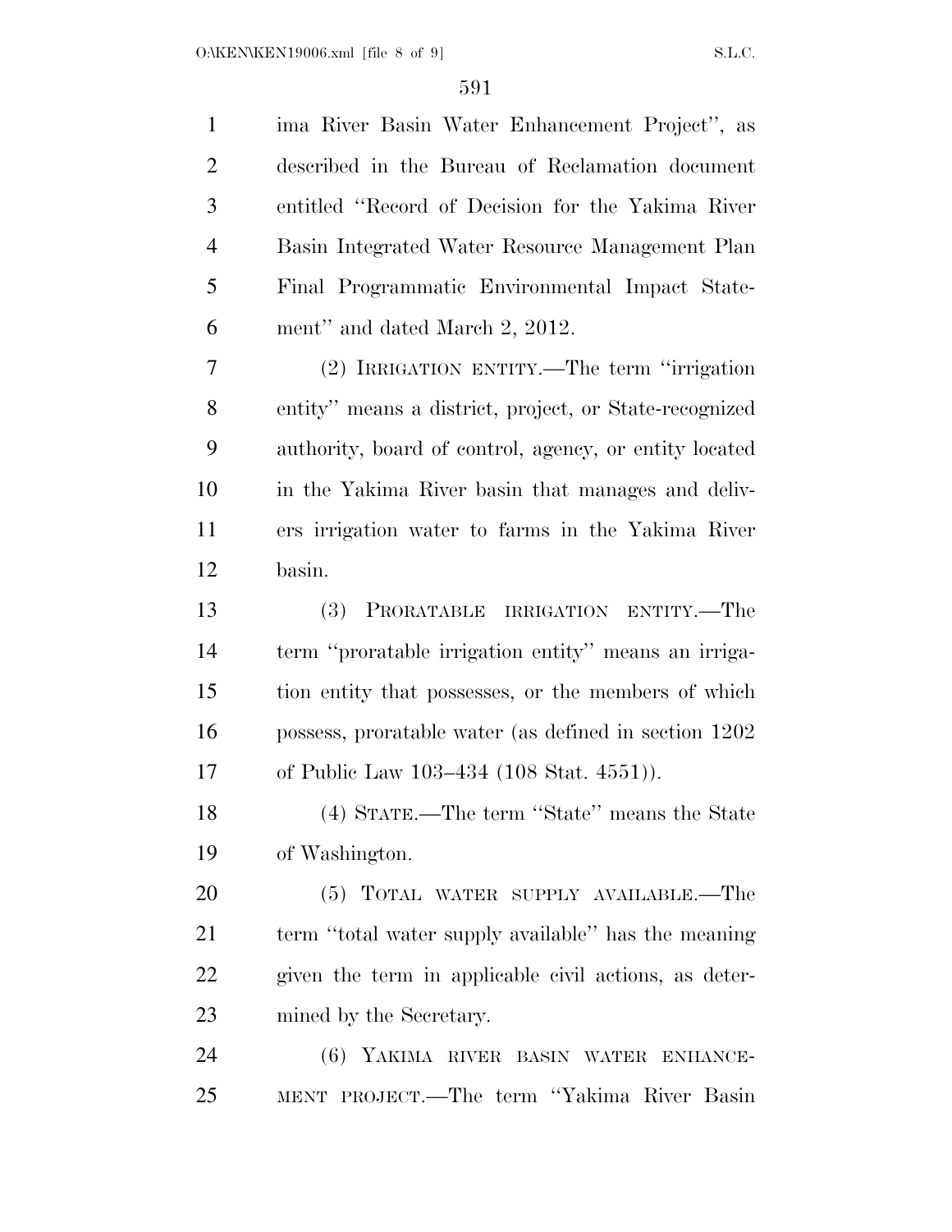ima River Basin Water Enhancement Project'', as described in the Bureau of Reclamation document entitled ''Record of Decision for the Yakima River Basin Integrated Water Resource Management Plan Final Programmatic Environmental Impact Statement'' and dated March 2, 2012.

(2) IRRIGATION ENTITY.—The term ''irrigation entity'' means a district, project, or State-recognized authority, board of control, agency, or entity located in the Yakima River basin that manages and delivers irrigation water to farms in the Yakima River basin.

(3) PRORATABLE IRRIGATION ENTITY.—The term ''proratable irrigation entity'' means an irrigation entity that possesses, or the members of which possess, proratable water (as defined in section 1202 of Public Law 103–434 (108 Stat. 4551)).

(4) STATE.—The term ''State'' means the State of Washington.

(5) TOTAL WATER SUPPLY AVAILABLE.—The term ''total water supply available'' has the meaning given the term in applicable civil actions, as determined by the Secretary.

(6) YAKIMA RIVER BASIN WATER ENHANCEMENT PROJECT.—The term ''Yakima River Basin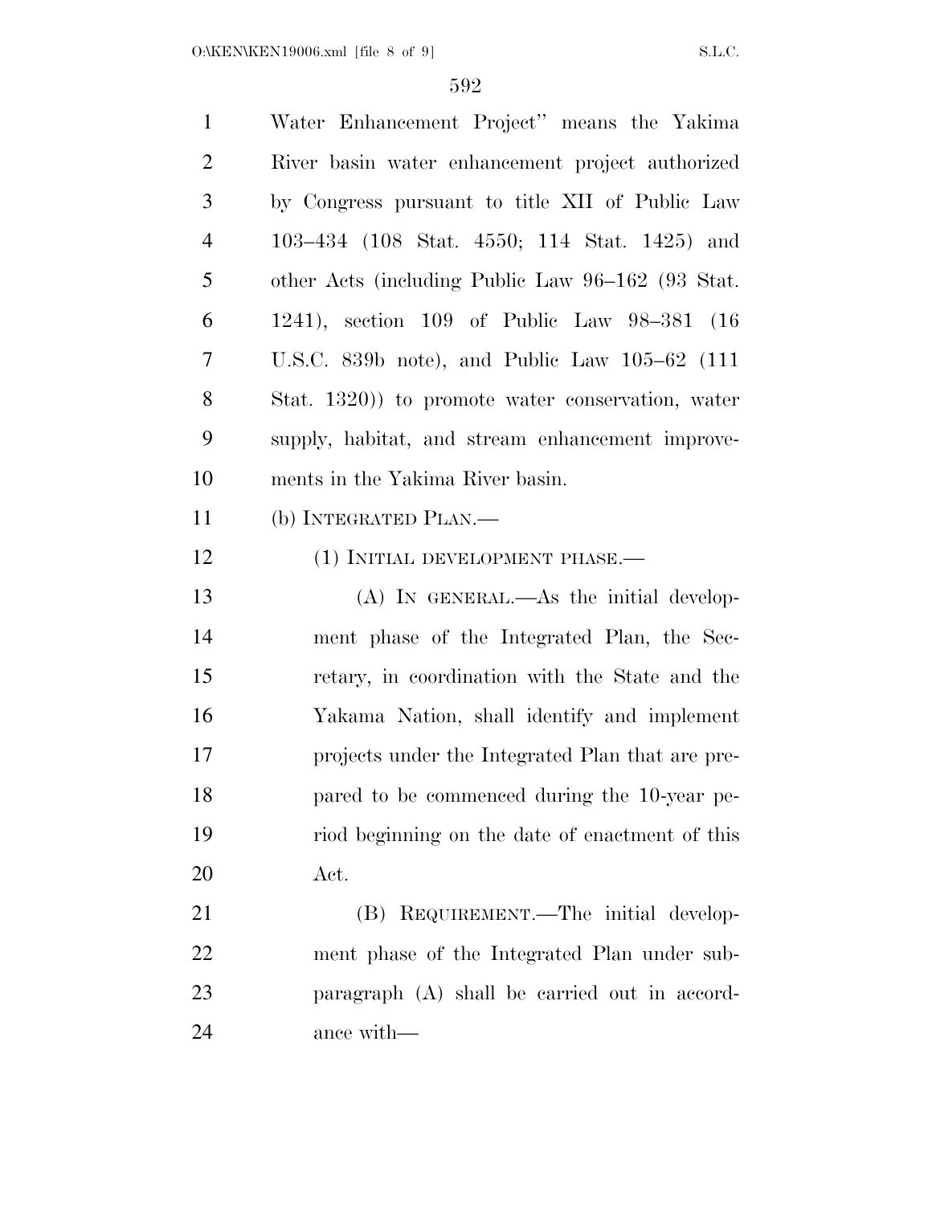Water Enhancement Project" means the Yakima River basin water enhancement project authorized by Congress pursuant to title XII of Public Law 103–434 (108 Stat. 4550; 114 Stat. 1425) and other Acts (including Public Law 96–162 (93 Stat. 1241), section 109 of Public Law 98–381 (16 U.S.C. 839b note), and Public Law 105–62 (111 Stat. 1320)) to promote water conservation, water supply, habitat, and stream enhancement improvements in the Yakima River basin.

(b) INTEGRATED PLAN.—

(1) INITIAL DEVELOPMENT PHASE.—

(A) IN GENERAL.—As the initial development phase of the Integrated Plan, the Secretary, in coordination with the State and the Yakama Nation, shall identify and implement projects under the Integrated Plan that are prepared to be commenced during the 10-year period beginning on the date of enactment of this Act.

(B) REQUIREMENT.—The initial development phase of the Integrated Plan under subparagraph (A) shall be carried out in accordance with—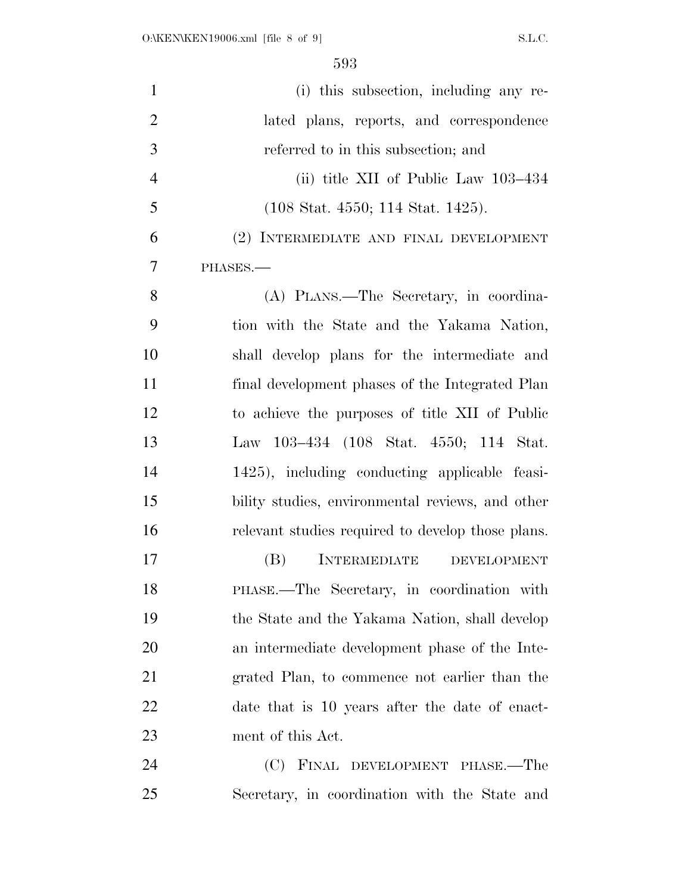(i) this subsection, including any related plans, reports, and correspondence referred to in this subsection; and

(ii) title XII of Public Law 103–434 (108 Stat. 4550; 114 Stat. 1425).

(2) INTERMEDIATE AND FINAL DEVELOPMENT PHASES.—

(A) PLANS.—The Secretary, in coordination with the State and the Yakama Nation, shall develop plans for the intermediate and final development phases of the Integrated Plan to achieve the purposes of title XII of Public Law 103–434 (108 Stat. 4550; 114 Stat. 1425), including conducting applicable feasibility studies, environmental reviews, and other relevant studies required to develop those plans.

(B) INTERMEDIATE DEVELOPMENT PHASE.—The Secretary, in coordination with the State and the Yakama Nation, shall develop an intermediate development phase of the Integrated Plan, to commence not earlier than the date that is 10 years after the date of enactment of this Act.

(C) FINAL DEVELOPMENT PHASE.—The Secretary, in coordination with the State and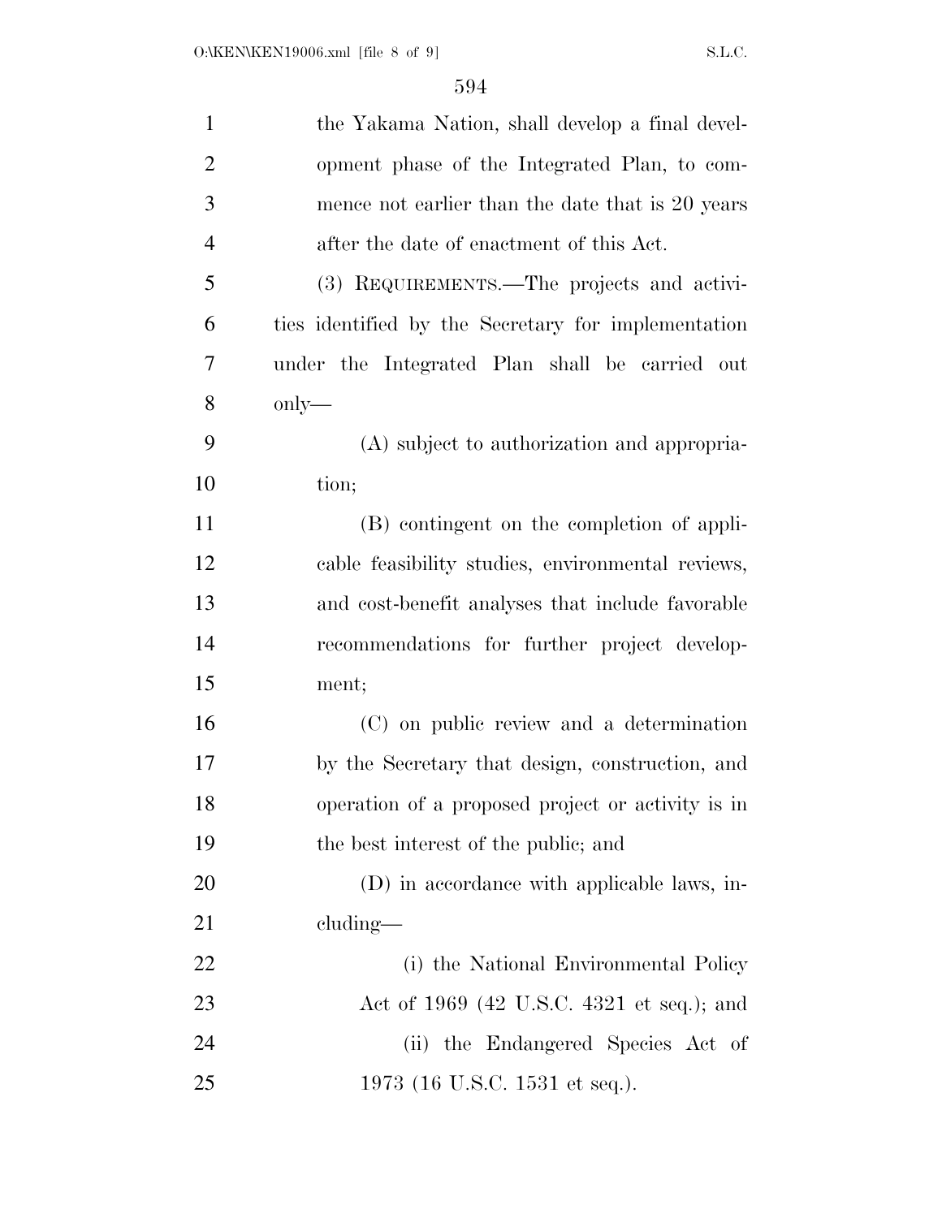the Yakama Nation, shall develop a final development phase of the Integrated Plan, to commence not earlier than the date that is 20 years after the date of enactment of this Act.

(3) REQUIREMENTS.—The projects and activities identified by the Secretary for implementation under the Integrated Plan shall be carried out only—

(A) subject to authorization and appropriation;

(B) contingent on the completion of applicable feasibility studies, environmental reviews, and cost-benefit analyses that include favorable recommendations for further project development;

(C) on public review and a determination by the Secretary that design, construction, and operation of a proposed project or activity is in the best interest of the public; and

(D) in accordance with applicable laws, including—

(i) the National Environmental Policy Act of 1969 (42 U.S.C. 4321 et seq.); and

(ii) the Endangered Species Act of 1973 (16 U.S.C. 1531 et seq.).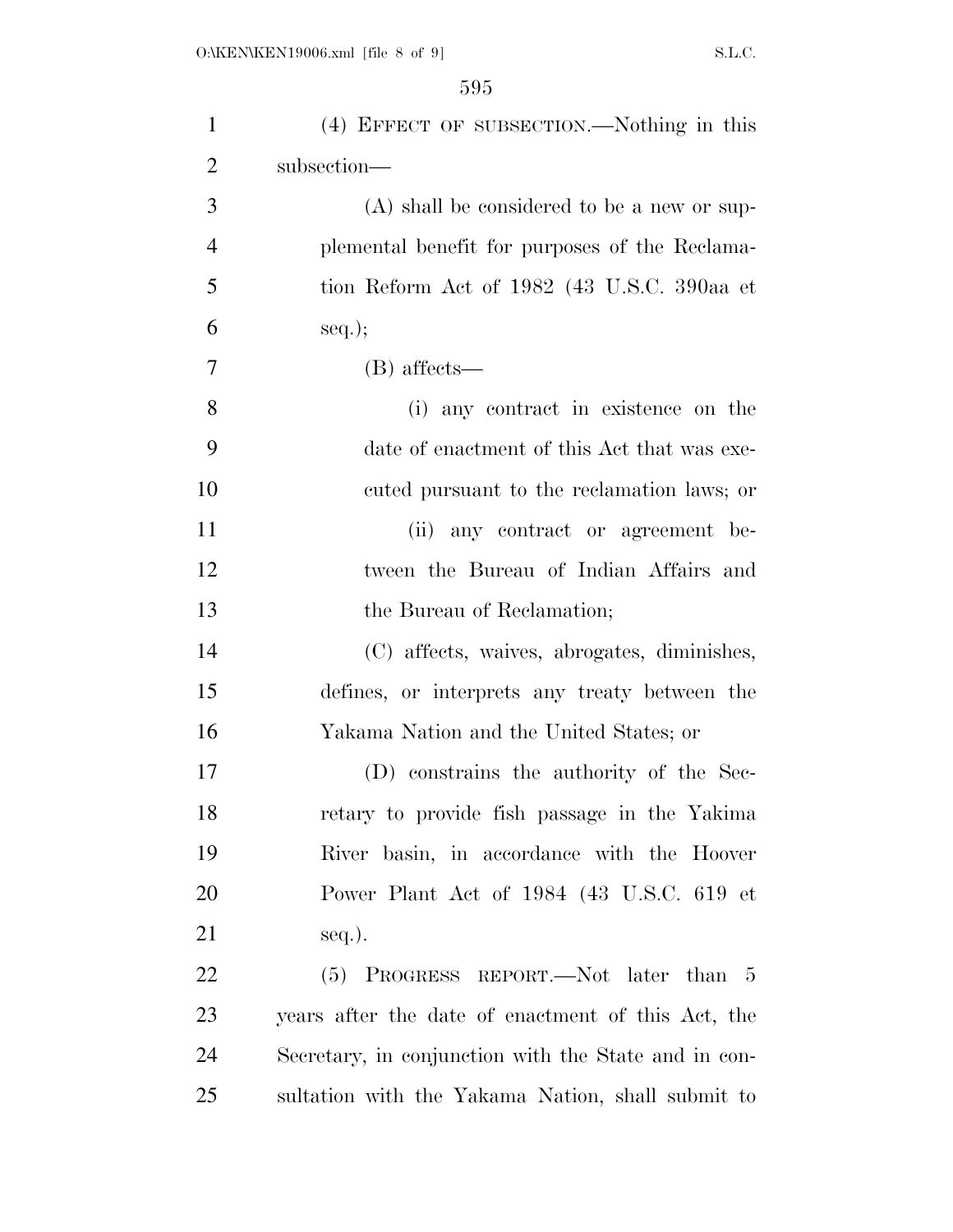(4) EFFECT OF SUBSECTION.—Nothing in this subsection—

(A) shall be considered to be a new or supplemental benefit for purposes of the Reclamation Reform Act of 1982 (43 U.S.C. 390aa et seq.);

(B) affects—

(i) any contract in existence on the date of enactment of this Act that was executed pursuant to the reclamation laws; or

(ii) any contract or agreement between the Bureau of Indian Affairs and the Bureau of Reclamation;

(C) affects, waives, abrogates, diminishes, defines, or interprets any treaty between the Yakama Nation and the United States; or

(D) constrains the authority of the Secretary to provide fish passage in the Yakima River basin, in accordance with the Hoover Power Plant Act of 1984 (43 U.S.C. 619 et seq.).

(5) PROGRESS REPORT.—Not later than 5 years after the date of enactment of this Act, the Secretary, in conjunction with the State and in consultation with the Yakama Nation, shall submit to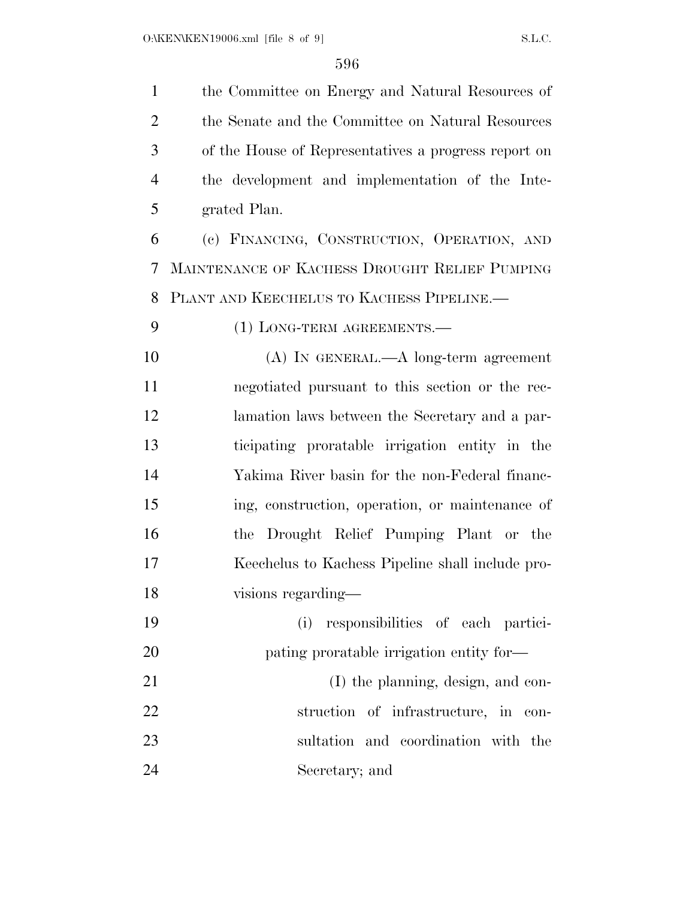the Committee on Energy and Natural Resources of the Senate and the Committee on Natural Resources of the House of Representatives a progress report on the development and implementation of the Integrated Plan.

(c) FINANCING, CONSTRUCTION, OPERATION, AND MAINTENANCE OF KACHESS DROUGHT RELIEF PUMPING PLANT AND KEECHELUS TO KACHESS PIPELINE.—

(1) LONG-TERM AGREEMENTS.—

(A) IN GENERAL.—A long-term agreement negotiated pursuant to this section or the reclamation laws between the Secretary and a participating proratable irrigation entity in the Yakima River basin for the non-Federal financing, construction, operation, or maintenance of the Drought Relief Pumping Plant or the Keechelus to Kachess Pipeline shall include provisions regarding—

(i) responsibilities of each participating proratable irrigation entity for—

(I) the planning, design, and construction of infrastructure, in consultation and coordination with the Secretary; and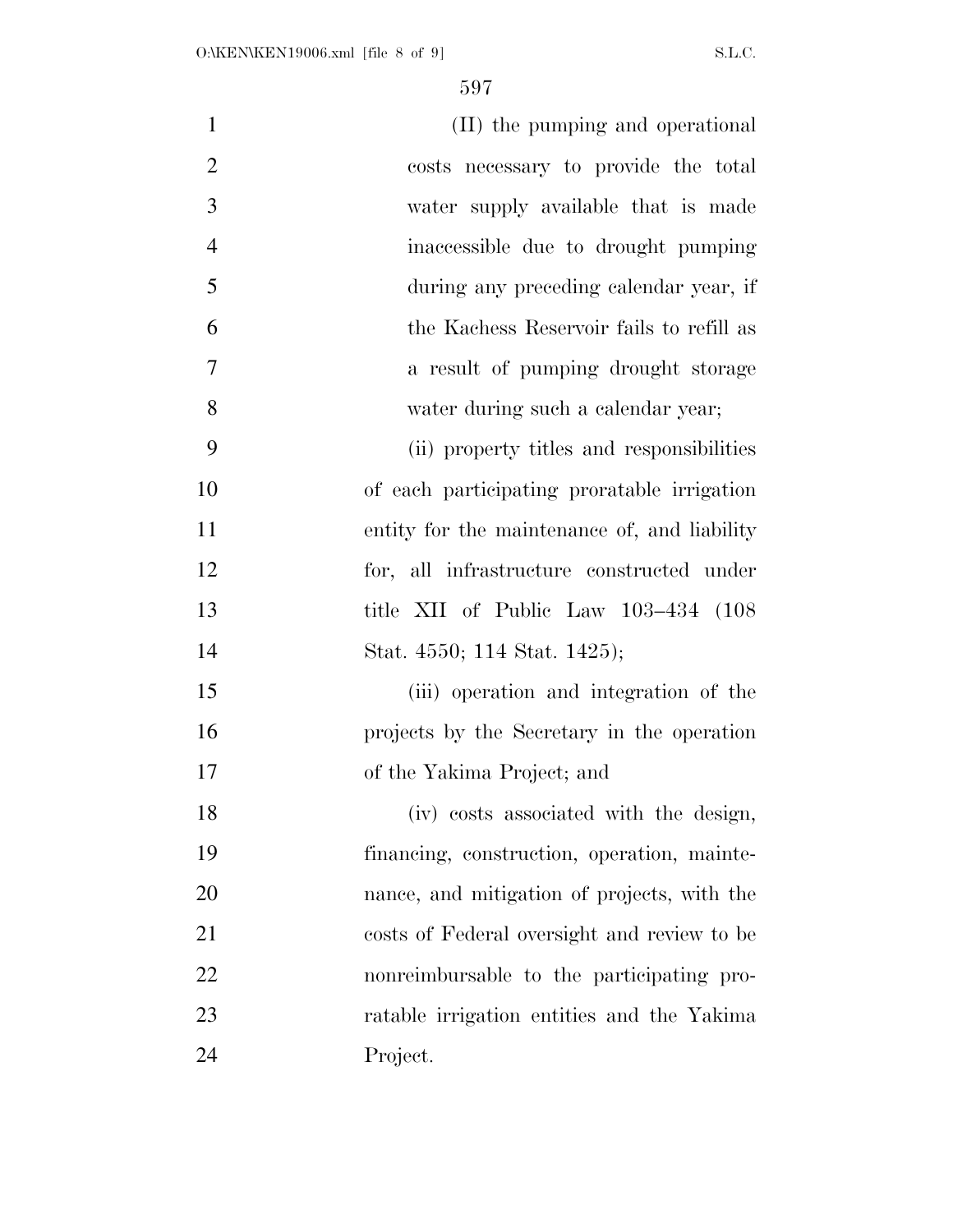(II) the pumping and operational costs necessary to provide the total water supply available that is made inaccessible due to drought pumping during any preceding calendar year, if the Kachess Reservoir fails to refill as a result of pumping drought storage water during such a calendar year;

(ii) property titles and responsibilities of each participating proratable irrigation entity for the maintenance of, and liability for, all infrastructure constructed under title XII of Public Law 103–434 (108 Stat. 4550; 114 Stat. 1425);

(iii) operation and integration of the projects by the Secretary in the operation of the Yakima Project; and

(iv) costs associated with the design, financing, construction, operation, maintenance, and mitigation of projects, with the costs of Federal oversight and review to be nonreimbursable to the participating proratable irrigation entities and the Yakima Project.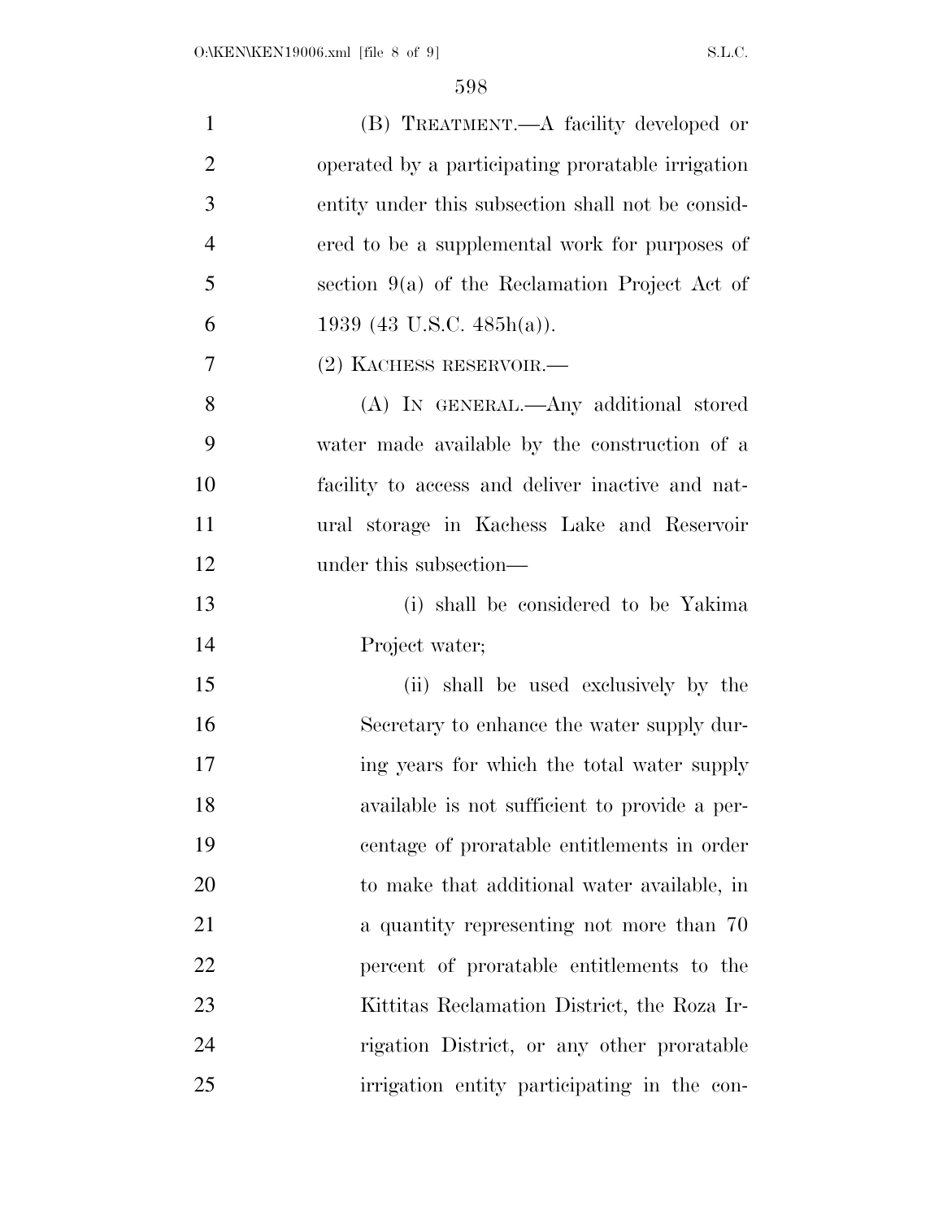(B) TREATMENT.—A facility developed or operated by a participating proratable irrigation entity under this subsection shall not be considered to be a supplemental work for purposes of section 9(a) of the Reclamation Project Act of 1939 (43 U.S.C. 485h(a)).

(2) KACHESS RESERVOIR.—

(A) IN GENERAL.—Any additional stored water made available by the construction of a facility to access and deliver inactive and natural storage in Kachess Lake and Reservoir under this subsection—

(i) shall be considered to be Yakima Project water;

(ii) shall be used exclusively by the Secretary to enhance the water supply during years for which the total water supply available is not sufficient to provide a percentage of proratable entitlements in order to make that additional water available, in a quantity representing not more than 70 percent of proratable entitlements to the Kittitas Reclamation District, the Roza Irrigation District, or any other proratable irrigation entity participating in the con-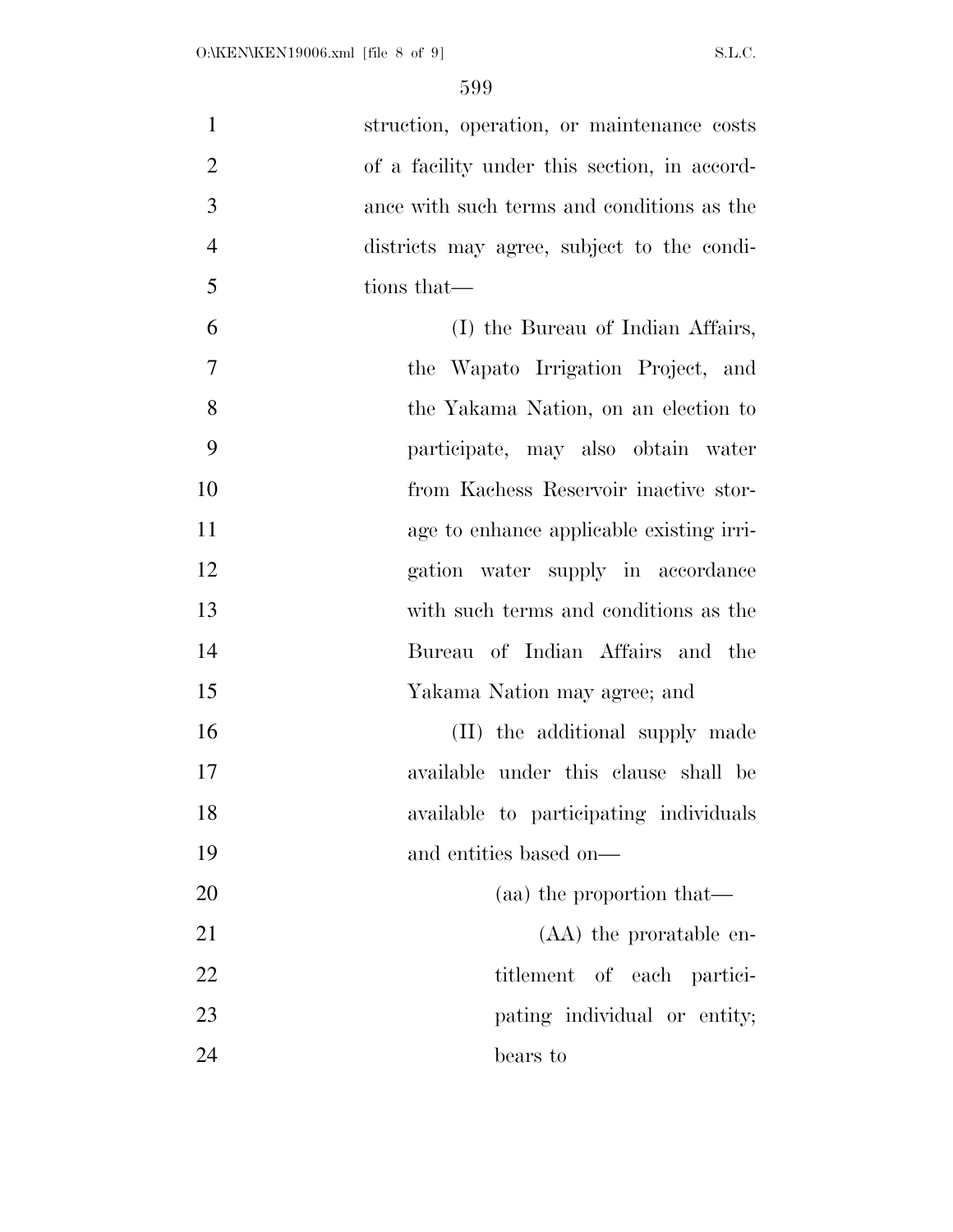struction, operation, or maintenance costs of a facility under this section, in accordance with such terms and conditions as the districts may agree, subject to the conditions that—

(I) the Bureau of Indian Affairs, the Wapato Irrigation Project, and the Yakama Nation, on an election to participate, may also obtain water from Kachess Reservoir inactive storage to enhance applicable existing irrigation water supply in accordance with such terms and conditions as the Bureau of Indian Affairs and the Yakama Nation may agree; and

(II) the additional supply made available under this clause shall be available to participating individuals and entities based on—

(aa) the proportion that—

(AA) the proratable entitlement of each participating individual or entity; bears to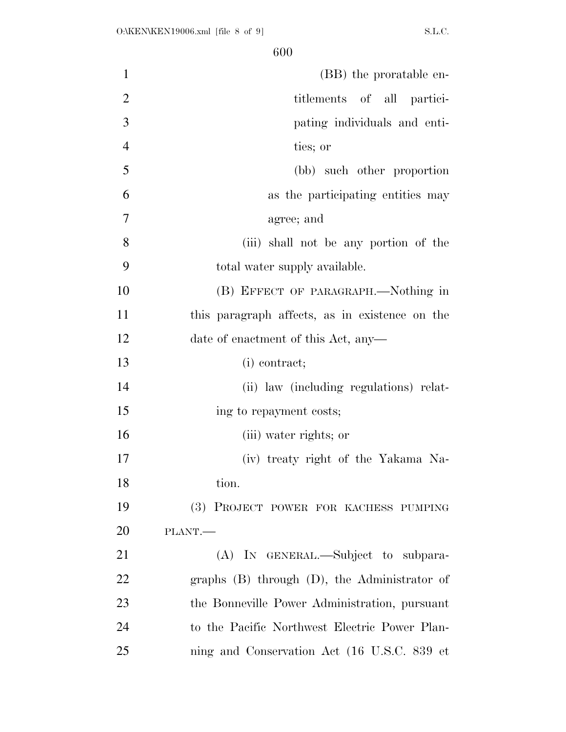(BB) the proratable entitlements of all participating individuals and entities; or

(bb) such other proportion as the participating entities may agree; and

(iii) shall not be any portion of the total water supply available.

(B) EFFECT OF PARAGRAPH.—Nothing in this paragraph affects, as in existence on the date of enactment of this Act, any—

(i) contract;

(ii) law (including regulations) relating to repayment costs;

(iii) water rights; or

(iv) treaty right of the Yakama Nation.

(3) PROJECT POWER FOR KACHESS PUMPING PLANT.—

(A) IN GENERAL.—Subject to subparagraphs (B) through (D), the Administrator of the Bonneville Power Administration, pursuant to the Pacific Northwest Electric Power Planning and Conservation Act (16 U.S.C. 839 et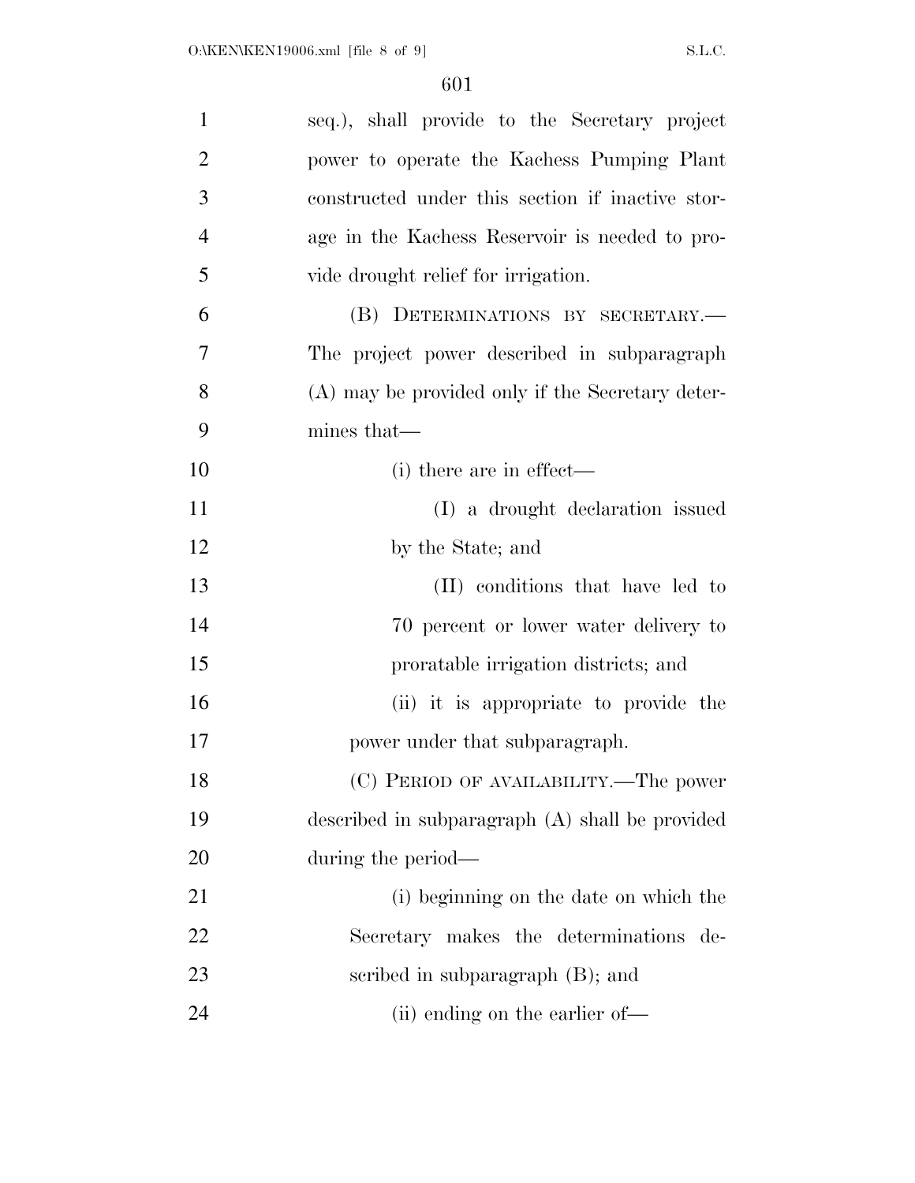seq.), shall provide to the Secretary project power to operate the Kachess Pumping Plant constructed under this section if inactive storage in the Kachess Reservoir is needed to provide drought relief for irrigation.

(B) DETERMINATIONS BY SECRETARY.—The project power described in subparagraph (A) may be provided only if the Secretary determines that—

(i) there are in effect—

(I) a drought declaration issued by the State; and

(II) conditions that have led to 70 percent or lower water delivery to proratable irrigation districts; and

(ii) it is appropriate to provide the power under that subparagraph.

(C) PERIOD OF AVAILABILITY.—The power described in subparagraph (A) shall be provided during the period—

(i) beginning on the date on which the Secretary makes the determinations described in subparagraph (B); and

(ii) ending on the earlier of—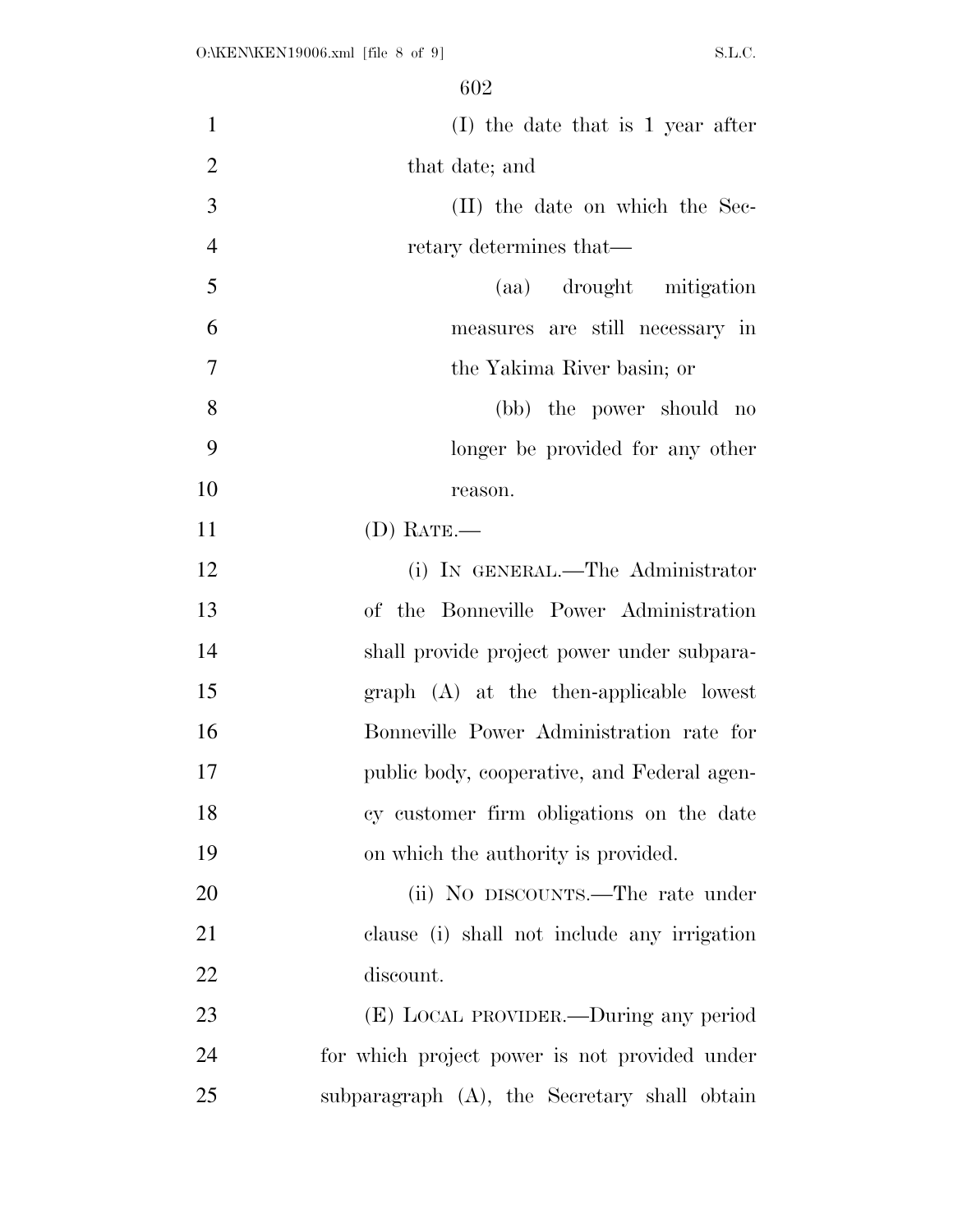(I) the date that is 1 year after that date; and

(II) the date on which the Secretary determines that—

(aa) drought mitigation measures are still necessary in the Yakima River basin; or

(bb) the power should no longer be provided for any other reason.

(D) RATE.—

(i) IN GENERAL.—The Administrator of the Bonneville Power Administration shall provide project power under subparagraph (A) at the then-applicable lowest Bonneville Power Administration rate for public body, cooperative, and Federal agency customer firm obligations on the date on which the authority is provided.

(ii) NO DISCOUNTS.—The rate under clause (i) shall not include any irrigation discount.

(E) LOCAL PROVIDER.—During any period for which project power is not provided under subparagraph (A), the Secretary shall obtain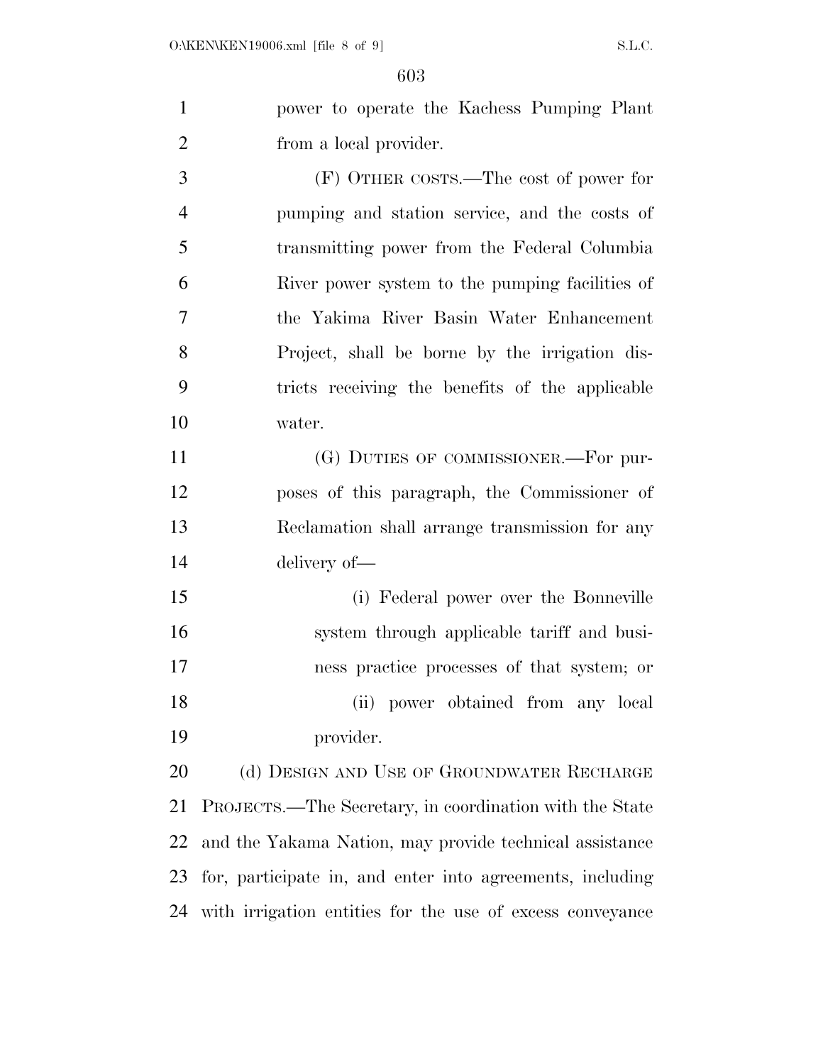power to operate the Kachess Pumping Plant from a local provider.

(F) OTHER COSTS.—The cost of power for pumping and station service, and the costs of transmitting power from the Federal Columbia River power system to the pumping facilities of the Yakima River Basin Water Enhancement Project, shall be borne by the irrigation districts receiving the benefits of the applicable water.

(G) DUTIES OF COMMISSIONER.—For purposes of this paragraph, the Commissioner of Reclamation shall arrange transmission for any delivery of—

(i) Federal power over the Bonneville system through applicable tariff and business practice processes of that system; or

(ii) power obtained from any local provider.

(d) DESIGN AND USE OF GROUNDWATER RECHARGE PROJECTS.—The Secretary, in coordination with the State and the Yakama Nation, may provide technical assistance for, participate in, and enter into agreements, including with irrigation entities for the use of excess conveyance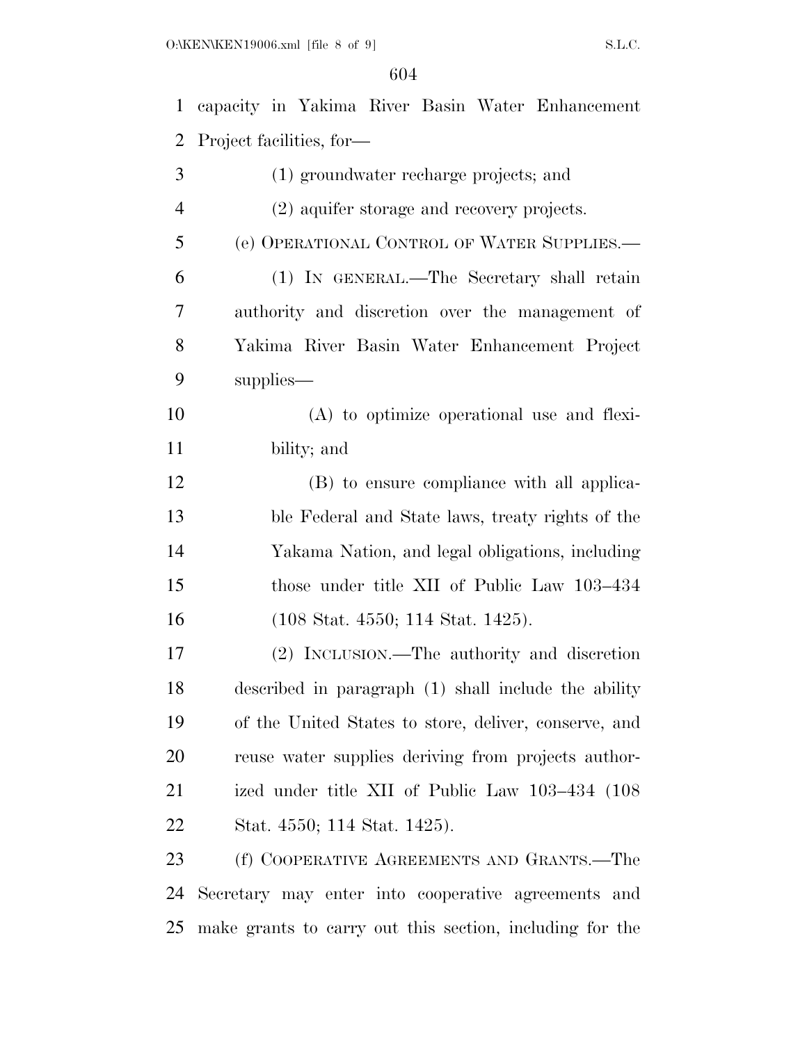capacity in Yakima River Basin Water Enhancement Project facilities, for—

(1) groundwater recharge projects; and

(2) aquifer storage and recovery projects.

(e) OPERATIONAL CONTROL OF WATER SUPPLIES.—

(1) IN GENERAL.—The Secretary shall retain authority and discretion over the management of Yakima River Basin Water Enhancement Project supplies—

(A) to optimize operational use and flexibility; and

(B) to ensure compliance with all applicable Federal and State laws, treaty rights of the Yakama Nation, and legal obligations, including those under title XII of Public Law 103–434 (108 Stat. 4550; 114 Stat. 1425).

(2) INCLUSION.—The authority and discretion described in paragraph (1) shall include the ability of the United States to store, deliver, conserve, and reuse water supplies deriving from projects authorized under title XII of Public Law 103–434 (108 Stat. 4550; 114 Stat. 1425).

(f) COOPERATIVE AGREEMENTS AND GRANTS.—The Secretary may enter into cooperative agreements and make grants to carry out this section, including for the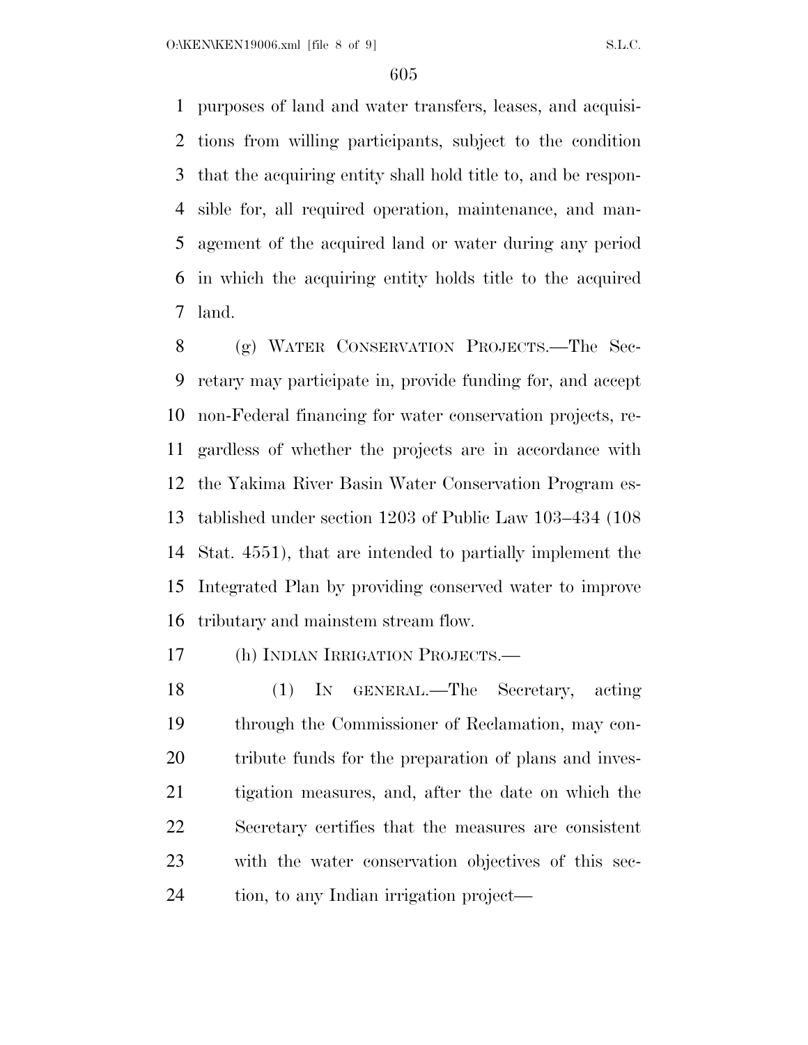purposes of land and water transfers, leases, and acquisitions from willing participants, subject to the condition that the acquiring entity shall hold title to, and be responsible for, all required operation, maintenance, and management of the acquired land or water during any period in which the acquiring entity holds title to the acquired land.

(g) WATER CONSERVATION PROJECTS.—The Secretary may participate in, provide funding for, and accept non-Federal financing for water conservation projects, regardless of whether the projects are in accordance with the Yakima River Basin Water Conservation Program established under section 1203 of Public Law 103–434 (108 Stat. 4551), that are intended to partially implement the Integrated Plan by providing conserved water to improve tributary and mainstem stream flow.

(h) INDIAN IRRIGATION PROJECTS.—

(1) IN GENERAL.—The Secretary, acting through the Commissioner of Reclamation, may contribute funds for the preparation of plans and investigation measures, and, after the date on which the Secretary certifies that the measures are consistent with the water conservation objectives of this section, to any Indian irrigation project—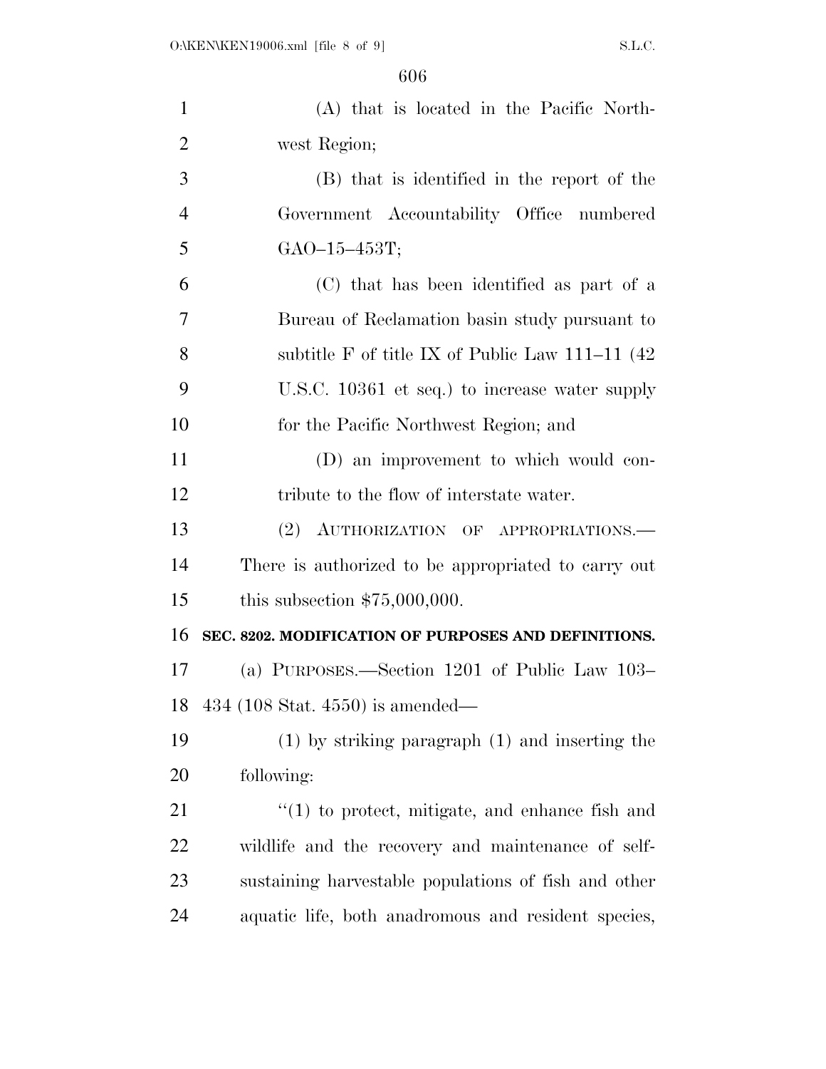(A) that is located in the Pacific Northwest Region;

(B) that is identified in the report of the Government Accountability Office numbered GAO–15–453T;

(C) that has been identified as part of a Bureau of Reclamation basin study pursuant to subtitle F of title IX of Public Law 111–11 (42 U.S.C. 10361 et seq.) to increase water supply for the Pacific Northwest Region; and

(D) an improvement to which would contribute to the flow of interstate water.

(2) AUTHORIZATION OF APPROPRIATIONS.—There is authorized to be appropriated to carry out this subsection $75,000,000.

**SEC. 8202. MODIFICATION OF PURPOSES AND DEFINITIONS.**

(a) PURPOSES.—Section 1201 of Public Law 103–434 (108 Stat. 4550) is amended—

(1) by striking paragraph (1) and inserting the following:

"(1) to protect, mitigate, and enhance fish and wildlife and the recovery and maintenance of self-sustaining harvestable populations of fish and other aquatic life, both anadromous and resident species,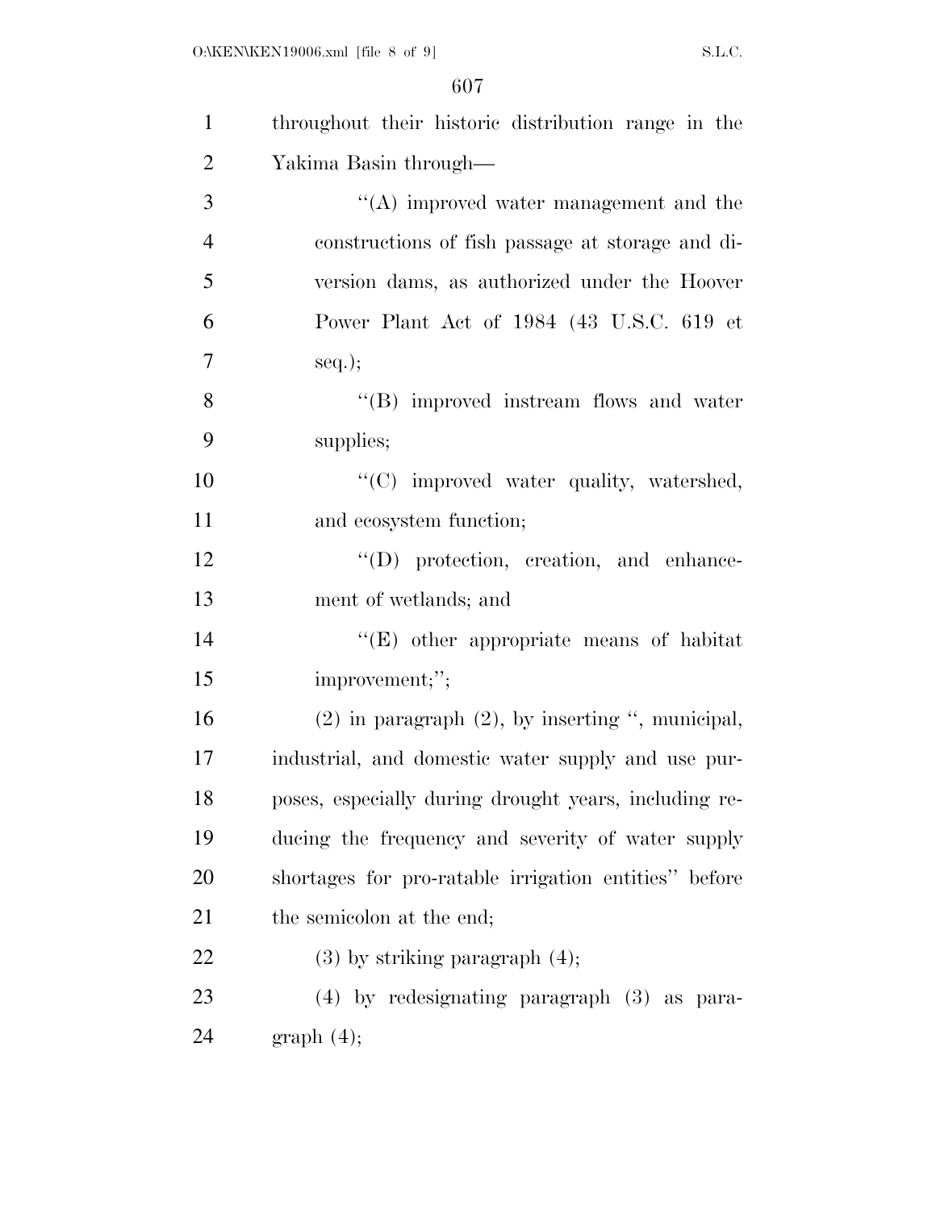throughout their historic distribution range in the Yakima Basin through—

''(A) improved water management and the constructions of fish passage at storage and diversion dams, as authorized under the Hoover Power Plant Act of 1984 (43 U.S.C. 619 et seq.);

''(B) improved instream flows and water supplies;

''(C) improved water quality, watershed, and ecosystem function;

''(D) protection, creation, and enhancement of wetlands; and

''(E) other appropriate means of habitat improvement;'';

(2) in paragraph (2), by inserting '', municipal, industrial, and domestic water supply and use purposes, especially during drought years, including reducing the frequency and severity of water supply shortages for pro-ratable irrigation entities'' before the semicolon at the end;

(3) by striking paragraph (4);

(4) by redesignating paragraph (3) as paragraph (4);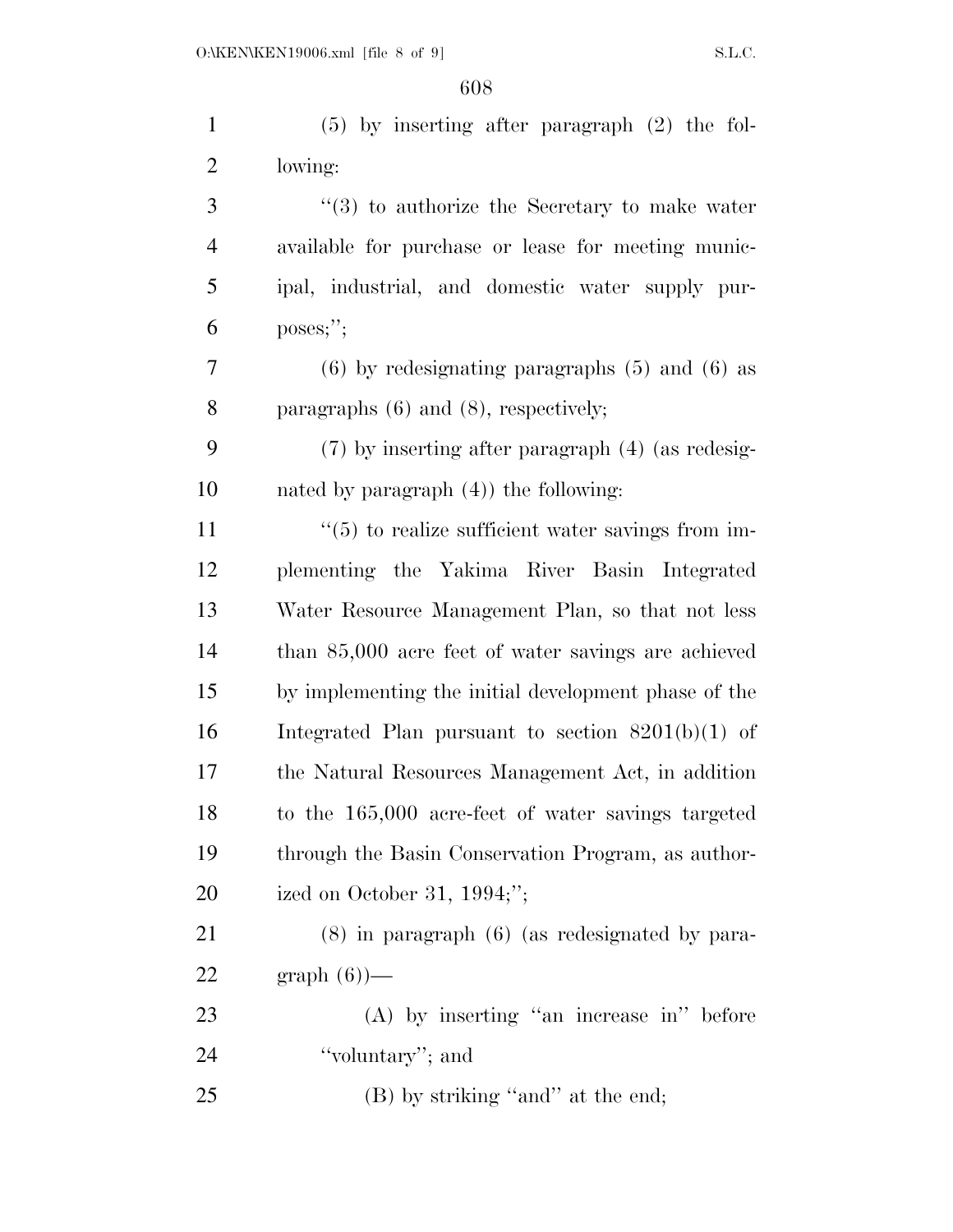(5) by inserting after paragraph (2) the following:

"(3) to authorize the Secretary to make water available for purchase or lease for meeting municipal, industrial, and domestic water supply purposes;";

(6) by redesignating paragraphs (5) and (6) as paragraphs (6) and (8), respectively;

(7) by inserting after paragraph (4) (as redesignated by paragraph (4)) the following:

"(5) to realize sufficient water savings from implementing the Yakima River Basin Integrated Water Resource Management Plan, so that not less than 85,000 acre feet of water savings are achieved by implementing the initial development phase of the Integrated Plan pursuant to section 8201(b)(1) of the Natural Resources Management Act, in addition to the 165,000 acre-feet of water savings targeted through the Basin Conservation Program, as authorized on October 31, 1994;";

(8) in paragraph (6) (as redesignated by paragraph (6))—

(A) by inserting "an increase in" before "voluntary"; and

(B) by striking "and" at the end;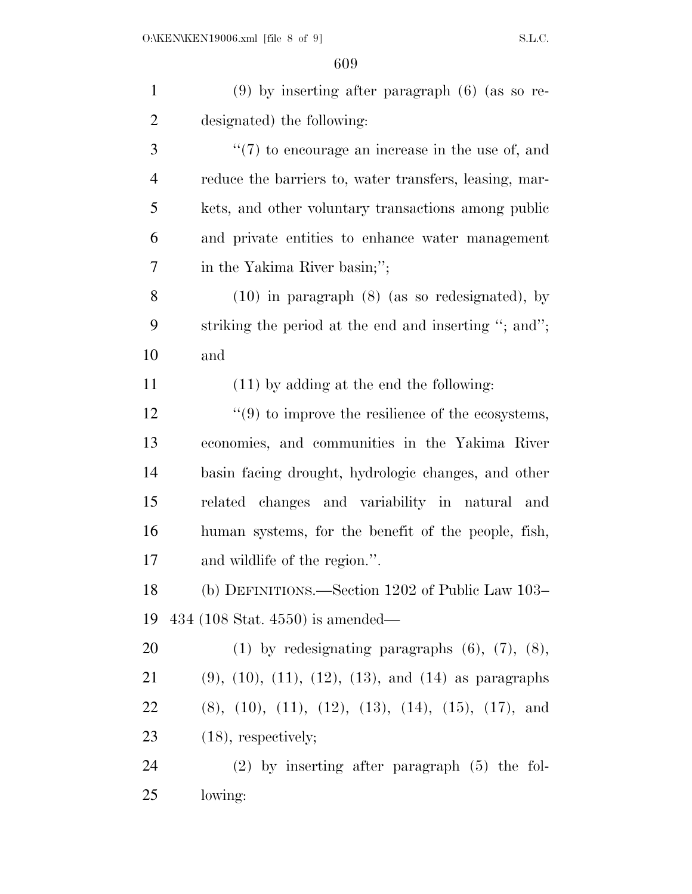(9) by inserting after paragraph (6) (as so redesignated) the following:

"(7) to encourage an increase in the use of, and reduce the barriers to, water transfers, leasing, markets, and other voluntary transactions among public and private entities to enhance water management in the Yakima River basin;";

(10) in paragraph (8) (as so redesignated), by striking the period at the end and inserting "; and"; and

(11) by adding at the end the following:

"(9) to improve the resilience of the ecosystems, economies, and communities in the Yakima River basin facing drought, hydrologic changes, and other related changes and variability in natural and human systems, for the benefit of the people, fish, and wildlife of the region.".

(b) DEFINITIONS.—Section 1202 of Public Law 103–434 (108 Stat. 4550) is amended—

(1) by redesignating paragraphs (6), (7), (8), (9), (10), (11), (12), (13), and (14) as paragraphs (8), (10), (11), (12), (13), (14), (15), (17), and (18), respectively;

(2) by inserting after paragraph (5) the following: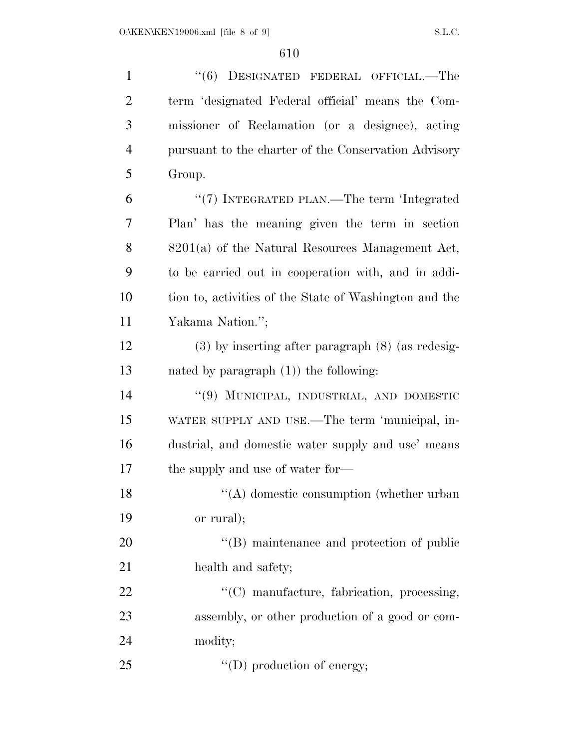"(6) DESIGNATED FEDERAL OFFICIAL.—The term 'designated Federal official' means the Commissioner of Reclamation (or a designee), acting pursuant to the charter of the Conservation Advisory Group.

"(7) INTEGRATED PLAN.—The term 'Integrated Plan' has the meaning given the term in section 8201(a) of the Natural Resources Management Act, to be carried out in cooperation with, and in addition to, activities of the State of Washington and the Yakama Nation.";

(3) by inserting after paragraph (8) (as redesignated by paragraph (1)) the following:

"(9) MUNICIPAL, INDUSTRIAL, AND DOMESTIC WATER SUPPLY AND USE.—The term 'municipal, industrial, and domestic water supply and use' means the supply and use of water for—

"(A) domestic consumption (whether urban or rural);

"(B) maintenance and protection of public health and safety;

"(C) manufacture, fabrication, processing, assembly, or other production of a good or commodity;

"(D) production of energy;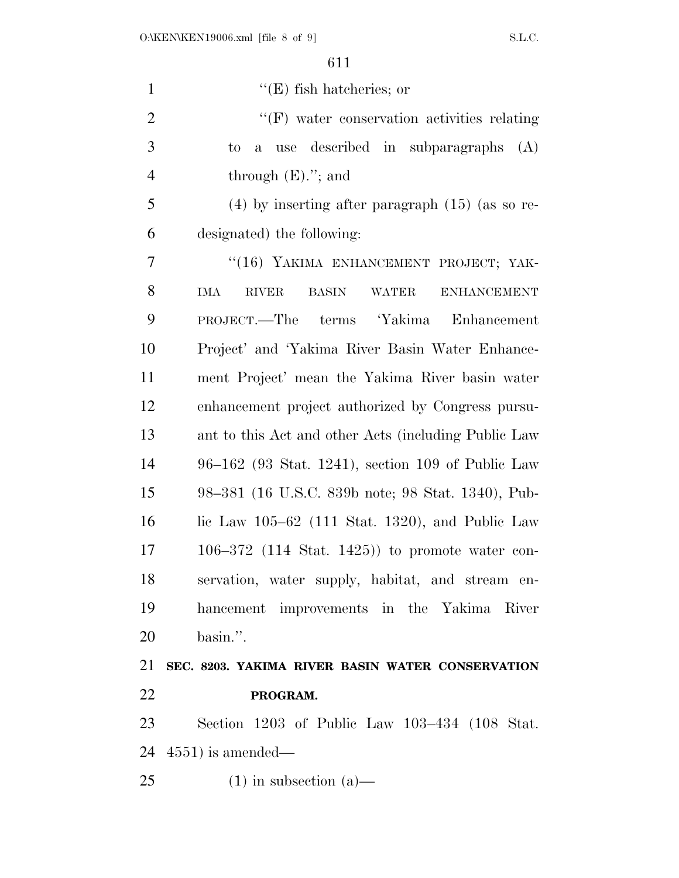"(E) fish hatcheries; or

"(F) water conservation activities relating to a use described in subparagraphs (A) through (E)."; and

(4) by inserting after paragraph (15) (as so redesignated) the following:

"(16) YAKIMA ENHANCEMENT PROJECT; YAKIMA RIVER BASIN WATER ENHANCEMENT PROJECT.—The terms 'Yakima Enhancement Project' and 'Yakima River Basin Water Enhancement Project' mean the Yakima River basin water enhancement project authorized by Congress pursuant to this Act and other Acts (including Public Law 96–162 (93 Stat. 1241), section 109 of Public Law 98–381 (16 U.S.C. 839b note; 98 Stat. 1340), Public Law 105–62 (111 Stat. 1320), and Public Law 106–372 (114 Stat. 1425)) to promote water conservation, water supply, habitat, and stream enhancement improvements in the Yakima River basin.".

**SEC. 8203. YAKIMA RIVER BASIN WATER CONSERVATION PROGRAM.**

Section 1203 of Public Law 103–434 (108 Stat. 4551) is amended—

(1) in subsection (a)—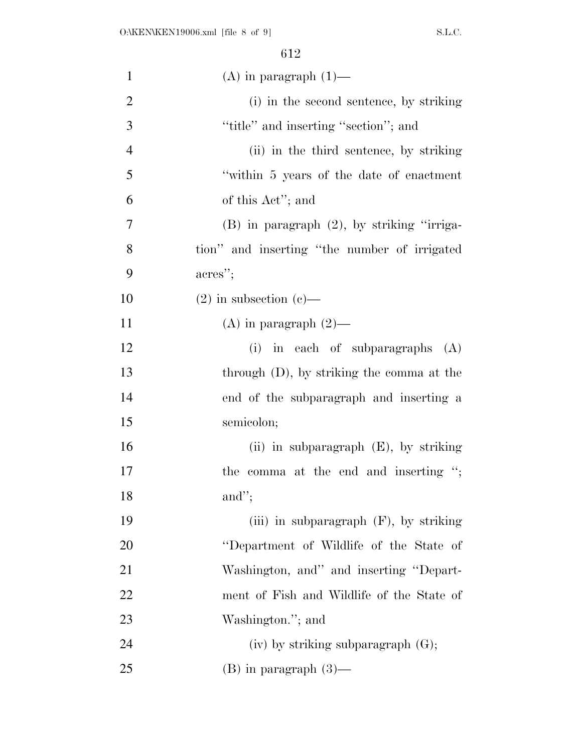(A) in paragraph (1)—

(i) in the second sentence, by striking ''title'' and inserting ''section''; and

(ii) in the third sentence, by striking ''within 5 years of the date of enactment of this Act''; and

(B) in paragraph (2), by striking ''irrigation'' and inserting ''the number of irrigated acres'';

(2) in subsection (c)—

(A) in paragraph (2)—

(i) in each of subparagraphs (A) through (D), by striking the comma at the end of the subparagraph and inserting a semicolon;

(ii) in subparagraph (E), by striking the comma at the end and inserting ''; and'';

(iii) in subparagraph (F), by striking ''Department of Wildlife of the State of Washington, and'' and inserting ''Department of Fish and Wildlife of the State of Washington.''; and

(iv) by striking subparagraph (G);

(B) in paragraph (3)—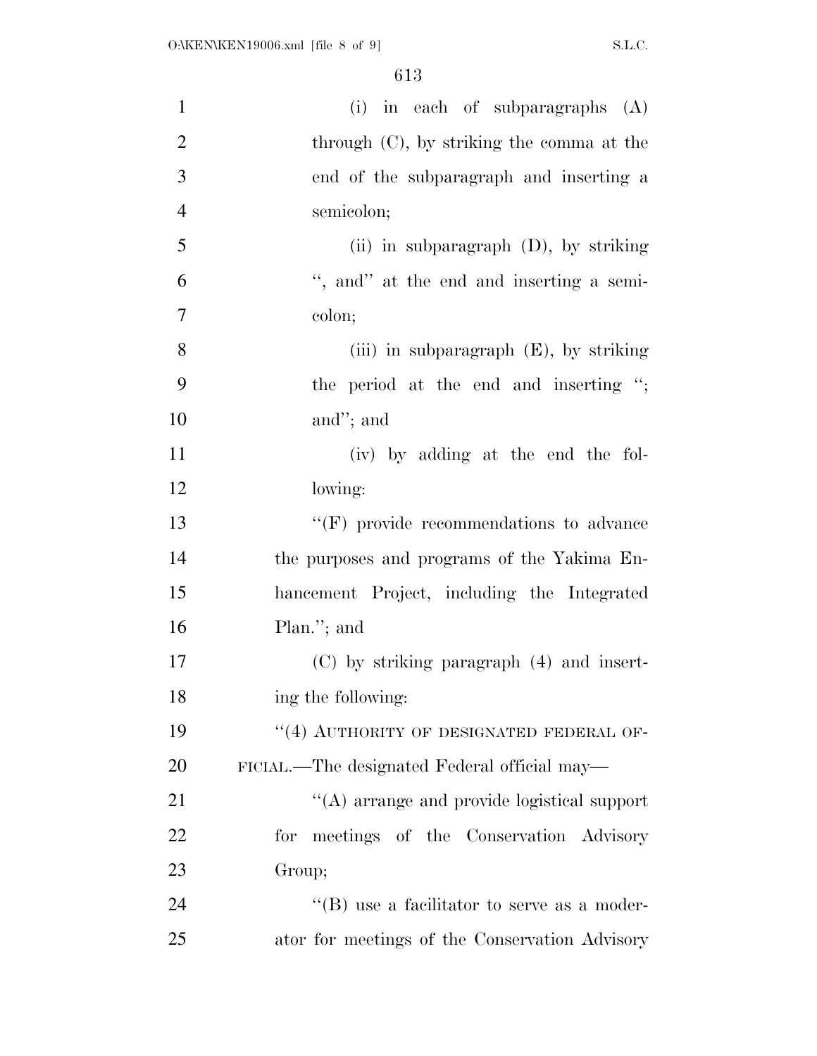(i) in each of subparagraphs (A) through (C), by striking the comma at the end of the subparagraph and inserting a semicolon;

(ii) in subparagraph (D), by striking ", and" at the end and inserting a semicolon;

(iii) in subparagraph (E), by striking the period at the end and inserting "; and"; and

(iv) by adding at the end the following:

"(F) provide recommendations to advance the purposes and programs of the Yakima Enhancement Project, including the Integrated Plan."; and

(C) by striking paragraph (4) and inserting the following:

"(4) AUTHORITY OF DESIGNATED FEDERAL OFFICIAL.—The designated Federal official may—

"(A) arrange and provide logistical support for meetings of the Conservation Advisory Group;

"(B) use a facilitator to serve as a moderator for meetings of the Conservation Advisory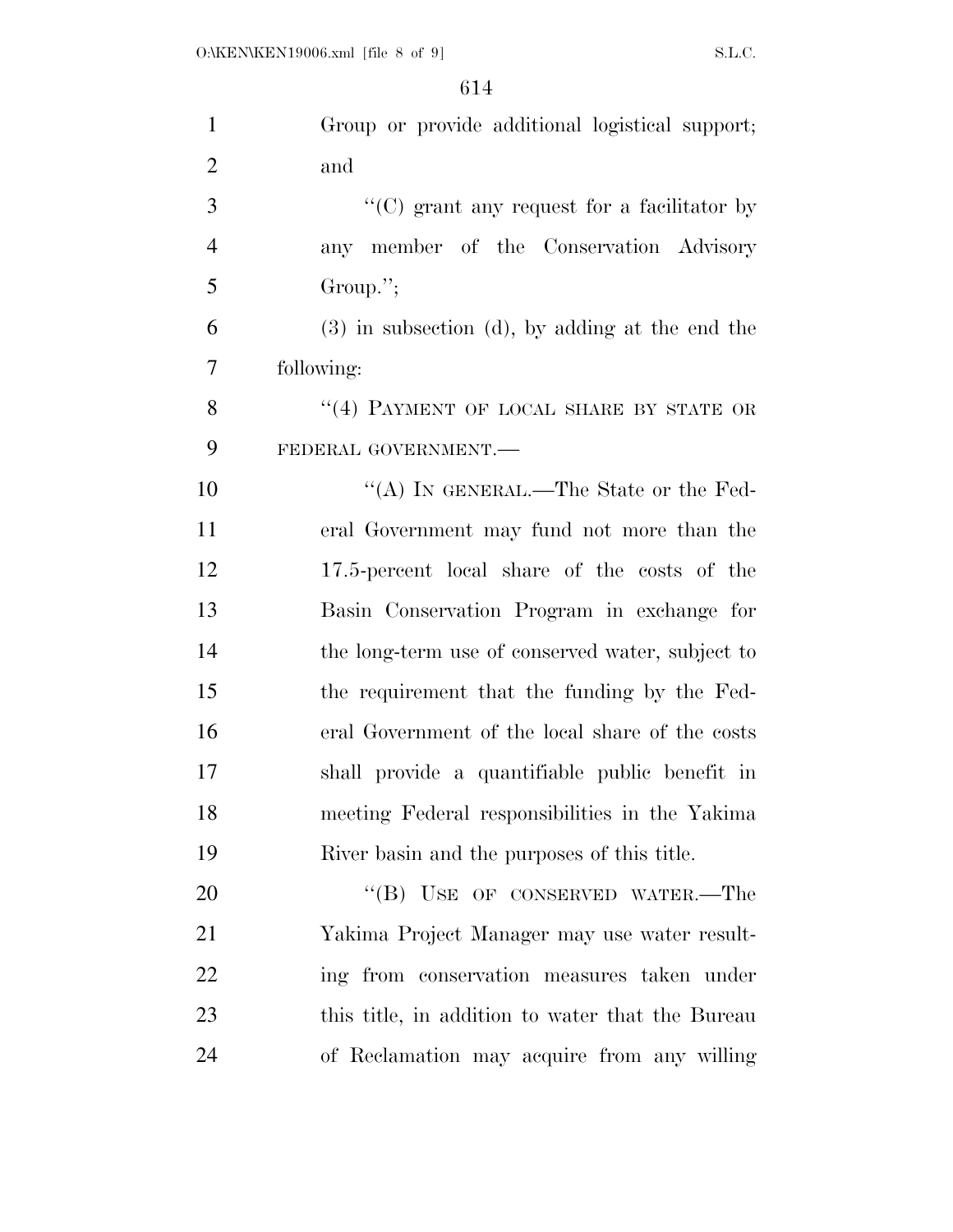Group or provide additional logistical support; and

"(C) grant any request for a facilitator by any member of the Conservation Advisory Group.";

(3) in subsection (d), by adding at the end the following:

"(4) PAYMENT OF LOCAL SHARE BY STATE OR FEDERAL GOVERNMENT.—

"(A) IN GENERAL.—The State or the Federal Government may fund not more than the 17.5-percent local share of the costs of the Basin Conservation Program in exchange for the long-term use of conserved water, subject to the requirement that the funding by the Federal Government of the local share of the costs shall provide a quantifiable public benefit in meeting Federal responsibilities in the Yakima River basin and the purposes of this title.

"(B) USE OF CONSERVED WATER.—The Yakima Project Manager may use water resulting from conservation measures taken under this title, in addition to water that the Bureau of Reclamation may acquire from any willing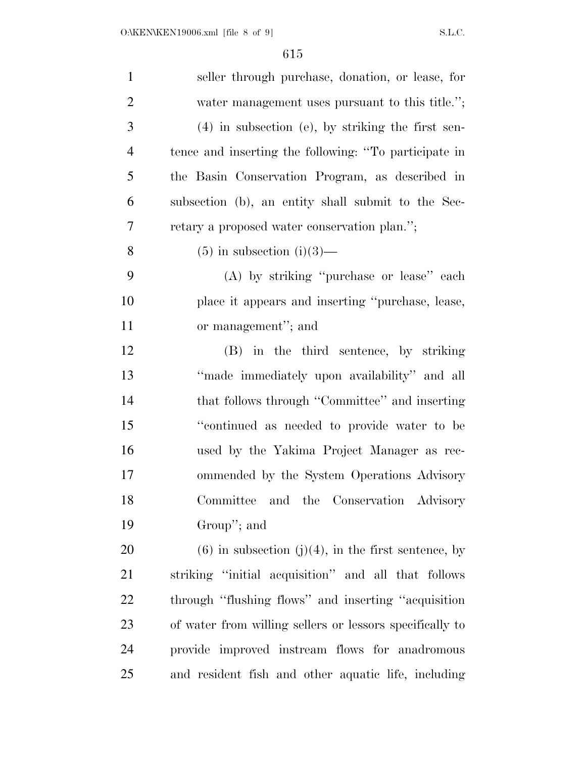seller through purchase, donation, or lease, for water management uses pursuant to this title.'';

(4) in subsection (e), by striking the first sentence and inserting the following: ''To participate in the Basin Conservation Program, as described in subsection (b), an entity shall submit to the Secretary a proposed water conservation plan.'';

(5) in subsection (i)(3)—

(A) by striking ''purchase or lease'' each place it appears and inserting ''purchase, lease, or management''; and

(B) in the third sentence, by striking ''made immediately upon availability'' and all that follows through ''Committee'' and inserting ''continued as needed to provide water to be used by the Yakima Project Manager as recommended by the System Operations Advisory Committee and the Conservation Advisory Group''; and

(6) in subsection (j)(4), in the first sentence, by striking ''initial acquisition'' and all that follows through ''flushing flows'' and inserting ''acquisition of water from willing sellers or lessors specifically to provide improved instream flows for anadromous and resident fish and other aquatic life, including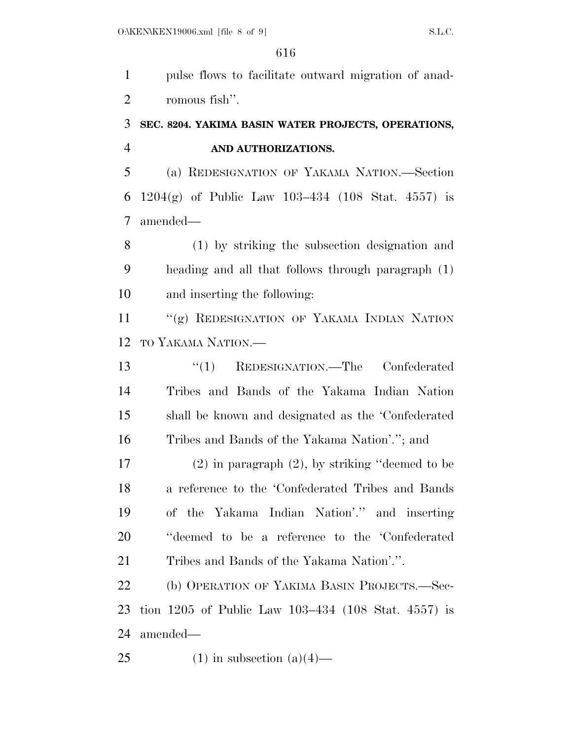pulse flows to facilitate outward migration of anadromous fish''.

### SEC. 8204. YAKIMA BASIN WATER PROJECTS, OPERATIONS, AND AUTHORIZATIONS.

(a) REDESIGNATION OF YAKAMA NATION.—Section 1204(g) of Public Law 103–434 (108 Stat. 4557) is amended—

(1) by striking the subsection designation and heading and all that follows through paragraph (1) and inserting the following:

''(g) REDESIGNATION OF YAKAMA INDIAN NATION TO YAKAMA NATION.—

''(1) REDESIGNATION.—The Confederated Tribes and Bands of the Yakama Indian Nation shall be known and designated as the 'Confederated Tribes and Bands of the Yakama Nation'.''; and

(2) in paragraph (2), by striking ''deemed to be a reference to the 'Confederated Tribes and Bands of the Yakama Indian Nation'.'' and inserting ''deemed to be a reference to the 'Confederated Tribes and Bands of the Yakama Nation'.''.

(b) OPERATION OF YAKIMA BASIN PROJECTS.—Section 1205 of Public Law 103–434 (108 Stat. 4557) is amended—

(1) in subsection (a)(4)—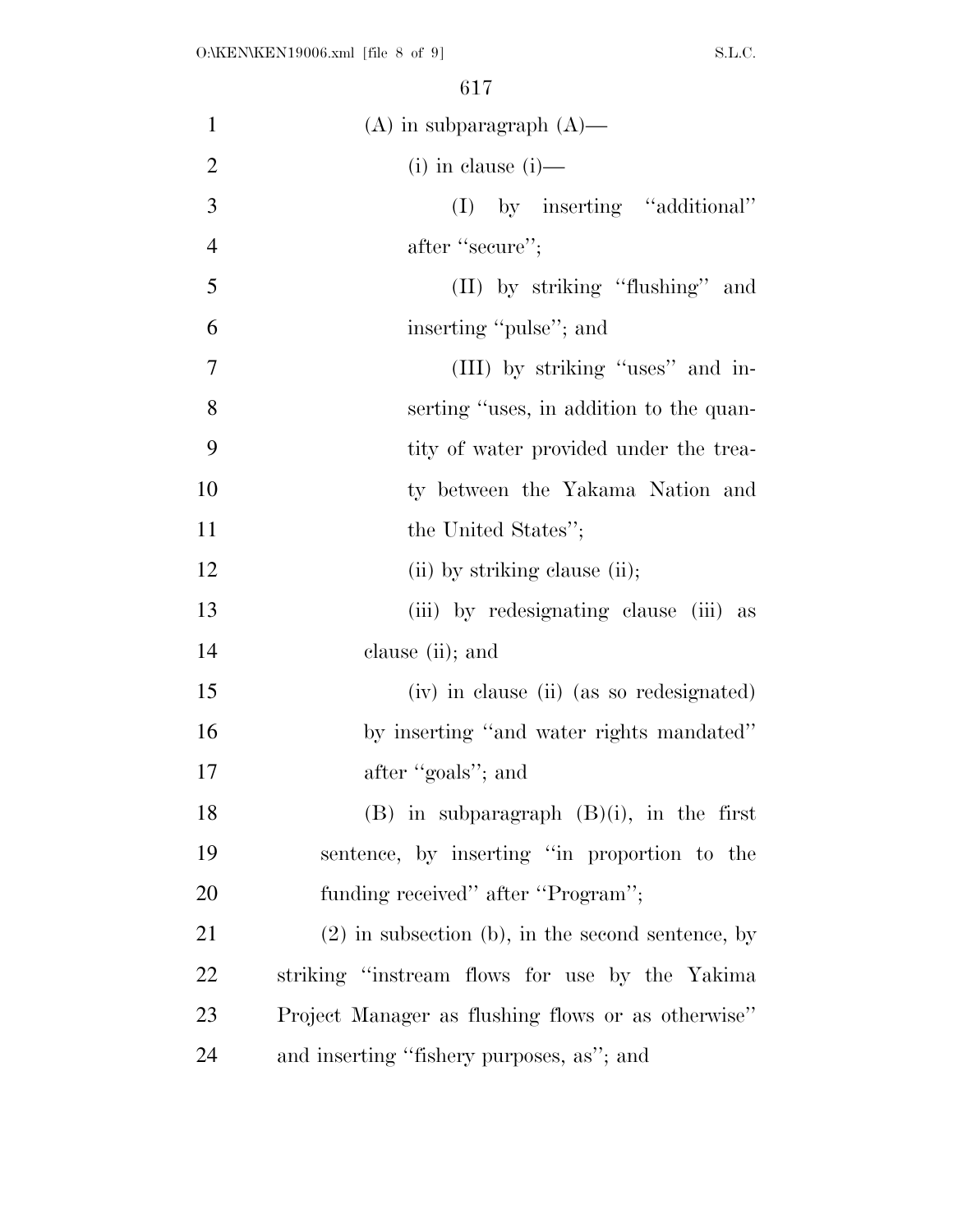(A) in subparagraph (A)—

(i) in clause (i)—

(I) by inserting ''additional'' after ''secure'';

(II) by striking ''flushing'' and inserting ''pulse''; and

(III) by striking ''uses'' and inserting ''uses, in addition to the quantity of water provided under the treaty between the Yakama Nation and the United States'';

(ii) by striking clause (ii);

(iii) by redesignating clause (iii) as clause (ii); and

(iv) in clause (ii) (as so redesignated) by inserting ''and water rights mandated'' after ''goals''; and

(B) in subparagraph (B)(i), in the first sentence, by inserting ''in proportion to the funding received'' after ''Program'';

(2) in subsection (b), in the second sentence, by striking ''instream flows for use by the Yakima Project Manager as flushing flows or as otherwise'' and inserting ''fishery purposes, as''; and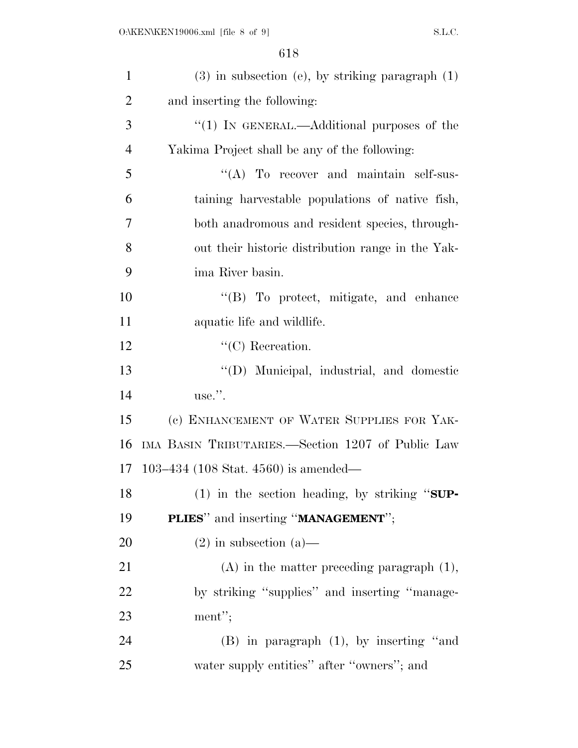(3) in subsection (e), by striking paragraph (1) and inserting the following:

"(1) IN GENERAL.—Additional purposes of the Yakima Project shall be any of the following:

"(A) To recover and maintain self-sustaining harvestable populations of native fish, both anadromous and resident species, throughout their historic distribution range in the Yakima River basin.

"(B) To protect, mitigate, and enhance aquatic life and wildlife.

"(C) Recreation.

"(D) Municipal, industrial, and domestic use.".

(c) ENHANCEMENT OF WATER SUPPLIES FOR YAKIMA BASIN TRIBUTARIES.—Section 1207 of Public Law 103–434 (108 Stat. 4560) is amended—

(1) in the section heading, by striking "**SUPPLIES**" and inserting "**MANAGEMENT**";

(2) in subsection (a)—

(A) in the matter preceding paragraph (1), by striking "supplies" and inserting "management";

(B) in paragraph (1), by inserting "and water supply entities" after "owners"; and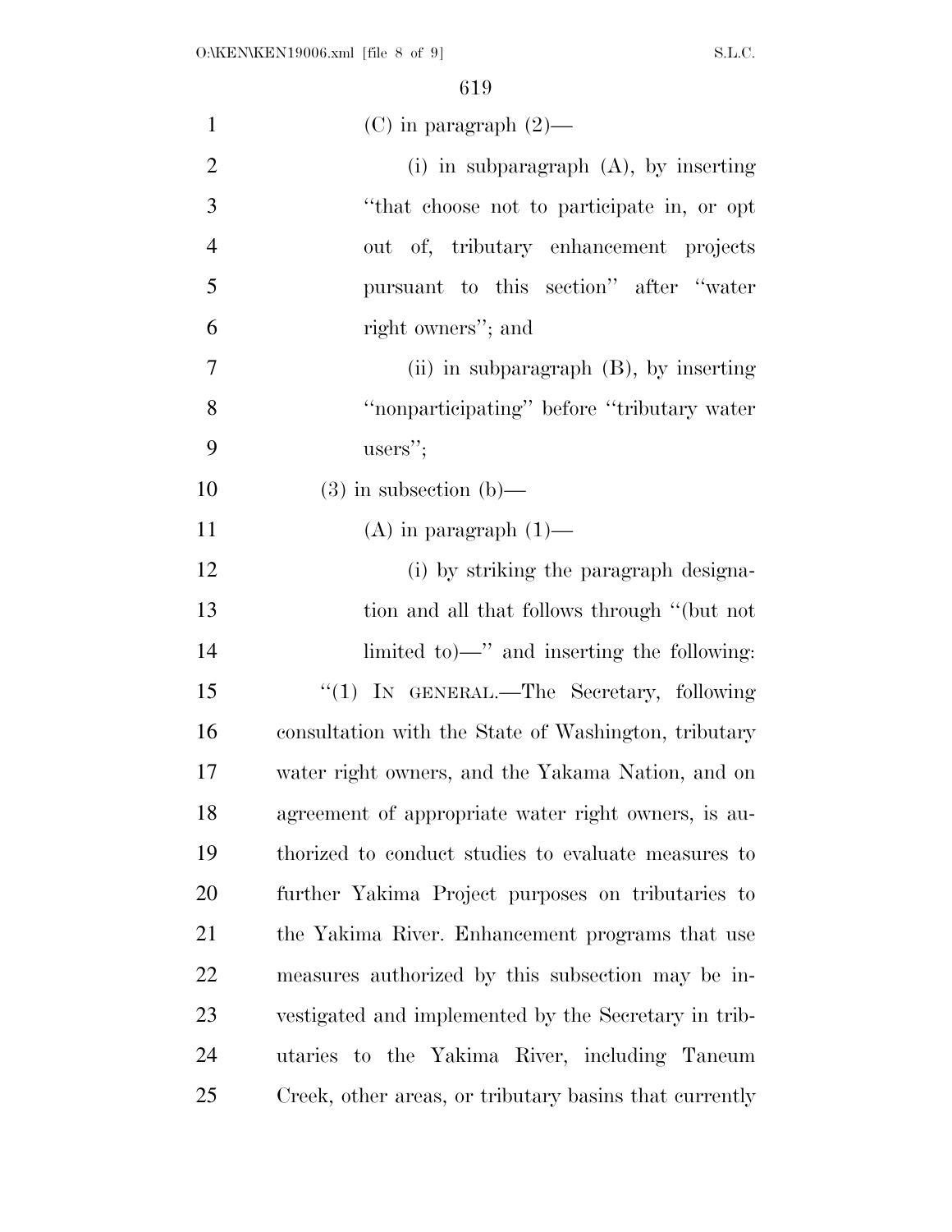(C) in paragraph (2)—

(i) in subparagraph (A), by inserting "that choose not to participate in, or opt out of, tributary enhancement projects pursuant to this section" after "water right owners"; and

(ii) in subparagraph (B), by inserting "nonparticipating" before "tributary water users";

(3) in subsection (b)—

(A) in paragraph (1)—

(i) by striking the paragraph designation and all that follows through "(but not limited to)—" and inserting the following:

"(1) IN GENERAL.—The Secretary, following consultation with the State of Washington, tributary water right owners, and the Yakama Nation, and on agreement of appropriate water right owners, is authorized to conduct studies to evaluate measures to further Yakima Project purposes on tributaries to the Yakima River. Enhancement programs that use measures authorized by this subsection may be investigated and implemented by the Secretary in tributaries to the Yakima River, including Taneum Creek, other areas, or tributary basins that currently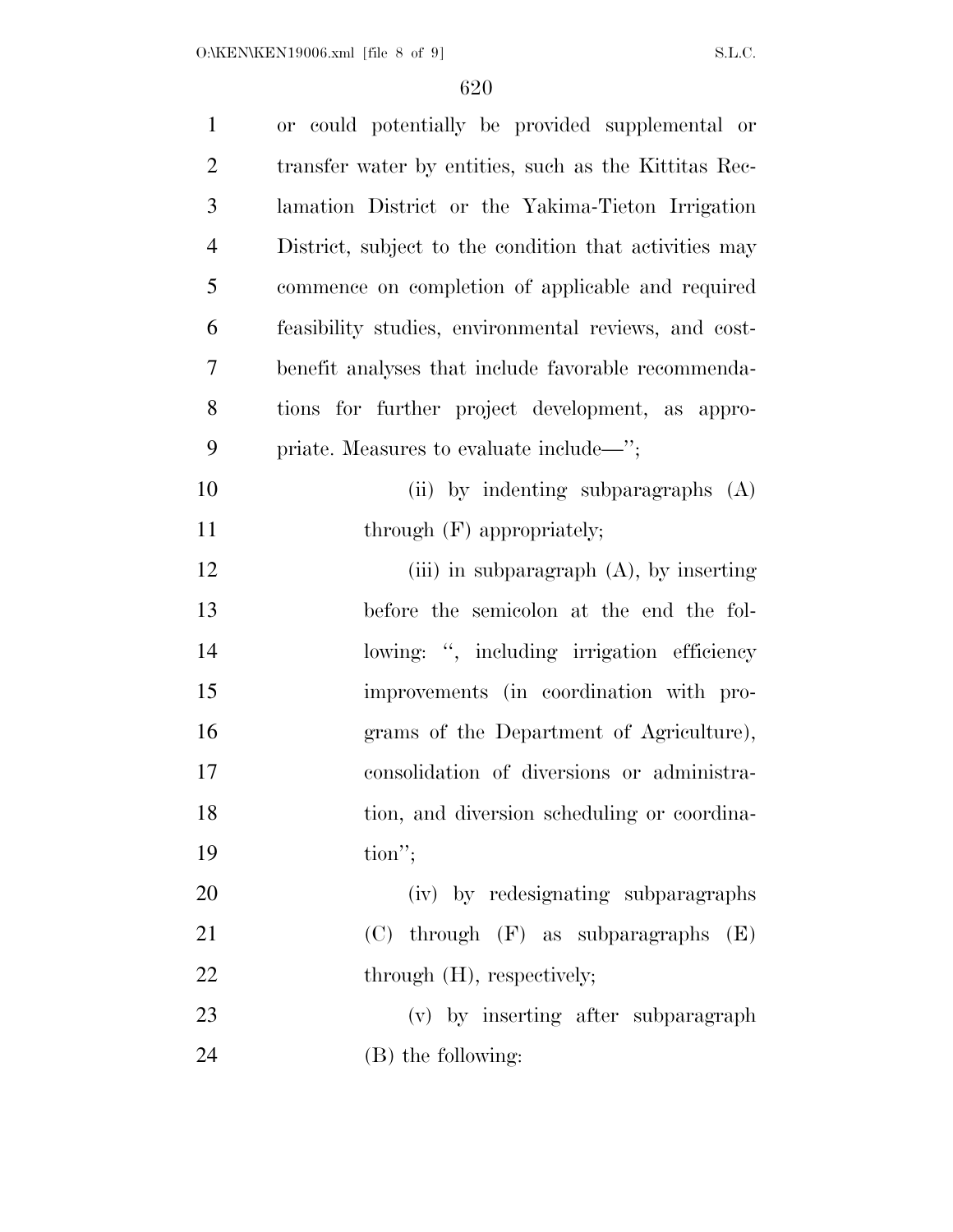or could potentially be provided supplemental or transfer water by entities, such as the Kittitas Reclamation District or the Yakima-Tieton Irrigation District, subject to the condition that activities may commence on completion of applicable and required feasibility studies, environmental reviews, and cost-benefit analyses that include favorable recommendations for further project development, as appropriate. Measures to evaluate include—'';

(ii) by indenting subparagraphs (A) through (F) appropriately;

(iii) in subparagraph (A), by inserting before the semicolon at the end the following: '', including irrigation efficiency improvements (in coordination with programs of the Department of Agriculture), consolidation of diversions or administration, and diversion scheduling or coordination'';

(iv) by redesignating subparagraphs (C) through (F) as subparagraphs (E) through (H), respectively;

(v) by inserting after subparagraph (B) the following: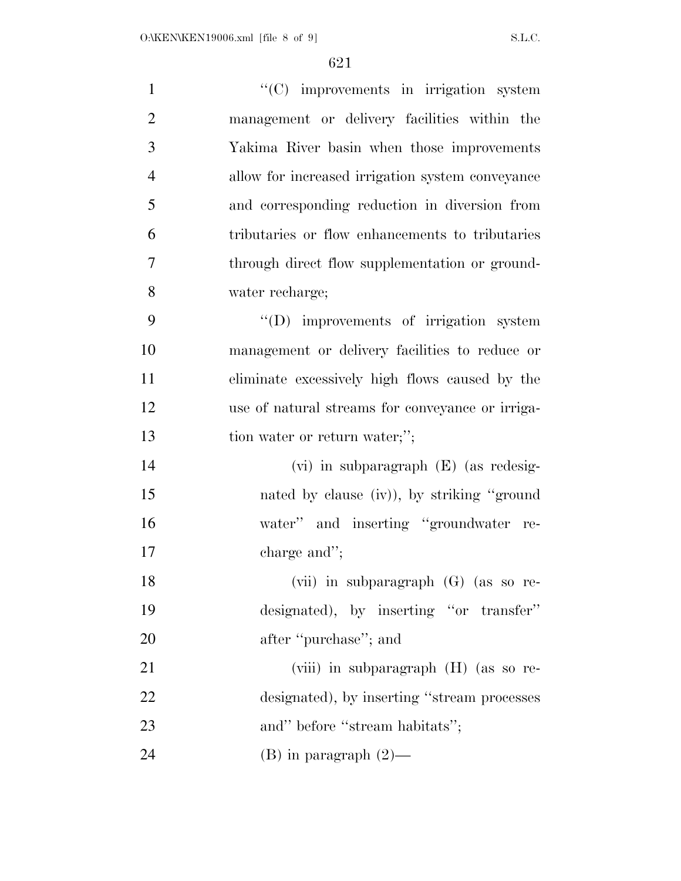"(C) improvements in irrigation system management or delivery facilities within the Yakima River basin when those improvements allow for increased irrigation system conveyance and corresponding reduction in diversion from tributaries or flow enhancements to tributaries through direct flow supplementation or groundwater recharge;

"(D) improvements of irrigation system management or delivery facilities to reduce or eliminate excessively high flows caused by the use of natural streams for conveyance or irrigation water or return water;";

(vi) in subparagraph (E) (as redesignated by clause (iv)), by striking "ground water" and inserting "groundwater recharge and";

(vii) in subparagraph (G) (as so redesignated), by inserting "or transfer" after "purchase"; and

(viii) in subparagraph (H) (as so redesignated), by inserting "stream processes and" before "stream habitats";

(B) in paragraph (2)—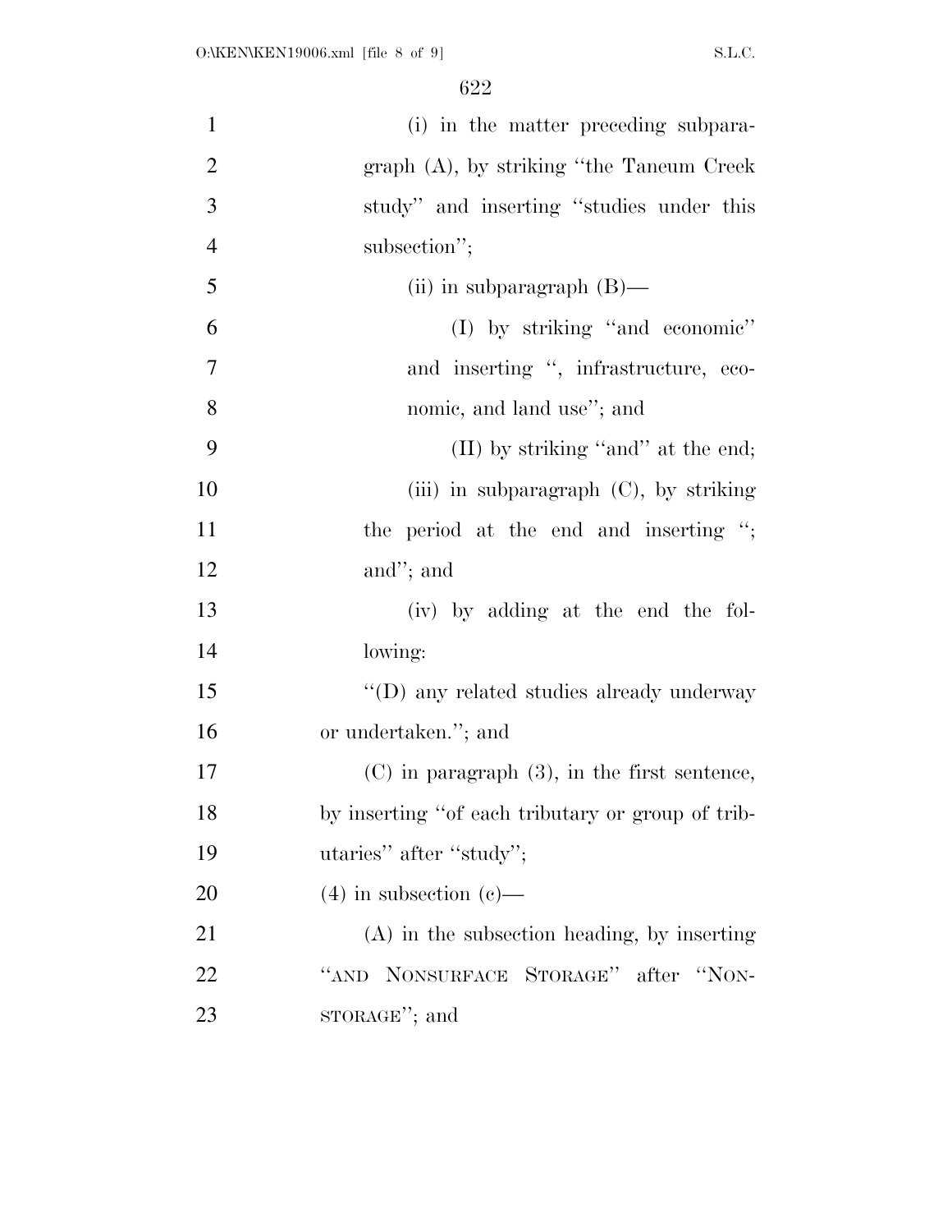(i) in the matter preceding subparagraph (A), by striking "the Taneum Creek study" and inserting "studies under this subsection";

(ii) in subparagraph (B)—

(I) by striking "and economic" and inserting ", infrastructure, economic, and land use"; and

(II) by striking "and" at the end;

(iii) in subparagraph (C), by striking the period at the end and inserting "; and"; and

(iv) by adding at the end the following:

"(D) any related studies already underway or undertaken."; and

(C) in paragraph (3), in the first sentence, by inserting "of each tributary or group of tributaries" after "study";

(4) in subsection (c)—

(A) in the subsection heading, by inserting "AND NONSURFACE STORAGE" after "NONSTORAGE"; and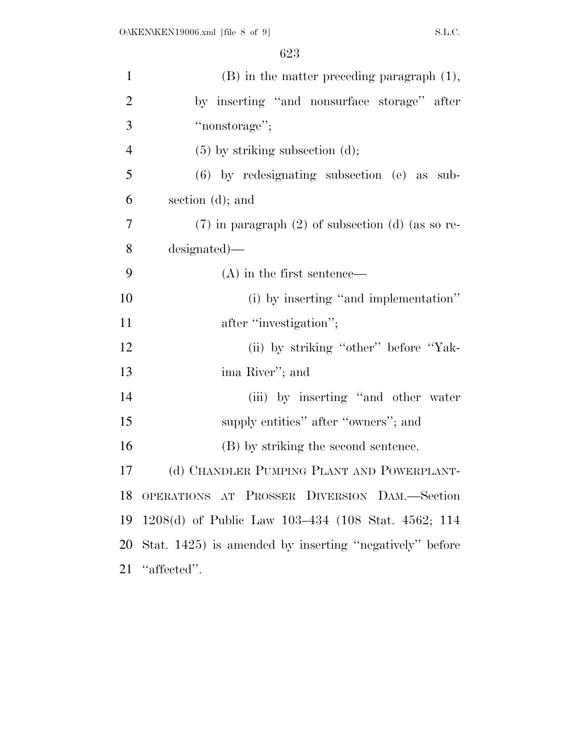(B) in the matter preceding paragraph (1), by inserting "and nonsurface storage" after "nonstorage";

(5) by striking subsection (d);

(6) by redesignating subsection (e) as subsection (d); and

(7) in paragraph (2) of subsection (d) (as so redesignated)—

(A) in the first sentence—

(i) by inserting "and implementation" after "investigation";

(ii) by striking "other" before "Yakima River"; and

(iii) by inserting "and other water supply entities" after "owners"; and

(B) by striking the second sentence.

(d) CHANDLER PUMPING PLANT AND POWERPLANT-OPERATIONS AT PROSSER DIVERSION DAM.—Section 1208(d) of Public Law 103–434 (108 Stat. 4562; 114 Stat. 1425) is amended by inserting "negatively" before "affected".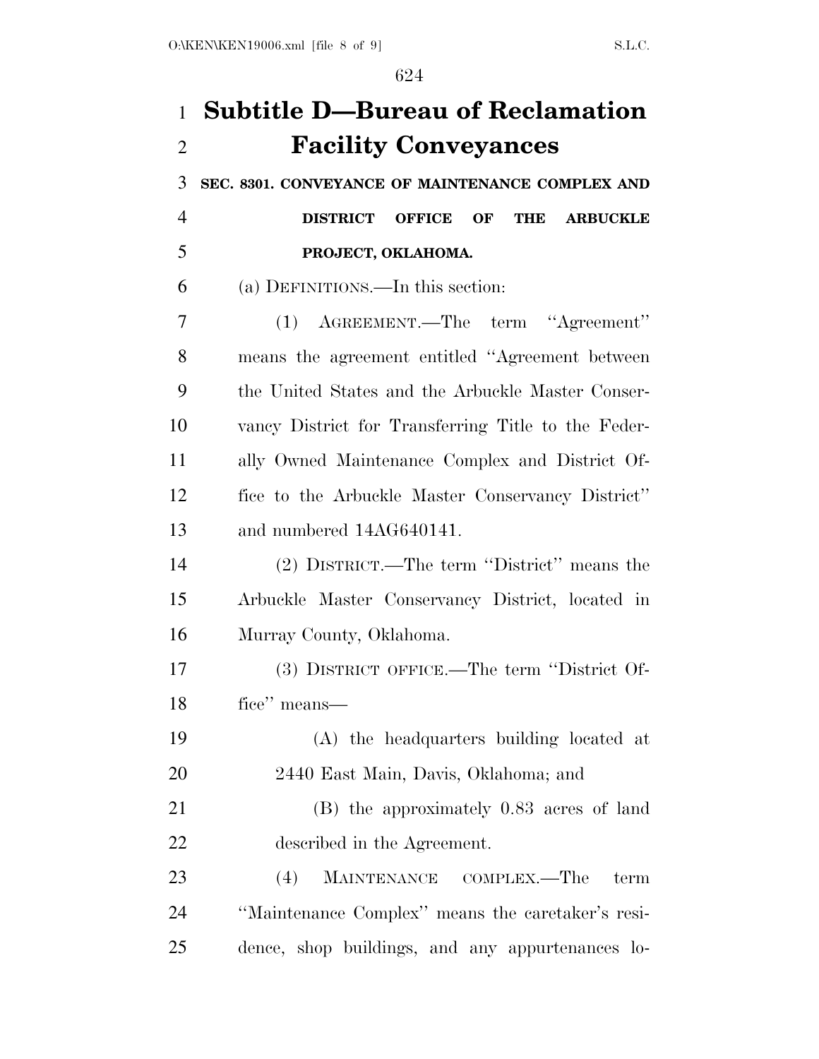# Subtitle D—Bureau of Reclamation Facility Conveyances

**SEC. 8301. CONVEYANCE OF MAINTENANCE COMPLEX AND DISTRICT OFFICE OF THE ARBUCKLE PROJECT, OKLAHOMA.**

(a) DEFINITIONS.—In this section:

(1) AGREEMENT.—The term ''Agreement'' means the agreement entitled ''Agreement between the United States and the Arbuckle Master Conservancy District for Transferring Title to the Federally Owned Maintenance Complex and District Office to the Arbuckle Master Conservancy District'' and numbered 14AG640141.

(2) DISTRICT.—The term ''District'' means the Arbuckle Master Conservancy District, located in Murray County, Oklahoma.

(3) DISTRICT OFFICE.—The term ''District Office'' means—

(A) the headquarters building located at 2440 East Main, Davis, Oklahoma; and

(B) the approximately 0.83 acres of land described in the Agreement.

(4) MAINTENANCE COMPLEX.—The term ''Maintenance Complex'' means the caretaker's residence, shop buildings, and any appurtenances lo-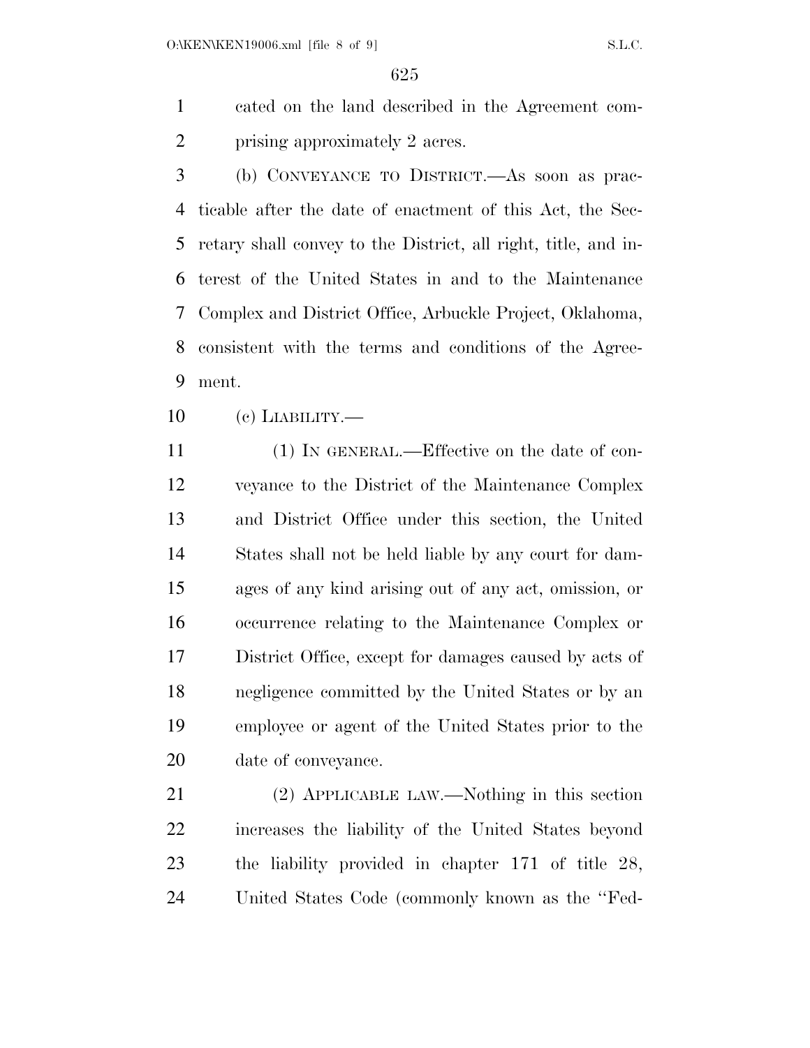cated on the land described in the Agreement comprising approximately 2 acres.

(b) CONVEYANCE TO DISTRICT.—As soon as practicable after the date of enactment of this Act, the Secretary shall convey to the District, all right, title, and interest of the United States in and to the Maintenance Complex and District Office, Arbuckle Project, Oklahoma, consistent with the terms and conditions of the Agreement.

(c) LIABILITY.—

(1) IN GENERAL.—Effective on the date of conveyance to the District of the Maintenance Complex and District Office under this section, the United States shall not be held liable by any court for damages of any kind arising out of any act, omission, or occurrence relating to the Maintenance Complex or District Office, except for damages caused by acts of negligence committed by the United States or by an employee or agent of the United States prior to the date of conveyance.

(2) APPLICABLE LAW.—Nothing in this section increases the liability of the United States beyond the liability provided in chapter 171 of title 28, United States Code (commonly known as the "Fed-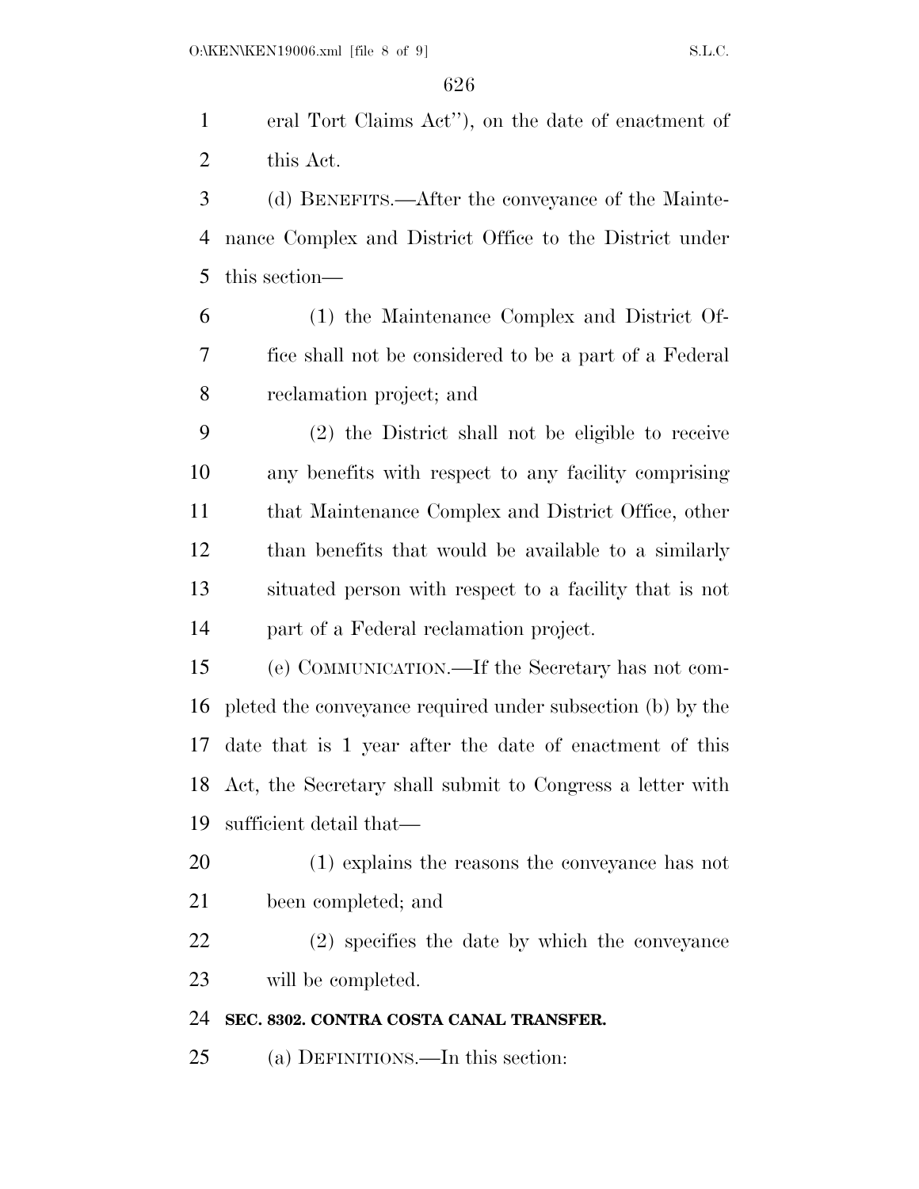eral Tort Claims Act''), on the date of enactment of this Act.

(d) BENEFITS.—After the conveyance of the Maintenance Complex and District Office to the District under this section—

(1) the Maintenance Complex and District Office shall not be considered to be a part of a Federal reclamation project; and

(2) the District shall not be eligible to receive any benefits with respect to any facility comprising that Maintenance Complex and District Office, other than benefits that would be available to a similarly situated person with respect to a facility that is not part of a Federal reclamation project.

(e) COMMUNICATION.—If the Secretary has not completed the conveyance required under subsection (b) by the date that is 1 year after the date of enactment of this Act, the Secretary shall submit to Congress a letter with sufficient detail that—

(1) explains the reasons the conveyance has not been completed; and

(2) specifies the date by which the conveyance will be completed.

**SEC. 8302. CONTRA COSTA CANAL TRANSFER.**

(a) DEFINITIONS.—In this section: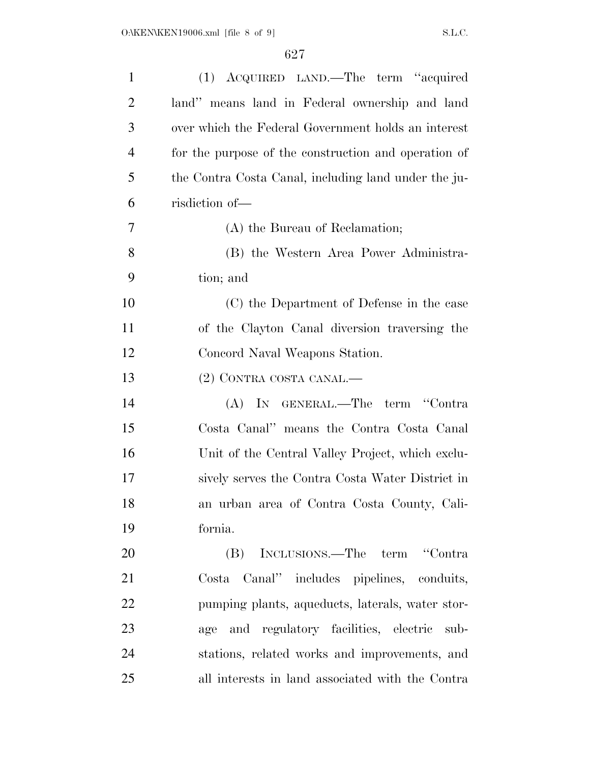(1) ACQUIRED LAND.—The term "acquired land" means land in Federal ownership and land over which the Federal Government holds an interest for the purpose of the construction and operation of the Contra Costa Canal, including land under the jurisdiction of—

(A) the Bureau of Reclamation;

(B) the Western Area Power Administration; and

(C) the Department of Defense in the case of the Clayton Canal diversion traversing the Concord Naval Weapons Station.

(2) CONTRA COSTA CANAL.—

(A) IN GENERAL.—The term "Contra Costa Canal" means the Contra Costa Canal Unit of the Central Valley Project, which exclusively serves the Contra Costa Water District in an urban area of Contra Costa County, California.

(B) INCLUSIONS.—The term "Contra Costa Canal" includes pipelines, conduits, pumping plants, aqueducts, laterals, water storage and regulatory facilities, electric substations, related works and improvements, and all interests in land associated with the Contra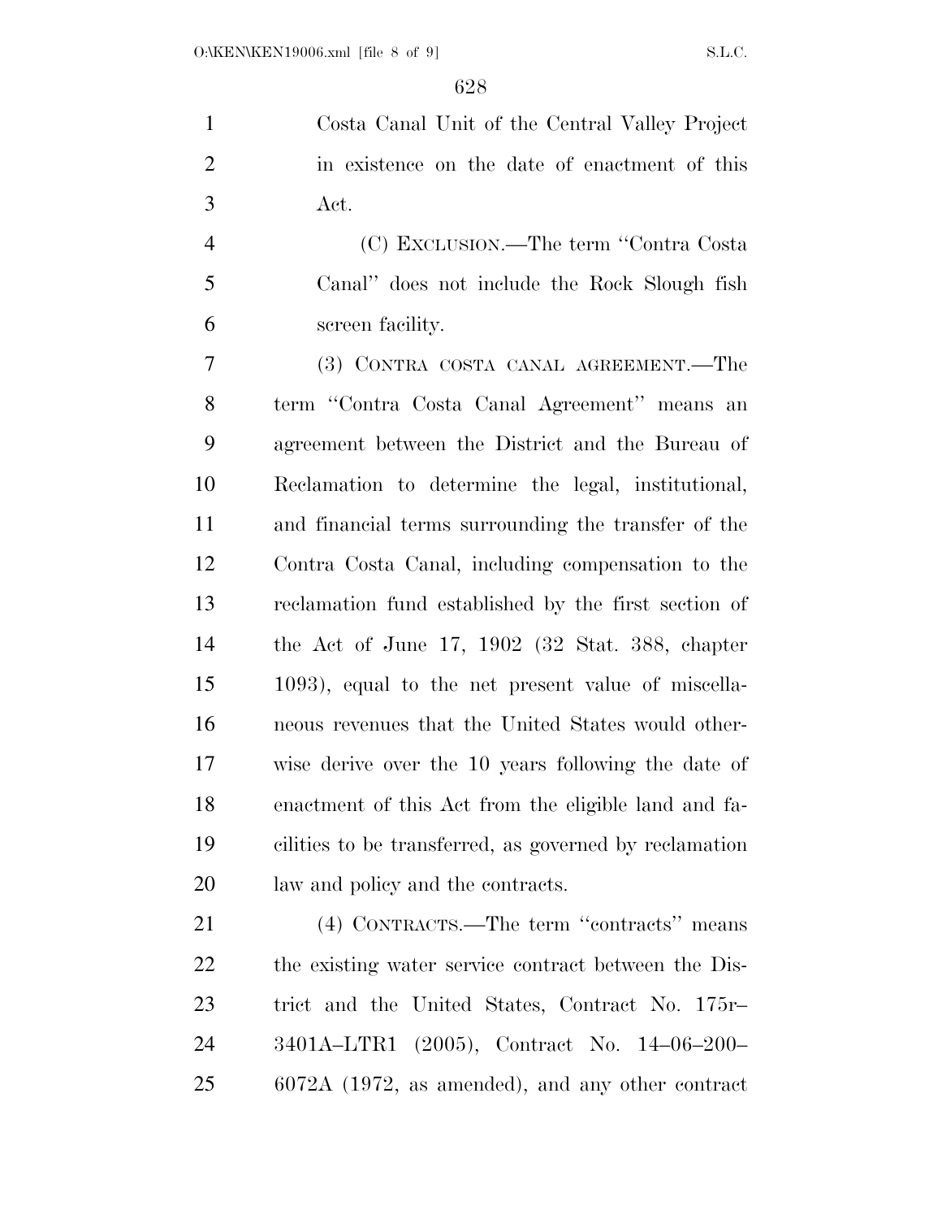Costa Canal Unit of the Central Valley Project in existence on the date of enactment of this Act.

(C) EXCLUSION.—The term "Contra Costa Canal" does not include the Rock Slough fish screen facility.

(3) CONTRA COSTA CANAL AGREEMENT.—The term "Contra Costa Canal Agreement" means an agreement between the District and the Bureau of Reclamation to determine the legal, institutional, and financial terms surrounding the transfer of the Contra Costa Canal, including compensation to the reclamation fund established by the first section of the Act of June 17, 1902 (32 Stat. 388, chapter 1093), equal to the net present value of miscellaneous revenues that the United States would otherwise derive over the 10 years following the date of enactment of this Act from the eligible land and facilities to be transferred, as governed by reclamation law and policy and the contracts.

(4) CONTRACTS.—The term "contracts" means the existing water service contract between the District and the United States, Contract No. 175r–3401A–LTR1 (2005), Contract No. 14–06–200–6072A (1972, as amended), and any other contract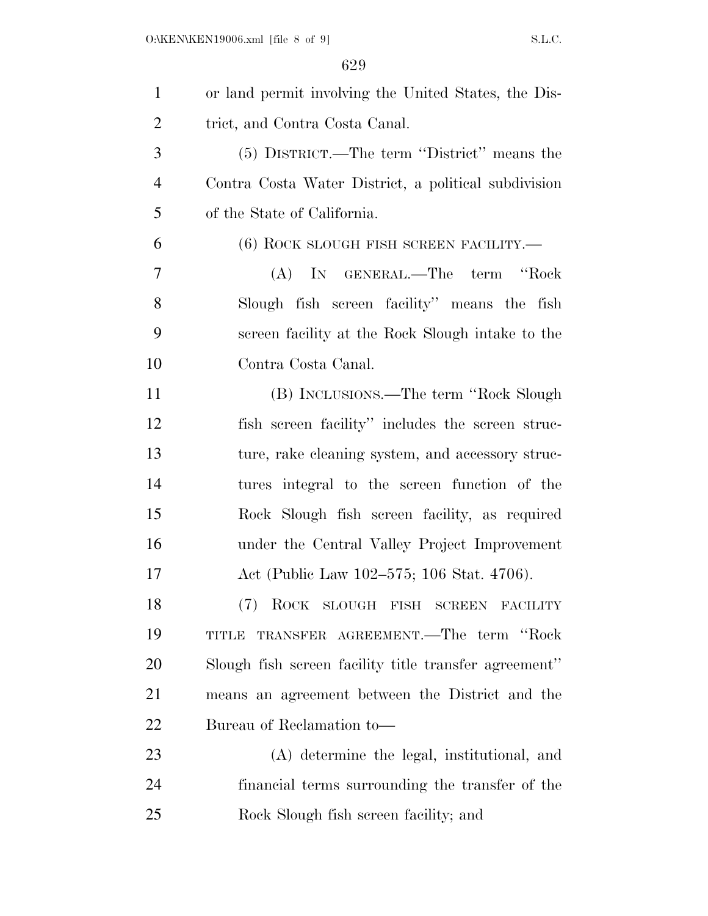or land permit involving the United States, the District, and Contra Costa Canal.

(5) DISTRICT.—The term ''District'' means the Contra Costa Water District, a political subdivision of the State of California.

(6) ROCK SLOUGH FISH SCREEN FACILITY.—

(A) IN GENERAL.—The term ''Rock Slough fish screen facility'' means the fish screen facility at the Rock Slough intake to the Contra Costa Canal.

(B) INCLUSIONS.—The term ''Rock Slough fish screen facility'' includes the screen structure, rake cleaning system, and accessory structures integral to the screen function of the Rock Slough fish screen facility, as required under the Central Valley Project Improvement Act (Public Law 102–575; 106 Stat. 4706).

(7) ROCK SLOUGH FISH SCREEN FACILITY TITLE TRANSFER AGREEMENT.—The term ''Rock Slough fish screen facility title transfer agreement'' means an agreement between the District and the Bureau of Reclamation to—

(A) determine the legal, institutional, and financial terms surrounding the transfer of the Rock Slough fish screen facility; and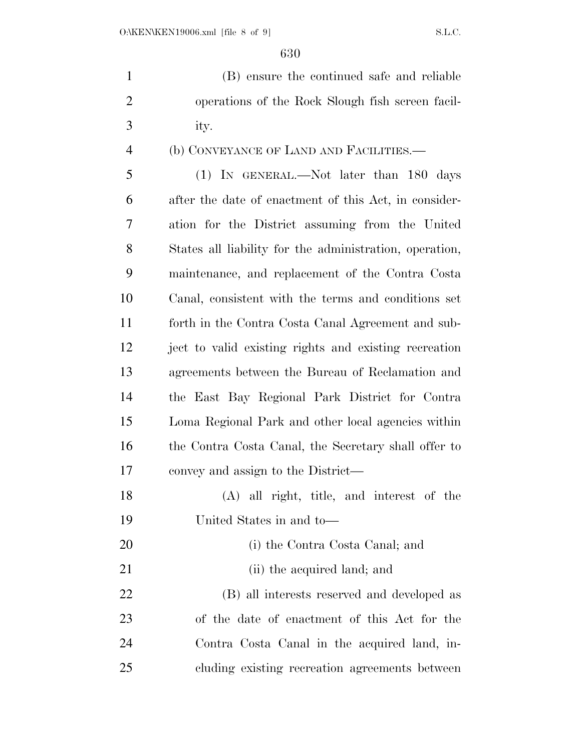(B) ensure the continued safe and reliable operations of the Rock Slough fish screen facility.

(b) CONVEYANCE OF LAND AND FACILITIES.—

(1) IN GENERAL.—Not later than 180 days after the date of enactment of this Act, in consideration for the District assuming from the United States all liability for the administration, operation, maintenance, and replacement of the Contra Costa Canal, consistent with the terms and conditions set forth in the Contra Costa Canal Agreement and subject to valid existing rights and existing recreation agreements between the Bureau of Reclamation and the East Bay Regional Park District for Contra Loma Regional Park and other local agencies within the Contra Costa Canal, the Secretary shall offer to convey and assign to the District—

(A) all right, title, and interest of the United States in and to—

(i) the Contra Costa Canal; and

(ii) the acquired land; and

(B) all interests reserved and developed as of the date of enactment of this Act for the Contra Costa Canal in the acquired land, including existing recreation agreements between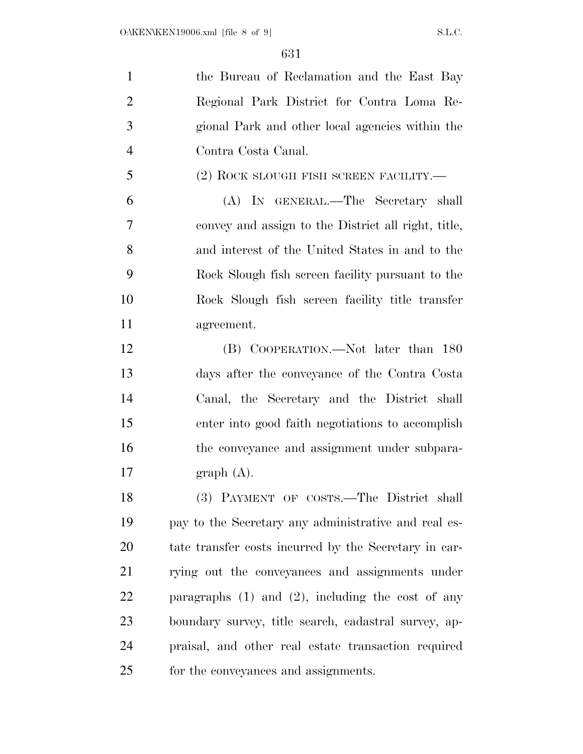the Bureau of Reclamation and the East Bay Regional Park District for Contra Loma Regional Park and other local agencies within the Contra Costa Canal.

(2) ROCK SLOUGH FISH SCREEN FACILITY.—

(A) IN GENERAL.—The Secretary shall convey and assign to the District all right, title, and interest of the United States in and to the Rock Slough fish screen facility pursuant to the Rock Slough fish screen facility title transfer agreement.

(B) COOPERATION.—Not later than 180 days after the conveyance of the Contra Costa Canal, the Secretary and the District shall enter into good faith negotiations to accomplish the conveyance and assignment under subparagraph (A).

(3) PAYMENT OF COSTS.—The District shall pay to the Secretary any administrative and real estate transfer costs incurred by the Secretary in carrying out the conveyances and assignments under paragraphs (1) and (2), including the cost of any boundary survey, title search, cadastral survey, appraisal, and other real estate transaction required for the conveyances and assignments.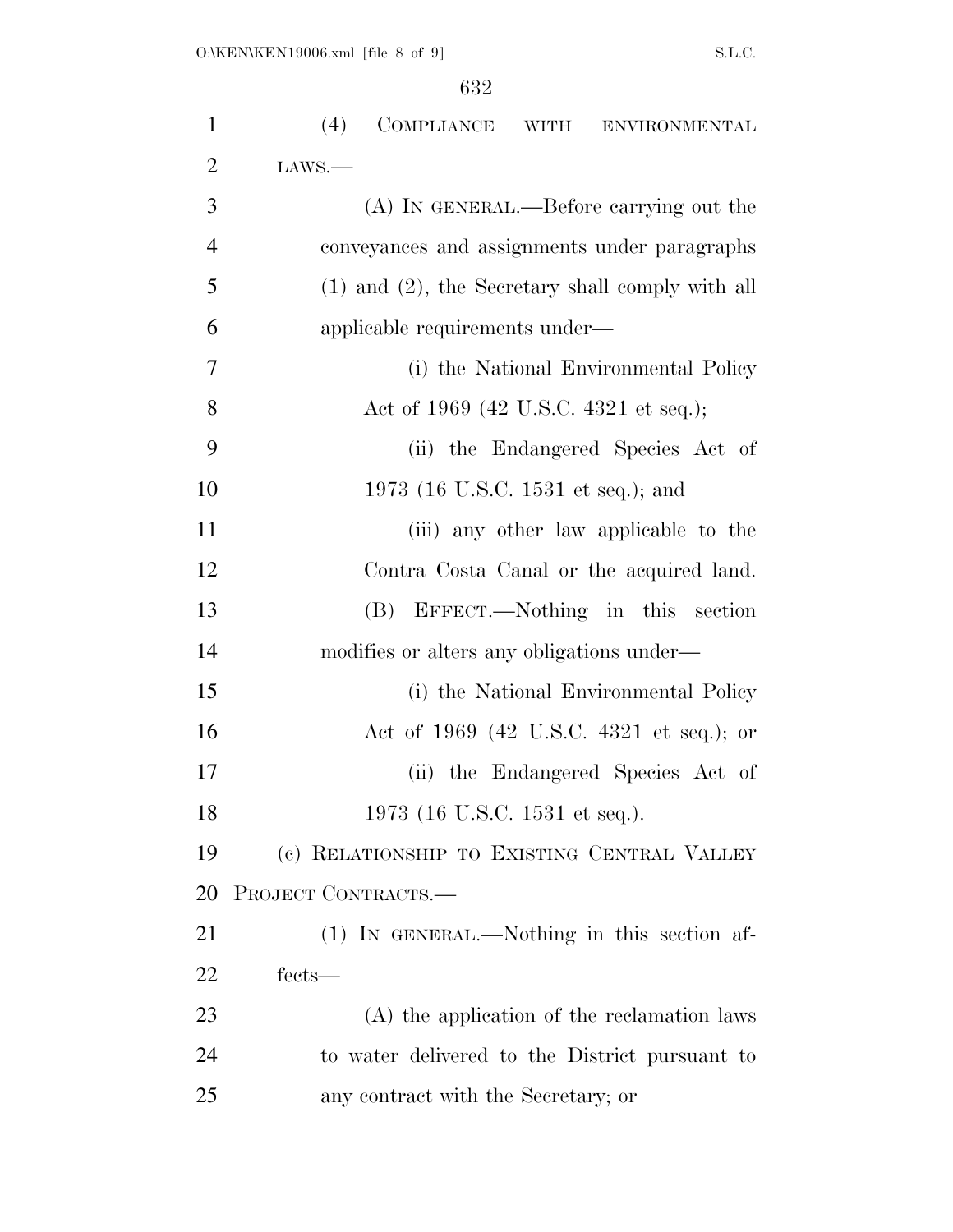(4) COMPLIANCE WITH ENVIRONMENTAL LAWS.—

(A) IN GENERAL.—Before carrying out the conveyances and assignments under paragraphs (1) and (2), the Secretary shall comply with all applicable requirements under—

(i) the National Environmental Policy Act of 1969 (42 U.S.C. 4321 et seq.);

(ii) the Endangered Species Act of 1973 (16 U.S.C. 1531 et seq.); and

(iii) any other law applicable to the Contra Costa Canal or the acquired land.

(B) EFFECT.—Nothing in this section modifies or alters any obligations under—

(i) the National Environmental Policy Act of 1969 (42 U.S.C. 4321 et seq.); or

(ii) the Endangered Species Act of 1973 (16 U.S.C. 1531 et seq.).

(c) RELATIONSHIP TO EXISTING CENTRAL VALLEY PROJECT CONTRACTS.—

(1) IN GENERAL.—Nothing in this section affects—

(A) the application of the reclamation laws to water delivered to the District pursuant to any contract with the Secretary; or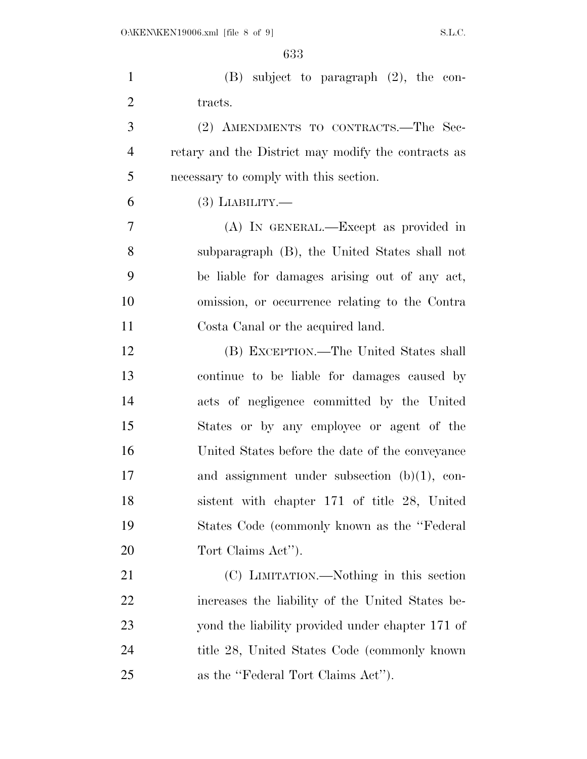(B) subject to paragraph (2), the contracts.

(2) AMENDMENTS TO CONTRACTS.—The Secretary and the District may modify the contracts as necessary to comply with this section.

(3) LIABILITY.—

(A) IN GENERAL.—Except as provided in subparagraph (B), the United States shall not be liable for damages arising out of any act, omission, or occurrence relating to the Contra Costa Canal or the acquired land.

(B) EXCEPTION.—The United States shall continue to be liable for damages caused by acts of negligence committed by the United States or by any employee or agent of the United States before the date of the conveyance and assignment under subsection (b)(1), consistent with chapter 171 of title 28, United States Code (commonly known as the "Federal Tort Claims Act").

(C) LIMITATION.—Nothing in this section increases the liability of the United States beyond the liability provided under chapter 171 of title 28, United States Code (commonly known as the "Federal Tort Claims Act").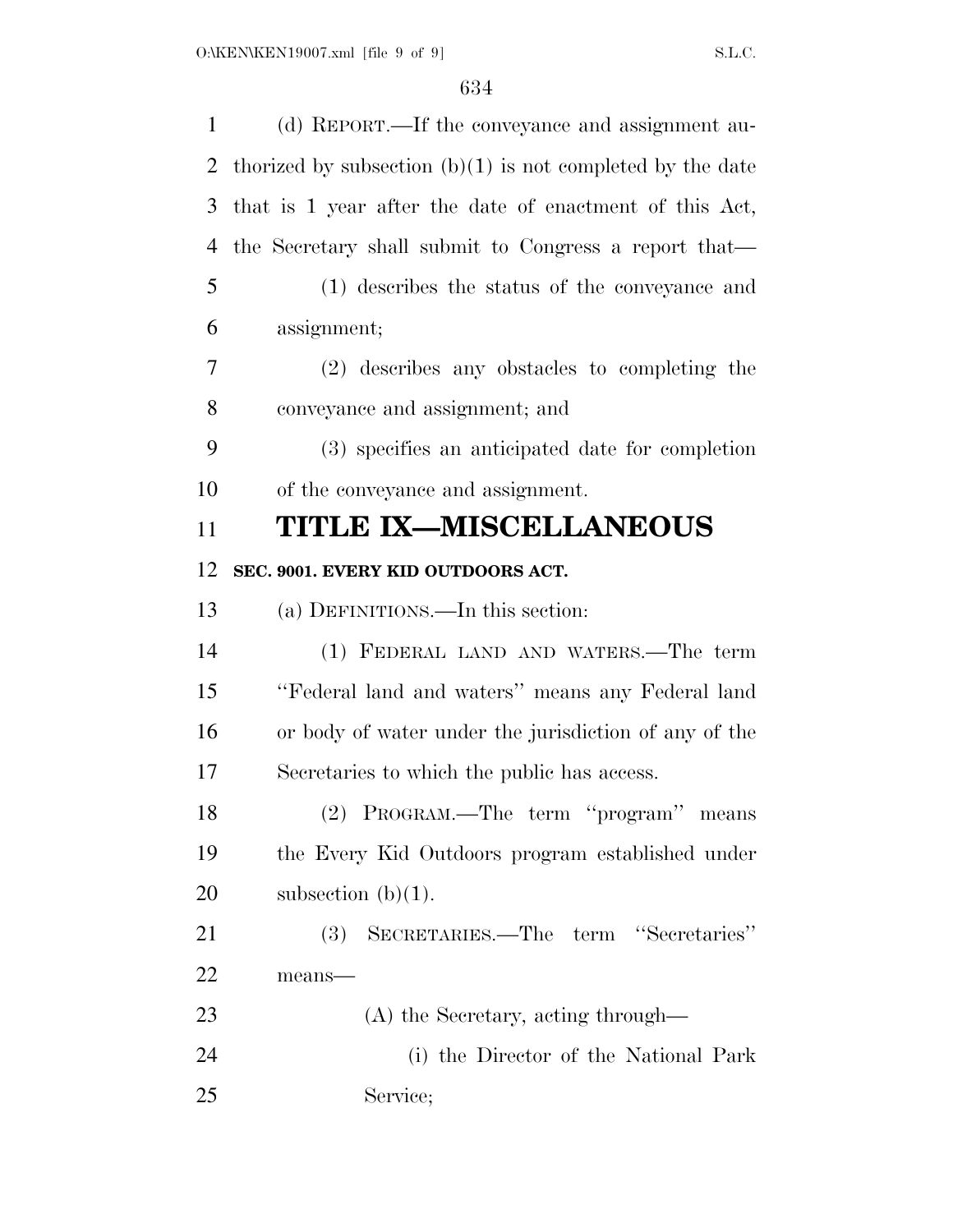(d) REPORT.—If the conveyance and assignment authorized by subsection (b)(1) is not completed by the date that is 1 year after the date of enactment of this Act, the Secretary shall submit to Congress a report that—

(1) describes the status of the conveyance and assignment;

(2) describes any obstacles to completing the conveyance and assignment; and

(3) specifies an anticipated date for completion of the conveyance and assignment.

# TITLE IX—MISCELLANEOUS

### SEC. 9001. EVERY KID OUTDOORS ACT.

(a) DEFINITIONS.—In this section:

(1) FEDERAL LAND AND WATERS.—The term ''Federal land and waters'' means any Federal land or body of water under the jurisdiction of any of the Secretaries to which the public has access.

(2) PROGRAM.—The term ''program'' means the Every Kid Outdoors program established under subsection (b)(1).

(3) SECRETARIES.—The term ''Secretaries'' means—

(A) the Secretary, acting through—

(i) the Director of the National Park Service;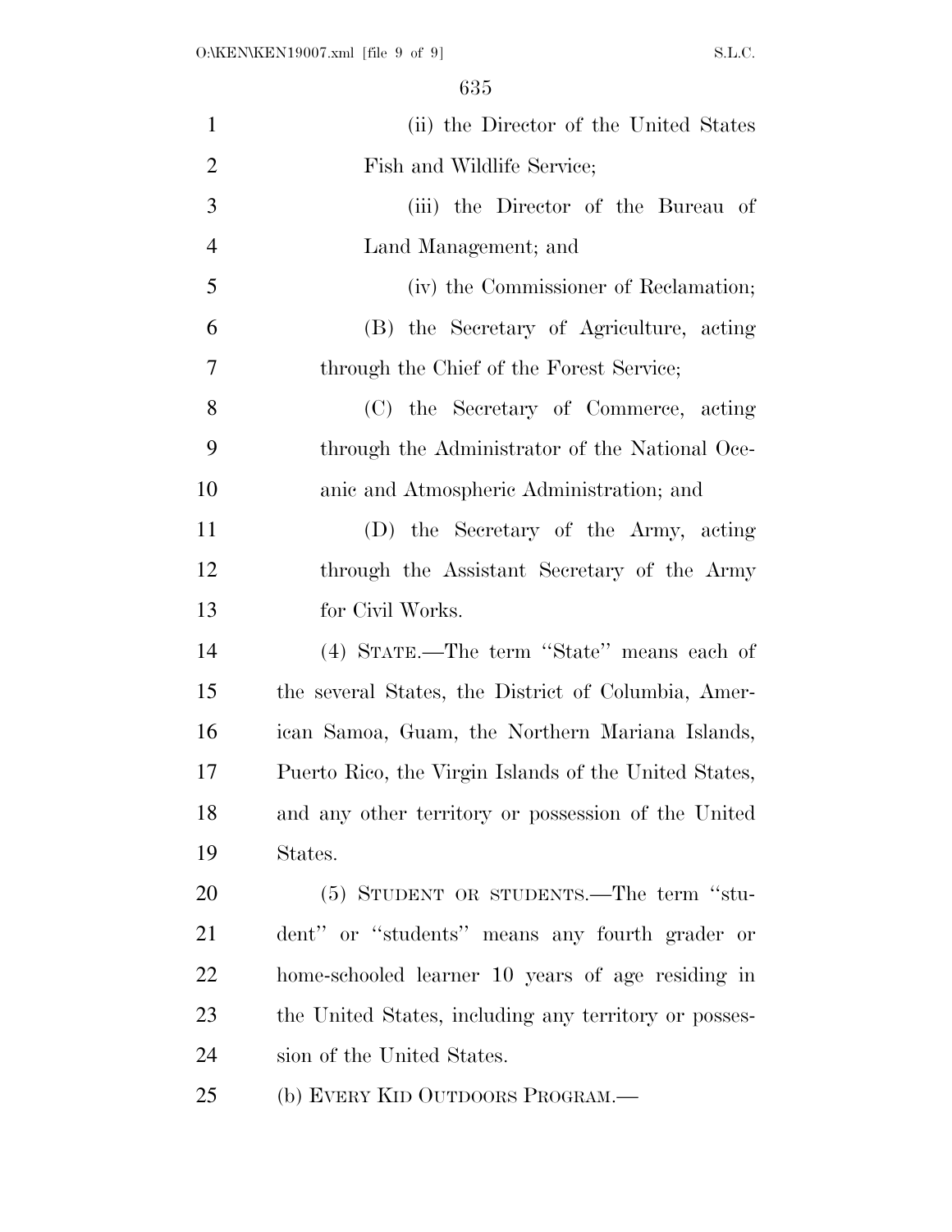(ii) the Director of the United States Fish and Wildlife Service;

(iii) the Director of the Bureau of Land Management; and

(iv) the Commissioner of Reclamation;

(B) the Secretary of Agriculture, acting through the Chief of the Forest Service;

(C) the Secretary of Commerce, acting through the Administrator of the National Oceanic and Atmospheric Administration; and

(D) the Secretary of the Army, acting through the Assistant Secretary of the Army for Civil Works.

(4) STATE.—The term "State" means each of the several States, the District of Columbia, American Samoa, Guam, the Northern Mariana Islands, Puerto Rico, the Virgin Islands of the United States, and any other territory or possession of the United States.

(5) STUDENT OR STUDENTS.—The term "student" or "students" means any fourth grader or home-schooled learner 10 years of age residing in the United States, including any territory or possession of the United States.

(b) EVERY KID OUTDOORS PROGRAM.—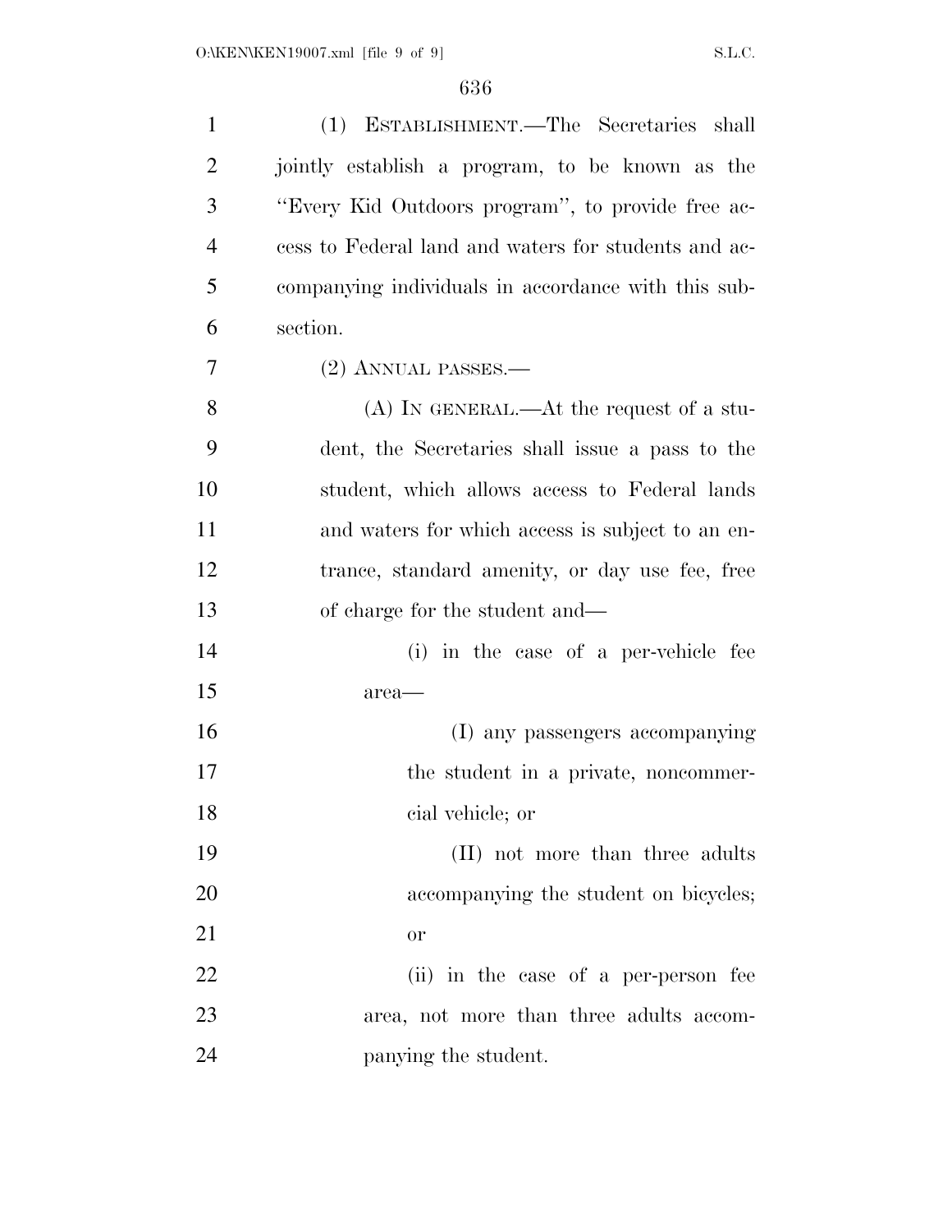(1) ESTABLISHMENT.—The Secretaries shall jointly establish a program, to be known as the "Every Kid Outdoors program", to provide free access to Federal land and waters for students and accompanying individuals in accordance with this subsection.

(2) ANNUAL PASSES.—

(A) IN GENERAL.—At the request of a student, the Secretaries shall issue a pass to the student, which allows access to Federal lands and waters for which access is subject to an entrance, standard amenity, or day use fee, free of charge for the student and—

(i) in the case of a per-vehicle fee area—

(I) any passengers accompanying the student in a private, noncommercial vehicle; or

(II) not more than three adults accompanying the student on bicycles; or

(ii) in the case of a per-person fee area, not more than three adults accompanying the student.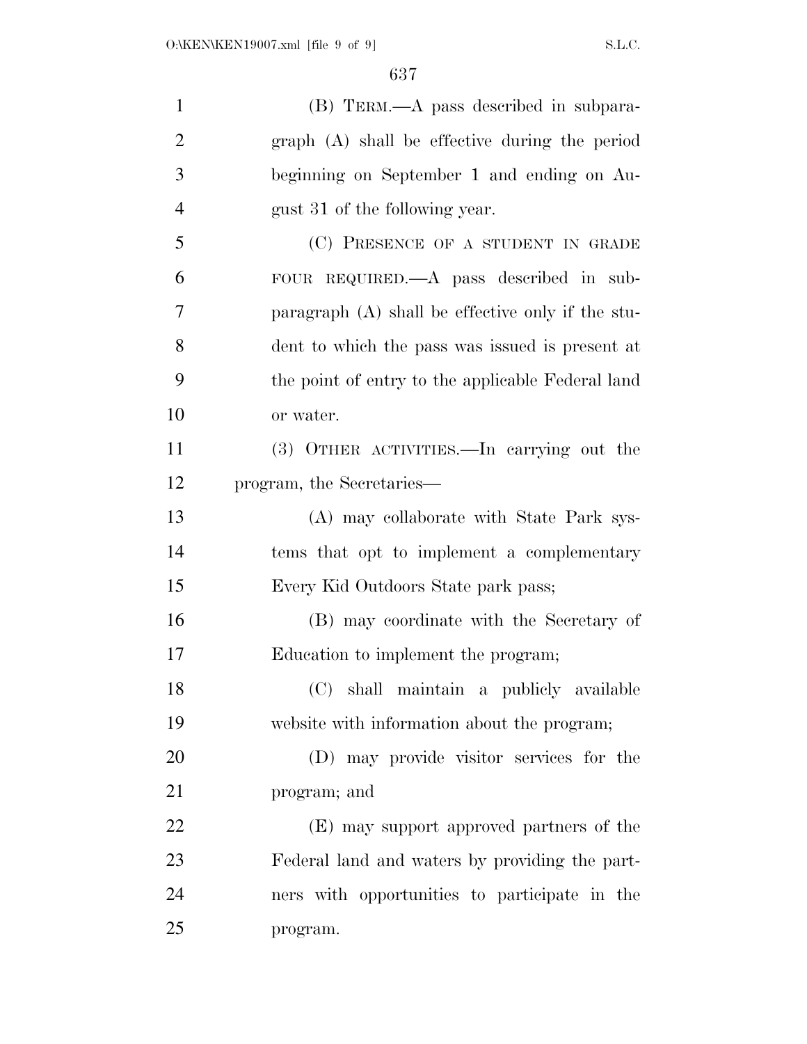(B) TERM.—A pass described in subparagraph (A) shall be effective during the period beginning on September 1 and ending on August 31 of the following year.

(C) PRESENCE OF A STUDENT IN GRADE FOUR REQUIRED.—A pass described in subparagraph (A) shall be effective only if the student to which the pass was issued is present at the point of entry to the applicable Federal land or water.

(3) OTHER ACTIVITIES.—In carrying out the program, the Secretaries—

(A) may collaborate with State Park systems that opt to implement a complementary Every Kid Outdoors State park pass;

(B) may coordinate with the Secretary of Education to implement the program;

(C) shall maintain a publicly available website with information about the program;

(D) may provide visitor services for the program; and

(E) may support approved partners of the Federal land and waters by providing the partners with opportunities to participate in the program.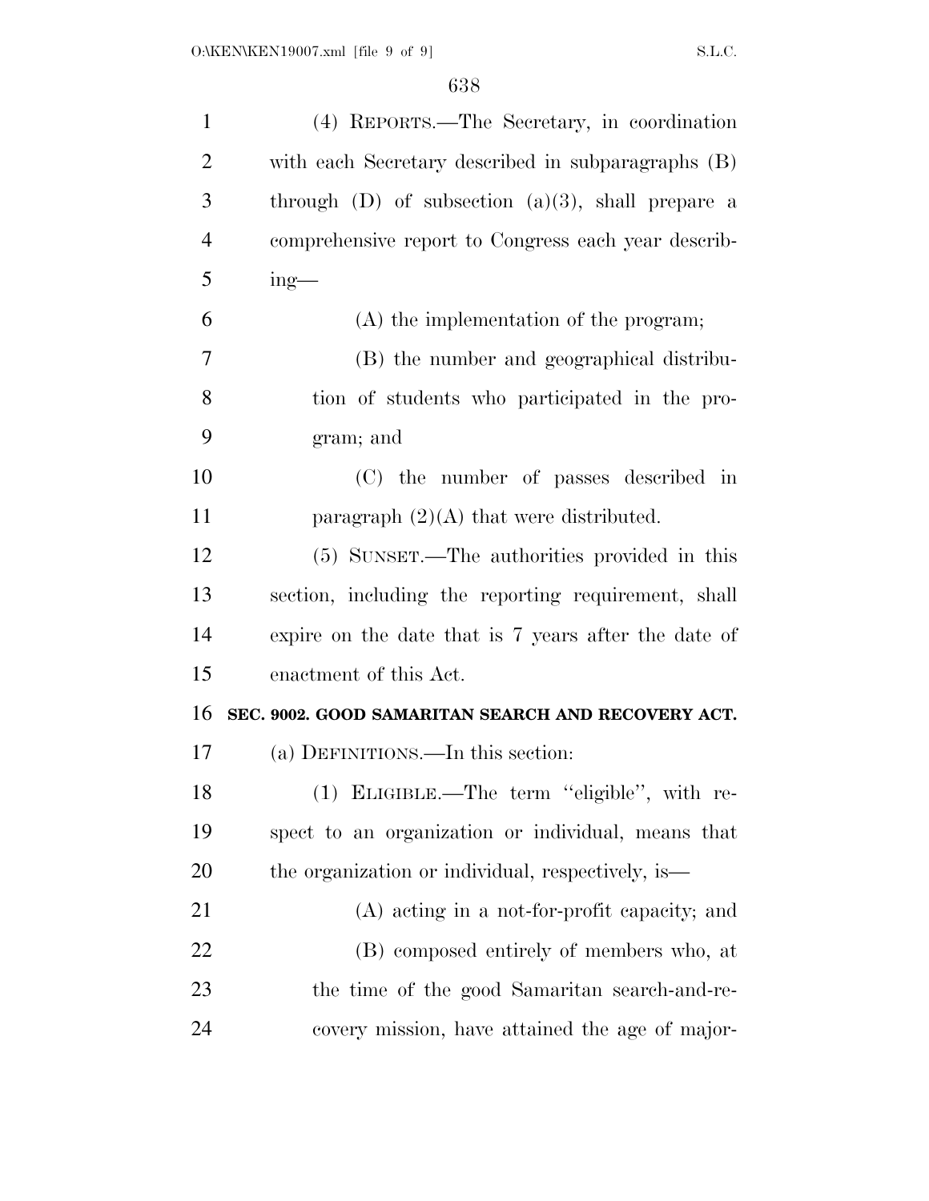(4) REPORTS.—The Secretary, in coordination with each Secretary described in subparagraphs (B) through (D) of subsection (a)(3), shall prepare a comprehensive report to Congress each year describing—

(A) the implementation of the program;

(B) the number and geographical distribution of students who participated in the program; and

(C) the number of passes described in paragraph (2)(A) that were distributed.

(5) SUNSET.—The authorities provided in this section, including the reporting requirement, shall expire on the date that is 7 years after the date of enactment of this Act.

**SEC. 9002. GOOD SAMARITAN SEARCH AND RECOVERY ACT.**

(a) DEFINITIONS.—In this section:

(1) ELIGIBLE.—The term "eligible", with respect to an organization or individual, means that the organization or individual, respectively, is—

(A) acting in a not-for-profit capacity; and

(B) composed entirely of members who, at the time of the good Samaritan search-and-recovery mission, have attained the age of major-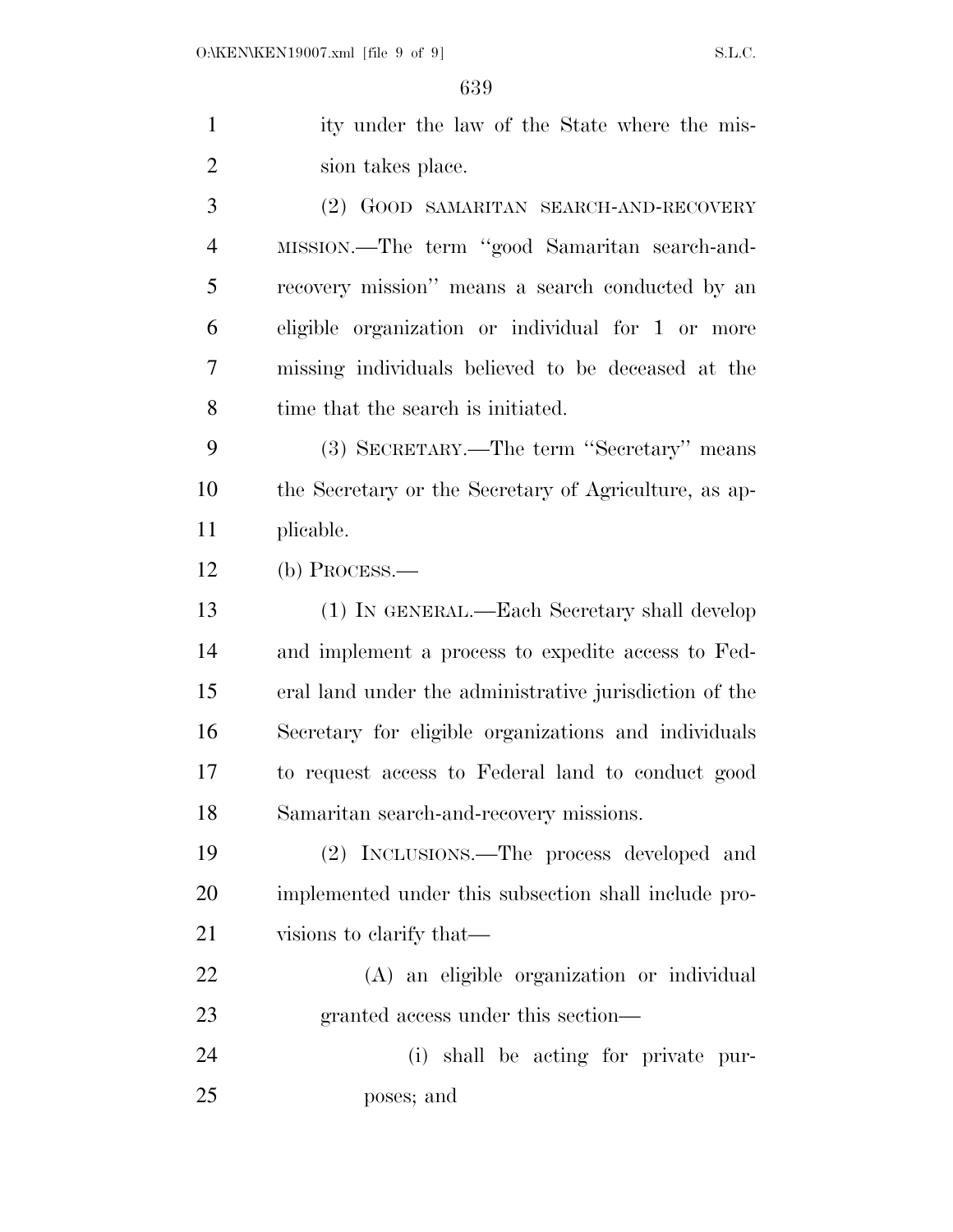ity under the law of the State where the mission takes place.

(2) GOOD SAMARITAN SEARCH-AND-RECOVERY MISSION.—The term "good Samaritan search-and-recovery mission" means a search conducted by an eligible organization or individual for 1 or more missing individuals believed to be deceased at the time that the search is initiated.

(3) SECRETARY.—The term "Secretary" means the Secretary or the Secretary of Agriculture, as applicable.

(b) PROCESS.—

(1) IN GENERAL.—Each Secretary shall develop and implement a process to expedite access to Federal land under the administrative jurisdiction of the Secretary for eligible organizations and individuals to request access to Federal land to conduct good Samaritan search-and-recovery missions.

(2) INCLUSIONS.—The process developed and implemented under this subsection shall include provisions to clarify that—

(A) an eligible organization or individual granted access under this section—

(i) shall be acting for private purposes; and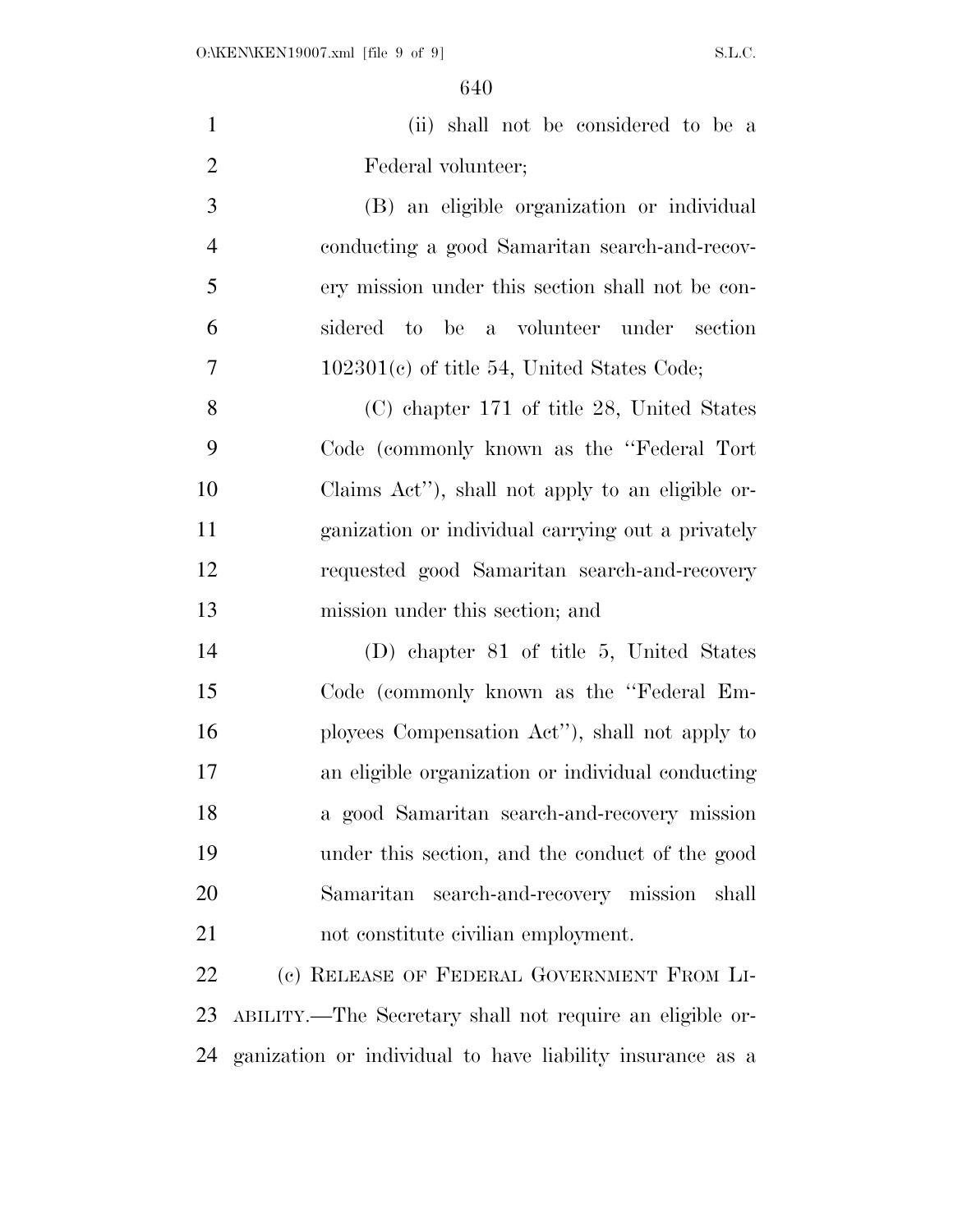(ii) shall not be considered to be a Federal volunteer;

(B) an eligible organization or individual conducting a good Samaritan search-and-recovery mission under this section shall not be considered to be a volunteer under section 102301(c) of title 54, United States Code;

(C) chapter 171 of title 28, United States Code (commonly known as the "Federal Tort Claims Act"), shall not apply to an eligible organization or individual carrying out a privately requested good Samaritan search-and-recovery mission under this section; and

(D) chapter 81 of title 5, United States Code (commonly known as the "Federal Employees Compensation Act"), shall not apply to an eligible organization or individual conducting a good Samaritan search-and-recovery mission under this section, and the conduct of the good Samaritan search-and-recovery mission shall not constitute civilian employment.

(c) RELEASE OF FEDERAL GOVERNMENT FROM LIABILITY.—The Secretary shall not require an eligible organization or individual to have liability insurance as a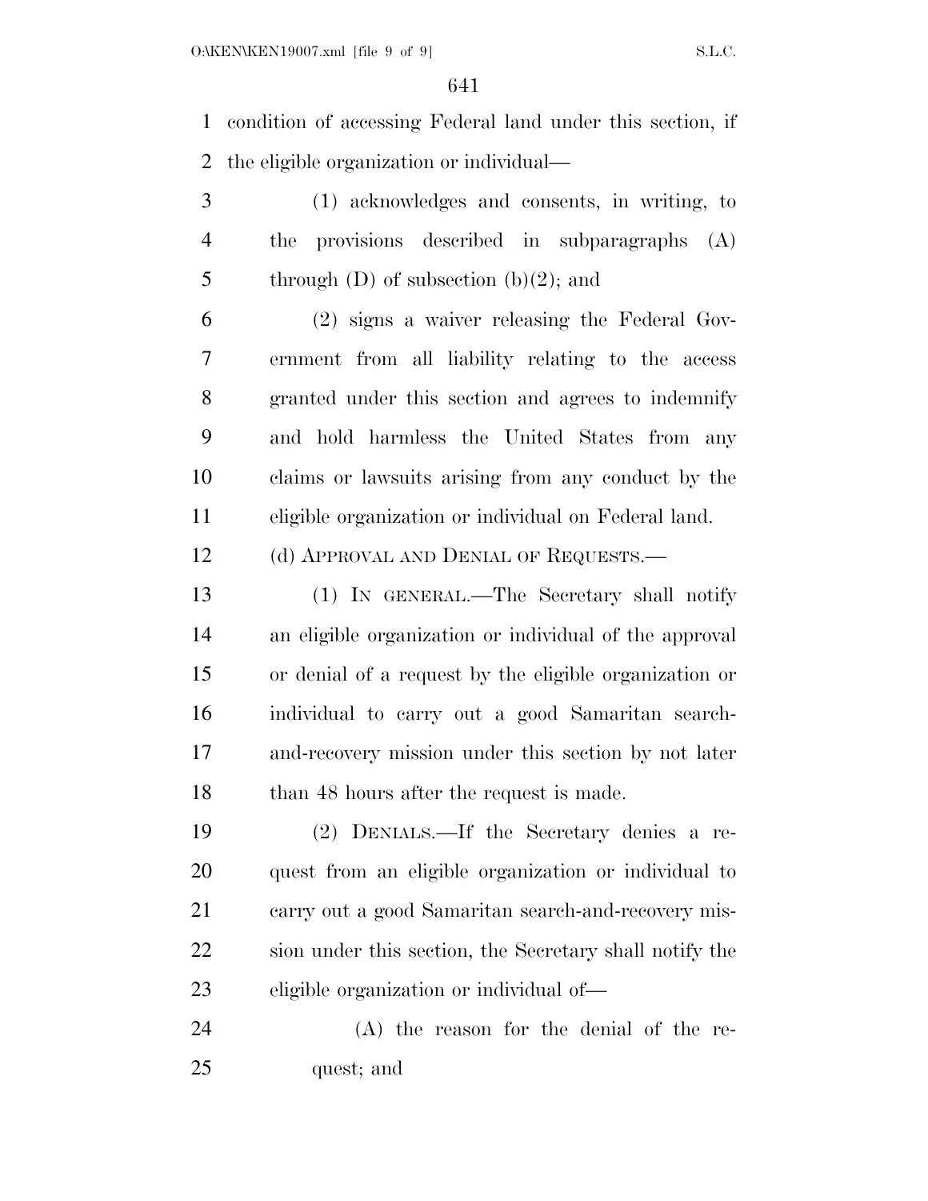condition of accessing Federal land under this section, if the eligible organization or individual—

(1) acknowledges and consents, in writing, to the provisions described in subparagraphs (A) through (D) of subsection (b)(2); and

(2) signs a waiver releasing the Federal Government from all liability relating to the access granted under this section and agrees to indemnify and hold harmless the United States from any claims or lawsuits arising from any conduct by the eligible organization or individual on Federal land.

(d) APPROVAL AND DENIAL OF REQUESTS.—

(1) IN GENERAL.—The Secretary shall notify an eligible organization or individual of the approval or denial of a request by the eligible organization or individual to carry out a good Samaritan search-and-recovery mission under this section by not later than 48 hours after the request is made.

(2) DENIALS.—If the Secretary denies a request from an eligible organization or individual to carry out a good Samaritan search-and-recovery mission under this section, the Secretary shall notify the eligible organization or individual of—

(A) the reason for the denial of the request; and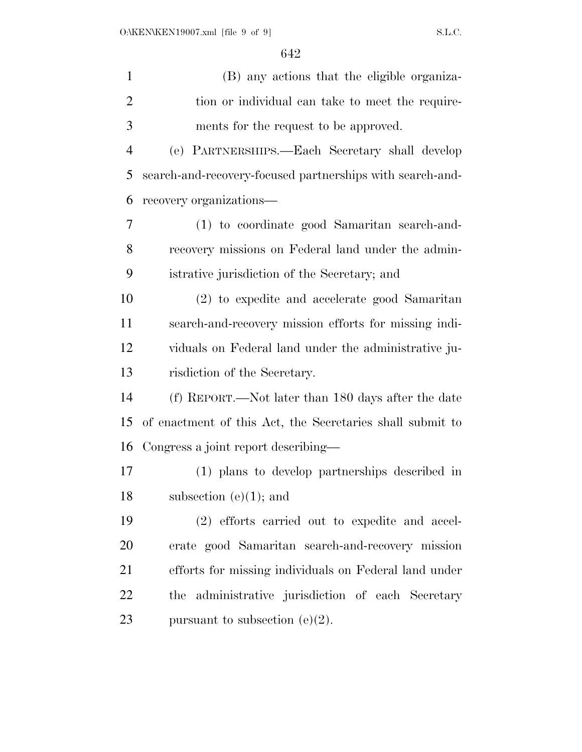(B) any actions that the eligible organization or individual can take to meet the requirements for the request to be approved.

(e) PARTNERSHIPS.—Each Secretary shall develop search-and-recovery-focused partnerships with search-and-recovery organizations—

(1) to coordinate good Samaritan search-and-recovery missions on Federal land under the administrative jurisdiction of the Secretary; and

(2) to expedite and accelerate good Samaritan search-and-recovery mission efforts for missing individuals on Federal land under the administrative jurisdiction of the Secretary.

(f) REPORT.—Not later than 180 days after the date of enactment of this Act, the Secretaries shall submit to Congress a joint report describing—

(1) plans to develop partnerships described in subsection (e)(1); and

(2) efforts carried out to expedite and accelerate good Samaritan search-and-recovery mission efforts for missing individuals on Federal land under the administrative jurisdiction of each Secretary pursuant to subsection (e)(2).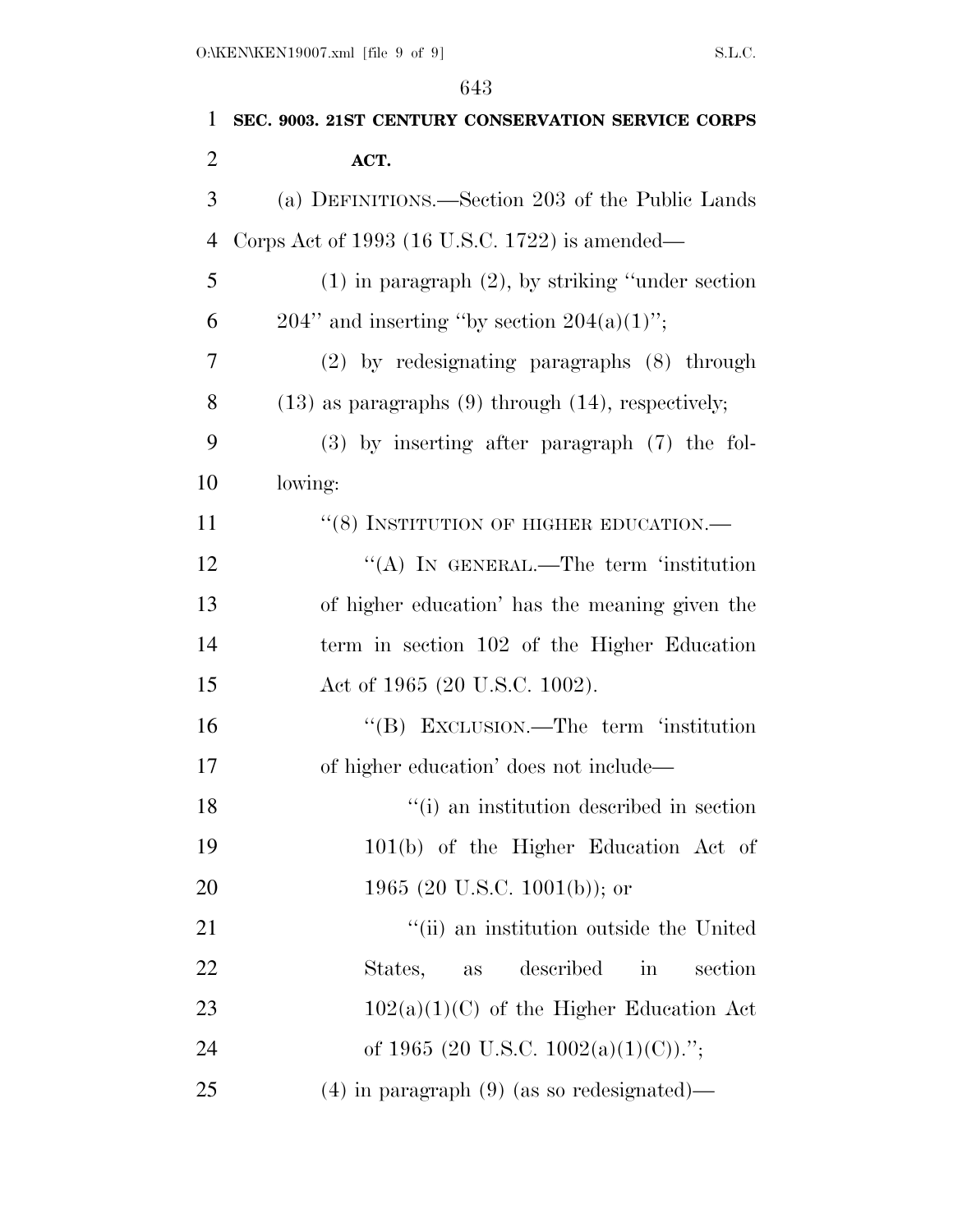**SEC. 9003. 21ST CENTURY CONSERVATION SERVICE CORPS ACT.**

(a) DEFINITIONS.—Section 203 of the Public Lands Corps Act of 1993 (16 U.S.C. 1722) is amended—

(1) in paragraph (2), by striking "under section 204" and inserting "by section 204(a)(1)";

(2) by redesignating paragraphs (8) through (13) as paragraphs (9) through (14), respectively;

(3) by inserting after paragraph (7) the following:

"(8) INSTITUTION OF HIGHER EDUCATION.—

"(A) IN GENERAL.—The term 'institution of higher education' has the meaning given the term in section 102 of the Higher Education Act of 1965 (20 U.S.C. 1002).

"(B) EXCLUSION.—The term 'institution of higher education' does not include—

"(i) an institution described in section 101(b) of the Higher Education Act of 1965 (20 U.S.C. 1001(b)); or

"(ii) an institution outside the United States, as described in section 102(a)(1)(C) of the Higher Education Act of 1965 (20 U.S.C. 1002(a)(1)(C)).";

(4) in paragraph (9) (as so redesignated)—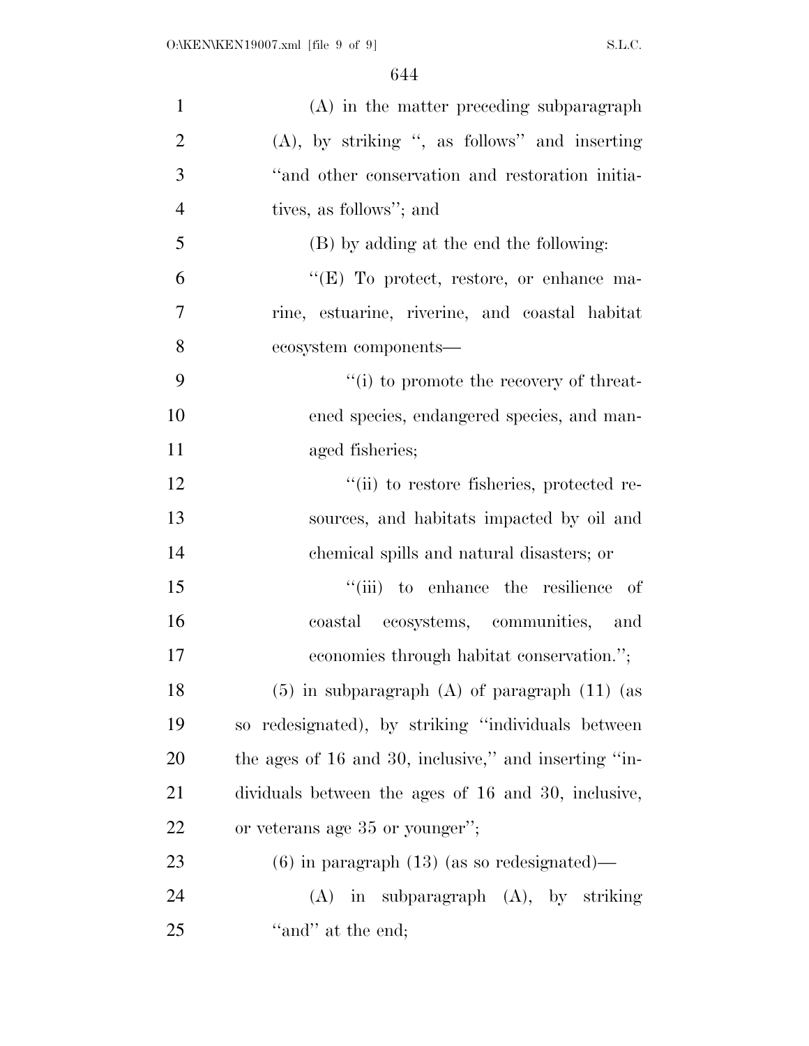(A) in the matter preceding subparagraph (A), by striking ", as follows" and inserting "and other conservation and restoration initiatives, as follows"; and

(B) by adding at the end the following:

"(E) To protect, restore, or enhance marine, estuarine, riverine, and coastal habitat ecosystem components—

"(i) to promote the recovery of threatened species, endangered species, and managed fisheries;

"(ii) to restore fisheries, protected resources, and habitats impacted by oil and chemical spills and natural disasters; or

"(iii) to enhance the resilience of coastal ecosystems, communities, and economies through habitat conservation.";

(5) in subparagraph (A) of paragraph (11) (as so redesignated), by striking "individuals between the ages of 16 and 30, inclusive," and inserting "individuals between the ages of 16 and 30, inclusive, or veterans age 35 or younger";

(6) in paragraph (13) (as so redesignated)—

(A) in subparagraph (A), by striking "and" at the end;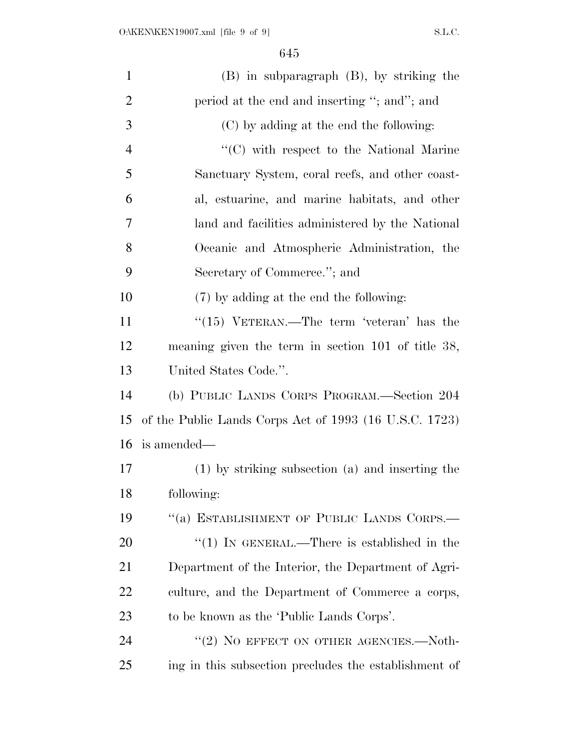(B) in subparagraph (B), by striking the period at the end and inserting "; and"; and

(C) by adding at the end the following:

"(C) with respect to the National Marine Sanctuary System, coral reefs, and other coastal, estuarine, and marine habitats, and other land and facilities administered by the National Oceanic and Atmospheric Administration, the Secretary of Commerce."; and

(7) by adding at the end the following:

"(15) VETERAN.—The term 'veteran' has the meaning given the term in section 101 of title 38, United States Code.".

(b) PUBLIC LANDS CORPS PROGRAM.—Section 204 of the Public Lands Corps Act of 1993 (16 U.S.C. 1723) is amended—

(1) by striking subsection (a) and inserting the following:

"(a) ESTABLISHMENT OF PUBLIC LANDS CORPS.—

"(1) IN GENERAL.—There is established in the Department of the Interior, the Department of Agriculture, and the Department of Commerce a corps, to be known as the 'Public Lands Corps'.

"(2) NO EFFECT ON OTHER AGENCIES.—Nothing in this subsection precludes the establishment of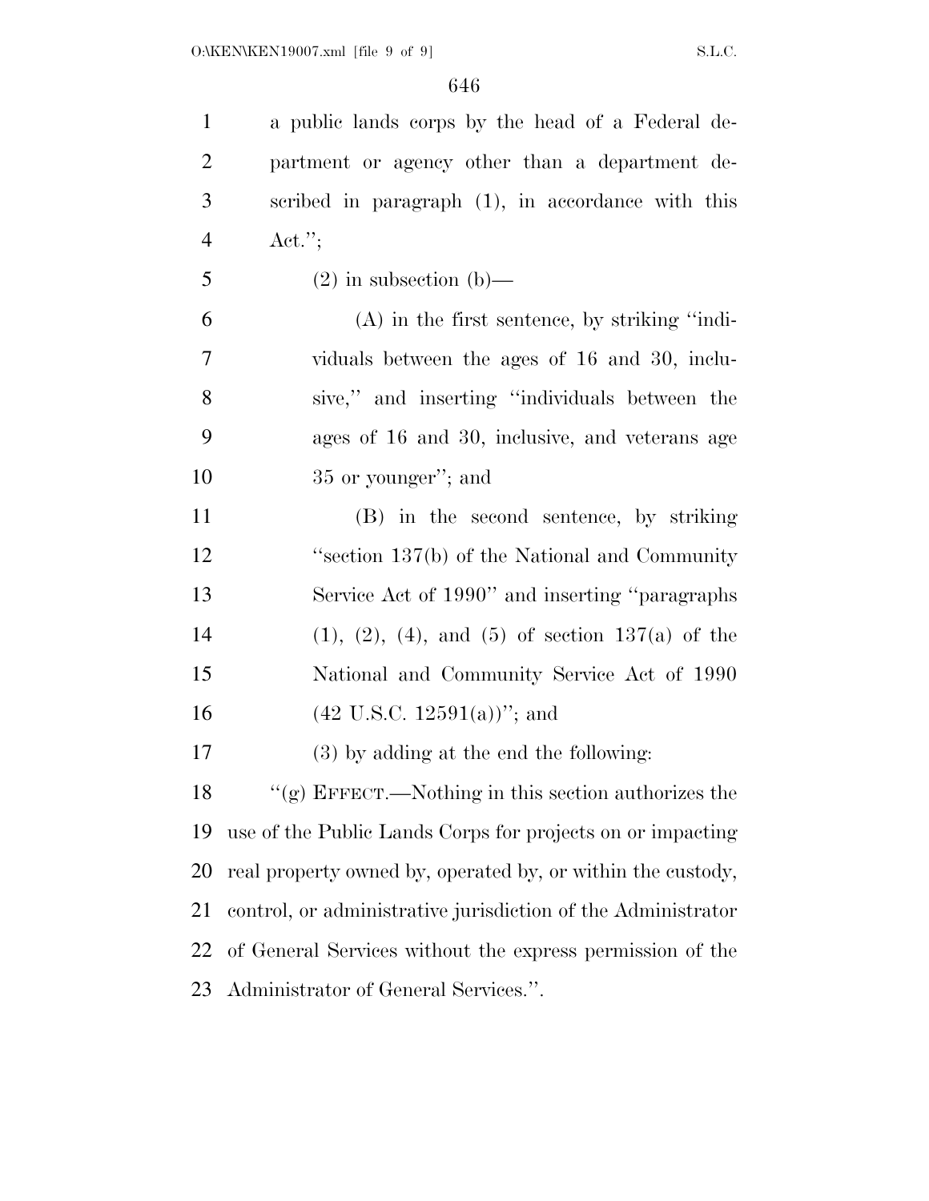a public lands corps by the head of a Federal department or agency other than a department described in paragraph (1), in accordance with this Act.'';

(2) in subsection (b)—

(A) in the first sentence, by striking ''individuals between the ages of 16 and 30, inclusive,'' and inserting ''individuals between the ages of 16 and 30, inclusive, and veterans age 35 or younger''; and

(B) in the second sentence, by striking ''section 137(b) of the National and Community Service Act of 1990'' and inserting ''paragraphs (1), (2), (4), and (5) of section 137(a) of the National and Community Service Act of 1990 (42 U.S.C. 12591(a))''; and

(3) by adding at the end the following:

''(g) EFFECT.—Nothing in this section authorizes the use of the Public Lands Corps for projects on or impacting real property owned by, operated by, or within the custody, control, or administrative jurisdiction of the Administrator of General Services without the express permission of the Administrator of General Services.''.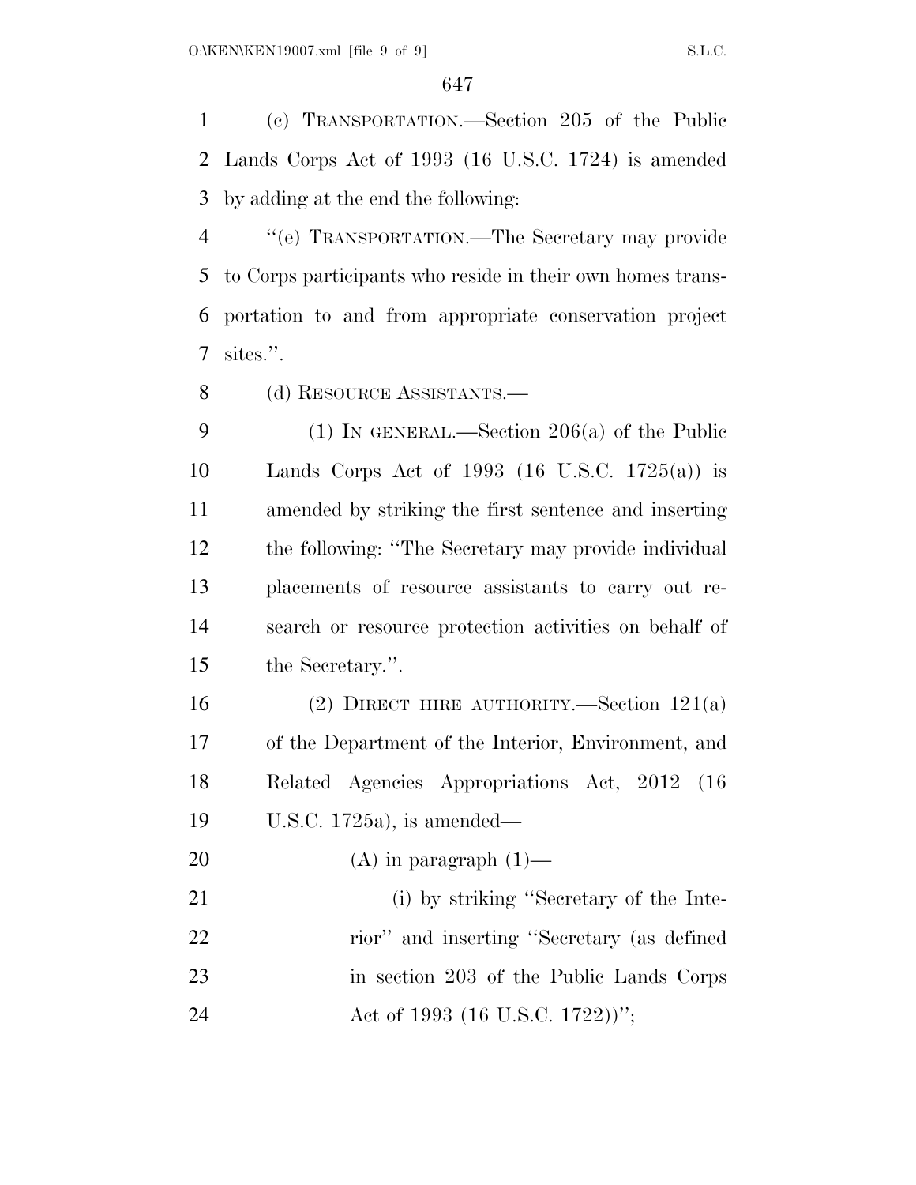(c) TRANSPORTATION.—Section 205 of the Public Lands Corps Act of 1993 (16 U.S.C. 1724) is amended by adding at the end the following:

"(e) TRANSPORTATION.—The Secretary may provide to Corps participants who reside in their own homes transportation to and from appropriate conservation project sites.".

(d) RESOURCE ASSISTANTS.—

(1) IN GENERAL.—Section 206(a) of the Public Lands Corps Act of 1993 (16 U.S.C. 1725(a)) is amended by striking the first sentence and inserting the following: "The Secretary may provide individual placements of resource assistants to carry out research or resource protection activities on behalf of the Secretary.".

(2) DIRECT HIRE AUTHORITY.—Section 121(a) of the Department of the Interior, Environment, and Related Agencies Appropriations Act, 2012 (16 U.S.C. 1725a), is amended—

(A) in paragraph (1)—

(i) by striking "Secretary of the Interior" and inserting "Secretary (as defined in section 203 of the Public Lands Corps Act of 1993 (16 U.S.C. 1722))";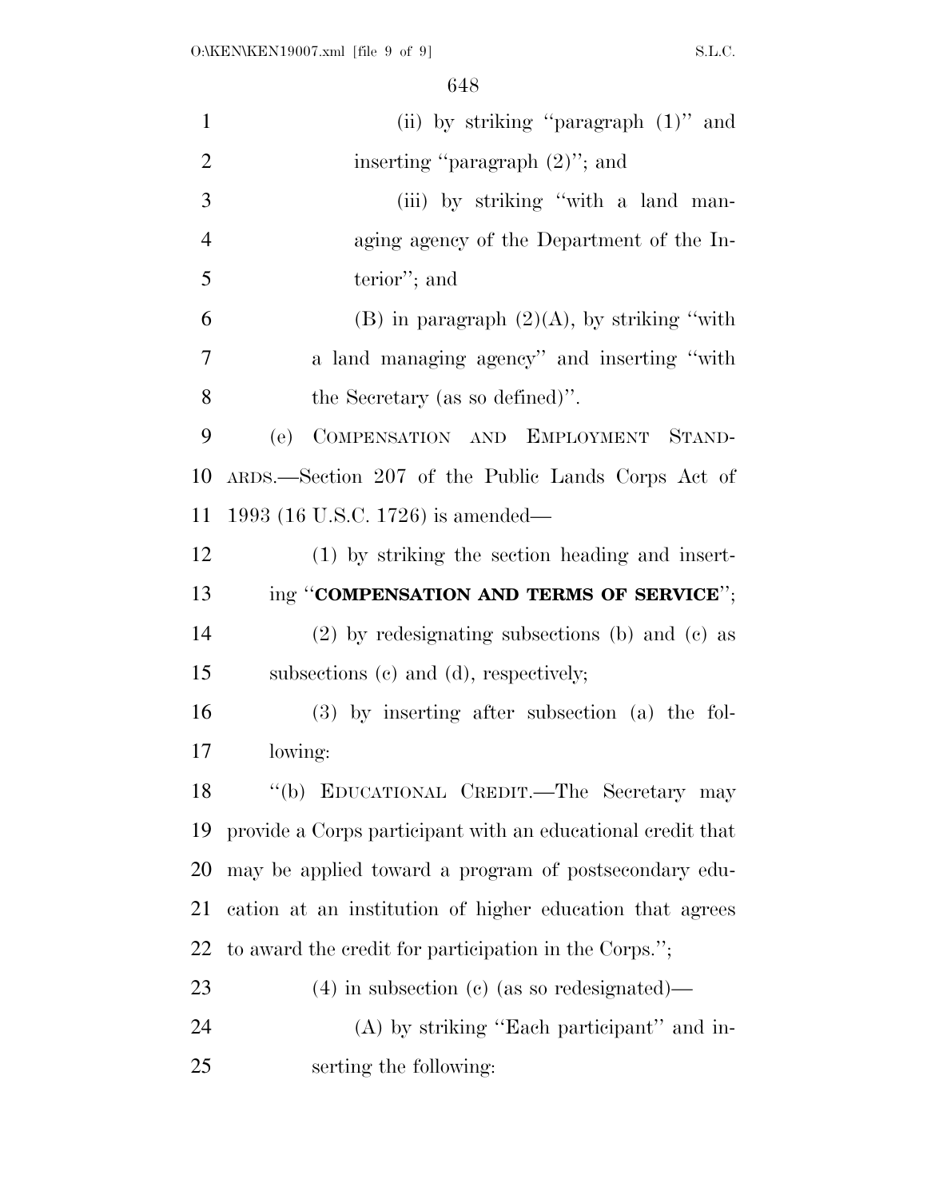(ii) by striking "paragraph (1)" and inserting "paragraph (2)"; and

(iii) by striking "with a land managing agency of the Department of the Interior"; and

(B) in paragraph (2)(A), by striking "with a land managing agency" and inserting "with the Secretary (as so defined)".

(e) COMPENSATION AND EMPLOYMENT STANDARDS.—Section 207 of the Public Lands Corps Act of 1993 (16 U.S.C. 1726) is amended—

(1) by striking the section heading and inserting "**COMPENSATION AND TERMS OF SERVICE**";

(2) by redesignating subsections (b) and (c) as subsections (c) and (d), respectively;

(3) by inserting after subsection (a) the following:

"(b) EDUCATIONAL CREDIT.—The Secretary may provide a Corps participant with an educational credit that may be applied toward a program of postsecondary education at an institution of higher education that agrees to award the credit for participation in the Corps.";

(4) in subsection (c) (as so redesignated)—

(A) by striking "Each participant" and inserting the following: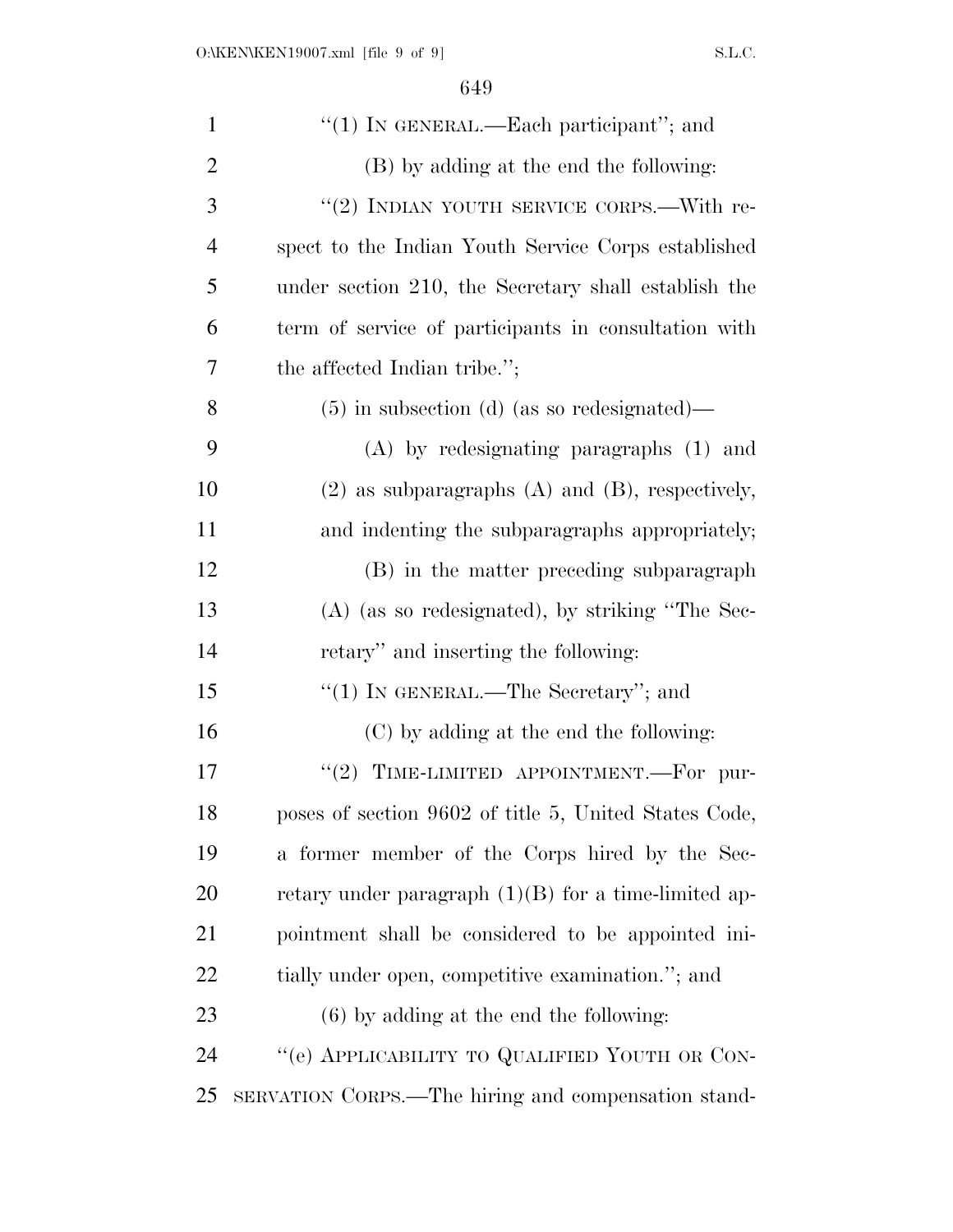"(1) IN GENERAL.—Each participant"; and

(B) by adding at the end the following:

"(2) INDIAN YOUTH SERVICE CORPS.—With respect to the Indian Youth Service Corps established under section 210, the Secretary shall establish the term of service of participants in consultation with the affected Indian tribe.";

(5) in subsection (d) (as so redesignated)—

(A) by redesignating paragraphs (1) and (2) as subparagraphs (A) and (B), respectively, and indenting the subparagraphs appropriately;

(B) in the matter preceding subparagraph (A) (as so redesignated), by striking "The Secretary" and inserting the following:

"(1) IN GENERAL.—The Secretary"; and

(C) by adding at the end the following:

"(2) TIME-LIMITED APPOINTMENT.—For purposes of section 9602 of title 5, United States Code, a former member of the Corps hired by the Secretary under paragraph (1)(B) for a time-limited appointment shall be considered to be appointed initially under open, competitive examination."; and

(6) by adding at the end the following:

"(e) APPLICABILITY TO QUALIFIED YOUTH OR CONSERVATION CORPS.—The hiring and compensation stand-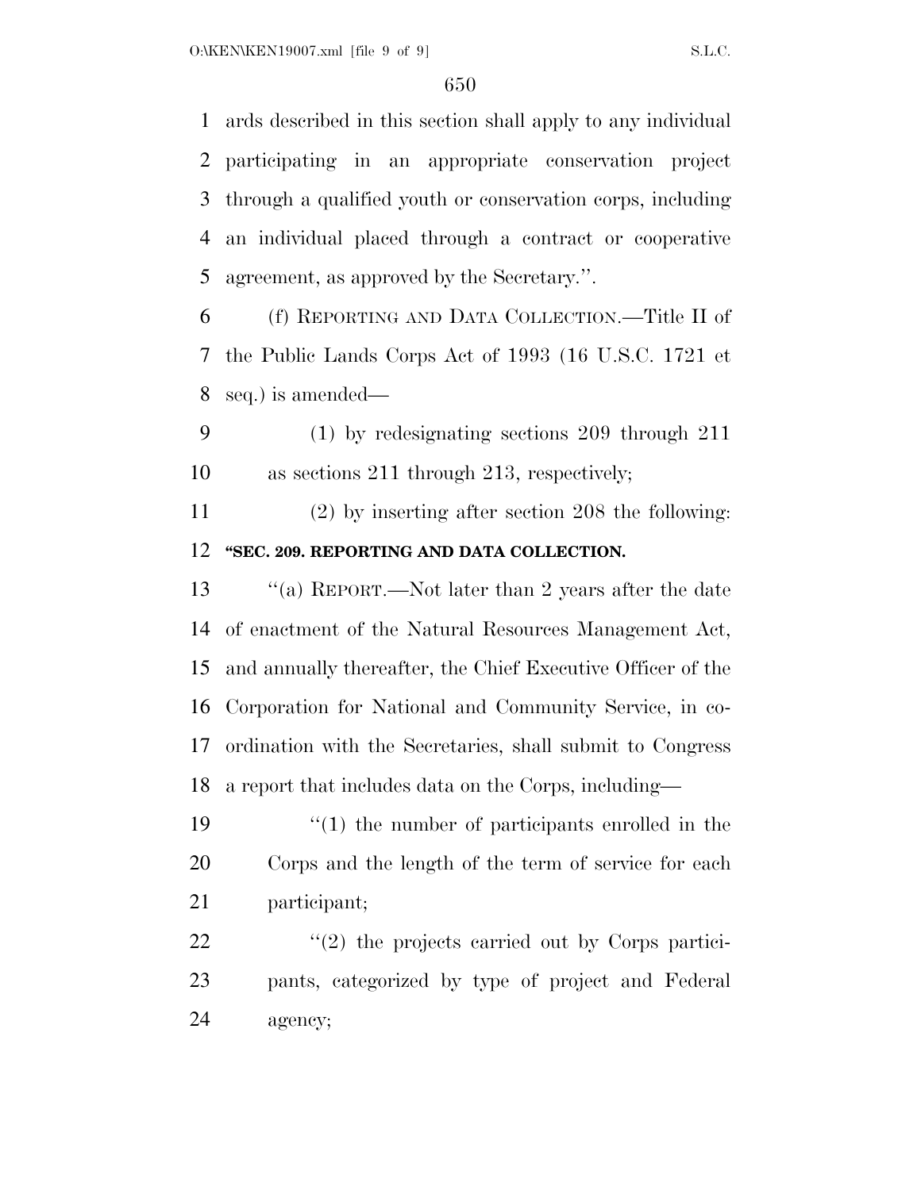ards described in this section shall apply to any individual participating in an appropriate conservation project through a qualified youth or conservation corps, including an individual placed through a contract or cooperative agreement, as approved by the Secretary.''.

(f) REPORTING AND DATA COLLECTION.—Title II of the Public Lands Corps Act of 1993 (16 U.S.C. 1721 et seq.) is amended—

(1) by redesignating sections 209 through 211 as sections 211 through 213, respectively;

(2) by inserting after section 208 the following:

**''SEC. 209. REPORTING AND DATA COLLECTION.**

''(a) REPORT.—Not later than 2 years after the date of enactment of the Natural Resources Management Act, and annually thereafter, the Chief Executive Officer of the Corporation for National and Community Service, in coordination with the Secretaries, shall submit to Congress a report that includes data on the Corps, including—

''(1) the number of participants enrolled in the Corps and the length of the term of service for each participant;

''(2) the projects carried out by Corps participants, categorized by type of project and Federal agency;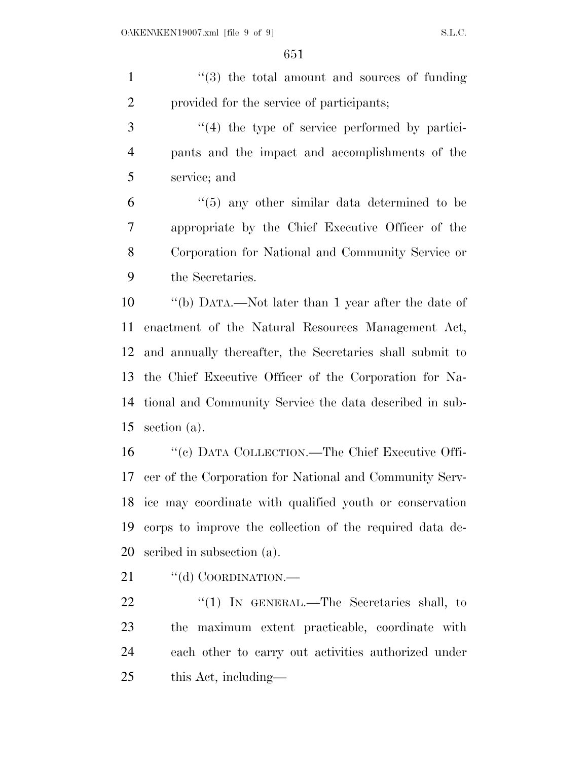"(3) the total amount and sources of funding provided for the service of participants;

"(4) the type of service performed by participants and the impact and accomplishments of the service; and

"(5) any other similar data determined to be appropriate by the Chief Executive Officer of the Corporation for National and Community Service or the Secretaries.

"(b) DATA.—Not later than 1 year after the date of enactment of the Natural Resources Management Act, and annually thereafter, the Secretaries shall submit to the Chief Executive Officer of the Corporation for National and Community Service the data described in subsection (a).

"(c) DATA COLLECTION.—The Chief Executive Officer of the Corporation for National and Community Service may coordinate with qualified youth or conservation corps to improve the collection of the required data described in subsection (a).

"(d) COORDINATION.—

"(1) IN GENERAL.—The Secretaries shall, to the maximum extent practicable, coordinate with each other to carry out activities authorized under this Act, including—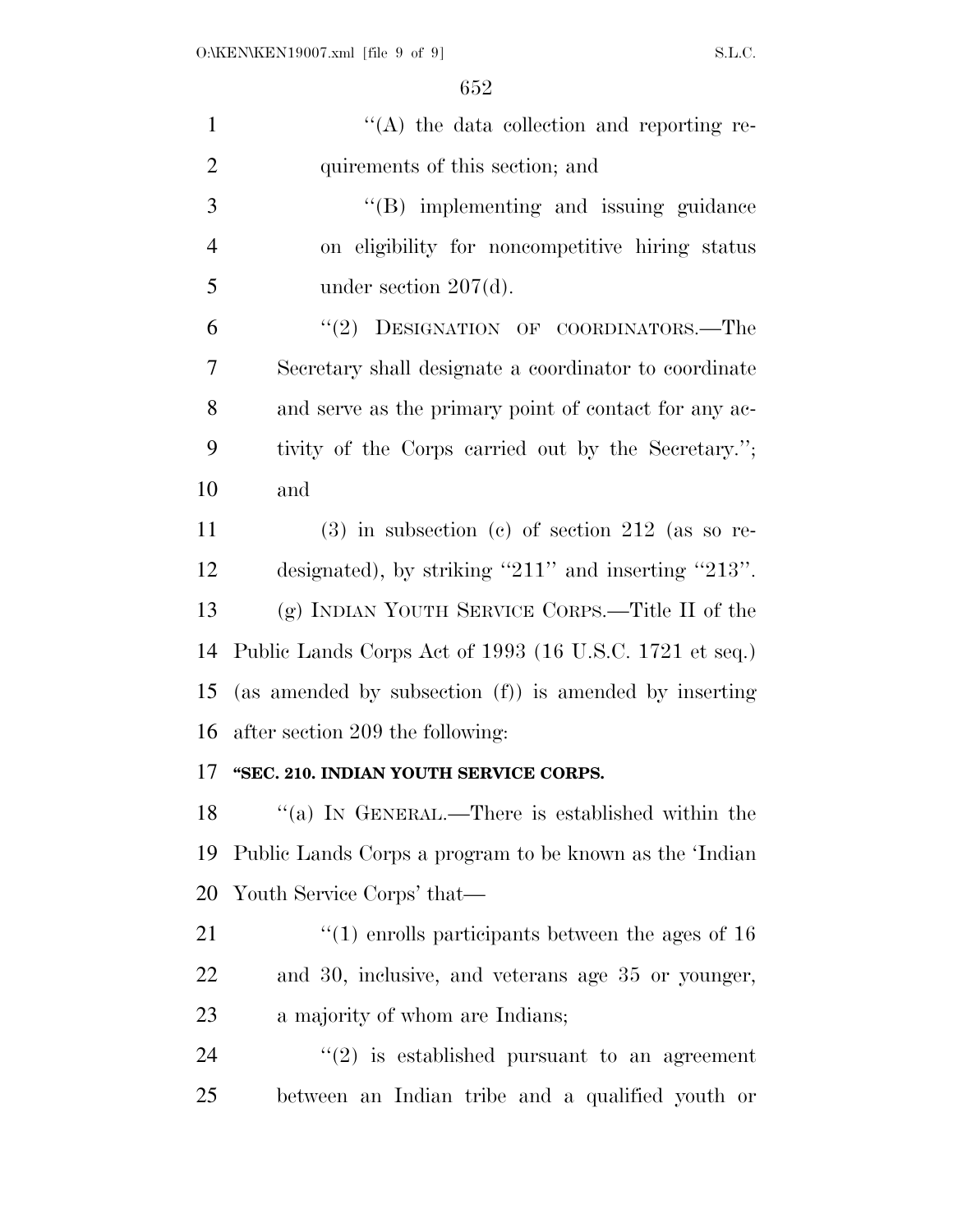''(A) the data collection and reporting requirements of this section; and

''(B) implementing and issuing guidance on eligibility for noncompetitive hiring status under section 207(d).

''(2) DESIGNATION OF COORDINATORS.—The Secretary shall designate a coordinator to coordinate and serve as the primary point of contact for any activity of the Corps carried out by the Secretary.''; and

(3) in subsection (c) of section 212 (as so redesignated), by striking ''211'' and inserting ''213''.

(g) INDIAN YOUTH SERVICE CORPS.—Title II of the Public Lands Corps Act of 1993 (16 U.S.C. 1721 et seq.) (as amended by subsection (f)) is amended by inserting after section 209 the following:

**''SEC. 210. INDIAN YOUTH SERVICE CORPS.**

''(a) IN GENERAL.—There is established within the Public Lands Corps a program to be known as the 'Indian Youth Service Corps' that—

''(1) enrolls participants between the ages of 16 and 30, inclusive, and veterans age 35 or younger, a majority of whom are Indians;

''(2) is established pursuant to an agreement between an Indian tribe and a qualified youth or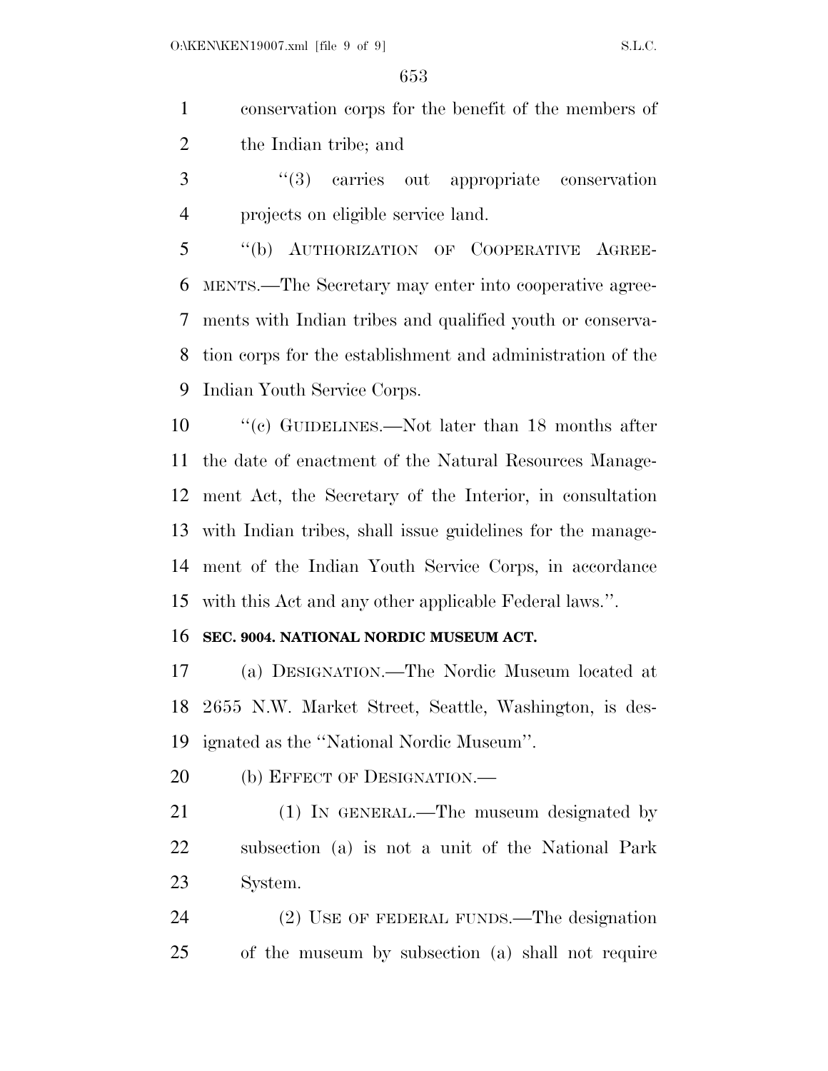conservation corps for the benefit of the members of the Indian tribe; and

"(3) carries out appropriate conservation projects on eligible service land.

"(b) AUTHORIZATION OF COOPERATIVE AGREEMENTS.—The Secretary may enter into cooperative agreements with Indian tribes and qualified youth or conservation corps for the establishment and administration of the Indian Youth Service Corps.

"(c) GUIDELINES.—Not later than 18 months after the date of enactment of the Natural Resources Management Act, the Secretary of the Interior, in consultation with Indian tribes, shall issue guidelines for the management of the Indian Youth Service Corps, in accordance with this Act and any other applicable Federal laws.".

**SEC. 9004. NATIONAL NORDIC MUSEUM ACT.**

(a) DESIGNATION.—The Nordic Museum located at 2655 N.W. Market Street, Seattle, Washington, is designated as the "National Nordic Museum".

(b) EFFECT OF DESIGNATION.—

(1) IN GENERAL.—The museum designated by subsection (a) is not a unit of the National Park System.

(2) USE OF FEDERAL FUNDS.—The designation of the museum by subsection (a) shall not require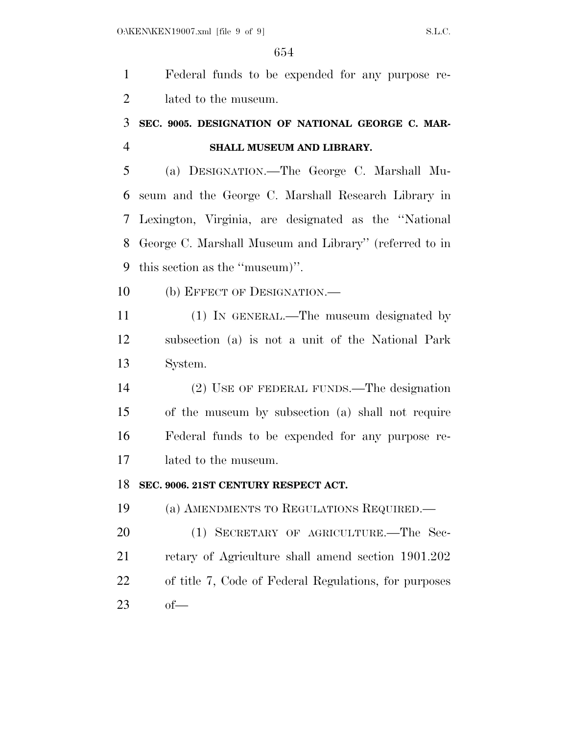Federal funds to be expended for any purpose related to the museum.

### SEC. 9005. DESIGNATION OF NATIONAL GEORGE C. MARSHALL MUSEUM AND LIBRARY.

(a) DESIGNATION.—The George C. Marshall Museum and the George C. Marshall Research Library in Lexington, Virginia, are designated as the ''National George C. Marshall Museum and Library'' (referred to in this section as the ''museum)''.

(b) EFFECT OF DESIGNATION.—

(1) IN GENERAL.—The museum designated by subsection (a) is not a unit of the National Park System.

(2) USE OF FEDERAL FUNDS.—The designation of the museum by subsection (a) shall not require Federal funds to be expended for any purpose related to the museum.

### SEC. 9006. 21ST CENTURY RESPECT ACT.

(a) AMENDMENTS TO REGULATIONS REQUIRED.—

(1) SECRETARY OF AGRICULTURE.—The Secretary of Agriculture shall amend section 1901.202 of title 7, Code of Federal Regulations, for purposes of—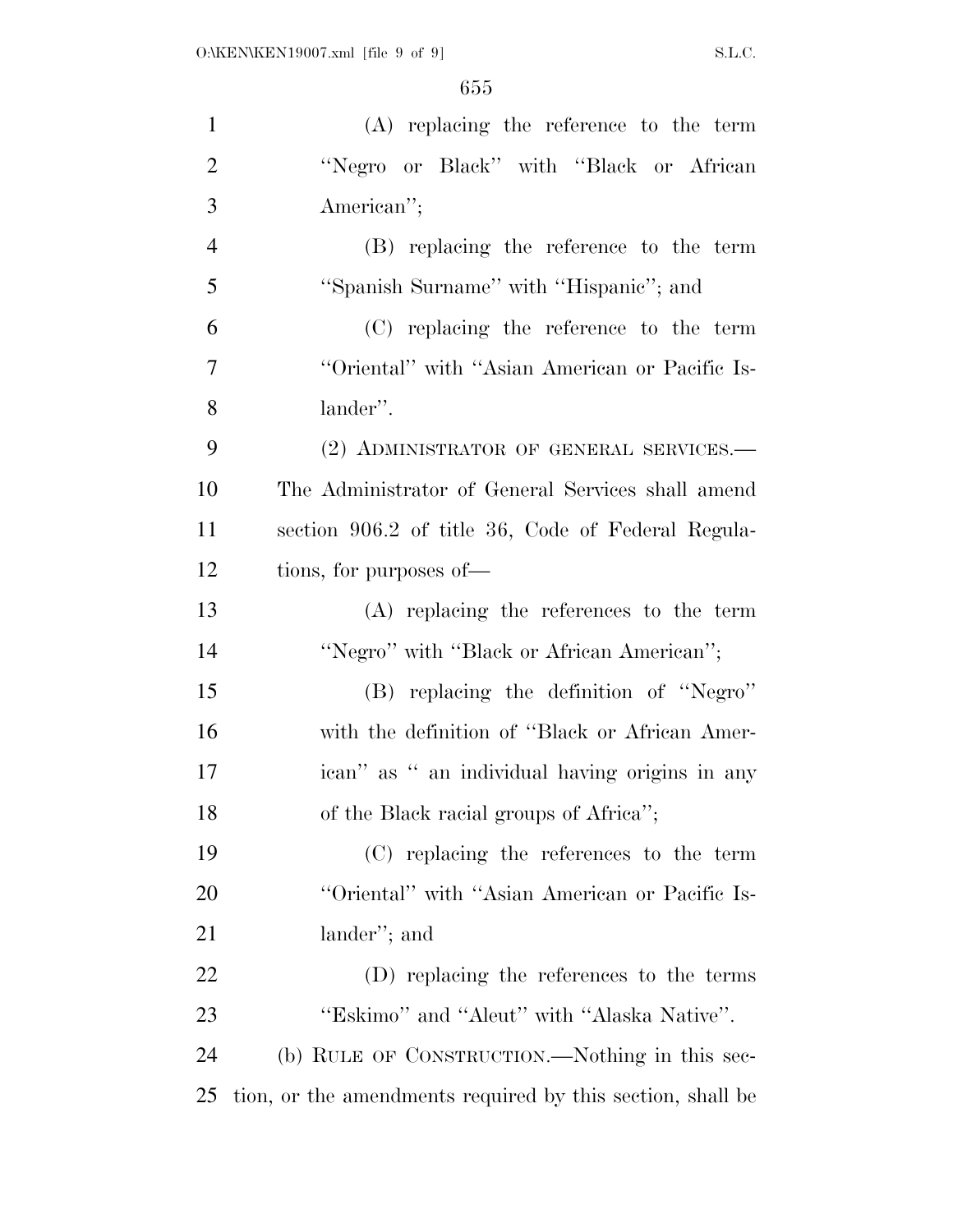(A) replacing the reference to the term ''Negro or Black'' with ''Black or African American'';

(B) replacing the reference to the term ''Spanish Surname'' with ''Hispanic''; and

(C) replacing the reference to the term ''Oriental'' with ''Asian American or Pacific Islander''.

(2) ADMINISTRATOR OF GENERAL SERVICES.—The Administrator of General Services shall amend section 906.2 of title 36, Code of Federal Regulations, for purposes of—

(A) replacing the references to the term ''Negro'' with ''Black or African American'';

(B) replacing the definition of ''Negro'' with the definition of ''Black or African American'' as '' an individual having origins in any of the Black racial groups of Africa'';

(C) replacing the references to the term ''Oriental'' with ''Asian American or Pacific Islander''; and

(D) replacing the references to the terms ''Eskimo'' and ''Aleut'' with ''Alaska Native''.

(b) RULE OF CONSTRUCTION.—Nothing in this section, or the amendments required by this section, shall be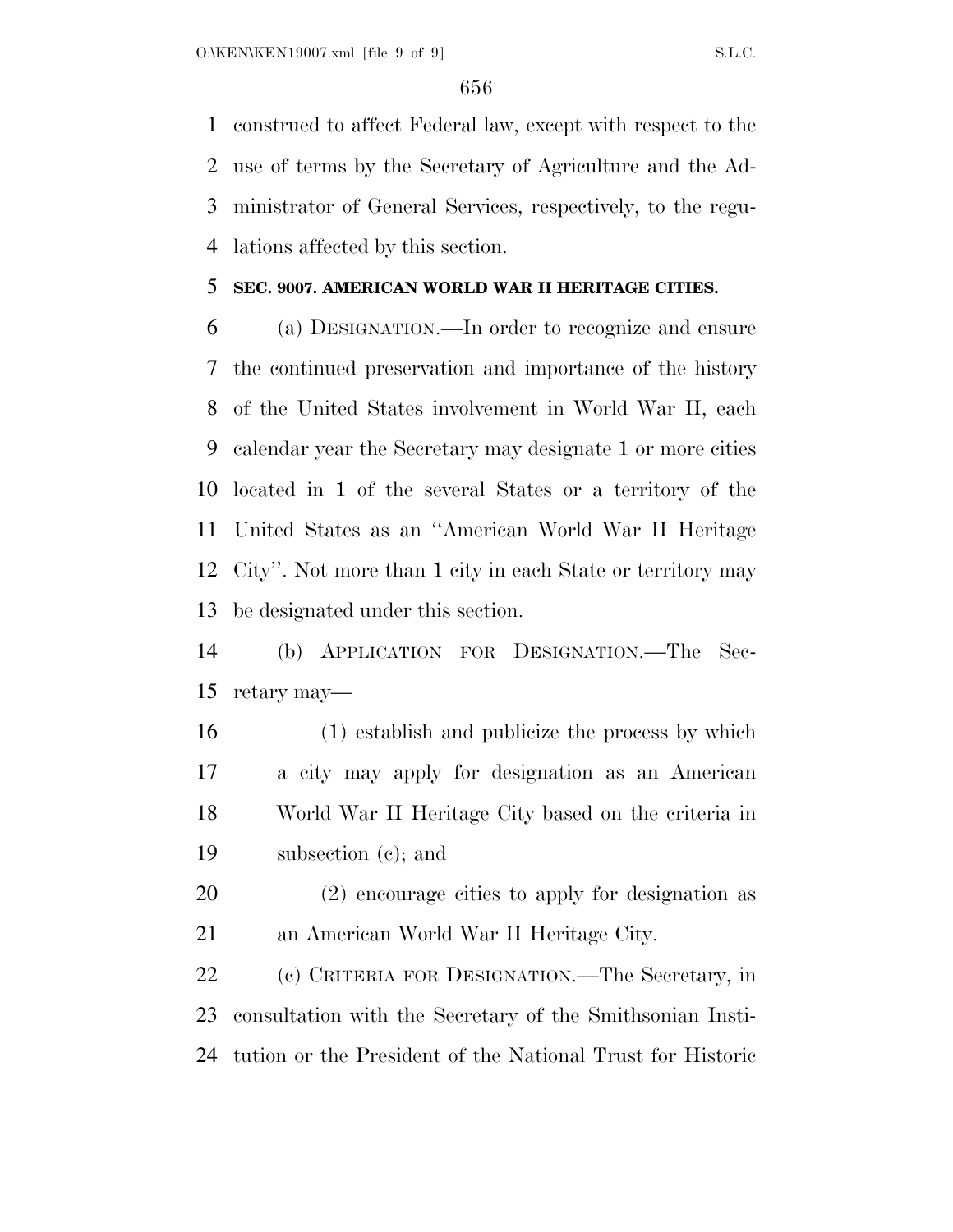construed to affect Federal law, except with respect to the use of terms by the Secretary of Agriculture and the Administrator of General Services, respectively, to the regulations affected by this section.

**SEC. 9007. AMERICAN WORLD WAR II HERITAGE CITIES.**

(a) DESIGNATION.—In order to recognize and ensure the continued preservation and importance of the history of the United States involvement in World War II, each calendar year the Secretary may designate 1 or more cities located in 1 of the several States or a territory of the United States as an ''American World War II Heritage City''. Not more than 1 city in each State or territory may be designated under this section.

(b) APPLICATION FOR DESIGNATION.—The Secretary may—

(1) establish and publicize the process by which a city may apply for designation as an American World War II Heritage City based on the criteria in subsection (c); and

(2) encourage cities to apply for designation as an American World War II Heritage City.

(c) CRITERIA FOR DESIGNATION.—The Secretary, in consultation with the Secretary of the Smithsonian Institution or the President of the National Trust for Historic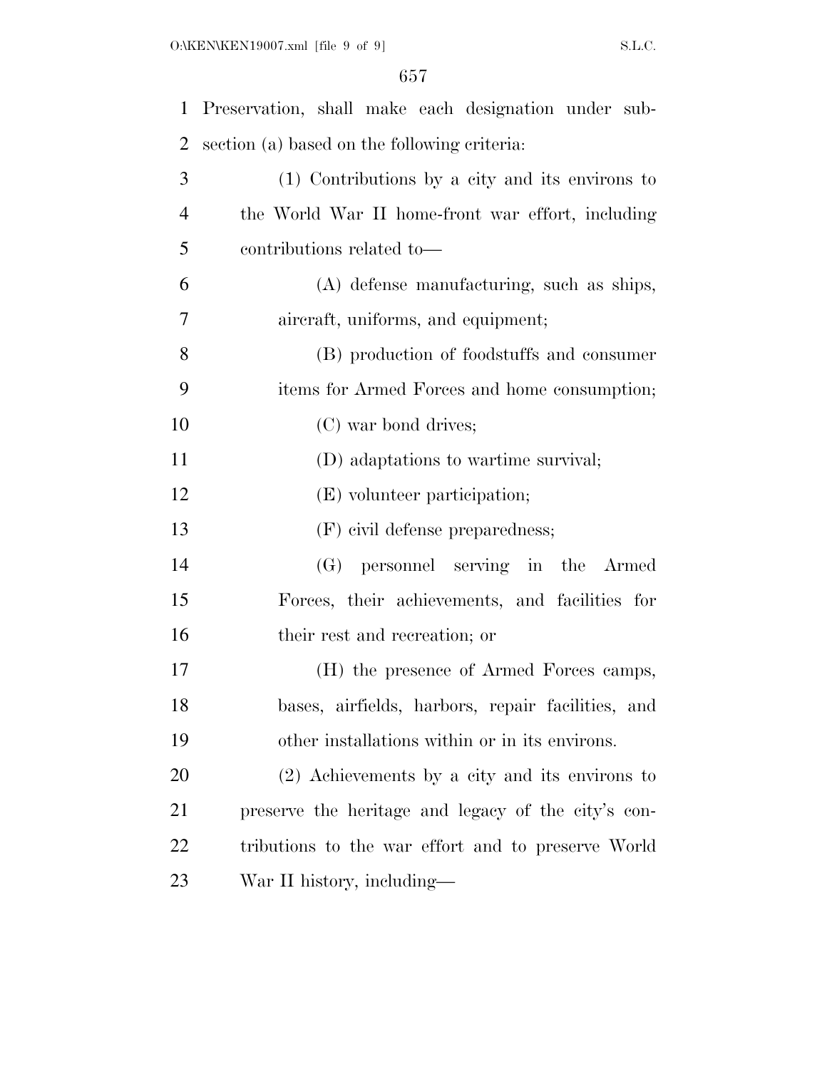Preservation, shall make each designation under subsection (a) based on the following criteria:

(1) Contributions by a city and its environs to the World War II home-front war effort, including contributions related to—

(A) defense manufacturing, such as ships, aircraft, uniforms, and equipment;

(B) production of foodstuffs and consumer items for Armed Forces and home consumption;

(C) war bond drives;

(D) adaptations to wartime survival;

(E) volunteer participation;

(F) civil defense preparedness;

(G) personnel serving in the Armed Forces, their achievements, and facilities for their rest and recreation; or

(H) the presence of Armed Forces camps, bases, airfields, harbors, repair facilities, and other installations within or in its environs.

(2) Achievements by a city and its environs to preserve the heritage and legacy of the city's contributions to the war effort and to preserve World War II history, including—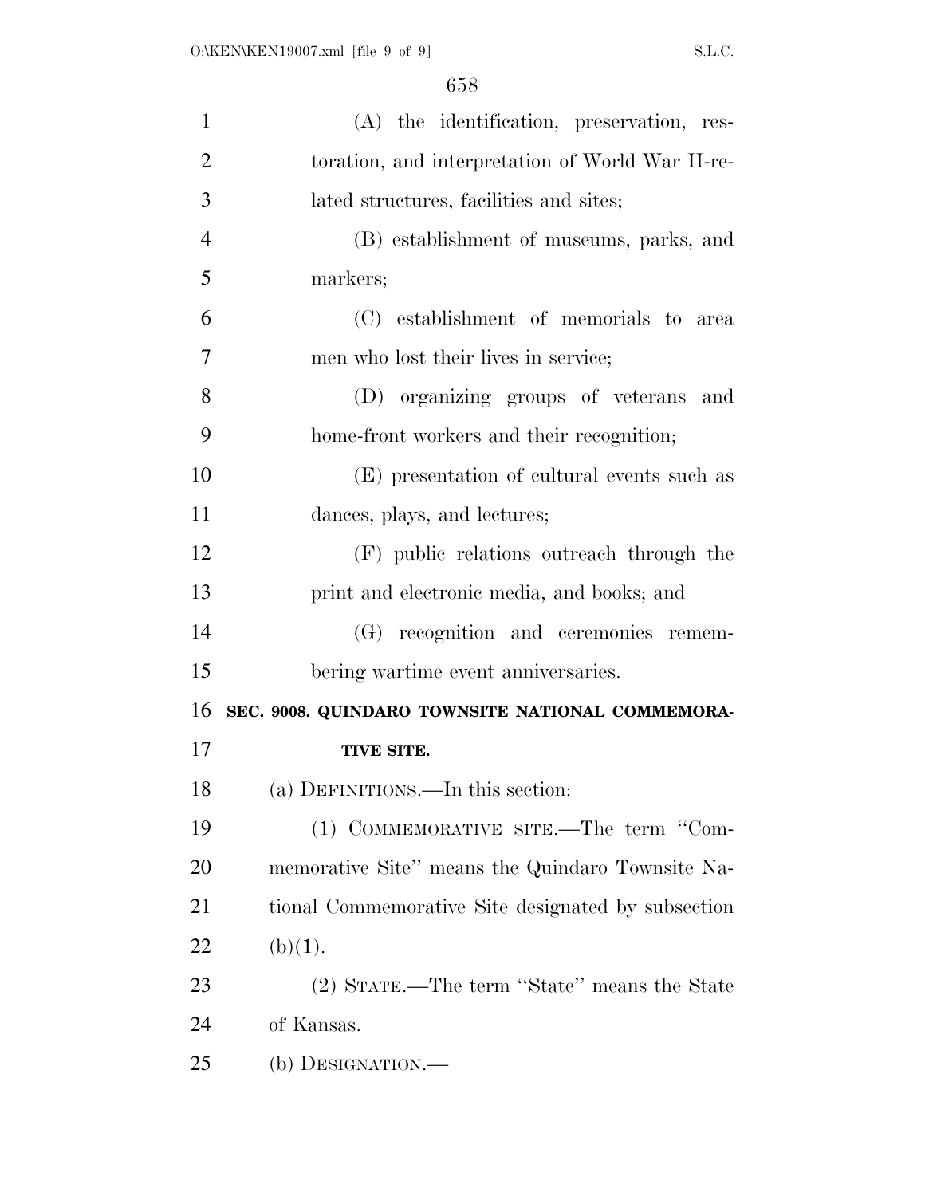(A) the identification, preservation, restoration, and interpretation of World War II-related structures, facilities and sites;

(B) establishment of museums, parks, and markers;

(C) establishment of memorials to area men who lost their lives in service;

(D) organizing groups of veterans and home-front workers and their recognition;

(E) presentation of cultural events such as dances, plays, and lectures;

(F) public relations outreach through the print and electronic media, and books; and

(G) recognition and ceremonies remembering wartime event anniversaries.

**SEC. 9008. QUINDARO TOWNSITE NATIONAL COMMEMORATIVE SITE.**

(a) DEFINITIONS.—In this section:

(1) COMMEMORATIVE SITE.—The term ''Commemorative Site'' means the Quindaro Townsite National Commemorative Site designated by subsection (b)(1).

(2) STATE.—The term ''State'' means the State of Kansas.

(b) DESIGNATION.—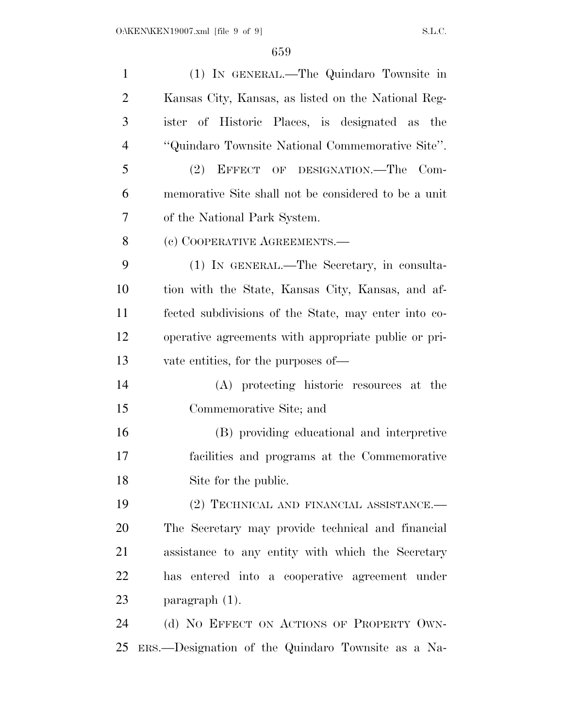(1) IN GENERAL.—The Quindaro Townsite in Kansas City, Kansas, as listed on the National Register of Historic Places, is designated as the "Quindaro Townsite National Commemorative Site".

(2) EFFECT OF DESIGNATION.—The Commemorative Site shall not be considered to be a unit of the National Park System.

(c) COOPERATIVE AGREEMENTS.—

(1) IN GENERAL.—The Secretary, in consultation with the State, Kansas City, Kansas, and affected subdivisions of the State, may enter into cooperative agreements with appropriate public or private entities, for the purposes of—

(A) protecting historic resources at the Commemorative Site; and

(B) providing educational and interpretive facilities and programs at the Commemorative Site for the public.

(2) TECHNICAL AND FINANCIAL ASSISTANCE.—The Secretary may provide technical and financial assistance to any entity with which the Secretary has entered into a cooperative agreement under paragraph (1).

(d) NO EFFECT ON ACTIONS OF PROPERTY OWNERS.—Designation of the Quindaro Townsite as a Na-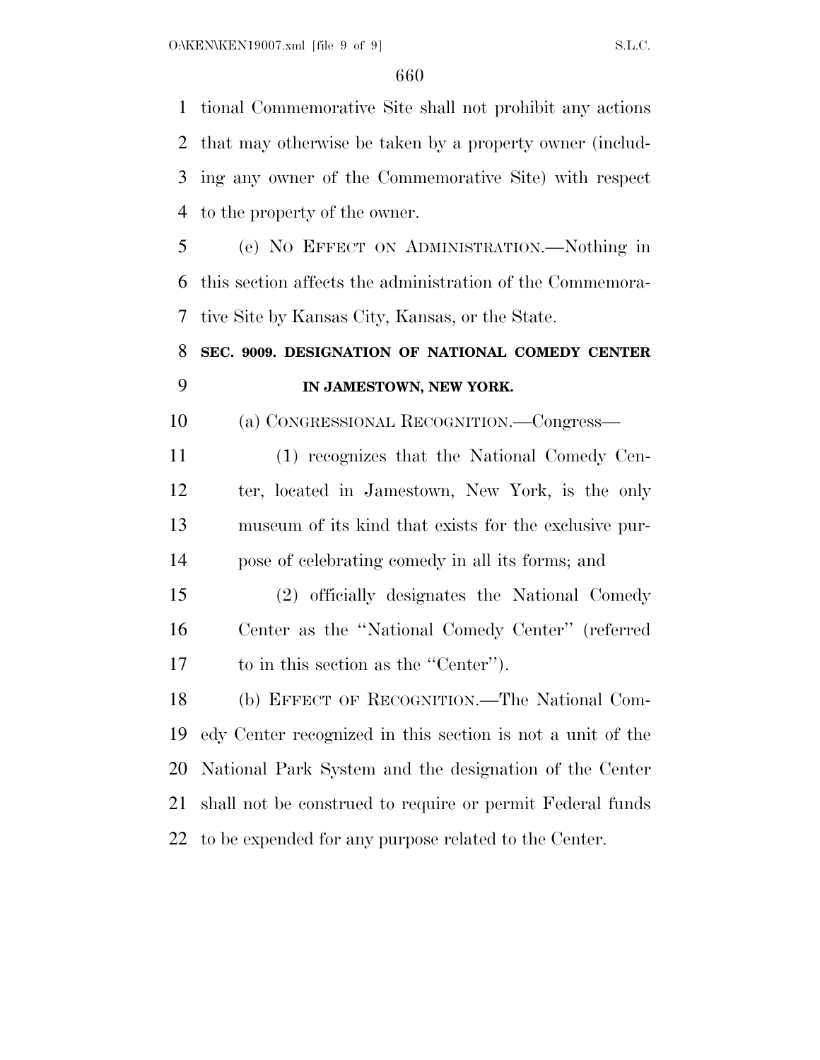tional Commemorative Site shall not prohibit any actions that may otherwise be taken by a property owner (including any owner of the Commemorative Site) with respect to the property of the owner.

(e) NO EFFECT ON ADMINISTRATION.—Nothing in this section affects the administration of the Commemorative Site by Kansas City, Kansas, or the State.

**SEC. 9009. DESIGNATION OF NATIONAL COMEDY CENTER IN JAMESTOWN, NEW YORK.**

(a) CONGRESSIONAL RECOGNITION.—Congress—

(1) recognizes that the National Comedy Center, located in Jamestown, New York, is the only museum of its kind that exists for the exclusive purpose of celebrating comedy in all its forms; and

(2) officially designates the National Comedy Center as the ''National Comedy Center'' (referred to in this section as the ''Center'').

(b) EFFECT OF RECOGNITION.—The National Comedy Center recognized in this section is not a unit of the National Park System and the designation of the Center shall not be construed to require or permit Federal funds to be expended for any purpose related to the Center.